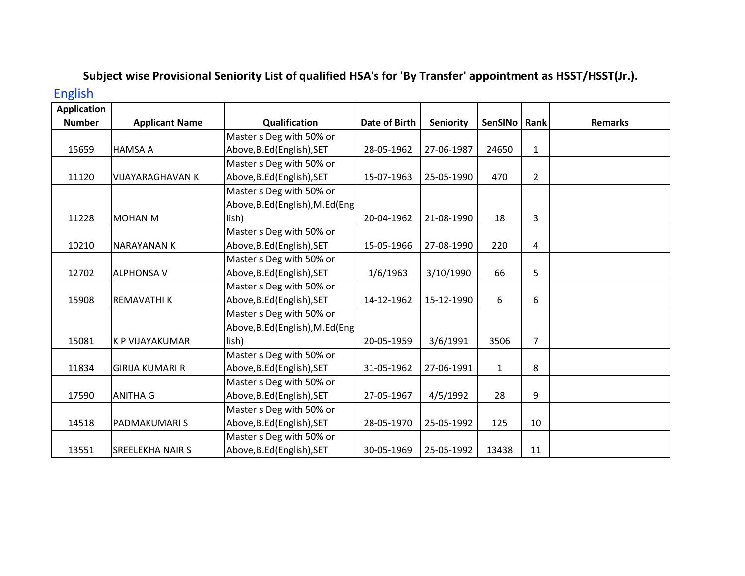# Subject wise Provisional Seniority List of qualified HSA's for 'By Transfer' appointment as HSST/HSST(Jr.).

## English

| Application Number | Applicant Name | Qualification | Date of Birth | Seniority | SenSlNo | Rank | Remarks |
|---|---|---|---|---|---|---|---|
| 15659 | HAMSA A | Master s Deg with 50% or Above,B.Ed(English),SET | 28-05-1962 | 27-06-1987 | 24650 | 1 | |
| 11120 | VIJAYARAGHAVAN K | Master s Deg with 50% or Above,B.Ed(English),SET | 15-07-1963 | 25-05-1990 | 470 | 2 | |
| 11228 | MOHAN M | Master s Deg with 50% or Above,B.Ed(English),M.Ed(English) | 20-04-1962 | 21-08-1990 | 18 | 3 | |
| 10210 | NARAYANAN K | Master s Deg with 50% or Above,B.Ed(English),SET | 15-05-1966 | 27-08-1990 | 220 | 4 | |
| 12702 | ALPHONSA V | Master s Deg with 50% or Above,B.Ed(English),SET | 1/6/1963 | 3/10/1990 | 66 | 5 | |
| 15908 | REMAVATHI K | Master s Deg with 50% or Above,B.Ed(English),SET | 14-12-1962 | 15-12-1990 | 6 | 6 | |
| 15081 | K P VIJAYAKUMAR | Master s Deg with 50% or Above,B.Ed(English),M.Ed(English) | 20-05-1959 | 3/6/1991 | 3506 | 7 | |
| 11834 | GIRIJA KUMARI R | Master s Deg with 50% or Above,B.Ed(English),SET | 31-05-1962 | 27-06-1991 | 1 | 8 | |
| 17590 | ANITHA G | Master s Deg with 50% or Above,B.Ed(English),SET | 27-05-1967 | 4/5/1992 | 28 | 9 | |
| 14518 | PADMAKUMARI S | Master s Deg with 50% or Above,B.Ed(English),SET | 28-05-1970 | 25-05-1992 | 125 | 10 | |
| 13551 | SREELEKHA NAIR S | Master s Deg with 50% or Above,B.Ed(English),SET | 30-05-1969 | 25-05-1992 | 13438 | 11 | |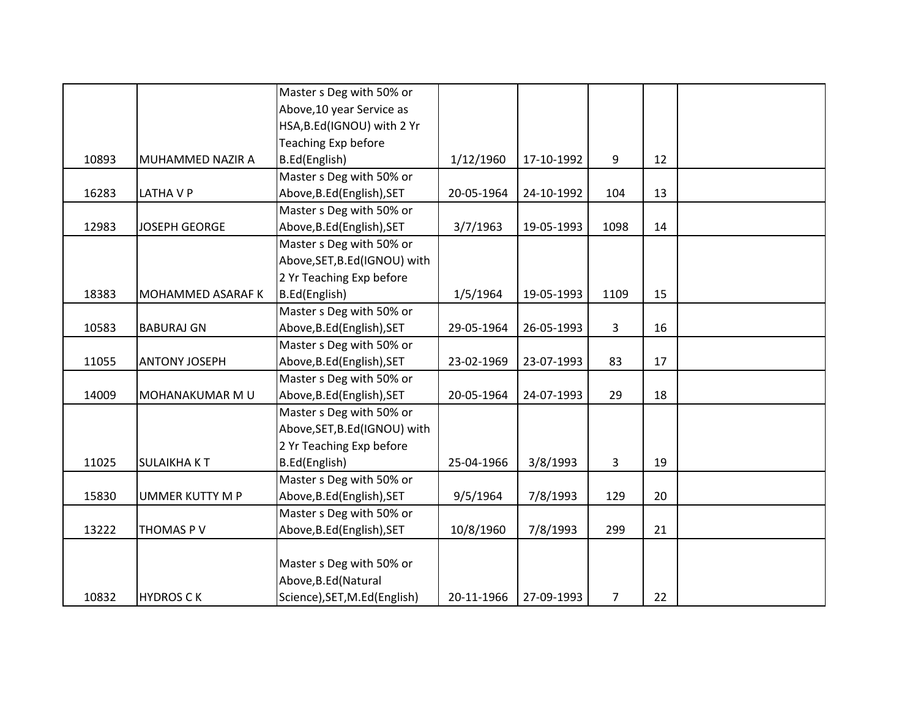| | | | | | | | |
|---|---|---|---|---|---|---|---|
| 10893 | MUHAMMED NAZIR A | Master s Deg with 50% or Above,10 year Service as HSA,B.Ed(IGNOU) with 2 Yr Teaching Exp before B.Ed(English) | 1/12/1960 | 17-10-1992 | 9 | 12 | |
| 16283 | LATHA V P | Master s Deg with 50% or Above,B.Ed(English),SET | 20-05-1964 | 24-10-1992 | 104 | 13 | |
| 12983 | JOSEPH GEORGE | Master s Deg with 50% or Above,B.Ed(English),SET | 3/7/1963 | 19-05-1993 | 1098 | 14 | |
| 18383 | MOHAMMED ASARAF K | Master s Deg with 50% or Above,SET,B.Ed(IGNOU) with 2 Yr Teaching Exp before B.Ed(English) | 1/5/1964 | 19-05-1993 | 1109 | 15 | |
| 10583 | BABURAJ GN | Master s Deg with 50% or Above,B.Ed(English),SET | 29-05-1964 | 26-05-1993 | 3 | 16 | |
| 11055 | ANTONY JOSEPH | Master s Deg with 50% or Above,B.Ed(English),SET | 23-02-1969 | 23-07-1993 | 83 | 17 | |
| 14009 | MOHANAKUMAR M U | Master s Deg with 50% or Above,B.Ed(English),SET | 20-05-1964 | 24-07-1993 | 29 | 18 | |
| 11025 | SULAIKHA K T | Master s Deg with 50% or Above,SET,B.Ed(IGNOU) with 2 Yr Teaching Exp before B.Ed(English) | 25-04-1966 | 3/8/1993 | 3 | 19 | |
| 15830 | UMMER KUTTY M P | Master s Deg with 50% or Above,B.Ed(English),SET | 9/5/1964 | 7/8/1993 | 129 | 20 | |
| 13222 | THOMAS P V | Master s Deg with 50% or Above,B.Ed(English),SET | 10/8/1960 | 7/8/1993 | 299 | 21 | |
| 10832 | HYDROS C K | Master s Deg with 50% or Above,B.Ed(Natural Science),SET,M.Ed(English) | 20-11-1966 | 27-09-1993 | 7 | 22 | |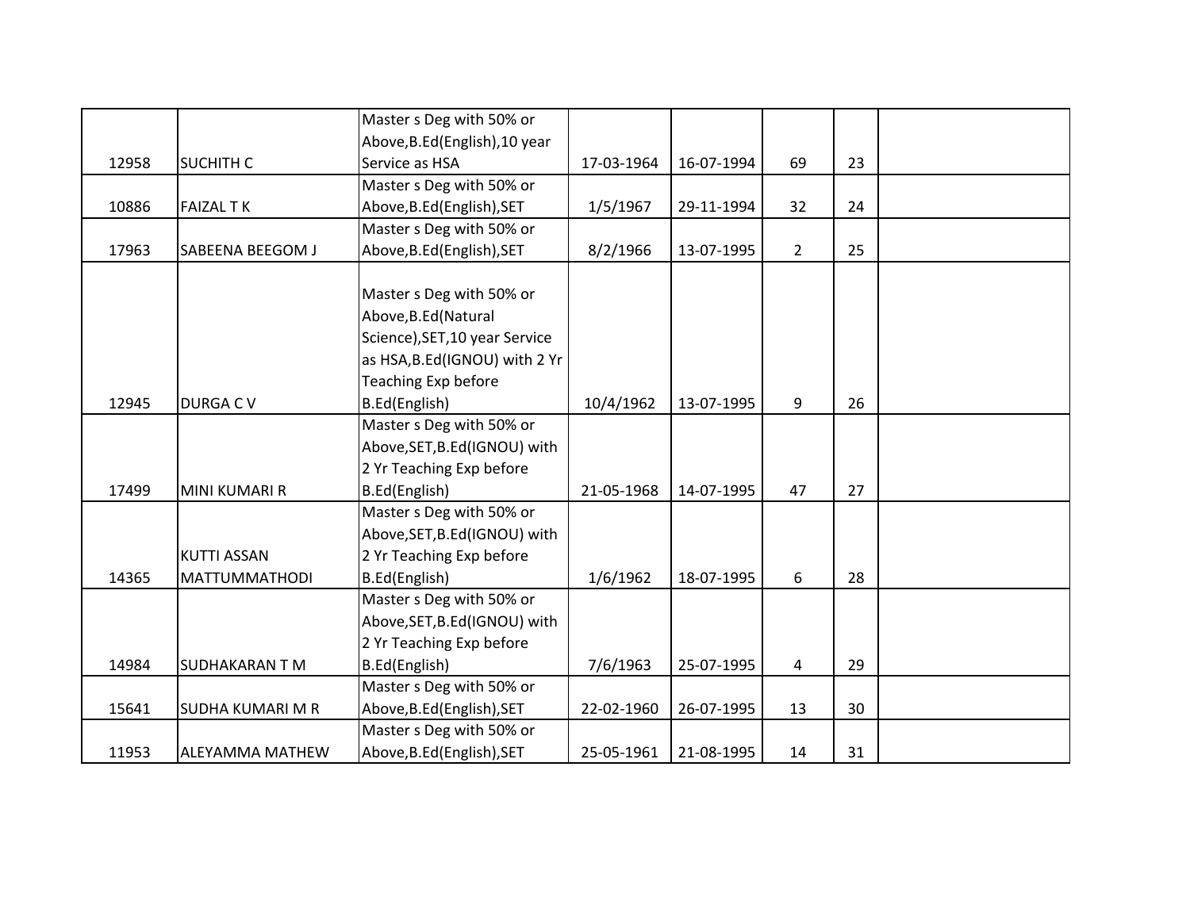|  |  |  |  |  |  |  |  |
|---|---|---|---|---|---|---|---|
| 12958 | SUCHITH C | Master s Deg with 50% or Above,B.Ed(English),10 year Service as HSA | 17-03-1964 | 16-07-1994 | 69 | 23 |  |
| 10886 | FAIZAL T K | Master s Deg with 50% or Above,B.Ed(English),SET | 1/5/1967 | 29-11-1994 | 32 | 24 |  |
| 17963 | SABEENA BEEGOM J | Master s Deg with 50% or Above,B.Ed(English),SET | 8/2/1966 | 13-07-1995 | 2 | 25 |  |
| 12945 | DURGA C V | Master s Deg with 50% or Above,B.Ed(Natural Science),SET,10 year Service as HSA,B.Ed(IGNOU) with 2 Yr Teaching Exp before B.Ed(English) | 10/4/1962 | 13-07-1995 | 9 | 26 |  |
| 17499 | MINI KUMARI R | Master s Deg with 50% or Above,SET,B.Ed(IGNOU) with 2 Yr Teaching Exp before B.Ed(English) | 21-05-1968 | 14-07-1995 | 47 | 27 |  |
| 14365 | KUTTI ASSAN MATTUMMATHODI | Master s Deg with 50% or Above,SET,B.Ed(IGNOU) with 2 Yr Teaching Exp before B.Ed(English) | 1/6/1962 | 18-07-1995 | 6 | 28 |  |
| 14984 | SUDHAKARAN T M | Master s Deg with 50% or Above,SET,B.Ed(IGNOU) with 2 Yr Teaching Exp before B.Ed(English) | 7/6/1963 | 25-07-1995 | 4 | 29 |  |
| 15641 | SUDHA KUMARI M R | Master s Deg with 50% or Above,B.Ed(English),SET | 22-02-1960 | 26-07-1995 | 13 | 30 |  |
| 11953 | ALEYAMMA MATHEW | Master s Deg with 50% or Above,B.Ed(English),SET | 25-05-1961 | 21-08-1995 | 14 | 31 |  |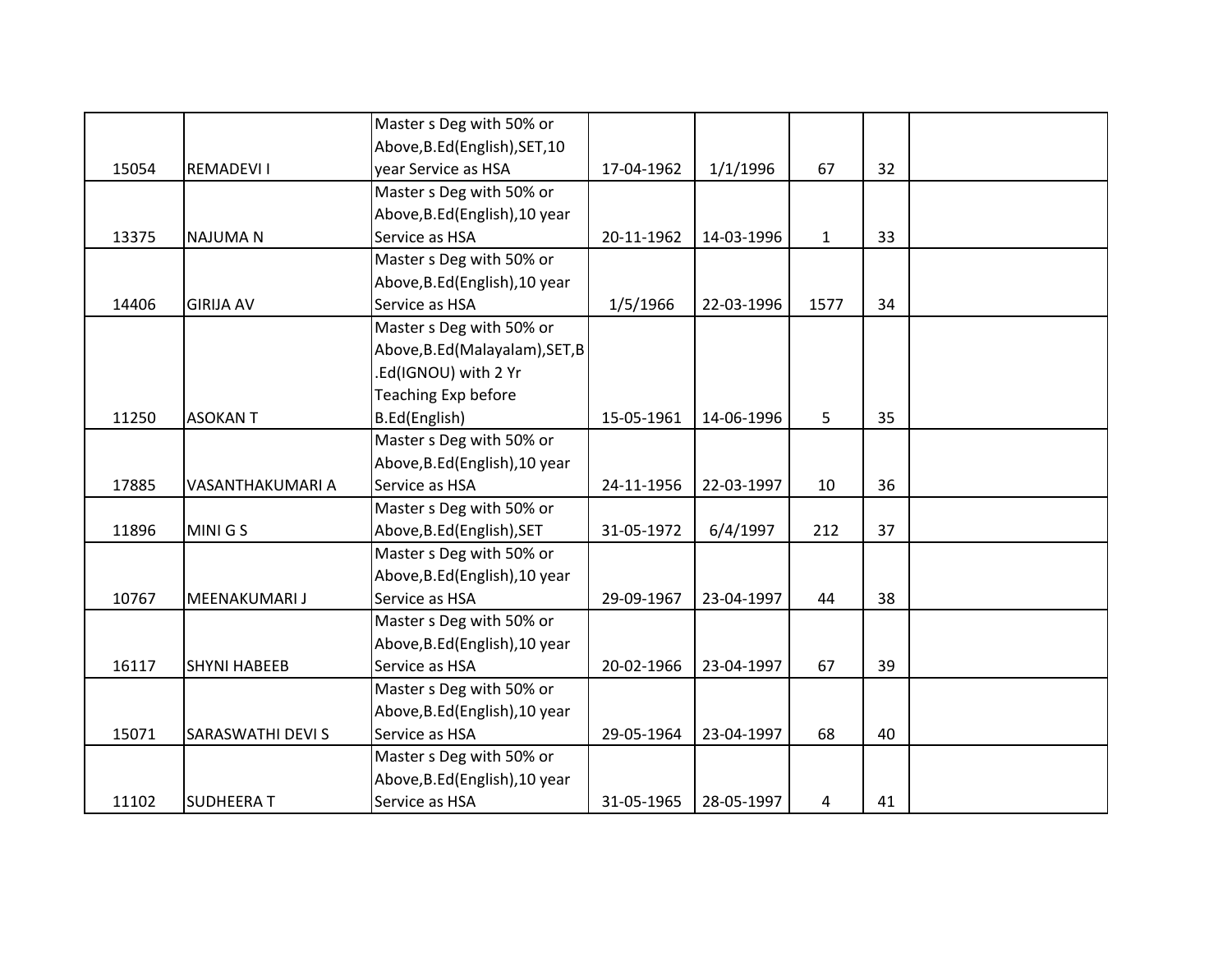| | | | | | | | |
|---|---|---|---|---|---|---|---|
| 15054 | REMADEVI I | Master s Deg with 50% or Above,B.Ed(English),SET,10 year Service as HSA | 17-04-1962 | 1/1/1996 | 67 | 32 | |
| 13375 | NAJUMA N | Master s Deg with 50% or Above,B.Ed(English),10 year Service as HSA | 20-11-1962 | 14-03-1996 | 1 | 33 | |
| 14406 | GIRIJA AV | Master s Deg with 50% or Above,B.Ed(English),10 year Service as HSA | 1/5/1966 | 22-03-1996 | 1577 | 34 | |
| 11250 | ASOKAN T | Master s Deg with 50% or Above,B.Ed(Malayalam),SET,B.Ed(IGNOU) with 2 Yr Teaching Exp before B.Ed(English) | 15-05-1961 | 14-06-1996 | 5 | 35 | |
| 17885 | VASANTHAKUMARI A | Master s Deg with 50% or Above,B.Ed(English),10 year Service as HSA | 24-11-1956 | 22-03-1997 | 10 | 36 | |
| 11896 | MINI G S | Master s Deg with 50% or Above,B.Ed(English),SET | 31-05-1972 | 6/4/1997 | 212 | 37 | |
| 10767 | MEENAKUMARI J | Master s Deg with 50% or Above,B.Ed(English),10 year Service as HSA | 29-09-1967 | 23-04-1997 | 44 | 38 | |
| 16117 | SHYNI HABEEB | Master s Deg with 50% or Above,B.Ed(English),10 year Service as HSA | 20-02-1966 | 23-04-1997 | 67 | 39 | |
| 15071 | SARASWATHI DEVI S | Master s Deg with 50% or Above,B.Ed(English),10 year Service as HSA | 29-05-1964 | 23-04-1997 | 68 | 40 | |
| 11102 | SUDHEERA T | Master s Deg with 50% or Above,B.Ed(English),10 year Service as HSA | 31-05-1965 | 28-05-1997 | 4 | 41 | |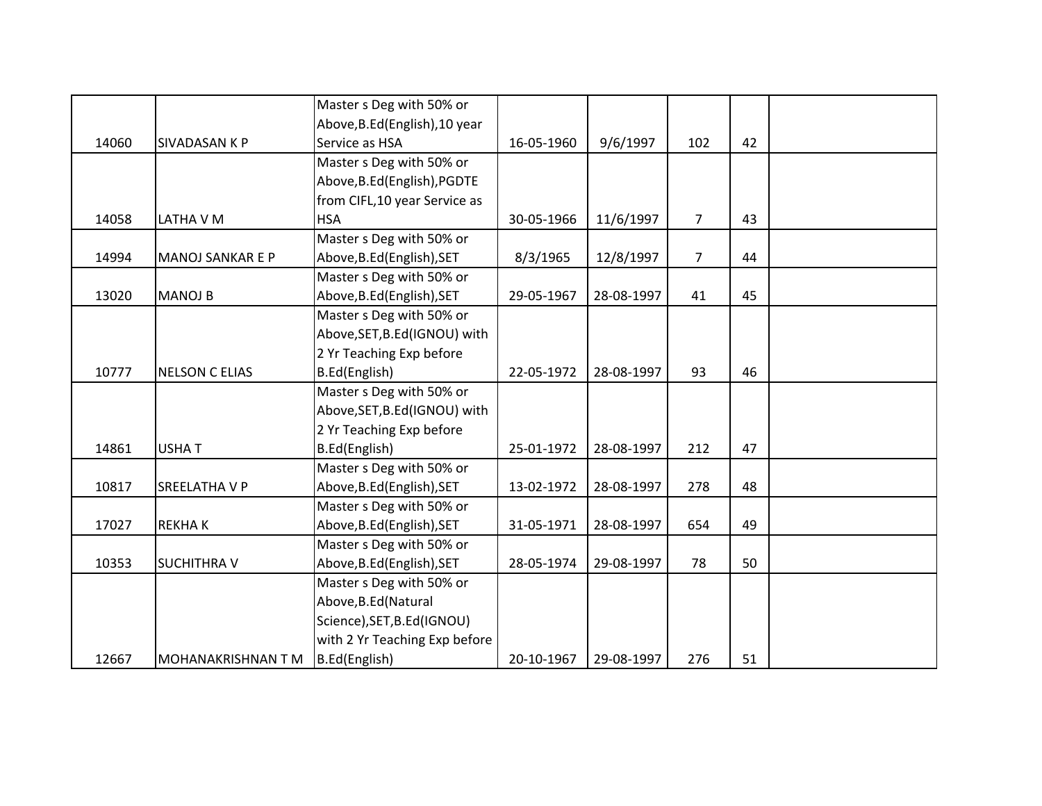|  |  |  |  |  |  |  |  |
|---|---|---|---|---|---|---|---|
| 14060 | SIVADASAN K P | Master s Deg with 50% or Above,B.Ed(English),10 year Service as HSA | 16-05-1960 | 9/6/1997 | 102 | 42 |  |
| 14058 | LATHA V M | Master s Deg with 50% or Above,B.Ed(English),PGDTE from CIFL,10 year Service as HSA | 30-05-1966 | 11/6/1997 | 7 | 43 |  |
| 14994 | MANOJ SANKAR E P | Master s Deg with 50% or Above,B.Ed(English),SET | 8/3/1965 | 12/8/1997 | 7 | 44 |  |
| 13020 | MANOJ B | Master s Deg with 50% or Above,B.Ed(English),SET | 29-05-1967 | 28-08-1997 | 41 | 45 |  |
| 10777 | NELSON C ELIAS | Master s Deg with 50% or Above,SET,B.Ed(IGNOU) with 2 Yr Teaching Exp before B.Ed(English) | 22-05-1972 | 28-08-1997 | 93 | 46 |  |
| 14861 | USHA T | Master s Deg with 50% or Above,SET,B.Ed(IGNOU) with 2 Yr Teaching Exp before B.Ed(English) | 25-01-1972 | 28-08-1997 | 212 | 47 |  |
| 10817 | SREELATHA V P | Master s Deg with 50% or Above,B.Ed(English),SET | 13-02-1972 | 28-08-1997 | 278 | 48 |  |
| 17027 | REKHA K | Master s Deg with 50% or Above,B.Ed(English),SET | 31-05-1971 | 28-08-1997 | 654 | 49 |  |
| 10353 | SUCHITHRA V | Master s Deg with 50% or Above,B.Ed(English),SET | 28-05-1974 | 29-08-1997 | 78 | 50 |  |
| 12667 | MOHANAKRISHNAN T M | Master s Deg with 50% or Above,B.Ed(Natural Science),SET,B.Ed(IGNOU) with 2 Yr Teaching Exp before B.Ed(English) | 20-10-1967 | 29-08-1997 | 276 | 51 |  |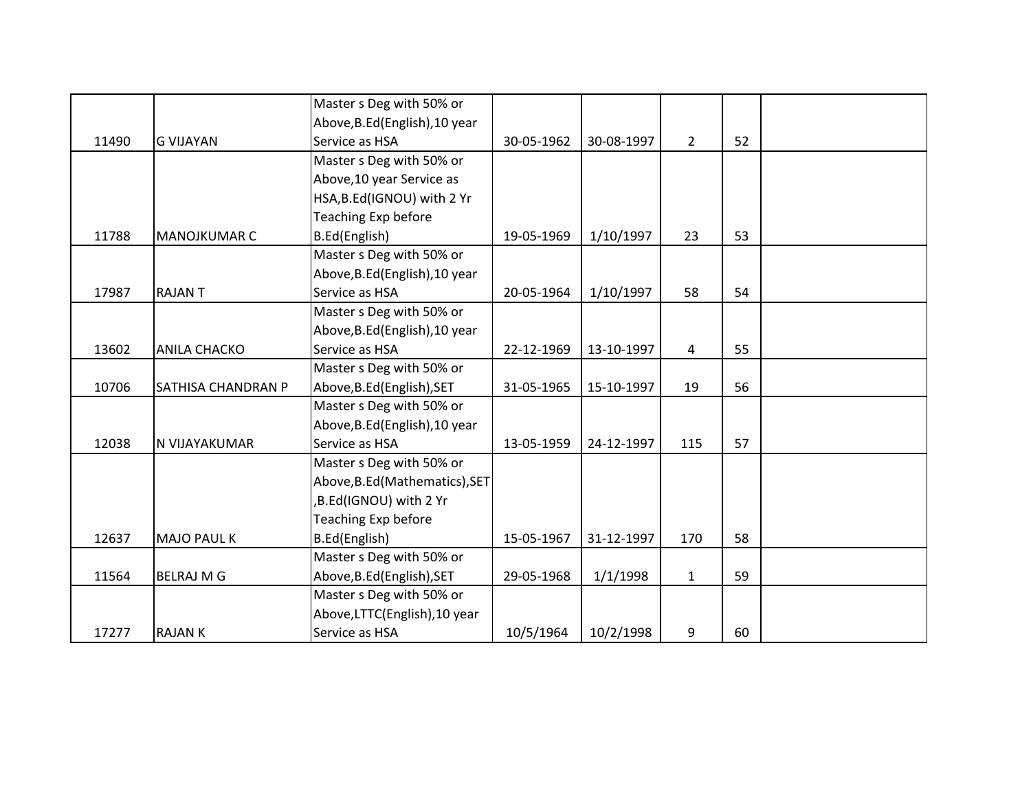| | | | | | | | |
|---|---|---|---|---|---|---|---|
| 11490 | G VIJAYAN | Master s Deg with 50% or Above,B.Ed(English),10 year Service as HSA | 30-05-1962 | 30-08-1997 | 2 | 52 | |
| 11788 | MANOJKUMAR C | Master s Deg with 50% or Above,10 year Service as HSA,B.Ed(IGNOU) with 2 Yr Teaching Exp before B.Ed(English) | 19-05-1969 | 1/10/1997 | 23 | 53 | |
| 17987 | RAJAN T | Master s Deg with 50% or Above,B.Ed(English),10 year Service as HSA | 20-05-1964 | 1/10/1997 | 58 | 54 | |
| 13602 | ANILA CHACKO | Master s Deg with 50% or Above,B.Ed(English),10 year Service as HSA | 22-12-1969 | 13-10-1997 | 4 | 55 | |
| 10706 | SATHISA CHANDRAN P | Master s Deg with 50% or Above,B.Ed(English),SET | 31-05-1965 | 15-10-1997 | 19 | 56 | |
| 12038 | N VIJAYAKUMAR | Master s Deg with 50% or Above,B.Ed(English),10 year Service as HSA | 13-05-1959 | 24-12-1997 | 115 | 57 | |
| 12637 | MAJO PAUL K | Master s Deg with 50% or Above,B.Ed(Mathematics),SET,B.Ed(IGNOU) with 2 Yr Teaching Exp before B.Ed(English) | 15-05-1967 | 31-12-1997 | 170 | 58 | |
| 11564 | BELRAJ M G | Master s Deg with 50% or Above,B.Ed(English),SET | 29-05-1968 | 1/1/1998 | 1 | 59 | |
| 17277 | RAJAN K | Master s Deg with 50% or Above,LTTC(English),10 year Service as HSA | 10/5/1964 | 10/2/1998 | 9 | 60 | |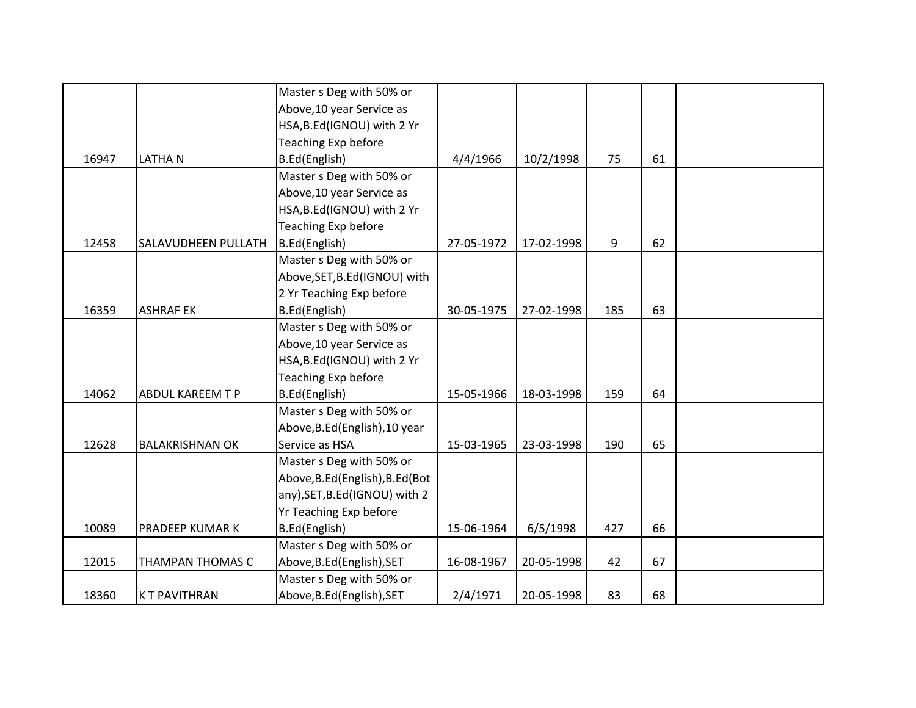| | | | | | | | |
|---|---|---|---|---|---|---|---|
| 16947 | LATHA N | Master s Deg with 50% or Above,10 year Service as HSA,B.Ed(IGNOU) with 2 Yr Teaching Exp before B.Ed(English) | 4/4/1966 | 10/2/1998 | 75 | 61 | |
| 12458 | SALAVUDHEEN PULLATH | Master s Deg with 50% or Above,10 year Service as HSA,B.Ed(IGNOU) with 2 Yr Teaching Exp before B.Ed(English) | 27-05-1972 | 17-02-1998 | 9 | 62 | |
| 16359 | ASHRAF EK | Master s Deg with 50% or Above,SET,B.Ed(IGNOU) with 2 Yr Teaching Exp before B.Ed(English) | 30-05-1975 | 27-02-1998 | 185 | 63 | |
| 14062 | ABDUL KAREEM T P | Master s Deg with 50% or Above,10 year Service as HSA,B.Ed(IGNOU) with 2 Yr Teaching Exp before B.Ed(English) | 15-05-1966 | 18-03-1998 | 159 | 64 | |
| 12628 | BALAKRISHNAN OK | Master s Deg with 50% or Above,B.Ed(English),10 year Service as HSA | 15-03-1965 | 23-03-1998 | 190 | 65 | |
| 10089 | PRADEEP KUMAR K | Master s Deg with 50% or Above,B.Ed(English),B.Ed(Botany),SET,B.Ed(IGNOU) with 2 Yr Teaching Exp before B.Ed(English) | 15-06-1964 | 6/5/1998 | 427 | 66 | |
| 12015 | THAMPAN THOMAS C | Master s Deg with 50% or Above,B.Ed(English),SET | 16-08-1967 | 20-05-1998 | 42 | 67 | |
| 18360 | K T PAVITHRAN | Master s Deg with 50% or Above,B.Ed(English),SET | 2/4/1971 | 20-05-1998 | 83 | 68 | |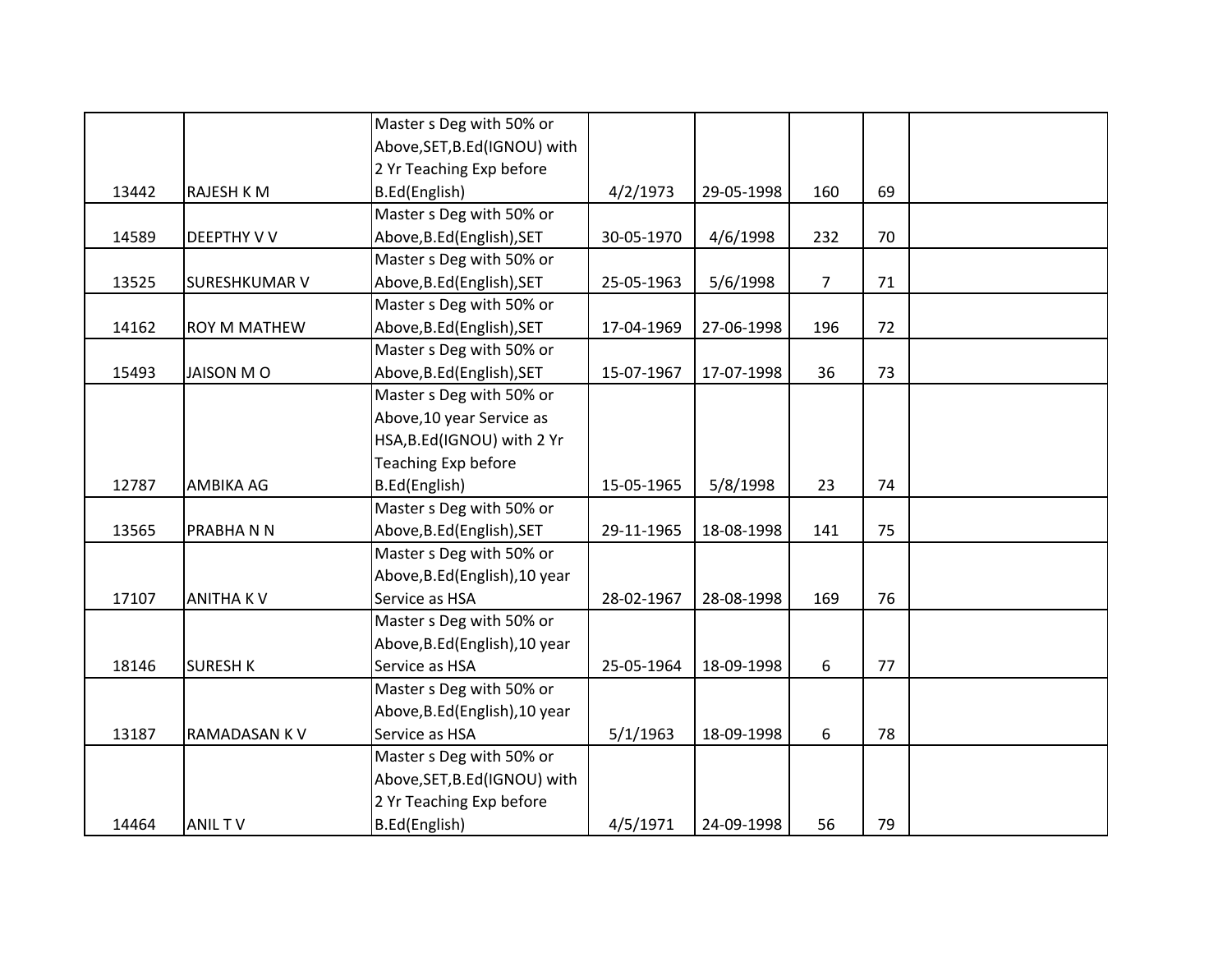| | | | | | | | |
|---|---|---|---|---|---|---|---|
| 13442 | RAJESH K M | Master s Deg with 50% or Above,SET,B.Ed(IGNOU) with 2 Yr Teaching Exp before B.Ed(English) | 4/2/1973 | 29-05-1998 | 160 | 69 | |
| 14589 | DEEPTHY V V | Master s Deg with 50% or Above,B.Ed(English),SET | 30-05-1970 | 4/6/1998 | 232 | 70 | |
| 13525 | SURESHKUMAR V | Master s Deg with 50% or Above,B.Ed(English),SET | 25-05-1963 | 5/6/1998 | 7 | 71 | |
| 14162 | ROY M MATHEW | Master s Deg with 50% or Above,B.Ed(English),SET | 17-04-1969 | 27-06-1998 | 196 | 72 | |
| 15493 | JAISON M O | Master s Deg with 50% or Above,B.Ed(English),SET | 15-07-1967 | 17-07-1998 | 36 | 73 | |
| 12787 | AMBIKA AG | Master s Deg with 50% or Above,10 year Service as HSA,B.Ed(IGNOU) with 2 Yr Teaching Exp before B.Ed(English) | 15-05-1965 | 5/8/1998 | 23 | 74 | |
| 13565 | PRABHA N N | Master s Deg with 50% or Above,B.Ed(English),SET | 29-11-1965 | 18-08-1998 | 141 | 75 | |
| 17107 | ANITHA K V | Master s Deg with 50% or Above,B.Ed(English),10 year Service as HSA | 28-02-1967 | 28-08-1998 | 169 | 76 | |
| 18146 | SURESH K | Master s Deg with 50% or Above,B.Ed(English),10 year Service as HSA | 25-05-1964 | 18-09-1998 | 6 | 77 | |
| 13187 | RAMADASAN K V | Master s Deg with 50% or Above,B.Ed(English),10 year Service as HSA | 5/1/1963 | 18-09-1998 | 6 | 78 | |
| 14464 | ANIL T V | Master s Deg with 50% or Above,SET,B.Ed(IGNOU) with 2 Yr Teaching Exp before B.Ed(English) | 4/5/1971 | 24-09-1998 | 56 | 79 | |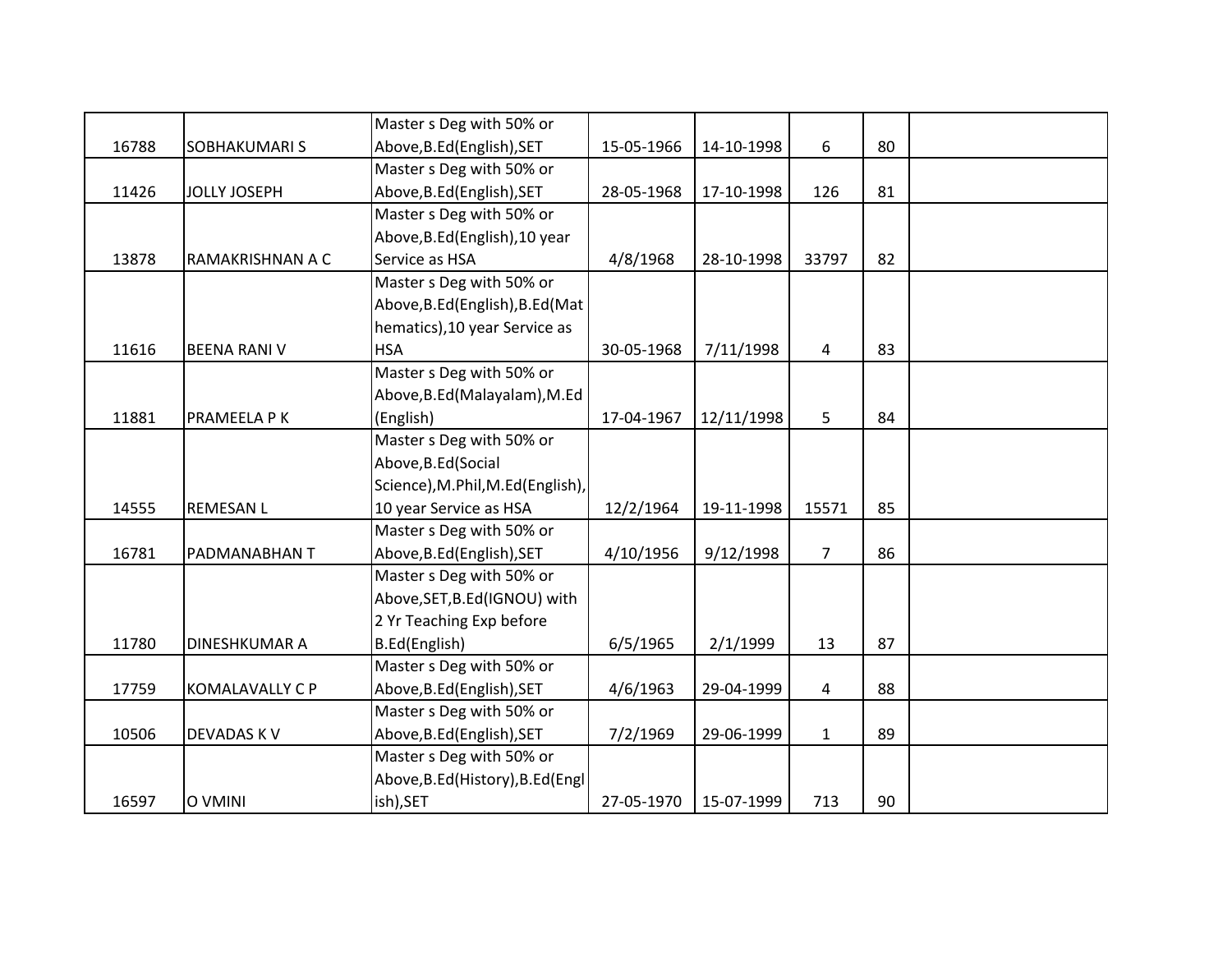| | | | | | | | |
|---|---|---|---|---|---|---|---|
| 16788 | SOBHAKUMARI S | Master s Deg with 50% or Above,B.Ed(English),SET | 15-05-1966 | 14-10-1998 | 6 | 80 | |
| 11426 | JOLLY JOSEPH | Master s Deg with 50% or Above,B.Ed(English),SET | 28-05-1968 | 17-10-1998 | 126 | 81 | |
| 13878 | RAMAKRISHNAN A C | Master s Deg with 50% or Above,B.Ed(English),10 year Service as HSA | 4/8/1968 | 28-10-1998 | 33797 | 82 | |
| 11616 | BEENA RANI V | Master s Deg with 50% or Above,B.Ed(English),B.Ed(Mathematics),10 year Service as HSA | 30-05-1968 | 7/11/1998 | 4 | 83 | |
| 11881 | PRAMEELA P K | Master s Deg with 50% or Above,B.Ed(Malayalam),M.Ed (English) | 17-04-1967 | 12/11/1998 | 5 | 84 | |
| 14555 | REMESAN L | Master s Deg with 50% or Above,B.Ed(Social Science),M.Phil,M.Ed(English), 10 year Service as HSA | 12/2/1964 | 19-11-1998 | 15571 | 85 | |
| 16781 | PADMANABHAN T | Master s Deg with 50% or Above,B.Ed(English),SET | 4/10/1956 | 9/12/1998 | 7 | 86 | |
| 11780 | DINESHKUMAR A | Master s Deg with 50% or Above,SET,B.Ed(IGNOU) with 2 Yr Teaching Exp before B.Ed(English) | 6/5/1965 | 2/1/1999 | 13 | 87 | |
| 17759 | KOMALAVALLY C P | Master s Deg with 50% or Above,B.Ed(English),SET | 4/6/1963 | 29-04-1999 | 4 | 88 | |
| 10506 | DEVADAS K V | Master s Deg with 50% or Above,B.Ed(English),SET | 7/2/1969 | 29-06-1999 | 1 | 89 | |
| 16597 | O VMINI | Master s Deg with 50% or Above,B.Ed(History),B.Ed(English),SET | 27-05-1970 | 15-07-1999 | 713 | 90 | |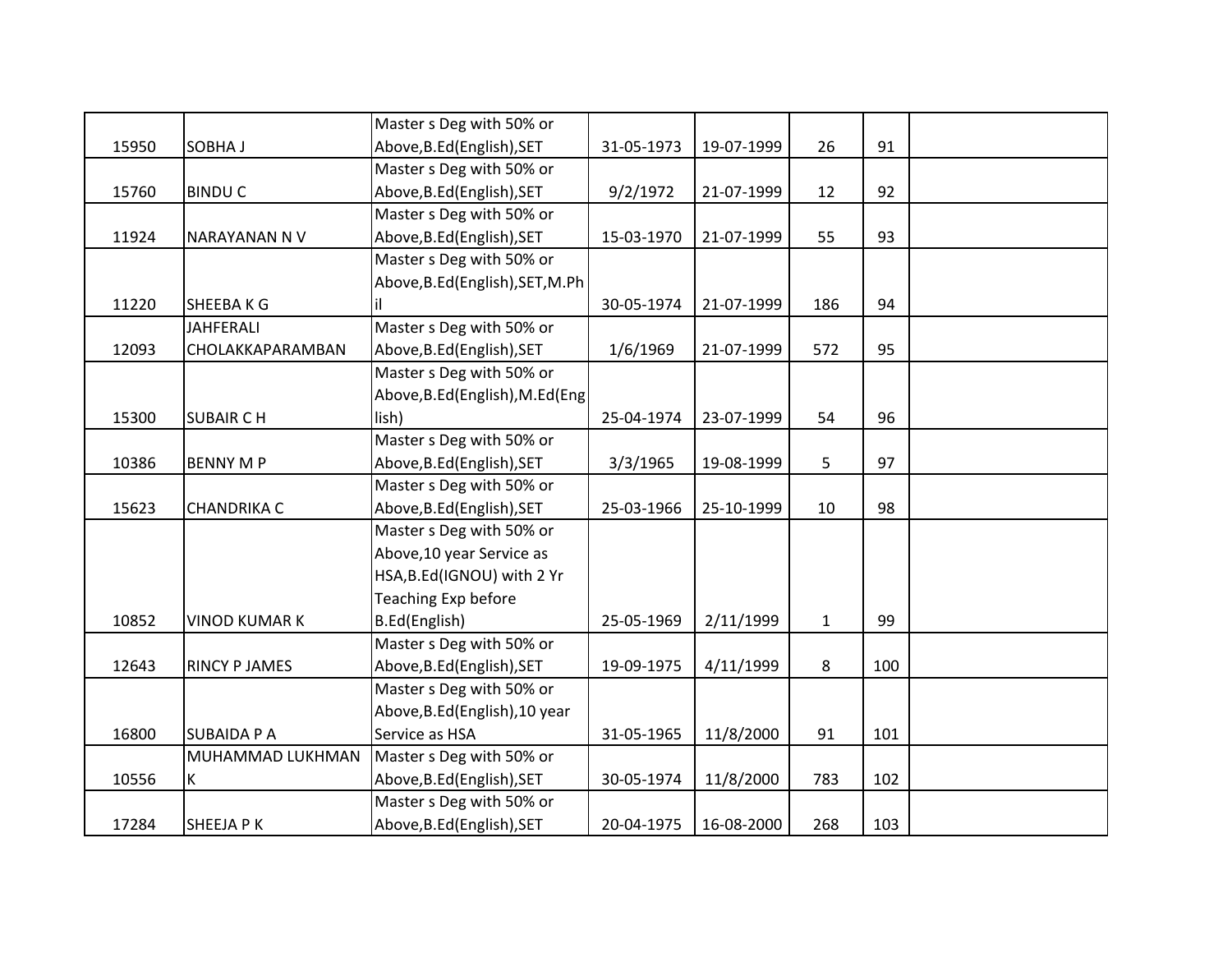| | | | | | | | |
|---|---|---|---|---|---|---|---|
| 15950 | SOBHA J | Master s Deg with 50% or Above,B.Ed(English),SET | 31-05-1973 | 19-07-1999 | 26 | 91 | |
| 15760 | BINDU C | Master s Deg with 50% or Above,B.Ed(English),SET | 9/2/1972 | 21-07-1999 | 12 | 92 | |
| 11924 | NARAYANAN N V | Master s Deg with 50% or Above,B.Ed(English),SET | 15-03-1970 | 21-07-1999 | 55 | 93 | |
| 11220 | SHEEBA K G | Master s Deg with 50% or Above,B.Ed(English),SET,M.Phil | 30-05-1974 | 21-07-1999 | 186 | 94 | |
| 12093 | JAHFERALI CHOLAKKAPARAMBAN | Master s Deg with 50% or Above,B.Ed(English),SET | 1/6/1969 | 21-07-1999 | 572 | 95 | |
| 15300 | SUBAIR C H | Master s Deg with 50% or Above,B.Ed(English),M.Ed(English) | 25-04-1974 | 23-07-1999 | 54 | 96 | |
| 10386 | BENNY M P | Master s Deg with 50% or Above,B.Ed(English),SET | 3/3/1965 | 19-08-1999 | 5 | 97 | |
| 15623 | CHANDRIKA C | Master s Deg with 50% or Above,B.Ed(English),SET | 25-03-1966 | 25-10-1999 | 10 | 98 | |
| 10852 | VINOD KUMAR K | Master s Deg with 50% or Above,10 year Service as HSA,B.Ed(IGNOU) with 2 Yr Teaching Exp before B.Ed(English) | 25-05-1969 | 2/11/1999 | 1 | 99 | |
| 12643 | RINCY P JAMES | Master s Deg with 50% or Above,B.Ed(English),SET | 19-09-1975 | 4/11/1999 | 8 | 100 | |
| 16800 | SUBAIDA P A | Master s Deg with 50% or Above,B.Ed(English),10 year Service as HSA | 31-05-1965 | 11/8/2000 | 91 | 101 | |
| 10556 | MUHAMMAD LUKHMAN K | Master s Deg with 50% or Above,B.Ed(English),SET | 30-05-1974 | 11/8/2000 | 783 | 102 | |
| 17284 | SHEEJA P K | Master s Deg with 50% or Above,B.Ed(English),SET | 20-04-1975 | 16-08-2000 | 268 | 103 | |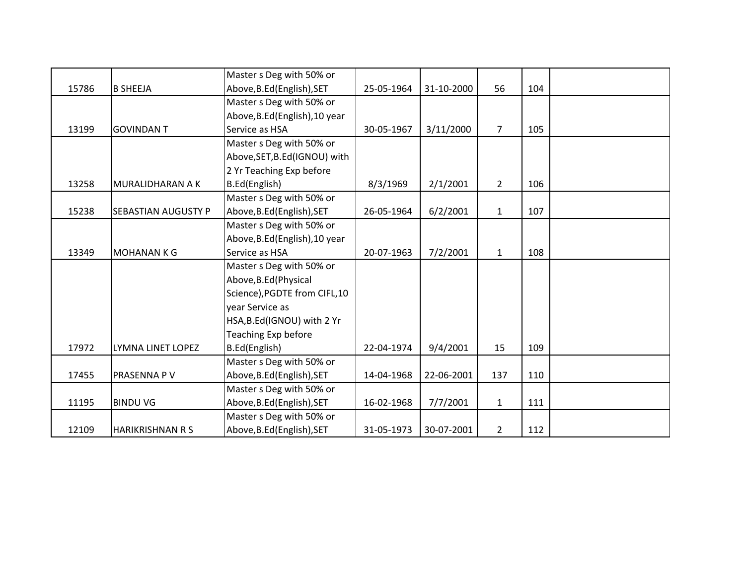| | | | | | | | |
|---|---|---|---|---|---|---|---|
| 15786 | B SHEEJA | Master s Deg with 50% or Above,B.Ed(English),SET | 25-05-1964 | 31-10-2000 | 56 | 104 | |
| 13199 | GOVINDAN T | Master s Deg with 50% or Above,B.Ed(English),10 year Service as HSA | 30-05-1967 | 3/11/2000 | 7 | 105 | |
| 13258 | MURALIDHARAN A K | Master s Deg with 50% or Above,SET,B.Ed(IGNOU) with 2 Yr Teaching Exp before B.Ed(English) | 8/3/1969 | 2/1/2001 | 2 | 106 | |
| 15238 | SEBASTIAN AUGUSTY P | Master s Deg with 50% or Above,B.Ed(English),SET | 26-05-1964 | 6/2/2001 | 1 | 107 | |
| 13349 | MOHANAN K G | Master s Deg with 50% or Above,B.Ed(English),10 year Service as HSA | 20-07-1963 | 7/2/2001 | 1 | 108 | |
| 17972 | LYMNA LINET LOPEZ | Master s Deg with 50% or Above,B.Ed(Physical Science),PGDTE from CIFL,10 year Service as HSA,B.Ed(IGNOU) with 2 Yr Teaching Exp before B.Ed(English) | 22-04-1974 | 9/4/2001 | 15 | 109 | |
| 17455 | PRASENNA P V | Master s Deg with 50% or Above,B.Ed(English),SET | 14-04-1968 | 22-06-2001 | 137 | 110 | |
| 11195 | BINDU VG | Master s Deg with 50% or Above,B.Ed(English),SET | 16-02-1968 | 7/7/2001 | 1 | 111 | |
| 12109 | HARIKRISHNAN R S | Master s Deg with 50% or Above,B.Ed(English),SET | 31-05-1973 | 30-07-2001 | 2 | 112 | |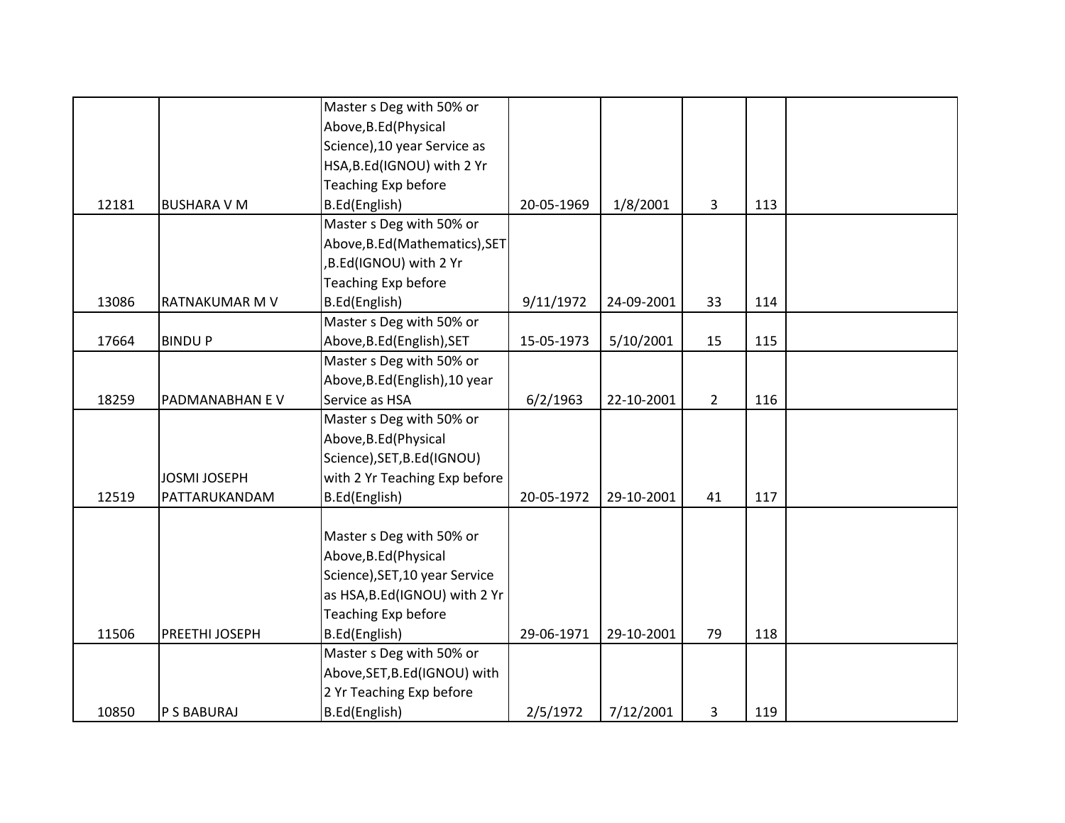| | | | | | | | |
|---|---|---|---|---|---|---|---|
| 12181 | BUSHARA V M | Master s Deg with 50% or Above,B.Ed(Physical Science),10 year Service as HSA,B.Ed(IGNOU) with 2 Yr Teaching Exp before B.Ed(English) | 20-05-1969 | 1/8/2001 | 3 | 113 | |
| 13086 | RATNAKUMAR M V | Master s Deg with 50% or Above,B.Ed(Mathematics),SET ,B.Ed(IGNOU) with 2 Yr Teaching Exp before B.Ed(English) | 9/11/1972 | 24-09-2001 | 33 | 114 | |
| 17664 | BINDU P | Master s Deg with 50% or Above,B.Ed(English),SET | 15-05-1973 | 5/10/2001 | 15 | 115 | |
| 18259 | PADMANABHAN E V | Master s Deg with 50% or Above,B.Ed(English),10 year Service as HSA | 6/2/1963 | 22-10-2001 | 2 | 116 | |
| 12519 | JOSMI JOSEPH PATTARUKANDAM | Master s Deg with 50% or Above,B.Ed(Physical Science),SET,B.Ed(IGNOU) with 2 Yr Teaching Exp before B.Ed(English) | 20-05-1972 | 29-10-2001 | 41 | 117 | |
| 11506 | PREETHI JOSEPH | Master s Deg with 50% or Above,B.Ed(Physical Science),SET,10 year Service as HSA,B.Ed(IGNOU) with 2 Yr Teaching Exp before B.Ed(English) | 29-06-1971 | 29-10-2001 | 79 | 118 | |
| 10850 | P S BABURAJ | Master s Deg with 50% or Above,SET,B.Ed(IGNOU) with 2 Yr Teaching Exp before B.Ed(English) | 2/5/1972 | 7/12/2001 | 3 | 119 | |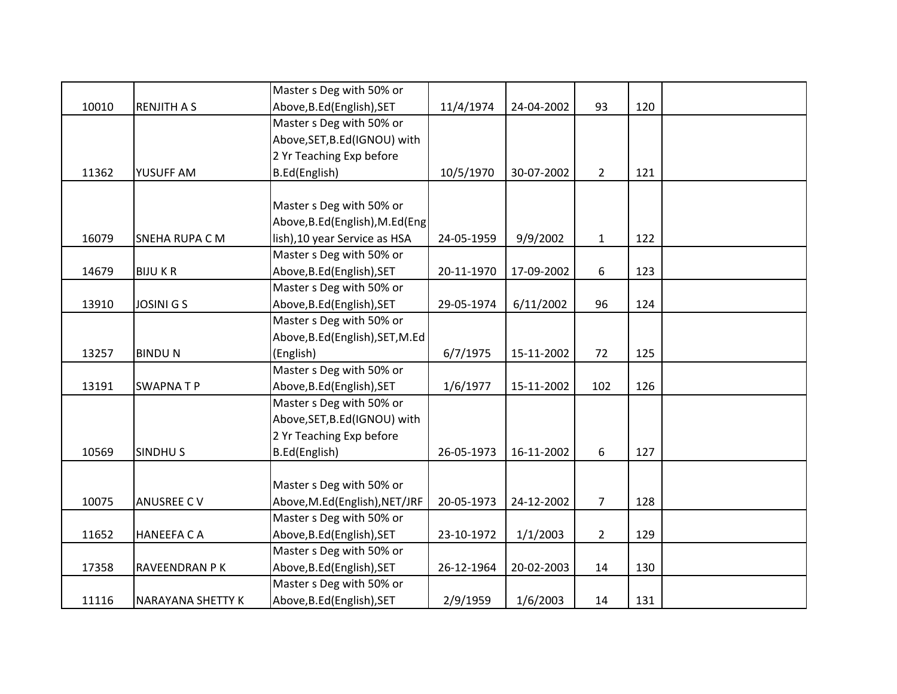| | | | | | | | |
|---|---|---|---|---|---|---|---|
| 10010 | RENJITH A S | Master s Deg with 50% or Above,B.Ed(English),SET | 11/4/1974 | 24-04-2002 | 93 | 120 | |
| 11362 | YUSUFF AM | Master s Deg with 50% or Above,SET,B.Ed(IGNOU) with 2 Yr Teaching Exp before B.Ed(English) | 10/5/1970 | 30-07-2002 | 2 | 121 | |
| 16079 | SNEHA RUPA C M | Master s Deg with 50% or Above,B.Ed(English),M.Ed(English),10 year Service as HSA | 24-05-1959 | 9/9/2002 | 1 | 122 | |
| 14679 | BIJU K R | Master s Deg with 50% or Above,B.Ed(English),SET | 20-11-1970 | 17-09-2002 | 6 | 123 | |
| 13910 | JOSINI G S | Master s Deg with 50% or Above,B.Ed(English),SET | 29-05-1974 | 6/11/2002 | 96 | 124 | |
| 13257 | BINDU N | Master s Deg with 50% or Above,B.Ed(English),SET,M.Ed (English) | 6/7/1975 | 15-11-2002 | 72 | 125 | |
| 13191 | SWAPNA T P | Master s Deg with 50% or Above,B.Ed(English),SET | 1/6/1977 | 15-11-2002 | 102 | 126 | |
| 10569 | SINDHU S | Master s Deg with 50% or Above,SET,B.Ed(IGNOU) with 2 Yr Teaching Exp before B.Ed(English) | 26-05-1973 | 16-11-2002 | 6 | 127 | |
| 10075 | ANUSREE C V | Master s Deg with 50% or Above,M.Ed(English),NET/JRF | 20-05-1973 | 24-12-2002 | 7 | 128 | |
| 11652 | HANEEFA C A | Master s Deg with 50% or Above,B.Ed(English),SET | 23-10-1972 | 1/1/2003 | 2 | 129 | |
| 17358 | RAVEENDRAN P K | Master s Deg with 50% or Above,B.Ed(English),SET | 26-12-1964 | 20-02-2003 | 14 | 130 | |
| 11116 | NARAYANA SHETTY K | Master s Deg with 50% or Above,B.Ed(English),SET | 2/9/1959 | 1/6/2003 | 14 | 131 | |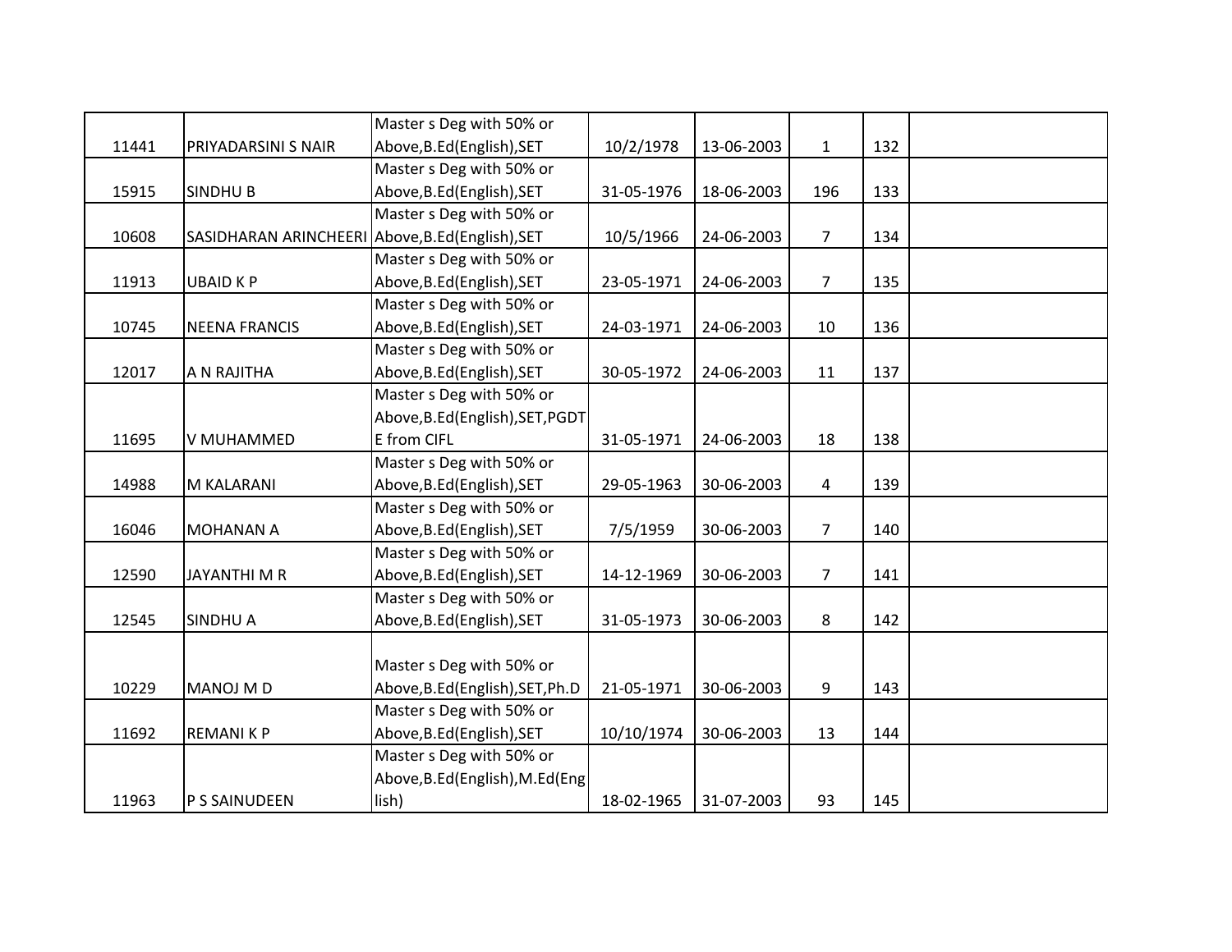| | | | | | | | |
|---|---|---|---|---|---|---|---|
| 11441 | PRIYADARSINI S NAIR | Master s Deg with 50% or Above,B.Ed(English),SET | 10/2/1978 | 13-06-2003 | 1 | 132 | |
| 15915 | SINDHU B | Master s Deg with 50% or Above,B.Ed(English),SET | 31-05-1976 | 18-06-2003 | 196 | 133 | |
| 10608 | SASIDHARAN ARINCHEERI | Master s Deg with 50% or Above,B.Ed(English),SET | 10/5/1966 | 24-06-2003 | 7 | 134 | |
| 11913 | UBAID K P | Master s Deg with 50% or Above,B.Ed(English),SET | 23-05-1971 | 24-06-2003 | 7 | 135 | |
| 10745 | NEENA FRANCIS | Master s Deg with 50% or Above,B.Ed(English),SET | 24-03-1971 | 24-06-2003 | 10 | 136 | |
| 12017 | A N RAJITHA | Master s Deg with 50% or Above,B.Ed(English),SET | 30-05-1972 | 24-06-2003 | 11 | 137 | |
| 11695 | V MUHAMMED | Master s Deg with 50% or Above,B.Ed(English),SET,PGDTE from CIFL | 31-05-1971 | 24-06-2003 | 18 | 138 | |
| 14988 | M KALARANI | Master s Deg with 50% or Above,B.Ed(English),SET | 29-05-1963 | 30-06-2003 | 4 | 139 | |
| 16046 | MOHANAN A | Master s Deg with 50% or Above,B.Ed(English),SET | 7/5/1959 | 30-06-2003 | 7 | 140 | |
| 12590 | JAYANTHI M R | Master s Deg with 50% or Above,B.Ed(English),SET | 14-12-1969 | 30-06-2003 | 7 | 141 | |
| 12545 | SINDHU A | Master s Deg with 50% or Above,B.Ed(English),SET | 31-05-1973 | 30-06-2003 | 8 | 142 | |
| 10229 | MANOJ M D | Master s Deg with 50% or Above,B.Ed(English),SET,Ph.D | 21-05-1971 | 30-06-2003 | 9 | 143 | |
| 11692 | REMANI K P | Master s Deg with 50% or Above,B.Ed(English),SET | 10/10/1974 | 30-06-2003 | 13 | 144 | |
| 11963 | P S SAINUDEEN | Master s Deg with 50% or Above,B.Ed(English),M.Ed(English) | 18-02-1965 | 31-07-2003 | 93 | 145 | |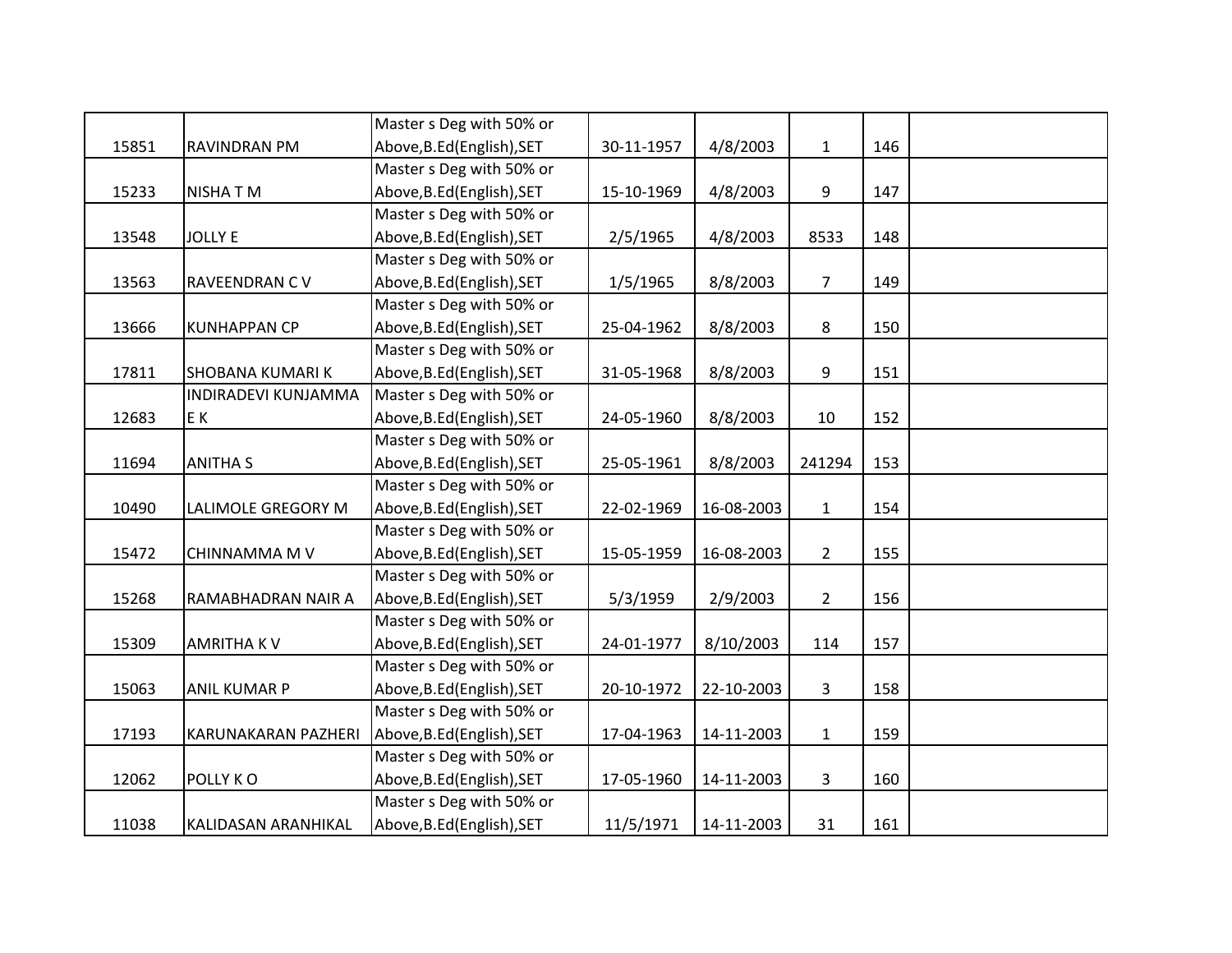| | | | | | | | |
|---|---|---|---|---|---|---|---|
| 15851 | RAVINDRAN PM | Master s Deg with 50% or Above,B.Ed(English),SET | 30-11-1957 | 4/8/2003 | 1 | 146 | |
| 15233 | NISHA T M | Master s Deg with 50% or Above,B.Ed(English),SET | 15-10-1969 | 4/8/2003 | 9 | 147 | |
| 13548 | JOLLY E | Master s Deg with 50% or Above,B.Ed(English),SET | 2/5/1965 | 4/8/2003 | 8533 | 148 | |
| 13563 | RAVEENDRAN C V | Master s Deg with 50% or Above,B.Ed(English),SET | 1/5/1965 | 8/8/2003 | 7 | 149 | |
| 13666 | KUNHAPPAN CP | Master s Deg with 50% or Above,B.Ed(English),SET | 25-04-1962 | 8/8/2003 | 8 | 150 | |
| 17811 | SHOBANA KUMARI K | Master s Deg with 50% or Above,B.Ed(English),SET | 31-05-1968 | 8/8/2003 | 9 | 151 | |
| 12683 | INDIRADEVI KUNJAMMA E K | Master s Deg with 50% or Above,B.Ed(English),SET | 24-05-1960 | 8/8/2003 | 10 | 152 | |
| 11694 | ANITHA S | Master s Deg with 50% or Above,B.Ed(English),SET | 25-05-1961 | 8/8/2003 | 241294 | 153 | |
| 10490 | LALIMOLE GREGORY M | Master s Deg with 50% or Above,B.Ed(English),SET | 22-02-1969 | 16-08-2003 | 1 | 154 | |
| 15472 | CHINNAMMA M V | Master s Deg with 50% or Above,B.Ed(English),SET | 15-05-1959 | 16-08-2003 | 2 | 155 | |
| 15268 | RAMABHADRAN NAIR A | Master s Deg with 50% or Above,B.Ed(English),SET | 5/3/1959 | 2/9/2003 | 2 | 156 | |
| 15309 | AMRITHA K V | Master s Deg with 50% or Above,B.Ed(English),SET | 24-01-1977 | 8/10/2003 | 114 | 157 | |
| 15063 | ANIL KUMAR P | Master s Deg with 50% or Above,B.Ed(English),SET | 20-10-1972 | 22-10-2003 | 3 | 158 | |
| 17193 | KARUNAKARAN PAZHERI | Master s Deg with 50% or Above,B.Ed(English),SET | 17-04-1963 | 14-11-2003 | 1 | 159 | |
| 12062 | POLLY K O | Master s Deg with 50% or Above,B.Ed(English),SET | 17-05-1960 | 14-11-2003 | 3 | 160 | |
| 11038 | KALIDASAN ARANHIKAL | Master s Deg with 50% or Above,B.Ed(English),SET | 11/5/1971 | 14-11-2003 | 31 | 161 | |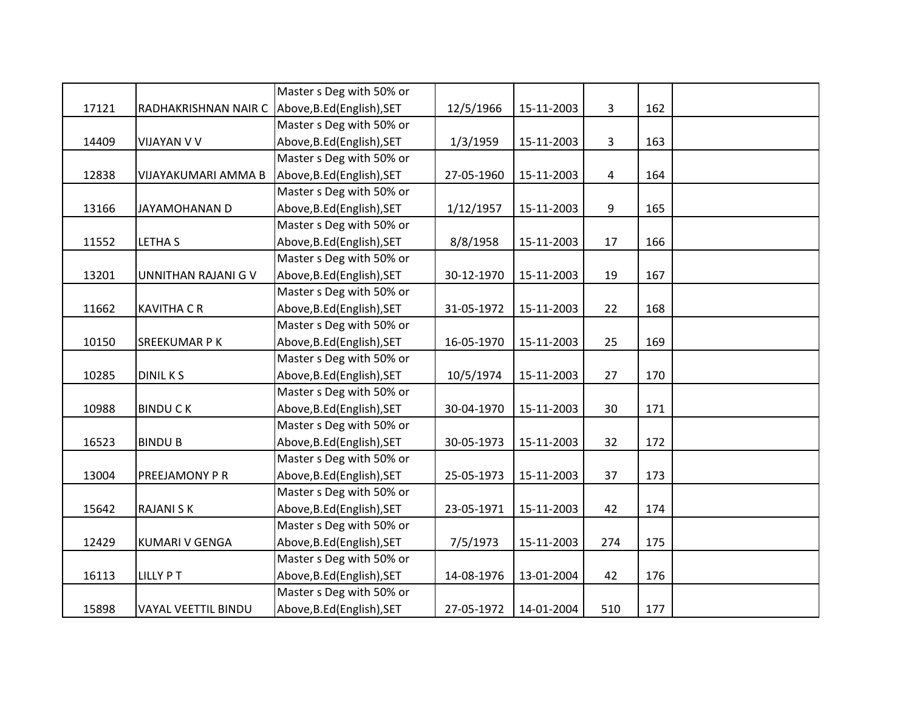| | | | | | | | |
|---|---|---|---|---|---|---|---|
| 17121 | RADHAKRISHNAN NAIR C | Master s Deg with 50% or Above,B.Ed(English),SET | 12/5/1966 | 15-11-2003 | 3 | 162 | |
| 14409 | VIJAYAN V V | Master s Deg with 50% or Above,B.Ed(English),SET | 1/3/1959 | 15-11-2003 | 3 | 163 | |
| 12838 | VIJAYAKUMARI AMMA B | Master s Deg with 50% or Above,B.Ed(English),SET | 27-05-1960 | 15-11-2003 | 4 | 164 | |
| 13166 | JAYAMOHANAN D | Master s Deg with 50% or Above,B.Ed(English),SET | 1/12/1957 | 15-11-2003 | 9 | 165 | |
| 11552 | LETHA S | Master s Deg with 50% or Above,B.Ed(English),SET | 8/8/1958 | 15-11-2003 | 17 | 166 | |
| 13201 | UNNITHAN RAJANI G V | Master s Deg with 50% or Above,B.Ed(English),SET | 30-12-1970 | 15-11-2003 | 19 | 167 | |
| 11662 | KAVITHA C R | Master s Deg with 50% or Above,B.Ed(English),SET | 31-05-1972 | 15-11-2003 | 22 | 168 | |
| 10150 | SREEKUMAR P K | Master s Deg with 50% or Above,B.Ed(English),SET | 16-05-1970 | 15-11-2003 | 25 | 169 | |
| 10285 | DINIL K S | Master s Deg with 50% or Above,B.Ed(English),SET | 10/5/1974 | 15-11-2003 | 27 | 170 | |
| 10988 | BINDU C K | Master s Deg with 50% or Above,B.Ed(English),SET | 30-04-1970 | 15-11-2003 | 30 | 171 | |
| 16523 | BINDU B | Master s Deg with 50% or Above,B.Ed(English),SET | 30-05-1973 | 15-11-2003 | 32 | 172 | |
| 13004 | PREEJAMONY P R | Master s Deg with 50% or Above,B.Ed(English),SET | 25-05-1973 | 15-11-2003 | 37 | 173 | |
| 15642 | RAJANI S K | Master s Deg with 50% or Above,B.Ed(English),SET | 23-05-1971 | 15-11-2003 | 42 | 174 | |
| 12429 | KUMARI V GENGA | Master s Deg with 50% or Above,B.Ed(English),SET | 7/5/1973 | 15-11-2003 | 274 | 175 | |
| 16113 | LILLY P T | Master s Deg with 50% or Above,B.Ed(English),SET | 14-08-1976 | 13-01-2004 | 42 | 176 | |
| 15898 | VAYAL VEETTIL BINDU | Master s Deg with 50% or Above,B.Ed(English),SET | 27-05-1972 | 14-01-2004 | 510 | 177 | |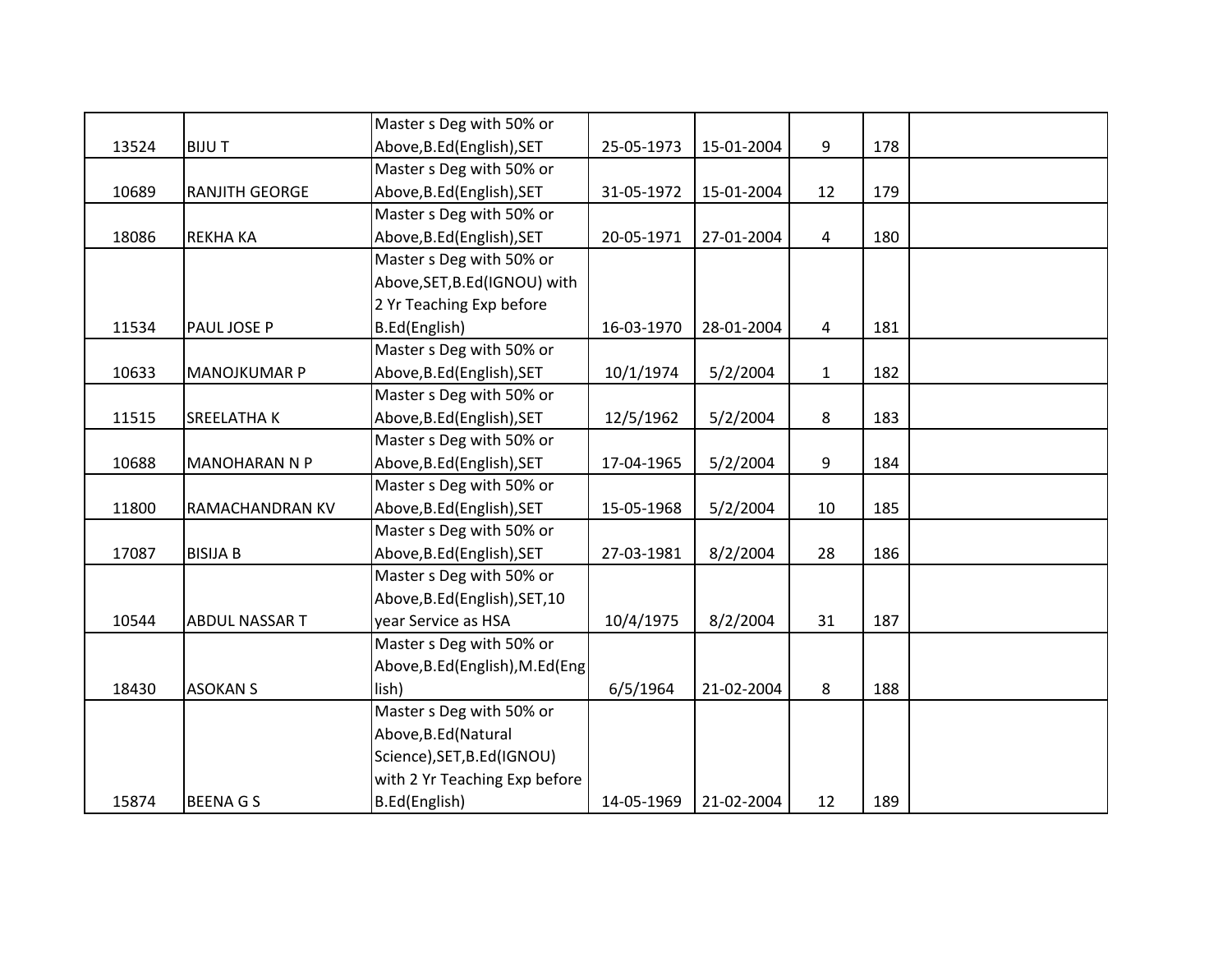| | | | | | | | |
|---|---|---|---|---|---|---|---|
| 13524 | BIJU T | Master s Deg with 50% or Above,B.Ed(English),SET | 25-05-1973 | 15-01-2004 | 9 | 178 | |
| 10689 | RANJITH GEORGE | Master s Deg with 50% or Above,B.Ed(English),SET | 31-05-1972 | 15-01-2004 | 12 | 179 | |
| 18086 | REKHA KA | Master s Deg with 50% or Above,B.Ed(English),SET | 20-05-1971 | 27-01-2004 | 4 | 180 | |
| 11534 | PAUL JOSE P | Master s Deg with 50% or Above,SET,B.Ed(IGNOU) with 2 Yr Teaching Exp before B.Ed(English) | 16-03-1970 | 28-01-2004 | 4 | 181 | |
| 10633 | MANOJKUMAR P | Master s Deg with 50% or Above,B.Ed(English),SET | 10/1/1974 | 5/2/2004 | 1 | 182 | |
| 11515 | SREELATHA K | Master s Deg with 50% or Above,B.Ed(English),SET | 12/5/1962 | 5/2/2004 | 8 | 183 | |
| 10688 | MANOHARAN N P | Master s Deg with 50% or Above,B.Ed(English),SET | 17-04-1965 | 5/2/2004 | 9 | 184 | |
| 11800 | RAMACHANDRAN KV | Master s Deg with 50% or Above,B.Ed(English),SET | 15-05-1968 | 5/2/2004 | 10 | 185 | |
| 17087 | BISIJA B | Master s Deg with 50% or Above,B.Ed(English),SET | 27-03-1981 | 8/2/2004 | 28 | 186 | |
| 10544 | ABDUL NASSAR T | Master s Deg with 50% or Above,B.Ed(English),SET,10 year Service as HSA | 10/4/1975 | 8/2/2004 | 31 | 187 | |
| 18430 | ASOKAN S | Master s Deg with 50% or Above,B.Ed(English),M.Ed(English) | 6/5/1964 | 21-02-2004 | 8 | 188 | |
| 15874 | BEENA G S | Master s Deg with 50% or Above,B.Ed(Natural Science),SET,B.Ed(IGNOU) with 2 Yr Teaching Exp before B.Ed(English) | 14-05-1969 | 21-02-2004 | 12 | 189 | |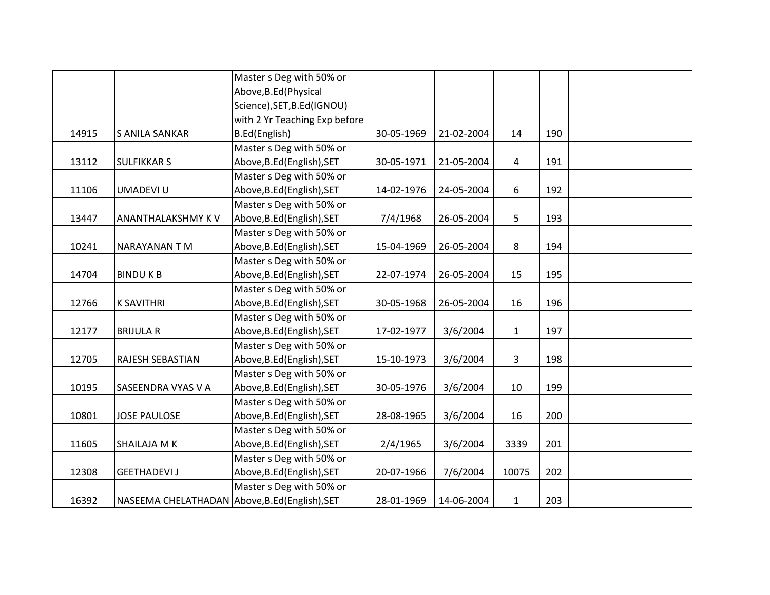|  |  |  |  |  |  |  |  |
|---|---|---|---|---|---|---|---|
| 14915 | S ANILA SANKAR | Master s Deg with 50% or Above,B.Ed(Physical Science),SET,B.Ed(IGNOU) with 2 Yr Teaching Exp before B.Ed(English) | 30-05-1969 | 21-02-2004 | 14 | 190 |  |
| 13112 | SULFIKKAR S | Master s Deg with 50% or Above,B.Ed(English),SET | 30-05-1971 | 21-05-2004 | 4 | 191 |  |
| 11106 | UMADEVI U | Master s Deg with 50% or Above,B.Ed(English),SET | 14-02-1976 | 24-05-2004 | 6 | 192 |  |
| 13447 | ANANTHALAKSHMY K V | Master s Deg with 50% or Above,B.Ed(English),SET | 7/4/1968 | 26-05-2004 | 5 | 193 |  |
| 10241 | NARAYANAN T M | Master s Deg with 50% or Above,B.Ed(English),SET | 15-04-1969 | 26-05-2004 | 8 | 194 |  |
| 14704 | BINDU K B | Master s Deg with 50% or Above,B.Ed(English),SET | 22-07-1974 | 26-05-2004 | 15 | 195 |  |
| 12766 | K SAVITHRI | Master s Deg with 50% or Above,B.Ed(English),SET | 30-05-1968 | 26-05-2004 | 16 | 196 |  |
| 12177 | BRIJULA R | Master s Deg with 50% or Above,B.Ed(English),SET | 17-02-1977 | 3/6/2004 | 1 | 197 |  |
| 12705 | RAJESH SEBASTIAN | Master s Deg with 50% or Above,B.Ed(English),SET | 15-10-1973 | 3/6/2004 | 3 | 198 |  |
| 10195 | SASEENDRA VYAS V A | Master s Deg with 50% or Above,B.Ed(English),SET | 30-05-1976 | 3/6/2004 | 10 | 199 |  |
| 10801 | JOSE PAULOSE | Master s Deg with 50% or Above,B.Ed(English),SET | 28-08-1965 | 3/6/2004 | 16 | 200 |  |
| 11605 | SHAILAJA M K | Master s Deg with 50% or Above,B.Ed(English),SET | 2/4/1965 | 3/6/2004 | 3339 | 201 |  |
| 12308 | GEETHADEVI J | Master s Deg with 50% or Above,B.Ed(English),SET | 20-07-1966 | 7/6/2004 | 10075 | 202 |  |
| 16392 | NASEEMA CHELATHADAN | Master s Deg with 50% or Above,B.Ed(English),SET | 28-01-1969 | 14-06-2004 | 1 | 203 |  |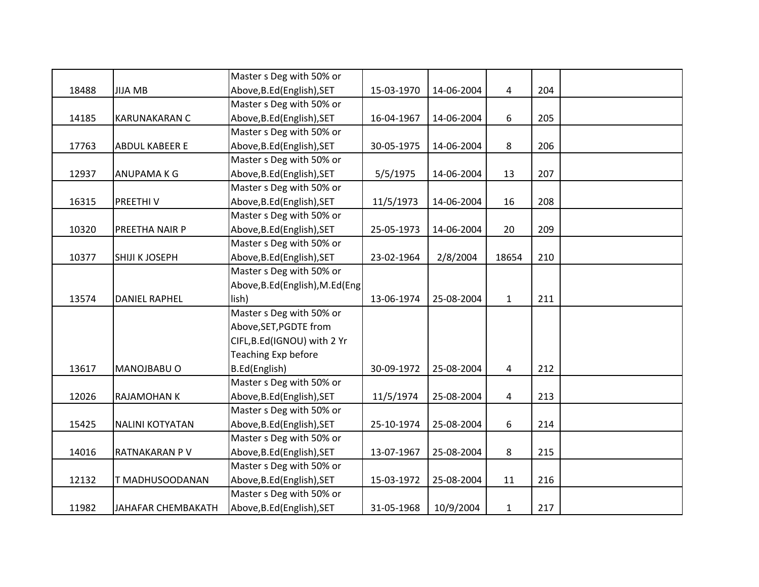|  |  |  |  |  |  |  |  |
|---|---|---|---|---|---|---|---|
| 18488 | JIJA MB | Master s Deg with 50% or Above,B.Ed(English),SET | 15-03-1970 | 14-06-2004 | 4 | 204 |  |
| 14185 | KARUNAKARAN C | Master s Deg with 50% or Above,B.Ed(English),SET | 16-04-1967 | 14-06-2004 | 6 | 205 |  |
| 17763 | ABDUL KABEER E | Master s Deg with 50% or Above,B.Ed(English),SET | 30-05-1975 | 14-06-2004 | 8 | 206 |  |
| 12937 | ANUPAMA K G | Master s Deg with 50% or Above,B.Ed(English),SET | 5/5/1975 | 14-06-2004 | 13 | 207 |  |
| 16315 | PREETHI V | Master s Deg with 50% or Above,B.Ed(English),SET | 11/5/1973 | 14-06-2004 | 16 | 208 |  |
| 10320 | PREETHA NAIR P | Master s Deg with 50% or Above,B.Ed(English),SET | 25-05-1973 | 14-06-2004 | 20 | 209 |  |
| 10377 | SHIJI K JOSEPH | Master s Deg with 50% or Above,B.Ed(English),SET | 23-02-1964 | 2/8/2004 | 18654 | 210 |  |
| 13574 | DANIEL RAPHEL | Master s Deg with 50% or Above,B.Ed(English),M.Ed(English) | 13-06-1974 | 25-08-2004 | 1 | 211 |  |
| 13617 | MANOJBABU O | Master s Deg with 50% or Above,SET,PGDTE from CIFL,B.Ed(IGNOU) with 2 Yr Teaching Exp before B.Ed(English) | 30-09-1972 | 25-08-2004 | 4 | 212 |  |
| 12026 | RAJAMOHAN K | Master s Deg with 50% or Above,B.Ed(English),SET | 11/5/1974 | 25-08-2004 | 4 | 213 |  |
| 15425 | NALINI KOTYATAN | Master s Deg with 50% or Above,B.Ed(English),SET | 25-10-1974 | 25-08-2004 | 6 | 214 |  |
| 14016 | RATNAKARAN P V | Master s Deg with 50% or Above,B.Ed(English),SET | 13-07-1967 | 25-08-2004 | 8 | 215 |  |
| 12132 | T MADHUSOODANAN | Master s Deg with 50% or Above,B.Ed(English),SET | 15-03-1972 | 25-08-2004 | 11 | 216 |  |
| 11982 | JAHAFAR CHEMBAKATH | Master s Deg with 50% or Above,B.Ed(English),SET | 31-05-1968 | 10/9/2004 | 1 | 217 |  |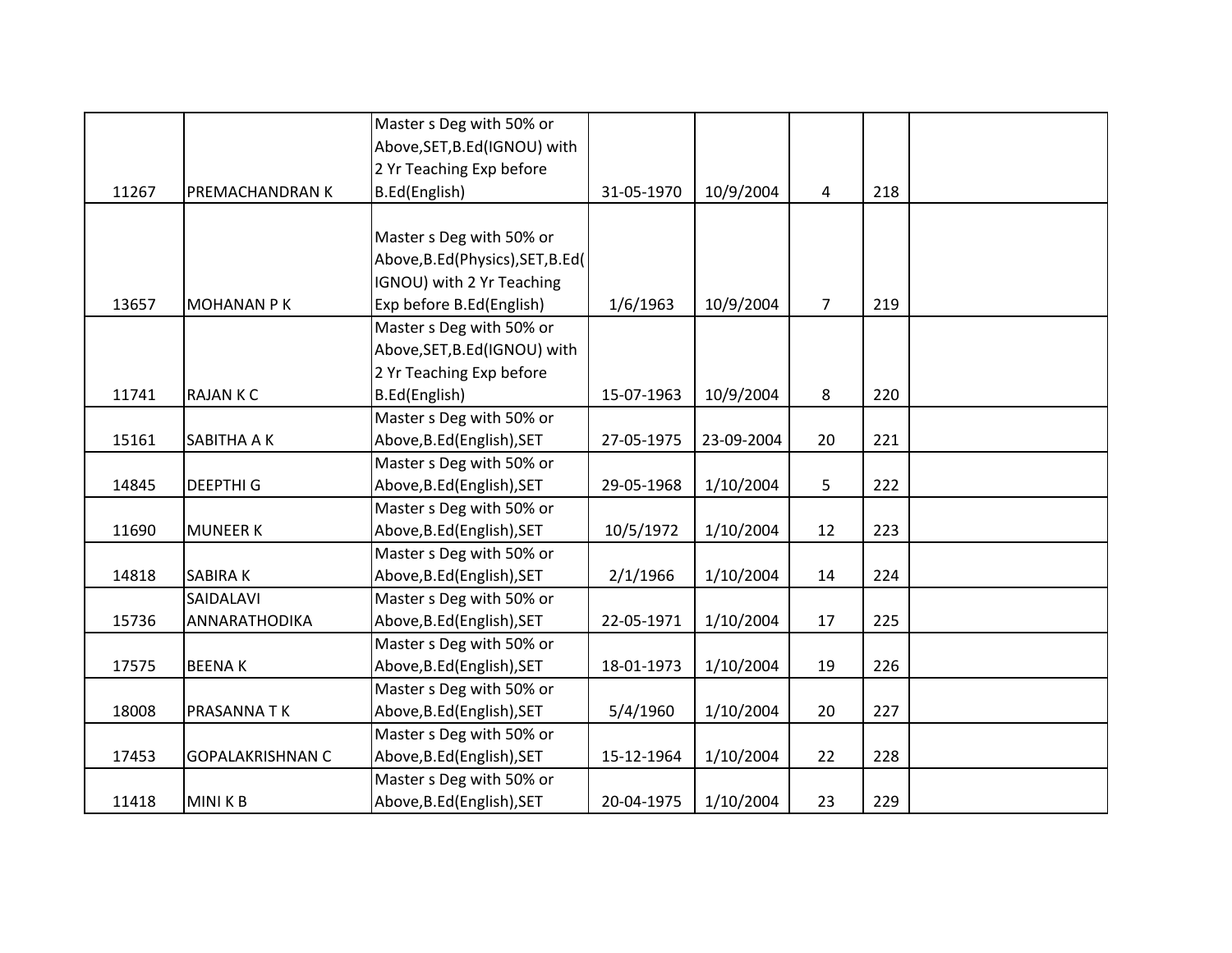| | | | | | | | |
|---|---|---|---|---|---|---|---|
| 11267 | PREMACHANDRAN K | Master s Deg with 50% or Above,SET,B.Ed(IGNOU) with 2 Yr Teaching Exp before B.Ed(English) | 31-05-1970 | 10/9/2004 | 4 | 218 | |
| 13657 | MOHANAN P K | Master s Deg with 50% or Above,B.Ed(Physics),SET,B.Ed(IGNOU) with 2 Yr Teaching Exp before B.Ed(English) | 1/6/1963 | 10/9/2004 | 7 | 219 | |
| 11741 | RAJAN K C | Master s Deg with 50% or Above,SET,B.Ed(IGNOU) with 2 Yr Teaching Exp before B.Ed(English) | 15-07-1963 | 10/9/2004 | 8 | 220 | |
| 15161 | SABITHA A K | Master s Deg with 50% or Above,B.Ed(English),SET | 27-05-1975 | 23-09-2004 | 20 | 221 | |
| 14845 | DEEPTHI G | Master s Deg with 50% or Above,B.Ed(English),SET | 29-05-1968 | 1/10/2004 | 5 | 222 | |
| 11690 | MUNEER K | Master s Deg with 50% or Above,B.Ed(English),SET | 10/5/1972 | 1/10/2004 | 12 | 223 | |
| 14818 | SABIRA K | Master s Deg with 50% or Above,B.Ed(English),SET | 2/1/1966 | 1/10/2004 | 14 | 224 | |
| 15736 | SAIDALAVI ANNARATHODIKA | Master s Deg with 50% or Above,B.Ed(English),SET | 22-05-1971 | 1/10/2004 | 17 | 225 | |
| 17575 | BEENA K | Master s Deg with 50% or Above,B.Ed(English),SET | 18-01-1973 | 1/10/2004 | 19 | 226 | |
| 18008 | PRASANNA T K | Master s Deg with 50% or Above,B.Ed(English),SET | 5/4/1960 | 1/10/2004 | 20 | 227 | |
| 17453 | GOPALAKRISHNAN C | Master s Deg with 50% or Above,B.Ed(English),SET | 15-12-1964 | 1/10/2004 | 22 | 228 | |
| 11418 | MINI K B | Master s Deg with 50% or Above,B.Ed(English),SET | 20-04-1975 | 1/10/2004 | 23 | 229 | |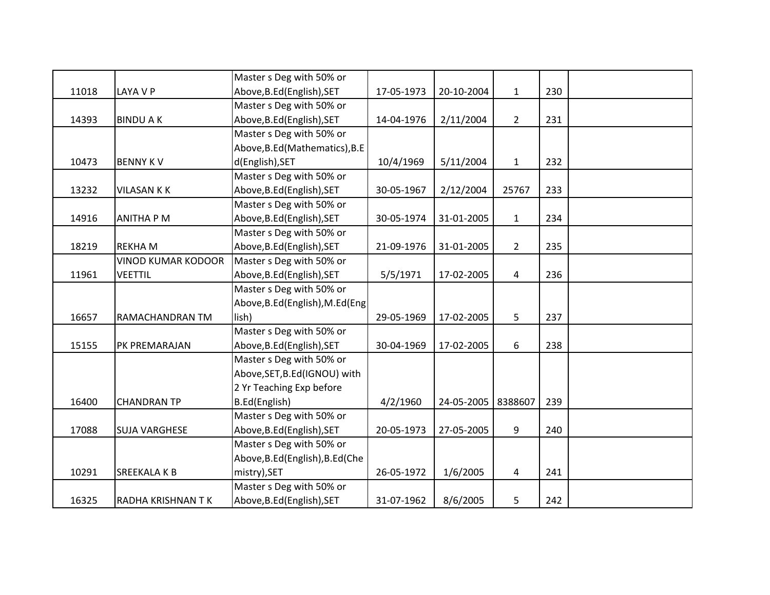| | | | | | | | |
|---|---|---|---|---|---|---|---|
| 11018 | LAYA V P | Master s Deg with 50% or Above,B.Ed(English),SET | 17-05-1973 | 20-10-2004 | 1 | 230 | |
| 14393 | BINDU A K | Master s Deg with 50% or Above,B.Ed(English),SET | 14-04-1976 | 2/11/2004 | 2 | 231 | |
| 10473 | BENNY K V | Master s Deg with 50% or Above,B.Ed(Mathematics),B.Ed(English),SET | 10/4/1969 | 5/11/2004 | 1 | 232 | |
| 13232 | VILASAN K K | Master s Deg with 50% or Above,B.Ed(English),SET | 30-05-1967 | 2/12/2004 | 25767 | 233 | |
| 14916 | ANITHA P M | Master s Deg with 50% or Above,B.Ed(English),SET | 30-05-1974 | 31-01-2005 | 1 | 234 | |
| 18219 | REKHA M | Master s Deg with 50% or Above,B.Ed(English),SET | 21-09-1976 | 31-01-2005 | 2 | 235 | |
| 11961 | VINOD KUMAR KODOOR VEETTIL | Master s Deg with 50% or Above,B.Ed(English),SET | 5/5/1971 | 17-02-2005 | 4 | 236 | |
| 16657 | RAMACHANDRAN TM | Master s Deg with 50% or Above,B.Ed(English),M.Ed(English) | 29-05-1969 | 17-02-2005 | 5 | 237 | |
| 15155 | PK PREMARAJAN | Master s Deg with 50% or Above,B.Ed(English),SET | 30-04-1969 | 17-02-2005 | 6 | 238 | |
| 16400 | CHANDRAN TP | Master s Deg with 50% or Above,SET,B.Ed(IGNOU) with 2 Yr Teaching Exp before B.Ed(English) | 4/2/1960 | 24-05-2005 | 8388607 | 239 | |
| 17088 | SUJA VARGHESE | Master s Deg with 50% or Above,B.Ed(English),SET | 20-05-1973 | 27-05-2005 | 9 | 240 | |
| 10291 | SREEKALA K B | Master s Deg with 50% or Above,B.Ed(English),B.Ed(Chemistry),SET | 26-05-1972 | 1/6/2005 | 4 | 241 | |
| 16325 | RADHA KRISHNAN T K | Master s Deg with 50% or Above,B.Ed(English),SET | 31-07-1962 | 8/6/2005 | 5 | 242 | |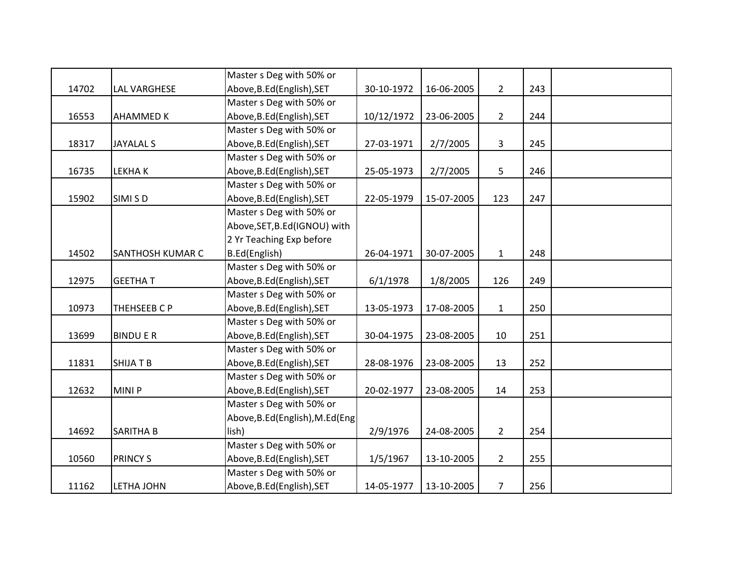| | | | | | | | |
|---|---|---|---|---|---|---|---|
| 14702 | LAL VARGHESE | Master s Deg with 50% or Above,B.Ed(English),SET | 30-10-1972 | 16-06-2005 | 2 | 243 | |
| 16553 | AHAMMED K | Master s Deg with 50% or Above,B.Ed(English),SET | 10/12/1972 | 23-06-2005 | 2 | 244 | |
| 18317 | JAYALAL S | Master s Deg with 50% or Above,B.Ed(English),SET | 27-03-1971 | 2/7/2005 | 3 | 245 | |
| 16735 | LEKHA K | Master s Deg with 50% or Above,B.Ed(English),SET | 25-05-1973 | 2/7/2005 | 5 | 246 | |
| 15902 | SIMI S D | Master s Deg with 50% or Above,B.Ed(English),SET | 22-05-1979 | 15-07-2005 | 123 | 247 | |
| 14502 | SANTHOSH KUMAR C | Master s Deg with 50% or Above,SET,B.Ed(IGNOU) with 2 Yr Teaching Exp before B.Ed(English) | 26-04-1971 | 30-07-2005 | 1 | 248 | |
| 12975 | GEETHA T | Master s Deg with 50% or Above,B.Ed(English),SET | 6/1/1978 | 1/8/2005 | 126 | 249 | |
| 10973 | THEHSEEB C P | Master s Deg with 50% or Above,B.Ed(English),SET | 13-05-1973 | 17-08-2005 | 1 | 250 | |
| 13699 | BINDU E R | Master s Deg with 50% or Above,B.Ed(English),SET | 30-04-1975 | 23-08-2005 | 10 | 251 | |
| 11831 | SHIJA T B | Master s Deg with 50% or Above,B.Ed(English),SET | 28-08-1976 | 23-08-2005 | 13 | 252 | |
| 12632 | MINI P | Master s Deg with 50% or Above,B.Ed(English),SET | 20-02-1977 | 23-08-2005 | 14 | 253 | |
| 14692 | SARITHA B | Master s Deg with 50% or Above,B.Ed(English),M.Ed(English) | 2/9/1976 | 24-08-2005 | 2 | 254 | |
| 10560 | PRINCY S | Master s Deg with 50% or Above,B.Ed(English),SET | 1/5/1967 | 13-10-2005 | 2 | 255 | |
| 11162 | LETHA JOHN | Master s Deg with 50% or Above,B.Ed(English),SET | 14-05-1977 | 13-10-2005 | 7 | 256 | |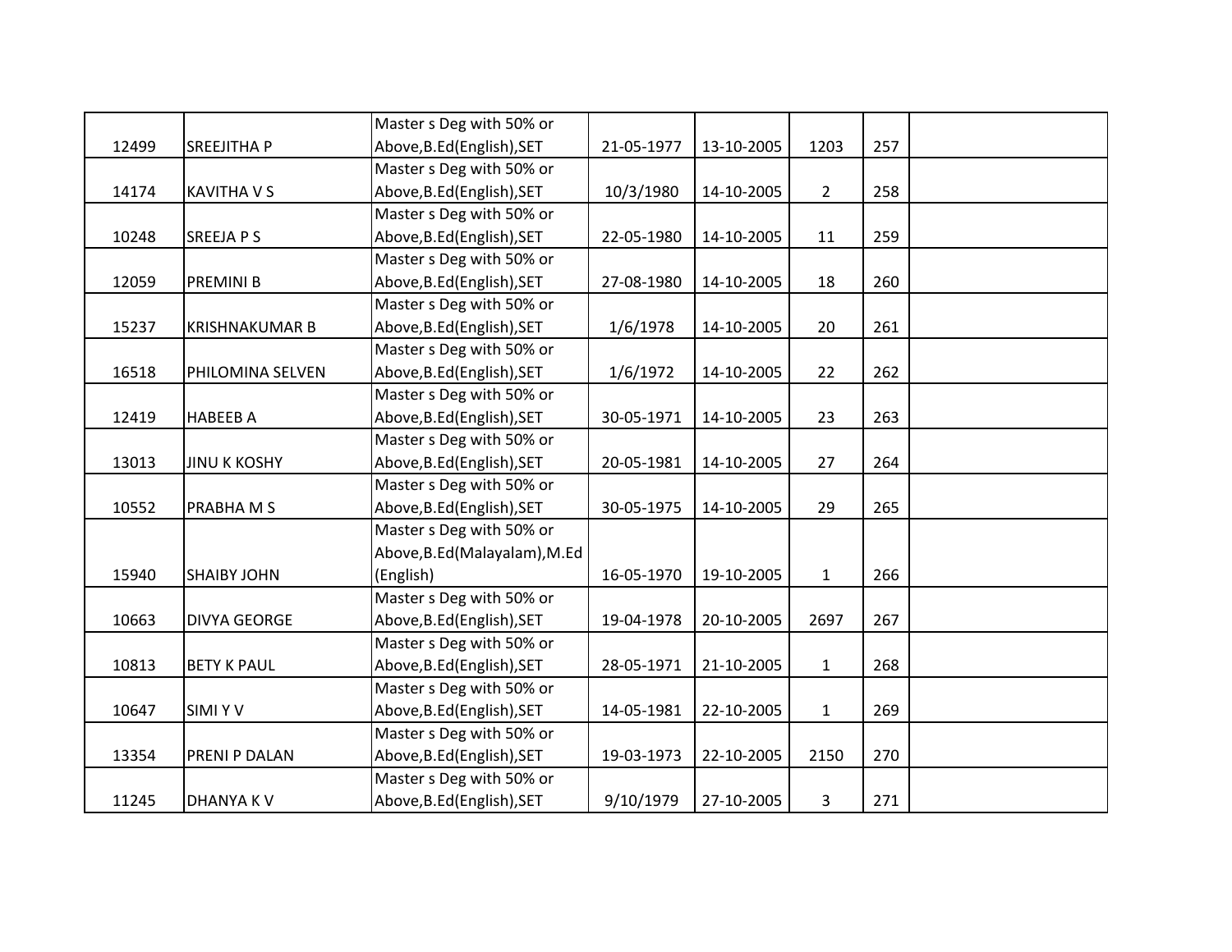|  |  |  |  |  |  |  |  |
|---|---|---|---|---|---|---|---|
| 12499 | SREEJITHA P | Master s Deg with 50% or Above,B.Ed(English),SET | 21-05-1977 | 13-10-2005 | 1203 | 257 |  |
| 14174 | KAVITHA V S | Master s Deg with 50% or Above,B.Ed(English),SET | 10/3/1980 | 14-10-2005 | 2 | 258 |  |
| 10248 | SREEJA P S | Master s Deg with 50% or Above,B.Ed(English),SET | 22-05-1980 | 14-10-2005 | 11 | 259 |  |
| 12059 | PREMINI B | Master s Deg with 50% or Above,B.Ed(English),SET | 27-08-1980 | 14-10-2005 | 18 | 260 |  |
| 15237 | KRISHNAKUMAR B | Master s Deg with 50% or Above,B.Ed(English),SET | 1/6/1978 | 14-10-2005 | 20 | 261 |  |
| 16518 | PHILOMINA SELVEN | Master s Deg with 50% or Above,B.Ed(English),SET | 1/6/1972 | 14-10-2005 | 22 | 262 |  |
| 12419 | HABEEB A | Master s Deg with 50% or Above,B.Ed(English),SET | 30-05-1971 | 14-10-2005 | 23 | 263 |  |
| 13013 | JINU K KOSHY | Master s Deg with 50% or Above,B.Ed(English),SET | 20-05-1981 | 14-10-2005 | 27 | 264 |  |
| 10552 | PRABHA M S | Master s Deg with 50% or Above,B.Ed(English),SET | 30-05-1975 | 14-10-2005 | 29 | 265 |  |
| 15940 | SHAIBY JOHN | Master s Deg with 50% or Above,B.Ed(Malayalam),M.Ed (English) | 16-05-1970 | 19-10-2005 | 1 | 266 |  |
| 10663 | DIVYA GEORGE | Master s Deg with 50% or Above,B.Ed(English),SET | 19-04-1978 | 20-10-2005 | 2697 | 267 |  |
| 10813 | BETY K PAUL | Master s Deg with 50% or Above,B.Ed(English),SET | 28-05-1971 | 21-10-2005 | 1 | 268 |  |
| 10647 | SIMI Y V | Master s Deg with 50% or Above,B.Ed(English),SET | 14-05-1981 | 22-10-2005 | 1 | 269 |  |
| 13354 | PRENI P DALAN | Master s Deg with 50% or Above,B.Ed(English),SET | 19-03-1973 | 22-10-2005 | 2150 | 270 |  |
| 11245 | DHANYA K V | Master s Deg with 50% or Above,B.Ed(English),SET | 9/10/1979 | 27-10-2005 | 3 | 271 |  |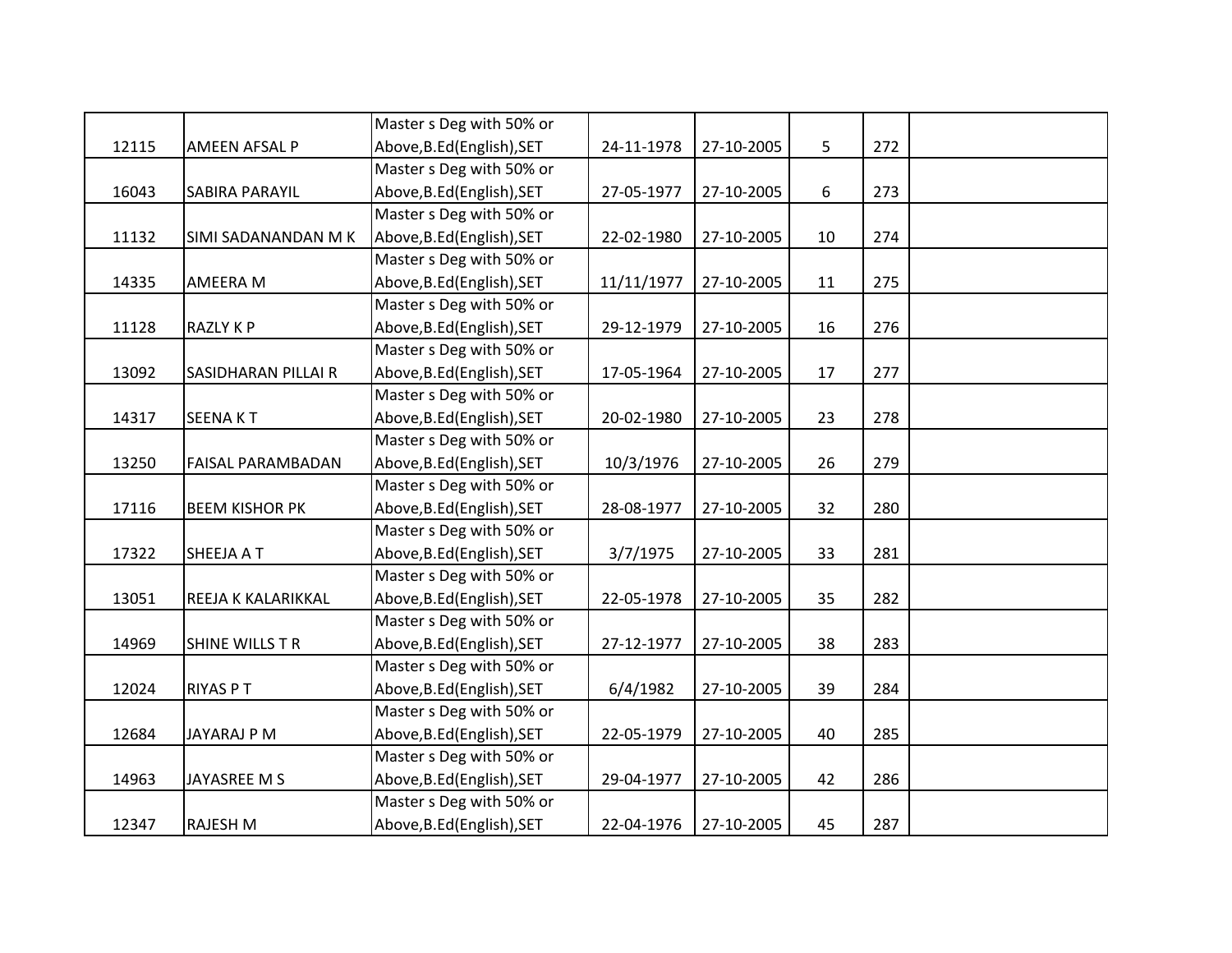| | | | | | | | |
|---|---|---|---|---|---|---|---|
| 12115 | AMEEN AFSAL P | Master s Deg with 50% or Above,B.Ed(English),SET | 24-11-1978 | 27-10-2005 | 5 | 272 | |
| 16043 | SABIRA PARAYIL | Master s Deg with 50% or Above,B.Ed(English),SET | 27-05-1977 | 27-10-2005 | 6 | 273 | |
| 11132 | SIMI SADANANDAN M K | Master s Deg with 50% or Above,B.Ed(English),SET | 22-02-1980 | 27-10-2005 | 10 | 274 | |
| 14335 | AMEERA M | Master s Deg with 50% or Above,B.Ed(English),SET | 11/11/1977 | 27-10-2005 | 11 | 275 | |
| 11128 | RAZLY K P | Master s Deg with 50% or Above,B.Ed(English),SET | 29-12-1979 | 27-10-2005 | 16 | 276 | |
| 13092 | SASIDHARAN PILLAI R | Master s Deg with 50% or Above,B.Ed(English),SET | 17-05-1964 | 27-10-2005 | 17 | 277 | |
| 14317 | SEENA K T | Master s Deg with 50% or Above,B.Ed(English),SET | 20-02-1980 | 27-10-2005 | 23 | 278 | |
| 13250 | FAISAL PARAMBADAN | Master s Deg with 50% or Above,B.Ed(English),SET | 10/3/1976 | 27-10-2005 | 26 | 279 | |
| 17116 | BEEM KISHOR PK | Master s Deg with 50% or Above,B.Ed(English),SET | 28-08-1977 | 27-10-2005 | 32 | 280 | |
| 17322 | SHEEJA A T | Master s Deg with 50% or Above,B.Ed(English),SET | 3/7/1975 | 27-10-2005 | 33 | 281 | |
| 13051 | REEJA K KALARIKKAL | Master s Deg with 50% or Above,B.Ed(English),SET | 22-05-1978 | 27-10-2005 | 35 | 282 | |
| 14969 | SHINE WILLS T R | Master s Deg with 50% or Above,B.Ed(English),SET | 27-12-1977 | 27-10-2005 | 38 | 283 | |
| 12024 | RIYAS P T | Master s Deg with 50% or Above,B.Ed(English),SET | 6/4/1982 | 27-10-2005 | 39 | 284 | |
| 12684 | JAYARAJ P M | Master s Deg with 50% or Above,B.Ed(English),SET | 22-05-1979 | 27-10-2005 | 40 | 285 | |
| 14963 | JAYASREE M S | Master s Deg with 50% or Above,B.Ed(English),SET | 29-04-1977 | 27-10-2005 | 42 | 286 | |
| 12347 | RAJESH M | Master s Deg with 50% or Above,B.Ed(English),SET | 22-04-1976 | 27-10-2005 | 45 | 287 | |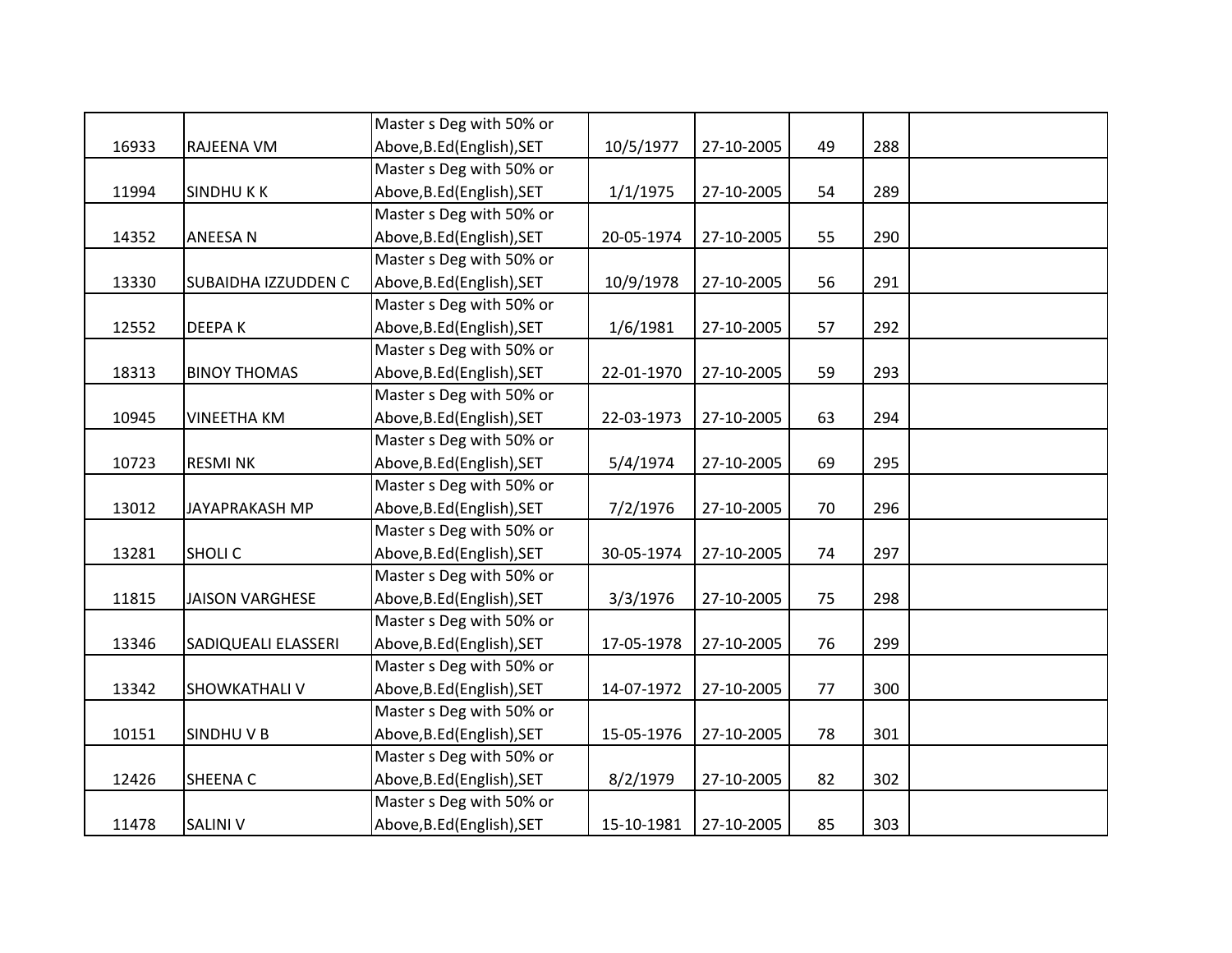| | | | | | | | |
|---|---|---|---|---|---|---|---|
| 16933 | RAJEENA VM | Master s Deg with 50% or Above,B.Ed(English),SET | 10/5/1977 | 27-10-2005 | 49 | 288 | |
| 11994 | SINDHU K K | Master s Deg with 50% or Above,B.Ed(English),SET | 1/1/1975 | 27-10-2005 | 54 | 289 | |
| 14352 | ANEESA N | Master s Deg with 50% or Above,B.Ed(English),SET | 20-05-1974 | 27-10-2005 | 55 | 290 | |
| 13330 | SUBAIDHA IZZUDDEN C | Master s Deg with 50% or Above,B.Ed(English),SET | 10/9/1978 | 27-10-2005 | 56 | 291 | |
| 12552 | DEEPA K | Master s Deg with 50% or Above,B.Ed(English),SET | 1/6/1981 | 27-10-2005 | 57 | 292 | |
| 18313 | BINOY THOMAS | Master s Deg with 50% or Above,B.Ed(English),SET | 22-01-1970 | 27-10-2005 | 59 | 293 | |
| 10945 | VINEETHA KM | Master s Deg with 50% or Above,B.Ed(English),SET | 22-03-1973 | 27-10-2005 | 63 | 294 | |
| 10723 | RESMI NK | Master s Deg with 50% or Above,B.Ed(English),SET | 5/4/1974 | 27-10-2005 | 69 | 295 | |
| 13012 | JAYAPRAKASH MP | Master s Deg with 50% or Above,B.Ed(English),SET | 7/2/1976 | 27-10-2005 | 70 | 296 | |
| 13281 | SHOLI C | Master s Deg with 50% or Above,B.Ed(English),SET | 30-05-1974 | 27-10-2005 | 74 | 297 | |
| 11815 | JAISON VARGHESE | Master s Deg with 50% or Above,B.Ed(English),SET | 3/3/1976 | 27-10-2005 | 75 | 298 | |
| 13346 | SADIQUEALI ELASSERI | Master s Deg with 50% or Above,B.Ed(English),SET | 17-05-1978 | 27-10-2005 | 76 | 299 | |
| 13342 | SHOWKATHALI V | Master s Deg with 50% or Above,B.Ed(English),SET | 14-07-1972 | 27-10-2005 | 77 | 300 | |
| 10151 | SINDHU V B | Master s Deg with 50% or Above,B.Ed(English),SET | 15-05-1976 | 27-10-2005 | 78 | 301 | |
| 12426 | SHEENA C | Master s Deg with 50% or Above,B.Ed(English),SET | 8/2/1979 | 27-10-2005 | 82 | 302 | |
| 11478 | SALINI V | Master s Deg with 50% or Above,B.Ed(English),SET | 15-10-1981 | 27-10-2005 | 85 | 303 | |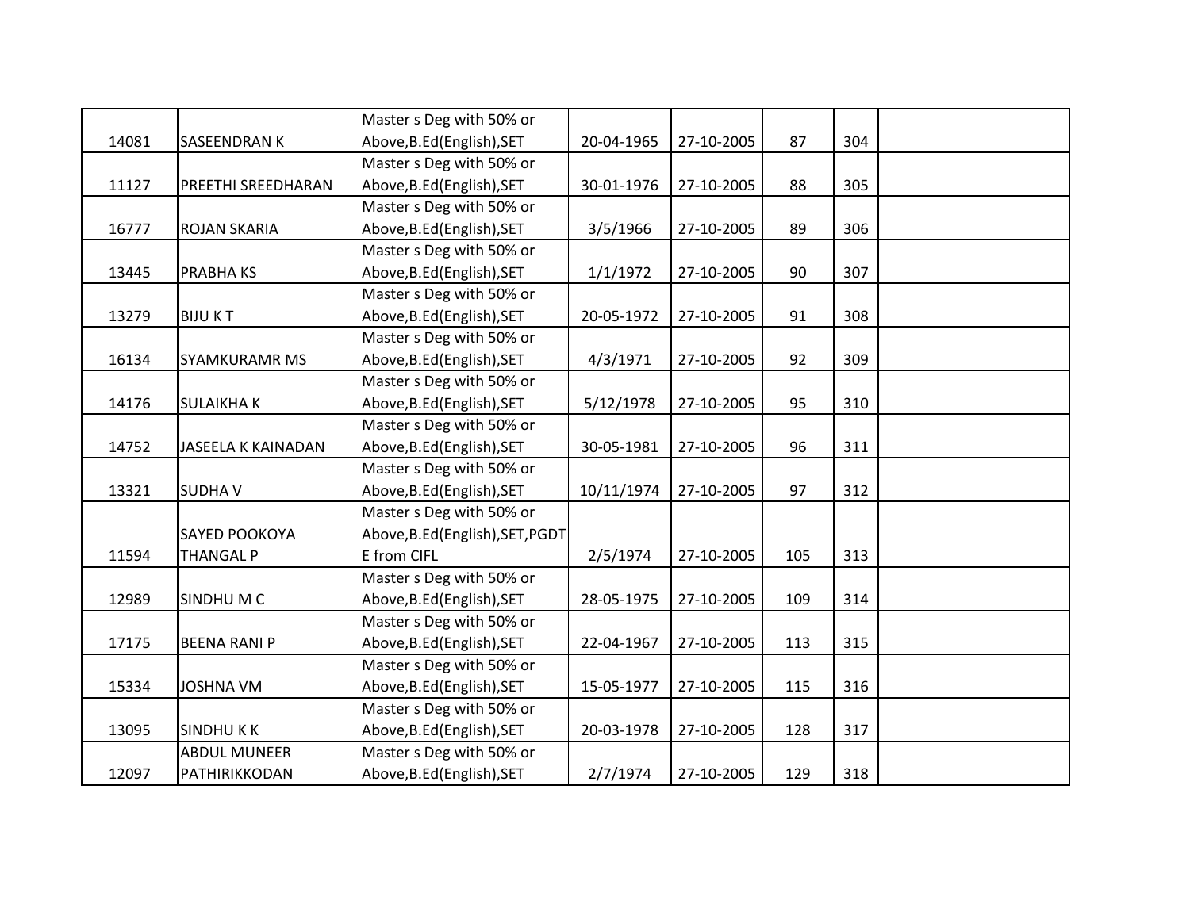| | | | | | | | |
|---|---|---|---|---|---|---|---|
| 14081 | SASEENDRAN K | Master s Deg with 50% or Above,B.Ed(English),SET | 20-04-1965 | 27-10-2005 | 87 | 304 | |
| 11127 | PREETHI SREEDHARAN | Master s Deg with 50% or Above,B.Ed(English),SET | 30-01-1976 | 27-10-2005 | 88 | 305 | |
| 16777 | ROJAN SKARIA | Master s Deg with 50% or Above,B.Ed(English),SET | 3/5/1966 | 27-10-2005 | 89 | 306 | |
| 13445 | PRABHA KS | Master s Deg with 50% or Above,B.Ed(English),SET | 1/1/1972 | 27-10-2005 | 90 | 307 | |
| 13279 | BIJU K T | Master s Deg with 50% or Above,B.Ed(English),SET | 20-05-1972 | 27-10-2005 | 91 | 308 | |
| 16134 | SYAMKURAMR MS | Master s Deg with 50% or Above,B.Ed(English),SET | 4/3/1971 | 27-10-2005 | 92 | 309 | |
| 14176 | SULAIKHA K | Master s Deg with 50% or Above,B.Ed(English),SET | 5/12/1978 | 27-10-2005 | 95 | 310 | |
| 14752 | JASEELA K KAINADAN | Master s Deg with 50% or Above,B.Ed(English),SET | 30-05-1981 | 27-10-2005 | 96 | 311 | |
| 13321 | SUDHA V | Master s Deg with 50% or Above,B.Ed(English),SET | 10/11/1974 | 27-10-2005 | 97 | 312 | |
| 11594 | SAYED POOKOYA THANGAL P | Master s Deg with 50% or Above,B.Ed(English),SET,PGDTE from CIFL | 2/5/1974 | 27-10-2005 | 105 | 313 | |
| 12989 | SINDHU M C | Master s Deg with 50% or Above,B.Ed(English),SET | 28-05-1975 | 27-10-2005 | 109 | 314 | |
| 17175 | BEENA RANI P | Master s Deg with 50% or Above,B.Ed(English),SET | 22-04-1967 | 27-10-2005 | 113 | 315 | |
| 15334 | JOSHNA VM | Master s Deg with 50% or Above,B.Ed(English),SET | 15-05-1977 | 27-10-2005 | 115 | 316 | |
| 13095 | SINDHU K K | Master s Deg with 50% or Above,B.Ed(English),SET | 20-03-1978 | 27-10-2005 | 128 | 317 | |
| 12097 | ABDUL MUNEER PATHIRIKKODAN | Master s Deg with 50% or Above,B.Ed(English),SET | 2/7/1974 | 27-10-2005 | 129 | 318 | |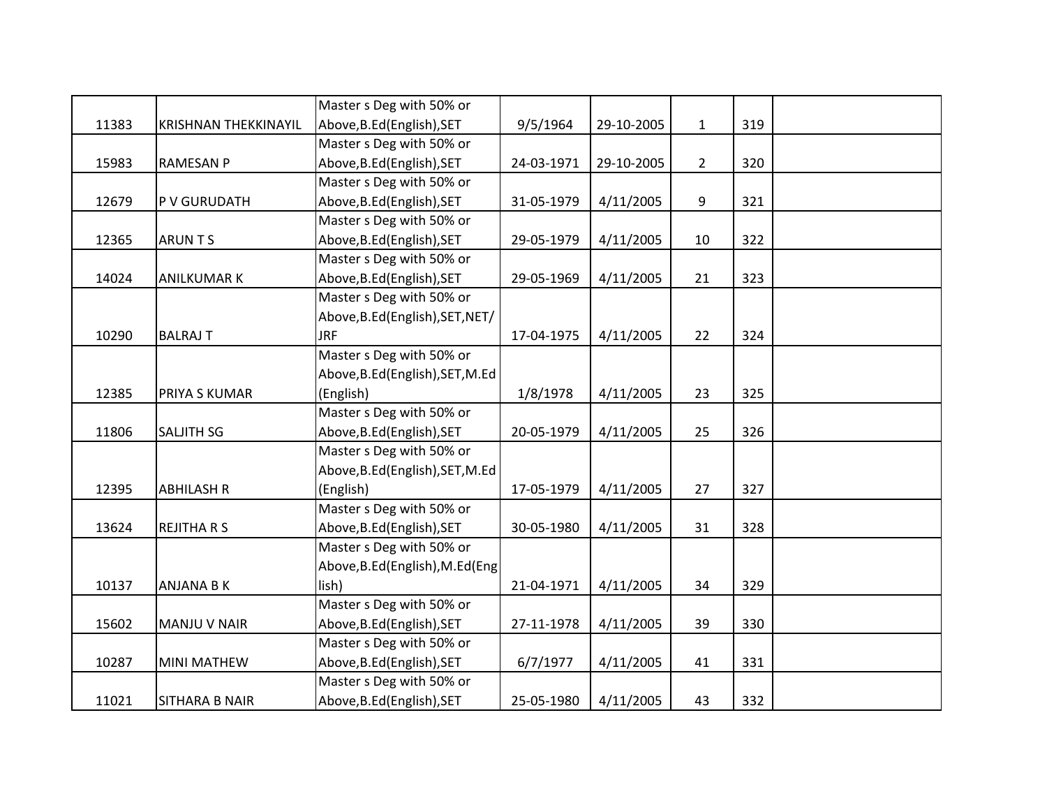| | | | | | | | |
|---|---|---|---|---|---|---|---|
| 11383 | KRISHNAN THEKKINAYIL | Master s Deg with 50% or Above,B.Ed(English),SET | 9/5/1964 | 29-10-2005 | 1 | 319 | |
| 15983 | RAMESAN P | Master s Deg with 50% or Above,B.Ed(English),SET | 24-03-1971 | 29-10-2005 | 2 | 320 | |
| 12679 | P V GURUDATH | Master s Deg with 50% or Above,B.Ed(English),SET | 31-05-1979 | 4/11/2005 | 9 | 321 | |
| 12365 | ARUN T S | Master s Deg with 50% or Above,B.Ed(English),SET | 29-05-1979 | 4/11/2005 | 10 | 322 | |
| 14024 | ANILKUMAR K | Master s Deg with 50% or Above,B.Ed(English),SET | 29-05-1969 | 4/11/2005 | 21 | 323 | |
| 10290 | BALRAJ T | Master s Deg with 50% or Above,B.Ed(English),SET,NET/JRF | 17-04-1975 | 4/11/2005 | 22 | 324 | |
| 12385 | PRIYA S KUMAR | Master s Deg with 50% or Above,B.Ed(English),SET,M.Ed (English) | 1/8/1978 | 4/11/2005 | 23 | 325 | |
| 11806 | SALJITH SG | Master s Deg with 50% or Above,B.Ed(English),SET | 20-05-1979 | 4/11/2005 | 25 | 326 | |
| 12395 | ABHILASH R | Master s Deg with 50% or Above,B.Ed(English),SET,M.Ed (English) | 17-05-1979 | 4/11/2005 | 27 | 327 | |
| 13624 | REJITHA R S | Master s Deg with 50% or Above,B.Ed(English),SET | 30-05-1980 | 4/11/2005 | 31 | 328 | |
| 10137 | ANJANA B K | Master s Deg with 50% or Above,B.Ed(English),M.Ed(English) | 21-04-1971 | 4/11/2005 | 34 | 329 | |
| 15602 | MANJU V NAIR | Master s Deg with 50% or Above,B.Ed(English),SET | 27-11-1978 | 4/11/2005 | 39 | 330 | |
| 10287 | MINI MATHEW | Master s Deg with 50% or Above,B.Ed(English),SET | 6/7/1977 | 4/11/2005 | 41 | 331 | |
| 11021 | SITHARA B NAIR | Master s Deg with 50% or Above,B.Ed(English),SET | 25-05-1980 | 4/11/2005 | 43 | 332 | |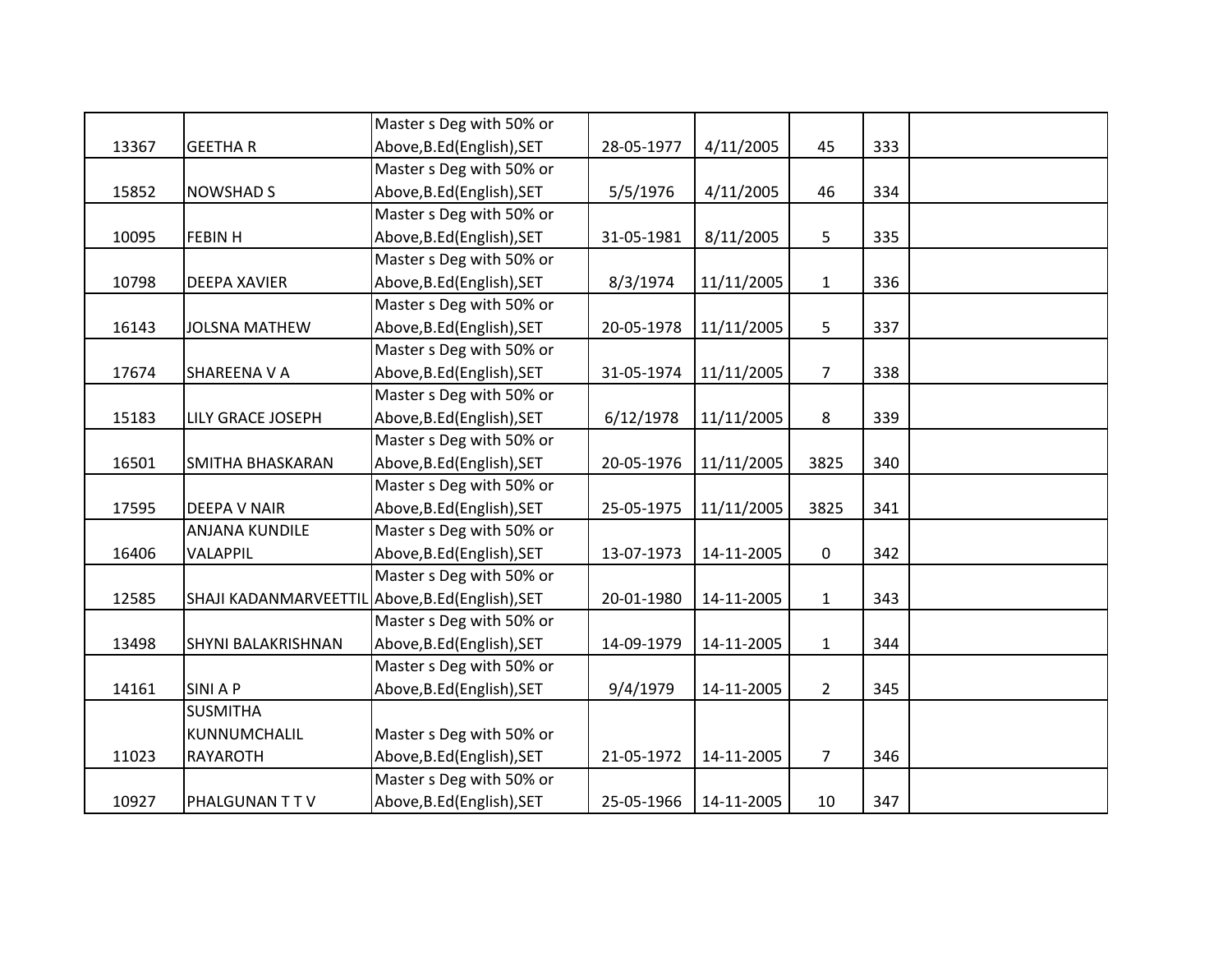| | | | | | | | |
|---|---|---|---|---|---|---|---|
| 13367 | GEETHA R | Master s Deg with 50% or Above,B.Ed(English),SET | 28-05-1977 | 4/11/2005 | 45 | 333 | |
| 15852 | NOWSHAD S | Master s Deg with 50% or Above,B.Ed(English),SET | 5/5/1976 | 4/11/2005 | 46 | 334 | |
| 10095 | FEBIN H | Master s Deg with 50% or Above,B.Ed(English),SET | 31-05-1981 | 8/11/2005 | 5 | 335 | |
| 10798 | DEEPA XAVIER | Master s Deg with 50% or Above,B.Ed(English),SET | 8/3/1974 | 11/11/2005 | 1 | 336 | |
| 16143 | JOLSNA MATHEW | Master s Deg with 50% or Above,B.Ed(English),SET | 20-05-1978 | 11/11/2005 | 5 | 337 | |
| 17674 | SHAREENA V A | Master s Deg with 50% or Above,B.Ed(English),SET | 31-05-1974 | 11/11/2005 | 7 | 338 | |
| 15183 | LILY GRACE JOSEPH | Master s Deg with 50% or Above,B.Ed(English),SET | 6/12/1978 | 11/11/2005 | 8 | 339 | |
| 16501 | SMITHA BHASKARAN | Master s Deg with 50% or Above,B.Ed(English),SET | 20-05-1976 | 11/11/2005 | 3825 | 340 | |
| 17595 | DEEPA V NAIR | Master s Deg with 50% or Above,B.Ed(English),SET | 25-05-1975 | 11/11/2005 | 3825 | 341 | |
| 16406 | ANJANA KUNDILE VALAPPIL | Master s Deg with 50% or Above,B.Ed(English),SET | 13-07-1973 | 14-11-2005 | 0 | 342 | |
| 12585 | SHAJI KADANMARVEETTIL | Master s Deg with 50% or Above,B.Ed(English),SET | 20-01-1980 | 14-11-2005 | 1 | 343 | |
| 13498 | SHYNI BALAKRISHNAN | Master s Deg with 50% or Above,B.Ed(English),SET | 14-09-1979 | 14-11-2005 | 1 | 344 | |
| 14161 | SINI A P | Master s Deg with 50% or Above,B.Ed(English),SET | 9/4/1979 | 14-11-2005 | 2 | 345 | |
| 11023 | SUSMITHA KUNNUMCHALIL RAYAROTH | Master s Deg with 50% or Above,B.Ed(English),SET | 21-05-1972 | 14-11-2005 | 7 | 346 | |
| 10927 | PHALGUNAN T T V | Master s Deg with 50% or Above,B.Ed(English),SET | 25-05-1966 | 14-11-2005 | 10 | 347 | |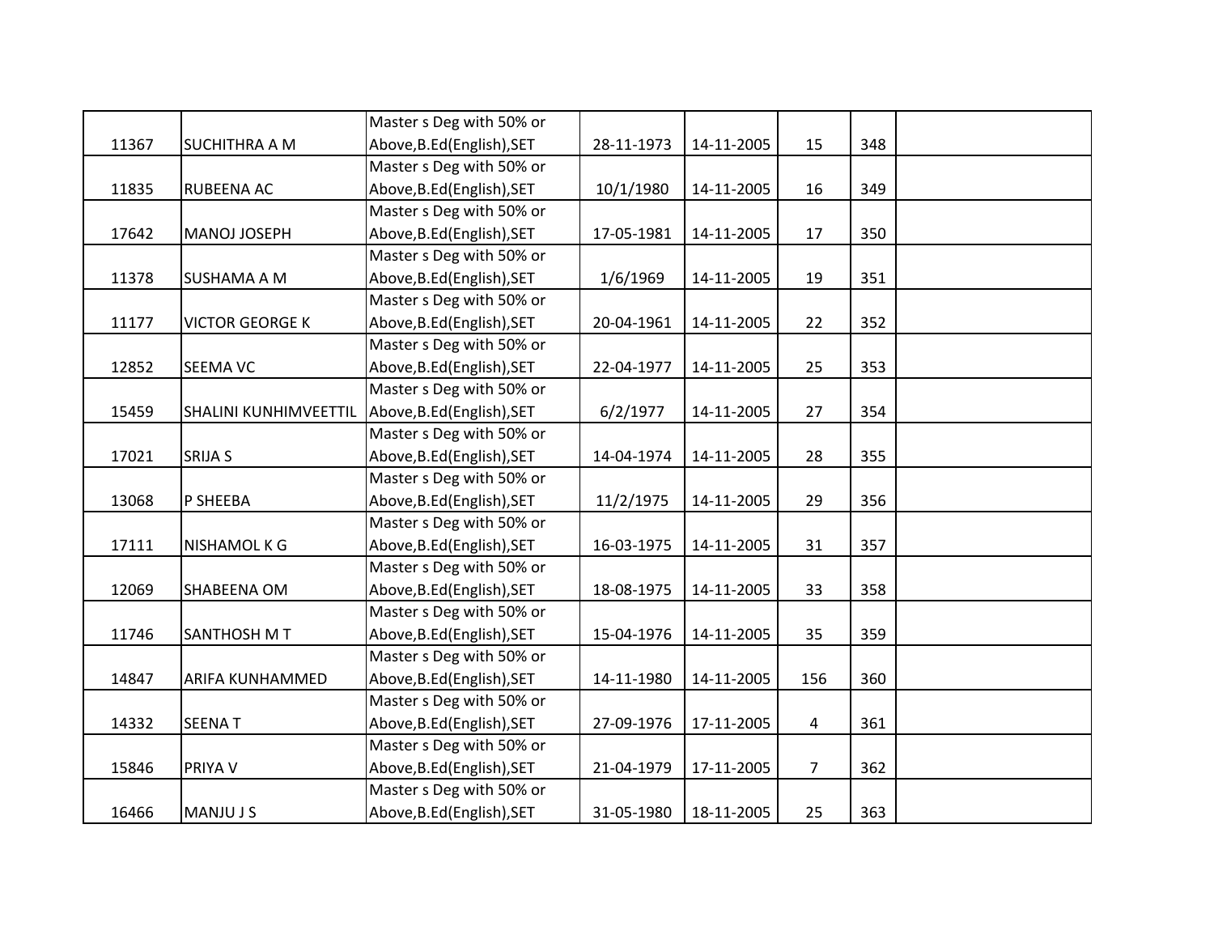| | | | | | | | |
|---|---|---|---|---|---|---|---|
| 11367 | SUCHITHRA A M | Master s Deg with 50% or Above,B.Ed(English),SET | 28-11-1973 | 14-11-2005 | 15 | 348 | |
| 11835 | RUBEENA AC | Master s Deg with 50% or Above,B.Ed(English),SET | 10/1/1980 | 14-11-2005 | 16 | 349 | |
| 17642 | MANOJ JOSEPH | Master s Deg with 50% or Above,B.Ed(English),SET | 17-05-1981 | 14-11-2005 | 17 | 350 | |
| 11378 | SUSHAMA A M | Master s Deg with 50% or Above,B.Ed(English),SET | 1/6/1969 | 14-11-2005 | 19 | 351 | |
| 11177 | VICTOR GEORGE K | Master s Deg with 50% or Above,B.Ed(English),SET | 20-04-1961 | 14-11-2005 | 22 | 352 | |
| 12852 | SEEMA VC | Master s Deg with 50% or Above,B.Ed(English),SET | 22-04-1977 | 14-11-2005 | 25 | 353 | |
| 15459 | SHALINI KUNHIMVEETTIL | Master s Deg with 50% or Above,B.Ed(English),SET | 6/2/1977 | 14-11-2005 | 27 | 354 | |
| 17021 | SRIJA S | Master s Deg with 50% or Above,B.Ed(English),SET | 14-04-1974 | 14-11-2005 | 28 | 355 | |
| 13068 | P SHEEBA | Master s Deg with 50% or Above,B.Ed(English),SET | 11/2/1975 | 14-11-2005 | 29 | 356 | |
| 17111 | NISHAMOL K G | Master s Deg with 50% or Above,B.Ed(English),SET | 16-03-1975 | 14-11-2005 | 31 | 357 | |
| 12069 | SHABEENA OM | Master s Deg with 50% or Above,B.Ed(English),SET | 18-08-1975 | 14-11-2005 | 33 | 358 | |
| 11746 | SANTHOSH M T | Master s Deg with 50% or Above,B.Ed(English),SET | 15-04-1976 | 14-11-2005 | 35 | 359 | |
| 14847 | ARIFA KUNHAMMED | Master s Deg with 50% or Above,B.Ed(English),SET | 14-11-1980 | 14-11-2005 | 156 | 360 | |
| 14332 | SEENA T | Master s Deg with 50% or Above,B.Ed(English),SET | 27-09-1976 | 17-11-2005 | 4 | 361 | |
| 15846 | PRIYA V | Master s Deg with 50% or Above,B.Ed(English),SET | 21-04-1979 | 17-11-2005 | 7 | 362 | |
| 16466 | MANJU J S | Master s Deg with 50% or Above,B.Ed(English),SET | 31-05-1980 | 18-11-2005 | 25 | 363 | |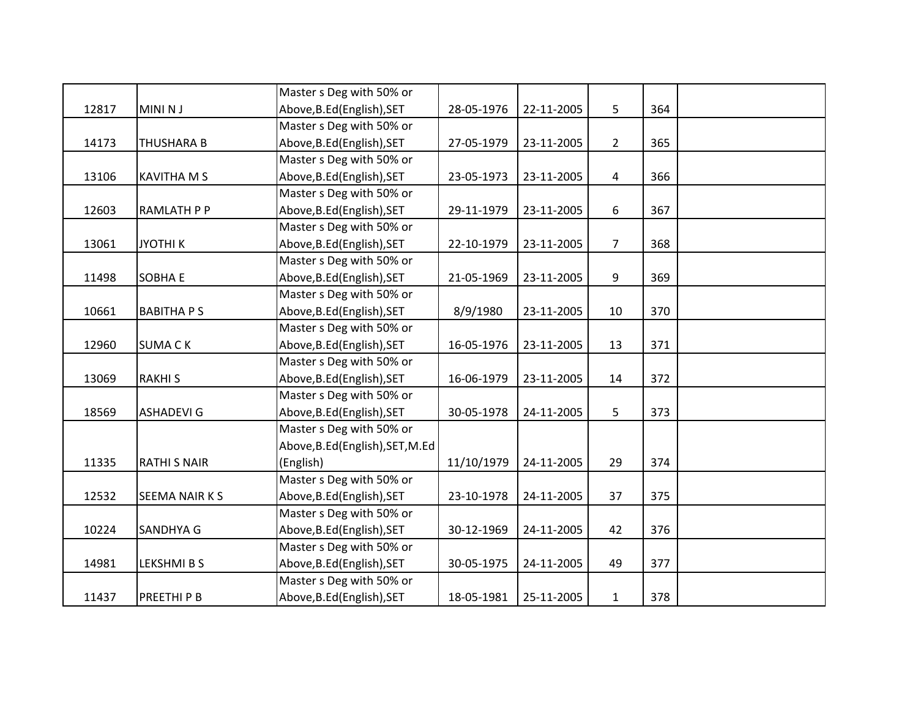| | | | | | | | |
|---|---|---|---|---|---|---|---|
| 12817 | MINI N J | Master s Deg with 50% or Above,B.Ed(English),SET | 28-05-1976 | 22-11-2005 | 5 | 364 | |
| 14173 | THUSHARA B | Master s Deg with 50% or Above,B.Ed(English),SET | 27-05-1979 | 23-11-2005 | 2 | 365 | |
| 13106 | KAVITHA M S | Master s Deg with 50% or Above,B.Ed(English),SET | 23-05-1973 | 23-11-2005 | 4 | 366 | |
| 12603 | RAMLATH P P | Master s Deg with 50% or Above,B.Ed(English),SET | 29-11-1979 | 23-11-2005 | 6 | 367 | |
| 13061 | JYOTHI K | Master s Deg with 50% or Above,B.Ed(English),SET | 22-10-1979 | 23-11-2005 | 7 | 368 | |
| 11498 | SOBHA E | Master s Deg with 50% or Above,B.Ed(English),SET | 21-05-1969 | 23-11-2005 | 9 | 369 | |
| 10661 | BABITHA P S | Master s Deg with 50% or Above,B.Ed(English),SET | 8/9/1980 | 23-11-2005 | 10 | 370 | |
| 12960 | SUMA C K | Master s Deg with 50% or Above,B.Ed(English),SET | 16-05-1976 | 23-11-2005 | 13 | 371 | |
| 13069 | RAKHI S | Master s Deg with 50% or Above,B.Ed(English),SET | 16-06-1979 | 23-11-2005 | 14 | 372 | |
| 18569 | ASHADEVI G | Master s Deg with 50% or Above,B.Ed(English),SET | 30-05-1978 | 24-11-2005 | 5 | 373 | |
| 11335 | RATHI S NAIR | Master s Deg with 50% or Above,B.Ed(English),SET,M.Ed (English) | 11/10/1979 | 24-11-2005 | 29 | 374 | |
| 12532 | SEEMA NAIR K S | Master s Deg with 50% or Above,B.Ed(English),SET | 23-10-1978 | 24-11-2005 | 37 | 375 | |
| 10224 | SANDHYA G | Master s Deg with 50% or Above,B.Ed(English),SET | 30-12-1969 | 24-11-2005 | 42 | 376 | |
| 14981 | LEKSHMI B S | Master s Deg with 50% or Above,B.Ed(English),SET | 30-05-1975 | 24-11-2005 | 49 | 377 | |
| 11437 | PREETHI P B | Master s Deg with 50% or Above,B.Ed(English),SET | 18-05-1981 | 25-11-2005 | 1 | 378 | |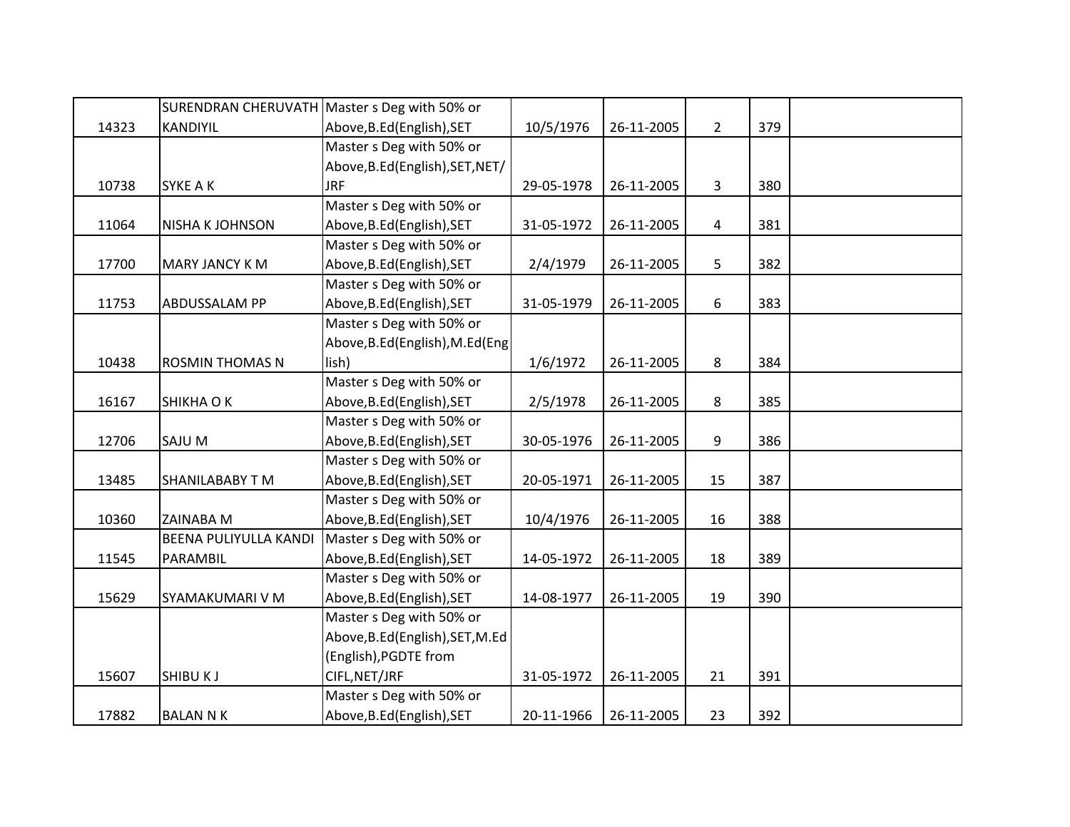| | | | | | | | |
|---|---|---|---|---|---|---|---|
| 14323 | SURENDRAN CHERUVATH KANDIYIL | Master s Deg with 50% or Above,B.Ed(English),SET | 10/5/1976 | 26-11-2005 | 2 | 379 | |
| 10738 | SYKE A K | Master s Deg with 50% or Above,B.Ed(English),SET,NET/JRF | 29-05-1978 | 26-11-2005 | 3 | 380 | |
| 11064 | NISHA K JOHNSON | Master s Deg with 50% or Above,B.Ed(English),SET | 31-05-1972 | 26-11-2005 | 4 | 381 | |
| 17700 | MARY JANCY K M | Master s Deg with 50% or Above,B.Ed(English),SET | 2/4/1979 | 26-11-2005 | 5 | 382 | |
| 11753 | ABDUSSALAM PP | Master s Deg with 50% or Above,B.Ed(English),SET | 31-05-1979 | 26-11-2005 | 6 | 383 | |
| 10438 | ROSMIN THOMAS N | Master s Deg with 50% or Above,B.Ed(English),M.Ed(English) | 1/6/1972 | 26-11-2005 | 8 | 384 | |
| 16167 | SHIKHA O K | Master s Deg with 50% or Above,B.Ed(English),SET | 2/5/1978 | 26-11-2005 | 8 | 385 | |
| 12706 | SAJU M | Master s Deg with 50% or Above,B.Ed(English),SET | 30-05-1976 | 26-11-2005 | 9 | 386 | |
| 13485 | SHANILABABY T M | Master s Deg with 50% or Above,B.Ed(English),SET | 20-05-1971 | 26-11-2005 | 15 | 387 | |
| 10360 | ZAINABA M | Master s Deg with 50% or Above,B.Ed(English),SET | 10/4/1976 | 26-11-2005 | 16 | 388 | |
| 11545 | BEENA PULIYULLA KANDI PARAMBIL | Master s Deg with 50% or Above,B.Ed(English),SET | 14-05-1972 | 26-11-2005 | 18 | 389 | |
| 15629 | SYAMAKUMARI V M | Master s Deg with 50% or Above,B.Ed(English),SET | 14-08-1977 | 26-11-2005 | 19 | 390 | |
| 15607 | SHIBU K J | Master s Deg with 50% or Above,B.Ed(English),SET,M.Ed (English),PGDTE from CIFL,NET/JRF | 31-05-1972 | 26-11-2005 | 21 | 391 | |
| 17882 | BALAN N K | Master s Deg with 50% or Above,B.Ed(English),SET | 20-11-1966 | 26-11-2005 | 23 | 392 | |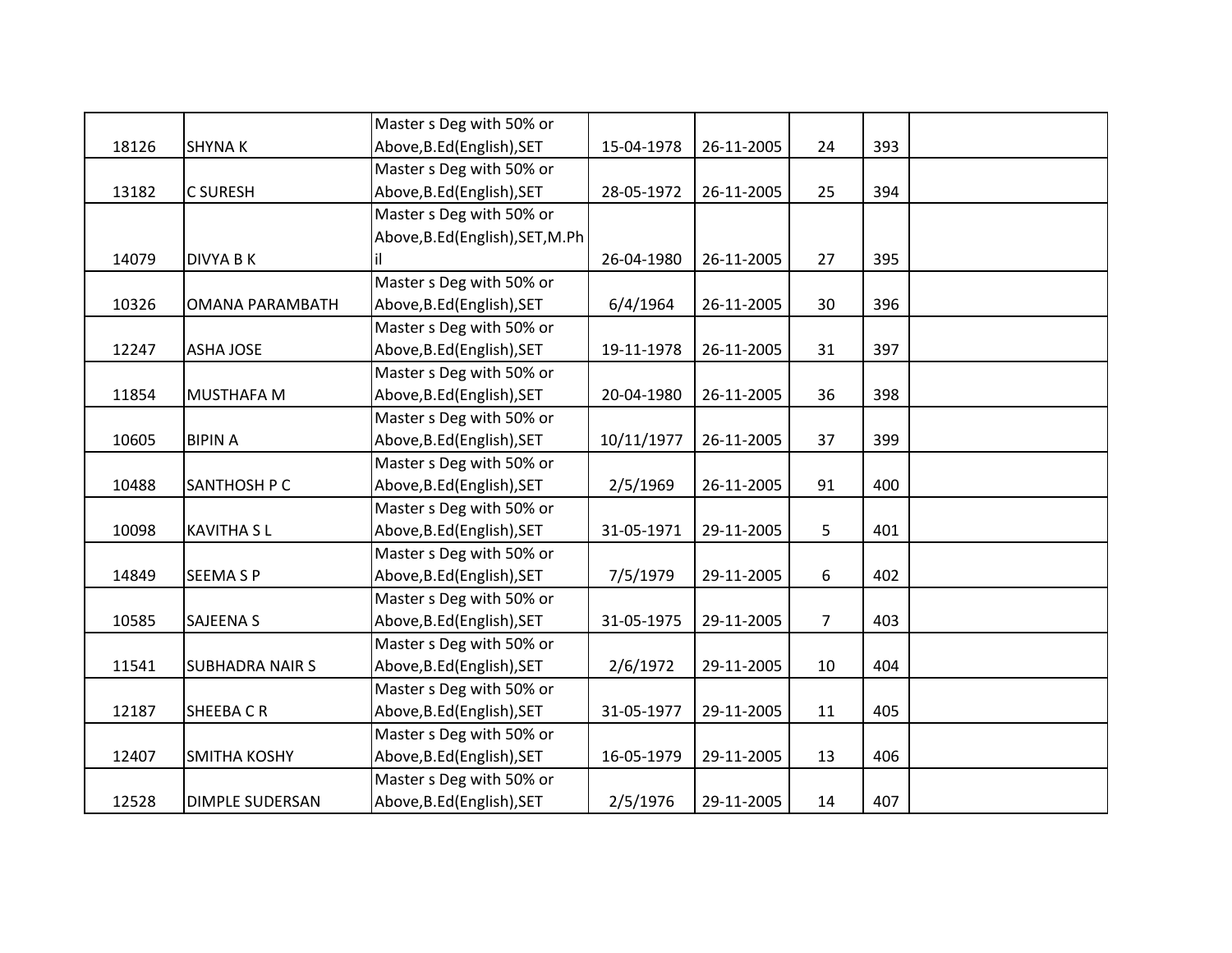| | | | | | | | |
|---|---|---|---|---|---|---|---|
| 18126 | SHYNA K | Master s Deg with 50% or Above,B.Ed(English),SET | 15-04-1978 | 26-11-2005 | 24 | 393 | |
| 13182 | C SURESH | Master s Deg with 50% or Above,B.Ed(English),SET | 28-05-1972 | 26-11-2005 | 25 | 394 | |
| 14079 | DIVYA B K | Master s Deg with 50% or Above,B.Ed(English),SET,M.Phil | 26-04-1980 | 26-11-2005 | 27 | 395 | |
| 10326 | OMANA PARAMBATH | Master s Deg with 50% or Above,B.Ed(English),SET | 6/4/1964 | 26-11-2005 | 30 | 396 | |
| 12247 | ASHA JOSE | Master s Deg with 50% or Above,B.Ed(English),SET | 19-11-1978 | 26-11-2005 | 31 | 397 | |
| 11854 | MUSTHAFA M | Master s Deg with 50% or Above,B.Ed(English),SET | 20-04-1980 | 26-11-2005 | 36 | 398 | |
| 10605 | BIPIN A | Master s Deg with 50% or Above,B.Ed(English),SET | 10/11/1977 | 26-11-2005 | 37 | 399 | |
| 10488 | SANTHOSH P C | Master s Deg with 50% or Above,B.Ed(English),SET | 2/5/1969 | 26-11-2005 | 91 | 400 | |
| 10098 | KAVITHA S L | Master s Deg with 50% or Above,B.Ed(English),SET | 31-05-1971 | 29-11-2005 | 5 | 401 | |
| 14849 | SEEMA S P | Master s Deg with 50% or Above,B.Ed(English),SET | 7/5/1979 | 29-11-2005 | 6 | 402 | |
| 10585 | SAJEENA S | Master s Deg with 50% or Above,B.Ed(English),SET | 31-05-1975 | 29-11-2005 | 7 | 403 | |
| 11541 | SUBHADRA NAIR S | Master s Deg with 50% or Above,B.Ed(English),SET | 2/6/1972 | 29-11-2005 | 10 | 404 | |
| 12187 | SHEEBA C R | Master s Deg with 50% or Above,B.Ed(English),SET | 31-05-1977 | 29-11-2005 | 11 | 405 | |
| 12407 | SMITHA KOSHY | Master s Deg with 50% or Above,B.Ed(English),SET | 16-05-1979 | 29-11-2005 | 13 | 406 | |
| 12528 | DIMPLE SUDERSAN | Master s Deg with 50% or Above,B.Ed(English),SET | 2/5/1976 | 29-11-2005 | 14 | 407 | |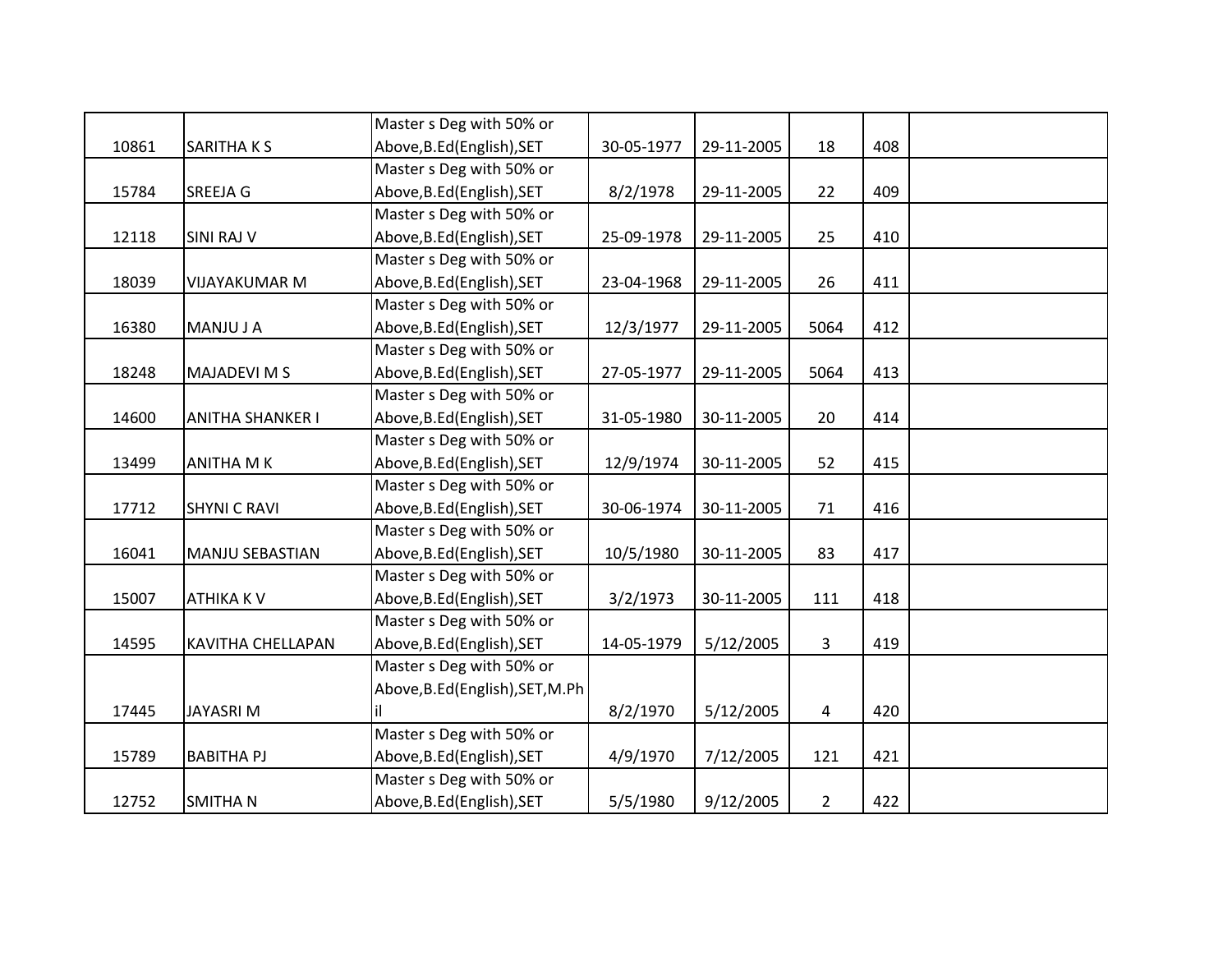|  |  |  |  |  |  |  |  |
|---|---|---|---|---|---|---|---|
| 10861 | SARITHA K S | Master s Deg with 50% or Above,B.Ed(English),SET | 30-05-1977 | 29-11-2005 | 18 | 408 |  |
| 15784 | SREEJA G | Master s Deg with 50% or Above,B.Ed(English),SET | 8/2/1978 | 29-11-2005 | 22 | 409 |  |
| 12118 | SINI RAJ V | Master s Deg with 50% or Above,B.Ed(English),SET | 25-09-1978 | 29-11-2005 | 25 | 410 |  |
| 18039 | VIJAYAKUMAR M | Master s Deg with 50% or Above,B.Ed(English),SET | 23-04-1968 | 29-11-2005 | 26 | 411 |  |
| 16380 | MANJU J A | Master s Deg with 50% or Above,B.Ed(English),SET | 12/3/1977 | 29-11-2005 | 5064 | 412 |  |
| 18248 | MAJADEVI M S | Master s Deg with 50% or Above,B.Ed(English),SET | 27-05-1977 | 29-11-2005 | 5064 | 413 |  |
| 14600 | ANITHA SHANKER I | Master s Deg with 50% or Above,B.Ed(English),SET | 31-05-1980 | 30-11-2005 | 20 | 414 |  |
| 13499 | ANITHA M K | Master s Deg with 50% or Above,B.Ed(English),SET | 12/9/1974 | 30-11-2005 | 52 | 415 |  |
| 17712 | SHYNI C RAVI | Master s Deg with 50% or Above,B.Ed(English),SET | 30-06-1974 | 30-11-2005 | 71 | 416 |  |
| 16041 | MANJU SEBASTIAN | Master s Deg with 50% or Above,B.Ed(English),SET | 10/5/1980 | 30-11-2005 | 83 | 417 |  |
| 15007 | ATHIKA K V | Master s Deg with 50% or Above,B.Ed(English),SET | 3/2/1973 | 30-11-2005 | 111 | 418 |  |
| 14595 | KAVITHA CHELLAPAN | Master s Deg with 50% or Above,B.Ed(English),SET | 14-05-1979 | 5/12/2005 | 3 | 419 |  |
| 17445 | JAYASRI M | Master s Deg with 50% or Above,B.Ed(English),SET,M.Phil | 8/2/1970 | 5/12/2005 | 4 | 420 |  |
| 15789 | BABITHA PJ | Master s Deg with 50% or Above,B.Ed(English),SET | 4/9/1970 | 7/12/2005 | 121 | 421 |  |
| 12752 | SMITHA N | Master s Deg with 50% or Above,B.Ed(English),SET | 5/5/1980 | 9/12/2005 | 2 | 422 |  |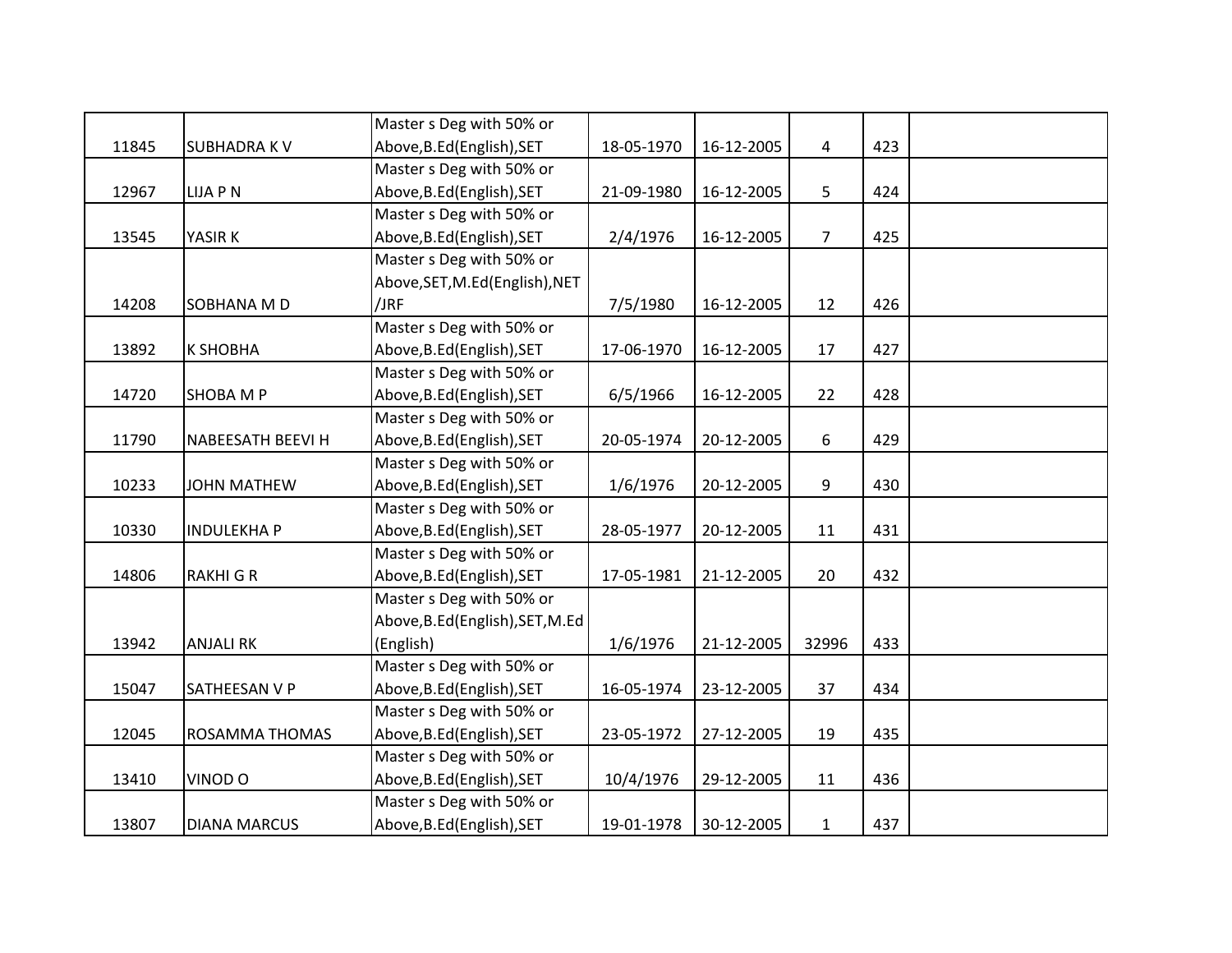|  |  |  |  |  |  |  |  |
|---|---|---|---|---|---|---|---|
| 11845 | SUBHADRA K V | Master s Deg with 50% or Above,B.Ed(English),SET | 18-05-1970 | 16-12-2005 | 4 | 423 |  |
| 12967 | LIJA P N | Master s Deg with 50% or Above,B.Ed(English),SET | 21-09-1980 | 16-12-2005 | 5 | 424 |  |
| 13545 | YASIR K | Master s Deg with 50% or Above,B.Ed(English),SET | 2/4/1976 | 16-12-2005 | 7 | 425 |  |
| 14208 | SOBHANA M D | Master s Deg with 50% or Above,SET,M.Ed(English),NET /JRF | 7/5/1980 | 16-12-2005 | 12 | 426 |  |
| 13892 | K SHOBHA | Master s Deg with 50% or Above,B.Ed(English),SET | 17-06-1970 | 16-12-2005 | 17 | 427 |  |
| 14720 | SHOBA M P | Master s Deg with 50% or Above,B.Ed(English),SET | 6/5/1966 | 16-12-2005 | 22 | 428 |  |
| 11790 | NABEESATH BEEVI H | Master s Deg with 50% or Above,B.Ed(English),SET | 20-05-1974 | 20-12-2005 | 6 | 429 |  |
| 10233 | JOHN MATHEW | Master s Deg with 50% or Above,B.Ed(English),SET | 1/6/1976 | 20-12-2005 | 9 | 430 |  |
| 10330 | INDULEKHA P | Master s Deg with 50% or Above,B.Ed(English),SET | 28-05-1977 | 20-12-2005 | 11 | 431 |  |
| 14806 | RAKHI G R | Master s Deg with 50% or Above,B.Ed(English),SET | 17-05-1981 | 21-12-2005 | 20 | 432 |  |
| 13942 | ANJALI RK | Master s Deg with 50% or Above,B.Ed(English),SET,M.Ed (English) | 1/6/1976 | 21-12-2005 | 32996 | 433 |  |
| 15047 | SATHEESAN V P | Master s Deg with 50% or Above,B.Ed(English),SET | 16-05-1974 | 23-12-2005 | 37 | 434 |  |
| 12045 | ROSAMMA THOMAS | Master s Deg with 50% or Above,B.Ed(English),SET | 23-05-1972 | 27-12-2005 | 19 | 435 |  |
| 13410 | VINOD O | Master s Deg with 50% or Above,B.Ed(English),SET | 10/4/1976 | 29-12-2005 | 11 | 436 |  |
| 13807 | DIANA MARCUS | Master s Deg with 50% or Above,B.Ed(English),SET | 19-01-1978 | 30-12-2005 | 1 | 437 |  |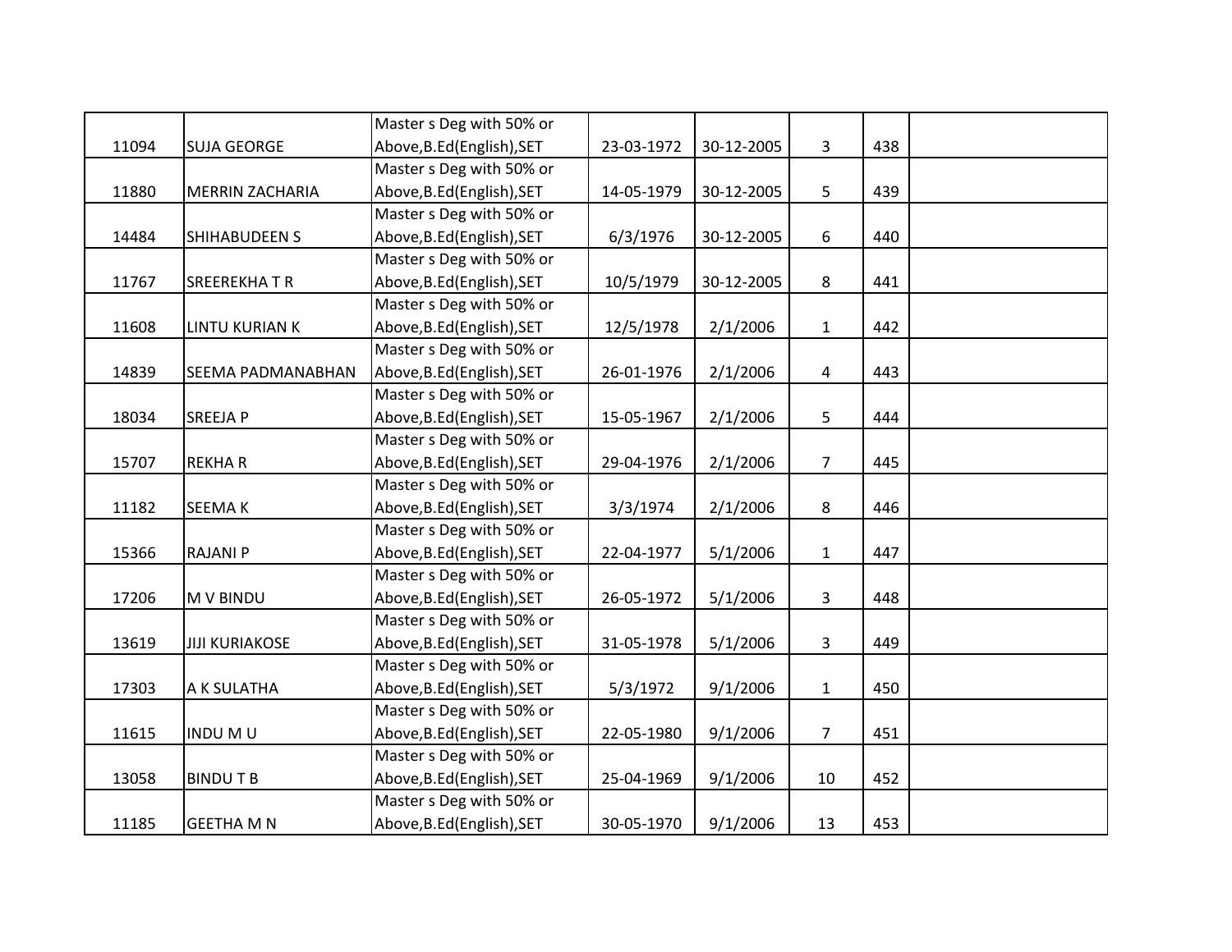| | | | | | | | |
|---|---|---|---|---|---|---|---|
| 11094 | SUJA GEORGE | Master s Deg with 50% or Above,B.Ed(English),SET | 23-03-1972 | 30-12-2005 | 3 | 438 | |
| 11880 | MERRIN ZACHARIA | Master s Deg with 50% or Above,B.Ed(English),SET | 14-05-1979 | 30-12-2005 | 5 | 439 | |
| 14484 | SHIHABUDEEN S | Master s Deg with 50% or Above,B.Ed(English),SET | 6/3/1976 | 30-12-2005 | 6 | 440 | |
| 11767 | SREEREKHA T R | Master s Deg with 50% or Above,B.Ed(English),SET | 10/5/1979 | 30-12-2005 | 8 | 441 | |
| 11608 | LINTU KURIAN K | Master s Deg with 50% or Above,B.Ed(English),SET | 12/5/1978 | 2/1/2006 | 1 | 442 | |
| 14839 | SEEMA PADMANABHAN | Master s Deg with 50% or Above,B.Ed(English),SET | 26-01-1976 | 2/1/2006 | 4 | 443 | |
| 18034 | SREEJA P | Master s Deg with 50% or Above,B.Ed(English),SET | 15-05-1967 | 2/1/2006 | 5 | 444 | |
| 15707 | REKHA R | Master s Deg with 50% or Above,B.Ed(English),SET | 29-04-1976 | 2/1/2006 | 7 | 445 | |
| 11182 | SEEMA K | Master s Deg with 50% or Above,B.Ed(English),SET | 3/3/1974 | 2/1/2006 | 8 | 446 | |
| 15366 | RAJANI P | Master s Deg with 50% or Above,B.Ed(English),SET | 22-04-1977 | 5/1/2006 | 1 | 447 | |
| 17206 | M V BINDU | Master s Deg with 50% or Above,B.Ed(English),SET | 26-05-1972 | 5/1/2006 | 3 | 448 | |
| 13619 | JIJI KURIAKOSE | Master s Deg with 50% or Above,B.Ed(English),SET | 31-05-1978 | 5/1/2006 | 3 | 449 | |
| 17303 | A K SULATHA | Master s Deg with 50% or Above,B.Ed(English),SET | 5/3/1972 | 9/1/2006 | 1 | 450 | |
| 11615 | INDU M U | Master s Deg with 50% or Above,B.Ed(English),SET | 22-05-1980 | 9/1/2006 | 7 | 451 | |
| 13058 | BINDU T B | Master s Deg with 50% or Above,B.Ed(English),SET | 25-04-1969 | 9/1/2006 | 10 | 452 | |
| 11185 | GEETHA M N | Master s Deg with 50% or Above,B.Ed(English),SET | 30-05-1970 | 9/1/2006 | 13 | 453 | |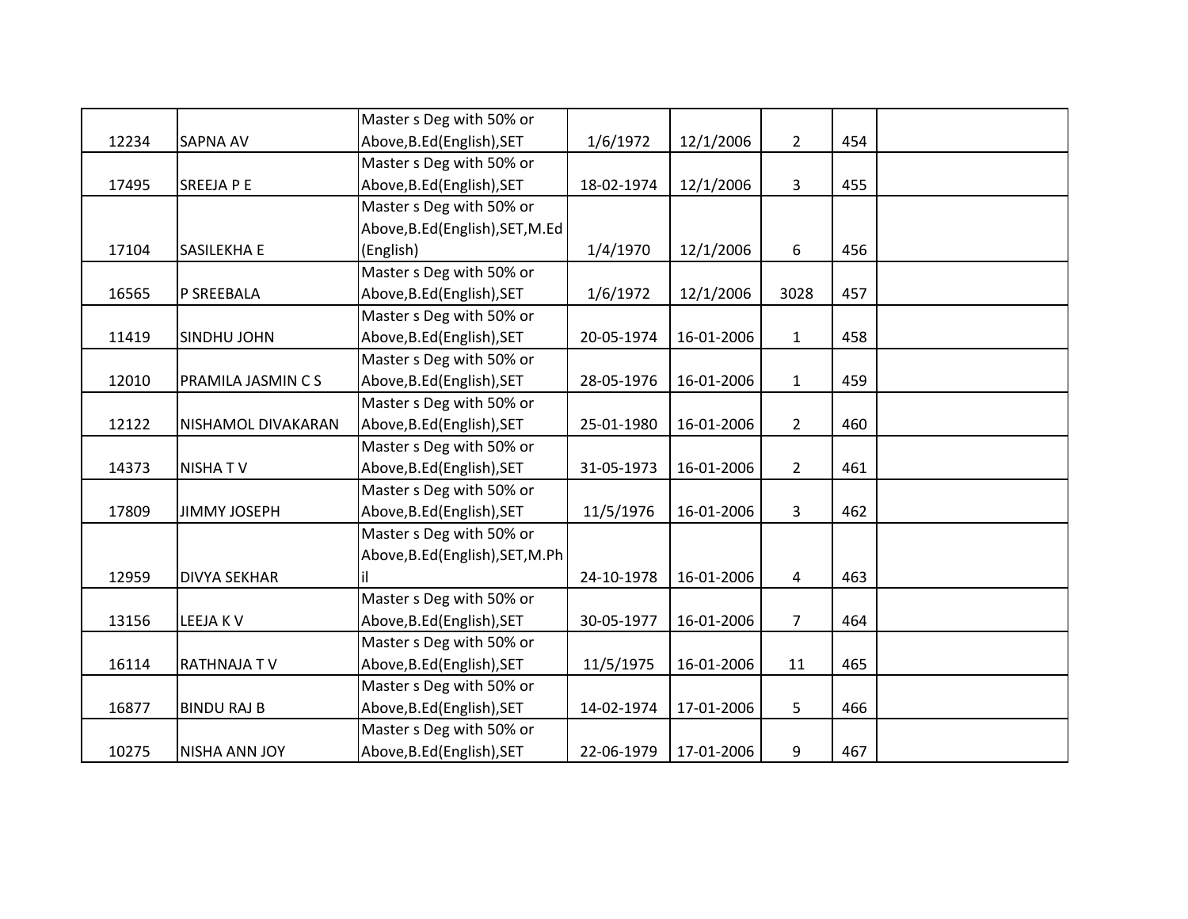| | | | | | | | |
|---|---|---|---|---|---|---|---|
| 12234 | SAPNA AV | Master s Deg with 50% or Above,B.Ed(English),SET | 1/6/1972 | 12/1/2006 | 2 | 454 | |
| 17495 | SREEJA P E | Master s Deg with 50% or Above,B.Ed(English),SET | 18-02-1974 | 12/1/2006 | 3 | 455 | |
| 17104 | SASILEKHA E | Master s Deg with 50% or Above,B.Ed(English),SET,M.Ed (English) | 1/4/1970 | 12/1/2006 | 6 | 456 | |
| 16565 | P SREEBALA | Master s Deg with 50% or Above,B.Ed(English),SET | 1/6/1972 | 12/1/2006 | 3028 | 457 | |
| 11419 | SINDHU JOHN | Master s Deg with 50% or Above,B.Ed(English),SET | 20-05-1974 | 16-01-2006 | 1 | 458 | |
| 12010 | PRAMILA JASMIN C S | Master s Deg with 50% or Above,B.Ed(English),SET | 28-05-1976 | 16-01-2006 | 1 | 459 | |
| 12122 | NISHAMOL DIVAKARAN | Master s Deg with 50% or Above,B.Ed(English),SET | 25-01-1980 | 16-01-2006 | 2 | 460 | |
| 14373 | NISHA T V | Master s Deg with 50% or Above,B.Ed(English),SET | 31-05-1973 | 16-01-2006 | 2 | 461 | |
| 17809 | JIMMY JOSEPH | Master s Deg with 50% or Above,B.Ed(English),SET | 11/5/1976 | 16-01-2006 | 3 | 462 | |
| 12959 | DIVYA SEKHAR | Master s Deg with 50% or Above,B.Ed(English),SET,M.Phil | 24-10-1978 | 16-01-2006 | 4 | 463 | |
| 13156 | LEEJA K V | Master s Deg with 50% or Above,B.Ed(English),SET | 30-05-1977 | 16-01-2006 | 7 | 464 | |
| 16114 | RATHNAJA T V | Master s Deg with 50% or Above,B.Ed(English),SET | 11/5/1975 | 16-01-2006 | 11 | 465 | |
| 16877 | BINDU RAJ B | Master s Deg with 50% or Above,B.Ed(English),SET | 14-02-1974 | 17-01-2006 | 5 | 466 | |
| 10275 | NISHA ANN JOY | Master s Deg with 50% or Above,B.Ed(English),SET | 22-06-1979 | 17-01-2006 | 9 | 467 | |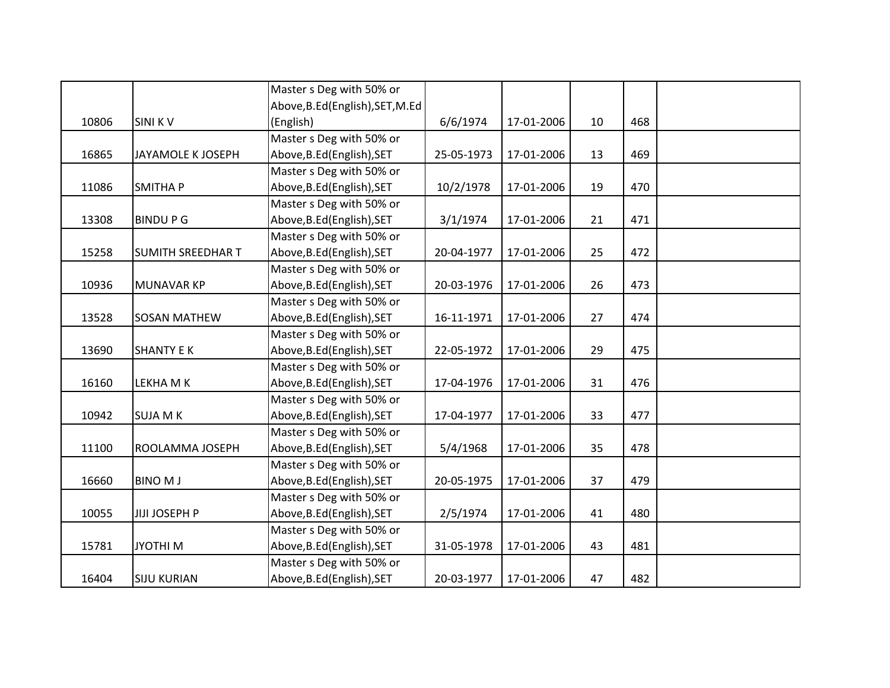| | | | | | | | |
|---|---|---|---|---|---|---|---|
| 10806 | SINI K V | Master s Deg with 50% or Above,B.Ed(English),SET,M.Ed (English) | 6/6/1974 | 17-01-2006 | 10 | 468 | |
| 16865 | JAYAMOLE K JOSEPH | Master s Deg with 50% or Above,B.Ed(English),SET | 25-05-1973 | 17-01-2006 | 13 | 469 | |
| 11086 | SMITHA P | Master s Deg with 50% or Above,B.Ed(English),SET | 10/2/1978 | 17-01-2006 | 19 | 470 | |
| 13308 | BINDU P G | Master s Deg with 50% or Above,B.Ed(English),SET | 3/1/1974 | 17-01-2006 | 21 | 471 | |
| 15258 | SUMITH SREEDHAR T | Master s Deg with 50% or Above,B.Ed(English),SET | 20-04-1977 | 17-01-2006 | 25 | 472 | |
| 10936 | MUNAVAR KP | Master s Deg with 50% or Above,B.Ed(English),SET | 20-03-1976 | 17-01-2006 | 26 | 473 | |
| 13528 | SOSAN MATHEW | Master s Deg with 50% or Above,B.Ed(English),SET | 16-11-1971 | 17-01-2006 | 27 | 474 | |
| 13690 | SHANTY E K | Master s Deg with 50% or Above,B.Ed(English),SET | 22-05-1972 | 17-01-2006 | 29 | 475 | |
| 16160 | LEKHA M K | Master s Deg with 50% or Above,B.Ed(English),SET | 17-04-1976 | 17-01-2006 | 31 | 476 | |
| 10942 | SUJA M K | Master s Deg with 50% or Above,B.Ed(English),SET | 17-04-1977 | 17-01-2006 | 33 | 477 | |
| 11100 | ROOLAMMA JOSEPH | Master s Deg with 50% or Above,B.Ed(English),SET | 5/4/1968 | 17-01-2006 | 35 | 478 | |
| 16660 | BINO M J | Master s Deg with 50% or Above,B.Ed(English),SET | 20-05-1975 | 17-01-2006 | 37 | 479 | |
| 10055 | JIJI JOSEPH P | Master s Deg with 50% or Above,B.Ed(English),SET | 2/5/1974 | 17-01-2006 | 41 | 480 | |
| 15781 | JYOTHI M | Master s Deg with 50% or Above,B.Ed(English),SET | 31-05-1978 | 17-01-2006 | 43 | 481 | |
| 16404 | SIJU KURIAN | Master s Deg with 50% or Above,B.Ed(English),SET | 20-03-1977 | 17-01-2006 | 47 | 482 | |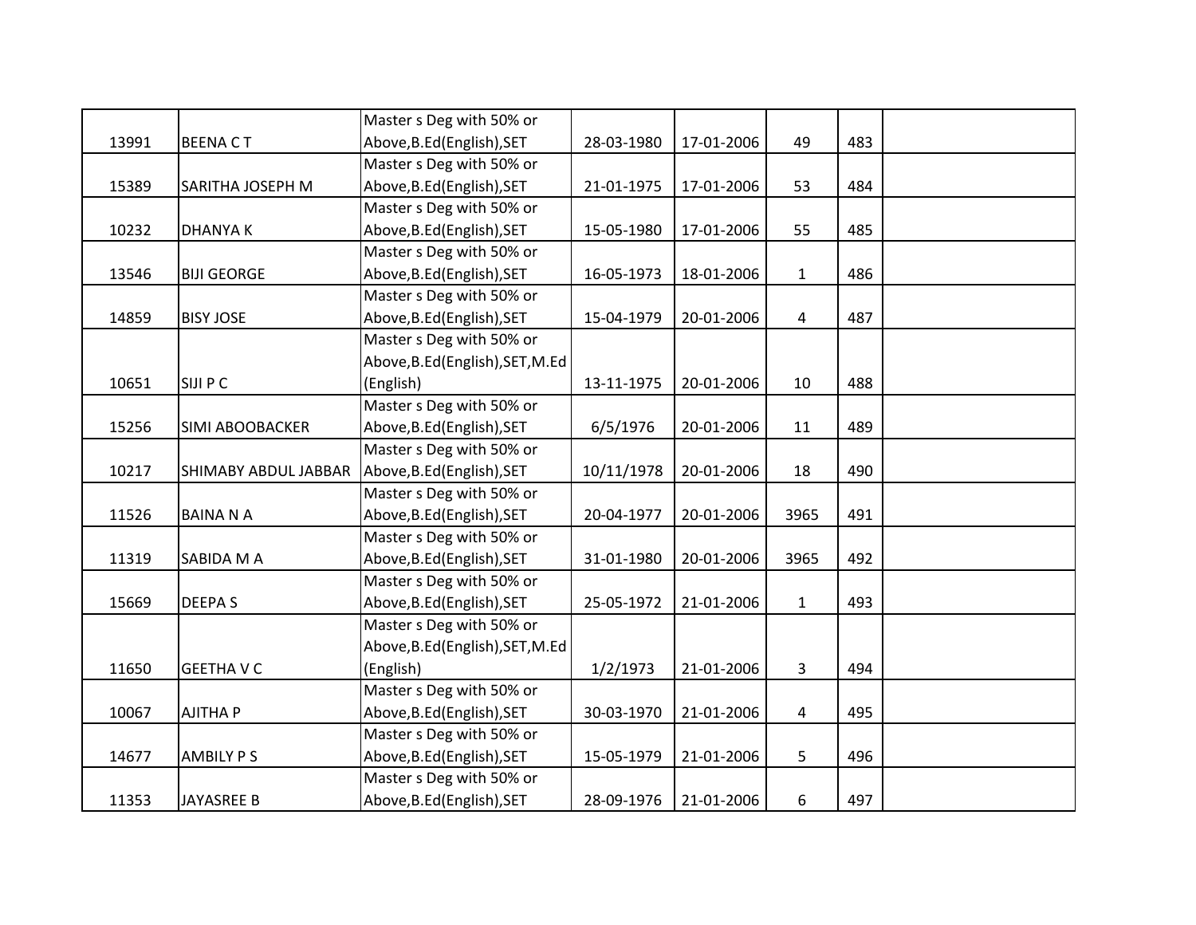| | | | | | | | |
|---|---|---|---|---|---|---|---|
| 13991 | BEENA C T | Master s Deg with 50% or Above,B.Ed(English),SET | 28-03-1980 | 17-01-2006 | 49 | 483 | |
| 15389 | SARITHA JOSEPH M | Master s Deg with 50% or Above,B.Ed(English),SET | 21-01-1975 | 17-01-2006 | 53 | 484 | |
| 10232 | DHANYA K | Master s Deg with 50% or Above,B.Ed(English),SET | 15-05-1980 | 17-01-2006 | 55 | 485 | |
| 13546 | BIJI GEORGE | Master s Deg with 50% or Above,B.Ed(English),SET | 16-05-1973 | 18-01-2006 | 1 | 486 | |
| 14859 | BISY JOSE | Master s Deg with 50% or Above,B.Ed(English),SET | 15-04-1979 | 20-01-2006 | 4 | 487 | |
| 10651 | SIJI P C | Master s Deg with 50% or Above,B.Ed(English),SET,M.Ed (English) | 13-11-1975 | 20-01-2006 | 10 | 488 | |
| 15256 | SIMI ABOOBACKER | Master s Deg with 50% or Above,B.Ed(English),SET | 6/5/1976 | 20-01-2006 | 11 | 489 | |
| 10217 | SHIMABY ABDUL JABBAR | Master s Deg with 50% or Above,B.Ed(English),SET | 10/11/1978 | 20-01-2006 | 18 | 490 | |
| 11526 | BAINA N A | Master s Deg with 50% or Above,B.Ed(English),SET | 20-04-1977 | 20-01-2006 | 3965 | 491 | |
| 11319 | SABIDA M A | Master s Deg with 50% or Above,B.Ed(English),SET | 31-01-1980 | 20-01-2006 | 3965 | 492 | |
| 15669 | DEEPA S | Master s Deg with 50% or Above,B.Ed(English),SET | 25-05-1972 | 21-01-2006 | 1 | 493 | |
| 11650 | GEETHA V C | Master s Deg with 50% or Above,B.Ed(English),SET,M.Ed (English) | 1/2/1973 | 21-01-2006 | 3 | 494 | |
| 10067 | AJITHA P | Master s Deg with 50% or Above,B.Ed(English),SET | 30-03-1970 | 21-01-2006 | 4 | 495 | |
| 14677 | AMBILY P S | Master s Deg with 50% or Above,B.Ed(English),SET | 15-05-1979 | 21-01-2006 | 5 | 496 | |
| 11353 | JAYASREE B | Master s Deg with 50% or Above,B.Ed(English),SET | 28-09-1976 | 21-01-2006 | 6 | 497 | |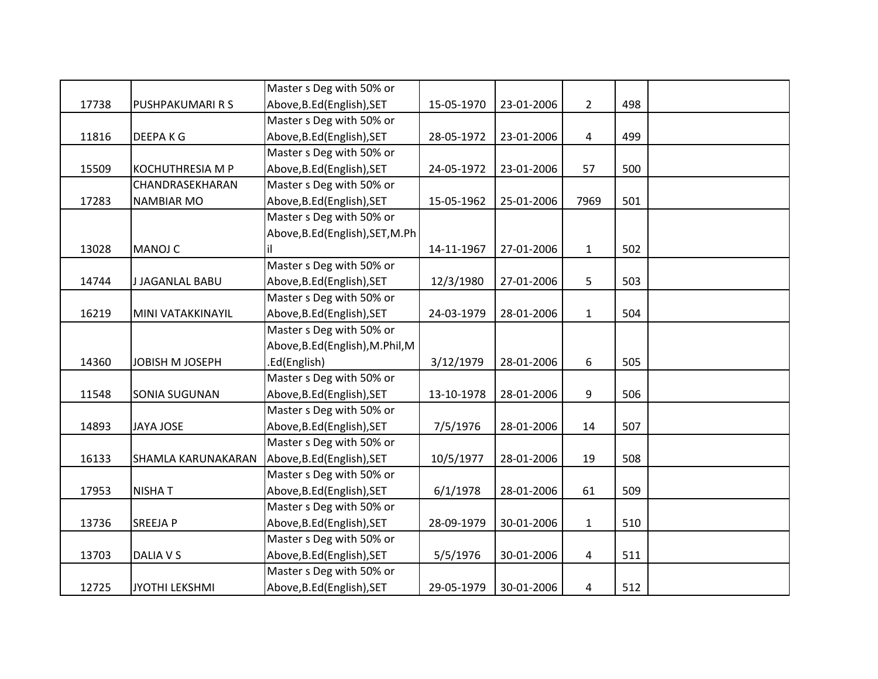| | | | | | | | |
|---|---|---|---|---|---|---|---|
| 17738 | PUSHPAKUMARI R S | Master s Deg with 50% or Above,B.Ed(English),SET | 15-05-1970 | 23-01-2006 | 2 | 498 | |
| 11816 | DEEPA K G | Master s Deg with 50% or Above,B.Ed(English),SET | 28-05-1972 | 23-01-2006 | 4 | 499 | |
| 15509 | KOCHUTHRESIA M P | Master s Deg with 50% or Above,B.Ed(English),SET | 24-05-1972 | 23-01-2006 | 57 | 500 | |
| 17283 | CHANDRASEKHARAN NAMBIAR MO | Master s Deg with 50% or Above,B.Ed(English),SET | 15-05-1962 | 25-01-2006 | 7969 | 501 | |
| 13028 | MANOJ C | Master s Deg with 50% or Above,B.Ed(English),SET,M.Phil | 14-11-1967 | 27-01-2006 | 1 | 502 | |
| 14744 | J JAGANLAL BABU | Master s Deg with 50% or Above,B.Ed(English),SET | 12/3/1980 | 27-01-2006 | 5 | 503 | |
| 16219 | MINI VATAKKINAYIL | Master s Deg with 50% or Above,B.Ed(English),SET | 24-03-1979 | 28-01-2006 | 1 | 504 | |
| 14360 | JOBISH M JOSEPH | Master s Deg with 50% or Above,B.Ed(English),M.Phil,M.Ed(English) | 3/12/1979 | 28-01-2006 | 6 | 505 | |
| 11548 | SONIA SUGUNAN | Master s Deg with 50% or Above,B.Ed(English),SET | 13-10-1978 | 28-01-2006 | 9 | 506 | |
| 14893 | JAYA JOSE | Master s Deg with 50% or Above,B.Ed(English),SET | 7/5/1976 | 28-01-2006 | 14 | 507 | |
| 16133 | SHAMLA KARUNAKARAN | Master s Deg with 50% or Above,B.Ed(English),SET | 10/5/1977 | 28-01-2006 | 19 | 508 | |
| 17953 | NISHA T | Master s Deg with 50% or Above,B.Ed(English),SET | 6/1/1978 | 28-01-2006 | 61 | 509 | |
| 13736 | SREEJA P | Master s Deg with 50% or Above,B.Ed(English),SET | 28-09-1979 | 30-01-2006 | 1 | 510 | |
| 13703 | DALIA V S | Master s Deg with 50% or Above,B.Ed(English),SET | 5/5/1976 | 30-01-2006 | 4 | 511 | |
| 12725 | JYOTHI LEKSHMI | Master s Deg with 50% or Above,B.Ed(English),SET | 29-05-1979 | 30-01-2006 | 4 | 512 | |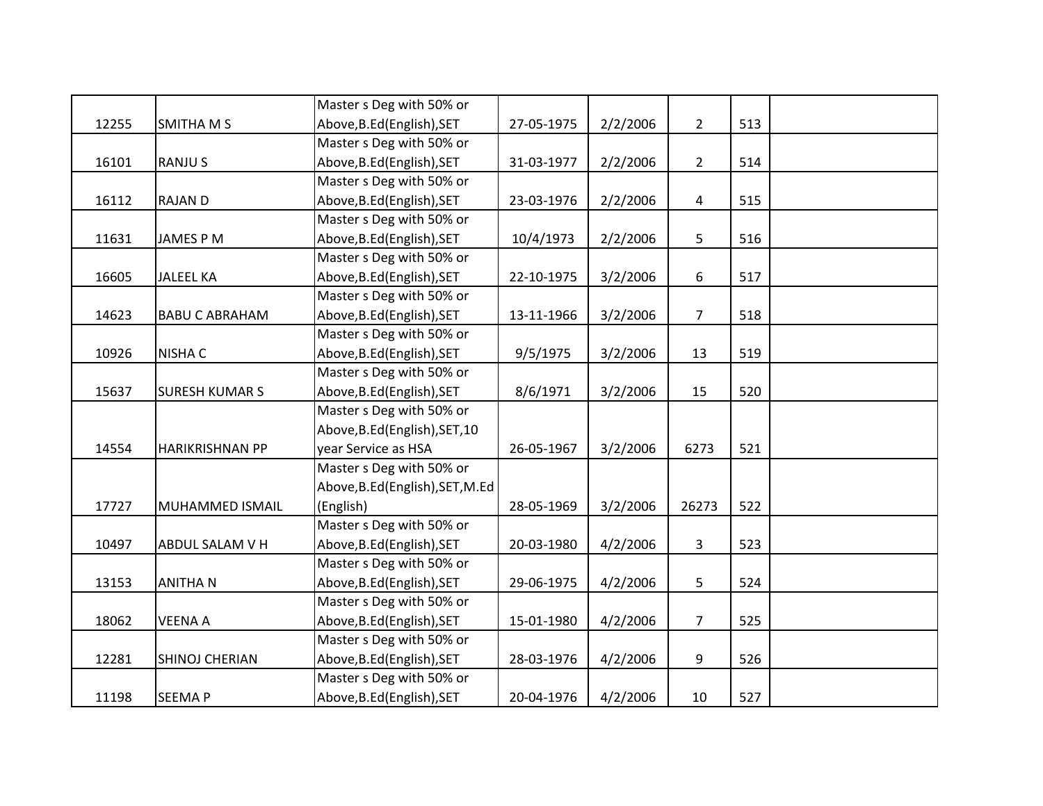| | | | | | | | |
|---|---|---|---|---|---|---|---|
| 12255 | SMITHA M S | Master s Deg with 50% or Above,B.Ed(English),SET | 27-05-1975 | 2/2/2006 | 2 | 513 | |
| 16101 | RANJU S | Master s Deg with 50% or Above,B.Ed(English),SET | 31-03-1977 | 2/2/2006 | 2 | 514 | |
| 16112 | RAJAN D | Master s Deg with 50% or Above,B.Ed(English),SET | 23-03-1976 | 2/2/2006 | 4 | 515 | |
| 11631 | JAMES P M | Master s Deg with 50% or Above,B.Ed(English),SET | 10/4/1973 | 2/2/2006 | 5 | 516 | |
| 16605 | JALEEL KA | Master s Deg with 50% or Above,B.Ed(English),SET | 22-10-1975 | 3/2/2006 | 6 | 517 | |
| 14623 | BABU C ABRAHAM | Master s Deg with 50% or Above,B.Ed(English),SET | 13-11-1966 | 3/2/2006 | 7 | 518 | |
| 10926 | NISHA C | Master s Deg with 50% or Above,B.Ed(English),SET | 9/5/1975 | 3/2/2006 | 13 | 519 | |
| 15637 | SURESH KUMAR S | Master s Deg with 50% or Above,B.Ed(English),SET | 8/6/1971 | 3/2/2006 | 15 | 520 | |
| 14554 | HARIKRISHNAN PP | Master s Deg with 50% or Above,B.Ed(English),SET,10 year Service as HSA | 26-05-1967 | 3/2/2006 | 6273 | 521 | |
| 17727 | MUHAMMED ISMAIL | Master s Deg with 50% or Above,B.Ed(English),SET,M.Ed (English) | 28-05-1969 | 3/2/2006 | 26273 | 522 | |
| 10497 | ABDUL SALAM V H | Master s Deg with 50% or Above,B.Ed(English),SET | 20-03-1980 | 4/2/2006 | 3 | 523 | |
| 13153 | ANITHA N | Master s Deg with 50% or Above,B.Ed(English),SET | 29-06-1975 | 4/2/2006 | 5 | 524 | |
| 18062 | VEENA A | Master s Deg with 50% or Above,B.Ed(English),SET | 15-01-1980 | 4/2/2006 | 7 | 525 | |
| 12281 | SHINOJ CHERIAN | Master s Deg with 50% or Above,B.Ed(English),SET | 28-03-1976 | 4/2/2006 | 9 | 526 | |
| 11198 | SEEMA P | Master s Deg with 50% or Above,B.Ed(English),SET | 20-04-1976 | 4/2/2006 | 10 | 527 | |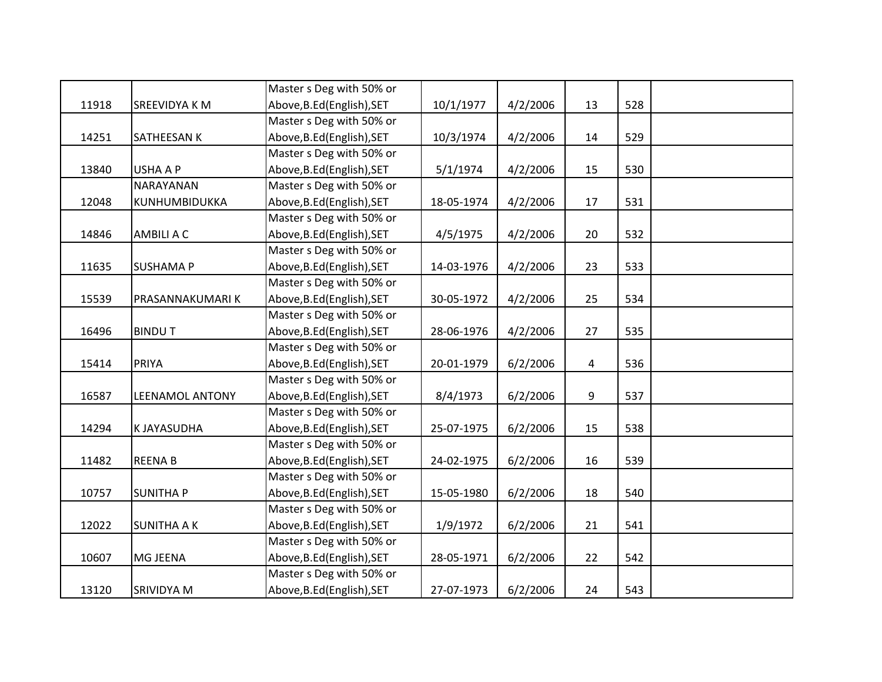| | | | | | | | |
|---|---|---|---|---|---|---|---|
| 11918 | SREEVIDYA K M | Master s Deg with 50% or Above,B.Ed(English),SET | 10/1/1977 | 4/2/2006 | 13 | 528 | |
| 14251 | SATHEESAN K | Master s Deg with 50% or Above,B.Ed(English),SET | 10/3/1974 | 4/2/2006 | 14 | 529 | |
| 13840 | USHA A P | Master s Deg with 50% or Above,B.Ed(English),SET | 5/1/1974 | 4/2/2006 | 15 | 530 | |
| 12048 | NARAYANAN KUNHUMBIDUKKA | Master s Deg with 50% or Above,B.Ed(English),SET | 18-05-1974 | 4/2/2006 | 17 | 531 | |
| 14846 | AMBILI A C | Master s Deg with 50% or Above,B.Ed(English),SET | 4/5/1975 | 4/2/2006 | 20 | 532 | |
| 11635 | SUSHAMA P | Master s Deg with 50% or Above,B.Ed(English),SET | 14-03-1976 | 4/2/2006 | 23 | 533 | |
| 15539 | PRASANNAKUMARI K | Master s Deg with 50% or Above,B.Ed(English),SET | 30-05-1972 | 4/2/2006 | 25 | 534 | |
| 16496 | BINDU T | Master s Deg with 50% or Above,B.Ed(English),SET | 28-06-1976 | 4/2/2006 | 27 | 535 | |
| 15414 | PRIYA | Master s Deg with 50% or Above,B.Ed(English),SET | 20-01-1979 | 6/2/2006 | 4 | 536 | |
| 16587 | LEENAMOL ANTONY | Master s Deg with 50% or Above,B.Ed(English),SET | 8/4/1973 | 6/2/2006 | 9 | 537 | |
| 14294 | K JAYASUDHA | Master s Deg with 50% or Above,B.Ed(English),SET | 25-07-1975 | 6/2/2006 | 15 | 538 | |
| 11482 | REENA B | Master s Deg with 50% or Above,B.Ed(English),SET | 24-02-1975 | 6/2/2006 | 16 | 539 | |
| 10757 | SUNITHA P | Master s Deg with 50% or Above,B.Ed(English),SET | 15-05-1980 | 6/2/2006 | 18 | 540 | |
| 12022 | SUNITHA A K | Master s Deg with 50% or Above,B.Ed(English),SET | 1/9/1972 | 6/2/2006 | 21 | 541 | |
| 10607 | MG JEENA | Master s Deg with 50% or Above,B.Ed(English),SET | 28-05-1971 | 6/2/2006 | 22 | 542 | |
| 13120 | SRIVIDYA M | Master s Deg with 50% or Above,B.Ed(English),SET | 27-07-1973 | 6/2/2006 | 24 | 543 | |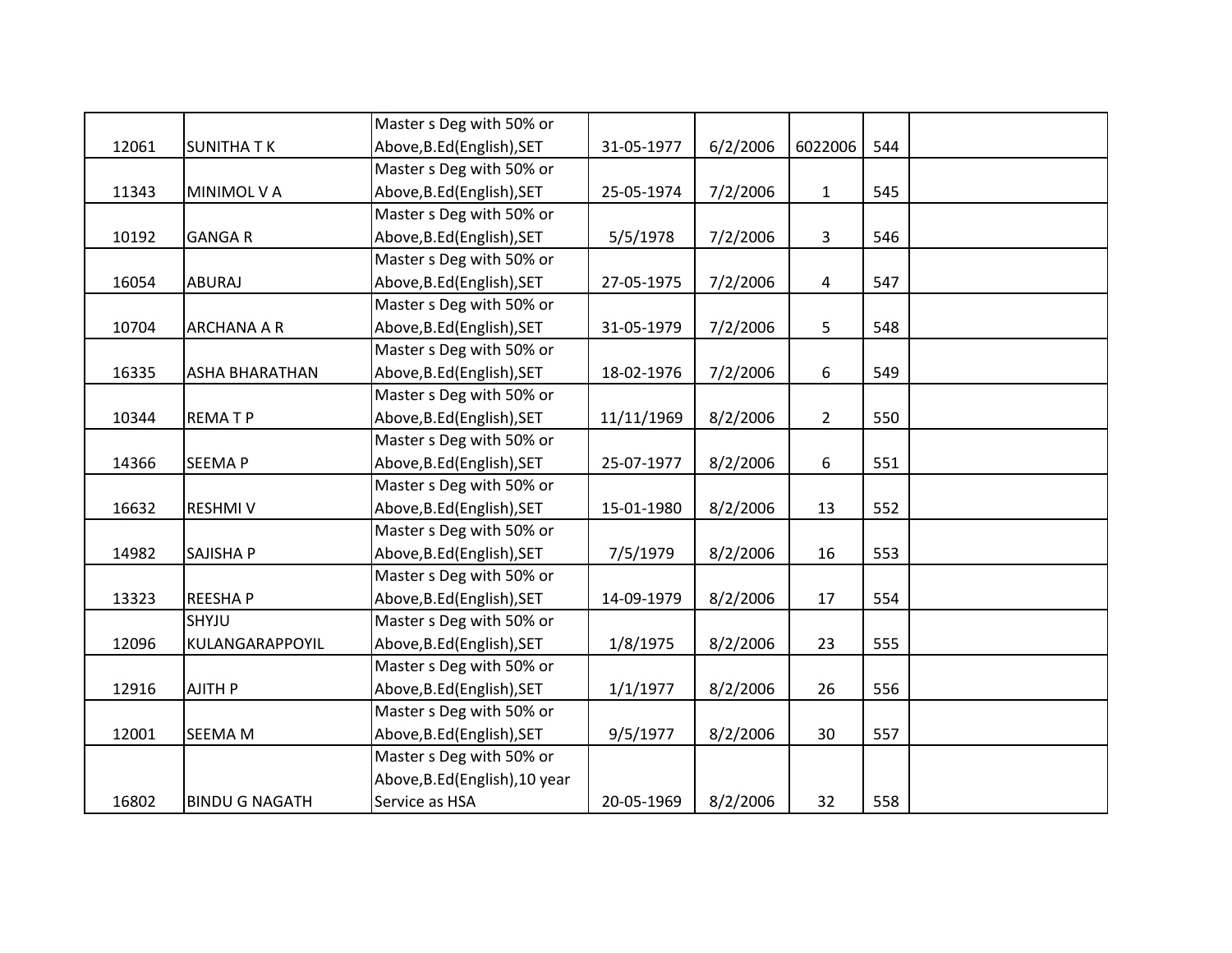| | | | | | | | |
|---|---|---|---|---|---|---|---|
| 12061 | SUNITHA T K | Master s Deg with 50% or Above,B.Ed(English),SET | 31-05-1977 | 6/2/2006 | 6022006 | 544 | |
| 11343 | MINIMOL V A | Master s Deg with 50% or Above,B.Ed(English),SET | 25-05-1974 | 7/2/2006 | 1 | 545 | |
| 10192 | GANGA R | Master s Deg with 50% or Above,B.Ed(English),SET | 5/5/1978 | 7/2/2006 | 3 | 546 | |
| 16054 | ABURAJ | Master s Deg with 50% or Above,B.Ed(English),SET | 27-05-1975 | 7/2/2006 | 4 | 547 | |
| 10704 | ARCHANA A R | Master s Deg with 50% or Above,B.Ed(English),SET | 31-05-1979 | 7/2/2006 | 5 | 548 | |
| 16335 | ASHA BHARATHAN | Master s Deg with 50% or Above,B.Ed(English),SET | 18-02-1976 | 7/2/2006 | 6 | 549 | |
| 10344 | REMA T P | Master s Deg with 50% or Above,B.Ed(English),SET | 11/11/1969 | 8/2/2006 | 2 | 550 | |
| 14366 | SEEMA P | Master s Deg with 50% or Above,B.Ed(English),SET | 25-07-1977 | 8/2/2006 | 6 | 551 | |
| 16632 | RESHMI V | Master s Deg with 50% or Above,B.Ed(English),SET | 15-01-1980 | 8/2/2006 | 13 | 552 | |
| 14982 | SAJISHA P | Master s Deg with 50% or Above,B.Ed(English),SET | 7/5/1979 | 8/2/2006 | 16 | 553 | |
| 13323 | REESHA P | Master s Deg with 50% or Above,B.Ed(English),SET | 14-09-1979 | 8/2/2006 | 17 | 554 | |
| 12096 | SHYJU KULANGARAPPOYIL | Master s Deg with 50% or Above,B.Ed(English),SET | 1/8/1975 | 8/2/2006 | 23 | 555 | |
| 12916 | AJITH P | Master s Deg with 50% or Above,B.Ed(English),SET | 1/1/1977 | 8/2/2006 | 26 | 556 | |
| 12001 | SEEMA M | Master s Deg with 50% or Above,B.Ed(English),SET | 9/5/1977 | 8/2/2006 | 30 | 557 | |
| 16802 | BINDU G NAGATH | Master s Deg with 50% or Above,B.Ed(English),10 year Service as HSA | 20-05-1969 | 8/2/2006 | 32 | 558 | |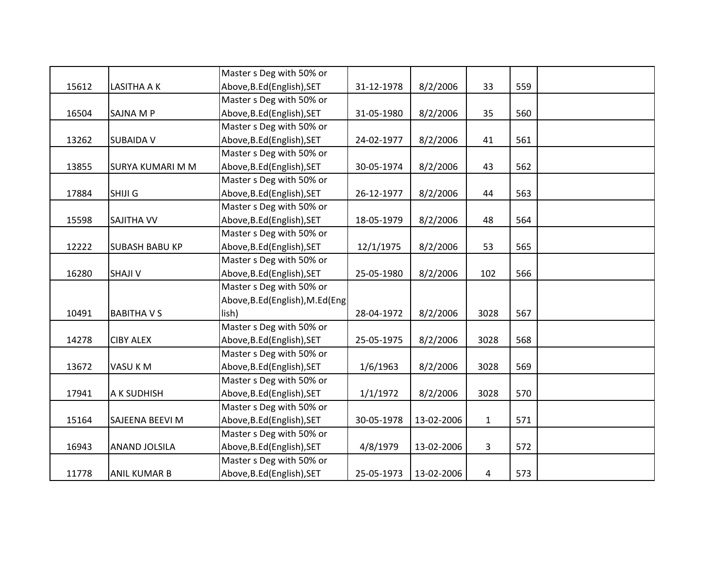| | | | | | | | |
|---|---|---|---|---|---|---|---|
| 15612 | LASITHA A K | Master s Deg with 50% or Above,B.Ed(English),SET | 31-12-1978 | 8/2/2006 | 33 | 559 | |
| 16504 | SAJNA M P | Master s Deg with 50% or Above,B.Ed(English),SET | 31-05-1980 | 8/2/2006 | 35 | 560 | |
| 13262 | SUBAIDA V | Master s Deg with 50% or Above,B.Ed(English),SET | 24-02-1977 | 8/2/2006 | 41 | 561 | |
| 13855 | SURYA KUMARI M M | Master s Deg with 50% or Above,B.Ed(English),SET | 30-05-1974 | 8/2/2006 | 43 | 562 | |
| 17884 | SHIJI G | Master s Deg with 50% or Above,B.Ed(English),SET | 26-12-1977 | 8/2/2006 | 44 | 563 | |
| 15598 | SAJITHA VV | Master s Deg with 50% or Above,B.Ed(English),SET | 18-05-1979 | 8/2/2006 | 48 | 564 | |
| 12222 | SUBASH BABU KP | Master s Deg with 50% or Above,B.Ed(English),SET | 12/1/1975 | 8/2/2006 | 53 | 565 | |
| 16280 | SHAJI V | Master s Deg with 50% or Above,B.Ed(English),SET | 25-05-1980 | 8/2/2006 | 102 | 566 | |
| 10491 | BABITHA V S | Master s Deg with 50% or Above,B.Ed(English),M.Ed(English) | 28-04-1972 | 8/2/2006 | 3028 | 567 | |
| 14278 | CIBY ALEX | Master s Deg with 50% or Above,B.Ed(English),SET | 25-05-1975 | 8/2/2006 | 3028 | 568 | |
| 13672 | VASU K M | Master s Deg with 50% or Above,B.Ed(English),SET | 1/6/1963 | 8/2/2006 | 3028 | 569 | |
| 17941 | A K SUDHISH | Master s Deg with 50% or Above,B.Ed(English),SET | 1/1/1972 | 8/2/2006 | 3028 | 570 | |
| 15164 | SAJEENA BEEVI M | Master s Deg with 50% or Above,B.Ed(English),SET | 30-05-1978 | 13-02-2006 | 1 | 571 | |
| 16943 | ANAND JOLSILA | Master s Deg with 50% or Above,B.Ed(English),SET | 4/8/1979 | 13-02-2006 | 3 | 572 | |
| 11778 | ANIL KUMAR B | Master s Deg with 50% or Above,B.Ed(English),SET | 25-05-1973 | 13-02-2006 | 4 | 573 | |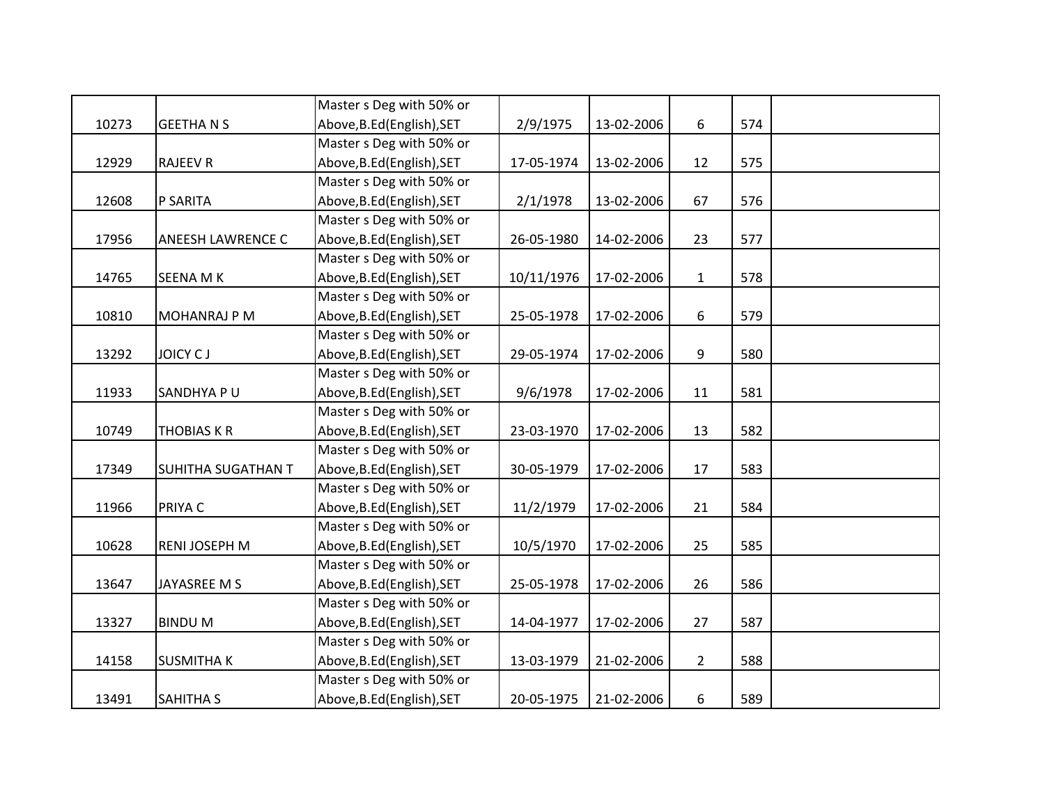| | | | | | | | |
|---|---|---|---|---|---|---|---|
| 10273 | GEETHA N S | Master s Deg with 50% or Above,B.Ed(English),SET | 2/9/1975 | 13-02-2006 | 6 | 574 | |
| 12929 | RAJEEV R | Master s Deg with 50% or Above,B.Ed(English),SET | 17-05-1974 | 13-02-2006 | 12 | 575 | |
| 12608 | P SARITA | Master s Deg with 50% or Above,B.Ed(English),SET | 2/1/1978 | 13-02-2006 | 67 | 576 | |
| 17956 | ANEESH LAWRENCE C | Master s Deg with 50% or Above,B.Ed(English),SET | 26-05-1980 | 14-02-2006 | 23 | 577 | |
| 14765 | SEENA M K | Master s Deg with 50% or Above,B.Ed(English),SET | 10/11/1976 | 17-02-2006 | 1 | 578 | |
| 10810 | MOHANRAJ P M | Master s Deg with 50% or Above,B.Ed(English),SET | 25-05-1978 | 17-02-2006 | 6 | 579 | |
| 13292 | JOICY C J | Master s Deg with 50% or Above,B.Ed(English),SET | 29-05-1974 | 17-02-2006 | 9 | 580 | |
| 11933 | SANDHYA P U | Master s Deg with 50% or Above,B.Ed(English),SET | 9/6/1978 | 17-02-2006 | 11 | 581 | |
| 10749 | THOBIAS K R | Master s Deg with 50% or Above,B.Ed(English),SET | 23-03-1970 | 17-02-2006 | 13 | 582 | |
| 17349 | SUHITHA SUGATHAN T | Master s Deg with 50% or Above,B.Ed(English),SET | 30-05-1979 | 17-02-2006 | 17 | 583 | |
| 11966 | PRIYA C | Master s Deg with 50% or Above,B.Ed(English),SET | 11/2/1979 | 17-02-2006 | 21 | 584 | |
| 10628 | RENI JOSEPH M | Master s Deg with 50% or Above,B.Ed(English),SET | 10/5/1970 | 17-02-2006 | 25 | 585 | |
| 13647 | JAYASREE M S | Master s Deg with 50% or Above,B.Ed(English),SET | 25-05-1978 | 17-02-2006 | 26 | 586 | |
| 13327 | BINDU M | Master s Deg with 50% or Above,B.Ed(English),SET | 14-04-1977 | 17-02-2006 | 27 | 587 | |
| 14158 | SUSMITHA K | Master s Deg with 50% or Above,B.Ed(English),SET | 13-03-1979 | 21-02-2006 | 2 | 588 | |
| 13491 | SAHITHA S | Master s Deg with 50% or Above,B.Ed(English),SET | 20-05-1975 | 21-02-2006 | 6 | 589 | |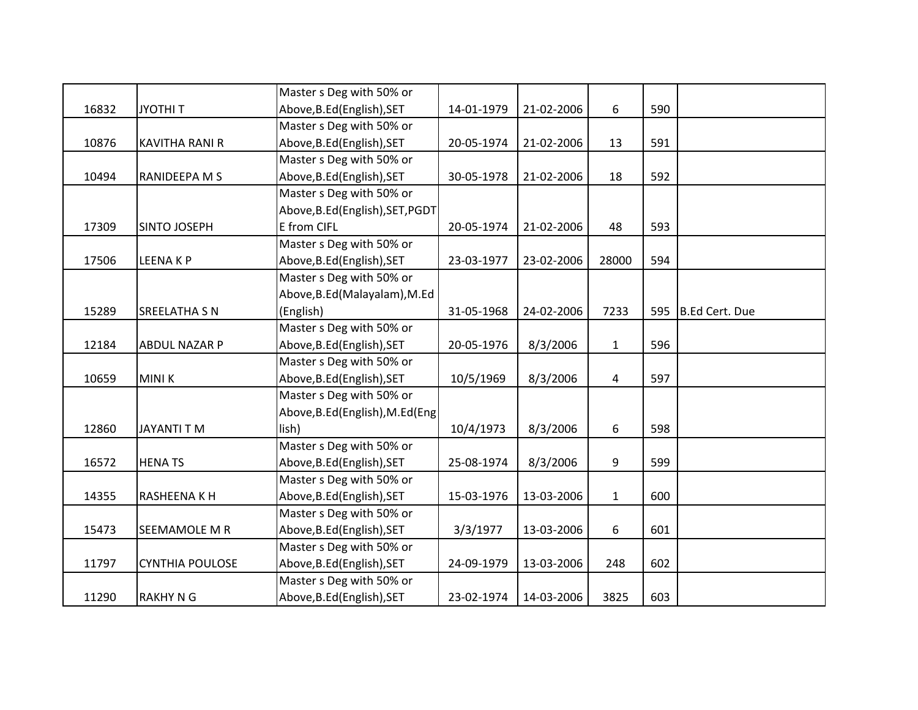| | | | | | | | |
|---|---|---|---|---|---|---|---|
| 16832 | JYOTHI T | Master s Deg with 50% or Above,B.Ed(English),SET | 14-01-1979 | 21-02-2006 | 6 | 590 | |
| 10876 | KAVITHA RANI R | Master s Deg with 50% or Above,B.Ed(English),SET | 20-05-1974 | 21-02-2006 | 13 | 591 | |
| 10494 | RANIDEEPA M S | Master s Deg with 50% or Above,B.Ed(English),SET | 30-05-1978 | 21-02-2006 | 18 | 592 | |
| 17309 | SINTO JOSEPH | Master s Deg with 50% or Above,B.Ed(English),SET,PGDTE from CIFL | 20-05-1974 | 21-02-2006 | 48 | 593 | |
| 17506 | LEENA K P | Master s Deg with 50% or Above,B.Ed(English),SET | 23-03-1977 | 23-02-2006 | 28000 | 594 | |
| 15289 | SREELATHA S N | Master s Deg with 50% or Above,B.Ed(Malayalam),M.Ed (English) | 31-05-1968 | 24-02-2006 | 7233 | 595 | B.Ed Cert. Due |
| 12184 | ABDUL NAZAR P | Master s Deg with 50% or Above,B.Ed(English),SET | 20-05-1976 | 8/3/2006 | 1 | 596 | |
| 10659 | MINI K | Master s Deg with 50% or Above,B.Ed(English),SET | 10/5/1969 | 8/3/2006 | 4 | 597 | |
| 12860 | JAYANTI T M | Master s Deg with 50% or Above,B.Ed(English),M.Ed(English) | 10/4/1973 | 8/3/2006 | 6 | 598 | |
| 16572 | HENA TS | Master s Deg with 50% or Above,B.Ed(English),SET | 25-08-1974 | 8/3/2006 | 9 | 599 | |
| 14355 | RASHEENA K H | Master s Deg with 50% or Above,B.Ed(English),SET | 15-03-1976 | 13-03-2006 | 1 | 600 | |
| 15473 | SEEMAMOLE M R | Master s Deg with 50% or Above,B.Ed(English),SET | 3/3/1977 | 13-03-2006 | 6 | 601 | |
| 11797 | CYNTHIA POULOSE | Master s Deg with 50% or Above,B.Ed(English),SET | 24-09-1979 | 13-03-2006 | 248 | 602 | |
| 11290 | RAKHY N G | Master s Deg with 50% or Above,B.Ed(English),SET | 23-02-1974 | 14-03-2006 | 3825 | 603 | |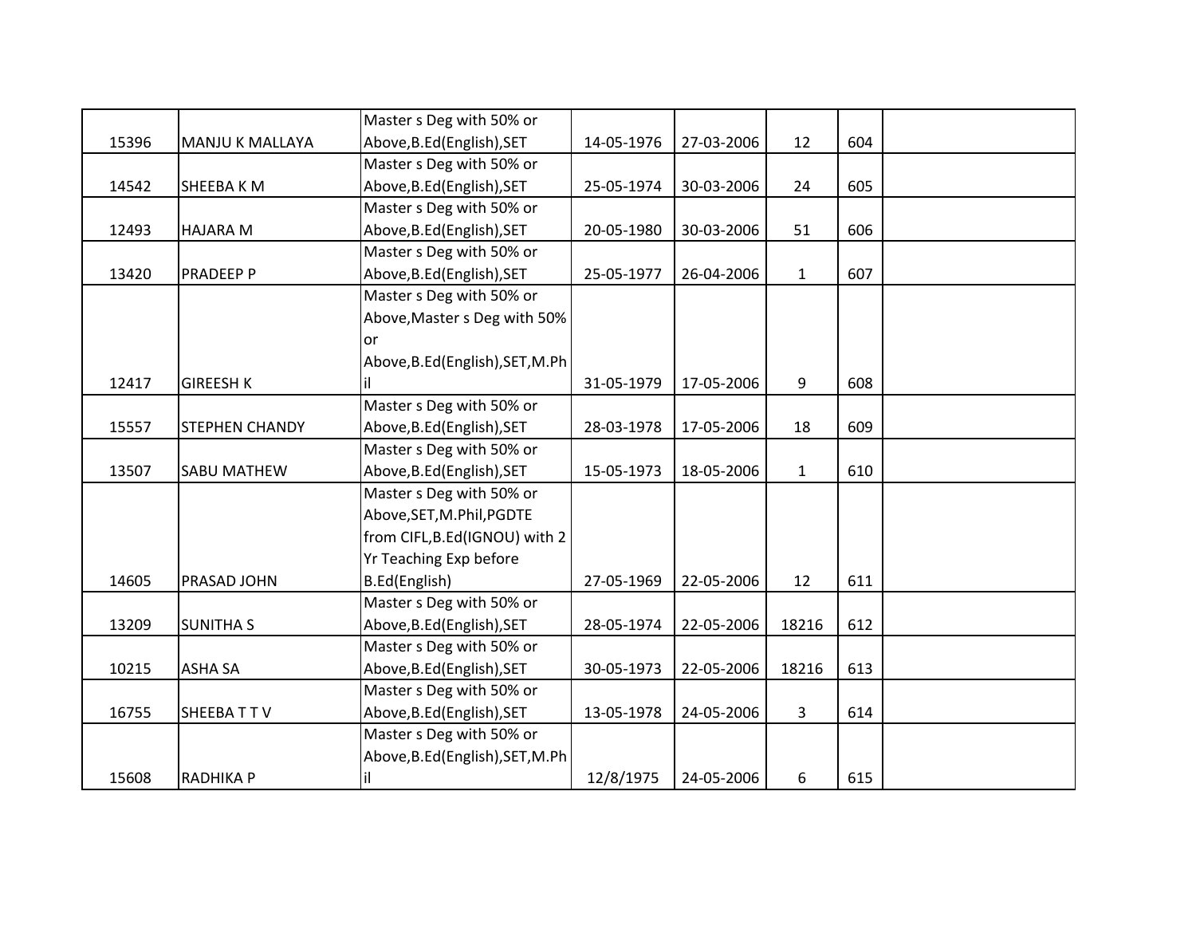| | | | | | | | |
|---|---|---|---|---|---|---|---|
| 15396 | MANJU K MALLAYA | Master s Deg with 50% or Above,B.Ed(English),SET | 14-05-1976 | 27-03-2006 | 12 | 604 | |
| 14542 | SHEEBA K M | Master s Deg with 50% or Above,B.Ed(English),SET | 25-05-1974 | 30-03-2006 | 24 | 605 | |
| 12493 | HAJARA M | Master s Deg with 50% or Above,B.Ed(English),SET | 20-05-1980 | 30-03-2006 | 51 | 606 | |
| 13420 | PRADEEP P | Master s Deg with 50% or Above,B.Ed(English),SET | 25-05-1977 | 26-04-2006 | 1 | 607 | |
| 12417 | GIREESH K | Master s Deg with 50% or Above,Master s Deg with 50% or Above,B.Ed(English),SET,M.Phil | 31-05-1979 | 17-05-2006 | 9 | 608 | |
| 15557 | STEPHEN CHANDY | Master s Deg with 50% or Above,B.Ed(English),SET | 28-03-1978 | 17-05-2006 | 18 | 609 | |
| 13507 | SABU MATHEW | Master s Deg with 50% or Above,B.Ed(English),SET | 15-05-1973 | 18-05-2006 | 1 | 610 | |
| 14605 | PRASAD JOHN | Master s Deg with 50% or Above,SET,M.Phil,PGDTE from CIFL,B.Ed(IGNOU) with 2 Yr Teaching Exp before B.Ed(English) | 27-05-1969 | 22-05-2006 | 12 | 611 | |
| 13209 | SUNITHA S | Master s Deg with 50% or Above,B.Ed(English),SET | 28-05-1974 | 22-05-2006 | 18216 | 612 | |
| 10215 | ASHA SA | Master s Deg with 50% or Above,B.Ed(English),SET | 30-05-1973 | 22-05-2006 | 18216 | 613 | |
| 16755 | SHEEBA T T V | Master s Deg with 50% or Above,B.Ed(English),SET | 13-05-1978 | 24-05-2006 | 3 | 614 | |
| 15608 | RADHIKA P | Master s Deg with 50% or Above,B.Ed(English),SET,M.Phil | 12/8/1975 | 24-05-2006 | 6 | 615 | |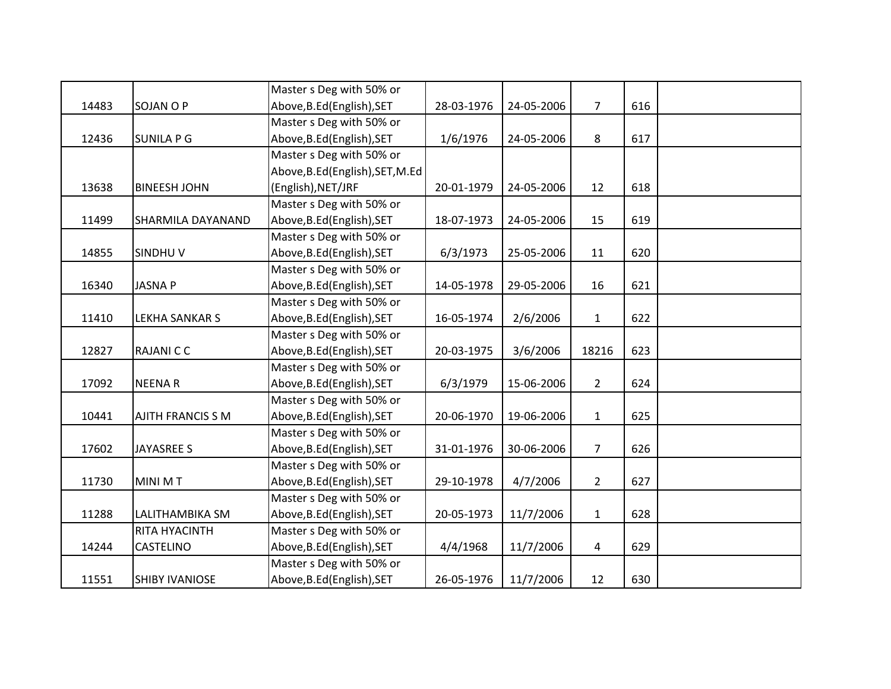| | | | | | | | |
|---|---|---|---|---|---|---|---|
| 14483 | SOJAN O P | Master s Deg with 50% or Above,B.Ed(English),SET | 28-03-1976 | 24-05-2006 | 7 | 616 | |
| 12436 | SUNILA P G | Master s Deg with 50% or Above,B.Ed(English),SET | 1/6/1976 | 24-05-2006 | 8 | 617 | |
| 13638 | BINEESH JOHN | Master s Deg with 50% or Above,B.Ed(English),SET,M.Ed (English),NET/JRF | 20-01-1979 | 24-05-2006 | 12 | 618 | |
| 11499 | SHARMILA DAYANAND | Master s Deg with 50% or Above,B.Ed(English),SET | 18-07-1973 | 24-05-2006 | 15 | 619 | |
| 14855 | SINDHU V | Master s Deg with 50% or Above,B.Ed(English),SET | 6/3/1973 | 25-05-2006 | 11 | 620 | |
| 16340 | JASNA P | Master s Deg with 50% or Above,B.Ed(English),SET | 14-05-1978 | 29-05-2006 | 16 | 621 | |
| 11410 | LEKHA SANKAR S | Master s Deg with 50% or Above,B.Ed(English),SET | 16-05-1974 | 2/6/2006 | 1 | 622 | |
| 12827 | RAJANI C C | Master s Deg with 50% or Above,B.Ed(English),SET | 20-03-1975 | 3/6/2006 | 18216 | 623 | |
| 17092 | NEENA R | Master s Deg with 50% or Above,B.Ed(English),SET | 6/3/1979 | 15-06-2006 | 2 | 624 | |
| 10441 | AJITH FRANCIS S M | Master s Deg with 50% or Above,B.Ed(English),SET | 20-06-1970 | 19-06-2006 | 1 | 625 | |
| 17602 | JAYASREE S | Master s Deg with 50% or Above,B.Ed(English),SET | 31-01-1976 | 30-06-2006 | 7 | 626 | |
| 11730 | MINI M T | Master s Deg with 50% or Above,B.Ed(English),SET | 29-10-1978 | 4/7/2006 | 2 | 627 | |
| 11288 | LALITHAMBIKA SM | Master s Deg with 50% or Above,B.Ed(English),SET | 20-05-1973 | 11/7/2006 | 1 | 628 | |
| 14244 | RITA HYACINTH CASTELINO | Master s Deg with 50% or Above,B.Ed(English),SET | 4/4/1968 | 11/7/2006 | 4 | 629 | |
| 11551 | SHIBY IVANIOSE | Master s Deg with 50% or Above,B.Ed(English),SET | 26-05-1976 | 11/7/2006 | 12 | 630 | |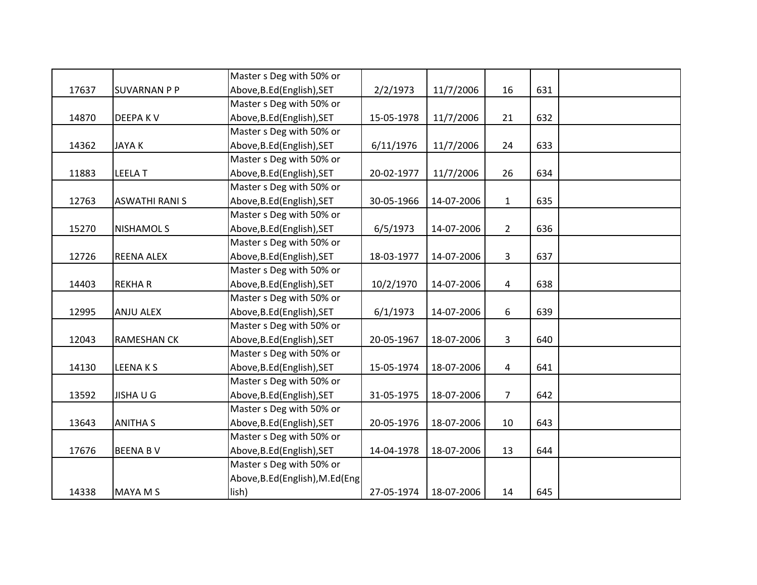| | | | | | | | |
|---|---|---|---|---|---|---|---|
| 17637 | SUVARNAN P P | Master s Deg with 50% or Above,B.Ed(English),SET | 2/2/1973 | 11/7/2006 | 16 | 631 | |
| 14870 | DEEPA K V | Master s Deg with 50% or Above,B.Ed(English),SET | 15-05-1978 | 11/7/2006 | 21 | 632 | |
| 14362 | JAYA K | Master s Deg with 50% or Above,B.Ed(English),SET | 6/11/1976 | 11/7/2006 | 24 | 633 | |
| 11883 | LEELA T | Master s Deg with 50% or Above,B.Ed(English),SET | 20-02-1977 | 11/7/2006 | 26 | 634 | |
| 12763 | ASWATHI RANI S | Master s Deg with 50% or Above,B.Ed(English),SET | 30-05-1966 | 14-07-2006 | 1 | 635 | |
| 15270 | NISHAMOL S | Master s Deg with 50% or Above,B.Ed(English),SET | 6/5/1973 | 14-07-2006 | 2 | 636 | |
| 12726 | REENA ALEX | Master s Deg with 50% or Above,B.Ed(English),SET | 18-03-1977 | 14-07-2006 | 3 | 637 | |
| 14403 | REKHA R | Master s Deg with 50% or Above,B.Ed(English),SET | 10/2/1970 | 14-07-2006 | 4 | 638 | |
| 12995 | ANJU ALEX | Master s Deg with 50% or Above,B.Ed(English),SET | 6/1/1973 | 14-07-2006 | 6 | 639 | |
| 12043 | RAMESHAN CK | Master s Deg with 50% or Above,B.Ed(English),SET | 20-05-1967 | 18-07-2006 | 3 | 640 | |
| 14130 | LEENA K S | Master s Deg with 50% or Above,B.Ed(English),SET | 15-05-1974 | 18-07-2006 | 4 | 641 | |
| 13592 | JISHA U G | Master s Deg with 50% or Above,B.Ed(English),SET | 31-05-1975 | 18-07-2006 | 7 | 642 | |
| 13643 | ANITHA S | Master s Deg with 50% or Above,B.Ed(English),SET | 20-05-1976 | 18-07-2006 | 10 | 643 | |
| 17676 | BEENA B V | Master s Deg with 50% or Above,B.Ed(English),SET | 14-04-1978 | 18-07-2006 | 13 | 644 | |
| 14338 | MAYA M S | Master s Deg with 50% or Above,B.Ed(English),M.Ed(English) | 27-05-1974 | 18-07-2006 | 14 | 645 | |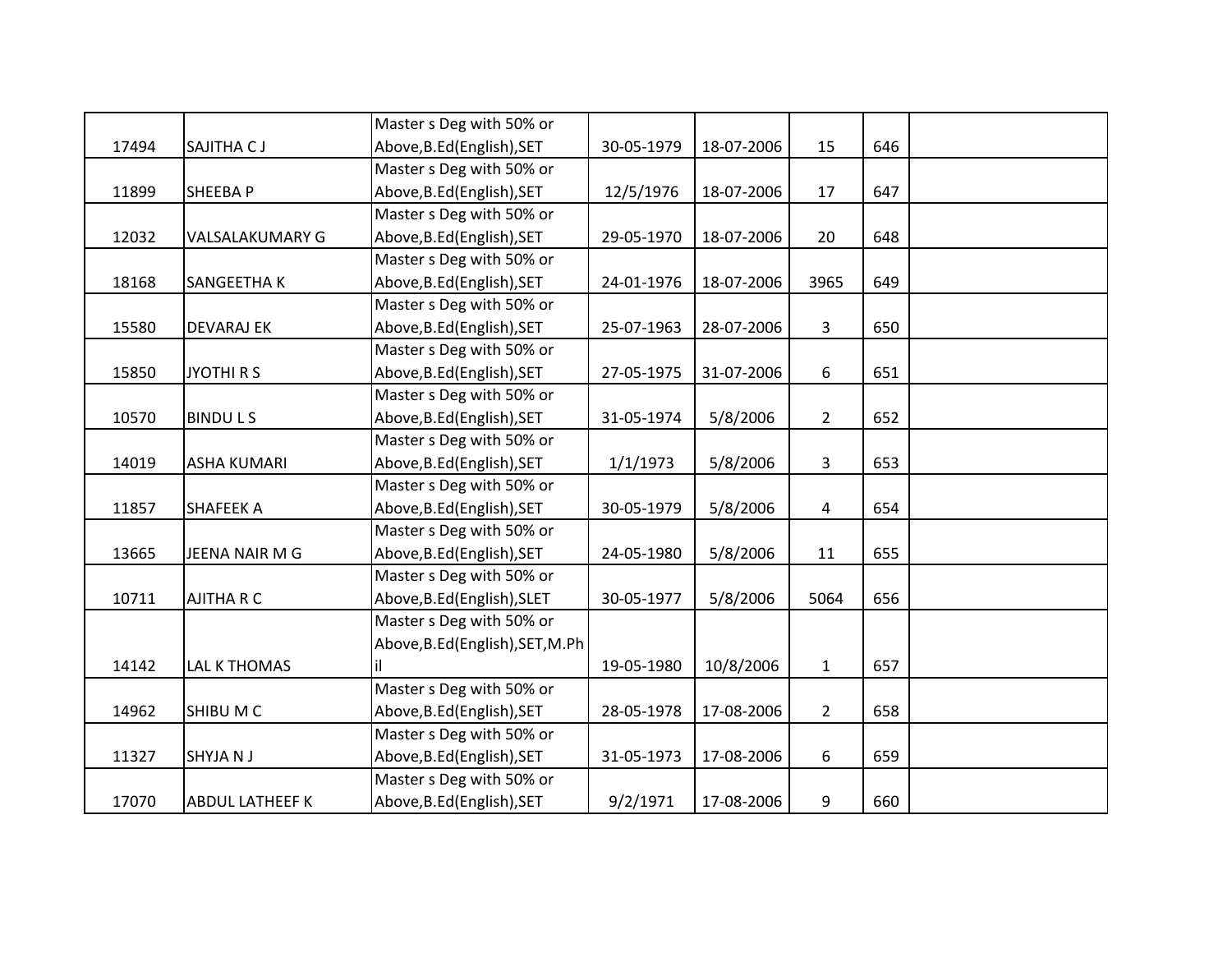| | | | | | | | |
|---|---|---|---|---|---|---|---|
| 17494 | SAJITHA C J | Master s Deg with 50% or Above,B.Ed(English),SET | 30-05-1979 | 18-07-2006 | 15 | 646 | |
| 11899 | SHEEBA P | Master s Deg with 50% or Above,B.Ed(English),SET | 12/5/1976 | 18-07-2006 | 17 | 647 | |
| 12032 | VALSALAKUMARY G | Master s Deg with 50% or Above,B.Ed(English),SET | 29-05-1970 | 18-07-2006 | 20 | 648 | |
| 18168 | SANGEETHA K | Master s Deg with 50% or Above,B.Ed(English),SET | 24-01-1976 | 18-07-2006 | 3965 | 649 | |
| 15580 | DEVARAJ EK | Master s Deg with 50% or Above,B.Ed(English),SET | 25-07-1963 | 28-07-2006 | 3 | 650 | |
| 15850 | JYOTHI R S | Master s Deg with 50% or Above,B.Ed(English),SET | 27-05-1975 | 31-07-2006 | 6 | 651 | |
| 10570 | BINDU L S | Master s Deg with 50% or Above,B.Ed(English),SET | 31-05-1974 | 5/8/2006 | 2 | 652 | |
| 14019 | ASHA KUMARI | Master s Deg with 50% or Above,B.Ed(English),SET | 1/1/1973 | 5/8/2006 | 3 | 653 | |
| 11857 | SHAFEEK A | Master s Deg with 50% or Above,B.Ed(English),SET | 30-05-1979 | 5/8/2006 | 4 | 654 | |
| 13665 | JEENA NAIR M G | Master s Deg with 50% or Above,B.Ed(English),SET | 24-05-1980 | 5/8/2006 | 11 | 655 | |
| 10711 | AJITHA R C | Master s Deg with 50% or Above,B.Ed(English),SLET | 30-05-1977 | 5/8/2006 | 5064 | 656 | |
| 14142 | LAL K THOMAS | Master s Deg with 50% or Above,B.Ed(English),SET,M.Phil | 19-05-1980 | 10/8/2006 | 1 | 657 | |
| 14962 | SHIBU M C | Master s Deg with 50% or Above,B.Ed(English),SET | 28-05-1978 | 17-08-2006 | 2 | 658 | |
| 11327 | SHYJA N J | Master s Deg with 50% or Above,B.Ed(English),SET | 31-05-1973 | 17-08-2006 | 6 | 659 | |
| 17070 | ABDUL LATHEEF K | Master s Deg with 50% or Above,B.Ed(English),SET | 9/2/1971 | 17-08-2006 | 9 | 660 | |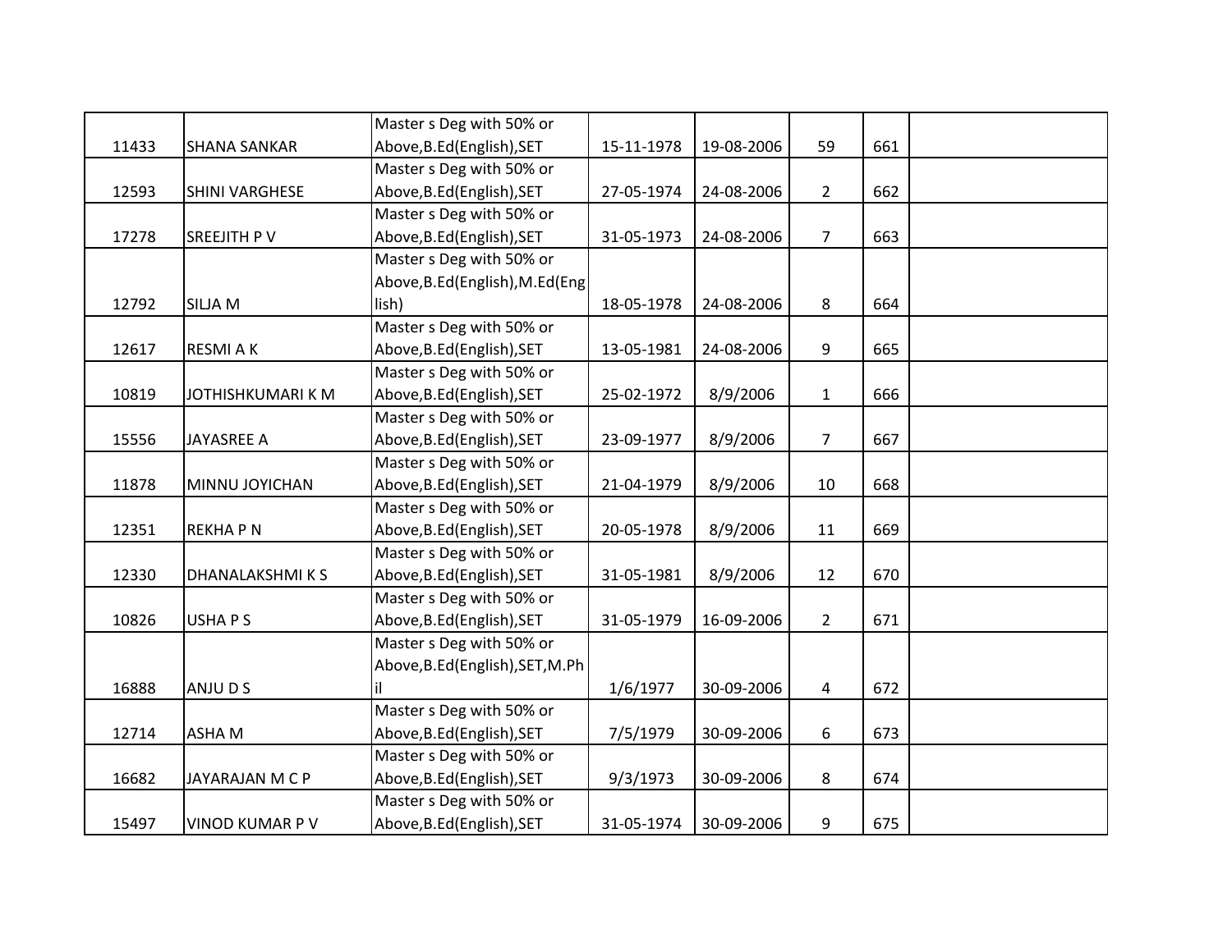|  |  |  |  |  |  |  |  |
|---|---|---|---|---|---|---|---|
| 11433 | SHANA SANKAR | Master s Deg with 50% or Above,B.Ed(English),SET | 15-11-1978 | 19-08-2006 | 59 | 661 |  |
| 12593 | SHINI VARGHESE | Master s Deg with 50% or Above,B.Ed(English),SET | 27-05-1974 | 24-08-2006 | 2 | 662 |  |
| 17278 | SREEJITH P V | Master s Deg with 50% or Above,B.Ed(English),SET | 31-05-1973 | 24-08-2006 | 7 | 663 |  |
| 12792 | SILJA M | Master s Deg with 50% or Above,B.Ed(English),M.Ed(English) | 18-05-1978 | 24-08-2006 | 8 | 664 |  |
| 12617 | RESMI A K | Master s Deg with 50% or Above,B.Ed(English),SET | 13-05-1981 | 24-08-2006 | 9 | 665 |  |
| 10819 | JOTHISHKUMARI K M | Master s Deg with 50% or Above,B.Ed(English),SET | 25-02-1972 | 8/9/2006 | 1 | 666 |  |
| 15556 | JAYASREE A | Master s Deg with 50% or Above,B.Ed(English),SET | 23-09-1977 | 8/9/2006 | 7 | 667 |  |
| 11878 | MINNU JOYICHAN | Master s Deg with 50% or Above,B.Ed(English),SET | 21-04-1979 | 8/9/2006 | 10 | 668 |  |
| 12351 | REKHA P N | Master s Deg with 50% or Above,B.Ed(English),SET | 20-05-1978 | 8/9/2006 | 11 | 669 |  |
| 12330 | DHANALAKSHMI K S | Master s Deg with 50% or Above,B.Ed(English),SET | 31-05-1981 | 8/9/2006 | 12 | 670 |  |
| 10826 | USHA P S | Master s Deg with 50% or Above,B.Ed(English),SET | 31-05-1979 | 16-09-2006 | 2 | 671 |  |
| 16888 | ANJU D S | Master s Deg with 50% or Above,B.Ed(English),SET,M.Phil | 1/6/1977 | 30-09-2006 | 4 | 672 |  |
| 12714 | ASHA M | Master s Deg with 50% or Above,B.Ed(English),SET | 7/5/1979 | 30-09-2006 | 6 | 673 |  |
| 16682 | JAYARAJAN M C P | Master s Deg with 50% or Above,B.Ed(English),SET | 9/3/1973 | 30-09-2006 | 8 | 674 |  |
| 15497 | VINOD KUMAR P V | Master s Deg with 50% or Above,B.Ed(English),SET | 31-05-1974 | 30-09-2006 | 9 | 675 |  |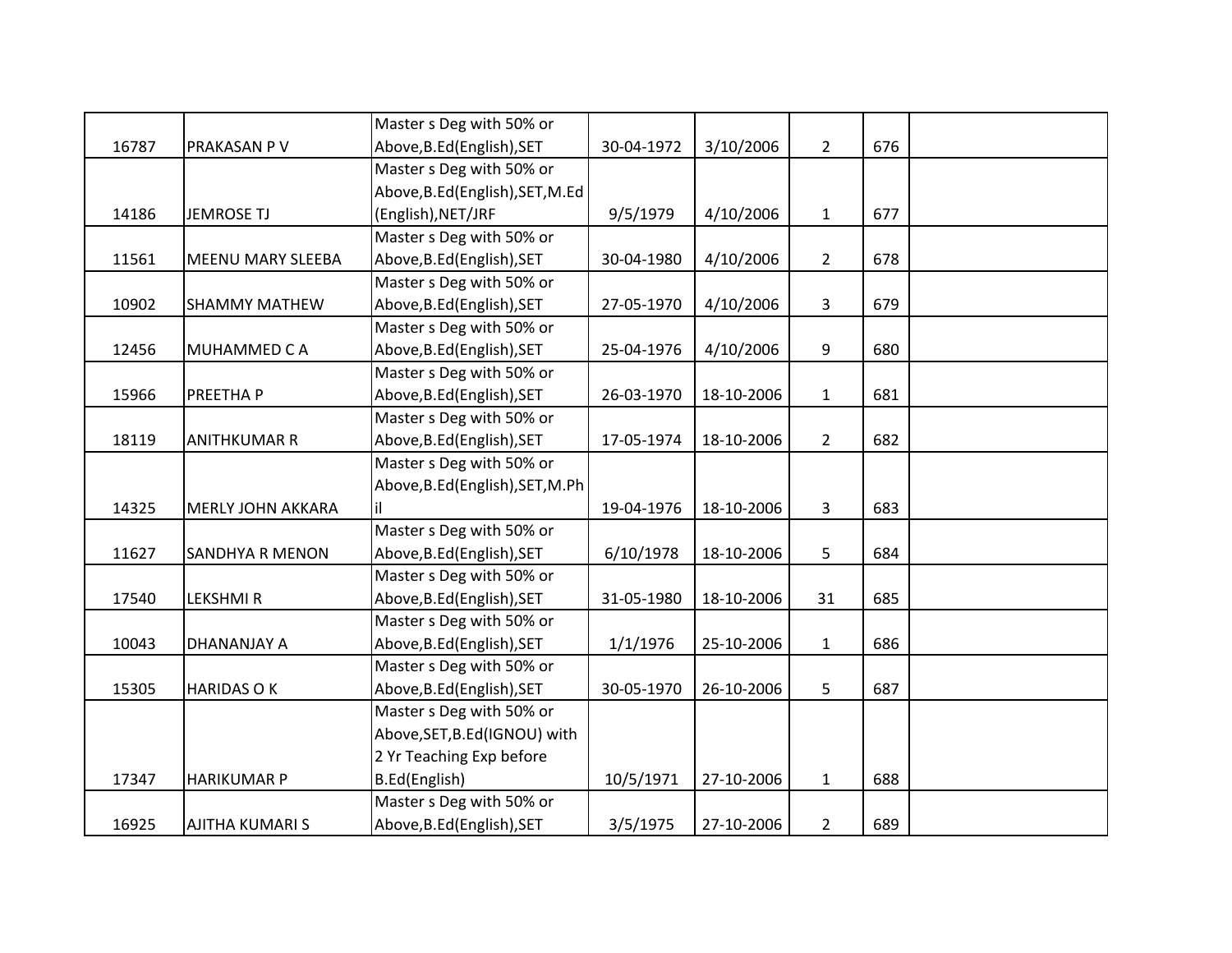| | | | | | | | |
|---|---|---|---|---|---|---|---|
| 16787 | PRAKASAN P V | Master s Deg with 50% or Above,B.Ed(English),SET | 30-04-1972 | 3/10/2006 | 2 | 676 | |
| 14186 | JEMROSE TJ | Master s Deg with 50% or Above,B.Ed(English),SET,M.Ed (English),NET/JRF | 9/5/1979 | 4/10/2006 | 1 | 677 | |
| 11561 | MEENU MARY SLEEBA | Master s Deg with 50% or Above,B.Ed(English),SET | 30-04-1980 | 4/10/2006 | 2 | 678 | |
| 10902 | SHAMMY MATHEW | Master s Deg with 50% or Above,B.Ed(English),SET | 27-05-1970 | 4/10/2006 | 3 | 679 | |
| 12456 | MUHAMMED C A | Master s Deg with 50% or Above,B.Ed(English),SET | 25-04-1976 | 4/10/2006 | 9 | 680 | |
| 15966 | PREETHA P | Master s Deg with 50% or Above,B.Ed(English),SET | 26-03-1970 | 18-10-2006 | 1 | 681 | |
| 18119 | ANITHKUMAR R | Master s Deg with 50% or Above,B.Ed(English),SET | 17-05-1974 | 18-10-2006 | 2 | 682 | |
| 14325 | MERLY JOHN AKKARA | Master s Deg with 50% or Above,B.Ed(English),SET,M.Phil | 19-04-1976 | 18-10-2006 | 3 | 683 | |
| 11627 | SANDHYA R MENON | Master s Deg with 50% or Above,B.Ed(English),SET | 6/10/1978 | 18-10-2006 | 5 | 684 | |
| 17540 | LEKSHMI R | Master s Deg with 50% or Above,B.Ed(English),SET | 31-05-1980 | 18-10-2006 | 31 | 685 | |
| 10043 | DHANANJAY A | Master s Deg with 50% or Above,B.Ed(English),SET | 1/1/1976 | 25-10-2006 | 1 | 686 | |
| 15305 | HARIDAS O K | Master s Deg with 50% or Above,B.Ed(English),SET | 30-05-1970 | 26-10-2006 | 5 | 687 | |
| 17347 | HARIKUMAR P | Master s Deg with 50% or Above,SET,B.Ed(IGNOU) with 2 Yr Teaching Exp before B.Ed(English) | 10/5/1971 | 27-10-2006 | 1 | 688 | |
| 16925 | AJITHA KUMARI S | Master s Deg with 50% or Above,B.Ed(English),SET | 3/5/1975 | 27-10-2006 | 2 | 689 | |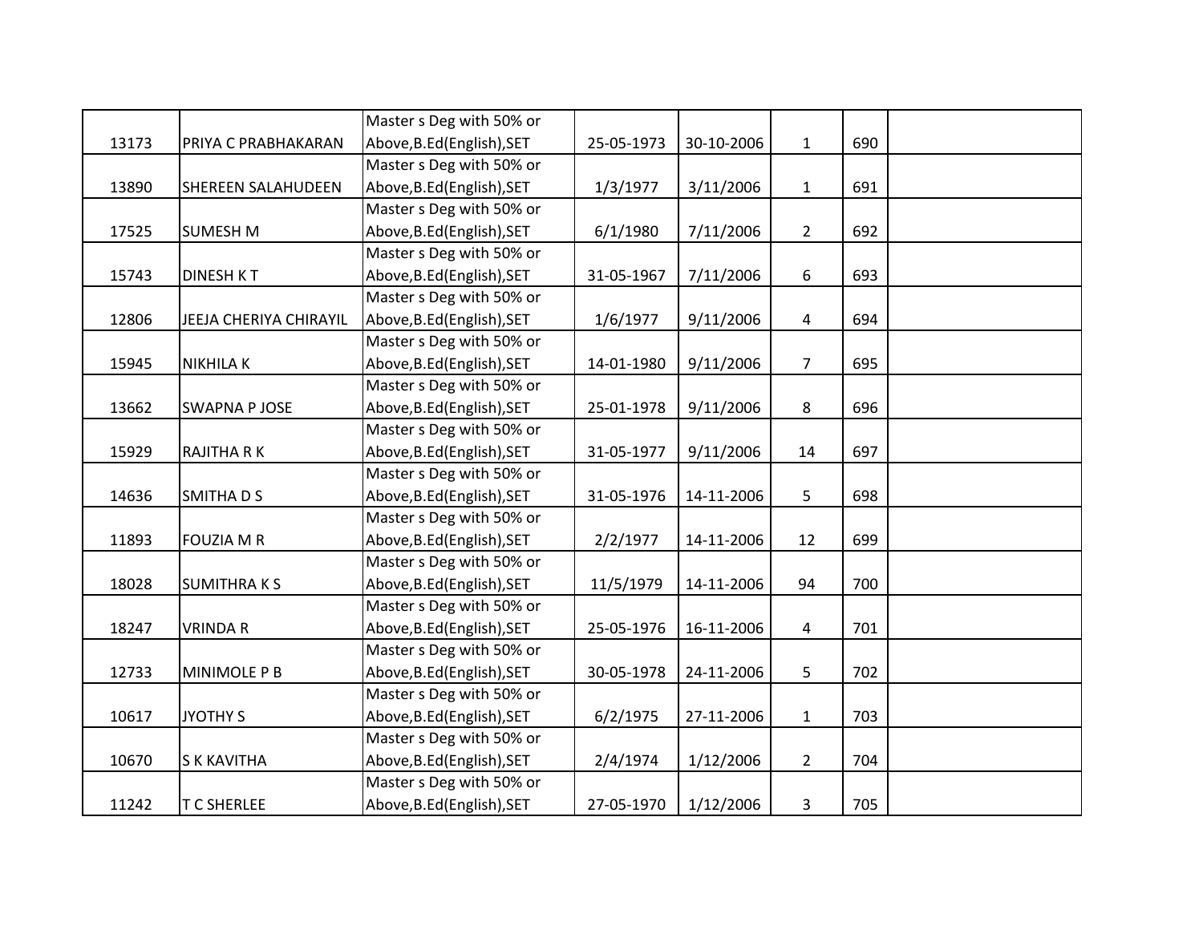| | | | | | | | |
|---|---|---|---|---|---|---|---|
| 13173 | PRIYA C PRABHAKARAN | Master s Deg with 50% or Above,B.Ed(English),SET | 25-05-1973 | 30-10-2006 | 1 | 690 | |
| 13890 | SHEREEN SALAHUDEEN | Master s Deg with 50% or Above,B.Ed(English),SET | 1/3/1977 | 3/11/2006 | 1 | 691 | |
| 17525 | SUMESH M | Master s Deg with 50% or Above,B.Ed(English),SET | 6/1/1980 | 7/11/2006 | 2 | 692 | |
| 15743 | DINESH K T | Master s Deg with 50% or Above,B.Ed(English),SET | 31-05-1967 | 7/11/2006 | 6 | 693 | |
| 12806 | JEEJA CHERIYA CHIRAYIL | Master s Deg with 50% or Above,B.Ed(English),SET | 1/6/1977 | 9/11/2006 | 4 | 694 | |
| 15945 | NIKHILA K | Master s Deg with 50% or Above,B.Ed(English),SET | 14-01-1980 | 9/11/2006 | 7 | 695 | |
| 13662 | SWAPNA P JOSE | Master s Deg with 50% or Above,B.Ed(English),SET | 25-01-1978 | 9/11/2006 | 8 | 696 | |
| 15929 | RAJITHA R K | Master s Deg with 50% or Above,B.Ed(English),SET | 31-05-1977 | 9/11/2006 | 14 | 697 | |
| 14636 | SMITHA D S | Master s Deg with 50% or Above,B.Ed(English),SET | 31-05-1976 | 14-11-2006 | 5 | 698 | |
| 11893 | FOUZIA M R | Master s Deg with 50% or Above,B.Ed(English),SET | 2/2/1977 | 14-11-2006 | 12 | 699 | |
| 18028 | SUMITHRA K S | Master s Deg with 50% or Above,B.Ed(English),SET | 11/5/1979 | 14-11-2006 | 94 | 700 | |
| 18247 | VRINDA R | Master s Deg with 50% or Above,B.Ed(English),SET | 25-05-1976 | 16-11-2006 | 4 | 701 | |
| 12733 | MINIMOLE P B | Master s Deg with 50% or Above,B.Ed(English),SET | 30-05-1978 | 24-11-2006 | 5 | 702 | |
| 10617 | JYOTHY S | Master s Deg with 50% or Above,B.Ed(English),SET | 6/2/1975 | 27-11-2006 | 1 | 703 | |
| 10670 | S K KAVITHA | Master s Deg with 50% or Above,B.Ed(English),SET | 2/4/1974 | 1/12/2006 | 2 | 704 | |
| 11242 | T C SHERLEE | Master s Deg with 50% or Above,B.Ed(English),SET | 27-05-1970 | 1/12/2006 | 3 | 705 | |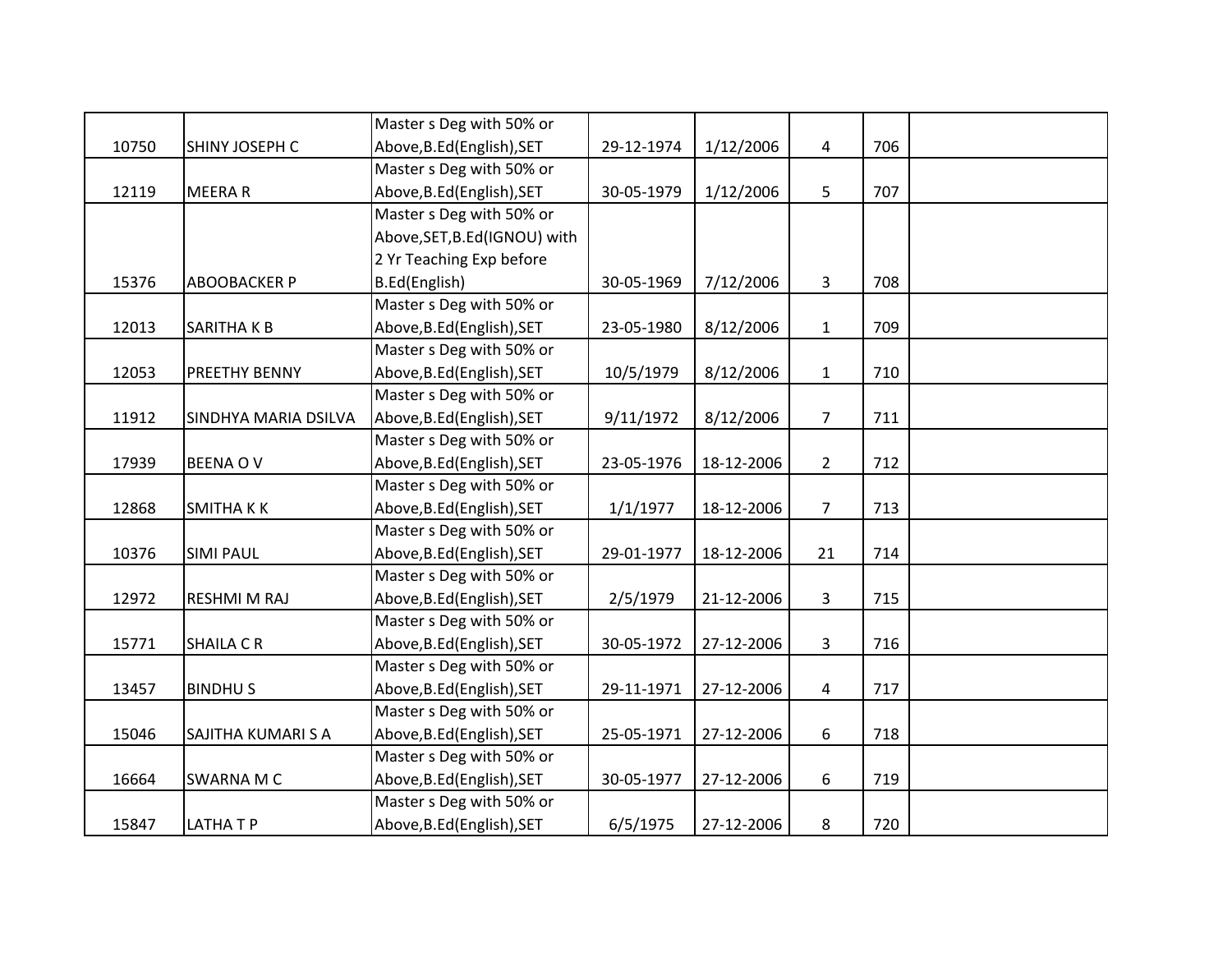| | | | | | | | |
|---|---|---|---|---|---|---|---|
| 10750 | SHINY JOSEPH C | Master s Deg with 50% or Above,B.Ed(English),SET | 29-12-1974 | 1/12/2006 | 4 | 706 | |
| 12119 | MEERA R | Master s Deg with 50% or Above,B.Ed(English),SET | 30-05-1979 | 1/12/2006 | 5 | 707 | |
| 15376 | ABOOBACKER P | Master s Deg with 50% or Above,SET,B.Ed(IGNOU) with 2 Yr Teaching Exp before B.Ed(English) | 30-05-1969 | 7/12/2006 | 3 | 708 | |
| 12013 | SARITHA K B | Master s Deg with 50% or Above,B.Ed(English),SET | 23-05-1980 | 8/12/2006 | 1 | 709 | |
| 12053 | PREETHY BENNY | Master s Deg with 50% or Above,B.Ed(English),SET | 10/5/1979 | 8/12/2006 | 1 | 710 | |
| 11912 | SINDHYA MARIA DSILVA | Master s Deg with 50% or Above,B.Ed(English),SET | 9/11/1972 | 8/12/2006 | 7 | 711 | |
| 17939 | BEENA O V | Master s Deg with 50% or Above,B.Ed(English),SET | 23-05-1976 | 18-12-2006 | 2 | 712 | |
| 12868 | SMITHA K K | Master s Deg with 50% or Above,B.Ed(English),SET | 1/1/1977 | 18-12-2006 | 7 | 713 | |
| 10376 | SIMI PAUL | Master s Deg with 50% or Above,B.Ed(English),SET | 29-01-1977 | 18-12-2006 | 21 | 714 | |
| 12972 | RESHMI M RAJ | Master s Deg with 50% or Above,B.Ed(English),SET | 2/5/1979 | 21-12-2006 | 3 | 715 | |
| 15771 | SHAILA C R | Master s Deg with 50% or Above,B.Ed(English),SET | 30-05-1972 | 27-12-2006 | 3 | 716 | |
| 13457 | BINDHU S | Master s Deg with 50% or Above,B.Ed(English),SET | 29-11-1971 | 27-12-2006 | 4 | 717 | |
| 15046 | SAJITHA KUMARI S A | Master s Deg with 50% or Above,B.Ed(English),SET | 25-05-1971 | 27-12-2006 | 6 | 718 | |
| 16664 | SWARNA M C | Master s Deg with 50% or Above,B.Ed(English),SET | 30-05-1977 | 27-12-2006 | 6 | 719 | |
| 15847 | LATHA T P | Master s Deg with 50% or Above,B.Ed(English),SET | 6/5/1975 | 27-12-2006 | 8 | 720 | |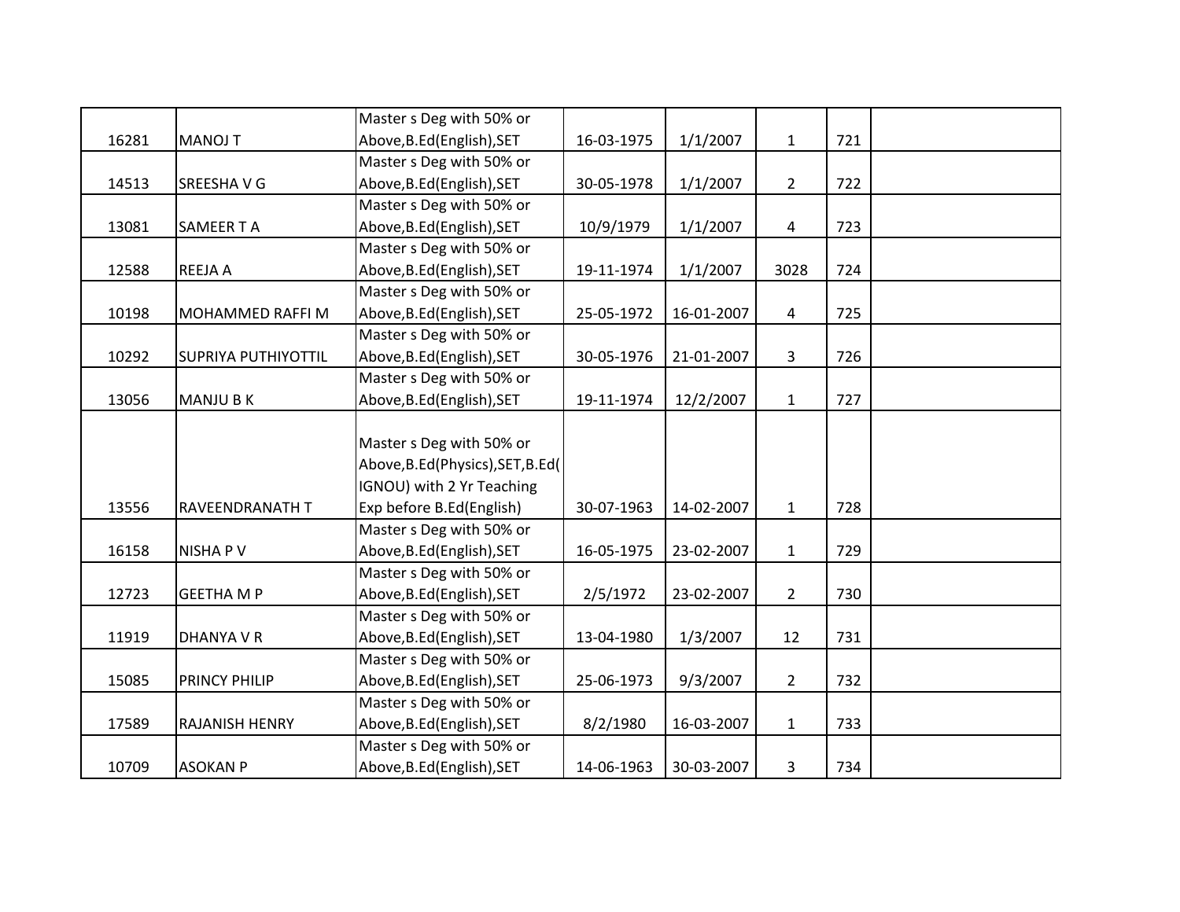| | | | | | | | |
|---|---|---|---|---|---|---|---|
| 16281 | MANOJ T | Master s Deg with 50% or Above,B.Ed(English),SET | 16-03-1975 | 1/1/2007 | 1 | 721 | |
| 14513 | SREESHA V G | Master s Deg with 50% or Above,B.Ed(English),SET | 30-05-1978 | 1/1/2007 | 2 | 722 | |
| 13081 | SAMEER T A | Master s Deg with 50% or Above,B.Ed(English),SET | 10/9/1979 | 1/1/2007 | 4 | 723 | |
| 12588 | REEJA A | Master s Deg with 50% or Above,B.Ed(English),SET | 19-11-1974 | 1/1/2007 | 3028 | 724 | |
| 10198 | MOHAMMED RAFFI M | Master s Deg with 50% or Above,B.Ed(English),SET | 25-05-1972 | 16-01-2007 | 4 | 725 | |
| 10292 | SUPRIYA PUTHIYOTTIL | Master s Deg with 50% or Above,B.Ed(English),SET | 30-05-1976 | 21-01-2007 | 3 | 726 | |
| 13056 | MANJU B K | Master s Deg with 50% or Above,B.Ed(English),SET | 19-11-1974 | 12/2/2007 | 1 | 727 | |
| 13556 | RAVEENDRANATH T | Master s Deg with 50% or Above,B.Ed(Physics),SET,B.Ed(IGNOU) with 2 Yr Teaching Exp before B.Ed(English) | 30-07-1963 | 14-02-2007 | 1 | 728 | |
| 16158 | NISHA P V | Master s Deg with 50% or Above,B.Ed(English),SET | 16-05-1975 | 23-02-2007 | 1 | 729 | |
| 12723 | GEETHA M P | Master s Deg with 50% or Above,B.Ed(English),SET | 2/5/1972 | 23-02-2007 | 2 | 730 | |
| 11919 | DHANYA V R | Master s Deg with 50% or Above,B.Ed(English),SET | 13-04-1980 | 1/3/2007 | 12 | 731 | |
| 15085 | PRINCY PHILIP | Master s Deg with 50% or Above,B.Ed(English),SET | 25-06-1973 | 9/3/2007 | 2 | 732 | |
| 17589 | RAJANISH HENRY | Master s Deg with 50% or Above,B.Ed(English),SET | 8/2/1980 | 16-03-2007 | 1 | 733 | |
| 10709 | ASOKAN P | Master s Deg with 50% or Above,B.Ed(English),SET | 14-06-1963 | 30-03-2007 | 3 | 734 | |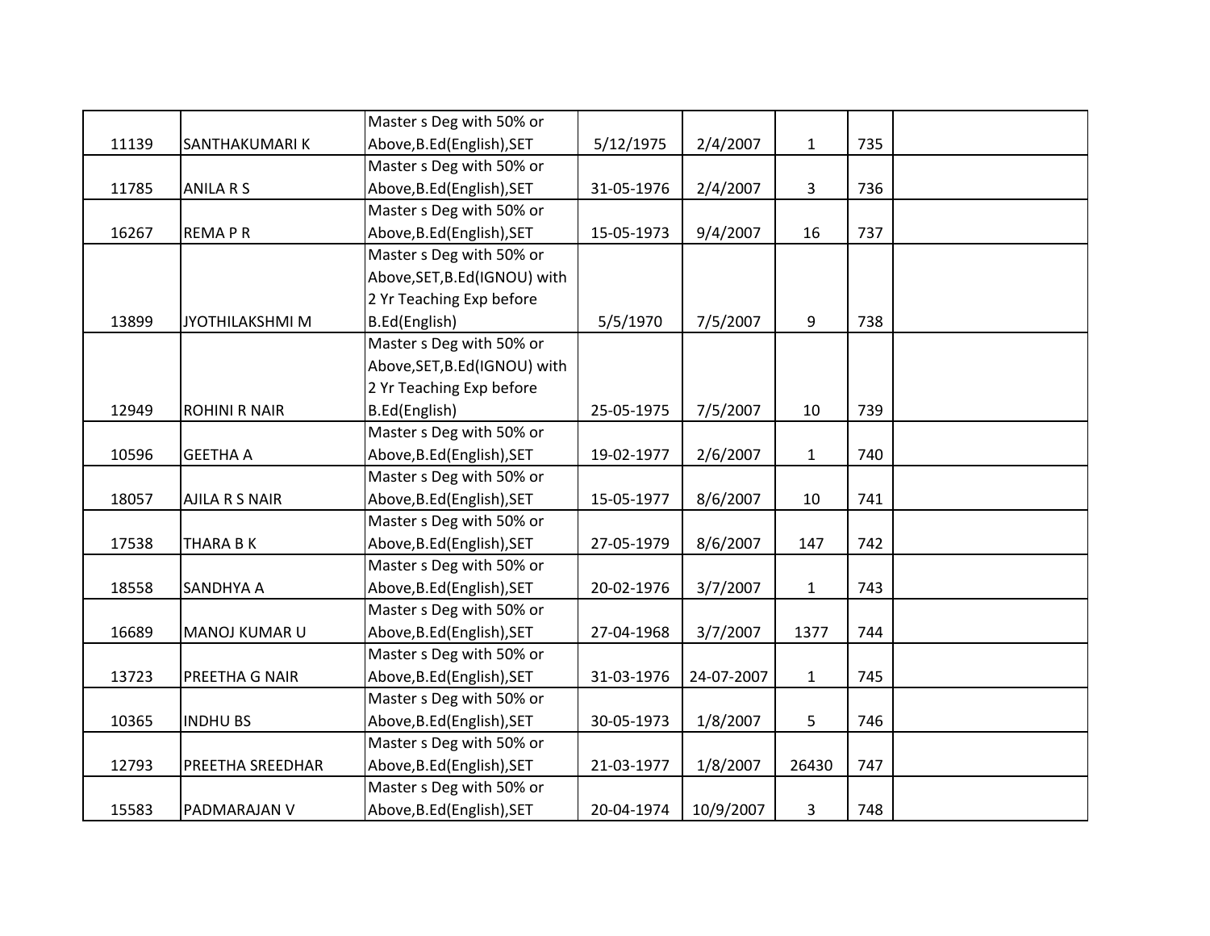| | | | | | | | |
|---|---|---|---|---|---|---|---|
| 11139 | SANTHAKUMARI K | Master s Deg with 50% or Above,B.Ed(English),SET | 5/12/1975 | 2/4/2007 | 1 | 735 | |
| 11785 | ANILA R S | Master s Deg with 50% or Above,B.Ed(English),SET | 31-05-1976 | 2/4/2007 | 3 | 736 | |
| 16267 | REMA P R | Master s Deg with 50% or Above,B.Ed(English),SET | 15-05-1973 | 9/4/2007 | 16 | 737 | |
| 13899 | JYOTHILAKSHMI M | Master s Deg with 50% or Above,SET,B.Ed(IGNOU) with 2 Yr Teaching Exp before B.Ed(English) | 5/5/1970 | 7/5/2007 | 9 | 738 | |
| 12949 | ROHINI R NAIR | Master s Deg with 50% or Above,SET,B.Ed(IGNOU) with 2 Yr Teaching Exp before B.Ed(English) | 25-05-1975 | 7/5/2007 | 10 | 739 | |
| 10596 | GEETHA A | Master s Deg with 50% or Above,B.Ed(English),SET | 19-02-1977 | 2/6/2007 | 1 | 740 | |
| 18057 | AJILA R S NAIR | Master s Deg with 50% or Above,B.Ed(English),SET | 15-05-1977 | 8/6/2007 | 10 | 741 | |
| 17538 | THARA B K | Master s Deg with 50% or Above,B.Ed(English),SET | 27-05-1979 | 8/6/2007 | 147 | 742 | |
| 18558 | SANDHYA A | Master s Deg with 50% or Above,B.Ed(English),SET | 20-02-1976 | 3/7/2007 | 1 | 743 | |
| 16689 | MANOJ KUMAR U | Master s Deg with 50% or Above,B.Ed(English),SET | 27-04-1968 | 3/7/2007 | 1377 | 744 | |
| 13723 | PREETHA G NAIR | Master s Deg with 50% or Above,B.Ed(English),SET | 31-03-1976 | 24-07-2007 | 1 | 745 | |
| 10365 | INDHU BS | Master s Deg with 50% or Above,B.Ed(English),SET | 30-05-1973 | 1/8/2007 | 5 | 746 | |
| 12793 | PREETHA SREEDHAR | Master s Deg with 50% or Above,B.Ed(English),SET | 21-03-1977 | 1/8/2007 | 26430 | 747 | |
| 15583 | PADMARAJAN V | Master s Deg with 50% or Above,B.Ed(English),SET | 20-04-1974 | 10/9/2007 | 3 | 748 | |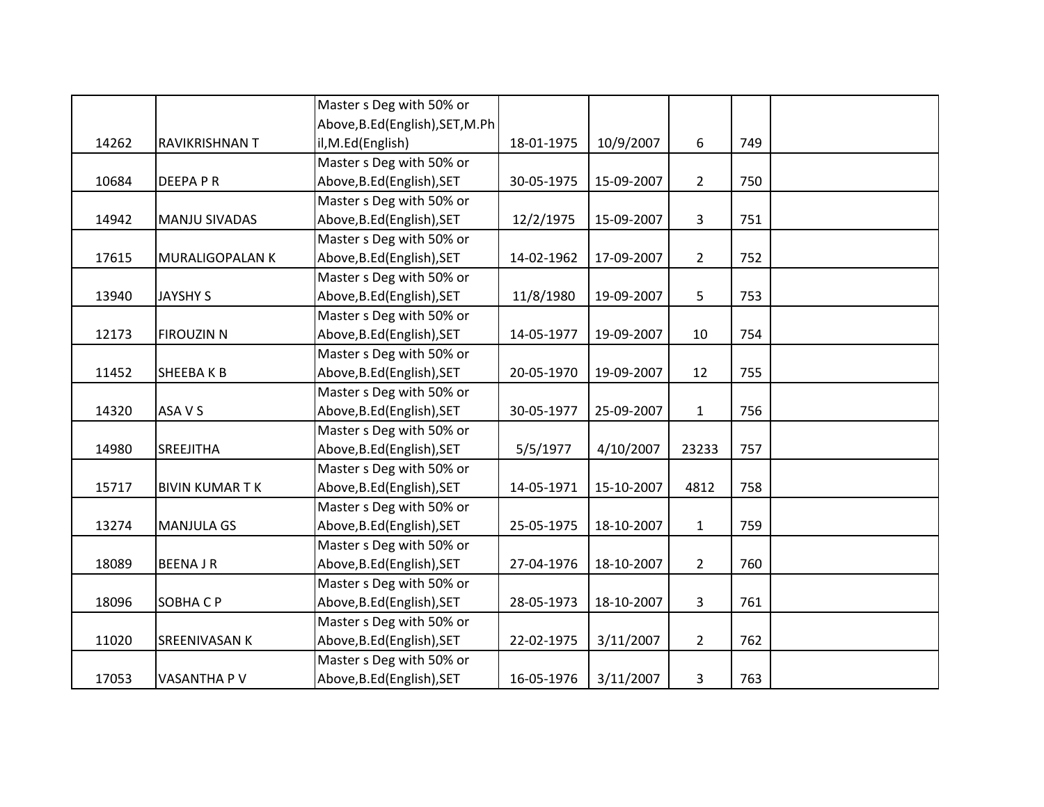| | | | | | | | |
|---|---|---|---|---|---|---|---|
| 14262 | RAVIKRISHNAN T | Master s Deg with 50% or Above,B.Ed(English),SET,M.Phil,M.Ed(English) | 18-01-1975 | 10/9/2007 | 6 | 749 | |
| 10684 | DEEPA P R | Master s Deg with 50% or Above,B.Ed(English),SET | 30-05-1975 | 15-09-2007 | 2 | 750 | |
| 14942 | MANJU SIVADAS | Master s Deg with 50% or Above,B.Ed(English),SET | 12/2/1975 | 15-09-2007 | 3 | 751 | |
| 17615 | MURALIGOPALAN K | Master s Deg with 50% or Above,B.Ed(English),SET | 14-02-1962 | 17-09-2007 | 2 | 752 | |
| 13940 | JAYSHY S | Master s Deg with 50% or Above,B.Ed(English),SET | 11/8/1980 | 19-09-2007 | 5 | 753 | |
| 12173 | FIROUZIN N | Master s Deg with 50% or Above,B.Ed(English),SET | 14-05-1977 | 19-09-2007 | 10 | 754 | |
| 11452 | SHEEBA K B | Master s Deg with 50% or Above,B.Ed(English),SET | 20-05-1970 | 19-09-2007 | 12 | 755 | |
| 14320 | ASA V S | Master s Deg with 50% or Above,B.Ed(English),SET | 30-05-1977 | 25-09-2007 | 1 | 756 | |
| 14980 | SREEJITHA | Master s Deg with 50% or Above,B.Ed(English),SET | 5/5/1977 | 4/10/2007 | 23233 | 757 | |
| 15717 | BIVIN KUMAR T K | Master s Deg with 50% or Above,B.Ed(English),SET | 14-05-1971 | 15-10-2007 | 4812 | 758 | |
| 13274 | MANJULA GS | Master s Deg with 50% or Above,B.Ed(English),SET | 25-05-1975 | 18-10-2007 | 1 | 759 | |
| 18089 | BEENA J R | Master s Deg with 50% or Above,B.Ed(English),SET | 27-04-1976 | 18-10-2007 | 2 | 760 | |
| 18096 | SOBHA C P | Master s Deg with 50% or Above,B.Ed(English),SET | 28-05-1973 | 18-10-2007 | 3 | 761 | |
| 11020 | SREENIVASAN K | Master s Deg with 50% or Above,B.Ed(English),SET | 22-02-1975 | 3/11/2007 | 2 | 762 | |
| 17053 | VASANTHA P V | Master s Deg with 50% or Above,B.Ed(English),SET | 16-05-1976 | 3/11/2007 | 3 | 763 | |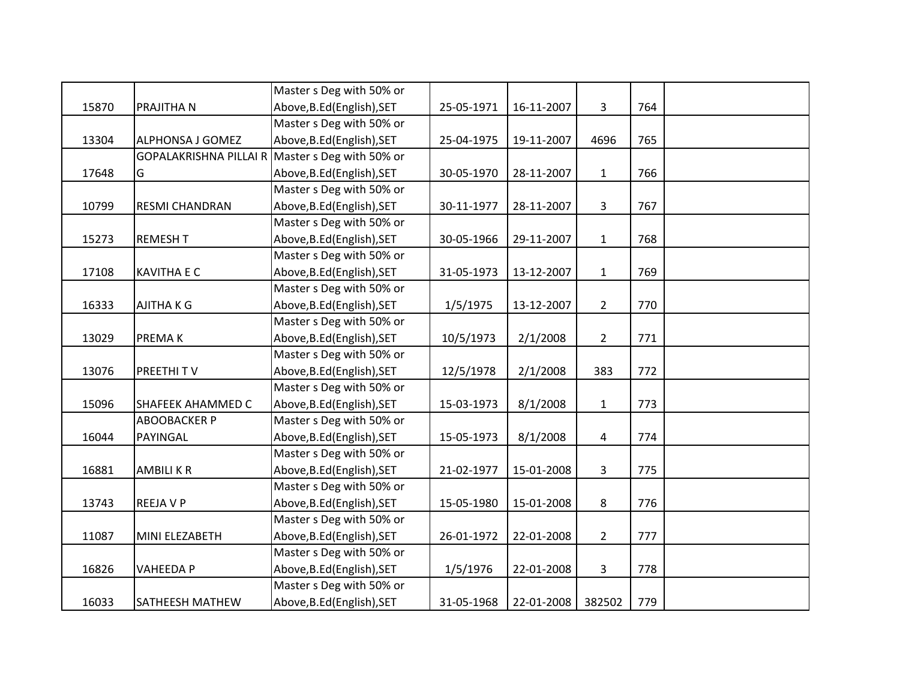| | | | | | | | |
|---|---|---|---|---|---|---|---|
| 15870 | PRAJITHA N | Master s Deg with 50% or Above,B.Ed(English),SET | 25-05-1971 | 16-11-2007 | 3 | 764 | |
| 13304 | ALPHONSA J GOMEZ | Master s Deg with 50% or Above,B.Ed(English),SET | 25-04-1975 | 19-11-2007 | 4696 | 765 | |
| 17648 | GOPALAKRISHNA PILLAI R G | Master s Deg with 50% or Above,B.Ed(English),SET | 30-05-1970 | 28-11-2007 | 1 | 766 | |
| 10799 | RESMI CHANDRAN | Master s Deg with 50% or Above,B.Ed(English),SET | 30-11-1977 | 28-11-2007 | 3 | 767 | |
| 15273 | REMESH T | Master s Deg with 50% or Above,B.Ed(English),SET | 30-05-1966 | 29-11-2007 | 1 | 768 | |
| 17108 | KAVITHA E C | Master s Deg with 50% or Above,B.Ed(English),SET | 31-05-1973 | 13-12-2007 | 1 | 769 | |
| 16333 | AJITHA K G | Master s Deg with 50% or Above,B.Ed(English),SET | 1/5/1975 | 13-12-2007 | 2 | 770 | |
| 13029 | PREMA K | Master s Deg with 50% or Above,B.Ed(English),SET | 10/5/1973 | 2/1/2008 | 2 | 771 | |
| 13076 | PREETHI T V | Master s Deg with 50% or Above,B.Ed(English),SET | 12/5/1978 | 2/1/2008 | 383 | 772 | |
| 15096 | SHAFEEK AHAMMED C | Master s Deg with 50% or Above,B.Ed(English),SET | 15-03-1973 | 8/1/2008 | 1 | 773 | |
| 16044 | ABOOBACKER P PAYINGAL | Master s Deg with 50% or Above,B.Ed(English),SET | 15-05-1973 | 8/1/2008 | 4 | 774 | |
| 16881 | AMBILI K R | Master s Deg with 50% or Above,B.Ed(English),SET | 21-02-1977 | 15-01-2008 | 3 | 775 | |
| 13743 | REEJA V P | Master s Deg with 50% or Above,B.Ed(English),SET | 15-05-1980 | 15-01-2008 | 8 | 776 | |
| 11087 | MINI ELEZABETH | Master s Deg with 50% or Above,B.Ed(English),SET | 26-01-1972 | 22-01-2008 | 2 | 777 | |
| 16826 | VAHEEDA P | Master s Deg with 50% or Above,B.Ed(English),SET | 1/5/1976 | 22-01-2008 | 3 | 778 | |
| 16033 | SATHEESH MATHEW | Master s Deg with 50% or Above,B.Ed(English),SET | 31-05-1968 | 22-01-2008 | 382502 | 779 | |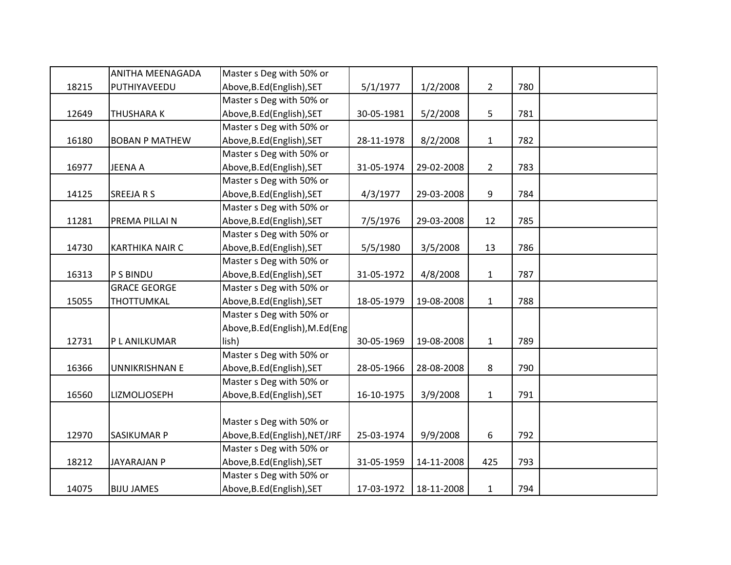| | | | | | | | |
|---|---|---|---|---|---|---|---|
| 18215 | ANITHA MEENAGADA PUTHIYAVEEDU | Master s Deg with 50% or Above,B.Ed(English),SET | 5/1/1977 | 1/2/2008 | 2 | 780 | |
| 12649 | THUSHARA K | Master s Deg with 50% or Above,B.Ed(English),SET | 30-05-1981 | 5/2/2008 | 5 | 781 | |
| 16180 | BOBAN P MATHEW | Master s Deg with 50% or Above,B.Ed(English),SET | 28-11-1978 | 8/2/2008 | 1 | 782 | |
| 16977 | JEENA A | Master s Deg with 50% or Above,B.Ed(English),SET | 31-05-1974 | 29-02-2008 | 2 | 783 | |
| 14125 | SREEJA R S | Master s Deg with 50% or Above,B.Ed(English),SET | 4/3/1977 | 29-03-2008 | 9 | 784 | |
| 11281 | PREMA PILLAI N | Master s Deg with 50% or Above,B.Ed(English),SET | 7/5/1976 | 29-03-2008 | 12 | 785 | |
| 14730 | KARTHIKA NAIR C | Master s Deg with 50% or Above,B.Ed(English),SET | 5/5/1980 | 3/5/2008 | 13 | 786 | |
| 16313 | P S BINDU | Master s Deg with 50% or Above,B.Ed(English),SET | 31-05-1972 | 4/8/2008 | 1 | 787 | |
| 15055 | GRACE GEORGE THOTTUMKAL | Master s Deg with 50% or Above,B.Ed(English),SET | 18-05-1979 | 19-08-2008 | 1 | 788 | |
| 12731 | P L ANILKUMAR | Master s Deg with 50% or Above,B.Ed(English),M.Ed(English) | 30-05-1969 | 19-08-2008 | 1 | 789 | |
| 16366 | UNNIKRISHNAN E | Master s Deg with 50% or Above,B.Ed(English),SET | 28-05-1966 | 28-08-2008 | 8 | 790 | |
| 16560 | LIZMOLJOSEPH | Master s Deg with 50% or Above,B.Ed(English),SET | 16-10-1975 | 3/9/2008 | 1 | 791 | |
| 12970 | SASIKUMAR P | Master s Deg with 50% or Above,B.Ed(English),NET/JRF | 25-03-1974 | 9/9/2008 | 6 | 792 | |
| 18212 | JAYARAJAN P | Master s Deg with 50% or Above,B.Ed(English),SET | 31-05-1959 | 14-11-2008 | 425 | 793 | |
| 14075 | BIJU JAMES | Master s Deg with 50% or Above,B.Ed(English),SET | 17-03-1972 | 18-11-2008 | 1 | 794 | |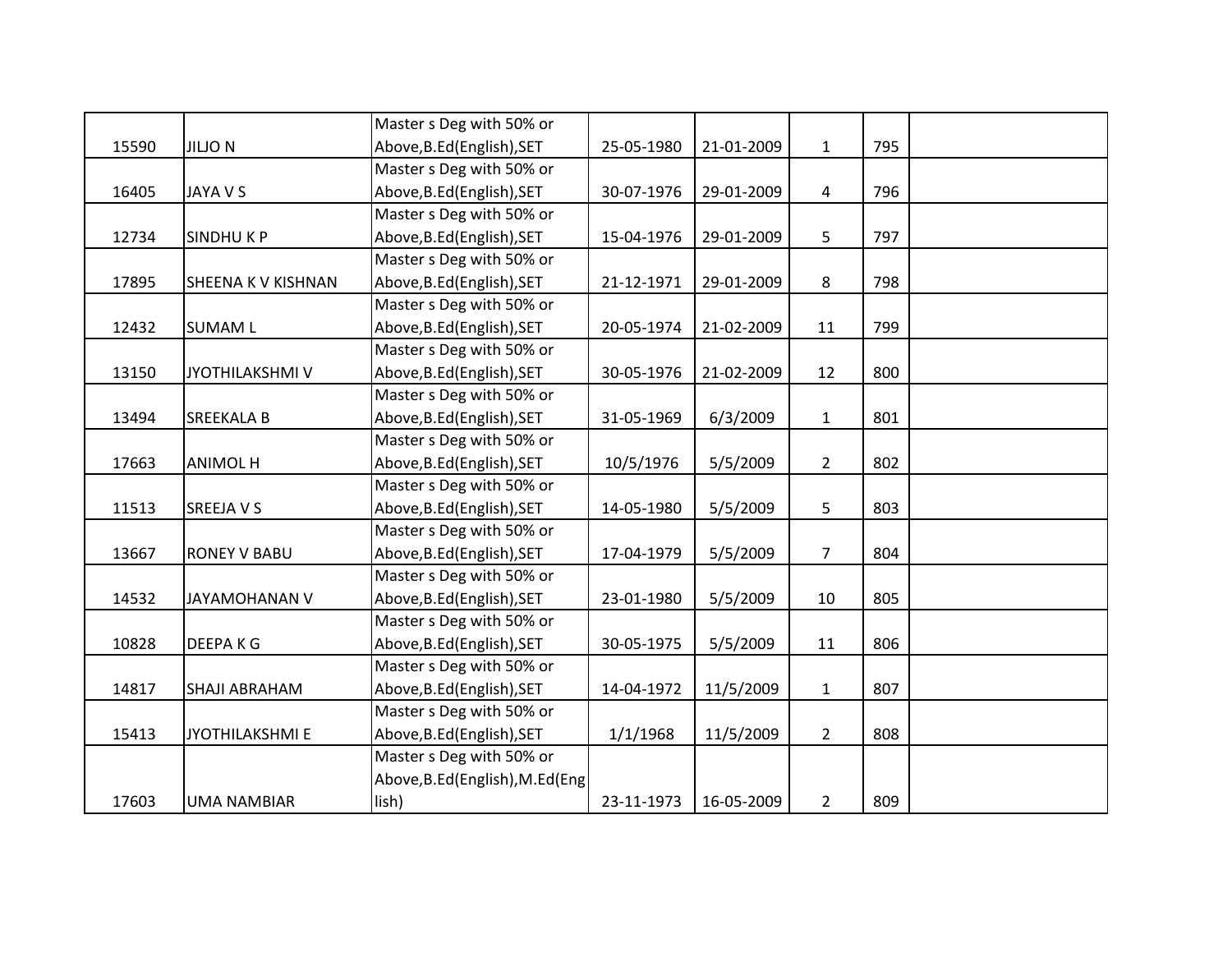| | | | | | | | |
|---|---|---|---|---|---|---|---|
| 15590 | JILJO N | Master s Deg with 50% or Above,B.Ed(English),SET | 25-05-1980 | 21-01-2009 | 1 | 795 | |
| 16405 | JAYA V S | Master s Deg with 50% or Above,B.Ed(English),SET | 30-07-1976 | 29-01-2009 | 4 | 796 | |
| 12734 | SINDHU K P | Master s Deg with 50% or Above,B.Ed(English),SET | 15-04-1976 | 29-01-2009 | 5 | 797 | |
| 17895 | SHEENA K V KISHNAN | Master s Deg with 50% or Above,B.Ed(English),SET | 21-12-1971 | 29-01-2009 | 8 | 798 | |
| 12432 | SUMAM L | Master s Deg with 50% or Above,B.Ed(English),SET | 20-05-1974 | 21-02-2009 | 11 | 799 | |
| 13150 | JYOTHILAKSHMI V | Master s Deg with 50% or Above,B.Ed(English),SET | 30-05-1976 | 21-02-2009 | 12 | 800 | |
| 13494 | SREEKALA B | Master s Deg with 50% or Above,B.Ed(English),SET | 31-05-1969 | 6/3/2009 | 1 | 801 | |
| 17663 | ANIMOL H | Master s Deg with 50% or Above,B.Ed(English),SET | 10/5/1976 | 5/5/2009 | 2 | 802 | |
| 11513 | SREEJA V S | Master s Deg with 50% or Above,B.Ed(English),SET | 14-05-1980 | 5/5/2009 | 5 | 803 | |
| 13667 | RONEY V BABU | Master s Deg with 50% or Above,B.Ed(English),SET | 17-04-1979 | 5/5/2009 | 7 | 804 | |
| 14532 | JAYAMOHANAN V | Master s Deg with 50% or Above,B.Ed(English),SET | 23-01-1980 | 5/5/2009 | 10 | 805 | |
| 10828 | DEEPA K G | Master s Deg with 50% or Above,B.Ed(English),SET | 30-05-1975 | 5/5/2009 | 11 | 806 | |
| 14817 | SHAJI ABRAHAM | Master s Deg with 50% or Above,B.Ed(English),SET | 14-04-1972 | 11/5/2009 | 1 | 807 | |
| 15413 | JYOTHILAKSHMI E | Master s Deg with 50% or Above,B.Ed(English),SET | 1/1/1968 | 11/5/2009 | 2 | 808 | |
| 17603 | UMA NAMBIAR | Master s Deg with 50% or Above,B.Ed(English),M.Ed(English) | 23-11-1973 | 16-05-2009 | 2 | 809 | |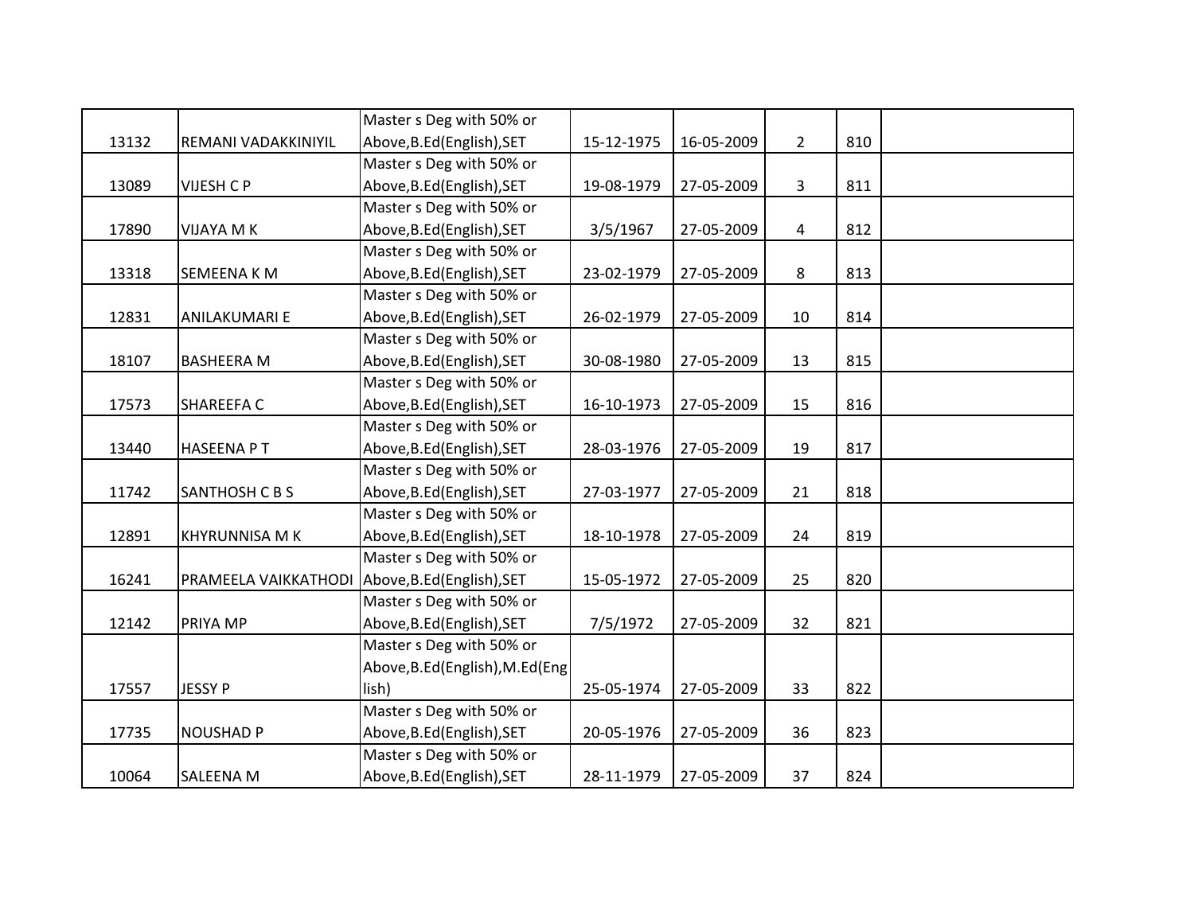| | | | | | | | |
|---|---|---|---|---|---|---|---|
| 13132 | REMANI VADAKKINIYIL | Master s Deg with 50% or Above,B.Ed(English),SET | 15-12-1975 | 16-05-2009 | 2 | 810 | |
| 13089 | VIJESH C P | Master s Deg with 50% or Above,B.Ed(English),SET | 19-08-1979 | 27-05-2009 | 3 | 811 | |
| 17890 | VIJAYA M K | Master s Deg with 50% or Above,B.Ed(English),SET | 3/5/1967 | 27-05-2009 | 4 | 812 | |
| 13318 | SEMEENA K M | Master s Deg with 50% or Above,B.Ed(English),SET | 23-02-1979 | 27-05-2009 | 8 | 813 | |
| 12831 | ANILAKUMARI E | Master s Deg with 50% or Above,B.Ed(English),SET | 26-02-1979 | 27-05-2009 | 10 | 814 | |
| 18107 | BASHEERA M | Master s Deg with 50% or Above,B.Ed(English),SET | 30-08-1980 | 27-05-2009 | 13 | 815 | |
| 17573 | SHAREEFA C | Master s Deg with 50% or Above,B.Ed(English),SET | 16-10-1973 | 27-05-2009 | 15 | 816 | |
| 13440 | HASEENA P T | Master s Deg with 50% or Above,B.Ed(English),SET | 28-03-1976 | 27-05-2009 | 19 | 817 | |
| 11742 | SANTHOSH C B S | Master s Deg with 50% or Above,B.Ed(English),SET | 27-03-1977 | 27-05-2009 | 21 | 818 | |
| 12891 | KHYRUNNISA M K | Master s Deg with 50% or Above,B.Ed(English),SET | 18-10-1978 | 27-05-2009 | 24 | 819 | |
| 16241 | PRAMEELA VAIKKATHODI | Master s Deg with 50% or Above,B.Ed(English),SET | 15-05-1972 | 27-05-2009 | 25 | 820 | |
| 12142 | PRIYA MP | Master s Deg with 50% or Above,B.Ed(English),SET | 7/5/1972 | 27-05-2009 | 32 | 821 | |
| 17557 | JESSY P | Master s Deg with 50% or Above,B.Ed(English),M.Ed(English) | 25-05-1974 | 27-05-2009 | 33 | 822 | |
| 17735 | NOUSHAD P | Master s Deg with 50% or Above,B.Ed(English),SET | 20-05-1976 | 27-05-2009 | 36 | 823 | |
| 10064 | SALEENA M | Master s Deg with 50% or Above,B.Ed(English),SET | 28-11-1979 | 27-05-2009 | 37 | 824 | |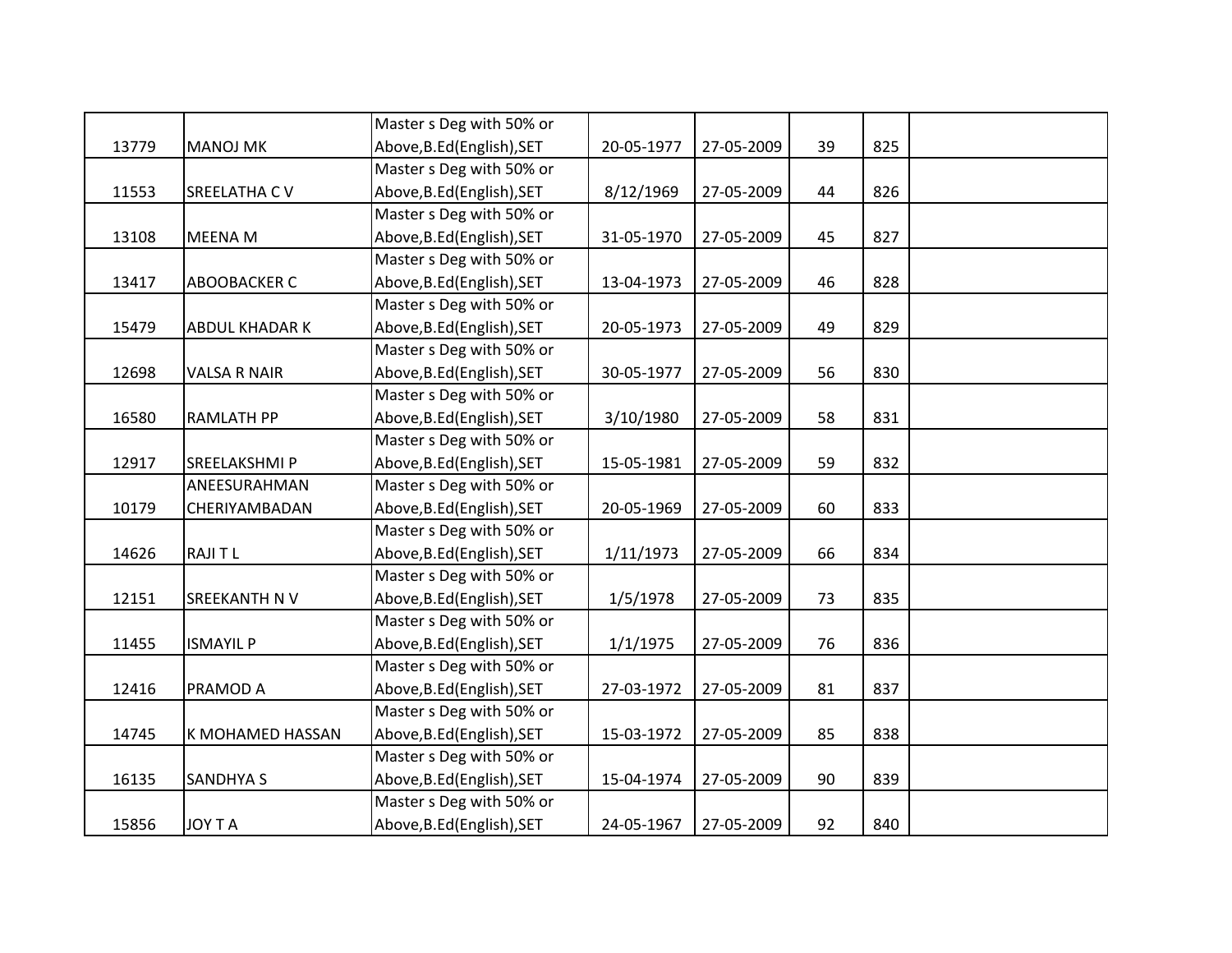| | | | | | | | |
|---|---|---|---|---|---|---|---|
| 13779 | MANOJ MK | Master s Deg with 50% or Above,B.Ed(English),SET | 20-05-1977 | 27-05-2009 | 39 | 825 | |
| 11553 | SREELATHA C V | Master s Deg with 50% or Above,B.Ed(English),SET | 8/12/1969 | 27-05-2009 | 44 | 826 | |
| 13108 | MEENA M | Master s Deg with 50% or Above,B.Ed(English),SET | 31-05-1970 | 27-05-2009 | 45 | 827 | |
| 13417 | ABOOBACKER C | Master s Deg with 50% or Above,B.Ed(English),SET | 13-04-1973 | 27-05-2009 | 46 | 828 | |
| 15479 | ABDUL KHADAR K | Master s Deg with 50% or Above,B.Ed(English),SET | 20-05-1973 | 27-05-2009 | 49 | 829 | |
| 12698 | VALSA R NAIR | Master s Deg with 50% or Above,B.Ed(English),SET | 30-05-1977 | 27-05-2009 | 56 | 830 | |
| 16580 | RAMLATH PP | Master s Deg with 50% or Above,B.Ed(English),SET | 3/10/1980 | 27-05-2009 | 58 | 831 | |
| 12917 | SREELAKSHMI P | Master s Deg with 50% or Above,B.Ed(English),SET | 15-05-1981 | 27-05-2009 | 59 | 832 | |
| 10179 | ANEESURAHMAN CHERIYAMBADAN | Master s Deg with 50% or Above,B.Ed(English),SET | 20-05-1969 | 27-05-2009 | 60 | 833 | |
| 14626 | RAJI T L | Master s Deg with 50% or Above,B.Ed(English),SET | 1/11/1973 | 27-05-2009 | 66 | 834 | |
| 12151 | SREEKANTH N V | Master s Deg with 50% or Above,B.Ed(English),SET | 1/5/1978 | 27-05-2009 | 73 | 835 | |
| 11455 | ISMAYIL P | Master s Deg with 50% or Above,B.Ed(English),SET | 1/1/1975 | 27-05-2009 | 76 | 836 | |
| 12416 | PRAMOD A | Master s Deg with 50% or Above,B.Ed(English),SET | 27-03-1972 | 27-05-2009 | 81 | 837 | |
| 14745 | K MOHAMED HASSAN | Master s Deg with 50% or Above,B.Ed(English),SET | 15-03-1972 | 27-05-2009 | 85 | 838 | |
| 16135 | SANDHYA S | Master s Deg with 50% or Above,B.Ed(English),SET | 15-04-1974 | 27-05-2009 | 90 | 839 | |
| 15856 | JOY T A | Master s Deg with 50% or Above,B.Ed(English),SET | 24-05-1967 | 27-05-2009 | 92 | 840 | |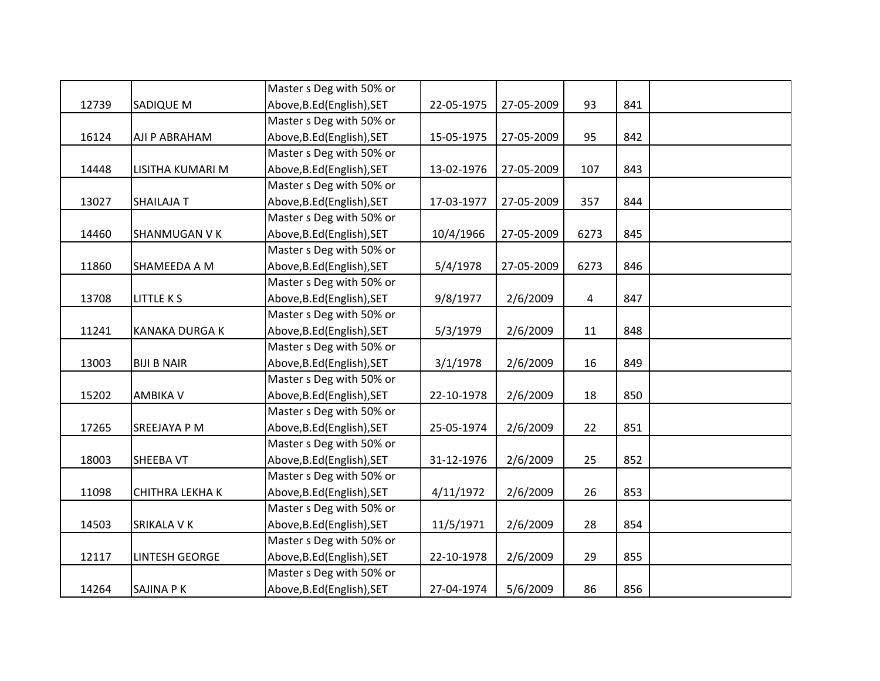| | | | | | | | |
|---|---|---|---|---|---|---|---|
| 12739 | SADIQUE M | Master s Deg with 50% or Above,B.Ed(English),SET | 22-05-1975 | 27-05-2009 | 93 | 841 | |
| 16124 | AJI P ABRAHAM | Master s Deg with 50% or Above,B.Ed(English),SET | 15-05-1975 | 27-05-2009 | 95 | 842 | |
| 14448 | LISITHA KUMARI M | Master s Deg with 50% or Above,B.Ed(English),SET | 13-02-1976 | 27-05-2009 | 107 | 843 | |
| 13027 | SHAILAJA T | Master s Deg with 50% or Above,B.Ed(English),SET | 17-03-1977 | 27-05-2009 | 357 | 844 | |
| 14460 | SHANMUGAN V K | Master s Deg with 50% or Above,B.Ed(English),SET | 10/4/1966 | 27-05-2009 | 6273 | 845 | |
| 11860 | SHAMEEDA A M | Master s Deg with 50% or Above,B.Ed(English),SET | 5/4/1978 | 27-05-2009 | 6273 | 846 | |
| 13708 | LITTLE K S | Master s Deg with 50% or Above,B.Ed(English),SET | 9/8/1977 | 2/6/2009 | 4 | 847 | |
| 11241 | KANAKA DURGA K | Master s Deg with 50% or Above,B.Ed(English),SET | 5/3/1979 | 2/6/2009 | 11 | 848 | |
| 13003 | BIJI B NAIR | Master s Deg with 50% or Above,B.Ed(English),SET | 3/1/1978 | 2/6/2009 | 16 | 849 | |
| 15202 | AMBIKA V | Master s Deg with 50% or Above,B.Ed(English),SET | 22-10-1978 | 2/6/2009 | 18 | 850 | |
| 17265 | SREEJAYA P M | Master s Deg with 50% or Above,B.Ed(English),SET | 25-05-1974 | 2/6/2009 | 22 | 851 | |
| 18003 | SHEEBA VT | Master s Deg with 50% or Above,B.Ed(English),SET | 31-12-1976 | 2/6/2009 | 25 | 852 | |
| 11098 | CHITHRA LEKHA K | Master s Deg with 50% or Above,B.Ed(English),SET | 4/11/1972 | 2/6/2009 | 26 | 853 | |
| 14503 | SRIKALA V K | Master s Deg with 50% or Above,B.Ed(English),SET | 11/5/1971 | 2/6/2009 | 28 | 854 | |
| 12117 | LINTESH GEORGE | Master s Deg with 50% or Above,B.Ed(English),SET | 22-10-1978 | 2/6/2009 | 29 | 855 | |
| 14264 | SAJINA P K | Master s Deg with 50% or Above,B.Ed(English),SET | 27-04-1974 | 5/6/2009 | 86 | 856 | |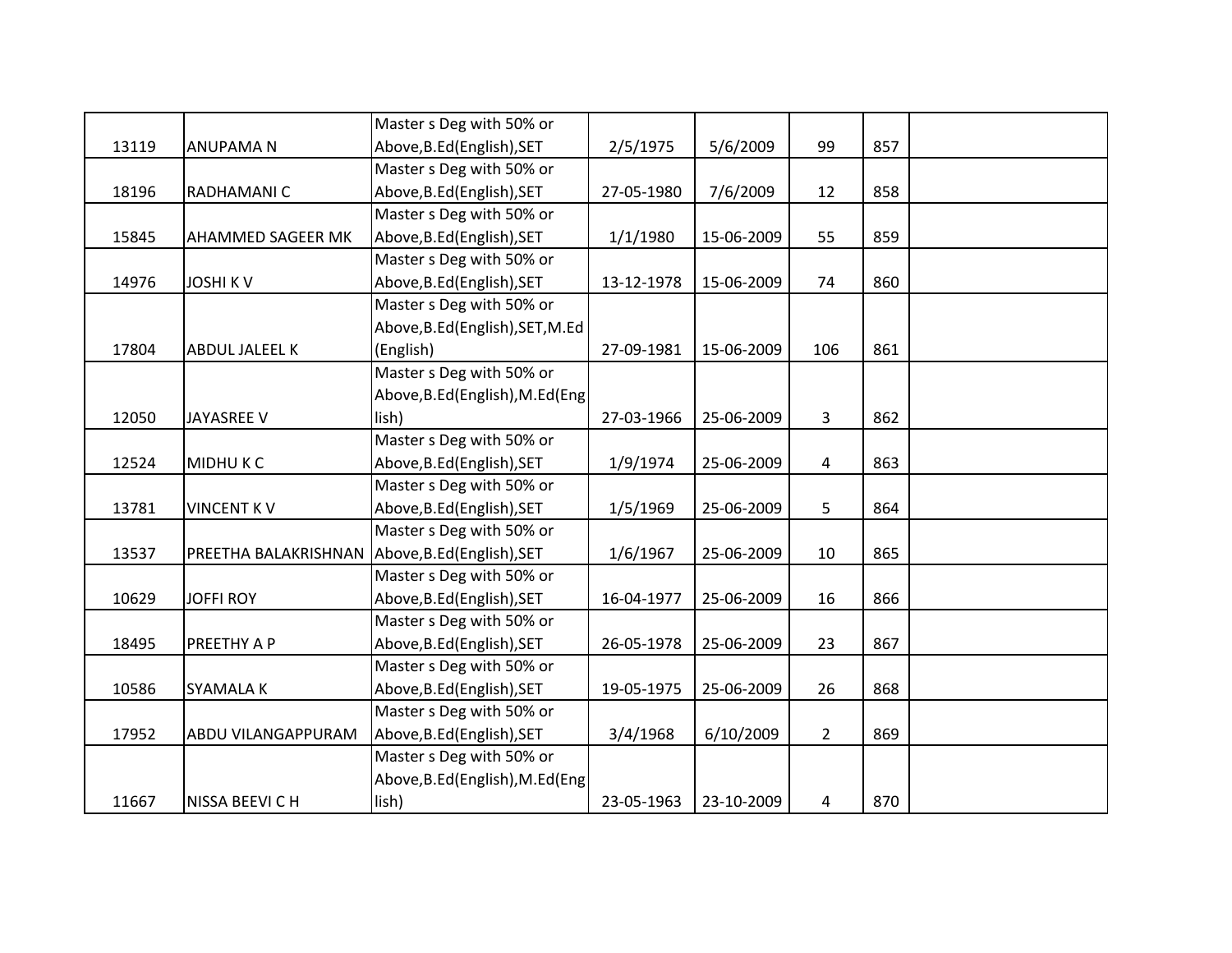| | | | | | | | |
|---|---|---|---|---|---|---|---|
| 13119 | ANUPAMA N | Master s Deg with 50% or Above,B.Ed(English),SET | 2/5/1975 | 5/6/2009 | 99 | 857 | |
| 18196 | RADHAMANI C | Master s Deg with 50% or Above,B.Ed(English),SET | 27-05-1980 | 7/6/2009 | 12 | 858 | |
| 15845 | AHAMMED SAGEER MK | Master s Deg with 50% or Above,B.Ed(English),SET | 1/1/1980 | 15-06-2009 | 55 | 859 | |
| 14976 | JOSHI K V | Master s Deg with 50% or Above,B.Ed(English),SET | 13-12-1978 | 15-06-2009 | 74 | 860 | |
| 17804 | ABDUL JALEEL K | Master s Deg with 50% or Above,B.Ed(English),SET,M.Ed (English) | 27-09-1981 | 15-06-2009 | 106 | 861 | |
| 12050 | JAYASREE V | Master s Deg with 50% or Above,B.Ed(English),M.Ed(English) | 27-03-1966 | 25-06-2009 | 3 | 862 | |
| 12524 | MIDHU K C | Master s Deg with 50% or Above,B.Ed(English),SET | 1/9/1974 | 25-06-2009 | 4 | 863 | |
| 13781 | VINCENT K V | Master s Deg with 50% or Above,B.Ed(English),SET | 1/5/1969 | 25-06-2009 | 5 | 864 | |
| 13537 | PREETHA BALAKRISHNAN | Master s Deg with 50% or Above,B.Ed(English),SET | 1/6/1967 | 25-06-2009 | 10 | 865 | |
| 10629 | JOFFI ROY | Master s Deg with 50% or Above,B.Ed(English),SET | 16-04-1977 | 25-06-2009 | 16 | 866 | |
| 18495 | PREETHY A P | Master s Deg with 50% or Above,B.Ed(English),SET | 26-05-1978 | 25-06-2009 | 23 | 867 | |
| 10586 | SYAMALA K | Master s Deg with 50% or Above,B.Ed(English),SET | 19-05-1975 | 25-06-2009 | 26 | 868 | |
| 17952 | ABDU VILANGAPPURAM | Master s Deg with 50% or Above,B.Ed(English),SET | 3/4/1968 | 6/10/2009 | 2 | 869 | |
| 11667 | NISSA BEEVI C H | Master s Deg with 50% or Above,B.Ed(English),M.Ed(English) | 23-05-1963 | 23-10-2009 | 4 | 870 | |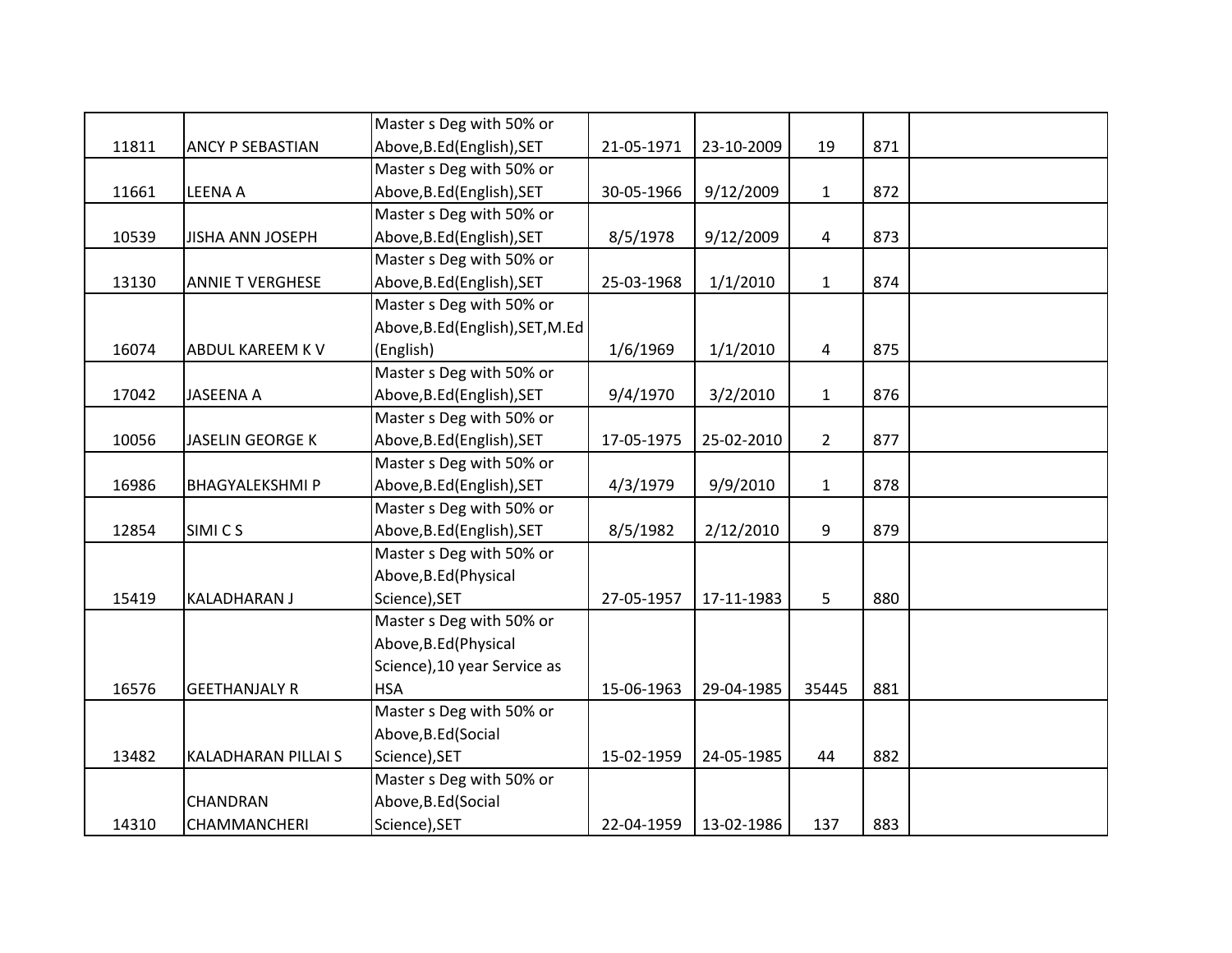| | | | | | | | |
|---|---|---|---|---|---|---|---|
| 11811 | ANCY P SEBASTIAN | Master s Deg with 50% or Above,B.Ed(English),SET | 21-05-1971 | 23-10-2009 | 19 | 871 | |
| 11661 | LEENA A | Master s Deg with 50% or Above,B.Ed(English),SET | 30-05-1966 | 9/12/2009 | 1 | 872 | |
| 10539 | JISHA ANN JOSEPH | Master s Deg with 50% or Above,B.Ed(English),SET | 8/5/1978 | 9/12/2009 | 4 | 873 | |
| 13130 | ANNIE T VERGHESE | Master s Deg with 50% or Above,B.Ed(English),SET | 25-03-1968 | 1/1/2010 | 1 | 874 | |
| 16074 | ABDUL KAREEM K V | Master s Deg with 50% or Above,B.Ed(English),SET,M.Ed (English) | 1/6/1969 | 1/1/2010 | 4 | 875 | |
| 17042 | JASEENA A | Master s Deg with 50% or Above,B.Ed(English),SET | 9/4/1970 | 3/2/2010 | 1 | 876 | |
| 10056 | JASELIN GEORGE K | Master s Deg with 50% or Above,B.Ed(English),SET | 17-05-1975 | 25-02-2010 | 2 | 877 | |
| 16986 | BHAGYALEKSHMI P | Master s Deg with 50% or Above,B.Ed(English),SET | 4/3/1979 | 9/9/2010 | 1 | 878 | |
| 12854 | SIMI C S | Master s Deg with 50% or Above,B.Ed(English),SET | 8/5/1982 | 2/12/2010 | 9 | 879 | |
| 15419 | KALADHARAN J | Master s Deg with 50% or Above,B.Ed(Physical Science),SET | 27-05-1957 | 17-11-1983 | 5 | 880 | |
| 16576 | GEETHANJALY R | Master s Deg with 50% or Above,B.Ed(Physical Science),10 year Service as HSA | 15-06-1963 | 29-04-1985 | 35445 | 881 | |
| 13482 | KALADHARAN PILLAI S | Master s Deg with 50% or Above,B.Ed(Social Science),SET | 15-02-1959 | 24-05-1985 | 44 | 882 | |
| 14310 | CHANDRAN CHAMMANCHERI | Master s Deg with 50% or Above,B.Ed(Social Science),SET | 22-04-1959 | 13-02-1986 | 137 | 883 | |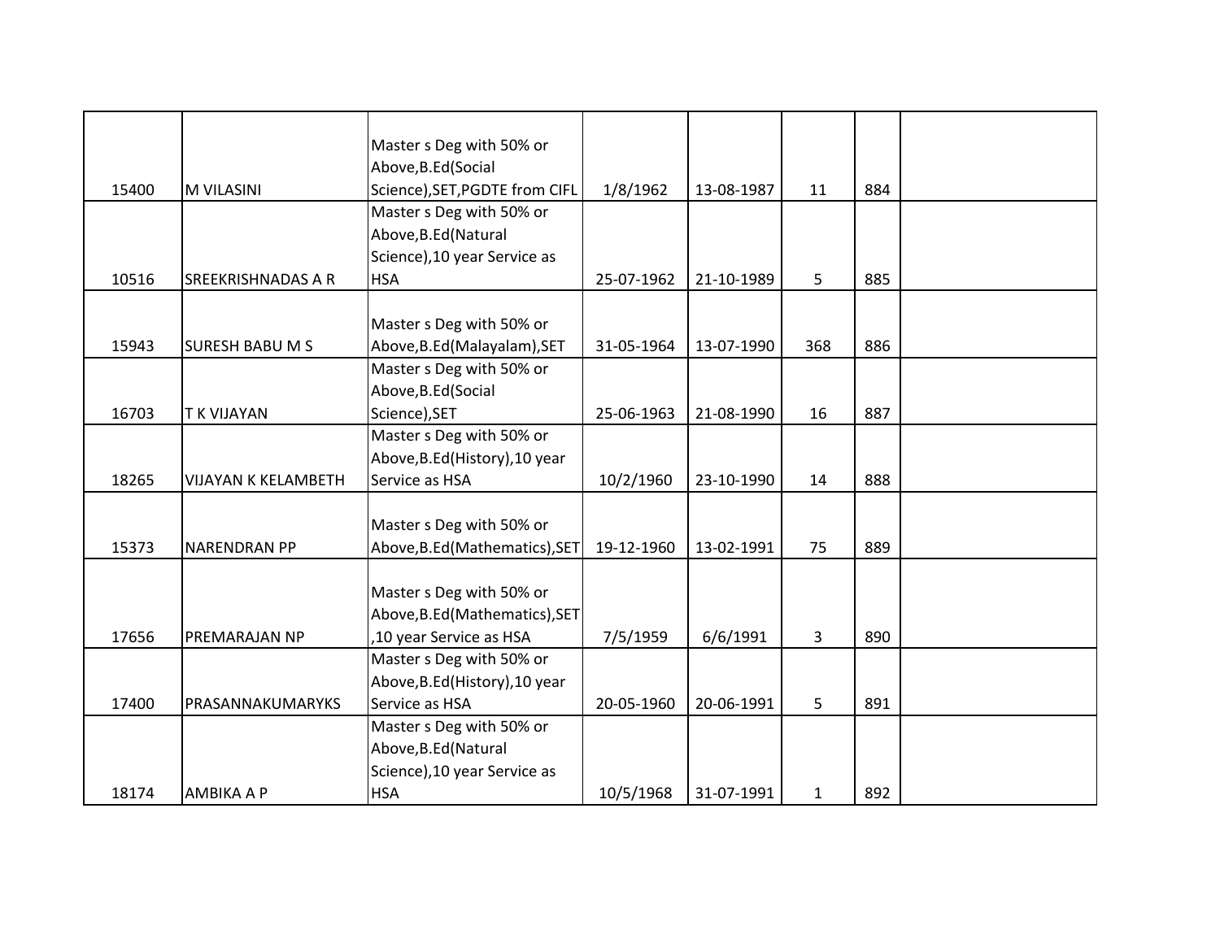| | | | | | | | |
|---|---|---|---|---|---|---|---|
| 15400 | M VILASINI | Master s Deg with 50% or Above,B.Ed(Social Science),SET,PGDTE from CIFL | 1/8/1962 | 13-08-1987 | 11 | 884 | |
| 10516 | SREEKRISHNADAS A R | Master s Deg with 50% or Above,B.Ed(Natural Science),10 year Service as HSA | 25-07-1962 | 21-10-1989 | 5 | 885 | |
| 15943 | SURESH BABU M S | Master s Deg with 50% or Above,B.Ed(Malayalam),SET | 31-05-1964 | 13-07-1990 | 368 | 886 | |
| 16703 | T K VIJAYAN | Master s Deg with 50% or Above,B.Ed(Social Science),SET | 25-06-1963 | 21-08-1990 | 16 | 887 | |
| 18265 | VIJAYAN K KELAMBETH | Master s Deg with 50% or Above,B.Ed(History),10 year Service as HSA | 10/2/1960 | 23-10-1990 | 14 | 888 | |
| 15373 | NARENDRAN PP | Master s Deg with 50% or Above,B.Ed(Mathematics),SET | 19-12-1960 | 13-02-1991 | 75 | 889 | |
| 17656 | PREMARAJAN NP | Master s Deg with 50% or Above,B.Ed(Mathematics),SET ,10 year Service as HSA | 7/5/1959 | 6/6/1991 | 3 | 890 | |
| 17400 | PRASANNAKUMARYKS | Master s Deg with 50% or Above,B.Ed(History),10 year Service as HSA | 20-05-1960 | 20-06-1991 | 5 | 891 | |
| 18174 | AMBIKA A P | Master s Deg with 50% or Above,B.Ed(Natural Science),10 year Service as HSA | 10/5/1968 | 31-07-1991 | 1 | 892 | |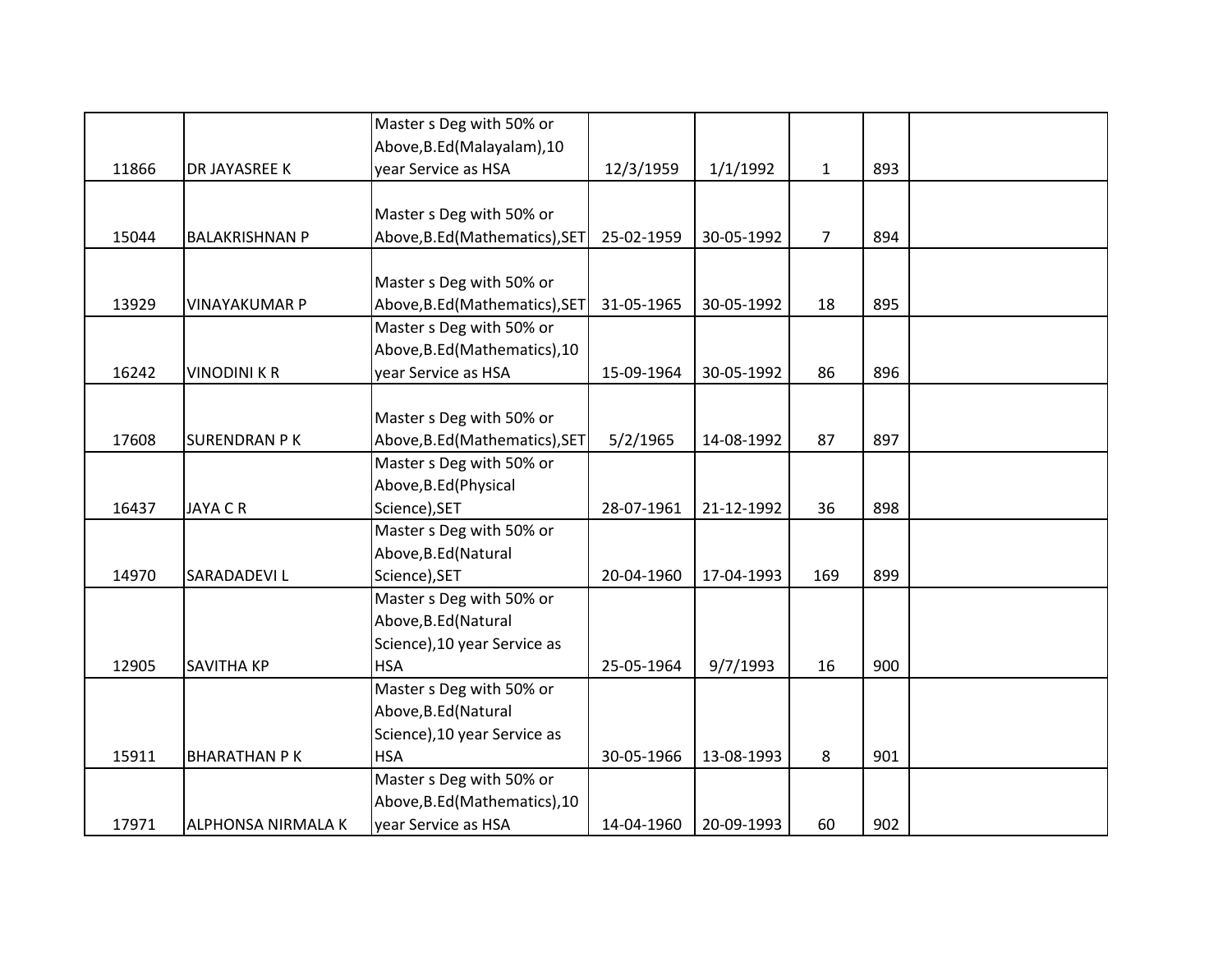| | | | | | | | |
|---|---|---|---|---|---|---|---|
| 11866 | DR JAYASREE K | Master s Deg with 50% or Above,B.Ed(Malayalam),10 year Service as HSA | 12/3/1959 | 1/1/1992 | 1 | 893 | |
| 15044 | BALAKRISHNAN P | Master s Deg with 50% or Above,B.Ed(Mathematics),SET | 25-02-1959 | 30-05-1992 | 7 | 894 | |
| 13929 | VINAYAKUMAR P | Master s Deg with 50% or Above,B.Ed(Mathematics),SET | 31-05-1965 | 30-05-1992 | 18 | 895 | |
| 16242 | VINODINI K R | Master s Deg with 50% or Above,B.Ed(Mathematics),10 year Service as HSA | 15-09-1964 | 30-05-1992 | 86 | 896 | |
| 17608 | SURENDRAN P K | Master s Deg with 50% or Above,B.Ed(Mathematics),SET | 5/2/1965 | 14-08-1992 | 87 | 897 | |
| 16437 | JAYA C R | Master s Deg with 50% or Above,B.Ed(Physical Science),SET | 28-07-1961 | 21-12-1992 | 36 | 898 | |
| 14970 | SARADADEVI L | Master s Deg with 50% or Above,B.Ed(Natural Science),SET | 20-04-1960 | 17-04-1993 | 169 | 899 | |
| 12905 | SAVITHA KP | Master s Deg with 50% or Above,B.Ed(Natural Science),10 year Service as HSA | 25-05-1964 | 9/7/1993 | 16 | 900 | |
| 15911 | BHARATHAN P K | Master s Deg with 50% or Above,B.Ed(Natural Science),10 year Service as HSA | 30-05-1966 | 13-08-1993 | 8 | 901 | |
| 17971 | ALPHONSA NIRMALA K | Master s Deg with 50% or Above,B.Ed(Mathematics),10 year Service as HSA | 14-04-1960 | 20-09-1993 | 60 | 902 | |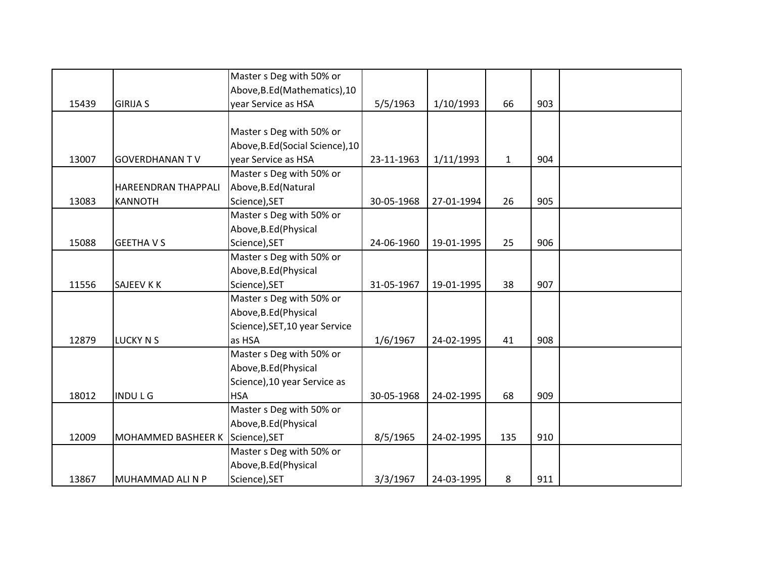| | | | | | | | |
|---|---|---|---|---|---|---|---|
| 15439 | GIRIJA S | Master s Deg with 50% or Above,B.Ed(Mathematics),10 year Service as HSA | 5/5/1963 | 1/10/1993 | 66 | 903 | |
| 13007 | GOVERDHANAN T V | Master s Deg with 50% or Above,B.Ed(Social Science),10 year Service as HSA | 23-11-1963 | 1/11/1993 | 1 | 904 | |
| 13083 | HAREENDRAN THAPPALI KANNOTH | Master s Deg with 50% or Above,B.Ed(Natural Science),SET | 30-05-1968 | 27-01-1994 | 26 | 905 | |
| 15088 | GEETHA V S | Master s Deg with 50% or Above,B.Ed(Physical Science),SET | 24-06-1960 | 19-01-1995 | 25 | 906 | |
| 11556 | SAJEEV K K | Master s Deg with 50% or Above,B.Ed(Physical Science),SET | 31-05-1967 | 19-01-1995 | 38 | 907 | |
| 12879 | LUCKY N S | Master s Deg with 50% or Above,B.Ed(Physical Science),SET,10 year Service as HSA | 1/6/1967 | 24-02-1995 | 41 | 908 | |
| 18012 | INDU L G | Master s Deg with 50% or Above,B.Ed(Physical Science),10 year Service as HSA | 30-05-1968 | 24-02-1995 | 68 | 909 | |
| 12009 | MOHAMMED BASHEER K | Master s Deg with 50% or Above,B.Ed(Physical Science),SET | 8/5/1965 | 24-02-1995 | 135 | 910 | |
| 13867 | MUHAMMAD ALI N P | Master s Deg with 50% or Above,B.Ed(Physical Science),SET | 3/3/1967 | 24-03-1995 | 8 | 911 | |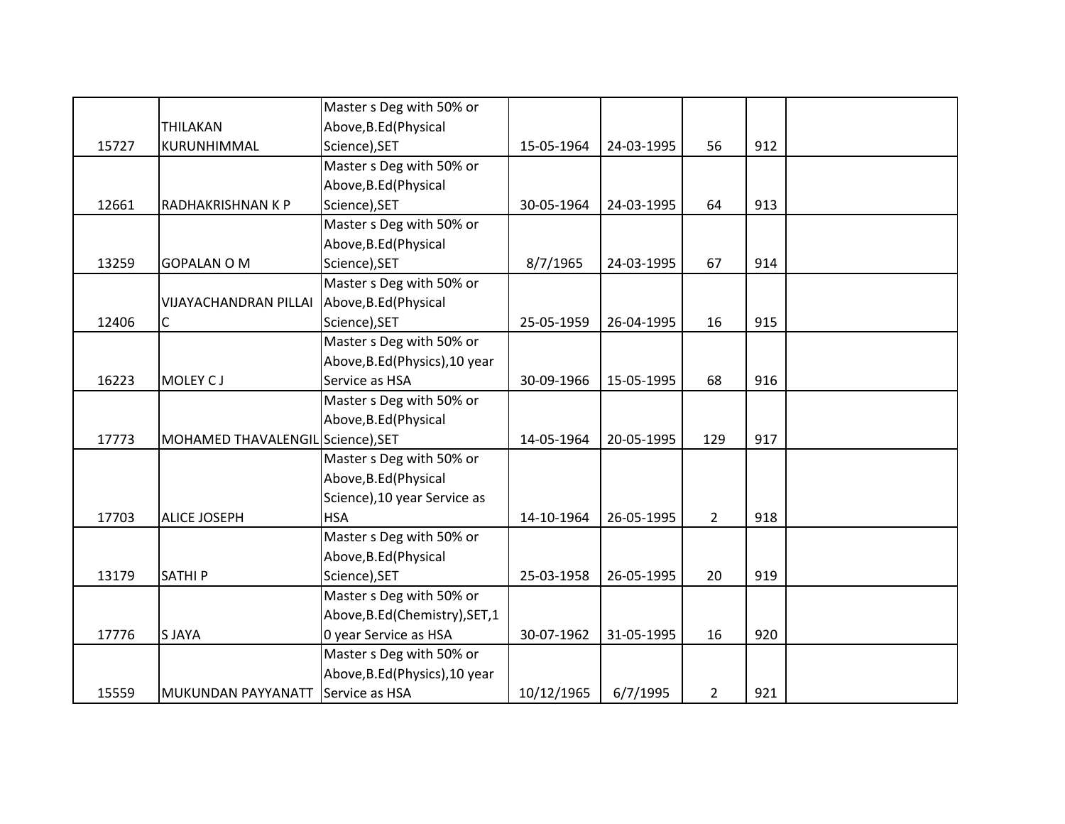| | | | | | | | |
|---|---|---|---|---|---|---|---|
| 15727 | THILAKAN KURUNHIMMAL | Master s Deg with 50% or Above,B.Ed(Physical Science),SET | 15-05-1964 | 24-03-1995 | 56 | 912 | |
| 12661 | RADHAKRISHNAN K P | Master s Deg with 50% or Above,B.Ed(Physical Science),SET | 30-05-1964 | 24-03-1995 | 64 | 913 | |
| 13259 | GOPALAN O M | Master s Deg with 50% or Above,B.Ed(Physical Science),SET | 8/7/1965 | 24-03-1995 | 67 | 914 | |
| 12406 | VIJAYACHANDRAN PILLAI C | Master s Deg with 50% or Above,B.Ed(Physical Science),SET | 25-05-1959 | 26-04-1995 | 16 | 915 | |
| 16223 | MOLEY C J | Master s Deg with 50% or Above,B.Ed(Physics),10 year Service as HSA | 30-09-1966 | 15-05-1995 | 68 | 916 | |
| 17773 | MOHAMED THAVALENGIL | Master s Deg with 50% or Above,B.Ed(Physical Science),SET | 14-05-1964 | 20-05-1995 | 129 | 917 | |
| 17703 | ALICE JOSEPH | Master s Deg with 50% or Above,B.Ed(Physical Science),10 year Service as HSA | 14-10-1964 | 26-05-1995 | 2 | 918 | |
| 13179 | SATHI P | Master s Deg with 50% or Above,B.Ed(Physical Science),SET | 25-03-1958 | 26-05-1995 | 20 | 919 | |
| 17776 | S JAYA | Master s Deg with 50% or Above,B.Ed(Chemistry),SET,10 year Service as HSA | 30-07-1962 | 31-05-1995 | 16 | 920 | |
| 15559 | MUKUNDAN PAYYANATT | Master s Deg with 50% or Above,B.Ed(Physics),10 year Service as HSA | 10/12/1965 | 6/7/1995 | 2 | 921 | |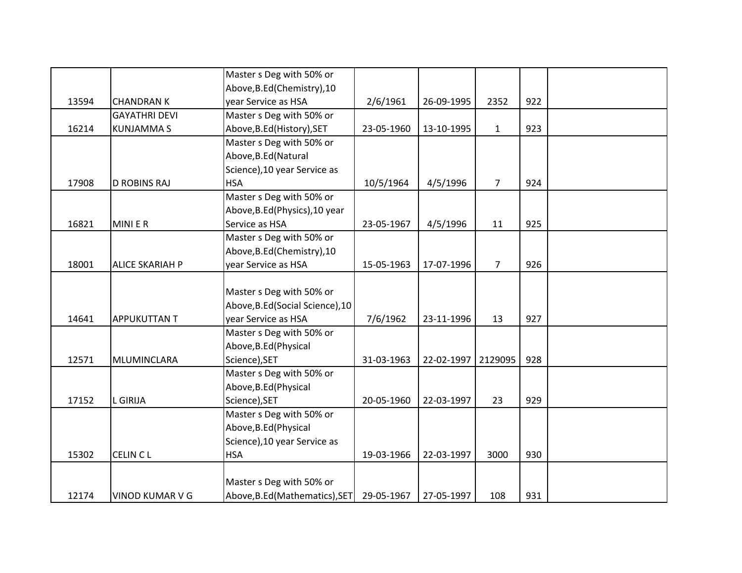| | | | | | | | |
|---|---|---|---|---|---|---|---|
| 13594 | CHANDRAN K | Master s Deg with 50% or Above,B.Ed(Chemistry),10 year Service as HSA | 2/6/1961 | 26-09-1995 | 2352 | 922 | |
| 16214 | GAYATHRI DEVI KUNJAMMA S | Master s Deg with 50% or Above,B.Ed(History),SET | 23-05-1960 | 13-10-1995 | 1 | 923 | |
| 17908 | D ROBINS RAJ | Master s Deg with 50% or Above,B.Ed(Natural Science),10 year Service as HSA | 10/5/1964 | 4/5/1996 | 7 | 924 | |
| 16821 | MINI E R | Master s Deg with 50% or Above,B.Ed(Physics),10 year Service as HSA | 23-05-1967 | 4/5/1996 | 11 | 925 | |
| 18001 | ALICE SKARIAH P | Master s Deg with 50% or Above,B.Ed(Chemistry),10 year Service as HSA | 15-05-1963 | 17-07-1996 | 7 | 926 | |
| 14641 | APPUKUTTAN T | Master s Deg with 50% or Above,B.Ed(Social Science),10 year Service as HSA | 7/6/1962 | 23-11-1996 | 13 | 927 | |
| 12571 | MLUMINCLARA | Master s Deg with 50% or Above,B.Ed(Physical Science),SET | 31-03-1963 | 22-02-1997 | 2129095 | 928 | |
| 17152 | L GIRIJA | Master s Deg with 50% or Above,B.Ed(Physical Science),SET | 20-05-1960 | 22-03-1997 | 23 | 929 | |
| 15302 | CELIN C L | Master s Deg with 50% or Above,B.Ed(Physical Science),10 year Service as HSA | 19-03-1966 | 22-03-1997 | 3000 | 930 | |
| 12174 | VINOD KUMAR V G | Master s Deg with 50% or Above,B.Ed(Mathematics),SET | 29-05-1967 | 27-05-1997 | 108 | 931 | |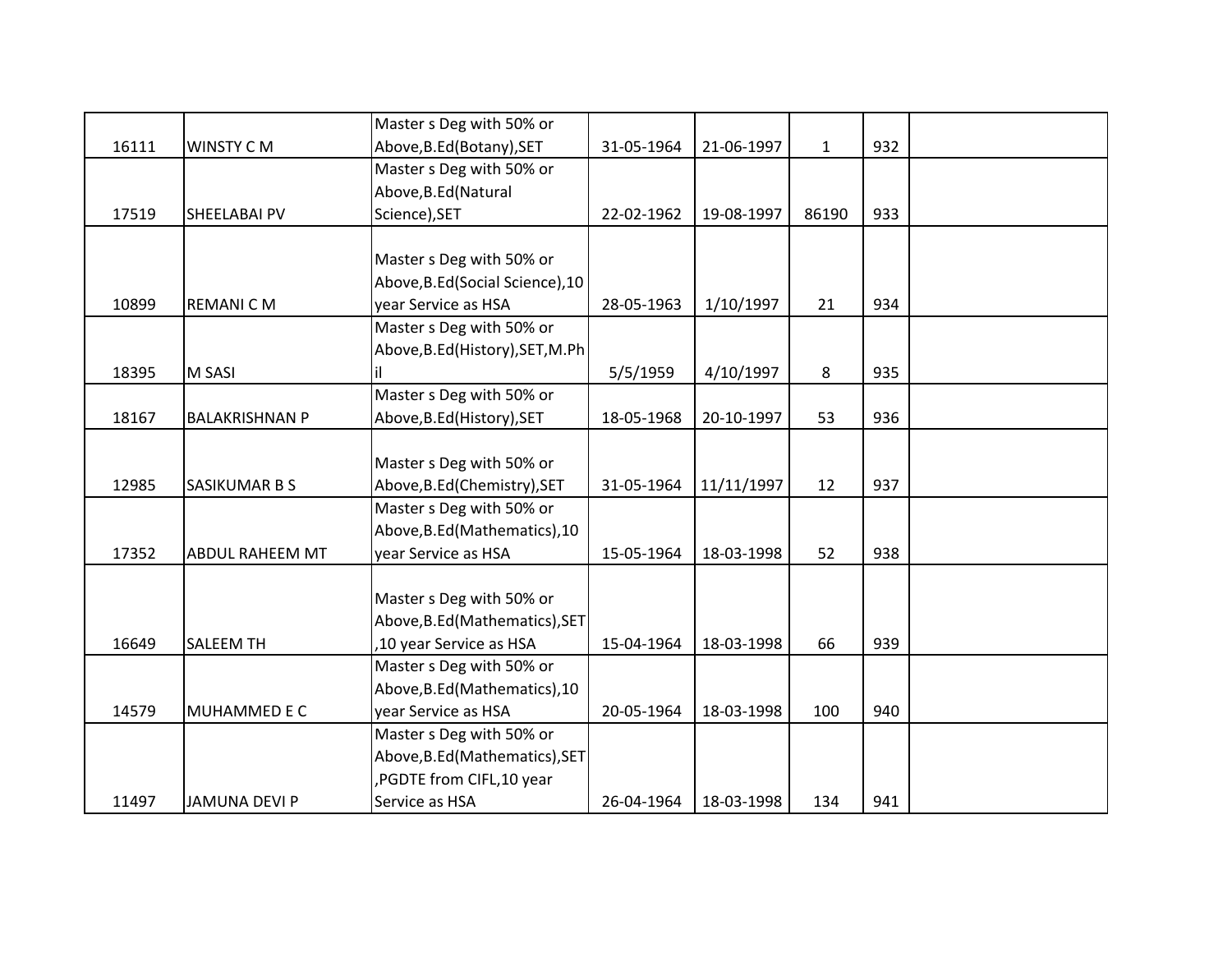| | | | | | | | |
|---|---|---|---|---|---|---|---|
| 16111 | WINSTY C M | Master s Deg with 50% or Above,B.Ed(Botany),SET | 31-05-1964 | 21-06-1997 | 1 | 932 | |
| 17519 | SHEELABAI PV | Master s Deg with 50% or Above,B.Ed(Natural Science),SET | 22-02-1962 | 19-08-1997 | 86190 | 933 | |
| 10899 | REMANI C M | Master s Deg with 50% or Above,B.Ed(Social Science),10 year Service as HSA | 28-05-1963 | 1/10/1997 | 21 | 934 | |
| 18395 | M SASI | Master s Deg with 50% or Above,B.Ed(History),SET,M.Phil | 5/5/1959 | 4/10/1997 | 8 | 935 | |
| 18167 | BALAKRISHNAN P | Master s Deg with 50% or Above,B.Ed(History),SET | 18-05-1968 | 20-10-1997 | 53 | 936 | |
| 12985 | SASIKUMAR B S | Master s Deg with 50% or Above,B.Ed(Chemistry),SET | 31-05-1964 | 11/11/1997 | 12 | 937 | |
| 17352 | ABDUL RAHEEM MT | Master s Deg with 50% or Above,B.Ed(Mathematics),10 year Service as HSA | 15-05-1964 | 18-03-1998 | 52 | 938 | |
| 16649 | SALEEM TH | Master s Deg with 50% or Above,B.Ed(Mathematics),SET,10 year Service as HSA | 15-04-1964 | 18-03-1998 | 66 | 939 | |
| 14579 | MUHAMMED E C | Master s Deg with 50% or Above,B.Ed(Mathematics),10 year Service as HSA | 20-05-1964 | 18-03-1998 | 100 | 940 | |
| 11497 | JAMUNA DEVI P | Master s Deg with 50% or Above,B.Ed(Mathematics),SET,PGDTE from CIFL,10 year Service as HSA | 26-04-1964 | 18-03-1998 | 134 | 941 | |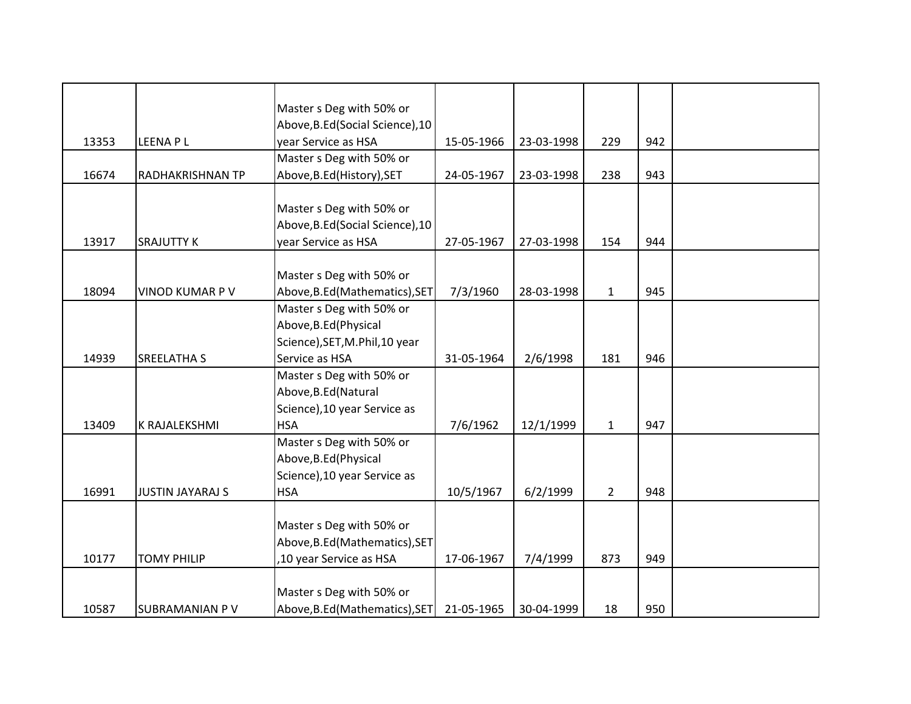| | | | | | | | |
|---|---|---|---|---|---|---|---|
| 13353 | LEENA P L | Master s Deg with 50% or Above,B.Ed(Social Science),10 year Service as HSA | 15-05-1966 | 23-03-1998 | 229 | 942 | |
| 16674 | RADHAKRISHNAN TP | Master s Deg with 50% or Above,B.Ed(History),SET | 24-05-1967 | 23-03-1998 | 238 | 943 | |
| 13917 | SRAJUTTY K | Master s Deg with 50% or Above,B.Ed(Social Science),10 year Service as HSA | 27-05-1967 | 27-03-1998 | 154 | 944 | |
| 18094 | VINOD KUMAR P V | Master s Deg with 50% or Above,B.Ed(Mathematics),SET | 7/3/1960 | 28-03-1998 | 1 | 945 | |
| 14939 | SREELATHA S | Master s Deg with 50% or Above,B.Ed(Physical Science),SET,M.Phil,10 year Service as HSA | 31-05-1964 | 2/6/1998 | 181 | 946 | |
| 13409 | K RAJALEKSHMI | Master s Deg with 50% or Above,B.Ed(Natural Science),10 year Service as HSA | 7/6/1962 | 12/1/1999 | 1 | 947 | |
| 16991 | JUSTIN JAYARAJ S | Master s Deg with 50% or Above,B.Ed(Physical Science),10 year Service as HSA | 10/5/1967 | 6/2/1999 | 2 | 948 | |
| 10177 | TOMY PHILIP | Master s Deg with 50% or Above,B.Ed(Mathematics),SET ,10 year Service as HSA | 17-06-1967 | 7/4/1999 | 873 | 949 | |
| 10587 | SUBRAMANIAN P V | Master s Deg with 50% or Above,B.Ed(Mathematics),SET | 21-05-1965 | 30-04-1999 | 18 | 950 | |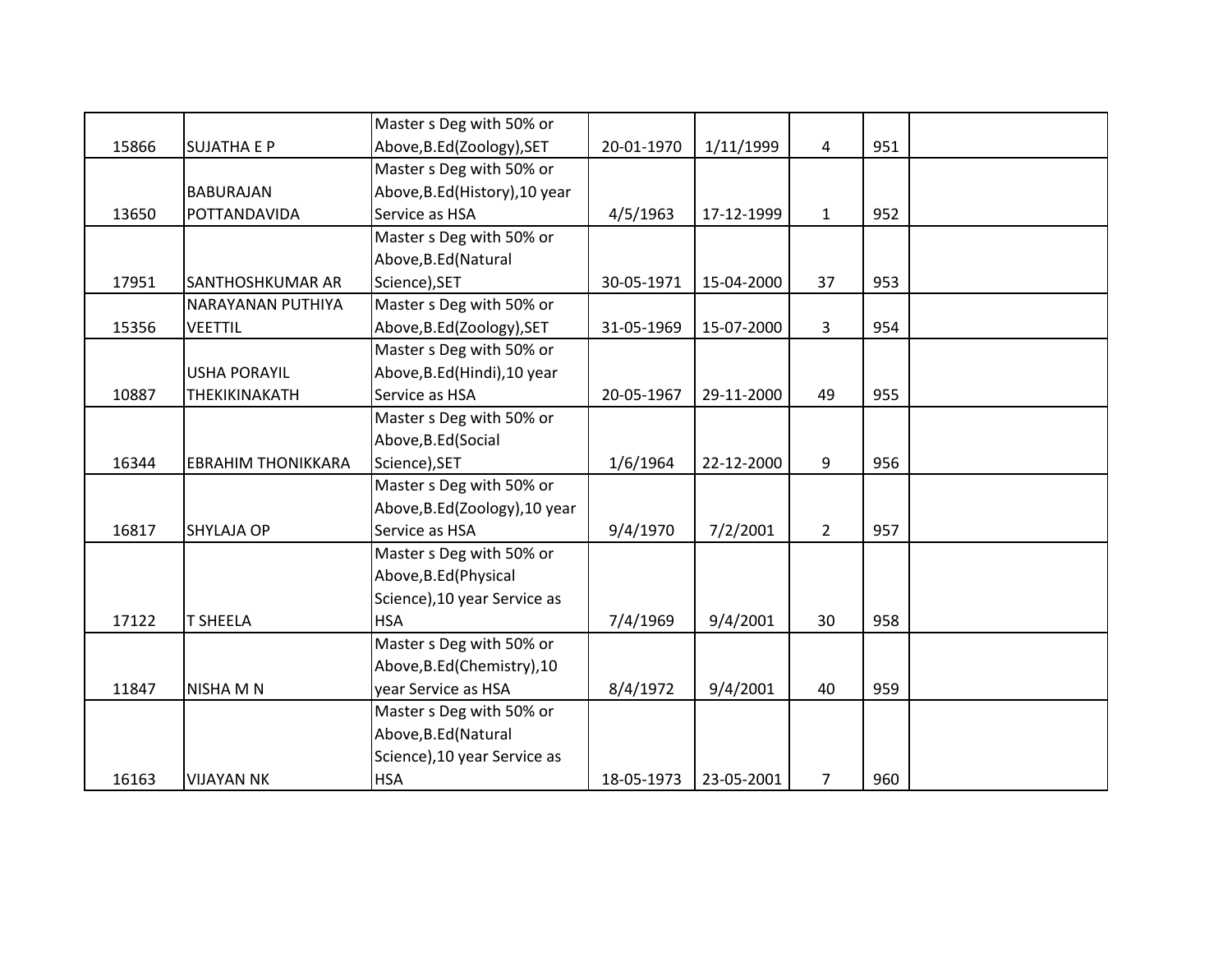| | | | | | | | |
|---|---|---|---|---|---|---|---|
| 15866 | SUJATHA E P | Master s Deg with 50% or Above,B.Ed(Zoology),SET | 20-01-1970 | 1/11/1999 | 4 | 951 | |
| 13650 | BABURAJAN POTTANDAVIDA | Master s Deg with 50% or Above,B.Ed(History),10 year Service as HSA | 4/5/1963 | 17-12-1999 | 1 | 952 | |
| 17951 | SANTHOSHKUMAR AR | Master s Deg with 50% or Above,B.Ed(Natural Science),SET | 30-05-1971 | 15-04-2000 | 37 | 953 | |
| 15356 | NARAYANAN PUTHIYA VEETTIL | Master s Deg with 50% or Above,B.Ed(Zoology),SET | 31-05-1969 | 15-07-2000 | 3 | 954 | |
| 10887 | USHA PORAYIL THEKIKINAKATH | Master s Deg with 50% or Above,B.Ed(Hindi),10 year Service as HSA | 20-05-1967 | 29-11-2000 | 49 | 955 | |
| 16344 | EBRAHIM THONIKKARA | Master s Deg with 50% or Above,B.Ed(Social Science),SET | 1/6/1964 | 22-12-2000 | 9 | 956 | |
| 16817 | SHYLAJA OP | Master s Deg with 50% or Above,B.Ed(Zoology),10 year Service as HSA | 9/4/1970 | 7/2/2001 | 2 | 957 | |
| 17122 | T SHEELA | Master s Deg with 50% or Above,B.Ed(Physical Science),10 year Service as HSA | 7/4/1969 | 9/4/2001 | 30 | 958 | |
| 11847 | NISHA M N | Master s Deg with 50% or Above,B.Ed(Chemistry),10 year Service as HSA | 8/4/1972 | 9/4/2001 | 40 | 959 | |
| 16163 | VIJAYAN NK | Master s Deg with 50% or Above,B.Ed(Natural Science),10 year Service as HSA | 18-05-1973 | 23-05-2001 | 7 | 960 | |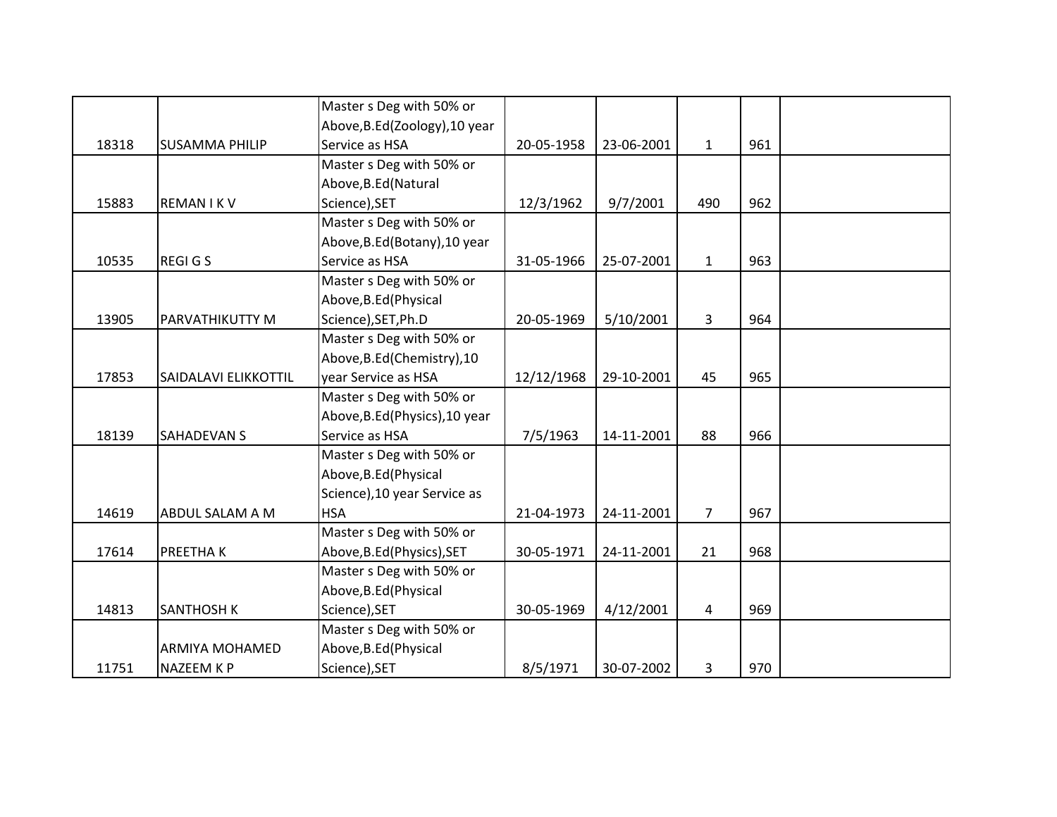| | | | | | | | |
|---|---|---|---|---|---|---|---|
| 18318 | SUSAMMA PHILIP | Master s Deg with 50% or Above,B.Ed(Zoology),10 year Service as HSA | 20-05-1958 | 23-06-2001 | 1 | 961 | |
| 15883 | REMAN I K V | Master s Deg with 50% or Above,B.Ed(Natural Science),SET | 12/3/1962 | 9/7/2001 | 490 | 962 | |
| 10535 | REGI G S | Master s Deg with 50% or Above,B.Ed(Botany),10 year Service as HSA | 31-05-1966 | 25-07-2001 | 1 | 963 | |
| 13905 | PARVATHIKUTTY M | Master s Deg with 50% or Above,B.Ed(Physical Science),SET,Ph.D | 20-05-1969 | 5/10/2001 | 3 | 964 | |
| 17853 | SAIDALAVI ELIKKOTTIL | Master s Deg with 50% or Above,B.Ed(Chemistry),10 year Service as HSA | 12/12/1968 | 29-10-2001 | 45 | 965 | |
| 18139 | SAHADEVAN S | Master s Deg with 50% or Above,B.Ed(Physics),10 year Service as HSA | 7/5/1963 | 14-11-2001 | 88 | 966 | |
| 14619 | ABDUL SALAM A M | Master s Deg with 50% or Above,B.Ed(Physical Science),10 year Service as HSA | 21-04-1973 | 24-11-2001 | 7 | 967 | |
| 17614 | PREETHA K | Master s Deg with 50% or Above,B.Ed(Physics),SET | 30-05-1971 | 24-11-2001 | 21 | 968 | |
| 14813 | SANTHOSH K | Master s Deg with 50% or Above,B.Ed(Physical Science),SET | 30-05-1969 | 4/12/2001 | 4 | 969 | |
| 11751 | ARMIYA MOHAMED NAZEEM K P | Master s Deg with 50% or Above,B.Ed(Physical Science),SET | 8/5/1971 | 30-07-2002 | 3 | 970 | |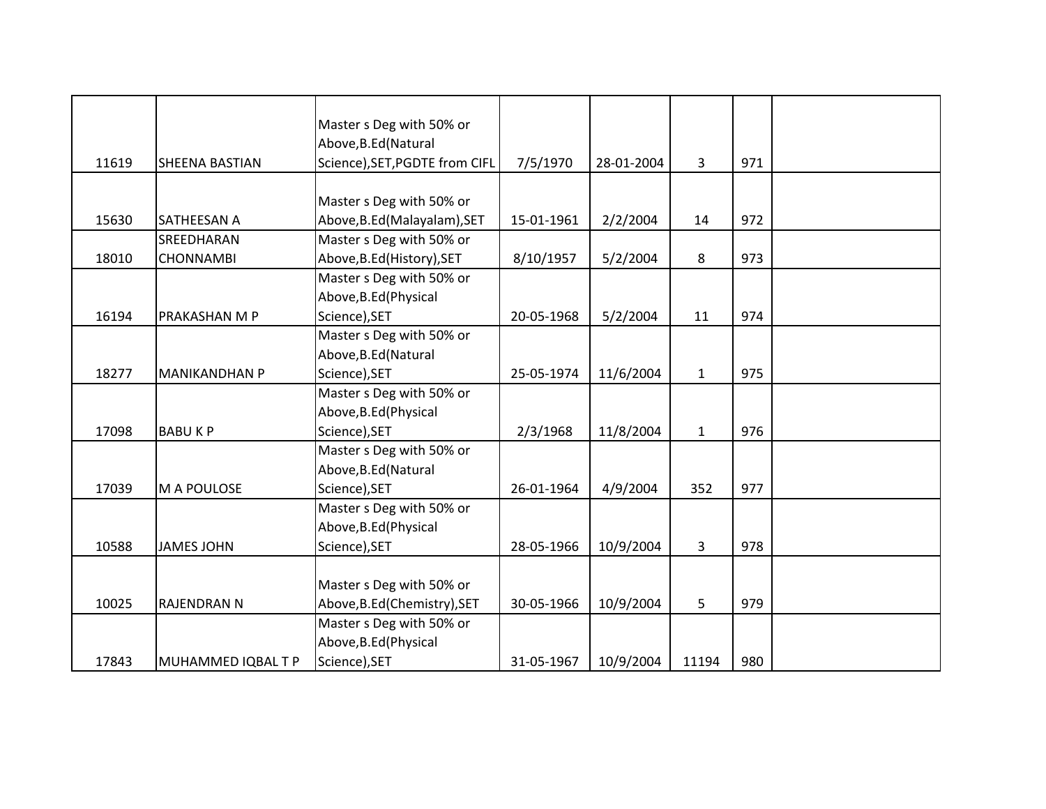| | | | | | | | |
|---|---|---|---|---|---|---|---|
| 11619 | SHEENA BASTIAN | Master s Deg with 50% or Above,B.Ed(Natural Science),SET,PGDTE from CIFL | 7/5/1970 | 28-01-2004 | 3 | 971 | |
| 15630 | SATHEESAN A | Master s Deg with 50% or Above,B.Ed(Malayalam),SET | 15-01-1961 | 2/2/2004 | 14 | 972 | |
| 18010 | SREEDHARAN CHONNAMBI | Master s Deg with 50% or Above,B.Ed(History),SET | 8/10/1957 | 5/2/2004 | 8 | 973 | |
| 16194 | PRAKASHAN M P | Master s Deg with 50% or Above,B.Ed(Physical Science),SET | 20-05-1968 | 5/2/2004 | 11 | 974 | |
| 18277 | MANIKANDHAN P | Master s Deg with 50% or Above,B.Ed(Natural Science),SET | 25-05-1974 | 11/6/2004 | 1 | 975 | |
| 17098 | BABU K P | Master s Deg with 50% or Above,B.Ed(Physical Science),SET | 2/3/1968 | 11/8/2004 | 1 | 976 | |
| 17039 | M A POULOSE | Master s Deg with 50% or Above,B.Ed(Natural Science),SET | 26-01-1964 | 4/9/2004 | 352 | 977 | |
| 10588 | JAMES JOHN | Master s Deg with 50% or Above,B.Ed(Physical Science),SET | 28-05-1966 | 10/9/2004 | 3 | 978 | |
| 10025 | RAJENDRAN N | Master s Deg with 50% or Above,B.Ed(Chemistry),SET | 30-05-1966 | 10/9/2004 | 5 | 979 | |
| 17843 | MUHAMMED IQBAL T P | Master s Deg with 50% or Above,B.Ed(Physical Science),SET | 31-05-1967 | 10/9/2004 | 11194 | 980 | |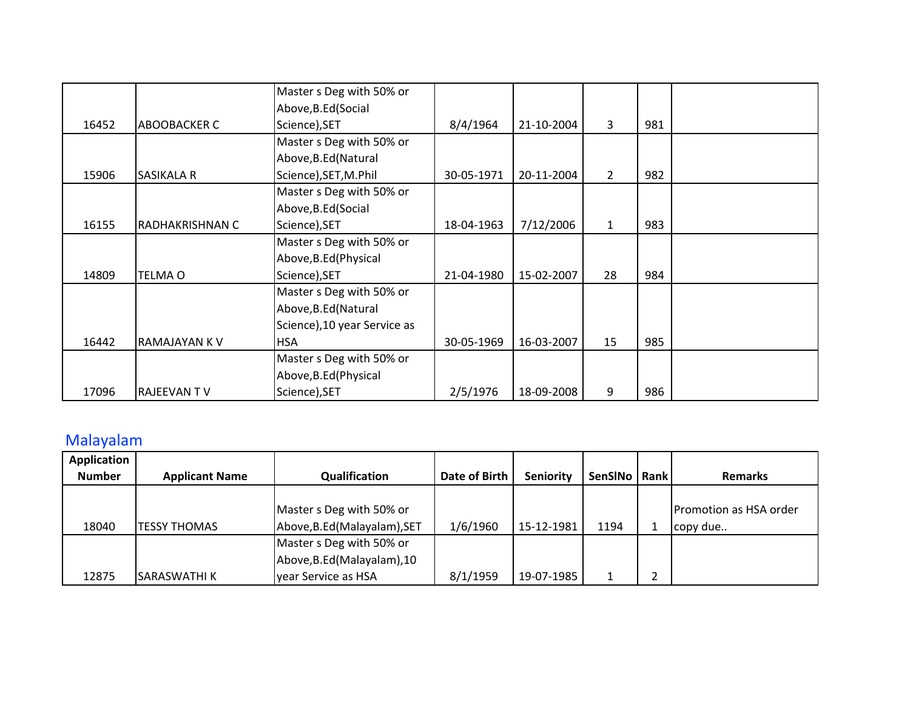| | | | | | | | |
|---|---|---|---|---|---|---|---|
| 16452 | ABOOBACKER C | Master s Deg with 50% or Above,B.Ed(Social Science),SET | 8/4/1964 | 21-10-2004 | 3 | 981 | |
| 15906 | SASIKALA R | Master s Deg with 50% or Above,B.Ed(Natural Science),SET,M.Phil | 30-05-1971 | 20-11-2004 | 2 | 982 | |
| 16155 | RADHAKRISHNAN C | Master s Deg with 50% or Above,B.Ed(Social Science),SET | 18-04-1963 | 7/12/2006 | 1 | 983 | |
| 14809 | TELMA O | Master s Deg with 50% or Above,B.Ed(Physical Science),SET | 21-04-1980 | 15-02-2007 | 28 | 984 | |
| 16442 | RAMAJAYAN K V | Master s Deg with 50% or Above,B.Ed(Natural Science),10 year Service as HSA | 30-05-1969 | 16-03-2007 | 15 | 985 | |
| 17096 | RAJEEVAN T V | Master s Deg with 50% or Above,B.Ed(Physical Science),SET | 2/5/1976 | 18-09-2008 | 9 | 986 | |

## Malayalam

| Application Number | Applicant Name | Qualification | Date of Birth | Seniority | SenSlNo | Rank | Remarks |
|---|---|---|---|---|---|---|---|
| 18040 | TESSY THOMAS | Master s Deg with 50% or Above,B.Ed(Malayalam),SET | 1/6/1960 | 15-12-1981 | 1194 | 1 | Promotion as HSA order copy due.. |
| 12875 | SARASWATHI K | Master s Deg with 50% or Above,B.Ed(Malayalam),10 year Service as HSA | 8/1/1959 | 19-07-1985 | 1 | 2 | |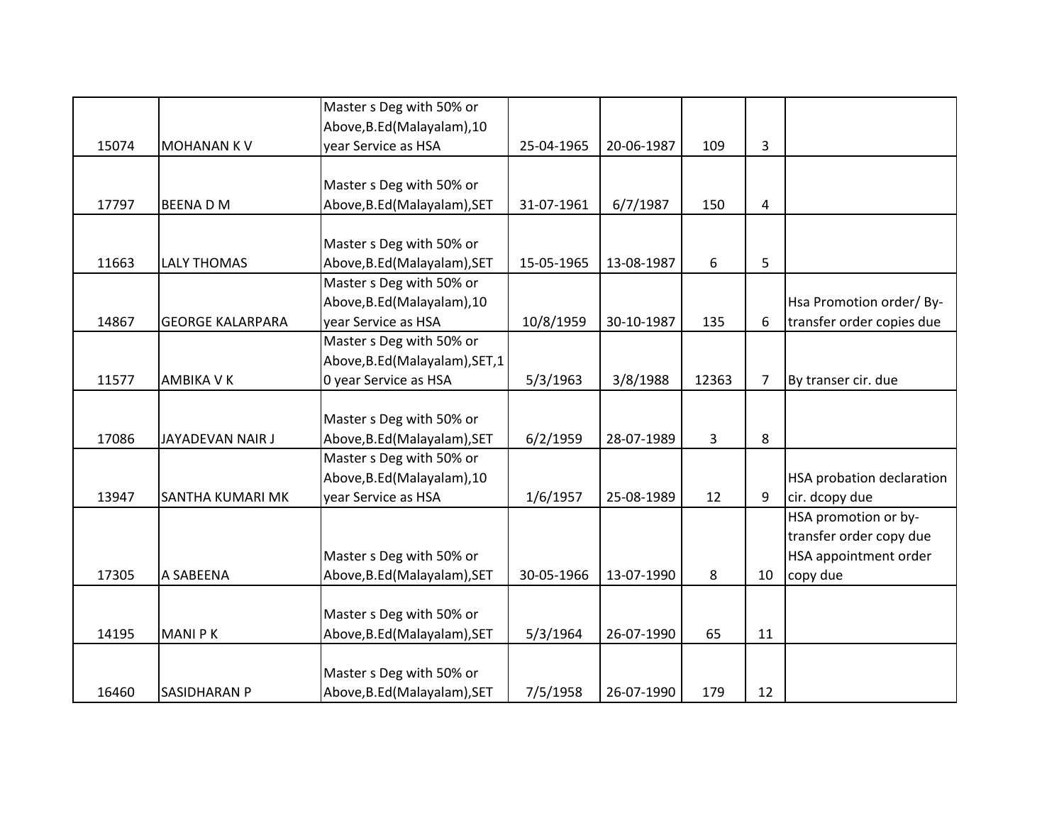| | | | | | | | |
|---|---|---|---|---|---|---|---|
| 15074 | MOHANAN K V | Master s Deg with 50% or Above,B.Ed(Malayalam),10 year Service as HSA | 25-04-1965 | 20-06-1987 | 109 | 3 | |
| 17797 | BEENA D M | Master s Deg with 50% or Above,B.Ed(Malayalam),SET | 31-07-1961 | 6/7/1987 | 150 | 4 | |
| 11663 | LALY THOMAS | Master s Deg with 50% or Above,B.Ed(Malayalam),SET | 15-05-1965 | 13-08-1987 | 6 | 5 | |
| 14867 | GEORGE KALARPARA | Master s Deg with 50% or Above,B.Ed(Malayalam),10 year Service as HSA | 10/8/1959 | 30-10-1987 | 135 | 6 | Hsa Promotion order/ By-transfer order copies due |
| 11577 | AMBIKA V K | Master s Deg with 50% or Above,B.Ed(Malayalam),SET,10 year Service as HSA | 5/3/1963 | 3/8/1988 | 12363 | 7 | By transer cir. due |
| 17086 | JAYADEVAN NAIR J | Master s Deg with 50% or Above,B.Ed(Malayalam),SET | 6/2/1959 | 28-07-1989 | 3 | 8 | |
| 13947 | SANTHA KUMARI MK | Master s Deg with 50% or Above,B.Ed(Malayalam),10 year Service as HSA | 1/6/1957 | 25-08-1989 | 12 | 9 | HSA probation declaration cir. dcopy due |
| 17305 | A SABEENA | Master s Deg with 50% or Above,B.Ed(Malayalam),SET | 30-05-1966 | 13-07-1990 | 8 | 10 | HSA promotion or by-transfer order copy due HSA appointment order copy due |
| 14195 | MANI P K | Master s Deg with 50% or Above,B.Ed(Malayalam),SET | 5/3/1964 | 26-07-1990 | 65 | 11 | |
| 16460 | SASIDHARAN P | Master s Deg with 50% or Above,B.Ed(Malayalam),SET | 7/5/1958 | 26-07-1990 | 179 | 12 | |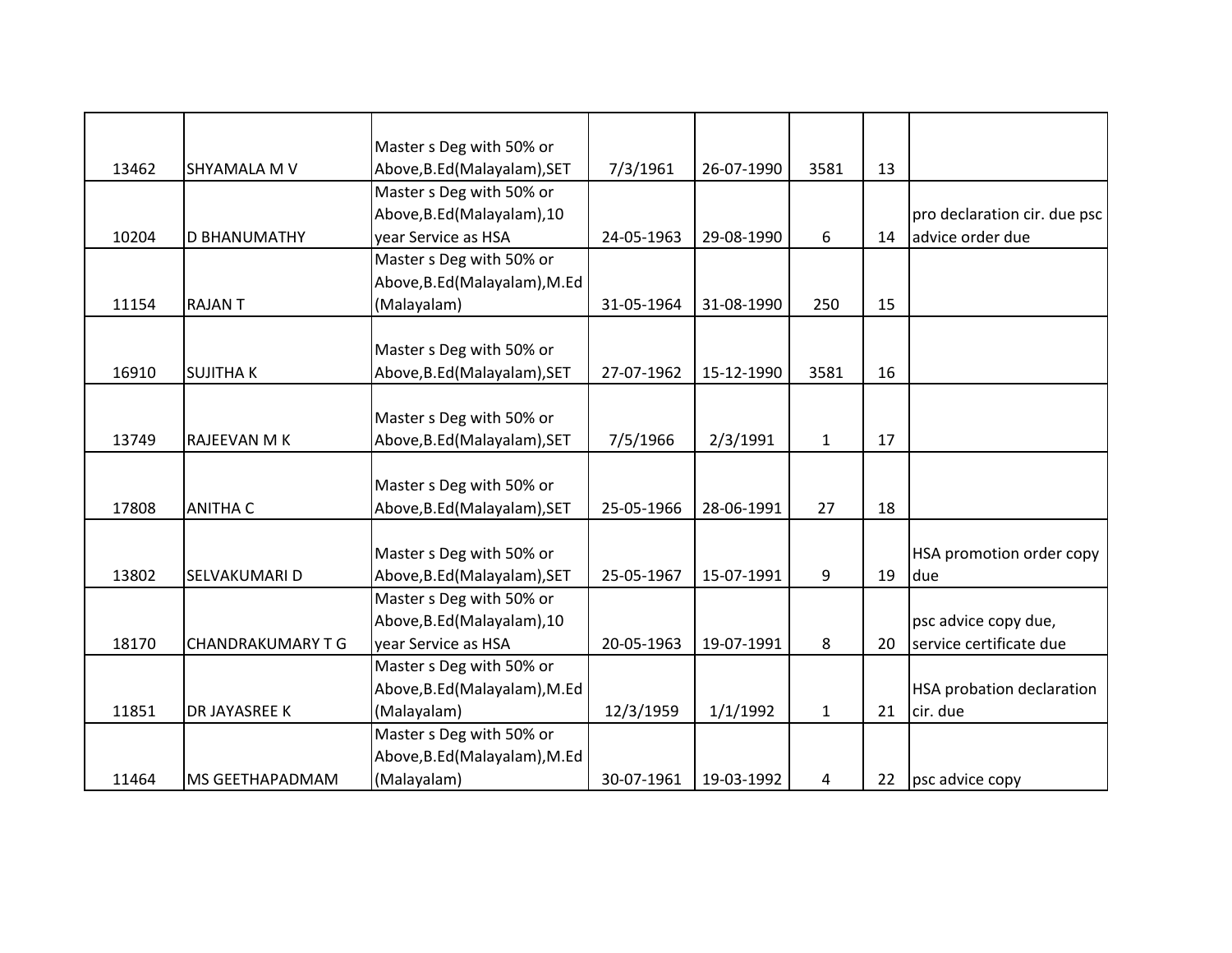| | | | | | | | |
|---|---|---|---|---|---|---|---|
| 13462 | SHYAMALA M V | Master s Deg with 50% or Above,B.Ed(Malayalam),SET | 7/3/1961 | 26-07-1990 | 3581 | 13 | |
| 10204 | D BHANUMATHY | Master s Deg with 50% or Above,B.Ed(Malayalam),10 year Service as HSA | 24-05-1963 | 29-08-1990 | 6 | 14 | pro declaration cir. due psc advice order due |
| 11154 | RAJAN T | Master s Deg with 50% or Above,B.Ed(Malayalam),M.Ed (Malayalam) | 31-05-1964 | 31-08-1990 | 250 | 15 | |
| 16910 | SUJITHA K | Master s Deg with 50% or Above,B.Ed(Malayalam),SET | 27-07-1962 | 15-12-1990 | 3581 | 16 | |
| 13749 | RAJEEVAN M K | Master s Deg with 50% or Above,B.Ed(Malayalam),SET | 7/5/1966 | 2/3/1991 | 1 | 17 | |
| 17808 | ANITHA C | Master s Deg with 50% or Above,B.Ed(Malayalam),SET | 25-05-1966 | 28-06-1991 | 27 | 18 | |
| 13802 | SELVAKUMARI D | Master s Deg with 50% or Above,B.Ed(Malayalam),SET | 25-05-1967 | 15-07-1991 | 9 | 19 | HSA promotion order copy due |
| 18170 | CHANDRAKUMARY T G | Master s Deg with 50% or Above,B.Ed(Malayalam),10 year Service as HSA | 20-05-1963 | 19-07-1991 | 8 | 20 | psc advice copy due, service certificate due |
| 11851 | DR JAYASREE K | Master s Deg with 50% or Above,B.Ed(Malayalam),M.Ed (Malayalam) | 12/3/1959 | 1/1/1992 | 1 | 21 | HSA probation declaration cir. due |
| 11464 | MS GEETHAPADMAM | Master s Deg with 50% or Above,B.Ed(Malayalam),M.Ed (Malayalam) | 30-07-1961 | 19-03-1992 | 4 | 22 | psc advice copy |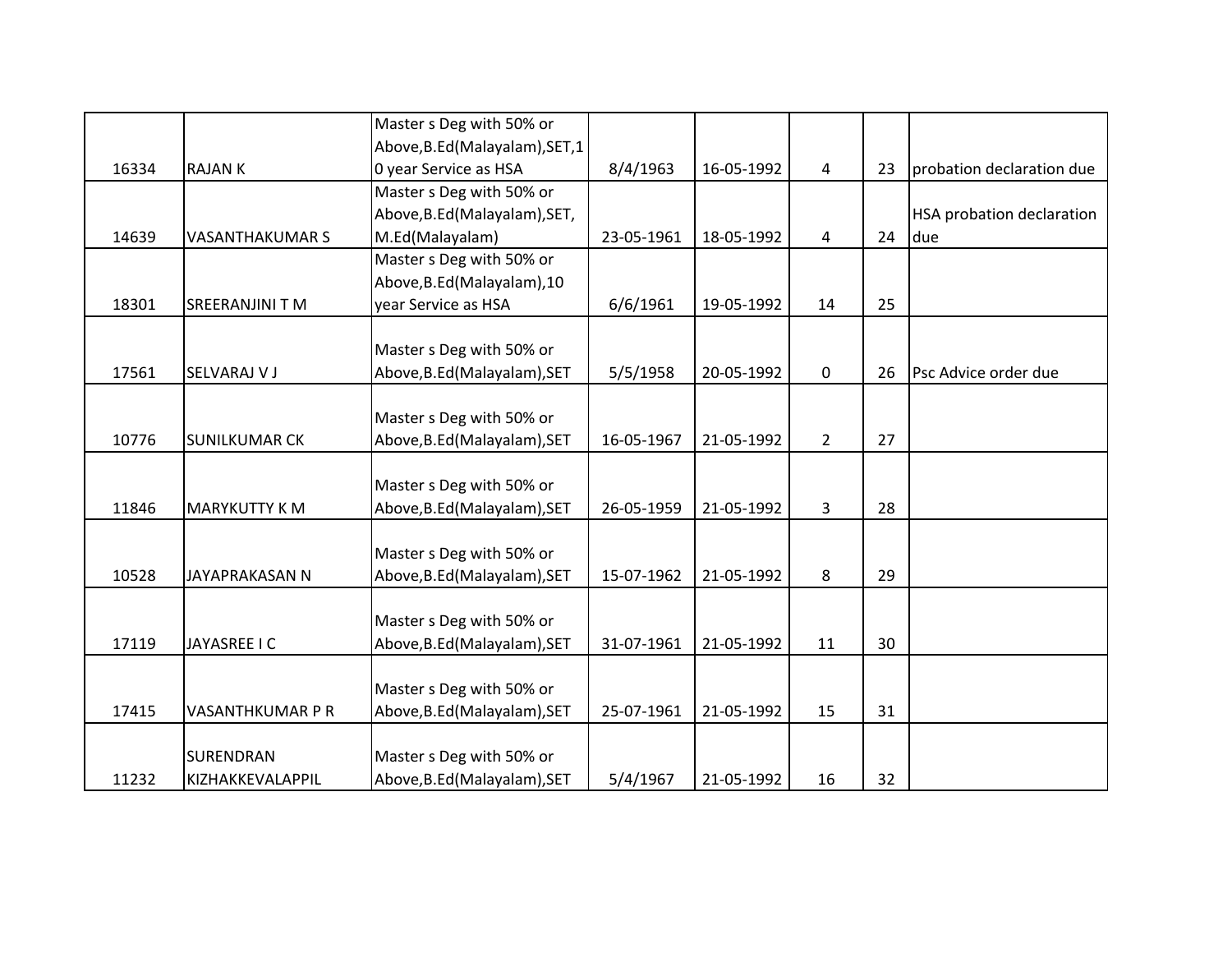| | | | | | | | |
|---|---|---|---|---|---|---|---|
| 16334 | RAJAN K | Master s Deg with 50% or Above,B.Ed(Malayalam),SET,10 year Service as HSA | 8/4/1963 | 16-05-1992 | 4 | 23 | probation declaration due |
| 14639 | VASANTHAKUMAR S | Master s Deg with 50% or Above,B.Ed(Malayalam),SET, M.Ed(Malayalam) | 23-05-1961 | 18-05-1992 | 4 | 24 | HSA probation declaration due |
| 18301 | SREERANJINI T M | Master s Deg with 50% or Above,B.Ed(Malayalam),10 year Service as HSA | 6/6/1961 | 19-05-1992 | 14 | 25 | |
| 17561 | SELVARAJ V J | Master s Deg with 50% or Above,B.Ed(Malayalam),SET | 5/5/1958 | 20-05-1992 | 0 | 26 | Psc Advice order due |
| 10776 | SUNILKUMAR CK | Master s Deg with 50% or Above,B.Ed(Malayalam),SET | 16-05-1967 | 21-05-1992 | 2 | 27 | |
| 11846 | MARYKUTTY K M | Master s Deg with 50% or Above,B.Ed(Malayalam),SET | 26-05-1959 | 21-05-1992 | 3 | 28 | |
| 10528 | JAYAPRAKASAN N | Master s Deg with 50% or Above,B.Ed(Malayalam),SET | 15-07-1962 | 21-05-1992 | 8 | 29 | |
| 17119 | JAYASREE I C | Master s Deg with 50% or Above,B.Ed(Malayalam),SET | 31-07-1961 | 21-05-1992 | 11 | 30 | |
| 17415 | VASANTHKUMAR P R | Master s Deg with 50% or Above,B.Ed(Malayalam),SET | 25-07-1961 | 21-05-1992 | 15 | 31 | |
| 11232 | SURENDRAN KIZHAKKEVALAPPIL | Master s Deg with 50% or Above,B.Ed(Malayalam),SET | 5/4/1967 | 21-05-1992 | 16 | 32 | |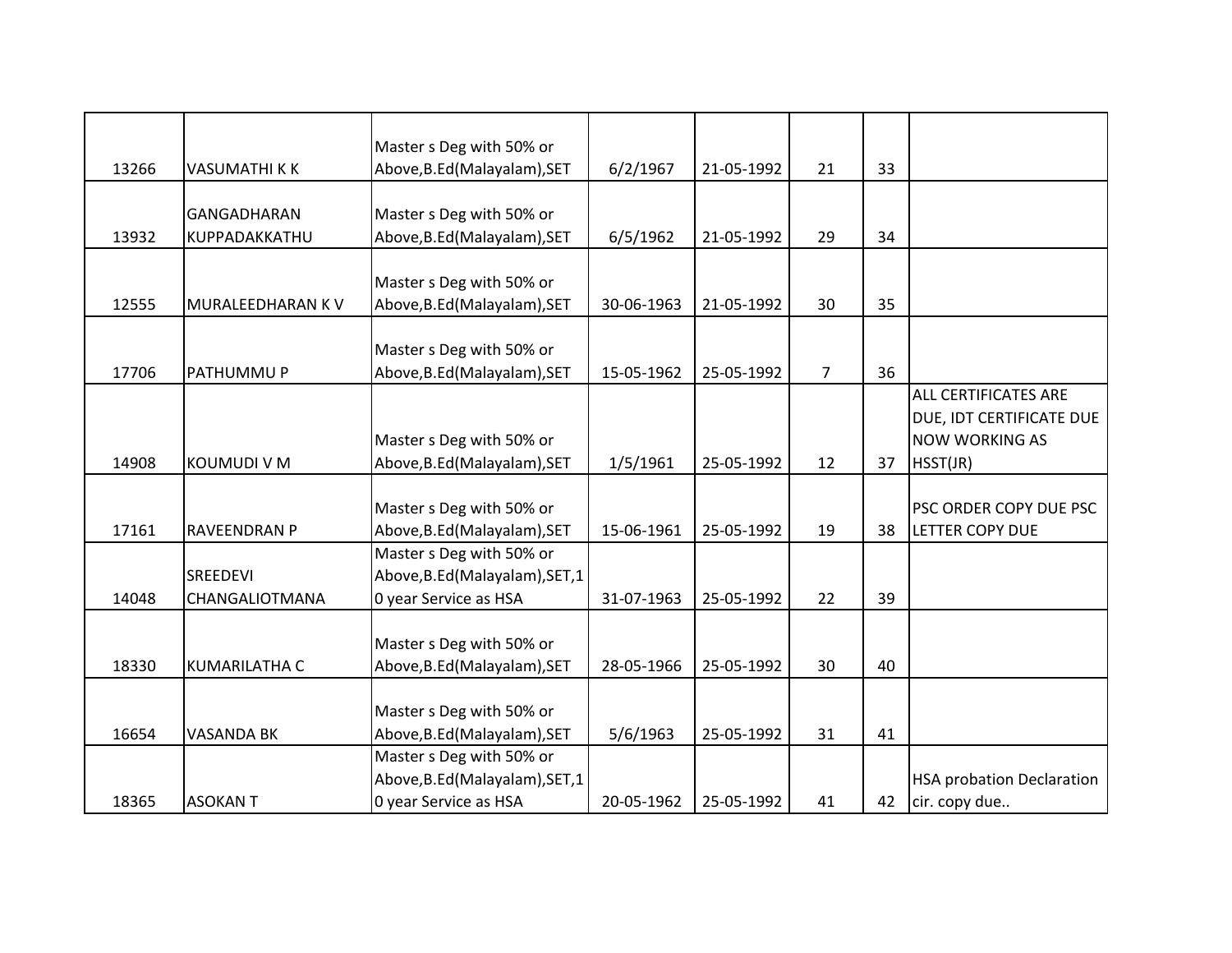| | | | | | | | |
|---|---|---|---|---|---|---|---|
| 13266 | VASUMATHI K K | Master s Deg with 50% or Above,B.Ed(Malayalam),SET | 6/2/1967 | 21-05-1992 | 21 | 33 | |
| 13932 | GANGADHARAN KUPPADAKKATHU | Master s Deg with 50% or Above,B.Ed(Malayalam),SET | 6/5/1962 | 21-05-1992 | 29 | 34 | |
| 12555 | MURALEEDHARAN K V | Master s Deg with 50% or Above,B.Ed(Malayalam),SET | 30-06-1963 | 21-05-1992 | 30 | 35 | |
| 17706 | PATHUMMU P | Master s Deg with 50% or Above,B.Ed(Malayalam),SET | 15-05-1962 | 25-05-1992 | 7 | 36 | |
| 14908 | KOUMUDI V M | Master s Deg with 50% or Above,B.Ed(Malayalam),SET | 1/5/1961 | 25-05-1992 | 12 | 37 | ALL CERTIFICATES ARE DUE, IDT CERTIFICATE DUE NOW WORKING AS HSST(JR) |
| 17161 | RAVEENDRAN P | Master s Deg with 50% or Above,B.Ed(Malayalam),SET | 15-06-1961 | 25-05-1992 | 19 | 38 | PSC ORDER COPY DUE PSC LETTER COPY DUE |
| 14048 | SREEDEVI CHANGALIOTMANA | Master s Deg with 50% or Above,B.Ed(Malayalam),SET,10 year Service as HSA | 31-07-1963 | 25-05-1992 | 22 | 39 | |
| 18330 | KUMARILATHA C | Master s Deg with 50% or Above,B.Ed(Malayalam),SET | 28-05-1966 | 25-05-1992 | 30 | 40 | |
| 16654 | VASANDA BK | Master s Deg with 50% or Above,B.Ed(Malayalam),SET | 5/6/1963 | 25-05-1992 | 31 | 41 | |
| 18365 | ASOKAN T | Master s Deg with 50% or Above,B.Ed(Malayalam),SET,10 year Service as HSA | 20-05-1962 | 25-05-1992 | 41 | 42 | HSA probation Declaration cir. copy due.. |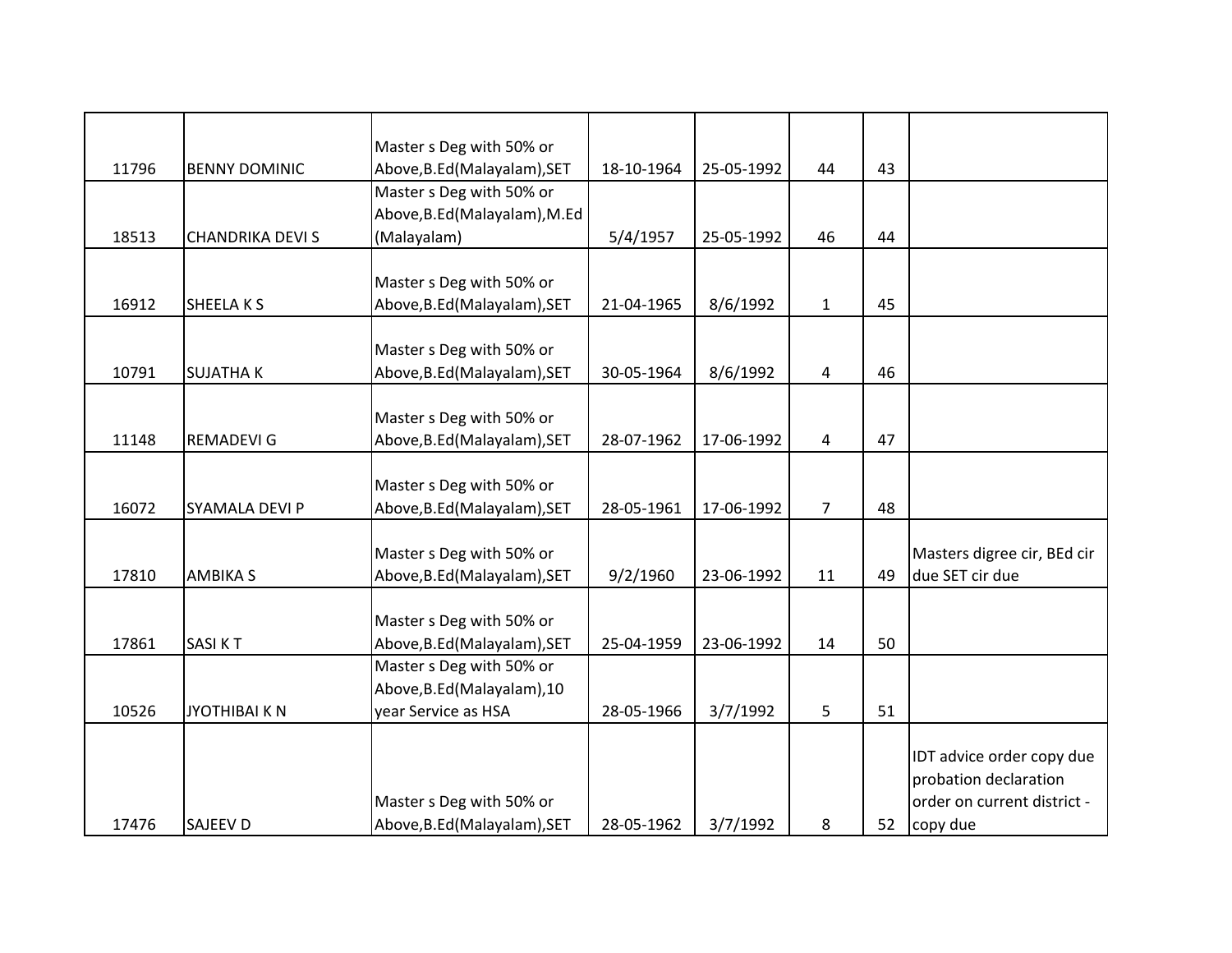| | | | | | | | |
|---|---|---|---|---|---|---|---|
| 11796 | BENNY DOMINIC | Master s Deg with 50% or Above,B.Ed(Malayalam),SET | 18-10-1964 | 25-05-1992 | 44 | 43 | |
| 18513 | CHANDRIKA DEVI S | Master s Deg with 50% or Above,B.Ed(Malayalam),M.Ed (Malayalam) | 5/4/1957 | 25-05-1992 | 46 | 44 | |
| 16912 | SHEELA K S | Master s Deg with 50% or Above,B.Ed(Malayalam),SET | 21-04-1965 | 8/6/1992 | 1 | 45 | |
| 10791 | SUJATHA K | Master s Deg with 50% or Above,B.Ed(Malayalam),SET | 30-05-1964 | 8/6/1992 | 4 | 46 | |
| 11148 | REMADEVI G | Master s Deg with 50% or Above,B.Ed(Malayalam),SET | 28-07-1962 | 17-06-1992 | 4 | 47 | |
| 16072 | SYAMALA DEVI P | Master s Deg with 50% or Above,B.Ed(Malayalam),SET | 28-05-1961 | 17-06-1992 | 7 | 48 | |
| 17810 | AMBIKA S | Master s Deg with 50% or Above,B.Ed(Malayalam),SET | 9/2/1960 | 23-06-1992 | 11 | 49 | Masters digree cir, BEd cir due SET cir due |
| 17861 | SASI K T | Master s Deg with 50% or Above,B.Ed(Malayalam),SET | 25-04-1959 | 23-06-1992 | 14 | 50 | |
| 10526 | JYOTHIBAI K N | Master s Deg with 50% or Above,B.Ed(Malayalam),10 year Service as HSA | 28-05-1966 | 3/7/1992 | 5 | 51 | |
| 17476 | SAJEEV D | Master s Deg with 50% or Above,B.Ed(Malayalam),SET | 28-05-1962 | 3/7/1992 | 8 | 52 | IDT advice order copy due probation declaration order on current district - copy due |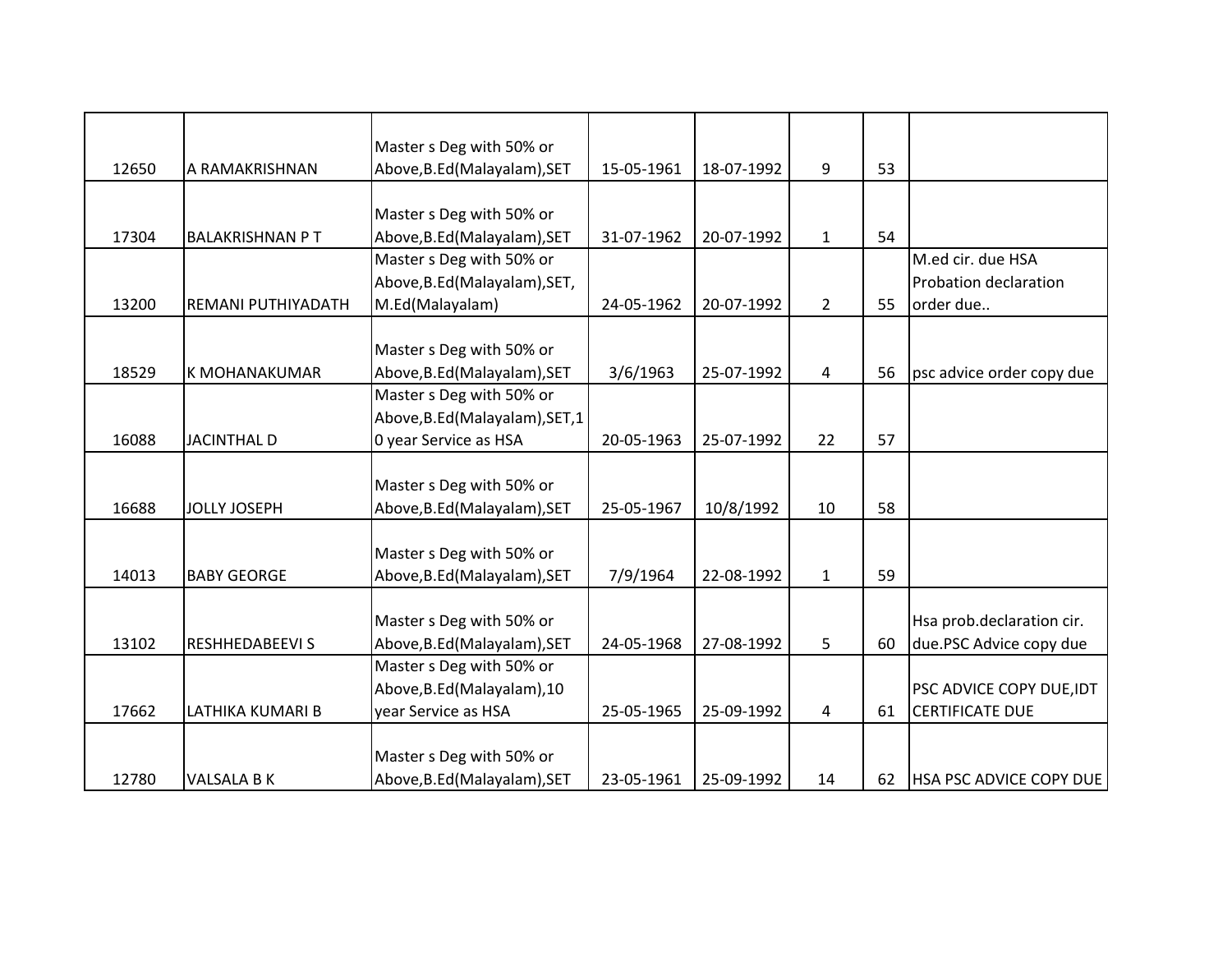|  |  |  |  |  |  |  |  |
|---|---|---|---|---|---|---|---|
| 12650 | A RAMAKRISHNAN | Master s Deg with 50% or Above,B.Ed(Malayalam),SET | 15-05-1961 | 18-07-1992 | 9 | 53 |  |
| 17304 | BALAKRISHNAN P T | Master s Deg with 50% or Above,B.Ed(Malayalam),SET | 31-07-1962 | 20-07-1992 | 1 | 54 |  |
| 13200 | REMANI PUTHIYADATH | Master s Deg with 50% or Above,B.Ed(Malayalam),SET, M.Ed(Malayalam) | 24-05-1962 | 20-07-1992 | 2 | 55 | M.ed cir. due HSA Probation declaration order due.. |
| 18529 | K MOHANAKUMAR | Master s Deg with 50% or Above,B.Ed(Malayalam),SET | 3/6/1963 | 25-07-1992 | 4 | 56 | psc advice order copy due |
| 16088 | JACINTHAL D | Master s Deg with 50% or Above,B.Ed(Malayalam),SET,10 year Service as HSA | 20-05-1963 | 25-07-1992 | 22 | 57 |  |
| 16688 | JOLLY JOSEPH | Master s Deg with 50% or Above,B.Ed(Malayalam),SET | 25-05-1967 | 10/8/1992 | 10 | 58 |  |
| 14013 | BABY GEORGE | Master s Deg with 50% or Above,B.Ed(Malayalam),SET | 7/9/1964 | 22-08-1992 | 1 | 59 |  |
| 13102 | RESHHEDABEEVI S | Master s Deg with 50% or Above,B.Ed(Malayalam),SET | 24-05-1968 | 27-08-1992 | 5 | 60 | Hsa prob.declaration cir. due.PSC Advice copy due |
| 17662 | LATHIKA KUMARI B | Master s Deg with 50% or Above,B.Ed(Malayalam),10 year Service as HSA | 25-05-1965 | 25-09-1992 | 4 | 61 | PSC ADVICE COPY DUE,IDT CERTIFICATE DUE |
| 12780 | VALSALA B K | Master s Deg with 50% or Above,B.Ed(Malayalam),SET | 23-05-1961 | 25-09-1992 | 14 | 62 | HSA PSC ADVICE COPY DUE |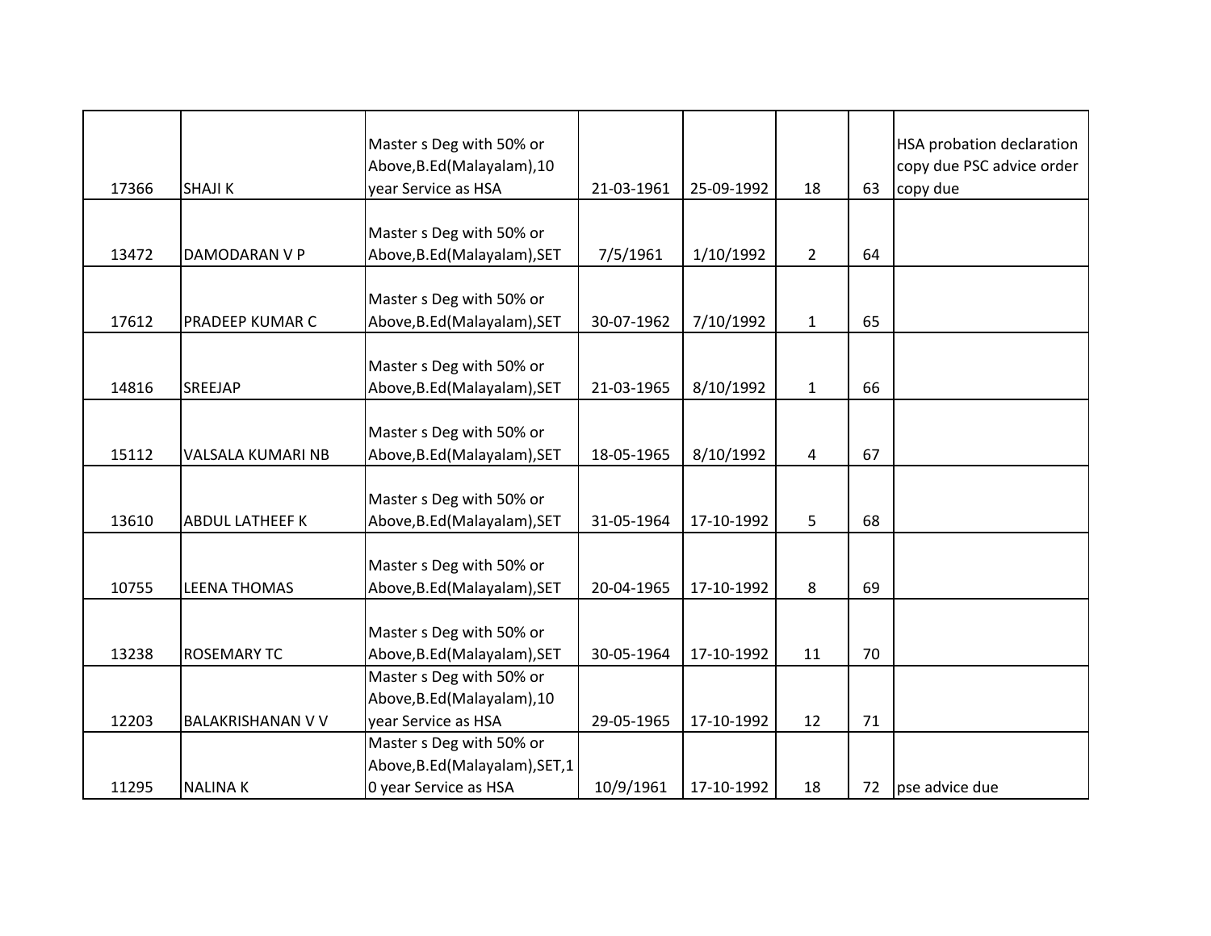| | | | | | | | |
|---|---|---|---|---|---|---|---|
| 17366 | SHAJI K | Master s Deg with 50% or Above,B.Ed(Malayalam),10 year Service as HSA | 21-03-1961 | 25-09-1992 | 18 | 63 | HSA probation declaration copy due PSC advice order copy due |
| 13472 | DAMODARAN V P | Master s Deg with 50% or Above,B.Ed(Malayalam),SET | 7/5/1961 | 1/10/1992 | 2 | 64 | |
| 17612 | PRADEEP KUMAR C | Master s Deg with 50% or Above,B.Ed(Malayalam),SET | 30-07-1962 | 7/10/1992 | 1 | 65 | |
| 14816 | SREEJAP | Master s Deg with 50% or Above,B.Ed(Malayalam),SET | 21-03-1965 | 8/10/1992 | 1 | 66 | |
| 15112 | VALSALA KUMARI NB | Master s Deg with 50% or Above,B.Ed(Malayalam),SET | 18-05-1965 | 8/10/1992 | 4 | 67 | |
| 13610 | ABDUL LATHEEF K | Master s Deg with 50% or Above,B.Ed(Malayalam),SET | 31-05-1964 | 17-10-1992 | 5 | 68 | |
| 10755 | LEENA THOMAS | Master s Deg with 50% or Above,B.Ed(Malayalam),SET | 20-04-1965 | 17-10-1992 | 8 | 69 | |
| 13238 | ROSEMARY TC | Master s Deg with 50% or Above,B.Ed(Malayalam),SET | 30-05-1964 | 17-10-1992 | 11 | 70 | |
| 12203 | BALAKRISHANAN V V | Master s Deg with 50% or Above,B.Ed(Malayalam),10 year Service as HSA | 29-05-1965 | 17-10-1992 | 12 | 71 | |
| 11295 | NALINA K | Master s Deg with 50% or Above,B.Ed(Malayalam),SET,10 year Service as HSA | 10/9/1961 | 17-10-1992 | 18 | 72 | pse advice due |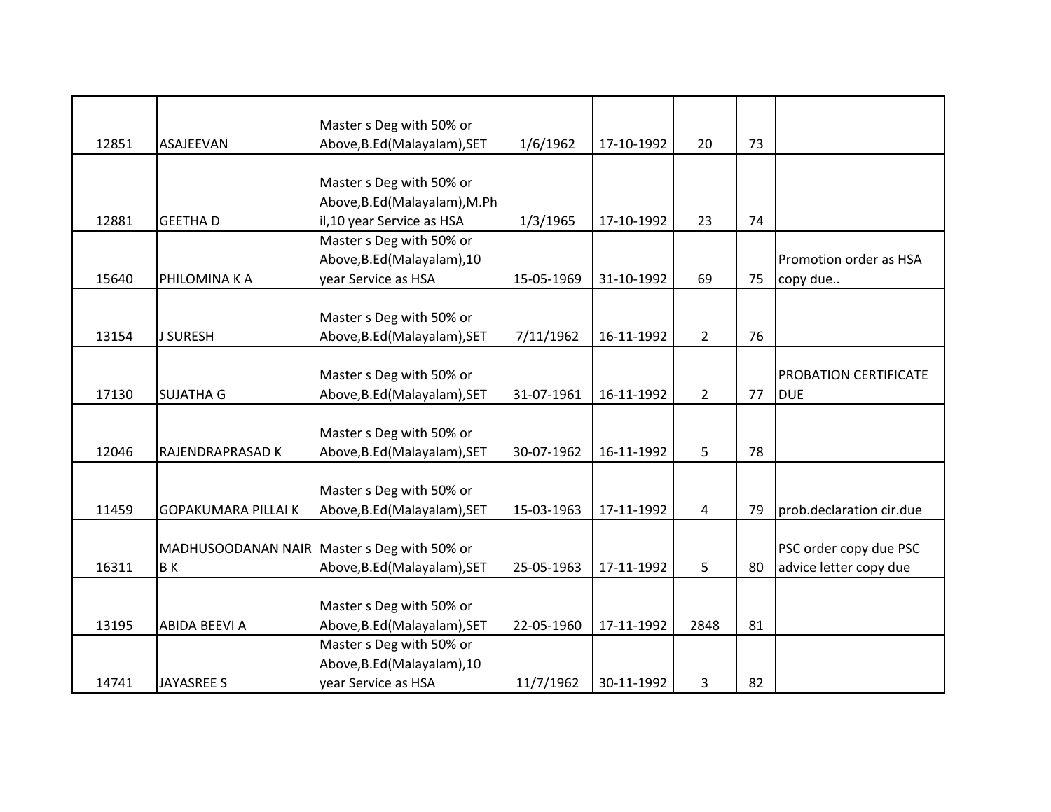| | | | | | | | |
|---|---|---|---|---|---|---|---|
| 12851 | ASAJEEVAN | Master s Deg with 50% or Above,B.Ed(Malayalam),SET | 1/6/1962 | 17-10-1992 | 20 | 73 | |
| 12881 | GEETHA D | Master s Deg with 50% or Above,B.Ed(Malayalam),M.Phil,10 year Service as HSA | 1/3/1965 | 17-10-1992 | 23 | 74 | |
| 15640 | PHILOMINA K A | Master s Deg with 50% or Above,B.Ed(Malayalam),10 year Service as HSA | 15-05-1969 | 31-10-1992 | 69 | 75 | Promotion order as HSA copy due.. |
| 13154 | J SURESH | Master s Deg with 50% or Above,B.Ed(Malayalam),SET | 7/11/1962 | 16-11-1992 | 2 | 76 | |
| 17130 | SUJATHA G | Master s Deg with 50% or Above,B.Ed(Malayalam),SET | 31-07-1961 | 16-11-1992 | 2 | 77 | PROBATION CERTIFICATE DUE |
| 12046 | RAJENDRAPRASAD K | Master s Deg with 50% or Above,B.Ed(Malayalam),SET | 30-07-1962 | 16-11-1992 | 5 | 78 | |
| 11459 | GOPAKUMARA PILLAI K | Master s Deg with 50% or Above,B.Ed(Malayalam),SET | 15-03-1963 | 17-11-1992 | 4 | 79 | prob.declaration cir.due |
| 16311 | MADHUSOODANAN NAIR B K | Master s Deg with 50% or Above,B.Ed(Malayalam),SET | 25-05-1963 | 17-11-1992 | 5 | 80 | PSC order copy due PSC advice letter copy due |
| 13195 | ABIDA BEEVI A | Master s Deg with 50% or Above,B.Ed(Malayalam),SET | 22-05-1960 | 17-11-1992 | 2848 | 81 | |
| 14741 | JAYASREE S | Master s Deg with 50% or Above,B.Ed(Malayalam),10 year Service as HSA | 11/7/1962 | 30-11-1992 | 3 | 82 | |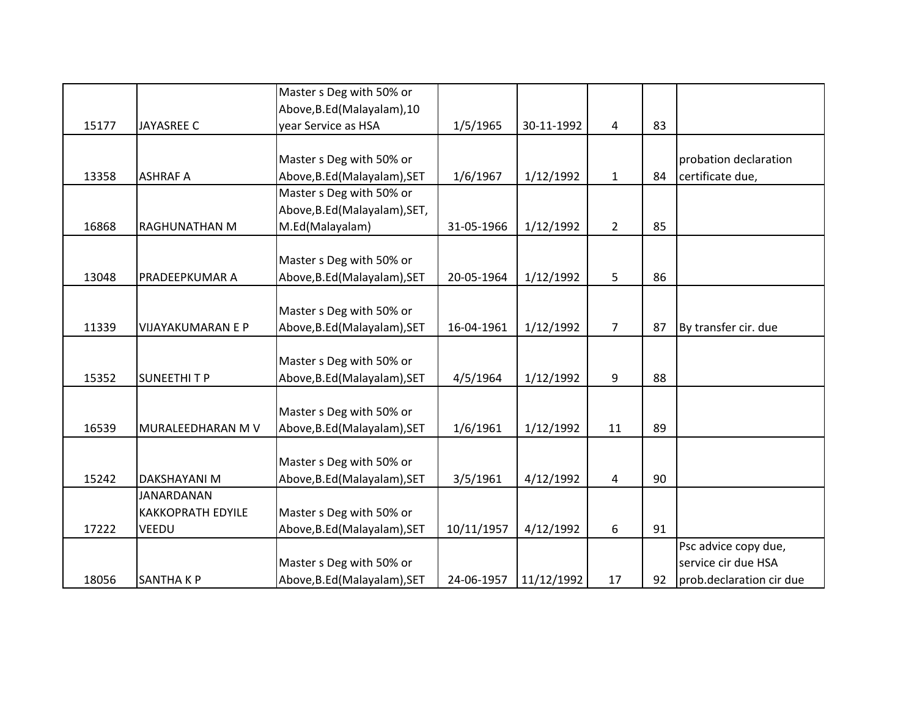| | | | | | | | |
|---|---|---|---|---|---|---|---|
| 15177 | JAYASREE C | Master s Deg with 50% or Above,B.Ed(Malayalam),10 year Service as HSA | 1/5/1965 | 30-11-1992 | 4 | 83 | |
| 13358 | ASHRAF A | Master s Deg with 50% or Above,B.Ed(Malayalam),SET | 1/6/1967 | 1/12/1992 | 1 | 84 | probation declaration certificate due, |
| 16868 | RAGHUNATHAN M | Master s Deg with 50% or Above,B.Ed(Malayalam),SET, M.Ed(Malayalam) | 31-05-1966 | 1/12/1992 | 2 | 85 | |
| 13048 | PRADEEPKUMAR A | Master s Deg with 50% or Above,B.Ed(Malayalam),SET | 20-05-1964 | 1/12/1992 | 5 | 86 | |
| 11339 | VIJAYAKUMARAN E P | Master s Deg with 50% or Above,B.Ed(Malayalam),SET | 16-04-1961 | 1/12/1992 | 7 | 87 | By transfer cir. due |
| 15352 | SUNEETHI T P | Master s Deg with 50% or Above,B.Ed(Malayalam),SET | 4/5/1964 | 1/12/1992 | 9 | 88 | |
| 16539 | MURALEEDHARAN M V | Master s Deg with 50% or Above,B.Ed(Malayalam),SET | 1/6/1961 | 1/12/1992 | 11 | 89 | |
| 15242 | DAKSHAYANI M | Master s Deg with 50% or Above,B.Ed(Malayalam),SET | 3/5/1961 | 4/12/1992 | 4 | 90 | |
| 17222 | JANARDANAN KAKKOPRATH EDYILE VEEDU | Master s Deg with 50% or Above,B.Ed(Malayalam),SET | 10/11/1957 | 4/12/1992 | 6 | 91 | |
| 18056 | SANTHA K P | Master s Deg with 50% or Above,B.Ed(Malayalam),SET | 24-06-1957 | 11/12/1992 | 17 | 92 | Psc advice copy due, service cir due HSA prob.declaration cir due |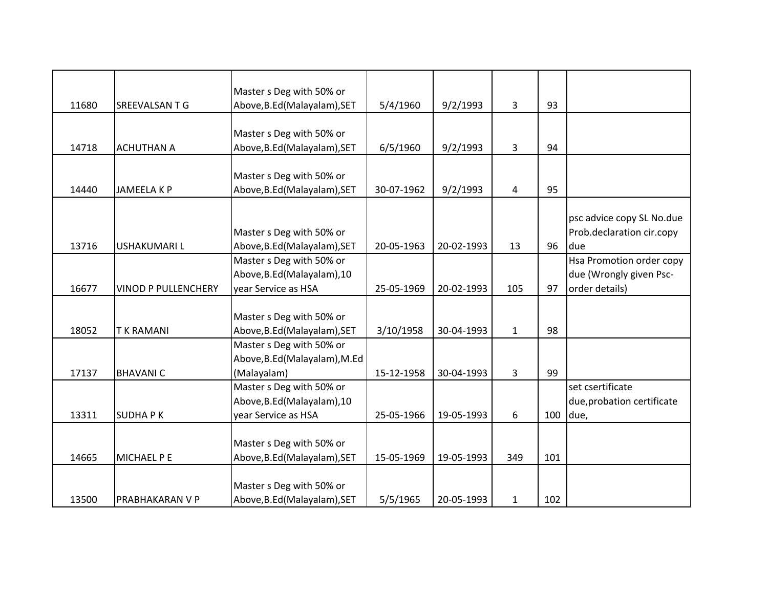| | | | | | | | |
|---|---|---|---|---|---|---|---|
| 11680 | SREEVALSAN T G | Master s Deg with 50% or Above,B.Ed(Malayalam),SET | 5/4/1960 | 9/2/1993 | 3 | 93 | |
| 14718 | ACHUTHAN A | Master s Deg with 50% or Above,B.Ed(Malayalam),SET | 6/5/1960 | 9/2/1993 | 3 | 94 | |
| 14440 | JAMEELA K P | Master s Deg with 50% or Above,B.Ed(Malayalam),SET | 30-07-1962 | 9/2/1993 | 4 | 95 | |
| 13716 | USHAKUMARI L | Master s Deg with 50% or Above,B.Ed(Malayalam),SET | 20-05-1963 | 20-02-1993 | 13 | 96 | psc advice copy SL No.due Prob.declaration cir.copy due |
| 16677 | VINOD P PULLENCHERY | Master s Deg with 50% or Above,B.Ed(Malayalam),10 year Service as HSA | 25-05-1969 | 20-02-1993 | 105 | 97 | Hsa Promotion order copy due (Wrongly given Psc-order details) |
| 18052 | T K RAMANI | Master s Deg with 50% or Above,B.Ed(Malayalam),SET | 3/10/1958 | 30-04-1993 | 1 | 98 | |
| 17137 | BHAVANI C | Master s Deg with 50% or Above,B.Ed(Malayalam),M.Ed (Malayalam) | 15-12-1958 | 30-04-1993 | 3 | 99 | |
| 13311 | SUDHA P K | Master s Deg with 50% or Above,B.Ed(Malayalam),10 year Service as HSA | 25-05-1966 | 19-05-1993 | 6 | 100 | set csertificate due,probation certificate due, |
| 14665 | MICHAEL P E | Master s Deg with 50% or Above,B.Ed(Malayalam),SET | 15-05-1969 | 19-05-1993 | 349 | 101 | |
| 13500 | PRABHAKARAN V P | Master s Deg with 50% or Above,B.Ed(Malayalam),SET | 5/5/1965 | 20-05-1993 | 1 | 102 | |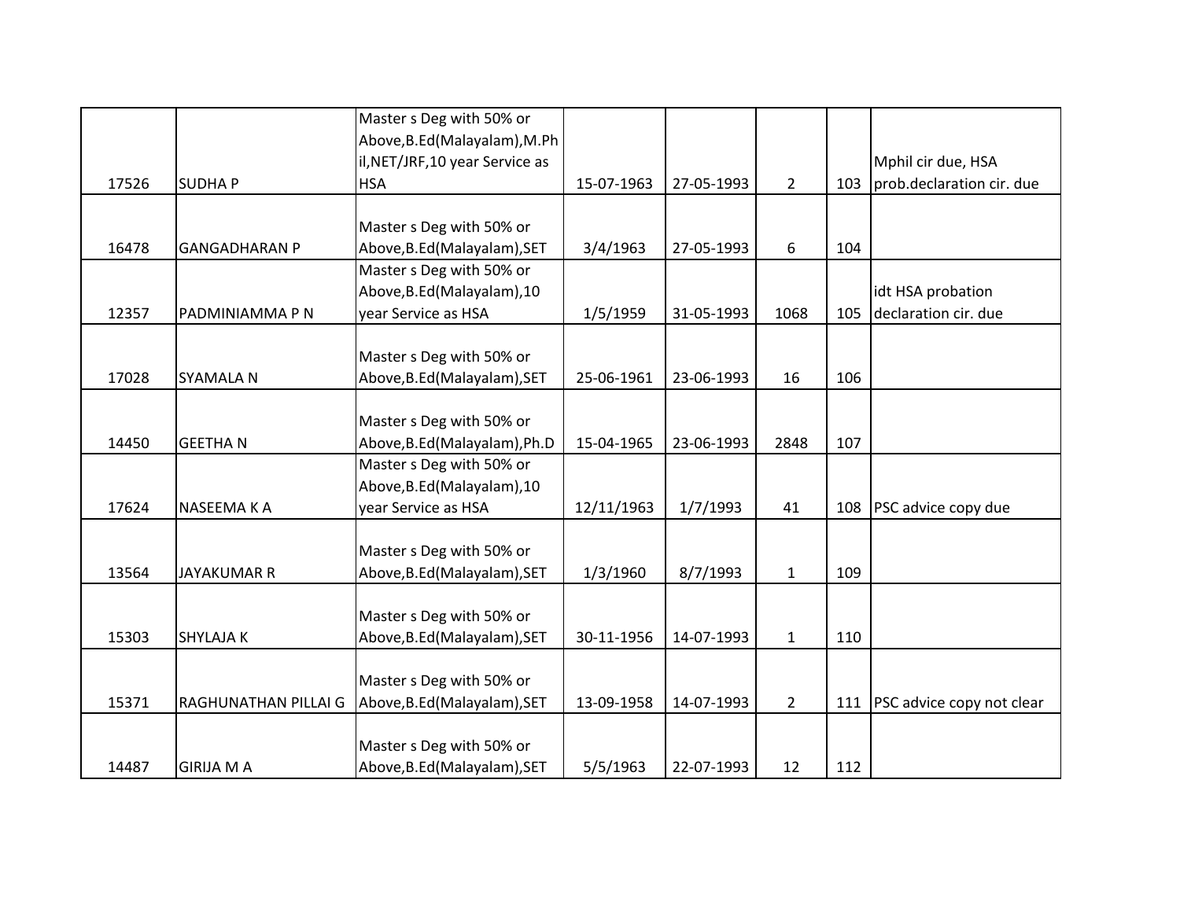| | | | | | | | |
|---|---|---|---|---|---|---|---|
| 17526 | SUDHA P | Master s Deg with 50% or Above,B.Ed(Malayalam),M.Phil,NET/JRF,10 year Service as HSA | 15-07-1963 | 27-05-1993 | 2 | 103 | Mphil cir due, HSA prob.declaration cir. due |
| 16478 | GANGADHARAN P | Master s Deg with 50% or Above,B.Ed(Malayalam),SET | 3/4/1963 | 27-05-1993 | 6 | 104 | |
| 12357 | PADMINIAMMA P N | Master s Deg with 50% or Above,B.Ed(Malayalam),10 year Service as HSA | 1/5/1959 | 31-05-1993 | 1068 | 105 | idt HSA probation declaration cir. due |
| 17028 | SYAMALA N | Master s Deg with 50% or Above,B.Ed(Malayalam),SET | 25-06-1961 | 23-06-1993 | 16 | 106 | |
| 14450 | GEETHA N | Master s Deg with 50% or Above,B.Ed(Malayalam),Ph.D | 15-04-1965 | 23-06-1993 | 2848 | 107 | |
| 17624 | NASEEMA K A | Master s Deg with 50% or Above,B.Ed(Malayalam),10 year Service as HSA | 12/11/1963 | 1/7/1993 | 41 | 108 | PSC advice copy due |
| 13564 | JAYAKUMAR R | Master s Deg with 50% or Above,B.Ed(Malayalam),SET | 1/3/1960 | 8/7/1993 | 1 | 109 | |
| 15303 | SHYLAJA K | Master s Deg with 50% or Above,B.Ed(Malayalam),SET | 30-11-1956 | 14-07-1993 | 1 | 110 | |
| 15371 | RAGHUNATHAN PILLAI G | Master s Deg with 50% or Above,B.Ed(Malayalam),SET | 13-09-1958 | 14-07-1993 | 2 | 111 | PSC advice copy not clear |
| 14487 | GIRIJA M A | Master s Deg with 50% or Above,B.Ed(Malayalam),SET | 5/5/1963 | 22-07-1993 | 12 | 112 | |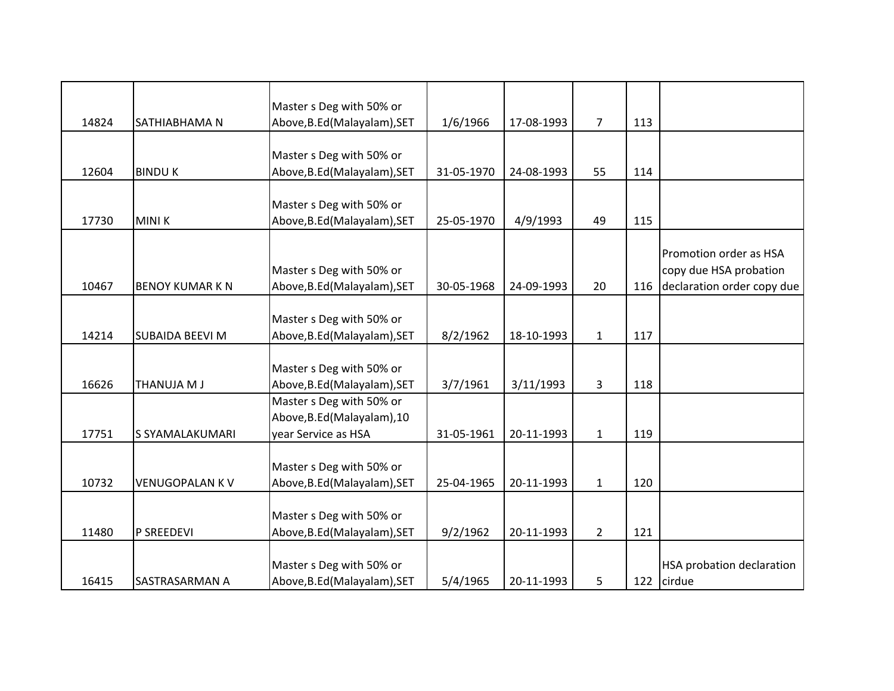| | | | | | | | |
|---|---|---|---|---|---|---|---|
| 14824 | SATHIABHAMA N | Master s Deg with 50% or Above,B.Ed(Malayalam),SET | 1/6/1966 | 17-08-1993 | 7 | 113 | |
| 12604 | BINDU K | Master s Deg with 50% or Above,B.Ed(Malayalam),SET | 31-05-1970 | 24-08-1993 | 55 | 114 | |
| 17730 | MINI K | Master s Deg with 50% or Above,B.Ed(Malayalam),SET | 25-05-1970 | 4/9/1993 | 49 | 115 | |
| 10467 | BENOY KUMAR K N | Master s Deg with 50% or Above,B.Ed(Malayalam),SET | 30-05-1968 | 24-09-1993 | 20 | 116 | Promotion order as HSA copy due HSA probation declaration order copy due |
| 14214 | SUBAIDA BEEVI M | Master s Deg with 50% or Above,B.Ed(Malayalam),SET | 8/2/1962 | 18-10-1993 | 1 | 117 | |
| 16626 | THANUJA M J | Master s Deg with 50% or Above,B.Ed(Malayalam),SET | 3/7/1961 | 3/11/1993 | 3 | 118 | |
| 17751 | S SYAMALAKUMARI | Master s Deg with 50% or Above,B.Ed(Malayalam),10 year Service as HSA | 31-05-1961 | 20-11-1993 | 1 | 119 | |
| 10732 | VENUGOPALAN K V | Master s Deg with 50% or Above,B.Ed(Malayalam),SET | 25-04-1965 | 20-11-1993 | 1 | 120 | |
| 11480 | P SREEDEVI | Master s Deg with 50% or Above,B.Ed(Malayalam),SET | 9/2/1962 | 20-11-1993 | 2 | 121 | |
| 16415 | SASTRASARMAN A | Master s Deg with 50% or Above,B.Ed(Malayalam),SET | 5/4/1965 | 20-11-1993 | 5 | 122 | HSA probation declaration cirdue |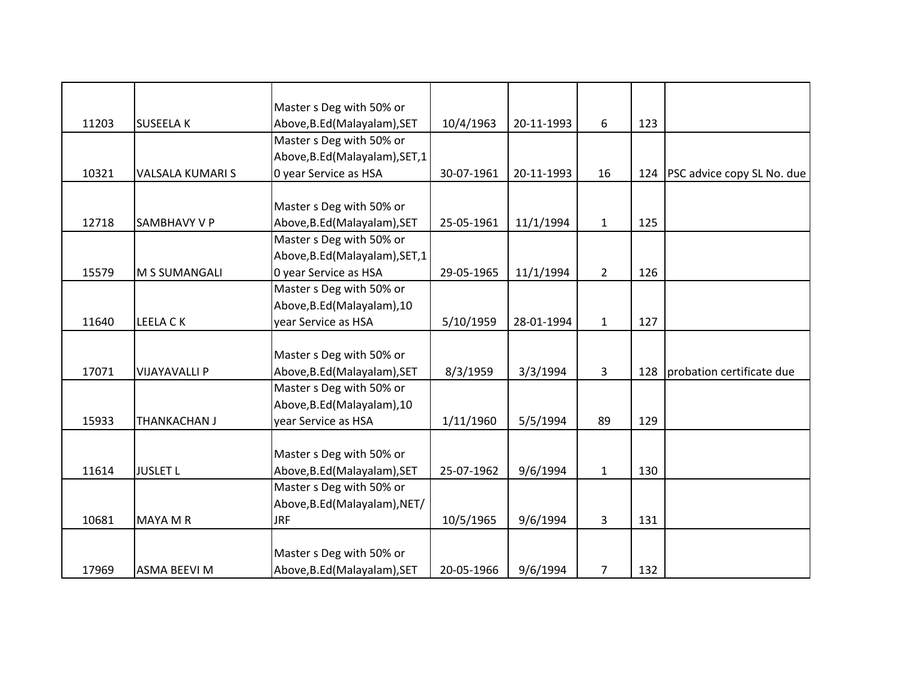| | | | | | | | |
|---|---|---|---|---|---|---|---|
| 11203 | SUSEELA K | Master s Deg with 50% or Above,B.Ed(Malayalam),SET | 10/4/1963 | 20-11-1993 | 6 | 123 | |
| 10321 | VALSALA KUMARI S | Master s Deg with 50% or Above,B.Ed(Malayalam),SET,10 year Service as HSA | 30-07-1961 | 20-11-1993 | 16 | 124 | PSC advice copy SL No. due |
| 12718 | SAMBHAVY V P | Master s Deg with 50% or Above,B.Ed(Malayalam),SET | 25-05-1961 | 11/1/1994 | 1 | 125 | |
| 15579 | M S SUMANGALI | Master s Deg with 50% or Above,B.Ed(Malayalam),SET,10 year Service as HSA | 29-05-1965 | 11/1/1994 | 2 | 126 | |
| 11640 | LEELA C K | Master s Deg with 50% or Above,B.Ed(Malayalam),10 year Service as HSA | 5/10/1959 | 28-01-1994 | 1 | 127 | |
| 17071 | VIJAYAVALLI P | Master s Deg with 50% or Above,B.Ed(Malayalam),SET | 8/3/1959 | 3/3/1994 | 3 | 128 | probation certificate due |
| 15933 | THANKACHAN J | Master s Deg with 50% or Above,B.Ed(Malayalam),10 year Service as HSA | 1/11/1960 | 5/5/1994 | 89 | 129 | |
| 11614 | JUSLET L | Master s Deg with 50% or Above,B.Ed(Malayalam),SET | 25-07-1962 | 9/6/1994 | 1 | 130 | |
| 10681 | MAYA M R | Master s Deg with 50% or Above,B.Ed(Malayalam),NET/JRF | 10/5/1965 | 9/6/1994 | 3 | 131 | |
| 17969 | ASMA BEEVI M | Master s Deg with 50% or Above,B.Ed(Malayalam),SET | 20-05-1966 | 9/6/1994 | 7 | 132 | |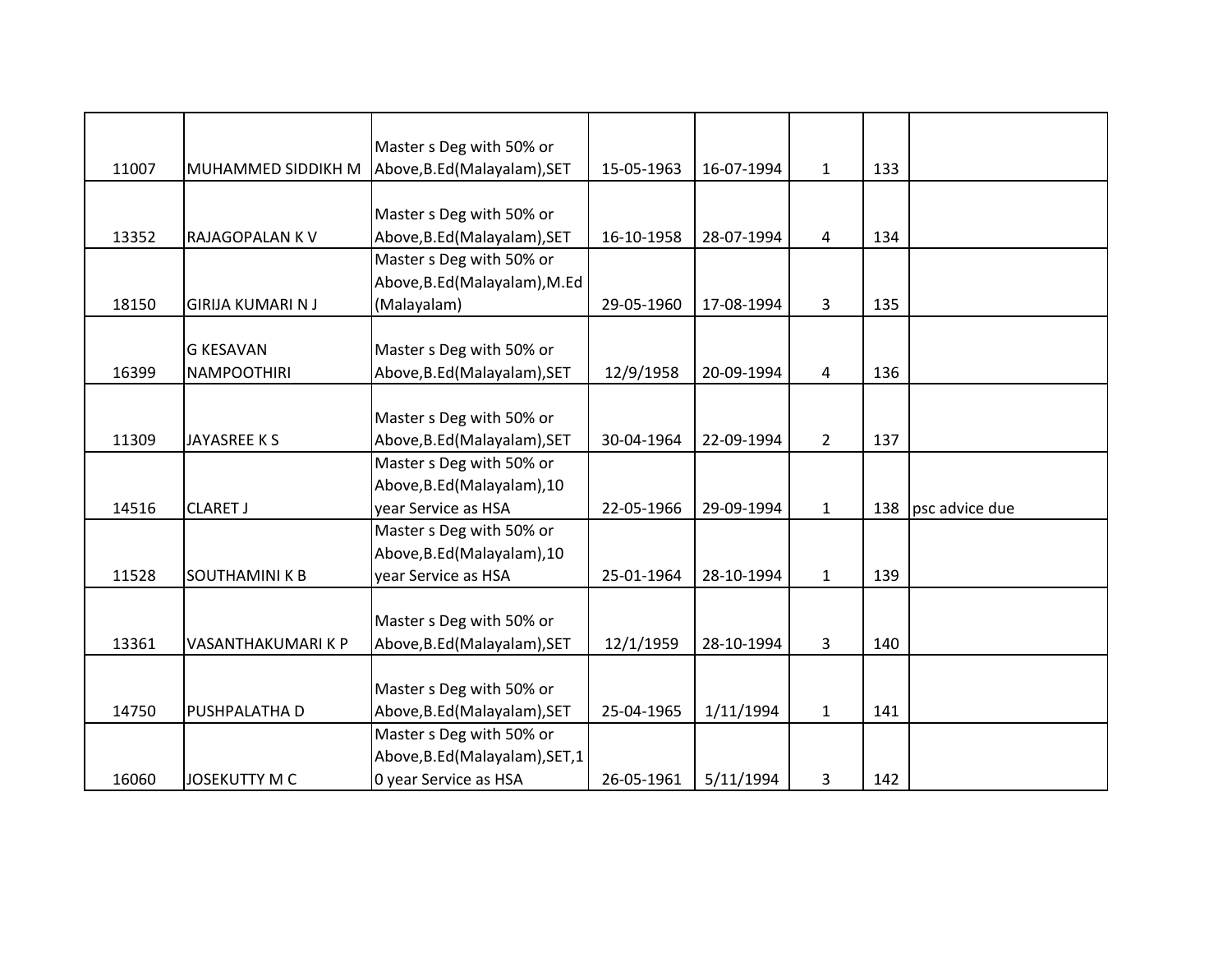| | | | | | | | |
|---|---|---|---|---|---|---|---|
| 11007 | MUHAMMED SIDDIKH M | Master s Deg with 50% or Above,B.Ed(Malayalam),SET | 15-05-1963 | 16-07-1994 | 1 | 133 | |
| 13352 | RAJAGOPALAN K V | Master s Deg with 50% or Above,B.Ed(Malayalam),SET | 16-10-1958 | 28-07-1994 | 4 | 134 | |
| 18150 | GIRIJA KUMARI N J | Master s Deg with 50% or Above,B.Ed(Malayalam),M.Ed (Malayalam) | 29-05-1960 | 17-08-1994 | 3 | 135 | |
| 16399 | G KESAVAN NAMPOOTHIRI | Master s Deg with 50% or Above,B.Ed(Malayalam),SET | 12/9/1958 | 20-09-1994 | 4 | 136 | |
| 11309 | JAYASREE K S | Master s Deg with 50% or Above,B.Ed(Malayalam),SET | 30-04-1964 | 22-09-1994 | 2 | 137 | |
| 14516 | CLARET J | Master s Deg with 50% or Above,B.Ed(Malayalam),10 year Service as HSA | 22-05-1966 | 29-09-1994 | 1 | 138 | psc advice due |
| 11528 | SOUTHAMINI K B | Master s Deg with 50% or Above,B.Ed(Malayalam),10 year Service as HSA | 25-01-1964 | 28-10-1994 | 1 | 139 | |
| 13361 | VASANTHAKUMARI K P | Master s Deg with 50% or Above,B.Ed(Malayalam),SET | 12/1/1959 | 28-10-1994 | 3 | 140 | |
| 14750 | PUSHPALATHA D | Master s Deg with 50% or Above,B.Ed(Malayalam),SET | 25-04-1965 | 1/11/1994 | 1 | 141 | |
| 16060 | JOSEKUTTY M C | Master s Deg with 50% or Above,B.Ed(Malayalam),SET,10 year Service as HSA | 26-05-1961 | 5/11/1994 | 3 | 142 | |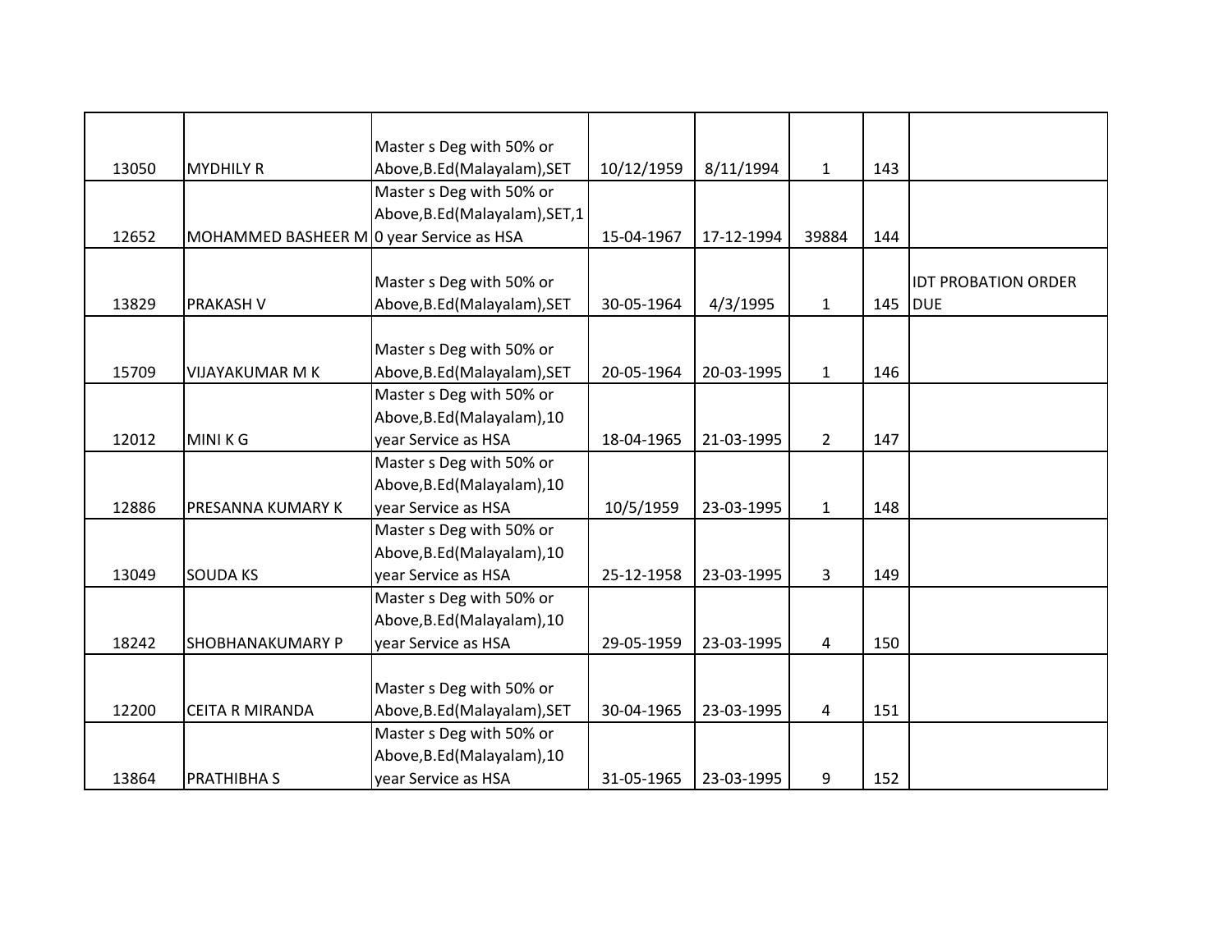| | | | | | | | |
|---|---|---|---|---|---|---|---|
| 13050 | MYDHILY R | Master s Deg with 50% or Above,B.Ed(Malayalam),SET | 10/12/1959 | 8/11/1994 | 1 | 143 | |
| 12652 | MOHAMMED BASHEER M | Master s Deg with 50% or Above,B.Ed(Malayalam),SET,10 year Service as HSA | 15-04-1967 | 17-12-1994 | 39884 | 144 | |
| 13829 | PRAKASH V | Master s Deg with 50% or Above,B.Ed(Malayalam),SET | 30-05-1964 | 4/3/1995 | 1 | 145 | IDT PROBATION ORDER DUE |
| 15709 | VIJAYAKUMAR M K | Master s Deg with 50% or Above,B.Ed(Malayalam),SET | 20-05-1964 | 20-03-1995 | 1 | 146 | |
| 12012 | MINI K G | Master s Deg with 50% or Above,B.Ed(Malayalam),10 year Service as HSA | 18-04-1965 | 21-03-1995 | 2 | 147 | |
| 12886 | PRESANNA KUMARY K | Master s Deg with 50% or Above,B.Ed(Malayalam),10 year Service as HSA | 10/5/1959 | 23-03-1995 | 1 | 148 | |
| 13049 | SOUDA KS | Master s Deg with 50% or Above,B.Ed(Malayalam),10 year Service as HSA | 25-12-1958 | 23-03-1995 | 3 | 149 | |
| 18242 | SHOBHANAKUMARY P | Master s Deg with 50% or Above,B.Ed(Malayalam),10 year Service as HSA | 29-05-1959 | 23-03-1995 | 4 | 150 | |
| 12200 | CEITA R MIRANDA | Master s Deg with 50% or Above,B.Ed(Malayalam),SET | 30-04-1965 | 23-03-1995 | 4 | 151 | |
| 13864 | PRATHIBHA S | Master s Deg with 50% or Above,B.Ed(Malayalam),10 year Service as HSA | 31-05-1965 | 23-03-1995 | 9 | 152 | |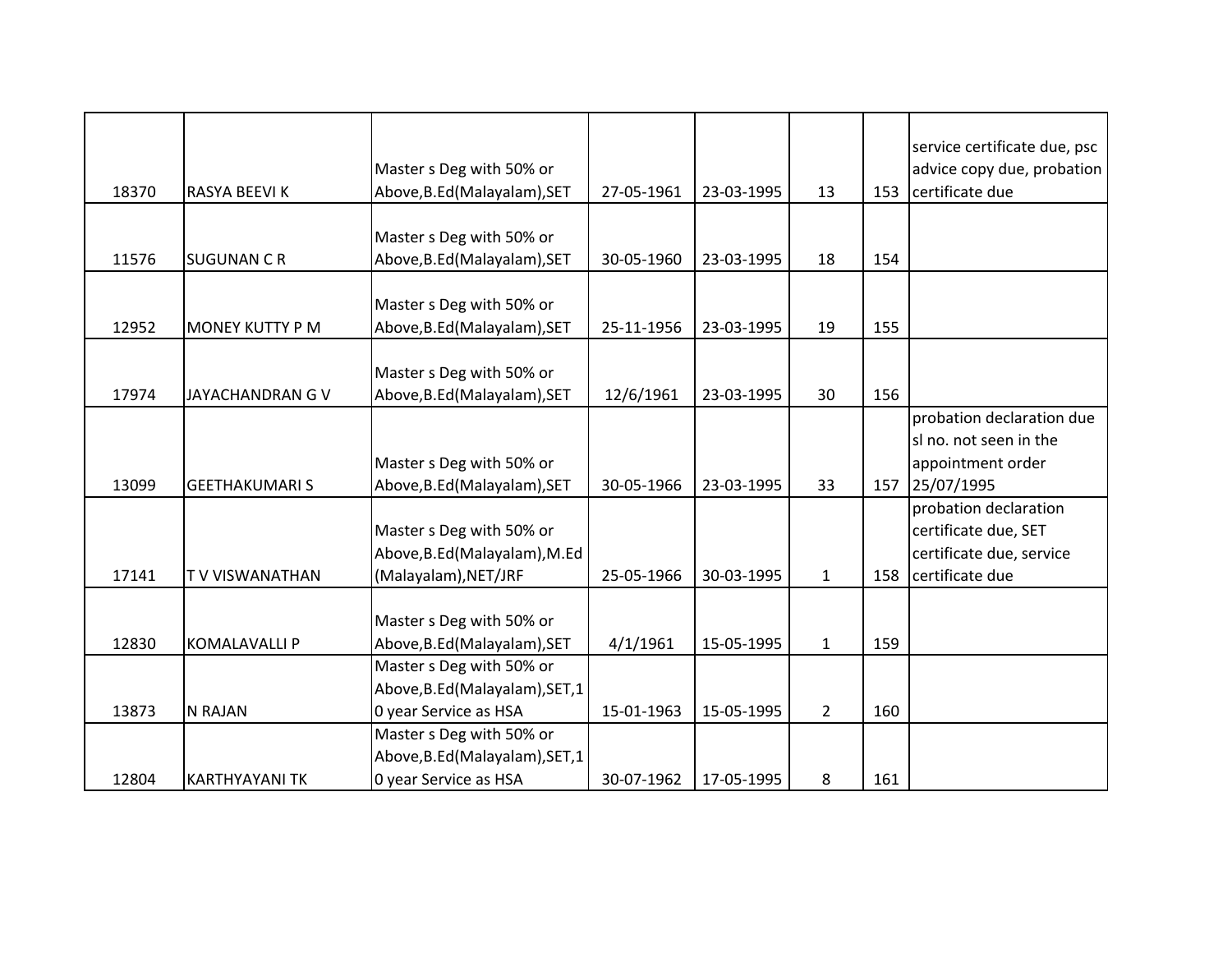| | | | | | | | |
|---|---|---|---|---|---|---|---|
| 18370 | RASYA BEEVI K | Master s Deg with 50% or Above,B.Ed(Malayalam),SET | 27-05-1961 | 23-03-1995 | 13 | 153 | service certificate due, psc advice copy due, probation certificate due |
| 11576 | SUGUNAN C R | Master s Deg with 50% or Above,B.Ed(Malayalam),SET | 30-05-1960 | 23-03-1995 | 18 | 154 | |
| 12952 | MONEY KUTTY P M | Master s Deg with 50% or Above,B.Ed(Malayalam),SET | 25-11-1956 | 23-03-1995 | 19 | 155 | |
| 17974 | JAYACHANDRAN G V | Master s Deg with 50% or Above,B.Ed(Malayalam),SET | 12/6/1961 | 23-03-1995 | 30 | 156 | |
| 13099 | GEETHAKUMARI S | Master s Deg with 50% or Above,B.Ed(Malayalam),SET | 30-05-1966 | 23-03-1995 | 33 | 157 | probation declaration due sl no. not seen in the appointment order 25/07/1995 |
| 17141 | T V VISWANATHAN | Master s Deg with 50% or Above,B.Ed(Malayalam),M.Ed (Malayalam),NET/JRF | 25-05-1966 | 30-03-1995 | 1 | 158 | probation declaration certificate due, SET certificate due, service certificate due |
| 12830 | KOMALAVALLI P | Master s Deg with 50% or Above,B.Ed(Malayalam),SET | 4/1/1961 | 15-05-1995 | 1 | 159 | |
| 13873 | N RAJAN | Master s Deg with 50% or Above,B.Ed(Malayalam),SET,10 year Service as HSA | 15-01-1963 | 15-05-1995 | 2 | 160 | |
| 12804 | KARTHYAYANI TK | Master s Deg with 50% or Above,B.Ed(Malayalam),SET,10 year Service as HSA | 30-07-1962 | 17-05-1995 | 8 | 161 | |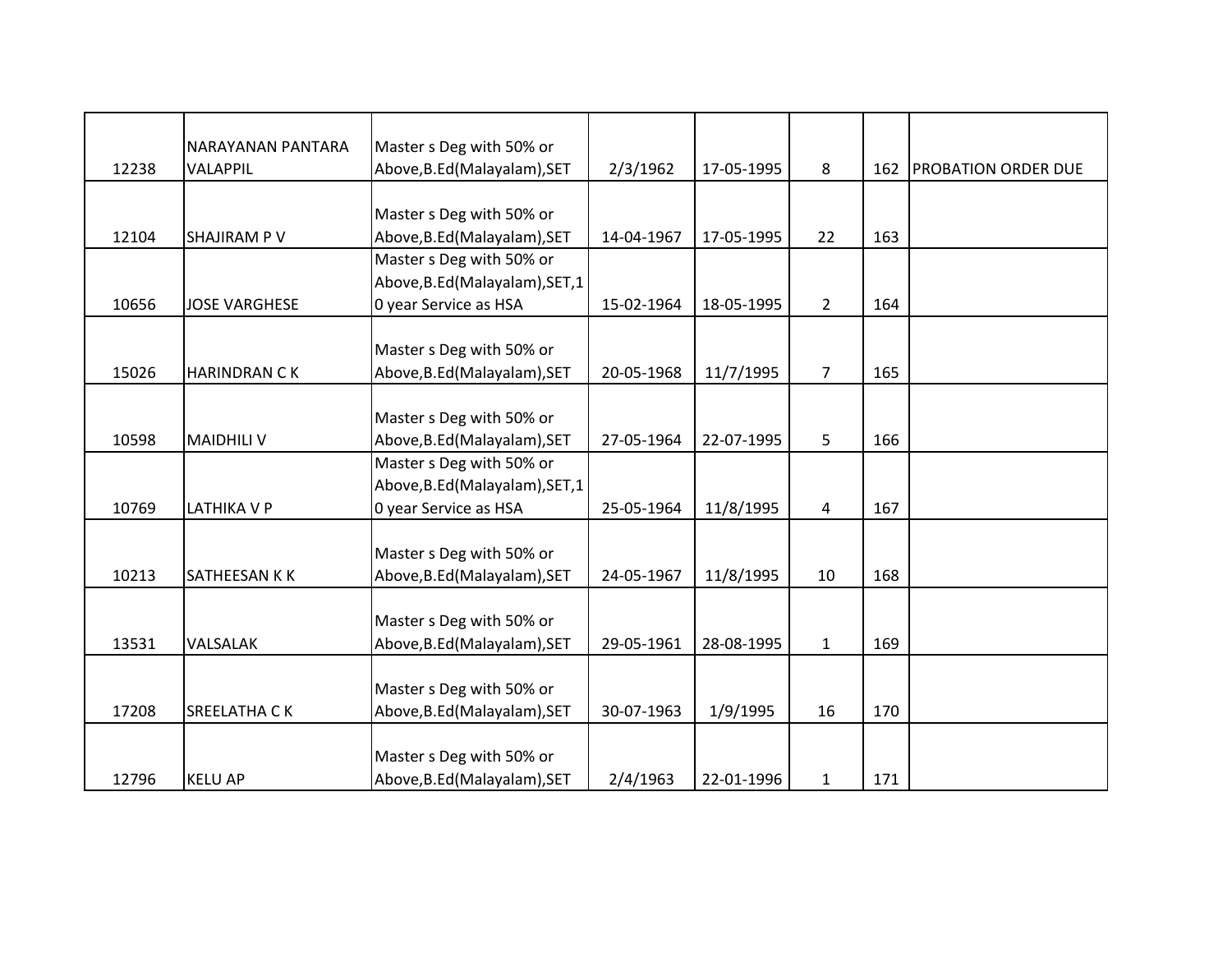| | | | | | | | |
|---|---|---|---|---|---|---|---|
| 12238 | NARAYANAN PANTARA VALAPPIL | Master s Deg with 50% or Above,B.Ed(Malayalam),SET | 2/3/1962 | 17-05-1995 | 8 | 162 | PROBATION ORDER DUE |
| 12104 | SHAJIRAM P V | Master s Deg with 50% or Above,B.Ed(Malayalam),SET | 14-04-1967 | 17-05-1995 | 22 | 163 | |
| 10656 | JOSE VARGHESE | Master s Deg with 50% or Above,B.Ed(Malayalam),SET,10 year Service as HSA | 15-02-1964 | 18-05-1995 | 2 | 164 | |
| 15026 | HARINDRAN C K | Master s Deg with 50% or Above,B.Ed(Malayalam),SET | 20-05-1968 | 11/7/1995 | 7 | 165 | |
| 10598 | MAIDHILI V | Master s Deg with 50% or Above,B.Ed(Malayalam),SET | 27-05-1964 | 22-07-1995 | 5 | 166 | |
| 10769 | LATHIKA V P | Master s Deg with 50% or Above,B.Ed(Malayalam),SET,10 year Service as HSA | 25-05-1964 | 11/8/1995 | 4 | 167 | |
| 10213 | SATHEESAN K K | Master s Deg with 50% or Above,B.Ed(Malayalam),SET | 24-05-1967 | 11/8/1995 | 10 | 168 | |
| 13531 | VALSALAK | Master s Deg with 50% or Above,B.Ed(Malayalam),SET | 29-05-1961 | 28-08-1995 | 1 | 169 | |
| 17208 | SREELATHA C K | Master s Deg with 50% or Above,B.Ed(Malayalam),SET | 30-07-1963 | 1/9/1995 | 16 | 170 | |
| 12796 | KELU AP | Master s Deg with 50% or Above,B.Ed(Malayalam),SET | 2/4/1963 | 22-01-1996 | 1 | 171 | |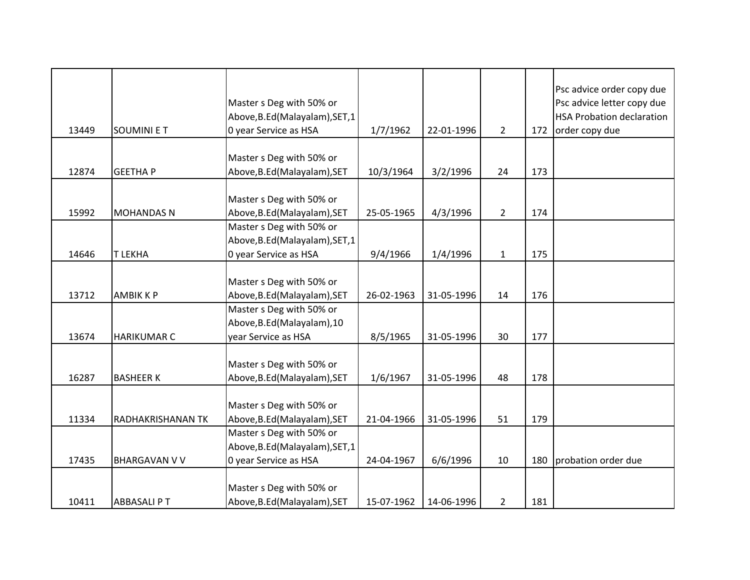| | | | | | | | |
|---|---|---|---|---|---|---|---|
| 13449 | SOUMINI E T | Master s Deg with 50% or Above,B.Ed(Malayalam),SET,10 year Service as HSA | 1/7/1962 | 22-01-1996 | 2 | 172 | Psc advice order copy due Psc advice letter copy due HSA Probation declaration order copy due |
| 12874 | GEETHA P | Master s Deg with 50% or Above,B.Ed(Malayalam),SET | 10/3/1964 | 3/2/1996 | 24 | 173 | |
| 15992 | MOHANDAS N | Master s Deg with 50% or Above,B.Ed(Malayalam),SET | 25-05-1965 | 4/3/1996 | 2 | 174 | |
| 14646 | T LEKHA | Master s Deg with 50% or Above,B.Ed(Malayalam),SET,10 year Service as HSA | 9/4/1966 | 1/4/1996 | 1 | 175 | |
| 13712 | AMBIK K P | Master s Deg with 50% or Above,B.Ed(Malayalam),SET | 26-02-1963 | 31-05-1996 | 14 | 176 | |
| 13674 | HARIKUMAR C | Master s Deg with 50% or Above,B.Ed(Malayalam),10 year Service as HSA | 8/5/1965 | 31-05-1996 | 30 | 177 | |
| 16287 | BASHEER K | Master s Deg with 50% or Above,B.Ed(Malayalam),SET | 1/6/1967 | 31-05-1996 | 48 | 178 | |
| 11334 | RADHAKRISHANAN TK | Master s Deg with 50% or Above,B.Ed(Malayalam),SET | 21-04-1966 | 31-05-1996 | 51 | 179 | |
| 17435 | BHARGAVAN V V | Master s Deg with 50% or Above,B.Ed(Malayalam),SET,10 year Service as HSA | 24-04-1967 | 6/6/1996 | 10 | 180 | probation order due |
| 10411 | ABBASALI P T | Master s Deg with 50% or Above,B.Ed(Malayalam),SET | 15-07-1962 | 14-06-1996 | 2 | 181 | |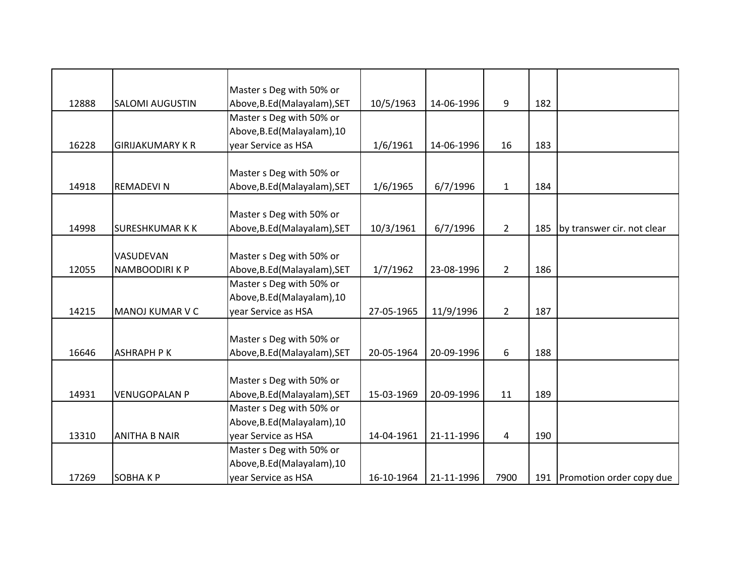| | | | | | | | |
|---|---|---|---|---|---|---|---|
| 12888 | SALOMI AUGUSTIN | Master s Deg with 50% or Above,B.Ed(Malayalam),SET | 10/5/1963 | 14-06-1996 | 9 | 182 | |
| 16228 | GIRIJAKUMARY K R | Master s Deg with 50% or Above,B.Ed(Malayalam),10 year Service as HSA | 1/6/1961 | 14-06-1996 | 16 | 183 | |
| 14918 | REMADEVI N | Master s Deg with 50% or Above,B.Ed(Malayalam),SET | 1/6/1965 | 6/7/1996 | 1 | 184 | |
| 14998 | SURESHKUMAR K K | Master s Deg with 50% or Above,B.Ed(Malayalam),SET | 10/3/1961 | 6/7/1996 | 2 | 185 | by transwer cir. not clear |
| 12055 | VASUDEVAN NAMBOODIRI K P | Master s Deg with 50% or Above,B.Ed(Malayalam),SET | 1/7/1962 | 23-08-1996 | 2 | 186 | |
| 14215 | MANOJ KUMAR V C | Master s Deg with 50% or Above,B.Ed(Malayalam),10 year Service as HSA | 27-05-1965 | 11/9/1996 | 2 | 187 | |
| 16646 | ASHRAPH P K | Master s Deg with 50% or Above,B.Ed(Malayalam),SET | 20-05-1964 | 20-09-1996 | 6 | 188 | |
| 14931 | VENUGOPALAN P | Master s Deg with 50% or Above,B.Ed(Malayalam),SET | 15-03-1969 | 20-09-1996 | 11 | 189 | |
| 13310 | ANITHA B NAIR | Master s Deg with 50% or Above,B.Ed(Malayalam),10 year Service as HSA | 14-04-1961 | 21-11-1996 | 4 | 190 | |
| 17269 | SOBHA K P | Master s Deg with 50% or Above,B.Ed(Malayalam),10 year Service as HSA | 16-10-1964 | 21-11-1996 | 7900 | 191 | Promotion order copy due |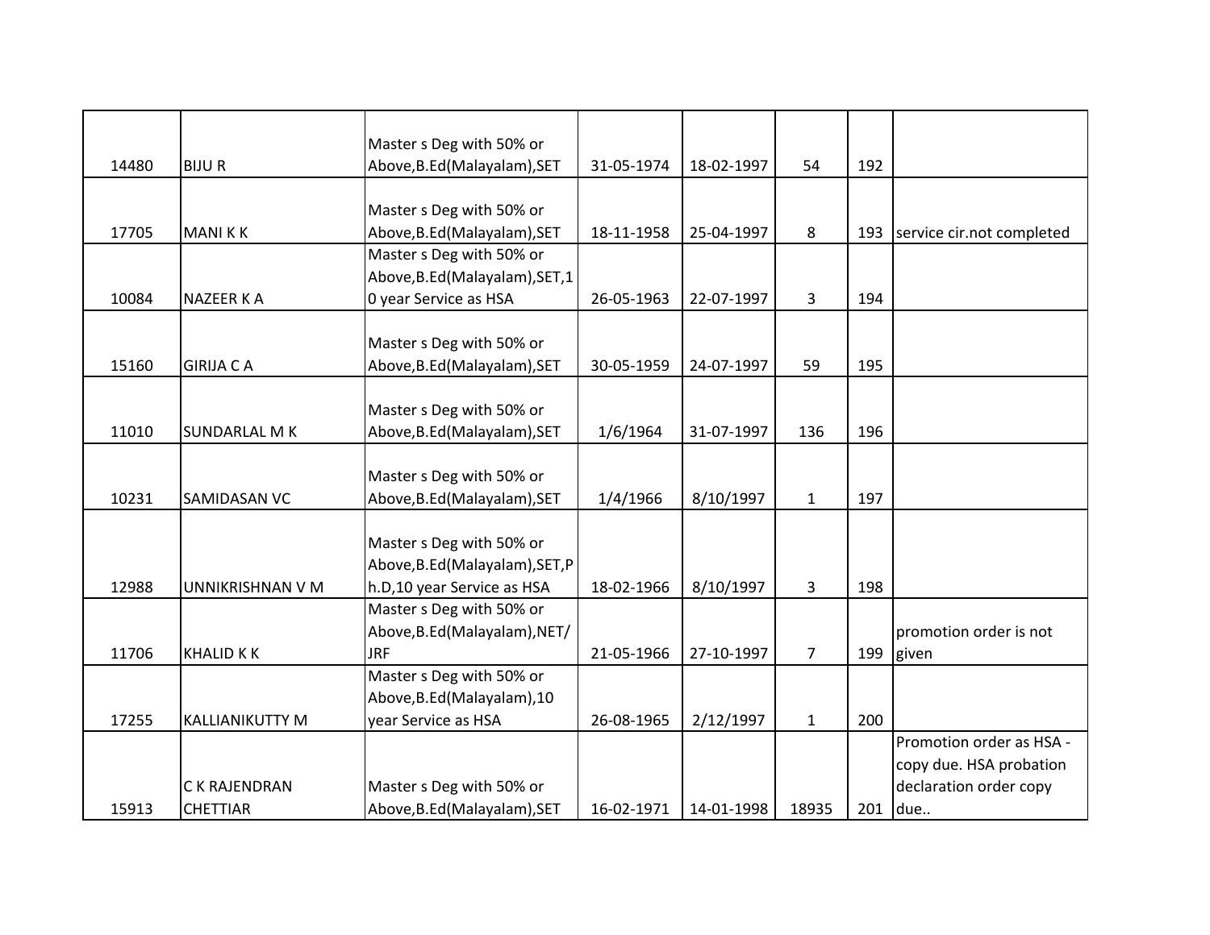| | | | | | | | |
|---|---|---|---|---|---|---|---|
| 14480 | BIJU R | Master s Deg with 50% or Above,B.Ed(Malayalam),SET | 31-05-1974 | 18-02-1997 | 54 | 192 | |
| 17705 | MANI K K | Master s Deg with 50% or Above,B.Ed(Malayalam),SET | 18-11-1958 | 25-04-1997 | 8 | 193 | service cir.not completed |
| 10084 | NAZEER K A | Master s Deg with 50% or Above,B.Ed(Malayalam),SET,10 year Service as HSA | 26-05-1963 | 22-07-1997 | 3 | 194 | |
| 15160 | GIRIJA C A | Master s Deg with 50% or Above,B.Ed(Malayalam),SET | 30-05-1959 | 24-07-1997 | 59 | 195 | |
| 11010 | SUNDARLAL M K | Master s Deg with 50% or Above,B.Ed(Malayalam),SET | 1/6/1964 | 31-07-1997 | 136 | 196 | |
| 10231 | SAMIDASAN VC | Master s Deg with 50% or Above,B.Ed(Malayalam),SET | 1/4/1966 | 8/10/1997 | 1 | 197 | |
| 12988 | UNNIKRISHNAN V M | Master s Deg with 50% or Above,B.Ed(Malayalam),SET,Ph.D,10 year Service as HSA | 18-02-1966 | 8/10/1997 | 3 | 198 | |
| 11706 | KHALID K K | Master s Deg with 50% or Above,B.Ed(Malayalam),NET/JRF | 21-05-1966 | 27-10-1997 | 7 | 199 | promotion order is not given |
| 17255 | KALLIANIKUTTY M | Master s Deg with 50% or Above,B.Ed(Malayalam),10 year Service as HSA | 26-08-1965 | 2/12/1997 | 1 | 200 | |
| 15913 | C K RAJENDRAN CHETTIAR | Master s Deg with 50% or Above,B.Ed(Malayalam),SET | 16-02-1971 | 14-01-1998 | 18935 | 201 | Promotion order as HSA - copy due. HSA probation declaration order copy due.. |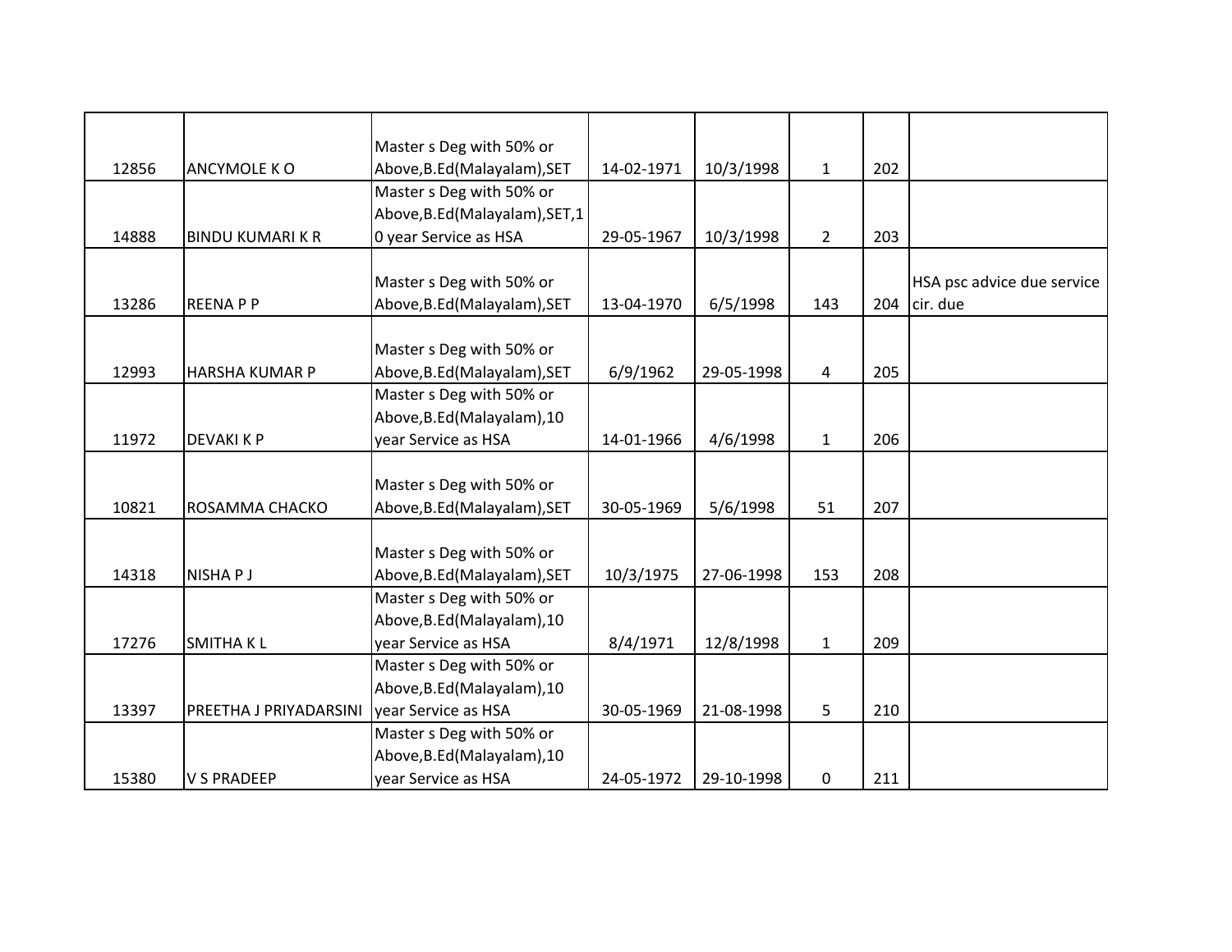| | | | | | | | |
|---|---|---|---|---|---|---|---|
| 12856 | ANCYMOLE K O | Master s Deg with 50% or Above,B.Ed(Malayalam),SET | 14-02-1971 | 10/3/1998 | 1 | 202 | |
| 14888 | BINDU KUMARI K R | Master s Deg with 50% or Above,B.Ed(Malayalam),SET,10 year Service as HSA | 29-05-1967 | 10/3/1998 | 2 | 203 | |
| 13286 | REENA P P | Master s Deg with 50% or Above,B.Ed(Malayalam),SET | 13-04-1970 | 6/5/1998 | 143 | 204 | HSA psc advice due service cir. due |
| 12993 | HARSHA KUMAR P | Master s Deg with 50% or Above,B.Ed(Malayalam),SET | 6/9/1962 | 29-05-1998 | 4 | 205 | |
| 11972 | DEVAKI K P | Master s Deg with 50% or Above,B.Ed(Malayalam),10 year Service as HSA | 14-01-1966 | 4/6/1998 | 1 | 206 | |
| 10821 | ROSAMMA CHACKO | Master s Deg with 50% or Above,B.Ed(Malayalam),SET | 30-05-1969 | 5/6/1998 | 51 | 207 | |
| 14318 | NISHA P J | Master s Deg with 50% or Above,B.Ed(Malayalam),SET | 10/3/1975 | 27-06-1998 | 153 | 208 | |
| 17276 | SMITHA K L | Master s Deg with 50% or Above,B.Ed(Malayalam),10 year Service as HSA | 8/4/1971 | 12/8/1998 | 1 | 209 | |
| 13397 | PREETHA J PRIYADARSINI | Master s Deg with 50% or Above,B.Ed(Malayalam),10 year Service as HSA | 30-05-1969 | 21-08-1998 | 5 | 210 | |
| 15380 | V S PRADEEP | Master s Deg with 50% or Above,B.Ed(Malayalam),10 year Service as HSA | 24-05-1972 | 29-10-1998 | 0 | 211 | |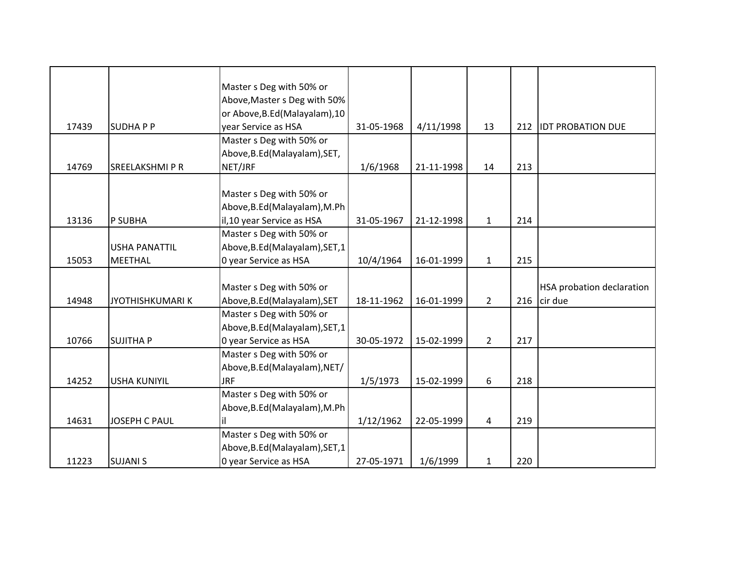| | | | | | | | |
|---|---|---|---|---|---|---|---|
| 17439 | SUDHA P P | Master s Deg with 50% or Above,Master s Deg with 50% or Above,B.Ed(Malayalam),10 year Service as HSA | 31-05-1968 | 4/11/1998 | 13 | 212 | IDT PROBATION DUE |
| 14769 | SREELAKSHMI P R | Master s Deg with 50% or Above,B.Ed(Malayalam),SET, NET/JRF | 1/6/1968 | 21-11-1998 | 14 | 213 | |
| 13136 | P SUBHA | Master s Deg with 50% or Above,B.Ed(Malayalam),M.Phil,10 year Service as HSA | 31-05-1967 | 21-12-1998 | 1 | 214 | |
| 15053 | USHA PANATTIL MEETHAL | Master s Deg with 50% or Above,B.Ed(Malayalam),SET,10 year Service as HSA | 10/4/1964 | 16-01-1999 | 1 | 215 | |
| 14948 | JYOTHISHKUMARI K | Master s Deg with 50% or Above,B.Ed(Malayalam),SET | 18-11-1962 | 16-01-1999 | 2 | 216 | HSA probation declaration cir due |
| 10766 | SUJITHA P | Master s Deg with 50% or Above,B.Ed(Malayalam),SET,10 year Service as HSA | 30-05-1972 | 15-02-1999 | 2 | 217 | |
| 14252 | USHA KUNIYIL | Master s Deg with 50% or Above,B.Ed(Malayalam),NET/JRF | 1/5/1973 | 15-02-1999 | 6 | 218 | |
| 14631 | JOSEPH C PAUL | Master s Deg with 50% or Above,B.Ed(Malayalam),M.Phil | 1/12/1962 | 22-05-1999 | 4 | 219 | |
| 11223 | SUJANI S | Master s Deg with 50% or Above,B.Ed(Malayalam),SET,10 year Service as HSA | 27-05-1971 | 1/6/1999 | 1 | 220 | |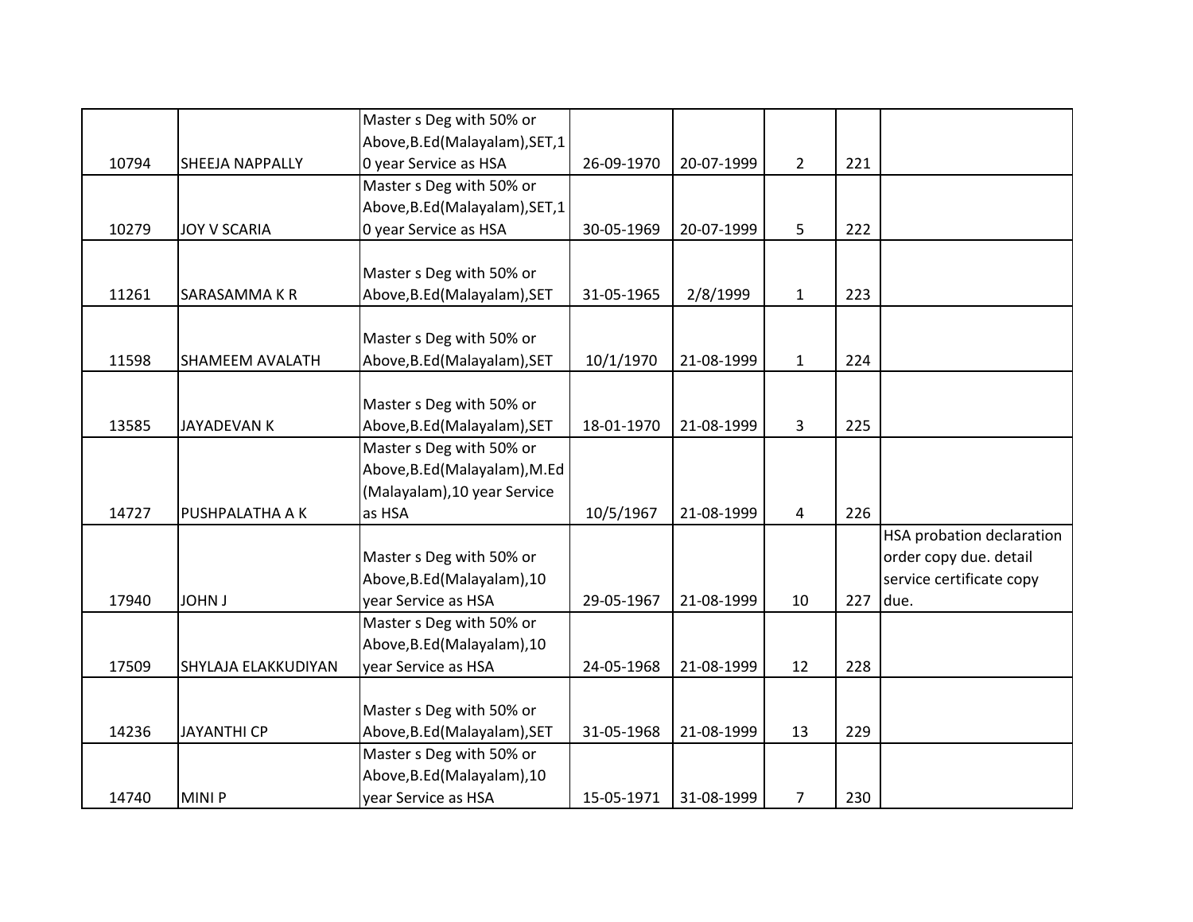| | | | | | | | |
|---|---|---|---|---|---|---|---|
| 10794 | SHEEJA NAPPALLY | Master s Deg with 50% or Above,B.Ed(Malayalam),SET,10 year Service as HSA | 26-09-1970 | 20-07-1999 | 2 | 221 | |
| 10279 | JOY V SCARIA | Master s Deg with 50% or Above,B.Ed(Malayalam),SET,10 year Service as HSA | 30-05-1969 | 20-07-1999 | 5 | 222 | |
| 11261 | SARASAMMA K R | Master s Deg with 50% or Above,B.Ed(Malayalam),SET | 31-05-1965 | 2/8/1999 | 1 | 223 | |
| 11598 | SHAMEEM AVALATH | Master s Deg with 50% or Above,B.Ed(Malayalam),SET | 10/1/1970 | 21-08-1999 | 1 | 224 | |
| 13585 | JAYADEVAN K | Master s Deg with 50% or Above,B.Ed(Malayalam),SET | 18-01-1970 | 21-08-1999 | 3 | 225 | |
| 14727 | PUSHPALATHA A K | Master s Deg with 50% or Above,B.Ed(Malayalam),M.Ed (Malayalam),10 year Service as HSA | 10/5/1967 | 21-08-1999 | 4 | 226 | |
| 17940 | JOHN J | Master s Deg with 50% or Above,B.Ed(Malayalam),10 year Service as HSA | 29-05-1967 | 21-08-1999 | 10 | 227 | HSA probation declaration order copy due. detail service certificate copy due. |
| 17509 | SHYLAJA ELAKKUDIYAN | Master s Deg with 50% or Above,B.Ed(Malayalam),10 year Service as HSA | 24-05-1968 | 21-08-1999 | 12 | 228 | |
| 14236 | JAYANTHI CP | Master s Deg with 50% or Above,B.Ed(Malayalam),SET | 31-05-1968 | 21-08-1999 | 13 | 229 | |
| 14740 | MINI P | Master s Deg with 50% or Above,B.Ed(Malayalam),10 year Service as HSA | 15-05-1971 | 31-08-1999 | 7 | 230 | |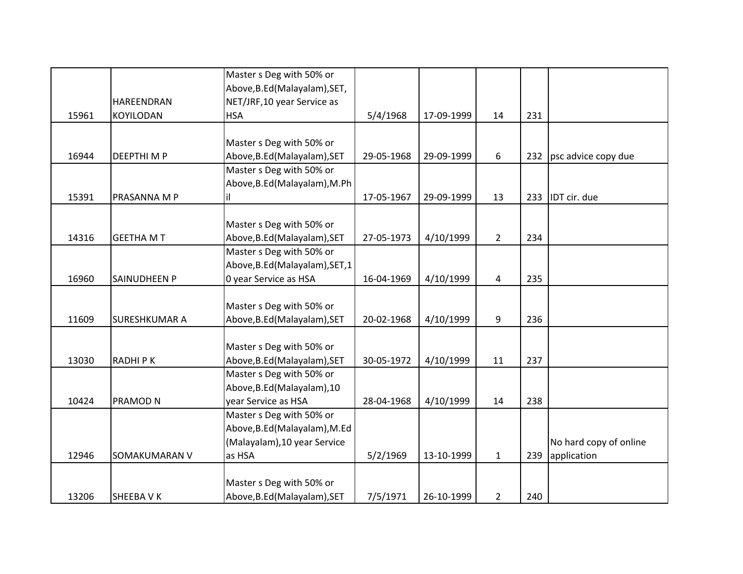| | | | | | | | |
|---|---|---|---|---|---|---|---|
| 15961 | HAREENDRAN KOYILODAN | Master s Deg with 50% or Above,B.Ed(Malayalam),SET, NET/JRF,10 year Service as HSA | 5/4/1968 | 17-09-1999 | 14 | 231 | |
| 16944 | DEEPTHI M P | Master s Deg with 50% or Above,B.Ed(Malayalam),SET | 29-05-1968 | 29-09-1999 | 6 | 232 | psc advice copy due |
| 15391 | PRASANNA M P | Master s Deg with 50% or Above,B.Ed(Malayalam),M.Phil | 17-05-1967 | 29-09-1999 | 13 | 233 | IDT cir. due |
| 14316 | GEETHA M T | Master s Deg with 50% or Above,B.Ed(Malayalam),SET | 27-05-1973 | 4/10/1999 | 2 | 234 | |
| 16960 | SAINUDHEEN P | Master s Deg with 50% or Above,B.Ed(Malayalam),SET,10 year Service as HSA | 16-04-1969 | 4/10/1999 | 4 | 235 | |
| 11609 | SURESHKUMAR A | Master s Deg with 50% or Above,B.Ed(Malayalam),SET | 20-02-1968 | 4/10/1999 | 9 | 236 | |
| 13030 | RADHI P K | Master s Deg with 50% or Above,B.Ed(Malayalam),SET | 30-05-1972 | 4/10/1999 | 11 | 237 | |
| 10424 | PRAMOD N | Master s Deg with 50% or Above,B.Ed(Malayalam),10 year Service as HSA | 28-04-1968 | 4/10/1999 | 14 | 238 | |
| 12946 | SOMAKUMARAN V | Master s Deg with 50% or Above,B.Ed(Malayalam),M.Ed (Malayalam),10 year Service as HSA | 5/2/1969 | 13-10-1999 | 1 | 239 | No hard copy of online application |
| 13206 | SHEEBA V K | Master s Deg with 50% or Above,B.Ed(Malayalam),SET | 7/5/1971 | 26-10-1999 | 2 | 240 | |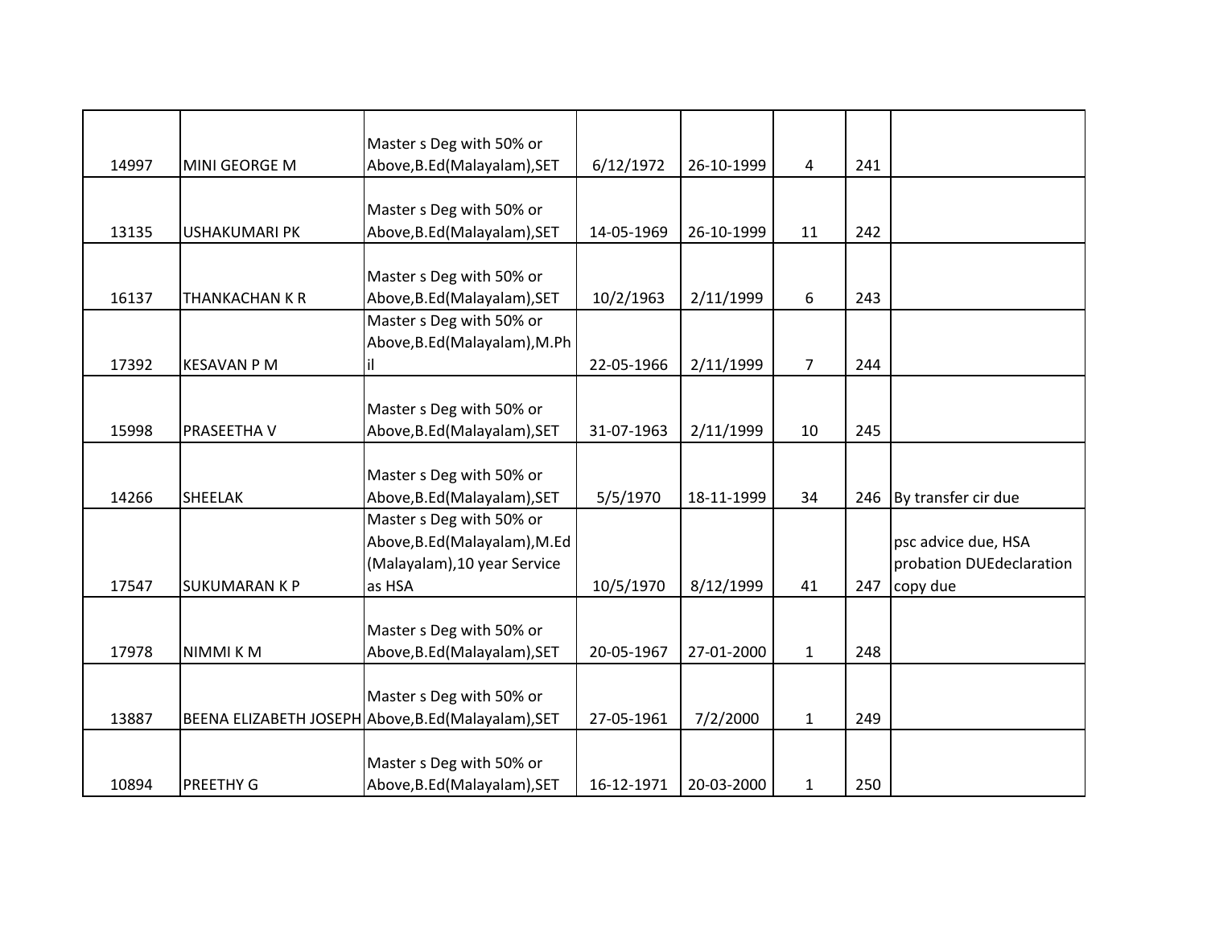| | | | | | | | |
|---|---|---|---|---|---|---|---|
| 14997 | MINI GEORGE M | Master s Deg with 50% or Above,B.Ed(Malayalam),SET | 6/12/1972 | 26-10-1999 | 4 | 241 | |
| 13135 | USHAKUMARI PK | Master s Deg with 50% or Above,B.Ed(Malayalam),SET | 14-05-1969 | 26-10-1999 | 11 | 242 | |
| 16137 | THANKACHAN K R | Master s Deg with 50% or Above,B.Ed(Malayalam),SET | 10/2/1963 | 2/11/1999 | 6 | 243 | |
| 17392 | KESAVAN P M | Master s Deg with 50% or Above,B.Ed(Malayalam),M.Phil | 22-05-1966 | 2/11/1999 | 7 | 244 | |
| 15998 | PRASEETHA V | Master s Deg with 50% or Above,B.Ed(Malayalam),SET | 31-07-1963 | 2/11/1999 | 10 | 245 | |
| 14266 | SHEELAK | Master s Deg with 50% or Above,B.Ed(Malayalam),SET | 5/5/1970 | 18-11-1999 | 34 | 246 | By transfer cir due |
| 17547 | SUKUMARAN K P | Master s Deg with 50% or Above,B.Ed(Malayalam),M.Ed (Malayalam),10 year Service as HSA | 10/5/1970 | 8/12/1999 | 41 | 247 | psc advice due, HSA probation DUEdeclaration copy due |
| 17978 | NIMMI K M | Master s Deg with 50% or Above,B.Ed(Malayalam),SET | 20-05-1967 | 27-01-2000 | 1 | 248 | |
| 13887 | BEENA ELIZABETH JOSEPH | Master s Deg with 50% or Above,B.Ed(Malayalam),SET | 27-05-1961 | 7/2/2000 | 1 | 249 | |
| 10894 | PREETHY G | Master s Deg with 50% or Above,B.Ed(Malayalam),SET | 16-12-1971 | 20-03-2000 | 1 | 250 | |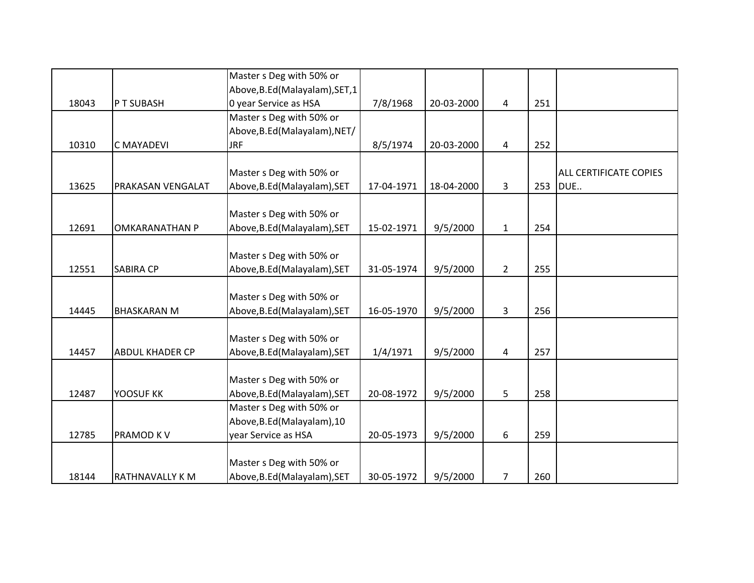| | | | | | | | |
|---|---|---|---|---|---|---|---|
| 18043 | P T SUBASH | Master s Deg with 50% or Above,B.Ed(Malayalam),SET,10 year Service as HSA | 7/8/1968 | 20-03-2000 | 4 | 251 | |
| 10310 | C MAYADEVI | Master s Deg with 50% or Above,B.Ed(Malayalam),NET/JRF | 8/5/1974 | 20-03-2000 | 4 | 252 | |
| 13625 | PRAKASAN VENGALAT | Master s Deg with 50% or Above,B.Ed(Malayalam),SET | 17-04-1971 | 18-04-2000 | 3 | 253 | ALL CERTIFICATE COPIES DUE.. |
| 12691 | OMKARANATHAN P | Master s Deg with 50% or Above,B.Ed(Malayalam),SET | 15-02-1971 | 9/5/2000 | 1 | 254 | |
| 12551 | SABIRA CP | Master s Deg with 50% or Above,B.Ed(Malayalam),SET | 31-05-1974 | 9/5/2000 | 2 | 255 | |
| 14445 | BHASKARAN M | Master s Deg with 50% or Above,B.Ed(Malayalam),SET | 16-05-1970 | 9/5/2000 | 3 | 256 | |
| 14457 | ABDUL KHADER CP | Master s Deg with 50% or Above,B.Ed(Malayalam),SET | 1/4/1971 | 9/5/2000 | 4 | 257 | |
| 12487 | YOOSUF KK | Master s Deg with 50% or Above,B.Ed(Malayalam),SET | 20-08-1972 | 9/5/2000 | 5 | 258 | |
| 12785 | PRAMOD K V | Master s Deg with 50% or Above,B.Ed(Malayalam),10 year Service as HSA | 20-05-1973 | 9/5/2000 | 6 | 259 | |
| 18144 | RATHNAVALLY K M | Master s Deg with 50% or Above,B.Ed(Malayalam),SET | 30-05-1972 | 9/5/2000 | 7 | 260 | |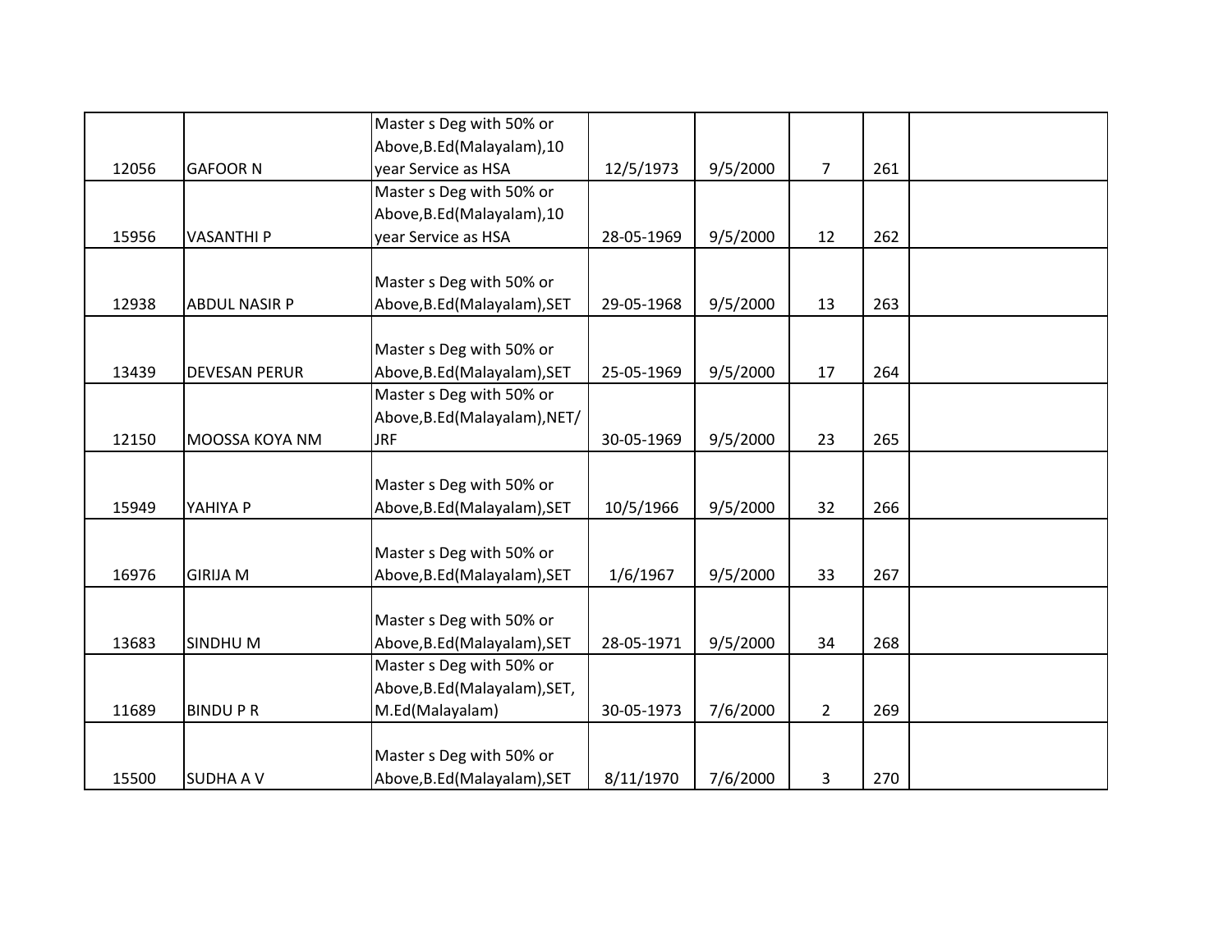| | | | | | | | |
|---|---|---|---|---|---|---|---|
| 12056 | GAFOOR N | Master s Deg with 50% or Above,B.Ed(Malayalam),10 year Service as HSA | 12/5/1973 | 9/5/2000 | 7 | 261 | |
| 15956 | VASANTHI P | Master s Deg with 50% or Above,B.Ed(Malayalam),10 year Service as HSA | 28-05-1969 | 9/5/2000 | 12 | 262 | |
| 12938 | ABDUL NASIR P | Master s Deg with 50% or Above,B.Ed(Malayalam),SET | 29-05-1968 | 9/5/2000 | 13 | 263 | |
| 13439 | DEVESAN PERUR | Master s Deg with 50% or Above,B.Ed(Malayalam),SET | 25-05-1969 | 9/5/2000 | 17 | 264 | |
| 12150 | MOOSSA KOYA NM | Master s Deg with 50% or Above,B.Ed(Malayalam),NET/JRF | 30-05-1969 | 9/5/2000 | 23 | 265 | |
| 15949 | YAHIYA P | Master s Deg with 50% or Above,B.Ed(Malayalam),SET | 10/5/1966 | 9/5/2000 | 32 | 266 | |
| 16976 | GIRIJA M | Master s Deg with 50% or Above,B.Ed(Malayalam),SET | 1/6/1967 | 9/5/2000 | 33 | 267 | |
| 13683 | SINDHU M | Master s Deg with 50% or Above,B.Ed(Malayalam),SET | 28-05-1971 | 9/5/2000 | 34 | 268 | |
| 11689 | BINDU P R | Master s Deg with 50% or Above,B.Ed(Malayalam),SET, M.Ed(Malayalam) | 30-05-1973 | 7/6/2000 | 2 | 269 | |
| 15500 | SUDHA A V | Master s Deg with 50% or Above,B.Ed(Malayalam),SET | 8/11/1970 | 7/6/2000 | 3 | 270 | |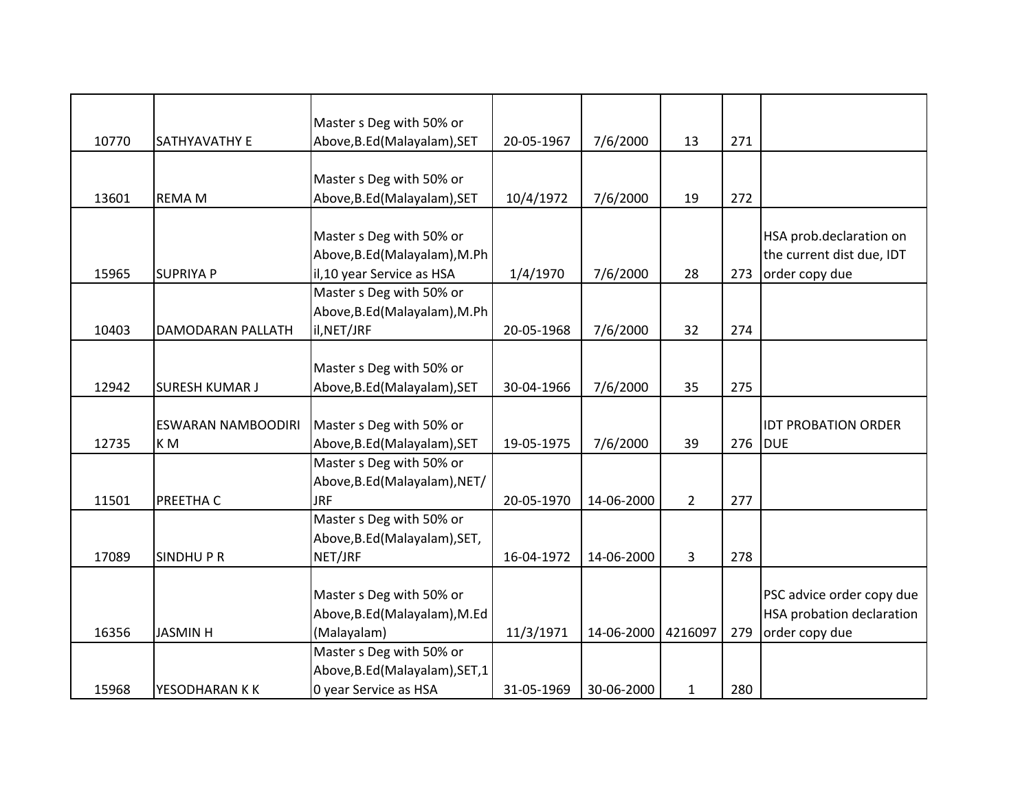| | | | | | | | |
|---|---|---|---|---|---|---|---|
| 10770 | SATHYAVATHY E | Master s Deg with 50% or Above,B.Ed(Malayalam),SET | 20-05-1967 | 7/6/2000 | 13 | 271 | |
| 13601 | REMA M | Master s Deg with 50% or Above,B.Ed(Malayalam),SET | 10/4/1972 | 7/6/2000 | 19 | 272 | |
| 15965 | SUPRIYA P | Master s Deg with 50% or Above,B.Ed(Malayalam),M.Phil,10 year Service as HSA | 1/4/1970 | 7/6/2000 | 28 | 273 | HSA prob.declaration on the current dist due, IDT order copy due |
| 10403 | DAMODARAN PALLATH | Master s Deg with 50% or Above,B.Ed(Malayalam),M.Phil,NET/JRF | 20-05-1968 | 7/6/2000 | 32 | 274 | |
| 12942 | SURESH KUMAR J | Master s Deg with 50% or Above,B.Ed(Malayalam),SET | 30-04-1966 | 7/6/2000 | 35 | 275 | |
| 12735 | ESWARAN NAMBOODIRI K M | Master s Deg with 50% or Above,B.Ed(Malayalam),SET | 19-05-1975 | 7/6/2000 | 39 | 276 | IDT PROBATION ORDER DUE |
| 11501 | PREETHA C | Master s Deg with 50% or Above,B.Ed(Malayalam),NET/JRF | 20-05-1970 | 14-06-2000 | 2 | 277 | |
| 17089 | SINDHU P R | Master s Deg with 50% or Above,B.Ed(Malayalam),SET, NET/JRF | 16-04-1972 | 14-06-2000 | 3 | 278 | |
| 16356 | JASMIN H | Master s Deg with 50% or Above,B.Ed(Malayalam),M.Ed (Malayalam) | 11/3/1971 | 14-06-2000 | 4216097 | 279 | PSC advice order copy due HSA probation declaration order copy due |
| 15968 | YESODHARAN K K | Master s Deg with 50% or Above,B.Ed(Malayalam),SET,10 year Service as HSA | 31-05-1969 | 30-06-2000 | 1 | 280 | |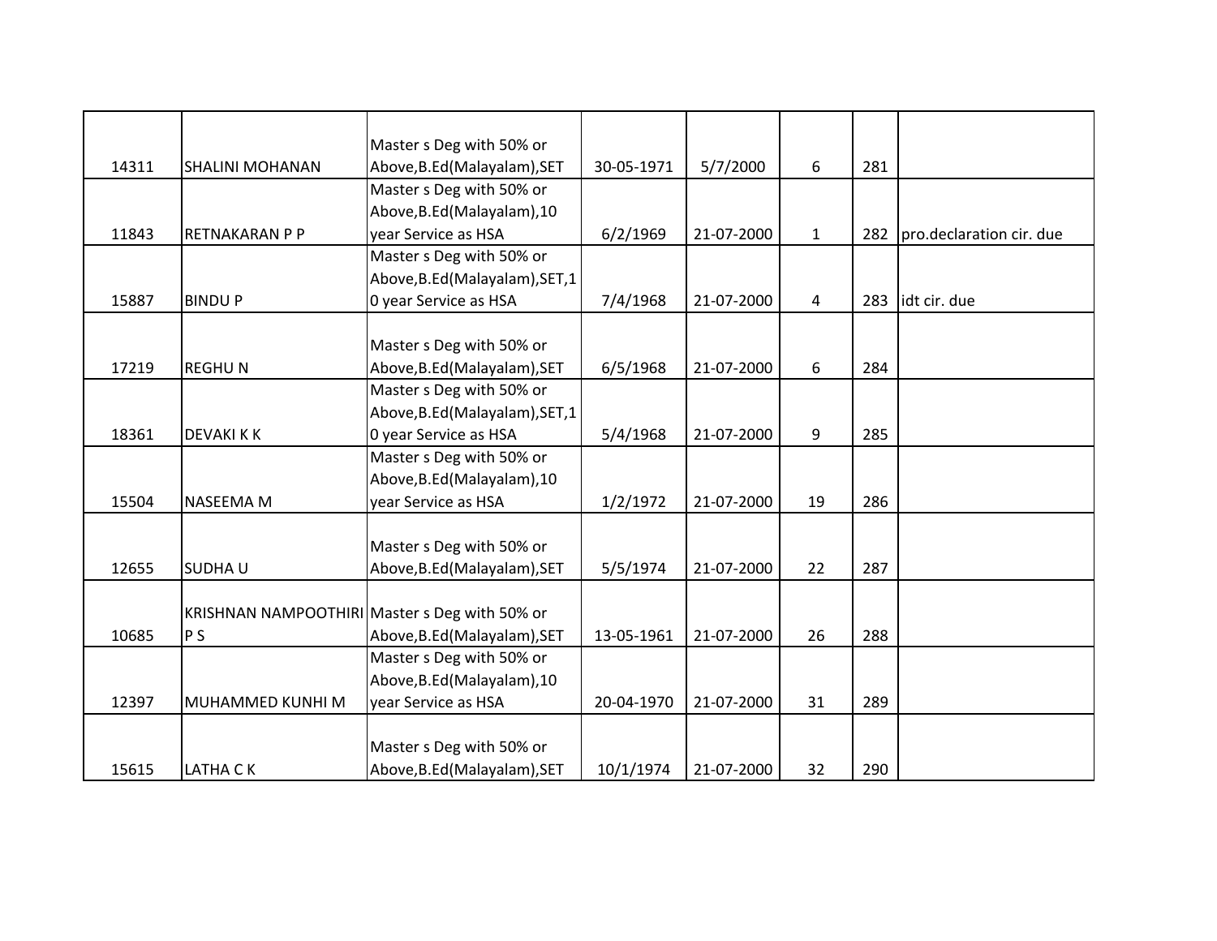| | | | | | | | |
|---|---|---|---|---|---|---|---|
| 14311 | SHALINI MOHANAN | Master s Deg with 50% or Above,B.Ed(Malayalam),SET | 30-05-1971 | 5/7/2000 | 6 | 281 | |
| 11843 | RETNAKARAN P P | Master s Deg with 50% or Above,B.Ed(Malayalam),10 year Service as HSA | 6/2/1969 | 21-07-2000 | 1 | 282 | pro.declaration cir. due |
| 15887 | BINDU P | Master s Deg with 50% or Above,B.Ed(Malayalam),SET,10 year Service as HSA | 7/4/1968 | 21-07-2000 | 4 | 283 | idt cir. due |
| 17219 | REGHU N | Master s Deg with 50% or Above,B.Ed(Malayalam),SET | 6/5/1968 | 21-07-2000 | 6 | 284 | |
| 18361 | DEVAKI K K | Master s Deg with 50% or Above,B.Ed(Malayalam),SET,10 year Service as HSA | 5/4/1968 | 21-07-2000 | 9 | 285 | |
| 15504 | NASEEMA M | Master s Deg with 50% or Above,B.Ed(Malayalam),10 year Service as HSA | 1/2/1972 | 21-07-2000 | 19 | 286 | |
| 12655 | SUDHA U | Master s Deg with 50% or Above,B.Ed(Malayalam),SET | 5/5/1974 | 21-07-2000 | 22 | 287 | |
| 10685 | KRISHNAN NAMPOOTHIRI P S | Master s Deg with 50% or Above,B.Ed(Malayalam),SET | 13-05-1961 | 21-07-2000 | 26 | 288 | |
| 12397 | MUHAMMED KUNHI M | Master s Deg with 50% or Above,B.Ed(Malayalam),10 year Service as HSA | 20-04-1970 | 21-07-2000 | 31 | 289 | |
| 15615 | LATHA C K | Master s Deg with 50% or Above,B.Ed(Malayalam),SET | 10/1/1974 | 21-07-2000 | 32 | 290 | |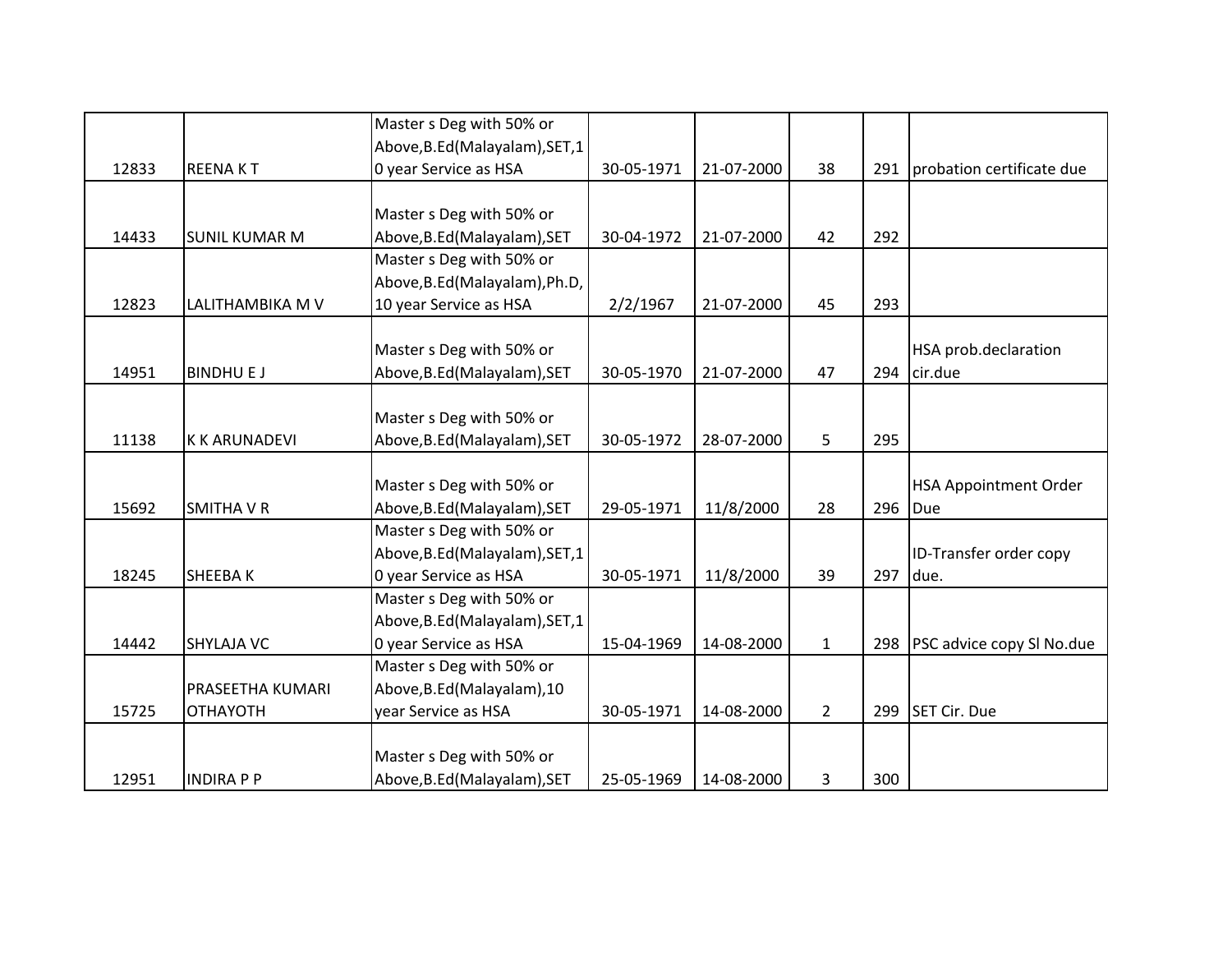| | | | | | | | |
|---|---|---|---|---|---|---|---|
| 12833 | REENA K T | Master s Deg with 50% or Above,B.Ed(Malayalam),SET,10 year Service as HSA | 30-05-1971 | 21-07-2000 | 38 | 291 | probation certificate due |
| 14433 | SUNIL KUMAR M | Master s Deg with 50% or Above,B.Ed(Malayalam),SET | 30-04-1972 | 21-07-2000 | 42 | 292 | |
| 12823 | LALITHAMBIKA M V | Master s Deg with 50% or Above,B.Ed(Malayalam),Ph.D, 10 year Service as HSA | 2/2/1967 | 21-07-2000 | 45 | 293 | |
| 14951 | BINDHU E J | Master s Deg with 50% or Above,B.Ed(Malayalam),SET | 30-05-1970 | 21-07-2000 | 47 | 294 | HSA prob.declaration cir.due |
| 11138 | K K ARUNADEVI | Master s Deg with 50% or Above,B.Ed(Malayalam),SET | 30-05-1972 | 28-07-2000 | 5 | 295 | |
| 15692 | SMITHA V R | Master s Deg with 50% or Above,B.Ed(Malayalam),SET | 29-05-1971 | 11/8/2000 | 28 | 296 | HSA Appointment Order Due |
| 18245 | SHEEBA K | Master s Deg with 50% or Above,B.Ed(Malayalam),SET,10 year Service as HSA | 30-05-1971 | 11/8/2000 | 39 | 297 | ID-Transfer order copy due. |
| 14442 | SHYLAJA VC | Master s Deg with 50% or Above,B.Ed(Malayalam),SET,10 year Service as HSA | 15-04-1969 | 14-08-2000 | 1 | 298 | PSC advice copy Sl No.due |
| 15725 | PRASEETHA KUMARI OTHAYOTH | Master s Deg with 50% or Above,B.Ed(Malayalam),10 year Service as HSA | 30-05-1971 | 14-08-2000 | 2 | 299 | SET Cir. Due |
| 12951 | INDIRA P P | Master s Deg with 50% or Above,B.Ed(Malayalam),SET | 25-05-1969 | 14-08-2000 | 3 | 300 | |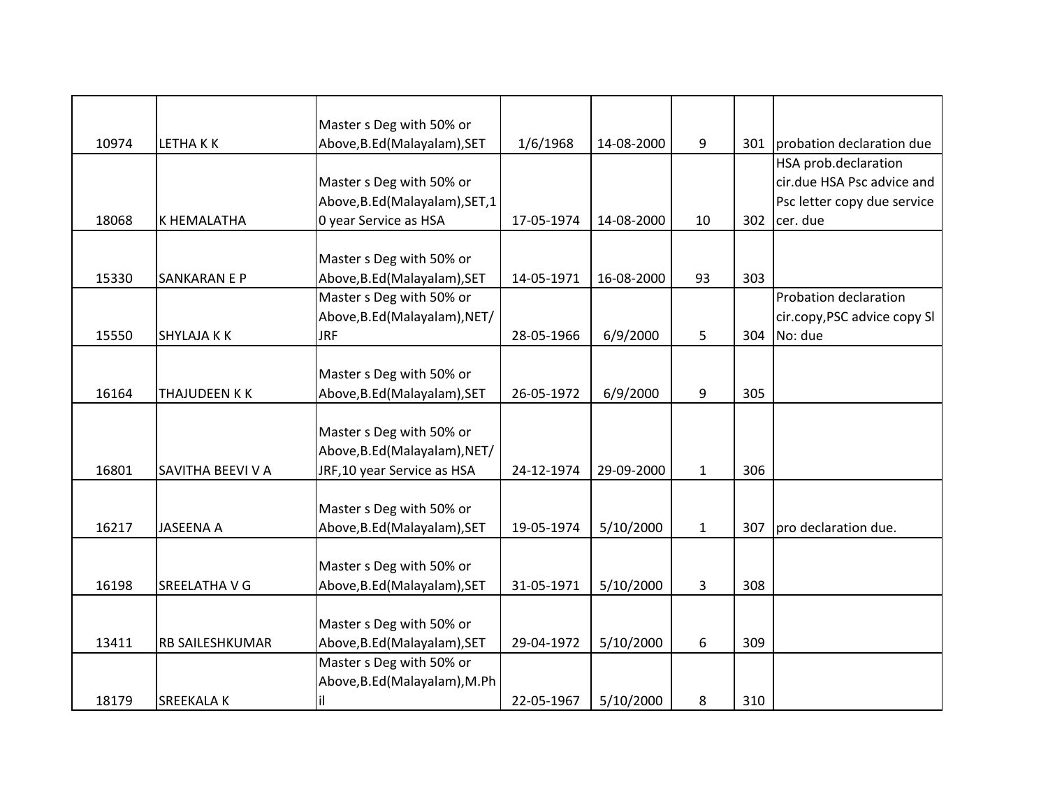| | | | | | | | |
|---|---|---|---|---|---|---|---|
| 10974 | LETHA K K | Master s Deg with 50% or Above,B.Ed(Malayalam),SET | 1/6/1968 | 14-08-2000 | 9 | 301 | probation declaration due |
| 18068 | K HEMALATHA | Master s Deg with 50% or Above,B.Ed(Malayalam),SET,10 year Service as HSA | 17-05-1974 | 14-08-2000 | 10 | 302 | HSA prob.declaration cir.due HSA Psc advice and Psc letter copy due service cer. due |
| 15330 | SANKARAN E P | Master s Deg with 50% or Above,B.Ed(Malayalam),SET | 14-05-1971 | 16-08-2000 | 93 | 303 | |
| 15550 | SHYLAJA K K | Master s Deg with 50% or Above,B.Ed(Malayalam),NET/JRF | 28-05-1966 | 6/9/2000 | 5 | 304 | Probation declaration cir.copy,PSC advice copy Sl No: due |
| 16164 | THAJUDEEN K K | Master s Deg with 50% or Above,B.Ed(Malayalam),SET | 26-05-1972 | 6/9/2000 | 9 | 305 | |
| 16801 | SAVITHA BEEVI V A | Master s Deg with 50% or Above,B.Ed(Malayalam),NET/JRF,10 year Service as HSA | 24-12-1974 | 29-09-2000 | 1 | 306 | |
| 16217 | JASEENA A | Master s Deg with 50% or Above,B.Ed(Malayalam),SET | 19-05-1974 | 5/10/2000 | 1 | 307 | pro declaration due. |
| 16198 | SREELATHA V G | Master s Deg with 50% or Above,B.Ed(Malayalam),SET | 31-05-1971 | 5/10/2000 | 3 | 308 | |
| 13411 | RB SAILESHKUMAR | Master s Deg with 50% or Above,B.Ed(Malayalam),SET | 29-04-1972 | 5/10/2000 | 6 | 309 | |
| 18179 | SREEKALA K | Master s Deg with 50% or Above,B.Ed(Malayalam),M.Phil | 22-05-1967 | 5/10/2000 | 8 | 310 | |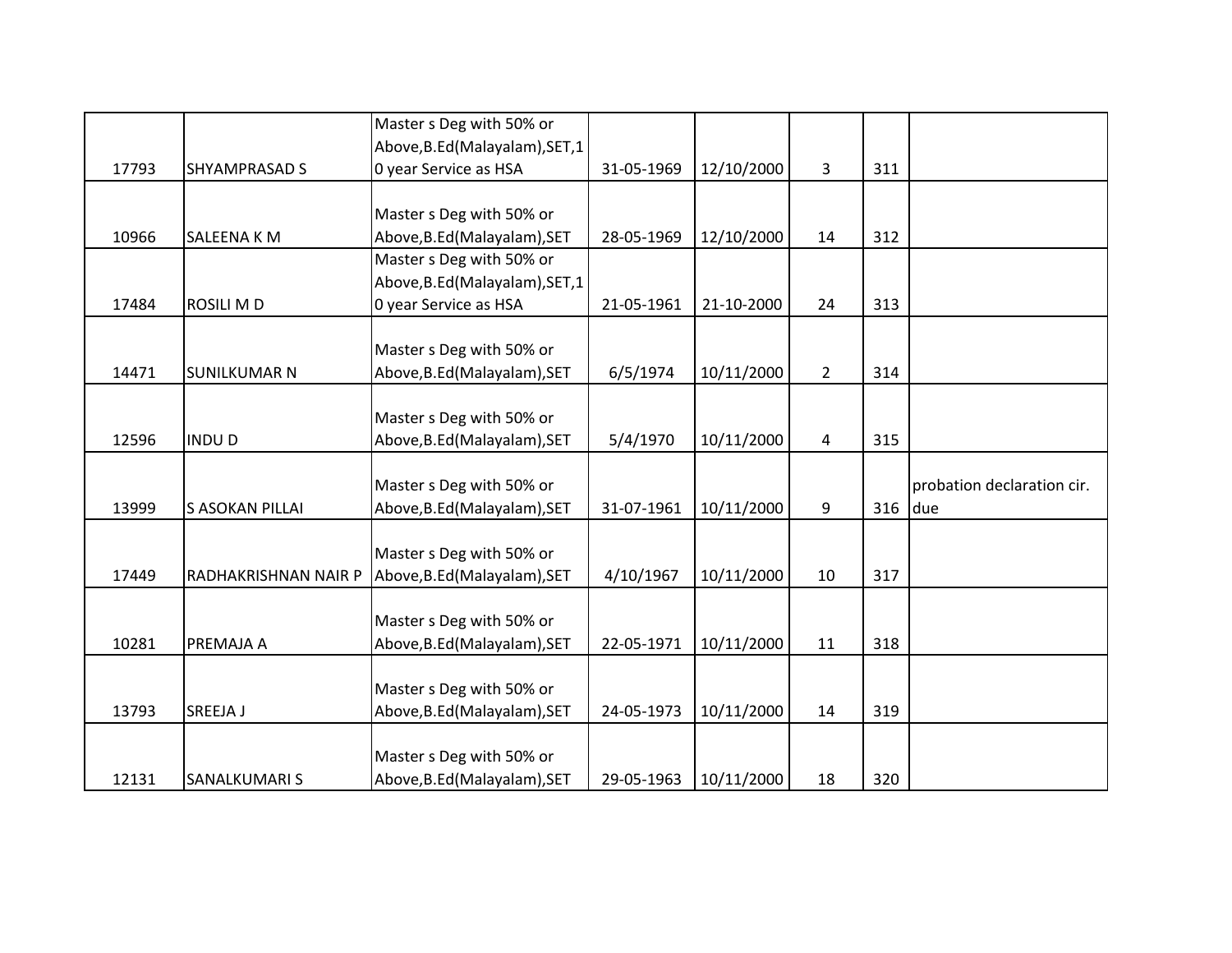|  |  |  |  |  |  |  |  |
|---|---|---|---|---|---|---|---|
| 17793 | SHYAMPRASAD S | Master s Deg with 50% or Above,B.Ed(Malayalam),SET,10 year Service as HSA | 31-05-1969 | 12/10/2000 | 3 | 311 |  |
| 10966 | SALEENA K M | Master s Deg with 50% or Above,B.Ed(Malayalam),SET | 28-05-1969 | 12/10/2000 | 14 | 312 |  |
| 17484 | ROSILI M D | Master s Deg with 50% or Above,B.Ed(Malayalam),SET,10 year Service as HSA | 21-05-1961 | 21-10-2000 | 24 | 313 |  |
| 14471 | SUNILKUMAR N | Master s Deg with 50% or Above,B.Ed(Malayalam),SET | 6/5/1974 | 10/11/2000 | 2 | 314 |  |
| 12596 | INDU D | Master s Deg with 50% or Above,B.Ed(Malayalam),SET | 5/4/1970 | 10/11/2000 | 4 | 315 |  |
| 13999 | S ASOKAN PILLAI | Master s Deg with 50% or Above,B.Ed(Malayalam),SET | 31-07-1961 | 10/11/2000 | 9 | 316 | probation declaration cir. due |
| 17449 | RADHAKRISHNAN NAIR P | Master s Deg with 50% or Above,B.Ed(Malayalam),SET | 4/10/1967 | 10/11/2000 | 10 | 317 |  |
| 10281 | PREMAJA A | Master s Deg with 50% or Above,B.Ed(Malayalam),SET | 22-05-1971 | 10/11/2000 | 11 | 318 |  |
| 13793 | SREEJA J | Master s Deg with 50% or Above,B.Ed(Malayalam),SET | 24-05-1973 | 10/11/2000 | 14 | 319 |  |
| 12131 | SANALKUMARI S | Master s Deg with 50% or Above,B.Ed(Malayalam),SET | 29-05-1963 | 10/11/2000 | 18 | 320 |  |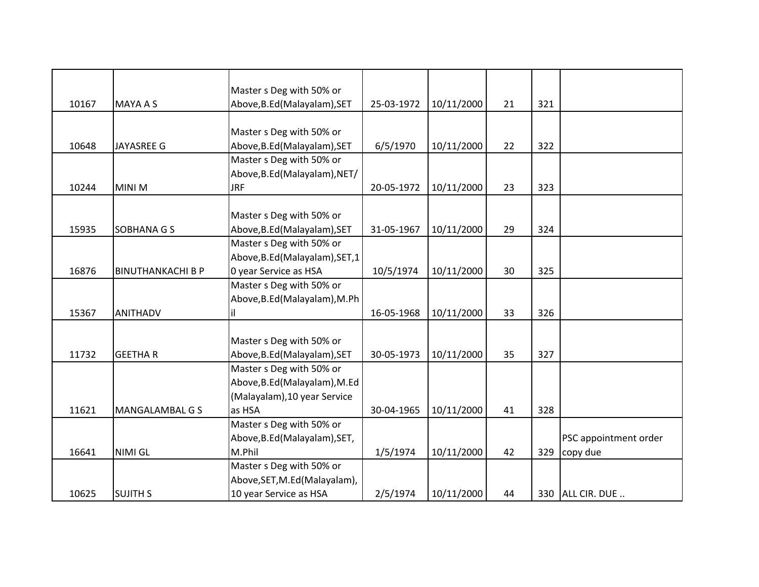| | | | | | | | |
|---|---|---|---|---|---|---|---|
| 10167 | MAYA A S | Master s Deg with 50% or Above,B.Ed(Malayalam),SET | 25-03-1972 | 10/11/2000 | 21 | 321 | |
| 10648 | JAYASREE G | Master s Deg with 50% or Above,B.Ed(Malayalam),SET | 6/5/1970 | 10/11/2000 | 22 | 322 | |
| 10244 | MINI M | Master s Deg with 50% or Above,B.Ed(Malayalam),NET/JRF | 20-05-1972 | 10/11/2000 | 23 | 323 | |
| 15935 | SOBHANA G S | Master s Deg with 50% or Above,B.Ed(Malayalam),SET | 31-05-1967 | 10/11/2000 | 29 | 324 | |
| 16876 | BINUTHANKACHI B P | Master s Deg with 50% or Above,B.Ed(Malayalam),SET,10 year Service as HSA | 10/5/1974 | 10/11/2000 | 30 | 325 | |
| 15367 | ANITHADV | Master s Deg with 50% or Above,B.Ed(Malayalam),M.Phil | 16-05-1968 | 10/11/2000 | 33 | 326 | |
| 11732 | GEETHA R | Master s Deg with 50% or Above,B.Ed(Malayalam),SET | 30-05-1973 | 10/11/2000 | 35 | 327 | |
| 11621 | MANGALAMBAL G S | Master s Deg with 50% or Above,B.Ed(Malayalam),M.Ed (Malayalam),10 year Service as HSA | 30-04-1965 | 10/11/2000 | 41 | 328 | |
| 16641 | NIMI GL | Master s Deg with 50% or Above,B.Ed(Malayalam),SET, M.Phil | 1/5/1974 | 10/11/2000 | 42 | 329 | PSC appointment order copy due |
| 10625 | SUJITH S | Master s Deg with 50% or Above,SET,M.Ed(Malayalam), 10 year Service as HSA | 2/5/1974 | 10/11/2000 | 44 | 330 | ALL CIR. DUE .. |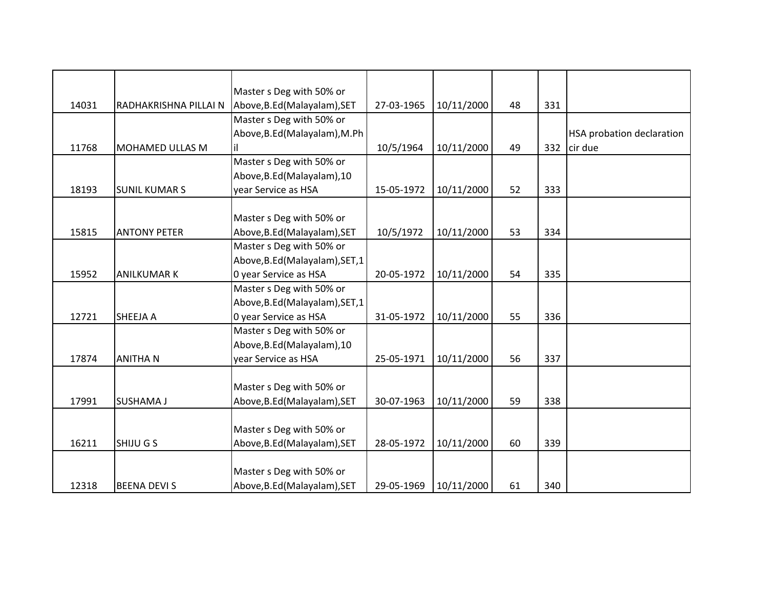| | | | | | | | |
|---|---|---|---|---|---|---|---|
| 14031 | RADHAKRISHNA PILLAI N | Master s Deg with 50% or Above,B.Ed(Malayalam),SET | 27-03-1965 | 10/11/2000 | 48 | 331 | |
| 11768 | MOHAMED ULLAS M | Master s Deg with 50% or Above,B.Ed(Malayalam),M.Phil | 10/5/1964 | 10/11/2000 | 49 | 332 | HSA probation declaration cir due |
| 18193 | SUNIL KUMAR S | Master s Deg with 50% or Above,B.Ed(Malayalam),10 year Service as HSA | 15-05-1972 | 10/11/2000 | 52 | 333 | |
| 15815 | ANTONY PETER | Master s Deg with 50% or Above,B.Ed(Malayalam),SET | 10/5/1972 | 10/11/2000 | 53 | 334 | |
| 15952 | ANILKUMAR K | Master s Deg with 50% or Above,B.Ed(Malayalam),SET,10 year Service as HSA | 20-05-1972 | 10/11/2000 | 54 | 335 | |
| 12721 | SHEEJA A | Master s Deg with 50% or Above,B.Ed(Malayalam),SET,10 year Service as HSA | 31-05-1972 | 10/11/2000 | 55 | 336 | |
| 17874 | ANITHA N | Master s Deg with 50% or Above,B.Ed(Malayalam),10 year Service as HSA | 25-05-1971 | 10/11/2000 | 56 | 337 | |
| 17991 | SUSHAMA J | Master s Deg with 50% or Above,B.Ed(Malayalam),SET | 30-07-1963 | 10/11/2000 | 59 | 338 | |
| 16211 | SHIJU G S | Master s Deg with 50% or Above,B.Ed(Malayalam),SET | 28-05-1972 | 10/11/2000 | 60 | 339 | |
| 12318 | BEENA DEVI S | Master s Deg with 50% or Above,B.Ed(Malayalam),SET | 29-05-1969 | 10/11/2000 | 61 | 340 | |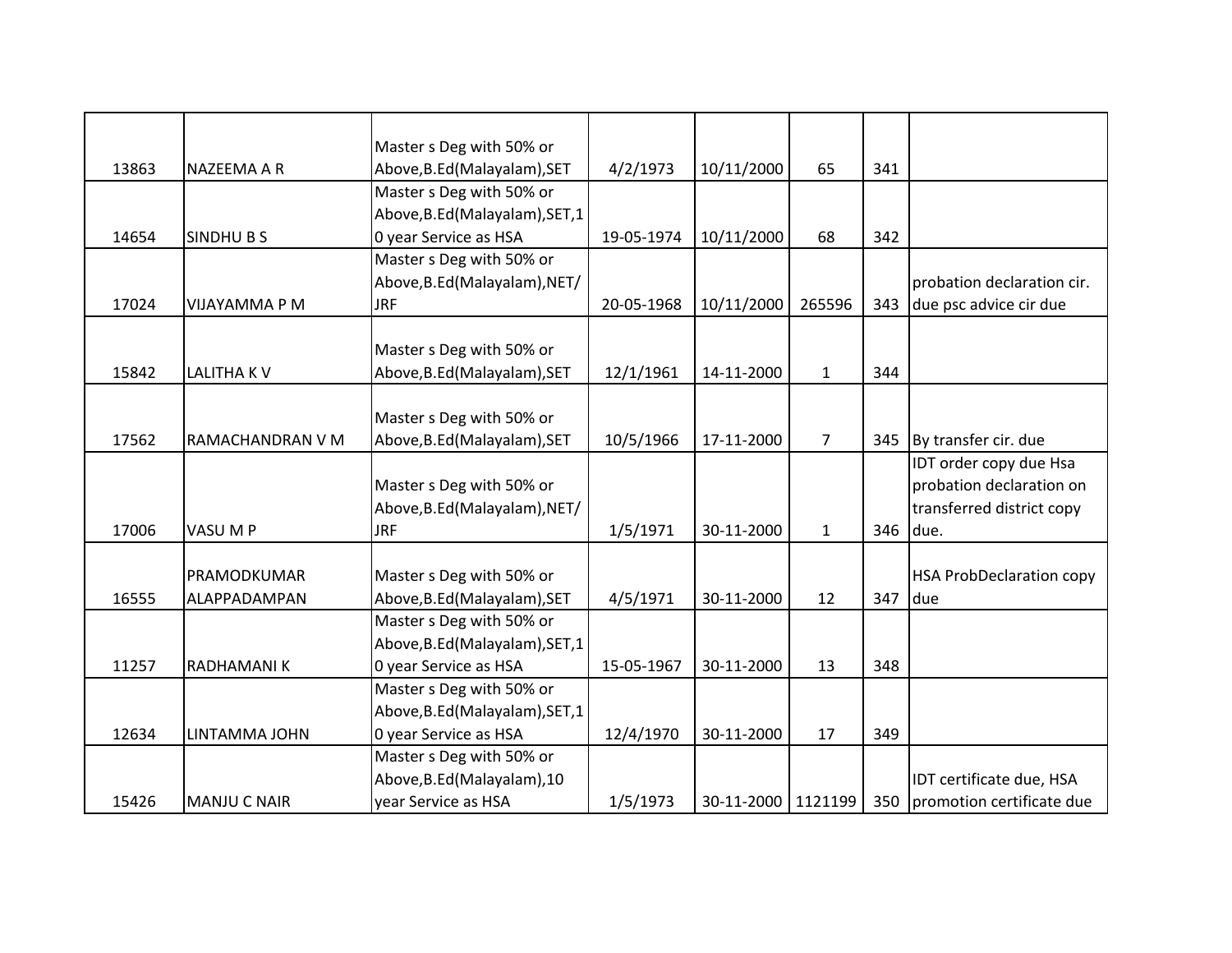| | | | | | | | |
|---|---|---|---|---|---|---|---|
| 13863 | NAZEEMA A R | Master s Deg with 50% or Above,B.Ed(Malayalam),SET | 4/2/1973 | 10/11/2000 | 65 | 341 | |
| 14654 | SINDHU B S | Master s Deg with 50% or Above,B.Ed(Malayalam),SET,10 year Service as HSA | 19-05-1974 | 10/11/2000 | 68 | 342 | |
| 17024 | VIJAYAMMA P M | Master s Deg with 50% or Above,B.Ed(Malayalam),NET/JRF | 20-05-1968 | 10/11/2000 | 265596 | 343 | probation declaration cir. due psc advice cir due |
| 15842 | LALITHA K V | Master s Deg with 50% or Above,B.Ed(Malayalam),SET | 12/1/1961 | 14-11-2000 | 1 | 344 | |
| 17562 | RAMACHANDRAN V M | Master s Deg with 50% or Above,B.Ed(Malayalam),SET | 10/5/1966 | 17-11-2000 | 7 | 345 | By transfer cir. due |
| 17006 | VASU M P | Master s Deg with 50% or Above,B.Ed(Malayalam),NET/JRF | 1/5/1971 | 30-11-2000 | 1 | 346 | IDT order copy due Hsa probation declaration on transferred district copy due. |
| 16555 | PRAMODKUMAR ALAPPADAMPAN | Master s Deg with 50% or Above,B.Ed(Malayalam),SET | 4/5/1971 | 30-11-2000 | 12 | 347 | HSA ProbDeclaration copy due |
| 11257 | RADHAMANI K | Master s Deg with 50% or Above,B.Ed(Malayalam),SET,10 year Service as HSA | 15-05-1967 | 30-11-2000 | 13 | 348 | |
| 12634 | LINTAMMA JOHN | Master s Deg with 50% or Above,B.Ed(Malayalam),SET,10 year Service as HSA | 12/4/1970 | 30-11-2000 | 17 | 349 | |
| 15426 | MANJU C NAIR | Master s Deg with 50% or Above,B.Ed(Malayalam),10 year Service as HSA | 1/5/1973 | 30-11-2000 | 1121199 | 350 | IDT certificate due, HSA promotion certificate due |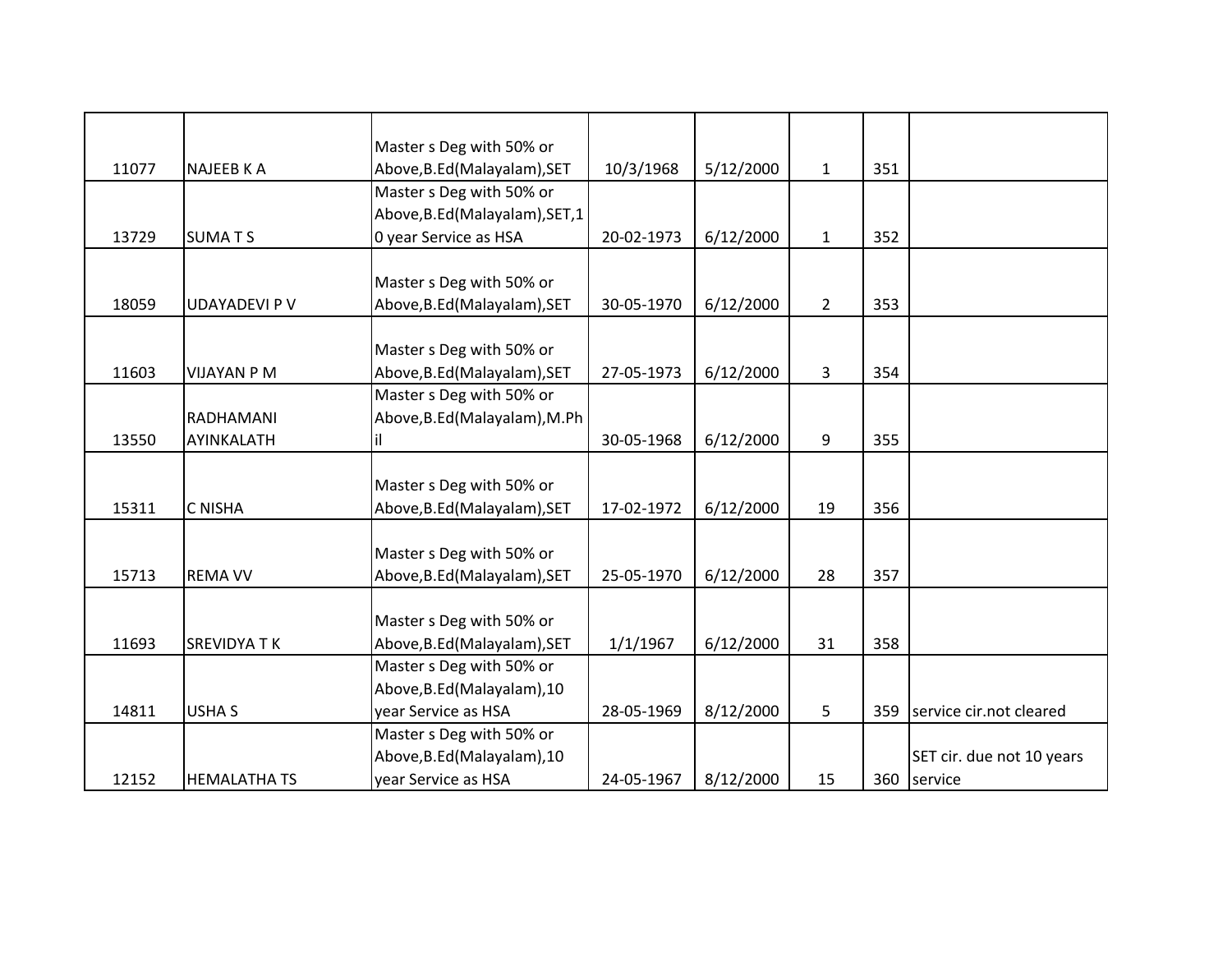| | | | | | | | |
|---|---|---|---|---|---|---|---|
| 11077 | NAJEEB K A | Master s Deg with 50% or Above,B.Ed(Malayalam),SET | 10/3/1968 | 5/12/2000 | 1 | 351 | |
| 13729 | SUMA T S | Master s Deg with 50% or Above,B.Ed(Malayalam),SET,10 year Service as HSA | 20-02-1973 | 6/12/2000 | 1 | 352 | |
| 18059 | UDAYADEVI P V | Master s Deg with 50% or Above,B.Ed(Malayalam),SET | 30-05-1970 | 6/12/2000 | 2 | 353 | |
| 11603 | VIJAYAN P M | Master s Deg with 50% or Above,B.Ed(Malayalam),SET | 27-05-1973 | 6/12/2000 | 3 | 354 | |
| 13550 | RADHAMANI AYINKALATH | Master s Deg with 50% or Above,B.Ed(Malayalam),M.Phil | 30-05-1968 | 6/12/2000 | 9 | 355 | |
| 15311 | C NISHA | Master s Deg with 50% or Above,B.Ed(Malayalam),SET | 17-02-1972 | 6/12/2000 | 19 | 356 | |
| 15713 | REMA VV | Master s Deg with 50% or Above,B.Ed(Malayalam),SET | 25-05-1970 | 6/12/2000 | 28 | 357 | |
| 11693 | SREVIDYA T K | Master s Deg with 50% or Above,B.Ed(Malayalam),SET | 1/1/1967 | 6/12/2000 | 31 | 358 | |
| 14811 | USHA S | Master s Deg with 50% or Above,B.Ed(Malayalam),10 year Service as HSA | 28-05-1969 | 8/12/2000 | 5 | 359 | service cir.not cleared |
| 12152 | HEMALATHA TS | Master s Deg with 50% or Above,B.Ed(Malayalam),10 year Service as HSA | 24-05-1967 | 8/12/2000 | 15 | 360 | SET cir. due not 10 years service |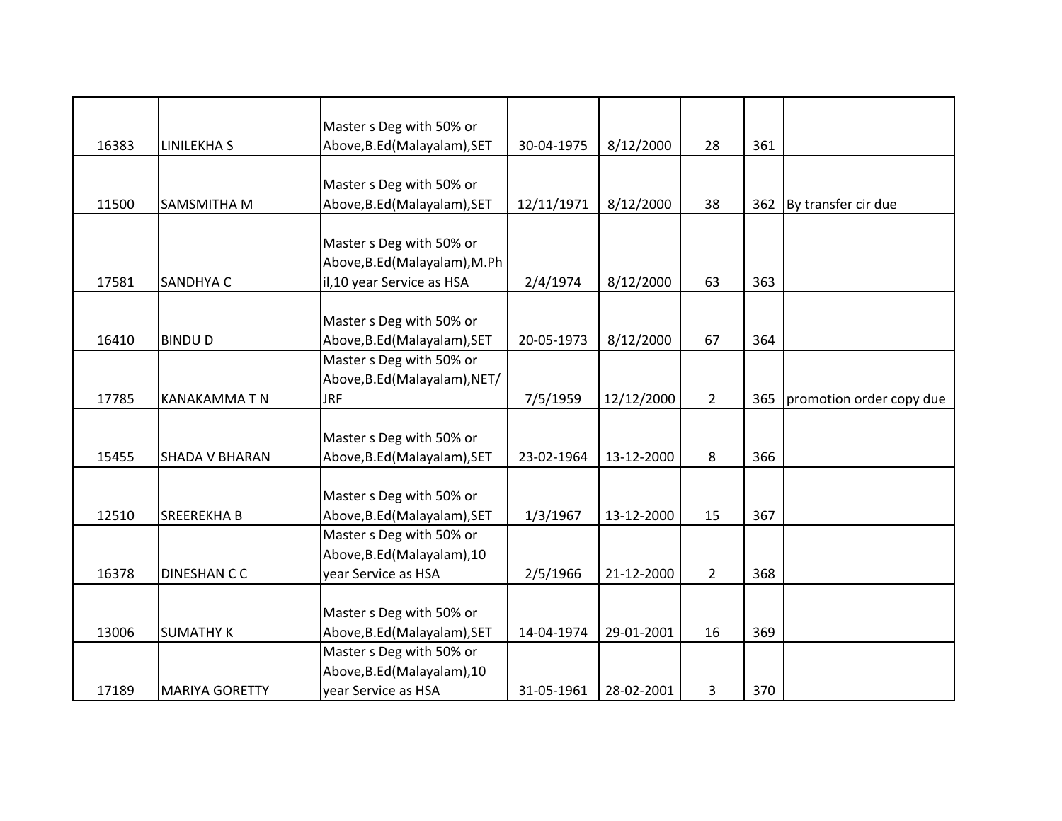| | | | | | | | |
|---|---|---|---|---|---|---|---|
| 16383 | LINILEKHA S | Master s Deg with 50% or Above,B.Ed(Malayalam),SET | 30-04-1975 | 8/12/2000 | 28 | 361 | |
| 11500 | SAMSMITHA M | Master s Deg with 50% or Above,B.Ed(Malayalam),SET | 12/11/1971 | 8/12/2000 | 38 | 362 | By transfer cir due |
| 17581 | SANDHYA C | Master s Deg with 50% or Above,B.Ed(Malayalam),M.Phil,10 year Service as HSA | 2/4/1974 | 8/12/2000 | 63 | 363 | |
| 16410 | BINDU D | Master s Deg with 50% or Above,B.Ed(Malayalam),SET | 20-05-1973 | 8/12/2000 | 67 | 364 | |
| 17785 | KANAKAMMA T N | Master s Deg with 50% or Above,B.Ed(Malayalam),NET/JRF | 7/5/1959 | 12/12/2000 | 2 | 365 | promotion order copy due |
| 15455 | SHADA V BHARAN | Master s Deg with 50% or Above,B.Ed(Malayalam),SET | 23-02-1964 | 13-12-2000 | 8 | 366 | |
| 12510 | SREEREKHA B | Master s Deg with 50% or Above,B.Ed(Malayalam),SET | 1/3/1967 | 13-12-2000 | 15 | 367 | |
| 16378 | DINESHAN C C | Master s Deg with 50% or Above,B.Ed(Malayalam),10 year Service as HSA | 2/5/1966 | 21-12-2000 | 2 | 368 | |
| 13006 | SUMATHY K | Master s Deg with 50% or Above,B.Ed(Malayalam),SET | 14-04-1974 | 29-01-2001 | 16 | 369 | |
| 17189 | MARIYA GORETTY | Master s Deg with 50% or Above,B.Ed(Malayalam),10 year Service as HSA | 31-05-1961 | 28-02-2001 | 3 | 370 | |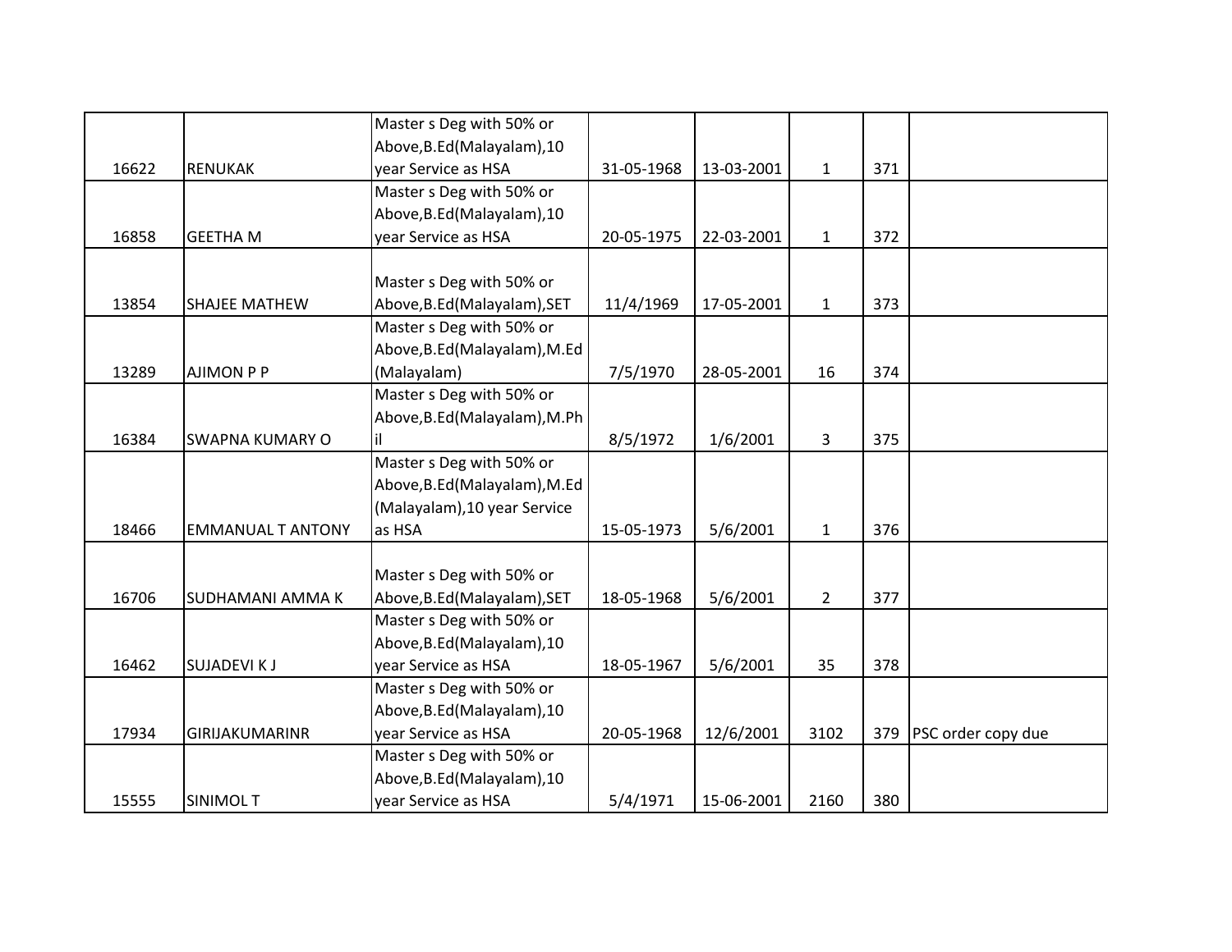| | | | | | | | |
|---|---|---|---|---|---|---|---|
| 16622 | RENUKAK | Master s Deg with 50% or Above,B.Ed(Malayalam),10 year Service as HSA | 31-05-1968 | 13-03-2001 | 1 | 371 | |
| 16858 | GEETHA M | Master s Deg with 50% or Above,B.Ed(Malayalam),10 year Service as HSA | 20-05-1975 | 22-03-2001 | 1 | 372 | |
| 13854 | SHAJEE MATHEW | Master s Deg with 50% or Above,B.Ed(Malayalam),SET | 11/4/1969 | 17-05-2001 | 1 | 373 | |
| 13289 | AJIMON P P | Master s Deg with 50% or Above,B.Ed(Malayalam),M.Ed (Malayalam) | 7/5/1970 | 28-05-2001 | 16 | 374 | |
| 16384 | SWAPNA KUMARY O | Master s Deg with 50% or Above,B.Ed(Malayalam),M.Phil | 8/5/1972 | 1/6/2001 | 3 | 375 | |
| 18466 | EMMANUAL T ANTONY | Master s Deg with 50% or Above,B.Ed(Malayalam),M.Ed (Malayalam),10 year Service as HSA | 15-05-1973 | 5/6/2001 | 1 | 376 | |
| 16706 | SUDHAMANI AMMA K | Master s Deg with 50% or Above,B.Ed(Malayalam),SET | 18-05-1968 | 5/6/2001 | 2 | 377 | |
| 16462 | SUJADEVI K J | Master s Deg with 50% or Above,B.Ed(Malayalam),10 year Service as HSA | 18-05-1967 | 5/6/2001 | 35 | 378 | |
| 17934 | GIRIJAKUMARINR | Master s Deg with 50% or Above,B.Ed(Malayalam),10 year Service as HSA | 20-05-1968 | 12/6/2001 | 3102 | 379 | PSC order copy due |
| 15555 | SINIMOL T | Master s Deg with 50% or Above,B.Ed(Malayalam),10 year Service as HSA | 5/4/1971 | 15-06-2001 | 2160 | 380 | |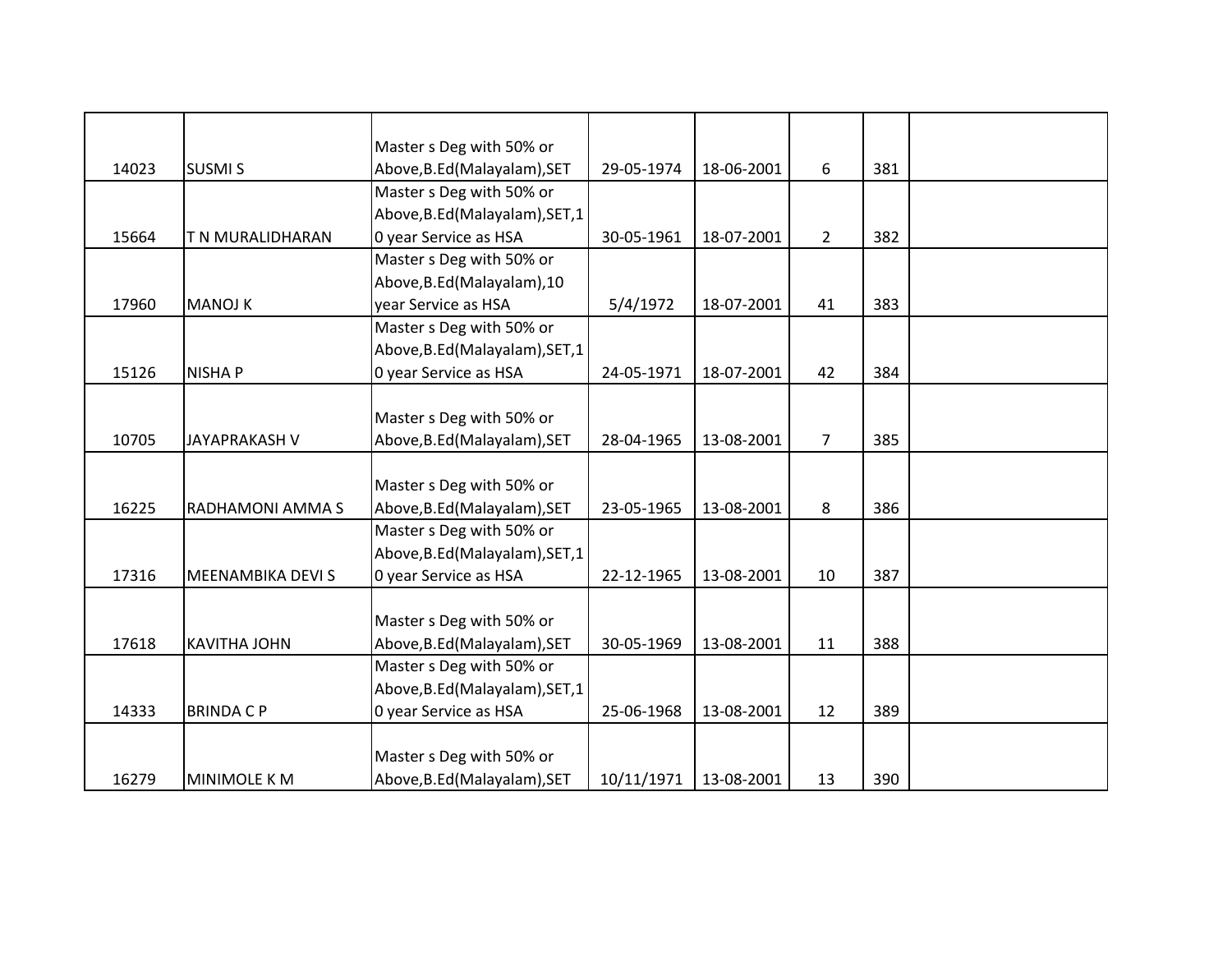| | | | | | | | |
|---|---|---|---|---|---|---|---|
| 14023 | SUSMI S | Master s Deg with 50% or Above,B.Ed(Malayalam),SET | 29-05-1974 | 18-06-2001 | 6 | 381 | |
| 15664 | T N MURALIDHARAN | Master s Deg with 50% or Above,B.Ed(Malayalam),SET,10 year Service as HSA | 30-05-1961 | 18-07-2001 | 2 | 382 | |
| 17960 | MANOJ K | Master s Deg with 50% or Above,B.Ed(Malayalam),10 year Service as HSA | 5/4/1972 | 18-07-2001 | 41 | 383 | |
| 15126 | NISHA P | Master s Deg with 50% or Above,B.Ed(Malayalam),SET,10 year Service as HSA | 24-05-1971 | 18-07-2001 | 42 | 384 | |
| 10705 | JAYAPRAKASH V | Master s Deg with 50% or Above,B.Ed(Malayalam),SET | 28-04-1965 | 13-08-2001 | 7 | 385 | |
| 16225 | RADHAMONI AMMA S | Master s Deg with 50% or Above,B.Ed(Malayalam),SET | 23-05-1965 | 13-08-2001 | 8 | 386 | |
| 17316 | MEENAMBIKA DEVI S | Master s Deg with 50% or Above,B.Ed(Malayalam),SET,10 year Service as HSA | 22-12-1965 | 13-08-2001 | 10 | 387 | |
| 17618 | KAVITHA JOHN | Master s Deg with 50% or Above,B.Ed(Malayalam),SET | 30-05-1969 | 13-08-2001 | 11 | 388 | |
| 14333 | BRINDA C P | Master s Deg with 50% or Above,B.Ed(Malayalam),SET,10 year Service as HSA | 25-06-1968 | 13-08-2001 | 12 | 389 | |
| 16279 | MINIMOLE K M | Master s Deg with 50% or Above,B.Ed(Malayalam),SET | 10/11/1971 | 13-08-2001 | 13 | 390 | |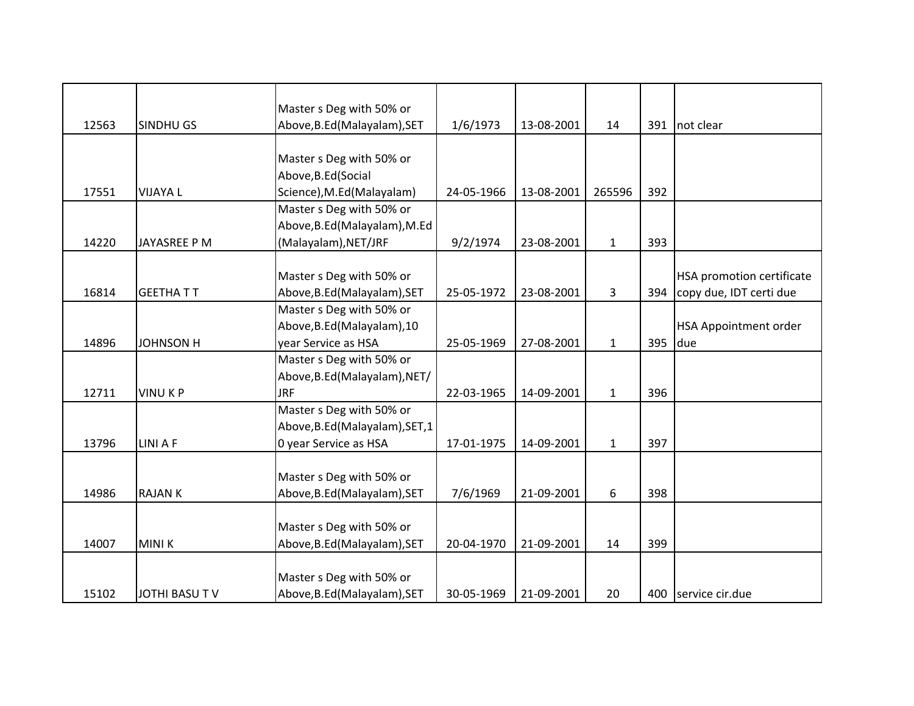| | | | | | | | |
|---|---|---|---|---|---|---|---|
| 12563 | SINDHU GS | Master s Deg with 50% or Above,B.Ed(Malayalam),SET | 1/6/1973 | 13-08-2001 | 14 | 391 | not clear |
| 17551 | VIJAYA L | Master s Deg with 50% or Above,B.Ed(Social Science),M.Ed(Malayalam) | 24-05-1966 | 13-08-2001 | 265596 | 392 | |
| 14220 | JAYASREE P M | Master s Deg with 50% or Above,B.Ed(Malayalam),M.Ed (Malayalam),NET/JRF | 9/2/1974 | 23-08-2001 | 1 | 393 | |
| 16814 | GEETHA T T | Master s Deg with 50% or Above,B.Ed(Malayalam),SET | 25-05-1972 | 23-08-2001 | 3 | 394 | HSA promotion certificate copy due, IDT certi due |
| 14896 | JOHNSON H | Master s Deg with 50% or Above,B.Ed(Malayalam),10 year Service as HSA | 25-05-1969 | 27-08-2001 | 1 | 395 | HSA Appointment order due |
| 12711 | VINU K P | Master s Deg with 50% or Above,B.Ed(Malayalam),NET/ JRF | 22-03-1965 | 14-09-2001 | 1 | 396 | |
| 13796 | LINI A F | Master s Deg with 50% or Above,B.Ed(Malayalam),SET,10 year Service as HSA | 17-01-1975 | 14-09-2001 | 1 | 397 | |
| 14986 | RAJAN K | Master s Deg with 50% or Above,B.Ed(Malayalam),SET | 7/6/1969 | 21-09-2001 | 6 | 398 | |
| 14007 | MINI K | Master s Deg with 50% or Above,B.Ed(Malayalam),SET | 20-04-1970 | 21-09-2001 | 14 | 399 | |
| 15102 | JOTHI BASU T V | Master s Deg with 50% or Above,B.Ed(Malayalam),SET | 30-05-1969 | 21-09-2001 | 20 | 400 | service cir.due |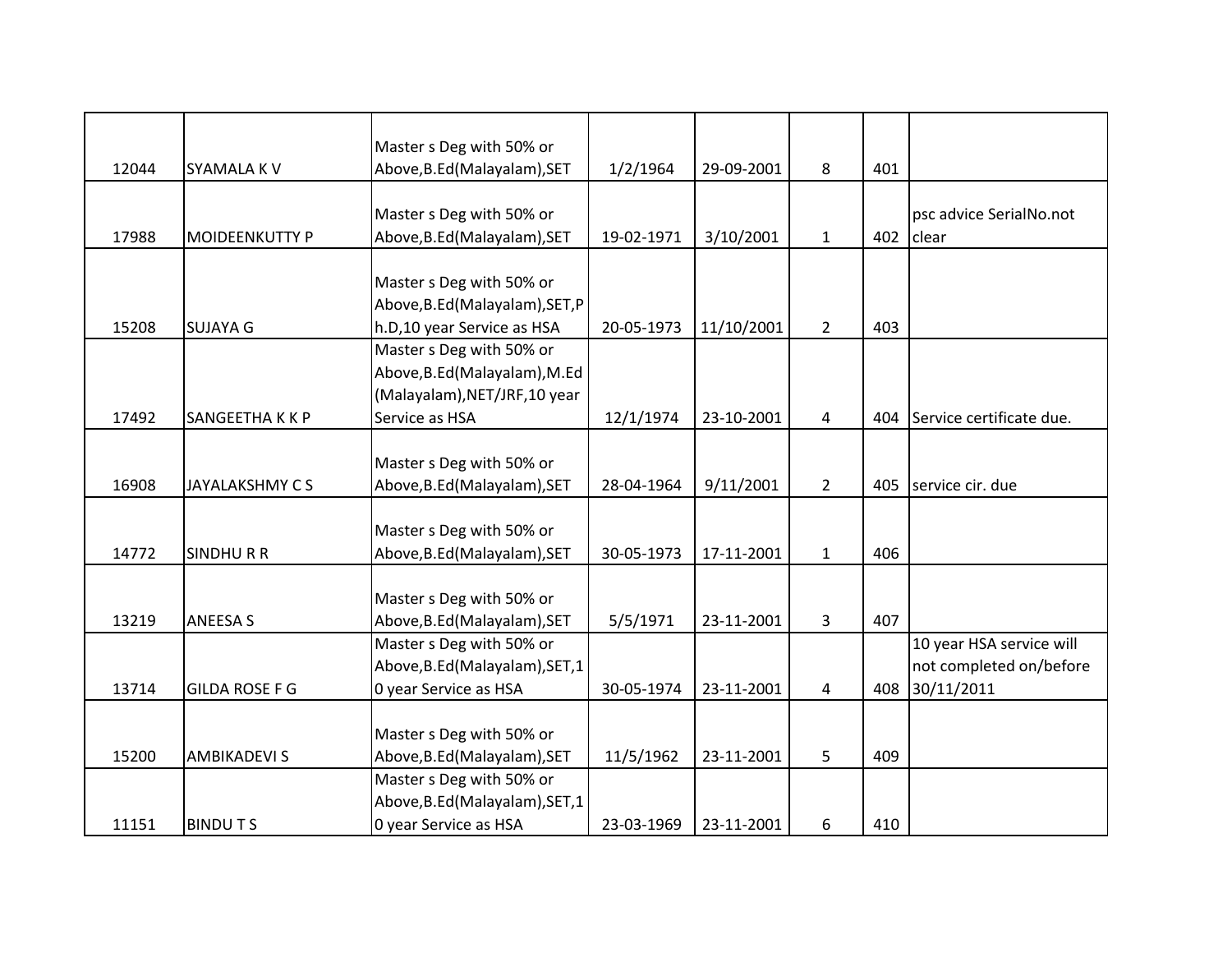| | | | | | | | |
|---|---|---|---|---|---|---|---|
| 12044 | SYAMALA K V | Master s Deg with 50% or Above,B.Ed(Malayalam),SET | 1/2/1964 | 29-09-2001 | 8 | 401 | |
| 17988 | MOIDEENKUTTY P | Master s Deg with 50% or Above,B.Ed(Malayalam),SET | 19-02-1971 | 3/10/2001 | 1 | 402 | psc advice SerialNo.not clear |
| 15208 | SUJAYA G | Master s Deg with 50% or Above,B.Ed(Malayalam),SET,Ph.D,10 year Service as HSA | 20-05-1973 | 11/10/2001 | 2 | 403 | |
| 17492 | SANGEETHA K K P | Master s Deg with 50% or Above,B.Ed(Malayalam),M.Ed(Malayalam),NET/JRF,10 year Service as HSA | 12/1/1974 | 23-10-2001 | 4 | 404 | Service certificate due. |
| 16908 | JAYALAKSHMY C S | Master s Deg with 50% or Above,B.Ed(Malayalam),SET | 28-04-1964 | 9/11/2001 | 2 | 405 | service cir. due |
| 14772 | SINDHU R R | Master s Deg with 50% or Above,B.Ed(Malayalam),SET | 30-05-1973 | 17-11-2001 | 1 | 406 | |
| 13219 | ANEESA S | Master s Deg with 50% or Above,B.Ed(Malayalam),SET | 5/5/1971 | 23-11-2001 | 3 | 407 | |
| 13714 | GILDA ROSE F G | Master s Deg with 50% or Above,B.Ed(Malayalam),SET,10 year Service as HSA | 30-05-1974 | 23-11-2001 | 4 | 408 | 10 year HSA service will not completed on/before 30/11/2011 |
| 15200 | AMBIKADEVI S | Master s Deg with 50% or Above,B.Ed(Malayalam),SET | 11/5/1962 | 23-11-2001 | 5 | 409 | |
| 11151 | BINDU T S | Master s Deg with 50% or Above,B.Ed(Malayalam),SET,10 year Service as HSA | 23-03-1969 | 23-11-2001 | 6 | 410 | |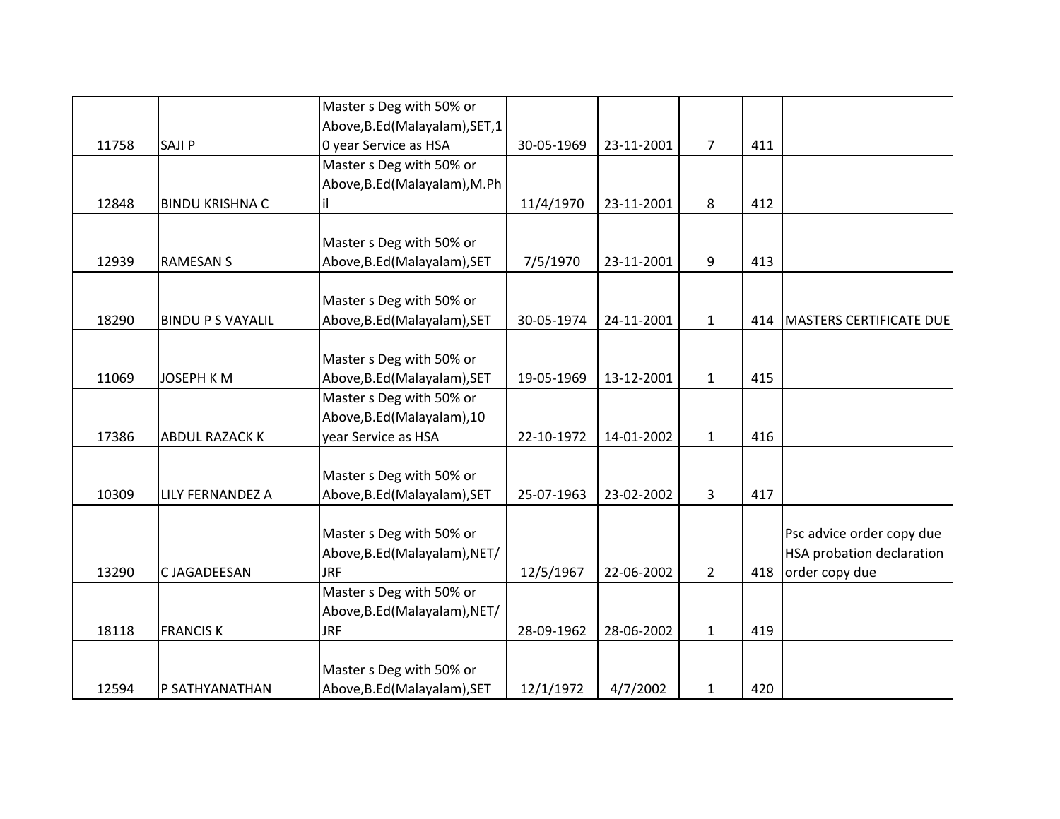| | | | | | | | |
|---|---|---|---|---|---|---|---|
| 11758 | SAJI P | Master s Deg with 50% or Above,B.Ed(Malayalam),SET,10 year Service as HSA | 30-05-1969 | 23-11-2001 | 7 | 411 | |
| 12848 | BINDU KRISHNA C | Master s Deg with 50% or Above,B.Ed(Malayalam),M.Phil | 11/4/1970 | 23-11-2001 | 8 | 412 | |
| 12939 | RAMESAN S | Master s Deg with 50% or Above,B.Ed(Malayalam),SET | 7/5/1970 | 23-11-2001 | 9 | 413 | |
| 18290 | BINDU P S VAYALIL | Master s Deg with 50% or Above,B.Ed(Malayalam),SET | 30-05-1974 | 24-11-2001 | 1 | 414 | MASTERS CERTIFICATE DUE |
| 11069 | JOSEPH K M | Master s Deg with 50% or Above,B.Ed(Malayalam),SET | 19-05-1969 | 13-12-2001 | 1 | 415 | |
| 17386 | ABDUL RAZACK K | Master s Deg with 50% or Above,B.Ed(Malayalam),10 year Service as HSA | 22-10-1972 | 14-01-2002 | 1 | 416 | |
| 10309 | LILY FERNANDEZ A | Master s Deg with 50% or Above,B.Ed(Malayalam),SET | 25-07-1963 | 23-02-2002 | 3 | 417 | |
| 13290 | C JAGADEESAN | Master s Deg with 50% or Above,B.Ed(Malayalam),NET/JRF | 12/5/1967 | 22-06-2002 | 2 | 418 | Psc advice order copy due HSA probation declaration order copy due |
| 18118 | FRANCIS K | Master s Deg with 50% or Above,B.Ed(Malayalam),NET/JRF | 28-09-1962 | 28-06-2002 | 1 | 419 | |
| 12594 | P SATHYANATHAN | Master s Deg with 50% or Above,B.Ed(Malayalam),SET | 12/1/1972 | 4/7/2002 | 1 | 420 | |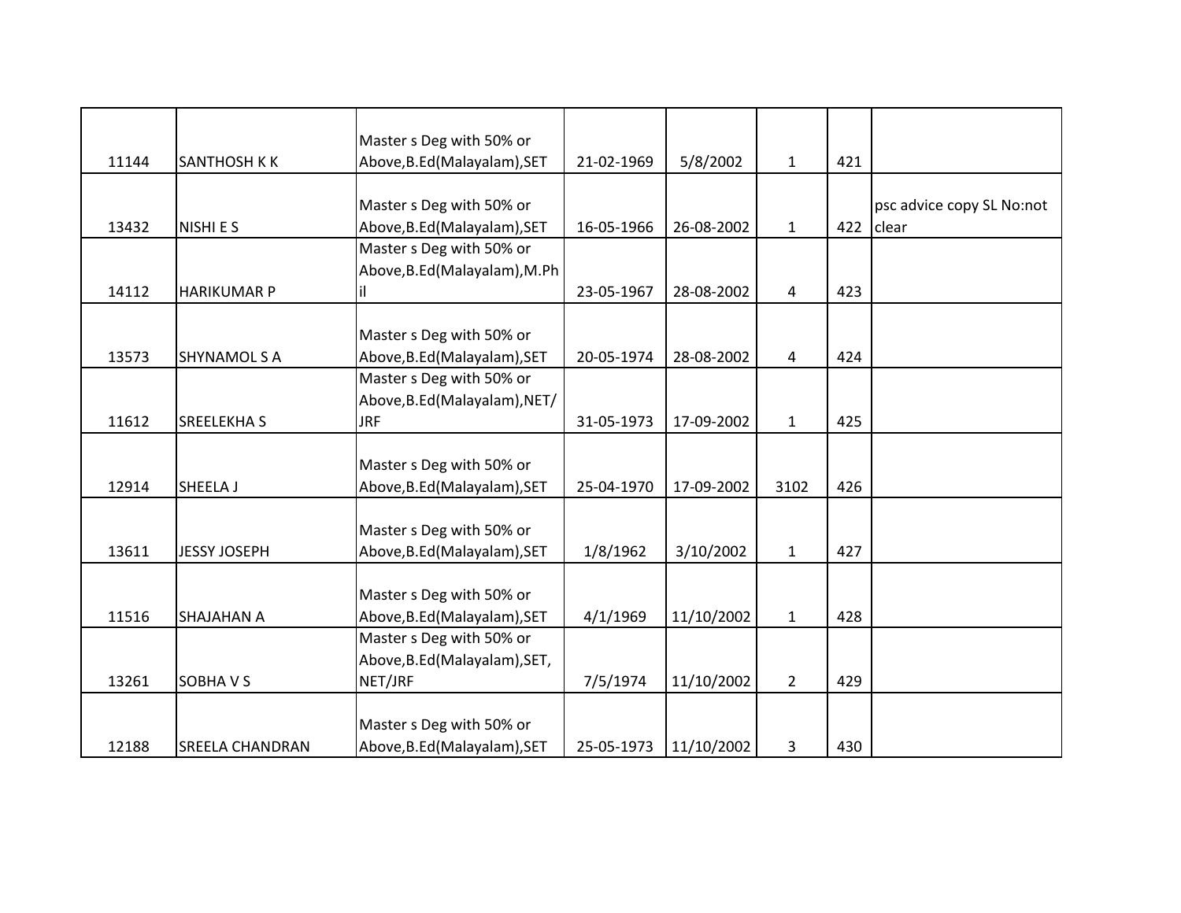| | | | | | | | |
|---|---|---|---|---|---|---|---|
| 11144 | SANTHOSH K K | Master s Deg with 50% or Above,B.Ed(Malayalam),SET | 21-02-1969 | 5/8/2002 | 1 | 421 | |
| 13432 | NISHI E S | Master s Deg with 50% or Above,B.Ed(Malayalam),SET | 16-05-1966 | 26-08-2002 | 1 | 422 | psc advice copy SL No:not clear |
| 14112 | HARIKUMAR P | Master s Deg with 50% or Above,B.Ed(Malayalam),M.Phil | 23-05-1967 | 28-08-2002 | 4 | 423 | |
| 13573 | SHYNAMOL S A | Master s Deg with 50% or Above,B.Ed(Malayalam),SET | 20-05-1974 | 28-08-2002 | 4 | 424 | |
| 11612 | SREELEKHA S | Master s Deg with 50% or Above,B.Ed(Malayalam),NET/JRF | 31-05-1973 | 17-09-2002 | 1 | 425 | |
| 12914 | SHEELA J | Master s Deg with 50% or Above,B.Ed(Malayalam),SET | 25-04-1970 | 17-09-2002 | 3102 | 426 | |
| 13611 | JESSY JOSEPH | Master s Deg with 50% or Above,B.Ed(Malayalam),SET | 1/8/1962 | 3/10/2002 | 1 | 427 | |
| 11516 | SHAJAHAN A | Master s Deg with 50% or Above,B.Ed(Malayalam),SET | 4/1/1969 | 11/10/2002 | 1 | 428 | |
| 13261 | SOBHA V S | Master s Deg with 50% or Above,B.Ed(Malayalam),SET, NET/JRF | 7/5/1974 | 11/10/2002 | 2 | 429 | |
| 12188 | SREELA CHANDRAN | Master s Deg with 50% or Above,B.Ed(Malayalam),SET | 25-05-1973 | 11/10/2002 | 3 | 430 | |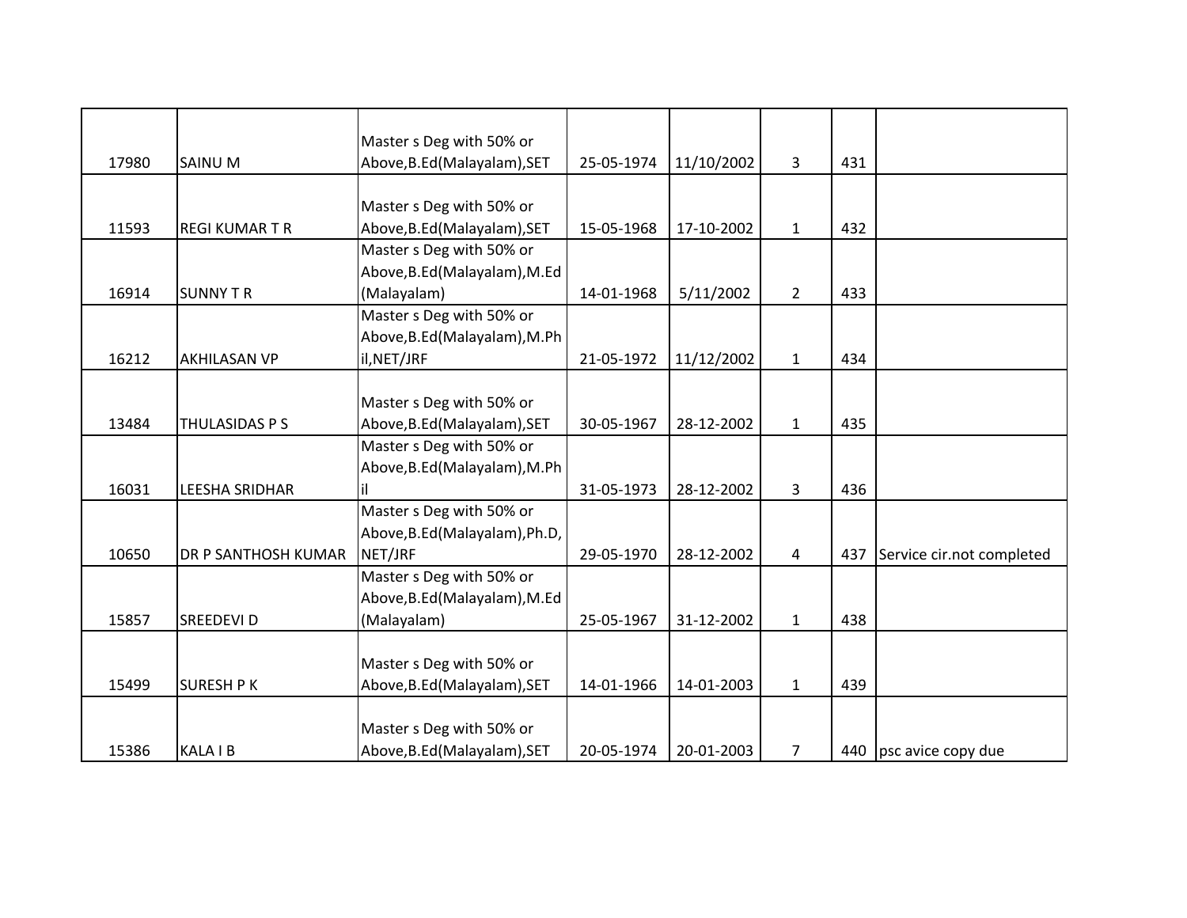| | | | | | | | |
|---|---|---|---|---|---|---|---|
| 17980 | SAINU M | Master s Deg with 50% or Above,B.Ed(Malayalam),SET | 25-05-1974 | 11/10/2002 | 3 | 431 | |
| 11593 | REGI KUMAR T R | Master s Deg with 50% or Above,B.Ed(Malayalam),SET | 15-05-1968 | 17-10-2002 | 1 | 432 | |
| 16914 | SUNNY T R | Master s Deg with 50% or Above,B.Ed(Malayalam),M.Ed (Malayalam) | 14-01-1968 | 5/11/2002 | 2 | 433 | |
| 16212 | AKHILASAN VP | Master s Deg with 50% or Above,B.Ed(Malayalam),M.Phil,NET/JRF | 21-05-1972 | 11/12/2002 | 1 | 434 | |
| 13484 | THULASIDAS P S | Master s Deg with 50% or Above,B.Ed(Malayalam),SET | 30-05-1967 | 28-12-2002 | 1 | 435 | |
| 16031 | LEESHA SRIDHAR | Master s Deg with 50% or Above,B.Ed(Malayalam),M.Phil | 31-05-1973 | 28-12-2002 | 3 | 436 | |
| 10650 | DR P SANTHOSH KUMAR | Master s Deg with 50% or Above,B.Ed(Malayalam),Ph.D, NET/JRF | 29-05-1970 | 28-12-2002 | 4 | 437 | Service cir.not completed |
| 15857 | SREEDEVI D | Master s Deg with 50% or Above,B.Ed(Malayalam),M.Ed (Malayalam) | 25-05-1967 | 31-12-2002 | 1 | 438 | |
| 15499 | SURESH P K | Master s Deg with 50% or Above,B.Ed(Malayalam),SET | 14-01-1966 | 14-01-2003 | 1 | 439 | |
| 15386 | KALA I B | Master s Deg with 50% or Above,B.Ed(Malayalam),SET | 20-05-1974 | 20-01-2003 | 7 | 440 | psc avice copy due |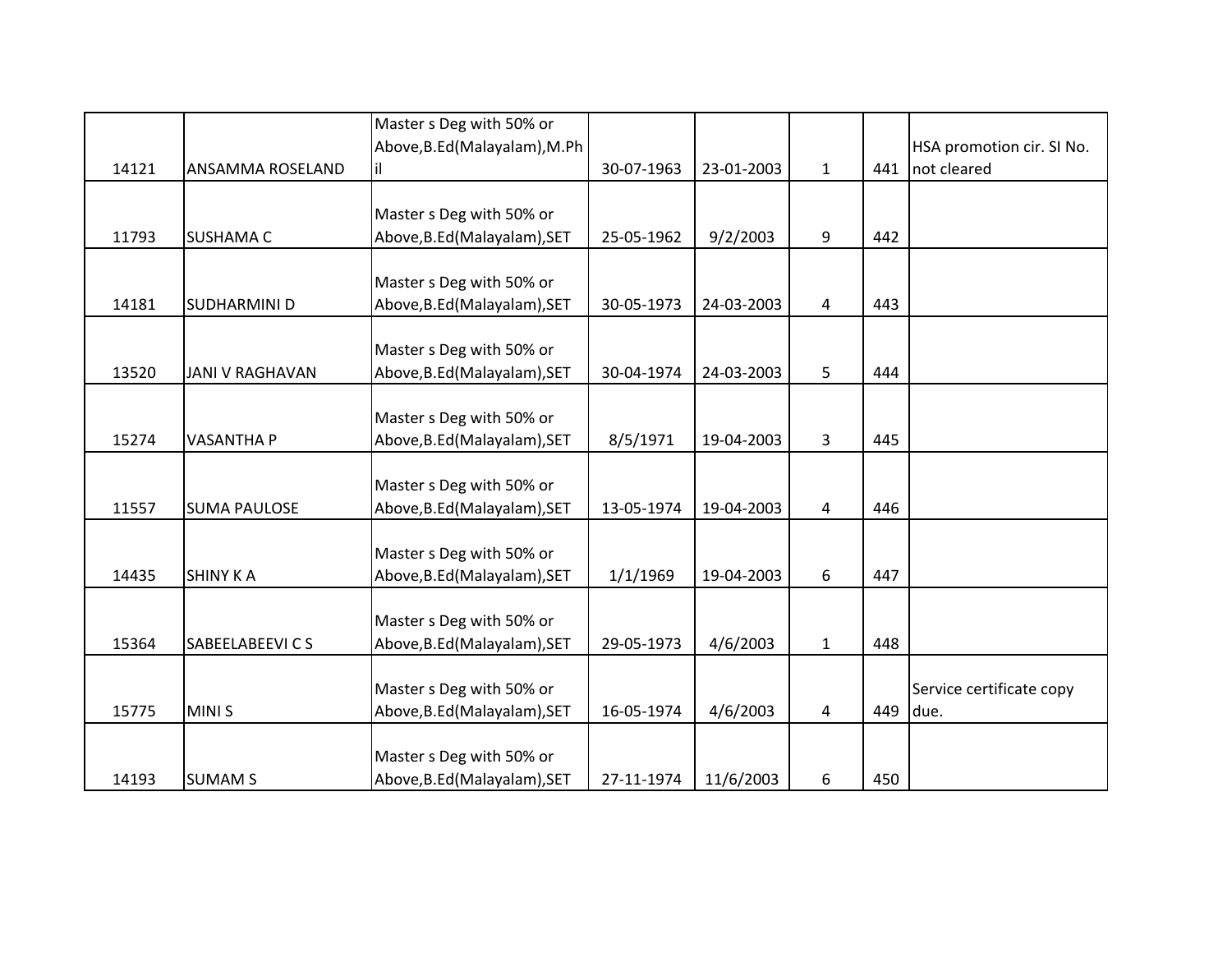| | | | | | | | |
|---|---|---|---|---|---|---|---|
| 14121 | ANSAMMA ROSELAND | Master s Deg with 50% or Above,B.Ed(Malayalam),M.Phil | 30-07-1963 | 23-01-2003 | 1 | 441 | HSA promotion cir. Sl No. not cleared |
| 11793 | SUSHAMA C | Master s Deg with 50% or Above,B.Ed(Malayalam),SET | 25-05-1962 | 9/2/2003 | 9 | 442 | |
| 14181 | SUDHARMINI D | Master s Deg with 50% or Above,B.Ed(Malayalam),SET | 30-05-1973 | 24-03-2003 | 4 | 443 | |
| 13520 | JANI V RAGHAVAN | Master s Deg with 50% or Above,B.Ed(Malayalam),SET | 30-04-1974 | 24-03-2003 | 5 | 444 | |
| 15274 | VASANTHA P | Master s Deg with 50% or Above,B.Ed(Malayalam),SET | 8/5/1971 | 19-04-2003 | 3 | 445 | |
| 11557 | SUMA PAULOSE | Master s Deg with 50% or Above,B.Ed(Malayalam),SET | 13-05-1974 | 19-04-2003 | 4 | 446 | |
| 14435 | SHINY K A | Master s Deg with 50% or Above,B.Ed(Malayalam),SET | 1/1/1969 | 19-04-2003 | 6 | 447 | |
| 15364 | SABEELABEEVI C S | Master s Deg with 50% or Above,B.Ed(Malayalam),SET | 29-05-1973 | 4/6/2003 | 1 | 448 | |
| 15775 | MINI S | Master s Deg with 50% or Above,B.Ed(Malayalam),SET | 16-05-1974 | 4/6/2003 | 4 | 449 | Service certificate copy due. |
| 14193 | SUMAM S | Master s Deg with 50% or Above,B.Ed(Malayalam),SET | 27-11-1974 | 11/6/2003 | 6 | 450 | |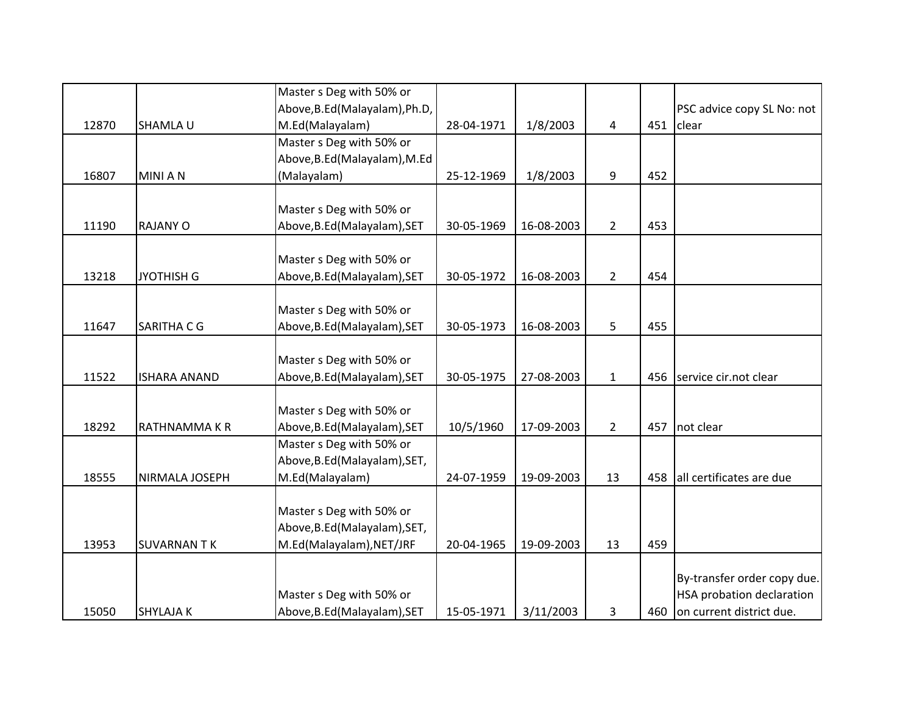| | | | | | | | |
|---|---|---|---|---|---|---|---|
| 12870 | SHAMLA U | Master s Deg with 50% or Above,B.Ed(Malayalam),Ph.D, M.Ed(Malayalam) | 28-04-1971 | 1/8/2003 | 4 | 451 | PSC advice copy SL No: not clear |
| 16807 | MINI A N | Master s Deg with 50% or Above,B.Ed(Malayalam),M.Ed (Malayalam) | 25-12-1969 | 1/8/2003 | 9 | 452 | |
| 11190 | RAJANY O | Master s Deg with 50% or Above,B.Ed(Malayalam),SET | 30-05-1969 | 16-08-2003 | 2 | 453 | |
| 13218 | JYOTHISH G | Master s Deg with 50% or Above,B.Ed(Malayalam),SET | 30-05-1972 | 16-08-2003 | 2 | 454 | |
| 11647 | SARITHA C G | Master s Deg with 50% or Above,B.Ed(Malayalam),SET | 30-05-1973 | 16-08-2003 | 5 | 455 | |
| 11522 | ISHARA ANAND | Master s Deg with 50% or Above,B.Ed(Malayalam),SET | 30-05-1975 | 27-08-2003 | 1 | 456 | service cir.not clear |
| 18292 | RATHNAMMA K R | Master s Deg with 50% or Above,B.Ed(Malayalam),SET | 10/5/1960 | 17-09-2003 | 2 | 457 | not clear |
| 18555 | NIRMALA JOSEPH | Master s Deg with 50% or Above,B.Ed(Malayalam),SET, M.Ed(Malayalam) | 24-07-1959 | 19-09-2003 | 13 | 458 | all certificates are due |
| 13953 | SUVARNAN T K | Master s Deg with 50% or Above,B.Ed(Malayalam),SET, M.Ed(Malayalam),NET/JRF | 20-04-1965 | 19-09-2003 | 13 | 459 | |
| 15050 | SHYLAJA K | Master s Deg with 50% or Above,B.Ed(Malayalam),SET | 15-05-1971 | 3/11/2003 | 3 | 460 | By-transfer order copy due. HSA probation declaration on current district due. |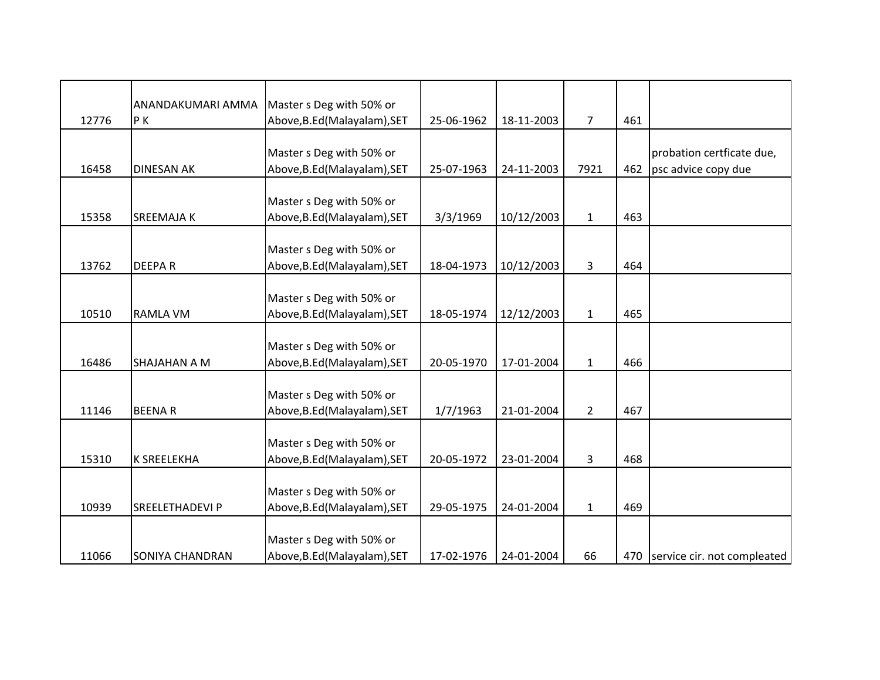| | | | | | | | |
|---|---|---|---|---|---|---|---|
| 12776 | ANANDAKUMARI AMMA P K | Master s Deg with 50% or Above,B.Ed(Malayalam),SET | 25-06-1962 | 18-11-2003 | 7 | 461 | |
| 16458 | DINESAN AK | Master s Deg with 50% or Above,B.Ed(Malayalam),SET | 25-07-1963 | 24-11-2003 | 7921 | 462 | probation certficate due, psc advice copy due |
| 15358 | SREEMAJA K | Master s Deg with 50% or Above,B.Ed(Malayalam),SET | 3/3/1969 | 10/12/2003 | 1 | 463 | |
| 13762 | DEEPA R | Master s Deg with 50% or Above,B.Ed(Malayalam),SET | 18-04-1973 | 10/12/2003 | 3 | 464 | |
| 10510 | RAMLA VM | Master s Deg with 50% or Above,B.Ed(Malayalam),SET | 18-05-1974 | 12/12/2003 | 1 | 465 | |
| 16486 | SHAJAHAN A M | Master s Deg with 50% or Above,B.Ed(Malayalam),SET | 20-05-1970 | 17-01-2004 | 1 | 466 | |
| 11146 | BEENA R | Master s Deg with 50% or Above,B.Ed(Malayalam),SET | 1/7/1963 | 21-01-2004 | 2 | 467 | |
| 15310 | K SREELEKHA | Master s Deg with 50% or Above,B.Ed(Malayalam),SET | 20-05-1972 | 23-01-2004 | 3 | 468 | |
| 10939 | SREELETHADEVI P | Master s Deg with 50% or Above,B.Ed(Malayalam),SET | 29-05-1975 | 24-01-2004 | 1 | 469 | |
| 11066 | SONIYA CHANDRAN | Master s Deg with 50% or Above,B.Ed(Malayalam),SET | 17-02-1976 | 24-01-2004 | 66 | 470 | service cir. not compleated |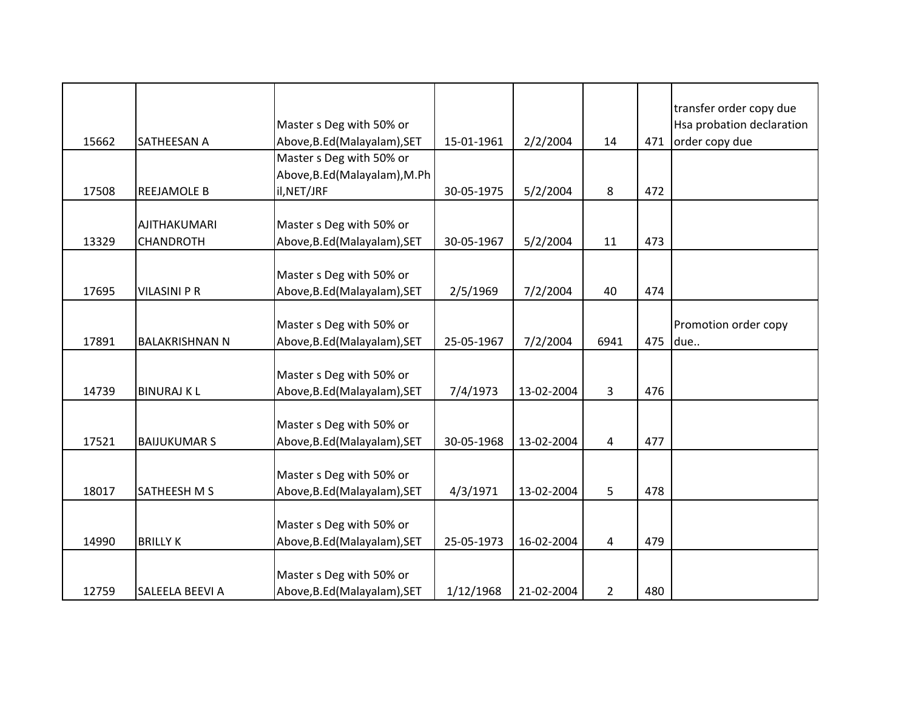| | | | | | | | |
|---|---|---|---|---|---|---|---|
| 15662 | SATHEESAN A | Master s Deg with 50% or Above,B.Ed(Malayalam),SET | 15-01-1961 | 2/2/2004 | 14 | 471 | transfer order copy due Hsa probation declaration order copy due |
| 17508 | REEJAMOLE B | Master s Deg with 50% or Above,B.Ed(Malayalam),M.Phil,NET/JRF | 30-05-1975 | 5/2/2004 | 8 | 472 | |
| 13329 | AJITHAKUMARI CHANDROTH | Master s Deg with 50% or Above,B.Ed(Malayalam),SET | 30-05-1967 | 5/2/2004 | 11 | 473 | |
| 17695 | VILASINI P R | Master s Deg with 50% or Above,B.Ed(Malayalam),SET | 2/5/1969 | 7/2/2004 | 40 | 474 | |
| 17891 | BALAKRISHNAN N | Master s Deg with 50% or Above,B.Ed(Malayalam),SET | 25-05-1967 | 7/2/2004 | 6941 | 475 | Promotion order copy due.. |
| 14739 | BINURAJ K L | Master s Deg with 50% or Above,B.Ed(Malayalam),SET | 7/4/1973 | 13-02-2004 | 3 | 476 | |
| 17521 | BAIJUKUMAR S | Master s Deg with 50% or Above,B.Ed(Malayalam),SET | 30-05-1968 | 13-02-2004 | 4 | 477 | |
| 18017 | SATHEESH M S | Master s Deg with 50% or Above,B.Ed(Malayalam),SET | 4/3/1971 | 13-02-2004 | 5 | 478 | |
| 14990 | BRILLY K | Master s Deg with 50% or Above,B.Ed(Malayalam),SET | 25-05-1973 | 16-02-2004 | 4 | 479 | |
| 12759 | SALEELA BEEVI A | Master s Deg with 50% or Above,B.Ed(Malayalam),SET | 1/12/1968 | 21-02-2004 | 2 | 480 | |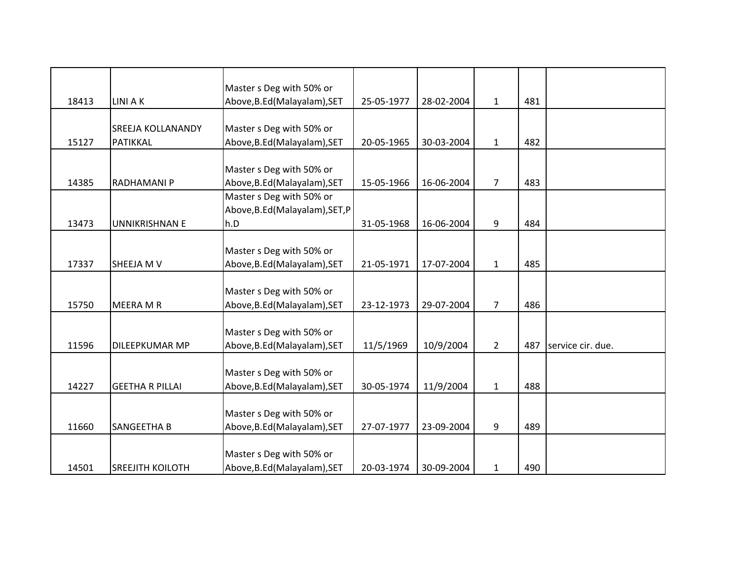| | | | | | | | |
|---|---|---|---|---|---|---|---|
| 18413 | LINI A K | Master s Deg with 50% or Above,B.Ed(Malayalam),SET | 25-05-1977 | 28-02-2004 | 1 | 481 | |
| 15127 | SREEJA KOLLANANDY PATIKKAL | Master s Deg with 50% or Above,B.Ed(Malayalam),SET | 20-05-1965 | 30-03-2004 | 1 | 482 | |
| 14385 | RADHAMANI P | Master s Deg with 50% or Above,B.Ed(Malayalam),SET | 15-05-1966 | 16-06-2004 | 7 | 483 | |
| 13473 | UNNIKRISHNAN E | Master s Deg with 50% or Above,B.Ed(Malayalam),SET,Ph.D | 31-05-1968 | 16-06-2004 | 9 | 484 | |
| 17337 | SHEEJA M V | Master s Deg with 50% or Above,B.Ed(Malayalam),SET | 21-05-1971 | 17-07-2004 | 1 | 485 | |
| 15750 | MEERA M R | Master s Deg with 50% or Above,B.Ed(Malayalam),SET | 23-12-1973 | 29-07-2004 | 7 | 486 | |
| 11596 | DILEEPKUMAR MP | Master s Deg with 50% or Above,B.Ed(Malayalam),SET | 11/5/1969 | 10/9/2004 | 2 | 487 | service cir. due. |
| 14227 | GEETHA R PILLAI | Master s Deg with 50% or Above,B.Ed(Malayalam),SET | 30-05-1974 | 11/9/2004 | 1 | 488 | |
| 11660 | SANGEETHA B | Master s Deg with 50% or Above,B.Ed(Malayalam),SET | 27-07-1977 | 23-09-2004 | 9 | 489 | |
| 14501 | SREEJITH KOILOTH | Master s Deg with 50% or Above,B.Ed(Malayalam),SET | 20-03-1974 | 30-09-2004 | 1 | 490 | |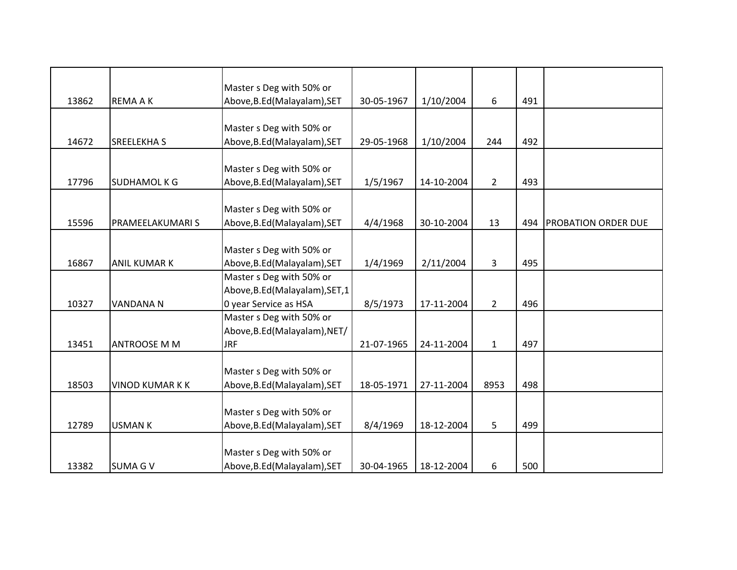| | | | | | | | |
|---|---|---|---|---|---|---|---|
| 13862 | REMA A K | Master s Deg with 50% or Above,B.Ed(Malayalam),SET | 30-05-1967 | 1/10/2004 | 6 | 491 | |
| 14672 | SREELEKHA S | Master s Deg with 50% or Above,B.Ed(Malayalam),SET | 29-05-1968 | 1/10/2004 | 244 | 492 | |
| 17796 | SUDHAMOL K G | Master s Deg with 50% or Above,B.Ed(Malayalam),SET | 1/5/1967 | 14-10-2004 | 2 | 493 | |
| 15596 | PRAMEELAKUMARI S | Master s Deg with 50% or Above,B.Ed(Malayalam),SET | 4/4/1968 | 30-10-2004 | 13 | 494 | PROBATION ORDER DUE |
| 16867 | ANIL KUMAR K | Master s Deg with 50% or Above,B.Ed(Malayalam),SET | 1/4/1969 | 2/11/2004 | 3 | 495 | |
| 10327 | VANDANA N | Master s Deg with 50% or Above,B.Ed(Malayalam),SET,10 year Service as HSA | 8/5/1973 | 17-11-2004 | 2 | 496 | |
| 13451 | ANTROOSE M M | Master s Deg with 50% or Above,B.Ed(Malayalam),NET/JRF | 21-07-1965 | 24-11-2004 | 1 | 497 | |
| 18503 | VINOD KUMAR K K | Master s Deg with 50% or Above,B.Ed(Malayalam),SET | 18-05-1971 | 27-11-2004 | 8953 | 498 | |
| 12789 | USMAN K | Master s Deg with 50% or Above,B.Ed(Malayalam),SET | 8/4/1969 | 18-12-2004 | 5 | 499 | |
| 13382 | SUMA G V | Master s Deg with 50% or Above,B.Ed(Malayalam),SET | 30-04-1965 | 18-12-2004 | 6 | 500 | |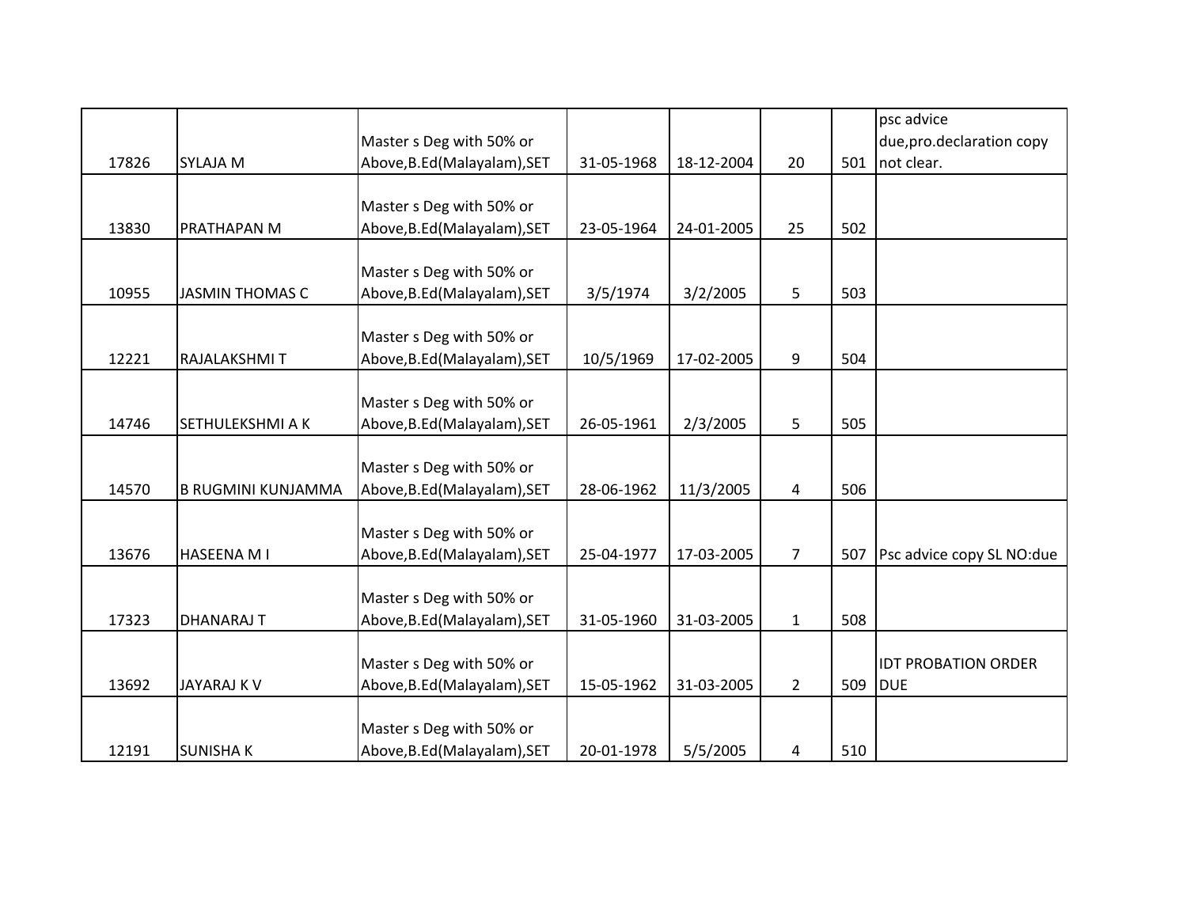| | | | | | | | |
|---|---|---|---|---|---|---|---|
| 17826 | SYLAJA M | Master s Deg with 50% or Above,B.Ed(Malayalam),SET | 31-05-1968 | 18-12-2004 | 20 | 501 | psc advice due,pro.declaration copy not clear. |
| 13830 | PRATHAPAN M | Master s Deg with 50% or Above,B.Ed(Malayalam),SET | 23-05-1964 | 24-01-2005 | 25 | 502 | |
| 10955 | JASMIN THOMAS C | Master s Deg with 50% or Above,B.Ed(Malayalam),SET | 3/5/1974 | 3/2/2005 | 5 | 503 | |
| 12221 | RAJALAKSHMI T | Master s Deg with 50% or Above,B.Ed(Malayalam),SET | 10/5/1969 | 17-02-2005 | 9 | 504 | |
| 14746 | SETHULEKSHMI A K | Master s Deg with 50% or Above,B.Ed(Malayalam),SET | 26-05-1961 | 2/3/2005 | 5 | 505 | |
| 14570 | B RUGMINI KUNJAMMA | Master s Deg with 50% or Above,B.Ed(Malayalam),SET | 28-06-1962 | 11/3/2005 | 4 | 506 | |
| 13676 | HASEENA M I | Master s Deg with 50% or Above,B.Ed(Malayalam),SET | 25-04-1977 | 17-03-2005 | 7 | 507 | Psc advice copy SL NO:due |
| 17323 | DHANARAJ T | Master s Deg with 50% or Above,B.Ed(Malayalam),SET | 31-05-1960 | 31-03-2005 | 1 | 508 | |
| 13692 | JAYARAJ K V | Master s Deg with 50% or Above,B.Ed(Malayalam),SET | 15-05-1962 | 31-03-2005 | 2 | 509 | IDT PROBATION ORDER DUE |
| 12191 | SUNISHA K | Master s Deg with 50% or Above,B.Ed(Malayalam),SET | 20-01-1978 | 5/5/2005 | 4 | 510 | |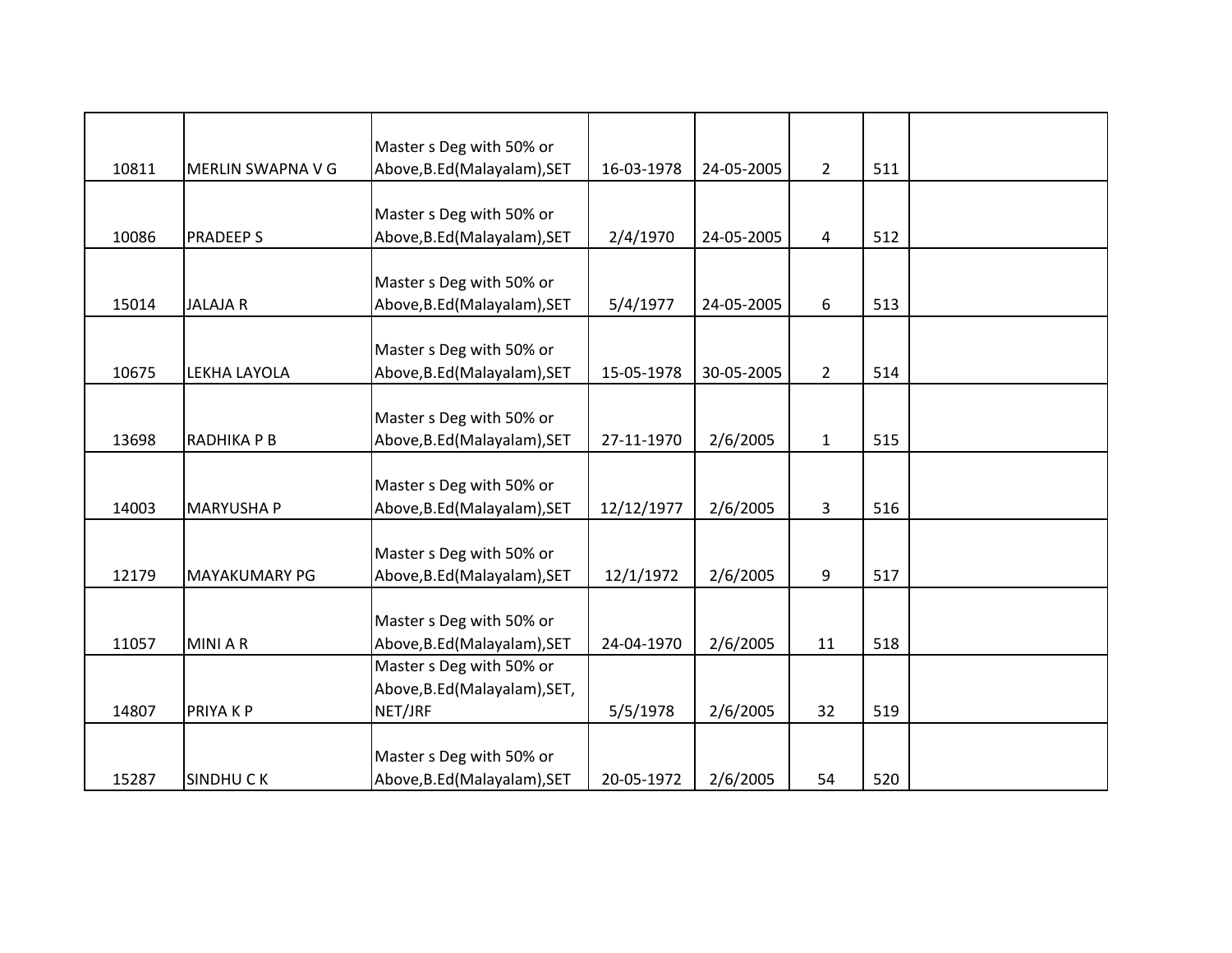|  |  |  |  |  |  |  |  |
|---|---|---|---|---|---|---|---|
| 10811 | MERLIN SWAPNA V G | Master s Deg with 50% or Above,B.Ed(Malayalam),SET | 16-03-1978 | 24-05-2005 | 2 | 511 |  |
| 10086 | PRADEEP S | Master s Deg with 50% or Above,B.Ed(Malayalam),SET | 2/4/1970 | 24-05-2005 | 4 | 512 |  |
| 15014 | JALAJA R | Master s Deg with 50% or Above,B.Ed(Malayalam),SET | 5/4/1977 | 24-05-2005 | 6 | 513 |  |
| 10675 | LEKHA LAYOLA | Master s Deg with 50% or Above,B.Ed(Malayalam),SET | 15-05-1978 | 30-05-2005 | 2 | 514 |  |
| 13698 | RADHIKA P B | Master s Deg with 50% or Above,B.Ed(Malayalam),SET | 27-11-1970 | 2/6/2005 | 1 | 515 |  |
| 14003 | MARYUSHA P | Master s Deg with 50% or Above,B.Ed(Malayalam),SET | 12/12/1977 | 2/6/2005 | 3 | 516 |  |
| 12179 | MAYAKUMARY PG | Master s Deg with 50% or Above,B.Ed(Malayalam),SET | 12/1/1972 | 2/6/2005 | 9 | 517 |  |
| 11057 | MINI A R | Master s Deg with 50% or Above,B.Ed(Malayalam),SET | 24-04-1970 | 2/6/2005 | 11 | 518 |  |
| 14807 | PRIYA K P | Master s Deg with 50% or Above,B.Ed(Malayalam),SET, NET/JRF | 5/5/1978 | 2/6/2005 | 32 | 519 |  |
| 15287 | SINDHU C K | Master s Deg with 50% or Above,B.Ed(Malayalam),SET | 20-05-1972 | 2/6/2005 | 54 | 520 |  |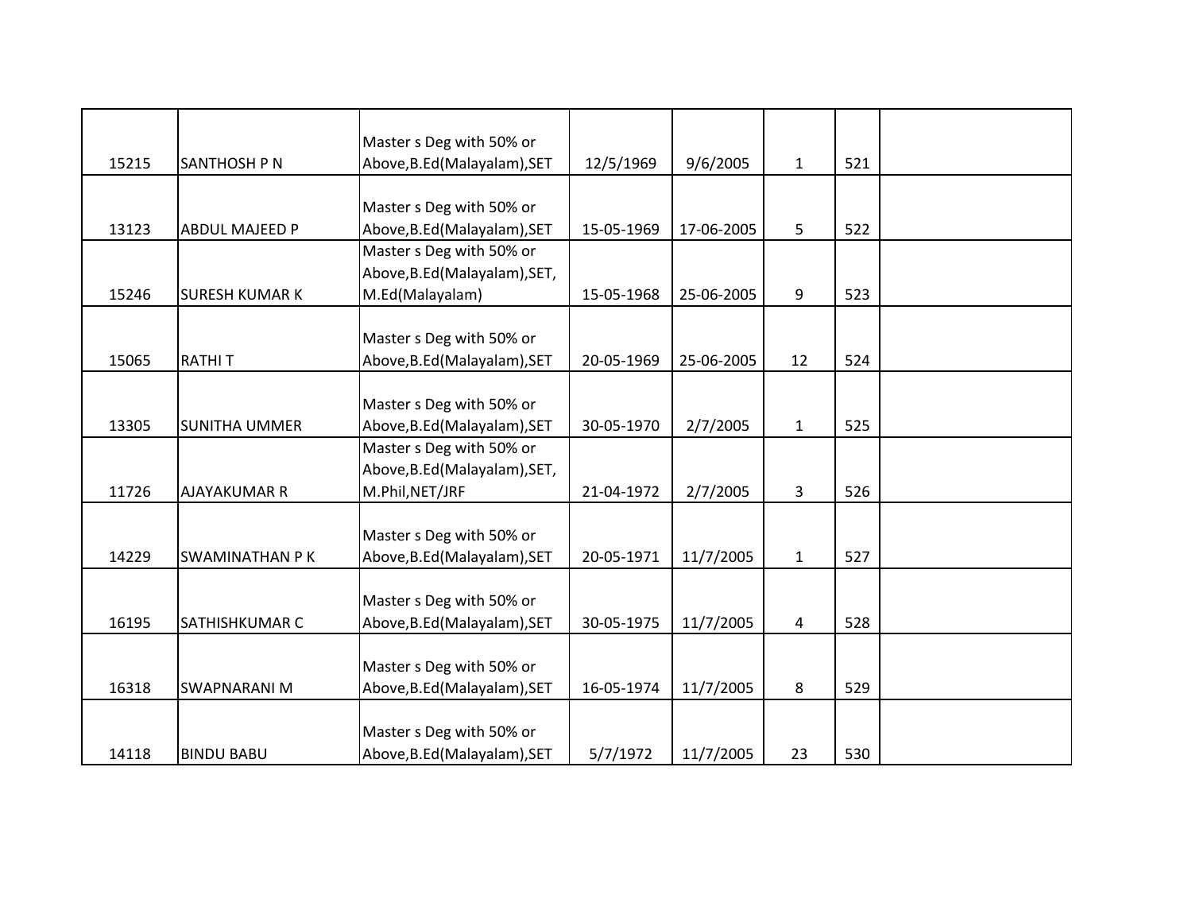| | | | | | | | |
|---|---|---|---|---|---|---|---|
| 15215 | SANTHOSH P N | Master s Deg with 50% or Above,B.Ed(Malayalam),SET | 12/5/1969 | 9/6/2005 | 1 | 521 | |
| 13123 | ABDUL MAJEED P | Master s Deg with 50% or Above,B.Ed(Malayalam),SET | 15-05-1969 | 17-06-2005 | 5 | 522 | |
| 15246 | SURESH KUMAR K | Master s Deg with 50% or Above,B.Ed(Malayalam),SET, M.Ed(Malayalam) | 15-05-1968 | 25-06-2005 | 9 | 523 | |
| 15065 | RATHI T | Master s Deg with 50% or Above,B.Ed(Malayalam),SET | 20-05-1969 | 25-06-2005 | 12 | 524 | |
| 13305 | SUNITHA UMMER | Master s Deg with 50% or Above,B.Ed(Malayalam),SET | 30-05-1970 | 2/7/2005 | 1 | 525 | |
| 11726 | AJAYAKUMAR R | Master s Deg with 50% or Above,B.Ed(Malayalam),SET, M.Phil,NET/JRF | 21-04-1972 | 2/7/2005 | 3 | 526 | |
| 14229 | SWAMINATHAN P K | Master s Deg with 50% or Above,B.Ed(Malayalam),SET | 20-05-1971 | 11/7/2005 | 1 | 527 | |
| 16195 | SATHISHKUMAR C | Master s Deg with 50% or Above,B.Ed(Malayalam),SET | 30-05-1975 | 11/7/2005 | 4 | 528 | |
| 16318 | SWAPNARANI M | Master s Deg with 50% or Above,B.Ed(Malayalam),SET | 16-05-1974 | 11/7/2005 | 8 | 529 | |
| 14118 | BINDU BABU | Master s Deg with 50% or Above,B.Ed(Malayalam),SET | 5/7/1972 | 11/7/2005 | 23 | 530 | |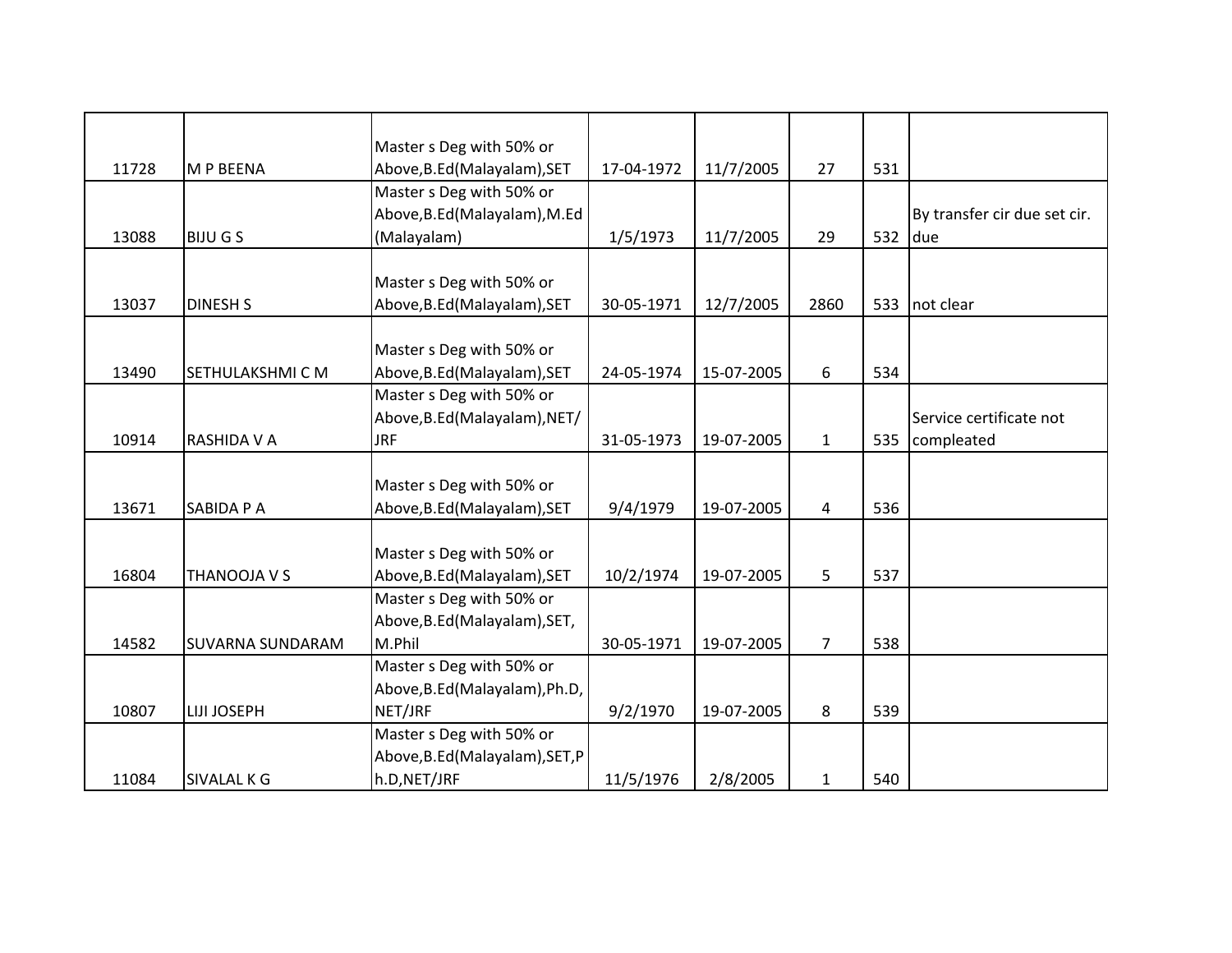| | | | | | | | |
|---|---|---|---|---|---|---|---|
| 11728 | M P BEENA | Master s Deg with 50% or Above,B.Ed(Malayalam),SET | 17-04-1972 | 11/7/2005 | 27 | 531 | |
| 13088 | BIJU G S | Master s Deg with 50% or Above,B.Ed(Malayalam),M.Ed (Malayalam) | 1/5/1973 | 11/7/2005 | 29 | 532 | By transfer cir due set cir. due |
| 13037 | DINESH S | Master s Deg with 50% or Above,B.Ed(Malayalam),SET | 30-05-1971 | 12/7/2005 | 2860 | 533 | not clear |
| 13490 | SETHULAKSHMI C M | Master s Deg with 50% or Above,B.Ed(Malayalam),SET | 24-05-1974 | 15-07-2005 | 6 | 534 | |
| 10914 | RASHIDA V A | Master s Deg with 50% or Above,B.Ed(Malayalam),NET/ JRF | 31-05-1973 | 19-07-2005 | 1 | 535 | Service certificate not compleated |
| 13671 | SABIDA P A | Master s Deg with 50% or Above,B.Ed(Malayalam),SET | 9/4/1979 | 19-07-2005 | 4 | 536 | |
| 16804 | THANOOJA V S | Master s Deg with 50% or Above,B.Ed(Malayalam),SET | 10/2/1974 | 19-07-2005 | 5 | 537 | |
| 14582 | SUVARNA SUNDARAM | Master s Deg with 50% or Above,B.Ed(Malayalam),SET, M.Phil | 30-05-1971 | 19-07-2005 | 7 | 538 | |
| 10807 | LIJI JOSEPH | Master s Deg with 50% or Above,B.Ed(Malayalam),Ph.D, NET/JRF | 9/2/1970 | 19-07-2005 | 8 | 539 | |
| 11084 | SIVALAL K G | Master s Deg with 50% or Above,B.Ed(Malayalam),SET,Ph.D,NET/JRF | 11/5/1976 | 2/8/2005 | 1 | 540 | |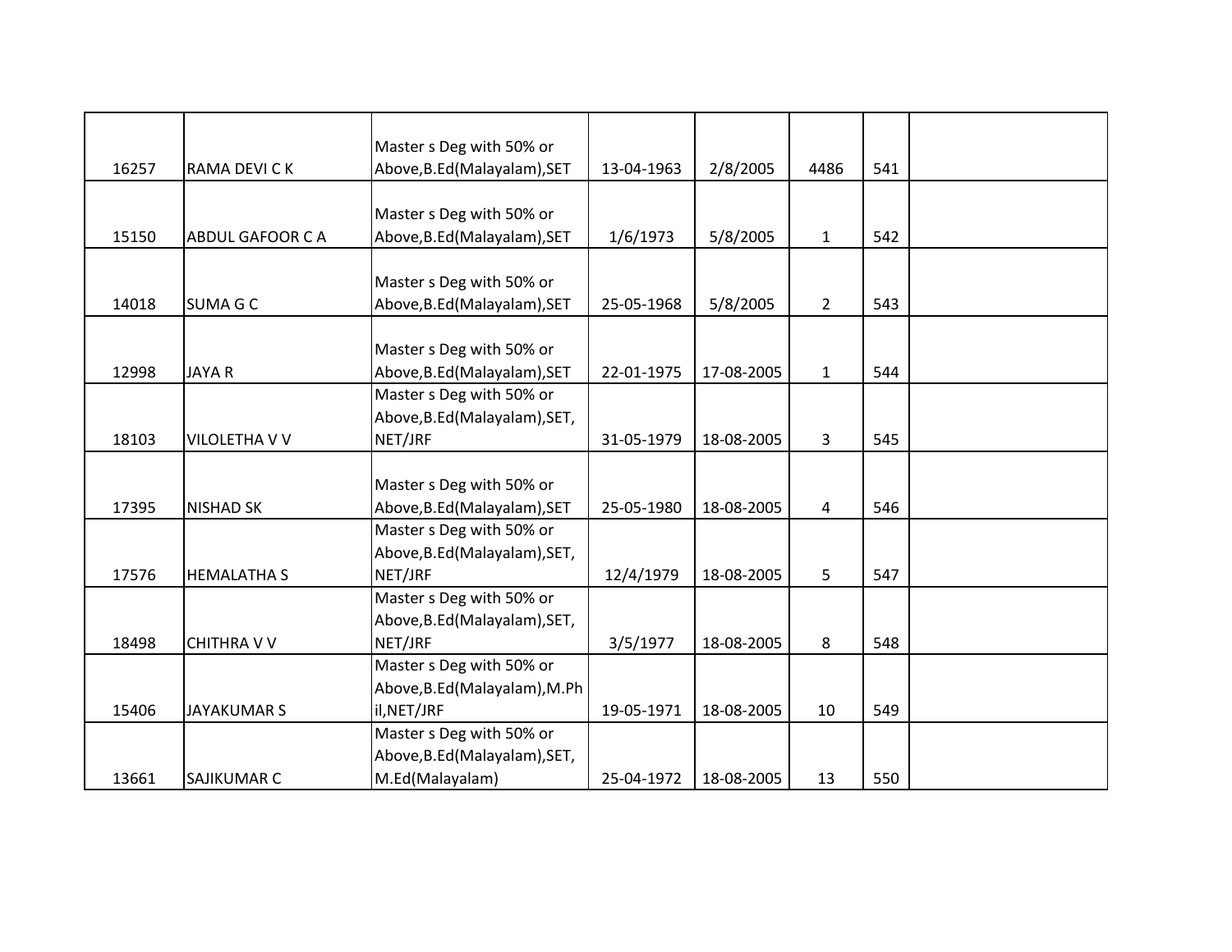| | | | | | | | |
|---|---|---|---|---|---|---|---|
| 16257 | RAMA DEVI C K | Master s Deg with 50% or Above,B.Ed(Malayalam),SET | 13-04-1963 | 2/8/2005 | 4486 | 541 | |
| 15150 | ABDUL GAFOOR C A | Master s Deg with 50% or Above,B.Ed(Malayalam),SET | 1/6/1973 | 5/8/2005 | 1 | 542 | |
| 14018 | SUMA G C | Master s Deg with 50% or Above,B.Ed(Malayalam),SET | 25-05-1968 | 5/8/2005 | 2 | 543 | |
| 12998 | JAYA R | Master s Deg with 50% or Above,B.Ed(Malayalam),SET | 22-01-1975 | 17-08-2005 | 1 | 544 | |
| 18103 | VILOLETHA V V | Master s Deg with 50% or Above,B.Ed(Malayalam),SET, NET/JRF | 31-05-1979 | 18-08-2005 | 3 | 545 | |
| 17395 | NISHAD SK | Master s Deg with 50% or Above,B.Ed(Malayalam),SET | 25-05-1980 | 18-08-2005 | 4 | 546 | |
| 17576 | HEMALATHA S | Master s Deg with 50% or Above,B.Ed(Malayalam),SET, NET/JRF | 12/4/1979 | 18-08-2005 | 5 | 547 | |
| 18498 | CHITHRA V V | Master s Deg with 50% or Above,B.Ed(Malayalam),SET, NET/JRF | 3/5/1977 | 18-08-2005 | 8 | 548 | |
| 15406 | JAYAKUMAR S | Master s Deg with 50% or Above,B.Ed(Malayalam),M.Phil,NET/JRF | 19-05-1971 | 18-08-2005 | 10 | 549 | |
| 13661 | SAJIKUMAR C | Master s Deg with 50% or Above,B.Ed(Malayalam),SET, M.Ed(Malayalam) | 25-04-1972 | 18-08-2005 | 13 | 550 | |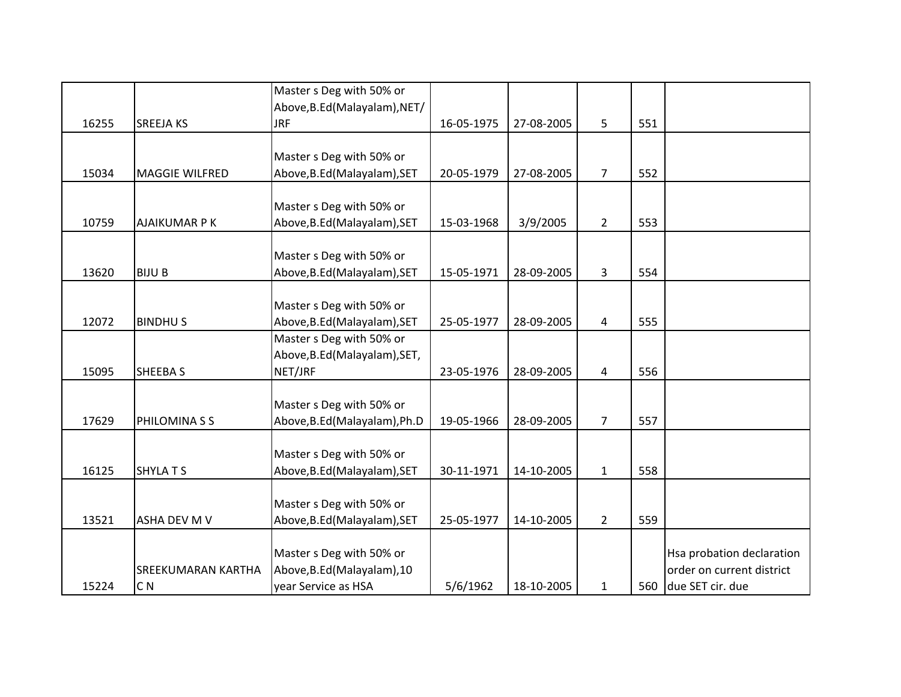| | | | | | | | |
|---|---|---|---|---|---|---|---|
| 16255 | SREEJA KS | Master s Deg with 50% or Above,B.Ed(Malayalam),NET/JRF | 16-05-1975 | 27-08-2005 | 5 | 551 | |
| 15034 | MAGGIE WILFRED | Master s Deg with 50% or Above,B.Ed(Malayalam),SET | 20-05-1979 | 27-08-2005 | 7 | 552 | |
| 10759 | AJAIKUMAR P K | Master s Deg with 50% or Above,B.Ed(Malayalam),SET | 15-03-1968 | 3/9/2005 | 2 | 553 | |
| 13620 | BIJU B | Master s Deg with 50% or Above,B.Ed(Malayalam),SET | 15-05-1971 | 28-09-2005 | 3 | 554 | |
| 12072 | BINDHU S | Master s Deg with 50% or Above,B.Ed(Malayalam),SET | 25-05-1977 | 28-09-2005 | 4 | 555 | |
| 15095 | SHEEBA S | Master s Deg with 50% or Above,B.Ed(Malayalam),SET, NET/JRF | 23-05-1976 | 28-09-2005 | 4 | 556 | |
| 17629 | PHILOMINA S S | Master s Deg with 50% or Above,B.Ed(Malayalam),Ph.D | 19-05-1966 | 28-09-2005 | 7 | 557 | |
| 16125 | SHYLA T S | Master s Deg with 50% or Above,B.Ed(Malayalam),SET | 30-11-1971 | 14-10-2005 | 1 | 558 | |
| 13521 | ASHA DEV M V | Master s Deg with 50% or Above,B.Ed(Malayalam),SET | 25-05-1977 | 14-10-2005 | 2 | 559 | |
| 15224 | SREEKUMARAN KARTHA C N | Master s Deg with 50% or Above,B.Ed(Malayalam),10 year Service as HSA | 5/6/1962 | 18-10-2005 | 1 | 560 | Hsa probation declaration order on current district due SET cir. due |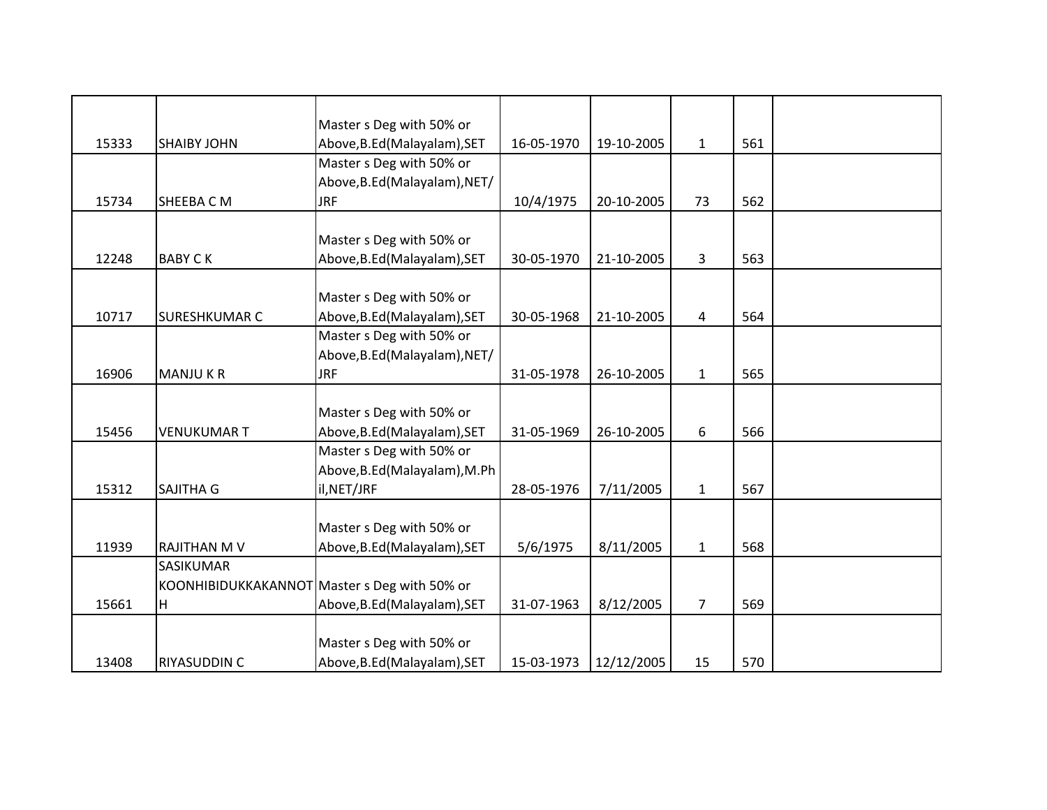| | | | | | | | |
|---|---|---|---|---|---|---|---|
| 15333 | SHAIBY JOHN | Master s Deg with 50% or Above,B.Ed(Malayalam),SET | 16-05-1970 | 19-10-2005 | 1 | 561 | |
| 15734 | SHEEBA C M | Master s Deg with 50% or Above,B.Ed(Malayalam),NET/JRF | 10/4/1975 | 20-10-2005 | 73 | 562 | |
| 12248 | BABY C K | Master s Deg with 50% or Above,B.Ed(Malayalam),SET | 30-05-1970 | 21-10-2005 | 3 | 563 | |
| 10717 | SURESHKUMAR C | Master s Deg with 50% or Above,B.Ed(Malayalam),SET | 30-05-1968 | 21-10-2005 | 4 | 564 | |
| 16906 | MANJU K R | Master s Deg with 50% or Above,B.Ed(Malayalam),NET/JRF | 31-05-1978 | 26-10-2005 | 1 | 565 | |
| 15456 | VENUKUMAR T | Master s Deg with 50% or Above,B.Ed(Malayalam),SET | 31-05-1969 | 26-10-2005 | 6 | 566 | |
| 15312 | SAJITHA G | Master s Deg with 50% or Above,B.Ed(Malayalam),M.Phil,NET/JRF | 28-05-1976 | 7/11/2005 | 1 | 567 | |
| 11939 | RAJITHAN M V | Master s Deg with 50% or Above,B.Ed(Malayalam),SET | 5/6/1975 | 8/11/2005 | 1 | 568 | |
| 15661 | SASIKUMAR KOONHIBIDUKKAKANNOTH | Master s Deg with 50% or Above,B.Ed(Malayalam),SET | 31-07-1963 | 8/12/2005 | 7 | 569 | |
| 13408 | RIYASUDDIN C | Master s Deg with 50% or Above,B.Ed(Malayalam),SET | 15-03-1973 | 12/12/2005 | 15 | 570 | |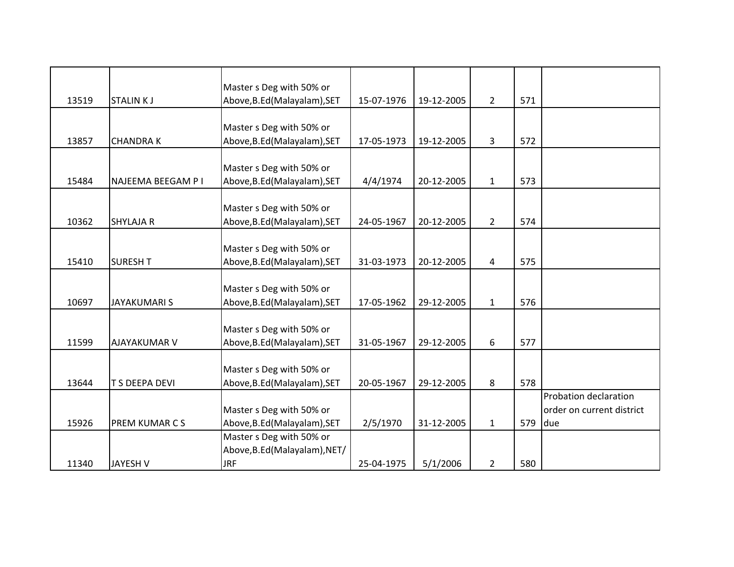| | | | | | | | |
|---|---|---|---|---|---|---|---|
| 13519 | STALIN K J | Master s Deg with 50% or Above,B.Ed(Malayalam),SET | 15-07-1976 | 19-12-2005 | 2 | 571 | |
| 13857 | CHANDRA K | Master s Deg with 50% or Above,B.Ed(Malayalam),SET | 17-05-1973 | 19-12-2005 | 3 | 572 | |
| 15484 | NAJEEMA BEEGAM P I | Master s Deg with 50% or Above,B.Ed(Malayalam),SET | 4/4/1974 | 20-12-2005 | 1 | 573 | |
| 10362 | SHYLAJA R | Master s Deg with 50% or Above,B.Ed(Malayalam),SET | 24-05-1967 | 20-12-2005 | 2 | 574 | |
| 15410 | SURESH T | Master s Deg with 50% or Above,B.Ed(Malayalam),SET | 31-03-1973 | 20-12-2005 | 4 | 575 | |
| 10697 | JAYAKUMARI S | Master s Deg with 50% or Above,B.Ed(Malayalam),SET | 17-05-1962 | 29-12-2005 | 1 | 576 | |
| 11599 | AJAYAKUMAR V | Master s Deg with 50% or Above,B.Ed(Malayalam),SET | 31-05-1967 | 29-12-2005 | 6 | 577 | |
| 13644 | T S DEEPA DEVI | Master s Deg with 50% or Above,B.Ed(Malayalam),SET | 20-05-1967 | 29-12-2005 | 8 | 578 | |
| 15926 | PREM KUMAR C S | Master s Deg with 50% or Above,B.Ed(Malayalam),SET | 2/5/1970 | 31-12-2005 | 1 | 579 | Probation declaration order on current district due |
| 11340 | JAYESH V | Master s Deg with 50% or Above,B.Ed(Malayalam),NET/JRF | 25-04-1975 | 5/1/2006 | 2 | 580 | |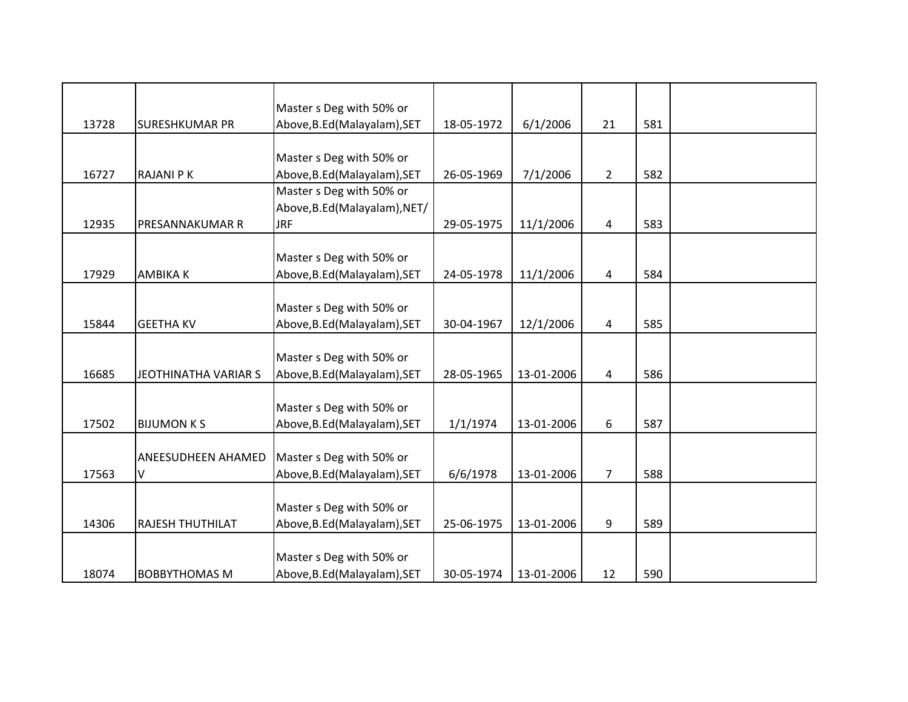| | | | | | | | |
|---|---|---|---|---|---|---|---|
| 13728 | SURESHKUMAR PR | Master s Deg with 50% or Above,B.Ed(Malayalam),SET | 18-05-1972 | 6/1/2006 | 21 | 581 | |
| 16727 | RAJANI P K | Master s Deg with 50% or Above,B.Ed(Malayalam),SET | 26-05-1969 | 7/1/2006 | 2 | 582 | |
| 12935 | PRESANNAKUMAR R | Master s Deg with 50% or Above,B.Ed(Malayalam),NET/JRF | 29-05-1975 | 11/1/2006 | 4 | 583 | |
| 17929 | AMBIKA K | Master s Deg with 50% or Above,B.Ed(Malayalam),SET | 24-05-1978 | 11/1/2006 | 4 | 584 | |
| 15844 | GEETHA KV | Master s Deg with 50% or Above,B.Ed(Malayalam),SET | 30-04-1967 | 12/1/2006 | 4 | 585 | |
| 16685 | JEOTHINATHA VARIAR S | Master s Deg with 50% or Above,B.Ed(Malayalam),SET | 28-05-1965 | 13-01-2006 | 4 | 586 | |
| 17502 | BIJUMON K S | Master s Deg with 50% or Above,B.Ed(Malayalam),SET | 1/1/1974 | 13-01-2006 | 6 | 587 | |
| 17563 | ANEESUDHEEN AHAMED V | Master s Deg with 50% or Above,B.Ed(Malayalam),SET | 6/6/1978 | 13-01-2006 | 7 | 588 | |
| 14306 | RAJESH THUTHILAT | Master s Deg with 50% or Above,B.Ed(Malayalam),SET | 25-06-1975 | 13-01-2006 | 9 | 589 | |
| 18074 | BOBBYTHOMAS M | Master s Deg with 50% or Above,B.Ed(Malayalam),SET | 30-05-1974 | 13-01-2006 | 12 | 590 | |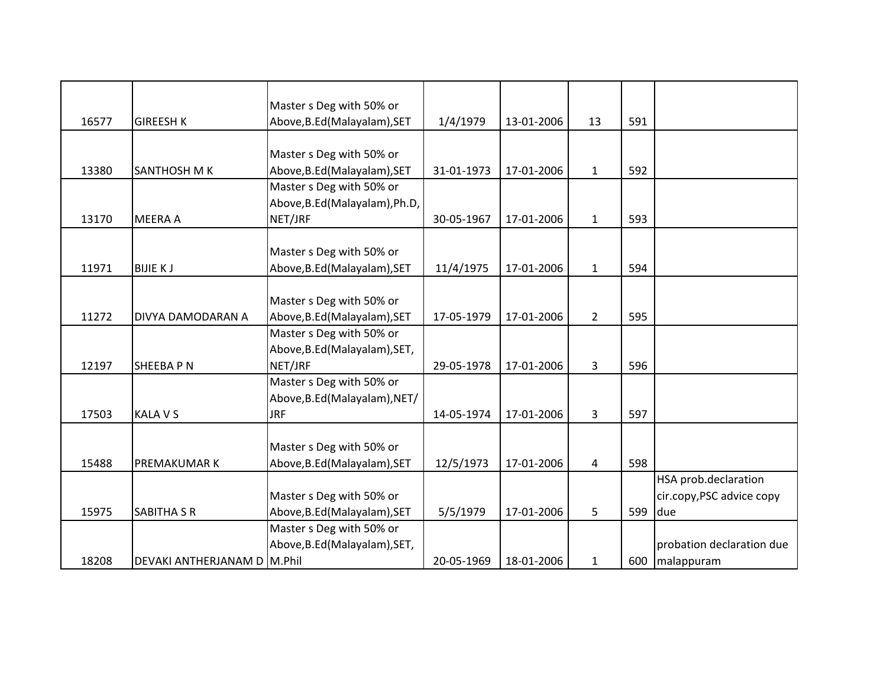| | | | | | | | |
|---|---|---|---|---|---|---|---|
| 16577 | GIREESH K | Master s Deg with 50% or Above,B.Ed(Malayalam),SET | 1/4/1979 | 13-01-2006 | 13 | 591 | |
| 13380 | SANTHOSH M K | Master s Deg with 50% or Above,B.Ed(Malayalam),SET | 31-01-1973 | 17-01-2006 | 1 | 592 | |
| 13170 | MEERA A | Master s Deg with 50% or Above,B.Ed(Malayalam),Ph.D, NET/JRF | 30-05-1967 | 17-01-2006 | 1 | 593 | |
| 11971 | BIJIE K J | Master s Deg with 50% or Above,B.Ed(Malayalam),SET | 11/4/1975 | 17-01-2006 | 1 | 594 | |
| 11272 | DIVYA DAMODARAN A | Master s Deg with 50% or Above,B.Ed(Malayalam),SET | 17-05-1979 | 17-01-2006 | 2 | 595 | |
| 12197 | SHEEBA P N | Master s Deg with 50% or Above,B.Ed(Malayalam),SET, NET/JRF | 29-05-1978 | 17-01-2006 | 3 | 596 | |
| 17503 | KALA V S | Master s Deg with 50% or Above,B.Ed(Malayalam),NET/ JRF | 14-05-1974 | 17-01-2006 | 3 | 597 | |
| 15488 | PREMAKUMAR K | Master s Deg with 50% or Above,B.Ed(Malayalam),SET | 12/5/1973 | 17-01-2006 | 4 | 598 | |
| 15975 | SABITHA S R | Master s Deg with 50% or Above,B.Ed(Malayalam),SET | 5/5/1979 | 17-01-2006 | 5 | 599 | HSA prob.declaration cir.copy,PSC advice copy due |
| 18208 | DEVAKI ANTHERJANAM D | Master s Deg with 50% or Above,B.Ed(Malayalam),SET, M.Phil | 20-05-1969 | 18-01-2006 | 1 | 600 | probation declaration due malappuram |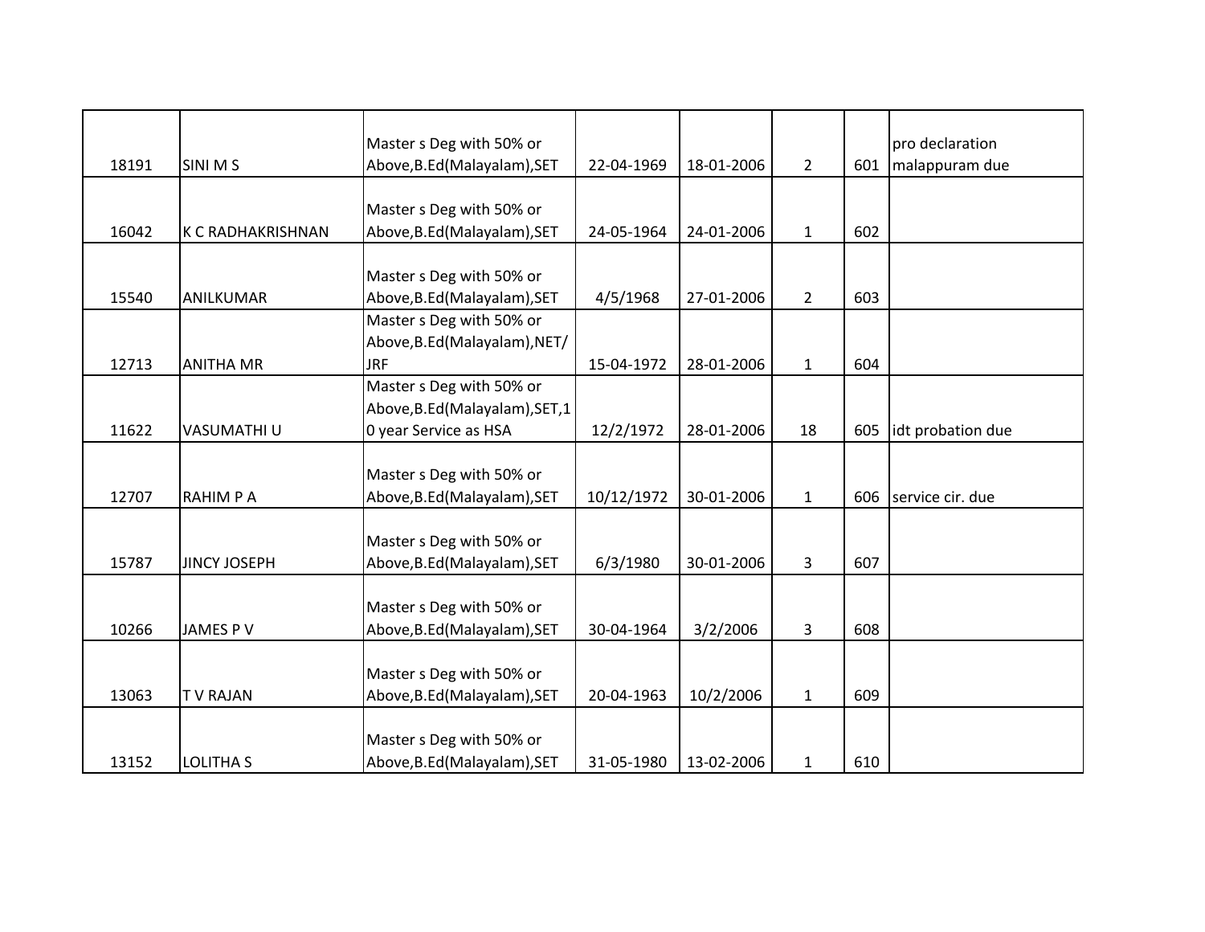| | | | | | | | |
|---|---|---|---|---|---|---|---|
| 18191 | SINI M S | Master s Deg with 50% or Above,B.Ed(Malayalam),SET | 22-04-1969 | 18-01-2006 | 2 | 601 | pro declaration malappuram due |
| 16042 | K C RADHAKRISHNAN | Master s Deg with 50% or Above,B.Ed(Malayalam),SET | 24-05-1964 | 24-01-2006 | 1 | 602 | |
| 15540 | ANILKUMAR | Master s Deg with 50% or Above,B.Ed(Malayalam),SET | 4/5/1968 | 27-01-2006 | 2 | 603 | |
| 12713 | ANITHA MR | Master s Deg with 50% or Above,B.Ed(Malayalam),NET/JRF | 15-04-1972 | 28-01-2006 | 1 | 604 | |
| 11622 | VASUMATHI U | Master s Deg with 50% or Above,B.Ed(Malayalam),SET,10 year Service as HSA | 12/2/1972 | 28-01-2006 | 18 | 605 | idt probation due |
| 12707 | RAHIM P A | Master s Deg with 50% or Above,B.Ed(Malayalam),SET | 10/12/1972 | 30-01-2006 | 1 | 606 | service cir. due |
| 15787 | JINCY JOSEPH | Master s Deg with 50% or Above,B.Ed(Malayalam),SET | 6/3/1980 | 30-01-2006 | 3 | 607 | |
| 10266 | JAMES P V | Master s Deg with 50% or Above,B.Ed(Malayalam),SET | 30-04-1964 | 3/2/2006 | 3 | 608 | |
| 13063 | T V RAJAN | Master s Deg with 50% or Above,B.Ed(Malayalam),SET | 20-04-1963 | 10/2/2006 | 1 | 609 | |
| 13152 | LOLITHA S | Master s Deg with 50% or Above,B.Ed(Malayalam),SET | 31-05-1980 | 13-02-2006 | 1 | 610 | |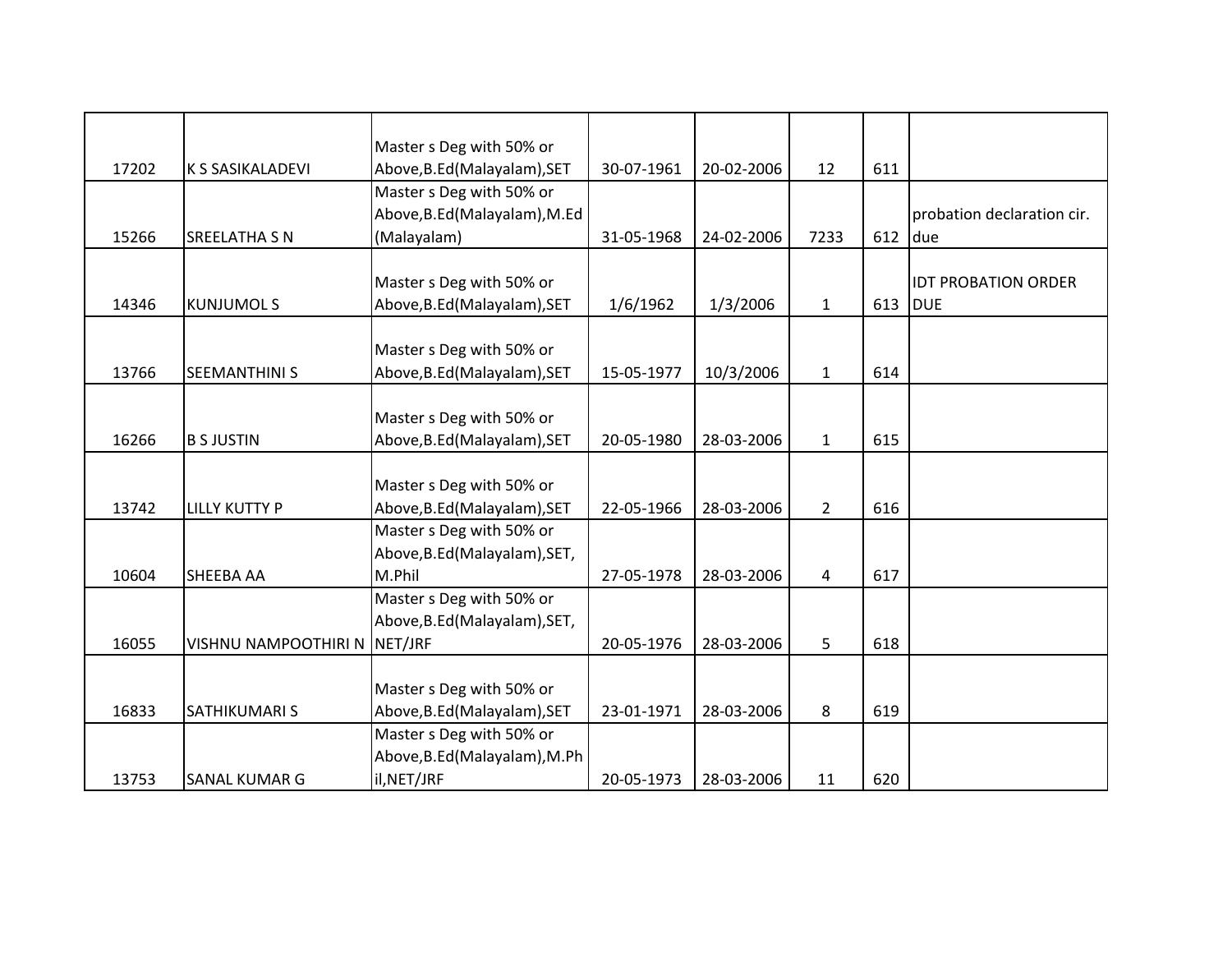| | | | | | | | |
|---|---|---|---|---|---|---|---|
| 17202 | K S SASIKALADEVI | Master s Deg with 50% or Above,B.Ed(Malayalam),SET | 30-07-1961 | 20-02-2006 | 12 | 611 | |
| 15266 | SREELATHA S N | Master s Deg with 50% or Above,B.Ed(Malayalam),M.Ed (Malayalam) | 31-05-1968 | 24-02-2006 | 7233 | 612 | probation declaration cir. due |
| 14346 | KUNJUMOL S | Master s Deg with 50% or Above,B.Ed(Malayalam),SET | 1/6/1962 | 1/3/2006 | 1 | 613 | IDT PROBATION ORDER DUE |
| 13766 | SEEMANTHINI S | Master s Deg with 50% or Above,B.Ed(Malayalam),SET | 15-05-1977 | 10/3/2006 | 1 | 614 | |
| 16266 | B S JUSTIN | Master s Deg with 50% or Above,B.Ed(Malayalam),SET | 20-05-1980 | 28-03-2006 | 1 | 615 | |
| 13742 | LILLY KUTTY P | Master s Deg with 50% or Above,B.Ed(Malayalam),SET | 22-05-1966 | 28-03-2006 | 2 | 616 | |
| 10604 | SHEEBA AA | Master s Deg with 50% or Above,B.Ed(Malayalam),SET, M.Phil | 27-05-1978 | 28-03-2006 | 4 | 617 | |
| 16055 | VISHNU NAMPOOTHIRI N | Master s Deg with 50% or Above,B.Ed(Malayalam),SET, NET/JRF | 20-05-1976 | 28-03-2006 | 5 | 618 | |
| 16833 | SATHIKUMARI S | Master s Deg with 50% or Above,B.Ed(Malayalam),SET | 23-01-1971 | 28-03-2006 | 8 | 619 | |
| 13753 | SANAL KUMAR G | Master s Deg with 50% or Above,B.Ed(Malayalam),M.Phil,NET/JRF | 20-05-1973 | 28-03-2006 | 11 | 620 | |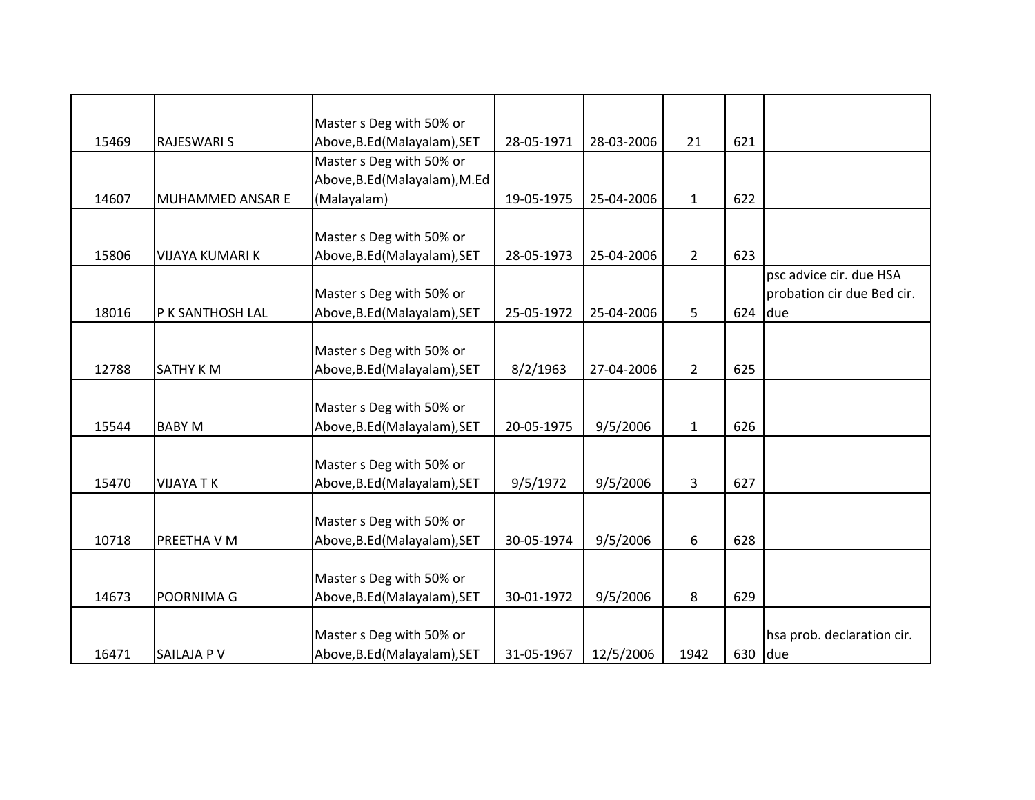| | | | | | | | |
|---|---|---|---|---|---|---|---|
| 15469 | RAJESWARI S | Master s Deg with 50% or Above,B.Ed(Malayalam),SET | 28-05-1971 | 28-03-2006 | 21 | 621 | |
| 14607 | MUHAMMED ANSAR E | Master s Deg with 50% or Above,B.Ed(Malayalam),M.Ed (Malayalam) | 19-05-1975 | 25-04-2006 | 1 | 622 | |
| 15806 | VIJAYA KUMARI K | Master s Deg with 50% or Above,B.Ed(Malayalam),SET | 28-05-1973 | 25-04-2006 | 2 | 623 | |
| 18016 | P K SANTHOSH LAL | Master s Deg with 50% or Above,B.Ed(Malayalam),SET | 25-05-1972 | 25-04-2006 | 5 | 624 | psc advice cir. due HSA probation cir due Bed cir. due |
| 12788 | SATHY K M | Master s Deg with 50% or Above,B.Ed(Malayalam),SET | 8/2/1963 | 27-04-2006 | 2 | 625 | |
| 15544 | BABY M | Master s Deg with 50% or Above,B.Ed(Malayalam),SET | 20-05-1975 | 9/5/2006 | 1 | 626 | |
| 15470 | VIJAYA T K | Master s Deg with 50% or Above,B.Ed(Malayalam),SET | 9/5/1972 | 9/5/2006 | 3 | 627 | |
| 10718 | PREETHA V M | Master s Deg with 50% or Above,B.Ed(Malayalam),SET | 30-05-1974 | 9/5/2006 | 6 | 628 | |
| 14673 | POORNIMA G | Master s Deg with 50% or Above,B.Ed(Malayalam),SET | 30-01-1972 | 9/5/2006 | 8 | 629 | |
| 16471 | SAILAJA P V | Master s Deg with 50% or Above,B.Ed(Malayalam),SET | 31-05-1967 | 12/5/2006 | 1942 | 630 | hsa prob. declaration cir. due |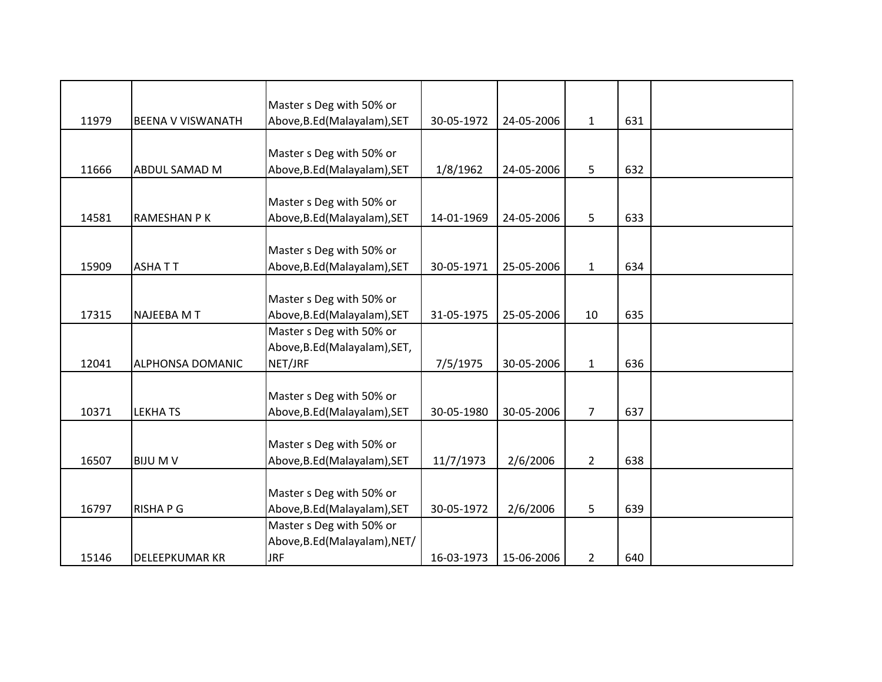| | | | | | | | |
|---|---|---|---|---|---|---|---|
| 11979 | BEENA V VISWANATH | Master s Deg with 50% or Above,B.Ed(Malayalam),SET | 30-05-1972 | 24-05-2006 | 1 | 631 | |
| 11666 | ABDUL SAMAD M | Master s Deg with 50% or Above,B.Ed(Malayalam),SET | 1/8/1962 | 24-05-2006 | 5 | 632 | |
| 14581 | RAMESHAN P K | Master s Deg with 50% or Above,B.Ed(Malayalam),SET | 14-01-1969 | 24-05-2006 | 5 | 633 | |
| 15909 | ASHA T T | Master s Deg with 50% or Above,B.Ed(Malayalam),SET | 30-05-1971 | 25-05-2006 | 1 | 634 | |
| 17315 | NAJEEBA M T | Master s Deg with 50% or Above,B.Ed(Malayalam),SET | 31-05-1975 | 25-05-2006 | 10 | 635 | |
| 12041 | ALPHONSA DOMANIC | Master s Deg with 50% or Above,B.Ed(Malayalam),SET, NET/JRF | 7/5/1975 | 30-05-2006 | 1 | 636 | |
| 10371 | LEKHA TS | Master s Deg with 50% or Above,B.Ed(Malayalam),SET | 30-05-1980 | 30-05-2006 | 7 | 637 | |
| 16507 | BIJU M V | Master s Deg with 50% or Above,B.Ed(Malayalam),SET | 11/7/1973 | 2/6/2006 | 2 | 638 | |
| 16797 | RISHA P G | Master s Deg with 50% or Above,B.Ed(Malayalam),SET | 30-05-1972 | 2/6/2006 | 5 | 639 | |
| 15146 | DELEEPKUMAR KR | Master s Deg with 50% or Above,B.Ed(Malayalam),NET/ JRF | 16-03-1973 | 15-06-2006 | 2 | 640 | |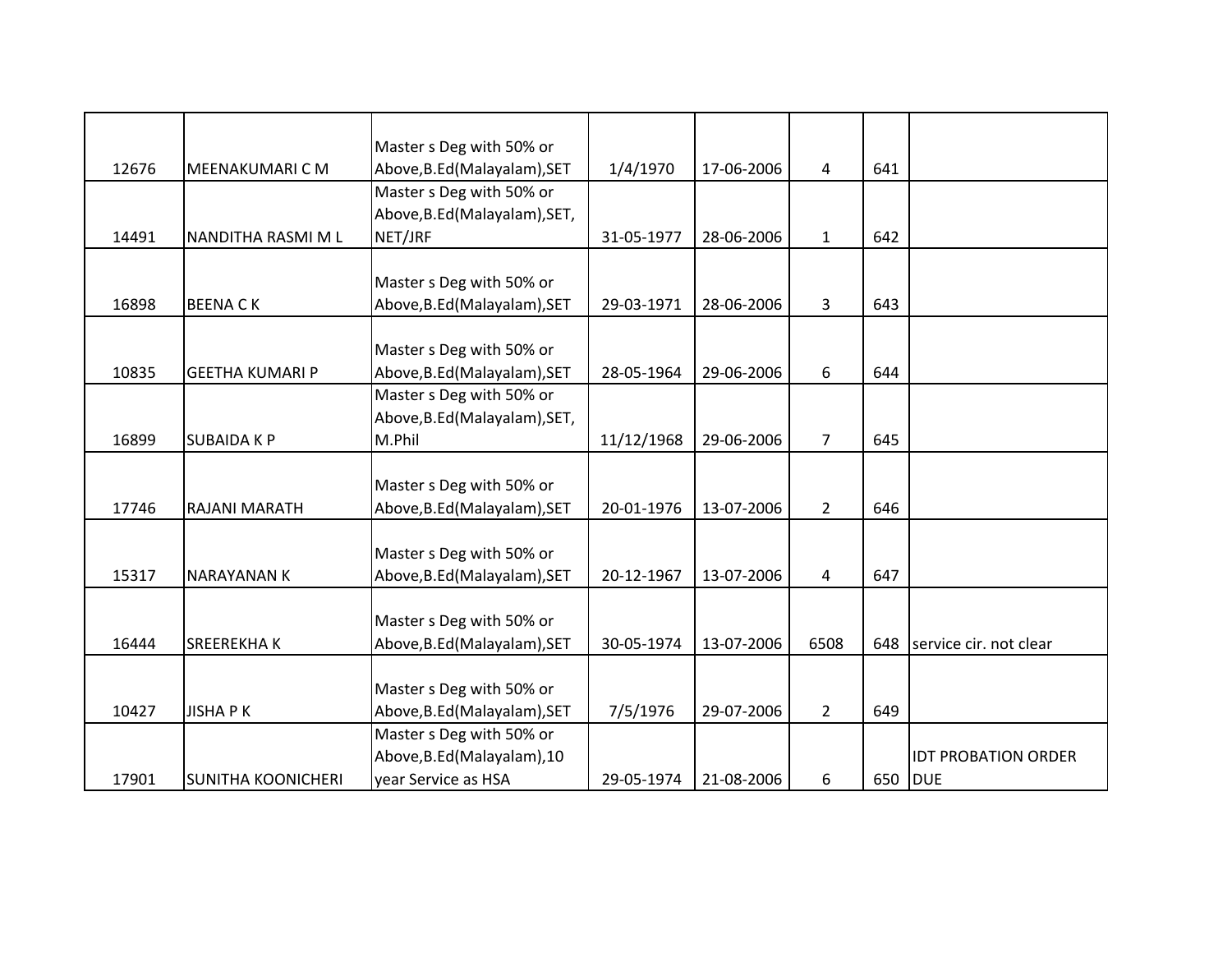| | | | | | | | |
|---|---|---|---|---|---|---|---|
| 12676 | MEENAKUMARI C M | Master s Deg with 50% or Above,B.Ed(Malayalam),SET | 1/4/1970 | 17-06-2006 | 4 | 641 | |
| 14491 | NANDITHA RASMI M L | Master s Deg with 50% or Above,B.Ed(Malayalam),SET, NET/JRF | 31-05-1977 | 28-06-2006 | 1 | 642 | |
| 16898 | BEENA C K | Master s Deg with 50% or Above,B.Ed(Malayalam),SET | 29-03-1971 | 28-06-2006 | 3 | 643 | |
| 10835 | GEETHA KUMARI P | Master s Deg with 50% or Above,B.Ed(Malayalam),SET | 28-05-1964 | 29-06-2006 | 6 | 644 | |
| 16899 | SUBAIDA K P | Master s Deg with 50% or Above,B.Ed(Malayalam),SET, M.Phil | 11/12/1968 | 29-06-2006 | 7 | 645 | |
| 17746 | RAJANI MARATH | Master s Deg with 50% or Above,B.Ed(Malayalam),SET | 20-01-1976 | 13-07-2006 | 2 | 646 | |
| 15317 | NARAYANAN K | Master s Deg with 50% or Above,B.Ed(Malayalam),SET | 20-12-1967 | 13-07-2006 | 4 | 647 | |
| 16444 | SREEREKHA K | Master s Deg with 50% or Above,B.Ed(Malayalam),SET | 30-05-1974 | 13-07-2006 | 6508 | 648 | service cir. not clear |
| 10427 | JISHA P K | Master s Deg with 50% or Above,B.Ed(Malayalam),SET | 7/5/1976 | 29-07-2006 | 2 | 649 | |
| 17901 | SUNITHA KOONICHERI | Master s Deg with 50% or Above,B.Ed(Malayalam),10 year Service as HSA | 29-05-1974 | 21-08-2006 | 6 | 650 | IDT PROBATION ORDER DUE |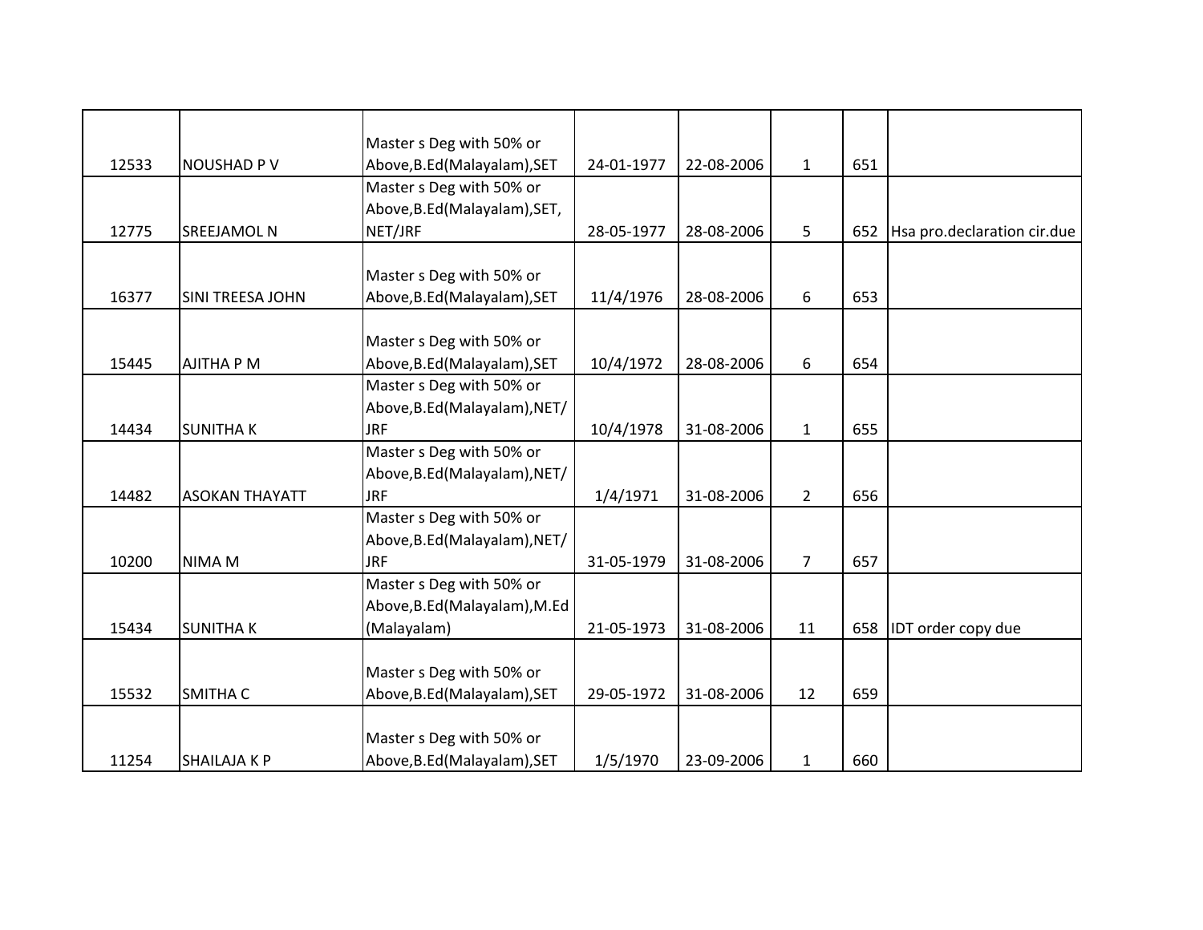| | | | | | | | |
|---|---|---|---|---|---|---|---|
| 12533 | NOUSHAD P V | Master s Deg with 50% or Above,B.Ed(Malayalam),SET | 24-01-1977 | 22-08-2006 | 1 | 651 | |
| 12775 | SREEJAMOL N | Master s Deg with 50% or Above,B.Ed(Malayalam),SET, NET/JRF | 28-05-1977 | 28-08-2006 | 5 | 652 | Hsa pro.declaration cir.due |
| 16377 | SINI TREESA JOHN | Master s Deg with 50% or Above,B.Ed(Malayalam),SET | 11/4/1976 | 28-08-2006 | 6 | 653 | |
| 15445 | AJITHA P M | Master s Deg with 50% or Above,B.Ed(Malayalam),SET | 10/4/1972 | 28-08-2006 | 6 | 654 | |
| 14434 | SUNITHA K | Master s Deg with 50% or Above,B.Ed(Malayalam),NET/ JRF | 10/4/1978 | 31-08-2006 | 1 | 655 | |
| 14482 | ASOKAN THAYATT | Master s Deg with 50% or Above,B.Ed(Malayalam),NET/ JRF | 1/4/1971 | 31-08-2006 | 2 | 656 | |
| 10200 | NIMA M | Master s Deg with 50% or Above,B.Ed(Malayalam),NET/ JRF | 31-05-1979 | 31-08-2006 | 7 | 657 | |
| 15434 | SUNITHA K | Master s Deg with 50% or Above,B.Ed(Malayalam),M.Ed (Malayalam) | 21-05-1973 | 31-08-2006 | 11 | 658 | IDT order copy due |
| 15532 | SMITHA C | Master s Deg with 50% or Above,B.Ed(Malayalam),SET | 29-05-1972 | 31-08-2006 | 12 | 659 | |
| 11254 | SHAILAJA K P | Master s Deg with 50% or Above,B.Ed(Malayalam),SET | 1/5/1970 | 23-09-2006 | 1 | 660 | |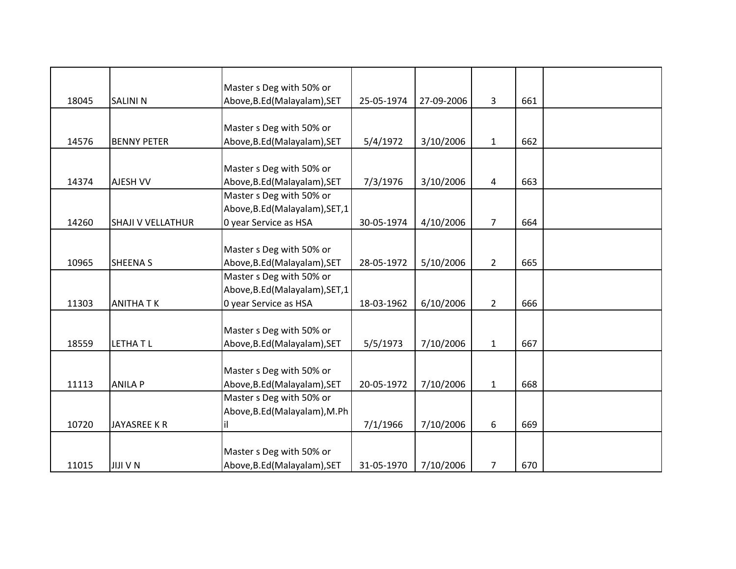| | | | | | | | |
|---|---|---|---|---|---|---|---|
| 18045 | SALINI N | Master s Deg with 50% or Above,B.Ed(Malayalam),SET | 25-05-1974 | 27-09-2006 | 3 | 661 | |
| 14576 | BENNY PETER | Master s Deg with 50% or Above,B.Ed(Malayalam),SET | 5/4/1972 | 3/10/2006 | 1 | 662 | |
| 14374 | AJESH VV | Master s Deg with 50% or Above,B.Ed(Malayalam),SET | 7/3/1976 | 3/10/2006 | 4 | 663 | |
| 14260 | SHAJI V VELLATHUR | Master s Deg with 50% or Above,B.Ed(Malayalam),SET,10 year Service as HSA | 30-05-1974 | 4/10/2006 | 7 | 664 | |
| 10965 | SHEENA S | Master s Deg with 50% or Above,B.Ed(Malayalam),SET | 28-05-1972 | 5/10/2006 | 2 | 665 | |
| 11303 | ANITHA T K | Master s Deg with 50% or Above,B.Ed(Malayalam),SET,10 year Service as HSA | 18-03-1962 | 6/10/2006 | 2 | 666 | |
| 18559 | LETHA T L | Master s Deg with 50% or Above,B.Ed(Malayalam),SET | 5/5/1973 | 7/10/2006 | 1 | 667 | |
| 11113 | ANILA P | Master s Deg with 50% or Above,B.Ed(Malayalam),SET | 20-05-1972 | 7/10/2006 | 1 | 668 | |
| 10720 | JAYASREE K R | Master s Deg with 50% or Above,B.Ed(Malayalam),M.Phil | 7/1/1966 | 7/10/2006 | 6 | 669 | |
| 11015 | JIJI V N | Master s Deg with 50% or Above,B.Ed(Malayalam),SET | 31-05-1970 | 7/10/2006 | 7 | 670 | |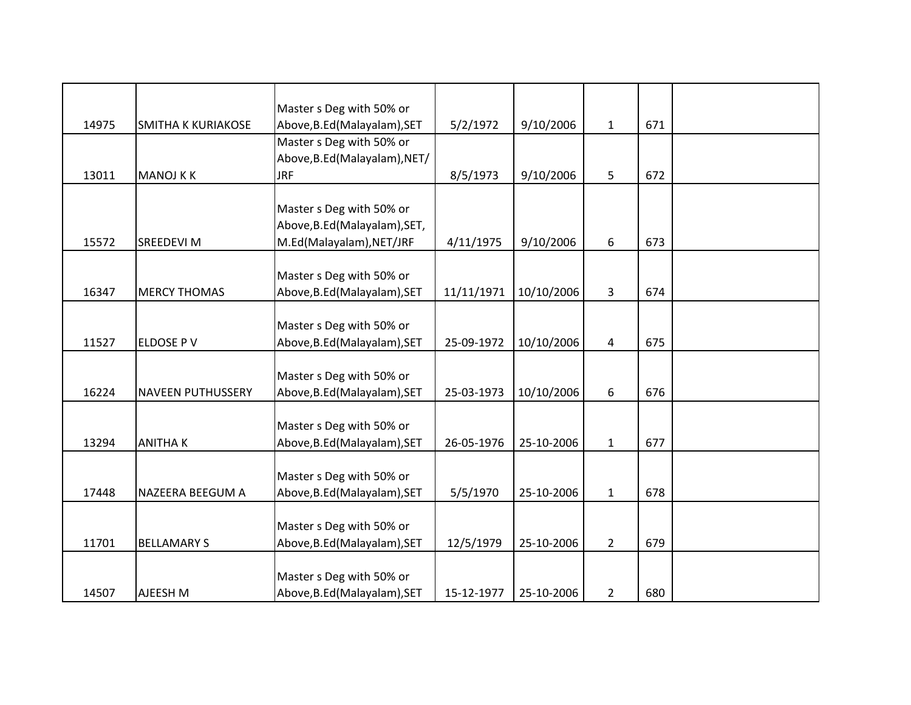| | | | | | | | |
|---|---|---|---|---|---|---|---|
| 14975 | SMITHA K KURIAKOSE | Master s Deg with 50% or Above,B.Ed(Malayalam),SET | 5/2/1972 | 9/10/2006 | 1 | 671 | |
| 13011 | MANOJ K K | Master s Deg with 50% or Above,B.Ed(Malayalam),NET/JRF | 8/5/1973 | 9/10/2006 | 5 | 672 | |
| 15572 | SREEDEVI M | Master s Deg with 50% or Above,B.Ed(Malayalam),SET, M.Ed(Malayalam),NET/JRF | 4/11/1975 | 9/10/2006 | 6 | 673 | |
| 16347 | MERCY THOMAS | Master s Deg with 50% or Above,B.Ed(Malayalam),SET | 11/11/1971 | 10/10/2006 | 3 | 674 | |
| 11527 | ELDOSE P V | Master s Deg with 50% or Above,B.Ed(Malayalam),SET | 25-09-1972 | 10/10/2006 | 4 | 675 | |
| 16224 | NAVEEN PUTHUSSERY | Master s Deg with 50% or Above,B.Ed(Malayalam),SET | 25-03-1973 | 10/10/2006 | 6 | 676 | |
| 13294 | ANITHA K | Master s Deg with 50% or Above,B.Ed(Malayalam),SET | 26-05-1976 | 25-10-2006 | 1 | 677 | |
| 17448 | NAZEERA BEEGUM A | Master s Deg with 50% or Above,B.Ed(Malayalam),SET | 5/5/1970 | 25-10-2006 | 1 | 678 | |
| 11701 | BELLAMARY S | Master s Deg with 50% or Above,B.Ed(Malayalam),SET | 12/5/1979 | 25-10-2006 | 2 | 679 | |
| 14507 | AJEESH M | Master s Deg with 50% or Above,B.Ed(Malayalam),SET | 15-12-1977 | 25-10-2006 | 2 | 680 | |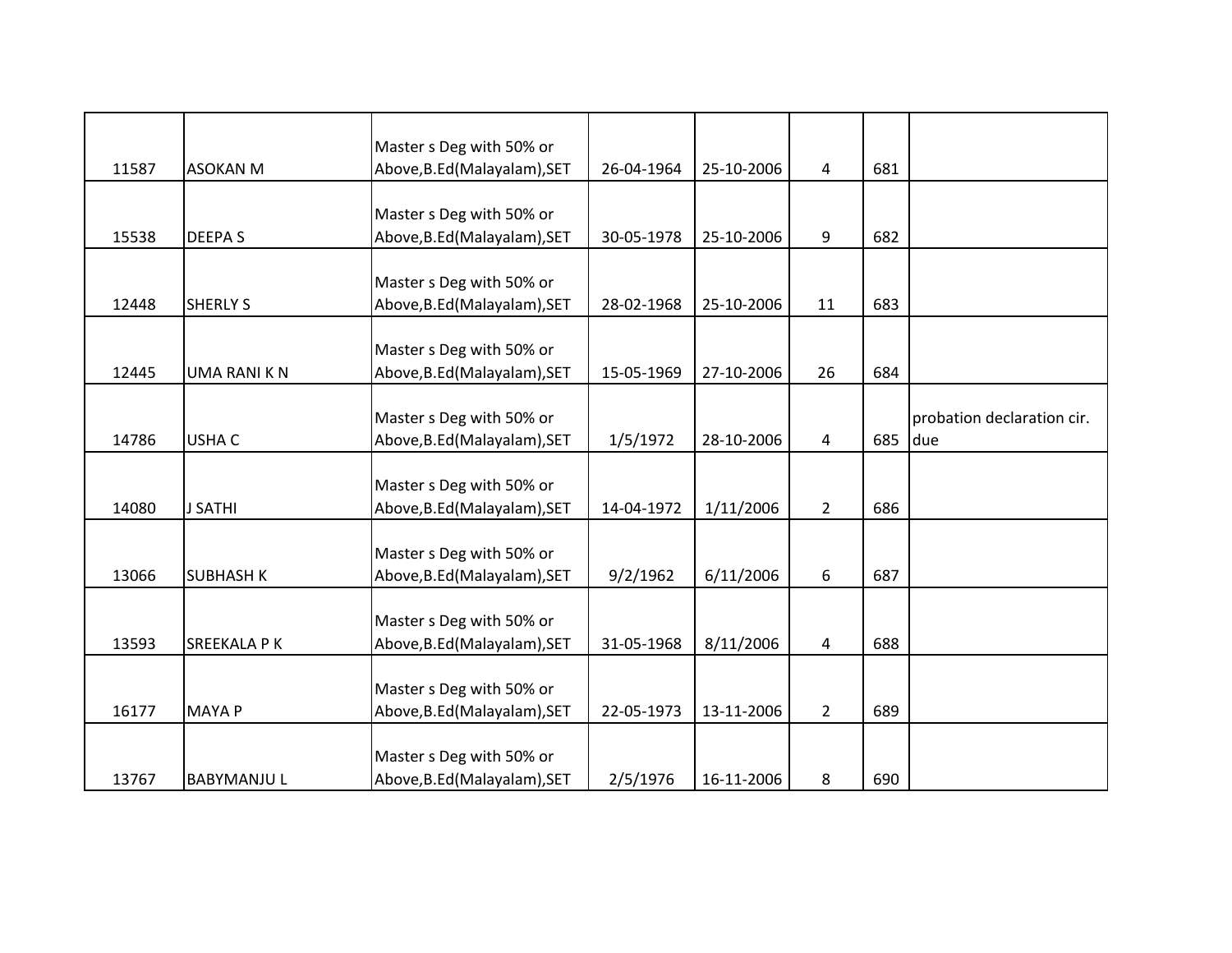| | | | | | | | |
|---|---|---|---|---|---|---|---|
| 11587 | ASOKAN M | Master s Deg with 50% or Above,B.Ed(Malayalam),SET | 26-04-1964 | 25-10-2006 | 4 | 681 | |
| 15538 | DEEPA S | Master s Deg with 50% or Above,B.Ed(Malayalam),SET | 30-05-1978 | 25-10-2006 | 9 | 682 | |
| 12448 | SHERLY S | Master s Deg with 50% or Above,B.Ed(Malayalam),SET | 28-02-1968 | 25-10-2006 | 11 | 683 | |
| 12445 | UMA RANI K N | Master s Deg with 50% or Above,B.Ed(Malayalam),SET | 15-05-1969 | 27-10-2006 | 26 | 684 | |
| 14786 | USHA C | Master s Deg with 50% or Above,B.Ed(Malayalam),SET | 1/5/1972 | 28-10-2006 | 4 | 685 | probation declaration cir. due |
| 14080 | J SATHI | Master s Deg with 50% or Above,B.Ed(Malayalam),SET | 14-04-1972 | 1/11/2006 | 2 | 686 | |
| 13066 | SUBHASH K | Master s Deg with 50% or Above,B.Ed(Malayalam),SET | 9/2/1962 | 6/11/2006 | 6 | 687 | |
| 13593 | SREEKALA P K | Master s Deg with 50% or Above,B.Ed(Malayalam),SET | 31-05-1968 | 8/11/2006 | 4 | 688 | |
| 16177 | MAYA P | Master s Deg with 50% or Above,B.Ed(Malayalam),SET | 22-05-1973 | 13-11-2006 | 2 | 689 | |
| 13767 | BABYMANJU L | Master s Deg with 50% or Above,B.Ed(Malayalam),SET | 2/5/1976 | 16-11-2006 | 8 | 690 | |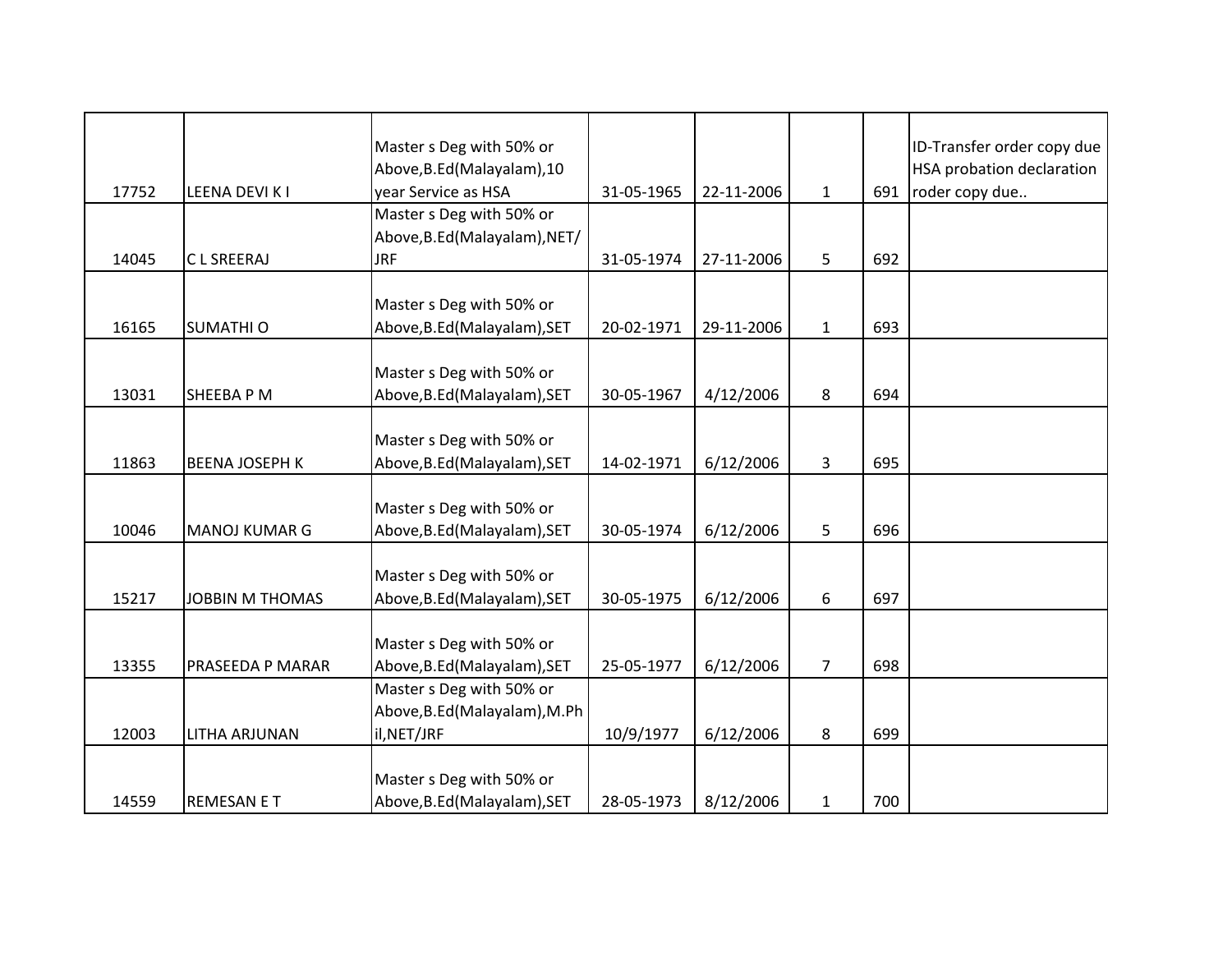| | | | | | | | |
|---|---|---|---|---|---|---|---|
| 17752 | LEENA DEVI K I | Master s Deg with 50% or Above,B.Ed(Malayalam),10 year Service as HSA | 31-05-1965 | 22-11-2006 | 1 | 691 | ID-Transfer order copy due HSA probation declaration roder copy due.. |
| 14045 | C L SREERAJ | Master s Deg with 50% or Above,B.Ed(Malayalam),NET/JRF | 31-05-1974 | 27-11-2006 | 5 | 692 | |
| 16165 | SUMATHI O | Master s Deg with 50% or Above,B.Ed(Malayalam),SET | 20-02-1971 | 29-11-2006 | 1 | 693 | |
| 13031 | SHEEBA P M | Master s Deg with 50% or Above,B.Ed(Malayalam),SET | 30-05-1967 | 4/12/2006 | 8 | 694 | |
| 11863 | BEENA JOSEPH K | Master s Deg with 50% or Above,B.Ed(Malayalam),SET | 14-02-1971 | 6/12/2006 | 3 | 695 | |
| 10046 | MANOJ KUMAR G | Master s Deg with 50% or Above,B.Ed(Malayalam),SET | 30-05-1974 | 6/12/2006 | 5 | 696 | |
| 15217 | JOBBIN M THOMAS | Master s Deg with 50% or Above,B.Ed(Malayalam),SET | 30-05-1975 | 6/12/2006 | 6 | 697 | |
| 13355 | PRASEEDA P MARAR | Master s Deg with 50% or Above,B.Ed(Malayalam),SET | 25-05-1977 | 6/12/2006 | 7 | 698 | |
| 12003 | LITHA ARJUNAN | Master s Deg with 50% or Above,B.Ed(Malayalam),M.Phil,NET/JRF | 10/9/1977 | 6/12/2006 | 8 | 699 | |
| 14559 | REMESAN E T | Master s Deg with 50% or Above,B.Ed(Malayalam),SET | 28-05-1973 | 8/12/2006 | 1 | 700 | |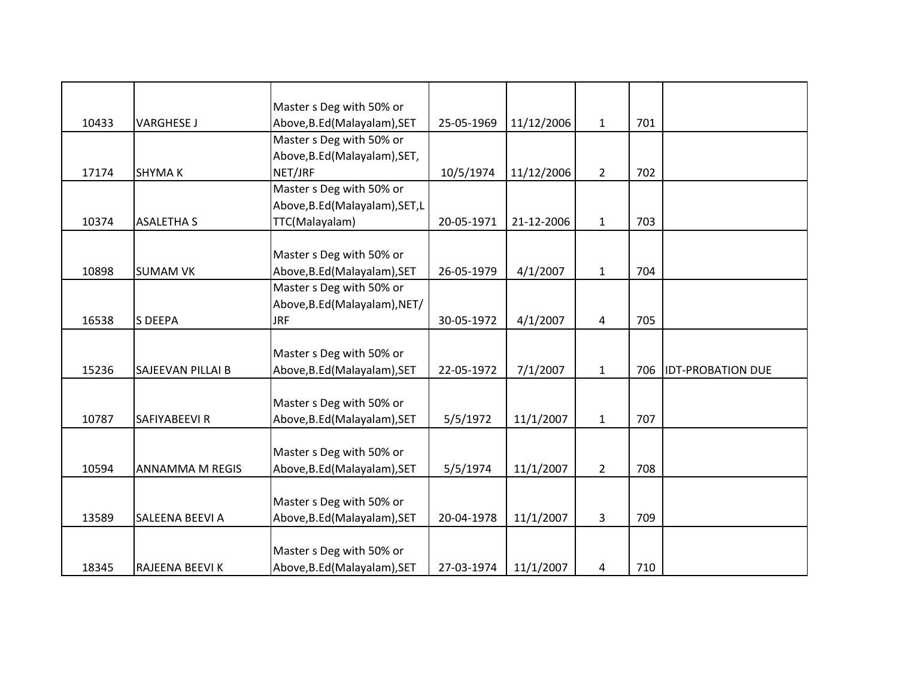| | | | | | | | |
|---|---|---|---|---|---|---|---|
| 10433 | VARGHESE J | Master s Deg with 50% or Above,B.Ed(Malayalam),SET | 25-05-1969 | 11/12/2006 | 1 | 701 | |
| 17174 | SHYMA K | Master s Deg with 50% or Above,B.Ed(Malayalam),SET, NET/JRF | 10/5/1974 | 11/12/2006 | 2 | 702 | |
| 10374 | ASALETHA S | Master s Deg with 50% or Above,B.Ed(Malayalam),SET,L TTC(Malayalam) | 20-05-1971 | 21-12-2006 | 1 | 703 | |
| 10898 | SUMAM VK | Master s Deg with 50% or Above,B.Ed(Malayalam),SET | 26-05-1979 | 4/1/2007 | 1 | 704 | |
| 16538 | S DEEPA | Master s Deg with 50% or Above,B.Ed(Malayalam),NET/ JRF | 30-05-1972 | 4/1/2007 | 4 | 705 | |
| 15236 | SAJEEVAN PILLAI B | Master s Deg with 50% or Above,B.Ed(Malayalam),SET | 22-05-1972 | 7/1/2007 | 1 | 706 | IDT-PROBATION DUE |
| 10787 | SAFIYABEEVI R | Master s Deg with 50% or Above,B.Ed(Malayalam),SET | 5/5/1972 | 11/1/2007 | 1 | 707 | |
| 10594 | ANNAMMA M REGIS | Master s Deg with 50% or Above,B.Ed(Malayalam),SET | 5/5/1974 | 11/1/2007 | 2 | 708 | |
| 13589 | SALEENA BEEVI A | Master s Deg with 50% or Above,B.Ed(Malayalam),SET | 20-04-1978 | 11/1/2007 | 3 | 709 | |
| 18345 | RAJEENA BEEVI K | Master s Deg with 50% or Above,B.Ed(Malayalam),SET | 27-03-1974 | 11/1/2007 | 4 | 710 | |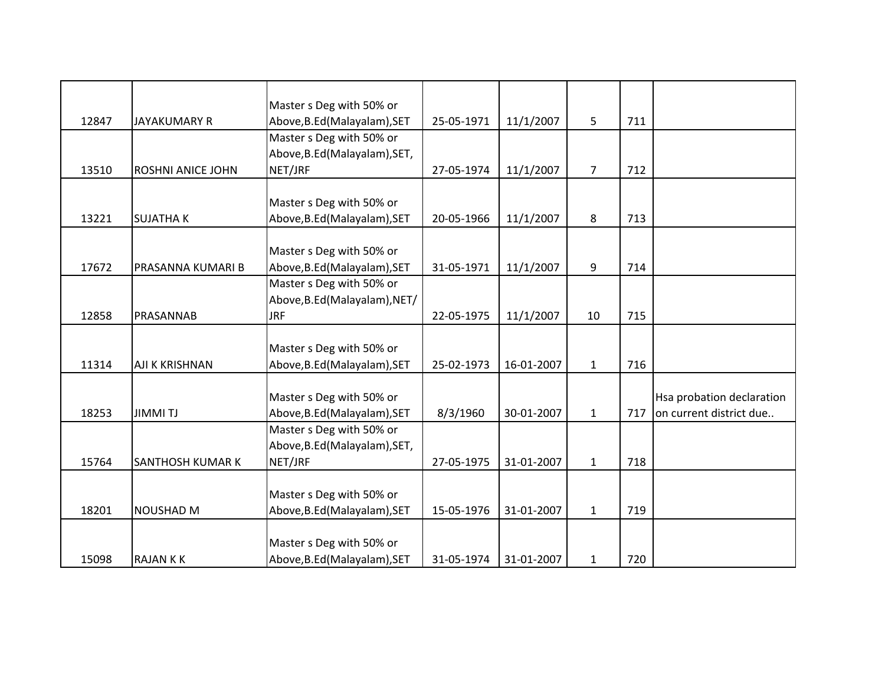| | | | | | | | |
|---|---|---|---|---|---|---|---|
| 12847 | JAYAKUMARY R | Master s Deg with 50% or Above,B.Ed(Malayalam),SET | 25-05-1971 | 11/1/2007 | 5 | 711 | |
| 13510 | ROSHNI ANICE JOHN | Master s Deg with 50% or Above,B.Ed(Malayalam),SET, NET/JRF | 27-05-1974 | 11/1/2007 | 7 | 712 | |
| 13221 | SUJATHA K | Master s Deg with 50% or Above,B.Ed(Malayalam),SET | 20-05-1966 | 11/1/2007 | 8 | 713 | |
| 17672 | PRASANNA KUMARI B | Master s Deg with 50% or Above,B.Ed(Malayalam),SET | 31-05-1971 | 11/1/2007 | 9 | 714 | |
| 12858 | PRASANNAB | Master s Deg with 50% or Above,B.Ed(Malayalam),NET/ JRF | 22-05-1975 | 11/1/2007 | 10 | 715 | |
| 11314 | AJI K KRISHNAN | Master s Deg with 50% or Above,B.Ed(Malayalam),SET | 25-02-1973 | 16-01-2007 | 1 | 716 | |
| 18253 | JIMMI TJ | Master s Deg with 50% or Above,B.Ed(Malayalam),SET | 8/3/1960 | 30-01-2007 | 1 | 717 | Hsa probation declaration on current district due.. |
| 15764 | SANTHOSH KUMAR K | Master s Deg with 50% or Above,B.Ed(Malayalam),SET, NET/JRF | 27-05-1975 | 31-01-2007 | 1 | 718 | |
| 18201 | NOUSHAD M | Master s Deg with 50% or Above,B.Ed(Malayalam),SET | 15-05-1976 | 31-01-2007 | 1 | 719 | |
| 15098 | RAJAN K K | Master s Deg with 50% or Above,B.Ed(Malayalam),SET | 31-05-1974 | 31-01-2007 | 1 | 720 | |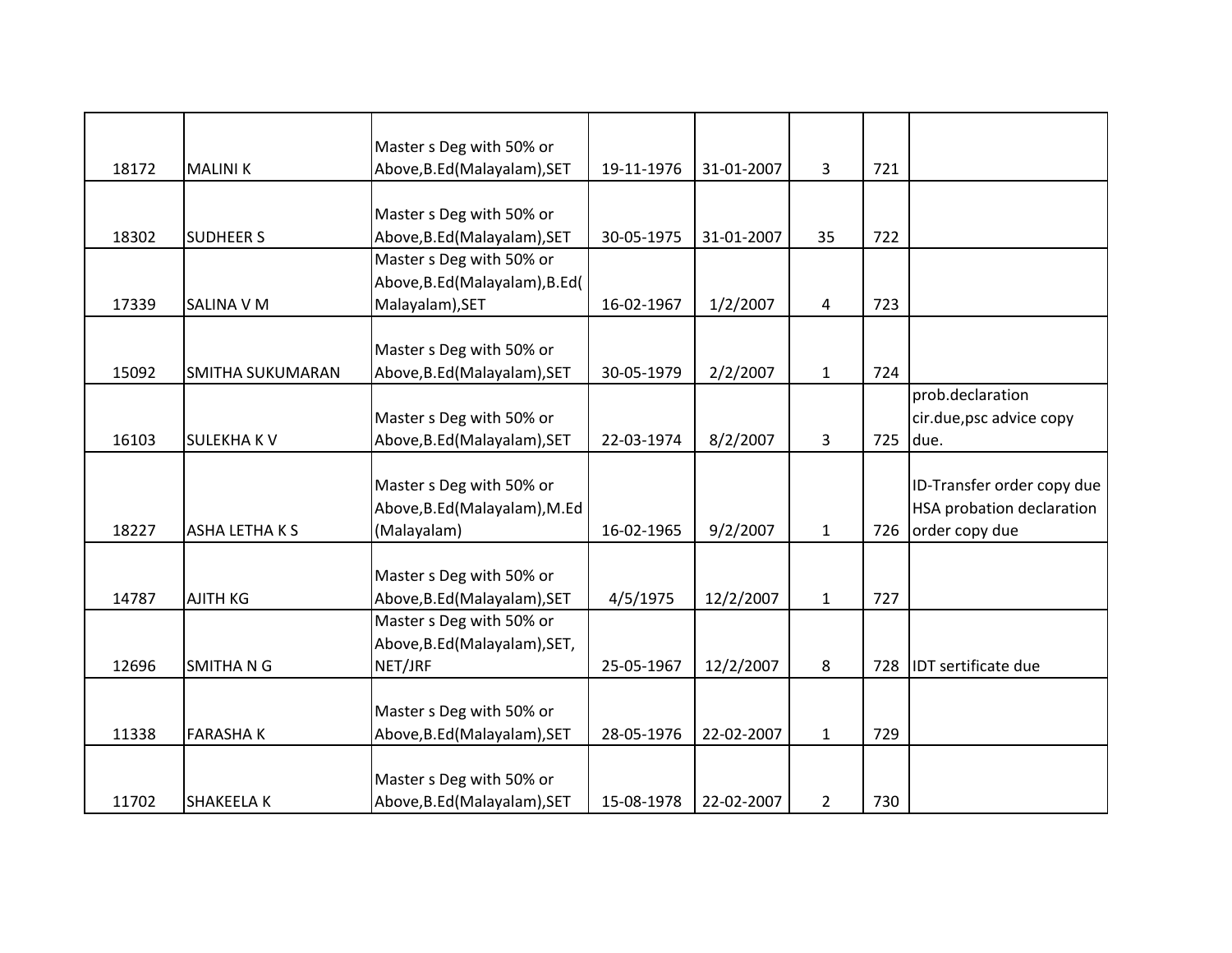| | | | | | | | |
|---|---|---|---|---|---|---|---|
| 18172 | MALINI K | Master s Deg with 50% or Above,B.Ed(Malayalam),SET | 19-11-1976 | 31-01-2007 | 3 | 721 | |
| 18302 | SUDHEER S | Master s Deg with 50% or Above,B.Ed(Malayalam),SET | 30-05-1975 | 31-01-2007 | 35 | 722 | |
| 17339 | SALINA V M | Master s Deg with 50% or Above,B.Ed(Malayalam),B.Ed(Malayalam),SET | 16-02-1967 | 1/2/2007 | 4 | 723 | |
| 15092 | SMITHA SUKUMARAN | Master s Deg with 50% or Above,B.Ed(Malayalam),SET | 30-05-1979 | 2/2/2007 | 1 | 724 | |
| 16103 | SULEKHA K V | Master s Deg with 50% or Above,B.Ed(Malayalam),SET | 22-03-1974 | 8/2/2007 | 3 | 725 | prob.declaration cir.due,psc advice copy due. |
| 18227 | ASHA LETHA K S | Master s Deg with 50% or Above,B.Ed(Malayalam),M.Ed (Malayalam) | 16-02-1965 | 9/2/2007 | 1 | 726 | ID-Transfer order copy due HSA probation declaration order copy due |
| 14787 | AJITH KG | Master s Deg with 50% or Above,B.Ed(Malayalam),SET | 4/5/1975 | 12/2/2007 | 1 | 727 | |
| 12696 | SMITHA N G | Master s Deg with 50% or Above,B.Ed(Malayalam),SET, NET/JRF | 25-05-1967 | 12/2/2007 | 8 | 728 | IDT sertificate due |
| 11338 | FARASHA K | Master s Deg with 50% or Above,B.Ed(Malayalam),SET | 28-05-1976 | 22-02-2007 | 1 | 729 | |
| 11702 | SHAKEELA K | Master s Deg with 50% or Above,B.Ed(Malayalam),SET | 15-08-1978 | 22-02-2007 | 2 | 730 | |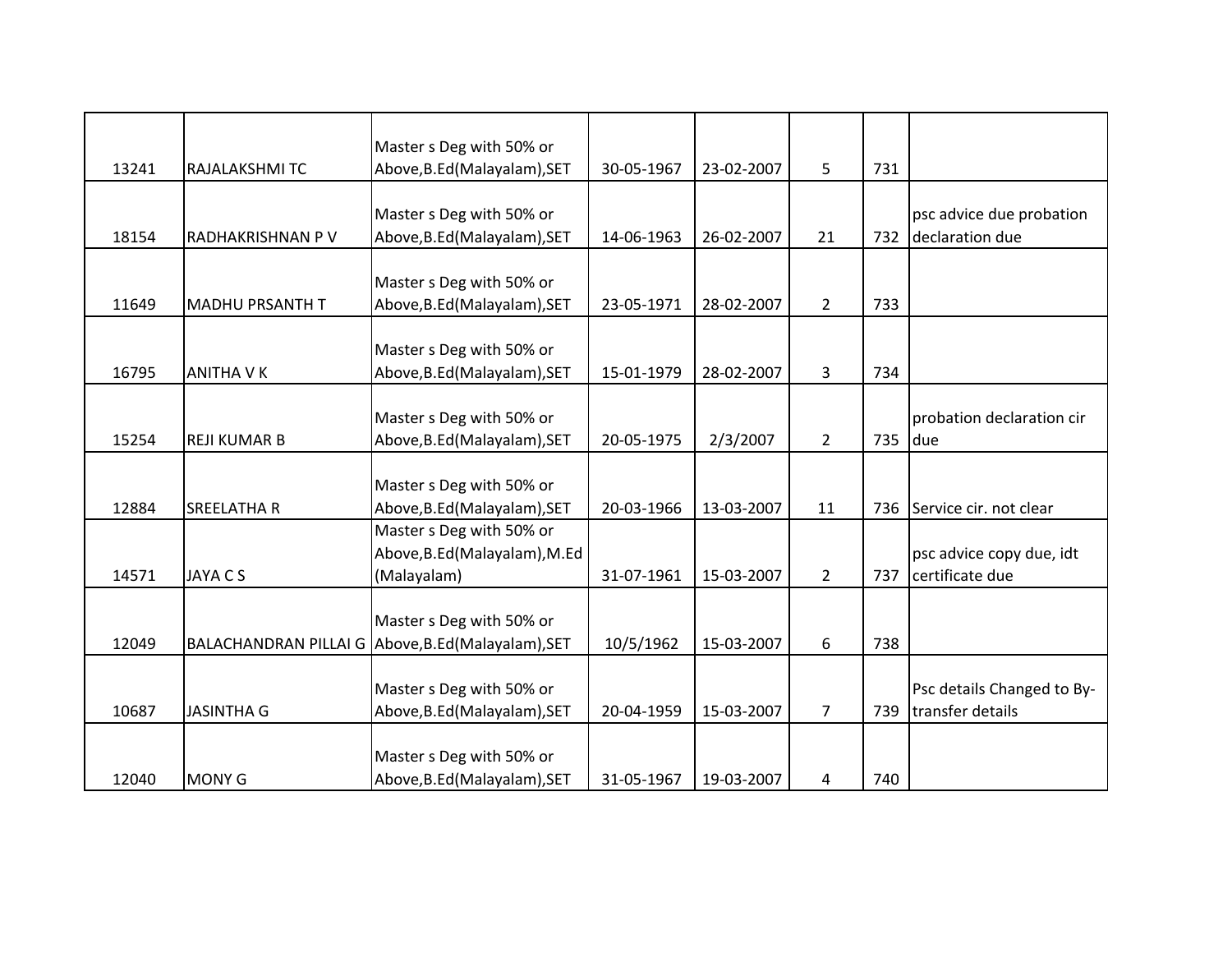| | | | | | | | |
|---|---|---|---|---|---|---|---|
| 13241 | RAJALAKSHMI TC | Master s Deg with 50% or Above,B.Ed(Malayalam),SET | 30-05-1967 | 23-02-2007 | 5 | 731 | |
| 18154 | RADHAKRISHNAN P V | Master s Deg with 50% or Above,B.Ed(Malayalam),SET | 14-06-1963 | 26-02-2007 | 21 | 732 | psc advice due probation declaration due |
| 11649 | MADHU PRSANTH T | Master s Deg with 50% or Above,B.Ed(Malayalam),SET | 23-05-1971 | 28-02-2007 | 2 | 733 | |
| 16795 | ANITHA V K | Master s Deg with 50% or Above,B.Ed(Malayalam),SET | 15-01-1979 | 28-02-2007 | 3 | 734 | |
| 15254 | REJI KUMAR B | Master s Deg with 50% or Above,B.Ed(Malayalam),SET | 20-05-1975 | 2/3/2007 | 2 | 735 | probation declaration cir due |
| 12884 | SREELATHA R | Master s Deg with 50% or Above,B.Ed(Malayalam),SET | 20-03-1966 | 13-03-2007 | 11 | 736 | Service cir. not clear |
| 14571 | JAYA C S | Master s Deg with 50% or Above,B.Ed(Malayalam),M.Ed (Malayalam) | 31-07-1961 | 15-03-2007 | 2 | 737 | psc advice copy due, idt certificate due |
| 12049 | BALACHANDRAN PILLAI G | Master s Deg with 50% or Above,B.Ed(Malayalam),SET | 10/5/1962 | 15-03-2007 | 6 | 738 | |
| 10687 | JASINTHA G | Master s Deg with 50% or Above,B.Ed(Malayalam),SET | 20-04-1959 | 15-03-2007 | 7 | 739 | Psc details Changed to By-transfer details |
| 12040 | MONY G | Master s Deg with 50% or Above,B.Ed(Malayalam),SET | 31-05-1967 | 19-03-2007 | 4 | 740 | |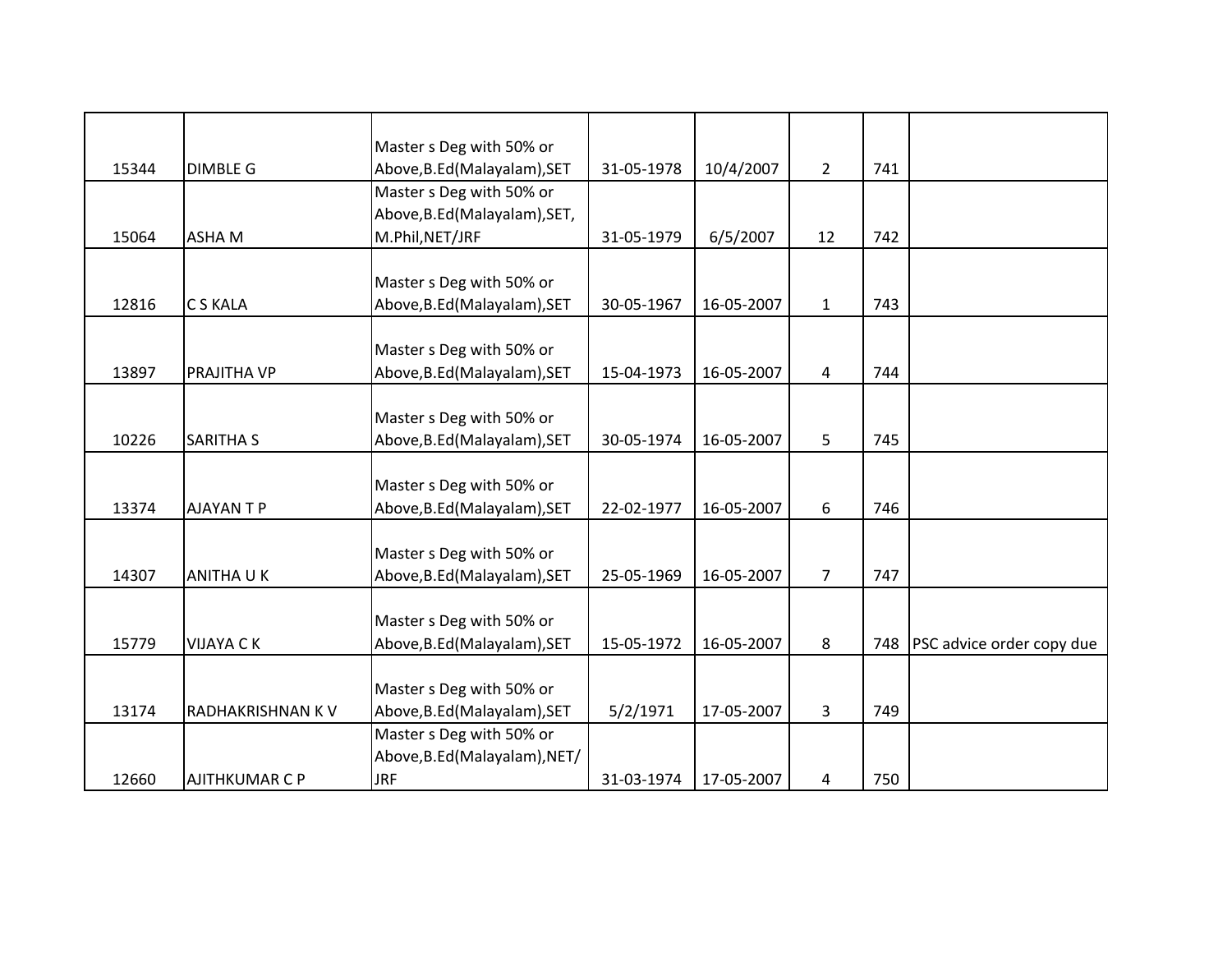| | | | | | | | |
|---|---|---|---|---|---|---|---|
| 15344 | DIMBLE G | Master s Deg with 50% or Above,B.Ed(Malayalam),SET | 31-05-1978 | 10/4/2007 | 2 | 741 | |
| 15064 | ASHA M | Master s Deg with 50% or Above,B.Ed(Malayalam),SET, M.Phil,NET/JRF | 31-05-1979 | 6/5/2007 | 12 | 742 | |
| 12816 | C S KALA | Master s Deg with 50% or Above,B.Ed(Malayalam),SET | 30-05-1967 | 16-05-2007 | 1 | 743 | |
| 13897 | PRAJITHA VP | Master s Deg with 50% or Above,B.Ed(Malayalam),SET | 15-04-1973 | 16-05-2007 | 4 | 744 | |
| 10226 | SARITHA S | Master s Deg with 50% or Above,B.Ed(Malayalam),SET | 30-05-1974 | 16-05-2007 | 5 | 745 | |
| 13374 | AJAYAN T P | Master s Deg with 50% or Above,B.Ed(Malayalam),SET | 22-02-1977 | 16-05-2007 | 6 | 746 | |
| 14307 | ANITHA U K | Master s Deg with 50% or Above,B.Ed(Malayalam),SET | 25-05-1969 | 16-05-2007 | 7 | 747 | |
| 15779 | VIJAYA C K | Master s Deg with 50% or Above,B.Ed(Malayalam),SET | 15-05-1972 | 16-05-2007 | 8 | 748 | PSC advice order copy due |
| 13174 | RADHAKRISHNAN K V | Master s Deg with 50% or Above,B.Ed(Malayalam),SET | 5/2/1971 | 17-05-2007 | 3 | 749 | |
| 12660 | AJITHKUMAR C P | Master s Deg with 50% or Above,B.Ed(Malayalam),NET/ JRF | 31-03-1974 | 17-05-2007 | 4 | 750 | |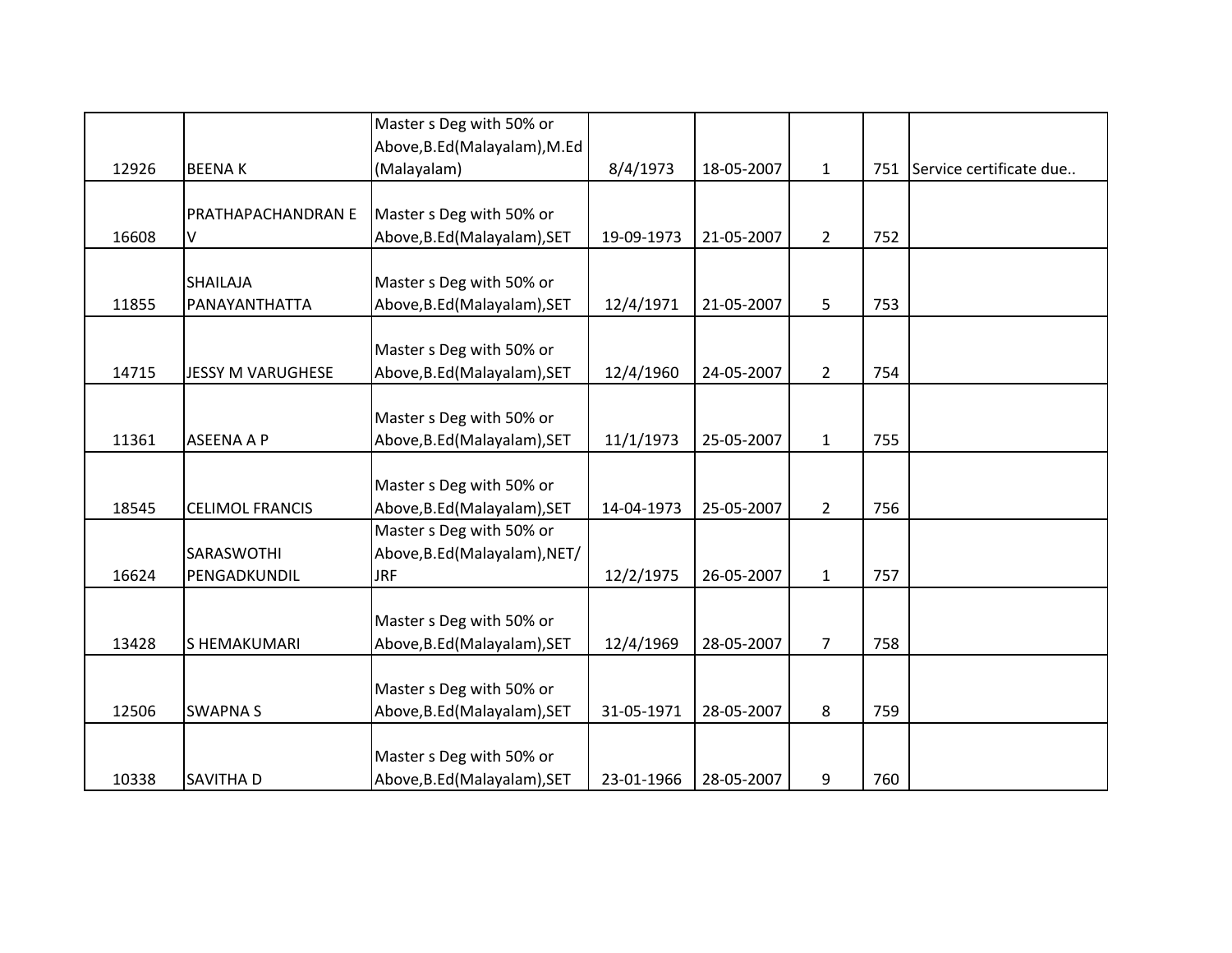| | | | | | | | |
|---|---|---|---|---|---|---|---|
| 12926 | BEENA K | Master s Deg with 50% or Above,B.Ed(Malayalam),M.Ed (Malayalam) | 8/4/1973 | 18-05-2007 | 1 | 751 | Service certificate due.. |
| 16608 | PRATHAPACHANDRAN E V | Master s Deg with 50% or Above,B.Ed(Malayalam),SET | 19-09-1973 | 21-05-2007 | 2 | 752 | |
| 11855 | SHAILAJA PANAYANTHATTA | Master s Deg with 50% or Above,B.Ed(Malayalam),SET | 12/4/1971 | 21-05-2007 | 5 | 753 | |
| 14715 | JESSY M VARUGHESE | Master s Deg with 50% or Above,B.Ed(Malayalam),SET | 12/4/1960 | 24-05-2007 | 2 | 754 | |
| 11361 | ASEENA A P | Master s Deg with 50% or Above,B.Ed(Malayalam),SET | 11/1/1973 | 25-05-2007 | 1 | 755 | |
| 18545 | CELIMOL FRANCIS | Master s Deg with 50% or Above,B.Ed(Malayalam),SET | 14-04-1973 | 25-05-2007 | 2 | 756 | |
| 16624 | SARASWOTHI PENGADKUNDIL | Master s Deg with 50% or Above,B.Ed(Malayalam),NET/ JRF | 12/2/1975 | 26-05-2007 | 1 | 757 | |
| 13428 | S HEMAKUMARI | Master s Deg with 50% or Above,B.Ed(Malayalam),SET | 12/4/1969 | 28-05-2007 | 7 | 758 | |
| 12506 | SWAPNA S | Master s Deg with 50% or Above,B.Ed(Malayalam),SET | 31-05-1971 | 28-05-2007 | 8 | 759 | |
| 10338 | SAVITHA D | Master s Deg with 50% or Above,B.Ed(Malayalam),SET | 23-01-1966 | 28-05-2007 | 9 | 760 | |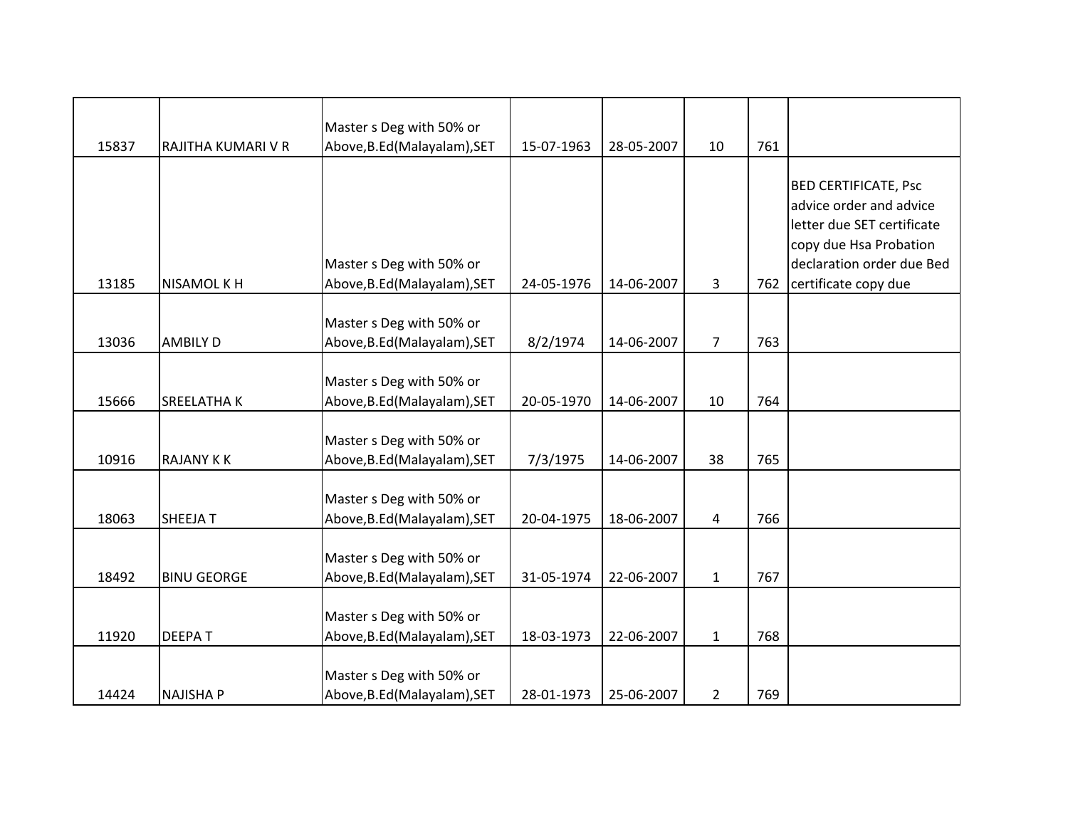| | | | | | | | |
|---|---|---|---|---|---|---|---|
| 15837 | RAJITHA KUMARI V R | Master s Deg with 50% or Above,B.Ed(Malayalam),SET | 15-07-1963 | 28-05-2007 | 10 | 761 | |
| 13185 | NISAMOL K H | Master s Deg with 50% or Above,B.Ed(Malayalam),SET | 24-05-1976 | 14-06-2007 | 3 | 762 | BED CERTIFICATE, Psc advice order and advice letter due SET certificate copy due Hsa Probation declaration order due Bed certificate copy due |
| 13036 | AMBILY D | Master s Deg with 50% or Above,B.Ed(Malayalam),SET | 8/2/1974 | 14-06-2007 | 7 | 763 | |
| 15666 | SREELATHA K | Master s Deg with 50% or Above,B.Ed(Malayalam),SET | 20-05-1970 | 14-06-2007 | 10 | 764 | |
| 10916 | RAJANY K K | Master s Deg with 50% or Above,B.Ed(Malayalam),SET | 7/3/1975 | 14-06-2007 | 38 | 765 | |
| 18063 | SHEEJA T | Master s Deg with 50% or Above,B.Ed(Malayalam),SET | 20-04-1975 | 18-06-2007 | 4 | 766 | |
| 18492 | BINU GEORGE | Master s Deg with 50% or Above,B.Ed(Malayalam),SET | 31-05-1974 | 22-06-2007 | 1 | 767 | |
| 11920 | DEEPA T | Master s Deg with 50% or Above,B.Ed(Malayalam),SET | 18-03-1973 | 22-06-2007 | 1 | 768 | |
| 14424 | NAJISHA P | Master s Deg with 50% or Above,B.Ed(Malayalam),SET | 28-01-1973 | 25-06-2007 | 2 | 769 | |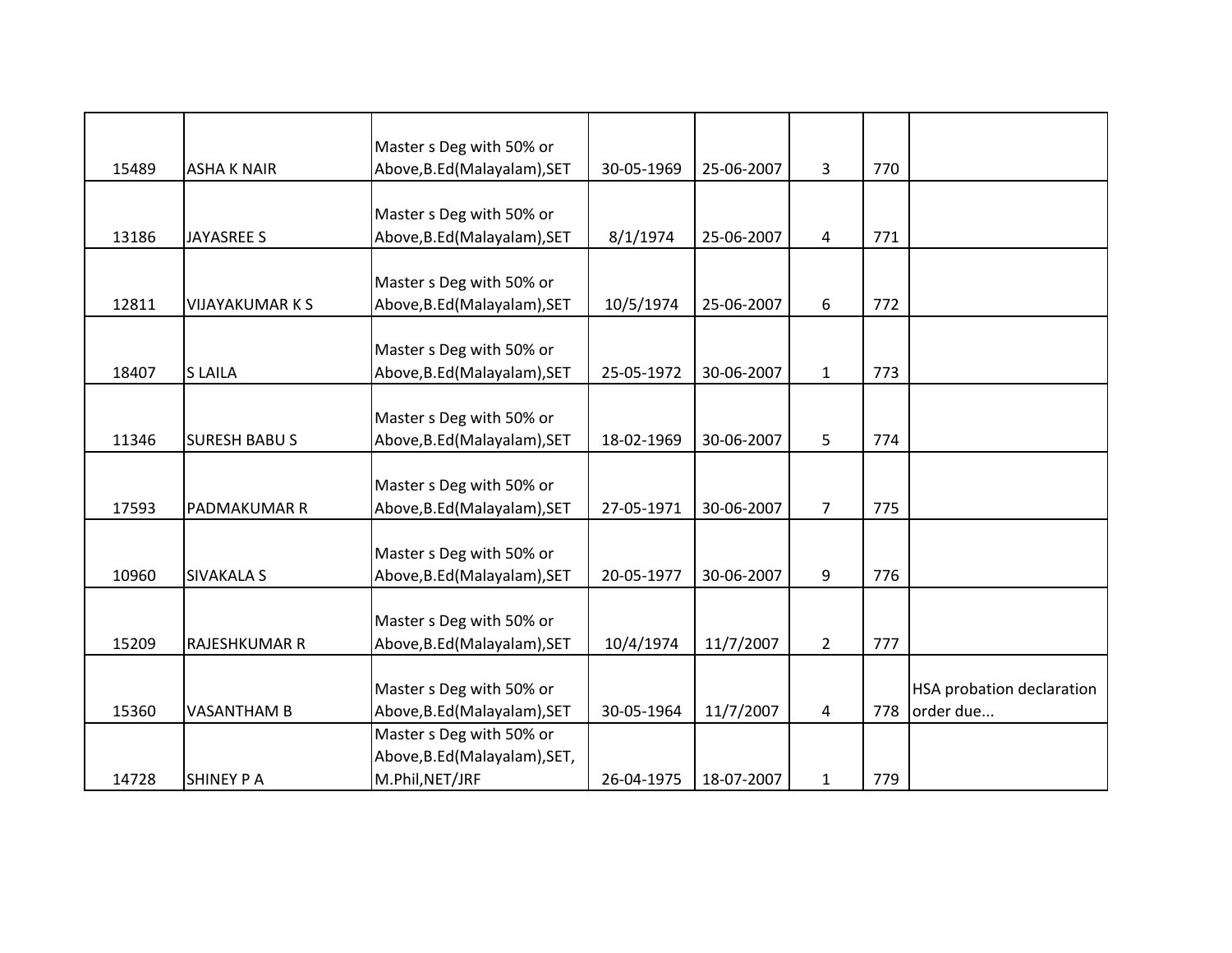| | | | | | | | |
|---|---|---|---|---|---|---|---|
| 15489 | ASHA K NAIR | Master s Deg with 50% or Above,B.Ed(Malayalam),SET | 30-05-1969 | 25-06-2007 | 3 | 770 | |
| 13186 | JAYASREE S | Master s Deg with 50% or Above,B.Ed(Malayalam),SET | 8/1/1974 | 25-06-2007 | 4 | 771 | |
| 12811 | VIJAYAKUMAR K S | Master s Deg with 50% or Above,B.Ed(Malayalam),SET | 10/5/1974 | 25-06-2007 | 6 | 772 | |
| 18407 | S LAILA | Master s Deg with 50% or Above,B.Ed(Malayalam),SET | 25-05-1972 | 30-06-2007 | 1 | 773 | |
| 11346 | SURESH BABU S | Master s Deg with 50% or Above,B.Ed(Malayalam),SET | 18-02-1969 | 30-06-2007 | 5 | 774 | |
| 17593 | PADMAKUMAR R | Master s Deg with 50% or Above,B.Ed(Malayalam),SET | 27-05-1971 | 30-06-2007 | 7 | 775 | |
| 10960 | SIVAKALA S | Master s Deg with 50% or Above,B.Ed(Malayalam),SET | 20-05-1977 | 30-06-2007 | 9 | 776 | |
| 15209 | RAJESHKUMAR R | Master s Deg with 50% or Above,B.Ed(Malayalam),SET | 10/4/1974 | 11/7/2007 | 2 | 777 | |
| 15360 | VASANTHAM B | Master s Deg with 50% or Above,B.Ed(Malayalam),SET | 30-05-1964 | 11/7/2007 | 4 | 778 | HSA probation declaration order due... |
| 14728 | SHINEY P A | Master s Deg with 50% or Above,B.Ed(Malayalam),SET, M.Phil,NET/JRF | 26-04-1975 | 18-07-2007 | 1 | 779 | |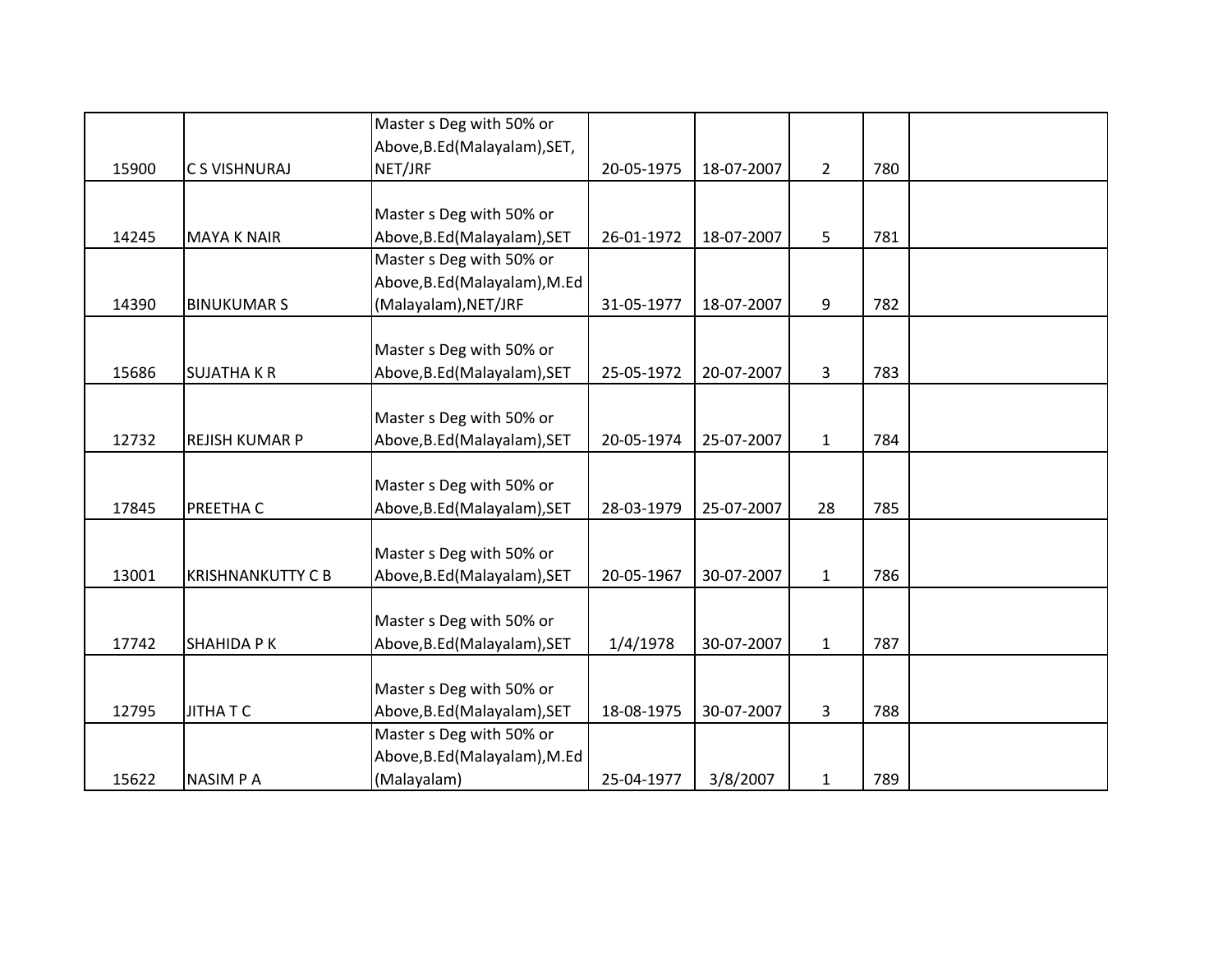| | | | | | | | |
|---|---|---|---|---|---|---|---|
| 15900 | C S VISHNURAJ | Master s Deg with 50% or Above,B.Ed(Malayalam),SET, NET/JRF | 20-05-1975 | 18-07-2007 | 2 | 780 | |
| 14245 | MAYA K NAIR | Master s Deg with 50% or Above,B.Ed(Malayalam),SET | 26-01-1972 | 18-07-2007 | 5 | 781 | |
| 14390 | BINUKUMAR S | Master s Deg with 50% or Above,B.Ed(Malayalam),M.Ed (Malayalam),NET/JRF | 31-05-1977 | 18-07-2007 | 9 | 782 | |
| 15686 | SUJATHA K R | Master s Deg with 50% or Above,B.Ed(Malayalam),SET | 25-05-1972 | 20-07-2007 | 3 | 783 | |
| 12732 | REJISH KUMAR P | Master s Deg with 50% or Above,B.Ed(Malayalam),SET | 20-05-1974 | 25-07-2007 | 1 | 784 | |
| 17845 | PREETHA C | Master s Deg with 50% or Above,B.Ed(Malayalam),SET | 28-03-1979 | 25-07-2007 | 28 | 785 | |
| 13001 | KRISHNANKUTTY C B | Master s Deg with 50% or Above,B.Ed(Malayalam),SET | 20-05-1967 | 30-07-2007 | 1 | 786 | |
| 17742 | SHAHIDA P K | Master s Deg with 50% or Above,B.Ed(Malayalam),SET | 1/4/1978 | 30-07-2007 | 1 | 787 | |
| 12795 | JITHA T C | Master s Deg with 50% or Above,B.Ed(Malayalam),SET | 18-08-1975 | 30-07-2007 | 3 | 788 | |
| 15622 | NASIM P A | Master s Deg with 50% or Above,B.Ed(Malayalam),M.Ed (Malayalam) | 25-04-1977 | 3/8/2007 | 1 | 789 | |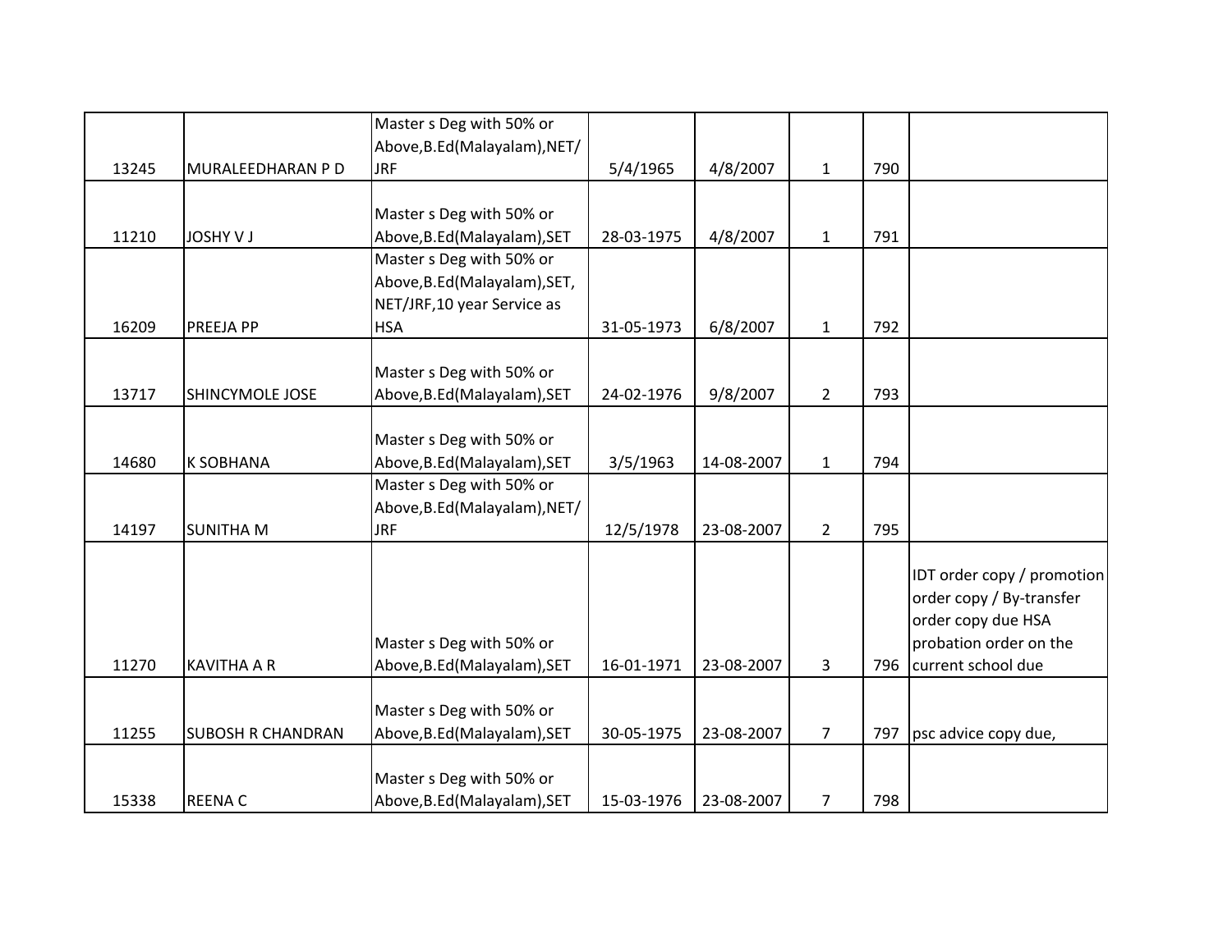| | | | | | | | |
|---|---|---|---|---|---|---|---|
| 13245 | MURALEEDHARAN P D | Master s Deg with 50% or Above,B.Ed(Malayalam),NET/JRF | 5/4/1965 | 4/8/2007 | 1 | 790 | |
| 11210 | JOSHY V J | Master s Deg with 50% or Above,B.Ed(Malayalam),SET | 28-03-1975 | 4/8/2007 | 1 | 791 | |
| 16209 | PREEJA PP | Master s Deg with 50% or Above,B.Ed(Malayalam),SET, NET/JRF,10 year Service as HSA | 31-05-1973 | 6/8/2007 | 1 | 792 | |
| 13717 | SHINCYMOLE JOSE | Master s Deg with 50% or Above,B.Ed(Malayalam),SET | 24-02-1976 | 9/8/2007 | 2 | 793 | |
| 14680 | K SOBHANA | Master s Deg with 50% or Above,B.Ed(Malayalam),SET | 3/5/1963 | 14-08-2007 | 1 | 794 | |
| 14197 | SUNITHA M | Master s Deg with 50% or Above,B.Ed(Malayalam),NET/JRF | 12/5/1978 | 23-08-2007 | 2 | 795 | |
| 11270 | KAVITHA A R | Master s Deg with 50% or Above,B.Ed(Malayalam),SET | 16-01-1971 | 23-08-2007 | 3 | 796 | IDT order copy / promotion order copy / By-transfer order copy due HSA probation order on the current school due |
| 11255 | SUBOSH R CHANDRAN | Master s Deg with 50% or Above,B.Ed(Malayalam),SET | 30-05-1975 | 23-08-2007 | 7 | 797 | psc advice copy due, |
| 15338 | REENA C | Master s Deg with 50% or Above,B.Ed(Malayalam),SET | 15-03-1976 | 23-08-2007 | 7 | 798 | |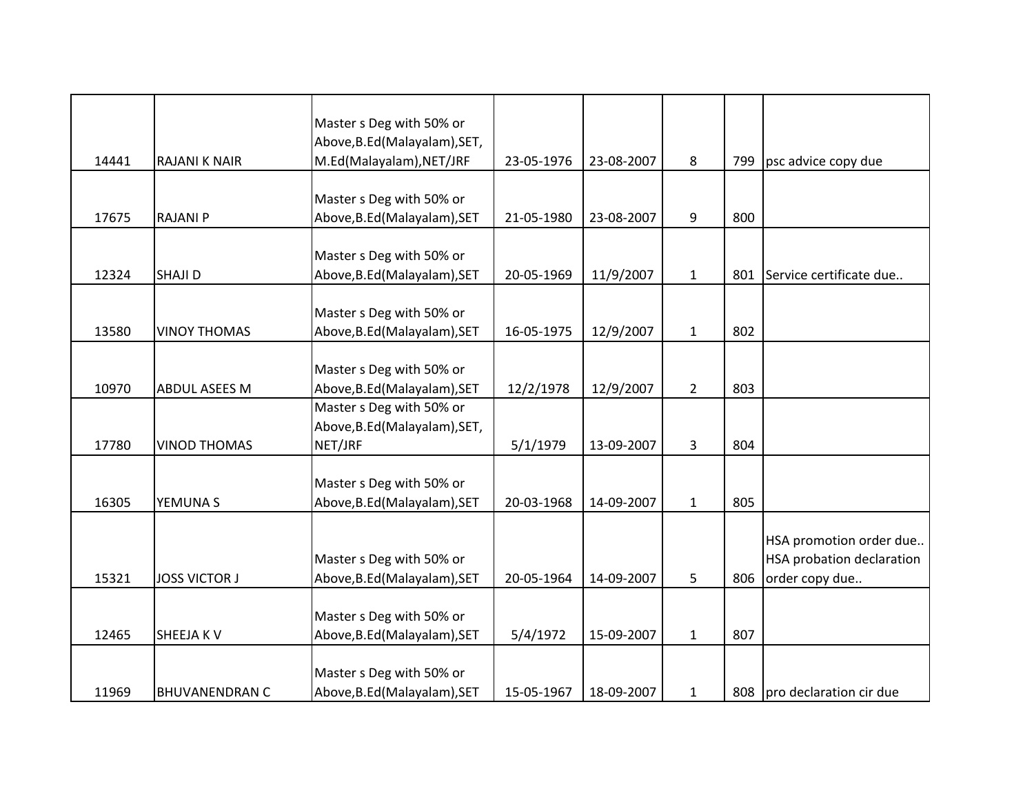| | | | | | | | |
|---|---|---|---|---|---|---|---|
| 14441 | RAJANI K NAIR | Master s Deg with 50% or Above,B.Ed(Malayalam),SET, M.Ed(Malayalam),NET/JRF | 23-05-1976 | 23-08-2007 | 8 | 799 | psc advice copy due |
| 17675 | RAJANI P | Master s Deg with 50% or Above,B.Ed(Malayalam),SET | 21-05-1980 | 23-08-2007 | 9 | 800 | |
| 12324 | SHAJI D | Master s Deg with 50% or Above,B.Ed(Malayalam),SET | 20-05-1969 | 11/9/2007 | 1 | 801 | Service certificate due.. |
| 13580 | VINOY THOMAS | Master s Deg with 50% or Above,B.Ed(Malayalam),SET | 16-05-1975 | 12/9/2007 | 1 | 802 | |
| 10970 | ABDUL ASEES M | Master s Deg with 50% or Above,B.Ed(Malayalam),SET | 12/2/1978 | 12/9/2007 | 2 | 803 | |
| 17780 | VINOD THOMAS | Master s Deg with 50% or Above,B.Ed(Malayalam),SET, NET/JRF | 5/1/1979 | 13-09-2007 | 3 | 804 | |
| 16305 | YEMUNA S | Master s Deg with 50% or Above,B.Ed(Malayalam),SET | 20-03-1968 | 14-09-2007 | 1 | 805 | |
| 15321 | JOSS VICTOR J | Master s Deg with 50% or Above,B.Ed(Malayalam),SET | 20-05-1964 | 14-09-2007 | 5 | 806 | HSA promotion order due.. HSA probation declaration order copy due.. |
| 12465 | SHEEJA K V | Master s Deg with 50% or Above,B.Ed(Malayalam),SET | 5/4/1972 | 15-09-2007 | 1 | 807 | |
| 11969 | BHUVANENDRAN C | Master s Deg with 50% or Above,B.Ed(Malayalam),SET | 15-05-1967 | 18-09-2007 | 1 | 808 | pro declaration cir due |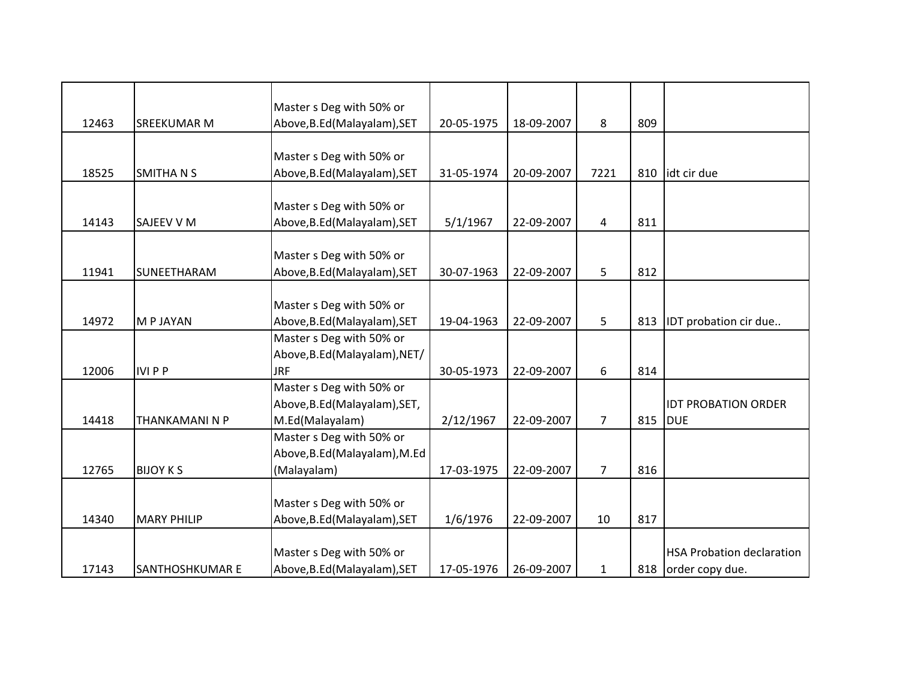| | | | | | | | |
|---|---|---|---|---|---|---|---|
| 12463 | SREEKUMAR M | Master s Deg with 50% or Above,B.Ed(Malayalam),SET | 20-05-1975 | 18-09-2007 | 8 | 809 | |
| 18525 | SMITHA N S | Master s Deg with 50% or Above,B.Ed(Malayalam),SET | 31-05-1974 | 20-09-2007 | 7221 | 810 | idt cir due |
| 14143 | SAJEEV V M | Master s Deg with 50% or Above,B.Ed(Malayalam),SET | 5/1/1967 | 22-09-2007 | 4 | 811 | |
| 11941 | SUNEETHARAM | Master s Deg with 50% or Above,B.Ed(Malayalam),SET | 30-07-1963 | 22-09-2007 | 5 | 812 | |
| 14972 | M P JAYAN | Master s Deg with 50% or Above,B.Ed(Malayalam),SET | 19-04-1963 | 22-09-2007 | 5 | 813 | IDT probation cir due.. |
| 12006 | IVI P P | Master s Deg with 50% or Above,B.Ed(Malayalam),NET/JRF | 30-05-1973 | 22-09-2007 | 6 | 814 | |
| 14418 | THANKAMANI N P | Master s Deg with 50% or Above,B.Ed(Malayalam),SET, M.Ed(Malayalam) | 2/12/1967 | 22-09-2007 | 7 | 815 | IDT PROBATION ORDER DUE |
| 12765 | BIJOY K S | Master s Deg with 50% or Above,B.Ed(Malayalam),M.Ed (Malayalam) | 17-03-1975 | 22-09-2007 | 7 | 816 | |
| 14340 | MARY PHILIP | Master s Deg with 50% or Above,B.Ed(Malayalam),SET | 1/6/1976 | 22-09-2007 | 10 | 817 | |
| 17143 | SANTHOSHKUMAR E | Master s Deg with 50% or Above,B.Ed(Malayalam),SET | 17-05-1976 | 26-09-2007 | 1 | 818 | HSA Probation declaration order copy due. |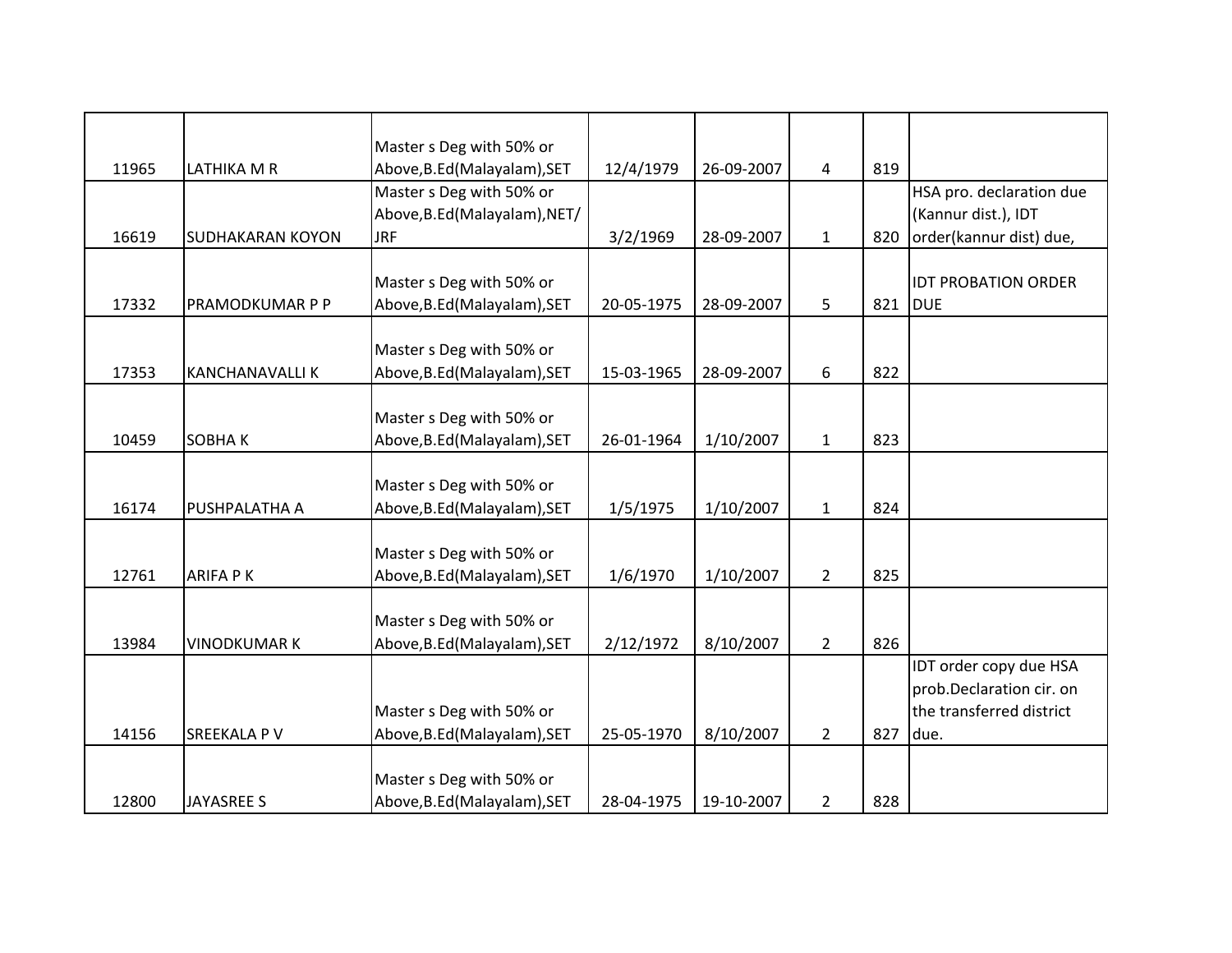|  |  |  |  |  |  |  |  |
|---|---|---|---|---|---|---|---|
| 11965 | LATHIKA M R | Master s Deg with 50% or Above,B.Ed(Malayalam),SET | 12/4/1979 | 26-09-2007 | 4 | 819 |  |
| 16619 | SUDHAKARAN KOYON | Master s Deg with 50% or Above,B.Ed(Malayalam),NET/JRF | 3/2/1969 | 28-09-2007 | 1 | 820 | HSA pro. declaration due (Kannur dist.), IDT order(kannur dist) due, |
| 17332 | PRAMODKUMAR P P | Master s Deg with 50% or Above,B.Ed(Malayalam),SET | 20-05-1975 | 28-09-2007 | 5 | 821 | IDT PROBATION ORDER DUE |
| 17353 | KANCHANAVALLI K | Master s Deg with 50% or Above,B.Ed(Malayalam),SET | 15-03-1965 | 28-09-2007 | 6 | 822 |  |
| 10459 | SOBHA K | Master s Deg with 50% or Above,B.Ed(Malayalam),SET | 26-01-1964 | 1/10/2007 | 1 | 823 |  |
| 16174 | PUSHPALATHA A | Master s Deg with 50% or Above,B.Ed(Malayalam),SET | 1/5/1975 | 1/10/2007 | 1 | 824 |  |
| 12761 | ARIFA P K | Master s Deg with 50% or Above,B.Ed(Malayalam),SET | 1/6/1970 | 1/10/2007 | 2 | 825 |  |
| 13984 | VINODKUMAR K | Master s Deg with 50% or Above,B.Ed(Malayalam),SET | 2/12/1972 | 8/10/2007 | 2 | 826 |  |
| 14156 | SREEKALA P V | Master s Deg with 50% or Above,B.Ed(Malayalam),SET | 25-05-1970 | 8/10/2007 | 2 | 827 | IDT order copy due HSA prob.Declaration cir. on the transferred district due. |
| 12800 | JAYASREE S | Master s Deg with 50% or Above,B.Ed(Malayalam),SET | 28-04-1975 | 19-10-2007 | 2 | 828 |  |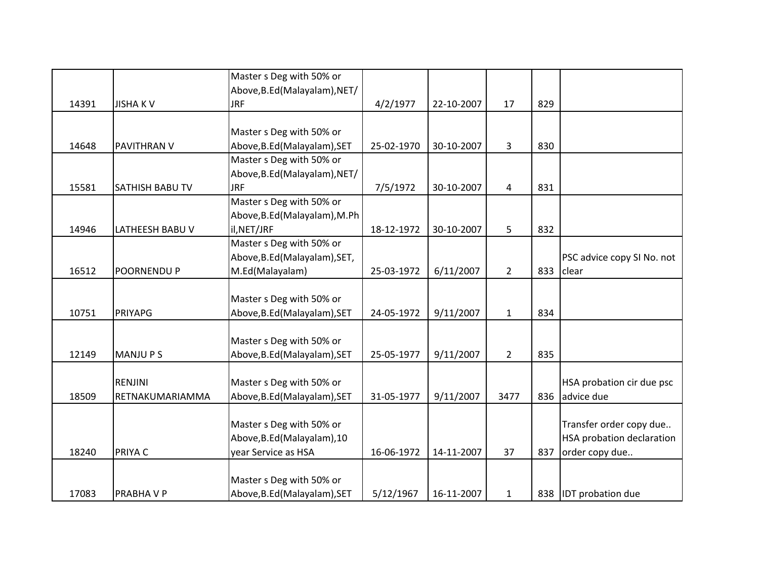| | | | | | | | |
|---|---|---|---|---|---|---|---|
| 14391 | JISHA K V | Master s Deg with 50% or Above,B.Ed(Malayalam),NET/JRF | 4/2/1977 | 22-10-2007 | 17 | 829 | |
| 14648 | PAVITHRAN V | Master s Deg with 50% or Above,B.Ed(Malayalam),SET | 25-02-1970 | 30-10-2007 | 3 | 830 | |
| 15581 | SATHISH BABU TV | Master s Deg with 50% or Above,B.Ed(Malayalam),NET/JRF | 7/5/1972 | 30-10-2007 | 4 | 831 | |
| 14946 | LATHEESH BABU V | Master s Deg with 50% or Above,B.Ed(Malayalam),M.Phil,NET/JRF | 18-12-1972 | 30-10-2007 | 5 | 832 | |
| 16512 | POORNENDU P | Master s Deg with 50% or Above,B.Ed(Malayalam),SET, M.Ed(Malayalam) | 25-03-1972 | 6/11/2007 | 2 | 833 | PSC advice copy SI No. not clear |
| 10751 | PRIYAPG | Master s Deg with 50% or Above,B.Ed(Malayalam),SET | 24-05-1972 | 9/11/2007 | 1 | 834 | |
| 12149 | MANJU P S | Master s Deg with 50% or Above,B.Ed(Malayalam),SET | 25-05-1977 | 9/11/2007 | 2 | 835 | |
| 18509 | RENJINI RETNAKUMARIAMMA | Master s Deg with 50% or Above,B.Ed(Malayalam),SET | 31-05-1977 | 9/11/2007 | 3477 | 836 | HSA probation cir due psc advice due |
| 18240 | PRIYA C | Master s Deg with 50% or Above,B.Ed(Malayalam),10 year Service as HSA | 16-06-1972 | 14-11-2007 | 37 | 837 | Transfer order copy due.. HSA probation declaration order copy due.. |
| 17083 | PRABHA V P | Master s Deg with 50% or Above,B.Ed(Malayalam),SET | 5/12/1967 | 16-11-2007 | 1 | 838 | IDT probation due |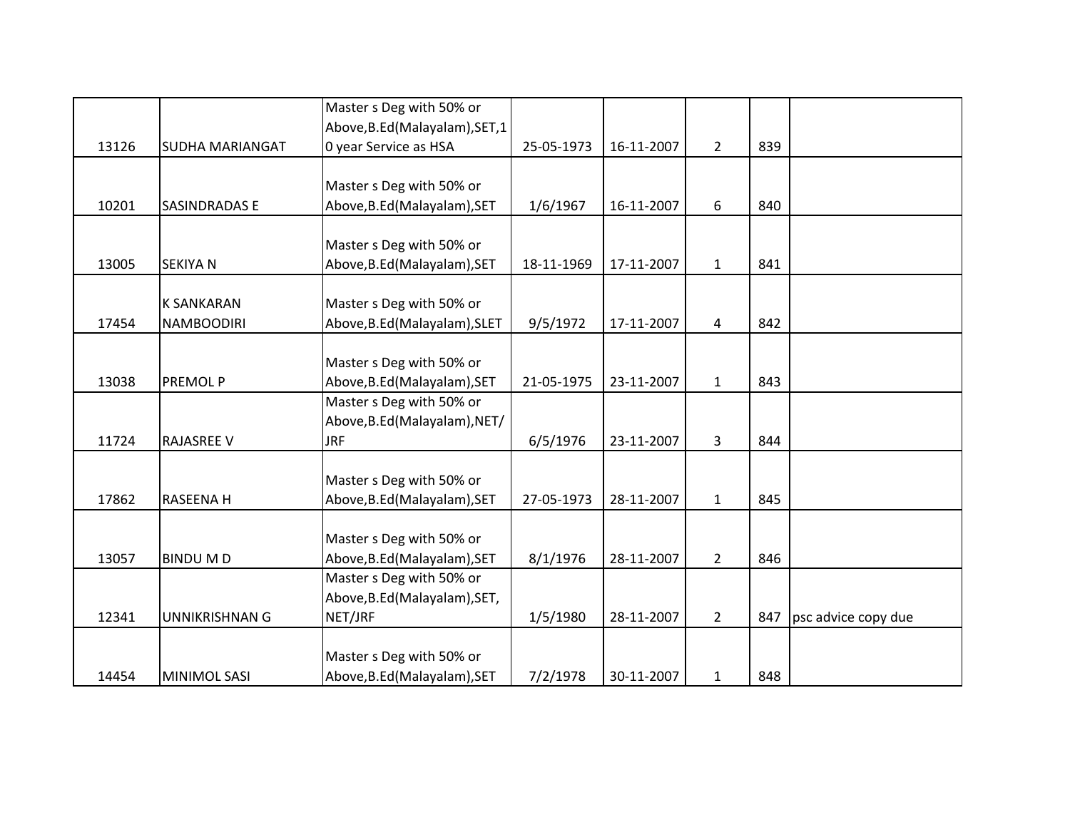| | | | | | | | |
|---|---|---|---|---|---|---|---|
| 13126 | SUDHA MARIANGAT | Master s Deg with 50% or Above,B.Ed(Malayalam),SET,10 year Service as HSA | 25-05-1973 | 16-11-2007 | 2 | 839 | |
| 10201 | SASINDRADAS E | Master s Deg with 50% or Above,B.Ed(Malayalam),SET | 1/6/1967 | 16-11-2007 | 6 | 840 | |
| 13005 | SEKIYA N | Master s Deg with 50% or Above,B.Ed(Malayalam),SET | 18-11-1969 | 17-11-2007 | 1 | 841 | |
| 17454 | K SANKARAN NAMBOODIRI | Master s Deg with 50% or Above,B.Ed(Malayalam),SLET | 9/5/1972 | 17-11-2007 | 4 | 842 | |
| 13038 | PREMOL P | Master s Deg with 50% or Above,B.Ed(Malayalam),SET | 21-05-1975 | 23-11-2007 | 1 | 843 | |
| 11724 | RAJASREE V | Master s Deg with 50% or Above,B.Ed(Malayalam),NET/JRF | 6/5/1976 | 23-11-2007 | 3 | 844 | |
| 17862 | RASEENA H | Master s Deg with 50% or Above,B.Ed(Malayalam),SET | 27-05-1973 | 28-11-2007 | 1 | 845 | |
| 13057 | BINDU M D | Master s Deg with 50% or Above,B.Ed(Malayalam),SET | 8/1/1976 | 28-11-2007 | 2 | 846 | |
| 12341 | UNNIKRISHNAN G | Master s Deg with 50% or Above,B.Ed(Malayalam),SET, NET/JRF | 1/5/1980 | 28-11-2007 | 2 | 847 | psc advice copy due |
| 14454 | MINIMOL SASI | Master s Deg with 50% or Above,B.Ed(Malayalam),SET | 7/2/1978 | 30-11-2007 | 1 | 848 | |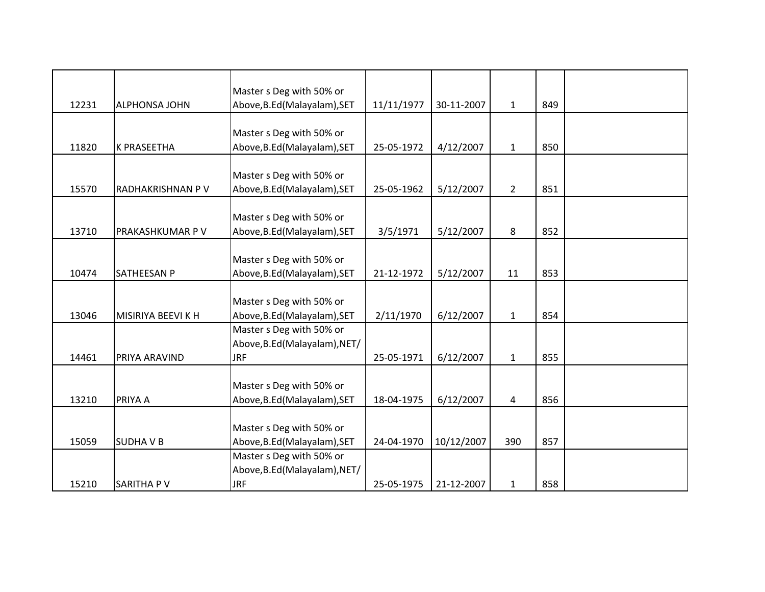| | | | | | | | |
|---|---|---|---|---|---|---|---|
| 12231 | ALPHONSA JOHN | Master s Deg with 50% or Above,B.Ed(Malayalam),SET | 11/11/1977 | 30-11-2007 | 1 | 849 | |
| 11820 | K PRASEETHA | Master s Deg with 50% or Above,B.Ed(Malayalam),SET | 25-05-1972 | 4/12/2007 | 1 | 850 | |
| 15570 | RADHAKRISHNAN P V | Master s Deg with 50% or Above,B.Ed(Malayalam),SET | 25-05-1962 | 5/12/2007 | 2 | 851 | |
| 13710 | PRAKASHKUMAR P V | Master s Deg with 50% or Above,B.Ed(Malayalam),SET | 3/5/1971 | 5/12/2007 | 8 | 852 | |
| 10474 | SATHEESAN P | Master s Deg with 50% or Above,B.Ed(Malayalam),SET | 21-12-1972 | 5/12/2007 | 11 | 853 | |
| 13046 | MISIRIYA BEEVI K H | Master s Deg with 50% or Above,B.Ed(Malayalam),SET | 2/11/1970 | 6/12/2007 | 1 | 854 | |
| 14461 | PRIYA ARAVIND | Master s Deg with 50% or Above,B.Ed(Malayalam),NET/JRF | 25-05-1971 | 6/12/2007 | 1 | 855 | |
| 13210 | PRIYA A | Master s Deg with 50% or Above,B.Ed(Malayalam),SET | 18-04-1975 | 6/12/2007 | 4 | 856 | |
| 15059 | SUDHA V B | Master s Deg with 50% or Above,B.Ed(Malayalam),SET | 24-04-1970 | 10/12/2007 | 390 | 857 | |
| 15210 | SARITHA P V | Master s Deg with 50% or Above,B.Ed(Malayalam),NET/JRF | 25-05-1975 | 21-12-2007 | 1 | 858 | |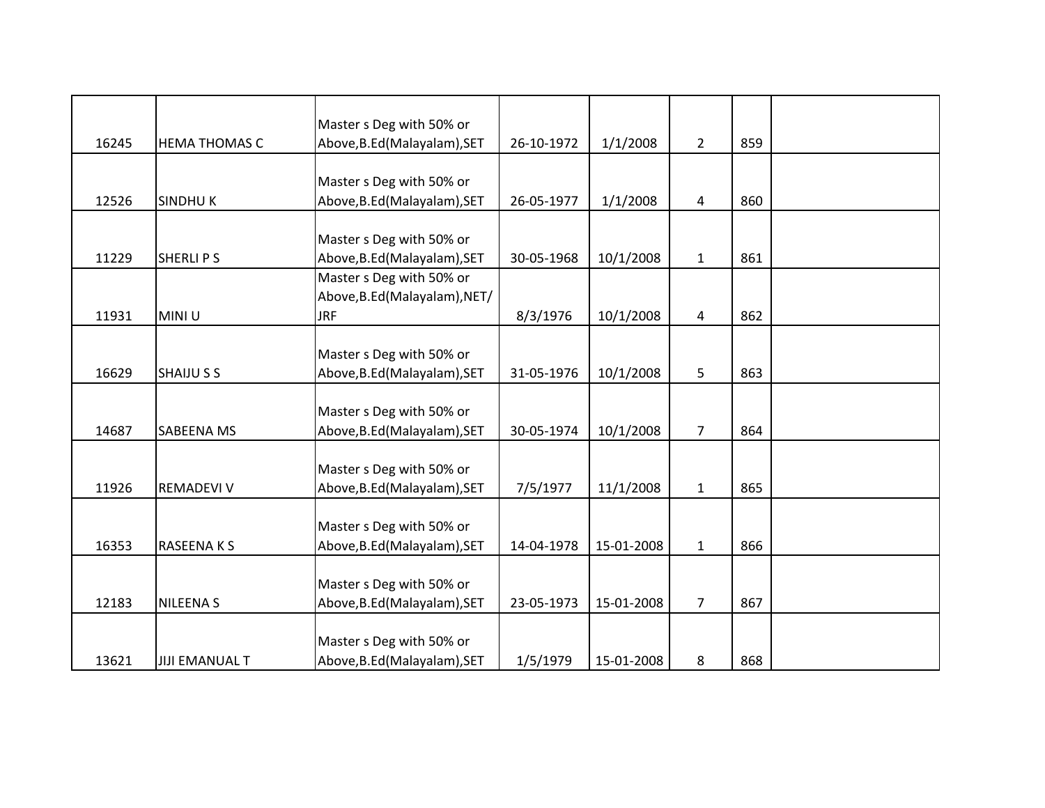| | | | | | | | |
|---|---|---|---|---|---|---|---|
| 16245 | HEMA THOMAS C | Master s Deg with 50% or Above,B.Ed(Malayalam),SET | 26-10-1972 | 1/1/2008 | 2 | 859 | |
| 12526 | SINDHU K | Master s Deg with 50% or Above,B.Ed(Malayalam),SET | 26-05-1977 | 1/1/2008 | 4 | 860 | |
| 11229 | SHERLI P S | Master s Deg with 50% or Above,B.Ed(Malayalam),SET | 30-05-1968 | 10/1/2008 | 1 | 861 | |
| 11931 | MINI U | Master s Deg with 50% or Above,B.Ed(Malayalam),NET/JRF | 8/3/1976 | 10/1/2008 | 4 | 862 | |
| 16629 | SHAIJU S S | Master s Deg with 50% or Above,B.Ed(Malayalam),SET | 31-05-1976 | 10/1/2008 | 5 | 863 | |
| 14687 | SABEENA MS | Master s Deg with 50% or Above,B.Ed(Malayalam),SET | 30-05-1974 | 10/1/2008 | 7 | 864 | |
| 11926 | REMADEVI V | Master s Deg with 50% or Above,B.Ed(Malayalam),SET | 7/5/1977 | 11/1/2008 | 1 | 865 | |
| 16353 | RASEENA K S | Master s Deg with 50% or Above,B.Ed(Malayalam),SET | 14-04-1978 | 15-01-2008 | 1 | 866 | |
| 12183 | NILEENA S | Master s Deg with 50% or Above,B.Ed(Malayalam),SET | 23-05-1973 | 15-01-2008 | 7 | 867 | |
| 13621 | JIJI EMANUAL T | Master s Deg with 50% or Above,B.Ed(Malayalam),SET | 1/5/1979 | 15-01-2008 | 8 | 868 | |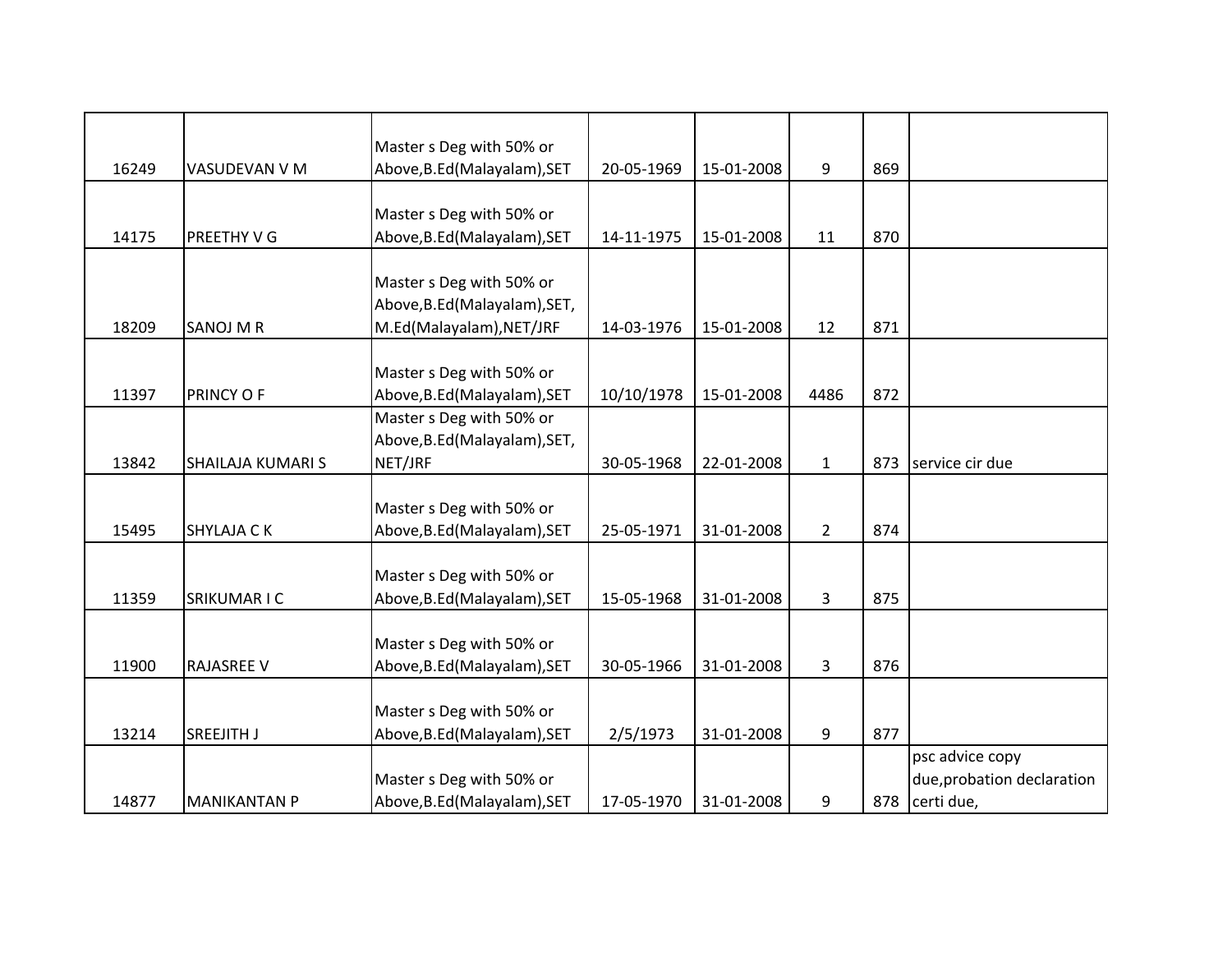| | | | | | | | |
|---|---|---|---|---|---|---|---|
| 16249 | VASUDEVAN V M | Master s Deg with 50% or Above,B.Ed(Malayalam),SET | 20-05-1969 | 15-01-2008 | 9 | 869 | |
| 14175 | PREETHY V G | Master s Deg with 50% or Above,B.Ed(Malayalam),SET | 14-11-1975 | 15-01-2008 | 11 | 870 | |
| 18209 | SANOJ M R | Master s Deg with 50% or Above,B.Ed(Malayalam),SET, M.Ed(Malayalam),NET/JRF | 14-03-1976 | 15-01-2008 | 12 | 871 | |
| 11397 | PRINCY O F | Master s Deg with 50% or Above,B.Ed(Malayalam),SET | 10/10/1978 | 15-01-2008 | 4486 | 872 | |
| 13842 | SHAILAJA KUMARI S | Master s Deg with 50% or Above,B.Ed(Malayalam),SET, NET/JRF | 30-05-1968 | 22-01-2008 | 1 | 873 | service cir due |
| 15495 | SHYLAJA C K | Master s Deg with 50% or Above,B.Ed(Malayalam),SET | 25-05-1971 | 31-01-2008 | 2 | 874 | |
| 11359 | SRIKUMAR I C | Master s Deg with 50% or Above,B.Ed(Malayalam),SET | 15-05-1968 | 31-01-2008 | 3 | 875 | |
| 11900 | RAJASREE V | Master s Deg with 50% or Above,B.Ed(Malayalam),SET | 30-05-1966 | 31-01-2008 | 3 | 876 | |
| 13214 | SREEJITH J | Master s Deg with 50% or Above,B.Ed(Malayalam),SET | 2/5/1973 | 31-01-2008 | 9 | 877 | |
| 14877 | MANIKANTAN P | Master s Deg with 50% or Above,B.Ed(Malayalam),SET | 17-05-1970 | 31-01-2008 | 9 | 878 | psc advice copy due,probation declaration certi due, |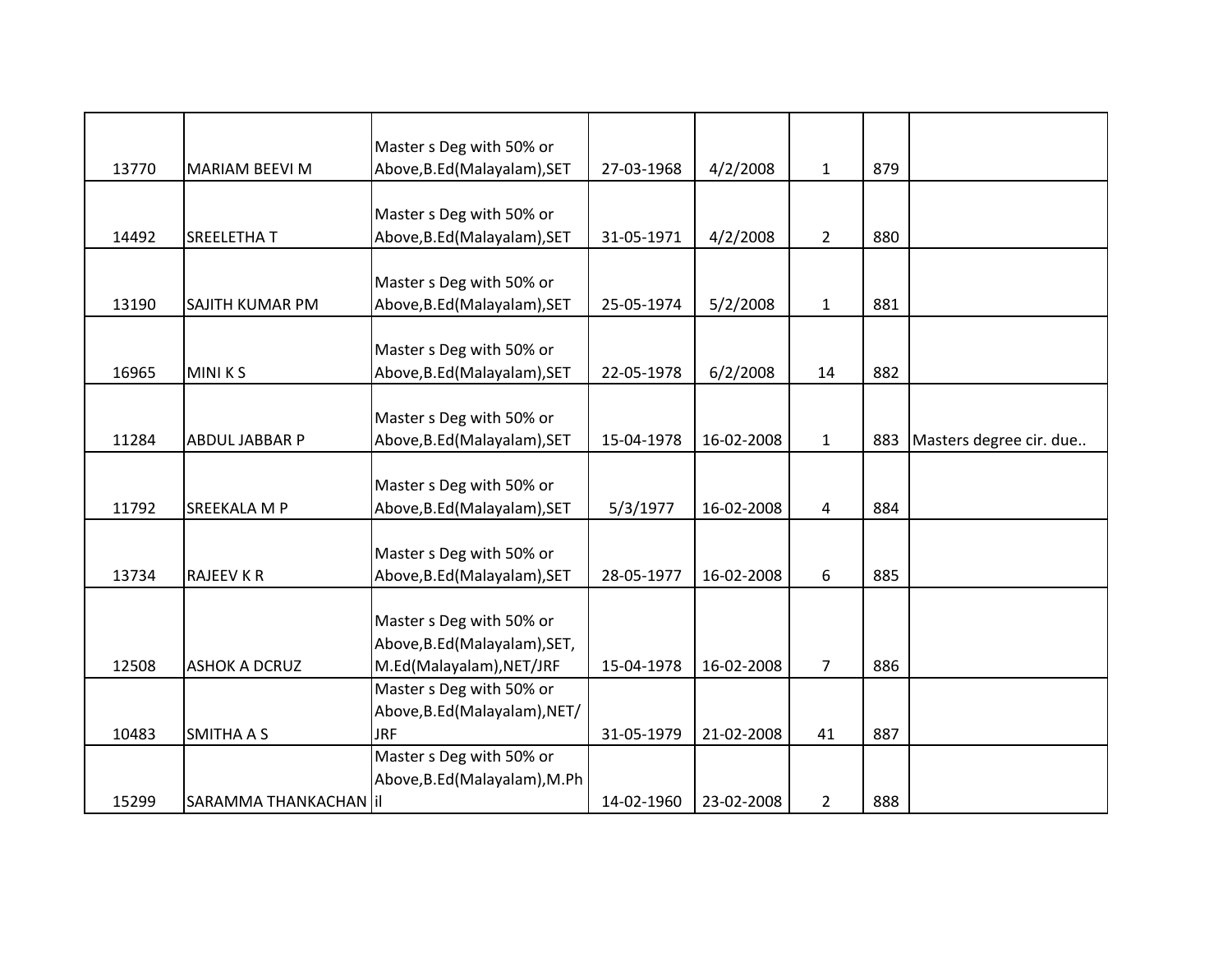| | | | | | | | |
|---|---|---|---|---|---|---|---|
| 13770 | MARIAM BEEVI M | Master s Deg with 50% or Above,B.Ed(Malayalam),SET | 27-03-1968 | 4/2/2008 | 1 | 879 | |
| 14492 | SREELETHA T | Master s Deg with 50% or Above,B.Ed(Malayalam),SET | 31-05-1971 | 4/2/2008 | 2 | 880 | |
| 13190 | SAJITH KUMAR PM | Master s Deg with 50% or Above,B.Ed(Malayalam),SET | 25-05-1974 | 5/2/2008 | 1 | 881 | |
| 16965 | MINI K S | Master s Deg with 50% or Above,B.Ed(Malayalam),SET | 22-05-1978 | 6/2/2008 | 14 | 882 | |
| 11284 | ABDUL JABBAR P | Master s Deg with 50% or Above,B.Ed(Malayalam),SET | 15-04-1978 | 16-02-2008 | 1 | 883 | Masters degree cir. due.. |
| 11792 | SREEKALA M P | Master s Deg with 50% or Above,B.Ed(Malayalam),SET | 5/3/1977 | 16-02-2008 | 4 | 884 | |
| 13734 | RAJEEV K R | Master s Deg with 50% or Above,B.Ed(Malayalam),SET | 28-05-1977 | 16-02-2008 | 6 | 885 | |
| 12508 | ASHOK A DCRUZ | Master s Deg with 50% or Above,B.Ed(Malayalam),SET, M.Ed(Malayalam),NET/JRF | 15-04-1978 | 16-02-2008 | 7 | 886 | |
| 10483 | SMITHA A S | Master s Deg with 50% or Above,B.Ed(Malayalam),NET/JRF | 31-05-1979 | 21-02-2008 | 41 | 887 | |
| 15299 | SARAMMA THANKACHAN | Master s Deg with 50% or Above,B.Ed(Malayalam),M.Phil | 14-02-1960 | 23-02-2008 | 2 | 888 | |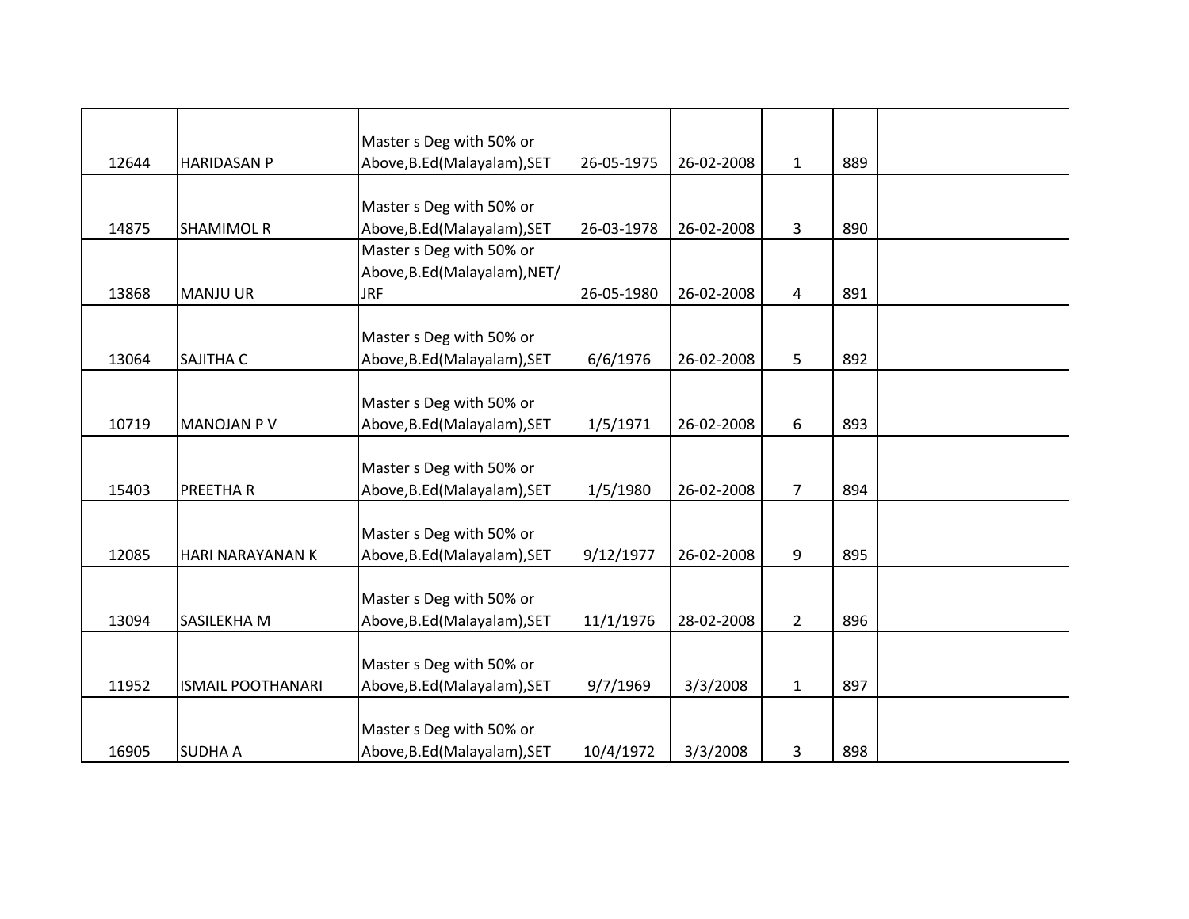| | | | | | | | |
|---|---|---|---|---|---|---|---|
| 12644 | HARIDASAN P | Master s Deg with 50% or Above,B.Ed(Malayalam),SET | 26-05-1975 | 26-02-2008 | 1 | 889 | |
| 14875 | SHAMIMOL R | Master s Deg with 50% or Above,B.Ed(Malayalam),SET | 26-03-1978 | 26-02-2008 | 3 | 890 | |
| 13868 | MANJU UR | Master s Deg with 50% or Above,B.Ed(Malayalam),NET/JRF | 26-05-1980 | 26-02-2008 | 4 | 891 | |
| 13064 | SAJITHA C | Master s Deg with 50% or Above,B.Ed(Malayalam),SET | 6/6/1976 | 26-02-2008 | 5 | 892 | |
| 10719 | MANOJAN P V | Master s Deg with 50% or Above,B.Ed(Malayalam),SET | 1/5/1971 | 26-02-2008 | 6 | 893 | |
| 15403 | PREETHA R | Master s Deg with 50% or Above,B.Ed(Malayalam),SET | 1/5/1980 | 26-02-2008 | 7 | 894 | |
| 12085 | HARI NARAYANAN K | Master s Deg with 50% or Above,B.Ed(Malayalam),SET | 9/12/1977 | 26-02-2008 | 9 | 895 | |
| 13094 | SASILEKHA M | Master s Deg with 50% or Above,B.Ed(Malayalam),SET | 11/1/1976 | 28-02-2008 | 2 | 896 | |
| 11952 | ISMAIL POOTHANARI | Master s Deg with 50% or Above,B.Ed(Malayalam),SET | 9/7/1969 | 3/3/2008 | 1 | 897 | |
| 16905 | SUDHA A | Master s Deg with 50% or Above,B.Ed(Malayalam),SET | 10/4/1972 | 3/3/2008 | 3 | 898 | |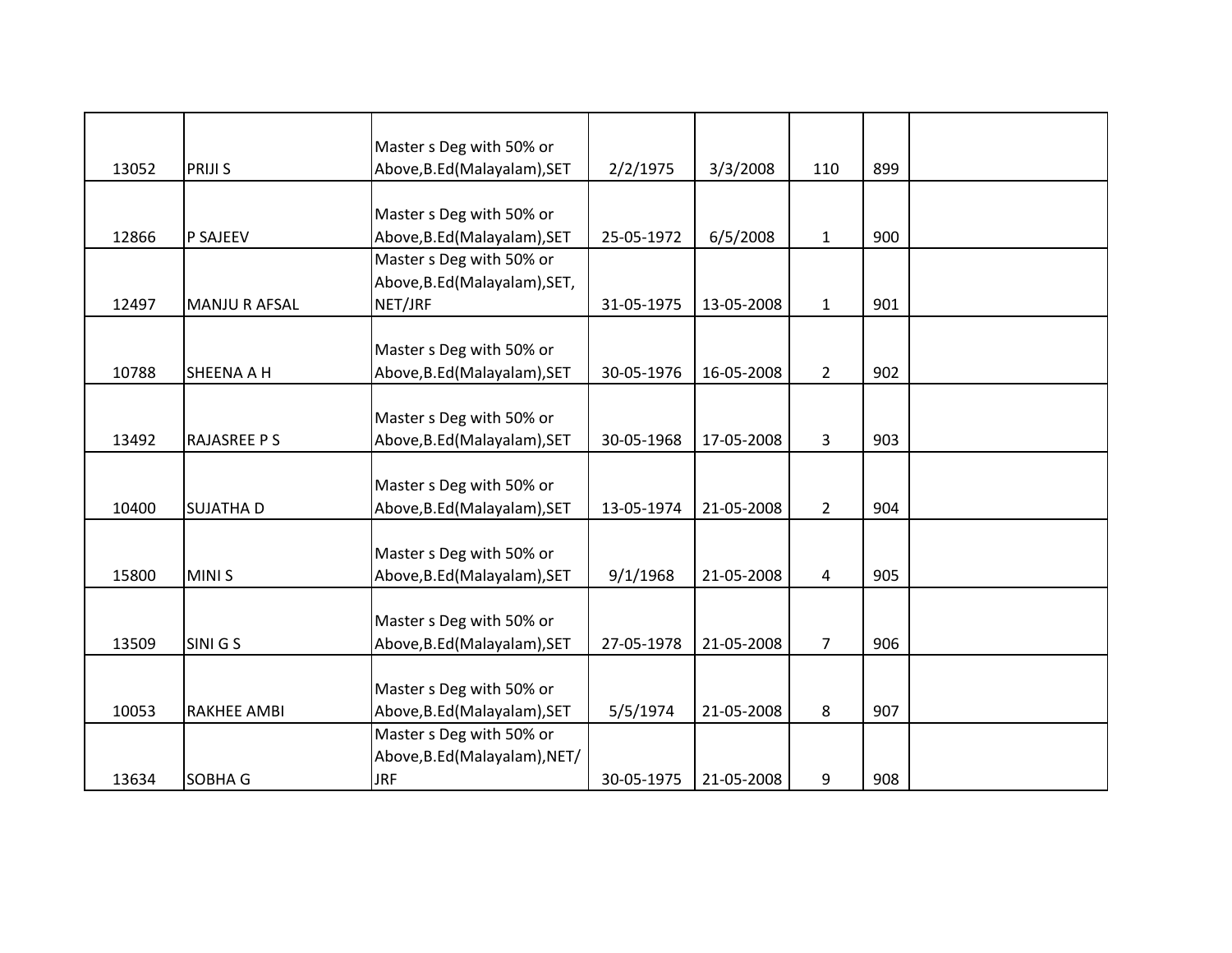| | | | | | | | |
|---|---|---|---|---|---|---|---|
| 13052 | PRIJI S | Master s Deg with 50% or Above,B.Ed(Malayalam),SET | 2/2/1975 | 3/3/2008 | 110 | 899 | |
| 12866 | P SAJEEV | Master s Deg with 50% or Above,B.Ed(Malayalam),SET | 25-05-1972 | 6/5/2008 | 1 | 900 | |
| 12497 | MANJU R AFSAL | Master s Deg with 50% or Above,B.Ed(Malayalam),SET, NET/JRF | 31-05-1975 | 13-05-2008 | 1 | 901 | |
| 10788 | SHEENA A H | Master s Deg with 50% or Above,B.Ed(Malayalam),SET | 30-05-1976 | 16-05-2008 | 2 | 902 | |
| 13492 | RAJASREE P S | Master s Deg with 50% or Above,B.Ed(Malayalam),SET | 30-05-1968 | 17-05-2008 | 3 | 903 | |
| 10400 | SUJATHA D | Master s Deg with 50% or Above,B.Ed(Malayalam),SET | 13-05-1974 | 21-05-2008 | 2 | 904 | |
| 15800 | MINI S | Master s Deg with 50% or Above,B.Ed(Malayalam),SET | 9/1/1968 | 21-05-2008 | 4 | 905 | |
| 13509 | SINI G S | Master s Deg with 50% or Above,B.Ed(Malayalam),SET | 27-05-1978 | 21-05-2008 | 7 | 906 | |
| 10053 | RAKHEE AMBI | Master s Deg with 50% or Above,B.Ed(Malayalam),SET | 5/5/1974 | 21-05-2008 | 8 | 907 | |
| 13634 | SOBHA G | Master s Deg with 50% or Above,B.Ed(Malayalam),NET/ JRF | 30-05-1975 | 21-05-2008 | 9 | 908 | |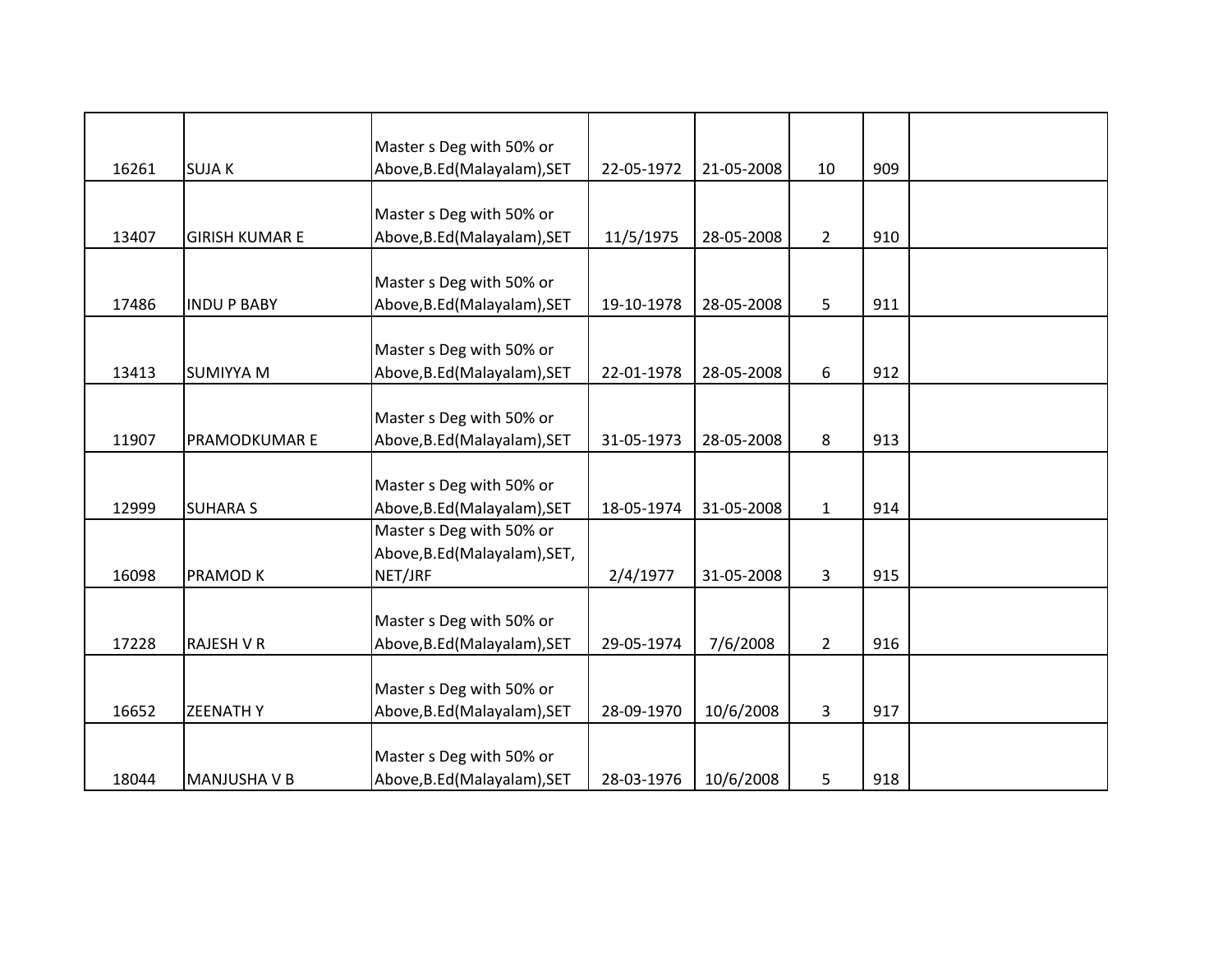| | | | | | | | |
|---|---|---|---|---|---|---|---|
| 16261 | SUJA K | Master s Deg with 50% or Above,B.Ed(Malayalam),SET | 22-05-1972 | 21-05-2008 | 10 | 909 | |
| 13407 | GIRISH KUMAR E | Master s Deg with 50% or Above,B.Ed(Malayalam),SET | 11/5/1975 | 28-05-2008 | 2 | 910 | |
| 17486 | INDU P BABY | Master s Deg with 50% or Above,B.Ed(Malayalam),SET | 19-10-1978 | 28-05-2008 | 5 | 911 | |
| 13413 | SUMIYYA M | Master s Deg with 50% or Above,B.Ed(Malayalam),SET | 22-01-1978 | 28-05-2008 | 6 | 912 | |
| 11907 | PRAMODKUMAR E | Master s Deg with 50% or Above,B.Ed(Malayalam),SET | 31-05-1973 | 28-05-2008 | 8 | 913 | |
| 12999 | SUHARA S | Master s Deg with 50% or Above,B.Ed(Malayalam),SET | 18-05-1974 | 31-05-2008 | 1 | 914 | |
| 16098 | PRAMOD K | Master s Deg with 50% or Above,B.Ed(Malayalam),SET, NET/JRF | 2/4/1977 | 31-05-2008 | 3 | 915 | |
| 17228 | RAJESH V R | Master s Deg with 50% or Above,B.Ed(Malayalam),SET | 29-05-1974 | 7/6/2008 | 2 | 916 | |
| 16652 | ZEENATH Y | Master s Deg with 50% or Above,B.Ed(Malayalam),SET | 28-09-1970 | 10/6/2008 | 3 | 917 | |
| 18044 | MANJUSHA V B | Master s Deg with 50% or Above,B.Ed(Malayalam),SET | 28-03-1976 | 10/6/2008 | 5 | 918 | |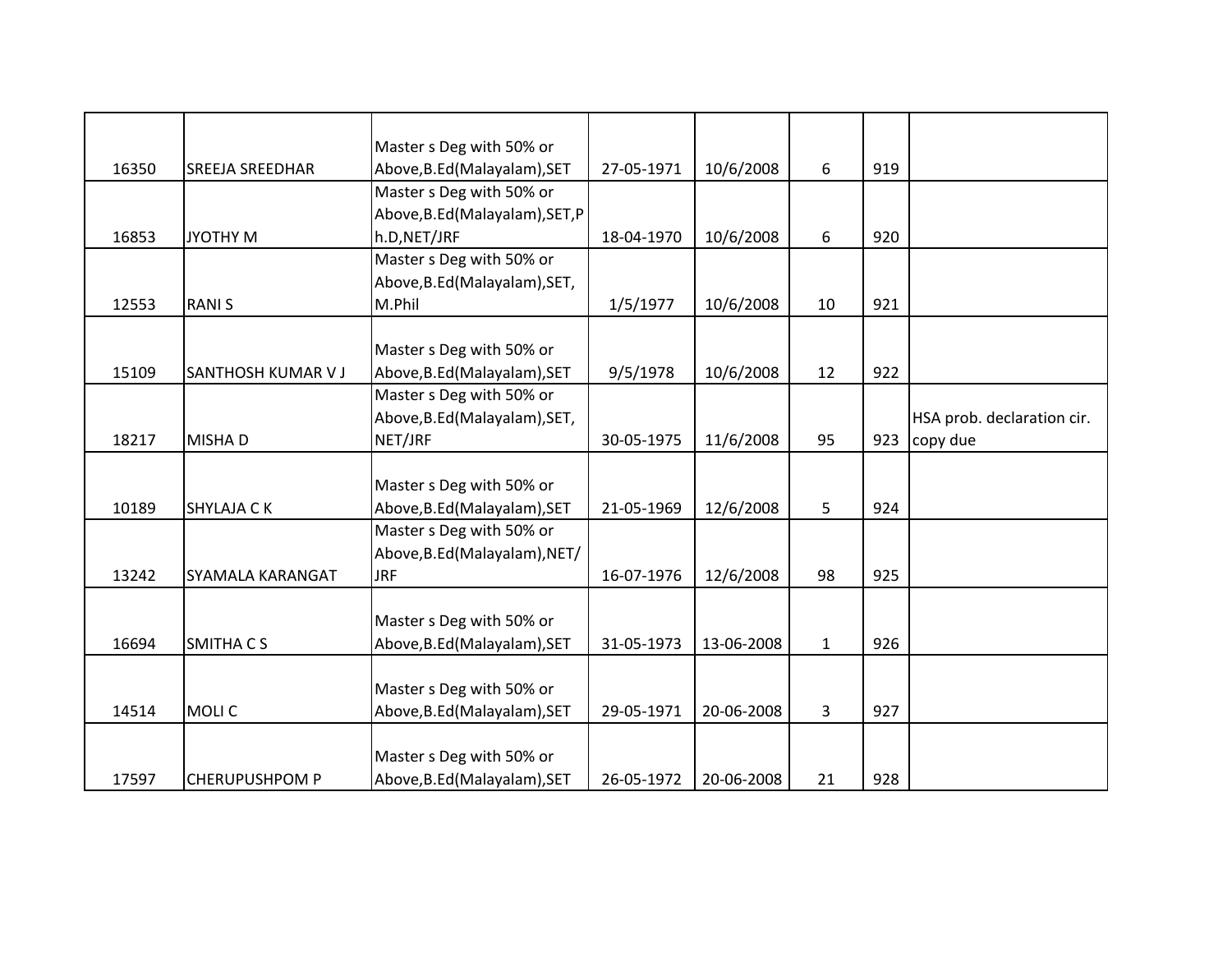| | | | | | | | |
|---|---|---|---|---|---|---|---|
| 16350 | SREEJA SREEDHAR | Master s Deg with 50% or Above,B.Ed(Malayalam),SET | 27-05-1971 | 10/6/2008 | 6 | 919 | |
| 16853 | JYOTHY M | Master s Deg with 50% or Above,B.Ed(Malayalam),SET,Ph.D,NET/JRF | 18-04-1970 | 10/6/2008 | 6 | 920 | |
| 12553 | RANI S | Master s Deg with 50% or Above,B.Ed(Malayalam),SET, M.Phil | 1/5/1977 | 10/6/2008 | 10 | 921 | |
| 15109 | SANTHOSH KUMAR V J | Master s Deg with 50% or Above,B.Ed(Malayalam),SET | 9/5/1978 | 10/6/2008 | 12 | 922 | |
| 18217 | MISHA D | Master s Deg with 50% or Above,B.Ed(Malayalam),SET, NET/JRF | 30-05-1975 | 11/6/2008 | 95 | 923 | HSA prob. declaration cir. copy due |
| 10189 | SHYLAJA C K | Master s Deg with 50% or Above,B.Ed(Malayalam),SET | 21-05-1969 | 12/6/2008 | 5 | 924 | |
| 13242 | SYAMALA KARANGAT | Master s Deg with 50% or Above,B.Ed(Malayalam),NET/JRF | 16-07-1976 | 12/6/2008 | 98 | 925 | |
| 16694 | SMITHA C S | Master s Deg with 50% or Above,B.Ed(Malayalam),SET | 31-05-1973 | 13-06-2008 | 1 | 926 | |
| 14514 | MOLI C | Master s Deg with 50% or Above,B.Ed(Malayalam),SET | 29-05-1971 | 20-06-2008 | 3 | 927 | |
| 17597 | CHERUPUSHPOM P | Master s Deg with 50% or Above,B.Ed(Malayalam),SET | 26-05-1972 | 20-06-2008 | 21 | 928 | |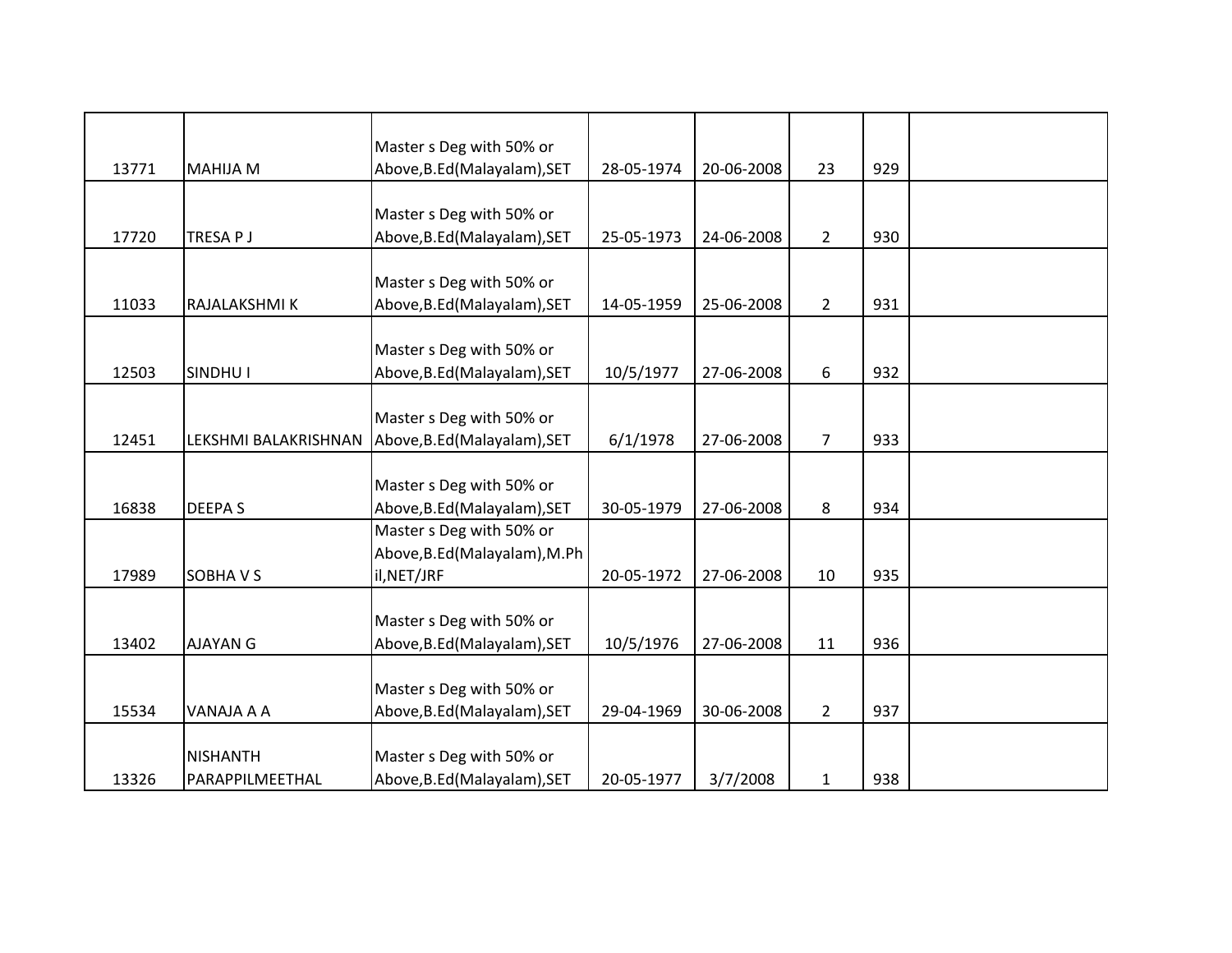| | | | | | | | |
|---|---|---|---|---|---|---|---|
| 13771 | MAHIJA M | Master s Deg with 50% or Above,B.Ed(Malayalam),SET | 28-05-1974 | 20-06-2008 | 23 | 929 | |
| 17720 | TRESA P J | Master s Deg with 50% or Above,B.Ed(Malayalam),SET | 25-05-1973 | 24-06-2008 | 2 | 930 | |
| 11033 | RAJALAKSHMI K | Master s Deg with 50% or Above,B.Ed(Malayalam),SET | 14-05-1959 | 25-06-2008 | 2 | 931 | |
| 12503 | SINDHU I | Master s Deg with 50% or Above,B.Ed(Malayalam),SET | 10/5/1977 | 27-06-2008 | 6 | 932 | |
| 12451 | LEKSHMI BALAKRISHNAN | Master s Deg with 50% or Above,B.Ed(Malayalam),SET | 6/1/1978 | 27-06-2008 | 7 | 933 | |
| 16838 | DEEPA S | Master s Deg with 50% or Above,B.Ed(Malayalam),SET | 30-05-1979 | 27-06-2008 | 8 | 934 | |
| 17989 | SOBHA V S | Master s Deg with 50% or Above,B.Ed(Malayalam),M.Phil,NET/JRF | 20-05-1972 | 27-06-2008 | 10 | 935 | |
| 13402 | AJAYAN G | Master s Deg with 50% or Above,B.Ed(Malayalam),SET | 10/5/1976 | 27-06-2008 | 11 | 936 | |
| 15534 | VANAJA A A | Master s Deg with 50% or Above,B.Ed(Malayalam),SET | 29-04-1969 | 30-06-2008 | 2 | 937 | |
| 13326 | NISHANTH PARAPPILMEETHAL | Master s Deg with 50% or Above,B.Ed(Malayalam),SET | 20-05-1977 | 3/7/2008 | 1 | 938 | |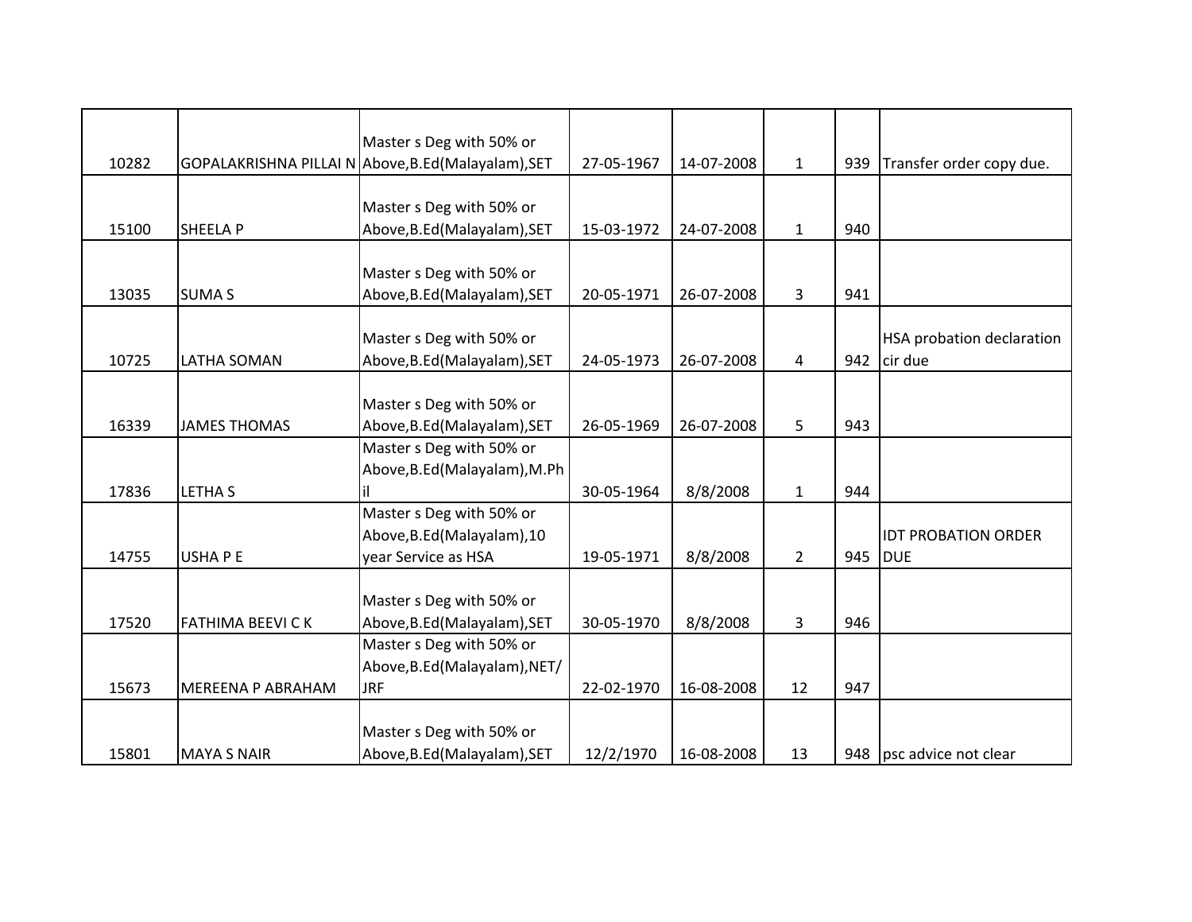| | | | | | | | |
|---|---|---|---|---|---|---|---|
| 10282 | GOPALAKRISHNA PILLAI N | Master s Deg with 50% or Above,B.Ed(Malayalam),SET | 27-05-1967 | 14-07-2008 | 1 | 939 | Transfer order copy due. |
| 15100 | SHEELA P | Master s Deg with 50% or Above,B.Ed(Malayalam),SET | 15-03-1972 | 24-07-2008 | 1 | 940 | |
| 13035 | SUMA S | Master s Deg with 50% or Above,B.Ed(Malayalam),SET | 20-05-1971 | 26-07-2008 | 3 | 941 | |
| 10725 | LATHA SOMAN | Master s Deg with 50% or Above,B.Ed(Malayalam),SET | 24-05-1973 | 26-07-2008 | 4 | 942 | HSA probation declaration cir due |
| 16339 | JAMES THOMAS | Master s Deg with 50% or Above,B.Ed(Malayalam),SET | 26-05-1969 | 26-07-2008 | 5 | 943 | |
| 17836 | LETHA S | Master s Deg with 50% or Above,B.Ed(Malayalam),M.Phil | 30-05-1964 | 8/8/2008 | 1 | 944 | |
| 14755 | USHA P E | Master s Deg with 50% or Above,B.Ed(Malayalam),10 year Service as HSA | 19-05-1971 | 8/8/2008 | 2 | 945 | IDT PROBATION ORDER DUE |
| 17520 | FATHIMA BEEVI C K | Master s Deg with 50% or Above,B.Ed(Malayalam),SET | 30-05-1970 | 8/8/2008 | 3 | 946 | |
| 15673 | MEREENA P ABRAHAM | Master s Deg with 50% or Above,B.Ed(Malayalam),NET/JRF | 22-02-1970 | 16-08-2008 | 12 | 947 | |
| 15801 | MAYA S NAIR | Master s Deg with 50% or Above,B.Ed(Malayalam),SET | 12/2/1970 | 16-08-2008 | 13 | 948 | psc advice not clear |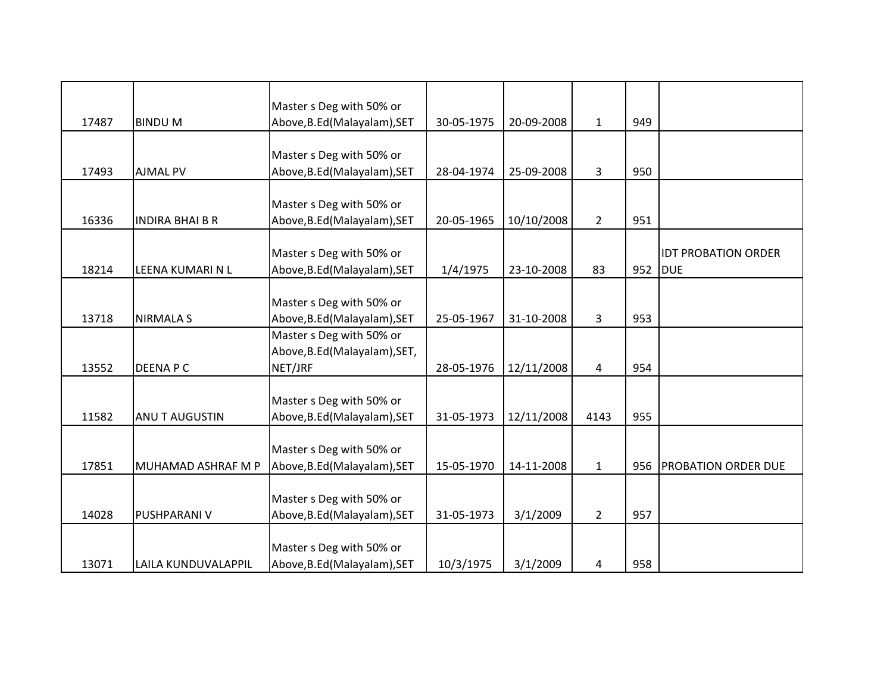| | | | | | | | |
|---|---|---|---|---|---|---|---|
| 17487 | BINDU M | Master s Deg with 50% or Above,B.Ed(Malayalam),SET | 30-05-1975 | 20-09-2008 | 1 | 949 | |
| 17493 | AJMAL PV | Master s Deg with 50% or Above,B.Ed(Malayalam),SET | 28-04-1974 | 25-09-2008 | 3 | 950 | |
| 16336 | INDIRA BHAI B R | Master s Deg with 50% or Above,B.Ed(Malayalam),SET | 20-05-1965 | 10/10/2008 | 2 | 951 | |
| 18214 | LEENA KUMARI N L | Master s Deg with 50% or Above,B.Ed(Malayalam),SET | 1/4/1975 | 23-10-2008 | 83 | 952 | IDT PROBATION ORDER DUE |
| 13718 | NIRMALA S | Master s Deg with 50% or Above,B.Ed(Malayalam),SET | 25-05-1967 | 31-10-2008 | 3 | 953 | |
| 13552 | DEENA P C | Master s Deg with 50% or Above,B.Ed(Malayalam),SET, NET/JRF | 28-05-1976 | 12/11/2008 | 4 | 954 | |
| 11582 | ANU T AUGUSTIN | Master s Deg with 50% or Above,B.Ed(Malayalam),SET | 31-05-1973 | 12/11/2008 | 4143 | 955 | |
| 17851 | MUHAMAD ASHRAF M P | Master s Deg with 50% or Above,B.Ed(Malayalam),SET | 15-05-1970 | 14-11-2008 | 1 | 956 | PROBATION ORDER DUE |
| 14028 | PUSHPARANI V | Master s Deg with 50% or Above,B.Ed(Malayalam),SET | 31-05-1973 | 3/1/2009 | 2 | 957 | |
| 13071 | LAILA KUNDUVALAPPIL | Master s Deg with 50% or Above,B.Ed(Malayalam),SET | 10/3/1975 | 3/1/2009 | 4 | 958 | |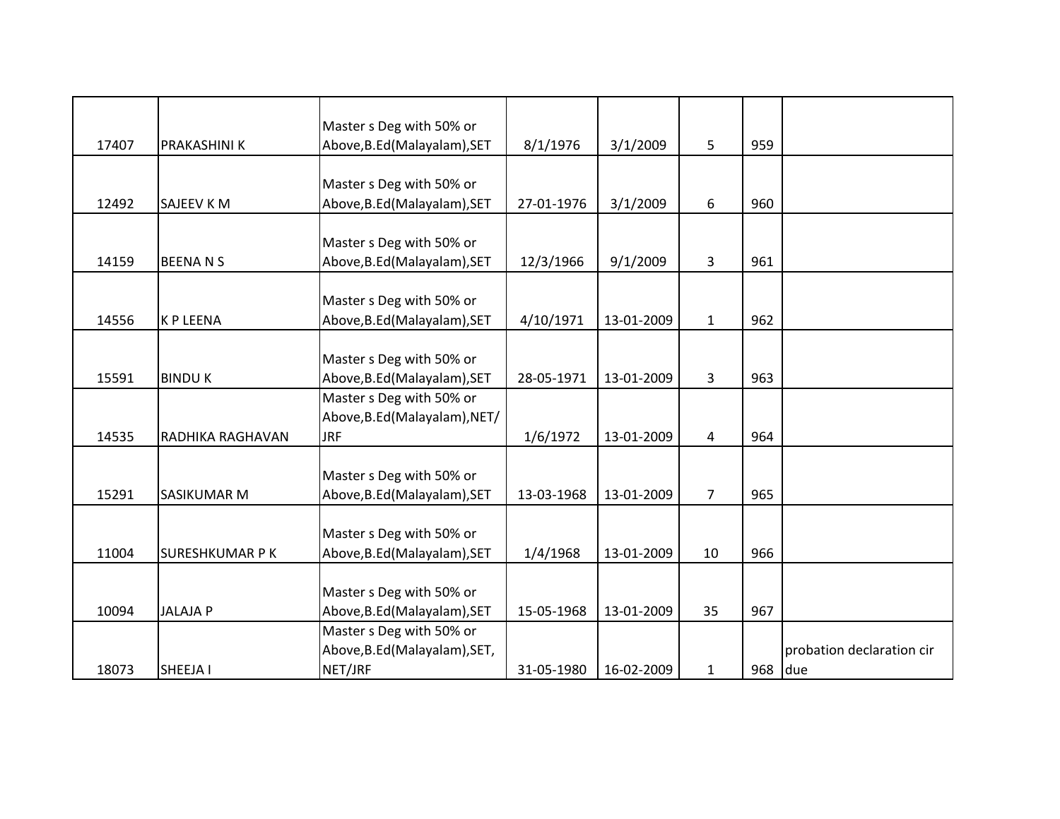| | | | | | | | |
|---|---|---|---|---|---|---|---|
| 17407 | PRAKASHINI K | Master s Deg with 50% or Above,B.Ed(Malayalam),SET | 8/1/1976 | 3/1/2009 | 5 | 959 | |
| 12492 | SAJEEV K M | Master s Deg with 50% or Above,B.Ed(Malayalam),SET | 27-01-1976 | 3/1/2009 | 6 | 960 | |
| 14159 | BEENA N S | Master s Deg with 50% or Above,B.Ed(Malayalam),SET | 12/3/1966 | 9/1/2009 | 3 | 961 | |
| 14556 | K P LEENA | Master s Deg with 50% or Above,B.Ed(Malayalam),SET | 4/10/1971 | 13-01-2009 | 1 | 962 | |
| 15591 | BINDU K | Master s Deg with 50% or Above,B.Ed(Malayalam),SET | 28-05-1971 | 13-01-2009 | 3 | 963 | |
| 14535 | RADHIKA RAGHAVAN | Master s Deg with 50% or Above,B.Ed(Malayalam),NET/JRF | 1/6/1972 | 13-01-2009 | 4 | 964 | |
| 15291 | SASIKUMAR M | Master s Deg with 50% or Above,B.Ed(Malayalam),SET | 13-03-1968 | 13-01-2009 | 7 | 965 | |
| 11004 | SURESHKUMAR P K | Master s Deg with 50% or Above,B.Ed(Malayalam),SET | 1/4/1968 | 13-01-2009 | 10 | 966 | |
| 10094 | JALAJA P | Master s Deg with 50% or Above,B.Ed(Malayalam),SET | 15-05-1968 | 13-01-2009 | 35 | 967 | |
| 18073 | SHEEJA I | Master s Deg with 50% or Above,B.Ed(Malayalam),SET, NET/JRF | 31-05-1980 | 16-02-2009 | 1 | 968 | probation declaration cir due |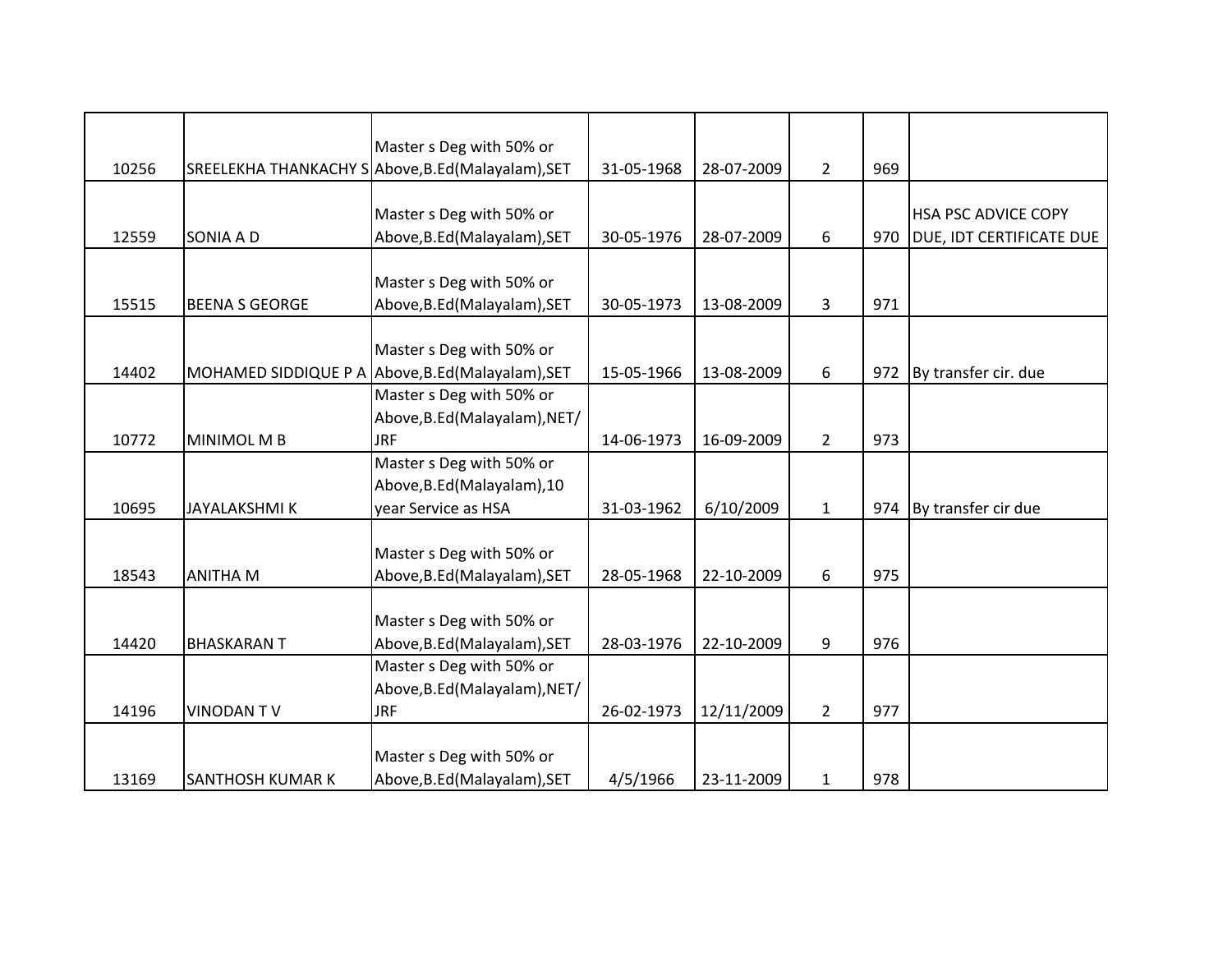| | | | | | | | |
|---|---|---|---|---|---|---|---|
| 10256 | SREELEKHA THANKACHY S | Master s Deg with 50% or Above,B.Ed(Malayalam),SET | 31-05-1968 | 28-07-2009 | 2 | 969 | |
| 12559 | SONIA A D | Master s Deg with 50% or Above,B.Ed(Malayalam),SET | 30-05-1976 | 28-07-2009 | 6 | 970 | HSA PSC ADVICE COPY DUE, IDT CERTIFICATE DUE |
| 15515 | BEENA S GEORGE | Master s Deg with 50% or Above,B.Ed(Malayalam),SET | 30-05-1973 | 13-08-2009 | 3 | 971 | |
| 14402 | MOHAMED SIDDIQUE P A | Master s Deg with 50% or Above,B.Ed(Malayalam),SET | 15-05-1966 | 13-08-2009 | 6 | 972 | By transfer cir. due |
| 10772 | MINIMOL M B | Master s Deg with 50% or Above,B.Ed(Malayalam),NET/ JRF | 14-06-1973 | 16-09-2009 | 2 | 973 | |
| 10695 | JAYALAKSHMI K | Master s Deg with 50% or Above,B.Ed(Malayalam),10 year Service as HSA | 31-03-1962 | 6/10/2009 | 1 | 974 | By transfer cir due |
| 18543 | ANITHA M | Master s Deg with 50% or Above,B.Ed(Malayalam),SET | 28-05-1968 | 22-10-2009 | 6 | 975 | |
| 14420 | BHASKARAN T | Master s Deg with 50% or Above,B.Ed(Malayalam),SET | 28-03-1976 | 22-10-2009 | 9 | 976 | |
| 14196 | VINODAN T V | Master s Deg with 50% or Above,B.Ed(Malayalam),NET/ JRF | 26-02-1973 | 12/11/2009 | 2 | 977 | |
| 13169 | SANTHOSH KUMAR K | Master s Deg with 50% or Above,B.Ed(Malayalam),SET | 4/5/1966 | 23-11-2009 | 1 | 978 | |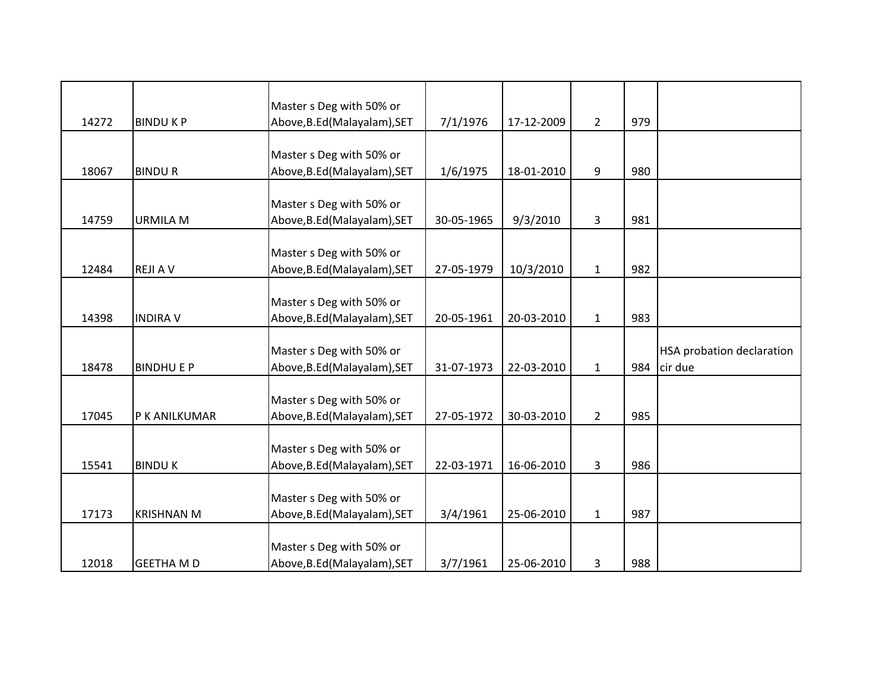|  |  |  |  |  |  |  |  |
|---|---|---|---|---|---|---|---|
| 14272 | BINDU K P | Master s Deg with 50% or Above,B.Ed(Malayalam),SET | 7/1/1976 | 17-12-2009 | 2 | 979 |  |
| 18067 | BINDU R | Master s Deg with 50% or Above,B.Ed(Malayalam),SET | 1/6/1975 | 18-01-2010 | 9 | 980 |  |
| 14759 | URMILA M | Master s Deg with 50% or Above,B.Ed(Malayalam),SET | 30-05-1965 | 9/3/2010 | 3 | 981 |  |
| 12484 | REJI A V | Master s Deg with 50% or Above,B.Ed(Malayalam),SET | 27-05-1979 | 10/3/2010 | 1 | 982 |  |
| 14398 | INDIRA V | Master s Deg with 50% or Above,B.Ed(Malayalam),SET | 20-05-1961 | 20-03-2010 | 1 | 983 |  |
| 18478 | BINDHU E P | Master s Deg with 50% or Above,B.Ed(Malayalam),SET | 31-07-1973 | 22-03-2010 | 1 | 984 | HSA probation declaration cir due |
| 17045 | P K ANILKUMAR | Master s Deg with 50% or Above,B.Ed(Malayalam),SET | 27-05-1972 | 30-03-2010 | 2 | 985 |  |
| 15541 | BINDU K | Master s Deg with 50% or Above,B.Ed(Malayalam),SET | 22-03-1971 | 16-06-2010 | 3 | 986 |  |
| 17173 | KRISHNAN M | Master s Deg with 50% or Above,B.Ed(Malayalam),SET | 3/4/1961 | 25-06-2010 | 1 | 987 |  |
| 12018 | GEETHA M D | Master s Deg with 50% or Above,B.Ed(Malayalam),SET | 3/7/1961 | 25-06-2010 | 3 | 988 |  |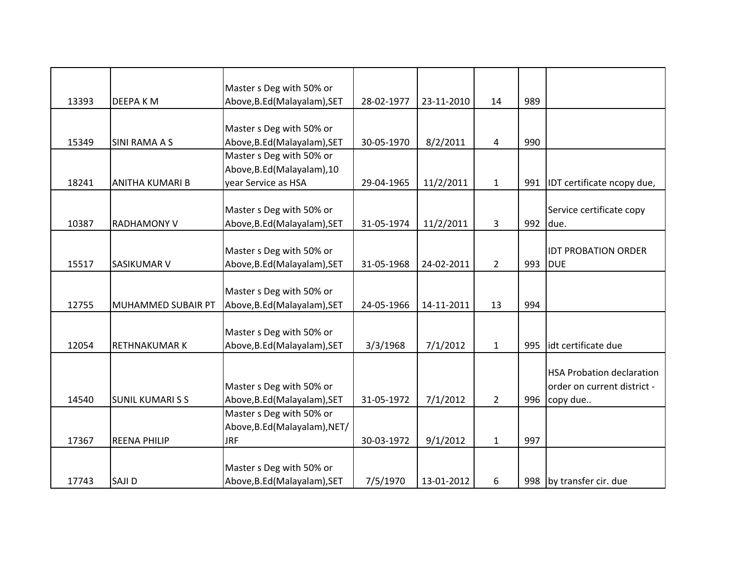| | | | | | | | |
|---|---|---|---|---|---|---|---|
| 13393 | DEEPA K M | Master s Deg with 50% or Above,B.Ed(Malayalam),SET | 28-02-1977 | 23-11-2010 | 14 | 989 | |
| 15349 | SINI RAMA A S | Master s Deg with 50% or Above,B.Ed(Malayalam),SET | 30-05-1970 | 8/2/2011 | 4 | 990 | |
| 18241 | ANITHA KUMARI B | Master s Deg with 50% or Above,B.Ed(Malayalam),10 year Service as HSA | 29-04-1965 | 11/2/2011 | 1 | 991 | IDT certificate ncopy due, |
| 10387 | RADHAMONY V | Master s Deg with 50% or Above,B.Ed(Malayalam),SET | 31-05-1974 | 11/2/2011 | 3 | 992 | Service certificate copy due. |
| 15517 | SASIKUMAR V | Master s Deg with 50% or Above,B.Ed(Malayalam),SET | 31-05-1968 | 24-02-2011 | 2 | 993 | IDT PROBATION ORDER DUE |
| 12755 | MUHAMMED SUBAIR PT | Master s Deg with 50% or Above,B.Ed(Malayalam),SET | 24-05-1966 | 14-11-2011 | 13 | 994 | |
| 12054 | RETHNAKUMAR K | Master s Deg with 50% or Above,B.Ed(Malayalam),SET | 3/3/1968 | 7/1/2012 | 1 | 995 | idt certificate due |
| 14540 | SUNIL KUMARI S S | Master s Deg with 50% or Above,B.Ed(Malayalam),SET | 31-05-1972 | 7/1/2012 | 2 | 996 | HSA Probation declaration order on current district - copy due.. |
| 17367 | REENA PHILIP | Master s Deg with 50% or Above,B.Ed(Malayalam),NET/JRF | 30-03-1972 | 9/1/2012 | 1 | 997 | |
| 17743 | SAJI D | Master s Deg with 50% or Above,B.Ed(Malayalam),SET | 7/5/1970 | 13-01-2012 | 6 | 998 | by transfer cir. due |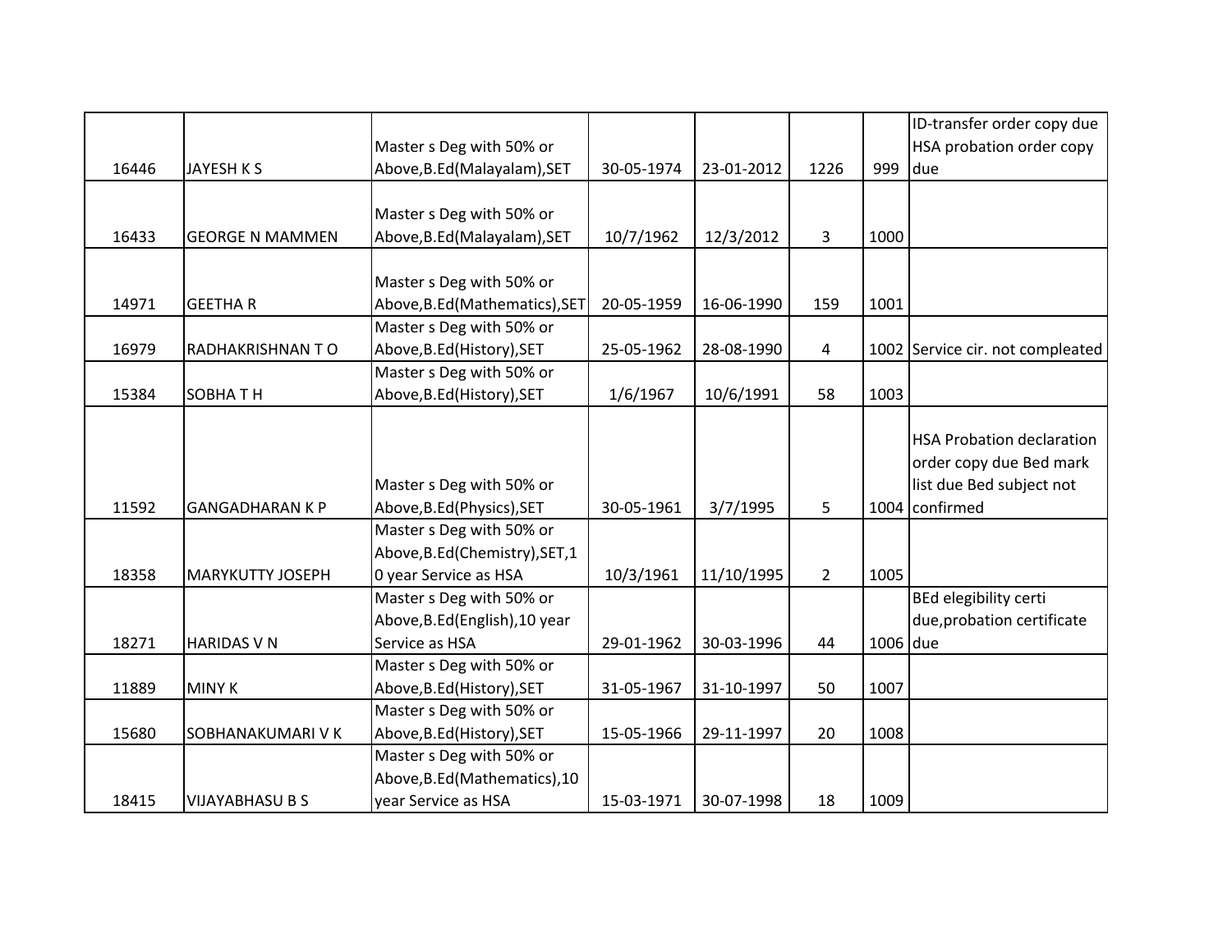| | | | | | | | |
|---|---|---|---|---|---|---|---|
| 16446 | JAYESH K S | Master s Deg with 50% or Above,B.Ed(Malayalam),SET | 30-05-1974 | 23-01-2012 | 1226 | 999 | ID-transfer order copy due HSA probation order copy due |
| 16433 | GEORGE N MAMMEN | Master s Deg with 50% or Above,B.Ed(Malayalam),SET | 10/7/1962 | 12/3/2012 | 3 | 1000 | |
| 14971 | GEETHA R | Master s Deg with 50% or Above,B.Ed(Mathematics),SET | 20-05-1959 | 16-06-1990 | 159 | 1001 | |
| 16979 | RADHAKRISHNAN T O | Master s Deg with 50% or Above,B.Ed(History),SET | 25-05-1962 | 28-08-1990 | 4 | 1002 | Service cir. not compleated |
| 15384 | SOBHA T H | Master s Deg with 50% or Above,B.Ed(History),SET | 1/6/1967 | 10/6/1991 | 58 | 1003 | |
| 11592 | GANGADHARAN K P | Master s Deg with 50% or Above,B.Ed(Physics),SET | 30-05-1961 | 3/7/1995 | 5 | 1004 | HSA Probation declaration order copy due Bed mark list due Bed subject not confirmed |
| 18358 | MARYKUTTY JOSEPH | Master s Deg with 50% or Above,B.Ed(Chemistry),SET,10 year Service as HSA | 10/3/1961 | 11/10/1995 | 2 | 1005 | |
| 18271 | HARIDAS V N | Master s Deg with 50% or Above,B.Ed(English),10 year Service as HSA | 29-01-1962 | 30-03-1996 | 44 | 1006 | BEd elegibility certi due,probation certificate due |
| 11889 | MINY K | Master s Deg with 50% or Above,B.Ed(History),SET | 31-05-1967 | 31-10-1997 | 50 | 1007 | |
| 15680 | SOBHANAKUMARI V K | Master s Deg with 50% or Above,B.Ed(History),SET | 15-05-1966 | 29-11-1997 | 20 | 1008 | |
| 18415 | VIJAYABHASU B S | Master s Deg with 50% or Above,B.Ed(Mathematics),10 year Service as HSA | 15-03-1971 | 30-07-1998 | 18 | 1009 | |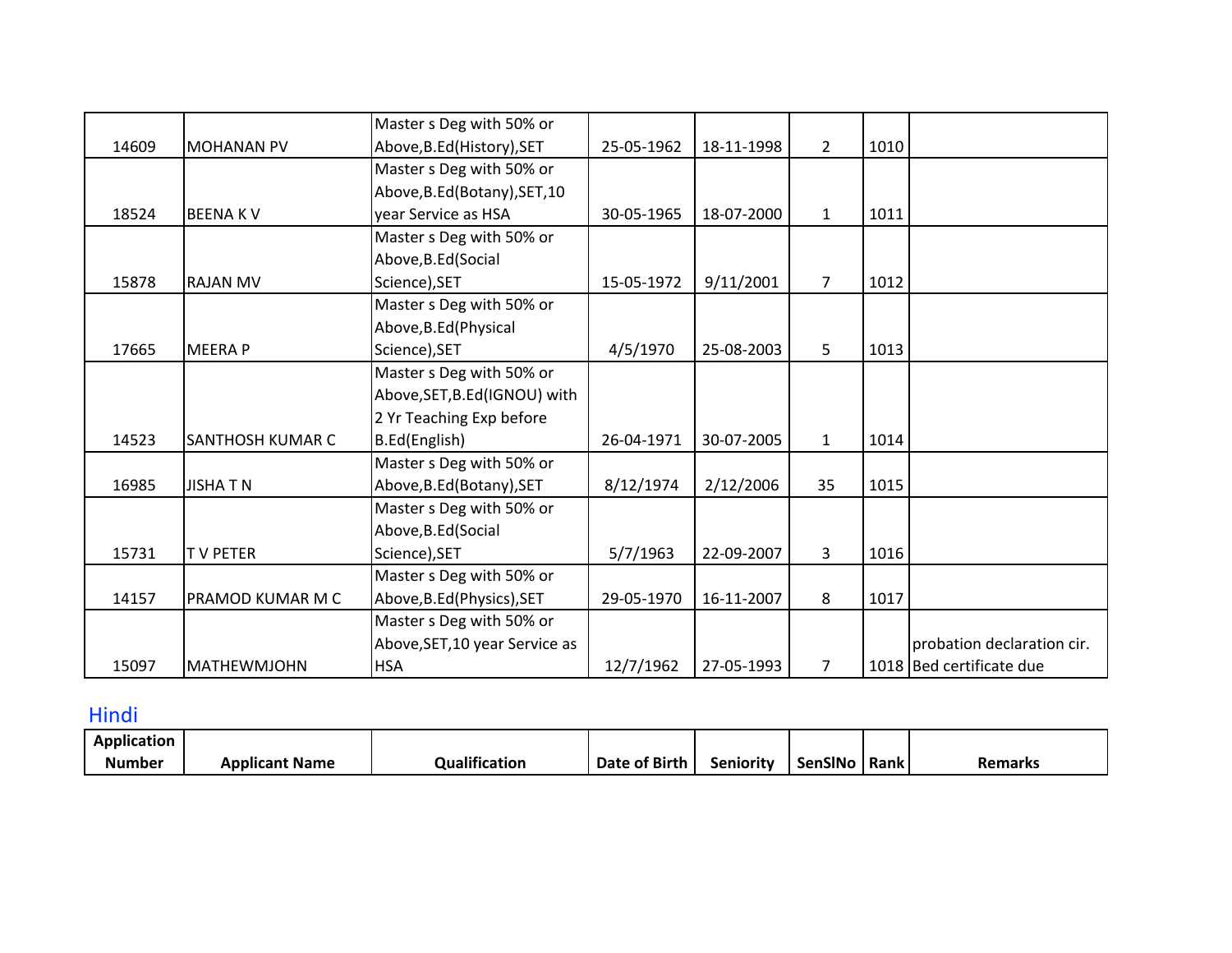| Application Number | Applicant Name | Qualification | Date of Birth | Seniority | SenSlNo | Rank | Remarks |
|---|---|---|---|---|---|---|---|
| 14609 | MOHANAN PV | Master s Deg with 50% or Above,B.Ed(History),SET | 25-05-1962 | 18-11-1998 | 2 | 1010 | |
| 18524 | BEENA K V | Master s Deg with 50% or Above,B.Ed(Botany),SET,10 year Service as HSA | 30-05-1965 | 18-07-2000 | 1 | 1011 | |
| 15878 | RAJAN MV | Master s Deg with 50% or Above,B.Ed(Social Science),SET | 15-05-1972 | 9/11/2001 | 7 | 1012 | |
| 17665 | MEERA P | Master s Deg with 50% or Above,B.Ed(Physical Science),SET | 4/5/1970 | 25-08-2003 | 5 | 1013 | |
| 14523 | SANTHOSH KUMAR C | Master s Deg with 50% or Above,SET,B.Ed(IGNOU) with 2 Yr Teaching Exp before B.Ed(English) | 26-04-1971 | 30-07-2005 | 1 | 1014 | |
| 16985 | JISHA T N | Master s Deg with 50% or Above,B.Ed(Botany),SET | 8/12/1974 | 2/12/2006 | 35 | 1015 | |
| 15731 | T V PETER | Master s Deg with 50% or Above,B.Ed(Social Science),SET | 5/7/1963 | 22-09-2007 | 3 | 1016 | |
| 14157 | PRAMOD KUMAR M C | Master s Deg with 50% or Above,B.Ed(Physics),SET | 29-05-1970 | 16-11-2007 | 8 | 1017 | |
| 15097 | MATHEWMJOHN | Master s Deg with 50% or Above,SET,10 year Service as HSA | 12/7/1962 | 27-05-1993 | 7 | 1018 | probation declaration cir. Bed certificate due |

## Hindi

| Application Number | Applicant Name | Qualification | Date of Birth | Seniority | SenSlNo | Rank | Remarks |
|---|---|---|---|---|---|---|---|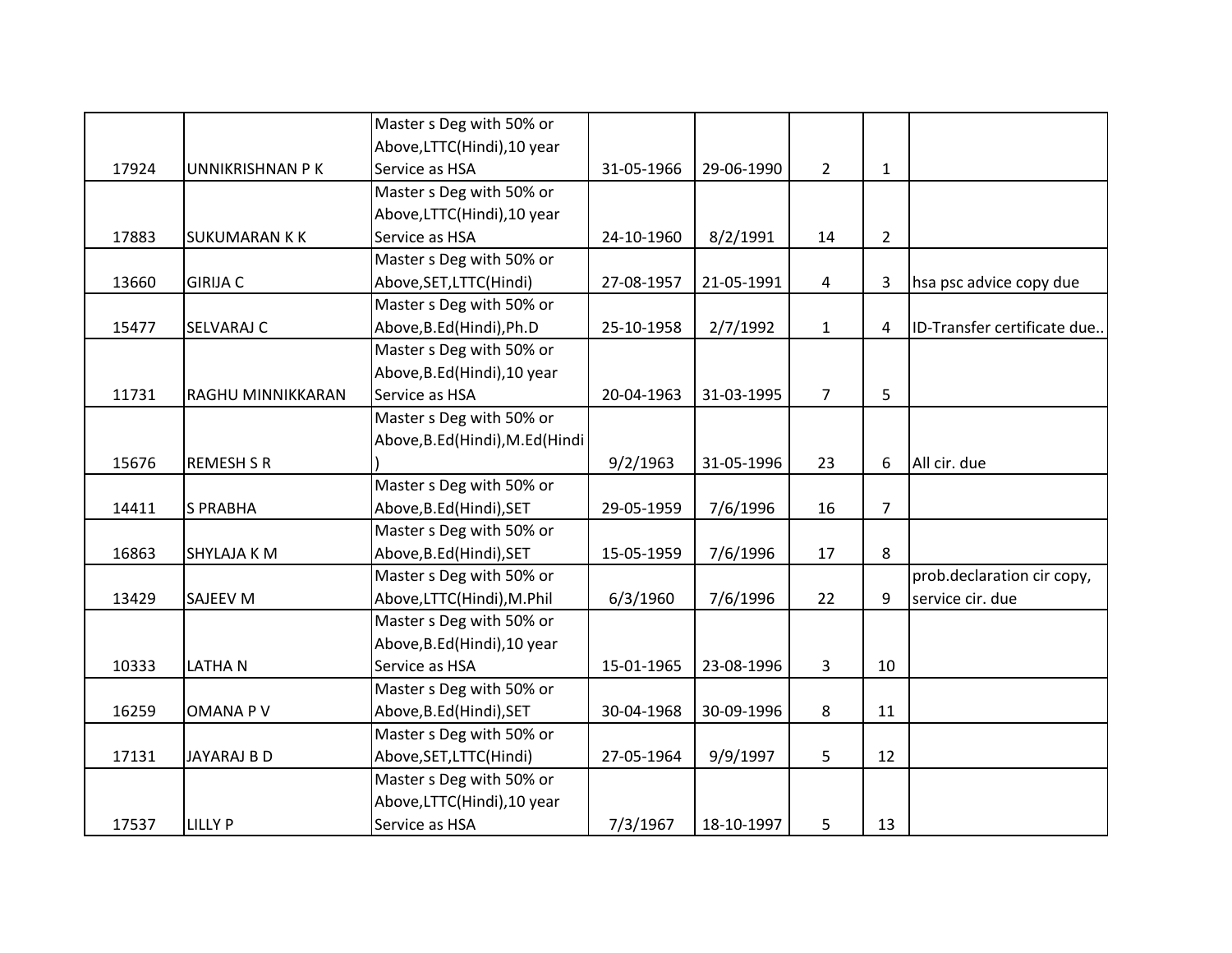| | | | | | | | |
|---|---|---|---|---|---|---|---|
| 17924 | UNNIKRISHNAN P K | Master s Deg with 50% or Above,LTTC(Hindi),10 year Service as HSA | 31-05-1966 | 29-06-1990 | 2 | 1 | |
| 17883 | SUKUMARAN K K | Master s Deg with 50% or Above,LTTC(Hindi),10 year Service as HSA | 24-10-1960 | 8/2/1991 | 14 | 2 | |
| 13660 | GIRIJA C | Master s Deg with 50% or Above,SET,LTTC(Hindi) | 27-08-1957 | 21-05-1991 | 4 | 3 | hsa psc advice copy due |
| 15477 | SELVARAJ C | Master s Deg with 50% or Above,B.Ed(Hindi),Ph.D | 25-10-1958 | 2/7/1992 | 1 | 4 | ID-Transfer certificate due.. |
| 11731 | RAGHU MINNIKKARAN | Master s Deg with 50% or Above,B.Ed(Hindi),10 year Service as HSA | 20-04-1963 | 31-03-1995 | 7 | 5 | |
| 15676 | REMESH S R | Master s Deg with 50% or Above,B.Ed(Hindi),M.Ed(Hindi) | 9/2/1963 | 31-05-1996 | 23 | 6 | All cir. due |
| 14411 | S PRABHA | Master s Deg with 50% or Above,B.Ed(Hindi),SET | 29-05-1959 | 7/6/1996 | 16 | 7 | |
| 16863 | SHYLAJA K M | Master s Deg with 50% or Above,B.Ed(Hindi),SET | 15-05-1959 | 7/6/1996 | 17 | 8 | |
| 13429 | SAJEEV M | Master s Deg with 50% or Above,LTTC(Hindi),M.Phil | 6/3/1960 | 7/6/1996 | 22 | 9 | prob.declaration cir copy, service cir. due |
| 10333 | LATHA N | Master s Deg with 50% or Above,B.Ed(Hindi),10 year Service as HSA | 15-01-1965 | 23-08-1996 | 3 | 10 | |
| 16259 | OMANA P V | Master s Deg with 50% or Above,B.Ed(Hindi),SET | 30-04-1968 | 30-09-1996 | 8 | 11 | |
| 17131 | JAYARAJ B D | Master s Deg with 50% or Above,SET,LTTC(Hindi) | 27-05-1964 | 9/9/1997 | 5 | 12 | |
| 17537 | LILLY P | Master s Deg with 50% or Above,LTTC(Hindi),10 year Service as HSA | 7/3/1967 | 18-10-1997 | 5 | 13 | |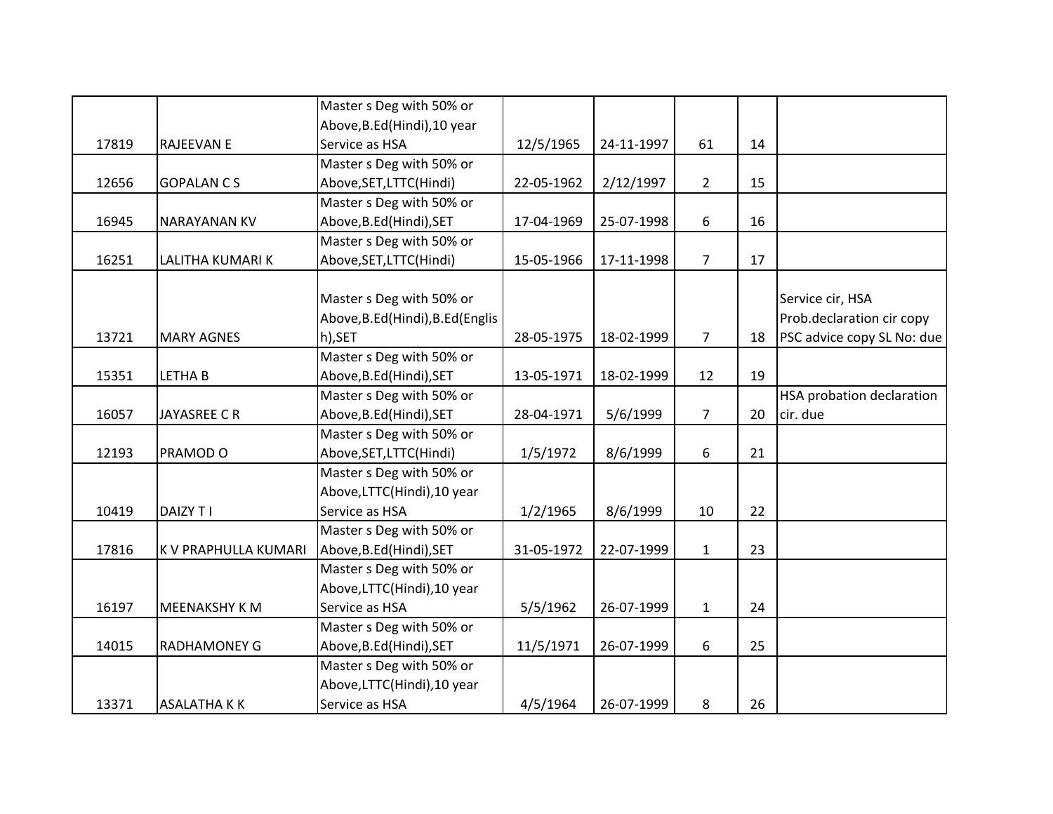| | | | | | | | |
|---|---|---|---|---|---|---|---|
| 17819 | RAJEEVAN E | Master s Deg with 50% or Above,B.Ed(Hindi),10 year Service as HSA | 12/5/1965 | 24-11-1997 | 61 | 14 | |
| 12656 | GOPALAN C S | Master s Deg with 50% or Above,SET,LTTC(Hindi) | 22-05-1962 | 2/12/1997 | 2 | 15 | |
| 16945 | NARAYANAN KV | Master s Deg with 50% or Above,B.Ed(Hindi),SET | 17-04-1969 | 25-07-1998 | 6 | 16 | |
| 16251 | LALITHA KUMARI K | Master s Deg with 50% or Above,SET,LTTC(Hindi) | 15-05-1966 | 17-11-1998 | 7 | 17 | |
| 13721 | MARY AGNES | Master s Deg with 50% or Above,B.Ed(Hindi),B.Ed(English),SET | 28-05-1975 | 18-02-1999 | 7 | 18 | Service cir, HSA Prob.declaration cir copy PSC advice copy SL No: due |
| 15351 | LETHA B | Master s Deg with 50% or Above,B.Ed(Hindi),SET | 13-05-1971 | 18-02-1999 | 12 | 19 | |
| 16057 | JAYASREE C R | Master s Deg with 50% or Above,B.Ed(Hindi),SET | 28-04-1971 | 5/6/1999 | 7 | 20 | HSA probation declaration cir. due |
| 12193 | PRAMOD O | Master s Deg with 50% or Above,SET,LTTC(Hindi) | 1/5/1972 | 8/6/1999 | 6 | 21 | |
| 10419 | DAIZY T I | Master s Deg with 50% or Above,LTTC(Hindi),10 year Service as HSA | 1/2/1965 | 8/6/1999 | 10 | 22 | |
| 17816 | K V PRAPHULLA KUMARI | Master s Deg with 50% or Above,B.Ed(Hindi),SET | 31-05-1972 | 22-07-1999 | 1 | 23 | |
| 16197 | MEENAKSHY K M | Master s Deg with 50% or Above,LTTC(Hindi),10 year Service as HSA | 5/5/1962 | 26-07-1999 | 1 | 24 | |
| 14015 | RADHAMONEY G | Master s Deg with 50% or Above,B.Ed(Hindi),SET | 11/5/1971 | 26-07-1999 | 6 | 25 | |
| 13371 | ASALATHA K K | Master s Deg with 50% or Above,LTTC(Hindi),10 year Service as HSA | 4/5/1964 | 26-07-1999 | 8 | 26 | |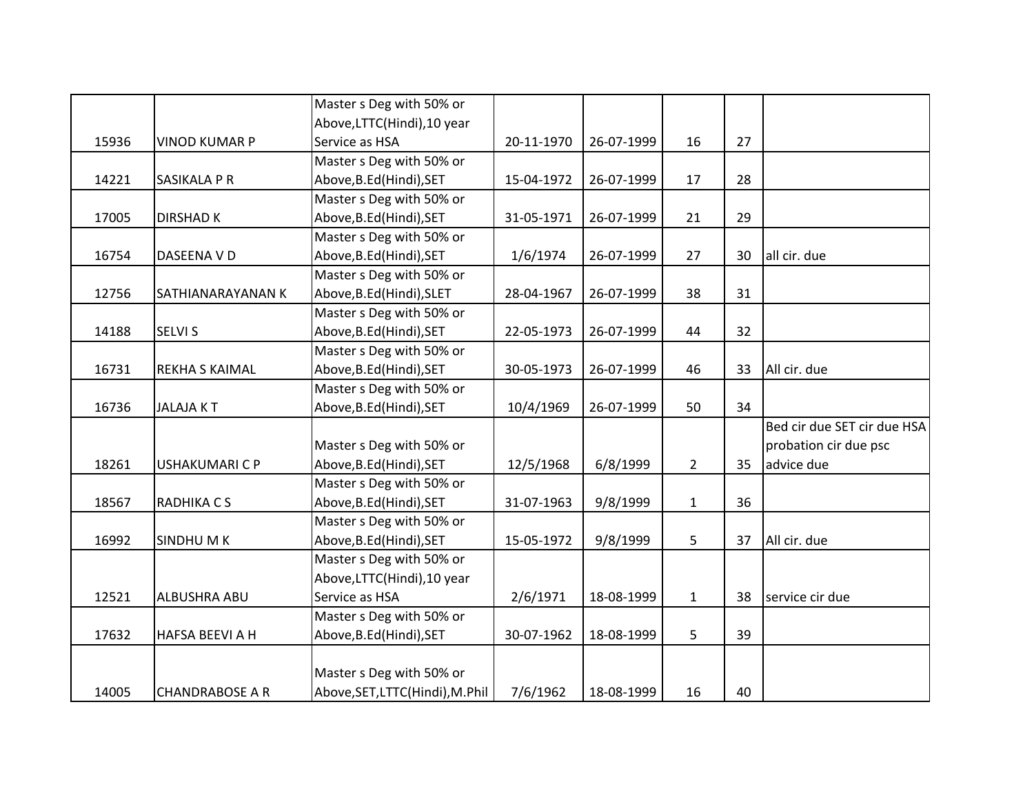| | | | | | | | |
|---|---|---|---|---|---|---|---|
| 15936 | VINOD KUMAR P | Master s Deg with 50% or Above,LTTC(Hindi),10 year Service as HSA | 20-11-1970 | 26-07-1999 | 16 | 27 | |
| 14221 | SASIKALA P R | Master s Deg with 50% or Above,B.Ed(Hindi),SET | 15-04-1972 | 26-07-1999 | 17 | 28 | |
| 17005 | DIRSHAD K | Master s Deg with 50% or Above,B.Ed(Hindi),SET | 31-05-1971 | 26-07-1999 | 21 | 29 | |
| 16754 | DASEENA V D | Master s Deg with 50% or Above,B.Ed(Hindi),SET | 1/6/1974 | 26-07-1999 | 27 | 30 | all cir. due |
| 12756 | SATHIANARAYANAN K | Master s Deg with 50% or Above,B.Ed(Hindi),SLET | 28-04-1967 | 26-07-1999 | 38 | 31 | |
| 14188 | SELVI S | Master s Deg with 50% or Above,B.Ed(Hindi),SET | 22-05-1973 | 26-07-1999 | 44 | 32 | |
| 16731 | REKHA S KAIMAL | Master s Deg with 50% or Above,B.Ed(Hindi),SET | 30-05-1973 | 26-07-1999 | 46 | 33 | All cir. due |
| 16736 | JALAJA K T | Master s Deg with 50% or Above,B.Ed(Hindi),SET | 10/4/1969 | 26-07-1999 | 50 | 34 | |
| 18261 | USHAKUMARI C P | Master s Deg with 50% or Above,B.Ed(Hindi),SET | 12/5/1968 | 6/8/1999 | 2 | 35 | Bed cir due SET cir due HSA probation cir due psc advice due |
| 18567 | RADHIKA C S | Master s Deg with 50% or Above,B.Ed(Hindi),SET | 31-07-1963 | 9/8/1999 | 1 | 36 | |
| 16992 | SINDHU M K | Master s Deg with 50% or Above,B.Ed(Hindi),SET | 15-05-1972 | 9/8/1999 | 5 | 37 | All cir. due |
| 12521 | ALBUSHRA ABU | Master s Deg with 50% or Above,LTTC(Hindi),10 year Service as HSA | 2/6/1971 | 18-08-1999 | 1 | 38 | service cir due |
| 17632 | HAFSA BEEVI A H | Master s Deg with 50% or Above,B.Ed(Hindi),SET | 30-07-1962 | 18-08-1999 | 5 | 39 | |
| 14005 | CHANDRABOSE A R | Master s Deg with 50% or Above,SET,LTTC(Hindi),M.Phil | 7/6/1962 | 18-08-1999 | 16 | 40 | |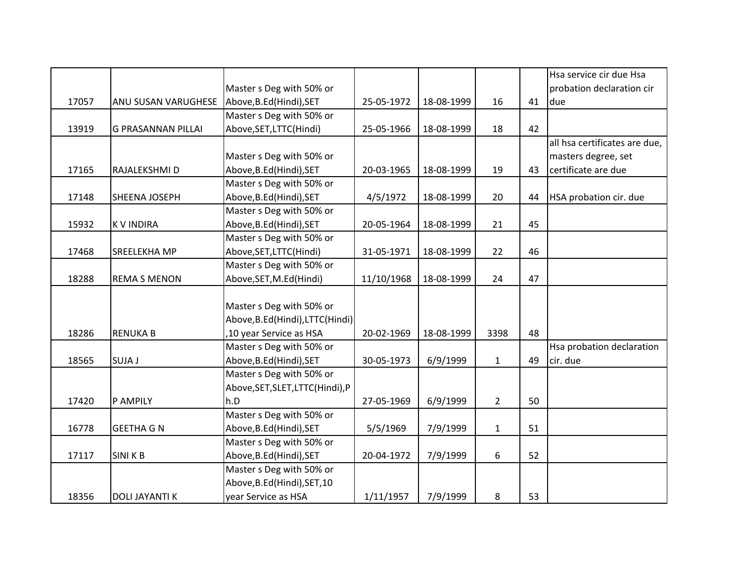| | | | | | | | |
|---|---|---|---|---|---|---|---|
| 17057 | ANU SUSAN VARUGHESE | Master s Deg with 50% or Above,B.Ed(Hindi),SET | 25-05-1972 | 18-08-1999 | 16 | 41 | Hsa service cir due Hsa probation declaration cir due |
| 13919 | G PRASANNAN PILLAI | Master s Deg with 50% or Above,SET,LTTC(Hindi) | 25-05-1966 | 18-08-1999 | 18 | 42 | |
| 17165 | RAJALEKSHMI D | Master s Deg with 50% or Above,B.Ed(Hindi),SET | 20-03-1965 | 18-08-1999 | 19 | 43 | all hsa certificates are due, masters degree, set certificate are due |
| 17148 | SHEENA JOSEPH | Master s Deg with 50% or Above,B.Ed(Hindi),SET | 4/5/1972 | 18-08-1999 | 20 | 44 | HSA probation cir. due |
| 15932 | K V INDIRA | Master s Deg with 50% or Above,B.Ed(Hindi),SET | 20-05-1964 | 18-08-1999 | 21 | 45 | |
| 17468 | SREELEKHA MP | Master s Deg with 50% or Above,SET,LTTC(Hindi) | 31-05-1971 | 18-08-1999 | 22 | 46 | |
| 18288 | REMA S MENON | Master s Deg with 50% or Above,SET,M.Ed(Hindi) | 11/10/1968 | 18-08-1999 | 24 | 47 | |
| 18286 | RENUKA B | Master s Deg with 50% or Above,B.Ed(Hindi),LTTC(Hindi),10 year Service as HSA | 20-02-1969 | 18-08-1999 | 3398 | 48 | |
| 18565 | SUJA J | Master s Deg with 50% or Above,B.Ed(Hindi),SET | 30-05-1973 | 6/9/1999 | 1 | 49 | Hsa probation declaration cir. due |
| 17420 | P AMPILY | Master s Deg with 50% or Above,SET,SLET,LTTC(Hindi),Ph.D | 27-05-1969 | 6/9/1999 | 2 | 50 | |
| 16778 | GEETHA G N | Master s Deg with 50% or Above,B.Ed(Hindi),SET | 5/5/1969 | 7/9/1999 | 1 | 51 | |
| 17117 | SINI K B | Master s Deg with 50% or Above,B.Ed(Hindi),SET | 20-04-1972 | 7/9/1999 | 6 | 52 | |
| 18356 | DOLI JAYANTI K | Master s Deg with 50% or Above,B.Ed(Hindi),SET,10 year Service as HSA | 1/11/1957 | 7/9/1999 | 8 | 53 | |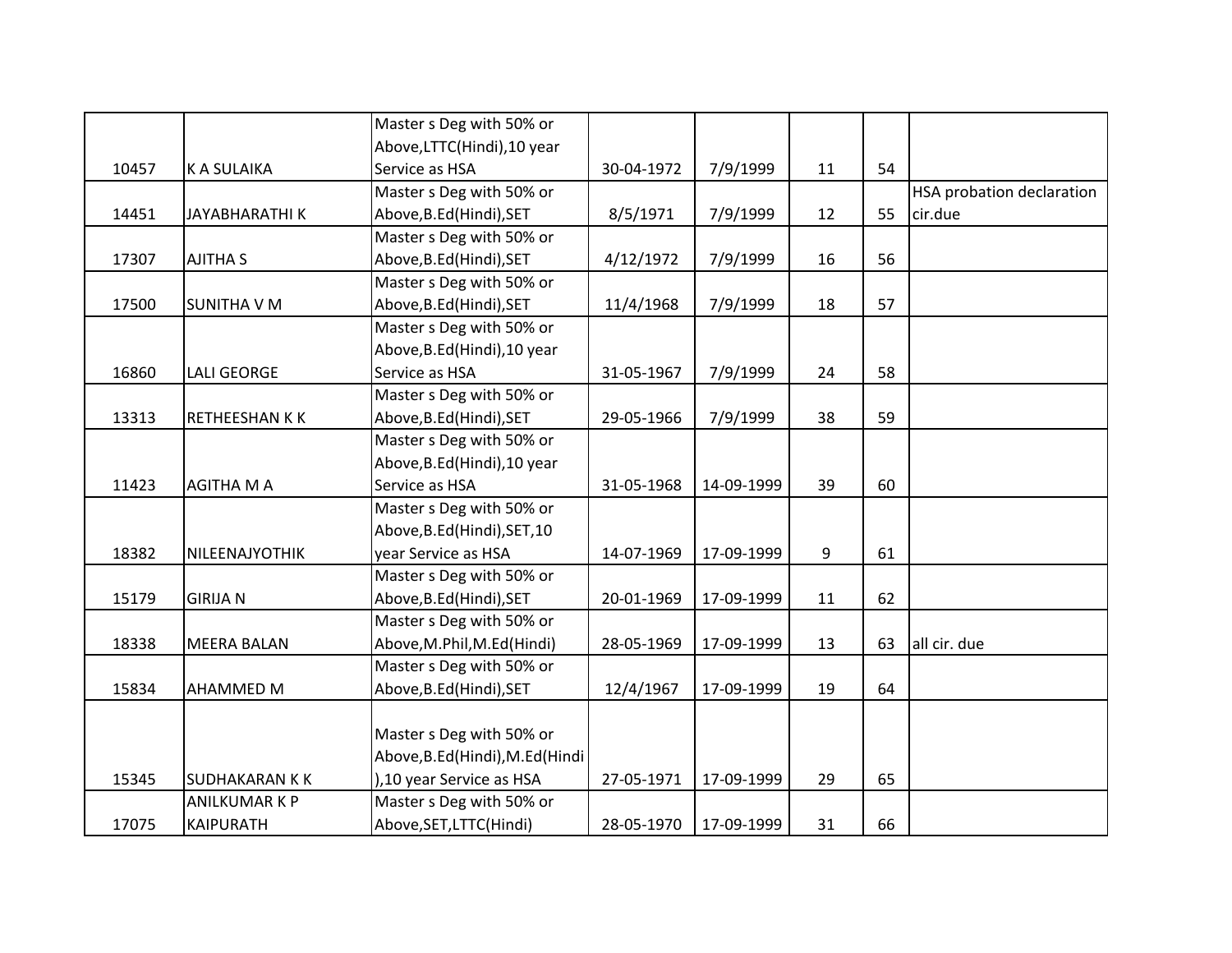| | | | | | | | |
|---|---|---|---|---|---|---|---|
| 10457 | K A SULAIKA | Master s Deg with 50% or Above,LTTC(Hindi),10 year Service as HSA | 30-04-1972 | 7/9/1999 | 11 | 54 | |
| 14451 | JAYABHARATHI K | Master s Deg with 50% or Above,B.Ed(Hindi),SET | 8/5/1971 | 7/9/1999 | 12 | 55 | HSA probation declaration cir.due |
| 17307 | AJITHA S | Master s Deg with 50% or Above,B.Ed(Hindi),SET | 4/12/1972 | 7/9/1999 | 16 | 56 | |
| 17500 | SUNITHA V M | Master s Deg with 50% or Above,B.Ed(Hindi),SET | 11/4/1968 | 7/9/1999 | 18 | 57 | |
| 16860 | LALI GEORGE | Master s Deg with 50% or Above,B.Ed(Hindi),10 year Service as HSA | 31-05-1967 | 7/9/1999 | 24 | 58 | |
| 13313 | RETHEESHAN K K | Master s Deg with 50% or Above,B.Ed(Hindi),SET | 29-05-1966 | 7/9/1999 | 38 | 59 | |
| 11423 | AGITHA M A | Master s Deg with 50% or Above,B.Ed(Hindi),10 year Service as HSA | 31-05-1968 | 14-09-1999 | 39 | 60 | |
| 18382 | NILEENAJYOTHIK | Master s Deg with 50% or Above,B.Ed(Hindi),SET,10 year Service as HSA | 14-07-1969 | 17-09-1999 | 9 | 61 | |
| 15179 | GIRIJA N | Master s Deg with 50% or Above,B.Ed(Hindi),SET | 20-01-1969 | 17-09-1999 | 11 | 62 | |
| 18338 | MEERA BALAN | Master s Deg with 50% or Above,M.Phil,M.Ed(Hindi) | 28-05-1969 | 17-09-1999 | 13 | 63 | all cir. due |
| 15834 | AHAMMED M | Master s Deg with 50% or Above,B.Ed(Hindi),SET | 12/4/1967 | 17-09-1999 | 19 | 64 | |
| 15345 | SUDHAKARAN K K | Master s Deg with 50% or Above,B.Ed(Hindi),M.Ed(Hindi),10 year Service as HSA | 27-05-1971 | 17-09-1999 | 29 | 65 | |
| 17075 | ANILKUMAR K P KAIPURATH | Master s Deg with 50% or Above,SET,LTTC(Hindi) | 28-05-1970 | 17-09-1999 | 31 | 66 | |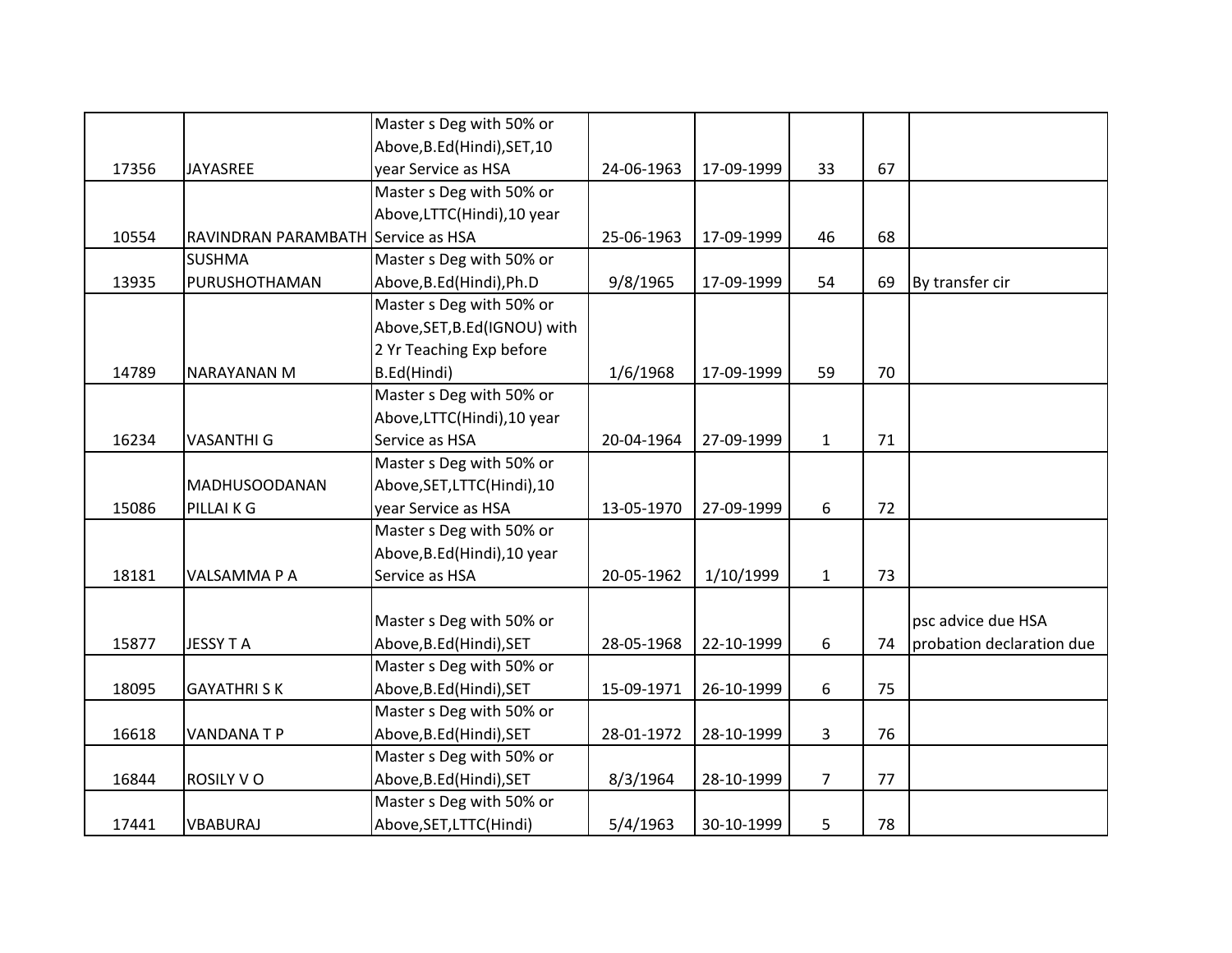| | | | | | | | |
|---|---|---|---|---|---|---|---|
| 17356 | JAYASREE | Master s Deg with 50% or Above,B.Ed(Hindi),SET,10 year Service as HSA | 24-06-1963 | 17-09-1999 | 33 | 67 | |
| 10554 | RAVINDRAN PARAMBATH | Master s Deg with 50% or Above,LTTC(Hindi),10 year Service as HSA | 25-06-1963 | 17-09-1999 | 46 | 68 | |
| 13935 | SUSHMA PURUSHOTHAMAN | Master s Deg with 50% or Above,B.Ed(Hindi),Ph.D | 9/8/1965 | 17-09-1999 | 54 | 69 | By transfer cir |
| 14789 | NARAYANAN M | Master s Deg with 50% or Above,SET,B.Ed(IGNOU) with 2 Yr Teaching Exp before B.Ed(Hindi) | 1/6/1968 | 17-09-1999 | 59 | 70 | |
| 16234 | VASANTHI G | Master s Deg with 50% or Above,LTTC(Hindi),10 year Service as HSA | 20-04-1964 | 27-09-1999 | 1 | 71 | |
| 15086 | MADHUSOODANAN PILLAI K G | Master s Deg with 50% or Above,SET,LTTC(Hindi),10 year Service as HSA | 13-05-1970 | 27-09-1999 | 6 | 72 | |
| 18181 | VALSAMMA P A | Master s Deg with 50% or Above,B.Ed(Hindi),10 year Service as HSA | 20-05-1962 | 1/10/1999 | 1 | 73 | |
| 15877 | JESSY T A | Master s Deg with 50% or Above,B.Ed(Hindi),SET | 28-05-1968 | 22-10-1999 | 6 | 74 | psc advice due HSA probation declaration due |
| 18095 | GAYATHRI S K | Master s Deg with 50% or Above,B.Ed(Hindi),SET | 15-09-1971 | 26-10-1999 | 6 | 75 | |
| 16618 | VANDANA T P | Master s Deg with 50% or Above,B.Ed(Hindi),SET | 28-01-1972 | 28-10-1999 | 3 | 76 | |
| 16844 | ROSILY V O | Master s Deg with 50% or Above,B.Ed(Hindi),SET | 8/3/1964 | 28-10-1999 | 7 | 77 | |
| 17441 | VBABURAJ | Master s Deg with 50% or Above,SET,LTTC(Hindi) | 5/4/1963 | 30-10-1999 | 5 | 78 | |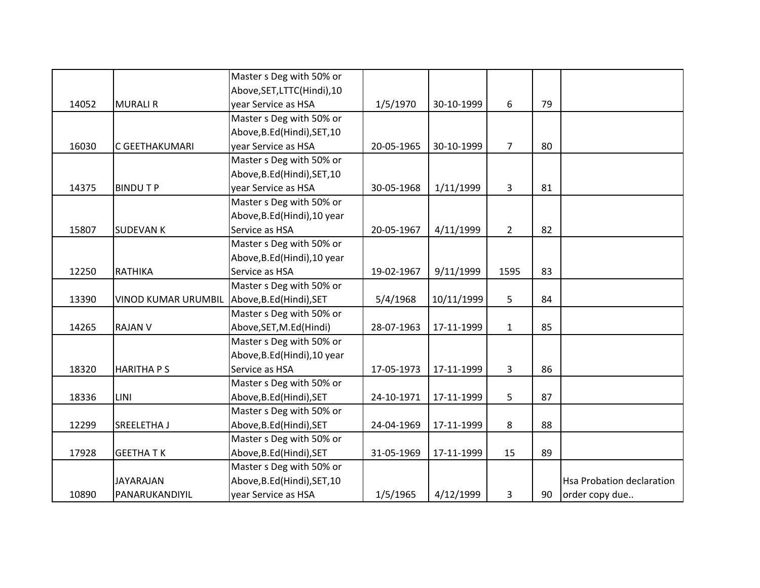| | | | | | | | |
|---|---|---|---|---|---|---|---|
| 14052 | MURALI R | Master s Deg with 50% or Above,SET,LTTC(Hindi),10 year Service as HSA | 1/5/1970 | 30-10-1999 | 6 | 79 | |
| 16030 | C GEETHAKUMARI | Master s Deg with 50% or Above,B.Ed(Hindi),SET,10 year Service as HSA | 20-05-1965 | 30-10-1999 | 7 | 80 | |
| 14375 | BINDU T P | Master s Deg with 50% or Above,B.Ed(Hindi),SET,10 year Service as HSA | 30-05-1968 | 1/11/1999 | 3 | 81 | |
| 15807 | SUDEVAN K | Master s Deg with 50% or Above,B.Ed(Hindi),10 year Service as HSA | 20-05-1967 | 4/11/1999 | 2 | 82 | |
| 12250 | RATHIKA | Master s Deg with 50% or Above,B.Ed(Hindi),10 year Service as HSA | 19-02-1967 | 9/11/1999 | 1595 | 83 | |
| 13390 | VINOD KUMAR URUMBIL | Master s Deg with 50% or Above,B.Ed(Hindi),SET | 5/4/1968 | 10/11/1999 | 5 | 84 | |
| 14265 | RAJAN V | Master s Deg with 50% or Above,SET,M.Ed(Hindi) | 28-07-1963 | 17-11-1999 | 1 | 85 | |
| 18320 | HARITHA P S | Master s Deg with 50% or Above,B.Ed(Hindi),10 year Service as HSA | 17-05-1973 | 17-11-1999 | 3 | 86 | |
| 18336 | LINI | Master s Deg with 50% or Above,B.Ed(Hindi),SET | 24-10-1971 | 17-11-1999 | 5 | 87 | |
| 12299 | SREELETHA J | Master s Deg with 50% or Above,B.Ed(Hindi),SET | 24-04-1969 | 17-11-1999 | 8 | 88 | |
| 17928 | GEETHA T K | Master s Deg with 50% or Above,B.Ed(Hindi),SET | 31-05-1969 | 17-11-1999 | 15 | 89 | |
| 10890 | JAYARAJAN PANARUKANDIYIL | Master s Deg with 50% or Above,B.Ed(Hindi),SET,10 year Service as HSA | 1/5/1965 | 4/12/1999 | 3 | 90 | Hsa Probation declaration order copy due.. |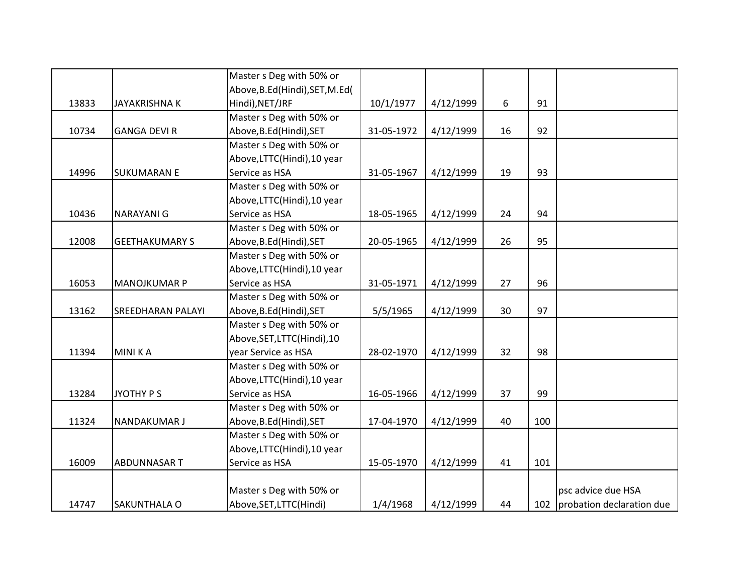| | | | | | | | |
|---|---|---|---|---|---|---|---|
| 13833 | JAYAKRISHNA K | Master s Deg with 50% or Above,B.Ed(Hindi),SET,M.Ed(Hindi),NET/JRF | 10/1/1977 | 4/12/1999 | 6 | 91 | |
| 10734 | GANGA DEVI R | Master s Deg with 50% or Above,B.Ed(Hindi),SET | 31-05-1972 | 4/12/1999 | 16 | 92 | |
| 14996 | SUKUMARAN E | Master s Deg with 50% or Above,LTTC(Hindi),10 year Service as HSA | 31-05-1967 | 4/12/1999 | 19 | 93 | |
| 10436 | NARAYANI G | Master s Deg with 50% or Above,LTTC(Hindi),10 year Service as HSA | 18-05-1965 | 4/12/1999 | 24 | 94 | |
| 12008 | GEETHAKUMARY S | Master s Deg with 50% or Above,B.Ed(Hindi),SET | 20-05-1965 | 4/12/1999 | 26 | 95 | |
| 16053 | MANOJKUMAR P | Master s Deg with 50% or Above,LTTC(Hindi),10 year Service as HSA | 31-05-1971 | 4/12/1999 | 27 | 96 | |
| 13162 | SREEDHARAN PALAYI | Master s Deg with 50% or Above,B.Ed(Hindi),SET | 5/5/1965 | 4/12/1999 | 30 | 97 | |
| 11394 | MINI K A | Master s Deg with 50% or Above,SET,LTTC(Hindi),10 year Service as HSA | 28-02-1970 | 4/12/1999 | 32 | 98 | |
| 13284 | JYOTHY P S | Master s Deg with 50% or Above,LTTC(Hindi),10 year Service as HSA | 16-05-1966 | 4/12/1999 | 37 | 99 | |
| 11324 | NANDAKUMAR J | Master s Deg with 50% or Above,B.Ed(Hindi),SET | 17-04-1970 | 4/12/1999 | 40 | 100 | |
| 16009 | ABDUNNASAR T | Master s Deg with 50% or Above,LTTC(Hindi),10 year Service as HSA | 15-05-1970 | 4/12/1999 | 41 | 101 | |
| 14747 | SAKUNTHALA O | Master s Deg with 50% or Above,SET,LTTC(Hindi) | 1/4/1968 | 4/12/1999 | 44 | 102 | psc advice due HSA probation declaration due |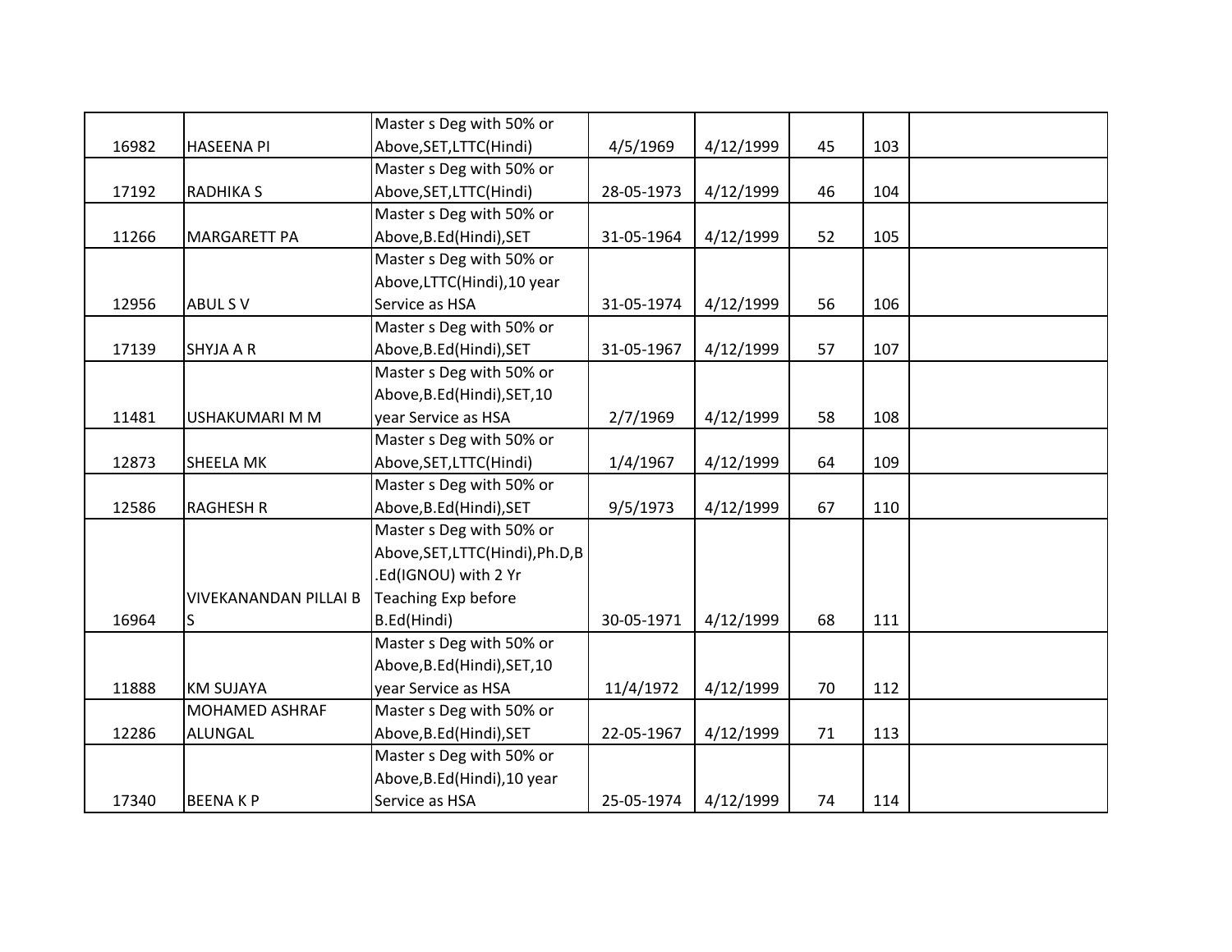| | | | | | | | |
|---|---|---|---|---|---|---|---|
| 16982 | HASEENA PI | Master s Deg with 50% or Above,SET,LTTC(Hindi) | 4/5/1969 | 4/12/1999 | 45 | 103 | |
| 17192 | RADHIKA S | Master s Deg with 50% or Above,SET,LTTC(Hindi) | 28-05-1973 | 4/12/1999 | 46 | 104 | |
| 11266 | MARGARETT PA | Master s Deg with 50% or Above,B.Ed(Hindi),SET | 31-05-1964 | 4/12/1999 | 52 | 105 | |
| 12956 | ABUL S V | Master s Deg with 50% or Above,LTTC(Hindi),10 year Service as HSA | 31-05-1974 | 4/12/1999 | 56 | 106 | |
| 17139 | SHYJA A R | Master s Deg with 50% or Above,B.Ed(Hindi),SET | 31-05-1967 | 4/12/1999 | 57 | 107 | |
| 11481 | USHAKUMARI M M | Master s Deg with 50% or Above,B.Ed(Hindi),SET,10 year Service as HSA | 2/7/1969 | 4/12/1999 | 58 | 108 | |
| 12873 | SHEELA MK | Master s Deg with 50% or Above,SET,LTTC(Hindi) | 1/4/1967 | 4/12/1999 | 64 | 109 | |
| 12586 | RAGHESH R | Master s Deg with 50% or Above,B.Ed(Hindi),SET | 9/5/1973 | 4/12/1999 | 67 | 110 | |
| 16964 | VIVEKANANDAN PILLAI B S | Master s Deg with 50% or Above,SET,LTTC(Hindi),Ph.D,B.Ed(IGNOU) with 2 Yr Teaching Exp before B.Ed(Hindi) | 30-05-1971 | 4/12/1999 | 68 | 111 | |
| 11888 | KM SUJAYA | Master s Deg with 50% or Above,B.Ed(Hindi),SET,10 year Service as HSA | 11/4/1972 | 4/12/1999 | 70 | 112 | |
| 12286 | MOHAMED ASHRAF ALUNGAL | Master s Deg with 50% or Above,B.Ed(Hindi),SET | 22-05-1967 | 4/12/1999 | 71 | 113 | |
| 17340 | BEENA K P | Master s Deg with 50% or Above,B.Ed(Hindi),10 year Service as HSA | 25-05-1974 | 4/12/1999 | 74 | 114 | |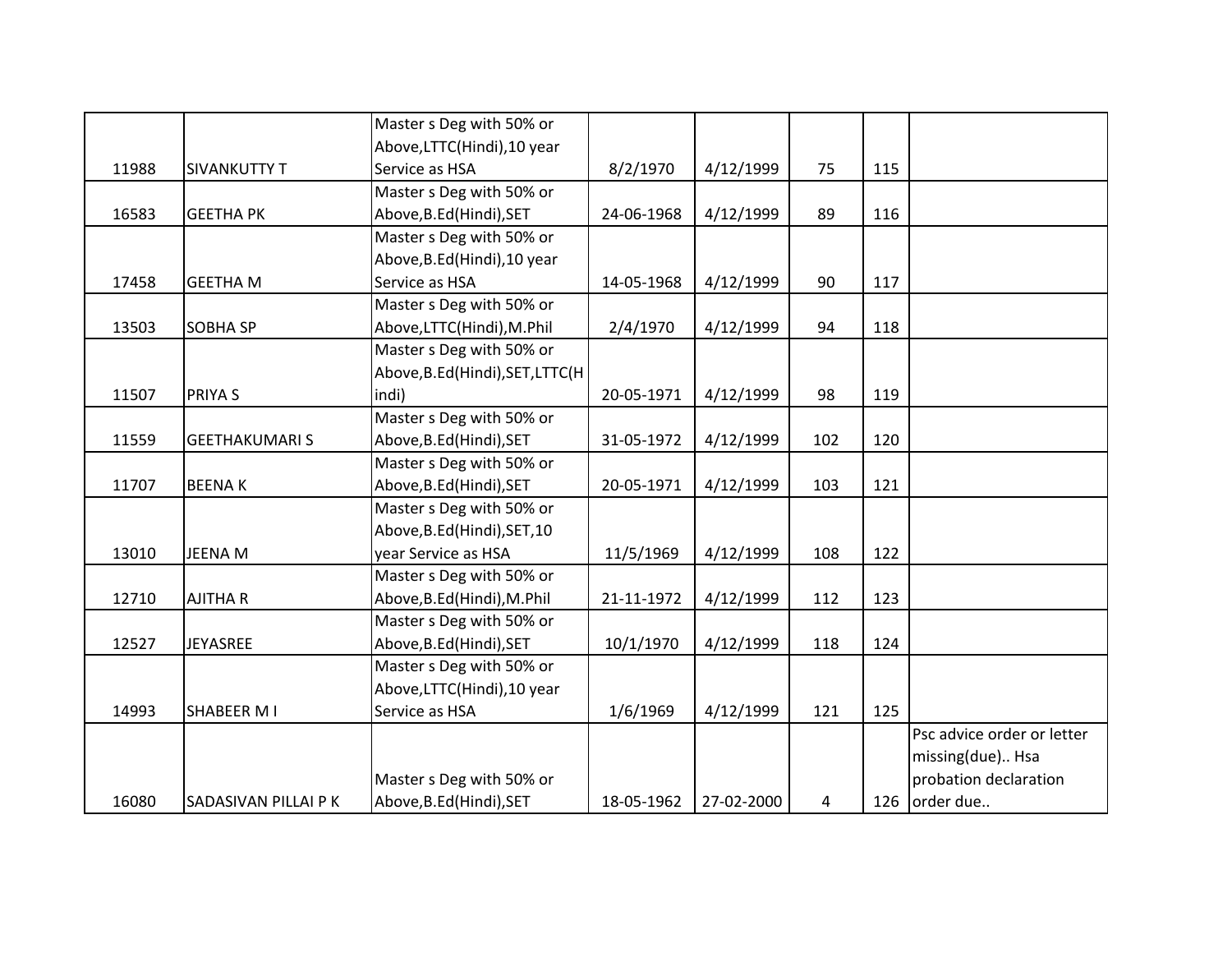| | | | | | | | |
|---|---|---|---|---|---|---|---|
| 11988 | SIVANKUTTY T | Master s Deg with 50% or Above,LTTC(Hindi),10 year Service as HSA | 8/2/1970 | 4/12/1999 | 75 | 115 | |
| 16583 | GEETHA PK | Master s Deg with 50% or Above,B.Ed(Hindi),SET | 24-06-1968 | 4/12/1999 | 89 | 116 | |
| 17458 | GEETHA M | Master s Deg with 50% or Above,B.Ed(Hindi),10 year Service as HSA | 14-05-1968 | 4/12/1999 | 90 | 117 | |
| 13503 | SOBHA SP | Master s Deg with 50% or Above,LTTC(Hindi),M.Phil | 2/4/1970 | 4/12/1999 | 94 | 118 | |
| 11507 | PRIYA S | Master s Deg with 50% or Above,B.Ed(Hindi),SET,LTTC(Hindi) | 20-05-1971 | 4/12/1999 | 98 | 119 | |
| 11559 | GEETHAKUMARI S | Master s Deg with 50% or Above,B.Ed(Hindi),SET | 31-05-1972 | 4/12/1999 | 102 | 120 | |
| 11707 | BEENA K | Master s Deg with 50% or Above,B.Ed(Hindi),SET | 20-05-1971 | 4/12/1999 | 103 | 121 | |
| 13010 | JEENA M | Master s Deg with 50% or Above,B.Ed(Hindi),SET,10 year Service as HSA | 11/5/1969 | 4/12/1999 | 108 | 122 | |
| 12710 | AJITHA R | Master s Deg with 50% or Above,B.Ed(Hindi),M.Phil | 21-11-1972 | 4/12/1999 | 112 | 123 | |
| 12527 | JEYASREE | Master s Deg with 50% or Above,B.Ed(Hindi),SET | 10/1/1970 | 4/12/1999 | 118 | 124 | |
| 14993 | SHABEER M I | Master s Deg with 50% or Above,LTTC(Hindi),10 year Service as HSA | 1/6/1969 | 4/12/1999 | 121 | 125 | |
| 16080 | SADASIVAN PILLAI P K | Master s Deg with 50% or Above,B.Ed(Hindi),SET | 18-05-1962 | 27-02-2000 | 4 | 126 | Psc advice order or letter missing(due).. Hsa probation declaration order due.. |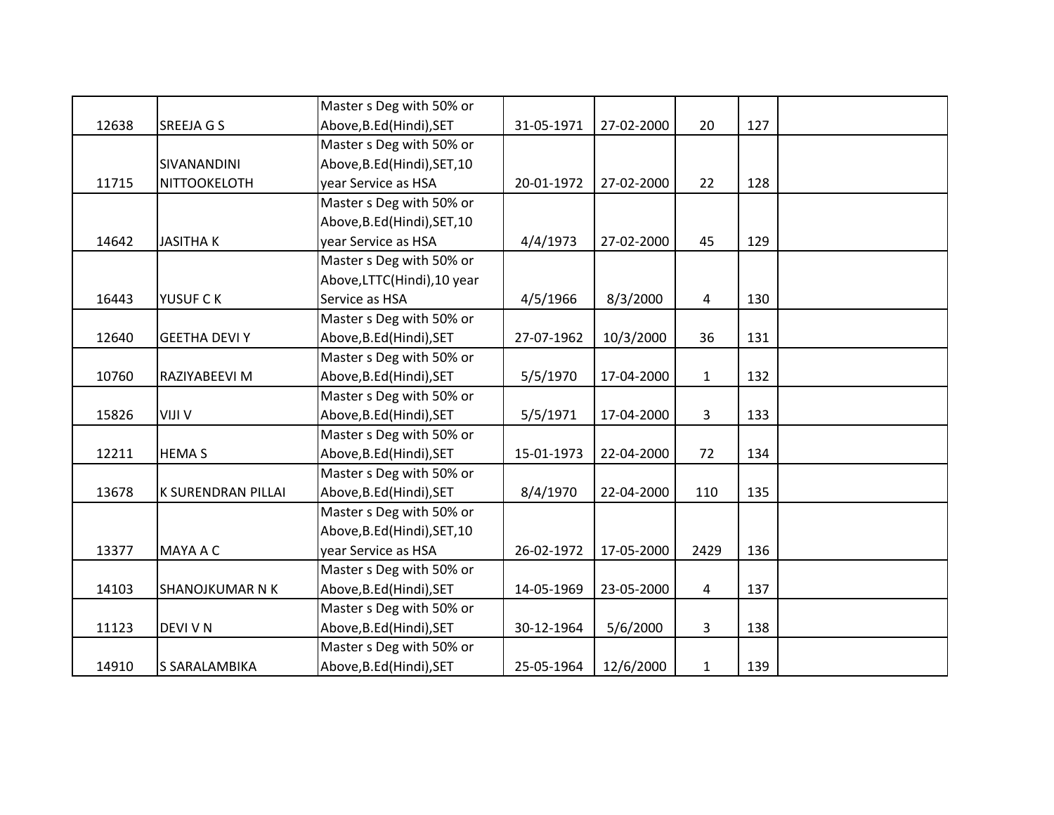| | | | | | | | |
|---|---|---|---|---|---|---|---|
| 12638 | SREEJA G S | Master s Deg with 50% or Above,B.Ed(Hindi),SET | 31-05-1971 | 27-02-2000 | 20 | 127 | |
| 11715 | SIVANANDINI NITTOOKELOTH | Master s Deg with 50% or Above,B.Ed(Hindi),SET,10 year Service as HSA | 20-01-1972 | 27-02-2000 | 22 | 128 | |
| 14642 | JASITHA K | Master s Deg with 50% or Above,B.Ed(Hindi),SET,10 year Service as HSA | 4/4/1973 | 27-02-2000 | 45 | 129 | |
| 16443 | YUSUF C K | Master s Deg with 50% or Above,LTTC(Hindi),10 year Service as HSA | 4/5/1966 | 8/3/2000 | 4 | 130 | |
| 12640 | GEETHA DEVI Y | Master s Deg with 50% or Above,B.Ed(Hindi),SET | 27-07-1962 | 10/3/2000 | 36 | 131 | |
| 10760 | RAZIYABEEVI M | Master s Deg with 50% or Above,B.Ed(Hindi),SET | 5/5/1970 | 17-04-2000 | 1 | 132 | |
| 15826 | VIJI V | Master s Deg with 50% or Above,B.Ed(Hindi),SET | 5/5/1971 | 17-04-2000 | 3 | 133 | |
| 12211 | HEMA S | Master s Deg with 50% or Above,B.Ed(Hindi),SET | 15-01-1973 | 22-04-2000 | 72 | 134 | |
| 13678 | K SURENDRAN PILLAI | Master s Deg with 50% or Above,B.Ed(Hindi),SET | 8/4/1970 | 22-04-2000 | 110 | 135 | |
| 13377 | MAYA A C | Master s Deg with 50% or Above,B.Ed(Hindi),SET,10 year Service as HSA | 26-02-1972 | 17-05-2000 | 2429 | 136 | |
| 14103 | SHANOJKUMAR N K | Master s Deg with 50% or Above,B.Ed(Hindi),SET | 14-05-1969 | 23-05-2000 | 4 | 137 | |
| 11123 | DEVI V N | Master s Deg with 50% or Above,B.Ed(Hindi),SET | 30-12-1964 | 5/6/2000 | 3 | 138 | |
| 14910 | S SARALAMBIKA | Master s Deg with 50% or Above,B.Ed(Hindi),SET | 25-05-1964 | 12/6/2000 | 1 | 139 | |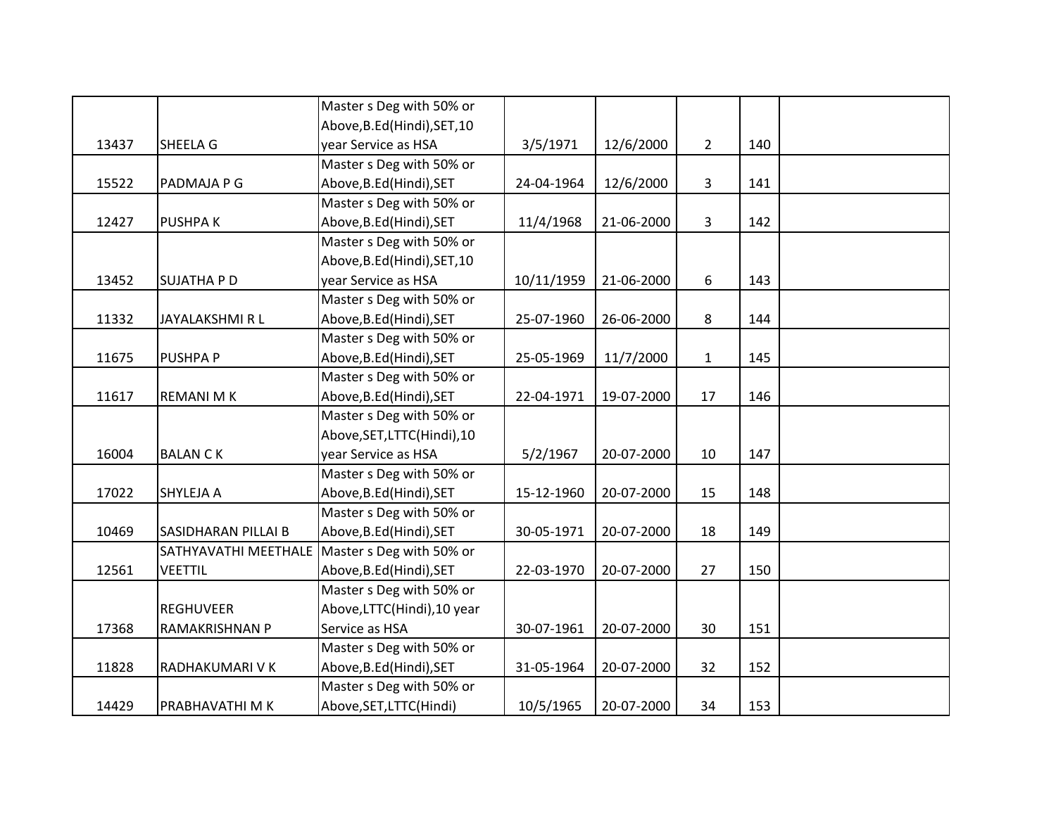| | | | | | | | |
|---|---|---|---|---|---|---|---|
| 13437 | SHEELA G | Master s Deg with 50% or Above,B.Ed(Hindi),SET,10 year Service as HSA | 3/5/1971 | 12/6/2000 | 2 | 140 | |
| 15522 | PADMAJA P G | Master s Deg with 50% or Above,B.Ed(Hindi),SET | 24-04-1964 | 12/6/2000 | 3 | 141 | |
| 12427 | PUSHPA K | Master s Deg with 50% or Above,B.Ed(Hindi),SET | 11/4/1968 | 21-06-2000 | 3 | 142 | |
| 13452 | SUJATHA P D | Master s Deg with 50% or Above,B.Ed(Hindi),SET,10 year Service as HSA | 10/11/1959 | 21-06-2000 | 6 | 143 | |
| 11332 | JAYALAKSHMI R L | Master s Deg with 50% or Above,B.Ed(Hindi),SET | 25-07-1960 | 26-06-2000 | 8 | 144 | |
| 11675 | PUSHPA P | Master s Deg with 50% or Above,B.Ed(Hindi),SET | 25-05-1969 | 11/7/2000 | 1 | 145 | |
| 11617 | REMANI M K | Master s Deg with 50% or Above,B.Ed(Hindi),SET | 22-04-1971 | 19-07-2000 | 17 | 146 | |
| 16004 | BALAN C K | Master s Deg with 50% or Above,SET,LTTC(Hindi),10 year Service as HSA | 5/2/1967 | 20-07-2000 | 10 | 147 | |
| 17022 | SHYLEJA A | Master s Deg with 50% or Above,B.Ed(Hindi),SET | 15-12-1960 | 20-07-2000 | 15 | 148 | |
| 10469 | SASIDHARAN PILLAI B | Master s Deg with 50% or Above,B.Ed(Hindi),SET | 30-05-1971 | 20-07-2000 | 18 | 149 | |
| 12561 | SATHYAVATHI MEETHALE VEETTIL | Master s Deg with 50% or Above,B.Ed(Hindi),SET | 22-03-1970 | 20-07-2000 | 27 | 150 | |
| 17368 | REGHUVEER RAMAKRISHNAN P | Master s Deg with 50% or Above,LTTC(Hindi),10 year Service as HSA | 30-07-1961 | 20-07-2000 | 30 | 151 | |
| 11828 | RADHAKUMARI V K | Master s Deg with 50% or Above,B.Ed(Hindi),SET | 31-05-1964 | 20-07-2000 | 32 | 152 | |
| 14429 | PRABHAVATHI M K | Master s Deg with 50% or Above,SET,LTTC(Hindi) | 10/5/1965 | 20-07-2000 | 34 | 153 | |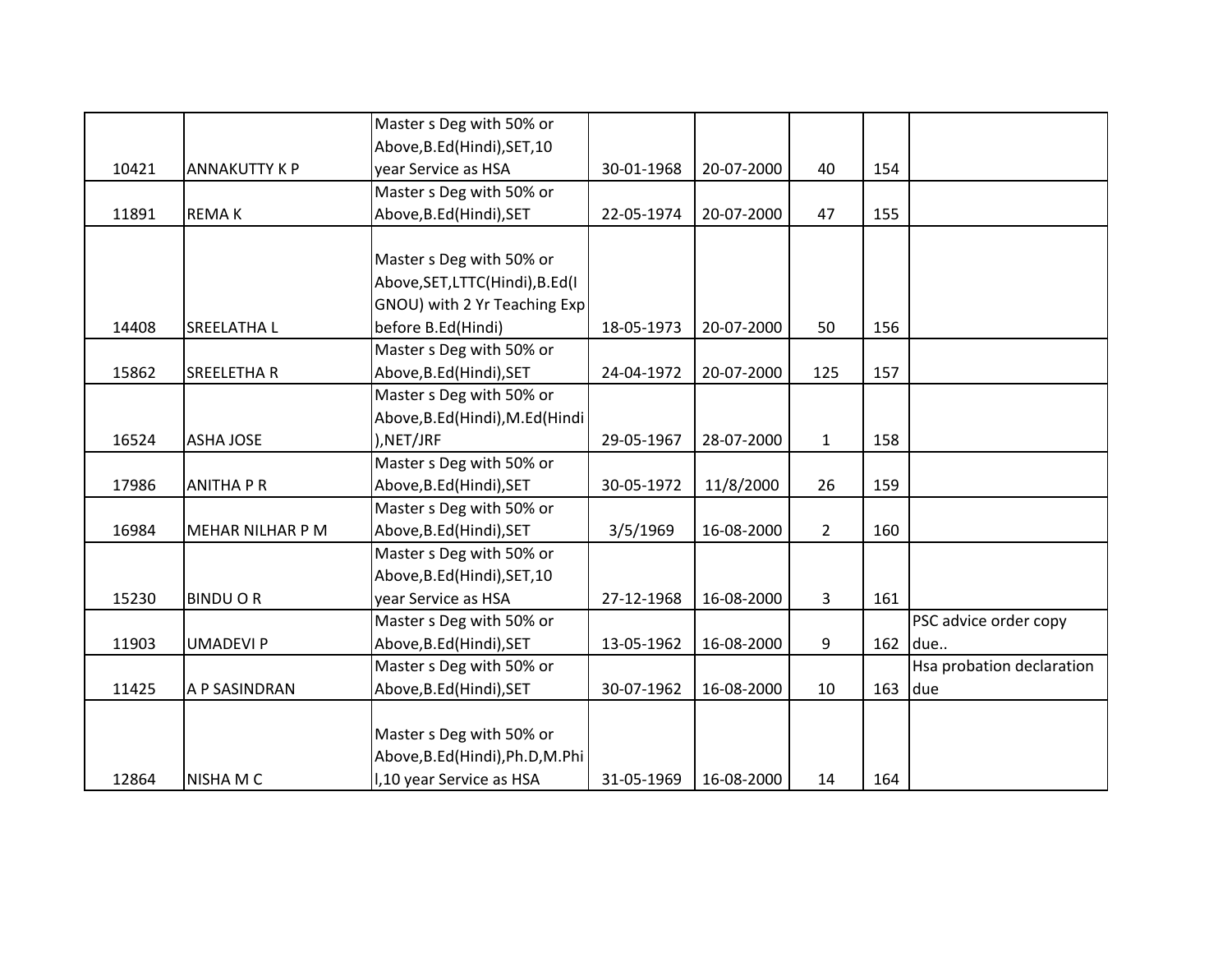| | | | | | | | |
|---|---|---|---|---|---|---|---|
| 10421 | ANNAKUTTY K P | Master s Deg with 50% or Above,B.Ed(Hindi),SET,10 year Service as HSA | 30-01-1968 | 20-07-2000 | 40 | 154 | |
| 11891 | REMA K | Master s Deg with 50% or Above,B.Ed(Hindi),SET | 22-05-1974 | 20-07-2000 | 47 | 155 | |
| 14408 | SREELATHA L | Master s Deg with 50% or Above,SET,LTTC(Hindi),B.Ed(IGNOU) with 2 Yr Teaching Exp before B.Ed(Hindi) | 18-05-1973 | 20-07-2000 | 50 | 156 | |
| 15862 | SREELETHA R | Master s Deg with 50% or Above,B.Ed(Hindi),SET | 24-04-1972 | 20-07-2000 | 125 | 157 | |
| 16524 | ASHA JOSE | Master s Deg with 50% or Above,B.Ed(Hindi),M.Ed(Hindi),NET/JRF | 29-05-1967 | 28-07-2000 | 1 | 158 | |
| 17986 | ANITHA P R | Master s Deg with 50% or Above,B.Ed(Hindi),SET | 30-05-1972 | 11/8/2000 | 26 | 159 | |
| 16984 | MEHAR NILHAR P M | Master s Deg with 50% or Above,B.Ed(Hindi),SET | 3/5/1969 | 16-08-2000 | 2 | 160 | |
| 15230 | BINDU O R | Master s Deg with 50% or Above,B.Ed(Hindi),SET,10 year Service as HSA | 27-12-1968 | 16-08-2000 | 3 | 161 | |
| 11903 | UMADEVI P | Master s Deg with 50% or Above,B.Ed(Hindi),SET | 13-05-1962 | 16-08-2000 | 9 | 162 | PSC advice order copy due.. |
| 11425 | A P SASINDRAN | Master s Deg with 50% or Above,B.Ed(Hindi),SET | 30-07-1962 | 16-08-2000 | 10 | 163 | Hsa probation declaration due |
| 12864 | NISHA M C | Master s Deg with 50% or Above,B.Ed(Hindi),Ph.D,M.Phil,10 year Service as HSA | 31-05-1969 | 16-08-2000 | 14 | 164 | |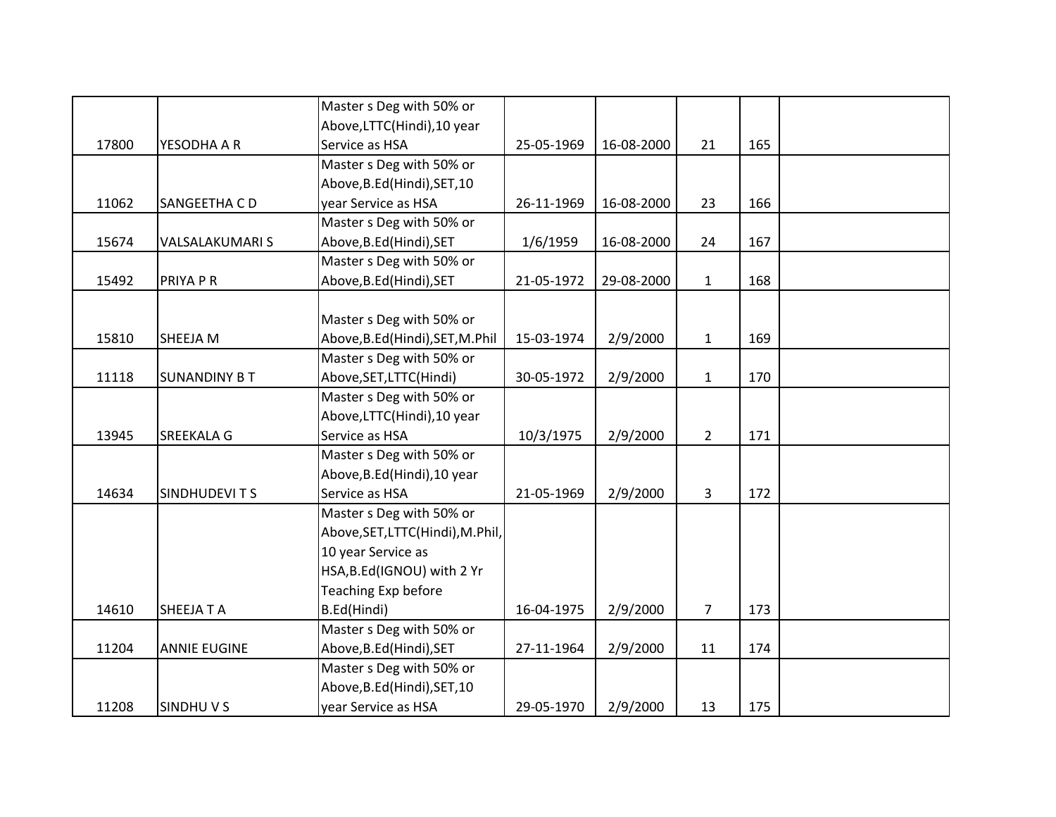| | | | | | | | |
|---|---|---|---|---|---|---|---|
| 17800 | YESODHA A R | Master s Deg with 50% or Above,LTTC(Hindi),10 year Service as HSA | 25-05-1969 | 16-08-2000 | 21 | 165 | |
| 11062 | SANGEETHA C D | Master s Deg with 50% or Above,B.Ed(Hindi),SET,10 year Service as HSA | 26-11-1969 | 16-08-2000 | 23 | 166 | |
| 15674 | VALSALAKUMARI S | Master s Deg with 50% or Above,B.Ed(Hindi),SET | 1/6/1959 | 16-08-2000 | 24 | 167 | |
| 15492 | PRIYA P R | Master s Deg with 50% or Above,B.Ed(Hindi),SET | 21-05-1972 | 29-08-2000 | 1 | 168 | |
| 15810 | SHEEJA M | Master s Deg with 50% or Above,B.Ed(Hindi),SET,M.Phil | 15-03-1974 | 2/9/2000 | 1 | 169 | |
| 11118 | SUNANDINY B T | Master s Deg with 50% or Above,SET,LTTC(Hindi) | 30-05-1972 | 2/9/2000 | 1 | 170 | |
| 13945 | SREEKALA G | Master s Deg with 50% or Above,LTTC(Hindi),10 year Service as HSA | 10/3/1975 | 2/9/2000 | 2 | 171 | |
| 14634 | SINDHUDEVI T S | Master s Deg with 50% or Above,B.Ed(Hindi),10 year Service as HSA | 21-05-1969 | 2/9/2000 | 3 | 172 | |
| 14610 | SHEEJA T A | Master s Deg with 50% or Above,SET,LTTC(Hindi),M.Phil, 10 year Service as HSA,B.Ed(IGNOU) with 2 Yr Teaching Exp before B.Ed(Hindi) | 16-04-1975 | 2/9/2000 | 7 | 173 | |
| 11204 | ANNIE EUGINE | Master s Deg with 50% or Above,B.Ed(Hindi),SET | 27-11-1964 | 2/9/2000 | 11 | 174 | |
| 11208 | SINDHU V S | Master s Deg with 50% or Above,B.Ed(Hindi),SET,10 year Service as HSA | 29-05-1970 | 2/9/2000 | 13 | 175 | |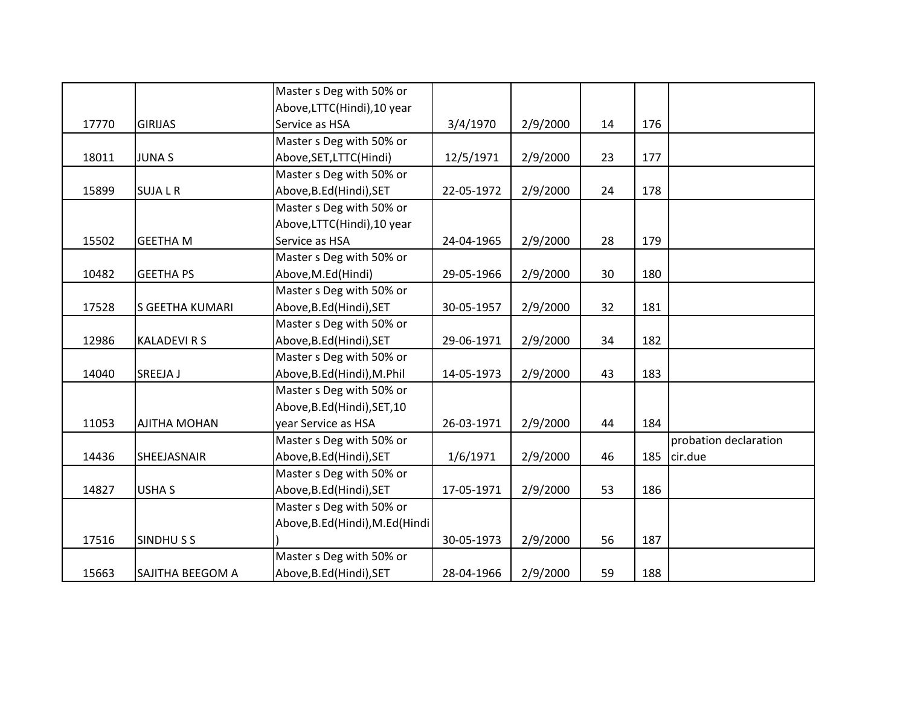| | | | | | | | |
|---|---|---|---|---|---|---|---|
| 17770 | GIRIJAS | Master s Deg with 50% or Above,LTTC(Hindi),10 year Service as HSA | 3/4/1970 | 2/9/2000 | 14 | 176 | |
| 18011 | JUNA S | Master s Deg with 50% or Above,SET,LTTC(Hindi) | 12/5/1971 | 2/9/2000 | 23 | 177 | |
| 15899 | SUJA L R | Master s Deg with 50% or Above,B.Ed(Hindi),SET | 22-05-1972 | 2/9/2000 | 24 | 178 | |
| 15502 | GEETHA M | Master s Deg with 50% or Above,LTTC(Hindi),10 year Service as HSA | 24-04-1965 | 2/9/2000 | 28 | 179 | |
| 10482 | GEETHA PS | Master s Deg with 50% or Above,M.Ed(Hindi) | 29-05-1966 | 2/9/2000 | 30 | 180 | |
| 17528 | S GEETHA KUMARI | Master s Deg with 50% or Above,B.Ed(Hindi),SET | 30-05-1957 | 2/9/2000 | 32 | 181 | |
| 12986 | KALADEVI R S | Master s Deg with 50% or Above,B.Ed(Hindi),SET | 29-06-1971 | 2/9/2000 | 34 | 182 | |
| 14040 | SREEJA J | Master s Deg with 50% or Above,B.Ed(Hindi),M.Phil | 14-05-1973 | 2/9/2000 | 43 | 183 | |
| 11053 | AJITHA MOHAN | Master s Deg with 50% or Above,B.Ed(Hindi),SET,10 year Service as HSA | 26-03-1971 | 2/9/2000 | 44 | 184 | |
| 14436 | SHEEJASNAIR | Master s Deg with 50% or Above,B.Ed(Hindi),SET | 1/6/1971 | 2/9/2000 | 46 | 185 | probation declaration cir.due |
| 14827 | USHA S | Master s Deg with 50% or Above,B.Ed(Hindi),SET | 17-05-1971 | 2/9/2000 | 53 | 186 | |
| 17516 | SINDHU S S | Master s Deg with 50% or Above,B.Ed(Hindi),M.Ed(Hindi) | 30-05-1973 | 2/9/2000 | 56 | 187 | |
| 15663 | SAJITHA BEEGOM A | Master s Deg with 50% or Above,B.Ed(Hindi),SET | 28-04-1966 | 2/9/2000 | 59 | 188 | |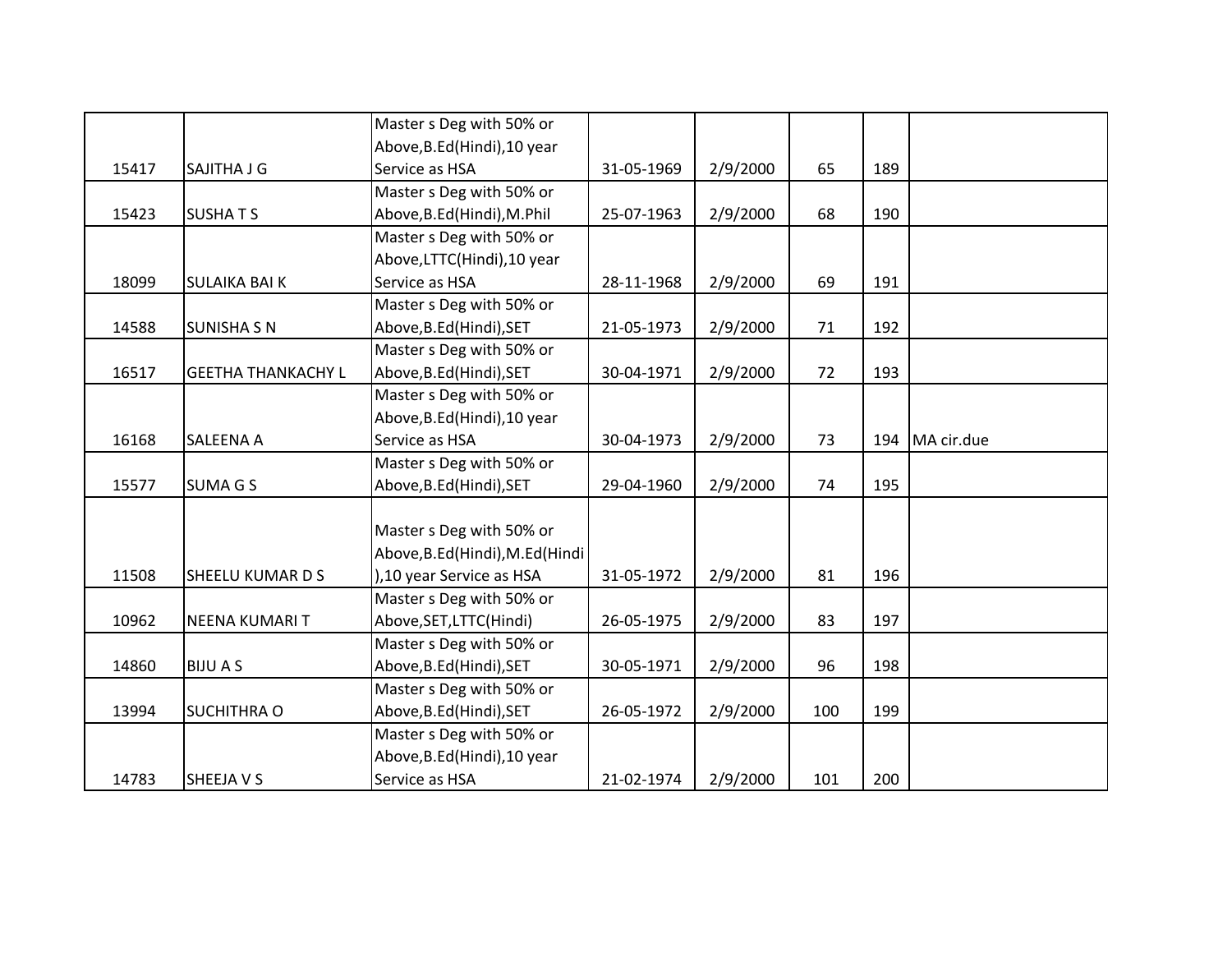| | | | | | | | |
|---|---|---|---|---|---|---|---|
| 15417 | SAJITHA J G | Master s Deg with 50% or Above,B.Ed(Hindi),10 year Service as HSA | 31-05-1969 | 2/9/2000 | 65 | 189 | |
| 15423 | SUSHA T S | Master s Deg with 50% or Above,B.Ed(Hindi),M.Phil | 25-07-1963 | 2/9/2000 | 68 | 190 | |
| 18099 | SULAIKA BAI K | Master s Deg with 50% or Above,LTTC(Hindi),10 year Service as HSA | 28-11-1968 | 2/9/2000 | 69 | 191 | |
| 14588 | SUNISHA S N | Master s Deg with 50% or Above,B.Ed(Hindi),SET | 21-05-1973 | 2/9/2000 | 71 | 192 | |
| 16517 | GEETHA THANKACHY L | Master s Deg with 50% or Above,B.Ed(Hindi),SET | 30-04-1971 | 2/9/2000 | 72 | 193 | |
| 16168 | SALEENA A | Master s Deg with 50% or Above,B.Ed(Hindi),10 year Service as HSA | 30-04-1973 | 2/9/2000 | 73 | 194 | MA cir.due |
| 15577 | SUMA G S | Master s Deg with 50% or Above,B.Ed(Hindi),SET | 29-04-1960 | 2/9/2000 | 74 | 195 | |
| 11508 | SHEELU KUMAR D S | Master s Deg with 50% or Above,B.Ed(Hindi),M.Ed(Hindi),10 year Service as HSA | 31-05-1972 | 2/9/2000 | 81 | 196 | |
| 10962 | NEENA KUMARI T | Master s Deg with 50% or Above,SET,LTTC(Hindi) | 26-05-1975 | 2/9/2000 | 83 | 197 | |
| 14860 | BIJU A S | Master s Deg with 50% or Above,B.Ed(Hindi),SET | 30-05-1971 | 2/9/2000 | 96 | 198 | |
| 13994 | SUCHITHRA O | Master s Deg with 50% or Above,B.Ed(Hindi),SET | 26-05-1972 | 2/9/2000 | 100 | 199 | |
| 14783 | SHEEJA V S | Master s Deg with 50% or Above,B.Ed(Hindi),10 year Service as HSA | 21-02-1974 | 2/9/2000 | 101 | 200 | |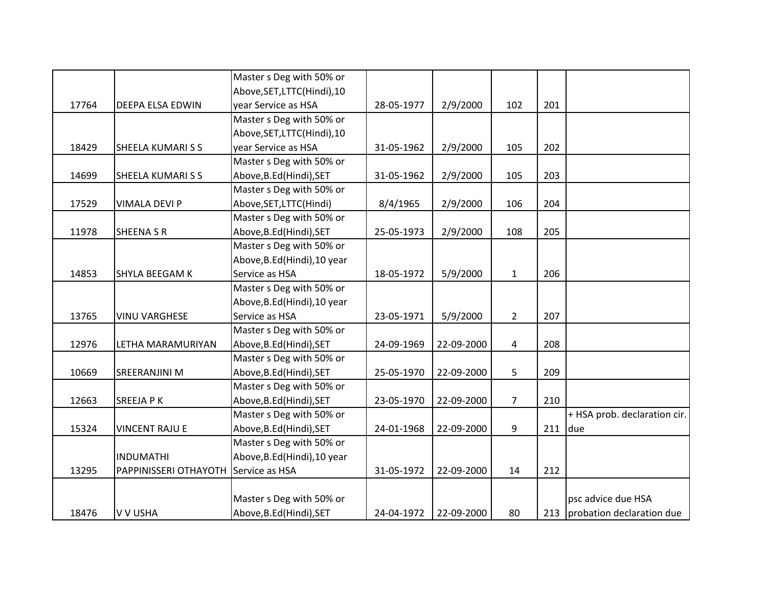| | | | | | | | |
|---|---|---|---|---|---|---|---|
| 17764 | DEEPA ELSA EDWIN | Master s Deg with 50% or Above,SET,LTTC(Hindi),10 year Service as HSA | 28-05-1977 | 2/9/2000 | 102 | 201 | |
| 18429 | SHEELA KUMARI S S | Master s Deg with 50% or Above,SET,LTTC(Hindi),10 year Service as HSA | 31-05-1962 | 2/9/2000 | 105 | 202 | |
| 14699 | SHEELA KUMARI S S | Master s Deg with 50% or Above,B.Ed(Hindi),SET | 31-05-1962 | 2/9/2000 | 105 | 203 | |
| 17529 | VIMALA DEVI P | Master s Deg with 50% or Above,SET,LTTC(Hindi) | 8/4/1965 | 2/9/2000 | 106 | 204 | |
| 11978 | SHEENA S R | Master s Deg with 50% or Above,B.Ed(Hindi),SET | 25-05-1973 | 2/9/2000 | 108 | 205 | |
| 14853 | SHYLA BEEGAM K | Master s Deg with 50% or Above,B.Ed(Hindi),10 year Service as HSA | 18-05-1972 | 5/9/2000 | 1 | 206 | |
| 13765 | VINU VARGHESE | Master s Deg with 50% or Above,B.Ed(Hindi),10 year Service as HSA | 23-05-1971 | 5/9/2000 | 2 | 207 | |
| 12976 | LETHA MARAMURIYAN | Master s Deg with 50% or Above,B.Ed(Hindi),SET | 24-09-1969 | 22-09-2000 | 4 | 208 | |
| 10669 | SREERANJINI M | Master s Deg with 50% or Above,B.Ed(Hindi),SET | 25-05-1970 | 22-09-2000 | 5 | 209 | |
| 12663 | SREEJA P K | Master s Deg with 50% or Above,B.Ed(Hindi),SET | 23-05-1970 | 22-09-2000 | 7 | 210 | |
| 15324 | VINCENT RAJU E | Master s Deg with 50% or Above,B.Ed(Hindi),SET | 24-01-1968 | 22-09-2000 | 9 | 211 | + HSA prob. declaration cir. due |
| 13295 | INDUMATHI PAPPINISSERI OTHAYOTH | Master s Deg with 50% or Above,B.Ed(Hindi),10 year Service as HSA | 31-05-1972 | 22-09-2000 | 14 | 212 | |
| 18476 | V V USHA | Master s Deg with 50% or Above,B.Ed(Hindi),SET | 24-04-1972 | 22-09-2000 | 80 | 213 | psc advice due HSA probation declaration due |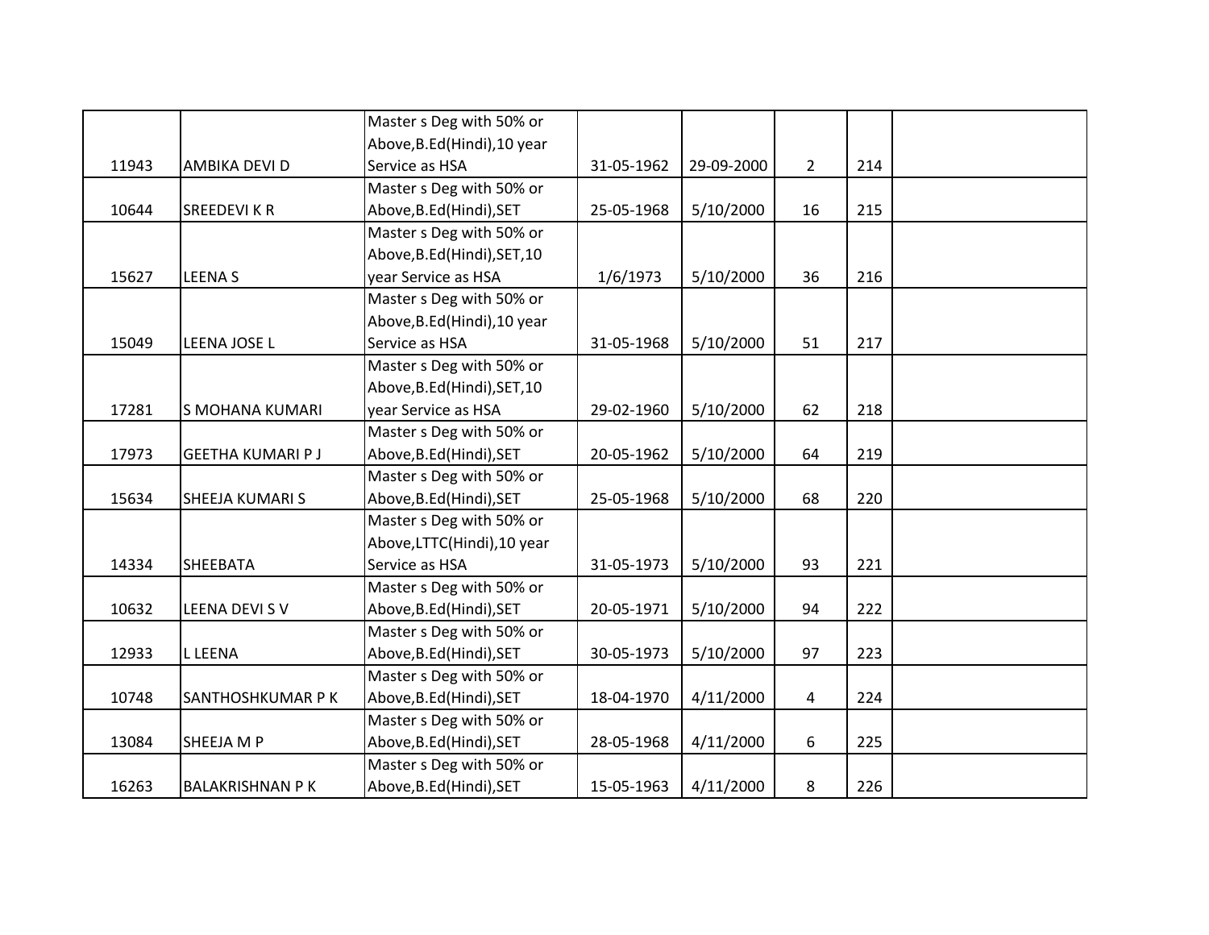| | | | | | | | |
|---|---|---|---|---|---|---|---|
| 11943 | AMBIKA DEVI D | Master s Deg with 50% or Above,B.Ed(Hindi),10 year Service as HSA | 31-05-1962 | 29-09-2000 | 2 | 214 | |
| 10644 | SREEDEVI K R | Master s Deg with 50% or Above,B.Ed(Hindi),SET | 25-05-1968 | 5/10/2000 | 16 | 215 | |
| 15627 | LEENA S | Master s Deg with 50% or Above,B.Ed(Hindi),SET,10 year Service as HSA | 1/6/1973 | 5/10/2000 | 36 | 216 | |
| 15049 | LEENA JOSE L | Master s Deg with 50% or Above,B.Ed(Hindi),10 year Service as HSA | 31-05-1968 | 5/10/2000 | 51 | 217 | |
| 17281 | S MOHANA KUMARI | Master s Deg with 50% or Above,B.Ed(Hindi),SET,10 year Service as HSA | 29-02-1960 | 5/10/2000 | 62 | 218 | |
| 17973 | GEETHA KUMARI P J | Master s Deg with 50% or Above,B.Ed(Hindi),SET | 20-05-1962 | 5/10/2000 | 64 | 219 | |
| 15634 | SHEEJA KUMARI S | Master s Deg with 50% or Above,B.Ed(Hindi),SET | 25-05-1968 | 5/10/2000 | 68 | 220 | |
| 14334 | SHEEBATA | Master s Deg with 50% or Above,LTTC(Hindi),10 year Service as HSA | 31-05-1973 | 5/10/2000 | 93 | 221 | |
| 10632 | LEENA DEVI S V | Master s Deg with 50% or Above,B.Ed(Hindi),SET | 20-05-1971 | 5/10/2000 | 94 | 222 | |
| 12933 | L LEENA | Master s Deg with 50% or Above,B.Ed(Hindi),SET | 30-05-1973 | 5/10/2000 | 97 | 223 | |
| 10748 | SANTHOSHKUMAR P K | Master s Deg with 50% or Above,B.Ed(Hindi),SET | 18-04-1970 | 4/11/2000 | 4 | 224 | |
| 13084 | SHEEJA M P | Master s Deg with 50% or Above,B.Ed(Hindi),SET | 28-05-1968 | 4/11/2000 | 6 | 225 | |
| 16263 | BALAKRISHNAN P K | Master s Deg with 50% or Above,B.Ed(Hindi),SET | 15-05-1963 | 4/11/2000 | 8 | 226 | |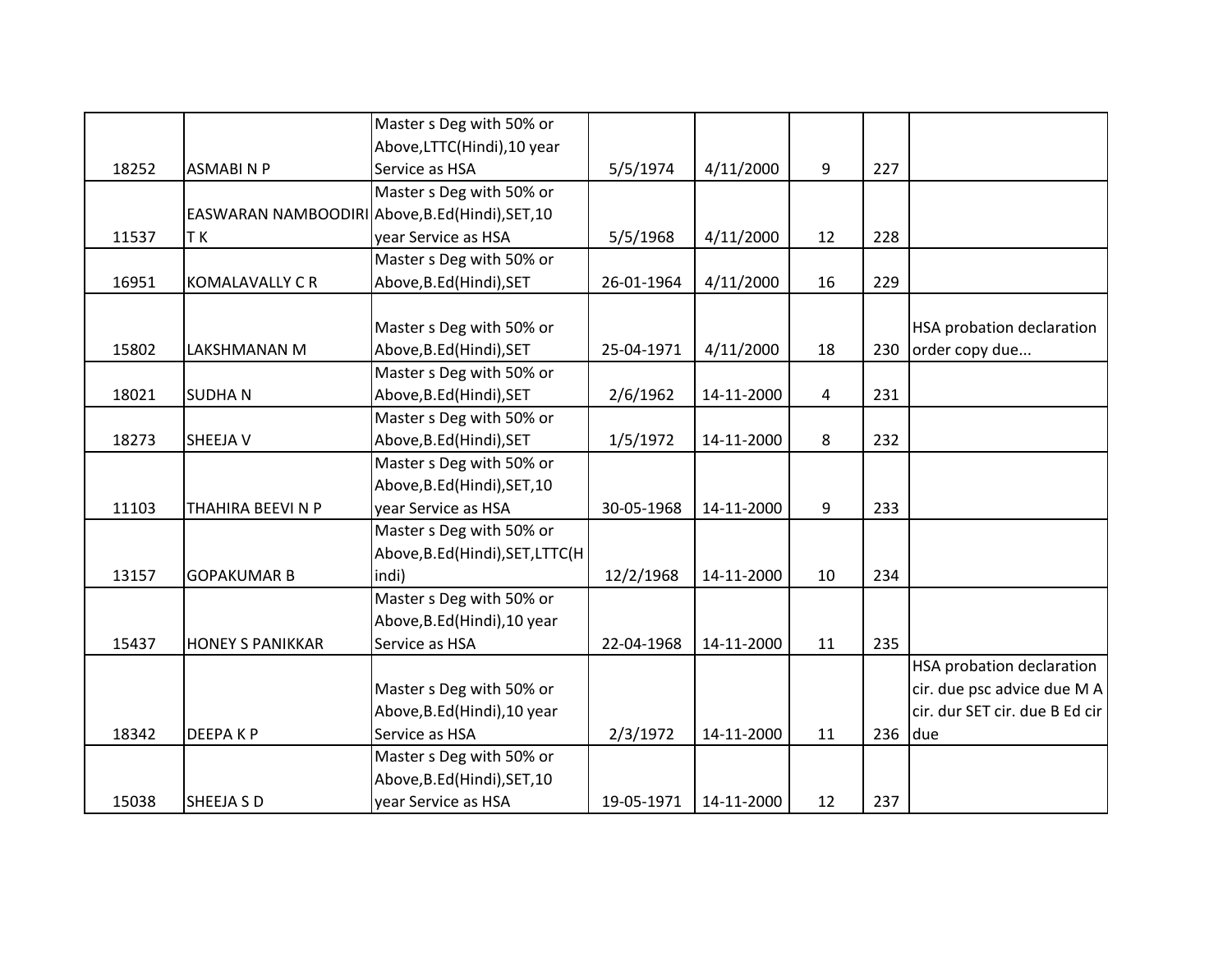| | | | | | | | |
|---|---|---|---|---|---|---|---|
| 18252 | ASMABI N P | Master s Deg with 50% or Above,LTTC(Hindi),10 year Service as HSA | 5/5/1974 | 4/11/2000 | 9 | 227 | |
| 11537 | EASWARAN NAMBOODIRI T K | Master s Deg with 50% or Above,B.Ed(Hindi),SET,10 year Service as HSA | 5/5/1968 | 4/11/2000 | 12 | 228 | |
| 16951 | KOMALAVALLY C R | Master s Deg with 50% or Above,B.Ed(Hindi),SET | 26-01-1964 | 4/11/2000 | 16 | 229 | |
| 15802 | LAKSHMANAN M | Master s Deg with 50% or Above,B.Ed(Hindi),SET | 25-04-1971 | 4/11/2000 | 18 | 230 | HSA probation declaration order copy due... |
| 18021 | SUDHA N | Master s Deg with 50% or Above,B.Ed(Hindi),SET | 2/6/1962 | 14-11-2000 | 4 | 231 | |
| 18273 | SHEEJA V | Master s Deg with 50% or Above,B.Ed(Hindi),SET | 1/5/1972 | 14-11-2000 | 8 | 232 | |
| 11103 | THAHIRA BEEVI N P | Master s Deg with 50% or Above,B.Ed(Hindi),SET,10 year Service as HSA | 30-05-1968 | 14-11-2000 | 9 | 233 | |
| 13157 | GOPAKUMAR B | Master s Deg with 50% or Above,B.Ed(Hindi),SET,LTTC(Hindi) | 12/2/1968 | 14-11-2000 | 10 | 234 | |
| 15437 | HONEY S PANIKKAR | Master s Deg with 50% or Above,B.Ed(Hindi),10 year Service as HSA | 22-04-1968 | 14-11-2000 | 11 | 235 | |
| 18342 | DEEPA K P | Master s Deg with 50% or Above,B.Ed(Hindi),10 year Service as HSA | 2/3/1972 | 14-11-2000 | 11 | 236 | HSA probation declaration cir. due psc advice due M A cir. dur SET cir. due B Ed cir due |
| 15038 | SHEEJA S D | Master s Deg with 50% or Above,B.Ed(Hindi),SET,10 year Service as HSA | 19-05-1971 | 14-11-2000 | 12 | 237 | |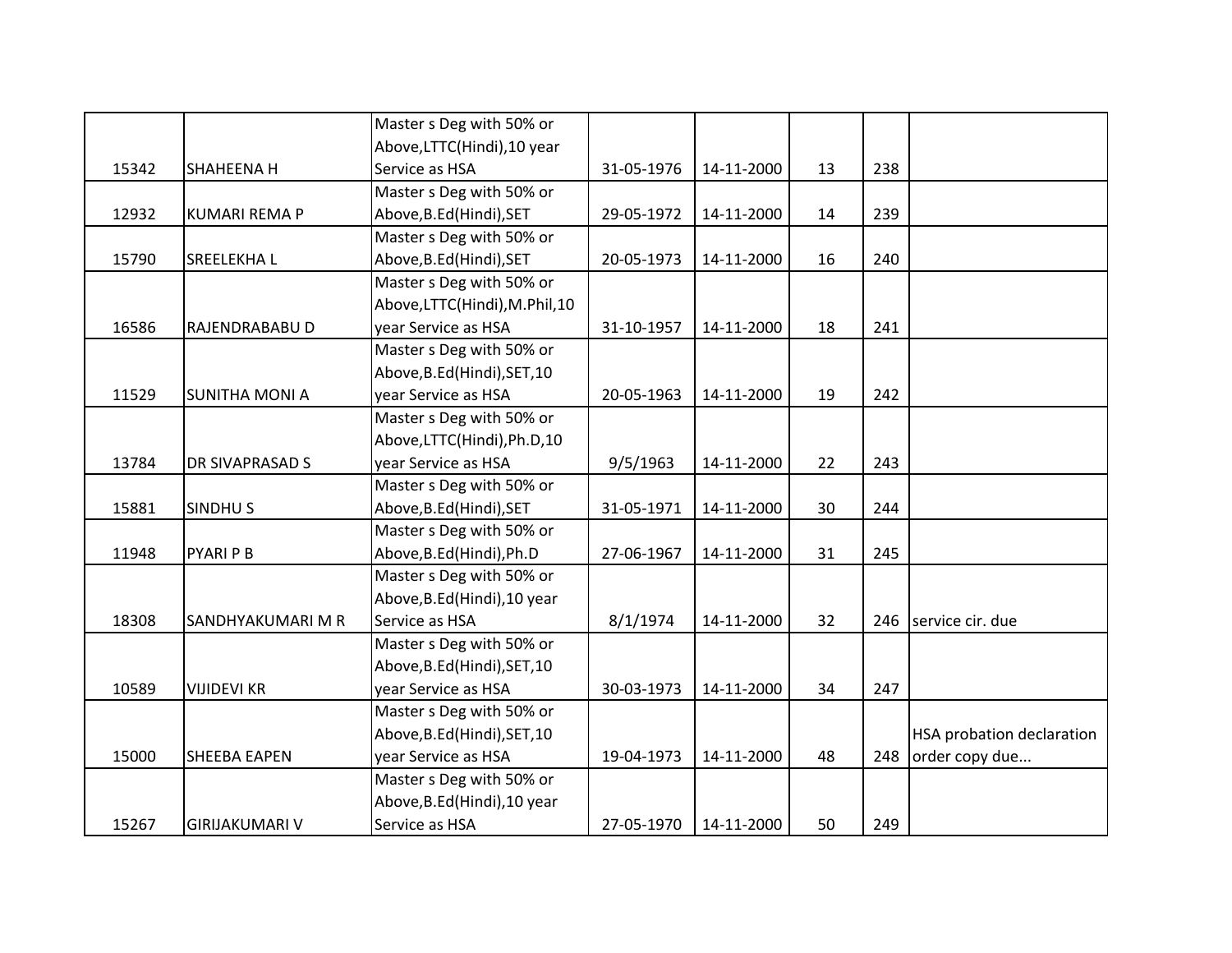|  |  |  |  |  |  |  |  |
|---|---|---|---|---|---|---|---|
| 15342 | SHAHEENA H | Master s Deg with 50% or Above,LTTC(Hindi),10 year Service as HSA | 31-05-1976 | 14-11-2000 | 13 | 238 |  |
| 12932 | KUMARI REMA P | Master s Deg with 50% or Above,B.Ed(Hindi),SET | 29-05-1972 | 14-11-2000 | 14 | 239 |  |
| 15790 | SREELEKHA L | Master s Deg with 50% or Above,B.Ed(Hindi),SET | 20-05-1973 | 14-11-2000 | 16 | 240 |  |
| 16586 | RAJENDRABABU D | Master s Deg with 50% or Above,LTTC(Hindi),M.Phil,10 year Service as HSA | 31-10-1957 | 14-11-2000 | 18 | 241 |  |
| 11529 | SUNITHA MONI A | Master s Deg with 50% or Above,B.Ed(Hindi),SET,10 year Service as HSA | 20-05-1963 | 14-11-2000 | 19 | 242 |  |
| 13784 | DR SIVAPRASAD S | Master s Deg with 50% or Above,LTTC(Hindi),Ph.D,10 year Service as HSA | 9/5/1963 | 14-11-2000 | 22 | 243 |  |
| 15881 | SINDHU S | Master s Deg with 50% or Above,B.Ed(Hindi),SET | 31-05-1971 | 14-11-2000 | 30 | 244 |  |
| 11948 | PYARI P B | Master s Deg with 50% or Above,B.Ed(Hindi),Ph.D | 27-06-1967 | 14-11-2000 | 31 | 245 |  |
| 18308 | SANDHYAKUMARI M R | Master s Deg with 50% or Above,B.Ed(Hindi),10 year Service as HSA | 8/1/1974 | 14-11-2000 | 32 | 246 | service cir. due |
| 10589 | VIJIDEVI KR | Master s Deg with 50% or Above,B.Ed(Hindi),SET,10 year Service as HSA | 30-03-1973 | 14-11-2000 | 34 | 247 |  |
| 15000 | SHEEBA EAPEN | Master s Deg with 50% or Above,B.Ed(Hindi),SET,10 year Service as HSA | 19-04-1973 | 14-11-2000 | 48 | 248 | HSA probation declaration order copy due... |
| 15267 | GIRIJAKUMARI V | Master s Deg with 50% or Above,B.Ed(Hindi),10 year Service as HSA | 27-05-1970 | 14-11-2000 | 50 | 249 |  |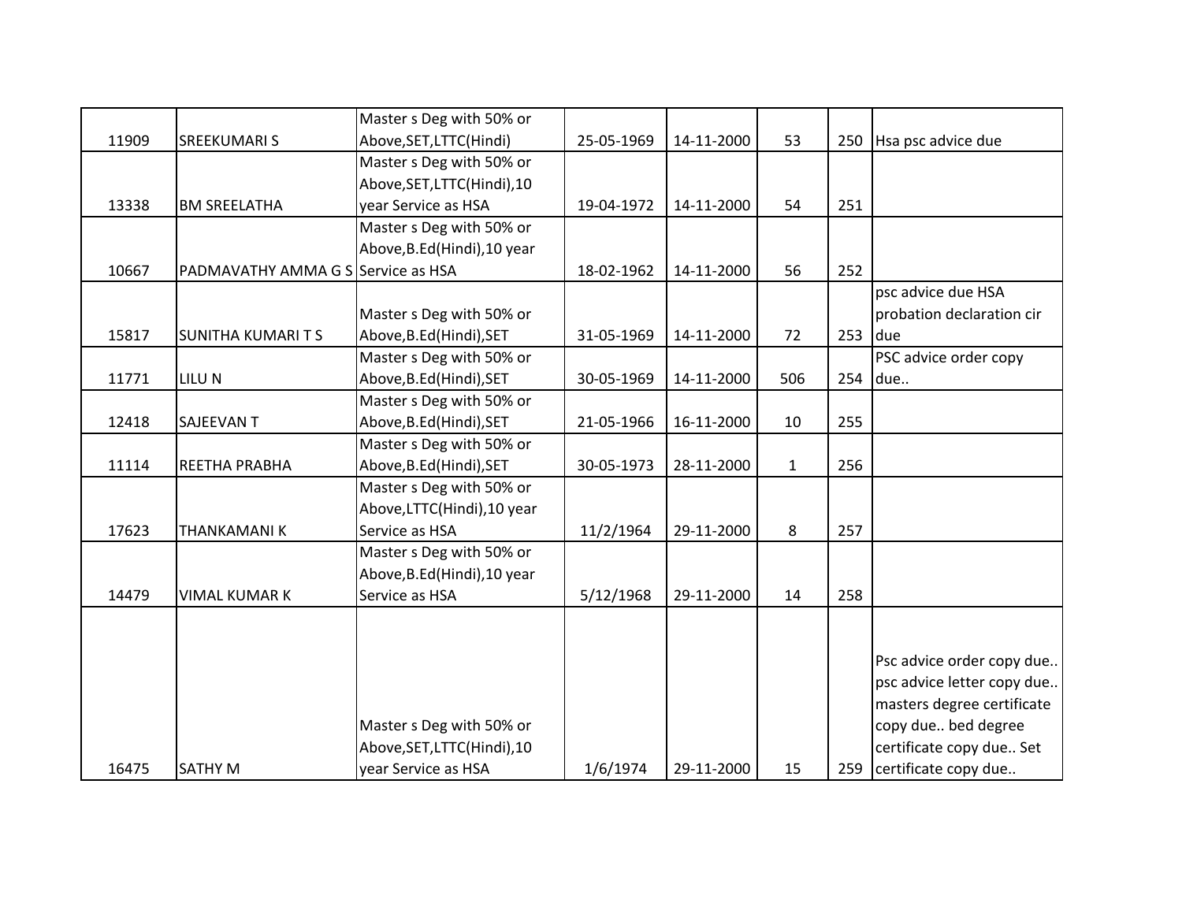| | | | | | | | |
|---|---|---|---|---|---|---|---|
| 11909 | SREEKUMARI S | Master s Deg with 50% or Above,SET,LTTC(Hindi) | 25-05-1969 | 14-11-2000 | 53 | 250 | Hsa psc advice due |
| 13338 | BM SREELATHA | Master s Deg with 50% or Above,SET,LTTC(Hindi),10 year Service as HSA | 19-04-1972 | 14-11-2000 | 54 | 251 | |
| 10667 | PADMAVATHY AMMA G S | Master s Deg with 50% or Above,B.Ed(Hindi),10 year Service as HSA | 18-02-1962 | 14-11-2000 | 56 | 252 | |
| 15817 | SUNITHA KUMARI T S | Master s Deg with 50% or Above,B.Ed(Hindi),SET | 31-05-1969 | 14-11-2000 | 72 | 253 | psc advice due HSA probation declaration cir due |
| 11771 | LILU N | Master s Deg with 50% or Above,B.Ed(Hindi),SET | 30-05-1969 | 14-11-2000 | 506 | 254 | PSC advice order copy due.. |
| 12418 | SAJEEVAN T | Master s Deg with 50% or Above,B.Ed(Hindi),SET | 21-05-1966 | 16-11-2000 | 10 | 255 | |
| 11114 | REETHA PRABHA | Master s Deg with 50% or Above,B.Ed(Hindi),SET | 30-05-1973 | 28-11-2000 | 1 | 256 | |
| 17623 | THANKAMANI K | Master s Deg with 50% or Above,LTTC(Hindi),10 year Service as HSA | 11/2/1964 | 29-11-2000 | 8 | 257 | |
| 14479 | VIMAL KUMAR K | Master s Deg with 50% or Above,B.Ed(Hindi),10 year Service as HSA | 5/12/1968 | 29-11-2000 | 14 | 258 | |
| 16475 | SATHY M | Master s Deg with 50% or Above,SET,LTTC(Hindi),10 year Service as HSA | 1/6/1974 | 29-11-2000 | 15 | 259 | Psc advice order copy due.. psc advice letter copy due.. masters degree certificate copy due.. bed degree certificate copy due.. Set certificate copy due.. |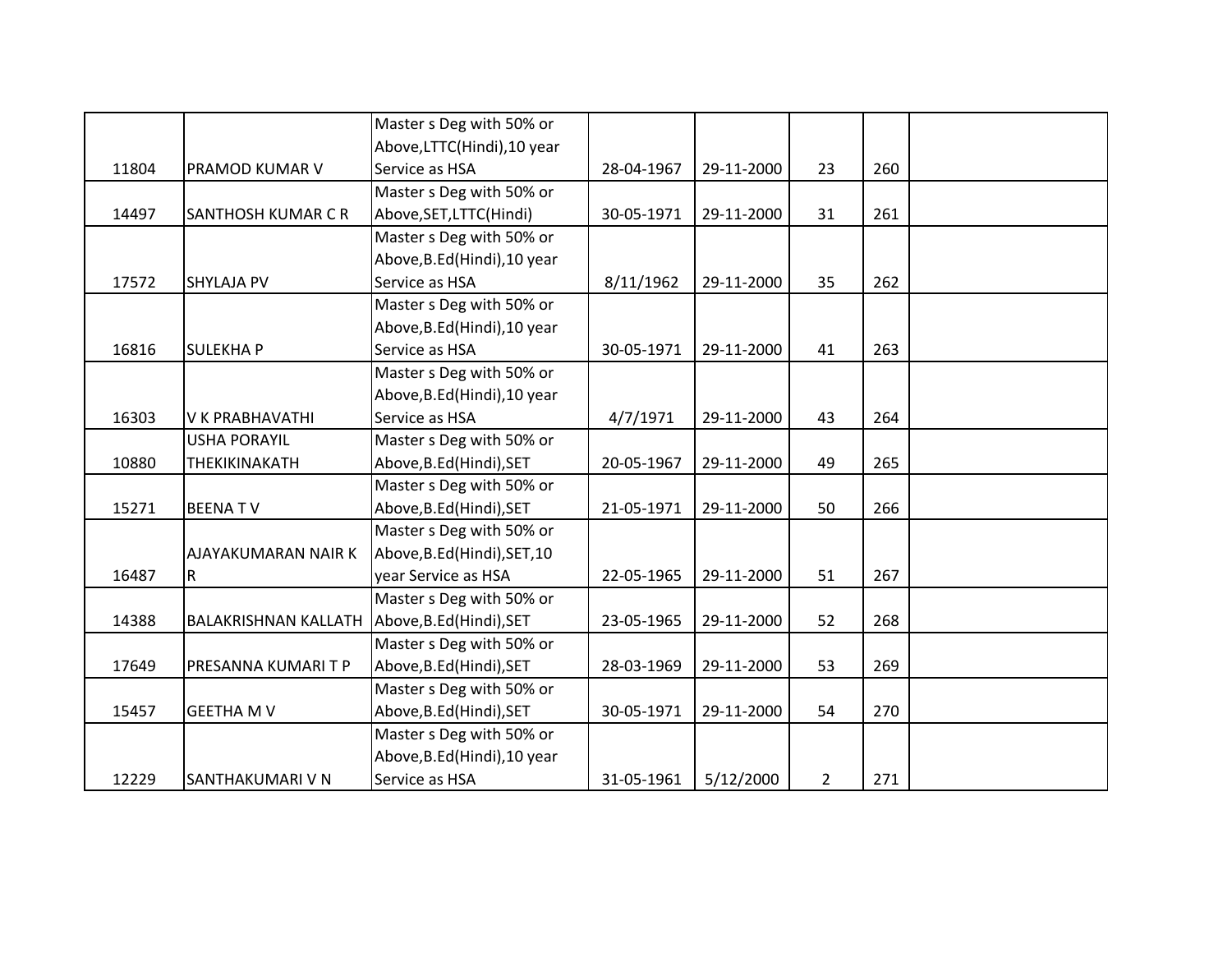| | | | | | | | |
|---|---|---|---|---|---|---|---|
| 11804 | PRAMOD KUMAR V | Master s Deg with 50% or Above,LTTC(Hindi),10 year Service as HSA | 28-04-1967 | 29-11-2000 | 23 | 260 | |
| 14497 | SANTHOSH KUMAR C R | Master s Deg with 50% or Above,SET,LTTC(Hindi) | 30-05-1971 | 29-11-2000 | 31 | 261 | |
| 17572 | SHYLAJA PV | Master s Deg with 50% or Above,B.Ed(Hindi),10 year Service as HSA | 8/11/1962 | 29-11-2000 | 35 | 262 | |
| 16816 | SULEKHA P | Master s Deg with 50% or Above,B.Ed(Hindi),10 year Service as HSA | 30-05-1971 | 29-11-2000 | 41 | 263 | |
| 16303 | V K PRABHAVATHI | Master s Deg with 50% or Above,B.Ed(Hindi),10 year Service as HSA | 4/7/1971 | 29-11-2000 | 43 | 264 | |
| 10880 | USHA PORAYIL THEKIKINAKATH | Master s Deg with 50% or Above,B.Ed(Hindi),SET | 20-05-1967 | 29-11-2000 | 49 | 265 | |
| 15271 | BEENA T V | Master s Deg with 50% or Above,B.Ed(Hindi),SET | 21-05-1971 | 29-11-2000 | 50 | 266 | |
| 16487 | AJAYAKUMARAN NAIR K R | Master s Deg with 50% or Above,B.Ed(Hindi),SET,10 year Service as HSA | 22-05-1965 | 29-11-2000 | 51 | 267 | |
| 14388 | BALAKRISHNAN KALLATH | Master s Deg with 50% or Above,B.Ed(Hindi),SET | 23-05-1965 | 29-11-2000 | 52 | 268 | |
| 17649 | PRESANNA KUMARI T P | Master s Deg with 50% or Above,B.Ed(Hindi),SET | 28-03-1969 | 29-11-2000 | 53 | 269 | |
| 15457 | GEETHA M V | Master s Deg with 50% or Above,B.Ed(Hindi),SET | 30-05-1971 | 29-11-2000 | 54 | 270 | |
| 12229 | SANTHAKUMARI V N | Master s Deg with 50% or Above,B.Ed(Hindi),10 year Service as HSA | 31-05-1961 | 5/12/2000 | 2 | 271 | |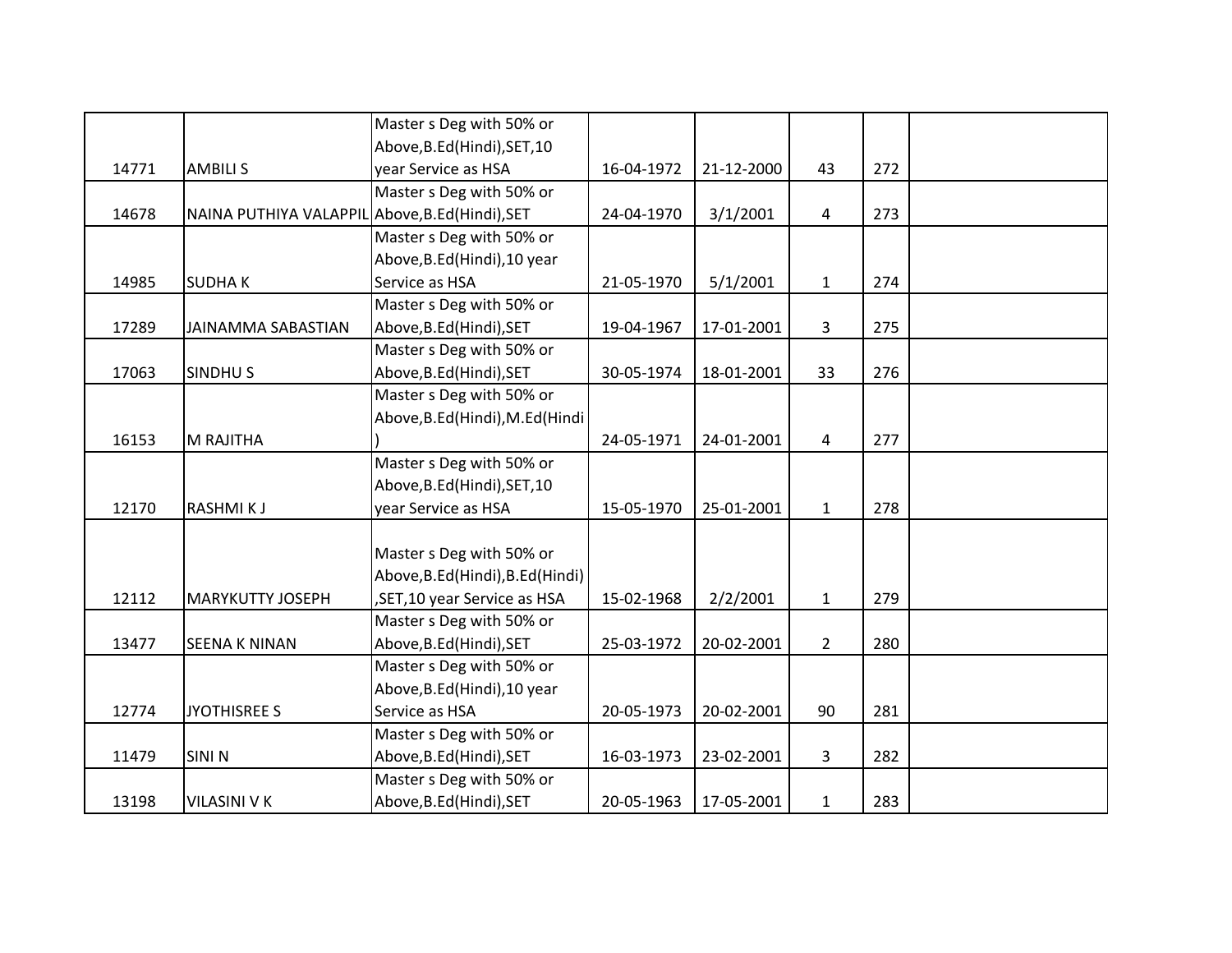| | | | | | | | |
|---|---|---|---|---|---|---|---|
| 14771 | AMBILI S | Master s Deg with 50% or Above,B.Ed(Hindi),SET,10 year Service as HSA | 16-04-1972 | 21-12-2000 | 43 | 272 | |
| 14678 | NAINA PUTHIYA VALAPPIL | Master s Deg with 50% or Above,B.Ed(Hindi),SET | 24-04-1970 | 3/1/2001 | 4 | 273 | |
| 14985 | SUDHA K | Master s Deg with 50% or Above,B.Ed(Hindi),10 year Service as HSA | 21-05-1970 | 5/1/2001 | 1 | 274 | |
| 17289 | JAINAMMA SABASTIAN | Master s Deg with 50% or Above,B.Ed(Hindi),SET | 19-04-1967 | 17-01-2001 | 3 | 275 | |
| 17063 | SINDHU S | Master s Deg with 50% or Above,B.Ed(Hindi),SET | 30-05-1974 | 18-01-2001 | 33 | 276 | |
| 16153 | M RAJITHA | Master s Deg with 50% or Above,B.Ed(Hindi),M.Ed(Hindi) | 24-05-1971 | 24-01-2001 | 4 | 277 | |
| 12170 | RASHMI K J | Master s Deg with 50% or Above,B.Ed(Hindi),SET,10 year Service as HSA | 15-05-1970 | 25-01-2001 | 1 | 278 | |
| 12112 | MARYKUTTY JOSEPH | Master s Deg with 50% or Above,B.Ed(Hindi),B.Ed(Hindi),SET,10 year Service as HSA | 15-02-1968 | 2/2/2001 | 1 | 279 | |
| 13477 | SEENA K NINAN | Master s Deg with 50% or Above,B.Ed(Hindi),SET | 25-03-1972 | 20-02-2001 | 2 | 280 | |
| 12774 | JYOTHISREE S | Master s Deg with 50% or Above,B.Ed(Hindi),10 year Service as HSA | 20-05-1973 | 20-02-2001 | 90 | 281 | |
| 11479 | SINI N | Master s Deg with 50% or Above,B.Ed(Hindi),SET | 16-03-1973 | 23-02-2001 | 3 | 282 | |
| 13198 | VILASINI V K | Master s Deg with 50% or Above,B.Ed(Hindi),SET | 20-05-1963 | 17-05-2001 | 1 | 283 | |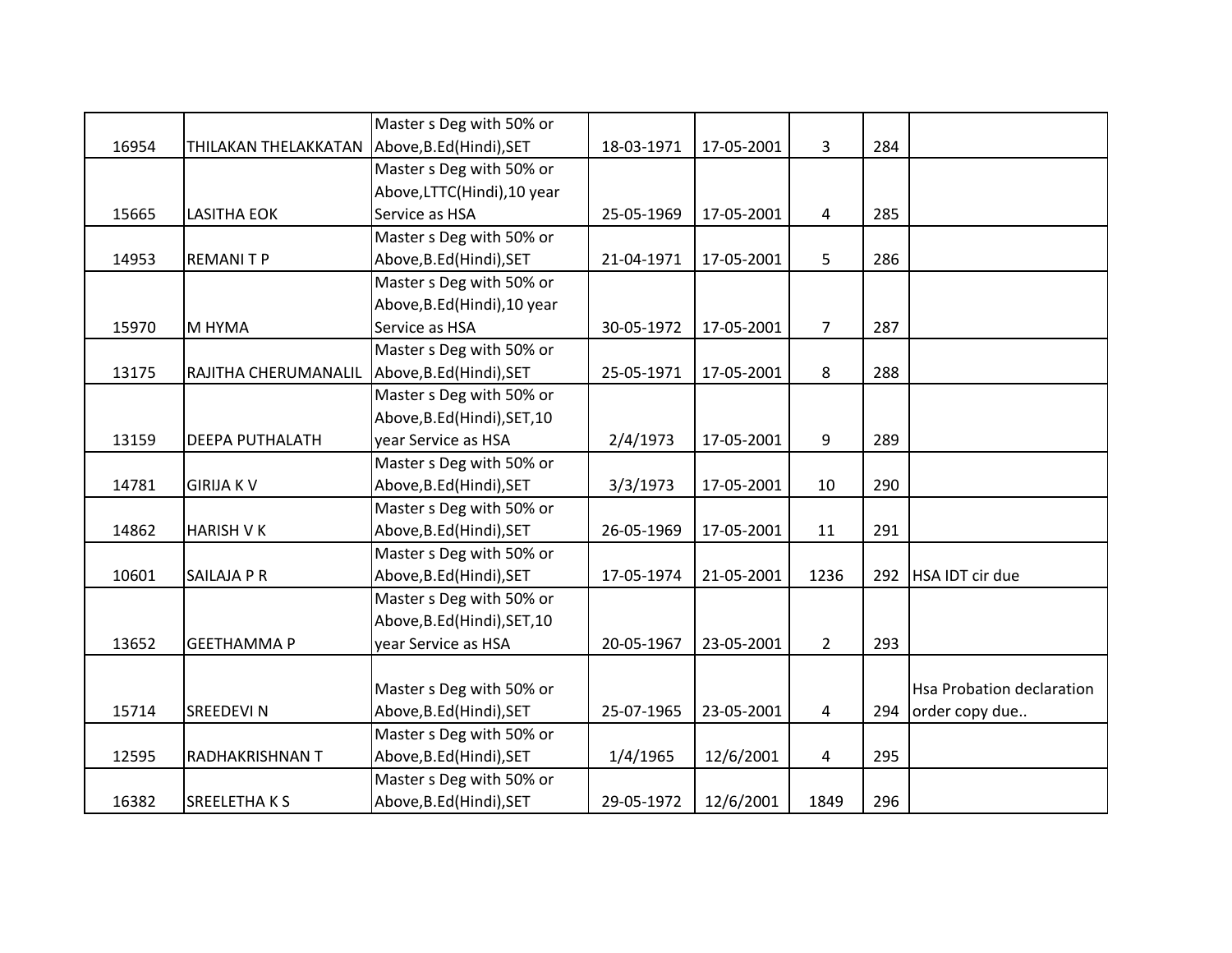| | | | | | | | |
|---|---|---|---|---|---|---|---|
| 16954 | THILAKAN THELAKKATAN | Master s Deg with 50% or Above,B.Ed(Hindi),SET | 18-03-1971 | 17-05-2001 | 3 | 284 | |
| 15665 | LASITHA EOK | Master s Deg with 50% or Above,LTTC(Hindi),10 year Service as HSA | 25-05-1969 | 17-05-2001 | 4 | 285 | |
| 14953 | REMANI T P | Master s Deg with 50% or Above,B.Ed(Hindi),SET | 21-04-1971 | 17-05-2001 | 5 | 286 | |
| 15970 | M HYMA | Master s Deg with 50% or Above,B.Ed(Hindi),10 year Service as HSA | 30-05-1972 | 17-05-2001 | 7 | 287 | |
| 13175 | RAJITHA CHERUMANALIL | Master s Deg with 50% or Above,B.Ed(Hindi),SET | 25-05-1971 | 17-05-2001 | 8 | 288 | |
| 13159 | DEEPA PUTHALATH | Master s Deg with 50% or Above,B.Ed(Hindi),SET,10 year Service as HSA | 2/4/1973 | 17-05-2001 | 9 | 289 | |
| 14781 | GIRIJA K V | Master s Deg with 50% or Above,B.Ed(Hindi),SET | 3/3/1973 | 17-05-2001 | 10 | 290 | |
| 14862 | HARISH V K | Master s Deg with 50% or Above,B.Ed(Hindi),SET | 26-05-1969 | 17-05-2001 | 11 | 291 | |
| 10601 | SAILAJA P R | Master s Deg with 50% or Above,B.Ed(Hindi),SET | 17-05-1974 | 21-05-2001 | 1236 | 292 | HSA IDT cir due |
| 13652 | GEETHAMMA P | Master s Deg with 50% or Above,B.Ed(Hindi),SET,10 year Service as HSA | 20-05-1967 | 23-05-2001 | 2 | 293 | |
| 15714 | SREEDEVI N | Master s Deg with 50% or Above,B.Ed(Hindi),SET | 25-07-1965 | 23-05-2001 | 4 | 294 | Hsa Probation declaration order copy due.. |
| 12595 | RADHAKRISHNAN T | Master s Deg with 50% or Above,B.Ed(Hindi),SET | 1/4/1965 | 12/6/2001 | 4 | 295 | |
| 16382 | SREELETHA K S | Master s Deg with 50% or Above,B.Ed(Hindi),SET | 29-05-1972 | 12/6/2001 | 1849 | 296 | |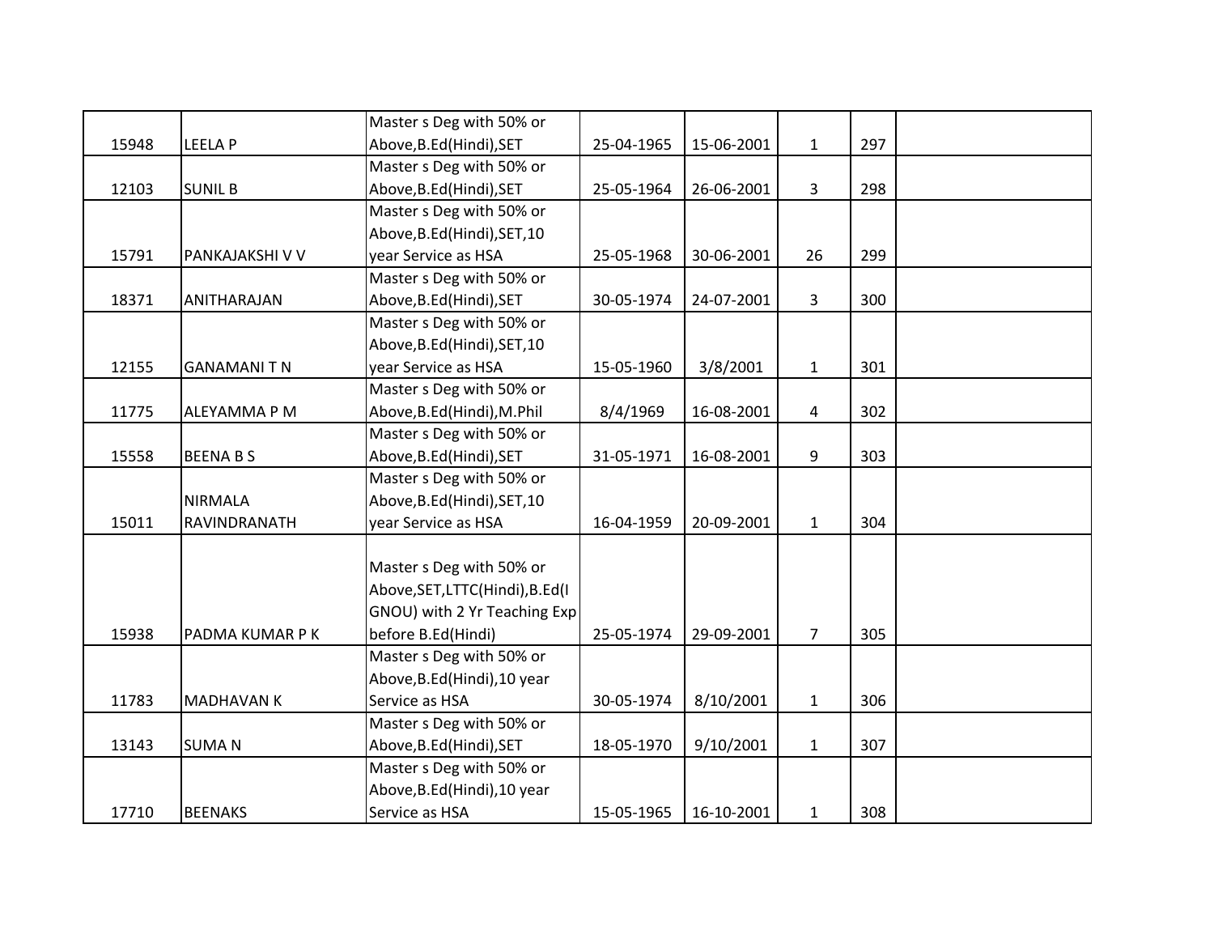| | | | | | | | |
|---|---|---|---|---|---|---|---|
| 15948 | LEELA P | Master s Deg with 50% or Above,B.Ed(Hindi),SET | 25-04-1965 | 15-06-2001 | 1 | 297 | |
| 12103 | SUNIL B | Master s Deg with 50% or Above,B.Ed(Hindi),SET | 25-05-1964 | 26-06-2001 | 3 | 298 | |
| 15791 | PANKAJAKSHI V V | Master s Deg with 50% or Above,B.Ed(Hindi),SET,10 year Service as HSA | 25-05-1968 | 30-06-2001 | 26 | 299 | |
| 18371 | ANITHARAJAN | Master s Deg with 50% or Above,B.Ed(Hindi),SET | 30-05-1974 | 24-07-2001 | 3 | 300 | |
| 12155 | GANAMANI T N | Master s Deg with 50% or Above,B.Ed(Hindi),SET,10 year Service as HSA | 15-05-1960 | 3/8/2001 | 1 | 301 | |
| 11775 | ALEYAMMA P M | Master s Deg with 50% or Above,B.Ed(Hindi),M.Phil | 8/4/1969 | 16-08-2001 | 4 | 302 | |
| 15558 | BEENA B S | Master s Deg with 50% or Above,B.Ed(Hindi),SET | 31-05-1971 | 16-08-2001 | 9 | 303 | |
| 15011 | NIRMALA RAVINDRANATH | Master s Deg with 50% or Above,B.Ed(Hindi),SET,10 year Service as HSA | 16-04-1959 | 20-09-2001 | 1 | 304 | |
| 15938 | PADMA KUMAR P K | Master s Deg with 50% or Above,SET,LTTC(Hindi),B.Ed(IGNOU) with 2 Yr Teaching Exp before B.Ed(Hindi) | 25-05-1974 | 29-09-2001 | 7 | 305 | |
| 11783 | MADHAVAN K | Master s Deg with 50% or Above,B.Ed(Hindi),10 year Service as HSA | 30-05-1974 | 8/10/2001 | 1 | 306 | |
| 13143 | SUMA N | Master s Deg with 50% or Above,B.Ed(Hindi),SET | 18-05-1970 | 9/10/2001 | 1 | 307 | |
| 17710 | BEENAKS | Master s Deg with 50% or Above,B.Ed(Hindi),10 year Service as HSA | 15-05-1965 | 16-10-2001 | 1 | 308 | |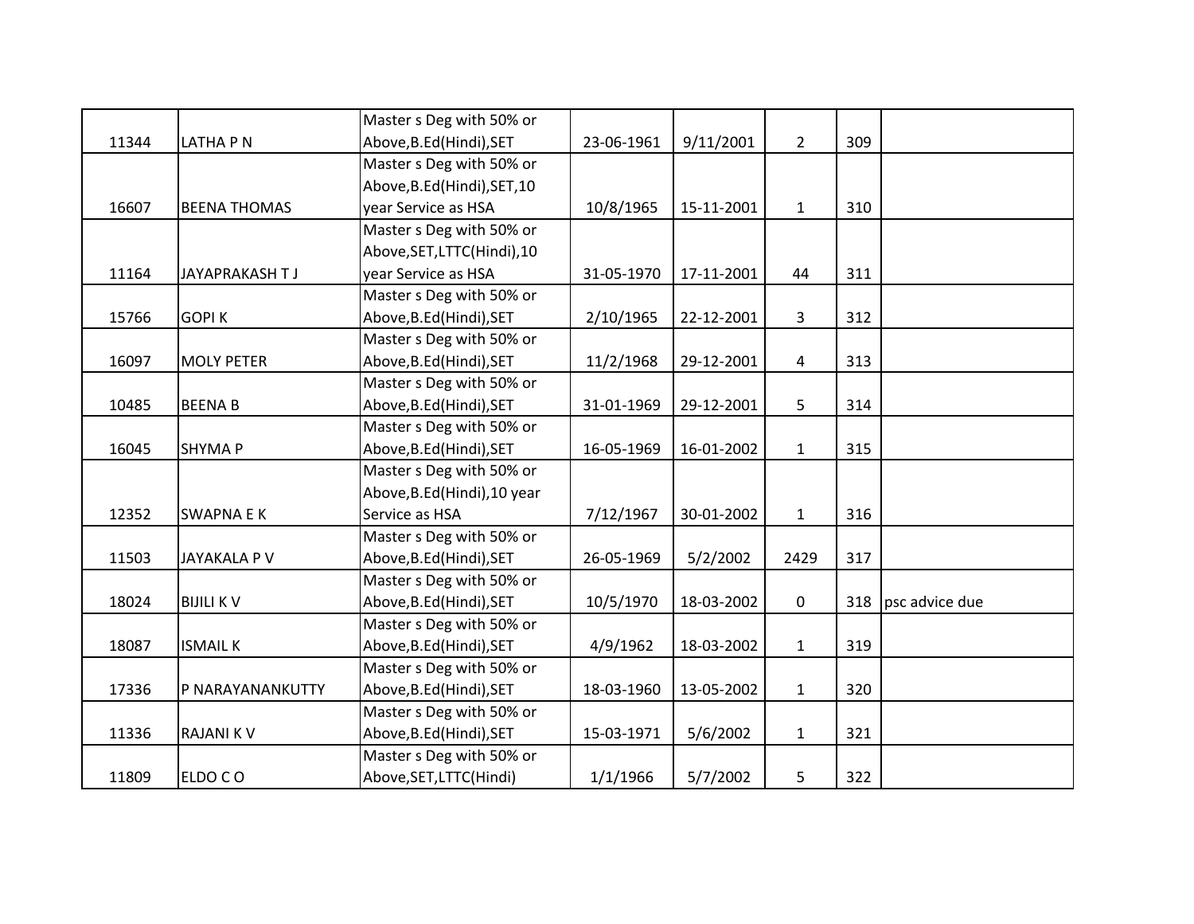| | | | | | | | |
|---|---|---|---|---|---|---|---|
| 11344 | LATHA P N | Master s Deg with 50% or Above,B.Ed(Hindi),SET | 23-06-1961 | 9/11/2001 | 2 | 309 | |
| 16607 | BEENA THOMAS | Master s Deg with 50% or Above,B.Ed(Hindi),SET,10 year Service as HSA | 10/8/1965 | 15-11-2001 | 1 | 310 | |
| 11164 | JAYAPRAKASH T J | Master s Deg with 50% or Above,SET,LTTC(Hindi),10 year Service as HSA | 31-05-1970 | 17-11-2001 | 44 | 311 | |
| 15766 | GOPI K | Master s Deg with 50% or Above,B.Ed(Hindi),SET | 2/10/1965 | 22-12-2001 | 3 | 312 | |
| 16097 | MOLY PETER | Master s Deg with 50% or Above,B.Ed(Hindi),SET | 11/2/1968 | 29-12-2001 | 4 | 313 | |
| 10485 | BEENA B | Master s Deg with 50% or Above,B.Ed(Hindi),SET | 31-01-1969 | 29-12-2001 | 5 | 314 | |
| 16045 | SHYMA P | Master s Deg with 50% or Above,B.Ed(Hindi),SET | 16-05-1969 | 16-01-2002 | 1 | 315 | |
| 12352 | SWAPNA E K | Master s Deg with 50% or Above,B.Ed(Hindi),10 year Service as HSA | 7/12/1967 | 30-01-2002 | 1 | 316 | |
| 11503 | JAYAKALA P V | Master s Deg with 50% or Above,B.Ed(Hindi),SET | 26-05-1969 | 5/2/2002 | 2429 | 317 | |
| 18024 | BIJILI K V | Master s Deg with 50% or Above,B.Ed(Hindi),SET | 10/5/1970 | 18-03-2002 | 0 | 318 | psc advice due |
| 18087 | ISMAIL K | Master s Deg with 50% or Above,B.Ed(Hindi),SET | 4/9/1962 | 18-03-2002 | 1 | 319 | |
| 17336 | P NARAYANANKUTTY | Master s Deg with 50% or Above,B.Ed(Hindi),SET | 18-03-1960 | 13-05-2002 | 1 | 320 | |
| 11336 | RAJANI K V | Master s Deg with 50% or Above,B.Ed(Hindi),SET | 15-03-1971 | 5/6/2002 | 1 | 321 | |
| 11809 | ELDO C O | Master s Deg with 50% or Above,SET,LTTC(Hindi) | 1/1/1966 | 5/7/2002 | 5 | 322 | |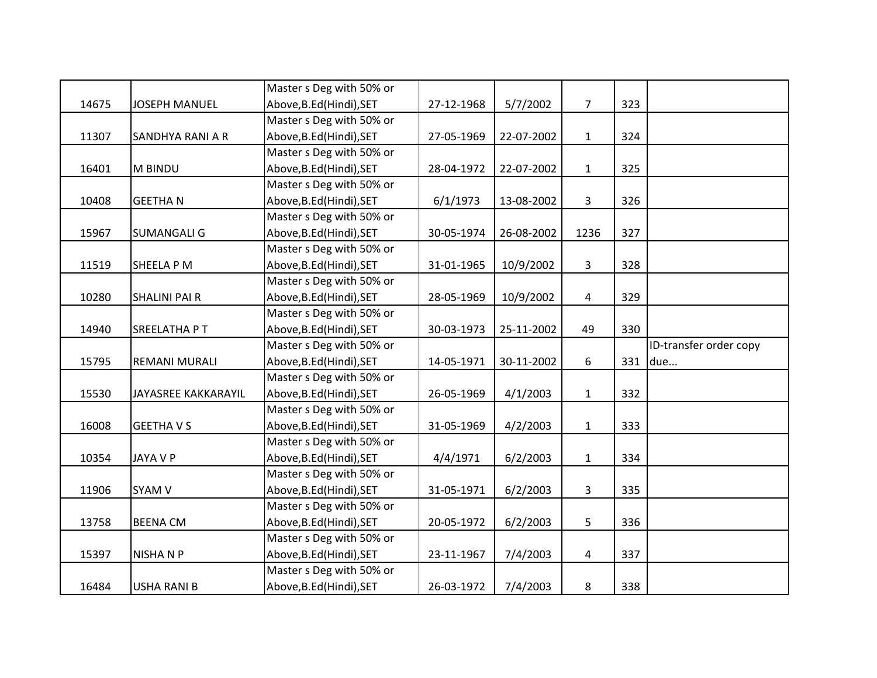| | | | | | | | |
|---|---|---|---|---|---|---|---|
| 14675 | JOSEPH MANUEL | Master s Deg with 50% or Above,B.Ed(Hindi),SET | 27-12-1968 | 5/7/2002 | 7 | 323 | |
| 11307 | SANDHYA RANI A R | Master s Deg with 50% or Above,B.Ed(Hindi),SET | 27-05-1969 | 22-07-2002 | 1 | 324 | |
| 16401 | M BINDU | Master s Deg with 50% or Above,B.Ed(Hindi),SET | 28-04-1972 | 22-07-2002 | 1 | 325 | |
| 10408 | GEETHA N | Master s Deg with 50% or Above,B.Ed(Hindi),SET | 6/1/1973 | 13-08-2002 | 3 | 326 | |
| 15967 | SUMANGALI G | Master s Deg with 50% or Above,B.Ed(Hindi),SET | 30-05-1974 | 26-08-2002 | 1236 | 327 | |
| 11519 | SHEELA P M | Master s Deg with 50% or Above,B.Ed(Hindi),SET | 31-01-1965 | 10/9/2002 | 3 | 328 | |
| 10280 | SHALINI PAI R | Master s Deg with 50% or Above,B.Ed(Hindi),SET | 28-05-1969 | 10/9/2002 | 4 | 329 | |
| 14940 | SREELATHA P T | Master s Deg with 50% or Above,B.Ed(Hindi),SET | 30-03-1973 | 25-11-2002 | 49 | 330 | |
| 15795 | REMANI MURALI | Master s Deg with 50% or Above,B.Ed(Hindi),SET | 14-05-1971 | 30-11-2002 | 6 | 331 | ID-transfer order copy due... |
| 15530 | JAYASREE KAKKARAYIL | Master s Deg with 50% or Above,B.Ed(Hindi),SET | 26-05-1969 | 4/1/2003 | 1 | 332 | |
| 16008 | GEETHA V S | Master s Deg with 50% or Above,B.Ed(Hindi),SET | 31-05-1969 | 4/2/2003 | 1 | 333 | |
| 10354 | JAYA V P | Master s Deg with 50% or Above,B.Ed(Hindi),SET | 4/4/1971 | 6/2/2003 | 1 | 334 | |
| 11906 | SYAM V | Master s Deg with 50% or Above,B.Ed(Hindi),SET | 31-05-1971 | 6/2/2003 | 3 | 335 | |
| 13758 | BEENA CM | Master s Deg with 50% or Above,B.Ed(Hindi),SET | 20-05-1972 | 6/2/2003 | 5 | 336 | |
| 15397 | NISHA N P | Master s Deg with 50% or Above,B.Ed(Hindi),SET | 23-11-1967 | 7/4/2003 | 4 | 337 | |
| 16484 | USHA RANI B | Master s Deg with 50% or Above,B.Ed(Hindi),SET | 26-03-1972 | 7/4/2003 | 8 | 338 | |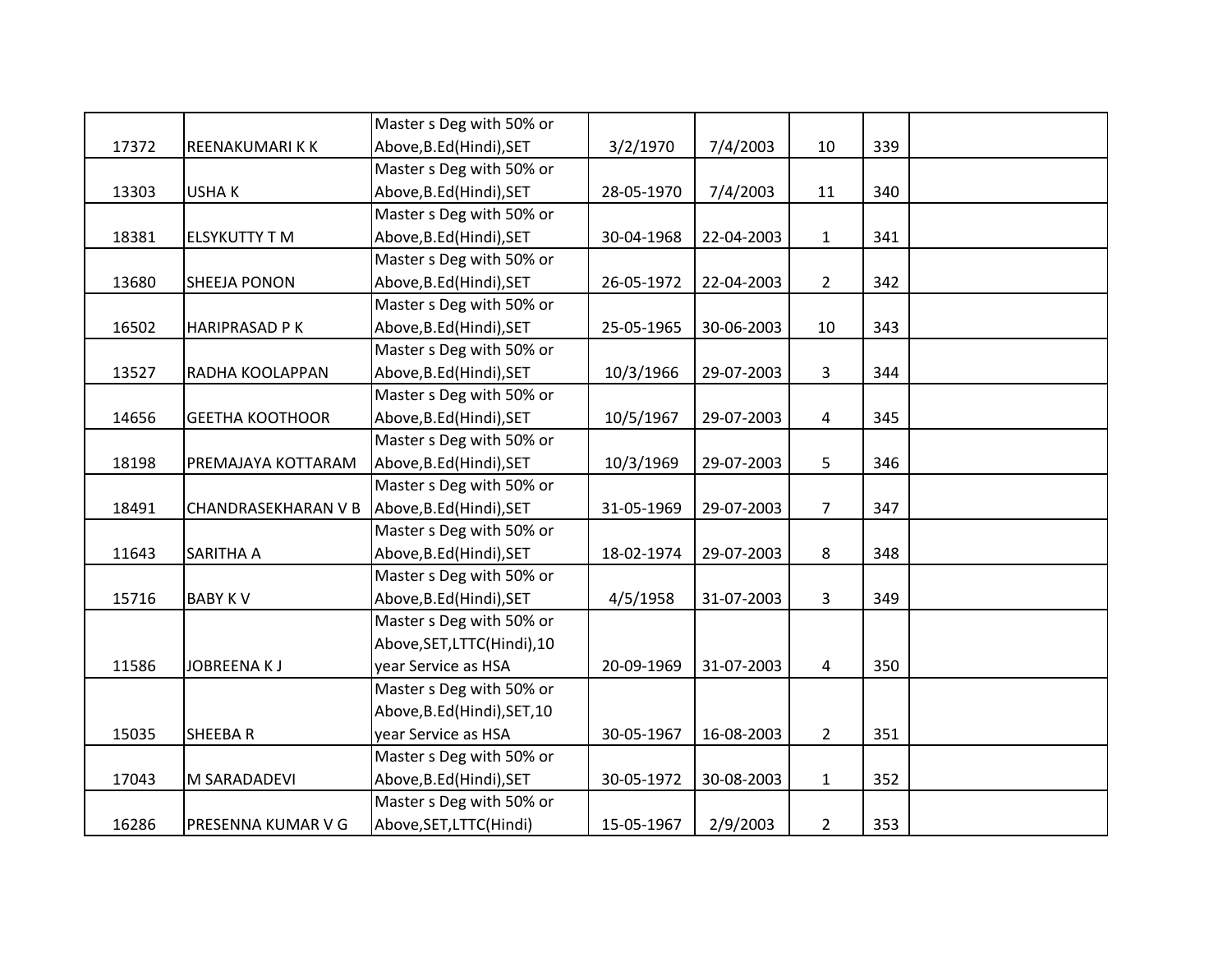| | | | | | | | |
|---|---|---|---|---|---|---|---|
| 17372 | REENAKUMARI K K | Master s Deg with 50% or Above,B.Ed(Hindi),SET | 3/2/1970 | 7/4/2003 | 10 | 339 | |
| 13303 | USHA K | Master s Deg with 50% or Above,B.Ed(Hindi),SET | 28-05-1970 | 7/4/2003 | 11 | 340 | |
| 18381 | ELSYKUTTY T M | Master s Deg with 50% or Above,B.Ed(Hindi),SET | 30-04-1968 | 22-04-2003 | 1 | 341 | |
| 13680 | SHEEJA PONON | Master s Deg with 50% or Above,B.Ed(Hindi),SET | 26-05-1972 | 22-04-2003 | 2 | 342 | |
| 16502 | HARIPRASAD P K | Master s Deg with 50% or Above,B.Ed(Hindi),SET | 25-05-1965 | 30-06-2003 | 10 | 343 | |
| 13527 | RADHA KOOLAPPAN | Master s Deg with 50% or Above,B.Ed(Hindi),SET | 10/3/1966 | 29-07-2003 | 3 | 344 | |
| 14656 | GEETHA KOOTHOOR | Master s Deg with 50% or Above,B.Ed(Hindi),SET | 10/5/1967 | 29-07-2003 | 4 | 345 | |
| 18198 | PREMAJAYA KOTTARAM | Master s Deg with 50% or Above,B.Ed(Hindi),SET | 10/3/1969 | 29-07-2003 | 5 | 346 | |
| 18491 | CHANDRASEKHARAN V B | Master s Deg with 50% or Above,B.Ed(Hindi),SET | 31-05-1969 | 29-07-2003 | 7 | 347 | |
| 11643 | SARITHA A | Master s Deg with 50% or Above,B.Ed(Hindi),SET | 18-02-1974 | 29-07-2003 | 8 | 348 | |
| 15716 | BABY K V | Master s Deg with 50% or Above,B.Ed(Hindi),SET | 4/5/1958 | 31-07-2003 | 3 | 349 | |
| 11586 | JOBREENA K J | Master s Deg with 50% or Above,SET,LTTC(Hindi),10 year Service as HSA | 20-09-1969 | 31-07-2003 | 4 | 350 | |
| 15035 | SHEEBA R | Master s Deg with 50% or Above,B.Ed(Hindi),SET,10 year Service as HSA | 30-05-1967 | 16-08-2003 | 2 | 351 | |
| 17043 | M SARADADEVI | Master s Deg with 50% or Above,B.Ed(Hindi),SET | 30-05-1972 | 30-08-2003 | 1 | 352 | |
| 16286 | PRESENNA KUMAR V G | Master s Deg with 50% or Above,SET,LTTC(Hindi) | 15-05-1967 | 2/9/2003 | 2 | 353 | |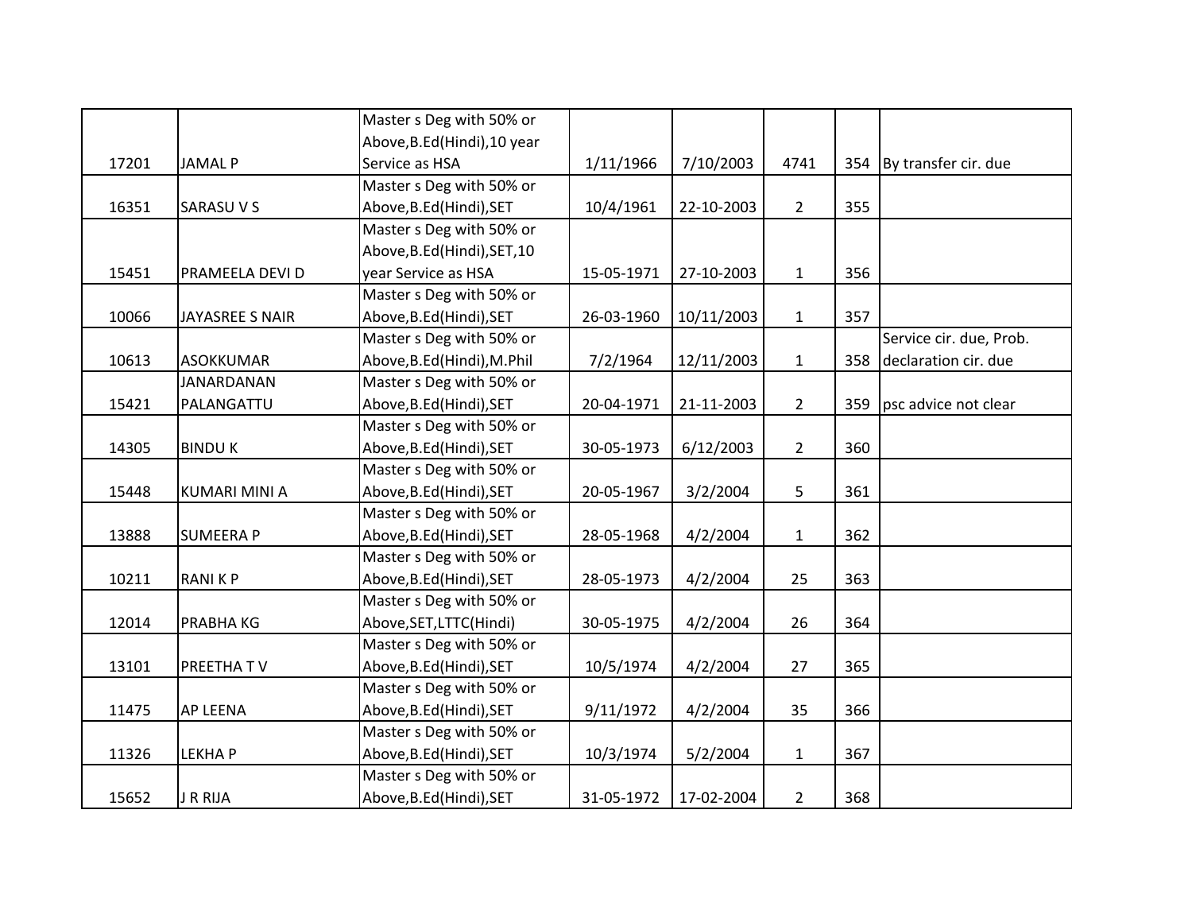| | | | | | | | |
|---|---|---|---|---|---|---|---|
| 17201 | JAMAL P | Master s Deg with 50% or Above,B.Ed(Hindi),10 year Service as HSA | 1/11/1966 | 7/10/2003 | 4741 | 354 | By transfer cir. due |
| 16351 | SARASU V S | Master s Deg with 50% or Above,B.Ed(Hindi),SET | 10/4/1961 | 22-10-2003 | 2 | 355 | |
| 15451 | PRAMEELA DEVI D | Master s Deg with 50% or Above,B.Ed(Hindi),SET,10 year Service as HSA | 15-05-1971 | 27-10-2003 | 1 | 356 | |
| 10066 | JAYASREE S NAIR | Master s Deg with 50% or Above,B.Ed(Hindi),SET | 26-03-1960 | 10/11/2003 | 1 | 357 | |
| 10613 | ASOKKUMAR | Master s Deg with 50% or Above,B.Ed(Hindi),M.Phil | 7/2/1964 | 12/11/2003 | 1 | 358 | Service cir. due, Prob. declaration cir. due |
| 15421 | JANARDANAN PALANGATTU | Master s Deg with 50% or Above,B.Ed(Hindi),SET | 20-04-1971 | 21-11-2003 | 2 | 359 | psc advice not clear |
| 14305 | BINDU K | Master s Deg with 50% or Above,B.Ed(Hindi),SET | 30-05-1973 | 6/12/2003 | 2 | 360 | |
| 15448 | KUMARI MINI A | Master s Deg with 50% or Above,B.Ed(Hindi),SET | 20-05-1967 | 3/2/2004 | 5 | 361 | |
| 13888 | SUMEERA P | Master s Deg with 50% or Above,B.Ed(Hindi),SET | 28-05-1968 | 4/2/2004 | 1 | 362 | |
| 10211 | RANI K P | Master s Deg with 50% or Above,B.Ed(Hindi),SET | 28-05-1973 | 4/2/2004 | 25 | 363 | |
| 12014 | PRABHA KG | Master s Deg with 50% or Above,SET,LTTC(Hindi) | 30-05-1975 | 4/2/2004 | 26 | 364 | |
| 13101 | PREETHA T V | Master s Deg with 50% or Above,B.Ed(Hindi),SET | 10/5/1974 | 4/2/2004 | 27 | 365 | |
| 11475 | AP LEENA | Master s Deg with 50% or Above,B.Ed(Hindi),SET | 9/11/1972 | 4/2/2004 | 35 | 366 | |
| 11326 | LEKHA P | Master s Deg with 50% or Above,B.Ed(Hindi),SET | 10/3/1974 | 5/2/2004 | 1 | 367 | |
| 15652 | J R RIJA | Master s Deg with 50% or Above,B.Ed(Hindi),SET | 31-05-1972 | 17-02-2004 | 2 | 368 | |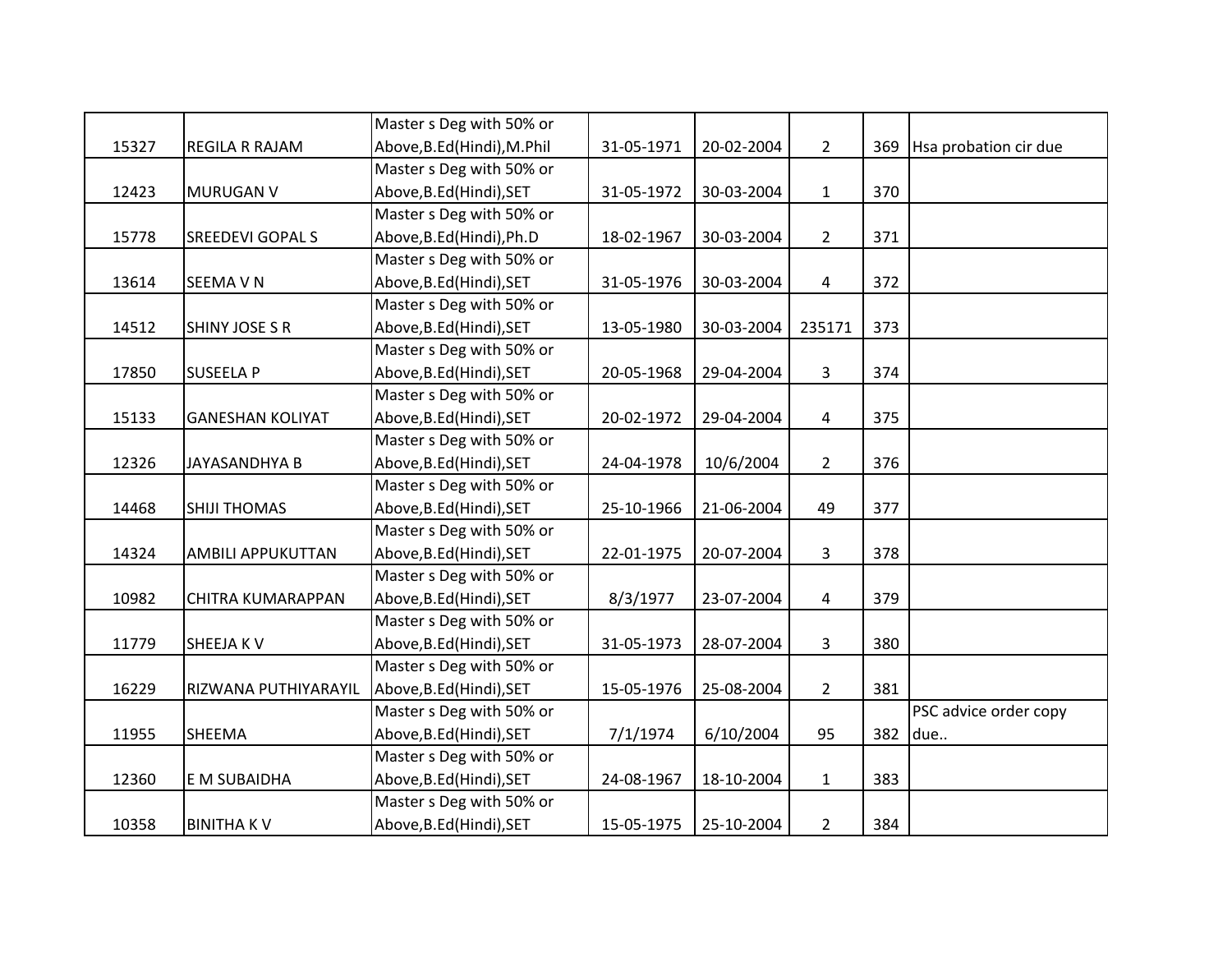| | | | | | | | |
|---|---|---|---|---|---|---|---|
| 15327 | REGILA R RAJAM | Master s Deg with 50% or Above,B.Ed(Hindi),M.Phil | 31-05-1971 | 20-02-2004 | 2 | 369 | Hsa probation cir due |
| 12423 | MURUGAN V | Master s Deg with 50% or Above,B.Ed(Hindi),SET | 31-05-1972 | 30-03-2004 | 1 | 370 | |
| 15778 | SREEDEVI GOPAL S | Master s Deg with 50% or Above,B.Ed(Hindi),Ph.D | 18-02-1967 | 30-03-2004 | 2 | 371 | |
| 13614 | SEEMA V N | Master s Deg with 50% or Above,B.Ed(Hindi),SET | 31-05-1976 | 30-03-2004 | 4 | 372 | |
| 14512 | SHINY JOSE S R | Master s Deg with 50% or Above,B.Ed(Hindi),SET | 13-05-1980 | 30-03-2004 | 235171 | 373 | |
| 17850 | SUSEELA P | Master s Deg with 50% or Above,B.Ed(Hindi),SET | 20-05-1968 | 29-04-2004 | 3 | 374 | |
| 15133 | GANESHAN KOLIYAT | Master s Deg with 50% or Above,B.Ed(Hindi),SET | 20-02-1972 | 29-04-2004 | 4 | 375 | |
| 12326 | JAYASANDHYA B | Master s Deg with 50% or Above,B.Ed(Hindi),SET | 24-04-1978 | 10/6/2004 | 2 | 376 | |
| 14468 | SHIJI THOMAS | Master s Deg with 50% or Above,B.Ed(Hindi),SET | 25-10-1966 | 21-06-2004 | 49 | 377 | |
| 14324 | AMBILI APPUKUTTAN | Master s Deg with 50% or Above,B.Ed(Hindi),SET | 22-01-1975 | 20-07-2004 | 3 | 378 | |
| 10982 | CHITRA KUMARAPPAN | Master s Deg with 50% or Above,B.Ed(Hindi),SET | 8/3/1977 | 23-07-2004 | 4 | 379 | |
| 11779 | SHEEJA K V | Master s Deg with 50% or Above,B.Ed(Hindi),SET | 31-05-1973 | 28-07-2004 | 3 | 380 | |
| 16229 | RIZWANA PUTHIYARAYIL | Master s Deg with 50% or Above,B.Ed(Hindi),SET | 15-05-1976 | 25-08-2004 | 2 | 381 | |
| 11955 | SHEEMA | Master s Deg with 50% or Above,B.Ed(Hindi),SET | 7/1/1974 | 6/10/2004 | 95 | 382 | PSC advice order copy due.. |
| 12360 | E M SUBAIDHA | Master s Deg with 50% or Above,B.Ed(Hindi),SET | 24-08-1967 | 18-10-2004 | 1 | 383 | |
| 10358 | BINITHA K V | Master s Deg with 50% or Above,B.Ed(Hindi),SET | 15-05-1975 | 25-10-2004 | 2 | 384 | |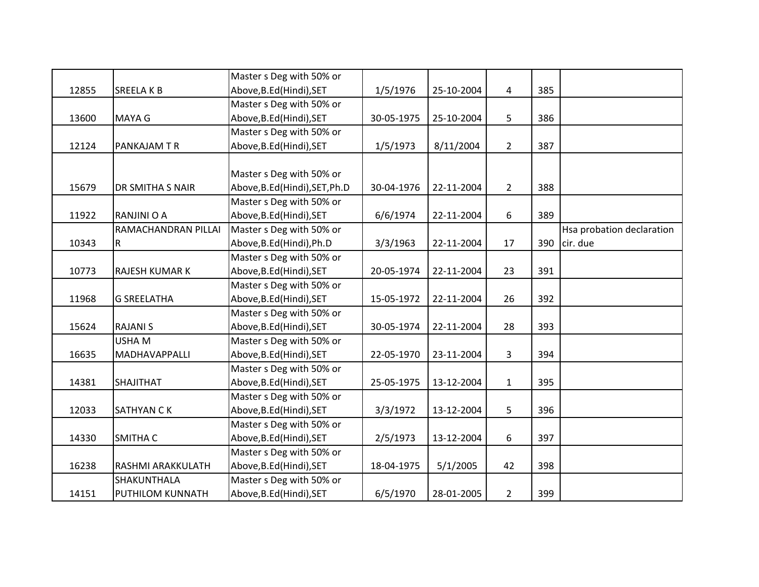| | | | | | | | |
|---|---|---|---|---|---|---|---|
| 12855 | SREELA K B | Master s Deg with 50% or Above,B.Ed(Hindi),SET | 1/5/1976 | 25-10-2004 | 4 | 385 | |
| 13600 | MAYA G | Master s Deg with 50% or Above,B.Ed(Hindi),SET | 30-05-1975 | 25-10-2004 | 5 | 386 | |
| 12124 | PANKAJAM T R | Master s Deg with 50% or Above,B.Ed(Hindi),SET | 1/5/1973 | 8/11/2004 | 2 | 387 | |
| 15679 | DR SMITHA S NAIR | Master s Deg with 50% or Above,B.Ed(Hindi),SET,Ph.D | 30-04-1976 | 22-11-2004 | 2 | 388 | |
| 11922 | RANJINI O A | Master s Deg with 50% or Above,B.Ed(Hindi),SET | 6/6/1974 | 22-11-2004 | 6 | 389 | |
| 10343 | RAMACHANDRAN PILLAI R | Master s Deg with 50% or Above,B.Ed(Hindi),Ph.D | 3/3/1963 | 22-11-2004 | 17 | 390 | Hsa probation declaration cir. due |
| 10773 | RAJESH KUMAR K | Master s Deg with 50% or Above,B.Ed(Hindi),SET | 20-05-1974 | 22-11-2004 | 23 | 391 | |
| 11968 | G SREELATHA | Master s Deg with 50% or Above,B.Ed(Hindi),SET | 15-05-1972 | 22-11-2004 | 26 | 392 | |
| 15624 | RAJANI S | Master s Deg with 50% or Above,B.Ed(Hindi),SET | 30-05-1974 | 22-11-2004 | 28 | 393 | |
| 16635 | USHA M MADHAVAPPALLI | Master s Deg with 50% or Above,B.Ed(Hindi),SET | 22-05-1970 | 23-11-2004 | 3 | 394 | |
| 14381 | SHAJITHAT | Master s Deg with 50% or Above,B.Ed(Hindi),SET | 25-05-1975 | 13-12-2004 | 1 | 395 | |
| 12033 | SATHYAN C K | Master s Deg with 50% or Above,B.Ed(Hindi),SET | 3/3/1972 | 13-12-2004 | 5 | 396 | |
| 14330 | SMITHA C | Master s Deg with 50% or Above,B.Ed(Hindi),SET | 2/5/1973 | 13-12-2004 | 6 | 397 | |
| 16238 | RASHMI ARAKKULATH | Master s Deg with 50% or Above,B.Ed(Hindi),SET | 18-04-1975 | 5/1/2005 | 42 | 398 | |
| 14151 | SHAKUNTHALA PUTHILOM KUNNATH | Master s Deg with 50% or Above,B.Ed(Hindi),SET | 6/5/1970 | 28-01-2005 | 2 | 399 | |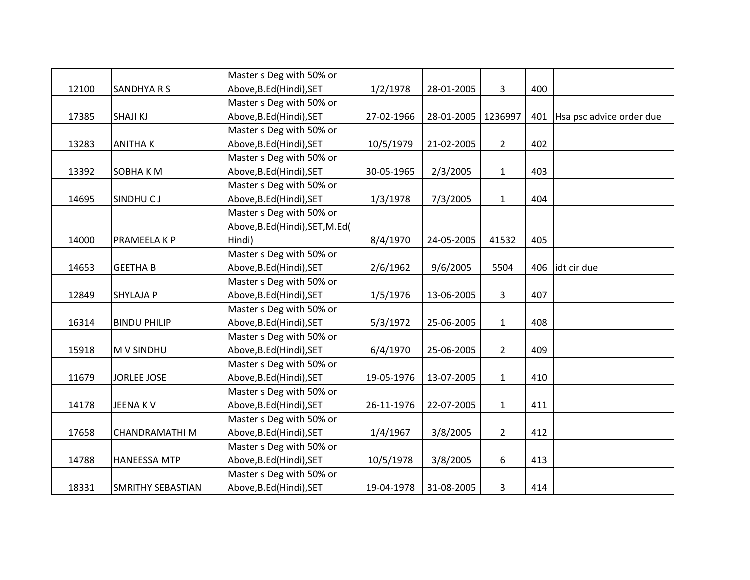| | | | | | | | |
|---|---|---|---|---|---|---|---|
| 12100 | SANDHYA R S | Master s Deg with 50% or Above,B.Ed(Hindi),SET | 1/2/1978 | 28-01-2005 | 3 | 400 | |
| 17385 | SHAJI KJ | Master s Deg with 50% or Above,B.Ed(Hindi),SET | 27-02-1966 | 28-01-2005 | 1236997 | 401 | Hsa psc advice order due |
| 13283 | ANITHA K | Master s Deg with 50% or Above,B.Ed(Hindi),SET | 10/5/1979 | 21-02-2005 | 2 | 402 | |
| 13392 | SOBHA K M | Master s Deg with 50% or Above,B.Ed(Hindi),SET | 30-05-1965 | 2/3/2005 | 1 | 403 | |
| 14695 | SINDHU C J | Master s Deg with 50% or Above,B.Ed(Hindi),SET | 1/3/1978 | 7/3/2005 | 1 | 404 | |
| 14000 | PRAMEELA K P | Master s Deg with 50% or Above,B.Ed(Hindi),SET,M.Ed(Hindi) | 8/4/1970 | 24-05-2005 | 41532 | 405 | |
| 14653 | GEETHA B | Master s Deg with 50% or Above,B.Ed(Hindi),SET | 2/6/1962 | 9/6/2005 | 5504 | 406 | idt cir due |
| 12849 | SHYLAJA P | Master s Deg with 50% or Above,B.Ed(Hindi),SET | 1/5/1976 | 13-06-2005 | 3 | 407 | |
| 16314 | BINDU PHILIP | Master s Deg with 50% or Above,B.Ed(Hindi),SET | 5/3/1972 | 25-06-2005 | 1 | 408 | |
| 15918 | M V SINDHU | Master s Deg with 50% or Above,B.Ed(Hindi),SET | 6/4/1970 | 25-06-2005 | 2 | 409 | |
| 11679 | JORLEE JOSE | Master s Deg with 50% or Above,B.Ed(Hindi),SET | 19-05-1976 | 13-07-2005 | 1 | 410 | |
| 14178 | JEENA K V | Master s Deg with 50% or Above,B.Ed(Hindi),SET | 26-11-1976 | 22-07-2005 | 1 | 411 | |
| 17658 | CHANDRAMATHI M | Master s Deg with 50% or Above,B.Ed(Hindi),SET | 1/4/1967 | 3/8/2005 | 2 | 412 | |
| 14788 | HANEESSA MTP | Master s Deg with 50% or Above,B.Ed(Hindi),SET | 10/5/1978 | 3/8/2005 | 6 | 413 | |
| 18331 | SMRITHY SEBASTIAN | Master s Deg with 50% or Above,B.Ed(Hindi),SET | 19-04-1978 | 31-08-2005 | 3 | 414 | |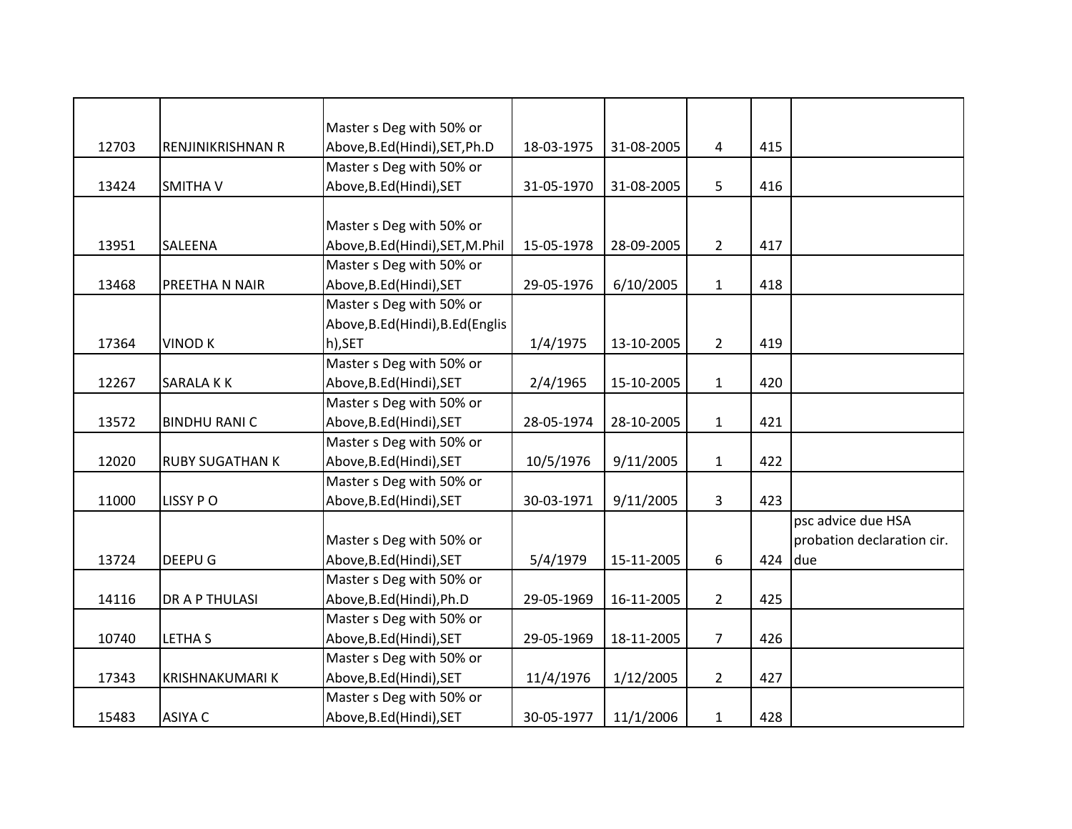| | | | | | | | |
|---|---|---|---|---|---|---|---|
| 12703 | RENJINIKRISHNAN R | Master s Deg with 50% or Above,B.Ed(Hindi),SET,Ph.D | 18-03-1975 | 31-08-2005 | 4 | 415 | |
| 13424 | SMITHA V | Master s Deg with 50% or Above,B.Ed(Hindi),SET | 31-05-1970 | 31-08-2005 | 5 | 416 | |
| 13951 | SALEENA | Master s Deg with 50% or Above,B.Ed(Hindi),SET,M.Phil | 15-05-1978 | 28-09-2005 | 2 | 417 | |
| 13468 | PREETHA N NAIR | Master s Deg with 50% or Above,B.Ed(Hindi),SET | 29-05-1976 | 6/10/2005 | 1 | 418 | |
| 17364 | VINOD K | Master s Deg with 50% or Above,B.Ed(Hindi),B.Ed(English),SET | 1/4/1975 | 13-10-2005 | 2 | 419 | |
| 12267 | SARALA K K | Master s Deg with 50% or Above,B.Ed(Hindi),SET | 2/4/1965 | 15-10-2005 | 1 | 420 | |
| 13572 | BINDHU RANI C | Master s Deg with 50% or Above,B.Ed(Hindi),SET | 28-05-1974 | 28-10-2005 | 1 | 421 | |
| 12020 | RUBY SUGATHAN K | Master s Deg with 50% or Above,B.Ed(Hindi),SET | 10/5/1976 | 9/11/2005 | 1 | 422 | |
| 11000 | LISSY P O | Master s Deg with 50% or Above,B.Ed(Hindi),SET | 30-03-1971 | 9/11/2005 | 3 | 423 | |
| 13724 | DEEPU G | Master s Deg with 50% or Above,B.Ed(Hindi),SET | 5/4/1979 | 15-11-2005 | 6 | 424 | psc advice due HSA probation declaration cir. due |
| 14116 | DR A P THULASI | Master s Deg with 50% or Above,B.Ed(Hindi),Ph.D | 29-05-1969 | 16-11-2005 | 2 | 425 | |
| 10740 | LETHA S | Master s Deg with 50% or Above,B.Ed(Hindi),SET | 29-05-1969 | 18-11-2005 | 7 | 426 | |
| 17343 | KRISHNAKUMARI K | Master s Deg with 50% or Above,B.Ed(Hindi),SET | 11/4/1976 | 1/12/2005 | 2 | 427 | |
| 15483 | ASIYA C | Master s Deg with 50% or Above,B.Ed(Hindi),SET | 30-05-1977 | 11/1/2006 | 1 | 428 | |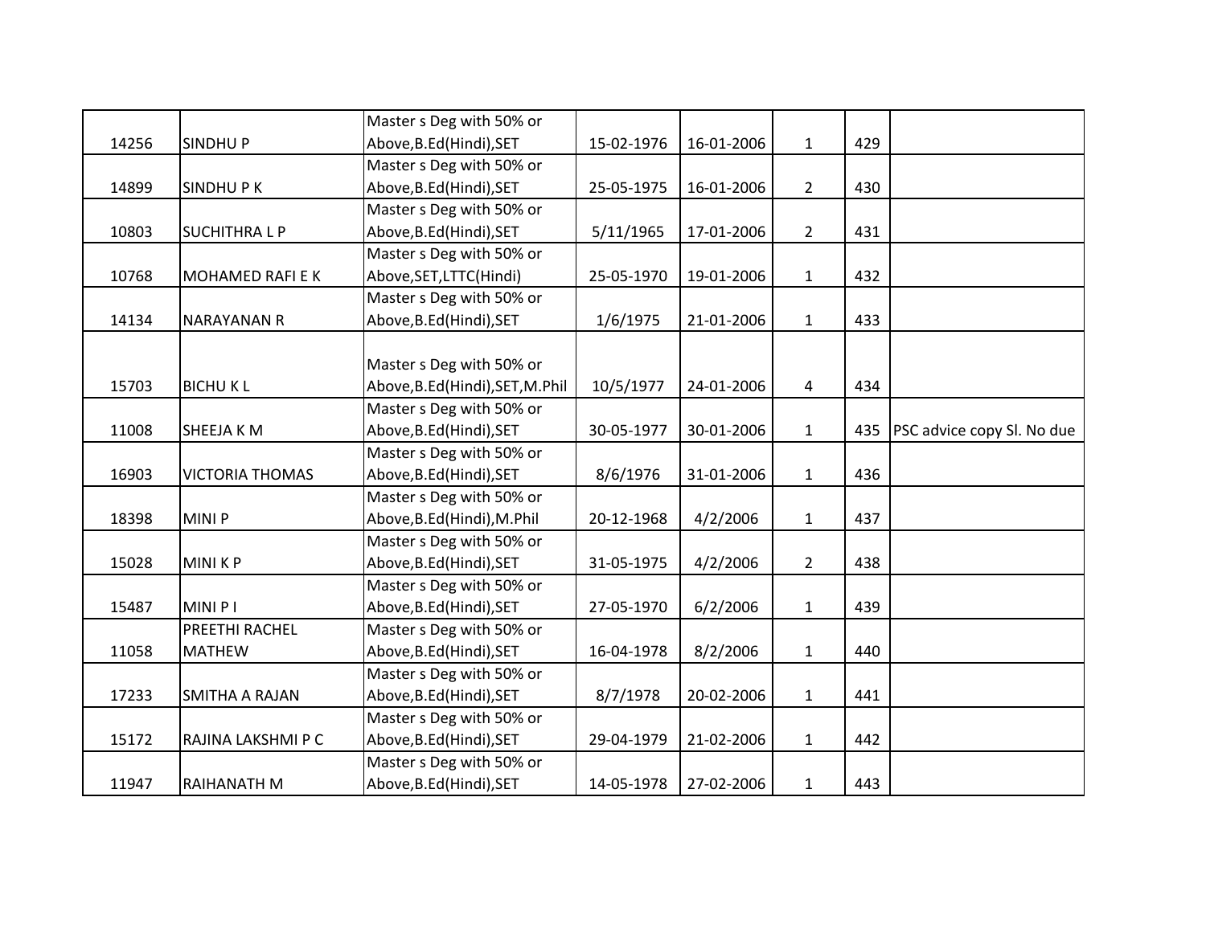| | | | | | | | |
|---|---|---|---|---|---|---|---|
| 14256 | SINDHU P | Master s Deg with 50% or Above,B.Ed(Hindi),SET | 15-02-1976 | 16-01-2006 | 1 | 429 | |
| 14899 | SINDHU P K | Master s Deg with 50% or Above,B.Ed(Hindi),SET | 25-05-1975 | 16-01-2006 | 2 | 430 | |
| 10803 | SUCHITHRA L P | Master s Deg with 50% or Above,B.Ed(Hindi),SET | 5/11/1965 | 17-01-2006 | 2 | 431 | |
| 10768 | MOHAMED RAFI E K | Master s Deg with 50% or Above,SET,LTTC(Hindi) | 25-05-1970 | 19-01-2006 | 1 | 432 | |
| 14134 | NARAYANAN R | Master s Deg with 50% or Above,B.Ed(Hindi),SET | 1/6/1975 | 21-01-2006 | 1 | 433 | |
| 15703 | BICHU K L | Master s Deg with 50% or Above,B.Ed(Hindi),SET,M.Phil | 10/5/1977 | 24-01-2006 | 4 | 434 | |
| 11008 | SHEEJA K M | Master s Deg with 50% or Above,B.Ed(Hindi),SET | 30-05-1977 | 30-01-2006 | 1 | 435 | PSC advice copy Sl. No due |
| 16903 | VICTORIA THOMAS | Master s Deg with 50% or Above,B.Ed(Hindi),SET | 8/6/1976 | 31-01-2006 | 1 | 436 | |
| 18398 | MINI P | Master s Deg with 50% or Above,B.Ed(Hindi),M.Phil | 20-12-1968 | 4/2/2006 | 1 | 437 | |
| 15028 | MINI K P | Master s Deg with 50% or Above,B.Ed(Hindi),SET | 31-05-1975 | 4/2/2006 | 2 | 438 | |
| 15487 | MINI P I | Master s Deg with 50% or Above,B.Ed(Hindi),SET | 27-05-1970 | 6/2/2006 | 1 | 439 | |
| 11058 | PREETHI RACHEL MATHEW | Master s Deg with 50% or Above,B.Ed(Hindi),SET | 16-04-1978 | 8/2/2006 | 1 | 440 | |
| 17233 | SMITHA A RAJAN | Master s Deg with 50% or Above,B.Ed(Hindi),SET | 8/7/1978 | 20-02-2006 | 1 | 441 | |
| 15172 | RAJINA LAKSHMI P C | Master s Deg with 50% or Above,B.Ed(Hindi),SET | 29-04-1979 | 21-02-2006 | 1 | 442 | |
| 11947 | RAIHANATH M | Master s Deg with 50% or Above,B.Ed(Hindi),SET | 14-05-1978 | 27-02-2006 | 1 | 443 | |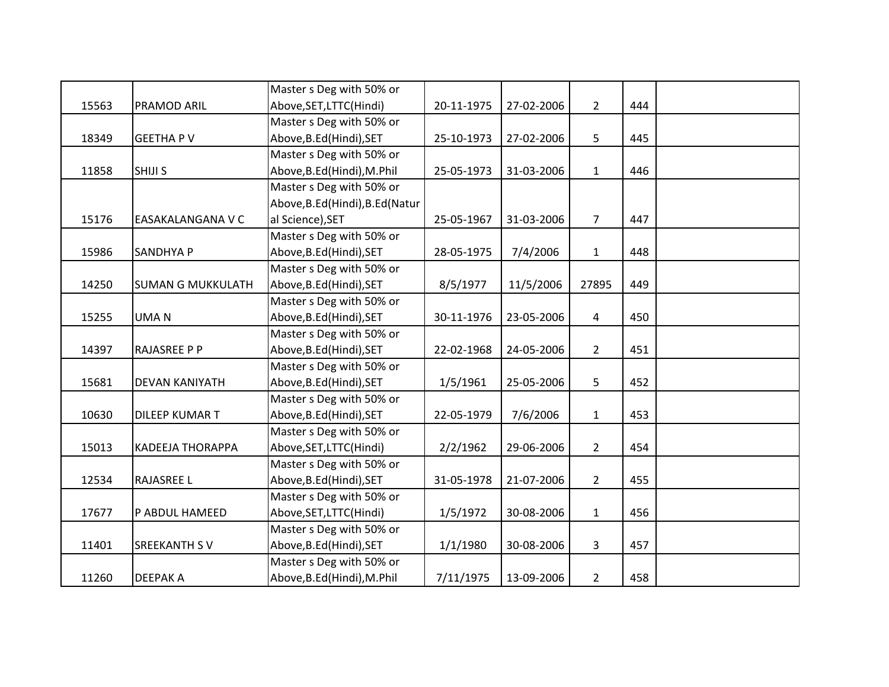| | | | | | | | |
|---|---|---|---|---|---|---|---|
| 15563 | PRAMOD ARIL | Master s Deg with 50% or Above,SET,LTTC(Hindi) | 20-11-1975 | 27-02-2006 | 2 | 444 | |
| 18349 | GEETHA P V | Master s Deg with 50% or Above,B.Ed(Hindi),SET | 25-10-1973 | 27-02-2006 | 5 | 445 | |
| 11858 | SHIJI S | Master s Deg with 50% or Above,B.Ed(Hindi),M.Phil | 25-05-1973 | 31-03-2006 | 1 | 446 | |
| 15176 | EASAKALANGANA V C | Master s Deg with 50% or Above,B.Ed(Hindi),B.Ed(Natural Science),SET | 25-05-1967 | 31-03-2006 | 7 | 447 | |
| 15986 | SANDHYA P | Master s Deg with 50% or Above,B.Ed(Hindi),SET | 28-05-1975 | 7/4/2006 | 1 | 448 | |
| 14250 | SUMAN G MUKKULATH | Master s Deg with 50% or Above,B.Ed(Hindi),SET | 8/5/1977 | 11/5/2006 | 27895 | 449 | |
| 15255 | UMA N | Master s Deg with 50% or Above,B.Ed(Hindi),SET | 30-11-1976 | 23-05-2006 | 4 | 450 | |
| 14397 | RAJASREE P P | Master s Deg with 50% or Above,B.Ed(Hindi),SET | 22-02-1968 | 24-05-2006 | 2 | 451 | |
| 15681 | DEVAN KANIYATH | Master s Deg with 50% or Above,B.Ed(Hindi),SET | 1/5/1961 | 25-05-2006 | 5 | 452 | |
| 10630 | DILEEP KUMAR T | Master s Deg with 50% or Above,B.Ed(Hindi),SET | 22-05-1979 | 7/6/2006 | 1 | 453 | |
| 15013 | KADEEJA THORAPPA | Master s Deg with 50% or Above,SET,LTTC(Hindi) | 2/2/1962 | 29-06-2006 | 2 | 454 | |
| 12534 | RAJASREE L | Master s Deg with 50% or Above,B.Ed(Hindi),SET | 31-05-1978 | 21-07-2006 | 2 | 455 | |
| 17677 | P ABDUL HAMEED | Master s Deg with 50% or Above,SET,LTTC(Hindi) | 1/5/1972 | 30-08-2006 | 1 | 456 | |
| 11401 | SREEKANTH S V | Master s Deg with 50% or Above,B.Ed(Hindi),SET | 1/1/1980 | 30-08-2006 | 3 | 457 | |
| 11260 | DEEPAK A | Master s Deg with 50% or Above,B.Ed(Hindi),M.Phil | 7/11/1975 | 13-09-2006 | 2 | 458 | |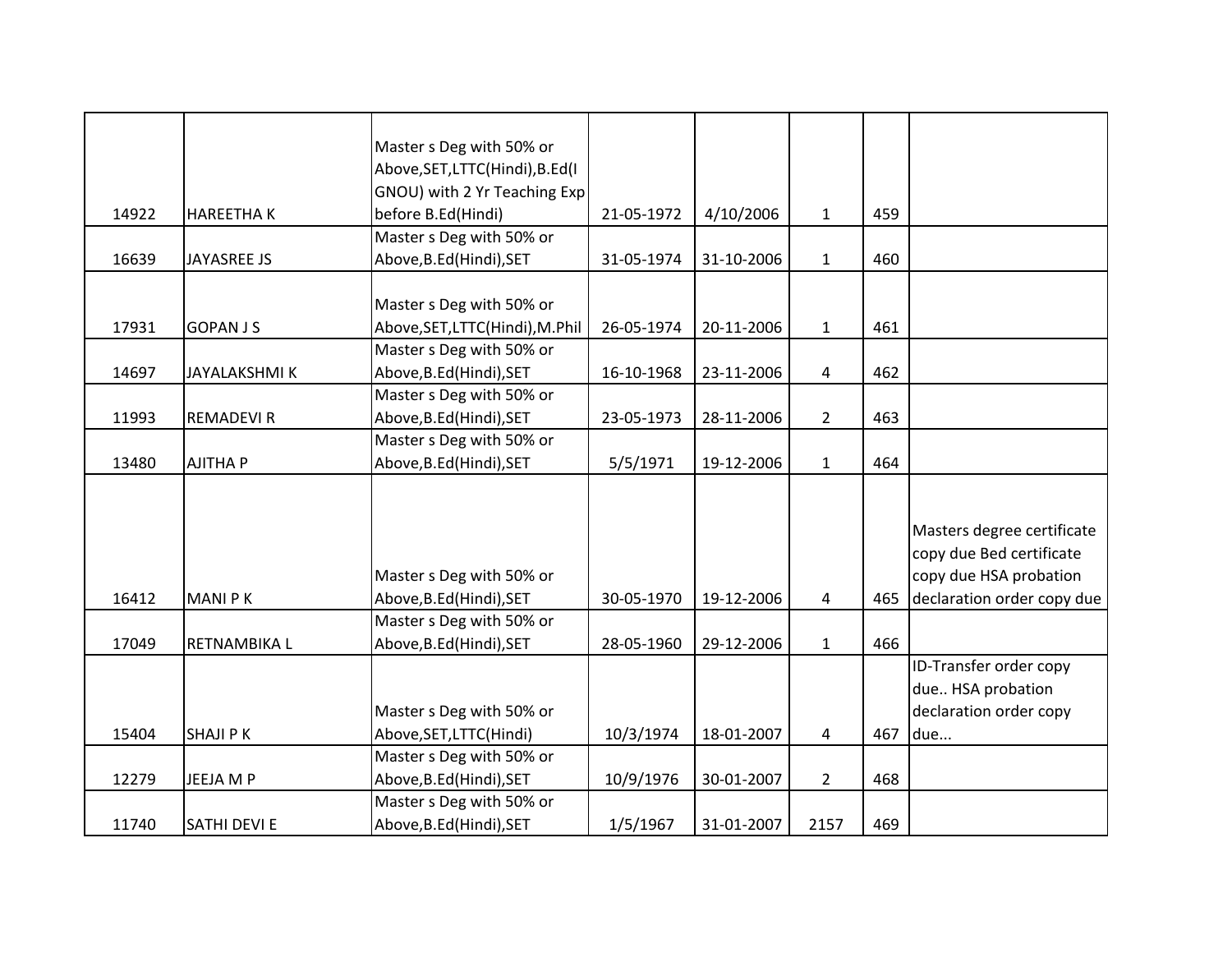| | | | | | | | |
|---|---|---|---|---|---|---|---|
| 14922 | HAREETHA K | Master s Deg with 50% or Above,SET,LTTC(Hindi),B.Ed(IGNOU) with 2 Yr Teaching Exp before B.Ed(Hindi) | 21-05-1972 | 4/10/2006 | 1 | 459 | |
| 16639 | JAYASREE JS | Master s Deg with 50% or Above,B.Ed(Hindi),SET | 31-05-1974 | 31-10-2006 | 1 | 460 | |
| 17931 | GOPAN J S | Master s Deg with 50% or Above,SET,LTTC(Hindi),M.Phil | 26-05-1974 | 20-11-2006 | 1 | 461 | |
| 14697 | JAYALAKSHMI K | Master s Deg with 50% or Above,B.Ed(Hindi),SET | 16-10-1968 | 23-11-2006 | 4 | 462 | |
| 11993 | REMADEVI R | Master s Deg with 50% or Above,B.Ed(Hindi),SET | 23-05-1973 | 28-11-2006 | 2 | 463 | |
| 13480 | AJITHA P | Master s Deg with 50% or Above,B.Ed(Hindi),SET | 5/5/1971 | 19-12-2006 | 1 | 464 | |
| 16412 | MANI P K | Master s Deg with 50% or Above,B.Ed(Hindi),SET | 30-05-1970 | 19-12-2006 | 4 | 465 | Masters degree certificate copy due Bed certificate copy due HSA probation declaration order copy due |
| 17049 | RETNAMBIKA L | Master s Deg with 50% or Above,B.Ed(Hindi),SET | 28-05-1960 | 29-12-2006 | 1 | 466 | |
| 15404 | SHAJI P K | Master s Deg with 50% or Above,SET,LTTC(Hindi) | 10/3/1974 | 18-01-2007 | 4 | 467 | ID-Transfer order copy due.. HSA probation declaration order copy due... |
| 12279 | JEEJA M P | Master s Deg with 50% or Above,B.Ed(Hindi),SET | 10/9/1976 | 30-01-2007 | 2 | 468 | |
| 11740 | SATHI DEVI E | Master s Deg with 50% or Above,B.Ed(Hindi),SET | 1/5/1967 | 31-01-2007 | 2157 | 469 | |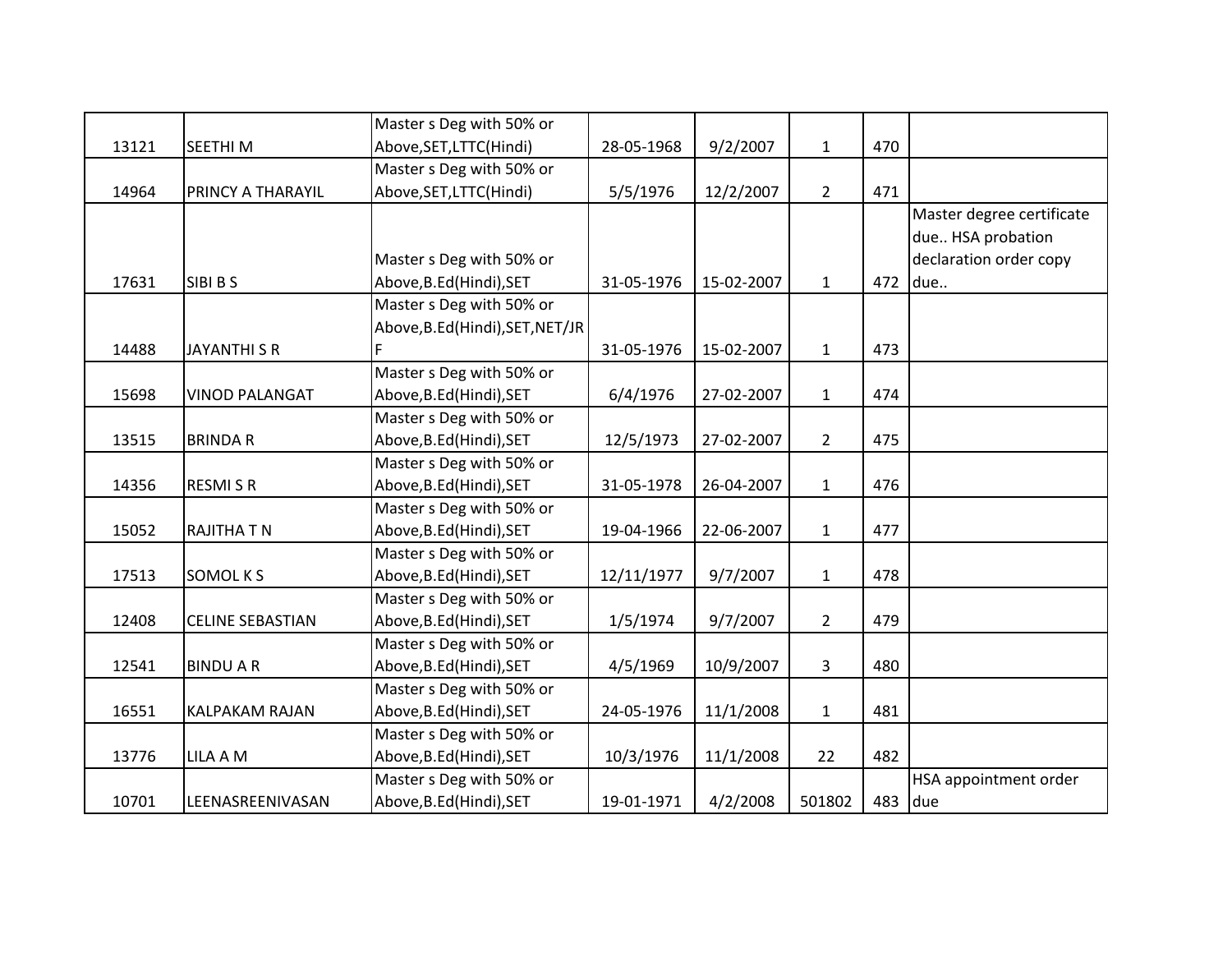| | | | | | | | |
|---|---|---|---|---|---|---|---|
| 13121 | SEETHI M | Master s Deg with 50% or Above,SET,LTTC(Hindi) | 28-05-1968 | 9/2/2007 | 1 | 470 | |
| 14964 | PRINCY A THARAYIL | Master s Deg with 50% or Above,SET,LTTC(Hindi) | 5/5/1976 | 12/2/2007 | 2 | 471 | |
| 17631 | SIBI B S | Master s Deg with 50% or Above,B.Ed(Hindi),SET | 31-05-1976 | 15-02-2007 | 1 | 472 | Master degree certificate due.. HSA probation declaration order copy due.. |
| 14488 | JAYANTHI S R | Master s Deg with 50% or Above,B.Ed(Hindi),SET,NET/JRF | 31-05-1976 | 15-02-2007 | 1 | 473 | |
| 15698 | VINOD PALANGAT | Master s Deg with 50% or Above,B.Ed(Hindi),SET | 6/4/1976 | 27-02-2007 | 1 | 474 | |
| 13515 | BRINDA R | Master s Deg with 50% or Above,B.Ed(Hindi),SET | 12/5/1973 | 27-02-2007 | 2 | 475 | |
| 14356 | RESMI S R | Master s Deg with 50% or Above,B.Ed(Hindi),SET | 31-05-1978 | 26-04-2007 | 1 | 476 | |
| 15052 | RAJITHA T N | Master s Deg with 50% or Above,B.Ed(Hindi),SET | 19-04-1966 | 22-06-2007 | 1 | 477 | |
| 17513 | SOMOL K S | Master s Deg with 50% or Above,B.Ed(Hindi),SET | 12/11/1977 | 9/7/2007 | 1 | 478 | |
| 12408 | CELINE SEBASTIAN | Master s Deg with 50% or Above,B.Ed(Hindi),SET | 1/5/1974 | 9/7/2007 | 2 | 479 | |
| 12541 | BINDU A R | Master s Deg with 50% or Above,B.Ed(Hindi),SET | 4/5/1969 | 10/9/2007 | 3 | 480 | |
| 16551 | KALPAKAM RAJAN | Master s Deg with 50% or Above,B.Ed(Hindi),SET | 24-05-1976 | 11/1/2008 | 1 | 481 | |
| 13776 | LILA A M | Master s Deg with 50% or Above,B.Ed(Hindi),SET | 10/3/1976 | 11/1/2008 | 22 | 482 | |
| 10701 | LEENASREENIVASAN | Master s Deg with 50% or Above,B.Ed(Hindi),SET | 19-01-1971 | 4/2/2008 | 501802 | 483 | HSA appointment order due |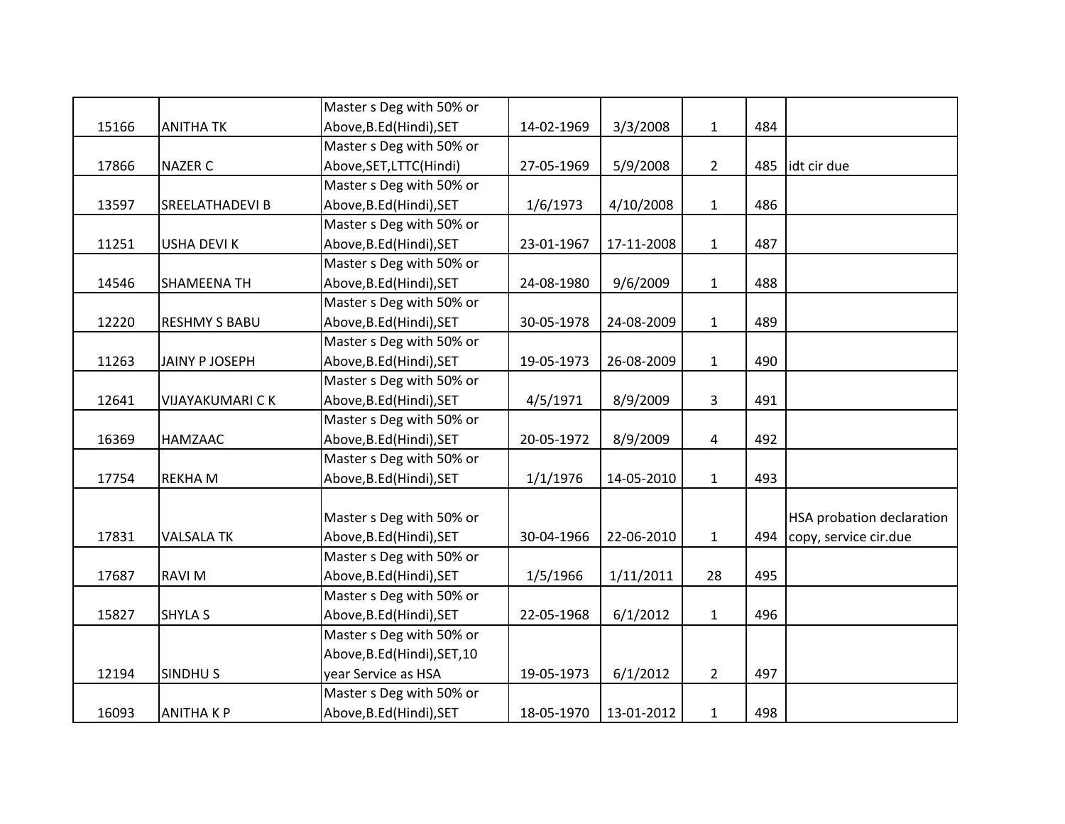| | | | | | | | |
|---|---|---|---|---|---|---|---|
| 15166 | ANITHA TK | Master s Deg with 50% or Above,B.Ed(Hindi),SET | 14-02-1969 | 3/3/2008 | 1 | 484 | |
| 17866 | NAZER C | Master s Deg with 50% or Above,SET,LTTC(Hindi) | 27-05-1969 | 5/9/2008 | 2 | 485 | idt cir due |
| 13597 | SREELATHADEVI B | Master s Deg with 50% or Above,B.Ed(Hindi),SET | 1/6/1973 | 4/10/2008 | 1 | 486 | |
| 11251 | USHA DEVI K | Master s Deg with 50% or Above,B.Ed(Hindi),SET | 23-01-1967 | 17-11-2008 | 1 | 487 | |
| 14546 | SHAMEENA TH | Master s Deg with 50% or Above,B.Ed(Hindi),SET | 24-08-1980 | 9/6/2009 | 1 | 488 | |
| 12220 | RESHMY S BABU | Master s Deg with 50% or Above,B.Ed(Hindi),SET | 30-05-1978 | 24-08-2009 | 1 | 489 | |
| 11263 | JAINY P JOSEPH | Master s Deg with 50% or Above,B.Ed(Hindi),SET | 19-05-1973 | 26-08-2009 | 1 | 490 | |
| 12641 | VIJAYAKUMARI C K | Master s Deg with 50% or Above,B.Ed(Hindi),SET | 4/5/1971 | 8/9/2009 | 3 | 491 | |
| 16369 | HAMZAAC | Master s Deg with 50% or Above,B.Ed(Hindi),SET | 20-05-1972 | 8/9/2009 | 4 | 492 | |
| 17754 | REKHA M | Master s Deg with 50% or Above,B.Ed(Hindi),SET | 1/1/1976 | 14-05-2010 | 1 | 493 | |
| 17831 | VALSALA TK | Master s Deg with 50% or Above,B.Ed(Hindi),SET | 30-04-1966 | 22-06-2010 | 1 | 494 | HSA probation declaration copy, service cir.due |
| 17687 | RAVI M | Master s Deg with 50% or Above,B.Ed(Hindi),SET | 1/5/1966 | 1/11/2011 | 28 | 495 | |
| 15827 | SHYLA S | Master s Deg with 50% or Above,B.Ed(Hindi),SET | 22-05-1968 | 6/1/2012 | 1 | 496 | |
| 12194 | SINDHU S | Master s Deg with 50% or Above,B.Ed(Hindi),SET,10 year Service as HSA | 19-05-1973 | 6/1/2012 | 2 | 497 | |
| 16093 | ANITHA K P | Master s Deg with 50% or Above,B.Ed(Hindi),SET | 18-05-1970 | 13-01-2012 | 1 | 498 | |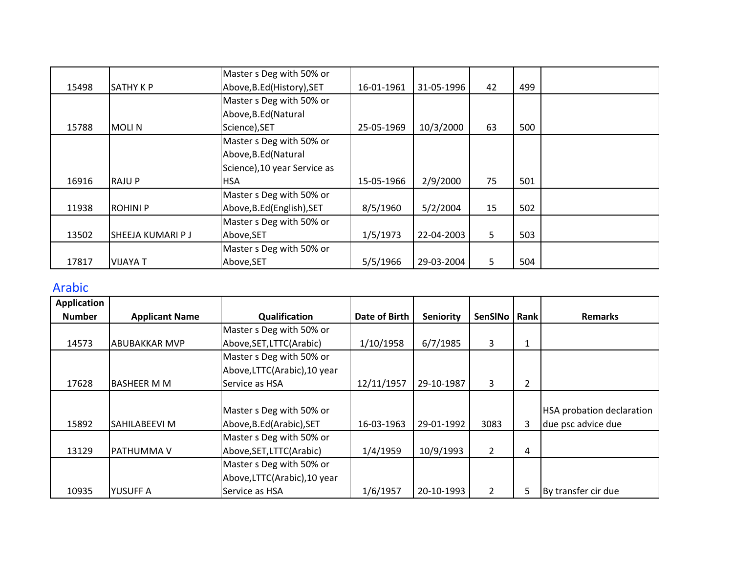| | | | | | | | |
|---|---|---|---|---|---|---|---|
| 15498 | SATHY K P | Master s Deg with 50% or Above,B.Ed(History),SET | 16-01-1961 | 31-05-1996 | 42 | 499 | |
| 15788 | MOLI N | Master s Deg with 50% or Above,B.Ed(Natural Science),SET | 25-05-1969 | 10/3/2000 | 63 | 500 | |
| 16916 | RAJU P | Master s Deg with 50% or Above,B.Ed(Natural Science),10 year Service as HSA | 15-05-1966 | 2/9/2000 | 75 | 501 | |
| 11938 | ROHINI P | Master s Deg with 50% or Above,B.Ed(English),SET | 8/5/1960 | 5/2/2004 | 15 | 502 | |
| 13502 | SHEEJA KUMARI P J | Master s Deg with 50% or Above,SET | 1/5/1973 | 22-04-2003 | 5 | 503 | |
| 17817 | VIJAYA T | Master s Deg with 50% or Above,SET | 5/5/1966 | 29-03-2004 | 5 | 504 | |

## Arabic

| Application Number | Applicant Name | Qualification | Date of Birth | Seniority | SenSlNo | Rank | Remarks |
|---|---|---|---|---|---|---|---|
| 14573 | ABUBAKKAR MVP | Master s Deg with 50% or Above,SET,LTTC(Arabic) | 1/10/1958 | 6/7/1985 | 3 | 1 | |
| 17628 | BASHEER M M | Master s Deg with 50% or Above,LTTC(Arabic),10 year Service as HSA | 12/11/1957 | 29-10-1987 | 3 | 2 | |
| 15892 | SAHILABEEVI M | Master s Deg with 50% or Above,B.Ed(Arabic),SET | 16-03-1963 | 29-01-1992 | 3083 | 3 | HSA probation declaration due psc advice due |
| 13129 | PATHUMMA V | Master s Deg with 50% or Above,SET,LTTC(Arabic) | 1/4/1959 | 10/9/1993 | 2 | 4 | |
| 10935 | YUSUFF A | Master s Deg with 50% or Above,LTTC(Arabic),10 year Service as HSA | 1/6/1957 | 20-10-1993 | 2 | 5 | By transfer cir due |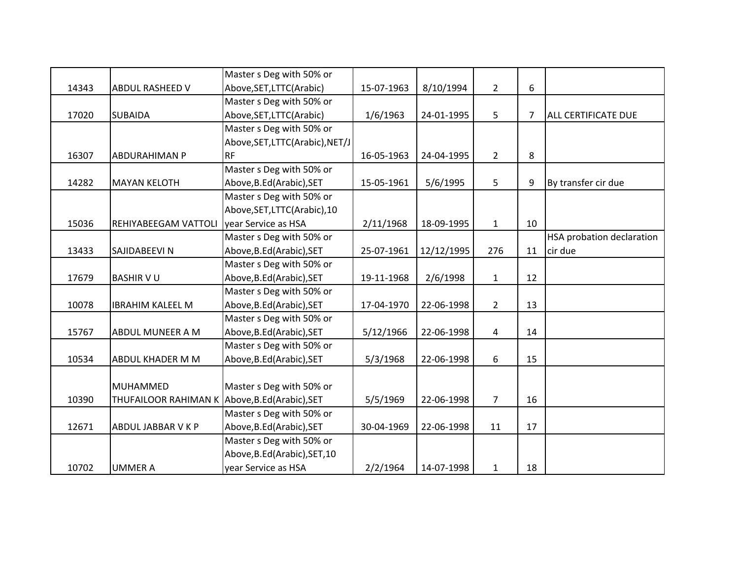| | | | | | | | |
|---|---|---|---|---|---|---|---|
| 14343 | ABDUL RASHEED V | Master s Deg with 50% or Above,SET,LTTC(Arabic) | 15-07-1963 | 8/10/1994 | 2 | 6 | |
| 17020 | SUBAIDA | Master s Deg with 50% or Above,SET,LTTC(Arabic) | 1/6/1963 | 24-01-1995 | 5 | 7 | ALL CERTIFICATE DUE |
| 16307 | ABDURAHIMAN P | Master s Deg with 50% or Above,SET,LTTC(Arabic),NET/JRF | 16-05-1963 | 24-04-1995 | 2 | 8 | |
| 14282 | MAYAN KELOTH | Master s Deg with 50% or Above,B.Ed(Arabic),SET | 15-05-1961 | 5/6/1995 | 5 | 9 | By transfer cir due |
| 15036 | REHIYABEEGAM VATTOLI | Master s Deg with 50% or Above,SET,LTTC(Arabic),10 year Service as HSA | 2/11/1968 | 18-09-1995 | 1 | 10 | |
| 13433 | SAJIDABEEVI N | Master s Deg with 50% or Above,B.Ed(Arabic),SET | 25-07-1961 | 12/12/1995 | 276 | 11 | HSA probation declaration cir due |
| 17679 | BASHIR V U | Master s Deg with 50% or Above,B.Ed(Arabic),SET | 19-11-1968 | 2/6/1998 | 1 | 12 | |
| 10078 | IBRAHIM KALEEL M | Master s Deg with 50% or Above,B.Ed(Arabic),SET | 17-04-1970 | 22-06-1998 | 2 | 13 | |
| 15767 | ABDUL MUNEER A M | Master s Deg with 50% or Above,B.Ed(Arabic),SET | 5/12/1966 | 22-06-1998 | 4 | 14 | |
| 10534 | ABDUL KHADER M M | Master s Deg with 50% or Above,B.Ed(Arabic),SET | 5/3/1968 | 22-06-1998 | 6 | 15 | |
| 10390 | MUHAMMED THUFAILOOR RAHIMAN K | Master s Deg with 50% or Above,B.Ed(Arabic),SET | 5/5/1969 | 22-06-1998 | 7 | 16 | |
| 12671 | ABDUL JABBAR V K P | Master s Deg with 50% or Above,B.Ed(Arabic),SET | 30-04-1969 | 22-06-1998 | 11 | 17 | |
| 10702 | UMMER A | Master s Deg with 50% or Above,B.Ed(Arabic),SET,10 year Service as HSA | 2/2/1964 | 14-07-1998 | 1 | 18 | |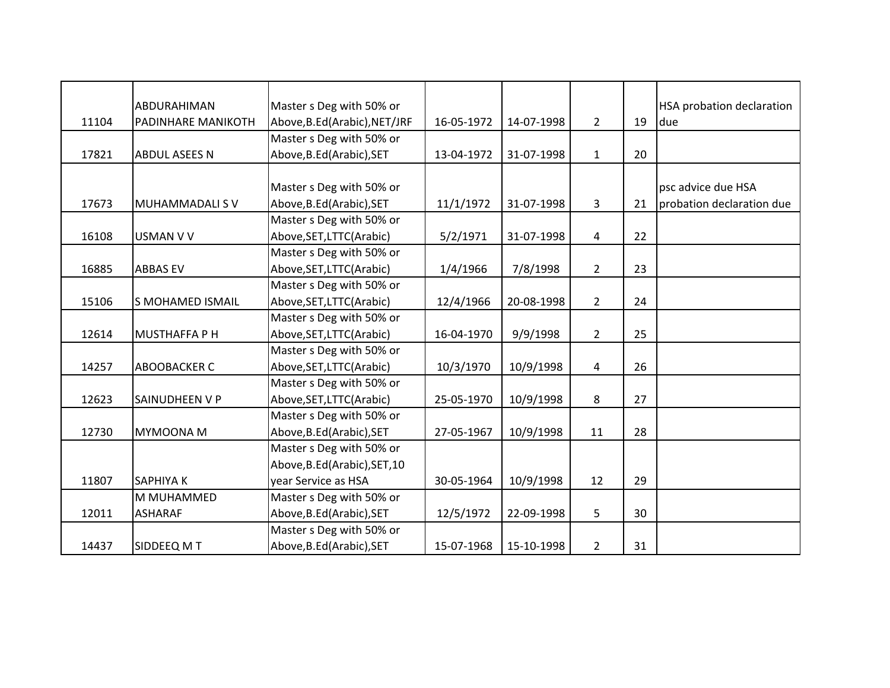| | | | | | | | |
|---|---|---|---|---|---|---|---|
| 11104 | ABDURAHIMAN PADINHARE MANIKOTH | Master s Deg with 50% or Above,B.Ed(Arabic),NET/JRF | 16-05-1972 | 14-07-1998 | 2 | 19 | HSA probation declaration due |
| 17821 | ABDUL ASEES N | Master s Deg with 50% or Above,B.Ed(Arabic),SET | 13-04-1972 | 31-07-1998 | 1 | 20 | |
| 17673 | MUHAMMADALI S V | Master s Deg with 50% or Above,B.Ed(Arabic),SET | 11/1/1972 | 31-07-1998 | 3 | 21 | psc advice due HSA probation declaration due |
| 16108 | USMAN V V | Master s Deg with 50% or Above,SET,LTTC(Arabic) | 5/2/1971 | 31-07-1998 | 4 | 22 | |
| 16885 | ABBAS EV | Master s Deg with 50% or Above,SET,LTTC(Arabic) | 1/4/1966 | 7/8/1998 | 2 | 23 | |
| 15106 | S MOHAMED ISMAIL | Master s Deg with 50% or Above,SET,LTTC(Arabic) | 12/4/1966 | 20-08-1998 | 2 | 24 | |
| 12614 | MUSTHAFFA P H | Master s Deg with 50% or Above,SET,LTTC(Arabic) | 16-04-1970 | 9/9/1998 | 2 | 25 | |
| 14257 | ABOOBACKER C | Master s Deg with 50% or Above,SET,LTTC(Arabic) | 10/3/1970 | 10/9/1998 | 4 | 26 | |
| 12623 | SAINUDHEEN V P | Master s Deg with 50% or Above,SET,LTTC(Arabic) | 25-05-1970 | 10/9/1998 | 8 | 27 | |
| 12730 | MYMOONA M | Master s Deg with 50% or Above,B.Ed(Arabic),SET | 27-05-1967 | 10/9/1998 | 11 | 28 | |
| 11807 | SAPHIYA K | Master s Deg with 50% or Above,B.Ed(Arabic),SET,10 year Service as HSA | 30-05-1964 | 10/9/1998 | 12 | 29 | |
| 12011 | M MUHAMMED ASHARAF | Master s Deg with 50% or Above,B.Ed(Arabic),SET | 12/5/1972 | 22-09-1998 | 5 | 30 | |
| 14437 | SIDDEEQ M T | Master s Deg with 50% or Above,B.Ed(Arabic),SET | 15-07-1968 | 15-10-1998 | 2 | 31 | |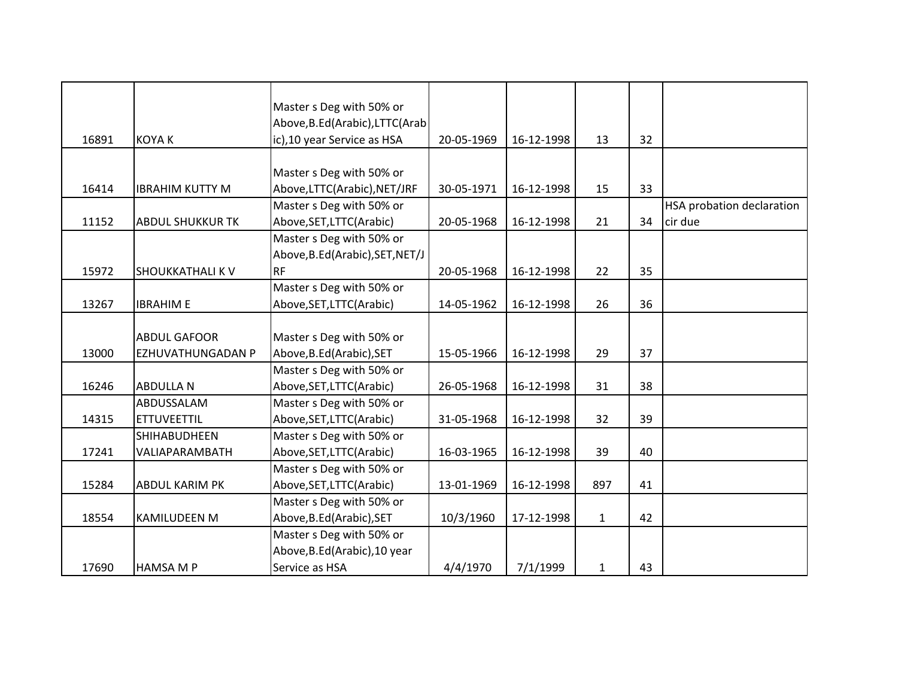| | | | | | | | |
|---|---|---|---|---|---|---|---|
| 16891 | KOYA K | Master s Deg with 50% or Above,B.Ed(Arabic),LTTC(Arabic),10 year Service as HSA | 20-05-1969 | 16-12-1998 | 13 | 32 | |
| 16414 | IBRAHIM KUTTY M | Master s Deg with 50% or Above,LTTC(Arabic),NET/JRF | 30-05-1971 | 16-12-1998 | 15 | 33 | |
| 11152 | ABDUL SHUKKUR TK | Master s Deg with 50% or Above,SET,LTTC(Arabic) | 20-05-1968 | 16-12-1998 | 21 | 34 | HSA probation declaration cir due |
| 15972 | SHOUKKATHALI K V | Master s Deg with 50% or Above,B.Ed(Arabic),SET,NET/JRF | 20-05-1968 | 16-12-1998 | 22 | 35 | |
| 13267 | IBRAHIM E | Master s Deg with 50% or Above,SET,LTTC(Arabic) | 14-05-1962 | 16-12-1998 | 26 | 36 | |
| 13000 | ABDUL GAFOOR EZHUVATHUNGADAN P | Master s Deg with 50% or Above,B.Ed(Arabic),SET | 15-05-1966 | 16-12-1998 | 29 | 37 | |
| 16246 | ABDULLA N | Master s Deg with 50% or Above,SET,LTTC(Arabic) | 26-05-1968 | 16-12-1998 | 31 | 38 | |
| 14315 | ABDUSSALAM ETTUVEETTIL | Master s Deg with 50% or Above,SET,LTTC(Arabic) | 31-05-1968 | 16-12-1998 | 32 | 39 | |
| 17241 | SHIHABUDHEEN VALIAPARAMBATH | Master s Deg with 50% or Above,SET,LTTC(Arabic) | 16-03-1965 | 16-12-1998 | 39 | 40 | |
| 15284 | ABDUL KARIM PK | Master s Deg with 50% or Above,SET,LTTC(Arabic) | 13-01-1969 | 16-12-1998 | 897 | 41 | |
| 18554 | KAMILUDEEN M | Master s Deg with 50% or Above,B.Ed(Arabic),SET | 10/3/1960 | 17-12-1998 | 1 | 42 | |
| 17690 | HAMSA M P | Master s Deg with 50% or Above,B.Ed(Arabic),10 year Service as HSA | 4/4/1970 | 7/1/1999 | 1 | 43 | |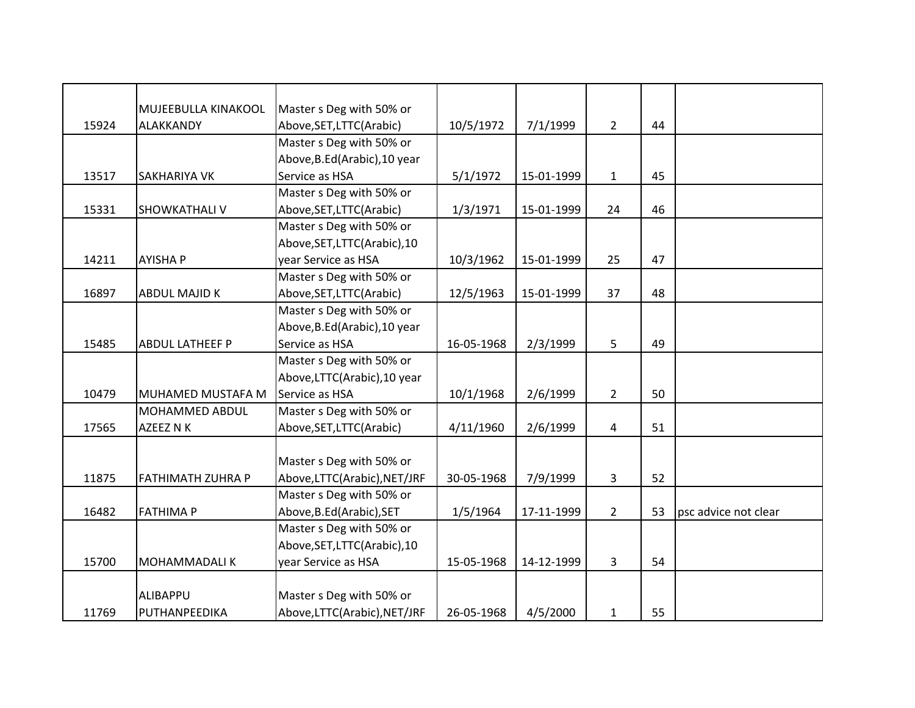| | | | | | | | |
|---|---|---|---|---|---|---|---|
| 15924 | MUJEEBULLA KINAKOOL ALAKKANDY | Master s Deg with 50% or Above,SET,LTTC(Arabic) | 10/5/1972 | 7/1/1999 | 2 | 44 | |
| 13517 | SAKHARIYA VK | Master s Deg with 50% or Above,B.Ed(Arabic),10 year Service as HSA | 5/1/1972 | 15-01-1999 | 1 | 45 | |
| 15331 | SHOWKATHALI V | Master s Deg with 50% or Above,SET,LTTC(Arabic) | 1/3/1971 | 15-01-1999 | 24 | 46 | |
| 14211 | AYISHA P | Master s Deg with 50% or Above,SET,LTTC(Arabic),10 year Service as HSA | 10/3/1962 | 15-01-1999 | 25 | 47 | |
| 16897 | ABDUL MAJID K | Master s Deg with 50% or Above,SET,LTTC(Arabic) | 12/5/1963 | 15-01-1999 | 37 | 48 | |
| 15485 | ABDUL LATHEEF P | Master s Deg with 50% or Above,B.Ed(Arabic),10 year Service as HSA | 16-05-1968 | 2/3/1999 | 5 | 49 | |
| 10479 | MUHAMED MUSTAFA M | Master s Deg with 50% or Above,LTTC(Arabic),10 year Service as HSA | 10/1/1968 | 2/6/1999 | 2 | 50 | |
| 17565 | MOHAMMED ABDUL AZEEZ N K | Master s Deg with 50% or Above,SET,LTTC(Arabic) | 4/11/1960 | 2/6/1999 | 4 | 51 | |
| 11875 | FATHIMATH ZUHRA P | Master s Deg with 50% or Above,LTTC(Arabic),NET/JRF | 30-05-1968 | 7/9/1999 | 3 | 52 | |
| 16482 | FATHIMA P | Master s Deg with 50% or Above,B.Ed(Arabic),SET | 1/5/1964 | 17-11-1999 | 2 | 53 | psc advice not clear |
| 15700 | MOHAMMADALI K | Master s Deg with 50% or Above,SET,LTTC(Arabic),10 year Service as HSA | 15-05-1968 | 14-12-1999 | 3 | 54 | |
| 11769 | ALIBAPPU PUTHANPEEDIKA | Master s Deg with 50% or Above,LTTC(Arabic),NET/JRF | 26-05-1968 | 4/5/2000 | 1 | 55 | |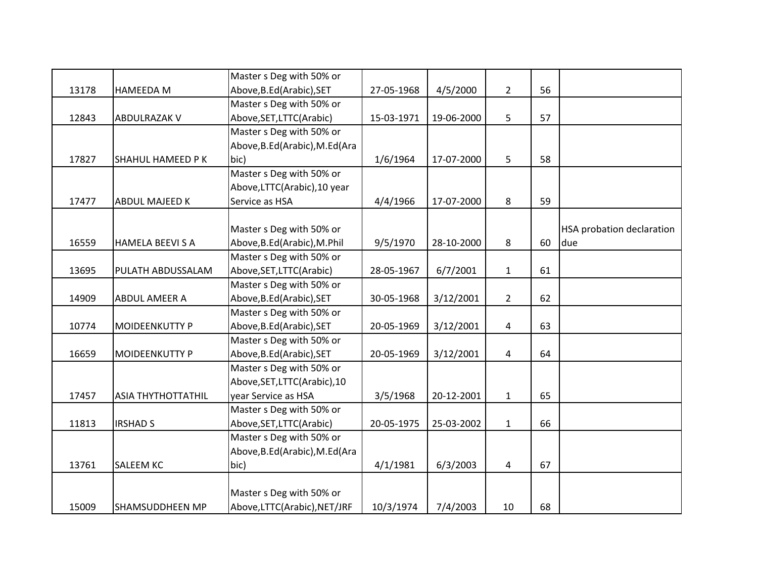| | | | | | | | |
|---|---|---|---|---|---|---|---|
| 13178 | HAMEEDA M | Master s Deg with 50% or Above,B.Ed(Arabic),SET | 27-05-1968 | 4/5/2000 | 2 | 56 | |
| 12843 | ABDULRAZAK V | Master s Deg with 50% or Above,SET,LTTC(Arabic) | 15-03-1971 | 19-06-2000 | 5 | 57 | |
| 17827 | SHAHUL HAMEED P K | Master s Deg with 50% or Above,B.Ed(Arabic),M.Ed(Arabic) | 1/6/1964 | 17-07-2000 | 5 | 58 | |
| 17477 | ABDUL MAJEED K | Master s Deg with 50% or Above,LTTC(Arabic),10 year Service as HSA | 4/4/1966 | 17-07-2000 | 8 | 59 | |
| 16559 | HAMELA BEEVI S A | Master s Deg with 50% or Above,B.Ed(Arabic),M.Phil | 9/5/1970 | 28-10-2000 | 8 | 60 | HSA probation declaration due |
| 13695 | PULATH ABDUSSALAM | Master s Deg with 50% or Above,SET,LTTC(Arabic) | 28-05-1967 | 6/7/2001 | 1 | 61 | |
| 14909 | ABDUL AMEER A | Master s Deg with 50% or Above,B.Ed(Arabic),SET | 30-05-1968 | 3/12/2001 | 2 | 62 | |
| 10774 | MOIDEENKUTTY P | Master s Deg with 50% or Above,B.Ed(Arabic),SET | 20-05-1969 | 3/12/2001 | 4 | 63 | |
| 16659 | MOIDEENKUTTY P | Master s Deg with 50% or Above,B.Ed(Arabic),SET | 20-05-1969 | 3/12/2001 | 4 | 64 | |
| 17457 | ASIA THYTHOTTATHIL | Master s Deg with 50% or Above,SET,LTTC(Arabic),10 year Service as HSA | 3/5/1968 | 20-12-2001 | 1 | 65 | |
| 11813 | IRSHAD S | Master s Deg with 50% or Above,SET,LTTC(Arabic) | 20-05-1975 | 25-03-2002 | 1 | 66 | |
| 13761 | SALEEM KC | Master s Deg with 50% or Above,B.Ed(Arabic),M.Ed(Arabic) | 4/1/1981 | 6/3/2003 | 4 | 67 | |
| 15009 | SHAMSUDDHEEN MP | Master s Deg with 50% or Above,LTTC(Arabic),NET/JRF | 10/3/1974 | 7/4/2003 | 10 | 68 | |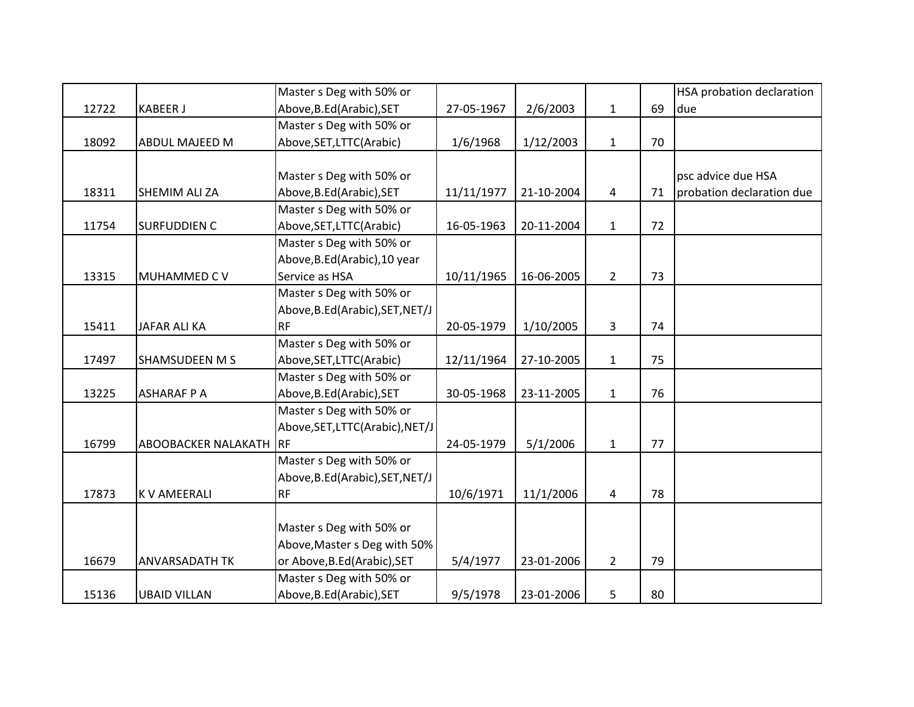| | | | | | | | |
|---|---|---|---|---|---|---|---|
| 12722 | KABEER J | Master s Deg with 50% or Above,B.Ed(Arabic),SET | 27-05-1967 | 2/6/2003 | 1 | 69 | HSA probation declaration due |
| 18092 | ABDUL MAJEED M | Master s Deg with 50% or Above,SET,LTTC(Arabic) | 1/6/1968 | 1/12/2003 | 1 | 70 | |
| 18311 | SHEMIM ALI ZA | Master s Deg with 50% or Above,B.Ed(Arabic),SET | 11/11/1977 | 21-10-2004 | 4 | 71 | psc advice due HSA probation declaration due |
| 11754 | SURFUDDIEN C | Master s Deg with 50% or Above,SET,LTTC(Arabic) | 16-05-1963 | 20-11-2004 | 1 | 72 | |
| 13315 | MUHAMMED C V | Master s Deg with 50% or Above,B.Ed(Arabic),10 year Service as HSA | 10/11/1965 | 16-06-2005 | 2 | 73 | |
| 15411 | JAFAR ALI KA | Master s Deg with 50% or Above,B.Ed(Arabic),SET,NET/JRF | 20-05-1979 | 1/10/2005 | 3 | 74 | |
| 17497 | SHAMSUDEEN M S | Master s Deg with 50% or Above,SET,LTTC(Arabic) | 12/11/1964 | 27-10-2005 | 1 | 75 | |
| 13225 | ASHARAF P A | Master s Deg with 50% or Above,B.Ed(Arabic),SET | 30-05-1968 | 23-11-2005 | 1 | 76 | |
| 16799 | ABOOBACKER NALAKATH | Master s Deg with 50% or Above,SET,LTTC(Arabic),NET/JRF | 24-05-1979 | 5/1/2006 | 1 | 77 | |
| 17873 | K V AMEERALI | Master s Deg with 50% or Above,B.Ed(Arabic),SET,NET/JRF | 10/6/1971 | 11/1/2006 | 4 | 78 | |
| 16679 | ANVARSADATH TK | Master s Deg with 50% or Above,Master s Deg with 50% or Above,B.Ed(Arabic),SET | 5/4/1977 | 23-01-2006 | 2 | 79 | |
| 15136 | UBAID VILLAN | Master s Deg with 50% or Above,B.Ed(Arabic),SET | 9/5/1978 | 23-01-2006 | 5 | 80 | |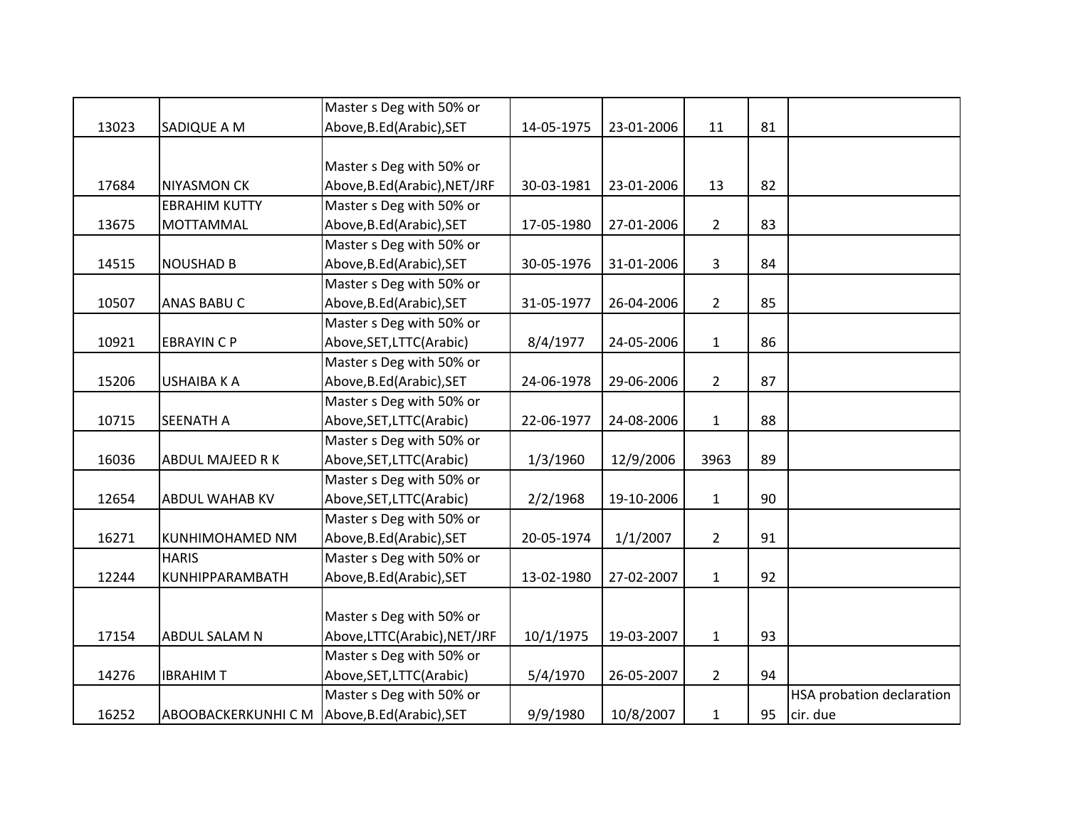| | | | | | | | |
|---|---|---|---|---|---|---|---|
| 13023 | SADIQUE A M | Master s Deg with 50% or Above,B.Ed(Arabic),SET | 14-05-1975 | 23-01-2006 | 11 | 81 | |
| 17684 | NIYASMON CK | Master s Deg with 50% or Above,B.Ed(Arabic),NET/JRF | 30-03-1981 | 23-01-2006 | 13 | 82 | |
| 13675 | EBRAHIM KUTTY MOTTAMMAL | Master s Deg with 50% or Above,B.Ed(Arabic),SET | 17-05-1980 | 27-01-2006 | 2 | 83 | |
| 14515 | NOUSHAD B | Master s Deg with 50% or Above,B.Ed(Arabic),SET | 30-05-1976 | 31-01-2006 | 3 | 84 | |
| 10507 | ANAS BABU C | Master s Deg with 50% or Above,B.Ed(Arabic),SET | 31-05-1977 | 26-04-2006 | 2 | 85 | |
| 10921 | EBRAYIN C P | Master s Deg with 50% or Above,SET,LTTC(Arabic) | 8/4/1977 | 24-05-2006 | 1 | 86 | |
| 15206 | USHAIBA K A | Master s Deg with 50% or Above,B.Ed(Arabic),SET | 24-06-1978 | 29-06-2006 | 2 | 87 | |
| 10715 | SEENATH A | Master s Deg with 50% or Above,SET,LTTC(Arabic) | 22-06-1977 | 24-08-2006 | 1 | 88 | |
| 16036 | ABDUL MAJEED R K | Master s Deg with 50% or Above,SET,LTTC(Arabic) | 1/3/1960 | 12/9/2006 | 3963 | 89 | |
| 12654 | ABDUL WAHAB KV | Master s Deg with 50% or Above,SET,LTTC(Arabic) | 2/2/1968 | 19-10-2006 | 1 | 90 | |
| 16271 | KUNHIMOHAMED NM | Master s Deg with 50% or Above,B.Ed(Arabic),SET | 20-05-1974 | 1/1/2007 | 2 | 91 | |
| 12244 | HARIS KUNHIPPARAMBATH | Master s Deg with 50% or Above,B.Ed(Arabic),SET | 13-02-1980 | 27-02-2007 | 1 | 92 | |
| 17154 | ABDUL SALAM N | Master s Deg with 50% or Above,LTTC(Arabic),NET/JRF | 10/1/1975 | 19-03-2007 | 1 | 93 | |
| 14276 | IBRAHIM T | Master s Deg with 50% or Above,SET,LTTC(Arabic) | 5/4/1970 | 26-05-2007 | 2 | 94 | |
| 16252 | ABOOBACKERKUNHI C M | Master s Deg with 50% or Above,B.Ed(Arabic),SET | 9/9/1980 | 10/8/2007 | 1 | 95 | HSA probation declaration cir. due |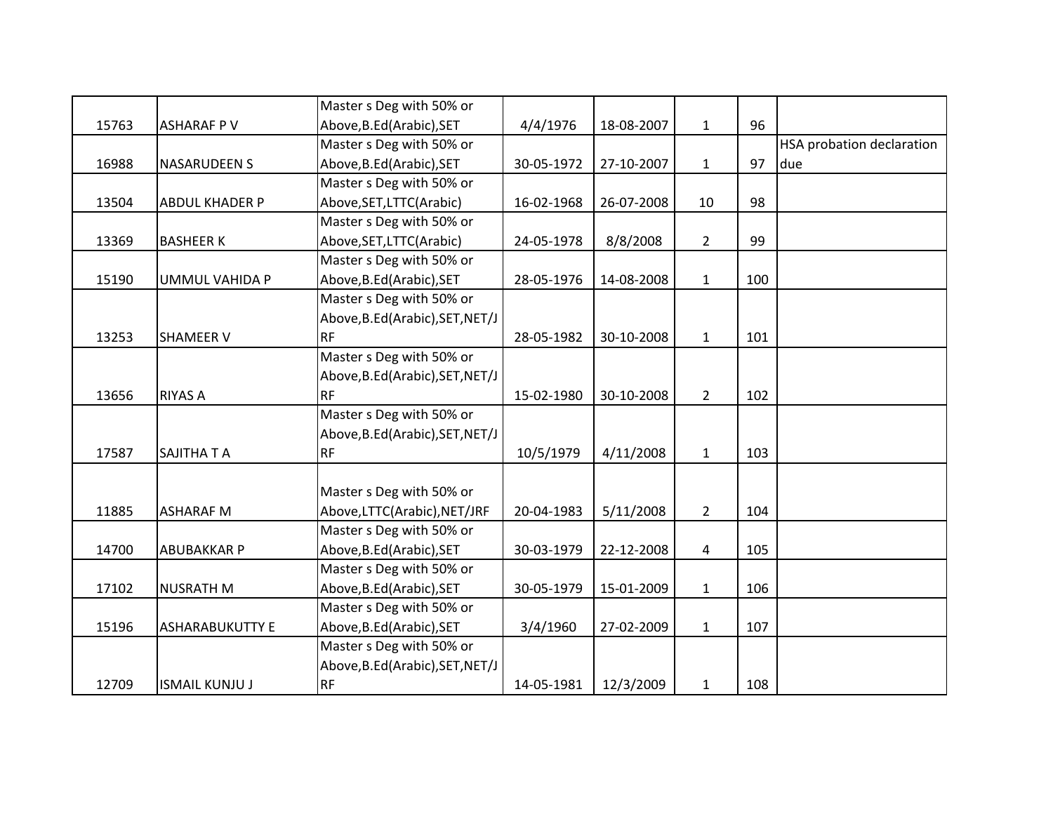| | | | | | | | |
|---|---|---|---|---|---|---|---|
| 15763 | ASHARAF P V | Master s Deg with 50% or Above,B.Ed(Arabic),SET | 4/4/1976 | 18-08-2007 | 1 | 96 | |
| 16988 | NASARUDEEN S | Master s Deg with 50% or Above,B.Ed(Arabic),SET | 30-05-1972 | 27-10-2007 | 1 | 97 | HSA probation declaration due |
| 13504 | ABDUL KHADER P | Master s Deg with 50% or Above,SET,LTTC(Arabic) | 16-02-1968 | 26-07-2008 | 10 | 98 | |
| 13369 | BASHEER K | Master s Deg with 50% or Above,SET,LTTC(Arabic) | 24-05-1978 | 8/8/2008 | 2 | 99 | |
| 15190 | UMMUL VAHIDA P | Master s Deg with 50% or Above,B.Ed(Arabic),SET | 28-05-1976 | 14-08-2008 | 1 | 100 | |
| 13253 | SHAMEER V | Master s Deg with 50% or Above,B.Ed(Arabic),SET,NET/JRF | 28-05-1982 | 30-10-2008 | 1 | 101 | |
| 13656 | RIYAS A | Master s Deg with 50% or Above,B.Ed(Arabic),SET,NET/JRF | 15-02-1980 | 30-10-2008 | 2 | 102 | |
| 17587 | SAJITHA T A | Master s Deg with 50% or Above,B.Ed(Arabic),SET,NET/JRF | 10/5/1979 | 4/11/2008 | 1 | 103 | |
| 11885 | ASHARAF M | Master s Deg with 50% or Above,LTTC(Arabic),NET/JRF | 20-04-1983 | 5/11/2008 | 2 | 104 | |
| 14700 | ABUBAKKAR P | Master s Deg with 50% or Above,B.Ed(Arabic),SET | 30-03-1979 | 22-12-2008 | 4 | 105 | |
| 17102 | NUSRATH M | Master s Deg with 50% or Above,B.Ed(Arabic),SET | 30-05-1979 | 15-01-2009 | 1 | 106 | |
| 15196 | ASHARABUKUTTY E | Master s Deg with 50% or Above,B.Ed(Arabic),SET | 3/4/1960 | 27-02-2009 | 1 | 107 | |
| 12709 | ISMAIL KUNJU J | Master s Deg with 50% or Above,B.Ed(Arabic),SET,NET/JRF | 14-05-1981 | 12/3/2009 | 1 | 108 | |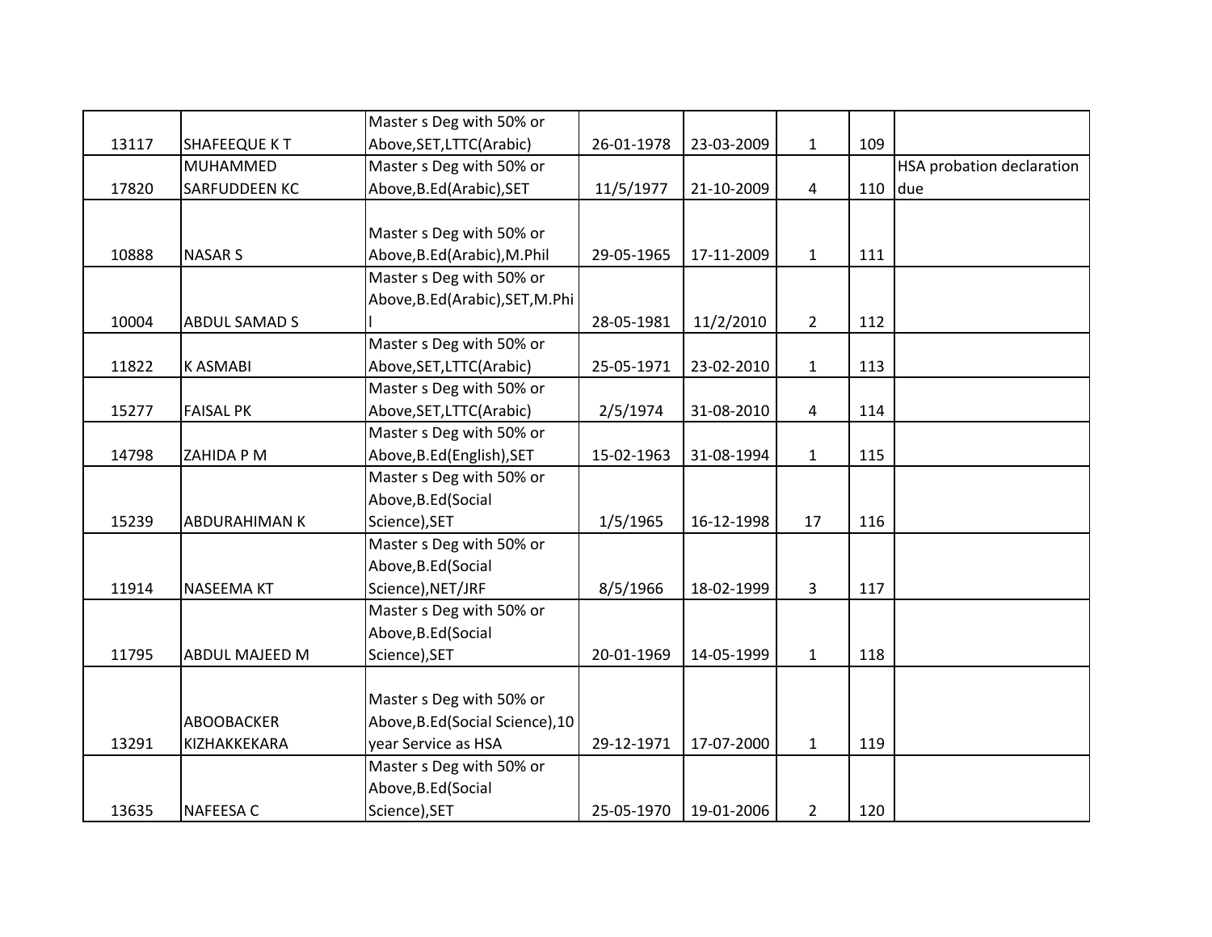| | | | | | | | |
|---|---|---|---|---|---|---|---|
| 13117 | SHAFEEQUE K T | Master s Deg with 50% or Above,SET,LTTC(Arabic) | 26-01-1978 | 23-03-2009 | 1 | 109 | |
| 17820 | MUHAMMED SARFUDDEEN KC | Master s Deg with 50% or Above,B.Ed(Arabic),SET | 11/5/1977 | 21-10-2009 | 4 | 110 | HSA probation declaration due |
| 10888 | NASAR S | Master s Deg with 50% or Above,B.Ed(Arabic),M.Phil | 29-05-1965 | 17-11-2009 | 1 | 111 | |
| 10004 | ABDUL SAMAD S | Master s Deg with 50% or Above,B.Ed(Arabic),SET,M.Phil | 28-05-1981 | 11/2/2010 | 2 | 112 | |
| 11822 | K ASMABI | Master s Deg with 50% or Above,SET,LTTC(Arabic) | 25-05-1971 | 23-02-2010 | 1 | 113 | |
| 15277 | FAISAL PK | Master s Deg with 50% or Above,SET,LTTC(Arabic) | 2/5/1974 | 31-08-2010 | 4 | 114 | |
| 14798 | ZAHIDA P M | Master s Deg with 50% or Above,B.Ed(English),SET | 15-02-1963 | 31-08-1994 | 1 | 115 | |
| 15239 | ABDURAHIMAN K | Master s Deg with 50% or Above,B.Ed(Social Science),SET | 1/5/1965 | 16-12-1998 | 17 | 116 | |
| 11914 | NASEEMA KT | Master s Deg with 50% or Above,B.Ed(Social Science),NET/JRF | 8/5/1966 | 18-02-1999 | 3 | 117 | |
| 11795 | ABDUL MAJEED M | Master s Deg with 50% or Above,B.Ed(Social Science),SET | 20-01-1969 | 14-05-1999 | 1 | 118 | |
| 13291 | ABOOBACKER KIZHAKKEKARA | Master s Deg with 50% or Above,B.Ed(Social Science),10 year Service as HSA | 29-12-1971 | 17-07-2000 | 1 | 119 | |
| 13635 | NAFEESA C | Master s Deg with 50% or Above,B.Ed(Social Science),SET | 25-05-1970 | 19-01-2006 | 2 | 120 | |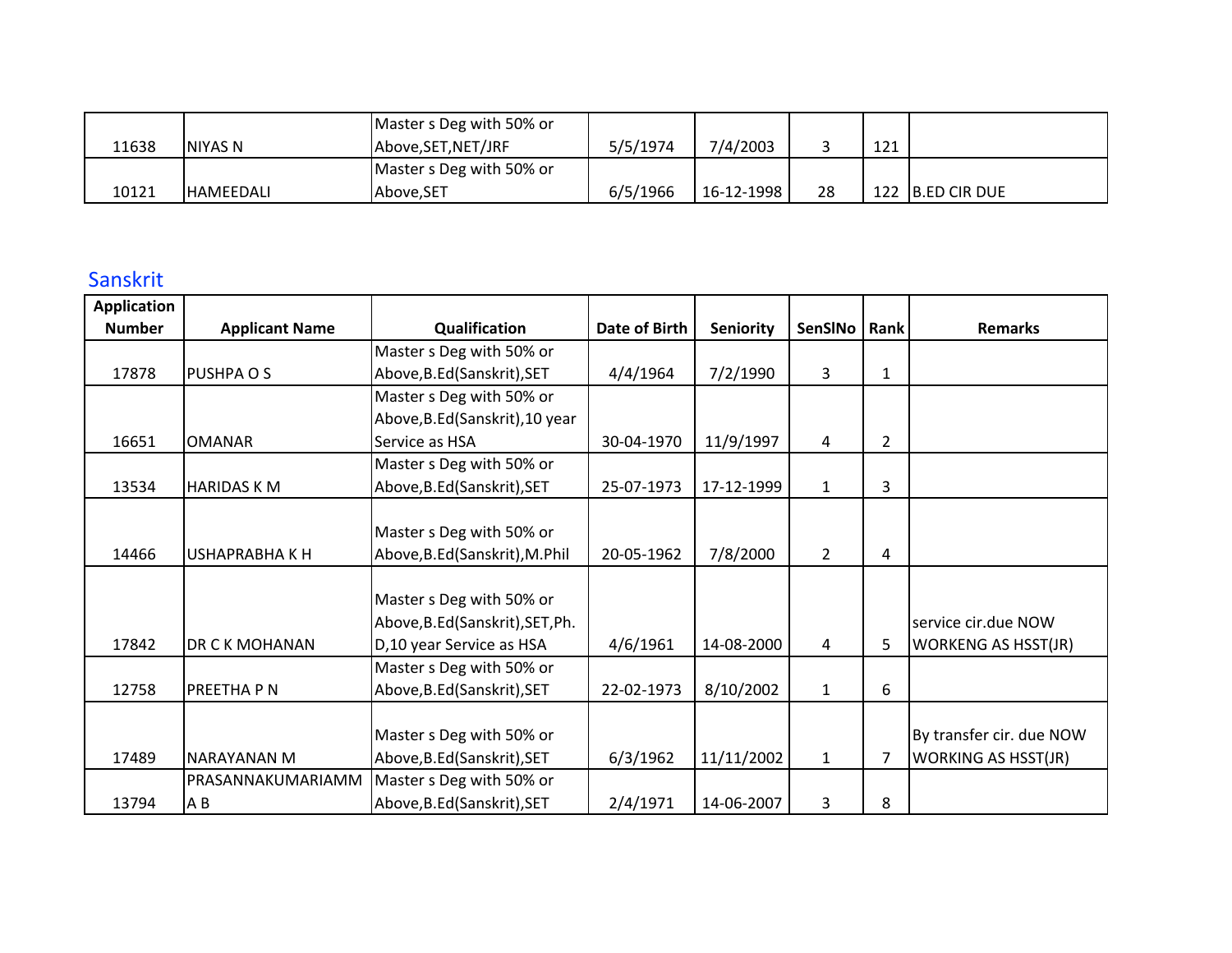| | | | | | | | |
|---|---|---|---|---|---|---|---|
| 11638 | NIYAS N | Master s Deg with 50% or Above,SET,NET/JRF | 5/5/1974 | 7/4/2003 | 3 | 121 | |
| 10121 | HAMEEDALI | Master s Deg with 50% or Above,SET | 6/5/1966 | 16-12-1998 | 28 | 122 | B.ED CIR DUE |

## Sanskrit

| Application Number | Applicant Name | Qualification | Date of Birth | Seniority | SenSlNo | Rank | Remarks |
|---|---|---|---|---|---|---|---|
| 17878 | PUSHPA O S | Master s Deg with 50% or Above,B.Ed(Sanskrit),SET | 4/4/1964 | 7/2/1990 | 3 | 1 | |
| 16651 | OMANAR | Master s Deg with 50% or Above,B.Ed(Sanskrit),10 year Service as HSA | 30-04-1970 | 11/9/1997 | 4 | 2 | |
| 13534 | HARIDAS K M | Master s Deg with 50% or Above,B.Ed(Sanskrit),SET | 25-07-1973 | 17-12-1999 | 1 | 3 | |
| 14466 | USHAPRABHA K H | Master s Deg with 50% or Above,B.Ed(Sanskrit),M.Phil | 20-05-1962 | 7/8/2000 | 2 | 4 | |
| 17842 | DR C K MOHANAN | Master s Deg with 50% or Above,B.Ed(Sanskrit),SET,Ph.D,10 year Service as HSA | 4/6/1961 | 14-08-2000 | 4 | 5 | service cir.due NOW WORKENG AS HSST(JR) |
| 12758 | PREETHA P N | Master s Deg with 50% or Above,B.Ed(Sanskrit),SET | 22-02-1973 | 8/10/2002 | 1 | 6 | |
| 17489 | NARAYANAN M | Master s Deg with 50% or Above,B.Ed(Sanskrit),SET | 6/3/1962 | 11/11/2002 | 1 | 7 | By transfer cir. due NOW WORKING AS HSST(JR) |
| 13794 | PRASANNAKUMARIAMMA B | Master s Deg with 50% or Above,B.Ed(Sanskrit),SET | 2/4/1971 | 14-06-2007 | 3 | 8 | |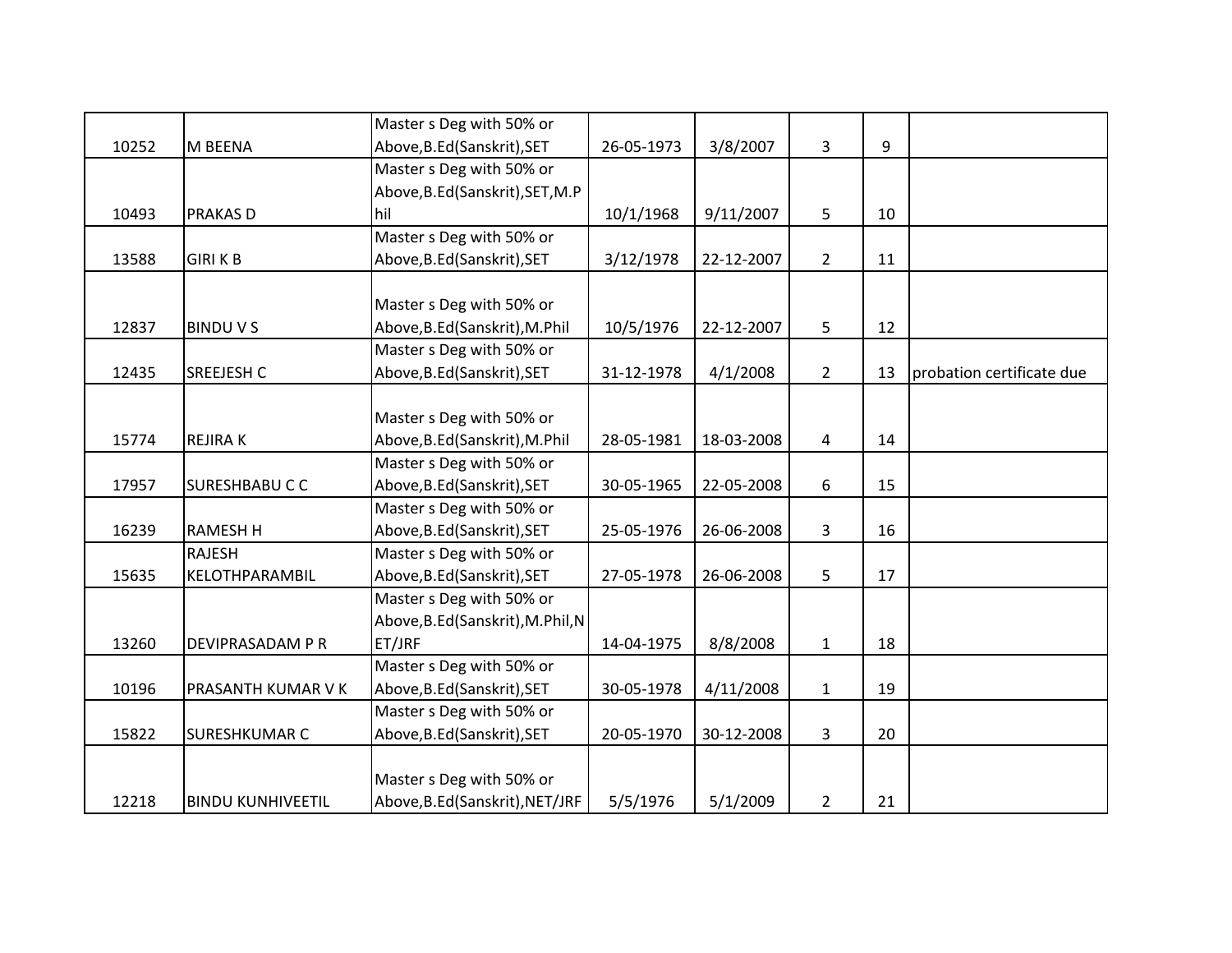| | | | | | | | |
|---|---|---|---|---|---|---|---|
| 10252 | M BEENA | Master s Deg with 50% or Above,B.Ed(Sanskrit),SET | 26-05-1973 | 3/8/2007 | 3 | 9 | |
| 10493 | PRAKAS D | Master s Deg with 50% or Above,B.Ed(Sanskrit),SET,M.Phil | 10/1/1968 | 9/11/2007 | 5 | 10 | |
| 13588 | GIRI K B | Master s Deg with 50% or Above,B.Ed(Sanskrit),SET | 3/12/1978 | 22-12-2007 | 2 | 11 | |
| 12837 | BINDU V S | Master s Deg with 50% or Above,B.Ed(Sanskrit),M.Phil | 10/5/1976 | 22-12-2007 | 5 | 12 | |
| 12435 | SREEJESH C | Master s Deg with 50% or Above,B.Ed(Sanskrit),SET | 31-12-1978 | 4/1/2008 | 2 | 13 | probation certificate due |
| 15774 | REJIRA K | Master s Deg with 50% or Above,B.Ed(Sanskrit),M.Phil | 28-05-1981 | 18-03-2008 | 4 | 14 | |
| 17957 | SURESHBABU C C | Master s Deg with 50% or Above,B.Ed(Sanskrit),SET | 30-05-1965 | 22-05-2008 | 6 | 15 | |
| 16239 | RAMESH H | Master s Deg with 50% or Above,B.Ed(Sanskrit),SET | 25-05-1976 | 26-06-2008 | 3 | 16 | |
| 15635 | RAJESH KELOTHPARAMBIL | Master s Deg with 50% or Above,B.Ed(Sanskrit),SET | 27-05-1978 | 26-06-2008 | 5 | 17 | |
| 13260 | DEVIPRASADAM P R | Master s Deg with 50% or Above,B.Ed(Sanskrit),M.Phil,NET/JRF | 14-04-1975 | 8/8/2008 | 1 | 18 | |
| 10196 | PRASANTH KUMAR V K | Master s Deg with 50% or Above,B.Ed(Sanskrit),SET | 30-05-1978 | 4/11/2008 | 1 | 19 | |
| 15822 | SURESHKUMAR C | Master s Deg with 50% or Above,B.Ed(Sanskrit),SET | 20-05-1970 | 30-12-2008 | 3 | 20 | |
| 12218 | BINDU KUNHIVEETIL | Master s Deg with 50% or Above,B.Ed(Sanskrit),NET/JRF | 5/5/1976 | 5/1/2009 | 2 | 21 | |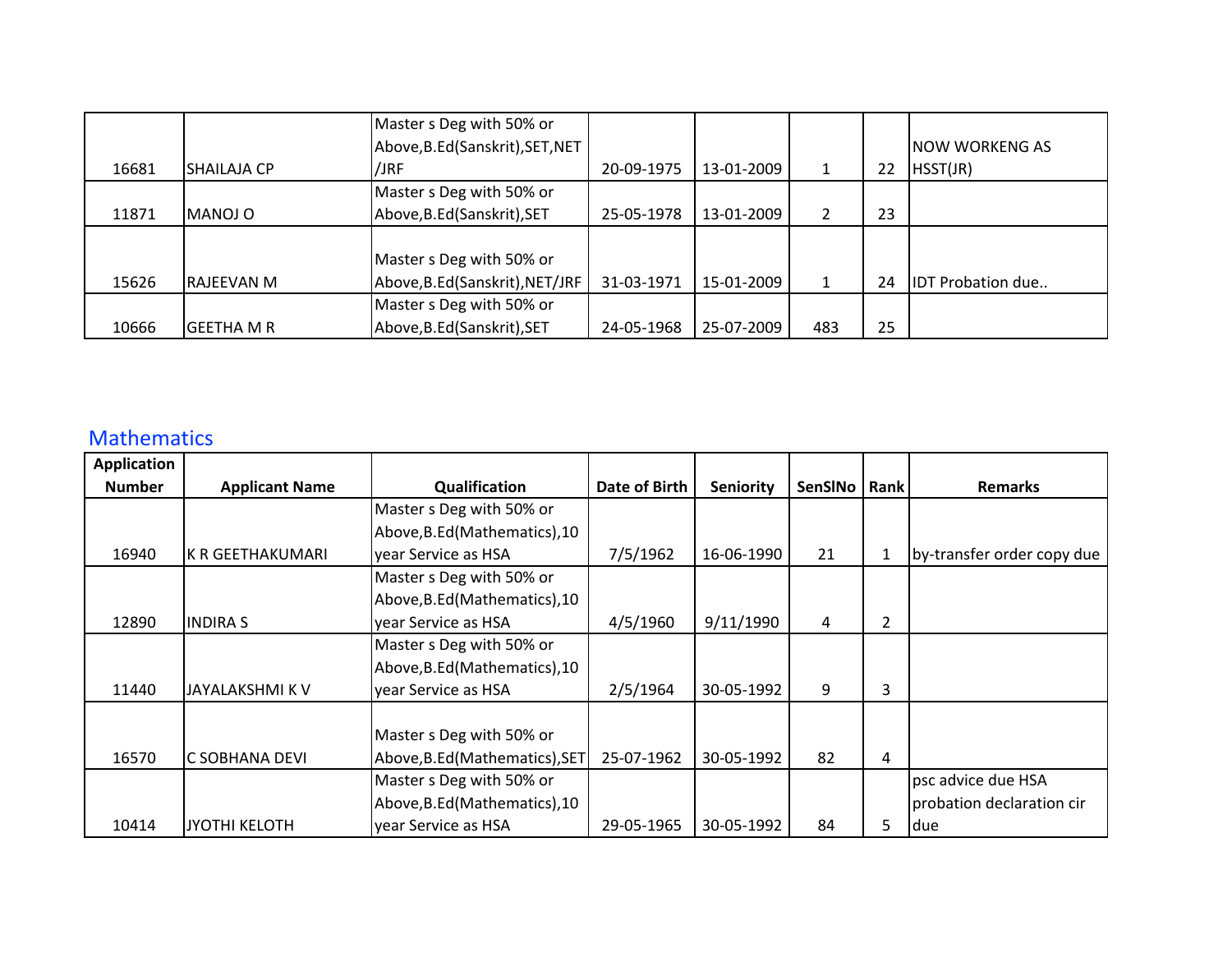| | | | | | | | |
|---|---|---|---|---|---|---|---|
| 16681 | SHAILAJA CP | Master s Deg with 50% or Above,B.Ed(Sanskrit),SET,NET /JRF | 20-09-1975 | 13-01-2009 | 1 | 22 | NOW WORKENG AS HSST(JR) |
| 11871 | MANOJ O | Master s Deg with 50% or Above,B.Ed(Sanskrit),SET | 25-05-1978 | 13-01-2009 | 2 | 23 | |
| 15626 | RAJEEVAN M | Master s Deg with 50% or Above,B.Ed(Sanskrit),NET/JRF | 31-03-1971 | 15-01-2009 | 1 | 24 | IDT Probation due.. |
| 10666 | GEETHA M R | Master s Deg with 50% or Above,B.Ed(Sanskrit),SET | 24-05-1968 | 25-07-2009 | 483 | 25 | |

## Mathematics

| Application Number | Applicant Name | Qualification | Date of Birth | Seniority | SenSlNo | Rank | Remarks |
|---|---|---|---|---|---|---|---|
| 16940 | K R GEETHAKUMARI | Master s Deg with 50% or Above,B.Ed(Mathematics),10 year Service as HSA | 7/5/1962 | 16-06-1990 | 21 | 1 | by-transfer order copy due |
| 12890 | INDIRA S | Master s Deg with 50% or Above,B.Ed(Mathematics),10 year Service as HSA | 4/5/1960 | 9/11/1990 | 4 | 2 | |
| 11440 | JAYALAKSHMI K V | Master s Deg with 50% or Above,B.Ed(Mathematics),10 year Service as HSA | 2/5/1964 | 30-05-1992 | 9 | 3 | |
| 16570 | C SOBHANA DEVI | Master s Deg with 50% or Above,B.Ed(Mathematics),SET | 25-07-1962 | 30-05-1992 | 82 | 4 | |
| 10414 | JYOTHI KELOTH | Master s Deg with 50% or Above,B.Ed(Mathematics),10 year Service as HSA | 29-05-1965 | 30-05-1992 | 84 | 5 | psc advice due HSA probation declaration cir due |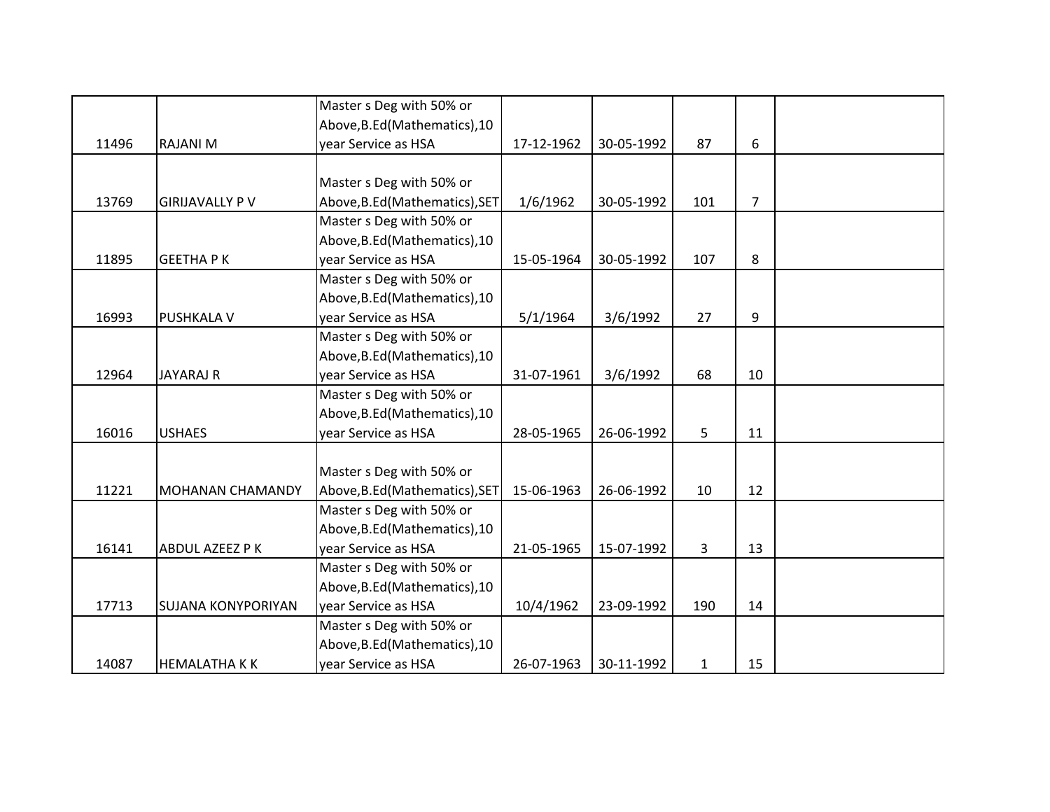| | | | | | | | |
|---|---|---|---|---|---|---|---|
| 11496 | RAJANI M | Master s Deg with 50% or Above,B.Ed(Mathematics),10 year Service as HSA | 17-12-1962 | 30-05-1992 | 87 | 6 | |
| 13769 | GIRIJAVALLY P V | Master s Deg with 50% or Above,B.Ed(Mathematics),SET | 1/6/1962 | 30-05-1992 | 101 | 7 | |
| 11895 | GEETHA P K | Master s Deg with 50% or Above,B.Ed(Mathematics),10 year Service as HSA | 15-05-1964 | 30-05-1992 | 107 | 8 | |
| 16993 | PUSHKALA V | Master s Deg with 50% or Above,B.Ed(Mathematics),10 year Service as HSA | 5/1/1964 | 3/6/1992 | 27 | 9 | |
| 12964 | JAYARAJ R | Master s Deg with 50% or Above,B.Ed(Mathematics),10 year Service as HSA | 31-07-1961 | 3/6/1992 | 68 | 10 | |
| 16016 | USHAES | Master s Deg with 50% or Above,B.Ed(Mathematics),10 year Service as HSA | 28-05-1965 | 26-06-1992 | 5 | 11 | |
| 11221 | MOHANAN CHAMANDY | Master s Deg with 50% or Above,B.Ed(Mathematics),SET | 15-06-1963 | 26-06-1992 | 10 | 12 | |
| 16141 | ABDUL AZEEZ P K | Master s Deg with 50% or Above,B.Ed(Mathematics),10 year Service as HSA | 21-05-1965 | 15-07-1992 | 3 | 13 | |
| 17713 | SUJANA KONYPORIYAN | Master s Deg with 50% or Above,B.Ed(Mathematics),10 year Service as HSA | 10/4/1962 | 23-09-1992 | 190 | 14 | |
| 14087 | HEMALATHA K K | Master s Deg with 50% or Above,B.Ed(Mathematics),10 year Service as HSA | 26-07-1963 | 30-11-1992 | 1 | 15 | |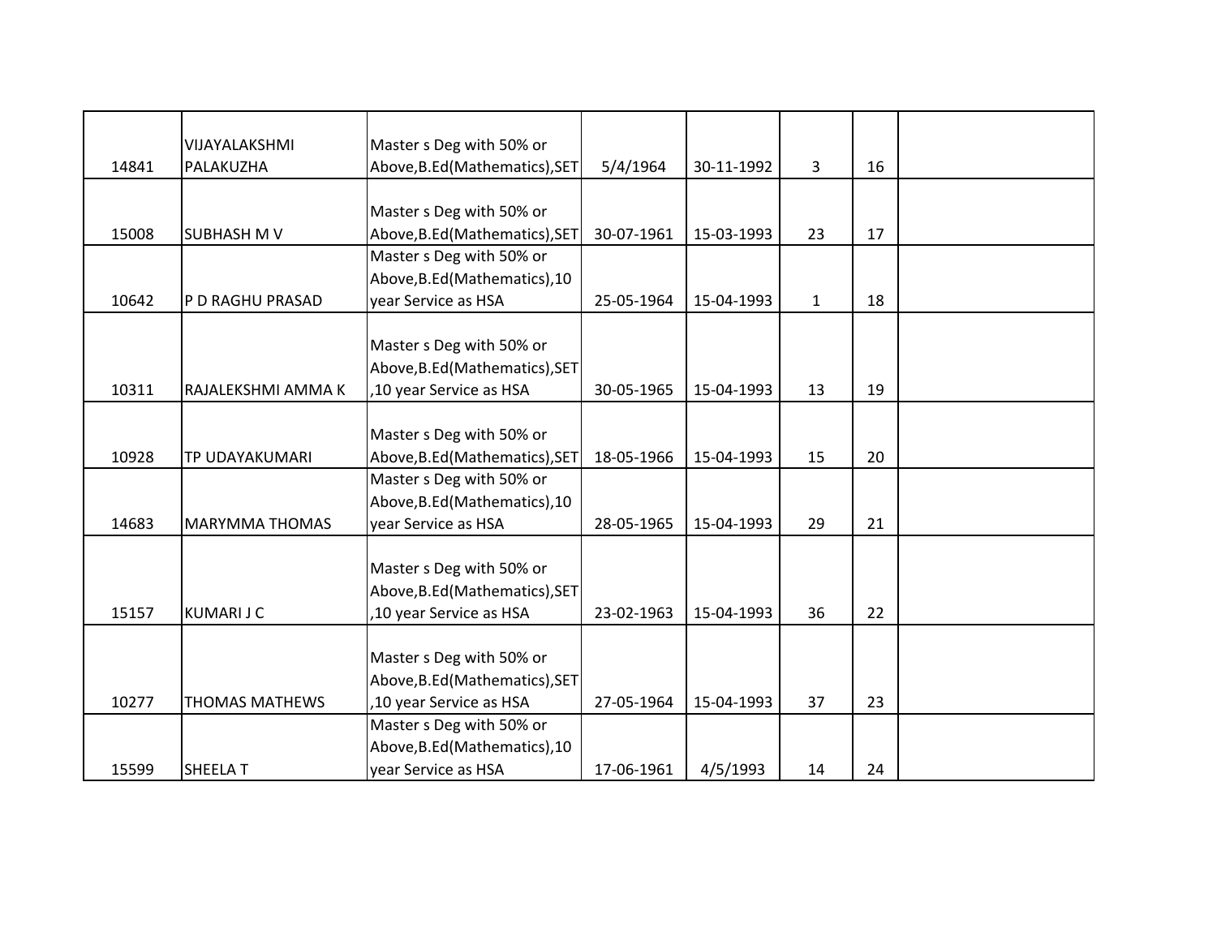| | | | | | | | |
|---|---|---|---|---|---|---|---|
| 14841 | VIJAYALAKSHMI PALAKUZHA | Master s Deg with 50% or Above,B.Ed(Mathematics),SET | 5/4/1964 | 30-11-1992 | 3 | 16 | |
| 15008 | SUBHASH M V | Master s Deg with 50% or Above,B.Ed(Mathematics),SET | 30-07-1961 | 15-03-1993 | 23 | 17 | |
| 10642 | P D RAGHU PRASAD | Master s Deg with 50% or Above,B.Ed(Mathematics),10 year Service as HSA | 25-05-1964 | 15-04-1993 | 1 | 18 | |
| 10311 | RAJALEKSHMI AMMA K | Master s Deg with 50% or Above,B.Ed(Mathematics),SET ,10 year Service as HSA | 30-05-1965 | 15-04-1993 | 13 | 19 | |
| 10928 | TP UDAYAKUMARI | Master s Deg with 50% or Above,B.Ed(Mathematics),SET | 18-05-1966 | 15-04-1993 | 15 | 20 | |
| 14683 | MARYMMA THOMAS | Master s Deg with 50% or Above,B.Ed(Mathematics),10 year Service as HSA | 28-05-1965 | 15-04-1993 | 29 | 21 | |
| 15157 | KUMARI J C | Master s Deg with 50% or Above,B.Ed(Mathematics),SET ,10 year Service as HSA | 23-02-1963 | 15-04-1993 | 36 | 22 | |
| 10277 | THOMAS MATHEWS | Master s Deg with 50% or Above,B.Ed(Mathematics),SET ,10 year Service as HSA | 27-05-1964 | 15-04-1993 | 37 | 23 | |
| 15599 | SHEELA T | Master s Deg with 50% or Above,B.Ed(Mathematics),10 year Service as HSA | 17-06-1961 | 4/5/1993 | 14 | 24 | |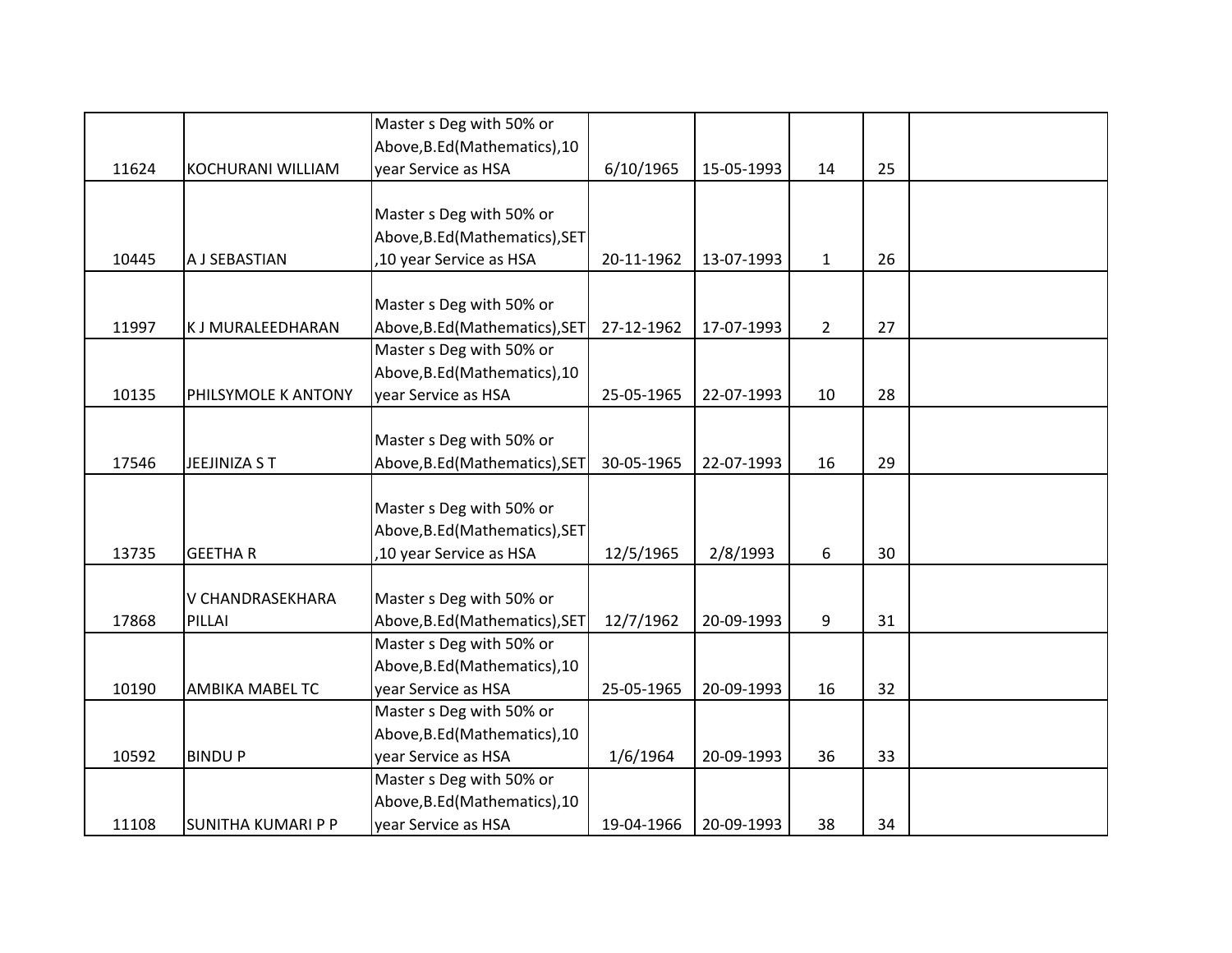|  |  |  |  |  |  |  |  |
|---|---|---|---|---|---|---|---|
| 11624 | KOCHURANI WILLIAM | Master s Deg with 50% or Above,B.Ed(Mathematics),10 year Service as HSA | 6/10/1965 | 15-05-1993 | 14 | 25 |  |
| 10445 | A J SEBASTIAN | Master s Deg with 50% or Above,B.Ed(Mathematics),SET ,10 year Service as HSA | 20-11-1962 | 13-07-1993 | 1 | 26 |  |
| 11997 | K J MURALEEDHARAN | Master s Deg with 50% or Above,B.Ed(Mathematics),SET | 27-12-1962 | 17-07-1993 | 2 | 27 |  |
| 10135 | PHILSYMOLE K ANTONY | Master s Deg with 50% or Above,B.Ed(Mathematics),10 year Service as HSA | 25-05-1965 | 22-07-1993 | 10 | 28 |  |
| 17546 | JEEJINIZA S T | Master s Deg with 50% or Above,B.Ed(Mathematics),SET | 30-05-1965 | 22-07-1993 | 16 | 29 |  |
| 13735 | GEETHA R | Master s Deg with 50% or Above,B.Ed(Mathematics),SET ,10 year Service as HSA | 12/5/1965 | 2/8/1993 | 6 | 30 |  |
| 17868 | V CHANDRASEKHARA PILLAI | Master s Deg with 50% or Above,B.Ed(Mathematics),SET | 12/7/1962 | 20-09-1993 | 9 | 31 |  |
| 10190 | AMBIKA MABEL TC | Master s Deg with 50% or Above,B.Ed(Mathematics),10 year Service as HSA | 25-05-1965 | 20-09-1993 | 16 | 32 |  |
| 10592 | BINDU P | Master s Deg with 50% or Above,B.Ed(Mathematics),10 year Service as HSA | 1/6/1964 | 20-09-1993 | 36 | 33 |  |
| 11108 | SUNITHA KUMARI P P | Master s Deg with 50% or Above,B.Ed(Mathematics),10 year Service as HSA | 19-04-1966 | 20-09-1993 | 38 | 34 |  |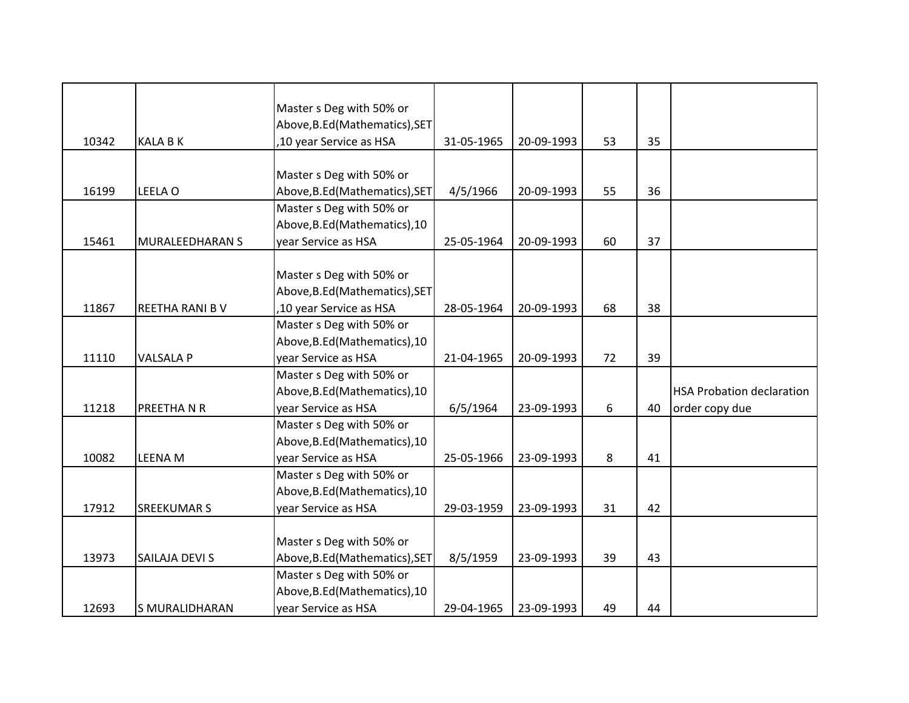| | | | | | | | |
|---|---|---|---|---|---|---|---|
| 10342 | KALA B K | Master s Deg with 50% or Above,B.Ed(Mathematics),SET ,10 year Service as HSA | 31-05-1965 | 20-09-1993 | 53 | 35 | |
| 16199 | LEELA O | Master s Deg with 50% or Above,B.Ed(Mathematics),SET | 4/5/1966 | 20-09-1993 | 55 | 36 | |
| 15461 | MURALEEDHARAN S | Master s Deg with 50% or Above,B.Ed(Mathematics),10 year Service as HSA | 25-05-1964 | 20-09-1993 | 60 | 37 | |
| 11867 | REETHA RANI B V | Master s Deg with 50% or Above,B.Ed(Mathematics),SET ,10 year Service as HSA | 28-05-1964 | 20-09-1993 | 68 | 38 | |
| 11110 | VALSALA P | Master s Deg with 50% or Above,B.Ed(Mathematics),10 year Service as HSA | 21-04-1965 | 20-09-1993 | 72 | 39 | |
| 11218 | PREETHA N R | Master s Deg with 50% or Above,B.Ed(Mathematics),10 year Service as HSA | 6/5/1964 | 23-09-1993 | 6 | 40 | HSA Probation declaration order copy due |
| 10082 | LEENA M | Master s Deg with 50% or Above,B.Ed(Mathematics),10 year Service as HSA | 25-05-1966 | 23-09-1993 | 8 | 41 | |
| 17912 | SREEKUMAR S | Master s Deg with 50% or Above,B.Ed(Mathematics),10 year Service as HSA | 29-03-1959 | 23-09-1993 | 31 | 42 | |
| 13973 | SAILAJA DEVI S | Master s Deg with 50% or Above,B.Ed(Mathematics),SET | 8/5/1959 | 23-09-1993 | 39 | 43 | |
| 12693 | S MURALIDHARAN | Master s Deg with 50% or Above,B.Ed(Mathematics),10 year Service as HSA | 29-04-1965 | 23-09-1993 | 49 | 44 | |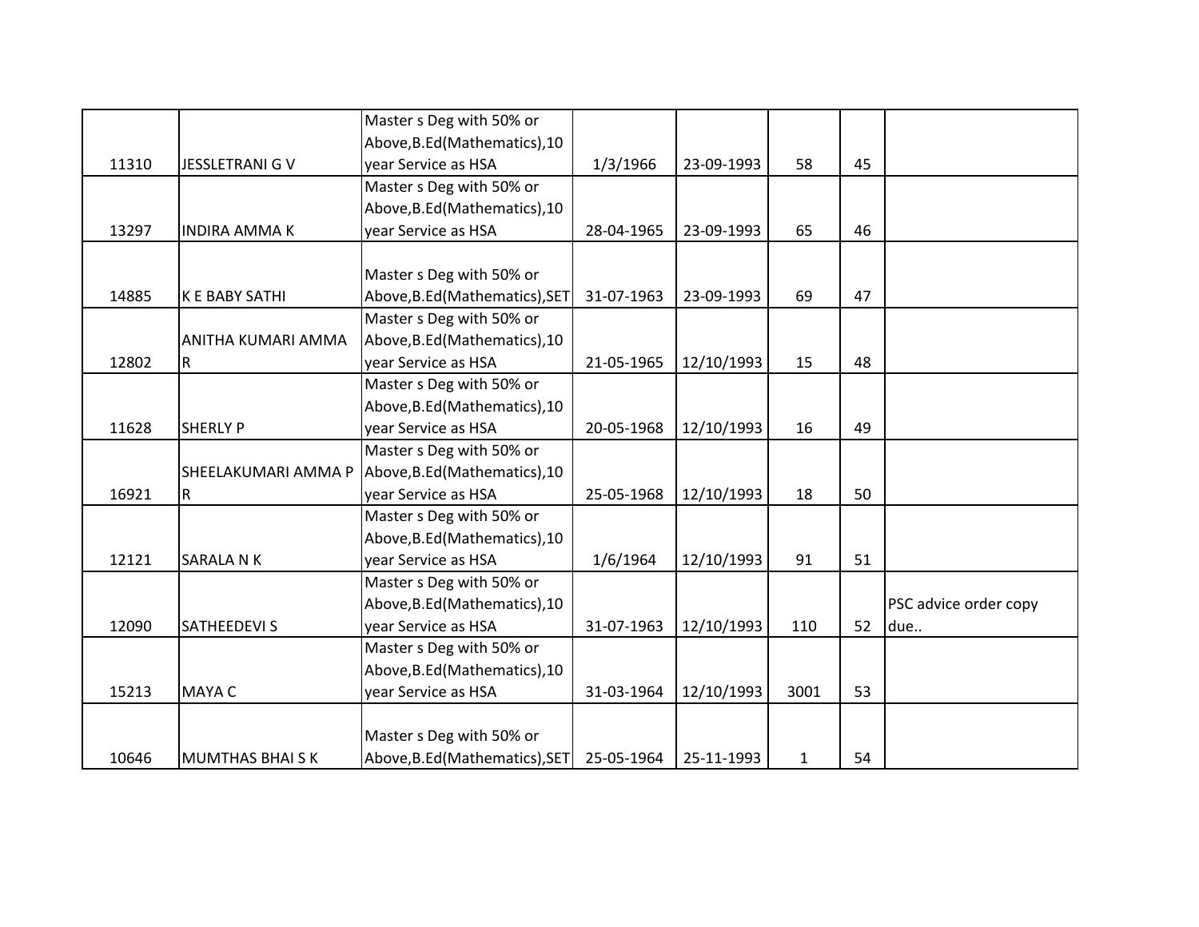| | | | | | | | |
|---|---|---|---|---|---|---|---|
| 11310 | JESSLETRANI G V | Master s Deg with 50% or Above,B.Ed(Mathematics),10 year Service as HSA | 1/3/1966 | 23-09-1993 | 58 | 45 | |
| 13297 | INDIRA AMMA K | Master s Deg with 50% or Above,B.Ed(Mathematics),10 year Service as HSA | 28-04-1965 | 23-09-1993 | 65 | 46 | |
| 14885 | K E BABY SATHI | Master s Deg with 50% or Above,B.Ed(Mathematics),SET | 31-07-1963 | 23-09-1993 | 69 | 47 | |
| 12802 | ANITHA KUMARI AMMA R | Master s Deg with 50% or Above,B.Ed(Mathematics),10 year Service as HSA | 21-05-1965 | 12/10/1993 | 15 | 48 | |
| 11628 | SHERLY P | Master s Deg with 50% or Above,B.Ed(Mathematics),10 year Service as HSA | 20-05-1968 | 12/10/1993 | 16 | 49 | |
| 16921 | SHEELAKUMARI AMMA P R | Master s Deg with 50% or Above,B.Ed(Mathematics),10 year Service as HSA | 25-05-1968 | 12/10/1993 | 18 | 50 | |
| 12121 | SARALA N K | Master s Deg with 50% or Above,B.Ed(Mathematics),10 year Service as HSA | 1/6/1964 | 12/10/1993 | 91 | 51 | |
| 12090 | SATHEEDEVI S | Master s Deg with 50% or Above,B.Ed(Mathematics),10 year Service as HSA | 31-07-1963 | 12/10/1993 | 110 | 52 | PSC advice order copy due.. |
| 15213 | MAYA C | Master s Deg with 50% or Above,B.Ed(Mathematics),10 year Service as HSA | 31-03-1964 | 12/10/1993 | 3001 | 53 | |
| 10646 | MUMTHAS BHAI S K | Master s Deg with 50% or Above,B.Ed(Mathematics),SET | 25-05-1964 | 25-11-1993 | 1 | 54 | |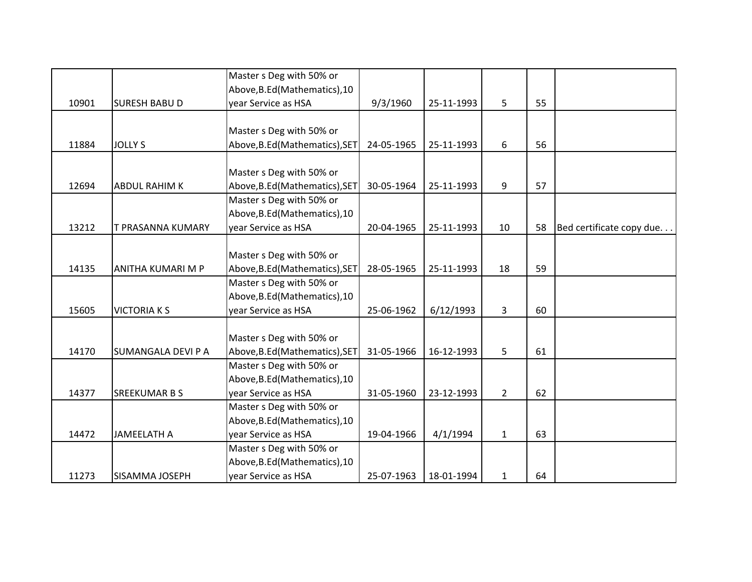| | | | | | | | |
|---|---|---|---|---|---|---|---|
| 10901 | SURESH BABU D | Master s Deg with 50% or Above,B.Ed(Mathematics),10 year Service as HSA | 9/3/1960 | 25-11-1993 | 5 | 55 | |
| 11884 | JOLLY S | Master s Deg with 50% or Above,B.Ed(Mathematics),SET | 24-05-1965 | 25-11-1993 | 6 | 56 | |
| 12694 | ABDUL RAHIM K | Master s Deg with 50% or Above,B.Ed(Mathematics),SET | 30-05-1964 | 25-11-1993 | 9 | 57 | |
| 13212 | T PRASANNA KUMARY | Master s Deg with 50% or Above,B.Ed(Mathematics),10 year Service as HSA | 20-04-1965 | 25-11-1993 | 10 | 58 | Bed certificate copy due. . . |
| 14135 | ANITHA KUMARI M P | Master s Deg with 50% or Above,B.Ed(Mathematics),SET | 28-05-1965 | 25-11-1993 | 18 | 59 | |
| 15605 | VICTORIA K S | Master s Deg with 50% or Above,B.Ed(Mathematics),10 year Service as HSA | 25-06-1962 | 6/12/1993 | 3 | 60 | |
| 14170 | SUMANGALA DEVI P A | Master s Deg with 50% or Above,B.Ed(Mathematics),SET | 31-05-1966 | 16-12-1993 | 5 | 61 | |
| 14377 | SREEKUMAR B S | Master s Deg with 50% or Above,B.Ed(Mathematics),10 year Service as HSA | 31-05-1960 | 23-12-1993 | 2 | 62 | |
| 14472 | JAMEELATH A | Master s Deg with 50% or Above,B.Ed(Mathematics),10 year Service as HSA | 19-04-1966 | 4/1/1994 | 1 | 63 | |
| 11273 | SISAMMA JOSEPH | Master s Deg with 50% or Above,B.Ed(Mathematics),10 year Service as HSA | 25-07-1963 | 18-01-1994 | 1 | 64 | |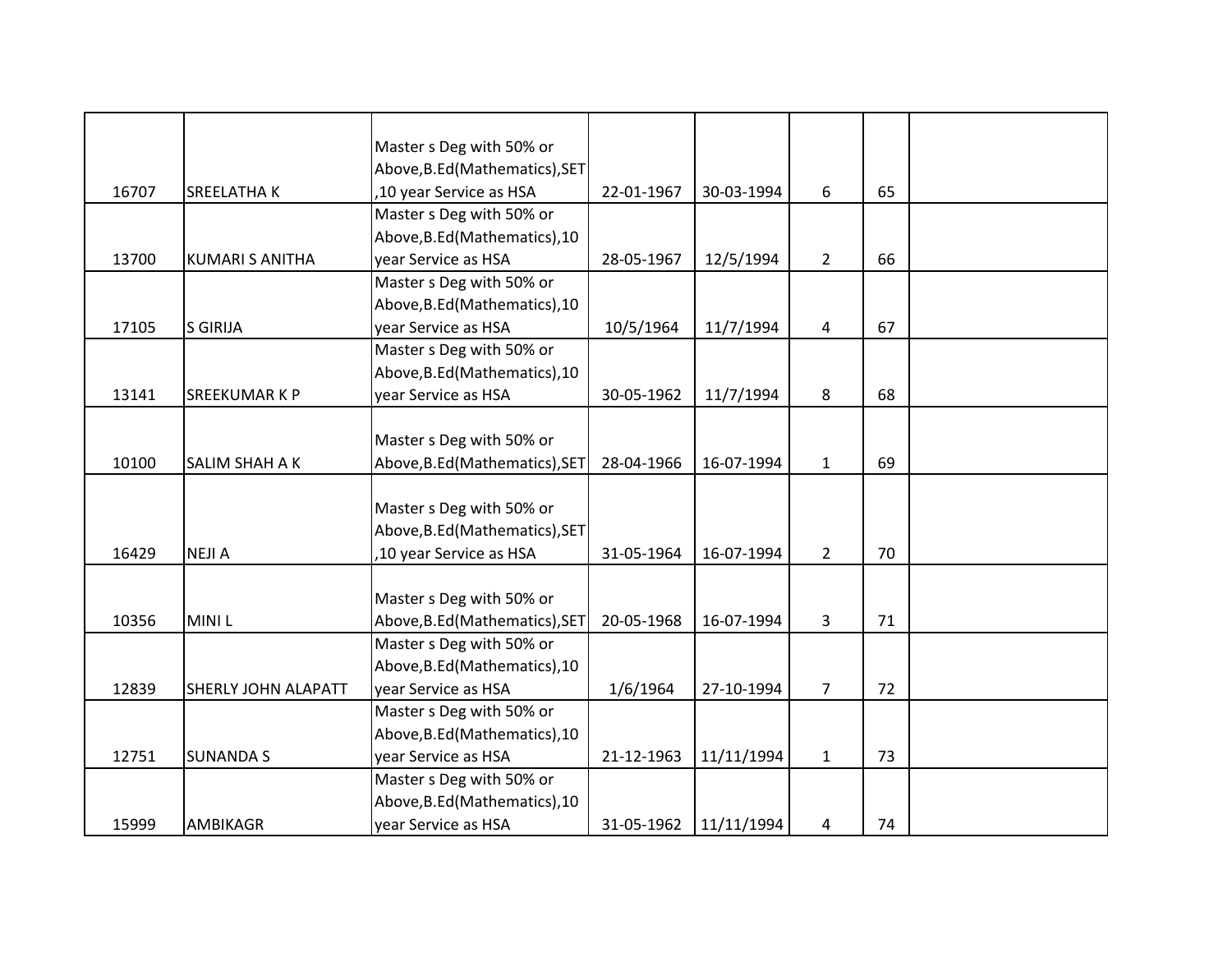|  |  |  |  |  |  |  |  |
|---|---|---|---|---|---|---|---|
| 16707 | SREELATHA K | Master s Deg with 50% or Above,B.Ed(Mathematics),SET ,10 year Service as HSA | 22-01-1967 | 30-03-1994 | 6 | 65 |  |
| 13700 | KUMARI S ANITHA | Master s Deg with 50% or Above,B.Ed(Mathematics),10 year Service as HSA | 28-05-1967 | 12/5/1994 | 2 | 66 |  |
| 17105 | S GIRIJA | Master s Deg with 50% or Above,B.Ed(Mathematics),10 year Service as HSA | 10/5/1964 | 11/7/1994 | 4 | 67 |  |
| 13141 | SREEKUMAR K P | Master s Deg with 50% or Above,B.Ed(Mathematics),10 year Service as HSA | 30-05-1962 | 11/7/1994 | 8 | 68 |  |
| 10100 | SALIM SHAH A K | Master s Deg with 50% or Above,B.Ed(Mathematics),SET | 28-04-1966 | 16-07-1994 | 1 | 69 |  |
| 16429 | NEJI A | Master s Deg with 50% or Above,B.Ed(Mathematics),SET ,10 year Service as HSA | 31-05-1964 | 16-07-1994 | 2 | 70 |  |
| 10356 | MINI L | Master s Deg with 50% or Above,B.Ed(Mathematics),SET | 20-05-1968 | 16-07-1994 | 3 | 71 |  |
| 12839 | SHERLY JOHN ALAPATT | Master s Deg with 50% or Above,B.Ed(Mathematics),10 year Service as HSA | 1/6/1964 | 27-10-1994 | 7 | 72 |  |
| 12751 | SUNANDA S | Master s Deg with 50% or Above,B.Ed(Mathematics),10 year Service as HSA | 21-12-1963 | 11/11/1994 | 1 | 73 |  |
| 15999 | AMBIKAGR | Master s Deg with 50% or Above,B.Ed(Mathematics),10 year Service as HSA | 31-05-1962 | 11/11/1994 | 4 | 74 |  |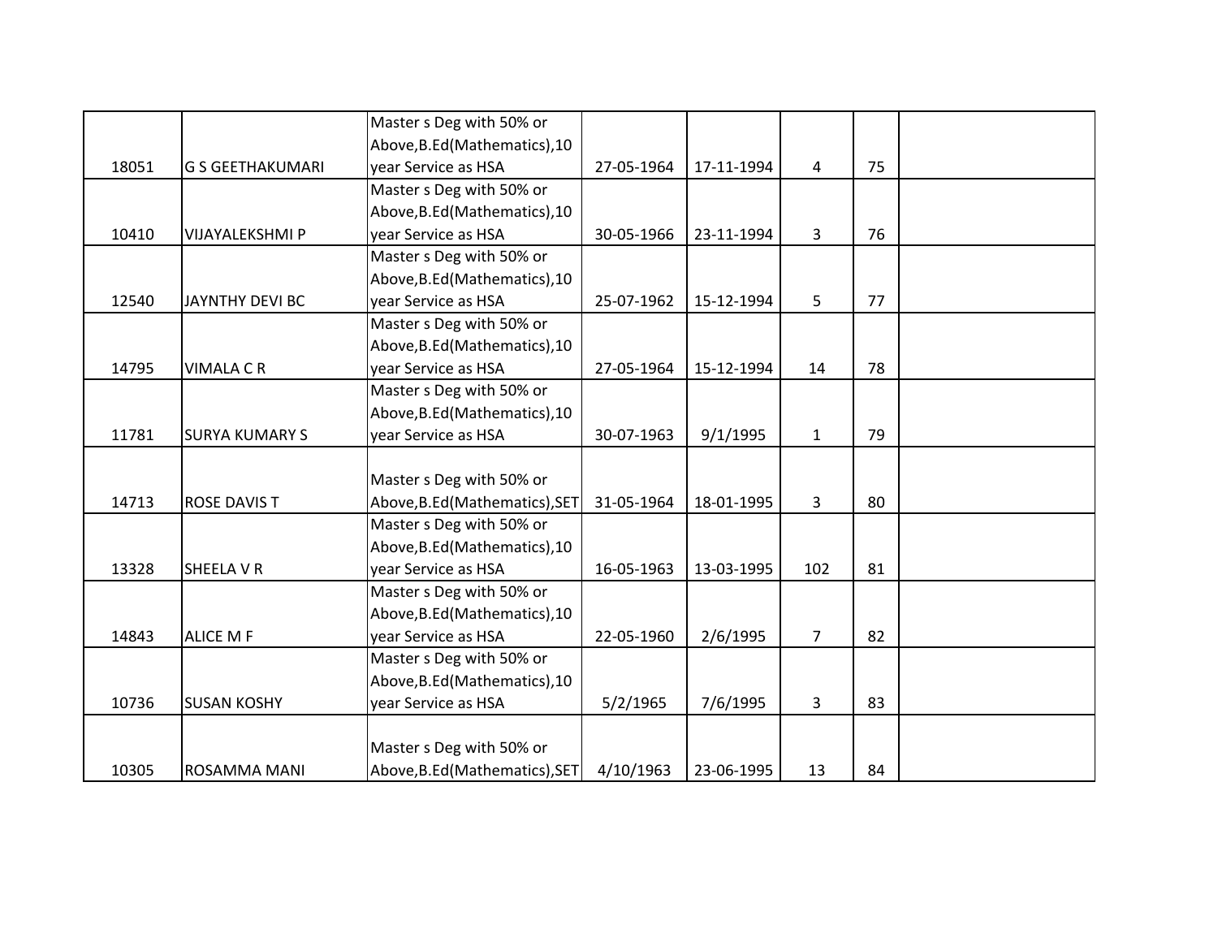| | | | | | | | |
|---|---|---|---|---|---|---|---|
| 18051 | G S GEETHAKUMARI | Master s Deg with 50% or Above,B.Ed(Mathematics),10 year Service as HSA | 27-05-1964 | 17-11-1994 | 4 | 75 | |
| 10410 | VIJAYALEKSHMI P | Master s Deg with 50% or Above,B.Ed(Mathematics),10 year Service as HSA | 30-05-1966 | 23-11-1994 | 3 | 76 | |
| 12540 | JAYNTHY DEVI BC | Master s Deg with 50% or Above,B.Ed(Mathematics),10 year Service as HSA | 25-07-1962 | 15-12-1994 | 5 | 77 | |
| 14795 | VIMALA C R | Master s Deg with 50% or Above,B.Ed(Mathematics),10 year Service as HSA | 27-05-1964 | 15-12-1994 | 14 | 78 | |
| 11781 | SURYA KUMARY S | Master s Deg with 50% or Above,B.Ed(Mathematics),10 year Service as HSA | 30-07-1963 | 9/1/1995 | 1 | 79 | |
| 14713 | ROSE DAVIS T | Master s Deg with 50% or Above,B.Ed(Mathematics),SET | 31-05-1964 | 18-01-1995 | 3 | 80 | |
| 13328 | SHEELA V R | Master s Deg with 50% or Above,B.Ed(Mathematics),10 year Service as HSA | 16-05-1963 | 13-03-1995 | 102 | 81 | |
| 14843 | ALICE M F | Master s Deg with 50% or Above,B.Ed(Mathematics),10 year Service as HSA | 22-05-1960 | 2/6/1995 | 7 | 82 | |
| 10736 | SUSAN KOSHY | Master s Deg with 50% or Above,B.Ed(Mathematics),10 year Service as HSA | 5/2/1965 | 7/6/1995 | 3 | 83 | |
| 10305 | ROSAMMA MANI | Master s Deg with 50% or Above,B.Ed(Mathematics),SET | 4/10/1963 | 23-06-1995 | 13 | 84 | |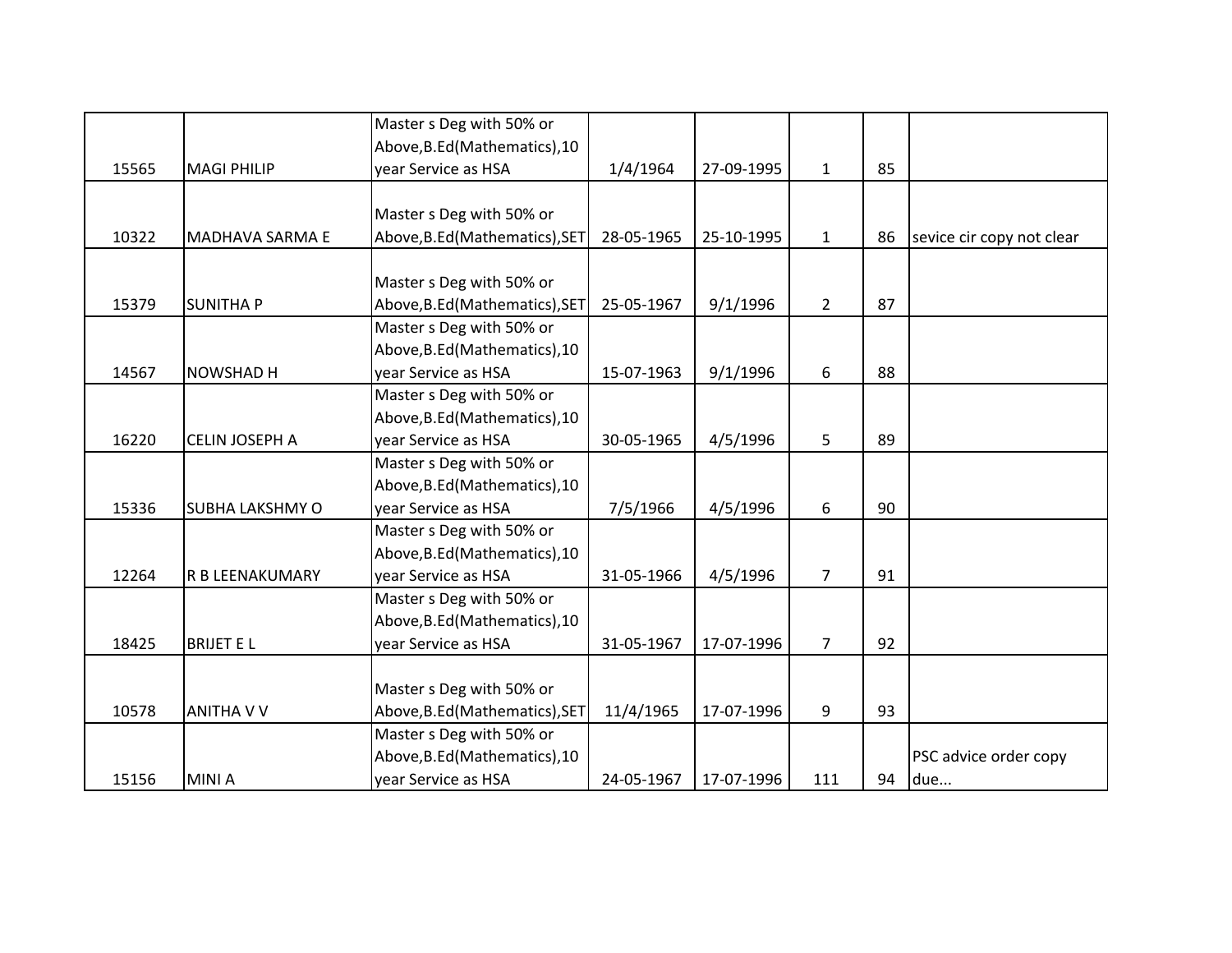| | | | | | | | |
|---|---|---|---|---|---|---|---|
| 15565 | MAGI PHILIP | Master s Deg with 50% or Above,B.Ed(Mathematics),10 year Service as HSA | 1/4/1964 | 27-09-1995 | 1 | 85 | |
| 10322 | MADHAVA SARMA E | Master s Deg with 50% or Above,B.Ed(Mathematics),SET | 28-05-1965 | 25-10-1995 | 1 | 86 | sevice cir copy not clear |
| 15379 | SUNITHA P | Master s Deg with 50% or Above,B.Ed(Mathematics),SET | 25-05-1967 | 9/1/1996 | 2 | 87 | |
| 14567 | NOWSHAD H | Master s Deg with 50% or Above,B.Ed(Mathematics),10 year Service as HSA | 15-07-1963 | 9/1/1996 | 6 | 88 | |
| 16220 | CELIN JOSEPH A | Master s Deg with 50% or Above,B.Ed(Mathematics),10 year Service as HSA | 30-05-1965 | 4/5/1996 | 5 | 89 | |
| 15336 | SUBHA LAKSHMY O | Master s Deg with 50% or Above,B.Ed(Mathematics),10 year Service as HSA | 7/5/1966 | 4/5/1996 | 6 | 90 | |
| 12264 | R B LEENAKUMARY | Master s Deg with 50% or Above,B.Ed(Mathematics),10 year Service as HSA | 31-05-1966 | 4/5/1996 | 7 | 91 | |
| 18425 | BRIJET E L | Master s Deg with 50% or Above,B.Ed(Mathematics),10 year Service as HSA | 31-05-1967 | 17-07-1996 | 7 | 92 | |
| 10578 | ANITHA V V | Master s Deg with 50% or Above,B.Ed(Mathematics),SET | 11/4/1965 | 17-07-1996 | 9 | 93 | |
| 15156 | MINI A | Master s Deg with 50% or Above,B.Ed(Mathematics),10 year Service as HSA | 24-05-1967 | 17-07-1996 | 111 | 94 | PSC advice order copy due... |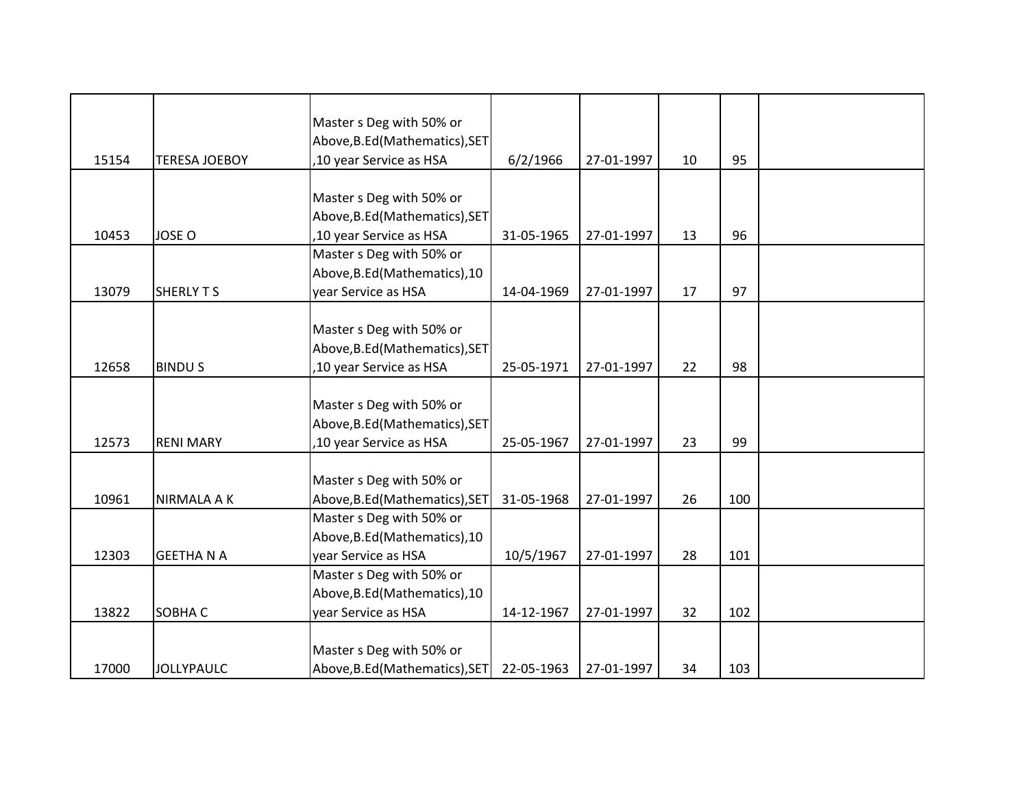| | | | | | | | |
|---|---|---|---|---|---|---|---|
| 15154 | TERESA JOEBOY | Master s Deg with 50% or Above,B.Ed(Mathematics),SET ,10 year Service as HSA | 6/2/1966 | 27-01-1997 | 10 | 95 | |
| 10453 | JOSE O | Master s Deg with 50% or Above,B.Ed(Mathematics),SET ,10 year Service as HSA | 31-05-1965 | 27-01-1997 | 13 | 96 | |
| 13079 | SHERLY T S | Master s Deg with 50% or Above,B.Ed(Mathematics),10 year Service as HSA | 14-04-1969 | 27-01-1997 | 17 | 97 | |
| 12658 | BINDU S | Master s Deg with 50% or Above,B.Ed(Mathematics),SET ,10 year Service as HSA | 25-05-1971 | 27-01-1997 | 22 | 98 | |
| 12573 | RENI MARY | Master s Deg with 50% or Above,B.Ed(Mathematics),SET ,10 year Service as HSA | 25-05-1967 | 27-01-1997 | 23 | 99 | |
| 10961 | NIRMALA A K | Master s Deg with 50% or Above,B.Ed(Mathematics),SET | 31-05-1968 | 27-01-1997 | 26 | 100 | |
| 12303 | GEETHA N A | Master s Deg with 50% or Above,B.Ed(Mathematics),10 year Service as HSA | 10/5/1967 | 27-01-1997 | 28 | 101 | |
| 13822 | SOBHA C | Master s Deg with 50% or Above,B.Ed(Mathematics),10 year Service as HSA | 14-12-1967 | 27-01-1997 | 32 | 102 | |
| 17000 | JOLLYPAULC | Master s Deg with 50% or Above,B.Ed(Mathematics),SET | 22-05-1963 | 27-01-1997 | 34 | 103 | |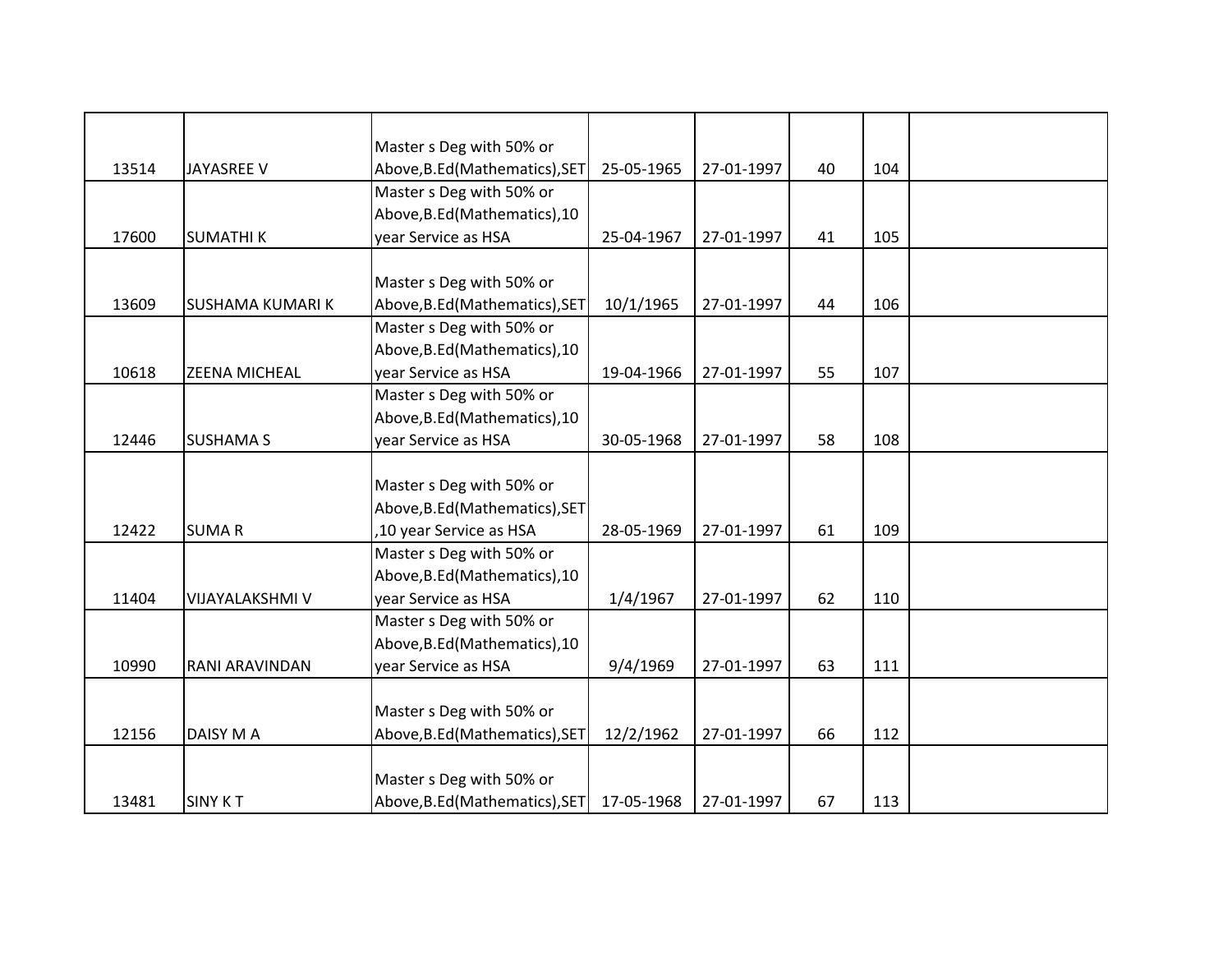|  |  |  |  |  |  |  |  |
|---|---|---|---|---|---|---|---|
| 13514 | JAYASREE V | Master s Deg with 50% or Above,B.Ed(Mathematics),SET | 25-05-1965 | 27-01-1997 | 40 | 104 |  |
| 17600 | SUMATHI K | Master s Deg with 50% or Above,B.Ed(Mathematics),10 year Service as HSA | 25-04-1967 | 27-01-1997 | 41 | 105 |  |
| 13609 | SUSHAMA KUMARI K | Master s Deg with 50% or Above,B.Ed(Mathematics),SET | 10/1/1965 | 27-01-1997 | 44 | 106 |  |
| 10618 | ZEENA MICHEAL | Master s Deg with 50% or Above,B.Ed(Mathematics),10 year Service as HSA | 19-04-1966 | 27-01-1997 | 55 | 107 |  |
| 12446 | SUSHAMA S | Master s Deg with 50% or Above,B.Ed(Mathematics),10 year Service as HSA | 30-05-1968 | 27-01-1997 | 58 | 108 |  |
| 12422 | SUMA R | Master s Deg with 50% or Above,B.Ed(Mathematics),SET ,10 year Service as HSA | 28-05-1969 | 27-01-1997 | 61 | 109 |  |
| 11404 | VIJAYALAKSHMI V | Master s Deg with 50% or Above,B.Ed(Mathematics),10 year Service as HSA | 1/4/1967 | 27-01-1997 | 62 | 110 |  |
| 10990 | RANI ARAVINDAN | Master s Deg with 50% or Above,B.Ed(Mathematics),10 year Service as HSA | 9/4/1969 | 27-01-1997 | 63 | 111 |  |
| 12156 | DAISY M A | Master s Deg with 50% or Above,B.Ed(Mathematics),SET | 12/2/1962 | 27-01-1997 | 66 | 112 |  |
| 13481 | SINY K T | Master s Deg with 50% or Above,B.Ed(Mathematics),SET | 17-05-1968 | 27-01-1997 | 67 | 113 |  |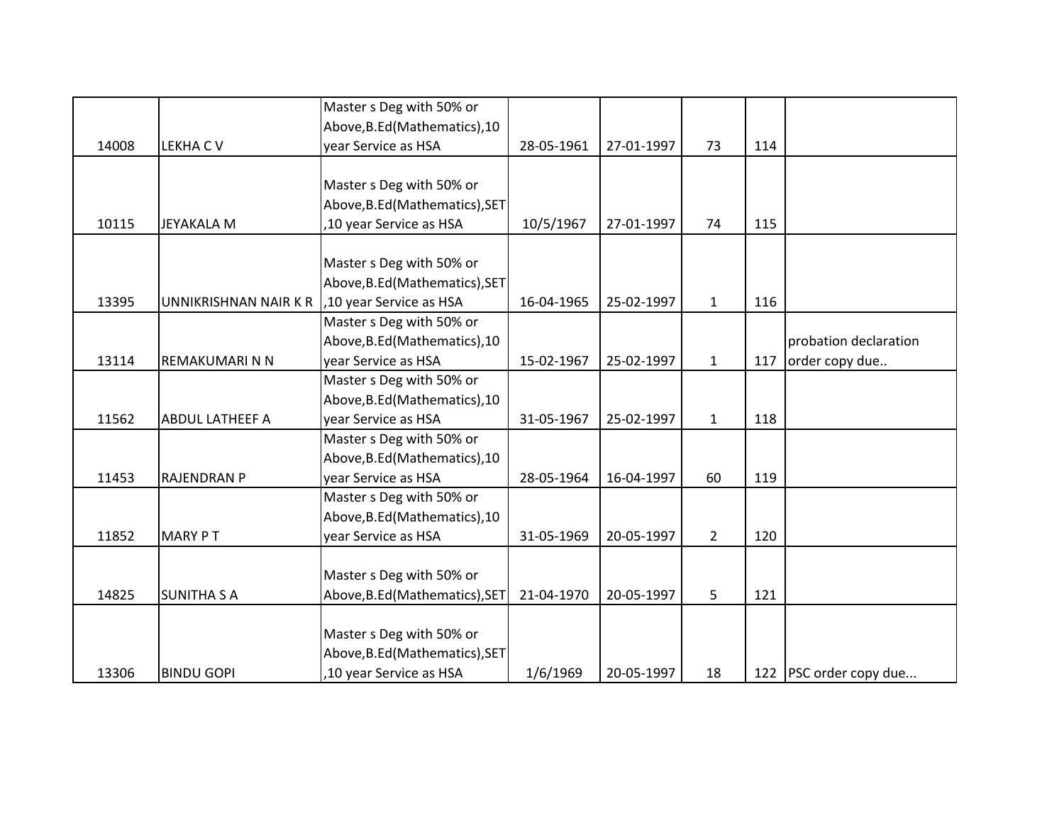| | | | | | | | |
|---|---|---|---|---|---|---|---|
| 14008 | LEKHA C V | Master s Deg with 50% or Above,B.Ed(Mathematics),10 year Service as HSA | 28-05-1961 | 27-01-1997 | 73 | 114 | |
| 10115 | JEYAKALA M | Master s Deg with 50% or Above,B.Ed(Mathematics),SET ,10 year Service as HSA | 10/5/1967 | 27-01-1997 | 74 | 115 | |
| 13395 | UNNIKRISHNAN NAIR K R | Master s Deg with 50% or Above,B.Ed(Mathematics),SET ,10 year Service as HSA | 16-04-1965 | 25-02-1997 | 1 | 116 | |
| 13114 | REMAKUMARI N N | Master s Deg with 50% or Above,B.Ed(Mathematics),10 year Service as HSA | 15-02-1967 | 25-02-1997 | 1 | 117 | probation declaration order copy due.. |
| 11562 | ABDUL LATHEEF A | Master s Deg with 50% or Above,B.Ed(Mathematics),10 year Service as HSA | 31-05-1967 | 25-02-1997 | 1 | 118 | |
| 11453 | RAJENDRAN P | Master s Deg with 50% or Above,B.Ed(Mathematics),10 year Service as HSA | 28-05-1964 | 16-04-1997 | 60 | 119 | |
| 11852 | MARY P T | Master s Deg with 50% or Above,B.Ed(Mathematics),10 year Service as HSA | 31-05-1969 | 20-05-1997 | 2 | 120 | |
| 14825 | SUNITHA S A | Master s Deg with 50% or Above,B.Ed(Mathematics),SET | 21-04-1970 | 20-05-1997 | 5 | 121 | |
| 13306 | BINDU GOPI | Master s Deg with 50% or Above,B.Ed(Mathematics),SET ,10 year Service as HSA | 1/6/1969 | 20-05-1997 | 18 | 122 | PSC order copy due... |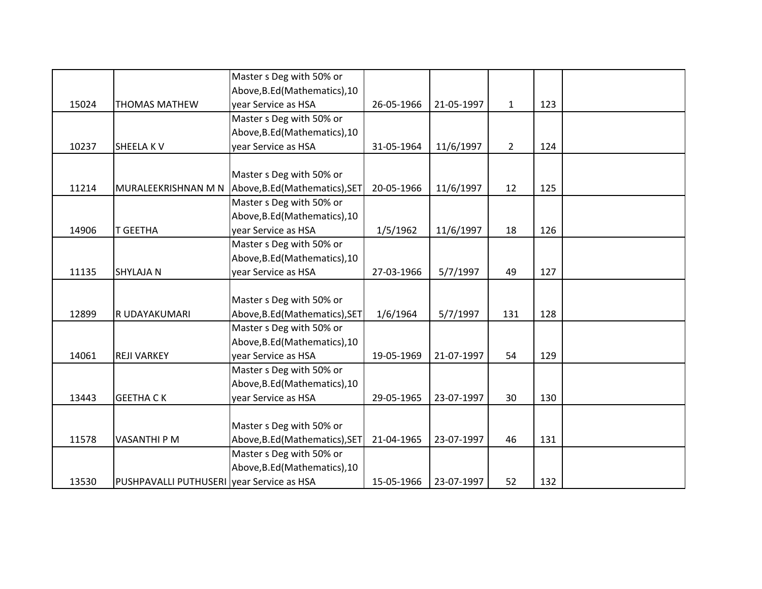| | | | | | | | |
|---|---|---|---|---|---|---|---|
| 15024 | THOMAS MATHEW | Master s Deg with 50% or Above,B.Ed(Mathematics),10 year Service as HSA | 26-05-1966 | 21-05-1997 | 1 | 123 | |
| 10237 | SHEELA K V | Master s Deg with 50% or Above,B.Ed(Mathematics),10 year Service as HSA | 31-05-1964 | 11/6/1997 | 2 | 124 | |
| 11214 | MURALEEKRISHNAN M N | Master s Deg with 50% or Above,B.Ed(Mathematics),SET | 20-05-1966 | 11/6/1997 | 12 | 125 | |
| 14906 | T GEETHA | Master s Deg with 50% or Above,B.Ed(Mathematics),10 year Service as HSA | 1/5/1962 | 11/6/1997 | 18 | 126 | |
| 11135 | SHYLAJA N | Master s Deg with 50% or Above,B.Ed(Mathematics),10 year Service as HSA | 27-03-1966 | 5/7/1997 | 49 | 127 | |
| 12899 | R UDAYAKUMARI | Master s Deg with 50% or Above,B.Ed(Mathematics),SET | 1/6/1964 | 5/7/1997 | 131 | 128 | |
| 14061 | REJI VARKEY | Master s Deg with 50% or Above,B.Ed(Mathematics),10 year Service as HSA | 19-05-1969 | 21-07-1997 | 54 | 129 | |
| 13443 | GEETHA C K | Master s Deg with 50% or Above,B.Ed(Mathematics),10 year Service as HSA | 29-05-1965 | 23-07-1997 | 30 | 130 | |
| 11578 | VASANTHI P M | Master s Deg with 50% or Above,B.Ed(Mathematics),SET | 21-04-1965 | 23-07-1997 | 46 | 131 | |
| 13530 | PUSHPAVALLI PUTHUSERI | Master s Deg with 50% or Above,B.Ed(Mathematics),10 year Service as HSA | 15-05-1966 | 23-07-1997 | 52 | 132 | |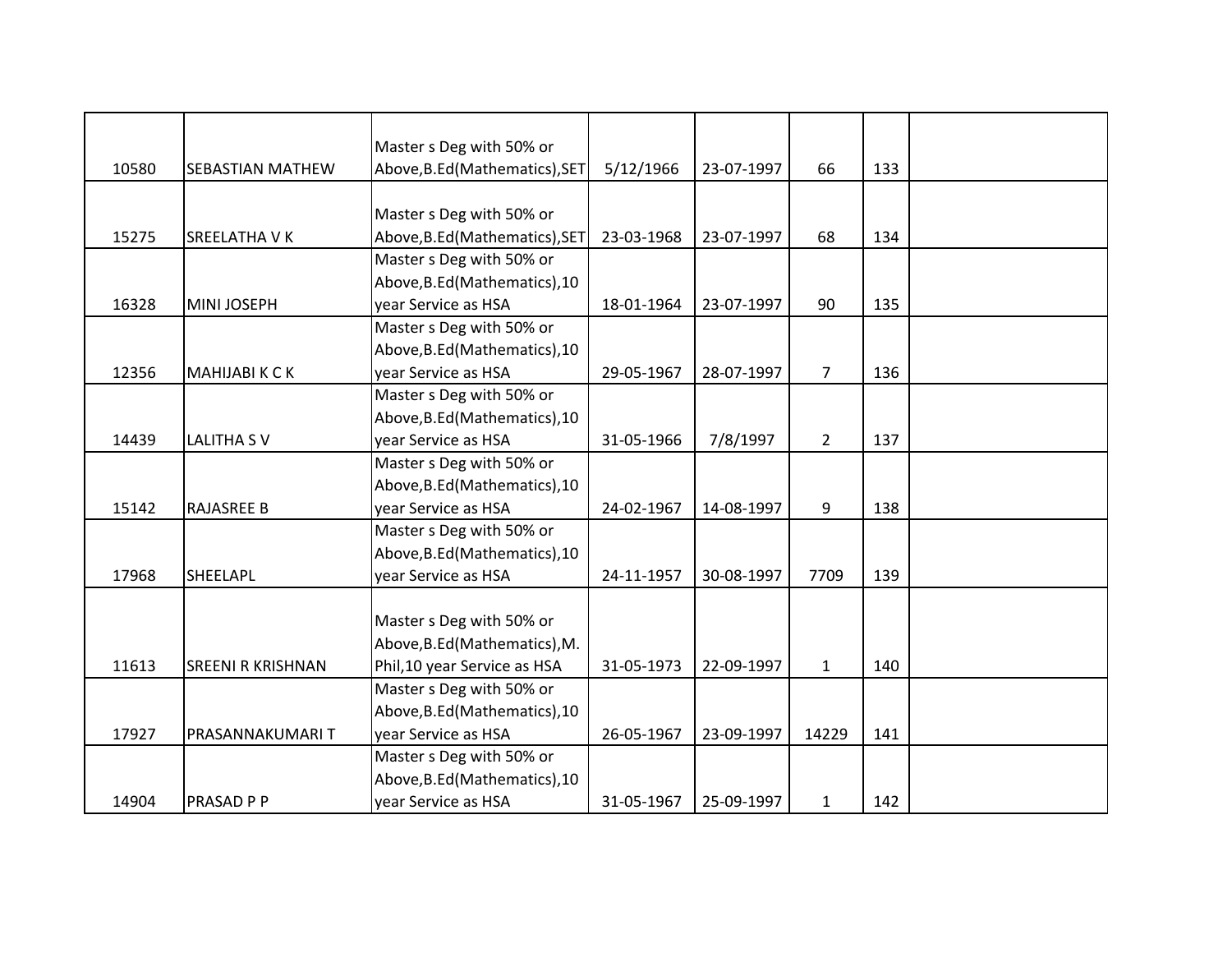| | | | | | | | |
|---|---|---|---|---|---|---|---|
| 10580 | SEBASTIAN MATHEW | Master s Deg with 50% or Above,B.Ed(Mathematics),SET | 5/12/1966 | 23-07-1997 | 66 | 133 | |
| 15275 | SREELATHA V K | Master s Deg with 50% or Above,B.Ed(Mathematics),SET | 23-03-1968 | 23-07-1997 | 68 | 134 | |
| 16328 | MINI JOSEPH | Master s Deg with 50% or Above,B.Ed(Mathematics),10 year Service as HSA | 18-01-1964 | 23-07-1997 | 90 | 135 | |
| 12356 | MAHIJABI K C K | Master s Deg with 50% or Above,B.Ed(Mathematics),10 year Service as HSA | 29-05-1967 | 28-07-1997 | 7 | 136 | |
| 14439 | LALITHA S V | Master s Deg with 50% or Above,B.Ed(Mathematics),10 year Service as HSA | 31-05-1966 | 7/8/1997 | 2 | 137 | |
| 15142 | RAJASREE B | Master s Deg with 50% or Above,B.Ed(Mathematics),10 year Service as HSA | 24-02-1967 | 14-08-1997 | 9 | 138 | |
| 17968 | SHEELAPL | Master s Deg with 50% or Above,B.Ed(Mathematics),10 year Service as HSA | 24-11-1957 | 30-08-1997 | 7709 | 139 | |
| 11613 | SREENI R KRISHNAN | Master s Deg with 50% or Above,B.Ed(Mathematics),M.Phil,10 year Service as HSA | 31-05-1973 | 22-09-1997 | 1 | 140 | |
| 17927 | PRASANNAKUMARI T | Master s Deg with 50% or Above,B.Ed(Mathematics),10 year Service as HSA | 26-05-1967 | 23-09-1997 | 14229 | 141 | |
| 14904 | PRASAD P P | Master s Deg with 50% or Above,B.Ed(Mathematics),10 year Service as HSA | 31-05-1967 | 25-09-1997 | 1 | 142 | |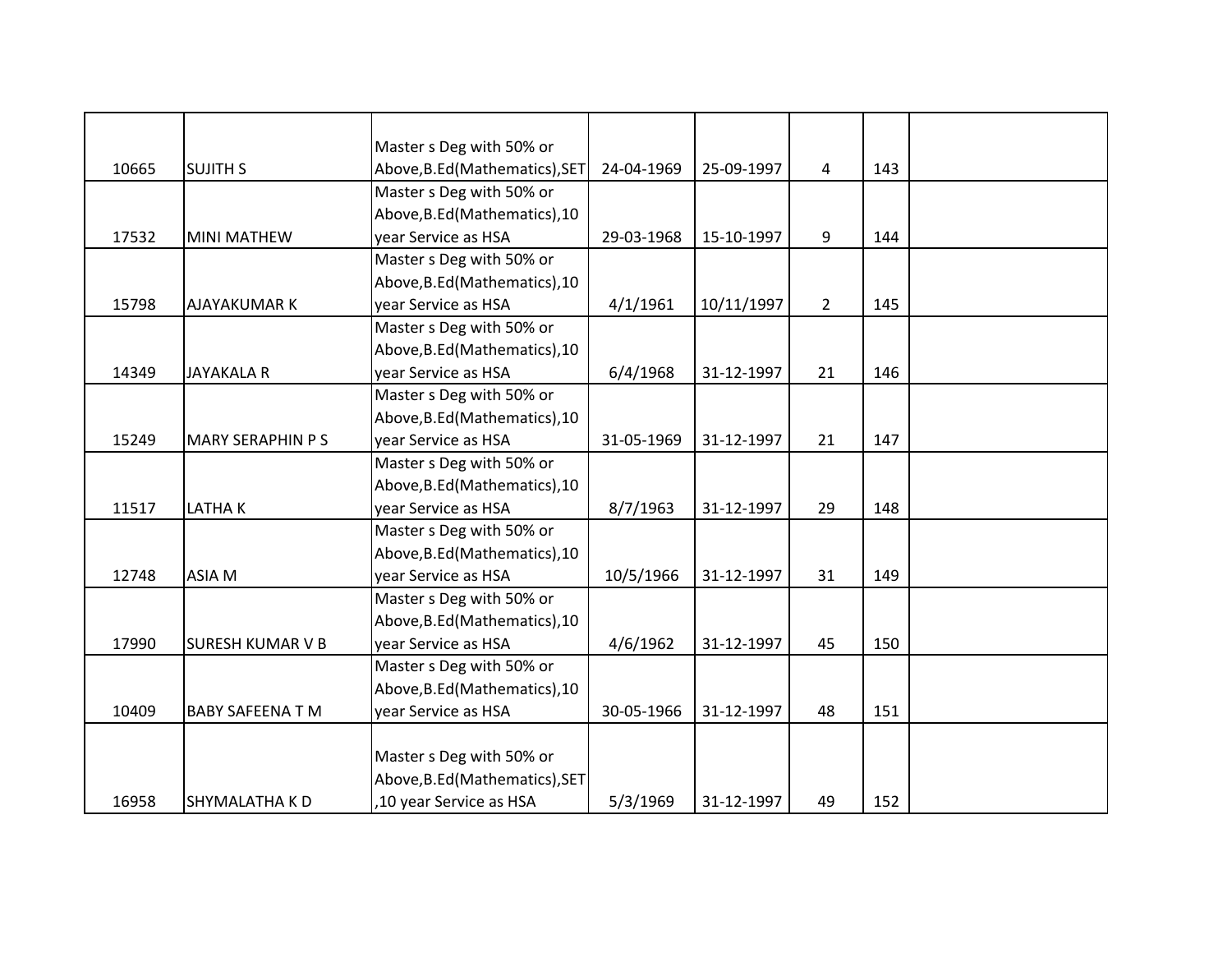| | | | | | | | |
|---|---|---|---|---|---|---|---|
| 10665 | SUJITH S | Master s Deg with 50% or Above,B.Ed(Mathematics),SET | 24-04-1969 | 25-09-1997 | 4 | 143 | |
| 17532 | MINI MATHEW | Master s Deg with 50% or Above,B.Ed(Mathematics),10 year Service as HSA | 29-03-1968 | 15-10-1997 | 9 | 144 | |
| 15798 | AJAYAKUMAR K | Master s Deg with 50% or Above,B.Ed(Mathematics),10 year Service as HSA | 4/1/1961 | 10/11/1997 | 2 | 145 | |
| 14349 | JAYAKALA R | Master s Deg with 50% or Above,B.Ed(Mathematics),10 year Service as HSA | 6/4/1968 | 31-12-1997 | 21 | 146 | |
| 15249 | MARY SERAPHIN P S | Master s Deg with 50% or Above,B.Ed(Mathematics),10 year Service as HSA | 31-05-1969 | 31-12-1997 | 21 | 147 | |
| 11517 | LATHA K | Master s Deg with 50% or Above,B.Ed(Mathematics),10 year Service as HSA | 8/7/1963 | 31-12-1997 | 29 | 148 | |
| 12748 | ASIA M | Master s Deg with 50% or Above,B.Ed(Mathematics),10 year Service as HSA | 10/5/1966 | 31-12-1997 | 31 | 149 | |
| 17990 | SURESH KUMAR V B | Master s Deg with 50% or Above,B.Ed(Mathematics),10 year Service as HSA | 4/6/1962 | 31-12-1997 | 45 | 150 | |
| 10409 | BABY SAFEENA T M | Master s Deg with 50% or Above,B.Ed(Mathematics),10 year Service as HSA | 30-05-1966 | 31-12-1997 | 48 | 151 | |
| 16958 | SHYMALATHA K D | Master s Deg with 50% or Above,B.Ed(Mathematics),SET ,10 year Service as HSA | 5/3/1969 | 31-12-1997 | 49 | 152 | |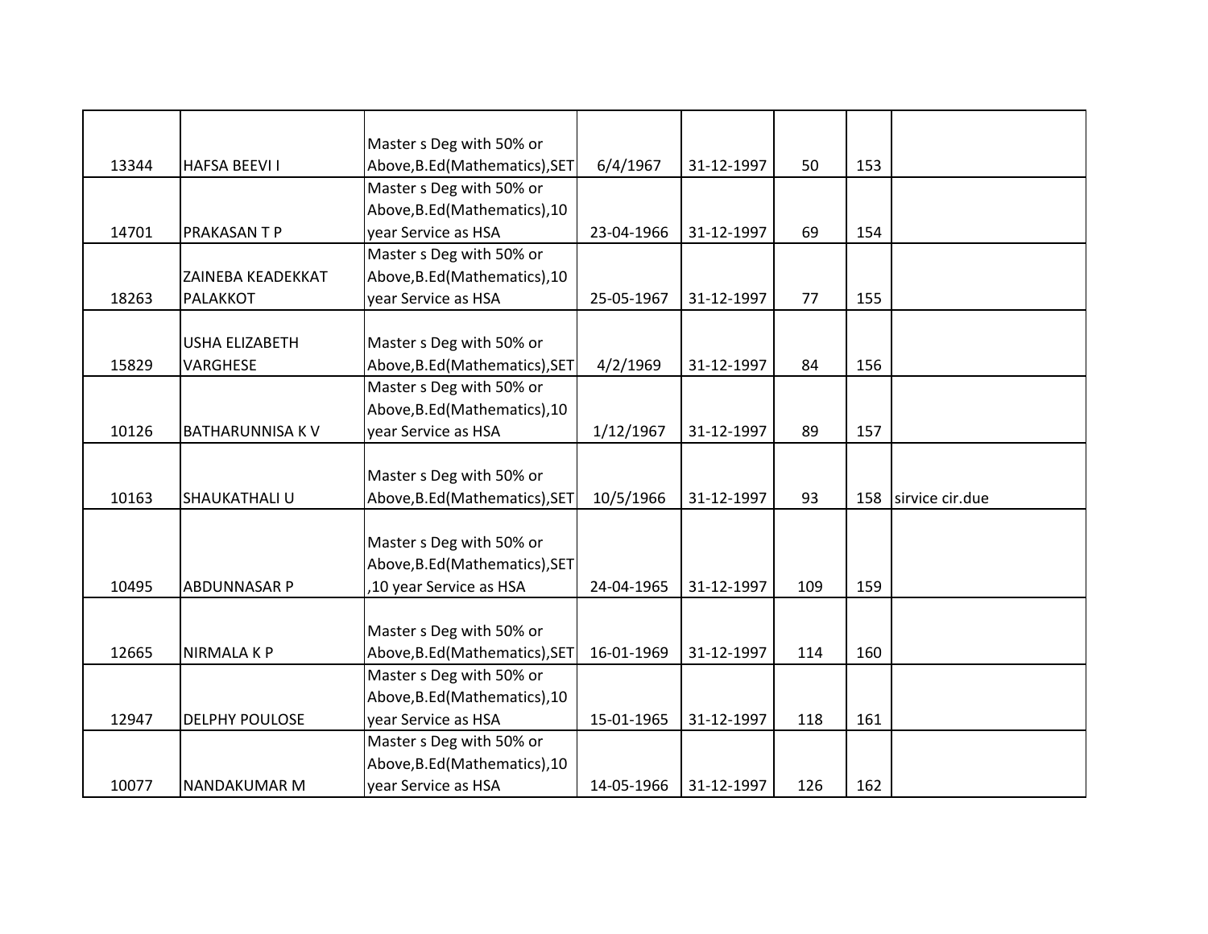| | | | | | | | |
|---|---|---|---|---|---|---|---|
| 13344 | HAFSA BEEVI I | Master s Deg with 50% or Above,B.Ed(Mathematics),SET | 6/4/1967 | 31-12-1997 | 50 | 153 | |
| 14701 | PRAKASAN T P | Master s Deg with 50% or Above,B.Ed(Mathematics),10 year Service as HSA | 23-04-1966 | 31-12-1997 | 69 | 154 | |
| 18263 | ZAINEBA KEADEKKAT PALAKKOT | Master s Deg with 50% or Above,B.Ed(Mathematics),10 year Service as HSA | 25-05-1967 | 31-12-1997 | 77 | 155 | |
| 15829 | USHA ELIZABETH VARGHESE | Master s Deg with 50% or Above,B.Ed(Mathematics),SET | 4/2/1969 | 31-12-1997 | 84 | 156 | |
| 10126 | BATHARUNNISA K V | Master s Deg with 50% or Above,B.Ed(Mathematics),10 year Service as HSA | 1/12/1967 | 31-12-1997 | 89 | 157 | |
| 10163 | SHAUKATHALI U | Master s Deg with 50% or Above,B.Ed(Mathematics),SET | 10/5/1966 | 31-12-1997 | 93 | 158 | sirvice cir.due |
| 10495 | ABDUNNASAR P | Master s Deg with 50% or Above,B.Ed(Mathematics),SET ,10 year Service as HSA | 24-04-1965 | 31-12-1997 | 109 | 159 | |
| 12665 | NIRMALA K P | Master s Deg with 50% or Above,B.Ed(Mathematics),SET | 16-01-1969 | 31-12-1997 | 114 | 160 | |
| 12947 | DELPHY POULOSE | Master s Deg with 50% or Above,B.Ed(Mathematics),10 year Service as HSA | 15-01-1965 | 31-12-1997 | 118 | 161 | |
| 10077 | NANDAKUMAR M | Master s Deg with 50% or Above,B.Ed(Mathematics),10 year Service as HSA | 14-05-1966 | 31-12-1997 | 126 | 162 | |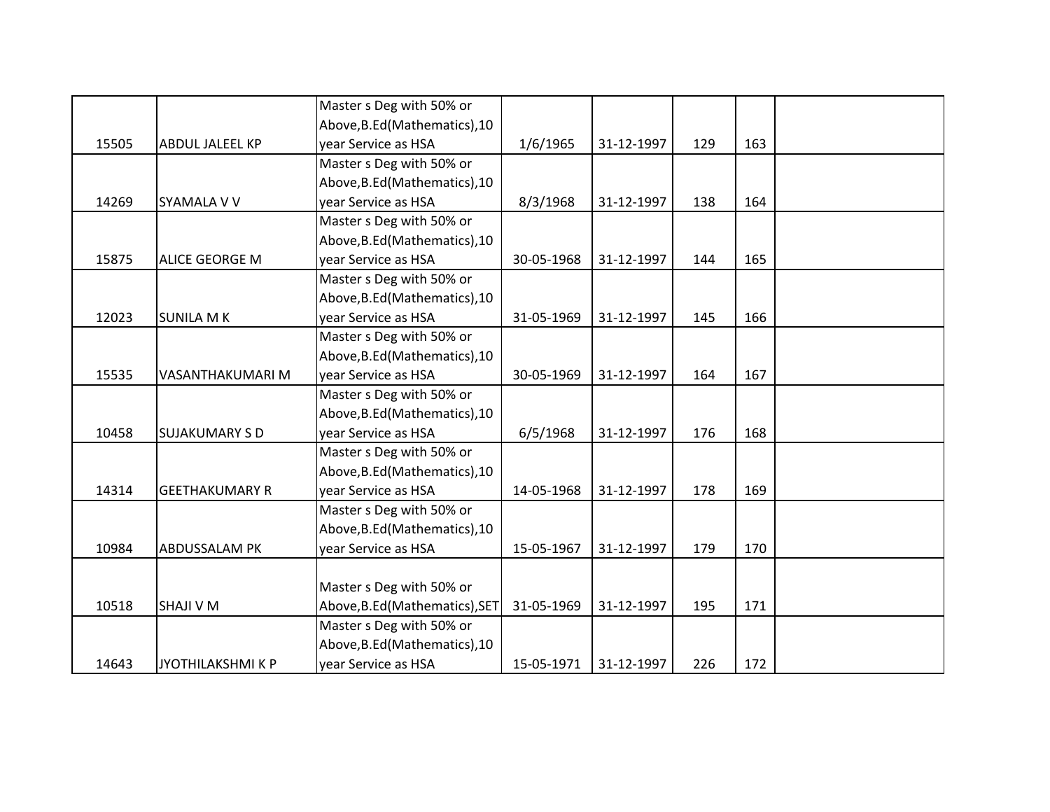| | | | | | | | |
|---|---|---|---|---|---|---|---|
| 15505 | ABDUL JALEEL KP | Master s Deg with 50% or Above,B.Ed(Mathematics),10 year Service as HSA | 1/6/1965 | 31-12-1997 | 129 | 163 | |
| 14269 | SYAMALA V V | Master s Deg with 50% or Above,B.Ed(Mathematics),10 year Service as HSA | 8/3/1968 | 31-12-1997 | 138 | 164 | |
| 15875 | ALICE GEORGE M | Master s Deg with 50% or Above,B.Ed(Mathematics),10 year Service as HSA | 30-05-1968 | 31-12-1997 | 144 | 165 | |
| 12023 | SUNILA M K | Master s Deg with 50% or Above,B.Ed(Mathematics),10 year Service as HSA | 31-05-1969 | 31-12-1997 | 145 | 166 | |
| 15535 | VASANTHAKUMARI M | Master s Deg with 50% or Above,B.Ed(Mathematics),10 year Service as HSA | 30-05-1969 | 31-12-1997 | 164 | 167 | |
| 10458 | SUJAKUMARY S D | Master s Deg with 50% or Above,B.Ed(Mathematics),10 year Service as HSA | 6/5/1968 | 31-12-1997 | 176 | 168 | |
| 14314 | GEETHAKUMARY R | Master s Deg with 50% or Above,B.Ed(Mathematics),10 year Service as HSA | 14-05-1968 | 31-12-1997 | 178 | 169 | |
| 10984 | ABDUSSALAM PK | Master s Deg with 50% or Above,B.Ed(Mathematics),10 year Service as HSA | 15-05-1967 | 31-12-1997 | 179 | 170 | |
| 10518 | SHAJI V M | Master s Deg with 50% or Above,B.Ed(Mathematics),SET | 31-05-1969 | 31-12-1997 | 195 | 171 | |
| 14643 | JYOTHILAKSHMI K P | Master s Deg with 50% or Above,B.Ed(Mathematics),10 year Service as HSA | 15-05-1971 | 31-12-1997 | 226 | 172 | |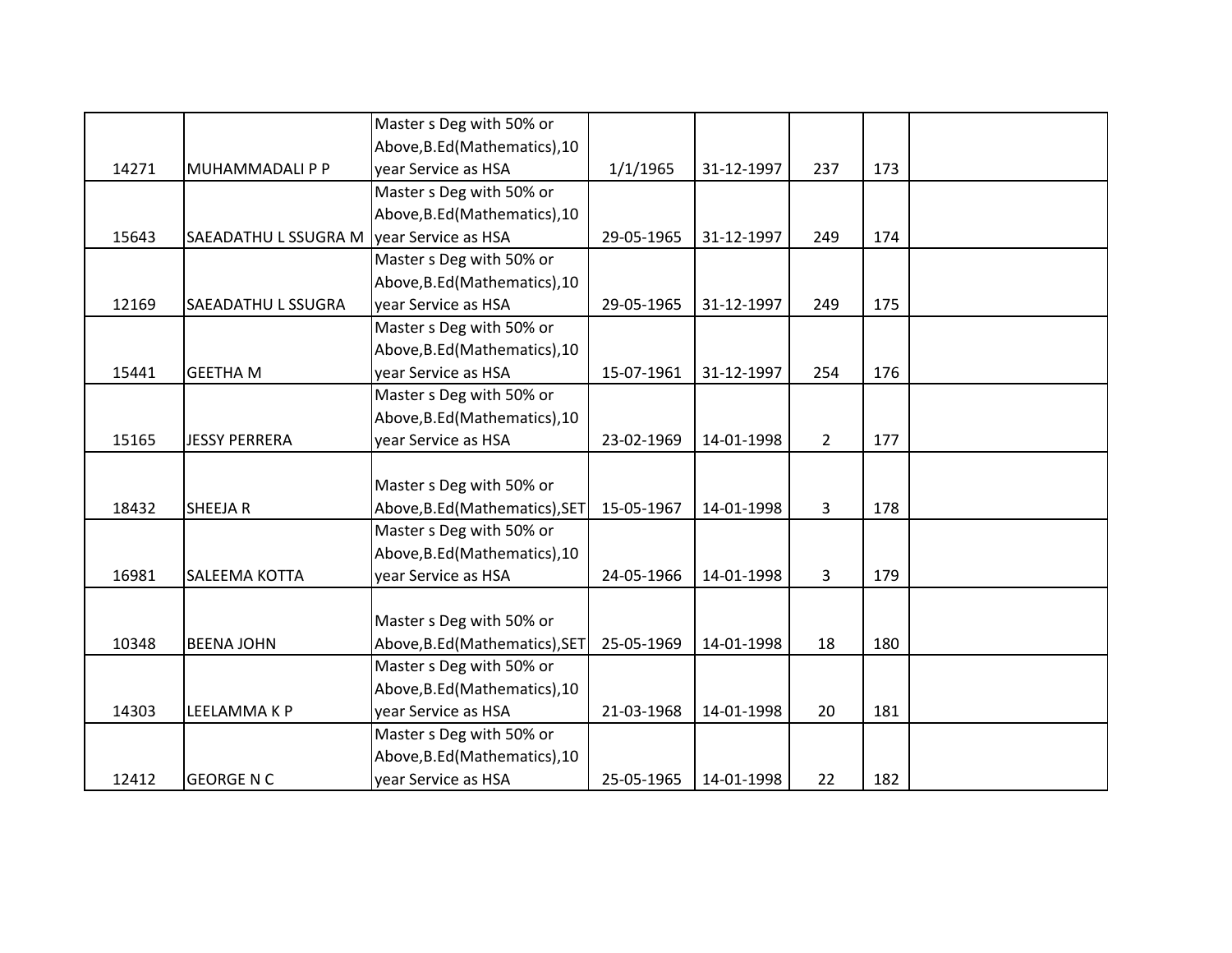| | | | | | | | |
|---|---|---|---|---|---|---|---|
| 14271 | MUHAMMADALI P P | Master s Deg with 50% or Above,B.Ed(Mathematics),10 year Service as HSA | 1/1/1965 | 31-12-1997 | 237 | 173 | |
| 15643 | SAEADATHU L SSUGRA M | Master s Deg with 50% or Above,B.Ed(Mathematics),10 year Service as HSA | 29-05-1965 | 31-12-1997 | 249 | 174 | |
| 12169 | SAEADATHU L SSUGRA | Master s Deg with 50% or Above,B.Ed(Mathematics),10 year Service as HSA | 29-05-1965 | 31-12-1997 | 249 | 175 | |
| 15441 | GEETHA M | Master s Deg with 50% or Above,B.Ed(Mathematics),10 year Service as HSA | 15-07-1961 | 31-12-1997 | 254 | 176 | |
| 15165 | JESSY PERRERA | Master s Deg with 50% or Above,B.Ed(Mathematics),10 year Service as HSA | 23-02-1969 | 14-01-1998 | 2 | 177 | |
| 18432 | SHEEJA R | Master s Deg with 50% or Above,B.Ed(Mathematics),SET | 15-05-1967 | 14-01-1998 | 3 | 178 | |
| 16981 | SALEEMA KOTTA | Master s Deg with 50% or Above,B.Ed(Mathematics),10 year Service as HSA | 24-05-1966 | 14-01-1998 | 3 | 179 | |
| 10348 | BEENA JOHN | Master s Deg with 50% or Above,B.Ed(Mathematics),SET | 25-05-1969 | 14-01-1998 | 18 | 180 | |
| 14303 | LEELAMMA K P | Master s Deg with 50% or Above,B.Ed(Mathematics),10 year Service as HSA | 21-03-1968 | 14-01-1998 | 20 | 181 | |
| 12412 | GEORGE N C | Master s Deg with 50% or Above,B.Ed(Mathematics),10 year Service as HSA | 25-05-1965 | 14-01-1998 | 22 | 182 | |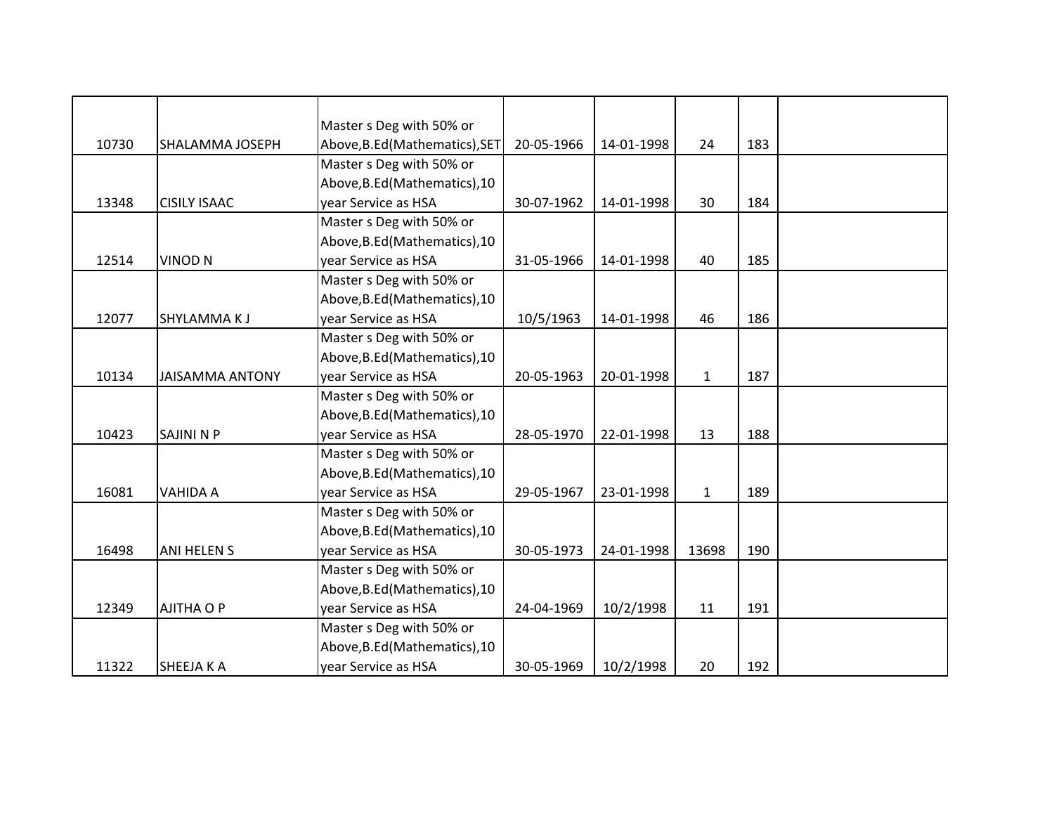| | | | | | | | |
|---|---|---|---|---|---|---|---|
| 10730 | SHALAMMA JOSEPH | Master s Deg with 50% or Above,B.Ed(Mathematics),SET | 20-05-1966 | 14-01-1998 | 24 | 183 | |
| 13348 | CISILY ISAAC | Master s Deg with 50% or Above,B.Ed(Mathematics),10 year Service as HSA | 30-07-1962 | 14-01-1998 | 30 | 184 | |
| 12514 | VINOD N | Master s Deg with 50% or Above,B.Ed(Mathematics),10 year Service as HSA | 31-05-1966 | 14-01-1998 | 40 | 185 | |
| 12077 | SHYLAMMA K J | Master s Deg with 50% or Above,B.Ed(Mathematics),10 year Service as HSA | 10/5/1963 | 14-01-1998 | 46 | 186 | |
| 10134 | JAISAMMA ANTONY | Master s Deg with 50% or Above,B.Ed(Mathematics),10 year Service as HSA | 20-05-1963 | 20-01-1998 | 1 | 187 | |
| 10423 | SAJINI N P | Master s Deg with 50% or Above,B.Ed(Mathematics),10 year Service as HSA | 28-05-1970 | 22-01-1998 | 13 | 188 | |
| 16081 | VAHIDA A | Master s Deg with 50% or Above,B.Ed(Mathematics),10 year Service as HSA | 29-05-1967 | 23-01-1998 | 1 | 189 | |
| 16498 | ANI HELEN S | Master s Deg with 50% or Above,B.Ed(Mathematics),10 year Service as HSA | 30-05-1973 | 24-01-1998 | 13698 | 190 | |
| 12349 | AJITHA O P | Master s Deg with 50% or Above,B.Ed(Mathematics),10 year Service as HSA | 24-04-1969 | 10/2/1998 | 11 | 191 | |
| 11322 | SHEEJA K A | Master s Deg with 50% or Above,B.Ed(Mathematics),10 year Service as HSA | 30-05-1969 | 10/2/1998 | 20 | 192 | |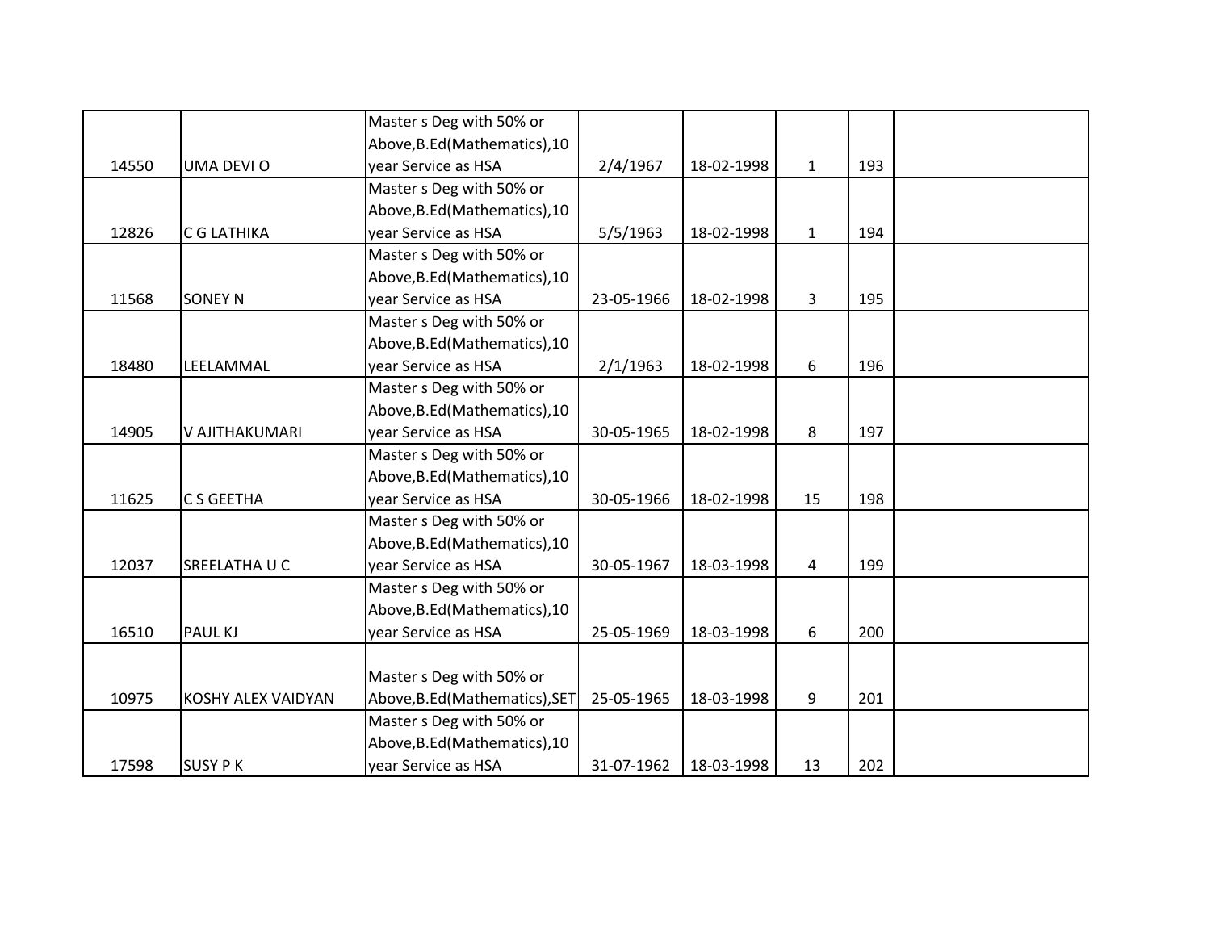| | | | | | | | |
|---|---|---|---|---|---|---|---|
| 14550 | UMA DEVI O | Master s Deg with 50% or Above,B.Ed(Mathematics),10 year Service as HSA | 2/4/1967 | 18-02-1998 | 1 | 193 | |
| 12826 | C G LATHIKA | Master s Deg with 50% or Above,B.Ed(Mathematics),10 year Service as HSA | 5/5/1963 | 18-02-1998 | 1 | 194 | |
| 11568 | SONEY N | Master s Deg with 50% or Above,B.Ed(Mathematics),10 year Service as HSA | 23-05-1966 | 18-02-1998 | 3 | 195 | |
| 18480 | LEELAMMAL | Master s Deg with 50% or Above,B.Ed(Mathematics),10 year Service as HSA | 2/1/1963 | 18-02-1998 | 6 | 196 | |
| 14905 | V AJITHAKUMARI | Master s Deg with 50% or Above,B.Ed(Mathematics),10 year Service as HSA | 30-05-1965 | 18-02-1998 | 8 | 197 | |
| 11625 | C S GEETHA | Master s Deg with 50% or Above,B.Ed(Mathematics),10 year Service as HSA | 30-05-1966 | 18-02-1998 | 15 | 198 | |
| 12037 | SREELATHA U C | Master s Deg with 50% or Above,B.Ed(Mathematics),10 year Service as HSA | 30-05-1967 | 18-03-1998 | 4 | 199 | |
| 16510 | PAUL KJ | Master s Deg with 50% or Above,B.Ed(Mathematics),10 year Service as HSA | 25-05-1969 | 18-03-1998 | 6 | 200 | |
| 10975 | KOSHY ALEX VAIDYAN | Master s Deg with 50% or Above,B.Ed(Mathematics),SET | 25-05-1965 | 18-03-1998 | 9 | 201 | |
| 17598 | SUSY P K | Master s Deg with 50% or Above,B.Ed(Mathematics),10 year Service as HSA | 31-07-1962 | 18-03-1998 | 13 | 202 | |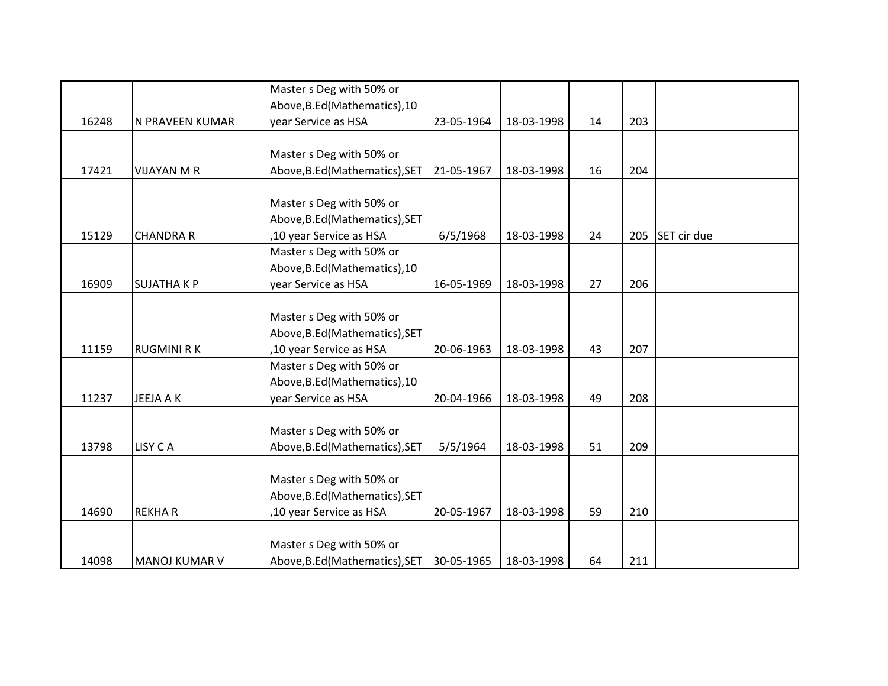| | | | | | | | |
|---|---|---|---|---|---|---|---|
| 16248 | N PRAVEEN KUMAR | Master s Deg with 50% or Above,B.Ed(Mathematics),10 year Service as HSA | 23-05-1964 | 18-03-1998 | 14 | 203 | |
| 17421 | VIJAYAN M R | Master s Deg with 50% or Above,B.Ed(Mathematics),SET | 21-05-1967 | 18-03-1998 | 16 | 204 | |
| 15129 | CHANDRA R | Master s Deg with 50% or Above,B.Ed(Mathematics),SET ,10 year Service as HSA | 6/5/1968 | 18-03-1998 | 24 | 205 | SET cir due |
| 16909 | SUJATHA K P | Master s Deg with 50% or Above,B.Ed(Mathematics),10 year Service as HSA | 16-05-1969 | 18-03-1998 | 27 | 206 | |
| 11159 | RUGMINI R K | Master s Deg with 50% or Above,B.Ed(Mathematics),SET ,10 year Service as HSA | 20-06-1963 | 18-03-1998 | 43 | 207 | |
| 11237 | JEEJA A K | Master s Deg with 50% or Above,B.Ed(Mathematics),10 year Service as HSA | 20-04-1966 | 18-03-1998 | 49 | 208 | |
| 13798 | LISY C A | Master s Deg with 50% or Above,B.Ed(Mathematics),SET | 5/5/1964 | 18-03-1998 | 51 | 209 | |
| 14690 | REKHA R | Master s Deg with 50% or Above,B.Ed(Mathematics),SET ,10 year Service as HSA | 20-05-1967 | 18-03-1998 | 59 | 210 | |
| 14098 | MANOJ KUMAR V | Master s Deg with 50% or Above,B.Ed(Mathematics),SET | 30-05-1965 | 18-03-1998 | 64 | 211 | |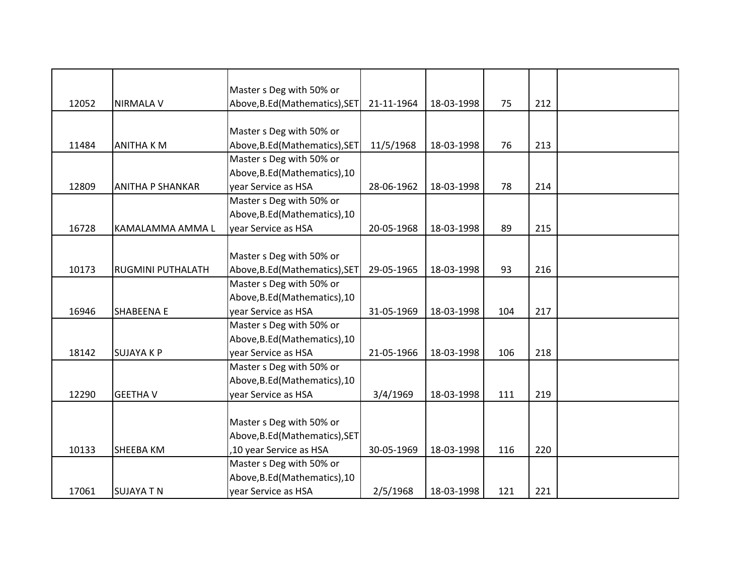| | | | | | | | |
|---|---|---|---|---|---|---|---|
| 12052 | NIRMALA V | Master s Deg with 50% or Above,B.Ed(Mathematics),SET | 21-11-1964 | 18-03-1998 | 75 | 212 | |
| 11484 | ANITHA K M | Master s Deg with 50% or Above,B.Ed(Mathematics),SET | 11/5/1968 | 18-03-1998 | 76 | 213 | |
| 12809 | ANITHA P SHANKAR | Master s Deg with 50% or Above,B.Ed(Mathematics),10 year Service as HSA | 28-06-1962 | 18-03-1998 | 78 | 214 | |
| 16728 | KAMALAMMA AMMA L | Master s Deg with 50% or Above,B.Ed(Mathematics),10 year Service as HSA | 20-05-1968 | 18-03-1998 | 89 | 215 | |
| 10173 | RUGMINI PUTHALATH | Master s Deg with 50% or Above,B.Ed(Mathematics),SET | 29-05-1965 | 18-03-1998 | 93 | 216 | |
| 16946 | SHABEENA E | Master s Deg with 50% or Above,B.Ed(Mathematics),10 year Service as HSA | 31-05-1969 | 18-03-1998 | 104 | 217 | |
| 18142 | SUJAYA K P | Master s Deg with 50% or Above,B.Ed(Mathematics),10 year Service as HSA | 21-05-1966 | 18-03-1998 | 106 | 218 | |
| 12290 | GEETHA V | Master s Deg with 50% or Above,B.Ed(Mathematics),10 year Service as HSA | 3/4/1969 | 18-03-1998 | 111 | 219 | |
| 10133 | SHEEBA KM | Master s Deg with 50% or Above,B.Ed(Mathematics),SET ,10 year Service as HSA | 30-05-1969 | 18-03-1998 | 116 | 220 | |
| 17061 | SUJAYA T N | Master s Deg with 50% or Above,B.Ed(Mathematics),10 year Service as HSA | 2/5/1968 | 18-03-1998 | 121 | 221 | |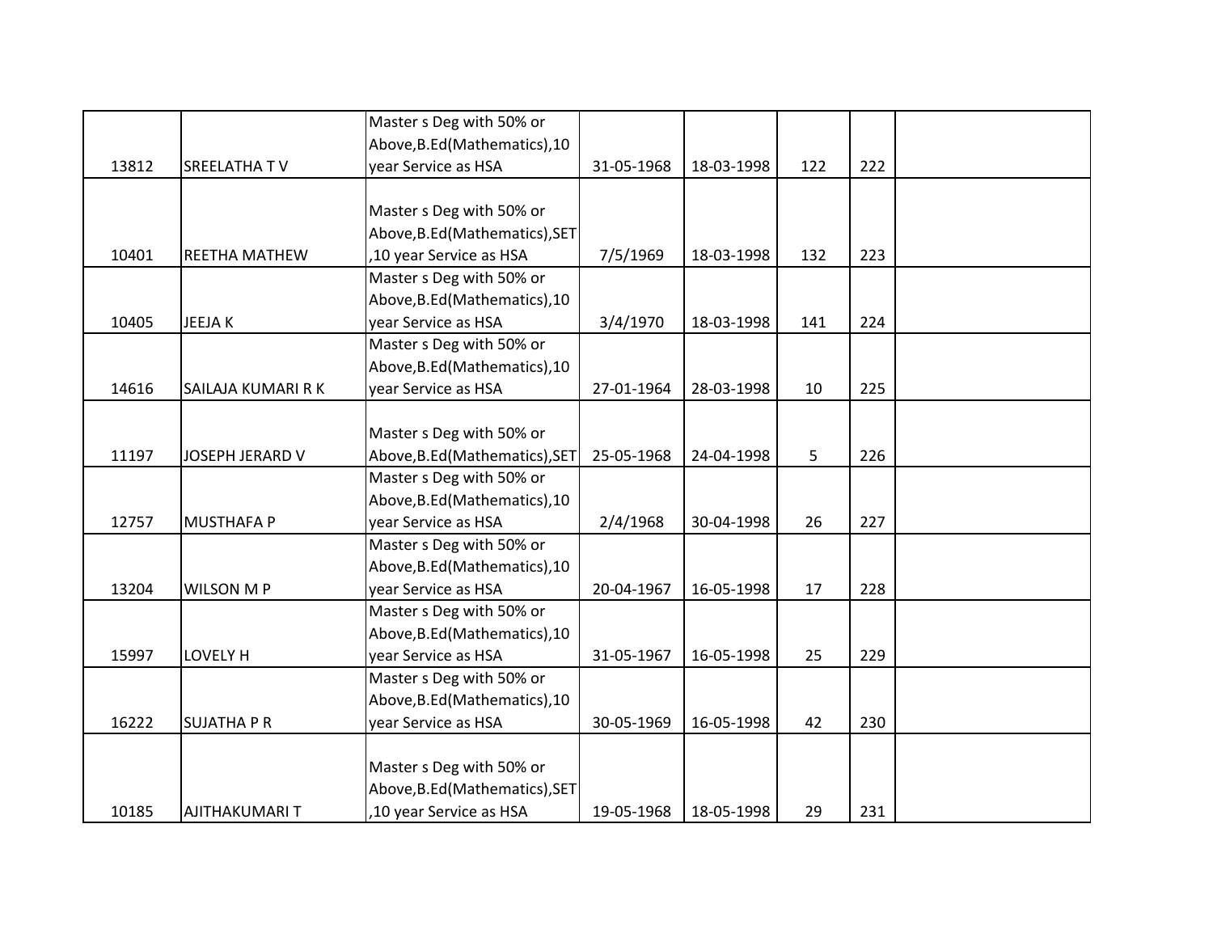| | | | | | | | |
|---|---|---|---|---|---|---|---|
| 13812 | SREELATHA T V | Master s Deg with 50% or Above,B.Ed(Mathematics),10 year Service as HSA | 31-05-1968 | 18-03-1998 | 122 | 222 | |
| 10401 | REETHA MATHEW | Master s Deg with 50% or Above,B.Ed(Mathematics),SET ,10 year Service as HSA | 7/5/1969 | 18-03-1998 | 132 | 223 | |
| 10405 | JEEJA K | Master s Deg with 50% or Above,B.Ed(Mathematics),10 year Service as HSA | 3/4/1970 | 18-03-1998 | 141 | 224 | |
| 14616 | SAILAJA KUMARI R K | Master s Deg with 50% or Above,B.Ed(Mathematics),10 year Service as HSA | 27-01-1964 | 28-03-1998 | 10 | 225 | |
| 11197 | JOSEPH JERARD V | Master s Deg with 50% or Above,B.Ed(Mathematics),SET | 25-05-1968 | 24-04-1998 | 5 | 226 | |
| 12757 | MUSTHAFA P | Master s Deg with 50% or Above,B.Ed(Mathematics),10 year Service as HSA | 2/4/1968 | 30-04-1998 | 26 | 227 | |
| 13204 | WILSON M P | Master s Deg with 50% or Above,B.Ed(Mathematics),10 year Service as HSA | 20-04-1967 | 16-05-1998 | 17 | 228 | |
| 15997 | LOVELY H | Master s Deg with 50% or Above,B.Ed(Mathematics),10 year Service as HSA | 31-05-1967 | 16-05-1998 | 25 | 229 | |
| 16222 | SUJATHA P R | Master s Deg with 50% or Above,B.Ed(Mathematics),10 year Service as HSA | 30-05-1969 | 16-05-1998 | 42 | 230 | |
| 10185 | AJITHAKUMARI T | Master s Deg with 50% or Above,B.Ed(Mathematics),SET ,10 year Service as HSA | 19-05-1968 | 18-05-1998 | 29 | 231 | |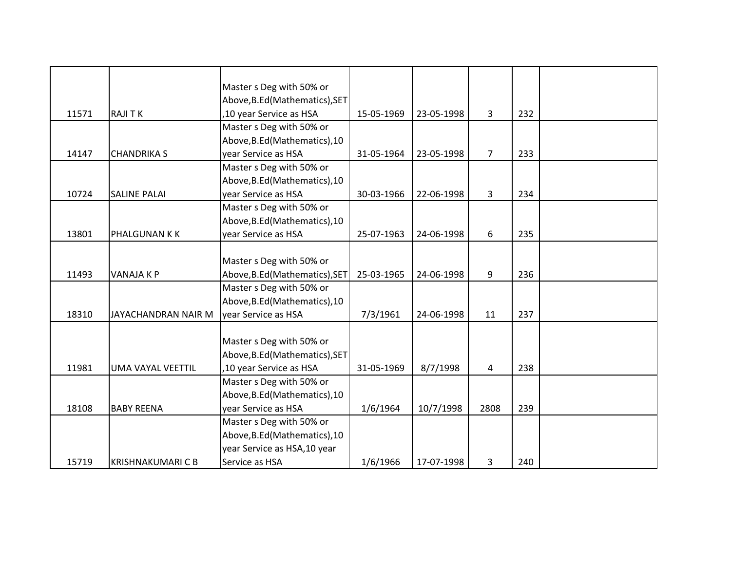| | | | | | | | |
|---|---|---|---|---|---|---|---|
| 11571 | RAJI T K | Master s Deg with 50% or Above,B.Ed(Mathematics),SET ,10 year Service as HSA | 15-05-1969 | 23-05-1998 | 3 | 232 | |
| 14147 | CHANDRIKA S | Master s Deg with 50% or Above,B.Ed(Mathematics),10 year Service as HSA | 31-05-1964 | 23-05-1998 | 7 | 233 | |
| 10724 | SALINE PALAI | Master s Deg with 50% or Above,B.Ed(Mathematics),10 year Service as HSA | 30-03-1966 | 22-06-1998 | 3 | 234 | |
| 13801 | PHALGUNAN K K | Master s Deg with 50% or Above,B.Ed(Mathematics),10 year Service as HSA | 25-07-1963 | 24-06-1998 | 6 | 235 | |
| 11493 | VANAJA K P | Master s Deg with 50% or Above,B.Ed(Mathematics),SET | 25-03-1965 | 24-06-1998 | 9 | 236 | |
| 18310 | JAYACHANDRAN NAIR M | Master s Deg with 50% or Above,B.Ed(Mathematics),10 year Service as HSA | 7/3/1961 | 24-06-1998 | 11 | 237 | |
| 11981 | UMA VAYAL VEETTIL | Master s Deg with 50% or Above,B.Ed(Mathematics),SET ,10 year Service as HSA | 31-05-1969 | 8/7/1998 | 4 | 238 | |
| 18108 | BABY REENA | Master s Deg with 50% or Above,B.Ed(Mathematics),10 year Service as HSA | 1/6/1964 | 10/7/1998 | 2808 | 239 | |
| 15719 | KRISHNAKUMARI C B | Master s Deg with 50% or Above,B.Ed(Mathematics),10 year Service as HSA,10 year Service as HSA | 1/6/1966 | 17-07-1998 | 3 | 240 | |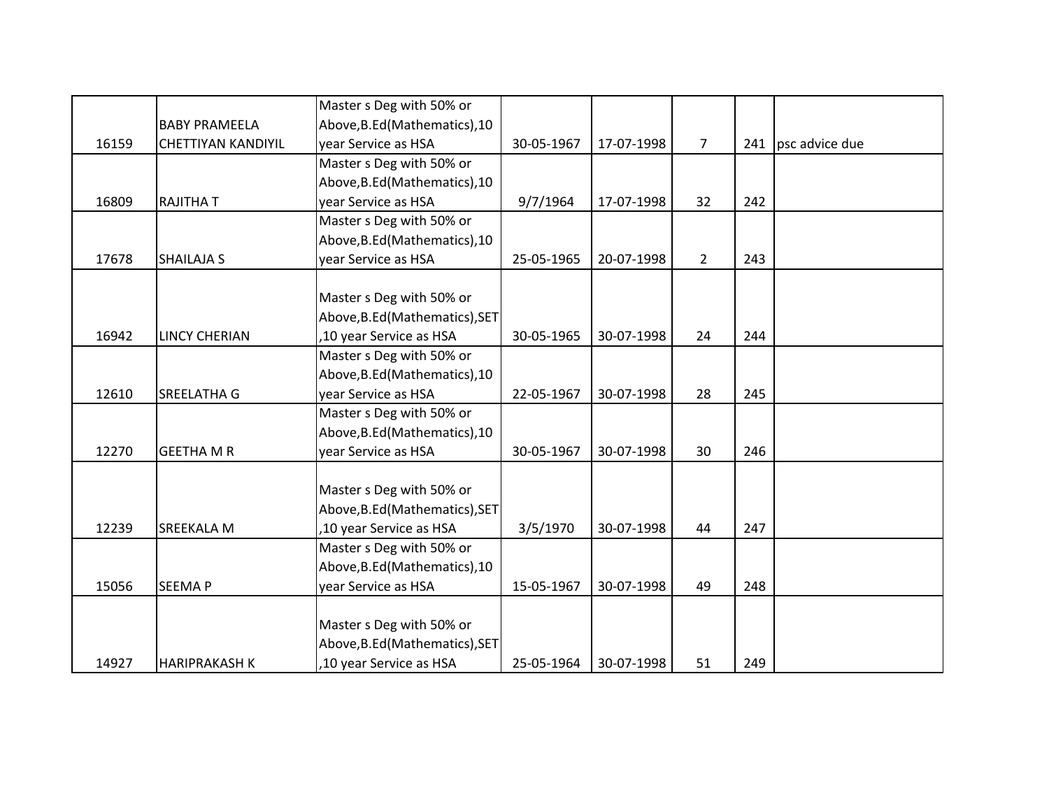| | | | | | | | |
|---|---|---|---|---|---|---|---|
| 16159 | BABY PRAMEELA CHETTIYAN KANDIYIL | Master s Deg with 50% or Above,B.Ed(Mathematics),10 year Service as HSA | 30-05-1967 | 17-07-1998 | 7 | 241 | psc advice due |
| 16809 | RAJITHA T | Master s Deg with 50% or Above,B.Ed(Mathematics),10 year Service as HSA | 9/7/1964 | 17-07-1998 | 32 | 242 | |
| 17678 | SHAILAJA S | Master s Deg with 50% or Above,B.Ed(Mathematics),10 year Service as HSA | 25-05-1965 | 20-07-1998 | 2 | 243 | |
| 16942 | LINCY CHERIAN | Master s Deg with 50% or Above,B.Ed(Mathematics),SET ,10 year Service as HSA | 30-05-1965 | 30-07-1998 | 24 | 244 | |
| 12610 | SREELATHA G | Master s Deg with 50% or Above,B.Ed(Mathematics),10 year Service as HSA | 22-05-1967 | 30-07-1998 | 28 | 245 | |
| 12270 | GEETHA M R | Master s Deg with 50% or Above,B.Ed(Mathematics),10 year Service as HSA | 30-05-1967 | 30-07-1998 | 30 | 246 | |
| 12239 | SREEKALA M | Master s Deg with 50% or Above,B.Ed(Mathematics),SET ,10 year Service as HSA | 3/5/1970 | 30-07-1998 | 44 | 247 | |
| 15056 | SEEMA P | Master s Deg with 50% or Above,B.Ed(Mathematics),10 year Service as HSA | 15-05-1967 | 30-07-1998 | 49 | 248 | |
| 14927 | HARIPRAKASH K | Master s Deg with 50% or Above,B.Ed(Mathematics),SET ,10 year Service as HSA | 25-05-1964 | 30-07-1998 | 51 | 249 | |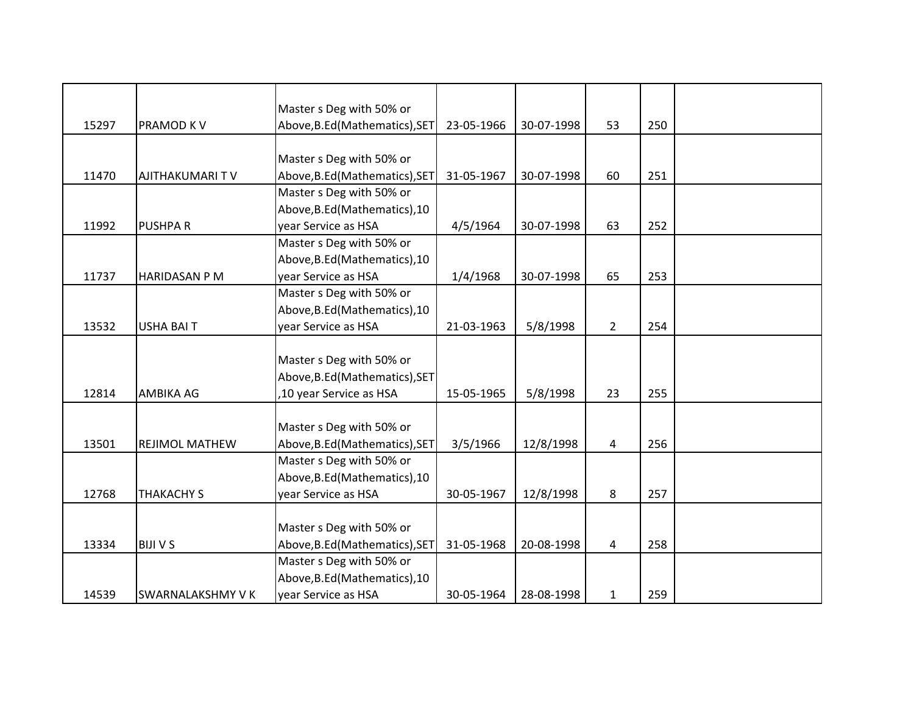| | | | | | | | |
|---|---|---|---|---|---|---|---|
| 15297 | PRAMOD K V | Master s Deg with 50% or Above,B.Ed(Mathematics),SET | 23-05-1966 | 30-07-1998 | 53 | 250 | |
| 11470 | AJITHAKUMARI T V | Master s Deg with 50% or Above,B.Ed(Mathematics),SET | 31-05-1967 | 30-07-1998 | 60 | 251 | |
| 11992 | PUSHPA R | Master s Deg with 50% or Above,B.Ed(Mathematics),10 year Service as HSA | 4/5/1964 | 30-07-1998 | 63 | 252 | |
| 11737 | HARIDASAN P M | Master s Deg with 50% or Above,B.Ed(Mathematics),10 year Service as HSA | 1/4/1968 | 30-07-1998 | 65 | 253 | |
| 13532 | USHA BAI T | Master s Deg with 50% or Above,B.Ed(Mathematics),10 year Service as HSA | 21-03-1963 | 5/8/1998 | 2 | 254 | |
| 12814 | AMBIKA AG | Master s Deg with 50% or Above,B.Ed(Mathematics),SET ,10 year Service as HSA | 15-05-1965 | 5/8/1998 | 23 | 255 | |
| 13501 | REJIMOL MATHEW | Master s Deg with 50% or Above,B.Ed(Mathematics),SET | 3/5/1966 | 12/8/1998 | 4 | 256 | |
| 12768 | THAKACHY S | Master s Deg with 50% or Above,B.Ed(Mathematics),10 year Service as HSA | 30-05-1967 | 12/8/1998 | 8 | 257 | |
| 13334 | BIJI V S | Master s Deg with 50% or Above,B.Ed(Mathematics),SET | 31-05-1968 | 20-08-1998 | 4 | 258 | |
| 14539 | SWARNALAKSHMY V K | Master s Deg with 50% or Above,B.Ed(Mathematics),10 year Service as HSA | 30-05-1964 | 28-08-1998 | 1 | 259 | |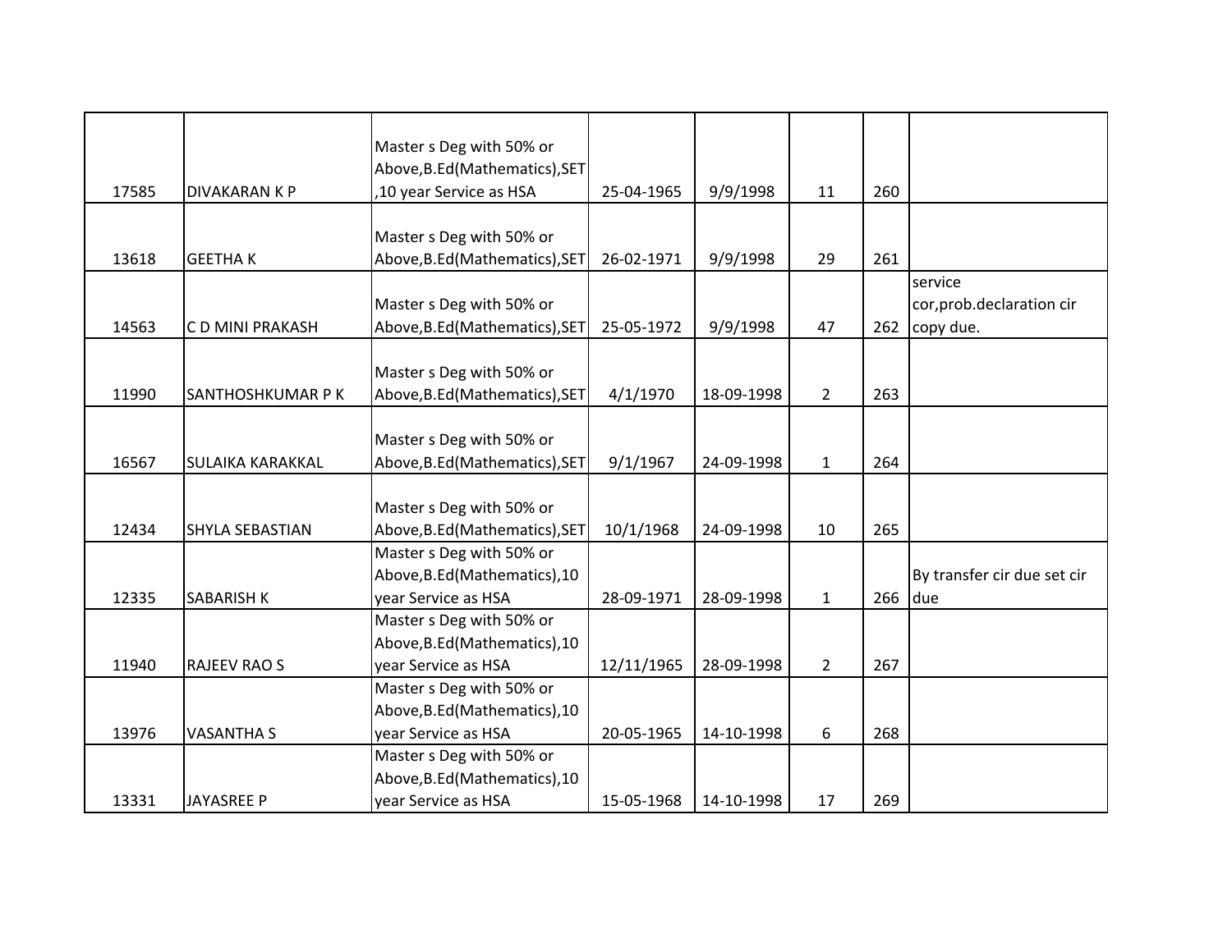| | | | | | | | |
|---|---|---|---|---|---|---|---|
| 17585 | DIVAKARAN K P | Master s Deg with 50% or Above,B.Ed(Mathematics),SET ,10 year Service as HSA | 25-04-1965 | 9/9/1998 | 11 | 260 | |
| 13618 | GEETHA K | Master s Deg with 50% or Above,B.Ed(Mathematics),SET | 26-02-1971 | 9/9/1998 | 29 | 261 | |
| 14563 | C D MINI PRAKASH | Master s Deg with 50% or Above,B.Ed(Mathematics),SET | 25-05-1972 | 9/9/1998 | 47 | 262 | service cor,prob.declaration cir copy due. |
| 11990 | SANTHOSHKUMAR P K | Master s Deg with 50% or Above,B.Ed(Mathematics),SET | 4/1/1970 | 18-09-1998 | 2 | 263 | |
| 16567 | SULAIKA KARAKKAL | Master s Deg with 50% or Above,B.Ed(Mathematics),SET | 9/1/1967 | 24-09-1998 | 1 | 264 | |
| 12434 | SHYLA SEBASTIAN | Master s Deg with 50% or Above,B.Ed(Mathematics),SET | 10/1/1968 | 24-09-1998 | 10 | 265 | |
| 12335 | SABARISH K | Master s Deg with 50% or Above,B.Ed(Mathematics),10 year Service as HSA | 28-09-1971 | 28-09-1998 | 1 | 266 | By transfer cir due set cir due |
| 11940 | RAJEEV RAO S | Master s Deg with 50% or Above,B.Ed(Mathematics),10 year Service as HSA | 12/11/1965 | 28-09-1998 | 2 | 267 | |
| 13976 | VASANTHA S | Master s Deg with 50% or Above,B.Ed(Mathematics),10 year Service as HSA | 20-05-1965 | 14-10-1998 | 6 | 268 | |
| 13331 | JAYASREE P | Master s Deg with 50% or Above,B.Ed(Mathematics),10 year Service as HSA | 15-05-1968 | 14-10-1998 | 17 | 269 | |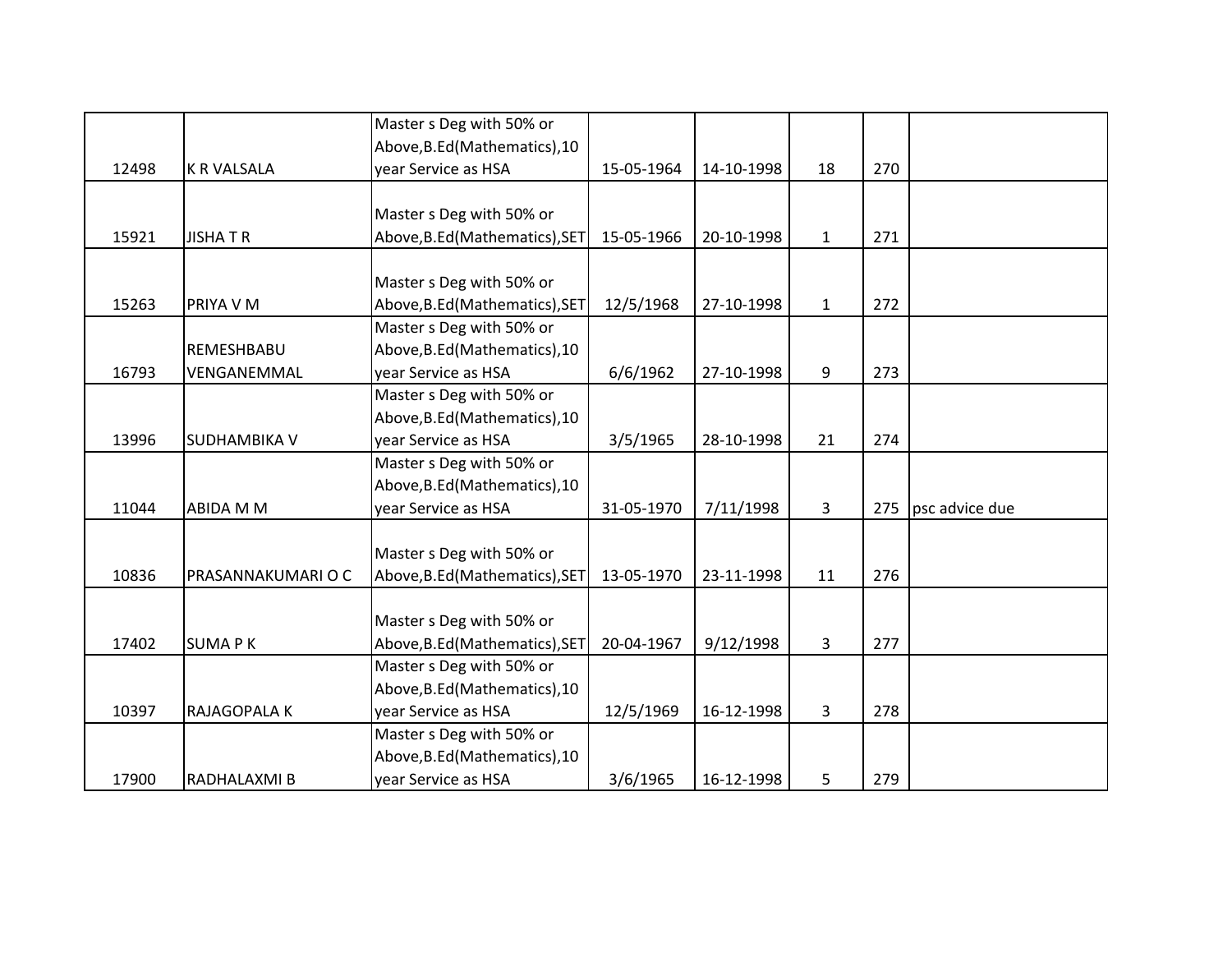| | | | | | | | |
|---|---|---|---|---|---|---|---|
| 12498 | K R VALSALA | Master s Deg with 50% or Above,B.Ed(Mathematics),10 year Service as HSA | 15-05-1964 | 14-10-1998 | 18 | 270 | |
| 15921 | JISHA T R | Master s Deg with 50% or Above,B.Ed(Mathematics),SET | 15-05-1966 | 20-10-1998 | 1 | 271 | |
| 15263 | PRIYA V M | Master s Deg with 50% or Above,B.Ed(Mathematics),SET | 12/5/1968 | 27-10-1998 | 1 | 272 | |
| 16793 | REMESHBABU VENGANEMMAL | Master s Deg with 50% or Above,B.Ed(Mathematics),10 year Service as HSA | 6/6/1962 | 27-10-1998 | 9 | 273 | |
| 13996 | SUDHAMBIKA V | Master s Deg with 50% or Above,B.Ed(Mathematics),10 year Service as HSA | 3/5/1965 | 28-10-1998 | 21 | 274 | |
| 11044 | ABIDA M M | Master s Deg with 50% or Above,B.Ed(Mathematics),10 year Service as HSA | 31-05-1970 | 7/11/1998 | 3 | 275 | psc advice due |
| 10836 | PRASANNAKUMARI O C | Master s Deg with 50% or Above,B.Ed(Mathematics),SET | 13-05-1970 | 23-11-1998 | 11 | 276 | |
| 17402 | SUMA P K | Master s Deg with 50% or Above,B.Ed(Mathematics),SET | 20-04-1967 | 9/12/1998 | 3 | 277 | |
| 10397 | RAJAGOPALA K | Master s Deg with 50% or Above,B.Ed(Mathematics),10 year Service as HSA | 12/5/1969 | 16-12-1998 | 3 | 278 | |
| 17900 | RADHALAXMI B | Master s Deg with 50% or Above,B.Ed(Mathematics),10 year Service as HSA | 3/6/1965 | 16-12-1998 | 5 | 279 | |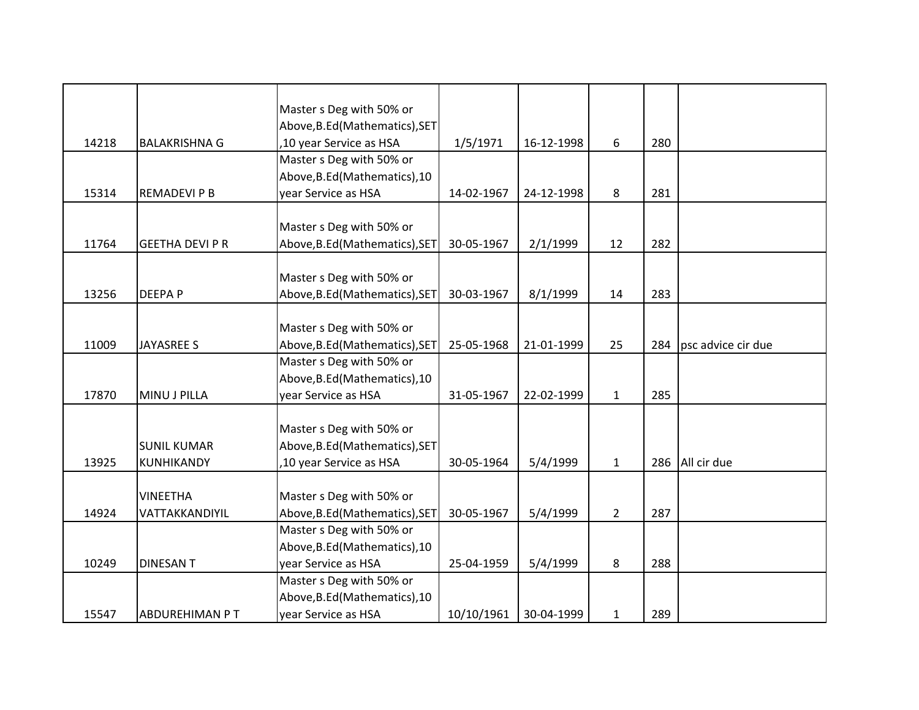| | | | | | | | |
|---|---|---|---|---|---|---|---|
| 14218 | BALAKRISHNA G | Master s Deg with 50% or Above,B.Ed(Mathematics),SET ,10 year Service as HSA | 1/5/1971 | 16-12-1998 | 6 | 280 | |
| 15314 | REMADEVI P B | Master s Deg with 50% or Above,B.Ed(Mathematics),10 year Service as HSA | 14-02-1967 | 24-12-1998 | 8 | 281 | |
| 11764 | GEETHA DEVI P R | Master s Deg with 50% or Above,B.Ed(Mathematics),SET | 30-05-1967 | 2/1/1999 | 12 | 282 | |
| 13256 | DEEPA P | Master s Deg with 50% or Above,B.Ed(Mathematics),SET | 30-03-1967 | 8/1/1999 | 14 | 283 | |
| 11009 | JAYASREE S | Master s Deg with 50% or Above,B.Ed(Mathematics),SET | 25-05-1968 | 21-01-1999 | 25 | 284 | psc advice cir due |
| 17870 | MINU J PILLA | Master s Deg with 50% or Above,B.Ed(Mathematics),10 year Service as HSA | 31-05-1967 | 22-02-1999 | 1 | 285 | |
| 13925 | SUNIL KUMAR KUNHIKANDY | Master s Deg with 50% or Above,B.Ed(Mathematics),SET ,10 year Service as HSA | 30-05-1964 | 5/4/1999 | 1 | 286 | All cir due |
| 14924 | VINEETHA VATTAKKANDIYIL | Master s Deg with 50% or Above,B.Ed(Mathematics),SET | 30-05-1967 | 5/4/1999 | 2 | 287 | |
| 10249 | DINESAN T | Master s Deg with 50% or Above,B.Ed(Mathematics),10 year Service as HSA | 25-04-1959 | 5/4/1999 | 8 | 288 | |
| 15547 | ABDUREHIMAN P T | Master s Deg with 50% or Above,B.Ed(Mathematics),10 year Service as HSA | 10/10/1961 | 30-04-1999 | 1 | 289 | |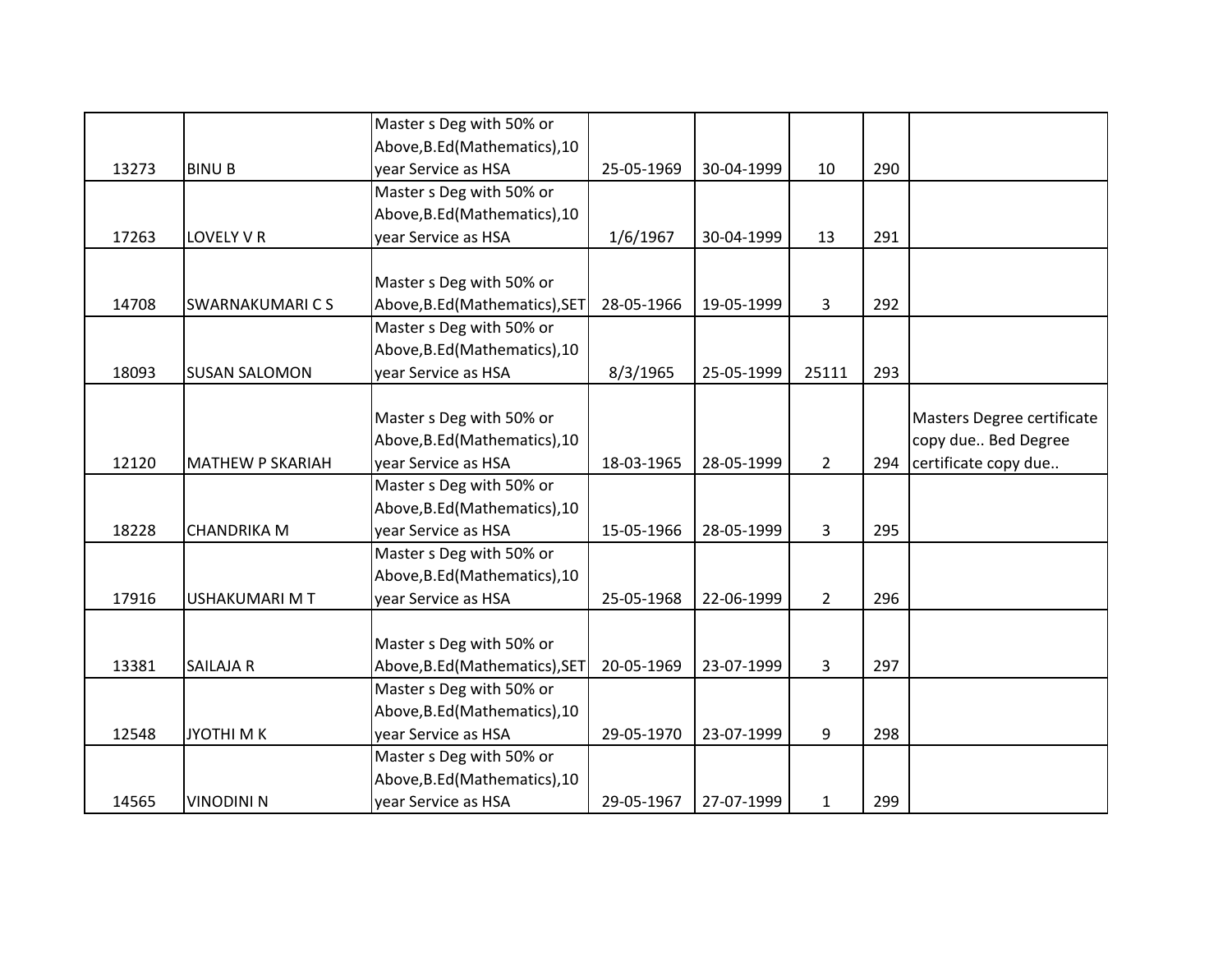| | | | | | | | |
|---|---|---|---|---|---|---|---|
| 13273 | BINU B | Master s Deg with 50% or Above,B.Ed(Mathematics),10 year Service as HSA | 25-05-1969 | 30-04-1999 | 10 | 290 | |
| 17263 | LOVELY V R | Master s Deg with 50% or Above,B.Ed(Mathematics),10 year Service as HSA | 1/6/1967 | 30-04-1999 | 13 | 291 | |
| 14708 | SWARNAKUMARI C S | Master s Deg with 50% or Above,B.Ed(Mathematics),SET | 28-05-1966 | 19-05-1999 | 3 | 292 | |
| 18093 | SUSAN SALOMON | Master s Deg with 50% or Above,B.Ed(Mathematics),10 year Service as HSA | 8/3/1965 | 25-05-1999 | 25111 | 293 | |
| 12120 | MATHEW P SKARIAH | Master s Deg with 50% or Above,B.Ed(Mathematics),10 year Service as HSA | 18-03-1965 | 28-05-1999 | 2 | 294 | Masters Degree certificate copy due.. Bed Degree certificate copy due.. |
| 18228 | CHANDRIKA M | Master s Deg with 50% or Above,B.Ed(Mathematics),10 year Service as HSA | 15-05-1966 | 28-05-1999 | 3 | 295 | |
| 17916 | USHAKUMARI M T | Master s Deg with 50% or Above,B.Ed(Mathematics),10 year Service as HSA | 25-05-1968 | 22-06-1999 | 2 | 296 | |
| 13381 | SAILAJA R | Master s Deg with 50% or Above,B.Ed(Mathematics),SET | 20-05-1969 | 23-07-1999 | 3 | 297 | |
| 12548 | JYOTHI M K | Master s Deg with 50% or Above,B.Ed(Mathematics),10 year Service as HSA | 29-05-1970 | 23-07-1999 | 9 | 298 | |
| 14565 | VINODINI N | Master s Deg with 50% or Above,B.Ed(Mathematics),10 year Service as HSA | 29-05-1967 | 27-07-1999 | 1 | 299 | |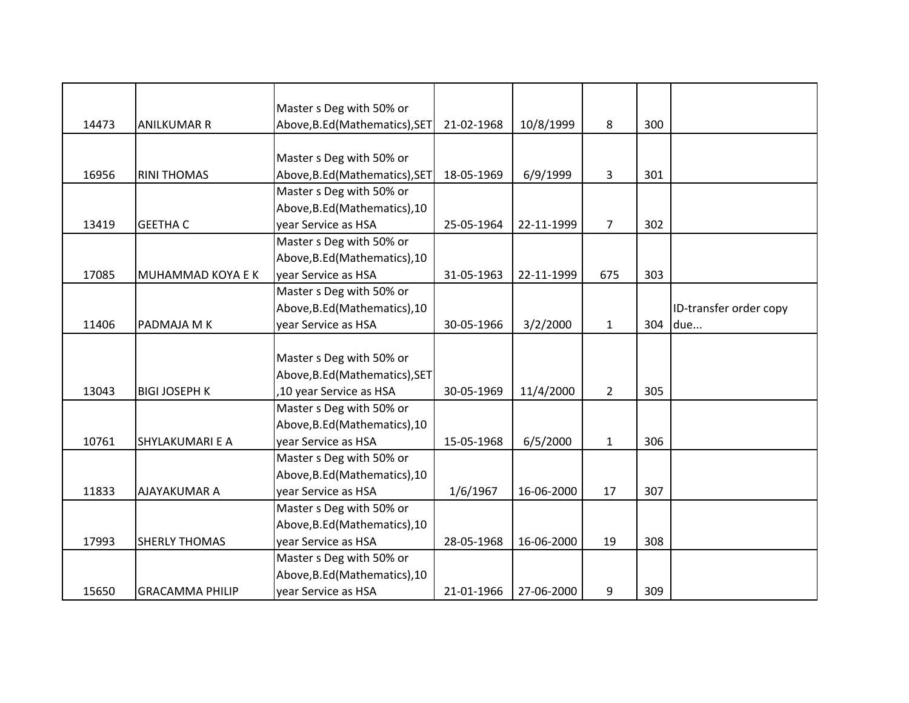| | | | | | | | |
|---|---|---|---|---|---|---|---|
| 14473 | ANILKUMAR R | Master s Deg with 50% or Above,B.Ed(Mathematics),SET | 21-02-1968 | 10/8/1999 | 8 | 300 | |
| 16956 | RINI THOMAS | Master s Deg with 50% or Above,B.Ed(Mathematics),SET | 18-05-1969 | 6/9/1999 | 3 | 301 | |
| 13419 | GEETHA C | Master s Deg with 50% or Above,B.Ed(Mathematics),10 year Service as HSA | 25-05-1964 | 22-11-1999 | 7 | 302 | |
| 17085 | MUHAMMAD KOYA E K | Master s Deg with 50% or Above,B.Ed(Mathematics),10 year Service as HSA | 31-05-1963 | 22-11-1999 | 675 | 303 | |
| 11406 | PADMAJA M K | Master s Deg with 50% or Above,B.Ed(Mathematics),10 year Service as HSA | 30-05-1966 | 3/2/2000 | 1 | 304 | ID-transfer order copy due... |
| 13043 | BIGI JOSEPH K | Master s Deg with 50% or Above,B.Ed(Mathematics),SET ,10 year Service as HSA | 30-05-1969 | 11/4/2000 | 2 | 305 | |
| 10761 | SHYLAKUMARI E A | Master s Deg with 50% or Above,B.Ed(Mathematics),10 year Service as HSA | 15-05-1968 | 6/5/2000 | 1 | 306 | |
| 11833 | AJAYAKUMAR A | Master s Deg with 50% or Above,B.Ed(Mathematics),10 year Service as HSA | 1/6/1967 | 16-06-2000 | 17 | 307 | |
| 17993 | SHERLY THOMAS | Master s Deg with 50% or Above,B.Ed(Mathematics),10 year Service as HSA | 28-05-1968 | 16-06-2000 | 19 | 308 | |
| 15650 | GRACAMMA PHILIP | Master s Deg with 50% or Above,B.Ed(Mathematics),10 year Service as HSA | 21-01-1966 | 27-06-2000 | 9 | 309 | |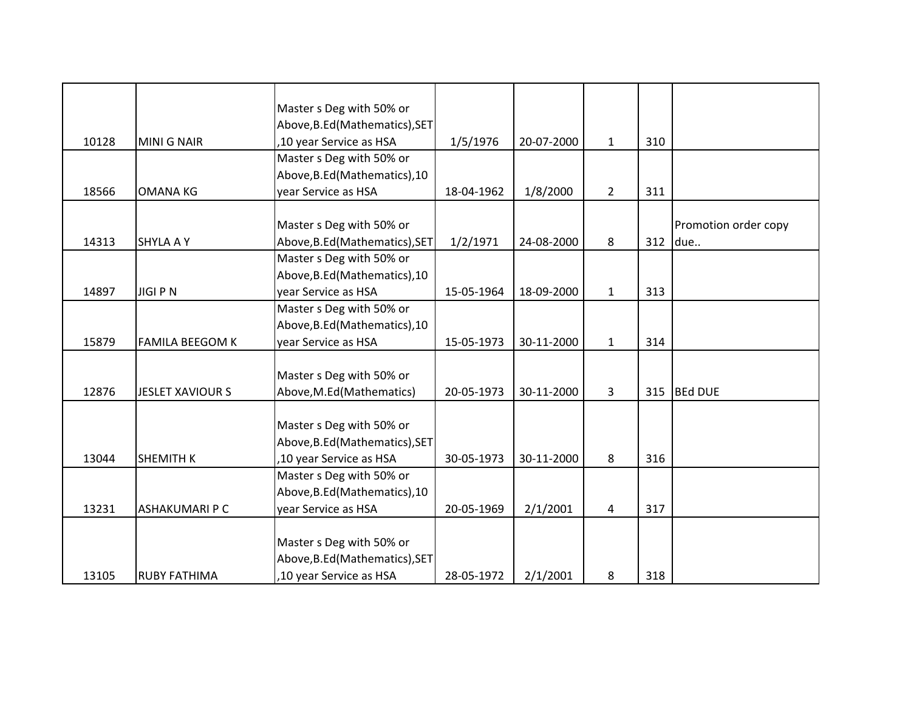| | | | | | | | |
|---|---|---|---|---|---|---|---|
| 10128 | MINI G NAIR | Master s Deg with 50% or Above,B.Ed(Mathematics),SET ,10 year Service as HSA | 1/5/1976 | 20-07-2000 | 1 | 310 | |
| 18566 | OMANA KG | Master s Deg with 50% or Above,B.Ed(Mathematics),10 year Service as HSA | 18-04-1962 | 1/8/2000 | 2 | 311 | |
| 14313 | SHYLA A Y | Master s Deg with 50% or Above,B.Ed(Mathematics),SET | 1/2/1971 | 24-08-2000 | 8 | 312 | Promotion order copy due.. |
| 14897 | JIGI P N | Master s Deg with 50% or Above,B.Ed(Mathematics),10 year Service as HSA | 15-05-1964 | 18-09-2000 | 1 | 313 | |
| 15879 | FAMILA BEEGOM K | Master s Deg with 50% or Above,B.Ed(Mathematics),10 year Service as HSA | 15-05-1973 | 30-11-2000 | 1 | 314 | |
| 12876 | JESLET XAVIOUR S | Master s Deg with 50% or Above,M.Ed(Mathematics) | 20-05-1973 | 30-11-2000 | 3 | 315 | BEd DUE |
| 13044 | SHEMITH K | Master s Deg with 50% or Above,B.Ed(Mathematics),SET ,10 year Service as HSA | 30-05-1973 | 30-11-2000 | 8 | 316 | |
| 13231 | ASHAKUMARI P C | Master s Deg with 50% or Above,B.Ed(Mathematics),10 year Service as HSA | 20-05-1969 | 2/1/2001 | 4 | 317 | |
| 13105 | RUBY FATHIMA | Master s Deg with 50% or Above,B.Ed(Mathematics),SET ,10 year Service as HSA | 28-05-1972 | 2/1/2001 | 8 | 318 | |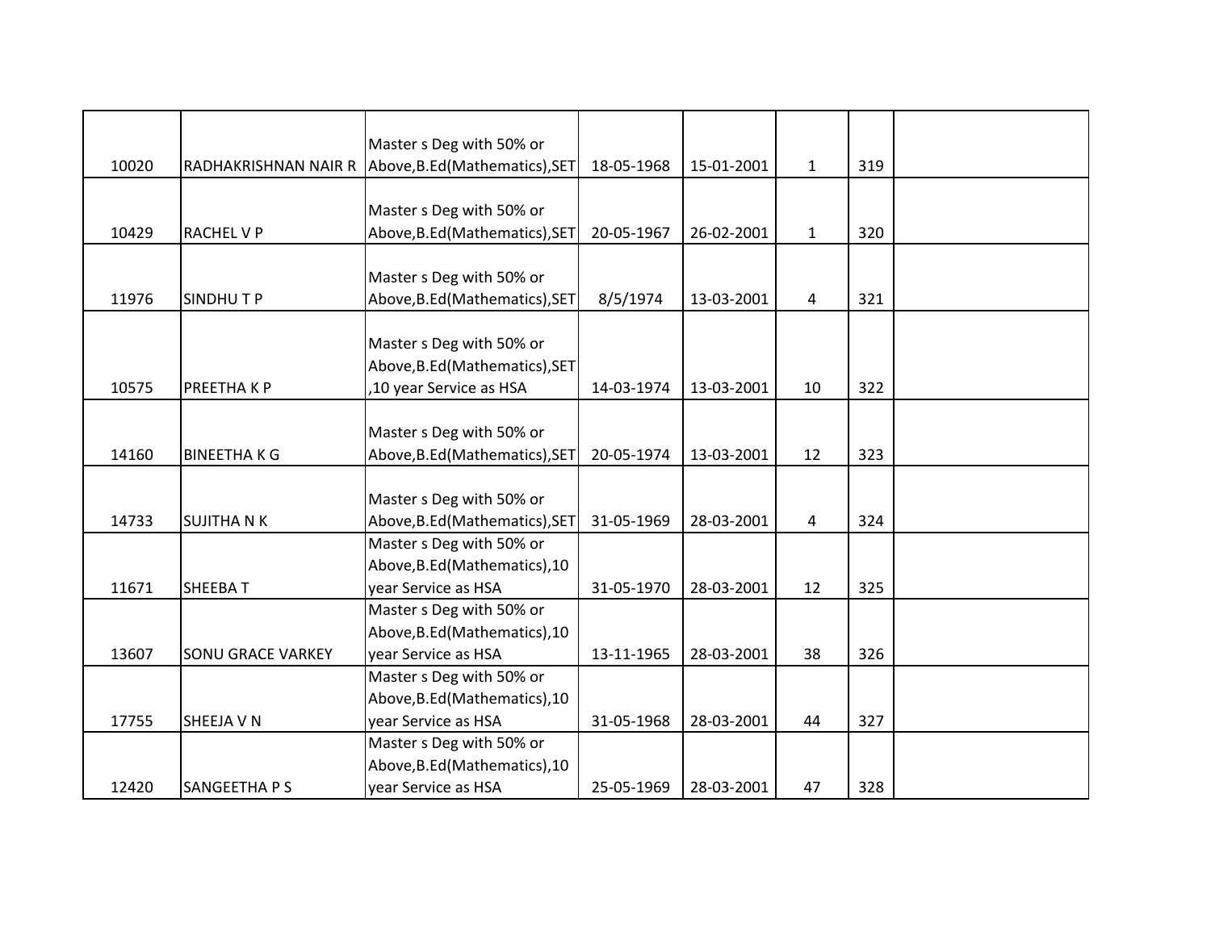| | | | | | | | |
|---|---|---|---|---|---|---|---|
| 10020 | RADHAKRISHNAN NAIR R | Master s Deg with 50% or Above,B.Ed(Mathematics),SET | 18-05-1968 | 15-01-2001 | 1 | 319 | |
| 10429 | RACHEL V P | Master s Deg with 50% or Above,B.Ed(Mathematics),SET | 20-05-1967 | 26-02-2001 | 1 | 320 | |
| 11976 | SINDHU T P | Master s Deg with 50% or Above,B.Ed(Mathematics),SET | 8/5/1974 | 13-03-2001 | 4 | 321 | |
| 10575 | PREETHA K P | Master s Deg with 50% or Above,B.Ed(Mathematics),SET ,10 year Service as HSA | 14-03-1974 | 13-03-2001 | 10 | 322 | |
| 14160 | BINEETHA K G | Master s Deg with 50% or Above,B.Ed(Mathematics),SET | 20-05-1974 | 13-03-2001 | 12 | 323 | |
| 14733 | SUJITHA N K | Master s Deg with 50% or Above,B.Ed(Mathematics),SET | 31-05-1969 | 28-03-2001 | 4 | 324 | |
| 11671 | SHEEBA T | Master s Deg with 50% or Above,B.Ed(Mathematics),10 year Service as HSA | 31-05-1970 | 28-03-2001 | 12 | 325 | |
| 13607 | SONU GRACE VARKEY | Master s Deg with 50% or Above,B.Ed(Mathematics),10 year Service as HSA | 13-11-1965 | 28-03-2001 | 38 | 326 | |
| 17755 | SHEEJA V N | Master s Deg with 50% or Above,B.Ed(Mathematics),10 year Service as HSA | 31-05-1968 | 28-03-2001 | 44 | 327 | |
| 12420 | SANGEETHA P S | Master s Deg with 50% or Above,B.Ed(Mathematics),10 year Service as HSA | 25-05-1969 | 28-03-2001 | 47 | 328 | |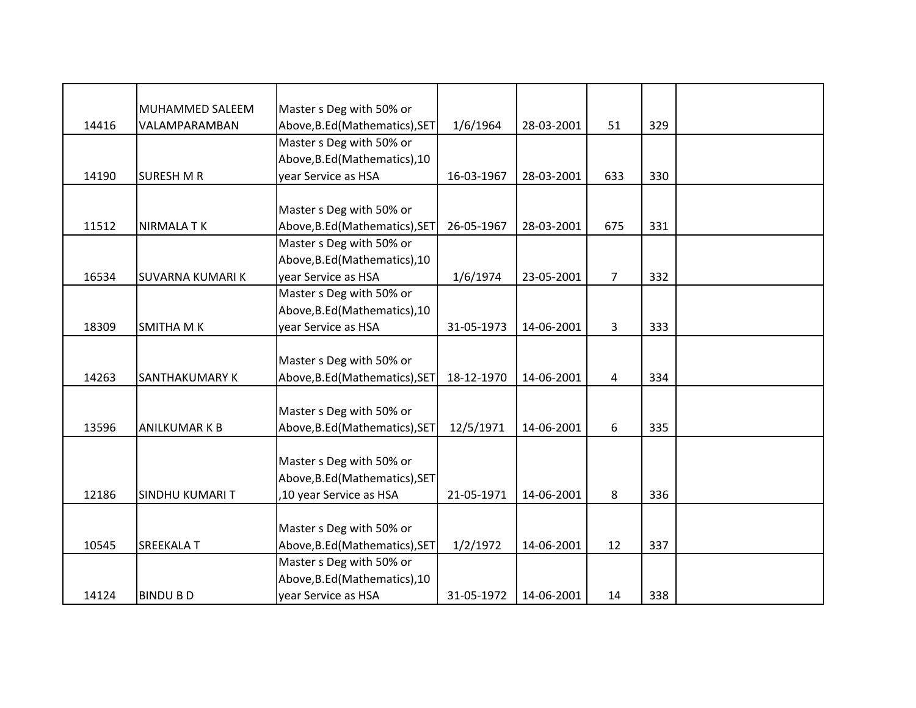| | | | | | | | |
|---|---|---|---|---|---|---|---|
| 14416 | MUHAMMED SALEEM VALAMPARAMBAN | Master s Deg with 50% or Above,B.Ed(Mathematics),SET | 1/6/1964 | 28-03-2001 | 51 | 329 | |
| 14190 | SURESH M R | Master s Deg with 50% or Above,B.Ed(Mathematics),10 year Service as HSA | 16-03-1967 | 28-03-2001 | 633 | 330 | |
| 11512 | NIRMALA T K | Master s Deg with 50% or Above,B.Ed(Mathematics),SET | 26-05-1967 | 28-03-2001 | 675 | 331 | |
| 16534 | SUVARNA KUMARI K | Master s Deg with 50% or Above,B.Ed(Mathematics),10 year Service as HSA | 1/6/1974 | 23-05-2001 | 7 | 332 | |
| 18309 | SMITHA M K | Master s Deg with 50% or Above,B.Ed(Mathematics),10 year Service as HSA | 31-05-1973 | 14-06-2001 | 3 | 333 | |
| 14263 | SANTHAKUMARY K | Master s Deg with 50% or Above,B.Ed(Mathematics),SET | 18-12-1970 | 14-06-2001 | 4 | 334 | |
| 13596 | ANILKUMAR K B | Master s Deg with 50% or Above,B.Ed(Mathematics),SET | 12/5/1971 | 14-06-2001 | 6 | 335 | |
| 12186 | SINDHU KUMARI T | Master s Deg with 50% or Above,B.Ed(Mathematics),SET ,10 year Service as HSA | 21-05-1971 | 14-06-2001 | 8 | 336 | |
| 10545 | SREEKALA T | Master s Deg with 50% or Above,B.Ed(Mathematics),SET | 1/2/1972 | 14-06-2001 | 12 | 337 | |
| 14124 | BINDU B D | Master s Deg with 50% or Above,B.Ed(Mathematics),10 year Service as HSA | 31-05-1972 | 14-06-2001 | 14 | 338 | |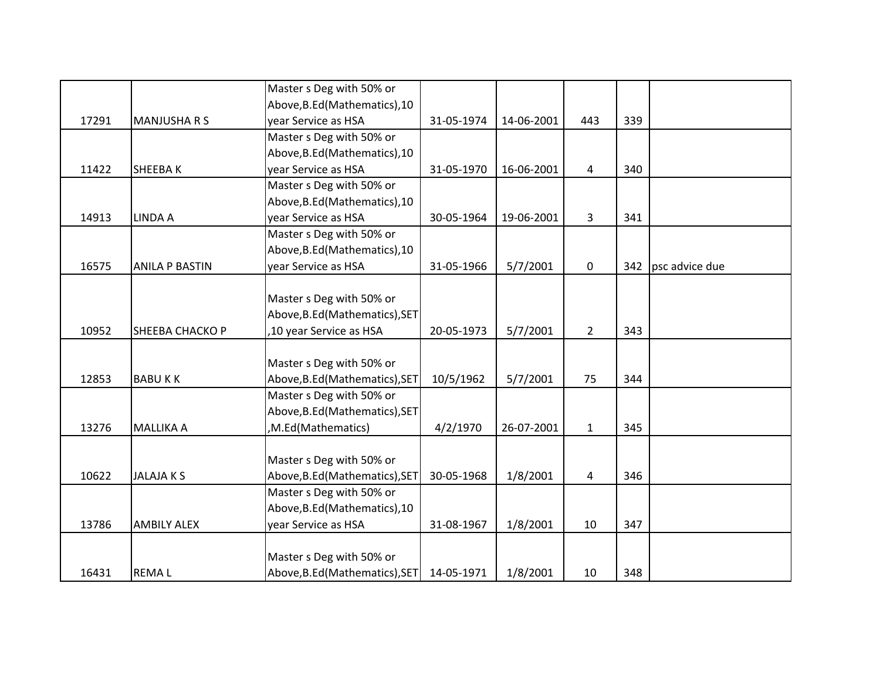| | | | | | | | |
|---|---|---|---|---|---|---|---|
| 17291 | MANJUSHA R S | Master s Deg with 50% or Above,B.Ed(Mathematics),10 year Service as HSA | 31-05-1974 | 14-06-2001 | 443 | 339 | |
| 11422 | SHEEBA K | Master s Deg with 50% or Above,B.Ed(Mathematics),10 year Service as HSA | 31-05-1970 | 16-06-2001 | 4 | 340 | |
| 14913 | LINDA A | Master s Deg with 50% or Above,B.Ed(Mathematics),10 year Service as HSA | 30-05-1964 | 19-06-2001 | 3 | 341 | |
| 16575 | ANILA P BASTIN | Master s Deg with 50% or Above,B.Ed(Mathematics),10 year Service as HSA | 31-05-1966 | 5/7/2001 | 0 | 342 | psc advice due |
| 10952 | SHEEBA CHACKO P | Master s Deg with 50% or Above,B.Ed(Mathematics),SET ,10 year Service as HSA | 20-05-1973 | 5/7/2001 | 2 | 343 | |
| 12853 | BABU K K | Master s Deg with 50% or Above,B.Ed(Mathematics),SET | 10/5/1962 | 5/7/2001 | 75 | 344 | |
| 13276 | MALLIKA A | Master s Deg with 50% or Above,B.Ed(Mathematics),SET ,M.Ed(Mathematics) | 4/2/1970 | 26-07-2001 | 1 | 345 | |
| 10622 | JALAJA K S | Master s Deg with 50% or Above,B.Ed(Mathematics),SET | 30-05-1968 | 1/8/2001 | 4 | 346 | |
| 13786 | AMBILY ALEX | Master s Deg with 50% or Above,B.Ed(Mathematics),10 year Service as HSA | 31-08-1967 | 1/8/2001 | 10 | 347 | |
| 16431 | REMA L | Master s Deg with 50% or Above,B.Ed(Mathematics),SET | 14-05-1971 | 1/8/2001 | 10 | 348 | |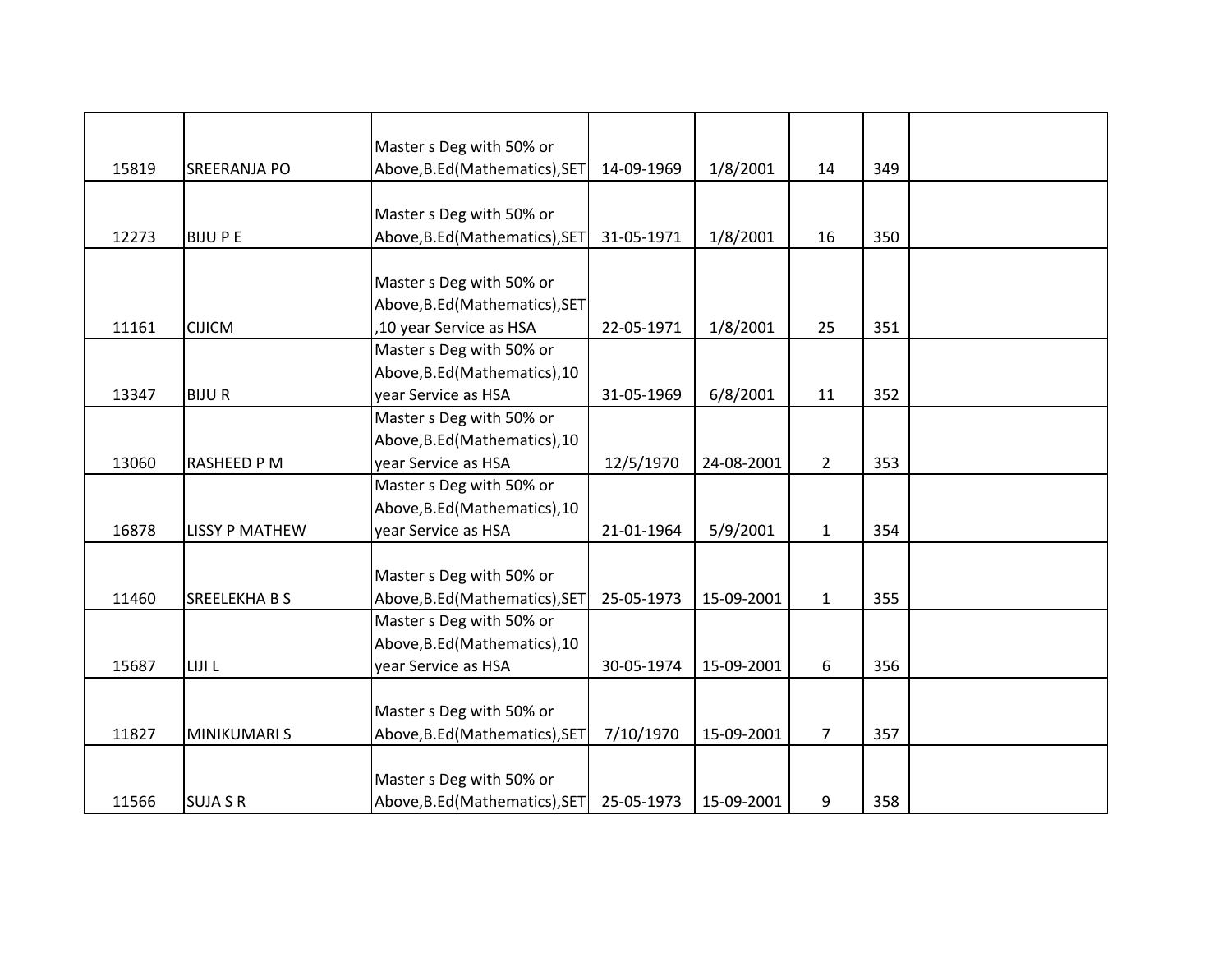| | | | | | | | |
|---|---|---|---|---|---|---|---|
| 15819 | SREERANJA PO | Master s Deg with 50% or Above,B.Ed(Mathematics),SET | 14-09-1969 | 1/8/2001 | 14 | 349 | |
| 12273 | BIJU P E | Master s Deg with 50% or Above,B.Ed(Mathematics),SET | 31-05-1971 | 1/8/2001 | 16 | 350 | |
| 11161 | CIJICM | Master s Deg with 50% or Above,B.Ed(Mathematics),SET ,10 year Service as HSA | 22-05-1971 | 1/8/2001 | 25 | 351 | |
| 13347 | BIJU R | Master s Deg with 50% or Above,B.Ed(Mathematics),10 year Service as HSA | 31-05-1969 | 6/8/2001 | 11 | 352 | |
| 13060 | RASHEED P M | Master s Deg with 50% or Above,B.Ed(Mathematics),10 year Service as HSA | 12/5/1970 | 24-08-2001 | 2 | 353 | |
| 16878 | LISSY P MATHEW | Master s Deg with 50% or Above,B.Ed(Mathematics),10 year Service as HSA | 21-01-1964 | 5/9/2001 | 1 | 354 | |
| 11460 | SREELEKHA B S | Master s Deg with 50% or Above,B.Ed(Mathematics),SET | 25-05-1973 | 15-09-2001 | 1 | 355 | |
| 15687 | LIJI L | Master s Deg with 50% or Above,B.Ed(Mathematics),10 year Service as HSA | 30-05-1974 | 15-09-2001 | 6 | 356 | |
| 11827 | MINIKUMARI S | Master s Deg with 50% or Above,B.Ed(Mathematics),SET | 7/10/1970 | 15-09-2001 | 7 | 357 | |
| 11566 | SUJA S R | Master s Deg with 50% or Above,B.Ed(Mathematics),SET | 25-05-1973 | 15-09-2001 | 9 | 358 | |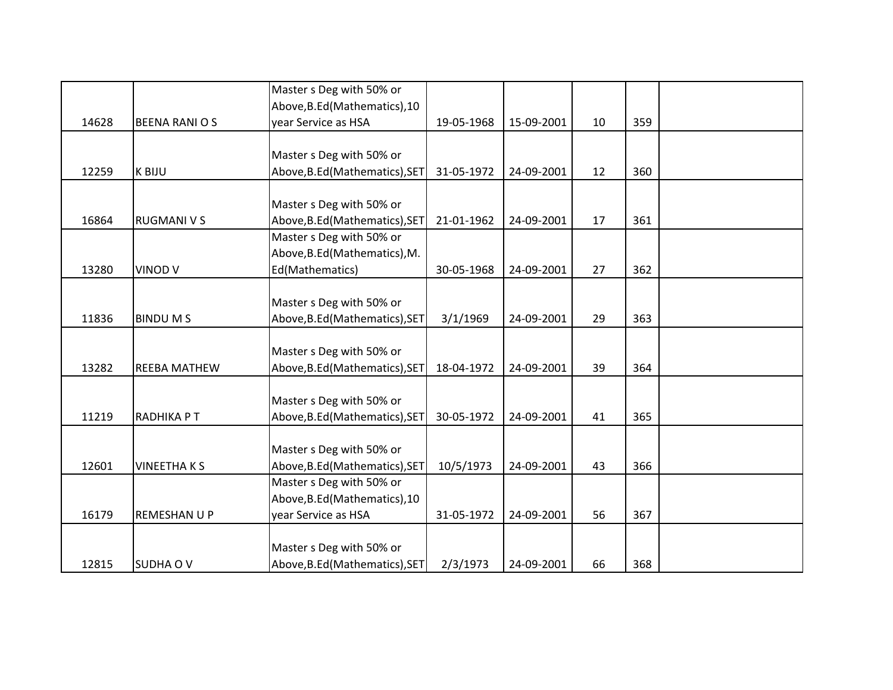| | | | | | | | |
|---|---|---|---|---|---|---|---|
| 14628 | BEENA RANI O S | Master s Deg with 50% or Above,B.Ed(Mathematics),10 year Service as HSA | 19-05-1968 | 15-09-2001 | 10 | 359 | |
| 12259 | K BIJU | Master s Deg with 50% or Above,B.Ed(Mathematics),SET | 31-05-1972 | 24-09-2001 | 12 | 360 | |
| 16864 | RUGMANI V S | Master s Deg with 50% or Above,B.Ed(Mathematics),SET | 21-01-1962 | 24-09-2001 | 17 | 361 | |
| 13280 | VINOD V | Master s Deg with 50% or Above,B.Ed(Mathematics),M. Ed(Mathematics) | 30-05-1968 | 24-09-2001 | 27 | 362 | |
| 11836 | BINDU M S | Master s Deg with 50% or Above,B.Ed(Mathematics),SET | 3/1/1969 | 24-09-2001 | 29 | 363 | |
| 13282 | REEBA MATHEW | Master s Deg with 50% or Above,B.Ed(Mathematics),SET | 18-04-1972 | 24-09-2001 | 39 | 364 | |
| 11219 | RADHIKA P T | Master s Deg with 50% or Above,B.Ed(Mathematics),SET | 30-05-1972 | 24-09-2001 | 41 | 365 | |
| 12601 | VINEETHA K S | Master s Deg with 50% or Above,B.Ed(Mathematics),SET | 10/5/1973 | 24-09-2001 | 43 | 366 | |
| 16179 | REMESHAN U P | Master s Deg with 50% or Above,B.Ed(Mathematics),10 year Service as HSA | 31-05-1972 | 24-09-2001 | 56 | 367 | |
| 12815 | SUDHA O V | Master s Deg with 50% or Above,B.Ed(Mathematics),SET | 2/3/1973 | 24-09-2001 | 66 | 368 | |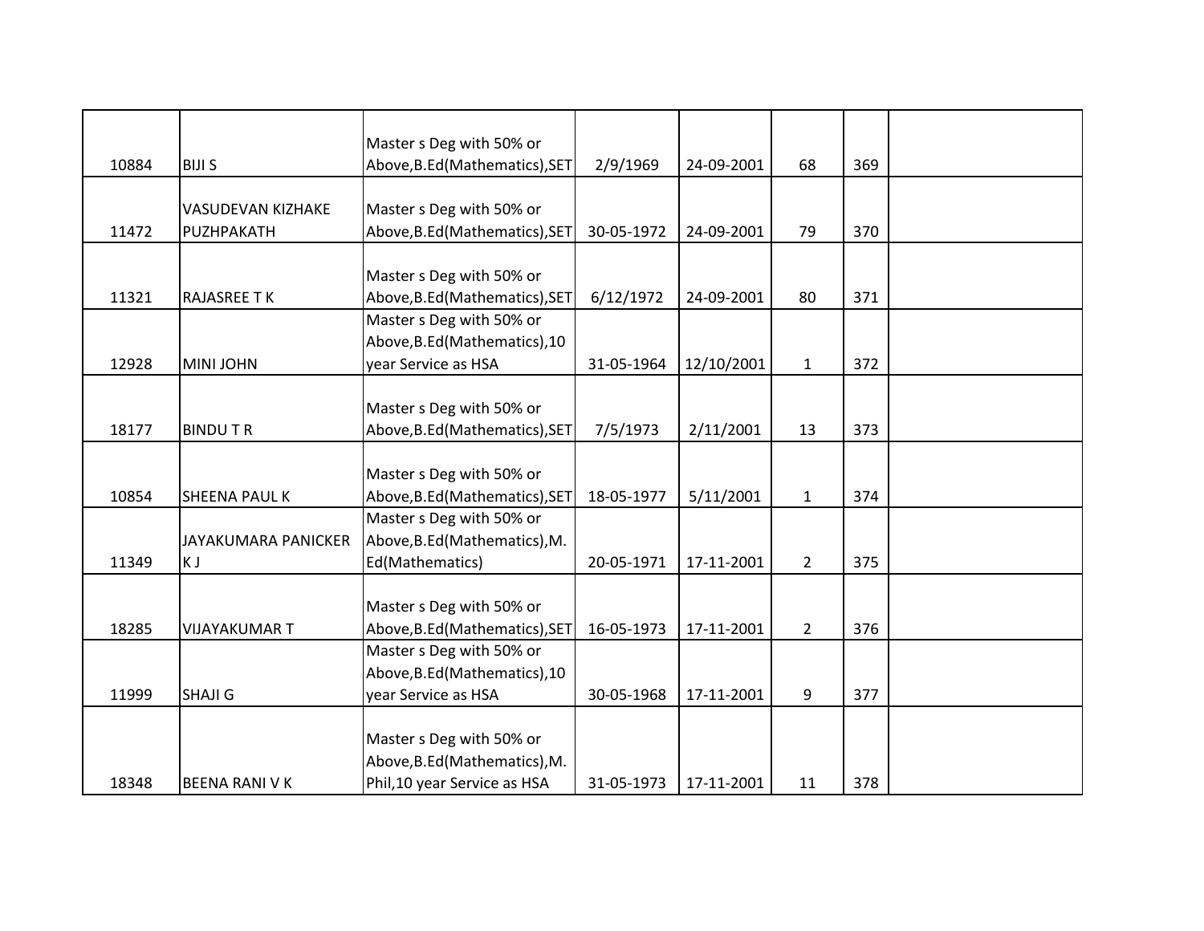| | | | | | | | |
|---|---|---|---|---|---|---|---|
| 10884 | BIJI S | Master s Deg with 50% or Above,B.Ed(Mathematics),SET | 2/9/1969 | 24-09-2001 | 68 | 369 | |
| 11472 | VASUDEVAN KIZHAKE PUZHPAKATH | Master s Deg with 50% or Above,B.Ed(Mathematics),SET | 30-05-1972 | 24-09-2001 | 79 | 370 | |
| 11321 | RAJASREE T K | Master s Deg with 50% or Above,B.Ed(Mathematics),SET | 6/12/1972 | 24-09-2001 | 80 | 371 | |
| 12928 | MINI JOHN | Master s Deg with 50% or Above,B.Ed(Mathematics),10 year Service as HSA | 31-05-1964 | 12/10/2001 | 1 | 372 | |
| 18177 | BINDU T R | Master s Deg with 50% or Above,B.Ed(Mathematics),SET | 7/5/1973 | 2/11/2001 | 13 | 373 | |
| 10854 | SHEENA PAUL K | Master s Deg with 50% or Above,B.Ed(Mathematics),SET | 18-05-1977 | 5/11/2001 | 1 | 374 | |
| 11349 | JAYAKUMARA PANICKER K J | Master s Deg with 50% or Above,B.Ed(Mathematics),M.Ed(Mathematics) | 20-05-1971 | 17-11-2001 | 2 | 375 | |
| 18285 | VIJAYAKUMAR T | Master s Deg with 50% or Above,B.Ed(Mathematics),SET | 16-05-1973 | 17-11-2001 | 2 | 376 | |
| 11999 | SHAJI G | Master s Deg with 50% or Above,B.Ed(Mathematics),10 year Service as HSA | 30-05-1968 | 17-11-2001 | 9 | 377 | |
| 18348 | BEENA RANI V K | Master s Deg with 50% or Above,B.Ed(Mathematics),M.Phil,10 year Service as HSA | 31-05-1973 | 17-11-2001 | 11 | 378 | |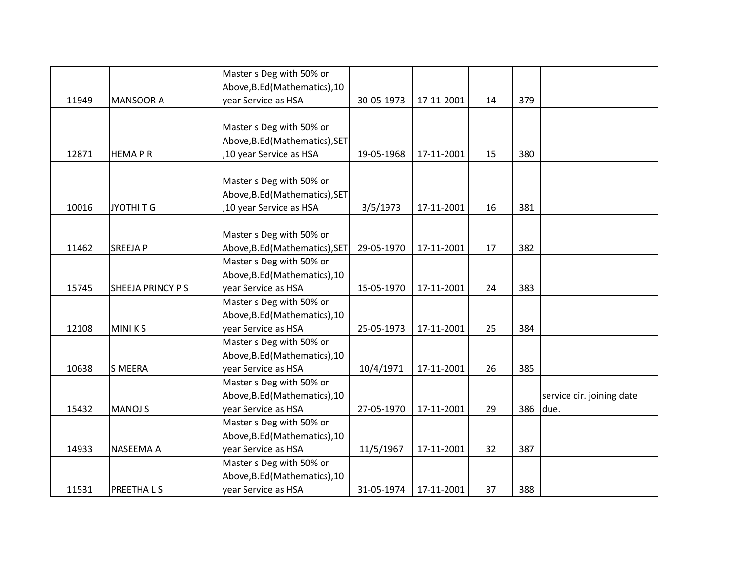| | | | | | | | |
|---|---|---|---|---|---|---|---|
| 11949 | MANSOOR A | Master s Deg with 50% or Above,B.Ed(Mathematics),10 year Service as HSA | 30-05-1973 | 17-11-2001 | 14 | 379 | |
| 12871 | HEMA P R | Master s Deg with 50% or Above,B.Ed(Mathematics),SET ,10 year Service as HSA | 19-05-1968 | 17-11-2001 | 15 | 380 | |
| 10016 | JYOTHI T G | Master s Deg with 50% or Above,B.Ed(Mathematics),SET ,10 year Service as HSA | 3/5/1973 | 17-11-2001 | 16 | 381 | |
| 11462 | SREEJA P | Master s Deg with 50% or Above,B.Ed(Mathematics),SET | 29-05-1970 | 17-11-2001 | 17 | 382 | |
| 15745 | SHEEJA PRINCY P S | Master s Deg with 50% or Above,B.Ed(Mathematics),10 year Service as HSA | 15-05-1970 | 17-11-2001 | 24 | 383 | |
| 12108 | MINI K S | Master s Deg with 50% or Above,B.Ed(Mathematics),10 year Service as HSA | 25-05-1973 | 17-11-2001 | 25 | 384 | |
| 10638 | S MEERA | Master s Deg with 50% or Above,B.Ed(Mathematics),10 year Service as HSA | 10/4/1971 | 17-11-2001 | 26 | 385 | |
| 15432 | MANOJ S | Master s Deg with 50% or Above,B.Ed(Mathematics),10 year Service as HSA | 27-05-1970 | 17-11-2001 | 29 | 386 | service cir. joining date due. |
| 14933 | NASEEMA A | Master s Deg with 50% or Above,B.Ed(Mathematics),10 year Service as HSA | 11/5/1967 | 17-11-2001 | 32 | 387 | |
| 11531 | PREETHA L S | Master s Deg with 50% or Above,B.Ed(Mathematics),10 year Service as HSA | 31-05-1974 | 17-11-2001 | 37 | 388 | |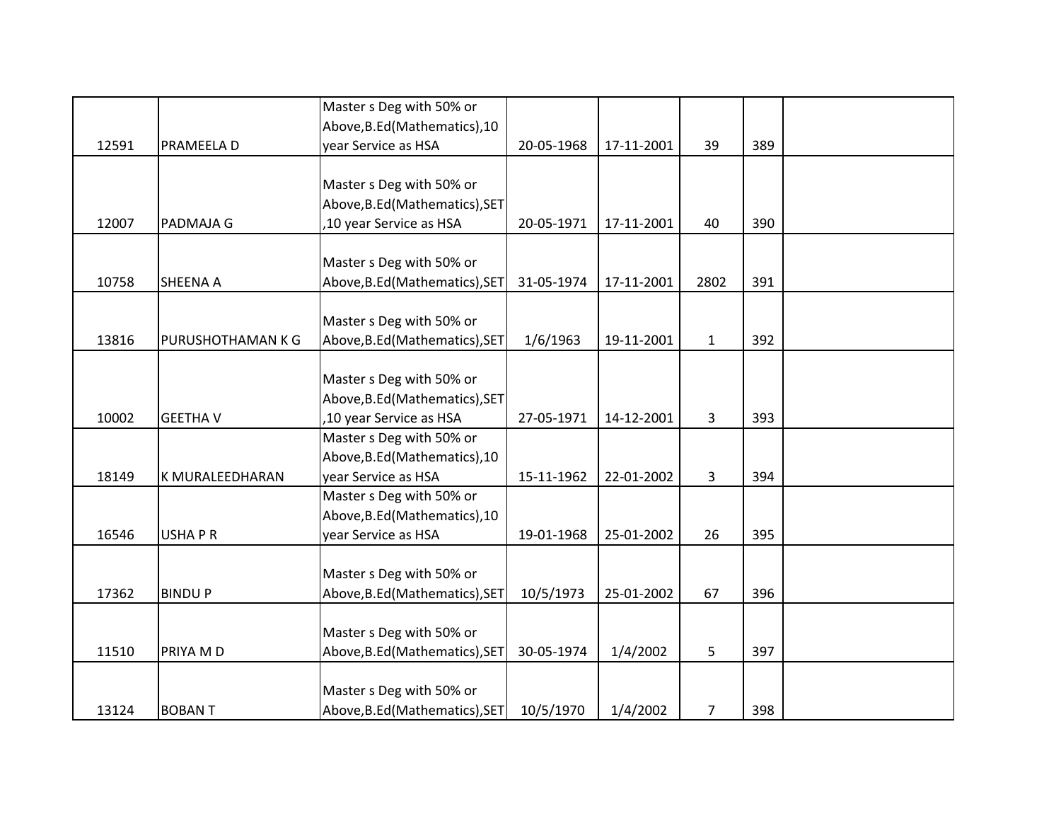| | | | | | | | |
|---|---|---|---|---|---|---|---|
| 12591 | PRAMEELA D | Master s Deg with 50% or Above,B.Ed(Mathematics),10 year Service as HSA | 20-05-1968 | 17-11-2001 | 39 | 389 | |
| 12007 | PADMAJA G | Master s Deg with 50% or Above,B.Ed(Mathematics),SET ,10 year Service as HSA | 20-05-1971 | 17-11-2001 | 40 | 390 | |
| 10758 | SHEENA A | Master s Deg with 50% or Above,B.Ed(Mathematics),SET | 31-05-1974 | 17-11-2001 | 2802 | 391 | |
| 13816 | PURUSHOTHAMAN K G | Master s Deg with 50% or Above,B.Ed(Mathematics),SET | 1/6/1963 | 19-11-2001 | 1 | 392 | |
| 10002 | GEETHA V | Master s Deg with 50% or Above,B.Ed(Mathematics),SET ,10 year Service as HSA | 27-05-1971 | 14-12-2001 | 3 | 393 | |
| 18149 | K MURALEEDHARAN | Master s Deg with 50% or Above,B.Ed(Mathematics),10 year Service as HSA | 15-11-1962 | 22-01-2002 | 3 | 394 | |
| 16546 | USHA P R | Master s Deg with 50% or Above,B.Ed(Mathematics),10 year Service as HSA | 19-01-1968 | 25-01-2002 | 26 | 395 | |
| 17362 | BINDU P | Master s Deg with 50% or Above,B.Ed(Mathematics),SET | 10/5/1973 | 25-01-2002 | 67 | 396 | |
| 11510 | PRIYA M D | Master s Deg with 50% or Above,B.Ed(Mathematics),SET | 30-05-1974 | 1/4/2002 | 5 | 397 | |
| 13124 | BOBAN T | Master s Deg with 50% or Above,B.Ed(Mathematics),SET | 10/5/1970 | 1/4/2002 | 7 | 398 | |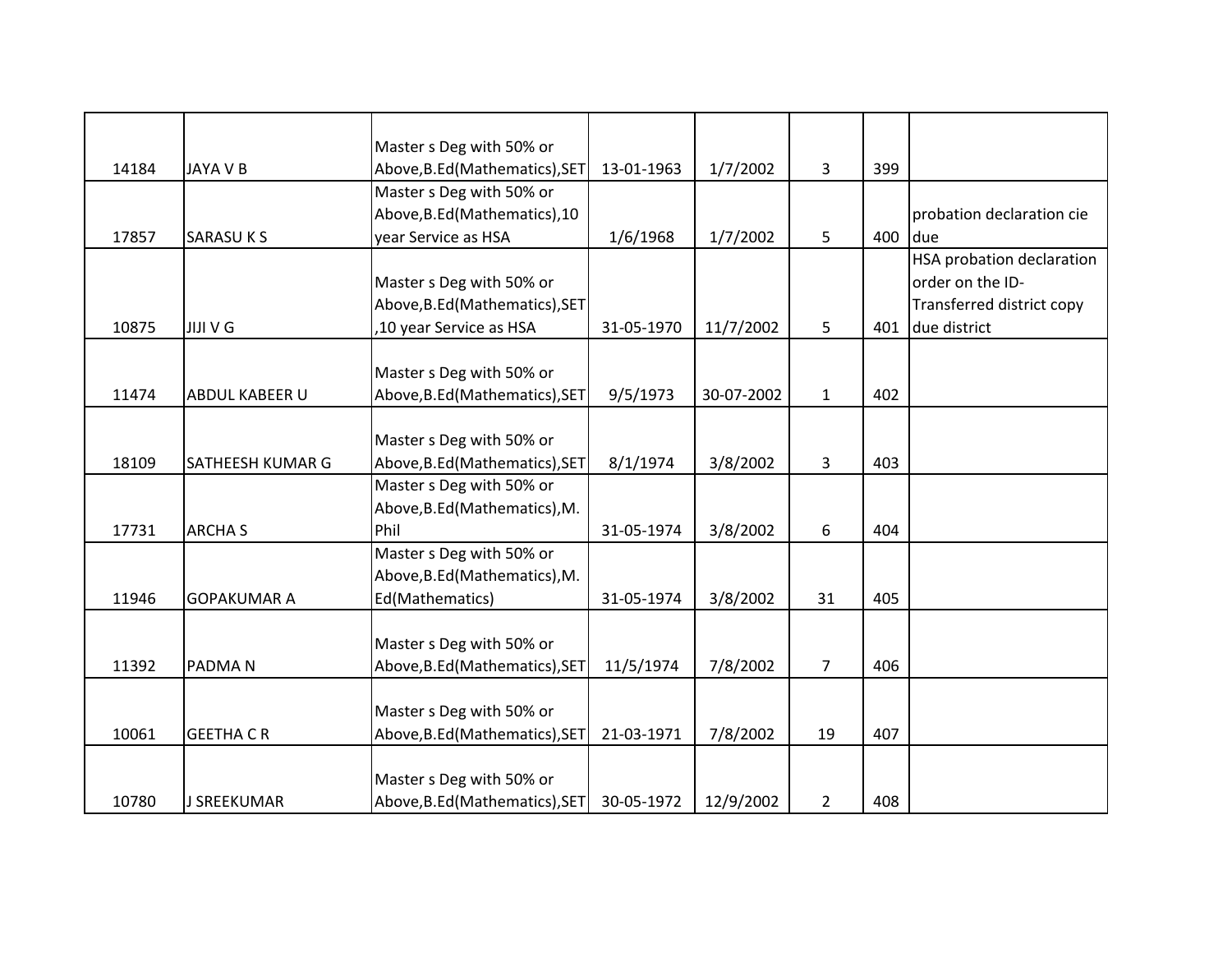| | | | | | | | |
|---|---|---|---|---|---|---|---|
| 14184 | JAYA V B | Master s Deg with 50% or Above,B.Ed(Mathematics),SET | 13-01-1963 | 1/7/2002 | 3 | 399 | |
| 17857 | SARASU K S | Master s Deg with 50% or Above,B.Ed(Mathematics),10 year Service as HSA | 1/6/1968 | 1/7/2002 | 5 | 400 | probation declaration cie due |
| 10875 | JIJI V G | Master s Deg with 50% or Above,B.Ed(Mathematics),SET ,10 year Service as HSA | 31-05-1970 | 11/7/2002 | 5 | 401 | HSA probation declaration order on the ID-Transferred district copy due district |
| 11474 | ABDUL KABEER U | Master s Deg with 50% or Above,B.Ed(Mathematics),SET | 9/5/1973 | 30-07-2002 | 1 | 402 | |
| 18109 | SATHEESH KUMAR G | Master s Deg with 50% or Above,B.Ed(Mathematics),SET | 8/1/1974 | 3/8/2002 | 3 | 403 | |
| 17731 | ARCHA S | Master s Deg with 50% or Above,B.Ed(Mathematics),M. Phil | 31-05-1974 | 3/8/2002 | 6 | 404 | |
| 11946 | GOPAKUMAR A | Master s Deg with 50% or Above,B.Ed(Mathematics),M. Ed(Mathematics) | 31-05-1974 | 3/8/2002 | 31 | 405 | |
| 11392 | PADMA N | Master s Deg with 50% or Above,B.Ed(Mathematics),SET | 11/5/1974 | 7/8/2002 | 7 | 406 | |
| 10061 | GEETHA C R | Master s Deg with 50% or Above,B.Ed(Mathematics),SET | 21-03-1971 | 7/8/2002 | 19 | 407 | |
| 10780 | J SREEKUMAR | Master s Deg with 50% or Above,B.Ed(Mathematics),SET | 30-05-1972 | 12/9/2002 | 2 | 408 | |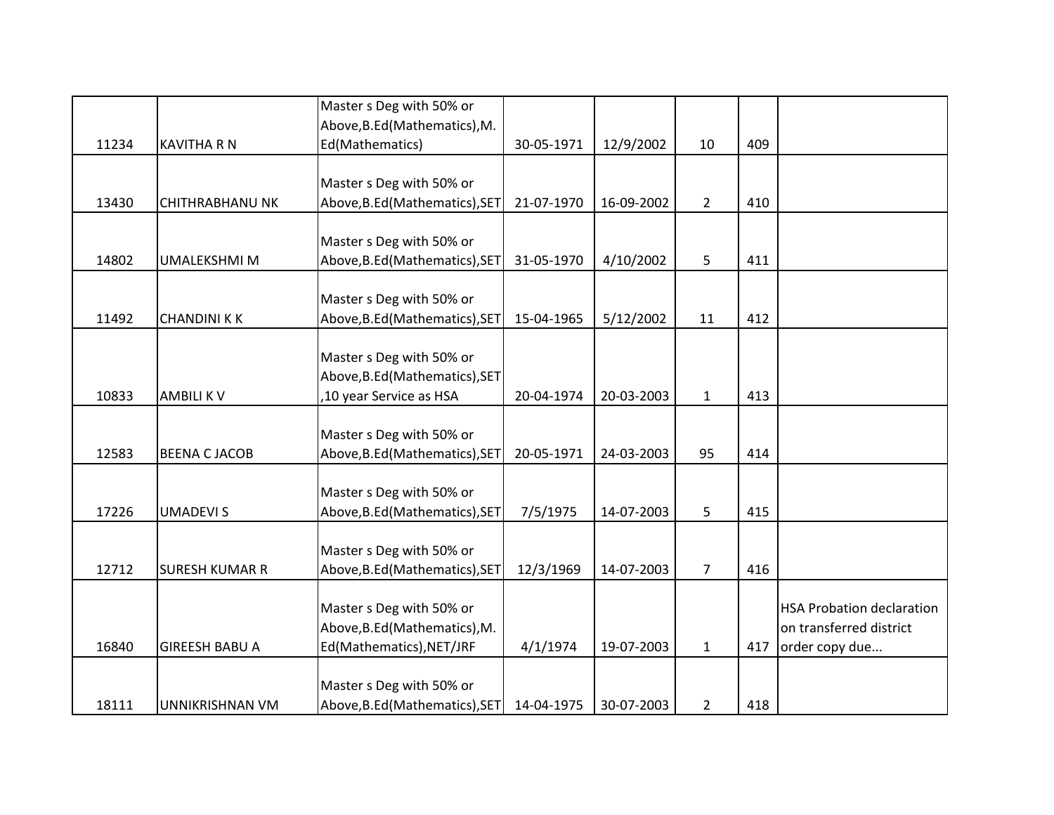| | | | | | | | |
|---|---|---|---|---|---|---|---|
| 11234 | KAVITHA R N | Master s Deg with 50% or Above,B.Ed(Mathematics),M.Ed(Mathematics) | 30-05-1971 | 12/9/2002 | 10 | 409 | |
| 13430 | CHITHRABHANU NK | Master s Deg with 50% or Above,B.Ed(Mathematics),SET | 21-07-1970 | 16-09-2002 | 2 | 410 | |
| 14802 | UMALEKSHMI M | Master s Deg with 50% or Above,B.Ed(Mathematics),SET | 31-05-1970 | 4/10/2002 | 5 | 411 | |
| 11492 | CHANDINI K K | Master s Deg with 50% or Above,B.Ed(Mathematics),SET | 15-04-1965 | 5/12/2002 | 11 | 412 | |
| 10833 | AMBILI K V | Master s Deg with 50% or Above,B.Ed(Mathematics),SET ,10 year Service as HSA | 20-04-1974 | 20-03-2003 | 1 | 413 | |
| 12583 | BEENA C JACOB | Master s Deg with 50% or Above,B.Ed(Mathematics),SET | 20-05-1971 | 24-03-2003 | 95 | 414 | |
| 17226 | UMADEVI S | Master s Deg with 50% or Above,B.Ed(Mathematics),SET | 7/5/1975 | 14-07-2003 | 5 | 415 | |
| 12712 | SURESH KUMAR R | Master s Deg with 50% or Above,B.Ed(Mathematics),SET | 12/3/1969 | 14-07-2003 | 7 | 416 | |
| 16840 | GIREESH BABU A | Master s Deg with 50% or Above,B.Ed(Mathematics),M.Ed(Mathematics),NET/JRF | 4/1/1974 | 19-07-2003 | 1 | 417 | HSA Probation declaration on transferred district order copy due... |
| 18111 | UNNIKRISHNAN VM | Master s Deg with 50% or Above,B.Ed(Mathematics),SET | 14-04-1975 | 30-07-2003 | 2 | 418 | |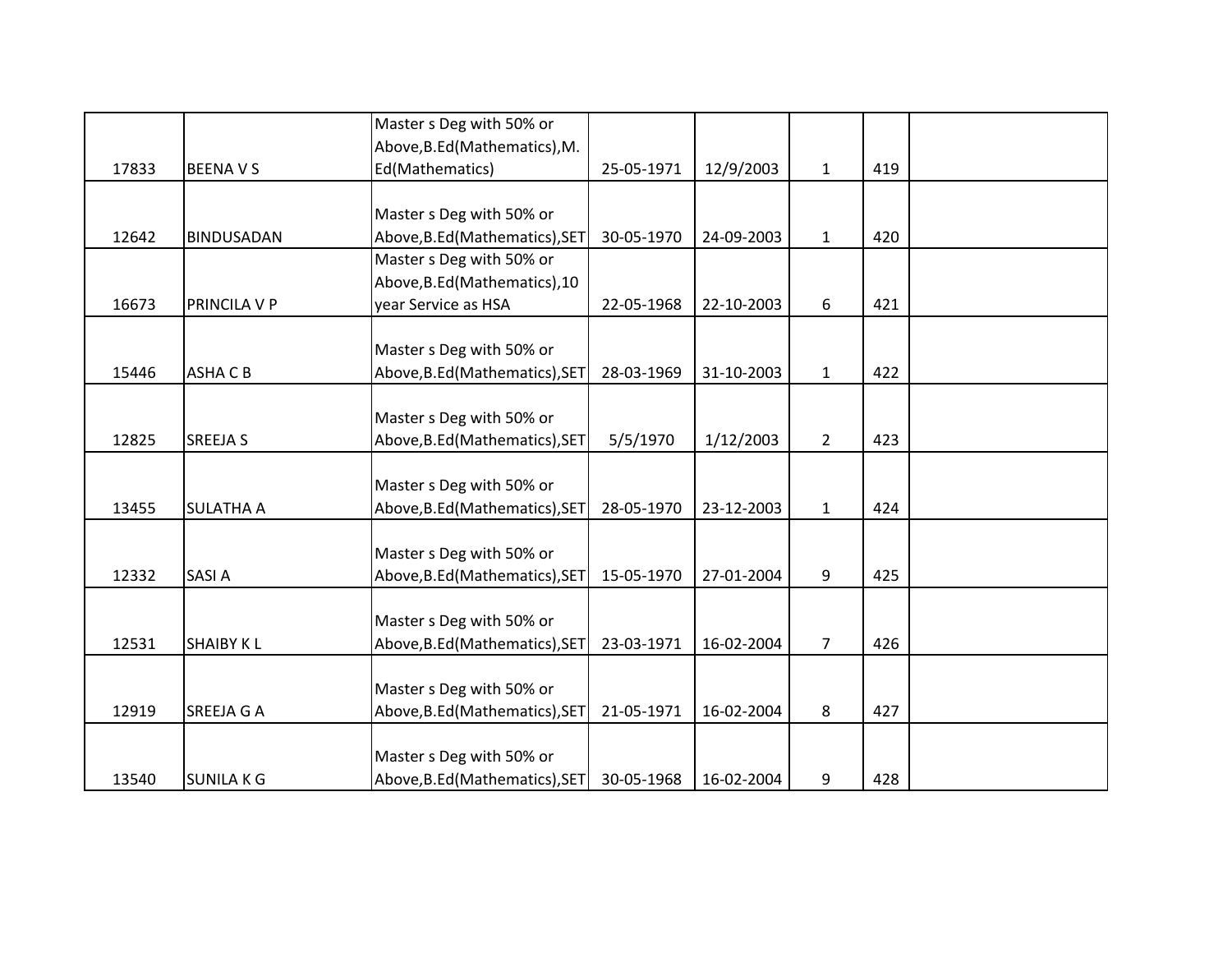| | | | | | | | |
|---|---|---|---|---|---|---|---|
| 17833 | BEENA V S | Master s Deg with 50% or Above,B.Ed(Mathematics),M. Ed(Mathematics) | 25-05-1971 | 12/9/2003 | 1 | 419 | |
| 12642 | BINDUSADAN | Master s Deg with 50% or Above,B.Ed(Mathematics),SET | 30-05-1970 | 24-09-2003 | 1 | 420 | |
| 16673 | PRINCILA V P | Master s Deg with 50% or Above,B.Ed(Mathematics),10 year Service as HSA | 22-05-1968 | 22-10-2003 | 6 | 421 | |
| 15446 | ASHA C B | Master s Deg with 50% or Above,B.Ed(Mathematics),SET | 28-03-1969 | 31-10-2003 | 1 | 422 | |
| 12825 | SREEJA S | Master s Deg with 50% or Above,B.Ed(Mathematics),SET | 5/5/1970 | 1/12/2003 | 2 | 423 | |
| 13455 | SULATHA A | Master s Deg with 50% or Above,B.Ed(Mathematics),SET | 28-05-1970 | 23-12-2003 | 1 | 424 | |
| 12332 | SASI A | Master s Deg with 50% or Above,B.Ed(Mathematics),SET | 15-05-1970 | 27-01-2004 | 9 | 425 | |
| 12531 | SHAIBY K L | Master s Deg with 50% or Above,B.Ed(Mathematics),SET | 23-03-1971 | 16-02-2004 | 7 | 426 | |
| 12919 | SREEJA G A | Master s Deg with 50% or Above,B.Ed(Mathematics),SET | 21-05-1971 | 16-02-2004 | 8 | 427 | |
| 13540 | SUNILA K G | Master s Deg with 50% or Above,B.Ed(Mathematics),SET | 30-05-1968 | 16-02-2004 | 9 | 428 | |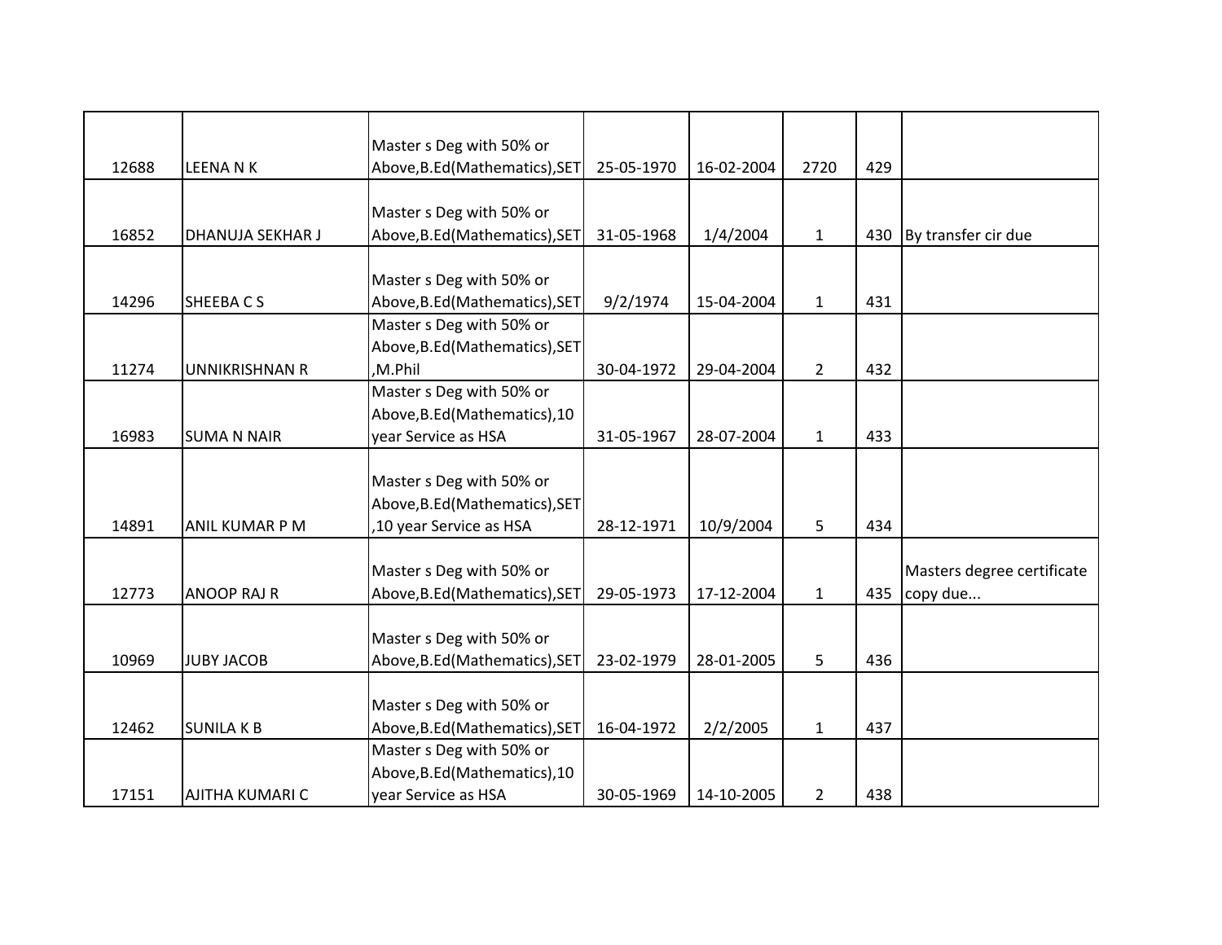| | | | | | | | |
|---|---|---|---|---|---|---|---|
| 12688 | LEENA N K | Master s Deg with 50% or Above,B.Ed(Mathematics),SET | 25-05-1970 | 16-02-2004 | 2720 | 429 | |
| 16852 | DHANUJA SEKHAR J | Master s Deg with 50% or Above,B.Ed(Mathematics),SET | 31-05-1968 | 1/4/2004 | 1 | 430 | By transfer cir due |
| 14296 | SHEEBA C S | Master s Deg with 50% or Above,B.Ed(Mathematics),SET | 9/2/1974 | 15-04-2004 | 1 | 431 | |
| 11274 | UNNIKRISHNAN R | Master s Deg with 50% or Above,B.Ed(Mathematics),SET ,M.Phil | 30-04-1972 | 29-04-2004 | 2 | 432 | |
| 16983 | SUMA N NAIR | Master s Deg with 50% or Above,B.Ed(Mathematics),10 year Service as HSA | 31-05-1967 | 28-07-2004 | 1 | 433 | |
| 14891 | ANIL KUMAR P M | Master s Deg with 50% or Above,B.Ed(Mathematics),SET ,10 year Service as HSA | 28-12-1971 | 10/9/2004 | 5 | 434 | |
| 12773 | ANOOP RAJ R | Master s Deg with 50% or Above,B.Ed(Mathematics),SET | 29-05-1973 | 17-12-2004 | 1 | 435 | Masters degree certificate copy due... |
| 10969 | JUBY JACOB | Master s Deg with 50% or Above,B.Ed(Mathematics),SET | 23-02-1979 | 28-01-2005 | 5 | 436 | |
| 12462 | SUNILA K B | Master s Deg with 50% or Above,B.Ed(Mathematics),SET | 16-04-1972 | 2/2/2005 | 1 | 437 | |
| 17151 | AJITHA KUMARI C | Master s Deg with 50% or Above,B.Ed(Mathematics),10 year Service as HSA | 30-05-1969 | 14-10-2005 | 2 | 438 | |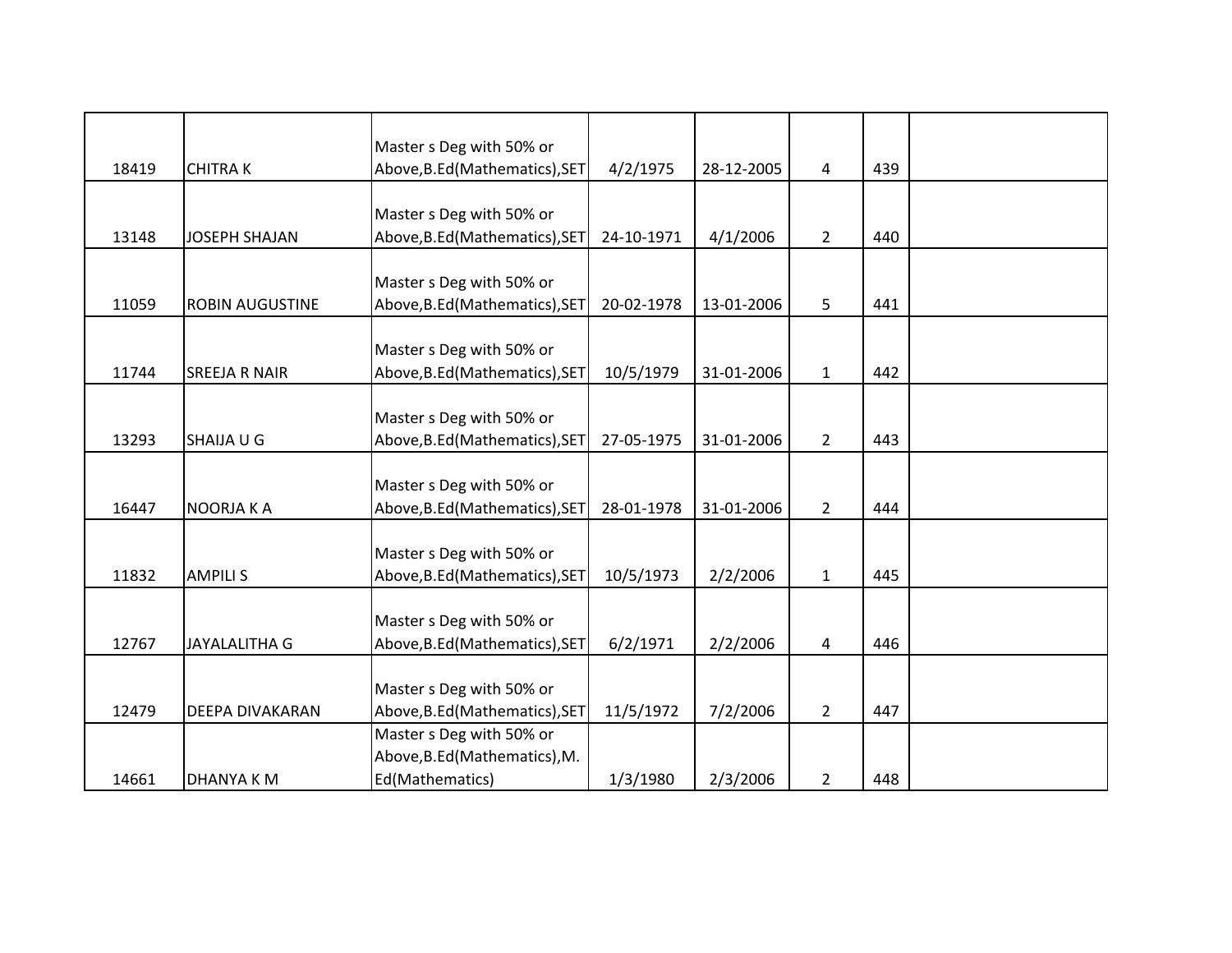| | | | | | | | |
|---|---|---|---|---|---|---|---|
| 18419 | CHITRA K | Master s Deg with 50% or Above,B.Ed(Mathematics),SET | 4/2/1975 | 28-12-2005 | 4 | 439 | |
| 13148 | JOSEPH SHAJAN | Master s Deg with 50% or Above,B.Ed(Mathematics),SET | 24-10-1971 | 4/1/2006 | 2 | 440 | |
| 11059 | ROBIN AUGUSTINE | Master s Deg with 50% or Above,B.Ed(Mathematics),SET | 20-02-1978 | 13-01-2006 | 5 | 441 | |
| 11744 | SREEJA R NAIR | Master s Deg with 50% or Above,B.Ed(Mathematics),SET | 10/5/1979 | 31-01-2006 | 1 | 442 | |
| 13293 | SHAIJA U G | Master s Deg with 50% or Above,B.Ed(Mathematics),SET | 27-05-1975 | 31-01-2006 | 2 | 443 | |
| 16447 | NOORJA K A | Master s Deg with 50% or Above,B.Ed(Mathematics),SET | 28-01-1978 | 31-01-2006 | 2 | 444 | |
| 11832 | AMPILI S | Master s Deg with 50% or Above,B.Ed(Mathematics),SET | 10/5/1973 | 2/2/2006 | 1 | 445 | |
| 12767 | JAYALALITHA G | Master s Deg with 50% or Above,B.Ed(Mathematics),SET | 6/2/1971 | 2/2/2006 | 4 | 446 | |
| 12479 | DEEPA DIVAKARAN | Master s Deg with 50% or Above,B.Ed(Mathematics),SET | 11/5/1972 | 7/2/2006 | 2 | 447 | |
| 14661 | DHANYA K M | Master s Deg with 50% or Above,B.Ed(Mathematics),M. Ed(Mathematics) | 1/3/1980 | 2/3/2006 | 2 | 448 | |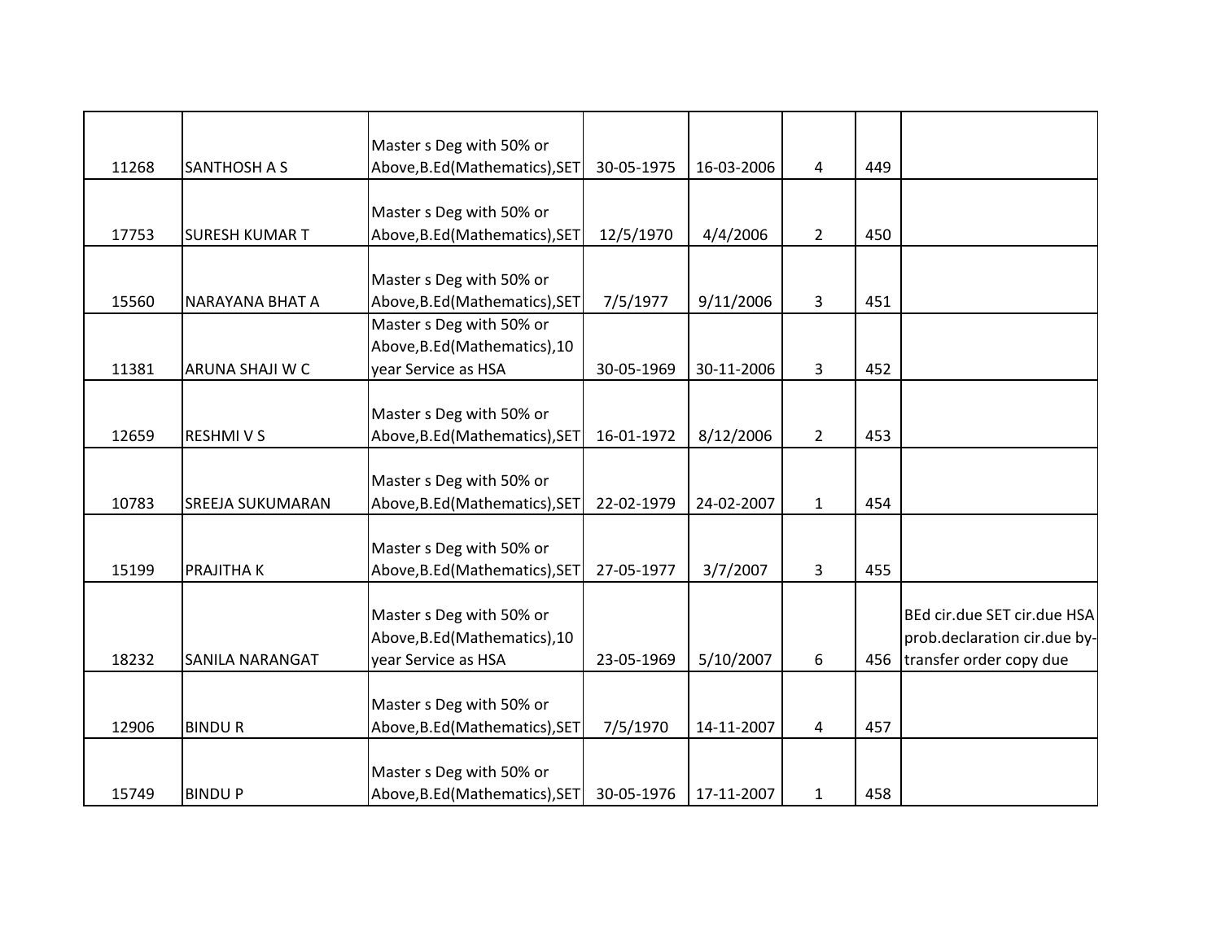| | | | | | | | |
|---|---|---|---|---|---|---|---|
| 11268 | SANTHOSH A S | Master s Deg with 50% or Above,B.Ed(Mathematics),SET | 30-05-1975 | 16-03-2006 | 4 | 449 | |
| 17753 | SURESH KUMAR T | Master s Deg with 50% or Above,B.Ed(Mathematics),SET | 12/5/1970 | 4/4/2006 | 2 | 450 | |
| 15560 | NARAYANA BHAT A | Master s Deg with 50% or Above,B.Ed(Mathematics),SET | 7/5/1977 | 9/11/2006 | 3 | 451 | |
| 11381 | ARUNA SHAJI W C | Master s Deg with 50% or Above,B.Ed(Mathematics),10 year Service as HSA | 30-05-1969 | 30-11-2006 | 3 | 452 | |
| 12659 | RESHMI V S | Master s Deg with 50% or Above,B.Ed(Mathematics),SET | 16-01-1972 | 8/12/2006 | 2 | 453 | |
| 10783 | SREEJA SUKUMARAN | Master s Deg with 50% or Above,B.Ed(Mathematics),SET | 22-02-1979 | 24-02-2007 | 1 | 454 | |
| 15199 | PRAJITHA K | Master s Deg with 50% or Above,B.Ed(Mathematics),SET | 27-05-1977 | 3/7/2007 | 3 | 455 | |
| 18232 | SANILA NARANGAT | Master s Deg with 50% or Above,B.Ed(Mathematics),10 year Service as HSA | 23-05-1969 | 5/10/2007 | 6 | 456 | BEd cir.due SET cir.due HSA prob.declaration cir.due by-transfer order copy due |
| 12906 | BINDU R | Master s Deg with 50% or Above,B.Ed(Mathematics),SET | 7/5/1970 | 14-11-2007 | 4 | 457 | |
| 15749 | BINDU P | Master s Deg with 50% or Above,B.Ed(Mathematics),SET | 30-05-1976 | 17-11-2007 | 1 | 458 | |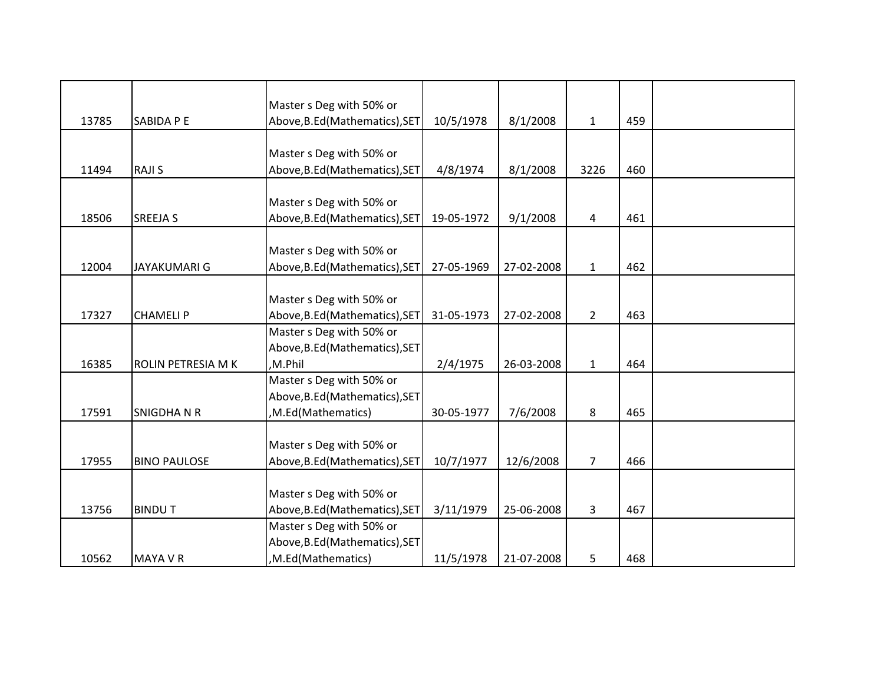| | | | | | | | |
|---|---|---|---|---|---|---|---|
| 13785 | SABIDA P E | Master s Deg with 50% or Above,B.Ed(Mathematics),SET | 10/5/1978 | 8/1/2008 | 1 | 459 | |
| 11494 | RAJI S | Master s Deg with 50% or Above,B.Ed(Mathematics),SET | 4/8/1974 | 8/1/2008 | 3226 | 460 | |
| 18506 | SREEJA S | Master s Deg with 50% or Above,B.Ed(Mathematics),SET | 19-05-1972 | 9/1/2008 | 4 | 461 | |
| 12004 | JAYAKUMARI G | Master s Deg with 50% or Above,B.Ed(Mathematics),SET | 27-05-1969 | 27-02-2008 | 1 | 462 | |
| 17327 | CHAMELI P | Master s Deg with 50% or Above,B.Ed(Mathematics),SET | 31-05-1973 | 27-02-2008 | 2 | 463 | |
| 16385 | ROLIN PETRESIA M K | Master s Deg with 50% or Above,B.Ed(Mathematics),SET ,M.Phil | 2/4/1975 | 26-03-2008 | 1 | 464 | |
| 17591 | SNIGDHA N R | Master s Deg with 50% or Above,B.Ed(Mathematics),SET ,M.Ed(Mathematics) | 30-05-1977 | 7/6/2008 | 8 | 465 | |
| 17955 | BINO PAULOSE | Master s Deg with 50% or Above,B.Ed(Mathematics),SET | 10/7/1977 | 12/6/2008 | 7 | 466 | |
| 13756 | BINDU T | Master s Deg with 50% or Above,B.Ed(Mathematics),SET | 3/11/1979 | 25-06-2008 | 3 | 467 | |
| 10562 | MAYA V R | Master s Deg with 50% or Above,B.Ed(Mathematics),SET ,M.Ed(Mathematics) | 11/5/1978 | 21-07-2008 | 5 | 468 | |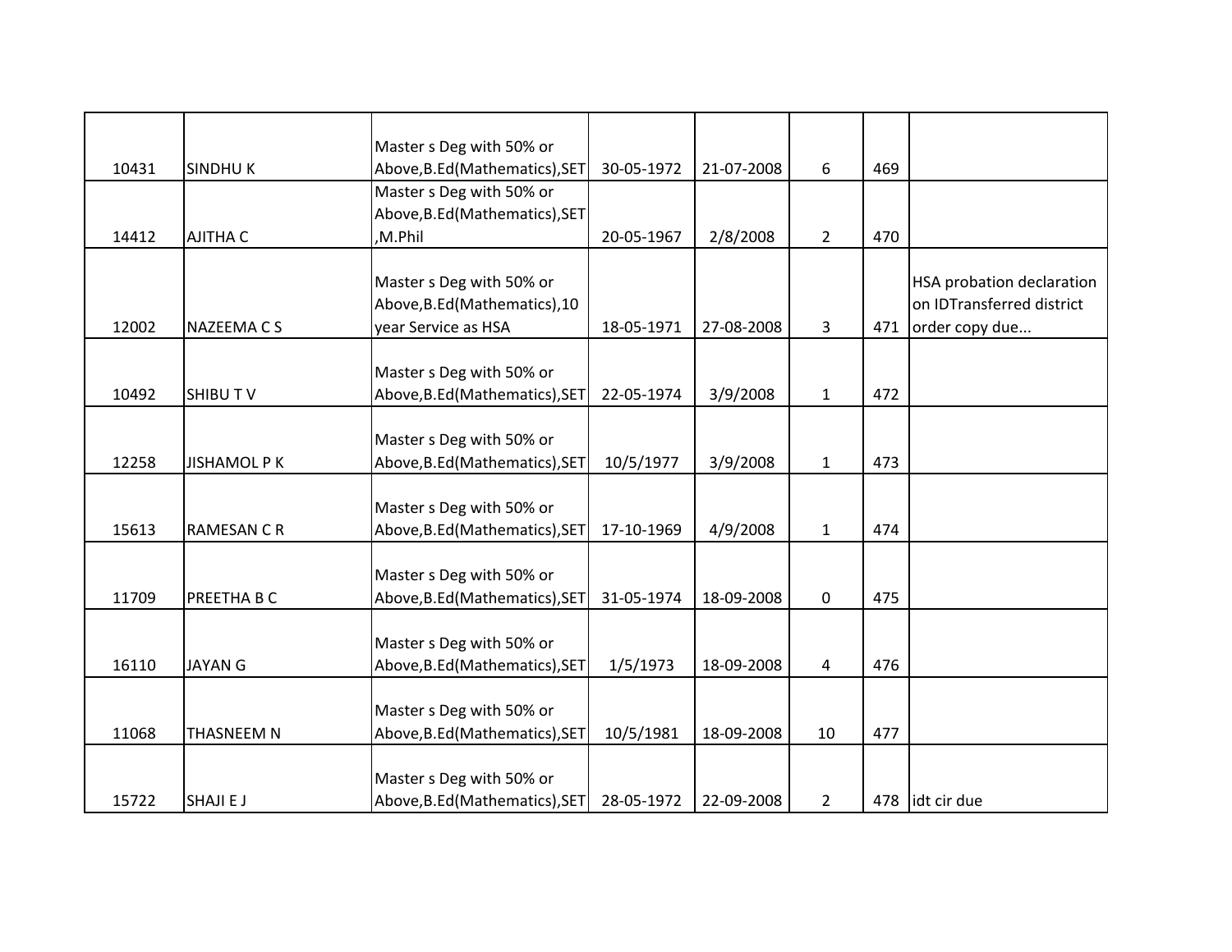| | | | | | | | |
|---|---|---|---|---|---|---|---|
| 10431 | SINDHU K | Master s Deg with 50% or Above,B.Ed(Mathematics),SET | 30-05-1972 | 21-07-2008 | 6 | 469 | |
| 14412 | AJITHA C | Master s Deg with 50% or Above,B.Ed(Mathematics),SET ,M.Phil | 20-05-1967 | 2/8/2008 | 2 | 470 | |
| 12002 | NAZEEMA C S | Master s Deg with 50% or Above,B.Ed(Mathematics),10 year Service as HSA | 18-05-1971 | 27-08-2008 | 3 | 471 | HSA probation declaration on IDTransferred district order copy due... |
| 10492 | SHIBU T V | Master s Deg with 50% or Above,B.Ed(Mathematics),SET | 22-05-1974 | 3/9/2008 | 1 | 472 | |
| 12258 | JISHAMOL P K | Master s Deg with 50% or Above,B.Ed(Mathematics),SET | 10/5/1977 | 3/9/2008 | 1 | 473 | |
| 15613 | RAMESAN C R | Master s Deg with 50% or Above,B.Ed(Mathematics),SET | 17-10-1969 | 4/9/2008 | 1 | 474 | |
| 11709 | PREETHA B C | Master s Deg with 50% or Above,B.Ed(Mathematics),SET | 31-05-1974 | 18-09-2008 | 0 | 475 | |
| 16110 | JAYAN G | Master s Deg with 50% or Above,B.Ed(Mathematics),SET | 1/5/1973 | 18-09-2008 | 4 | 476 | |
| 11068 | THASNEEM N | Master s Deg with 50% or Above,B.Ed(Mathematics),SET | 10/5/1981 | 18-09-2008 | 10 | 477 | |
| 15722 | SHAJI E J | Master s Deg with 50% or Above,B.Ed(Mathematics),SET | 28-05-1972 | 22-09-2008 | 2 | 478 | idt cir due |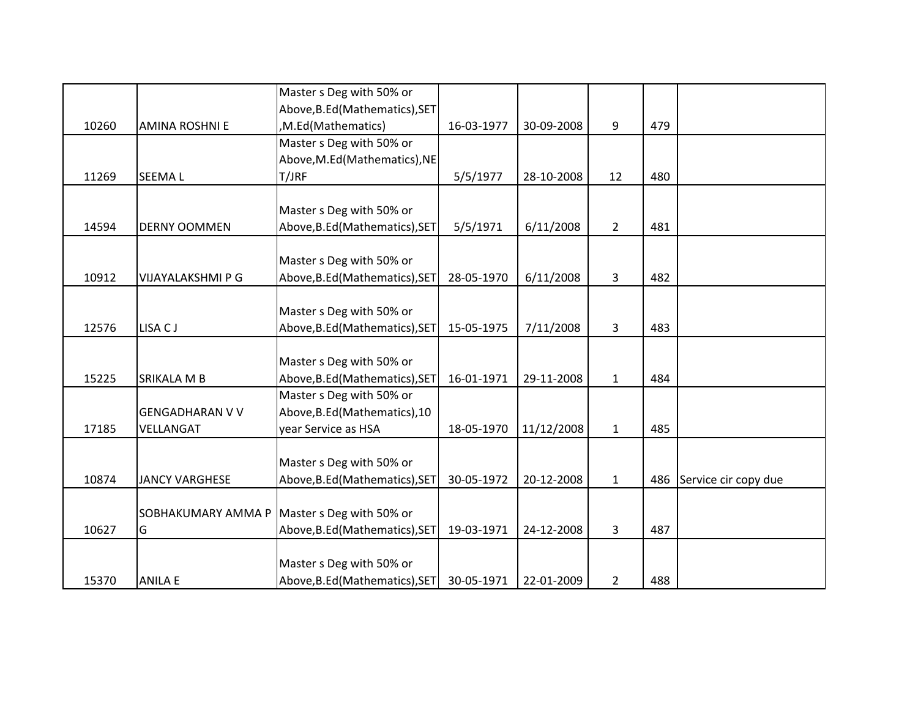| | | | | | | | |
|---|---|---|---|---|---|---|---|
| 10260 | AMINA ROSHNI E | Master s Deg with 50% or Above,B.Ed(Mathematics),SET,M.Ed(Mathematics) | 16-03-1977 | 30-09-2008 | 9 | 479 | |
| 11269 | SEEMA L | Master s Deg with 50% or Above,M.Ed(Mathematics),NET/JRF | 5/5/1977 | 28-10-2008 | 12 | 480 | |
| 14594 | DERNY OOMMEN | Master s Deg with 50% or Above,B.Ed(Mathematics),SET | 5/5/1971 | 6/11/2008 | 2 | 481 | |
| 10912 | VIJAYALAKSHMI P G | Master s Deg with 50% or Above,B.Ed(Mathematics),SET | 28-05-1970 | 6/11/2008 | 3 | 482 | |
| 12576 | LISA C J | Master s Deg with 50% or Above,B.Ed(Mathematics),SET | 15-05-1975 | 7/11/2008 | 3 | 483 | |
| 15225 | SRIKALA M B | Master s Deg with 50% or Above,B.Ed(Mathematics),SET | 16-01-1971 | 29-11-2008 | 1 | 484 | |
| 17185 | GENGADHARAN V V VELLANGAT | Master s Deg with 50% or Above,B.Ed(Mathematics),10 year Service as HSA | 18-05-1970 | 11/12/2008 | 1 | 485 | |
| 10874 | JANCY VARGHESE | Master s Deg with 50% or Above,B.Ed(Mathematics),SET | 30-05-1972 | 20-12-2008 | 1 | 486 | Service cir copy due |
| 10627 | SOBHAKUMARY AMMA P G | Master s Deg with 50% or Above,B.Ed(Mathematics),SET | 19-03-1971 | 24-12-2008 | 3 | 487 | |
| 15370 | ANILA E | Master s Deg with 50% or Above,B.Ed(Mathematics),SET | 30-05-1971 | 22-01-2009 | 2 | 488 | |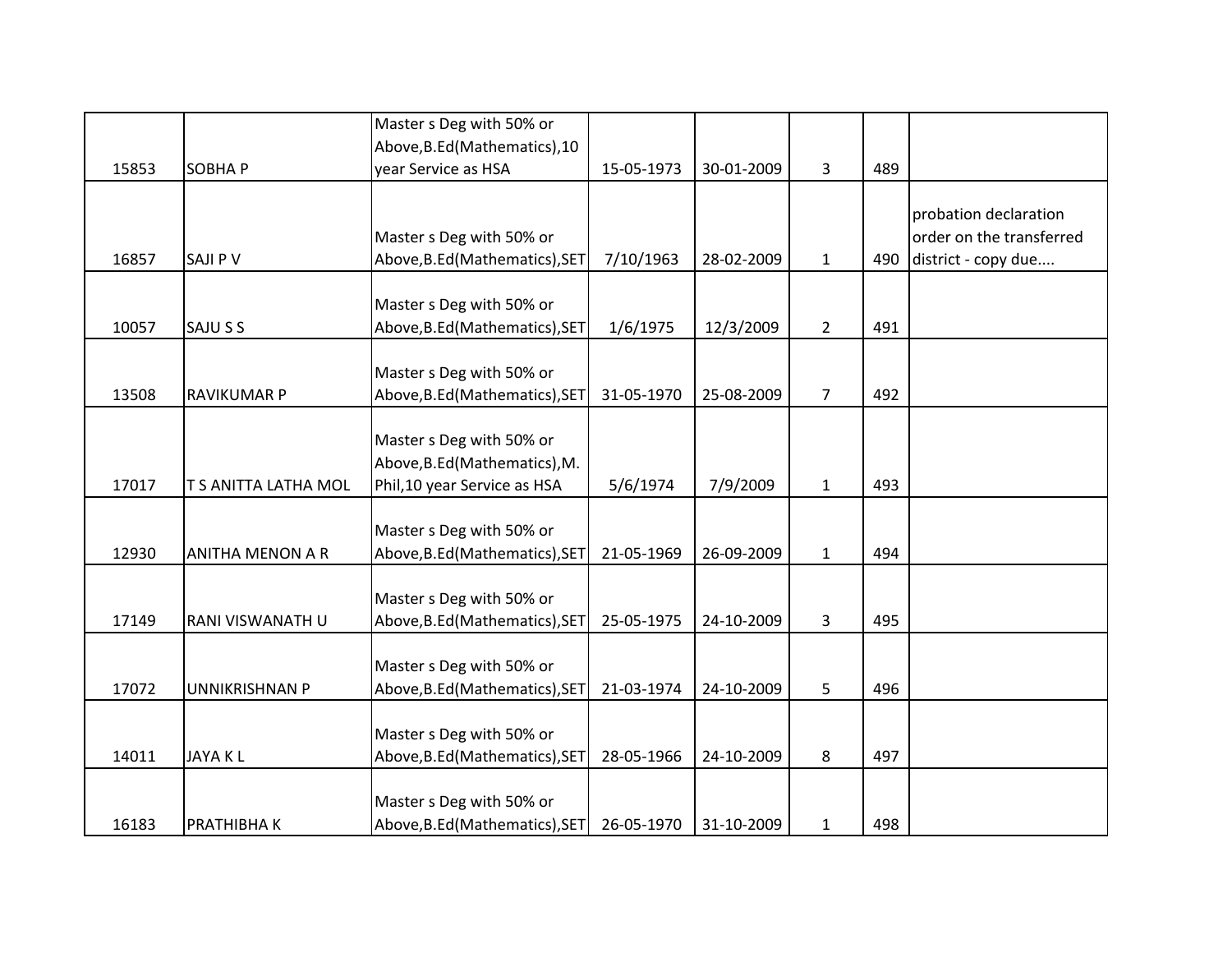| | | | | | | | |
|---|---|---|---|---|---|---|---|
| 15853 | SOBHA P | Master s Deg with 50% or Above,B.Ed(Mathematics),10 year Service as HSA | 15-05-1973 | 30-01-2009 | 3 | 489 | |
| 16857 | SAJI P V | Master s Deg with 50% or Above,B.Ed(Mathematics),SET | 7/10/1963 | 28-02-2009 | 1 | 490 | probation declaration order on the transferred district - copy due.... |
| 10057 | SAJU S S | Master s Deg with 50% or Above,B.Ed(Mathematics),SET | 1/6/1975 | 12/3/2009 | 2 | 491 | |
| 13508 | RAVIKUMAR P | Master s Deg with 50% or Above,B.Ed(Mathematics),SET | 31-05-1970 | 25-08-2009 | 7 | 492 | |
| 17017 | T S ANITTA LATHA MOL | Master s Deg with 50% or Above,B.Ed(Mathematics),M. Phil,10 year Service as HSA | 5/6/1974 | 7/9/2009 | 1 | 493 | |
| 12930 | ANITHA MENON A R | Master s Deg with 50% or Above,B.Ed(Mathematics),SET | 21-05-1969 | 26-09-2009 | 1 | 494 | |
| 17149 | RANI VISWANATH U | Master s Deg with 50% or Above,B.Ed(Mathematics),SET | 25-05-1975 | 24-10-2009 | 3 | 495 | |
| 17072 | UNNIKRISHNAN P | Master s Deg with 50% or Above,B.Ed(Mathematics),SET | 21-03-1974 | 24-10-2009 | 5 | 496 | |
| 14011 | JAYA K L | Master s Deg with 50% or Above,B.Ed(Mathematics),SET | 28-05-1966 | 24-10-2009 | 8 | 497 | |
| 16183 | PRATHIBHA K | Master s Deg with 50% or Above,B.Ed(Mathematics),SET | 26-05-1970 | 31-10-2009 | 1 | 498 | |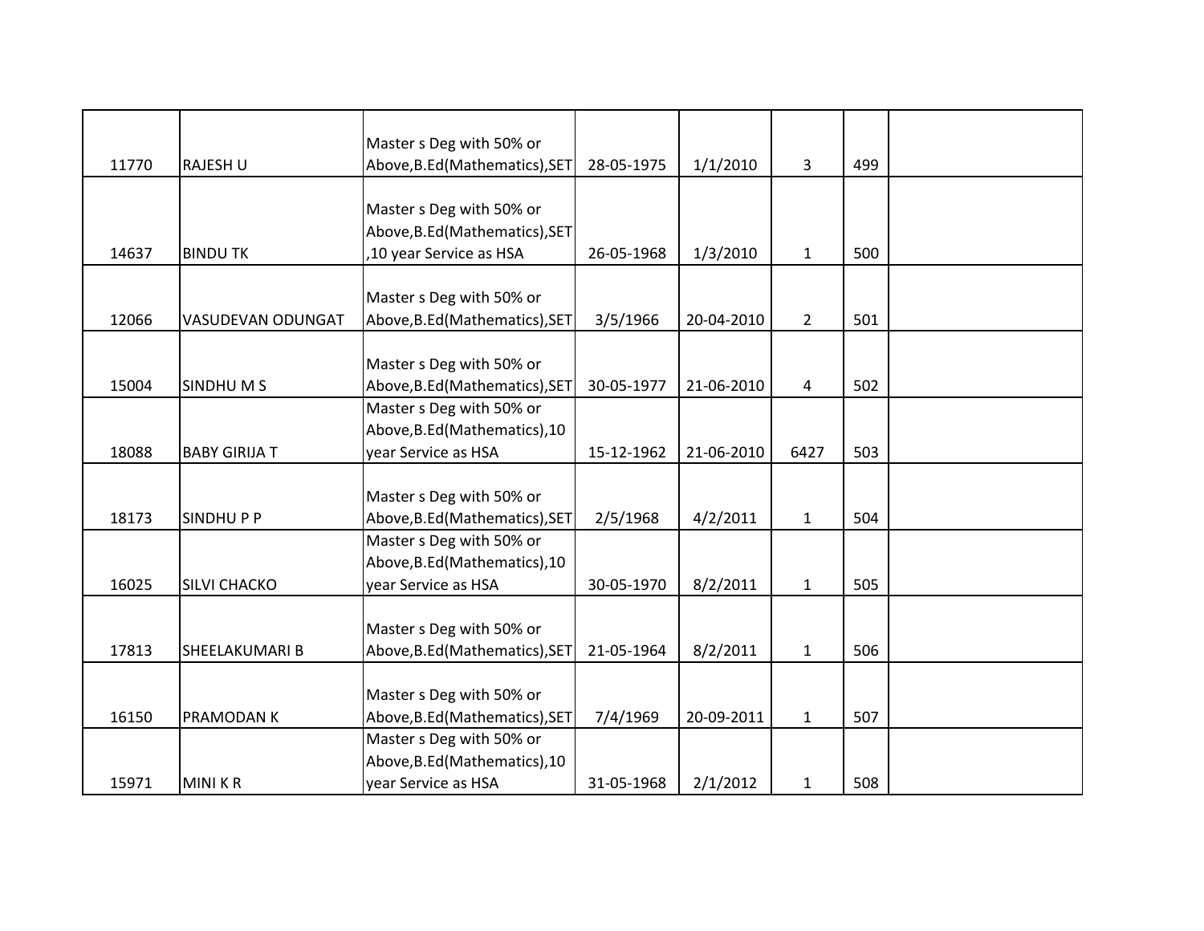| | | | | | | | |
|---|---|---|---|---|---|---|---|
| 11770 | RAJESH U | Master s Deg with 50% or Above,B.Ed(Mathematics),SET | 28-05-1975 | 1/1/2010 | 3 | 499 | |
| 14637 | BINDU TK | Master s Deg with 50% or Above,B.Ed(Mathematics),SET ,10 year Service as HSA | 26-05-1968 | 1/3/2010 | 1 | 500 | |
| 12066 | VASUDEVAN ODUNGAT | Master s Deg with 50% or Above,B.Ed(Mathematics),SET | 3/5/1966 | 20-04-2010 | 2 | 501 | |
| 15004 | SINDHU M S | Master s Deg with 50% or Above,B.Ed(Mathematics),SET | 30-05-1977 | 21-06-2010 | 4 | 502 | |
| 18088 | BABY GIRIJA T | Master s Deg with 50% or Above,B.Ed(Mathematics),10 year Service as HSA | 15-12-1962 | 21-06-2010 | 6427 | 503 | |
| 18173 | SINDHU P P | Master s Deg with 50% or Above,B.Ed(Mathematics),SET | 2/5/1968 | 4/2/2011 | 1 | 504 | |
| 16025 | SILVI CHACKO | Master s Deg with 50% or Above,B.Ed(Mathematics),10 year Service as HSA | 30-05-1970 | 8/2/2011 | 1 | 505 | |
| 17813 | SHEELAKUMARI B | Master s Deg with 50% or Above,B.Ed(Mathematics),SET | 21-05-1964 | 8/2/2011 | 1 | 506 | |
| 16150 | PRAMODAN K | Master s Deg with 50% or Above,B.Ed(Mathematics),SET | 7/4/1969 | 20-09-2011 | 1 | 507 | |
| 15971 | MINI K R | Master s Deg with 50% or Above,B.Ed(Mathematics),10 year Service as HSA | 31-05-1968 | 2/1/2012 | 1 | 508 | |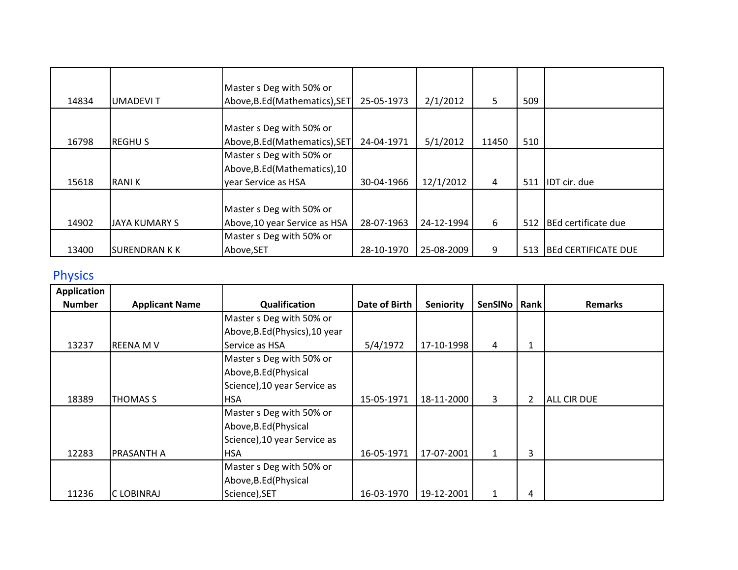| | | | | | | | |
|---|---|---|---|---|---|---|---|
| 14834 | UMADEVI T | Master s Deg with 50% or Above,B.Ed(Mathematics),SET | 25-05-1973 | 2/1/2012 | 5 | 509 | |
| 16798 | REGHU S | Master s Deg with 50% or Above,B.Ed(Mathematics),SET | 24-04-1971 | 5/1/2012 | 11450 | 510 | |
| 15618 | RANI K | Master s Deg with 50% or Above,B.Ed(Mathematics),10 year Service as HSA | 30-04-1966 | 12/1/2012 | 4 | 511 | IDT cir. due |
| 14902 | JAYA KUMARY S | Master s Deg with 50% or Above,10 year Service as HSA | 28-07-1963 | 24-12-1994 | 6 | 512 | BEd certificate due |
| 13400 | SURENDRAN K K | Master s Deg with 50% or Above,SET | 28-10-1970 | 25-08-2009 | 9 | 513 | BEd CERTIFICATE DUE |

## Physics

| Application Number | Applicant Name | Qualification | Date of Birth | Seniority | SenSlNo | Rank | Remarks |
|---|---|---|---|---|---|---|---|
| 13237 | REENA M V | Master s Deg with 50% or Above,B.Ed(Physics),10 year Service as HSA | 5/4/1972 | 17-10-1998 | 4 | 1 | |
| 18389 | THOMAS S | Master s Deg with 50% or Above,B.Ed(Physical Science),10 year Service as HSA | 15-05-1971 | 18-11-2000 | 3 | 2 | ALL CIR DUE |
| 12283 | PRASANTH A | Master s Deg with 50% or Above,B.Ed(Physical Science),10 year Service as HSA | 16-05-1971 | 17-07-2001 | 1 | 3 | |
| 11236 | C LOBINRAJ | Master s Deg with 50% or Above,B.Ed(Physical Science),SET | 16-03-1970 | 19-12-2001 | 1 | 4 | |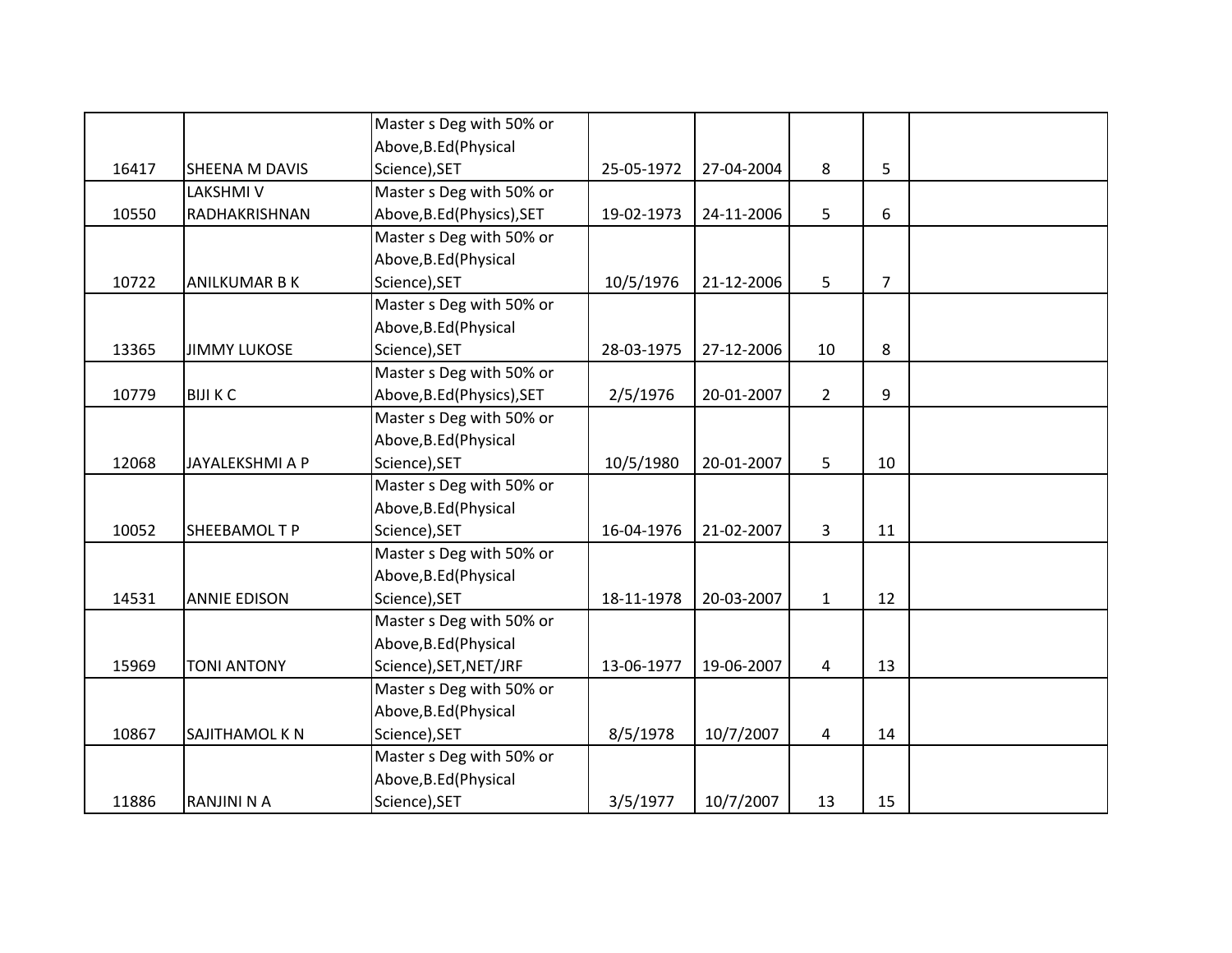| | | | | | | | |
|---|---|---|---|---|---|---|---|
| 16417 | SHEENA M DAVIS | Master s Deg with 50% or Above,B.Ed(Physical Science),SET | 25-05-1972 | 27-04-2004 | 8 | 5 | |
| 10550 | LAKSHMI V RADHAKRISHNAN | Master s Deg with 50% or Above,B.Ed(Physics),SET | 19-02-1973 | 24-11-2006 | 5 | 6 | |
| 10722 | ANILKUMAR B K | Master s Deg with 50% or Above,B.Ed(Physical Science),SET | 10/5/1976 | 21-12-2006 | 5 | 7 | |
| 13365 | JIMMY LUKOSE | Master s Deg with 50% or Above,B.Ed(Physical Science),SET | 28-03-1975 | 27-12-2006 | 10 | 8 | |
| 10779 | BIJI K C | Master s Deg with 50% or Above,B.Ed(Physics),SET | 2/5/1976 | 20-01-2007 | 2 | 9 | |
| 12068 | JAYALEKSHMI A P | Master s Deg with 50% or Above,B.Ed(Physical Science),SET | 10/5/1980 | 20-01-2007 | 5 | 10 | |
| 10052 | SHEEBAMOL T P | Master s Deg with 50% or Above,B.Ed(Physical Science),SET | 16-04-1976 | 21-02-2007 | 3 | 11 | |
| 14531 | ANNIE EDISON | Master s Deg with 50% or Above,B.Ed(Physical Science),SET | 18-11-1978 | 20-03-2007 | 1 | 12 | |
| 15969 | TONI ANTONY | Master s Deg with 50% or Above,B.Ed(Physical Science),SET,NET/JRF | 13-06-1977 | 19-06-2007 | 4 | 13 | |
| 10867 | SAJITHAMOL K N | Master s Deg with 50% or Above,B.Ed(Physical Science),SET | 8/5/1978 | 10/7/2007 | 4 | 14 | |
| 11886 | RANJINI N A | Master s Deg with 50% or Above,B.Ed(Physical Science),SET | 3/5/1977 | 10/7/2007 | 13 | 15 | |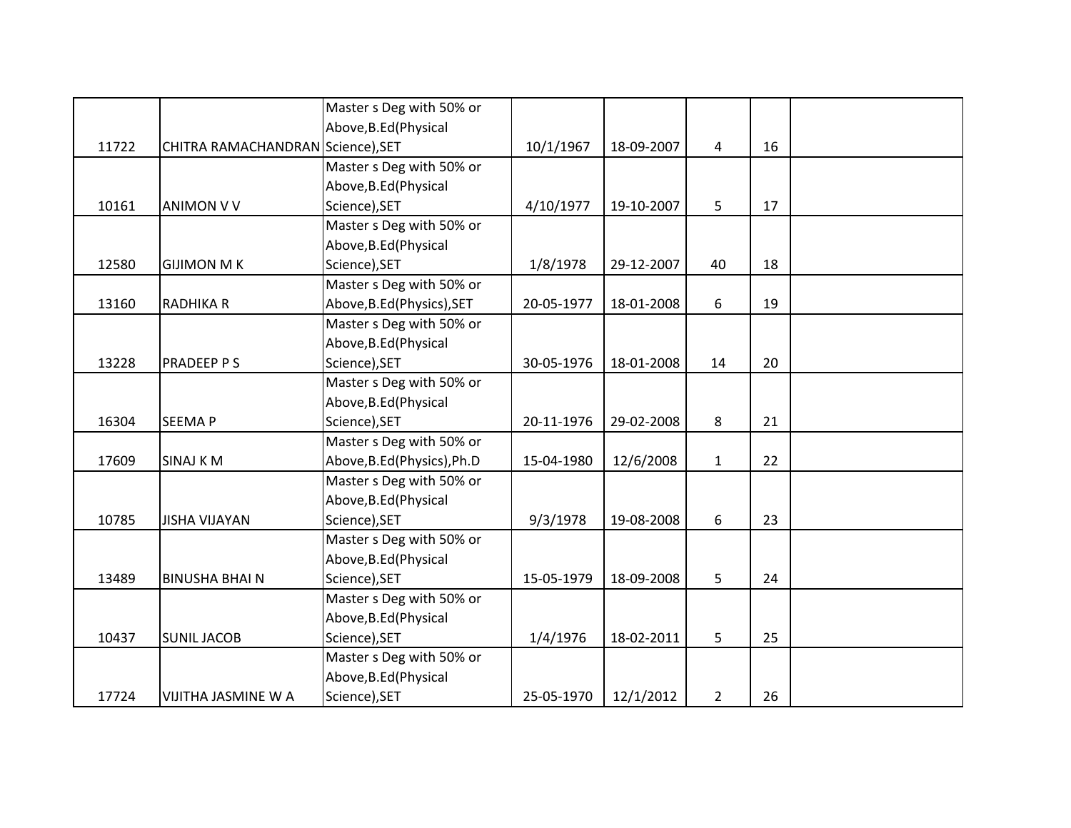| | | | | | | | |
|---|---|---|---|---|---|---|---|
| 11722 | CHITRA RAMACHANDRAN | Master s Deg with 50% or Above,B.Ed(Physical Science),SET | 10/1/1967 | 18-09-2007 | 4 | 16 | |
| 10161 | ANIMON V V | Master s Deg with 50% or Above,B.Ed(Physical Science),SET | 4/10/1977 | 19-10-2007 | 5 | 17 | |
| 12580 | GIJIMON M K | Master s Deg with 50% or Above,B.Ed(Physical Science),SET | 1/8/1978 | 29-12-2007 | 40 | 18 | |
| 13160 | RADHIKA R | Master s Deg with 50% or Above,B.Ed(Physics),SET | 20-05-1977 | 18-01-2008 | 6 | 19 | |
| 13228 | PRADEEP P S | Master s Deg with 50% or Above,B.Ed(Physical Science),SET | 30-05-1976 | 18-01-2008 | 14 | 20 | |
| 16304 | SEEMA P | Master s Deg with 50% or Above,B.Ed(Physical Science),SET | 20-11-1976 | 29-02-2008 | 8 | 21 | |
| 17609 | SINAJ K M | Master s Deg with 50% or Above,B.Ed(Physics),Ph.D | 15-04-1980 | 12/6/2008 | 1 | 22 | |
| 10785 | JISHA VIJAYAN | Master s Deg with 50% or Above,B.Ed(Physical Science),SET | 9/3/1978 | 19-08-2008 | 6 | 23 | |
| 13489 | BINUSHA BHAI N | Master s Deg with 50% or Above,B.Ed(Physical Science),SET | 15-05-1979 | 18-09-2008 | 5 | 24 | |
| 10437 | SUNIL JACOB | Master s Deg with 50% or Above,B.Ed(Physical Science),SET | 1/4/1976 | 18-02-2011 | 5 | 25 | |
| 17724 | VIJITHA JASMINE W A | Master s Deg with 50% or Above,B.Ed(Physical Science),SET | 25-05-1970 | 12/1/2012 | 2 | 26 | |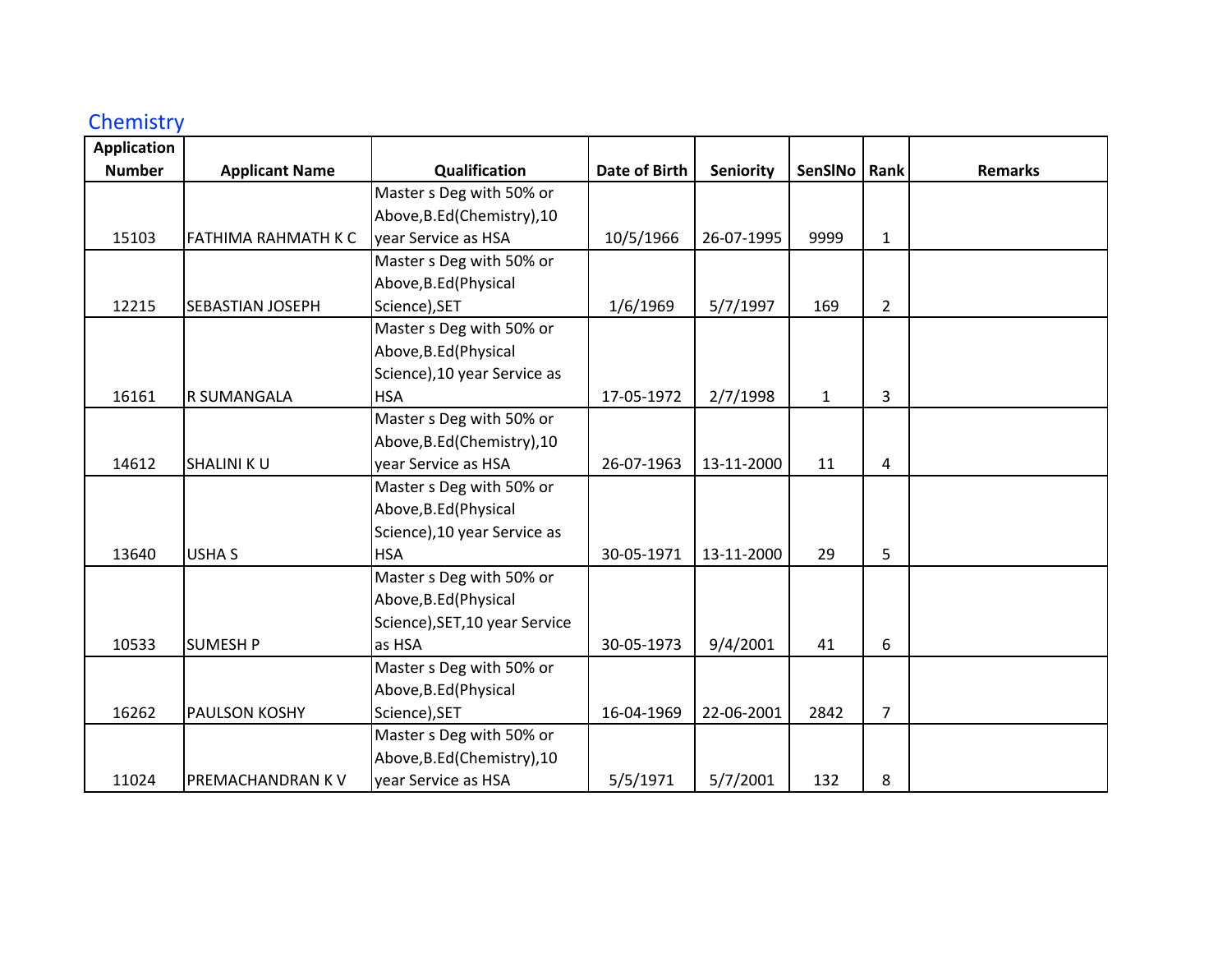## Chemistry

| Application Number | Applicant Name | Qualification | Date of Birth | Seniority | SenSlNo | Rank | Remarks |
|---|---|---|---|---|---|---|---|
| 15103 | FATHIMA RAHMATH K C | Master s Deg with 50% or Above,B.Ed(Chemistry),10 year Service as HSA | 10/5/1966 | 26-07-1995 | 9999 | 1 | |
| 12215 | SEBASTIAN JOSEPH | Master s Deg with 50% or Above,B.Ed(Physical Science),SET | 1/6/1969 | 5/7/1997 | 169 | 2 | |
| 16161 | R SUMANGALA | Master s Deg with 50% or Above,B.Ed(Physical Science),10 year Service as HSA | 17-05-1972 | 2/7/1998 | 1 | 3 | |
| 14612 | SHALINI K U | Master s Deg with 50% or Above,B.Ed(Chemistry),10 year Service as HSA | 26-07-1963 | 13-11-2000 | 11 | 4 | |
| 13640 | USHA S | Master s Deg with 50% or Above,B.Ed(Physical Science),10 year Service as HSA | 30-05-1971 | 13-11-2000 | 29 | 5 | |
| 10533 | SUMESH P | Master s Deg with 50% or Above,B.Ed(Physical Science),SET,10 year Service as HSA | 30-05-1973 | 9/4/2001 | 41 | 6 | |
| 16262 | PAULSON KOSHY | Master s Deg with 50% or Above,B.Ed(Physical Science),SET | 16-04-1969 | 22-06-2001 | 2842 | 7 | |
| 11024 | PREMACHANDRAN K V | Master s Deg with 50% or Above,B.Ed(Chemistry),10 year Service as HSA | 5/5/1971 | 5/7/2001 | 132 | 8 | |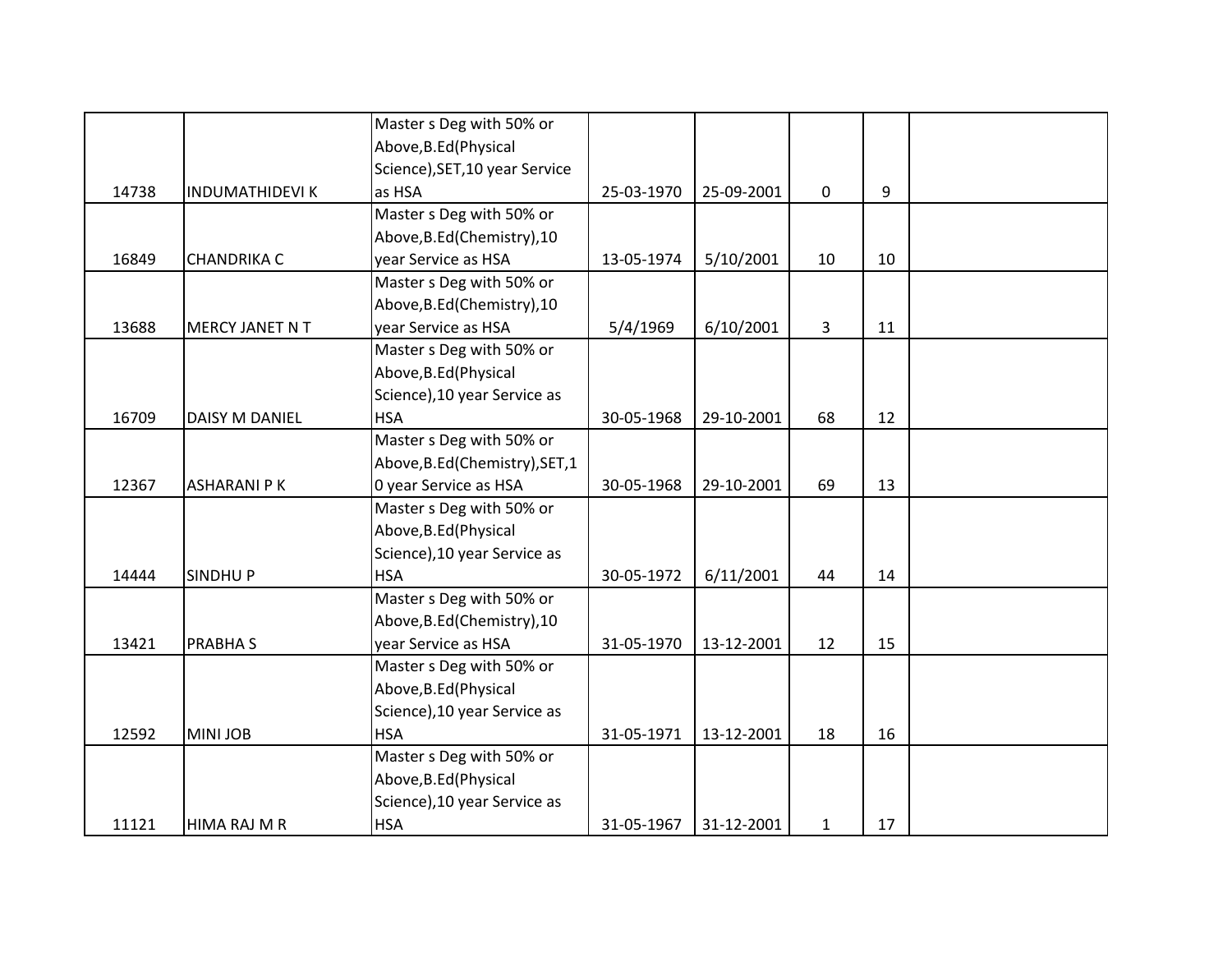| | | | | | | | |
|---|---|---|---|---|---|---|---|
| 14738 | INDUMATHIDEVI K | Master s Deg with 50% or Above,B.Ed(Physical Science),SET,10 year Service as HSA | 25-03-1970 | 25-09-2001 | 0 | 9 | |
| 16849 | CHANDRIKA C | Master s Deg with 50% or Above,B.Ed(Chemistry),10 year Service as HSA | 13-05-1974 | 5/10/2001 | 10 | 10 | |
| 13688 | MERCY JANET N T | Master s Deg with 50% or Above,B.Ed(Chemistry),10 year Service as HSA | 5/4/1969 | 6/10/2001 | 3 | 11 | |
| 16709 | DAISY M DANIEL | Master s Deg with 50% or Above,B.Ed(Physical Science),10 year Service as HSA | 30-05-1968 | 29-10-2001 | 68 | 12 | |
| 12367 | ASHARANI P K | Master s Deg with 50% or Above,B.Ed(Chemistry),SET,10 year Service as HSA | 30-05-1968 | 29-10-2001 | 69 | 13 | |
| 14444 | SINDHU P | Master s Deg with 50% or Above,B.Ed(Physical Science),10 year Service as HSA | 30-05-1972 | 6/11/2001 | 44 | 14 | |
| 13421 | PRABHA S | Master s Deg with 50% or Above,B.Ed(Chemistry),10 year Service as HSA | 31-05-1970 | 13-12-2001 | 12 | 15 | |
| 12592 | MINI JOB | Master s Deg with 50% or Above,B.Ed(Physical Science),10 year Service as HSA | 31-05-1971 | 13-12-2001 | 18 | 16 | |
| 11121 | HIMA RAJ M R | Master s Deg with 50% or Above,B.Ed(Physical Science),10 year Service as HSA | 31-05-1967 | 31-12-2001 | 1 | 17 | |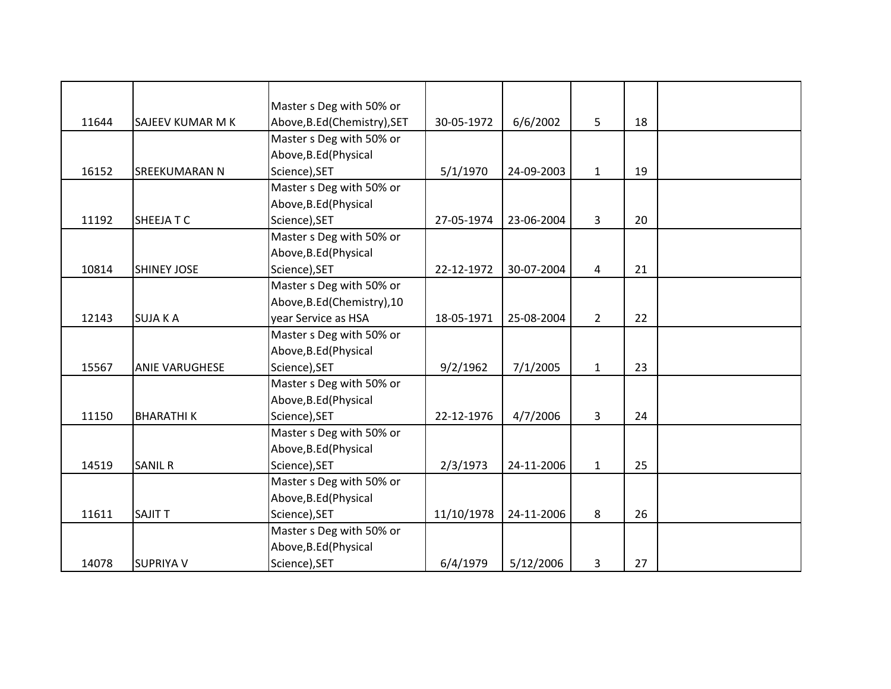| | | | | | | | |
|---|---|---|---|---|---|---|---|
| 11644 | SAJEEV KUMAR M K | Master s Deg with 50% or Above,B.Ed(Chemistry),SET | 30-05-1972 | 6/6/2002 | 5 | 18 | |
| 16152 | SREEKUMARAN N | Master s Deg with 50% or Above,B.Ed(Physical Science),SET | 5/1/1970 | 24-09-2003 | 1 | 19 | |
| 11192 | SHEEJA T C | Master s Deg with 50% or Above,B.Ed(Physical Science),SET | 27-05-1974 | 23-06-2004 | 3 | 20 | |
| 10814 | SHINEY JOSE | Master s Deg with 50% or Above,B.Ed(Physical Science),SET | 22-12-1972 | 30-07-2004 | 4 | 21 | |
| 12143 | SUJA K A | Master s Deg with 50% or Above,B.Ed(Chemistry),10 year Service as HSA | 18-05-1971 | 25-08-2004 | 2 | 22 | |
| 15567 | ANIE VARUGHESE | Master s Deg with 50% or Above,B.Ed(Physical Science),SET | 9/2/1962 | 7/1/2005 | 1 | 23 | |
| 11150 | BHARATHI K | Master s Deg with 50% or Above,B.Ed(Physical Science),SET | 22-12-1976 | 4/7/2006 | 3 | 24 | |
| 14519 | SANIL R | Master s Deg with 50% or Above,B.Ed(Physical Science),SET | 2/3/1973 | 24-11-2006 | 1 | 25 | |
| 11611 | SAJIT T | Master s Deg with 50% or Above,B.Ed(Physical Science),SET | 11/10/1978 | 24-11-2006 | 8 | 26 | |
| 14078 | SUPRIYA V | Master s Deg with 50% or Above,B.Ed(Physical Science),SET | 6/4/1979 | 5/12/2006 | 3 | 27 | |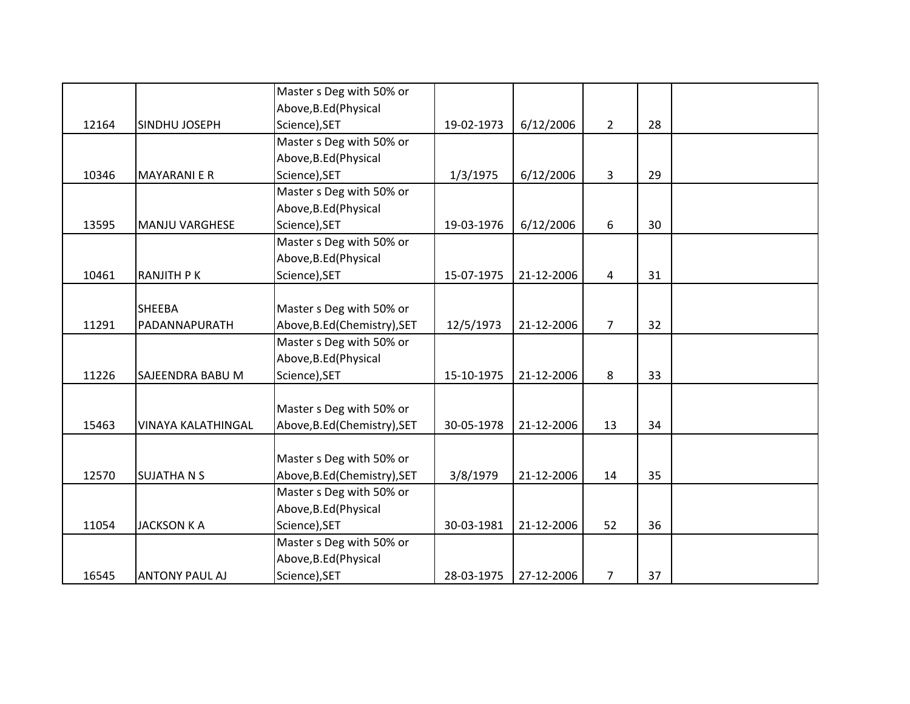| | | | | | | | |
|---|---|---|---|---|---|---|---|
| 12164 | SINDHU JOSEPH | Master s Deg with 50% or Above,B.Ed(Physical Science),SET | 19-02-1973 | 6/12/2006 | 2 | 28 | |
| 10346 | MAYARANI E R | Master s Deg with 50% or Above,B.Ed(Physical Science),SET | 1/3/1975 | 6/12/2006 | 3 | 29 | |
| 13595 | MANJU VARGHESE | Master s Deg with 50% or Above,B.Ed(Physical Science),SET | 19-03-1976 | 6/12/2006 | 6 | 30 | |
| 10461 | RANJITH P K | Master s Deg with 50% or Above,B.Ed(Physical Science),SET | 15-07-1975 | 21-12-2006 | 4 | 31 | |
| 11291 | SHEEBA PADANNAPURATH | Master s Deg with 50% or Above,B.Ed(Chemistry),SET | 12/5/1973 | 21-12-2006 | 7 | 32 | |
| 11226 | SAJEENDRA BABU M | Master s Deg with 50% or Above,B.Ed(Physical Science),SET | 15-10-1975 | 21-12-2006 | 8 | 33 | |
| 15463 | VINAYA KALATHINGAL | Master s Deg with 50% or Above,B.Ed(Chemistry),SET | 30-05-1978 | 21-12-2006 | 13 | 34 | |
| 12570 | SUJATHA N S | Master s Deg with 50% or Above,B.Ed(Chemistry),SET | 3/8/1979 | 21-12-2006 | 14 | 35 | |
| 11054 | JACKSON K A | Master s Deg with 50% or Above,B.Ed(Physical Science),SET | 30-03-1981 | 21-12-2006 | 52 | 36 | |
| 16545 | ANTONY PAUL AJ | Master s Deg with 50% or Above,B.Ed(Physical Science),SET | 28-03-1975 | 27-12-2006 | 7 | 37 | |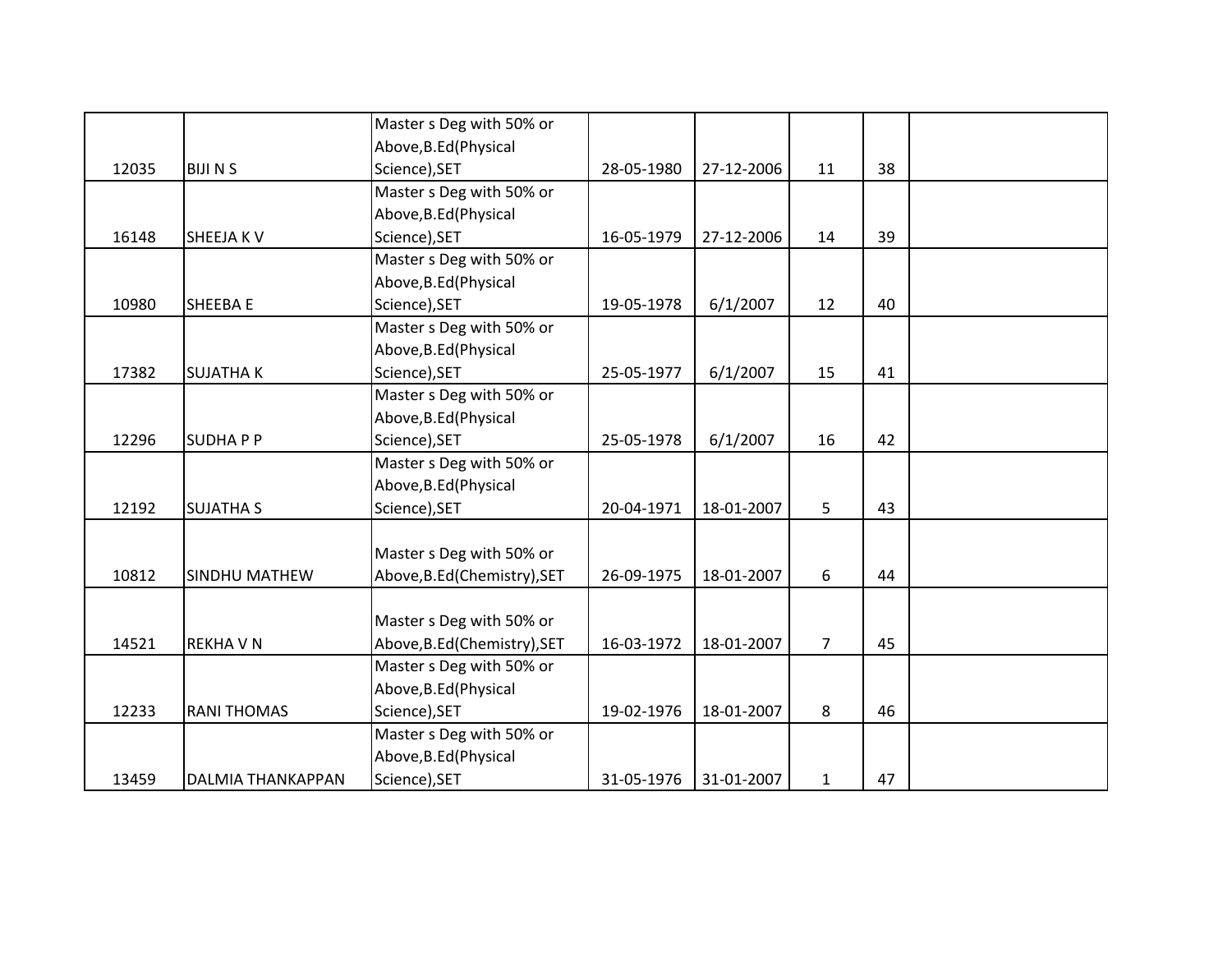|  |  |  |  |  |  |  |  |
|---|---|---|---|---|---|---|---|
| 12035 | BIJI N S | Master s Deg with 50% or Above,B.Ed(Physical Science),SET | 28-05-1980 | 27-12-2006 | 11 | 38 |  |
| 16148 | SHEEJA K V | Master s Deg with 50% or Above,B.Ed(Physical Science),SET | 16-05-1979 | 27-12-2006 | 14 | 39 |  |
| 10980 | SHEEBA E | Master s Deg with 50% or Above,B.Ed(Physical Science),SET | 19-05-1978 | 6/1/2007 | 12 | 40 |  |
| 17382 | SUJATHA K | Master s Deg with 50% or Above,B.Ed(Physical Science),SET | 25-05-1977 | 6/1/2007 | 15 | 41 |  |
| 12296 | SUDHA P P | Master s Deg with 50% or Above,B.Ed(Physical Science),SET | 25-05-1978 | 6/1/2007 | 16 | 42 |  |
| 12192 | SUJATHA S | Master s Deg with 50% or Above,B.Ed(Physical Science),SET | 20-04-1971 | 18-01-2007 | 5 | 43 |  |
| 10812 | SINDHU MATHEW | Master s Deg with 50% or Above,B.Ed(Chemistry),SET | 26-09-1975 | 18-01-2007 | 6 | 44 |  |
| 14521 | REKHA V N | Master s Deg with 50% or Above,B.Ed(Chemistry),SET | 16-03-1972 | 18-01-2007 | 7 | 45 |  |
| 12233 | RANI THOMAS | Master s Deg with 50% or Above,B.Ed(Physical Science),SET | 19-02-1976 | 18-01-2007 | 8 | 46 |  |
| 13459 | DALMIA THANKAPPAN | Master s Deg with 50% or Above,B.Ed(Physical Science),SET | 31-05-1976 | 31-01-2007 | 1 | 47 |  |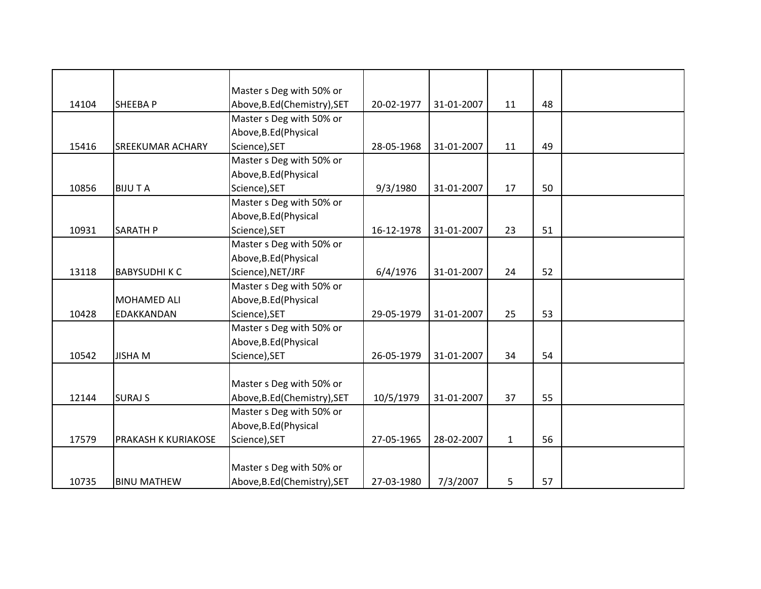| | | | | | | | |
|---|---|---|---|---|---|---|---|
| 14104 | SHEEBA P | Master s Deg with 50% or Above,B.Ed(Chemistry),SET | 20-02-1977 | 31-01-2007 | 11 | 48 | |
| 15416 | SREEKUMAR ACHARY | Master s Deg with 50% or Above,B.Ed(Physical Science),SET | 28-05-1968 | 31-01-2007 | 11 | 49 | |
| 10856 | BIJU T A | Master s Deg with 50% or Above,B.Ed(Physical Science),SET | 9/3/1980 | 31-01-2007 | 17 | 50 | |
| 10931 | SARATH P | Master s Deg with 50% or Above,B.Ed(Physical Science),SET | 16-12-1978 | 31-01-2007 | 23 | 51 | |
| 13118 | BABYSUDHI K C | Master s Deg with 50% or Above,B.Ed(Physical Science),NET/JRF | 6/4/1976 | 31-01-2007 | 24 | 52 | |
| 10428 | MOHAMED ALI EDAKKANDAN | Master s Deg with 50% or Above,B.Ed(Physical Science),SET | 29-05-1979 | 31-01-2007 | 25 | 53 | |
| 10542 | JISHA M | Master s Deg with 50% or Above,B.Ed(Physical Science),SET | 26-05-1979 | 31-01-2007 | 34 | 54 | |
| 12144 | SURAJ S | Master s Deg with 50% or Above,B.Ed(Chemistry),SET | 10/5/1979 | 31-01-2007 | 37 | 55 | |
| 17579 | PRAKASH K KURIAKOSE | Master s Deg with 50% or Above,B.Ed(Physical Science),SET | 27-05-1965 | 28-02-2007 | 1 | 56 | |
| 10735 | BINU MATHEW | Master s Deg with 50% or Above,B.Ed(Chemistry),SET | 27-03-1980 | 7/3/2007 | 5 | 57 | |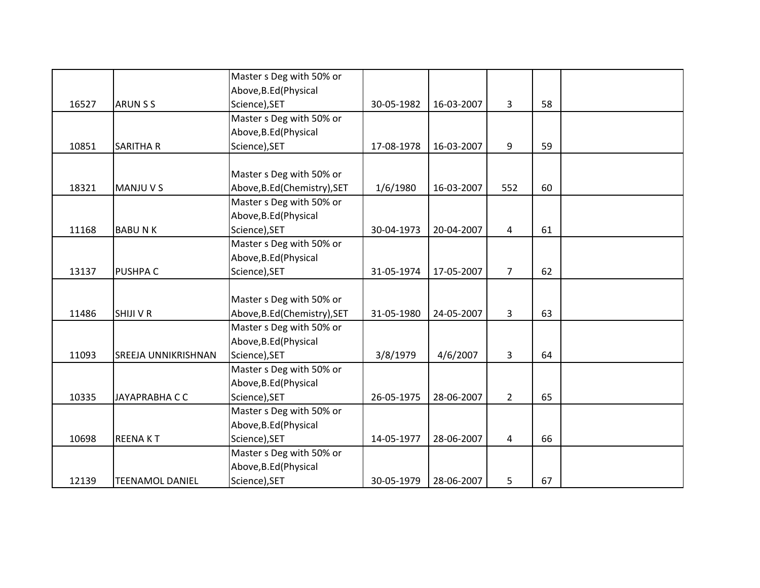| | | | | | | | |
|---|---|---|---|---|---|---|---|
| 16527 | ARUN S S | Master s Deg with 50% or Above,B.Ed(Physical Science),SET | 30-05-1982 | 16-03-2007 | 3 | 58 | |
| 10851 | SARITHA R | Master s Deg with 50% or Above,B.Ed(Physical Science),SET | 17-08-1978 | 16-03-2007 | 9 | 59 | |
| 18321 | MANJU V S | Master s Deg with 50% or Above,B.Ed(Chemistry),SET | 1/6/1980 | 16-03-2007 | 552 | 60 | |
| 11168 | BABU N K | Master s Deg with 50% or Above,B.Ed(Physical Science),SET | 30-04-1973 | 20-04-2007 | 4 | 61 | |
| 13137 | PUSHPA C | Master s Deg with 50% or Above,B.Ed(Physical Science),SET | 31-05-1974 | 17-05-2007 | 7 | 62 | |
| 11486 | SHIJI V R | Master s Deg with 50% or Above,B.Ed(Chemistry),SET | 31-05-1980 | 24-05-2007 | 3 | 63 | |
| 11093 | SREEJA UNNIKRISHNAN | Master s Deg with 50% or Above,B.Ed(Physical Science),SET | 3/8/1979 | 4/6/2007 | 3 | 64 | |
| 10335 | JAYAPRABHA C C | Master s Deg with 50% or Above,B.Ed(Physical Science),SET | 26-05-1975 | 28-06-2007 | 2 | 65 | |
| 10698 | REENA K T | Master s Deg with 50% or Above,B.Ed(Physical Science),SET | 14-05-1977 | 28-06-2007 | 4 | 66 | |
| 12139 | TEENAMOL DANIEL | Master s Deg with 50% or Above,B.Ed(Physical Science),SET | 30-05-1979 | 28-06-2007 | 5 | 67 | |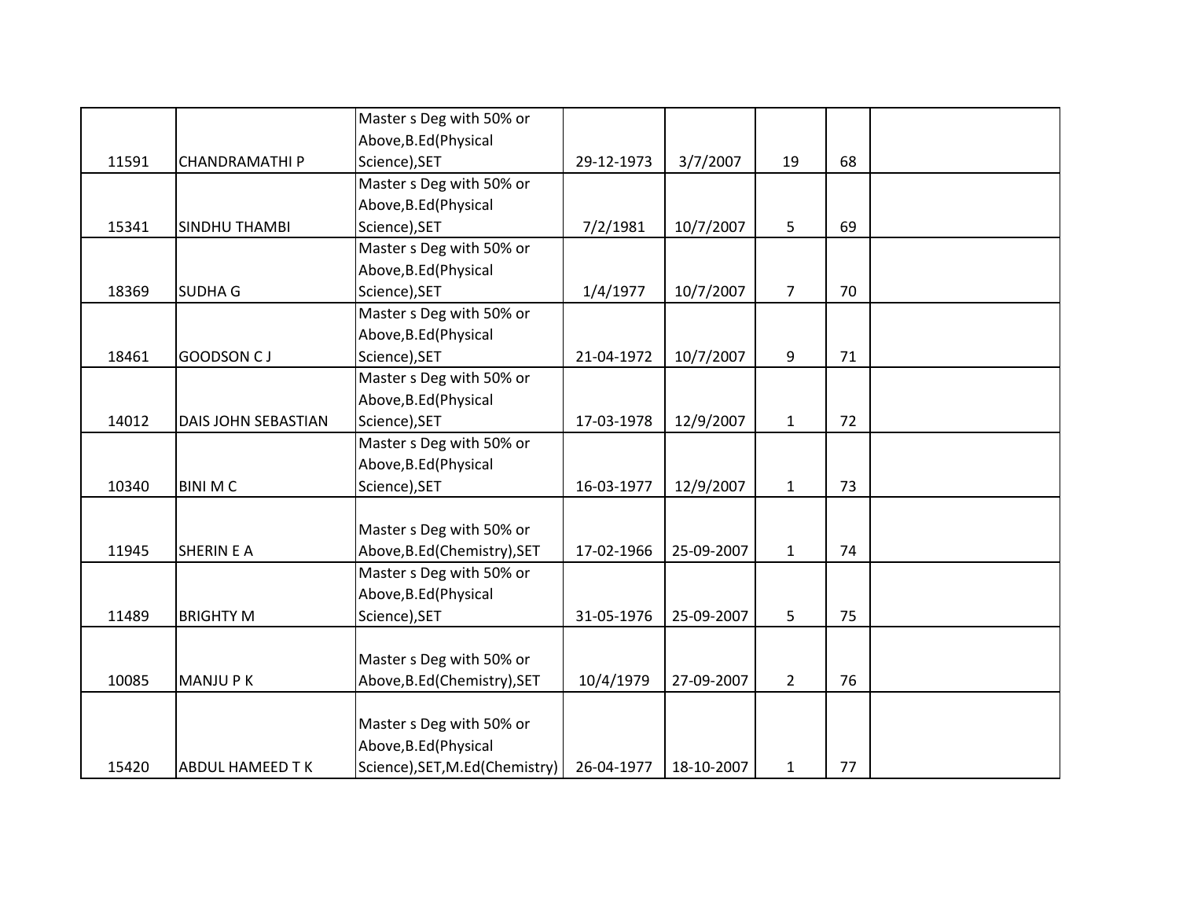| | | | | | | | |
|---|---|---|---|---|---|---|---|
| 11591 | CHANDRAMATHI P | Master s Deg with 50% or Above,B.Ed(Physical Science),SET | 29-12-1973 | 3/7/2007 | 19 | 68 | |
| 15341 | SINDHU THAMBI | Master s Deg with 50% or Above,B.Ed(Physical Science),SET | 7/2/1981 | 10/7/2007 | 5 | 69 | |
| 18369 | SUDHA G | Master s Deg with 50% or Above,B.Ed(Physical Science),SET | 1/4/1977 | 10/7/2007 | 7 | 70 | |
| 18461 | GOODSON C J | Master s Deg with 50% or Above,B.Ed(Physical Science),SET | 21-04-1972 | 10/7/2007 | 9 | 71 | |
| 14012 | DAIS JOHN SEBASTIAN | Master s Deg with 50% or Above,B.Ed(Physical Science),SET | 17-03-1978 | 12/9/2007 | 1 | 72 | |
| 10340 | BINI M C | Master s Deg with 50% or Above,B.Ed(Physical Science),SET | 16-03-1977 | 12/9/2007 | 1 | 73 | |
| 11945 | SHERIN E A | Master s Deg with 50% or Above,B.Ed(Chemistry),SET | 17-02-1966 | 25-09-2007 | 1 | 74 | |
| 11489 | BRIGHTY M | Master s Deg with 50% or Above,B.Ed(Physical Science),SET | 31-05-1976 | 25-09-2007 | 5 | 75 | |
| 10085 | MANJU P K | Master s Deg with 50% or Above,B.Ed(Chemistry),SET | 10/4/1979 | 27-09-2007 | 2 | 76 | |
| 15420 | ABDUL HAMEED T K | Master s Deg with 50% or Above,B.Ed(Physical Science),SET,M.Ed(Chemistry) | 26-04-1977 | 18-10-2007 | 1 | 77 | |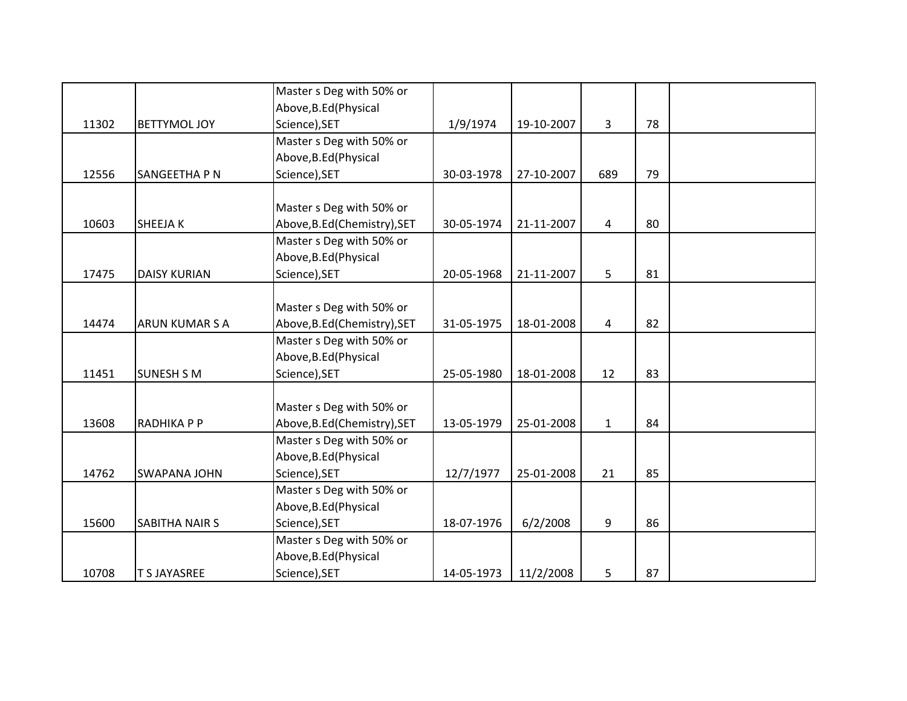| | | | | | | | |
|---|---|---|---|---|---|---|---|
| 11302 | BETTYMOL JOY | Master s Deg with 50% or Above,B.Ed(Physical Science),SET | 1/9/1974 | 19-10-2007 | 3 | 78 | |
| 12556 | SANGEETHA P N | Master s Deg with 50% or Above,B.Ed(Physical Science),SET | 30-03-1978 | 27-10-2007 | 689 | 79 | |
| 10603 | SHEEJA K | Master s Deg with 50% or Above,B.Ed(Chemistry),SET | 30-05-1974 | 21-11-2007 | 4 | 80 | |
| 17475 | DAISY KURIAN | Master s Deg with 50% or Above,B.Ed(Physical Science),SET | 20-05-1968 | 21-11-2007 | 5 | 81 | |
| 14474 | ARUN KUMAR S A | Master s Deg with 50% or Above,B.Ed(Chemistry),SET | 31-05-1975 | 18-01-2008 | 4 | 82 | |
| 11451 | SUNESH S M | Master s Deg with 50% or Above,B.Ed(Physical Science),SET | 25-05-1980 | 18-01-2008 | 12 | 83 | |
| 13608 | RADHIKA P P | Master s Deg with 50% or Above,B.Ed(Chemistry),SET | 13-05-1979 | 25-01-2008 | 1 | 84 | |
| 14762 | SWAPANA JOHN | Master s Deg with 50% or Above,B.Ed(Physical Science),SET | 12/7/1977 | 25-01-2008 | 21 | 85 | |
| 15600 | SABITHA NAIR S | Master s Deg with 50% or Above,B.Ed(Physical Science),SET | 18-07-1976 | 6/2/2008 | 9 | 86 | |
| 10708 | T S JAYASREE | Master s Deg with 50% or Above,B.Ed(Physical Science),SET | 14-05-1973 | 11/2/2008 | 5 | 87 | |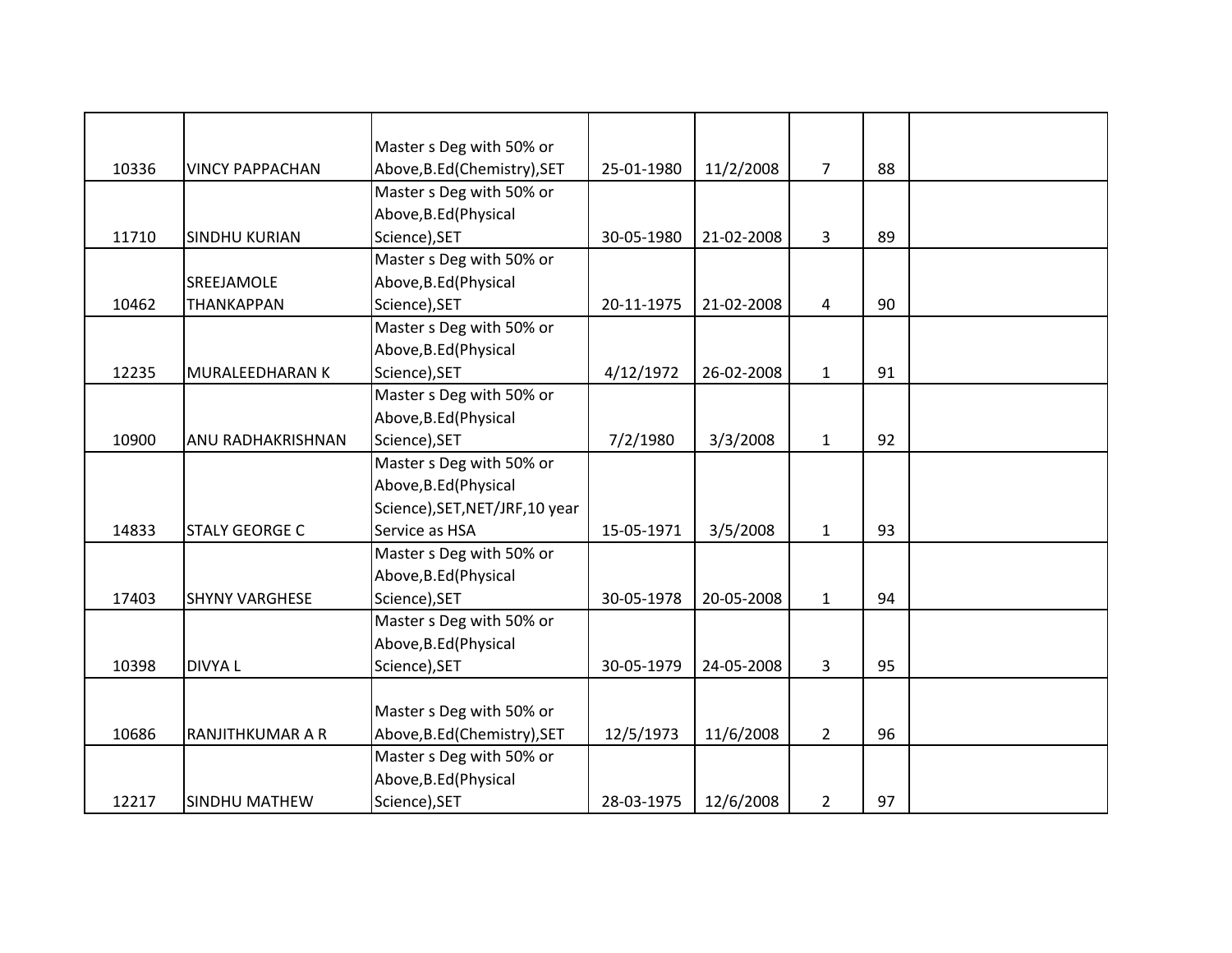| | | | | | | | |
|---|---|---|---|---|---|---|---|
| 10336 | VINCY PAPPACHAN | Master s Deg with 50% or Above,B.Ed(Chemistry),SET | 25-01-1980 | 11/2/2008 | 7 | 88 | |
| 11710 | SINDHU KURIAN | Master s Deg with 50% or Above,B.Ed(Physical Science),SET | 30-05-1980 | 21-02-2008 | 3 | 89 | |
| 10462 | SREEJAMOLE THANKAPPAN | Master s Deg with 50% or Above,B.Ed(Physical Science),SET | 20-11-1975 | 21-02-2008 | 4 | 90 | |
| 12235 | MURALEEDHARAN K | Master s Deg with 50% or Above,B.Ed(Physical Science),SET | 4/12/1972 | 26-02-2008 | 1 | 91 | |
| 10900 | ANU RADHAKRISHNAN | Master s Deg with 50% or Above,B.Ed(Physical Science),SET | 7/2/1980 | 3/3/2008 | 1 | 92 | |
| 14833 | STALY GEORGE C | Master s Deg with 50% or Above,B.Ed(Physical Science),SET,NET/JRF,10 year Service as HSA | 15-05-1971 | 3/5/2008 | 1 | 93 | |
| 17403 | SHYNY VARGHESE | Master s Deg with 50% or Above,B.Ed(Physical Science),SET | 30-05-1978 | 20-05-2008 | 1 | 94 | |
| 10398 | DIVYA L | Master s Deg with 50% or Above,B.Ed(Physical Science),SET | 30-05-1979 | 24-05-2008 | 3 | 95 | |
| 10686 | RANJITHKUMAR A R | Master s Deg with 50% or Above,B.Ed(Chemistry),SET | 12/5/1973 | 11/6/2008 | 2 | 96 | |
| 12217 | SINDHU MATHEW | Master s Deg with 50% or Above,B.Ed(Physical Science),SET | 28-03-1975 | 12/6/2008 | 2 | 97 | |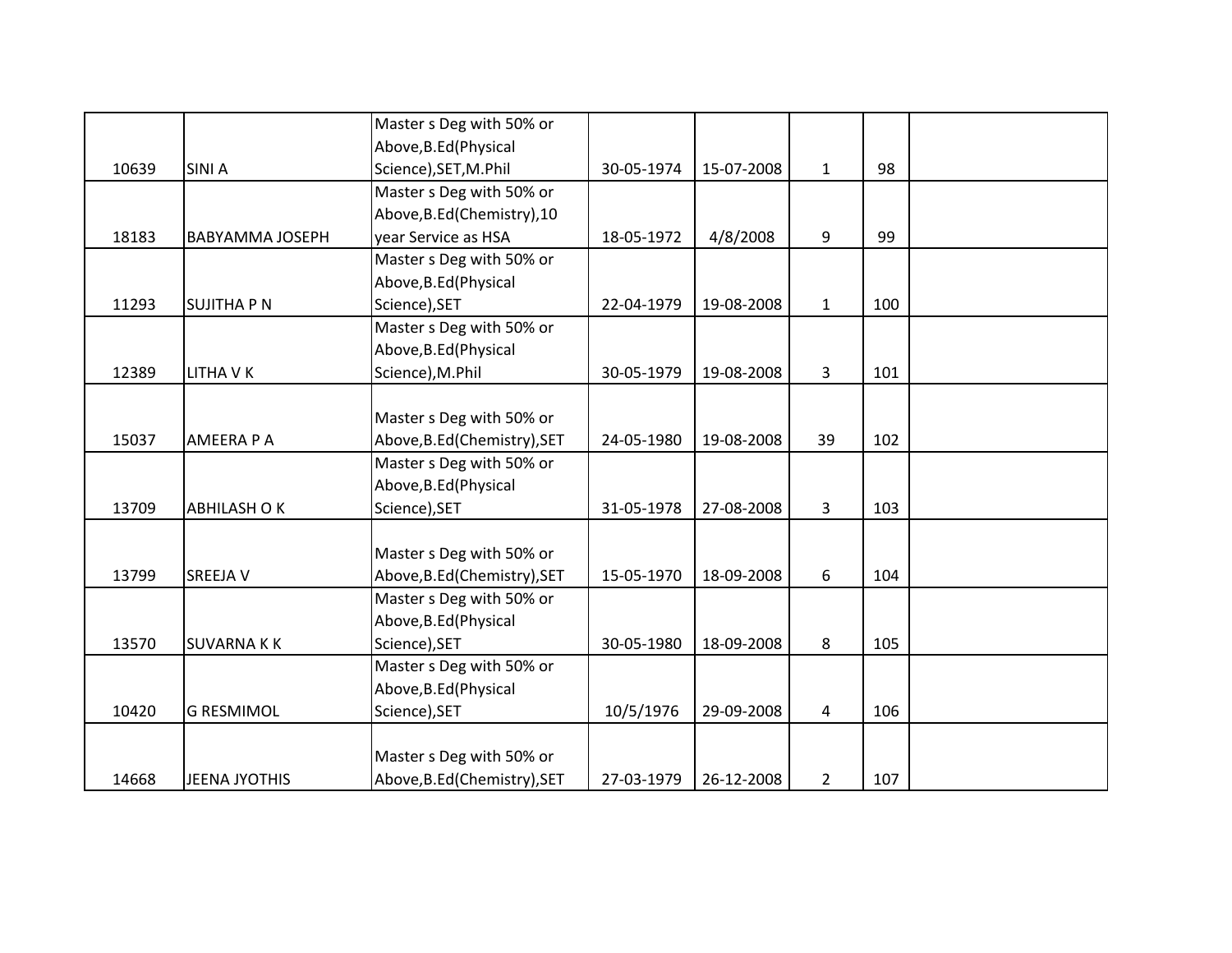| | | | | | | | |
|---|---|---|---|---|---|---|---|
| 10639 | SINI A | Master s Deg with 50% or Above,B.Ed(Physical Science),SET,M.Phil | 30-05-1974 | 15-07-2008 | 1 | 98 | |
| 18183 | BABYAMMA JOSEPH | Master s Deg with 50% or Above,B.Ed(Chemistry),10 year Service as HSA | 18-05-1972 | 4/8/2008 | 9 | 99 | |
| 11293 | SUJITHA P N | Master s Deg with 50% or Above,B.Ed(Physical Science),SET | 22-04-1979 | 19-08-2008 | 1 | 100 | |
| 12389 | LITHA V K | Master s Deg with 50% or Above,B.Ed(Physical Science),M.Phil | 30-05-1979 | 19-08-2008 | 3 | 101 | |
| 15037 | AMEERA P A | Master s Deg with 50% or Above,B.Ed(Chemistry),SET | 24-05-1980 | 19-08-2008 | 39 | 102 | |
| 13709 | ABHILASH O K | Master s Deg with 50% or Above,B.Ed(Physical Science),SET | 31-05-1978 | 27-08-2008 | 3 | 103 | |
| 13799 | SREEJA V | Master s Deg with 50% or Above,B.Ed(Chemistry),SET | 15-05-1970 | 18-09-2008 | 6 | 104 | |
| 13570 | SUVARNA K K | Master s Deg with 50% or Above,B.Ed(Physical Science),SET | 30-05-1980 | 18-09-2008 | 8 | 105 | |
| 10420 | G RESMIMOL | Master s Deg with 50% or Above,B.Ed(Physical Science),SET | 10/5/1976 | 29-09-2008 | 4 | 106 | |
| 14668 | JEENA JYOTHIS | Master s Deg with 50% or Above,B.Ed(Chemistry),SET | 27-03-1979 | 26-12-2008 | 2 | 107 | |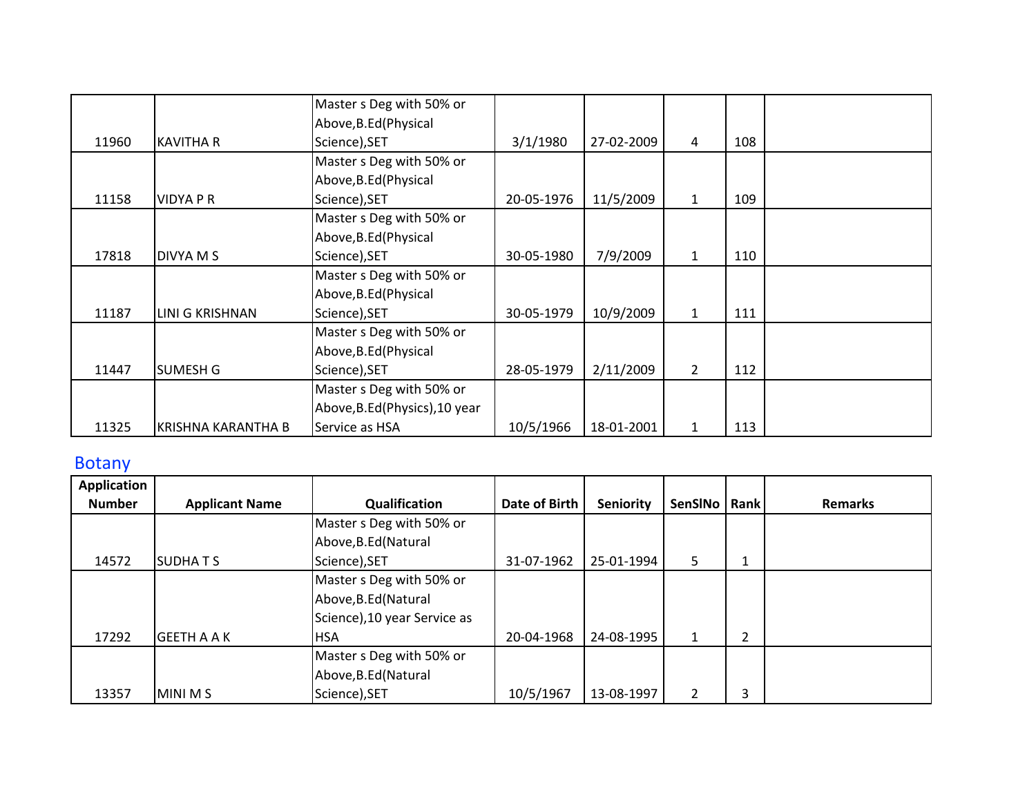| | | | | | | | |
|---|---|---|---|---|---|---|---|
| 11960 | KAVITHA R | Master s Deg with 50% or Above,B.Ed(Physical Science),SET | 3/1/1980 | 27-02-2009 | 4 | 108 | |
| 11158 | VIDYA P R | Master s Deg with 50% or Above,B.Ed(Physical Science),SET | 20-05-1976 | 11/5/2009 | 1 | 109 | |
| 17818 | DIVYA M S | Master s Deg with 50% or Above,B.Ed(Physical Science),SET | 30-05-1980 | 7/9/2009 | 1 | 110 | |
| 11187 | LINI G KRISHNAN | Master s Deg with 50% or Above,B.Ed(Physical Science),SET | 30-05-1979 | 10/9/2009 | 1 | 111 | |
| 11447 | SUMESH G | Master s Deg with 50% or Above,B.Ed(Physical Science),SET | 28-05-1979 | 2/11/2009 | 2 | 112 | |
| 11325 | KRISHNA KARANTHA B | Master s Deg with 50% or Above,B.Ed(Physics),10 year Service as HSA | 10/5/1966 | 18-01-2001 | 1 | 113 | |

## Botany

| Application Number | Applicant Name | Qualification | Date of Birth | Seniority | SenSlNo | Rank | Remarks |
|---|---|---|---|---|---|---|---|
| 14572 | SUDHA T S | Master s Deg with 50% or Above,B.Ed(Natural Science),SET | 31-07-1962 | 25-01-1994 | 5 | 1 | |
| 17292 | GEETH A A K | Master s Deg with 50% or Above,B.Ed(Natural Science),10 year Service as HSA | 20-04-1968 | 24-08-1995 | 1 | 2 | |
| 13357 | MINI M S | Master s Deg with 50% or Above,B.Ed(Natural Science),SET | 10/5/1967 | 13-08-1997 | 2 | 3 | |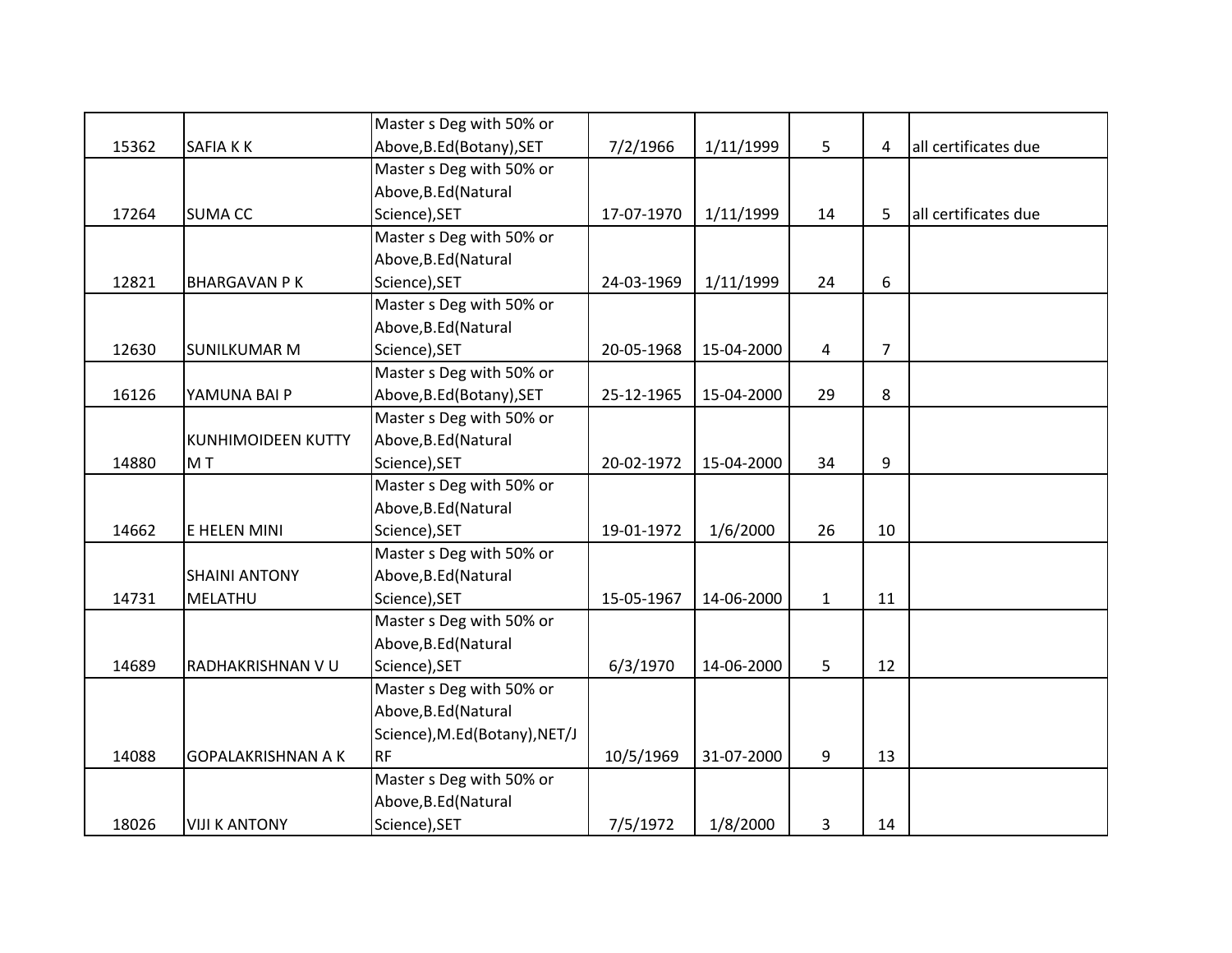| | | | | | | | |
|---|---|---|---|---|---|---|---|
| 15362 | SAFIA K K | Master s Deg with 50% or Above,B.Ed(Botany),SET | 7/2/1966 | 1/11/1999 | 5 | 4 | all certificates due |
| 17264 | SUMA CC | Master s Deg with 50% or Above,B.Ed(Natural Science),SET | 17-07-1970 | 1/11/1999 | 14 | 5 | all certificates due |
| 12821 | BHARGAVAN P K | Master s Deg with 50% or Above,B.Ed(Natural Science),SET | 24-03-1969 | 1/11/1999 | 24 | 6 | |
| 12630 | SUNILKUMAR M | Master s Deg with 50% or Above,B.Ed(Natural Science),SET | 20-05-1968 | 15-04-2000 | 4 | 7 | |
| 16126 | YAMUNA BAI P | Master s Deg with 50% or Above,B.Ed(Botany),SET | 25-12-1965 | 15-04-2000 | 29 | 8 | |
| 14880 | KUNHIMOIDEEN KUTTY M T | Master s Deg with 50% or Above,B.Ed(Natural Science),SET | 20-02-1972 | 15-04-2000 | 34 | 9 | |
| 14662 | E HELEN MINI | Master s Deg with 50% or Above,B.Ed(Natural Science),SET | 19-01-1972 | 1/6/2000 | 26 | 10 | |
| 14731 | SHAINI ANTONY MELATHU | Master s Deg with 50% or Above,B.Ed(Natural Science),SET | 15-05-1967 | 14-06-2000 | 1 | 11 | |
| 14689 | RADHAKRISHNAN V U | Master s Deg with 50% or Above,B.Ed(Natural Science),SET | 6/3/1970 | 14-06-2000 | 5 | 12 | |
| 14088 | GOPALAKRISHNAN A K | Master s Deg with 50% or Above,B.Ed(Natural Science),M.Ed(Botany),NET/JRF | 10/5/1969 | 31-07-2000 | 9 | 13 | |
| 18026 | VIJI K ANTONY | Master s Deg with 50% or Above,B.Ed(Natural Science),SET | 7/5/1972 | 1/8/2000 | 3 | 14 | |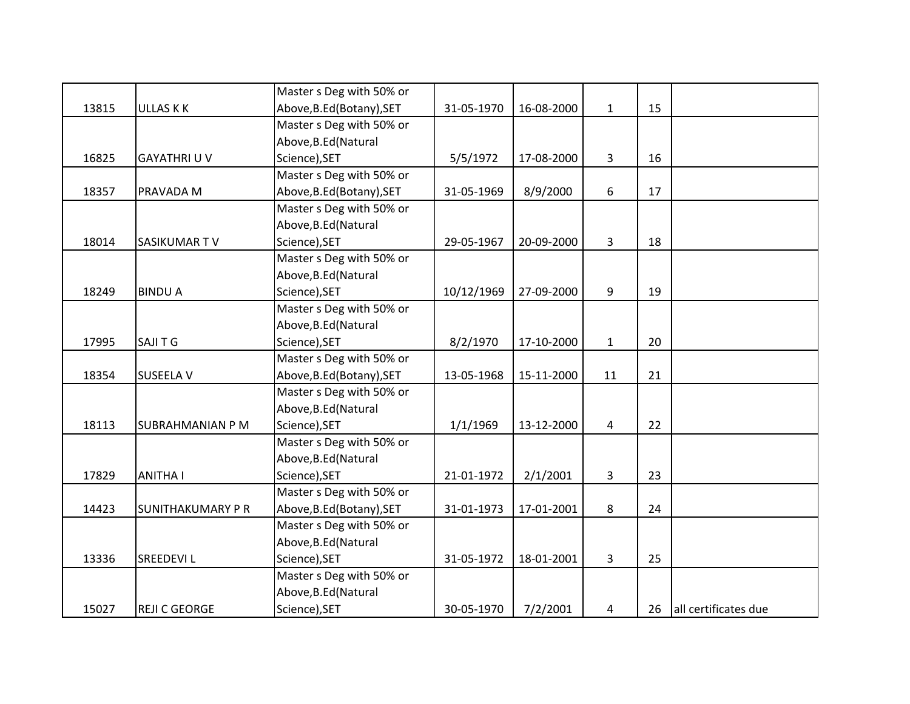| | | | | | | | |
|---|---|---|---|---|---|---|---|
| 13815 | ULLAS K K | Master s Deg with 50% or Above,B.Ed(Botany),SET | 31-05-1970 | 16-08-2000 | 1 | 15 | |
| 16825 | GAYATHRI U V | Master s Deg with 50% or Above,B.Ed(Natural Science),SET | 5/5/1972 | 17-08-2000 | 3 | 16 | |
| 18357 | PRAVADA M | Master s Deg with 50% or Above,B.Ed(Botany),SET | 31-05-1969 | 8/9/2000 | 6 | 17 | |
| 18014 | SASIKUMAR T V | Master s Deg with 50% or Above,B.Ed(Natural Science),SET | 29-05-1967 | 20-09-2000 | 3 | 18 | |
| 18249 | BINDU A | Master s Deg with 50% or Above,B.Ed(Natural Science),SET | 10/12/1969 | 27-09-2000 | 9 | 19 | |
| 17995 | SAJI T G | Master s Deg with 50% or Above,B.Ed(Natural Science),SET | 8/2/1970 | 17-10-2000 | 1 | 20 | |
| 18354 | SUSEELA V | Master s Deg with 50% or Above,B.Ed(Botany),SET | 13-05-1968 | 15-11-2000 | 11 | 21 | |
| 18113 | SUBRAHMANIAN P M | Master s Deg with 50% or Above,B.Ed(Natural Science),SET | 1/1/1969 | 13-12-2000 | 4 | 22 | |
| 17829 | ANITHA I | Master s Deg with 50% or Above,B.Ed(Natural Science),SET | 21-01-1972 | 2/1/2001 | 3 | 23 | |
| 14423 | SUNITHAKUMARY P R | Master s Deg with 50% or Above,B.Ed(Botany),SET | 31-01-1973 | 17-01-2001 | 8 | 24 | |
| 13336 | SREEDEVI L | Master s Deg with 50% or Above,B.Ed(Natural Science),SET | 31-05-1972 | 18-01-2001 | 3 | 25 | |
| 15027 | REJI C GEORGE | Master s Deg with 50% or Above,B.Ed(Natural Science),SET | 30-05-1970 | 7/2/2001 | 4 | 26 | all certificates due |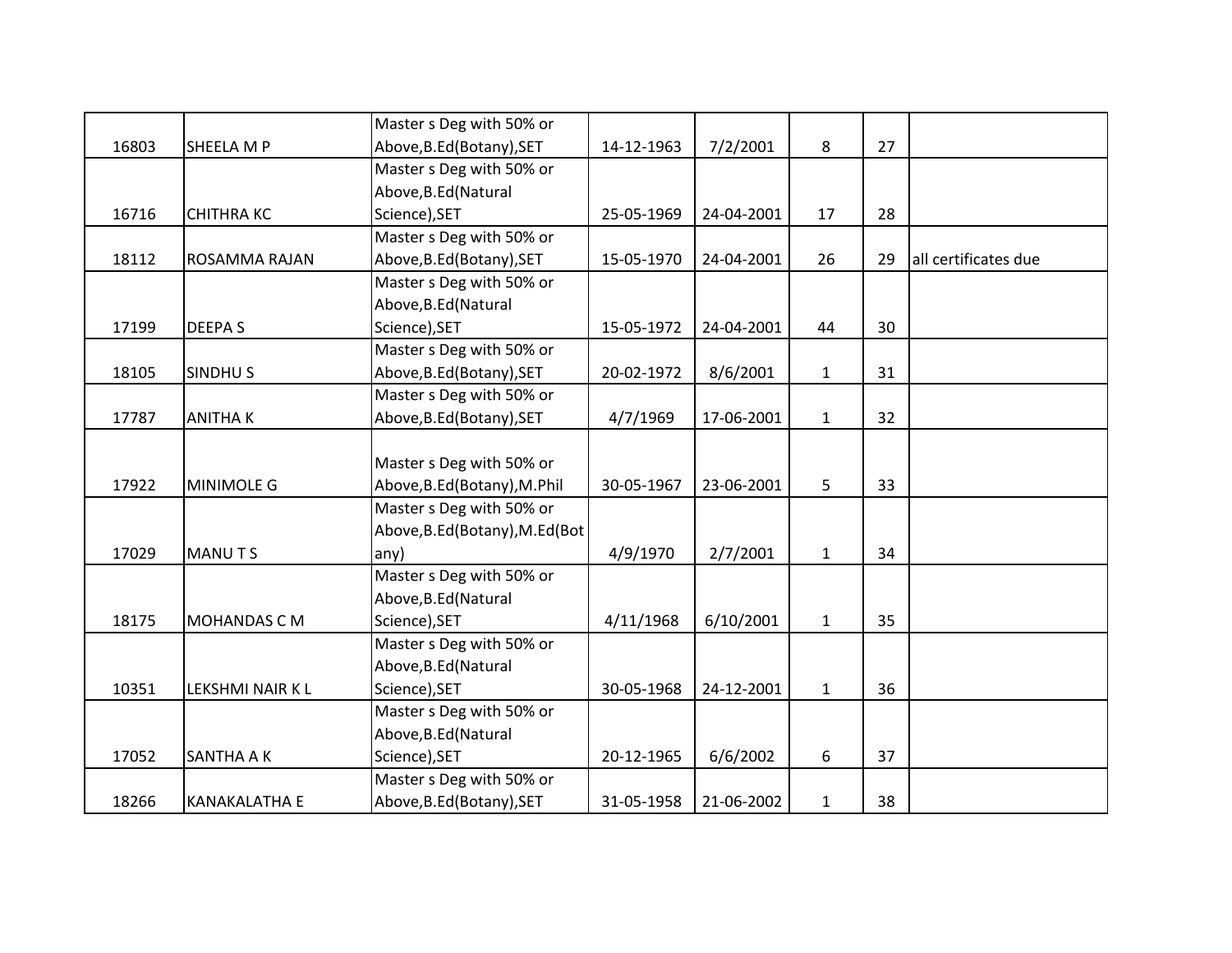| | | | | | | | |
|---|---|---|---|---|---|---|---|
| 16803 | SHEELA M P | Master s Deg with 50% or Above,B.Ed(Botany),SET | 14-12-1963 | 7/2/2001 | 8 | 27 | |
| 16716 | CHITHRA KC | Master s Deg with 50% or Above,B.Ed(Natural Science),SET | 25-05-1969 | 24-04-2001 | 17 | 28 | |
| 18112 | ROSAMMA RAJAN | Master s Deg with 50% or Above,B.Ed(Botany),SET | 15-05-1970 | 24-04-2001 | 26 | 29 | all certificates due |
| 17199 | DEEPA S | Master s Deg with 50% or Above,B.Ed(Natural Science),SET | 15-05-1972 | 24-04-2001 | 44 | 30 | |
| 18105 | SINDHU S | Master s Deg with 50% or Above,B.Ed(Botany),SET | 20-02-1972 | 8/6/2001 | 1 | 31 | |
| 17787 | ANITHA K | Master s Deg with 50% or Above,B.Ed(Botany),SET | 4/7/1969 | 17-06-2001 | 1 | 32 | |
| 17922 | MINIMOLE G | Master s Deg with 50% or Above,B.Ed(Botany),M.Phil | 30-05-1967 | 23-06-2001 | 5 | 33 | |
| 17029 | MANU T S | Master s Deg with 50% or Above,B.Ed(Botany),M.Ed(Botany) | 4/9/1970 | 2/7/2001 | 1 | 34 | |
| 18175 | MOHANDAS C M | Master s Deg with 50% or Above,B.Ed(Natural Science),SET | 4/11/1968 | 6/10/2001 | 1 | 35 | |
| 10351 | LEKSHMI NAIR K L | Master s Deg with 50% or Above,B.Ed(Natural Science),SET | 30-05-1968 | 24-12-2001 | 1 | 36 | |
| 17052 | SANTHA A K | Master s Deg with 50% or Above,B.Ed(Natural Science),SET | 20-12-1965 | 6/6/2002 | 6 | 37 | |
| 18266 | KANAKALATHA E | Master s Deg with 50% or Above,B.Ed(Botany),SET | 31-05-1958 | 21-06-2002 | 1 | 38 | |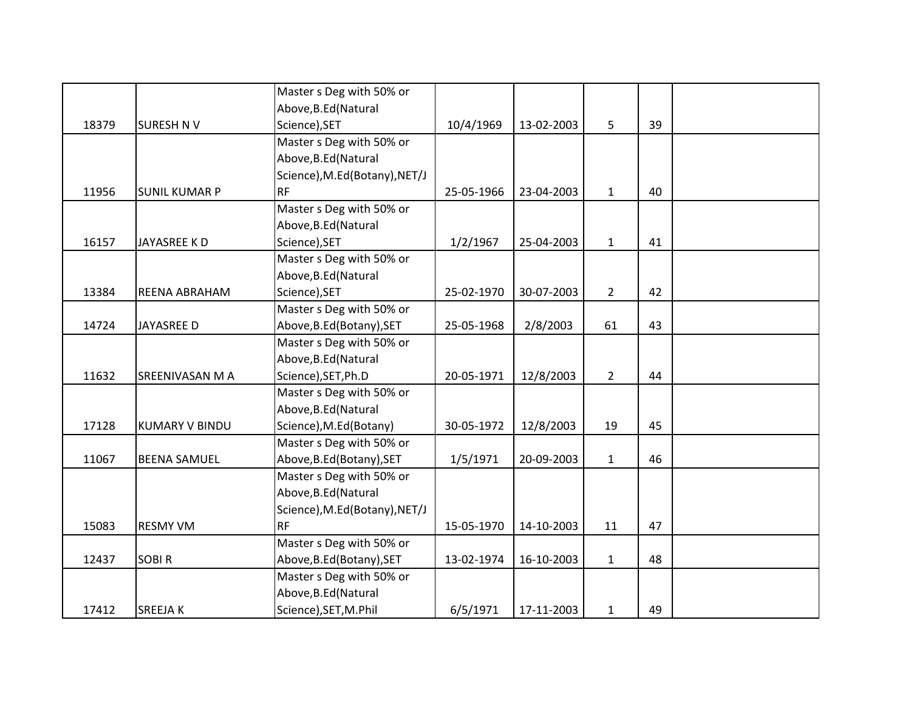| | | | | | | | |
|---|---|---|---|---|---|---|---|
| 18379 | SURESH N V | Master s Deg with 50% or Above,B.Ed(Natural Science),SET | 10/4/1969 | 13-02-2003 | 5 | 39 | |
| 11956 | SUNIL KUMAR P | Master s Deg with 50% or Above,B.Ed(Natural Science),M.Ed(Botany),NET/JRF | 25-05-1966 | 23-04-2003 | 1 | 40 | |
| 16157 | JAYASREE K D | Master s Deg with 50% or Above,B.Ed(Natural Science),SET | 1/2/1967 | 25-04-2003 | 1 | 41 | |
| 13384 | REENA ABRAHAM | Master s Deg with 50% or Above,B.Ed(Natural Science),SET | 25-02-1970 | 30-07-2003 | 2 | 42 | |
| 14724 | JAYASREE D | Master s Deg with 50% or Above,B.Ed(Botany),SET | 25-05-1968 | 2/8/2003 | 61 | 43 | |
| 11632 | SREENIVASAN M A | Master s Deg with 50% or Above,B.Ed(Natural Science),SET,Ph.D | 20-05-1971 | 12/8/2003 | 2 | 44 | |
| 17128 | KUMARY V BINDU | Master s Deg with 50% or Above,B.Ed(Natural Science),M.Ed(Botany) | 30-05-1972 | 12/8/2003 | 19 | 45 | |
| 11067 | BEENA SAMUEL | Master s Deg with 50% or Above,B.Ed(Botany),SET | 1/5/1971 | 20-09-2003 | 1 | 46 | |
| 15083 | RESMY VM | Master s Deg with 50% or Above,B.Ed(Natural Science),M.Ed(Botany),NET/JRF | 15-05-1970 | 14-10-2003 | 11 | 47 | |
| 12437 | SOBI R | Master s Deg with 50% or Above,B.Ed(Botany),SET | 13-02-1974 | 16-10-2003 | 1 | 48 | |
| 17412 | SREEJA K | Master s Deg with 50% or Above,B.Ed(Natural Science),SET,M.Phil | 6/5/1971 | 17-11-2003 | 1 | 49 | |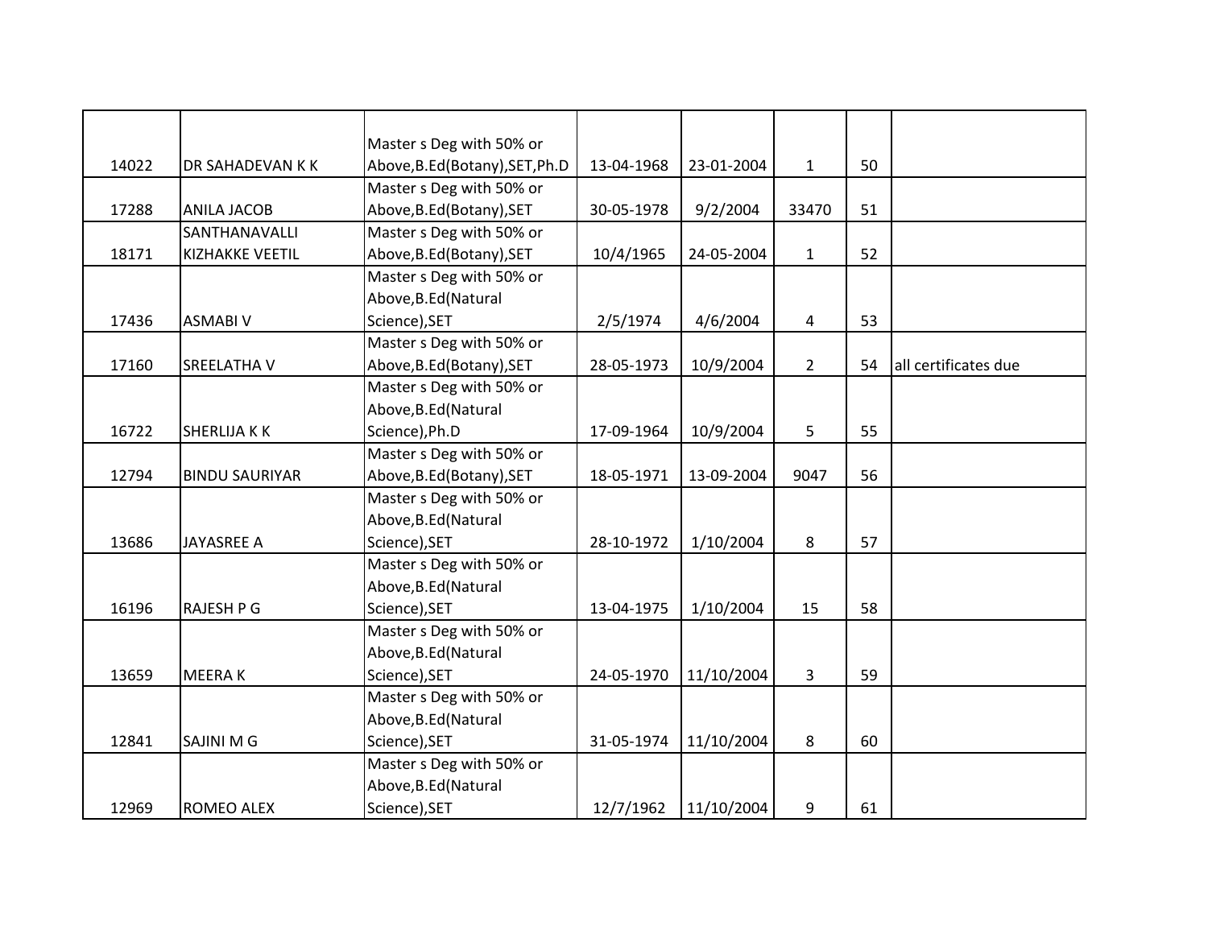| | | | | | | | |
|---|---|---|---|---|---|---|---|
| 14022 | DR SAHADEVAN K K | Master s Deg with 50% or Above,B.Ed(Botany),SET,Ph.D | 13-04-1968 | 23-01-2004 | 1 | 50 | |
| 17288 | ANILA JACOB | Master s Deg with 50% or Above,B.Ed(Botany),SET | 30-05-1978 | 9/2/2004 | 33470 | 51 | |
| 18171 | SANTHANAVALLI KIZHAKKE VEETIL | Master s Deg with 50% or Above,B.Ed(Botany),SET | 10/4/1965 | 24-05-2004 | 1 | 52 | |
| 17436 | ASMABI V | Master s Deg with 50% or Above,B.Ed(Natural Science),SET | 2/5/1974 | 4/6/2004 | 4 | 53 | |
| 17160 | SREELATHA V | Master s Deg with 50% or Above,B.Ed(Botany),SET | 28-05-1973 | 10/9/2004 | 2 | 54 | all certificates due |
| 16722 | SHERLIJA K K | Master s Deg with 50% or Above,B.Ed(Natural Science),Ph.D | 17-09-1964 | 10/9/2004 | 5 | 55 | |
| 12794 | BINDU SAURIYAR | Master s Deg with 50% or Above,B.Ed(Botany),SET | 18-05-1971 | 13-09-2004 | 9047 | 56 | |
| 13686 | JAYASREE A | Master s Deg with 50% or Above,B.Ed(Natural Science),SET | 28-10-1972 | 1/10/2004 | 8 | 57 | |
| 16196 | RAJESH P G | Master s Deg with 50% or Above,B.Ed(Natural Science),SET | 13-04-1975 | 1/10/2004 | 15 | 58 | |
| 13659 | MEERA K | Master s Deg with 50% or Above,B.Ed(Natural Science),SET | 24-05-1970 | 11/10/2004 | 3 | 59 | |
| 12841 | SAJINI M G | Master s Deg with 50% or Above,B.Ed(Natural Science),SET | 31-05-1974 | 11/10/2004 | 8 | 60 | |
| 12969 | ROMEO ALEX | Master s Deg with 50% or Above,B.Ed(Natural Science),SET | 12/7/1962 | 11/10/2004 | 9 | 61 | |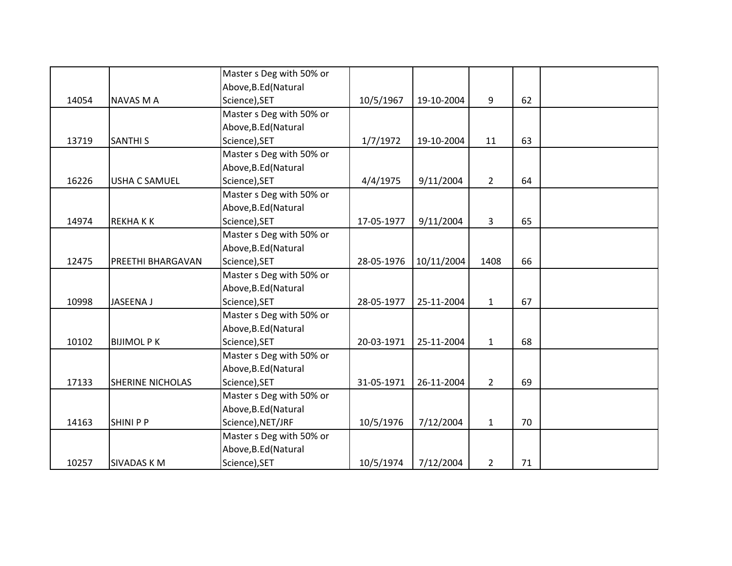| | | | | | | | |
|---|---|---|---|---|---|---|---|
| 14054 | NAVAS M A | Master s Deg with 50% or Above,B.Ed(Natural Science),SET | 10/5/1967 | 19-10-2004 | 9 | 62 | |
| 13719 | SANTHI S | Master s Deg with 50% or Above,B.Ed(Natural Science),SET | 1/7/1972 | 19-10-2004 | 11 | 63 | |
| 16226 | USHA C SAMUEL | Master s Deg with 50% or Above,B.Ed(Natural Science),SET | 4/4/1975 | 9/11/2004 | 2 | 64 | |
| 14974 | REKHA K K | Master s Deg with 50% or Above,B.Ed(Natural Science),SET | 17-05-1977 | 9/11/2004 | 3 | 65 | |
| 12475 | PREETHI BHARGAVAN | Master s Deg with 50% or Above,B.Ed(Natural Science),SET | 28-05-1976 | 10/11/2004 | 1408 | 66 | |
| 10998 | JASEENA J | Master s Deg with 50% or Above,B.Ed(Natural Science),SET | 28-05-1977 | 25-11-2004 | 1 | 67 | |
| 10102 | BIJIMOL P K | Master s Deg with 50% or Above,B.Ed(Natural Science),SET | 20-03-1971 | 25-11-2004 | 1 | 68 | |
| 17133 | SHERINE NICHOLAS | Master s Deg with 50% or Above,B.Ed(Natural Science),SET | 31-05-1971 | 26-11-2004 | 2 | 69 | |
| 14163 | SHINI P P | Master s Deg with 50% or Above,B.Ed(Natural Science),NET/JRF | 10/5/1976 | 7/12/2004 | 1 | 70 | |
| 10257 | SIVADAS K M | Master s Deg with 50% or Above,B.Ed(Natural Science),SET | 10/5/1974 | 7/12/2004 | 2 | 71 | |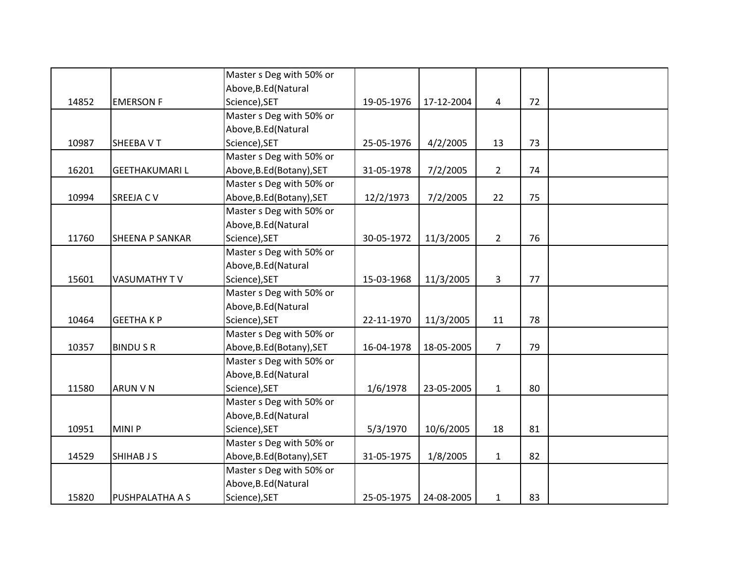| | | | | | | | |
|---|---|---|---|---|---|---|---|
| 14852 | EMERSON F | Master s Deg with 50% or Above,B.Ed(Natural Science),SET | 19-05-1976 | 17-12-2004 | 4 | 72 | |
| 10987 | SHEEBA V T | Master s Deg with 50% or Above,B.Ed(Natural Science),SET | 25-05-1976 | 4/2/2005 | 13 | 73 | |
| 16201 | GEETHAKUMARI L | Master s Deg with 50% or Above,B.Ed(Botany),SET | 31-05-1978 | 7/2/2005 | 2 | 74 | |
| 10994 | SREEJA C V | Master s Deg with 50% or Above,B.Ed(Botany),SET | 12/2/1973 | 7/2/2005 | 22 | 75 | |
| 11760 | SHEENA P SANKAR | Master s Deg with 50% or Above,B.Ed(Natural Science),SET | 30-05-1972 | 11/3/2005 | 2 | 76 | |
| 15601 | VASUMATHY T V | Master s Deg with 50% or Above,B.Ed(Natural Science),SET | 15-03-1968 | 11/3/2005 | 3 | 77 | |
| 10464 | GEETHA K P | Master s Deg with 50% or Above,B.Ed(Natural Science),SET | 22-11-1970 | 11/3/2005 | 11 | 78 | |
| 10357 | BINDU S R | Master s Deg with 50% or Above,B.Ed(Botany),SET | 16-04-1978 | 18-05-2005 | 7 | 79 | |
| 11580 | ARUN V N | Master s Deg with 50% or Above,B.Ed(Natural Science),SET | 1/6/1978 | 23-05-2005 | 1 | 80 | |
| 10951 | MINI P | Master s Deg with 50% or Above,B.Ed(Natural Science),SET | 5/3/1970 | 10/6/2005 | 18 | 81 | |
| 14529 | SHIHAB J S | Master s Deg with 50% or Above,B.Ed(Botany),SET | 31-05-1975 | 1/8/2005 | 1 | 82 | |
| 15820 | PUSHPALATHA A S | Master s Deg with 50% or Above,B.Ed(Natural Science),SET | 25-05-1975 | 24-08-2005 | 1 | 83 | |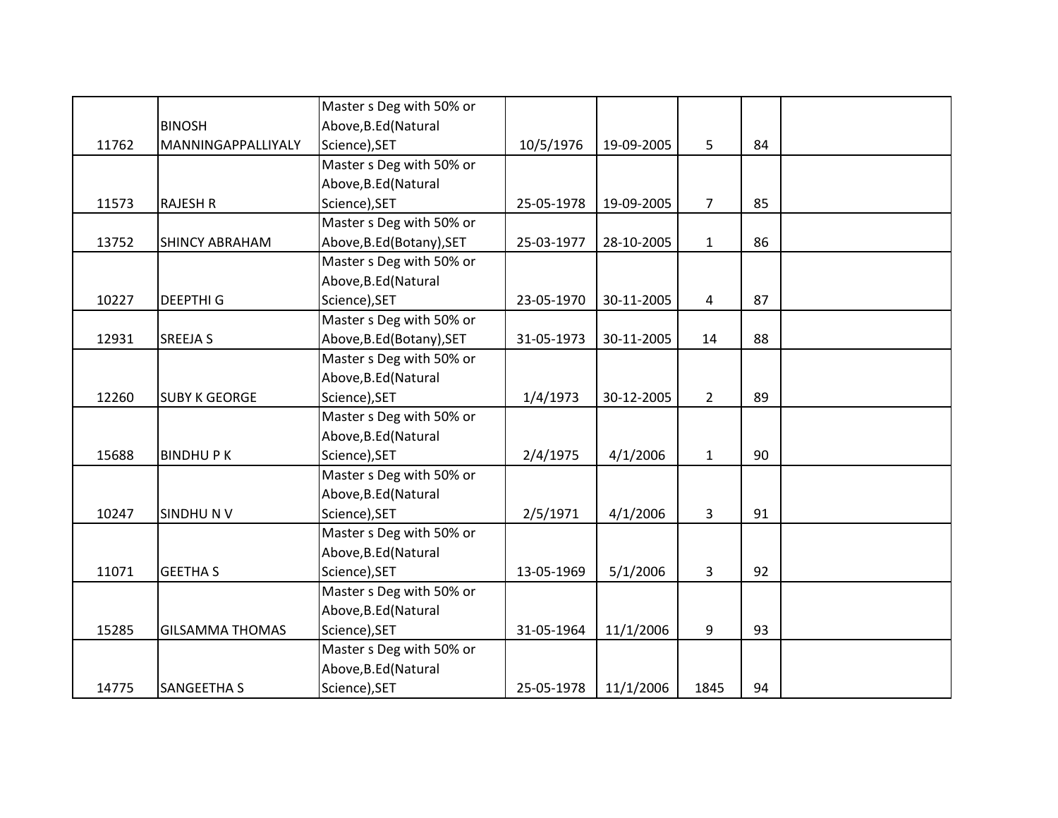| | | | | | | | |
|---|---|---|---|---|---|---|---|
| 11762 | BINOSH MANNINGAPPALLIYALY | Master s Deg with 50% or Above,B.Ed(Natural Science),SET | 10/5/1976 | 19-09-2005 | 5 | 84 | |
| 11573 | RAJESH R | Master s Deg with 50% or Above,B.Ed(Natural Science),SET | 25-05-1978 | 19-09-2005 | 7 | 85 | |
| 13752 | SHINCY ABRAHAM | Master s Deg with 50% or Above,B.Ed(Botany),SET | 25-03-1977 | 28-10-2005 | 1 | 86 | |
| 10227 | DEEPTHI G | Master s Deg with 50% or Above,B.Ed(Natural Science),SET | 23-05-1970 | 30-11-2005 | 4 | 87 | |
| 12931 | SREEJA S | Master s Deg with 50% or Above,B.Ed(Botany),SET | 31-05-1973 | 30-11-2005 | 14 | 88 | |
| 12260 | SUBY K GEORGE | Master s Deg with 50% or Above,B.Ed(Natural Science),SET | 1/4/1973 | 30-12-2005 | 2 | 89 | |
| 15688 | BINDHU P K | Master s Deg with 50% or Above,B.Ed(Natural Science),SET | 2/4/1975 | 4/1/2006 | 1 | 90 | |
| 10247 | SINDHU N V | Master s Deg with 50% or Above,B.Ed(Natural Science),SET | 2/5/1971 | 4/1/2006 | 3 | 91 | |
| 11071 | GEETHA S | Master s Deg with 50% or Above,B.Ed(Natural Science),SET | 13-05-1969 | 5/1/2006 | 3 | 92 | |
| 15285 | GILSAMMA THOMAS | Master s Deg with 50% or Above,B.Ed(Natural Science),SET | 31-05-1964 | 11/1/2006 | 9 | 93 | |
| 14775 | SANGEETHA S | Master s Deg with 50% or Above,B.Ed(Natural Science),SET | 25-05-1978 | 11/1/2006 | 1845 | 94 | |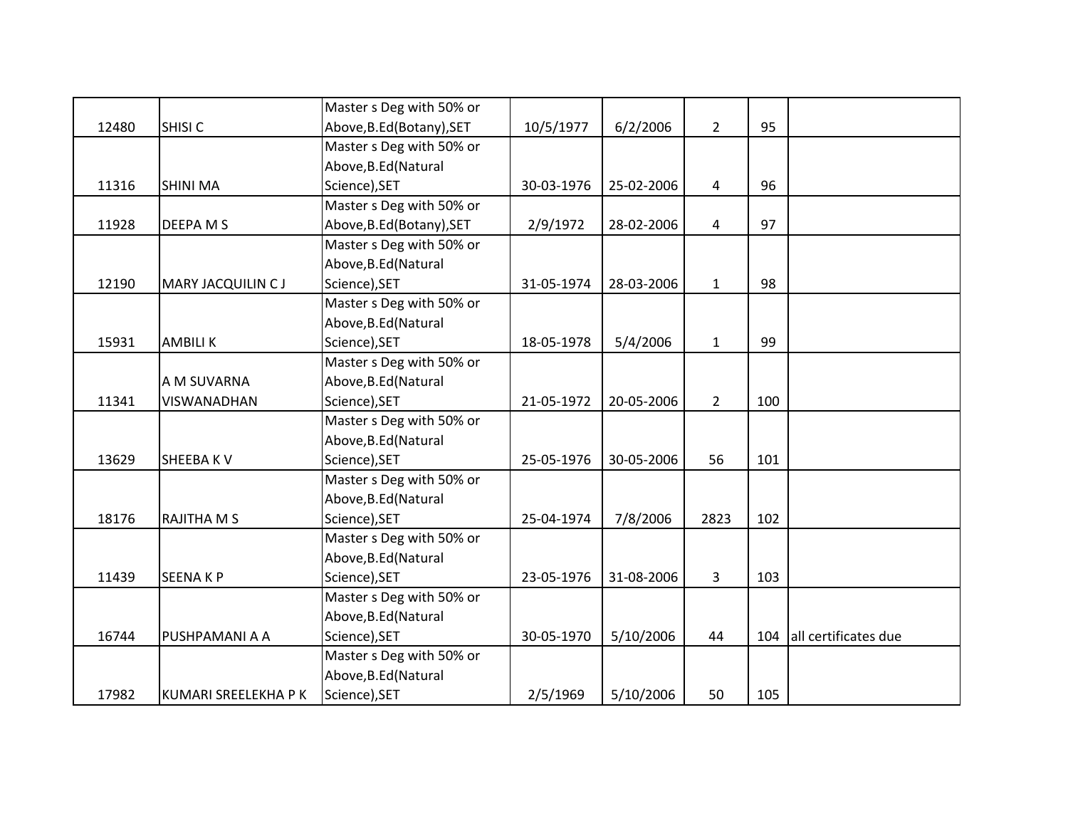|  |  |  |  |  |  |  |  |
|---|---|---|---|---|---|---|---|
| 12480 | SHISI C | Master s Deg with 50% or Above,B.Ed(Botany),SET | 10/5/1977 | 6/2/2006 | 2 | 95 |  |
| 11316 | SHINI MA | Master s Deg with 50% or Above,B.Ed(Natural Science),SET | 30-03-1976 | 25-02-2006 | 4 | 96 |  |
| 11928 | DEEPA M S | Master s Deg with 50% or Above,B.Ed(Botany),SET | 2/9/1972 | 28-02-2006 | 4 | 97 |  |
| 12190 | MARY JACQUILIN C J | Master s Deg with 50% or Above,B.Ed(Natural Science),SET | 31-05-1974 | 28-03-2006 | 1 | 98 |  |
| 15931 | AMBILI K | Master s Deg with 50% or Above,B.Ed(Natural Science),SET | 18-05-1978 | 5/4/2006 | 1 | 99 |  |
| 11341 | A M SUVARNA VISWANADHAN | Master s Deg with 50% or Above,B.Ed(Natural Science),SET | 21-05-1972 | 20-05-2006 | 2 | 100 |  |
| 13629 | SHEEBA K V | Master s Deg with 50% or Above,B.Ed(Natural Science),SET | 25-05-1976 | 30-05-2006 | 56 | 101 |  |
| 18176 | RAJITHA M S | Master s Deg with 50% or Above,B.Ed(Natural Science),SET | 25-04-1974 | 7/8/2006 | 2823 | 102 |  |
| 11439 | SEENA K P | Master s Deg with 50% or Above,B.Ed(Natural Science),SET | 23-05-1976 | 31-08-2006 | 3 | 103 |  |
| 16744 | PUSHPAMANI A A | Master s Deg with 50% or Above,B.Ed(Natural Science),SET | 30-05-1970 | 5/10/2006 | 44 | 104 | all certificates due |
| 17982 | KUMARI SREELEKHA P K | Master s Deg with 50% or Above,B.Ed(Natural Science),SET | 2/5/1969 | 5/10/2006 | 50 | 105 |  |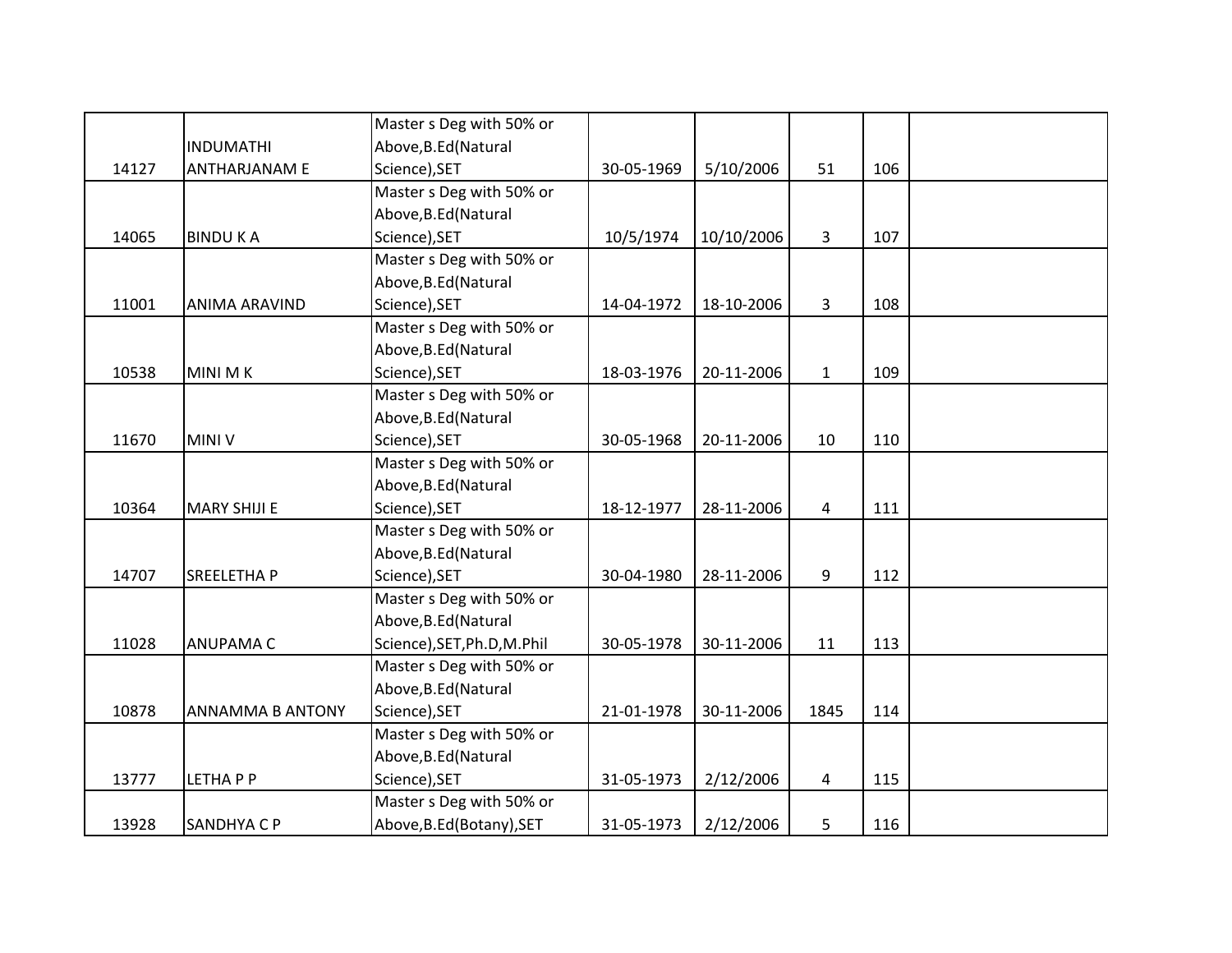| | | | | | | | |
|---|---|---|---|---|---|---|---|
| 14127 | INDUMATHI ANTHARJANAM E | Master s Deg with 50% or Above,B.Ed(Natural Science),SET | 30-05-1969 | 5/10/2006 | 51 | 106 | |
| 14065 | BINDU K A | Master s Deg with 50% or Above,B.Ed(Natural Science),SET | 10/5/1974 | 10/10/2006 | 3 | 107 | |
| 11001 | ANIMA ARAVIND | Master s Deg with 50% or Above,B.Ed(Natural Science),SET | 14-04-1972 | 18-10-2006 | 3 | 108 | |
| 10538 | MINI M K | Master s Deg with 50% or Above,B.Ed(Natural Science),SET | 18-03-1976 | 20-11-2006 | 1 | 109 | |
| 11670 | MINI V | Master s Deg with 50% or Above,B.Ed(Natural Science),SET | 30-05-1968 | 20-11-2006 | 10 | 110 | |
| 10364 | MARY SHIJI E | Master s Deg with 50% or Above,B.Ed(Natural Science),SET | 18-12-1977 | 28-11-2006 | 4 | 111 | |
| 14707 | SREELETHA P | Master s Deg with 50% or Above,B.Ed(Natural Science),SET | 30-04-1980 | 28-11-2006 | 9 | 112 | |
| 11028 | ANUPAMA C | Master s Deg with 50% or Above,B.Ed(Natural Science),SET,Ph.D,M.Phil | 30-05-1978 | 30-11-2006 | 11 | 113 | |
| 10878 | ANNAMMA B ANTONY | Master s Deg with 50% or Above,B.Ed(Natural Science),SET | 21-01-1978 | 30-11-2006 | 1845 | 114 | |
| 13777 | LETHA P P | Master s Deg with 50% or Above,B.Ed(Natural Science),SET | 31-05-1973 | 2/12/2006 | 4 | 115 | |
| 13928 | SANDHYA C P | Master s Deg with 50% or Above,B.Ed(Botany),SET | 31-05-1973 | 2/12/2006 | 5 | 116 | |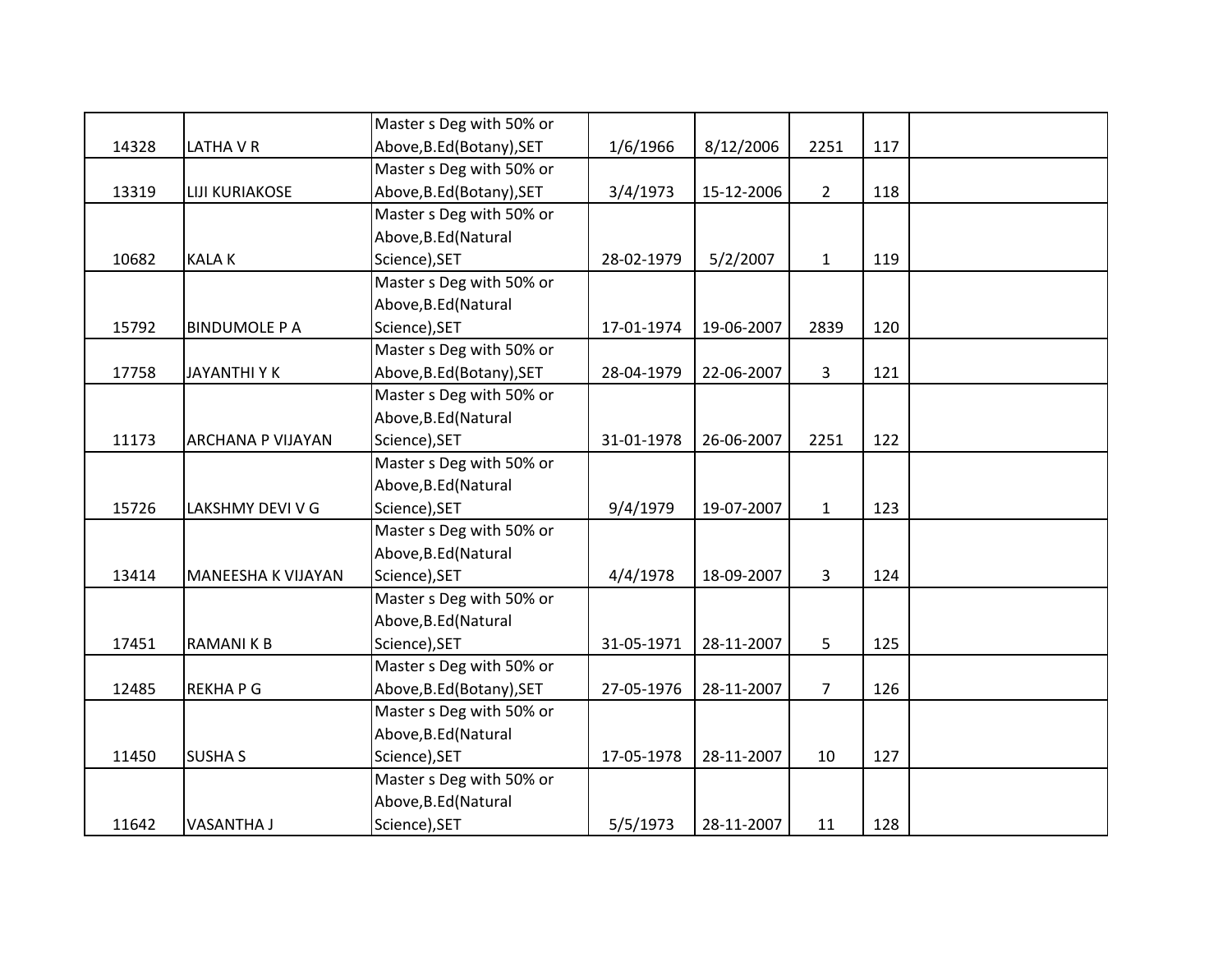| | | | | | | | |
|---|---|---|---|---|---|---|---|
| 14328 | LATHA V R | Master s Deg with 50% or Above,B.Ed(Botany),SET | 1/6/1966 | 8/12/2006 | 2251 | 117 | |
| 13319 | LIJI KURIAKOSE | Master s Deg with 50% or Above,B.Ed(Botany),SET | 3/4/1973 | 15-12-2006 | 2 | 118 | |
| 10682 | KALA K | Master s Deg with 50% or Above,B.Ed(Natural Science),SET | 28-02-1979 | 5/2/2007 | 1 | 119 | |
| 15792 | BINDUMOLE P A | Master s Deg with 50% or Above,B.Ed(Natural Science),SET | 17-01-1974 | 19-06-2007 | 2839 | 120 | |
| 17758 | JAYANTHI Y K | Master s Deg with 50% or Above,B.Ed(Botany),SET | 28-04-1979 | 22-06-2007 | 3 | 121 | |
| 11173 | ARCHANA P VIJAYAN | Master s Deg with 50% or Above,B.Ed(Natural Science),SET | 31-01-1978 | 26-06-2007 | 2251 | 122 | |
| 15726 | LAKSHMY DEVI V G | Master s Deg with 50% or Above,B.Ed(Natural Science),SET | 9/4/1979 | 19-07-2007 | 1 | 123 | |
| 13414 | MANEESHA K VIJAYAN | Master s Deg with 50% or Above,B.Ed(Natural Science),SET | 4/4/1978 | 18-09-2007 | 3 | 124 | |
| 17451 | RAMANI K B | Master s Deg with 50% or Above,B.Ed(Natural Science),SET | 31-05-1971 | 28-11-2007 | 5 | 125 | |
| 12485 | REKHA P G | Master s Deg with 50% or Above,B.Ed(Botany),SET | 27-05-1976 | 28-11-2007 | 7 | 126 | |
| 11450 | SUSHA S | Master s Deg with 50% or Above,B.Ed(Natural Science),SET | 17-05-1978 | 28-11-2007 | 10 | 127 | |
| 11642 | VASANTHA J | Master s Deg with 50% or Above,B.Ed(Natural Science),SET | 5/5/1973 | 28-11-2007 | 11 | 128 | |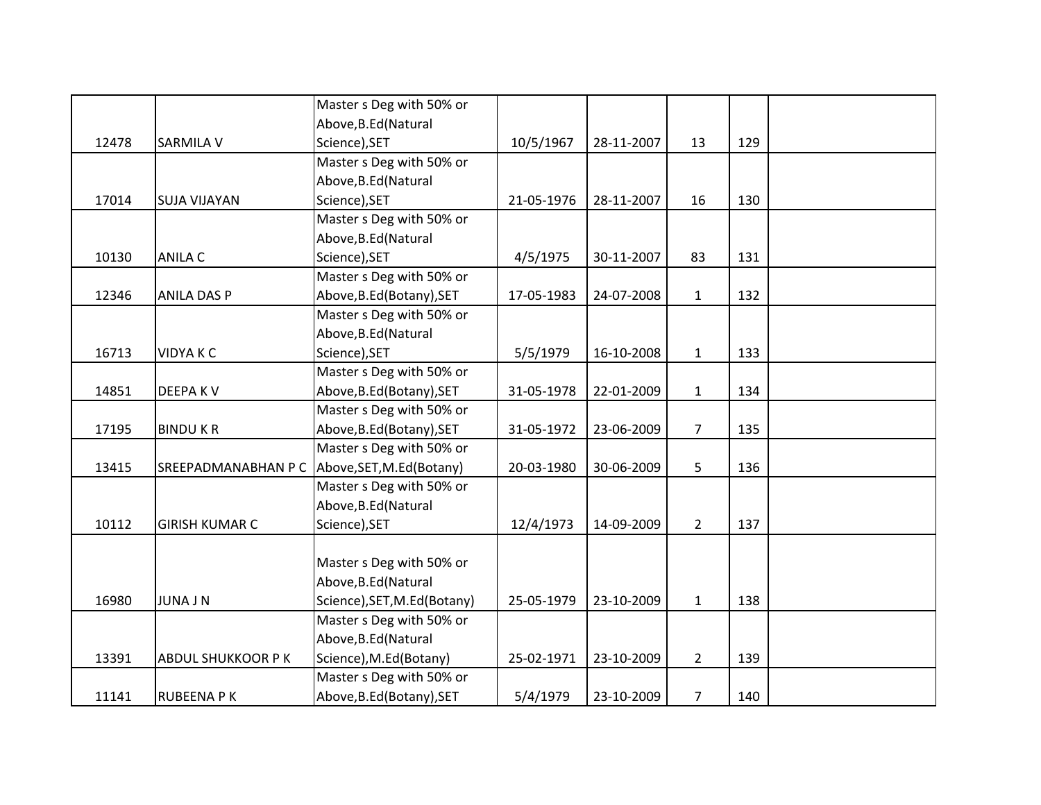| | | | | | | | |
|---|---|---|---|---|---|---|---|
| 12478 | SARMILA V | Master s Deg with 50% or Above,B.Ed(Natural Science),SET | 10/5/1967 | 28-11-2007 | 13 | 129 | |
| 17014 | SUJA VIJAYAN | Master s Deg with 50% or Above,B.Ed(Natural Science),SET | 21-05-1976 | 28-11-2007 | 16 | 130 | |
| 10130 | ANILA C | Master s Deg with 50% or Above,B.Ed(Natural Science),SET | 4/5/1975 | 30-11-2007 | 83 | 131 | |
| 12346 | ANILA DAS P | Master s Deg with 50% or Above,B.Ed(Botany),SET | 17-05-1983 | 24-07-2008 | 1 | 132 | |
| 16713 | VIDYA K C | Master s Deg with 50% or Above,B.Ed(Natural Science),SET | 5/5/1979 | 16-10-2008 | 1 | 133 | |
| 14851 | DEEPA K V | Master s Deg with 50% or Above,B.Ed(Botany),SET | 31-05-1978 | 22-01-2009 | 1 | 134 | |
| 17195 | BINDU K R | Master s Deg with 50% or Above,B.Ed(Botany),SET | 31-05-1972 | 23-06-2009 | 7 | 135 | |
| 13415 | SREEPADMANABHAN P C | Master s Deg with 50% or Above,SET,M.Ed(Botany) | 20-03-1980 | 30-06-2009 | 5 | 136 | |
| 10112 | GIRISH KUMAR C | Master s Deg with 50% or Above,B.Ed(Natural Science),SET | 12/4/1973 | 14-09-2009 | 2 | 137 | |
| 16980 | JUNA J N | Master s Deg with 50% or Above,B.Ed(Natural Science),SET,M.Ed(Botany) | 25-05-1979 | 23-10-2009 | 1 | 138 | |
| 13391 | ABDUL SHUKKOOR P K | Master s Deg with 50% or Above,B.Ed(Natural Science),M.Ed(Botany) | 25-02-1971 | 23-10-2009 | 2 | 139 | |
| 11141 | RUBEENA P K | Master s Deg with 50% or Above,B.Ed(Botany),SET | 5/4/1979 | 23-10-2009 | 7 | 140 | |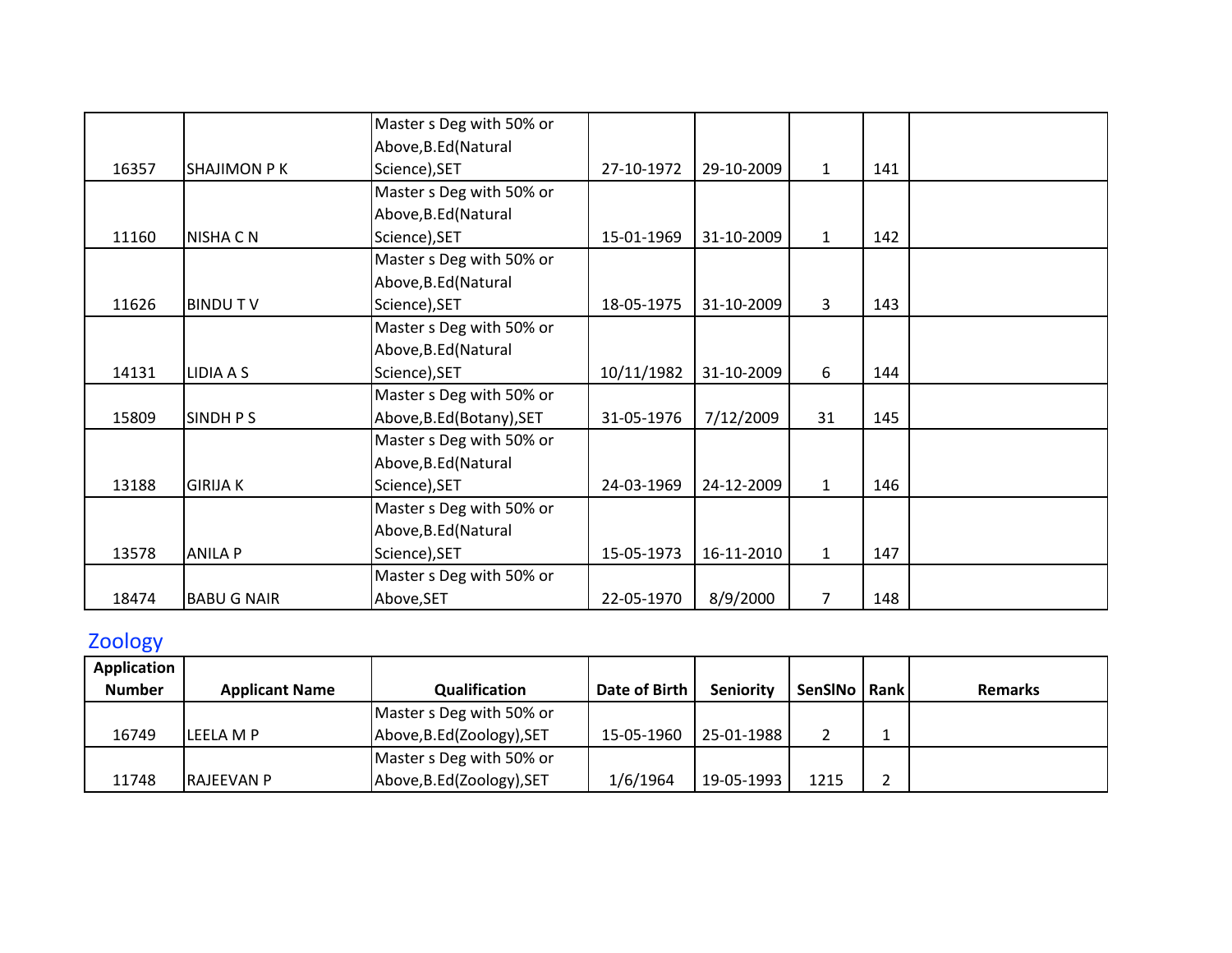| | | | | | | | |
|---|---|---|---|---|---|---|---|
| 16357 | SHAJIMON P K | Master s Deg with 50% or Above,B.Ed(Natural Science),SET | 27-10-1972 | 29-10-2009 | 1 | 141 | |
| 11160 | NISHA C N | Master s Deg with 50% or Above,B.Ed(Natural Science),SET | 15-01-1969 | 31-10-2009 | 1 | 142 | |
| 11626 | BINDU T V | Master s Deg with 50% or Above,B.Ed(Natural Science),SET | 18-05-1975 | 31-10-2009 | 3 | 143 | |
| 14131 | LIDIA A S | Master s Deg with 50% or Above,B.Ed(Natural Science),SET | 10/11/1982 | 31-10-2009 | 6 | 144 | |
| 15809 | SINDH P S | Master s Deg with 50% or Above,B.Ed(Botany),SET | 31-05-1976 | 7/12/2009 | 31 | 145 | |
| 13188 | GIRIJA K | Master s Deg with 50% or Above,B.Ed(Natural Science),SET | 24-03-1969 | 24-12-2009 | 1 | 146 | |
| 13578 | ANILA P | Master s Deg with 50% or Above,B.Ed(Natural Science),SET | 15-05-1973 | 16-11-2010 | 1 | 147 | |
| 18474 | BABU G NAIR | Master s Deg with 50% or Above,SET | 22-05-1970 | 8/9/2000 | 7 | 148 | |

## Zoology

| Application Number | Applicant Name | Qualification | Date of Birth | Seniority | SenSlNo | Rank | Remarks |
|---|---|---|---|---|---|---|---|
| 16749 | LEELA M P | Master s Deg with 50% or Above,B.Ed(Zoology),SET | 15-05-1960 | 25-01-1988 | 2 | 1 | |
| 11748 | RAJEEVAN P | Master s Deg with 50% or Above,B.Ed(Zoology),SET | 1/6/1964 | 19-05-1993 | 1215 | 2 | |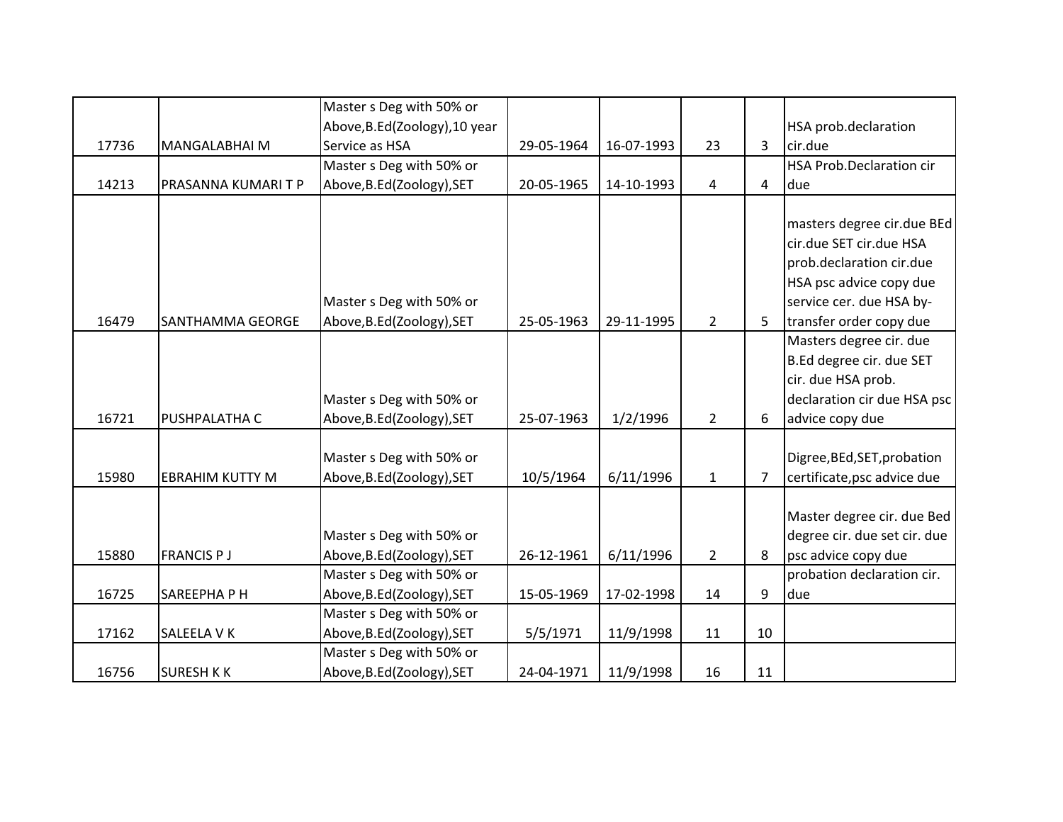| | | | | | | | |
|---|---|---|---|---|---|---|---|
| 17736 | MANGALABHAI M | Master s Deg with 50% or Above,B.Ed(Zoology),10 year Service as HSA | 29-05-1964 | 16-07-1993 | 23 | 3 | HSA prob.declaration cir.due |
| 14213 | PRASANNA KUMARI T P | Master s Deg with 50% or Above,B.Ed(Zoology),SET | 20-05-1965 | 14-10-1993 | 4 | 4 | HSA Prob.Declaration cir due |
| 16479 | SANTHAMMA GEORGE | Master s Deg with 50% or Above,B.Ed(Zoology),SET | 25-05-1963 | 29-11-1995 | 2 | 5 | masters degree cir.due BEd cir.due SET cir.due HSA prob.declaration cir.due HSA psc advice copy due service cer. due HSA by-transfer order copy due |
| 16721 | PUSHPALATHA C | Master s Deg with 50% or Above,B.Ed(Zoology),SET | 25-07-1963 | 1/2/1996 | 2 | 6 | Masters degree cir. due B.Ed degree cir. due SET cir. due HSA prob. declaration cir due HSA psc advice copy due |
| 15980 | EBRAHIM KUTTY M | Master s Deg with 50% or Above,B.Ed(Zoology),SET | 10/5/1964 | 6/11/1996 | 1 | 7 | Digree,BEd,SET,probation certificate,psc advice due |
| 15880 | FRANCIS P J | Master s Deg with 50% or Above,B.Ed(Zoology),SET | 26-12-1961 | 6/11/1996 | 2 | 8 | Master degree cir. due Bed degree cir. due set cir. due psc advice copy due |
| 16725 | SAREEPHA P H | Master s Deg with 50% or Above,B.Ed(Zoology),SET | 15-05-1969 | 17-02-1998 | 14 | 9 | probation declaration cir. due |
| 17162 | SALEELA V K | Master s Deg with 50% or Above,B.Ed(Zoology),SET | 5/5/1971 | 11/9/1998 | 11 | 10 | |
| 16756 | SURESH K K | Master s Deg with 50% or Above,B.Ed(Zoology),SET | 24-04-1971 | 11/9/1998 | 16 | 11 | |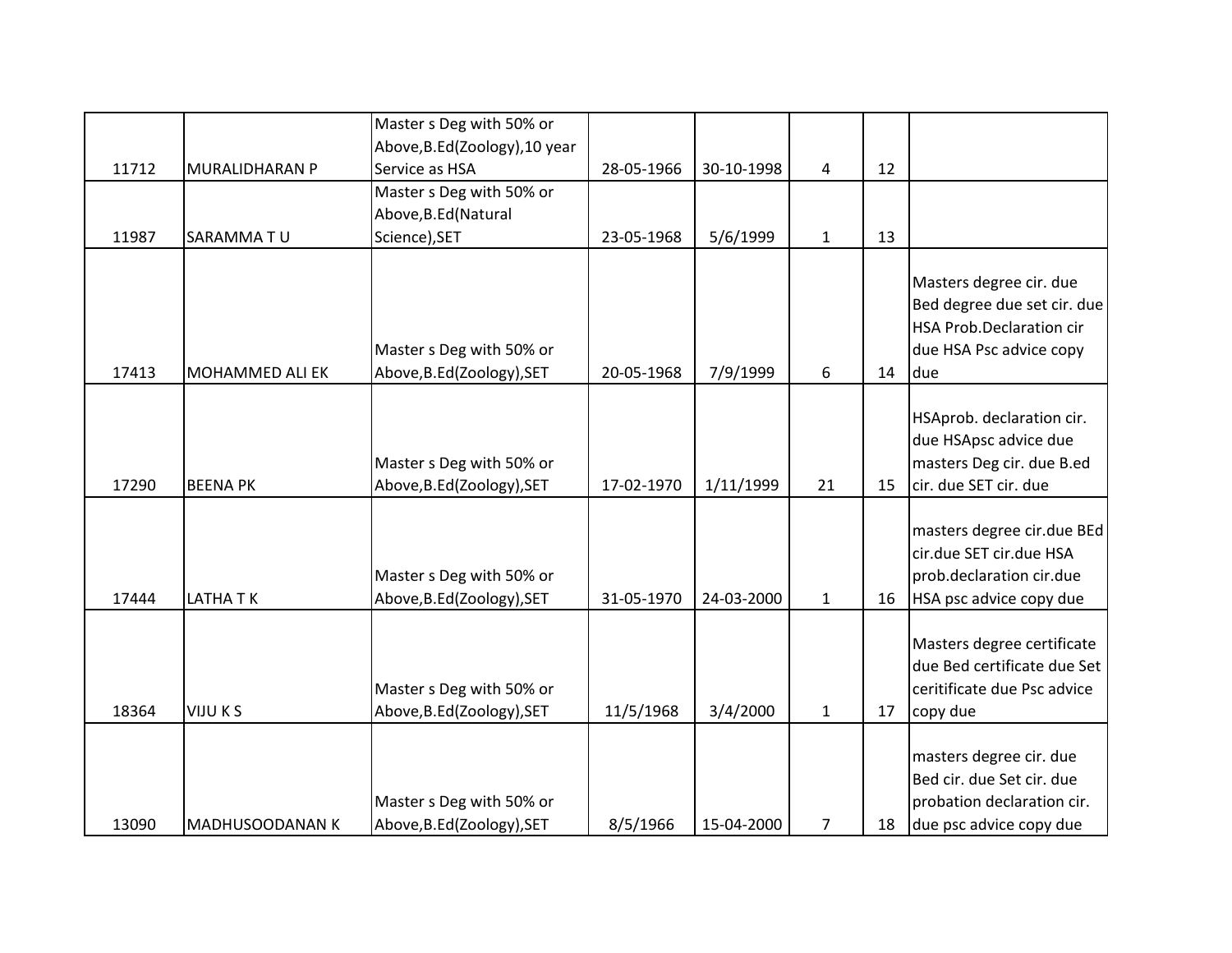| | | | | | | | |
|---|---|---|---|---|---|---|---|
| 11712 | MURALIDHARAN P | Master s Deg with 50% or Above,B.Ed(Zoology),10 year Service as HSA | 28-05-1966 | 30-10-1998 | 4 | 12 | |
| 11987 | SARAMMA T U | Master s Deg with 50% or Above,B.Ed(Natural Science),SET | 23-05-1968 | 5/6/1999 | 1 | 13 | |
| 17413 | MOHAMMED ALI EK | Master s Deg with 50% or Above,B.Ed(Zoology),SET | 20-05-1968 | 7/9/1999 | 6 | 14 | Masters degree cir. due Bed degree due set cir. due HSA Prob.Declaration cir due HSA Psc advice copy due |
| 17290 | BEENA PK | Master s Deg with 50% or Above,B.Ed(Zoology),SET | 17-02-1970 | 1/11/1999 | 21 | 15 | HSAprob. declaration cir. due HSApsc advice due masters Deg cir. due B.ed cir. due SET cir. due |
| 17444 | LATHA T K | Master s Deg with 50% or Above,B.Ed(Zoology),SET | 31-05-1970 | 24-03-2000 | 1 | 16 | masters degree cir.due BEd cir.due SET cir.due HSA prob.declaration cir.due HSA psc advice copy due |
| 18364 | VIJU K S | Master s Deg with 50% or Above,B.Ed(Zoology),SET | 11/5/1968 | 3/4/2000 | 1 | 17 | Masters degree certificate due Bed certificate due Set ceritificate due Psc advice copy due |
| 13090 | MADHUSOODANAN K | Master s Deg with 50% or Above,B.Ed(Zoology),SET | 8/5/1966 | 15-04-2000 | 7 | 18 | masters degree cir. due Bed cir. due Set cir. due probation declaration cir. due psc advice copy due |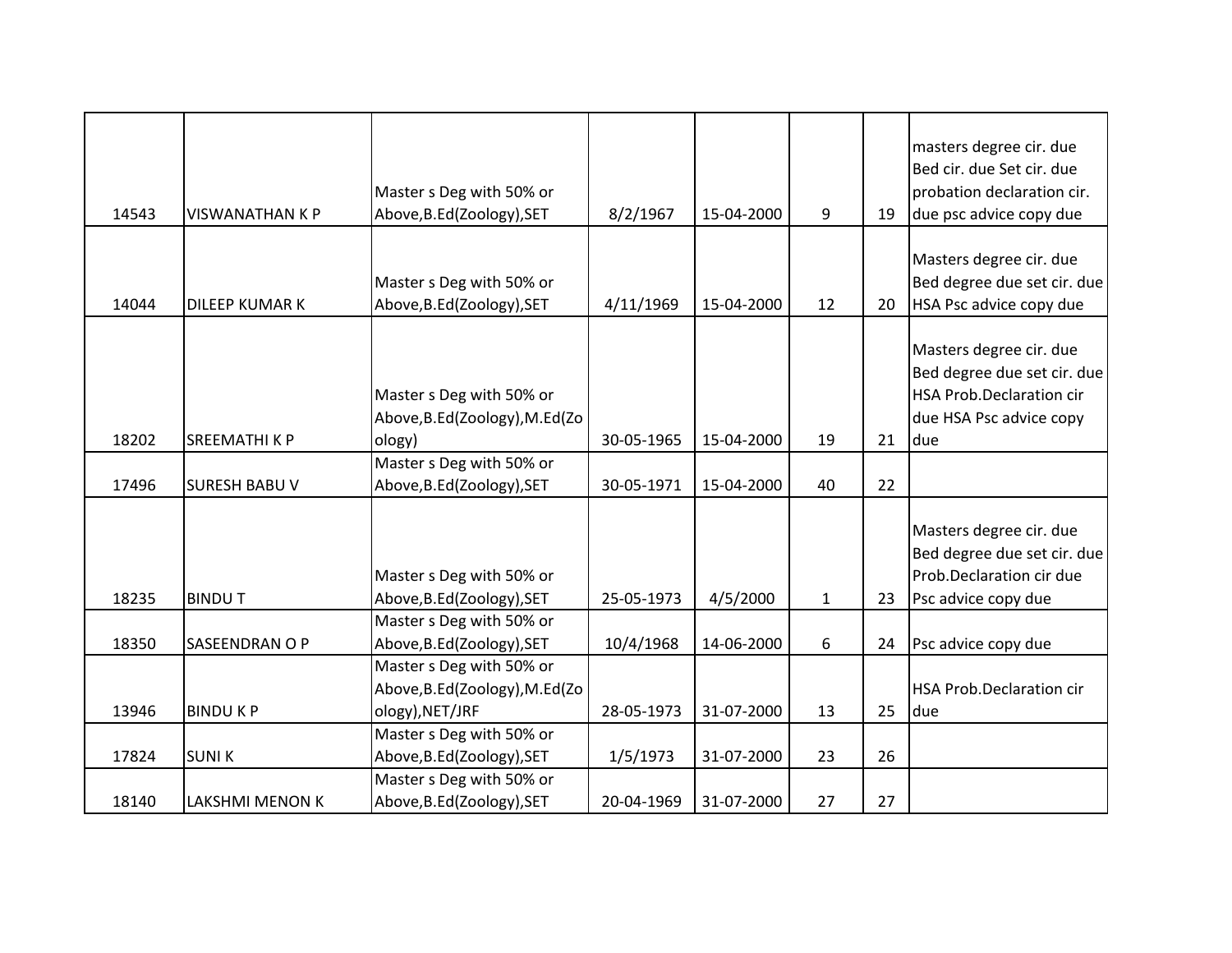| | | | | | | | |
|---|---|---|---|---|---|---|---|
| 14543 | VISWANATHAN K P | Master s Deg with 50% or Above,B.Ed(Zoology),SET | 8/2/1967 | 15-04-2000 | 9 | 19 | masters degree cir. due Bed cir. due Set cir. due probation declaration cir. due psc advice copy due |
| 14044 | DILEEP KUMAR K | Master s Deg with 50% or Above,B.Ed(Zoology),SET | 4/11/1969 | 15-04-2000 | 12 | 20 | Masters degree cir. due Bed degree due set cir. due HSA Psc advice copy due |
| 18202 | SREEMATHI K P | Master s Deg with 50% or Above,B.Ed(Zoology),M.Ed(Zoology) | 30-05-1965 | 15-04-2000 | 19 | 21 | Masters degree cir. due Bed degree due set cir. due HSA Prob.Declaration cir due HSA Psc advice copy due |
| 17496 | SURESH BABU V | Master s Deg with 50% or Above,B.Ed(Zoology),SET | 30-05-1971 | 15-04-2000 | 40 | 22 | |
| 18235 | BINDU T | Master s Deg with 50% or Above,B.Ed(Zoology),SET | 25-05-1973 | 4/5/2000 | 1 | 23 | Masters degree cir. due Bed degree due set cir. due Prob.Declaration cir due Psc advice copy due |
| 18350 | SASEENDRAN O P | Master s Deg with 50% or Above,B.Ed(Zoology),SET | 10/4/1968 | 14-06-2000 | 6 | 24 | Psc advice copy due |
| 13946 | BINDU K P | Master s Deg with 50% or Above,B.Ed(Zoology),M.Ed(Zoology),NET/JRF | 28-05-1973 | 31-07-2000 | 13 | 25 | HSA Prob.Declaration cir due |
| 17824 | SUNI K | Master s Deg with 50% or Above,B.Ed(Zoology),SET | 1/5/1973 | 31-07-2000 | 23 | 26 | |
| 18140 | LAKSHMI MENON K | Master s Deg with 50% or Above,B.Ed(Zoology),SET | 20-04-1969 | 31-07-2000 | 27 | 27 | |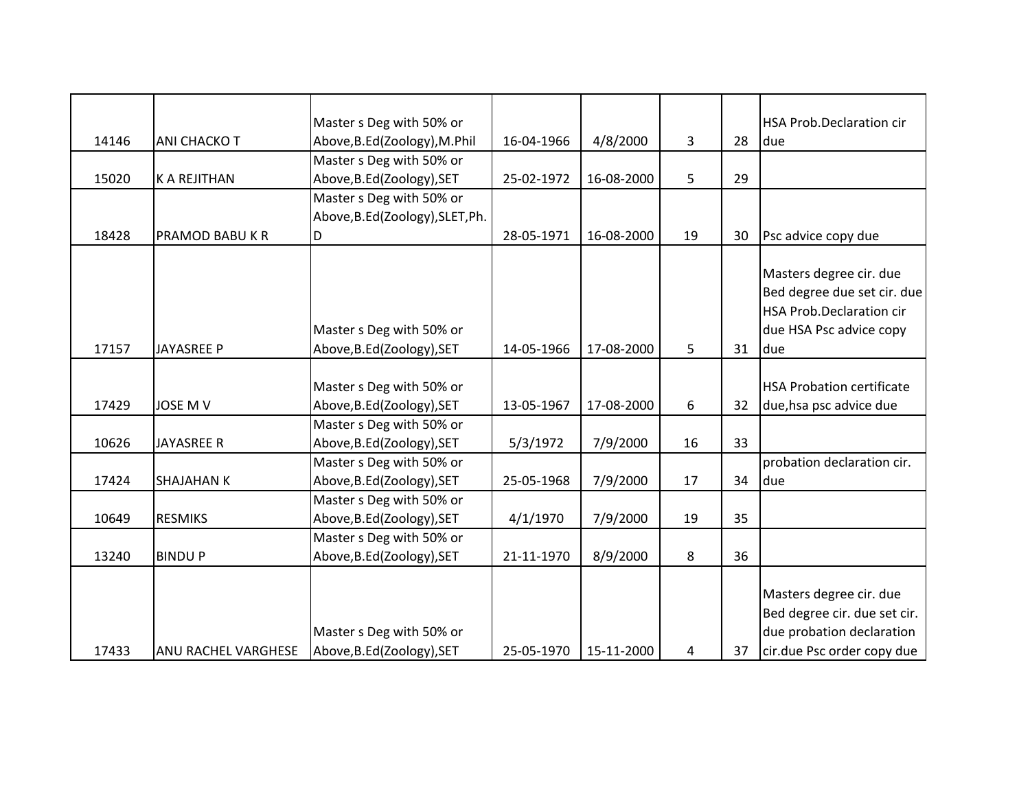| | | | | | | | |
|---|---|---|---|---|---|---|---|
| 14146 | ANI CHACKO T | Master s Deg with 50% or Above,B.Ed(Zoology),M.Phil | 16-04-1966 | 4/8/2000 | 3 | 28 | HSA Prob.Declaration cir due |
| 15020 | K A REJITHAN | Master s Deg with 50% or Above,B.Ed(Zoology),SET | 25-02-1972 | 16-08-2000 | 5 | 29 | |
| 18428 | PRAMOD BABU K R | Master s Deg with 50% or Above,B.Ed(Zoology),SLET,Ph.D | 28-05-1971 | 16-08-2000 | 19 | 30 | Psc advice copy due |
| 17157 | JAYASREE P | Master s Deg with 50% or Above,B.Ed(Zoology),SET | 14-05-1966 | 17-08-2000 | 5 | 31 | Masters degree cir. due Bed degree due set cir. due HSA Prob.Declaration cir due HSA Psc advice copy due |
| 17429 | JOSE M V | Master s Deg with 50% or Above,B.Ed(Zoology),SET | 13-05-1967 | 17-08-2000 | 6 | 32 | HSA Probation certificate due,hsa psc advice due |
| 10626 | JAYASREE R | Master s Deg with 50% or Above,B.Ed(Zoology),SET | 5/3/1972 | 7/9/2000 | 16 | 33 | |
| 17424 | SHAJAHAN K | Master s Deg with 50% or Above,B.Ed(Zoology),SET | 25-05-1968 | 7/9/2000 | 17 | 34 | probation declaration cir. due |
| 10649 | RESMIKS | Master s Deg with 50% or Above,B.Ed(Zoology),SET | 4/1/1970 | 7/9/2000 | 19 | 35 | |
| 13240 | BINDU P | Master s Deg with 50% or Above,B.Ed(Zoology),SET | 21-11-1970 | 8/9/2000 | 8 | 36 | |
| 17433 | ANU RACHEL VARGHESE | Master s Deg with 50% or Above,B.Ed(Zoology),SET | 25-05-1970 | 15-11-2000 | 4 | 37 | Masters degree cir. due Bed degree cir. due set cir. due probation declaration cir.due Psc order copy due |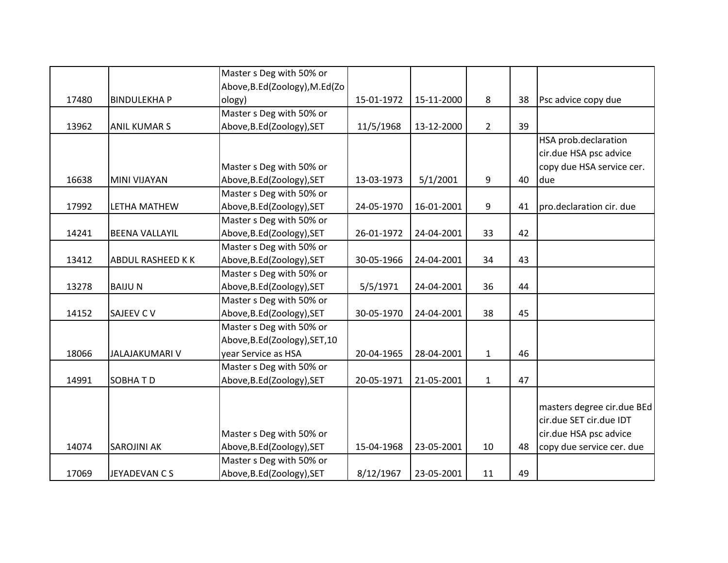| | | | | | | | |
|---|---|---|---|---|---|---|---|
| 17480 | BINDULEKHA P | Master s Deg with 50% or Above,B.Ed(Zoology),M.Ed(Zoology) | 15-01-1972 | 15-11-2000 | 8 | 38 | Psc advice copy due |
| 13962 | ANIL KUMAR S | Master s Deg with 50% or Above,B.Ed(Zoology),SET | 11/5/1968 | 13-12-2000 | 2 | 39 | |
| 16638 | MINI VIJAYAN | Master s Deg with 50% or Above,B.Ed(Zoology),SET | 13-03-1973 | 5/1/2001 | 9 | 40 | HSA prob.declaration cir.due HSA psc advice copy due HSA service cer. due |
| 17992 | LETHA MATHEW | Master s Deg with 50% or Above,B.Ed(Zoology),SET | 24-05-1970 | 16-01-2001 | 9 | 41 | pro.declaration cir. due |
| 14241 | BEENA VALLAYIL | Master s Deg with 50% or Above,B.Ed(Zoology),SET | 26-01-1972 | 24-04-2001 | 33 | 42 | |
| 13412 | ABDUL RASHEED K K | Master s Deg with 50% or Above,B.Ed(Zoology),SET | 30-05-1966 | 24-04-2001 | 34 | 43 | |
| 13278 | BAIJU N | Master s Deg with 50% or Above,B.Ed(Zoology),SET | 5/5/1971 | 24-04-2001 | 36 | 44 | |
| 14152 | SAJEEV C V | Master s Deg with 50% or Above,B.Ed(Zoology),SET | 30-05-1970 | 24-04-2001 | 38 | 45 | |
| 18066 | JALAJAKUMARI V | Master s Deg with 50% or Above,B.Ed(Zoology),SET,10 year Service as HSA | 20-04-1965 | 28-04-2001 | 1 | 46 | |
| 14991 | SOBHA T D | Master s Deg with 50% or Above,B.Ed(Zoology),SET | 20-05-1971 | 21-05-2001 | 1 | 47 | |
| 14074 | SAROJINI AK | Master s Deg with 50% or Above,B.Ed(Zoology),SET | 15-04-1968 | 23-05-2001 | 10 | 48 | masters degree cir.due BEd cir.due SET cir.due IDT cir.due HSA psc advice copy due service cer. due |
| 17069 | JEYADEVAN C S | Master s Deg with 50% or Above,B.Ed(Zoology),SET | 8/12/1967 | 23-05-2001 | 11 | 49 | |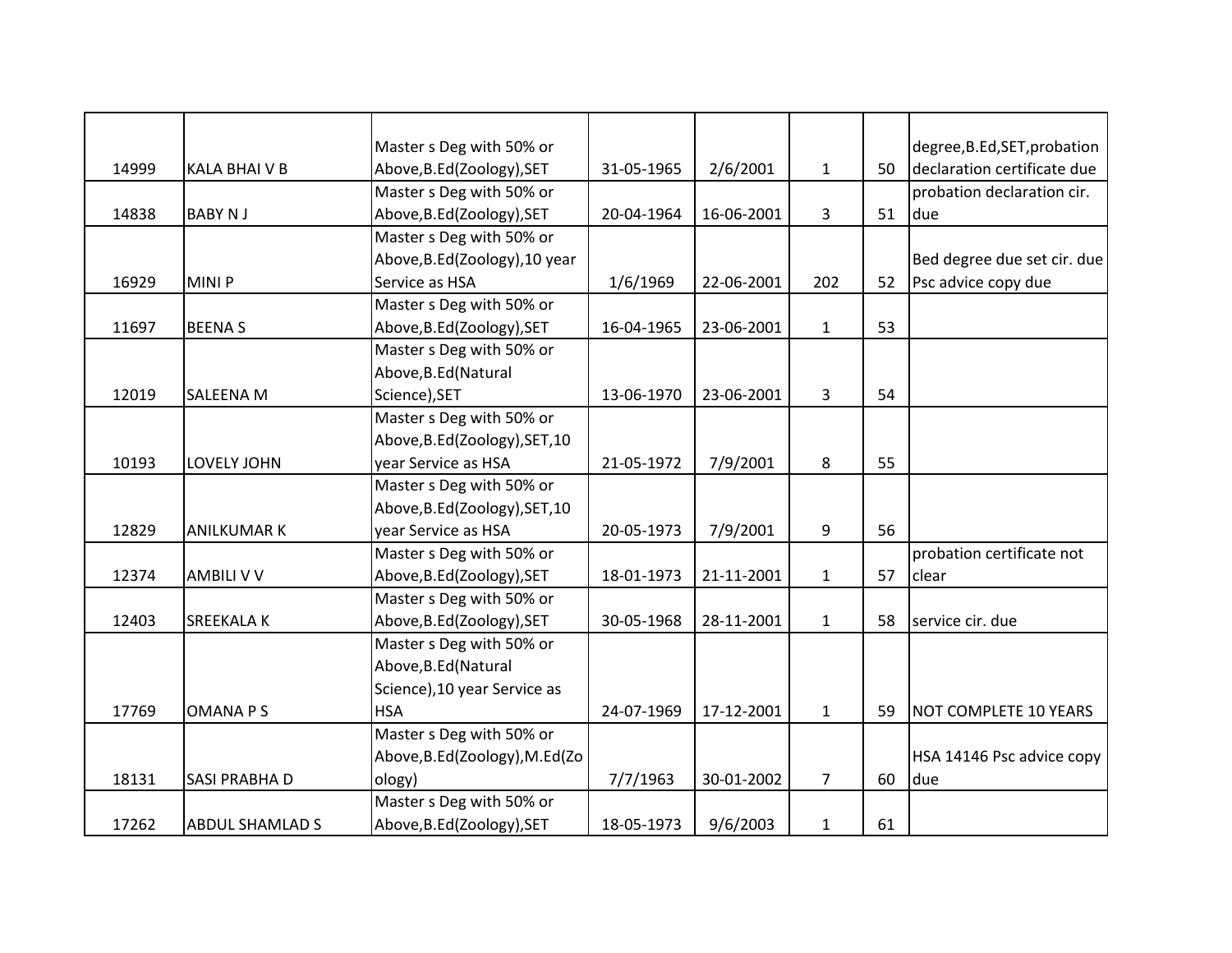| | | | | | | | |
|---|---|---|---|---|---|---|---|
| 14999 | KALA BHAI V B | Master s Deg with 50% or Above,B.Ed(Zoology),SET | 31-05-1965 | 2/6/2001 | 1 | 50 | degree,B.Ed,SET,probation declaration certificate due |
| 14838 | BABY N J | Master s Deg with 50% or Above,B.Ed(Zoology),SET | 20-04-1964 | 16-06-2001 | 3 | 51 | probation declaration cir. due |
| 16929 | MINI P | Master s Deg with 50% or Above,B.Ed(Zoology),10 year Service as HSA | 1/6/1969 | 22-06-2001 | 202 | 52 | Bed degree due set cir. due Psc advice copy due |
| 11697 | BEENA S | Master s Deg with 50% or Above,B.Ed(Zoology),SET | 16-04-1965 | 23-06-2001 | 1 | 53 | |
| 12019 | SALEENA M | Master s Deg with 50% or Above,B.Ed(Natural Science),SET | 13-06-1970 | 23-06-2001 | 3 | 54 | |
| 10193 | LOVELY JOHN | Master s Deg with 50% or Above,B.Ed(Zoology),SET,10 year Service as HSA | 21-05-1972 | 7/9/2001 | 8 | 55 | |
| 12829 | ANILKUMAR K | Master s Deg with 50% or Above,B.Ed(Zoology),SET,10 year Service as HSA | 20-05-1973 | 7/9/2001 | 9 | 56 | |
| 12374 | AMBILI V V | Master s Deg with 50% or Above,B.Ed(Zoology),SET | 18-01-1973 | 21-11-2001 | 1 | 57 | probation certificate not clear |
| 12403 | SREEKALA K | Master s Deg with 50% or Above,B.Ed(Zoology),SET | 30-05-1968 | 28-11-2001 | 1 | 58 | service cir. due |
| 17769 | OMANA P S | Master s Deg with 50% or Above,B.Ed(Natural Science),10 year Service as HSA | 24-07-1969 | 17-12-2001 | 1 | 59 | NOT COMPLETE 10 YEARS |
| 18131 | SASI PRABHA D | Master s Deg with 50% or Above,B.Ed(Zoology),M.Ed(Zoology) | 7/7/1963 | 30-01-2002 | 7 | 60 | HSA 14146 Psc advice copy due |
| 17262 | ABDUL SHAMLAD S | Master s Deg with 50% or Above,B.Ed(Zoology),SET | 18-05-1973 | 9/6/2003 | 1 | 61 | |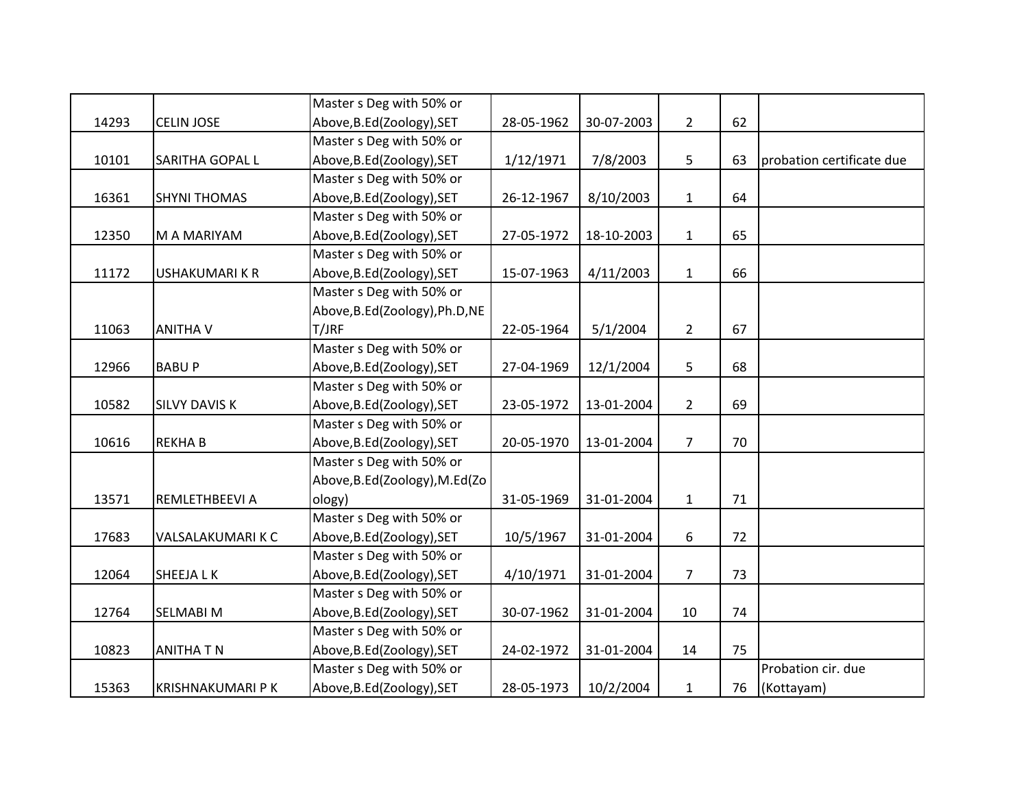| | | | | | | | |
|---|---|---|---|---|---|---|---|
| 14293 | CELIN JOSE | Master s Deg with 50% or Above,B.Ed(Zoology),SET | 28-05-1962 | 30-07-2003 | 2 | 62 | |
| 10101 | SARITHA GOPAL L | Master s Deg with 50% or Above,B.Ed(Zoology),SET | 1/12/1971 | 7/8/2003 | 5 | 63 | probation certificate due |
| 16361 | SHYNI THOMAS | Master s Deg with 50% or Above,B.Ed(Zoology),SET | 26-12-1967 | 8/10/2003 | 1 | 64 | |
| 12350 | M A MARIYAM | Master s Deg with 50% or Above,B.Ed(Zoology),SET | 27-05-1972 | 18-10-2003 | 1 | 65 | |
| 11172 | USHAKUMARI K R | Master s Deg with 50% or Above,B.Ed(Zoology),SET | 15-07-1963 | 4/11/2003 | 1 | 66 | |
| 11063 | ANITHA V | Master s Deg with 50% or Above,B.Ed(Zoology),Ph.D,NET/JRF | 22-05-1964 | 5/1/2004 | 2 | 67 | |
| 12966 | BABU P | Master s Deg with 50% or Above,B.Ed(Zoology),SET | 27-04-1969 | 12/1/2004 | 5 | 68 | |
| 10582 | SILVY DAVIS K | Master s Deg with 50% or Above,B.Ed(Zoology),SET | 23-05-1972 | 13-01-2004 | 2 | 69 | |
| 10616 | REKHA B | Master s Deg with 50% or Above,B.Ed(Zoology),SET | 20-05-1970 | 13-01-2004 | 7 | 70 | |
| 13571 | REMLETHBEEVI A | Master s Deg with 50% or Above,B.Ed(Zoology),M.Ed(Zoology) | 31-05-1969 | 31-01-2004 | 1 | 71 | |
| 17683 | VALSALAKUMARI K C | Master s Deg with 50% or Above,B.Ed(Zoology),SET | 10/5/1967 | 31-01-2004 | 6 | 72 | |
| 12064 | SHEEJA L K | Master s Deg with 50% or Above,B.Ed(Zoology),SET | 4/10/1971 | 31-01-2004 | 7 | 73 | |
| 12764 | SELMABI M | Master s Deg with 50% or Above,B.Ed(Zoology),SET | 30-07-1962 | 31-01-2004 | 10 | 74 | |
| 10823 | ANITHA T N | Master s Deg with 50% or Above,B.Ed(Zoology),SET | 24-02-1972 | 31-01-2004 | 14 | 75 | |
| 15363 | KRISHNAKUMARI P K | Master s Deg with 50% or Above,B.Ed(Zoology),SET | 28-05-1973 | 10/2/2004 | 1 | 76 | Probation cir. due (Kottayam) |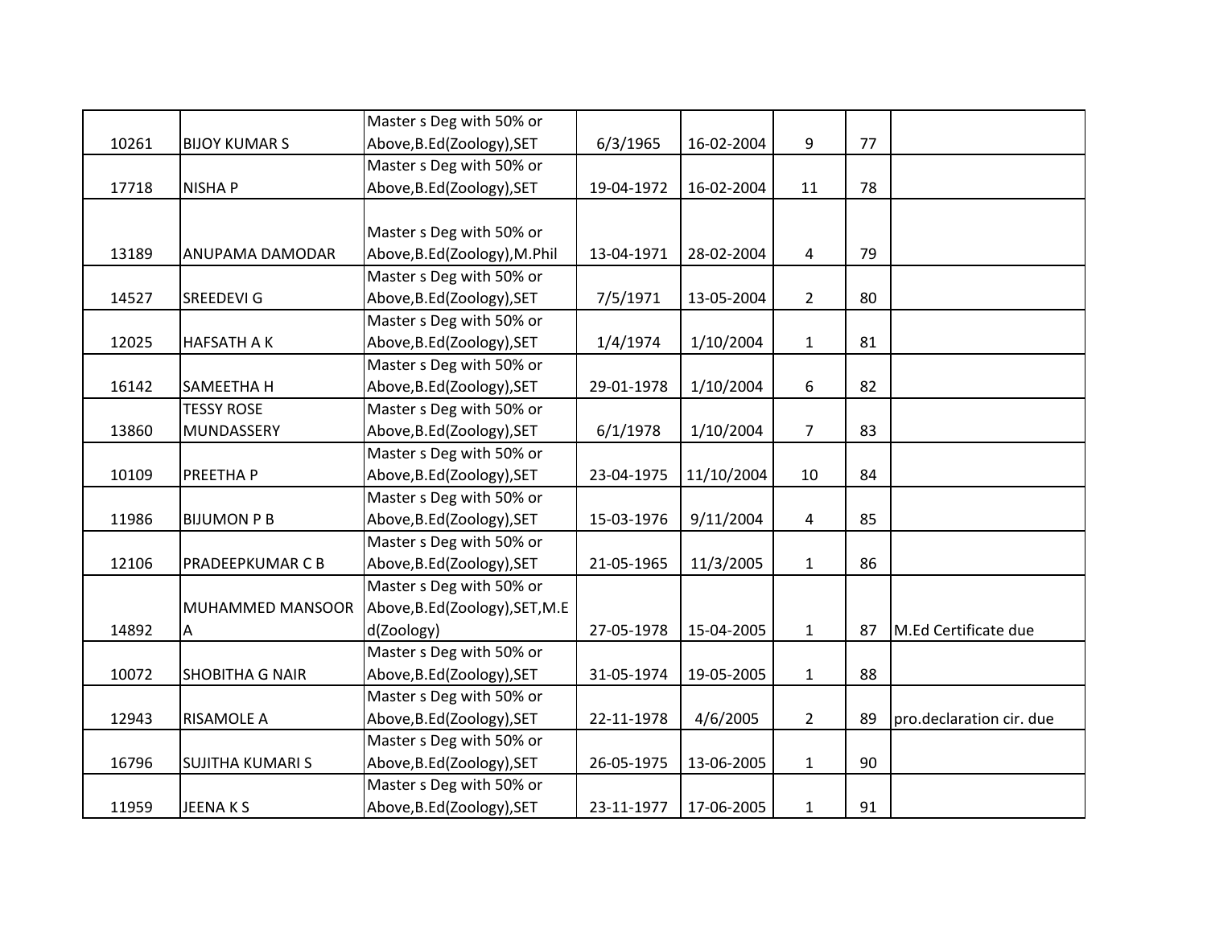| | | | | | | | |
|---|---|---|---|---|---|---|---|
| 10261 | BIJOY KUMAR S | Master s Deg with 50% or Above,B.Ed(Zoology),SET | 6/3/1965 | 16-02-2004 | 9 | 77 | |
| 17718 | NISHA P | Master s Deg with 50% or Above,B.Ed(Zoology),SET | 19-04-1972 | 16-02-2004 | 11 | 78 | |
| 13189 | ANUPAMA DAMODAR | Master s Deg with 50% or Above,B.Ed(Zoology),M.Phil | 13-04-1971 | 28-02-2004 | 4 | 79 | |
| 14527 | SREEDEVI G | Master s Deg with 50% or Above,B.Ed(Zoology),SET | 7/5/1971 | 13-05-2004 | 2 | 80 | |
| 12025 | HAFSATH A K | Master s Deg with 50% or Above,B.Ed(Zoology),SET | 1/4/1974 | 1/10/2004 | 1 | 81 | |
| 16142 | SAMEETHA H | Master s Deg with 50% or Above,B.Ed(Zoology),SET | 29-01-1978 | 1/10/2004 | 6 | 82 | |
| 13860 | TESSY ROSE MUNDASSERY | Master s Deg with 50% or Above,B.Ed(Zoology),SET | 6/1/1978 | 1/10/2004 | 7 | 83 | |
| 10109 | PREETHA P | Master s Deg with 50% or Above,B.Ed(Zoology),SET | 23-04-1975 | 11/10/2004 | 10 | 84 | |
| 11986 | BIJUMON P B | Master s Deg with 50% or Above,B.Ed(Zoology),SET | 15-03-1976 | 9/11/2004 | 4 | 85 | |
| 12106 | PRADEEPKUMAR C B | Master s Deg with 50% or Above,B.Ed(Zoology),SET | 21-05-1965 | 11/3/2005 | 1 | 86 | |
| 14892 | MUHAMMED MANSOOR A | Master s Deg with 50% or Above,B.Ed(Zoology),SET,M.Ed(Zoology) | 27-05-1978 | 15-04-2005 | 1 | 87 | M.Ed Certificate due |
| 10072 | SHOBITHA G NAIR | Master s Deg with 50% or Above,B.Ed(Zoology),SET | 31-05-1974 | 19-05-2005 | 1 | 88 | |
| 12943 | RISAMOLE A | Master s Deg with 50% or Above,B.Ed(Zoology),SET | 22-11-1978 | 4/6/2005 | 2 | 89 | pro.declaration cir. due |
| 16796 | SUJITHA KUMARI S | Master s Deg with 50% or Above,B.Ed(Zoology),SET | 26-05-1975 | 13-06-2005 | 1 | 90 | |
| 11959 | JEENA K S | Master s Deg with 50% or Above,B.Ed(Zoology),SET | 23-11-1977 | 17-06-2005 | 1 | 91 | |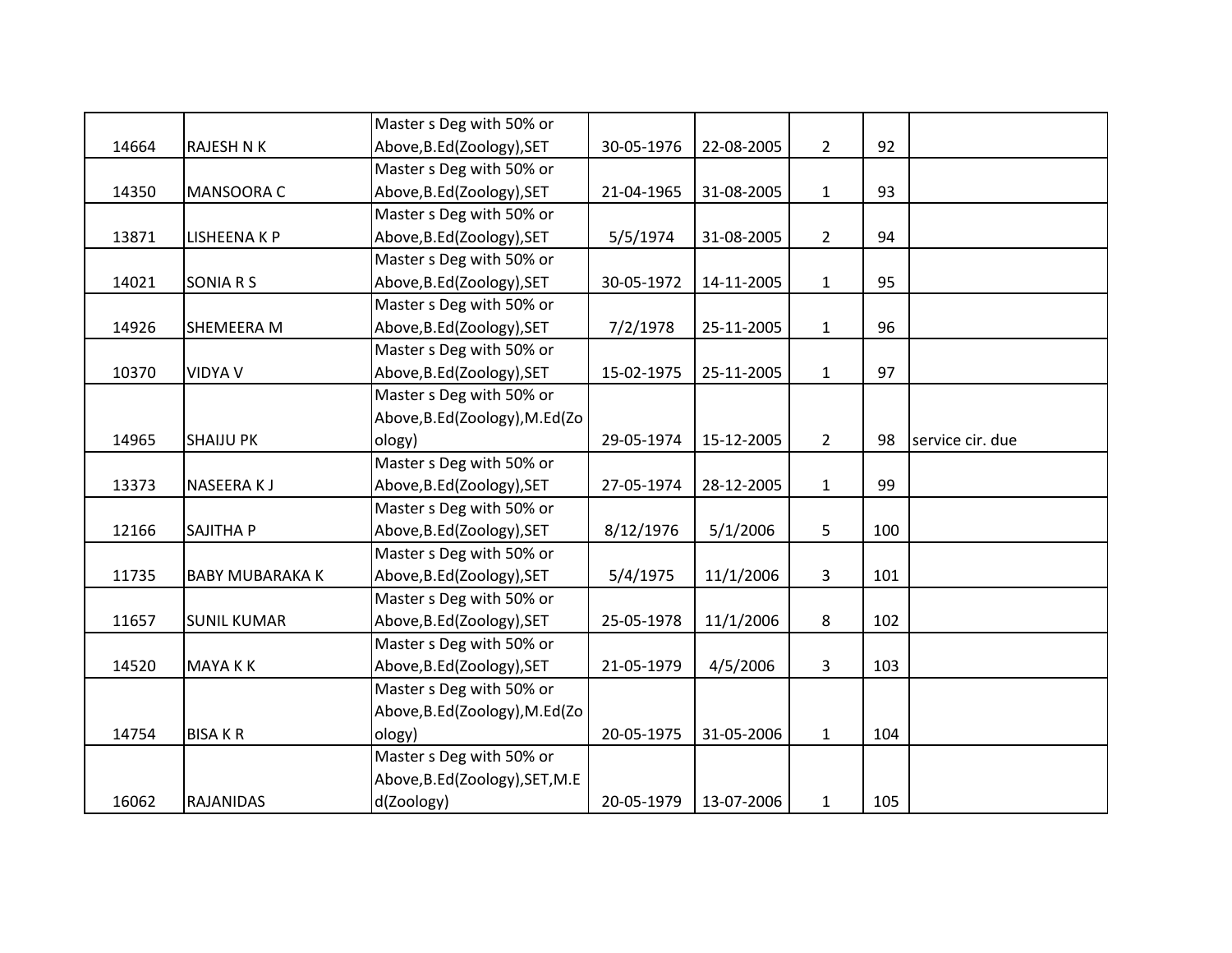| | | | | | | | |
|---|---|---|---|---|---|---|---|
| 14664 | RAJESH N K | Master s Deg with 50% or Above,B.Ed(Zoology),SET | 30-05-1976 | 22-08-2005 | 2 | 92 | |
| 14350 | MANSOORA C | Master s Deg with 50% or Above,B.Ed(Zoology),SET | 21-04-1965 | 31-08-2005 | 1 | 93 | |
| 13871 | LISHEENA K P | Master s Deg with 50% or Above,B.Ed(Zoology),SET | 5/5/1974 | 31-08-2005 | 2 | 94 | |
| 14021 | SONIA R S | Master s Deg with 50% or Above,B.Ed(Zoology),SET | 30-05-1972 | 14-11-2005 | 1 | 95 | |
| 14926 | SHEMEERA M | Master s Deg with 50% or Above,B.Ed(Zoology),SET | 7/2/1978 | 25-11-2005 | 1 | 96 | |
| 10370 | VIDYA V | Master s Deg with 50% or Above,B.Ed(Zoology),SET | 15-02-1975 | 25-11-2005 | 1 | 97 | |
| 14965 | SHAIJU PK | Master s Deg with 50% or Above,B.Ed(Zoology),M.Ed(Zoology) | 29-05-1974 | 15-12-2005 | 2 | 98 | service cir. due |
| 13373 | NASEERA K J | Master s Deg with 50% or Above,B.Ed(Zoology),SET | 27-05-1974 | 28-12-2005 | 1 | 99 | |
| 12166 | SAJITHA P | Master s Deg with 50% or Above,B.Ed(Zoology),SET | 8/12/1976 | 5/1/2006 | 5 | 100 | |
| 11735 | BABY MUBARAKA K | Master s Deg with 50% or Above,B.Ed(Zoology),SET | 5/4/1975 | 11/1/2006 | 3 | 101 | |
| 11657 | SUNIL KUMAR | Master s Deg with 50% or Above,B.Ed(Zoology),SET | 25-05-1978 | 11/1/2006 | 8 | 102 | |
| 14520 | MAYA K K | Master s Deg with 50% or Above,B.Ed(Zoology),SET | 21-05-1979 | 4/5/2006 | 3 | 103 | |
| 14754 | BISA K R | Master s Deg with 50% or Above,B.Ed(Zoology),M.Ed(Zoology) | 20-05-1975 | 31-05-2006 | 1 | 104 | |
| 16062 | RAJANIDAS | Master s Deg with 50% or Above,B.Ed(Zoology),SET,M.Ed(Zoology) | 20-05-1979 | 13-07-2006 | 1 | 105 | |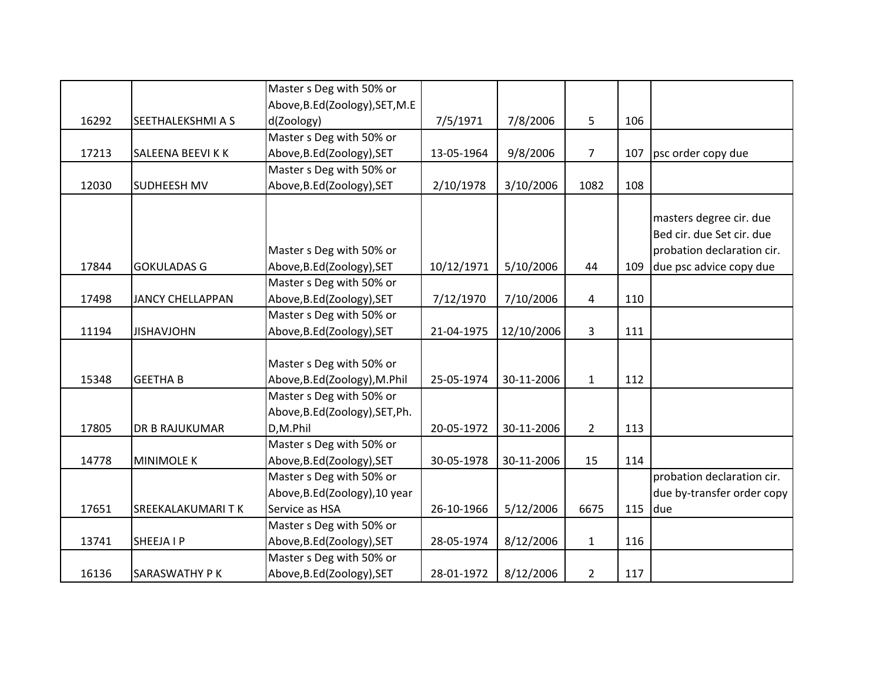| | | | | | | | |
|---|---|---|---|---|---|---|---|
| 16292 | SEETHALEKSHMI A S | Master s Deg with 50% or Above,B.Ed(Zoology),SET,M.Ed(Zoology) | 7/5/1971 | 7/8/2006 | 5 | 106 | |
| 17213 | SALEENA BEEVI K K | Master s Deg with 50% or Above,B.Ed(Zoology),SET | 13-05-1964 | 9/8/2006 | 7 | 107 | psc order copy due |
| 12030 | SUDHEESH MV | Master s Deg with 50% or Above,B.Ed(Zoology),SET | 2/10/1978 | 3/10/2006 | 1082 | 108 | |
| 17844 | GOKULADAS G | Master s Deg with 50% or Above,B.Ed(Zoology),SET | 10/12/1971 | 5/10/2006 | 44 | 109 | masters degree cir. due Bed cir. due Set cir. due probation declaration cir. due psc advice copy due |
| 17498 | JANCY CHELLAPPAN | Master s Deg with 50% or Above,B.Ed(Zoology),SET | 7/12/1970 | 7/10/2006 | 4 | 110 | |
| 11194 | JISHAVJOHN | Master s Deg with 50% or Above,B.Ed(Zoology),SET | 21-04-1975 | 12/10/2006 | 3 | 111 | |
| 15348 | GEETHA B | Master s Deg with 50% or Above,B.Ed(Zoology),M.Phil | 25-05-1974 | 30-11-2006 | 1 | 112 | |
| 17805 | DR B RAJUKUMAR | Master s Deg with 50% or Above,B.Ed(Zoology),SET,Ph.D,M.Phil | 20-05-1972 | 30-11-2006 | 2 | 113 | |
| 14778 | MINIMOLE K | Master s Deg with 50% or Above,B.Ed(Zoology),SET | 30-05-1978 | 30-11-2006 | 15 | 114 | |
| 17651 | SREEKALAKUMARI T K | Master s Deg with 50% or Above,B.Ed(Zoology),10 year Service as HSA | 26-10-1966 | 5/12/2006 | 6675 | 115 | probation declaration cir. due by-transfer order copy due |
| 13741 | SHEEJA I P | Master s Deg with 50% or Above,B.Ed(Zoology),SET | 28-05-1974 | 8/12/2006 | 1 | 116 | |
| 16136 | SARASWATHY P K | Master s Deg with 50% or Above,B.Ed(Zoology),SET | 28-01-1972 | 8/12/2006 | 2 | 117 | |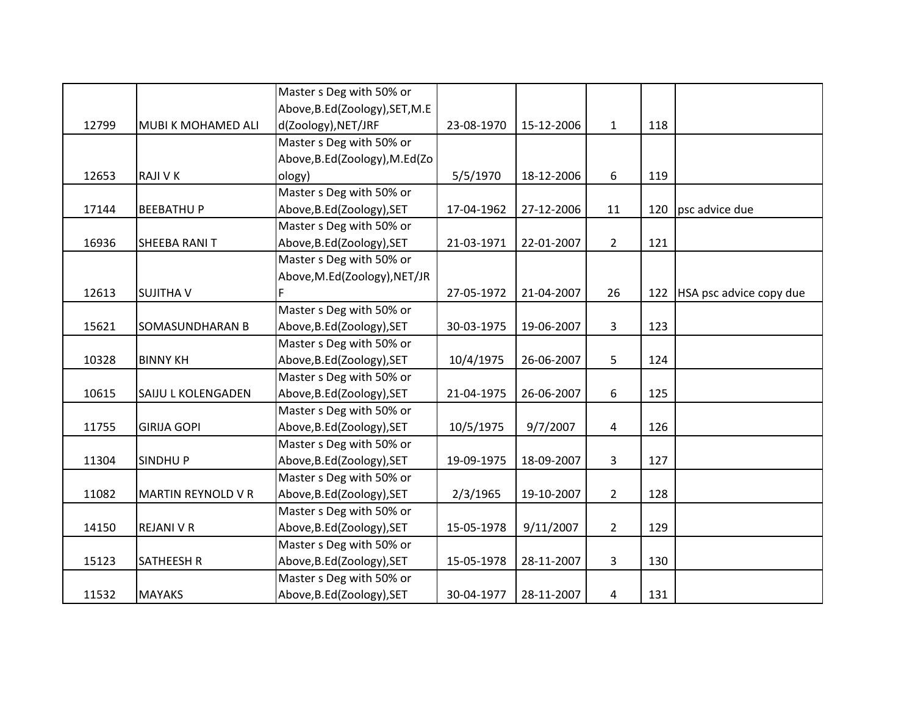| | | | | | | | |
|---|---|---|---|---|---|---|---|
| 12799 | MUBI K MOHAMED ALI | Master s Deg with 50% or Above,B.Ed(Zoology),SET,M.Ed(Zoology),NET/JRF | 23-08-1970 | 15-12-2006 | 1 | 118 | |
| 12653 | RAJI V K | Master s Deg with 50% or Above,B.Ed(Zoology),M.Ed(Zoology) | 5/5/1970 | 18-12-2006 | 6 | 119 | |
| 17144 | BEEBATHU P | Master s Deg with 50% or Above,B.Ed(Zoology),SET | 17-04-1962 | 27-12-2006 | 11 | 120 | psc advice due |
| 16936 | SHEEBA RANI T | Master s Deg with 50% or Above,B.Ed(Zoology),SET | 21-03-1971 | 22-01-2007 | 2 | 121 | |
| 12613 | SUJITHA V | Master s Deg with 50% or Above,M.Ed(Zoology),NET/JRF | 27-05-1972 | 21-04-2007 | 26 | 122 | HSA psc advice copy due |
| 15621 | SOMASUNDHARAN B | Master s Deg with 50% or Above,B.Ed(Zoology),SET | 30-03-1975 | 19-06-2007 | 3 | 123 | |
| 10328 | BINNY KH | Master s Deg with 50% or Above,B.Ed(Zoology),SET | 10/4/1975 | 26-06-2007 | 5 | 124 | |
| 10615 | SAIJU L KOLENGADEN | Master s Deg with 50% or Above,B.Ed(Zoology),SET | 21-04-1975 | 26-06-2007 | 6 | 125 | |
| 11755 | GIRIJA GOPI | Master s Deg with 50% or Above,B.Ed(Zoology),SET | 10/5/1975 | 9/7/2007 | 4 | 126 | |
| 11304 | SINDHU P | Master s Deg with 50% or Above,B.Ed(Zoology),SET | 19-09-1975 | 18-09-2007 | 3 | 127 | |
| 11082 | MARTIN REYNOLD V R | Master s Deg with 50% or Above,B.Ed(Zoology),SET | 2/3/1965 | 19-10-2007 | 2 | 128 | |
| 14150 | REJANI V R | Master s Deg with 50% or Above,B.Ed(Zoology),SET | 15-05-1978 | 9/11/2007 | 2 | 129 | |
| 15123 | SATHEESH R | Master s Deg with 50% or Above,B.Ed(Zoology),SET | 15-05-1978 | 28-11-2007 | 3 | 130 | |
| 11532 | MAYAKS | Master s Deg with 50% or Above,B.Ed(Zoology),SET | 30-04-1977 | 28-11-2007 | 4 | 131 | |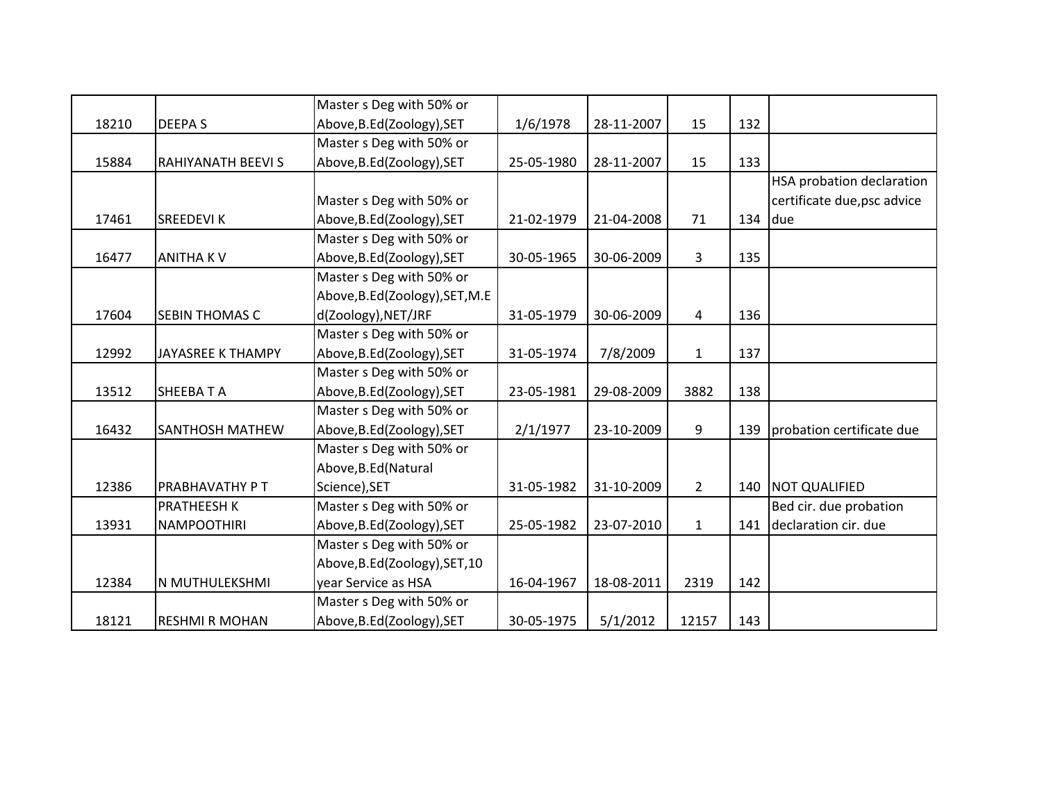| | | | | | | | |
|---|---|---|---|---|---|---|---|
| 18210 | DEEPA S | Master s Deg with 50% or Above,B.Ed(Zoology),SET | 1/6/1978 | 28-11-2007 | 15 | 132 | |
| 15884 | RAHIYANATH BEEVI S | Master s Deg with 50% or Above,B.Ed(Zoology),SET | 25-05-1980 | 28-11-2007 | 15 | 133 | |
| 17461 | SREEDEVI K | Master s Deg with 50% or Above,B.Ed(Zoology),SET | 21-02-1979 | 21-04-2008 | 71 | 134 | HSA probation declaration certificate due,psc advice due |
| 16477 | ANITHA K V | Master s Deg with 50% or Above,B.Ed(Zoology),SET | 30-05-1965 | 30-06-2009 | 3 | 135 | |
| 17604 | SEBIN THOMAS C | Master s Deg with 50% or Above,B.Ed(Zoology),SET,M.Ed(Zoology),NET/JRF | 31-05-1979 | 30-06-2009 | 4 | 136 | |
| 12992 | JAYASREE K THAMPY | Master s Deg with 50% or Above,B.Ed(Zoology),SET | 31-05-1974 | 7/8/2009 | 1 | 137 | |
| 13512 | SHEEBA T A | Master s Deg with 50% or Above,B.Ed(Zoology),SET | 23-05-1981 | 29-08-2009 | 3882 | 138 | |
| 16432 | SANTHOSH MATHEW | Master s Deg with 50% or Above,B.Ed(Zoology),SET | 2/1/1977 | 23-10-2009 | 9 | 139 | probation certificate due |
| 12386 | PRABHAVATHY P T | Master s Deg with 50% or Above,B.Ed(Natural Science),SET | 31-05-1982 | 31-10-2009 | 2 | 140 | NOT QUALIFIED |
| 13931 | PRATHEESH K NAMPOOTHIRI | Master s Deg with 50% or Above,B.Ed(Zoology),SET | 25-05-1982 | 23-07-2010 | 1 | 141 | Bed cir. due probation declaration cir. due |
| 12384 | N MUTHULEKSHMI | Master s Deg with 50% or Above,B.Ed(Zoology),SET,10 year Service as HSA | 16-04-1967 | 18-08-2011 | 2319 | 142 | |
| 18121 | RESHMI R MOHAN | Master s Deg with 50% or Above,B.Ed(Zoology),SET | 30-05-1975 | 5/1/2012 | 12157 | 143 | |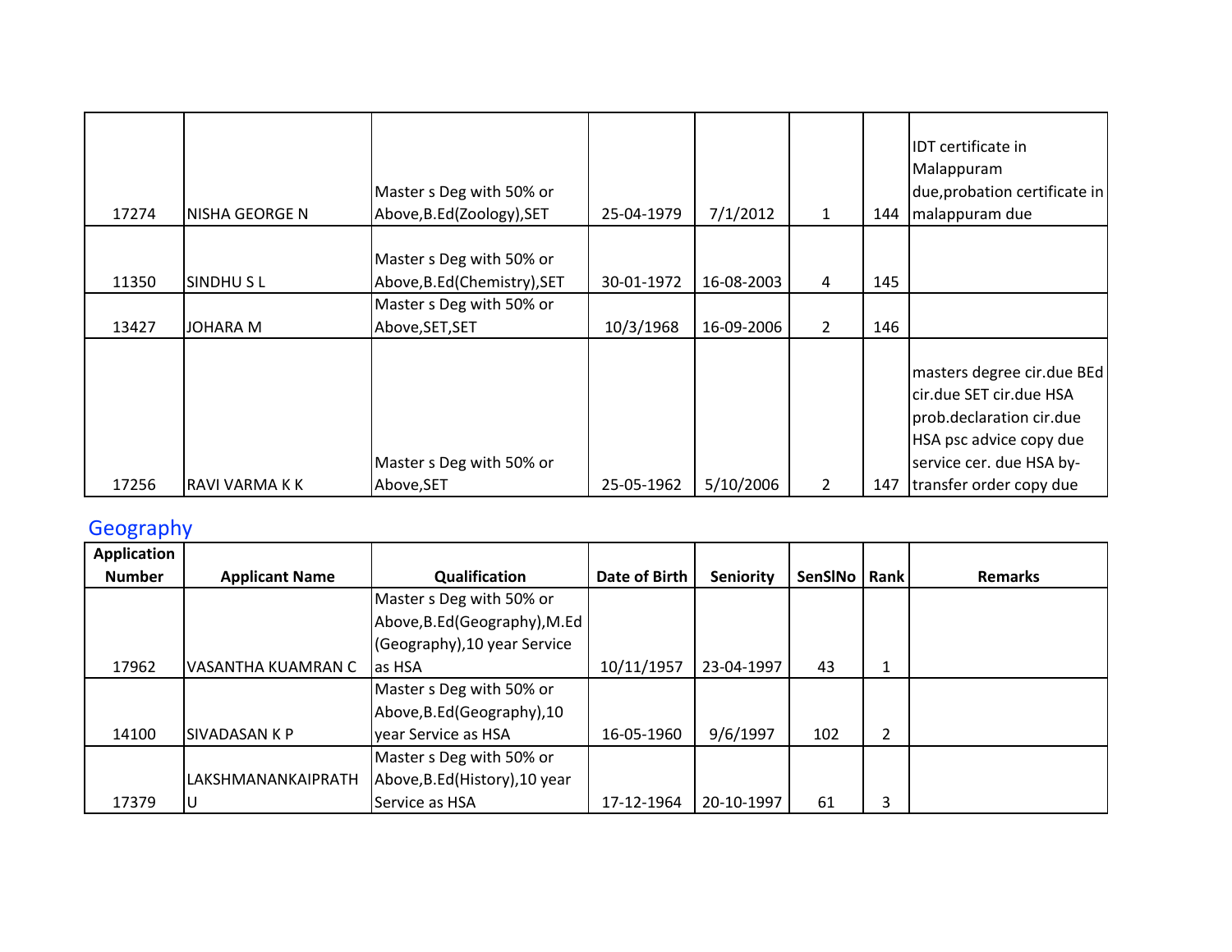| | | | | | | | |
|---|---|---|---|---|---|---|---|
| 17274 | NISHA GEORGE N | Master s Deg with 50% or Above,B.Ed(Zoology),SET | 25-04-1979 | 7/1/2012 | 1 | 144 | IDT certificate in Malappuram due,probation certificate in malappuram due |
| 11350 | SINDHU S L | Master s Deg with 50% or Above,B.Ed(Chemistry),SET | 30-01-1972 | 16-08-2003 | 4 | 145 | |
| 13427 | JOHARA M | Master s Deg with 50% or Above,SET,SET | 10/3/1968 | 16-09-2006 | 2 | 146 | |
| 17256 | RAVI VARMA K K | Master s Deg with 50% or Above,SET | 25-05-1962 | 5/10/2006 | 2 | 147 | masters degree cir.due BEd cir.due SET cir.due HSA prob.declaration cir.due HSA psc advice copy due service cer. due HSA by-transfer order copy due |

## Geography

| Application Number | Applicant Name | Qualification | Date of Birth | Seniority | SenSlNo | Rank | Remarks |
|---|---|---|---|---|---|---|---|
| 17962 | VASANTHA KUAMRAN C | Master s Deg with 50% or Above,B.Ed(Geography),M.Ed (Geography),10 year Service as HSA | 10/11/1957 | 23-04-1997 | 43 | 1 | |
| 14100 | SIVADASAN K P | Master s Deg with 50% or Above,B.Ed(Geography),10 year Service as HSA | 16-05-1960 | 9/6/1997 | 102 | 2 | |
| 17379 | LAKSHMANANKAIPRATH U | Master s Deg with 50% or Above,B.Ed(History),10 year Service as HSA | 17-12-1964 | 20-10-1997 | 61 | 3 | |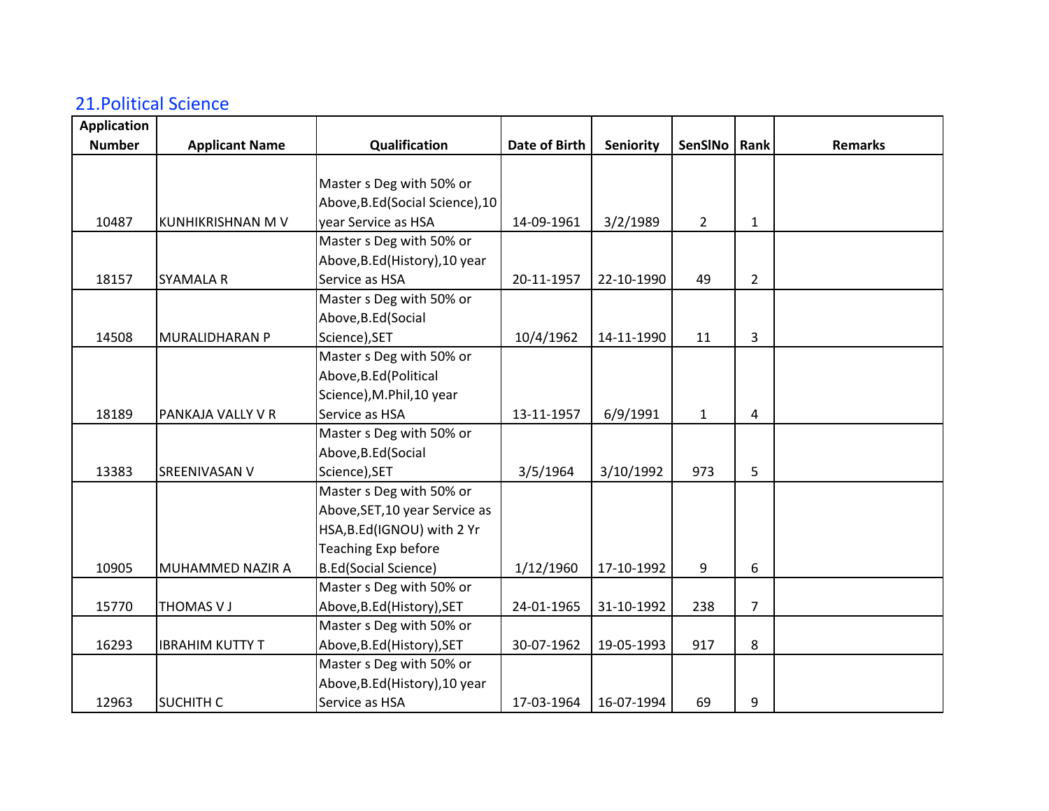## 21.Political Science

| Application Number | Applicant Name | Qualification | Date of Birth | Seniority | SenSlNo | Rank | Remarks |
|---|---|---|---|---|---|---|---|
| 10487 | KUNHIKRISHNAN M V | Master s Deg with 50% or Above,B.Ed(Social Science),10 year Service as HSA | 14-09-1961 | 3/2/1989 | 2 | 1 | |
| 18157 | SYAMALA R | Master s Deg with 50% or Above,B.Ed(History),10 year Service as HSA | 20-11-1957 | 22-10-1990 | 49 | 2 | |
| 14508 | MURALIDHARAN P | Master s Deg with 50% or Above,B.Ed(Social Science),SET | 10/4/1962 | 14-11-1990 | 11 | 3 | |
| 18189 | PANKAJA VALLY V R | Master s Deg with 50% or Above,B.Ed(Political Science),M.Phil,10 year Service as HSA | 13-11-1957 | 6/9/1991 | 1 | 4 | |
| 13383 | SREENIVASAN V | Master s Deg with 50% or Above,B.Ed(Social Science),SET | 3/5/1964 | 3/10/1992 | 973 | 5 | |
| 10905 | MUHAMMED NAZIR A | Master s Deg with 50% or Above,SET,10 year Service as HSA,B.Ed(IGNOU) with 2 Yr Teaching Exp before B.Ed(Social Science) | 1/12/1960 | 17-10-1992 | 9 | 6 | |
| 15770 | THOMAS V J | Master s Deg with 50% or Above,B.Ed(History),SET | 24-01-1965 | 31-10-1992 | 238 | 7 | |
| 16293 | IBRAHIM KUTTY T | Master s Deg with 50% or Above,B.Ed(History),SET | 30-07-1962 | 19-05-1993 | 917 | 8 | |
| 12963 | SUCHITH C | Master s Deg with 50% or Above,B.Ed(History),10 year Service as HSA | 17-03-1964 | 16-07-1994 | 69 | 9 | |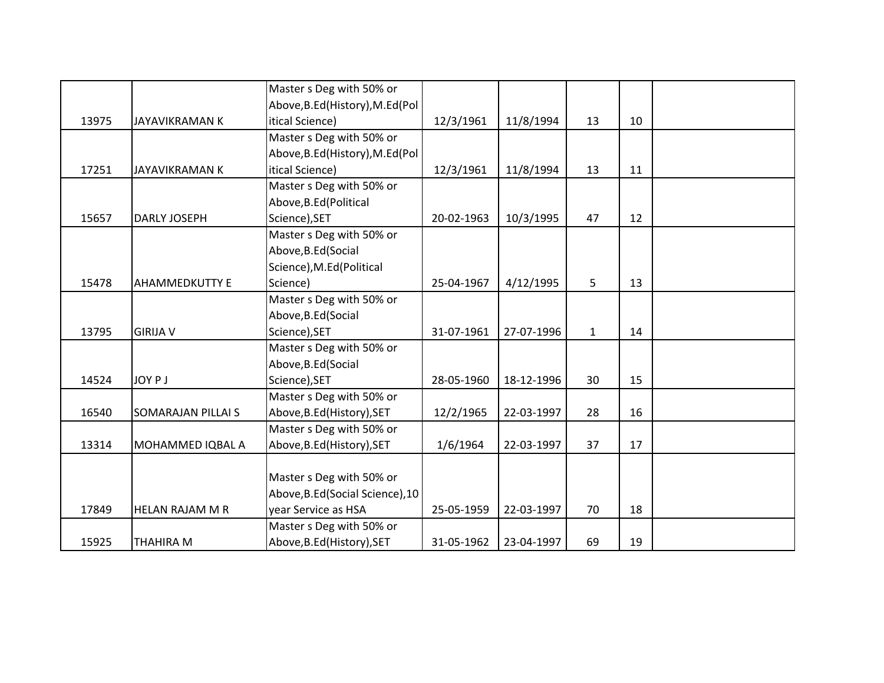| | | | | | | | |
|---|---|---|---|---|---|---|---|
| 13975 | JAYAVIKRAMAN K | Master s Deg with 50% or Above,B.Ed(History),M.Ed(Political Science) | 12/3/1961 | 11/8/1994 | 13 | 10 | |
| 17251 | JAYAVIKRAMAN K | Master s Deg with 50% or Above,B.Ed(History),M.Ed(Political Science) | 12/3/1961 | 11/8/1994 | 13 | 11 | |
| 15657 | DARLY JOSEPH | Master s Deg with 50% or Above,B.Ed(Political Science),SET | 20-02-1963 | 10/3/1995 | 47 | 12 | |
| 15478 | AHAMMEDKUTTY E | Master s Deg with 50% or Above,B.Ed(Social Science),M.Ed(Political Science) | 25-04-1967 | 4/12/1995 | 5 | 13 | |
| 13795 | GIRIJA V | Master s Deg with 50% or Above,B.Ed(Social Science),SET | 31-07-1961 | 27-07-1996 | 1 | 14 | |
| 14524 | JOY P J | Master s Deg with 50% or Above,B.Ed(Social Science),SET | 28-05-1960 | 18-12-1996 | 30 | 15 | |
| 16540 | SOMARAJAN PILLAI S | Master s Deg with 50% or Above,B.Ed(History),SET | 12/2/1965 | 22-03-1997 | 28 | 16 | |
| 13314 | MOHAMMED IQBAL A | Master s Deg with 50% or Above,B.Ed(History),SET | 1/6/1964 | 22-03-1997 | 37 | 17 | |
| 17849 | HELAN RAJAM M R | Master s Deg with 50% or Above,B.Ed(Social Science),10 year Service as HSA | 25-05-1959 | 22-03-1997 | 70 | 18 | |
| 15925 | THAHIRA M | Master s Deg with 50% or Above,B.Ed(History),SET | 31-05-1962 | 23-04-1997 | 69 | 19 | |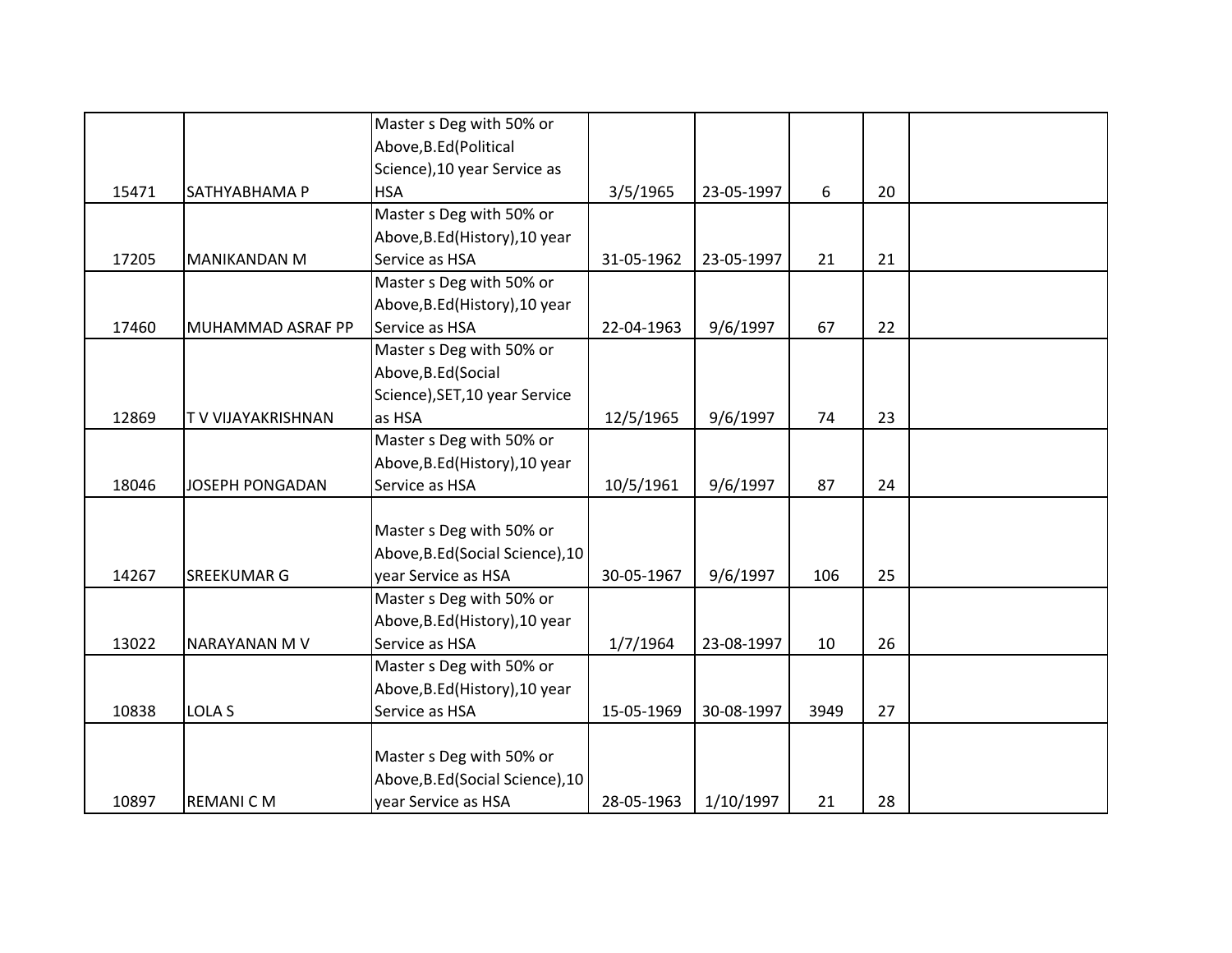| | | | | | | | |
|---|---|---|---|---|---|---|---|
| 15471 | SATHYABHAMA P | Master s Deg with 50% or Above,B.Ed(Political Science),10 year Service as HSA | 3/5/1965 | 23-05-1997 | 6 | 20 | |
| 17205 | MANIKANDAN M | Master s Deg with 50% or Above,B.Ed(History),10 year Service as HSA | 31-05-1962 | 23-05-1997 | 21 | 21 | |
| 17460 | MUHAMMAD ASRAF PP | Master s Deg with 50% or Above,B.Ed(History),10 year Service as HSA | 22-04-1963 | 9/6/1997 | 67 | 22 | |
| 12869 | T V VIJAYAKRISHNAN | Master s Deg with 50% or Above,B.Ed(Social Science),SET,10 year Service as HSA | 12/5/1965 | 9/6/1997 | 74 | 23 | |
| 18046 | JOSEPH PONGADAN | Master s Deg with 50% or Above,B.Ed(History),10 year Service as HSA | 10/5/1961 | 9/6/1997 | 87 | 24 | |
| 14267 | SREEKUMAR G | Master s Deg with 50% or Above,B.Ed(Social Science),10 year Service as HSA | 30-05-1967 | 9/6/1997 | 106 | 25 | |
| 13022 | NARAYANAN M V | Master s Deg with 50% or Above,B.Ed(History),10 year Service as HSA | 1/7/1964 | 23-08-1997 | 10 | 26 | |
| 10838 | LOLA S | Master s Deg with 50% or Above,B.Ed(History),10 year Service as HSA | 15-05-1969 | 30-08-1997 | 3949 | 27 | |
| 10897 | REMANI C M | Master s Deg with 50% or Above,B.Ed(Social Science),10 year Service as HSA | 28-05-1963 | 1/10/1997 | 21 | 28 | |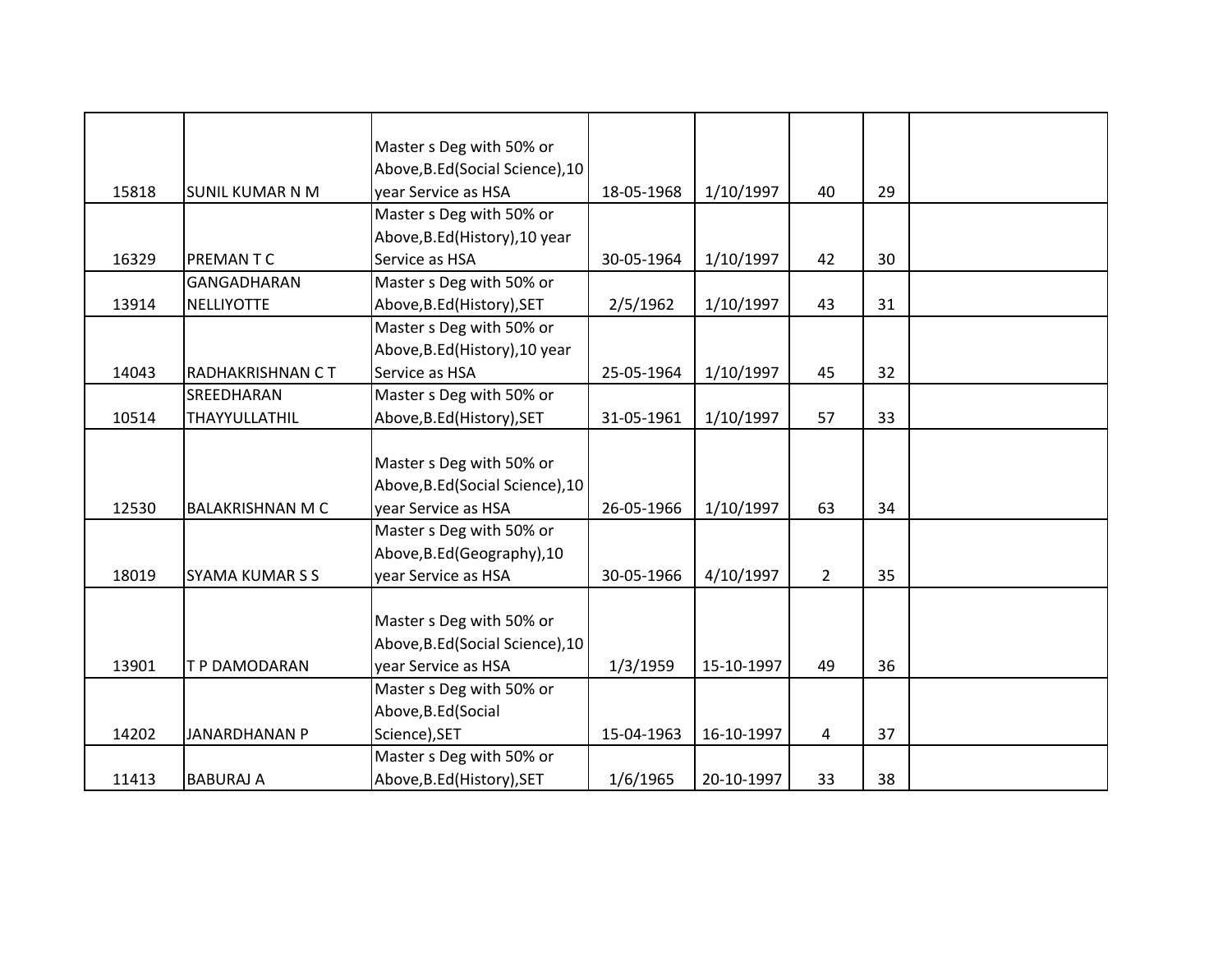| | | | | | | | |
|---|---|---|---|---|---|---|---|
| 15818 | SUNIL KUMAR N M | Master s Deg with 50% or Above,B.Ed(Social Science),10 year Service as HSA | 18-05-1968 | 1/10/1997 | 40 | 29 | |
| 16329 | PREMAN T C | Master s Deg with 50% or Above,B.Ed(History),10 year Service as HSA | 30-05-1964 | 1/10/1997 | 42 | 30 | |
| 13914 | GANGADHARAN NELLIYOTTE | Master s Deg with 50% or Above,B.Ed(History),SET | 2/5/1962 | 1/10/1997 | 43 | 31 | |
| 14043 | RADHAKRISHNAN C T | Master s Deg with 50% or Above,B.Ed(History),10 year Service as HSA | 25-05-1964 | 1/10/1997 | 45 | 32 | |
| 10514 | SREEDHARAN THAYYULLATHIL | Master s Deg with 50% or Above,B.Ed(History),SET | 31-05-1961 | 1/10/1997 | 57 | 33 | |
| 12530 | BALAKRISHNAN M C | Master s Deg with 50% or Above,B.Ed(Social Science),10 year Service as HSA | 26-05-1966 | 1/10/1997 | 63 | 34 | |
| 18019 | SYAMA KUMAR S S | Master s Deg with 50% or Above,B.Ed(Geography),10 year Service as HSA | 30-05-1966 | 4/10/1997 | 2 | 35 | |
| 13901 | T P DAMODARAN | Master s Deg with 50% or Above,B.Ed(Social Science),10 year Service as HSA | 1/3/1959 | 15-10-1997 | 49 | 36 | |
| 14202 | JANARDHANAN P | Master s Deg with 50% or Above,B.Ed(Social Science),SET | 15-04-1963 | 16-10-1997 | 4 | 37 | |
| 11413 | BABURAJ A | Master s Deg with 50% or Above,B.Ed(History),SET | 1/6/1965 | 20-10-1997 | 33 | 38 | |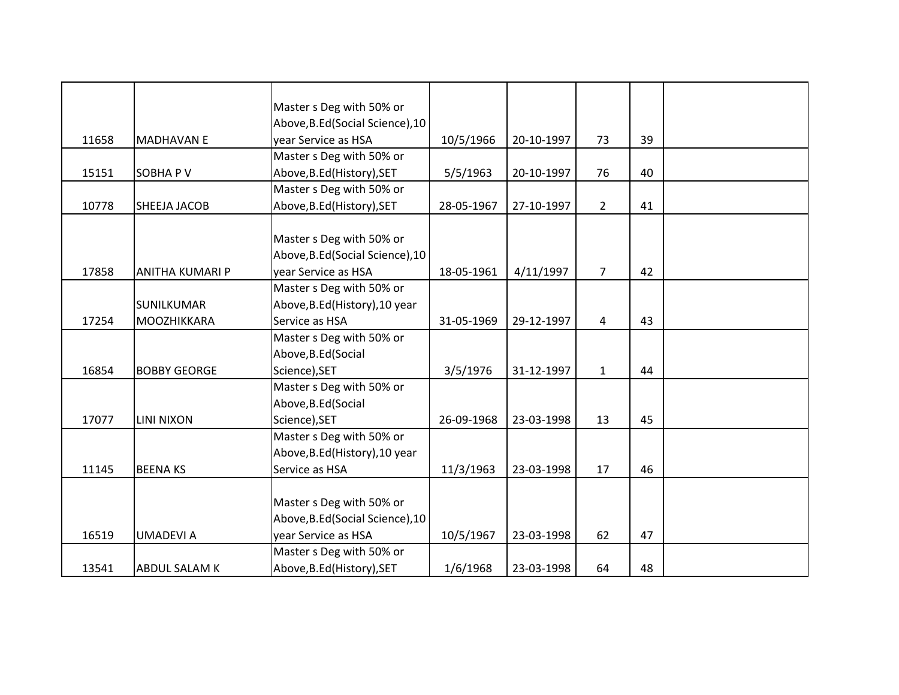| | | | | | | | |
|---|---|---|---|---|---|---|---|
| 11658 | MADHAVAN E | Master s Deg with 50% or Above,B.Ed(Social Science),10 year Service as HSA | 10/5/1966 | 20-10-1997 | 73 | 39 | |
| 15151 | SOBHA P V | Master s Deg with 50% or Above,B.Ed(History),SET | 5/5/1963 | 20-10-1997 | 76 | 40 | |
| 10778 | SHEEJA JACOB | Master s Deg with 50% or Above,B.Ed(History),SET | 28-05-1967 | 27-10-1997 | 2 | 41 | |
| 17858 | ANITHA KUMARI P | Master s Deg with 50% or Above,B.Ed(Social Science),10 year Service as HSA | 18-05-1961 | 4/11/1997 | 7 | 42 | |
| 17254 | SUNILKUMAR MOOZHIKKARA | Master s Deg with 50% or Above,B.Ed(History),10 year Service as HSA | 31-05-1969 | 29-12-1997 | 4 | 43 | |
| 16854 | BOBBY GEORGE | Master s Deg with 50% or Above,B.Ed(Social Science),SET | 3/5/1976 | 31-12-1997 | 1 | 44 | |
| 17077 | LINI NIXON | Master s Deg with 50% or Above,B.Ed(Social Science),SET | 26-09-1968 | 23-03-1998 | 13 | 45 | |
| 11145 | BEENA KS | Master s Deg with 50% or Above,B.Ed(History),10 year Service as HSA | 11/3/1963 | 23-03-1998 | 17 | 46 | |
| 16519 | UMADEVI A | Master s Deg with 50% or Above,B.Ed(Social Science),10 year Service as HSA | 10/5/1967 | 23-03-1998 | 62 | 47 | |
| 13541 | ABDUL SALAM K | Master s Deg with 50% or Above,B.Ed(History),SET | 1/6/1968 | 23-03-1998 | 64 | 48 | |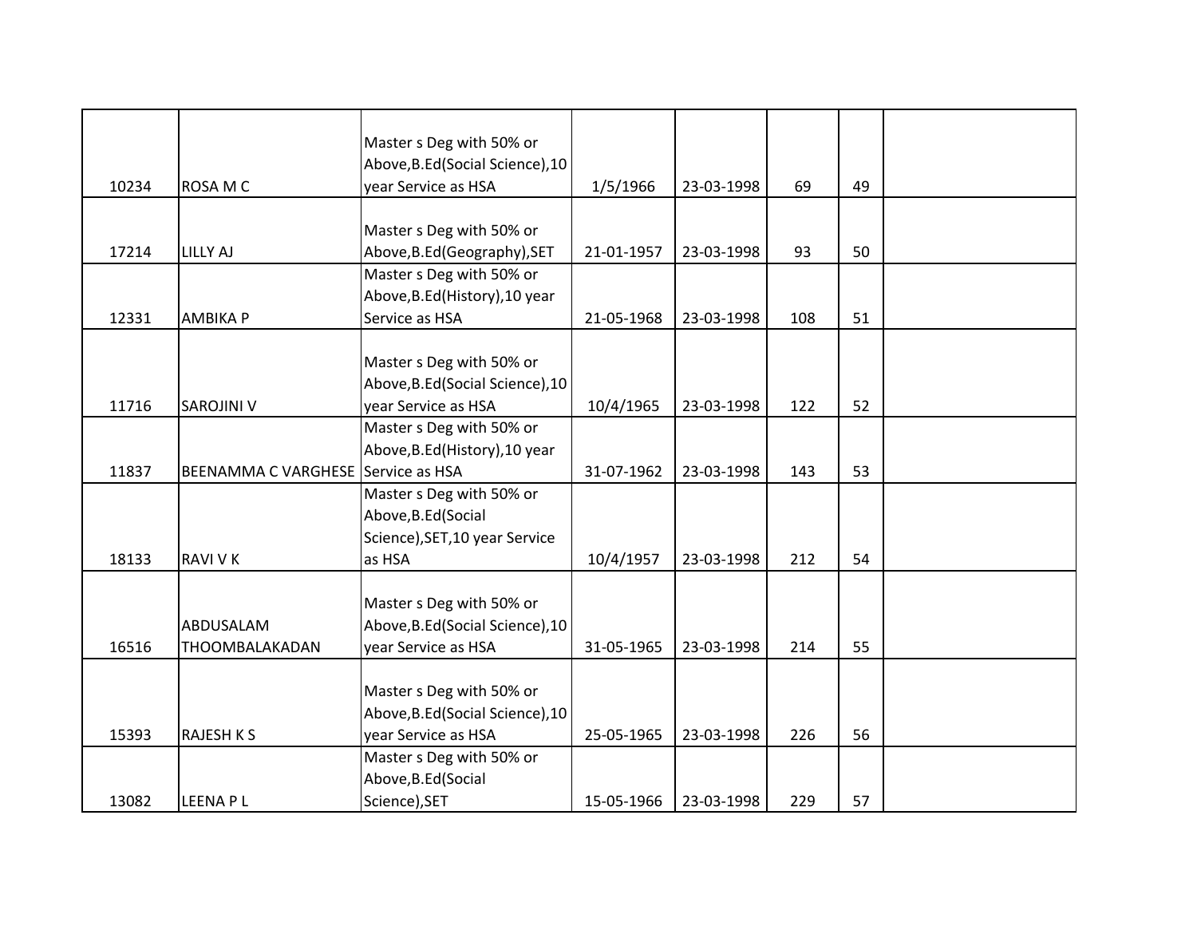| | | | | | | | |
|---|---|---|---|---|---|---|---|
| 10234 | ROSA M C | Master s Deg with 50% or Above,B.Ed(Social Science),10 year Service as HSA | 1/5/1966 | 23-03-1998 | 69 | 49 | |
| 17214 | LILLY AJ | Master s Deg with 50% or Above,B.Ed(Geography),SET | 21-01-1957 | 23-03-1998 | 93 | 50 | |
| 12331 | AMBIKA P | Master s Deg with 50% or Above,B.Ed(History),10 year Service as HSA | 21-05-1968 | 23-03-1998 | 108 | 51 | |
| 11716 | SAROJINI V | Master s Deg with 50% or Above,B.Ed(Social Science),10 year Service as HSA | 10/4/1965 | 23-03-1998 | 122 | 52 | |
| 11837 | BEENAMMA C VARGHESE | Master s Deg with 50% or Above,B.Ed(History),10 year Service as HSA | 31-07-1962 | 23-03-1998 | 143 | 53 | |
| 18133 | RAVI V K | Master s Deg with 50% or Above,B.Ed(Social Science),SET,10 year Service as HSA | 10/4/1957 | 23-03-1998 | 212 | 54 | |
| 16516 | ABDUSALAM THOOMBALAKADAN | Master s Deg with 50% or Above,B.Ed(Social Science),10 year Service as HSA | 31-05-1965 | 23-03-1998 | 214 | 55 | |
| 15393 | RAJESH K S | Master s Deg with 50% or Above,B.Ed(Social Science),10 year Service as HSA | 25-05-1965 | 23-03-1998 | 226 | 56 | |
| 13082 | LEENA P L | Master s Deg with 50% or Above,B.Ed(Social Science),SET | 15-05-1966 | 23-03-1998 | 229 | 57 | |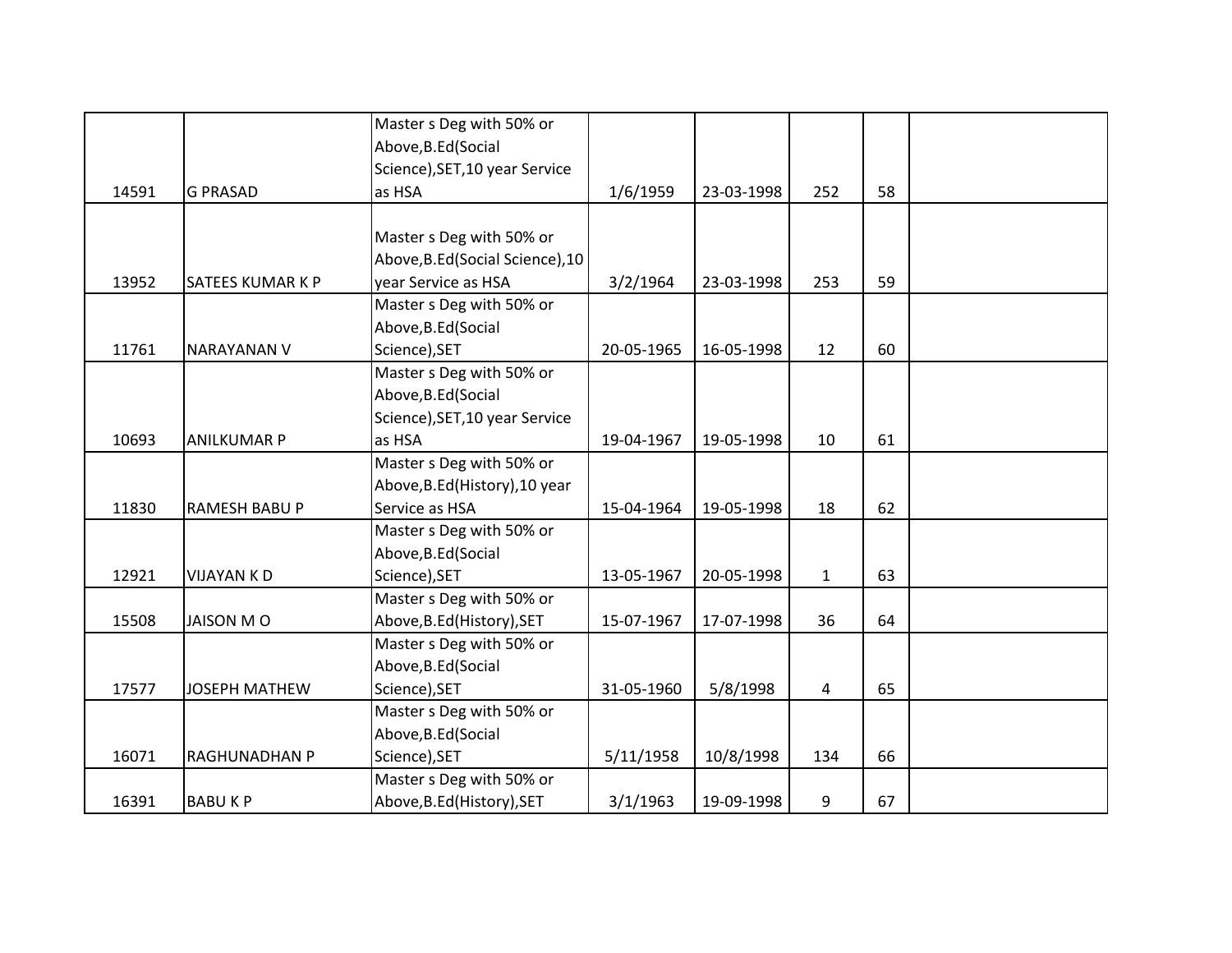| | | | | | | | |
|---|---|---|---|---|---|---|---|
| 14591 | G PRASAD | Master s Deg with 50% or Above,B.Ed(Social Science),SET,10 year Service as HSA | 1/6/1959 | 23-03-1998 | 252 | 58 | |
| 13952 | SATEES KUMAR K P | Master s Deg with 50% or Above,B.Ed(Social Science),10 year Service as HSA | 3/2/1964 | 23-03-1998 | 253 | 59 | |
| 11761 | NARAYANAN V | Master s Deg with 50% or Above,B.Ed(Social Science),SET | 20-05-1965 | 16-05-1998 | 12 | 60 | |
| 10693 | ANILKUMAR P | Master s Deg with 50% or Above,B.Ed(Social Science),SET,10 year Service as HSA | 19-04-1967 | 19-05-1998 | 10 | 61 | |
| 11830 | RAMESH BABU P | Master s Deg with 50% or Above,B.Ed(History),10 year Service as HSA | 15-04-1964 | 19-05-1998 | 18 | 62 | |
| 12921 | VIJAYAN K D | Master s Deg with 50% or Above,B.Ed(Social Science),SET | 13-05-1967 | 20-05-1998 | 1 | 63 | |
| 15508 | JAISON M O | Master s Deg with 50% or Above,B.Ed(History),SET | 15-07-1967 | 17-07-1998 | 36 | 64 | |
| 17577 | JOSEPH MATHEW | Master s Deg with 50% or Above,B.Ed(Social Science),SET | 31-05-1960 | 5/8/1998 | 4 | 65 | |
| 16071 | RAGHUNADHAN P | Master s Deg with 50% or Above,B.Ed(Social Science),SET | 5/11/1958 | 10/8/1998 | 134 | 66 | |
| 16391 | BABU K P | Master s Deg with 50% or Above,B.Ed(History),SET | 3/1/1963 | 19-09-1998 | 9 | 67 | |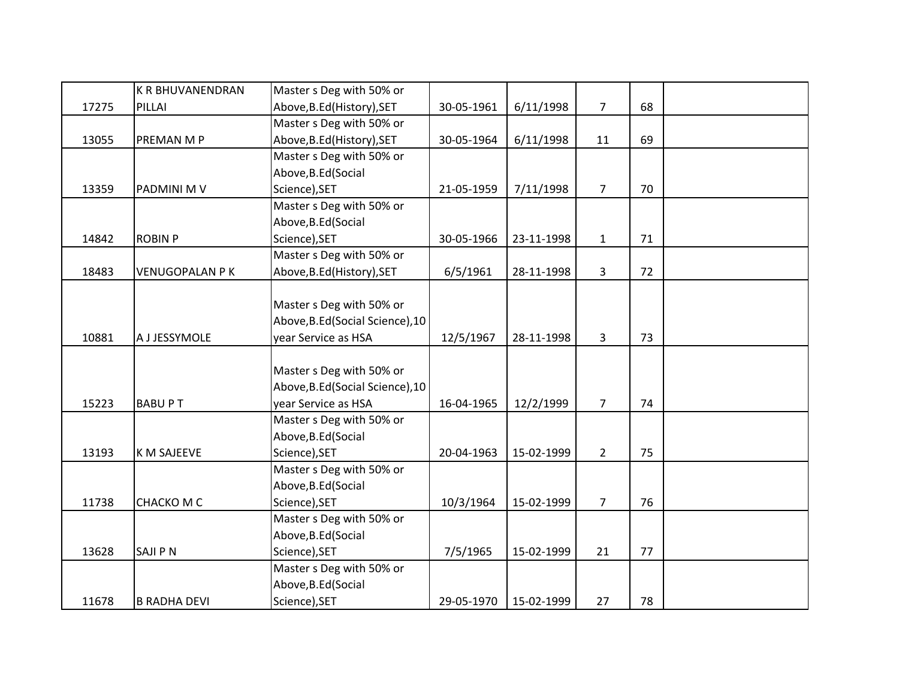| | | | | | | | |
|---|---|---|---|---|---|---|---|
| 17275 | K R BHUVANENDRAN PILLAI | Master s Deg with 50% or Above,B.Ed(History),SET | 30-05-1961 | 6/11/1998 | 7 | 68 | |
| 13055 | PREMAN M P | Master s Deg with 50% or Above,B.Ed(History),SET | 30-05-1964 | 6/11/1998 | 11 | 69 | |
| 13359 | PADMINI M V | Master s Deg with 50% or Above,B.Ed(Social Science),SET | 21-05-1959 | 7/11/1998 | 7 | 70 | |
| 14842 | ROBIN P | Master s Deg with 50% or Above,B.Ed(Social Science),SET | 30-05-1966 | 23-11-1998 | 1 | 71 | |
| 18483 | VENUGOPALAN P K | Master s Deg with 50% or Above,B.Ed(History),SET | 6/5/1961 | 28-11-1998 | 3 | 72 | |
| 10881 | A J JESSYMOLE | Master s Deg with 50% or Above,B.Ed(Social Science),10 year Service as HSA | 12/5/1967 | 28-11-1998 | 3 | 73 | |
| 15223 | BABU P T | Master s Deg with 50% or Above,B.Ed(Social Science),10 year Service as HSA | 16-04-1965 | 12/2/1999 | 7 | 74 | |
| 13193 | K M SAJEEVE | Master s Deg with 50% or Above,B.Ed(Social Science),SET | 20-04-1963 | 15-02-1999 | 2 | 75 | |
| 11738 | CHACKO M C | Master s Deg with 50% or Above,B.Ed(Social Science),SET | 10/3/1964 | 15-02-1999 | 7 | 76 | |
| 13628 | SAJI P N | Master s Deg with 50% or Above,B.Ed(Social Science),SET | 7/5/1965 | 15-02-1999 | 21 | 77 | |
| 11678 | B RADHA DEVI | Master s Deg with 50% or Above,B.Ed(Social Science),SET | 29-05-1970 | 15-02-1999 | 27 | 78 | |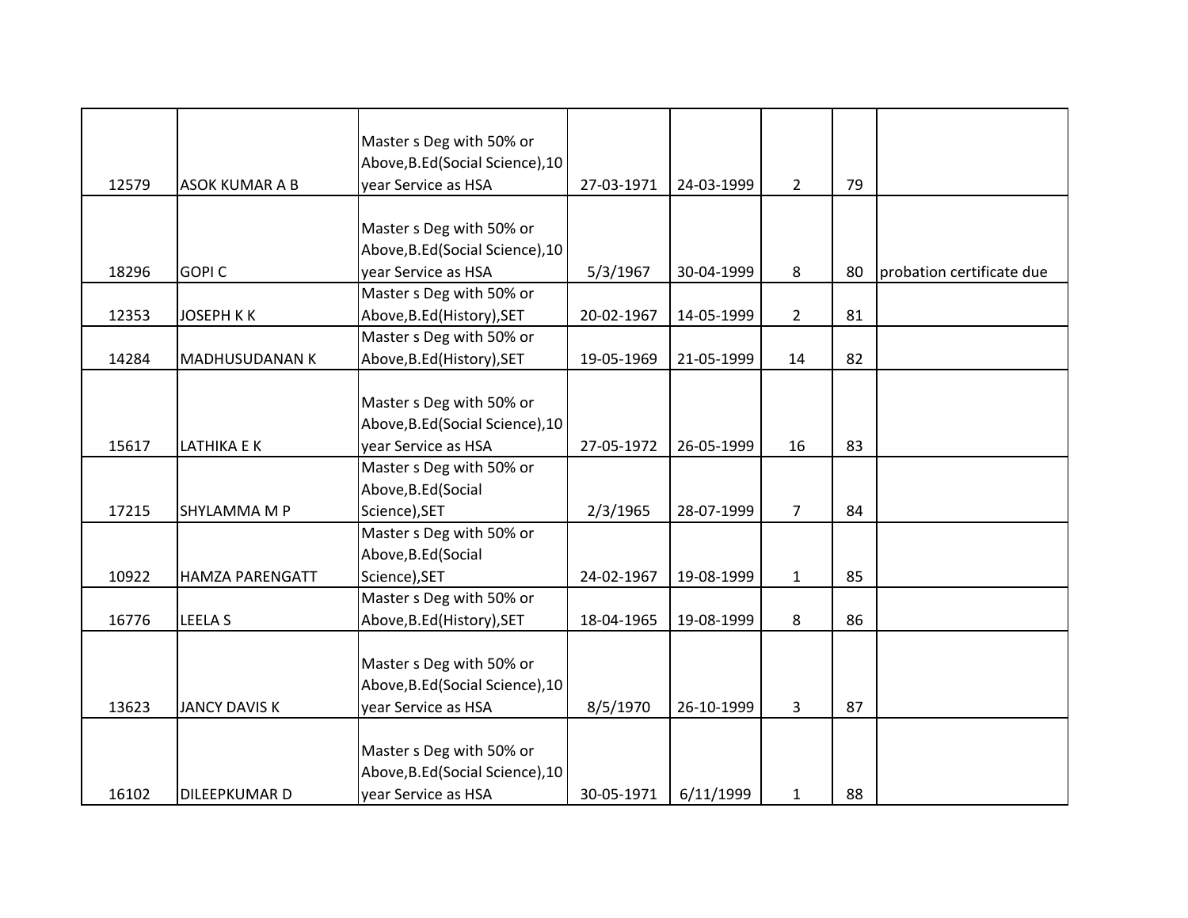| | | | | | | | |
|---|---|---|---|---|---|---|---|
| 12579 | ASOK KUMAR A B | Master s Deg with 50% or Above,B.Ed(Social Science),10 year Service as HSA | 27-03-1971 | 24-03-1999 | 2 | 79 | |
| 18296 | GOPI C | Master s Deg with 50% or Above,B.Ed(Social Science),10 year Service as HSA | 5/3/1967 | 30-04-1999 | 8 | 80 | probation certificate due |
| 12353 | JOSEPH K K | Master s Deg with 50% or Above,B.Ed(History),SET | 20-02-1967 | 14-05-1999 | 2 | 81 | |
| 14284 | MADHUSUDANAN K | Master s Deg with 50% or Above,B.Ed(History),SET | 19-05-1969 | 21-05-1999 | 14 | 82 | |
| 15617 | LATHIKA E K | Master s Deg with 50% or Above,B.Ed(Social Science),10 year Service as HSA | 27-05-1972 | 26-05-1999 | 16 | 83 | |
| 17215 | SHYLAMMA M P | Master s Deg with 50% or Above,B.Ed(Social Science),SET | 2/3/1965 | 28-07-1999 | 7 | 84 | |
| 10922 | HAMZA PARENGATT | Master s Deg with 50% or Above,B.Ed(Social Science),SET | 24-02-1967 | 19-08-1999 | 1 | 85 | |
| 16776 | LEELA S | Master s Deg with 50% or Above,B.Ed(History),SET | 18-04-1965 | 19-08-1999 | 8 | 86 | |
| 13623 | JANCY DAVIS K | Master s Deg with 50% or Above,B.Ed(Social Science),10 year Service as HSA | 8/5/1970 | 26-10-1999 | 3 | 87 | |
| 16102 | DILEEPKUMAR D | Master s Deg with 50% or Above,B.Ed(Social Science),10 year Service as HSA | 30-05-1971 | 6/11/1999 | 1 | 88 | |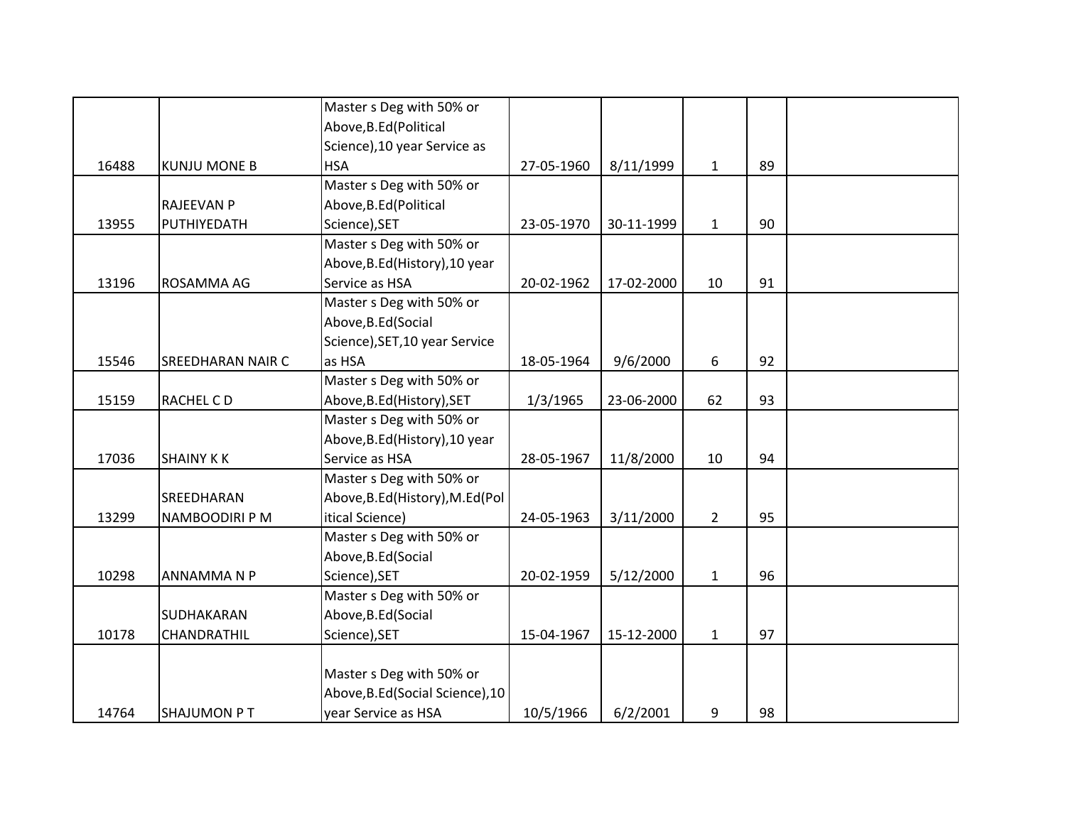| | | | | | | | |
|---|---|---|---|---|---|---|---|
| 16488 | KUNJU MONE B | Master s Deg with 50% or Above,B.Ed(Political Science),10 year Service as HSA | 27-05-1960 | 8/11/1999 | 1 | 89 | |
| 13955 | RAJEEVAN P PUTHIYEDATH | Master s Deg with 50% or Above,B.Ed(Political Science),SET | 23-05-1970 | 30-11-1999 | 1 | 90 | |
| 13196 | ROSAMMA AG | Master s Deg with 50% or Above,B.Ed(History),10 year Service as HSA | 20-02-1962 | 17-02-2000 | 10 | 91 | |
| 15546 | SREEDHARAN NAIR C | Master s Deg with 50% or Above,B.Ed(Social Science),SET,10 year Service as HSA | 18-05-1964 | 9/6/2000 | 6 | 92 | |
| 15159 | RACHEL C D | Master s Deg with 50% or Above,B.Ed(History),SET | 1/3/1965 | 23-06-2000 | 62 | 93 | |
| 17036 | SHAINY K K | Master s Deg with 50% or Above,B.Ed(History),10 year Service as HSA | 28-05-1967 | 11/8/2000 | 10 | 94 | |
| 13299 | SREEDHARAN NAMBOODIRI P M | Master s Deg with 50% or Above,B.Ed(History),M.Ed(Political Science) | 24-05-1963 | 3/11/2000 | 2 | 95 | |
| 10298 | ANNAMMA N P | Master s Deg with 50% or Above,B.Ed(Social Science),SET | 20-02-1959 | 5/12/2000 | 1 | 96 | |
| 10178 | SUDHAKARAN CHANDRATHIL | Master s Deg with 50% or Above,B.Ed(Social Science),SET | 15-04-1967 | 15-12-2000 | 1 | 97 | |
| 14764 | SHAJUMON P T | Master s Deg with 50% or Above,B.Ed(Social Science),10 year Service as HSA | 10/5/1966 | 6/2/2001 | 9 | 98 | |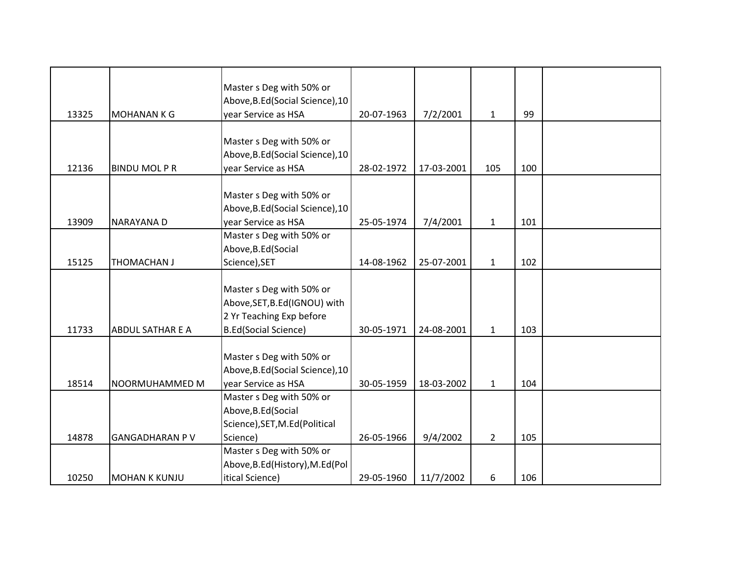| | | | | | | | |
|---|---|---|---|---|---|---|---|
| 13325 | MOHANAN K G | Master s Deg with 50% or Above,B.Ed(Social Science),10 year Service as HSA | 20-07-1963 | 7/2/2001 | 1 | 99 | |
| 12136 | BINDU MOL P R | Master s Deg with 50% or Above,B.Ed(Social Science),10 year Service as HSA | 28-02-1972 | 17-03-2001 | 105 | 100 | |
| 13909 | NARAYANA D | Master s Deg with 50% or Above,B.Ed(Social Science),10 year Service as HSA | 25-05-1974 | 7/4/2001 | 1 | 101 | |
| 15125 | THOMACHAN J | Master s Deg with 50% or Above,B.Ed(Social Science),SET | 14-08-1962 | 25-07-2001 | 1 | 102 | |
| 11733 | ABDUL SATHAR E A | Master s Deg with 50% or Above,SET,B.Ed(IGNOU) with 2 Yr Teaching Exp before B.Ed(Social Science) | 30-05-1971 | 24-08-2001 | 1 | 103 | |
| 18514 | NOORMUHAMMED M | Master s Deg with 50% or Above,B.Ed(Social Science),10 year Service as HSA | 30-05-1959 | 18-03-2002 | 1 | 104 | |
| 14878 | GANGADHARAN P V | Master s Deg with 50% or Above,B.Ed(Social Science),SET,M.Ed(Political Science) | 26-05-1966 | 9/4/2002 | 2 | 105 | |
| 10250 | MOHAN K KUNJU | Master s Deg with 50% or Above,B.Ed(History),M.Ed(Political Science) | 29-05-1960 | 11/7/2002 | 6 | 106 | |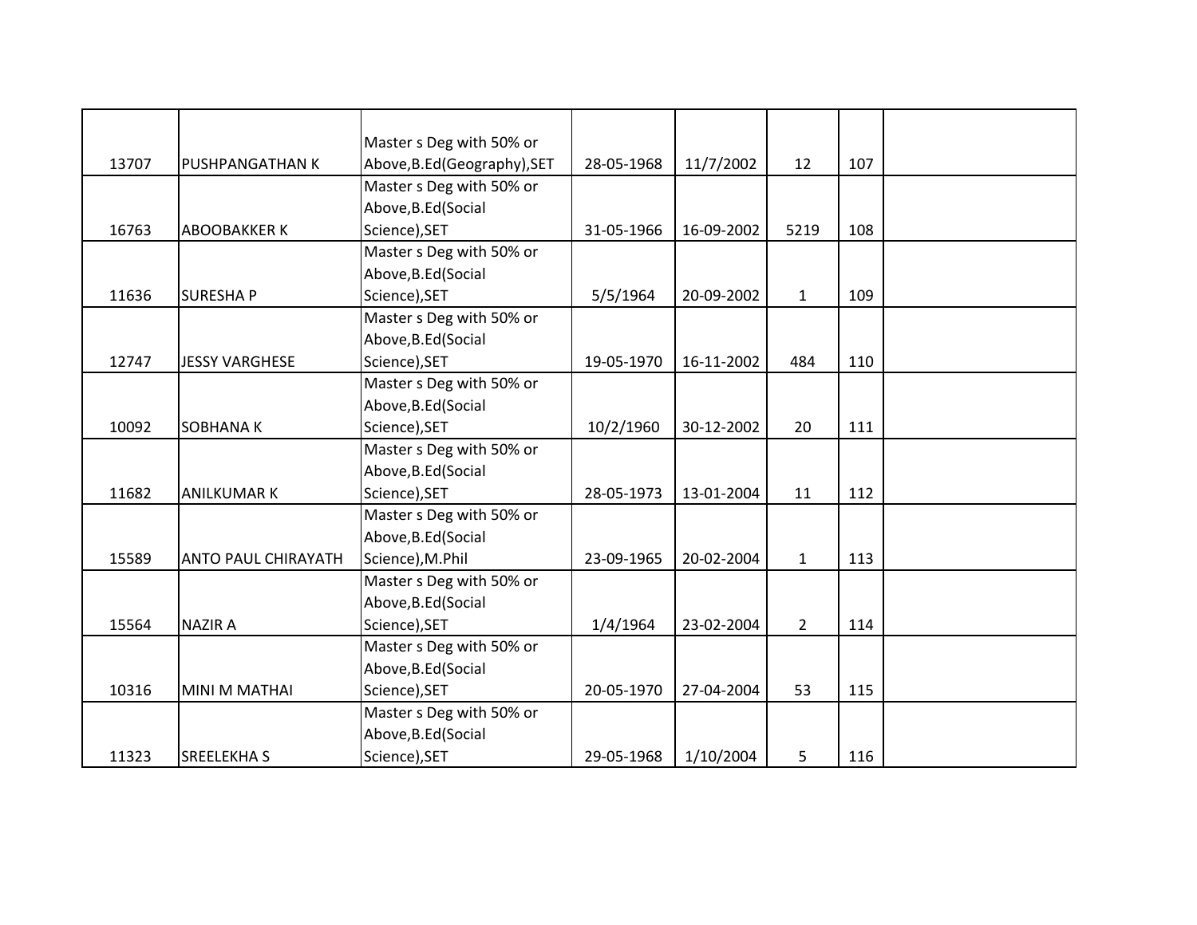| | | | | | | | |
|---|---|---|---|---|---|---|---|
| 13707 | PUSHPANGATHAN K | Master s Deg with 50% or Above,B.Ed(Geography),SET | 28-05-1968 | 11/7/2002 | 12 | 107 | |
| 16763 | ABOOBAKKER K | Master s Deg with 50% or Above,B.Ed(Social Science),SET | 31-05-1966 | 16-09-2002 | 5219 | 108 | |
| 11636 | SURESHA P | Master s Deg with 50% or Above,B.Ed(Social Science),SET | 5/5/1964 | 20-09-2002 | 1 | 109 | |
| 12747 | JESSY VARGHESE | Master s Deg with 50% or Above,B.Ed(Social Science),SET | 19-05-1970 | 16-11-2002 | 484 | 110 | |
| 10092 | SOBHANA K | Master s Deg with 50% or Above,B.Ed(Social Science),SET | 10/2/1960 | 30-12-2002 | 20 | 111 | |
| 11682 | ANILKUMAR K | Master s Deg with 50% or Above,B.Ed(Social Science),SET | 28-05-1973 | 13-01-2004 | 11 | 112 | |
| 15589 | ANTO PAUL CHIRAYATH | Master s Deg with 50% or Above,B.Ed(Social Science),M.Phil | 23-09-1965 | 20-02-2004 | 1 | 113 | |
| 15564 | NAZIR A | Master s Deg with 50% or Above,B.Ed(Social Science),SET | 1/4/1964 | 23-02-2004 | 2 | 114 | |
| 10316 | MINI M MATHAI | Master s Deg with 50% or Above,B.Ed(Social Science),SET | 20-05-1970 | 27-04-2004 | 53 | 115 | |
| 11323 | SREELEKHA S | Master s Deg with 50% or Above,B.Ed(Social Science),SET | 29-05-1968 | 1/10/2004 | 5 | 116 | |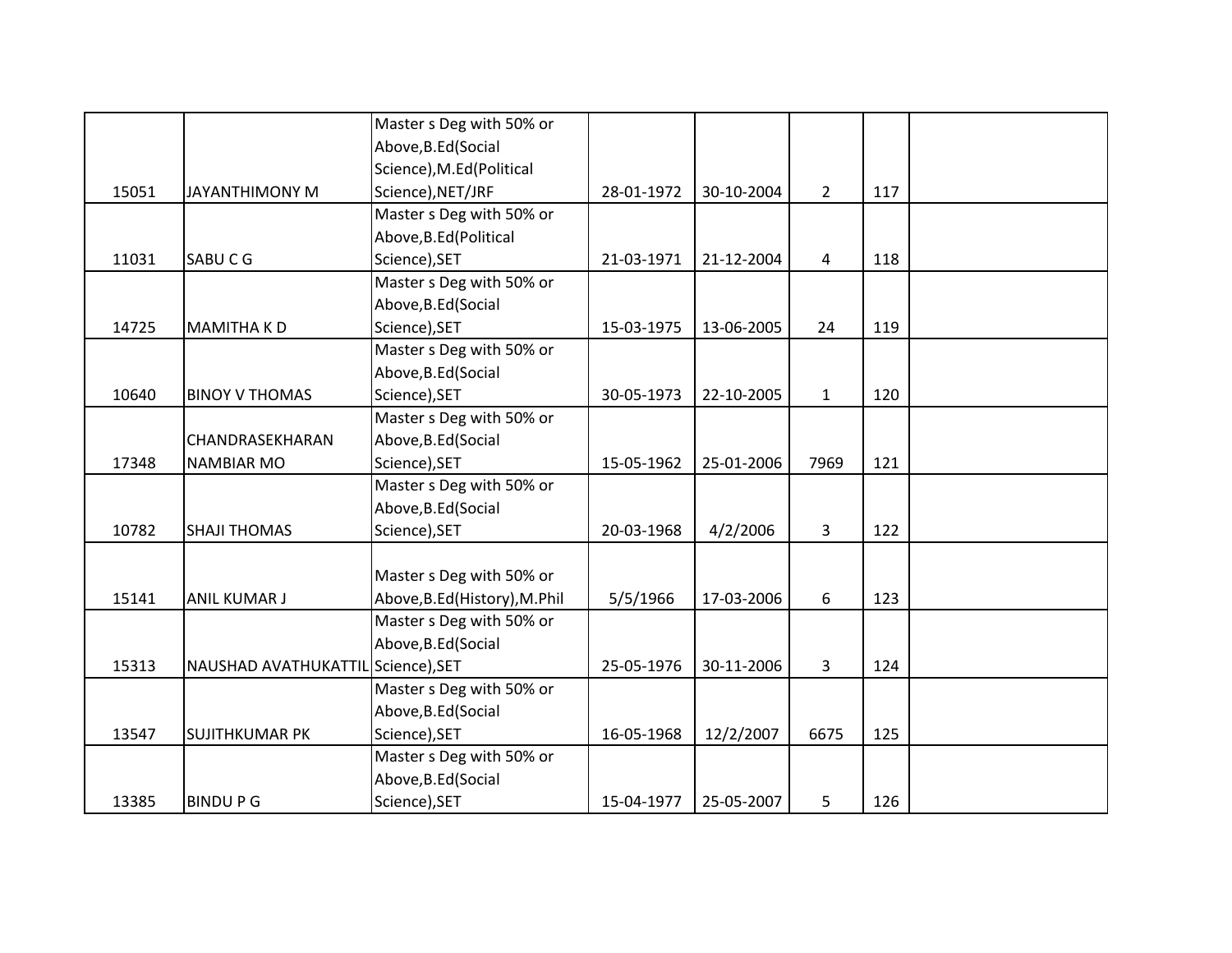| | | | | | | | |
|---|---|---|---|---|---|---|---|
| 15051 | JAYANTHIMONY M | Master s Deg with 50% or Above,B.Ed(Social Science),M.Ed(Political Science),NET/JRF | 28-01-1972 | 30-10-2004 | 2 | 117 | |
| 11031 | SABU C G | Master s Deg with 50% or Above,B.Ed(Political Science),SET | 21-03-1971 | 21-12-2004 | 4 | 118 | |
| 14725 | MAMITHA K D | Master s Deg with 50% or Above,B.Ed(Social Science),SET | 15-03-1975 | 13-06-2005 | 24 | 119 | |
| 10640 | BINOY V THOMAS | Master s Deg with 50% or Above,B.Ed(Social Science),SET | 30-05-1973 | 22-10-2005 | 1 | 120 | |
| 17348 | CHANDRASEKHARAN NAMBIAR MO | Master s Deg with 50% or Above,B.Ed(Social Science),SET | 15-05-1962 | 25-01-2006 | 7969 | 121 | |
| 10782 | SHAJI THOMAS | Master s Deg with 50% or Above,B.Ed(Social Science),SET | 20-03-1968 | 4/2/2006 | 3 | 122 | |
| 15141 | ANIL KUMAR J | Master s Deg with 50% or Above,B.Ed(History),M.Phil | 5/5/1966 | 17-03-2006 | 6 | 123 | |
| 15313 | NAUSHAD AVATHUKATTIL | Master s Deg with 50% or Above,B.Ed(Social Science),SET | 25-05-1976 | 30-11-2006 | 3 | 124 | |
| 13547 | SUJITHKUMAR PK | Master s Deg with 50% or Above,B.Ed(Social Science),SET | 16-05-1968 | 12/2/2007 | 6675 | 125 | |
| 13385 | BINDU P G | Master s Deg with 50% or Above,B.Ed(Social Science),SET | 15-04-1977 | 25-05-2007 | 5 | 126 | |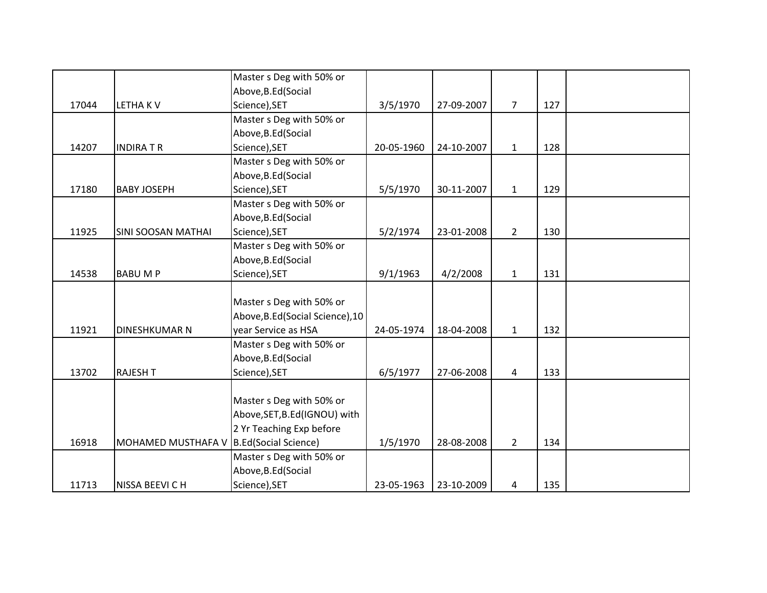| | | | | | | | |
|---|---|---|---|---|---|---|---|
| 17044 | LETHA K V | Master s Deg with 50% or Above,B.Ed(Social Science),SET | 3/5/1970 | 27-09-2007 | 7 | 127 | |
| 14207 | INDIRA T R | Master s Deg with 50% or Above,B.Ed(Social Science),SET | 20-05-1960 | 24-10-2007 | 1 | 128 | |
| 17180 | BABY JOSEPH | Master s Deg with 50% or Above,B.Ed(Social Science),SET | 5/5/1970 | 30-11-2007 | 1 | 129 | |
| 11925 | SINI SOOSAN MATHAI | Master s Deg with 50% or Above,B.Ed(Social Science),SET | 5/2/1974 | 23-01-2008 | 2 | 130 | |
| 14538 | BABU M P | Master s Deg with 50% or Above,B.Ed(Social Science),SET | 9/1/1963 | 4/2/2008 | 1 | 131 | |
| 11921 | DINESHKUMAR N | Master s Deg with 50% or Above,B.Ed(Social Science),10 year Service as HSA | 24-05-1974 | 18-04-2008 | 1 | 132 | |
| 13702 | RAJESH T | Master s Deg with 50% or Above,B.Ed(Social Science),SET | 6/5/1977 | 27-06-2008 | 4 | 133 | |
| 16918 | MOHAMED MUSTHAFA V | Master s Deg with 50% or Above,SET,B.Ed(IGNOU) with 2 Yr Teaching Exp before B.Ed(Social Science) | 1/5/1970 | 28-08-2008 | 2 | 134 | |
| 11713 | NISSA BEEVI C H | Master s Deg with 50% or Above,B.Ed(Social Science),SET | 23-05-1963 | 23-10-2009 | 4 | 135 | |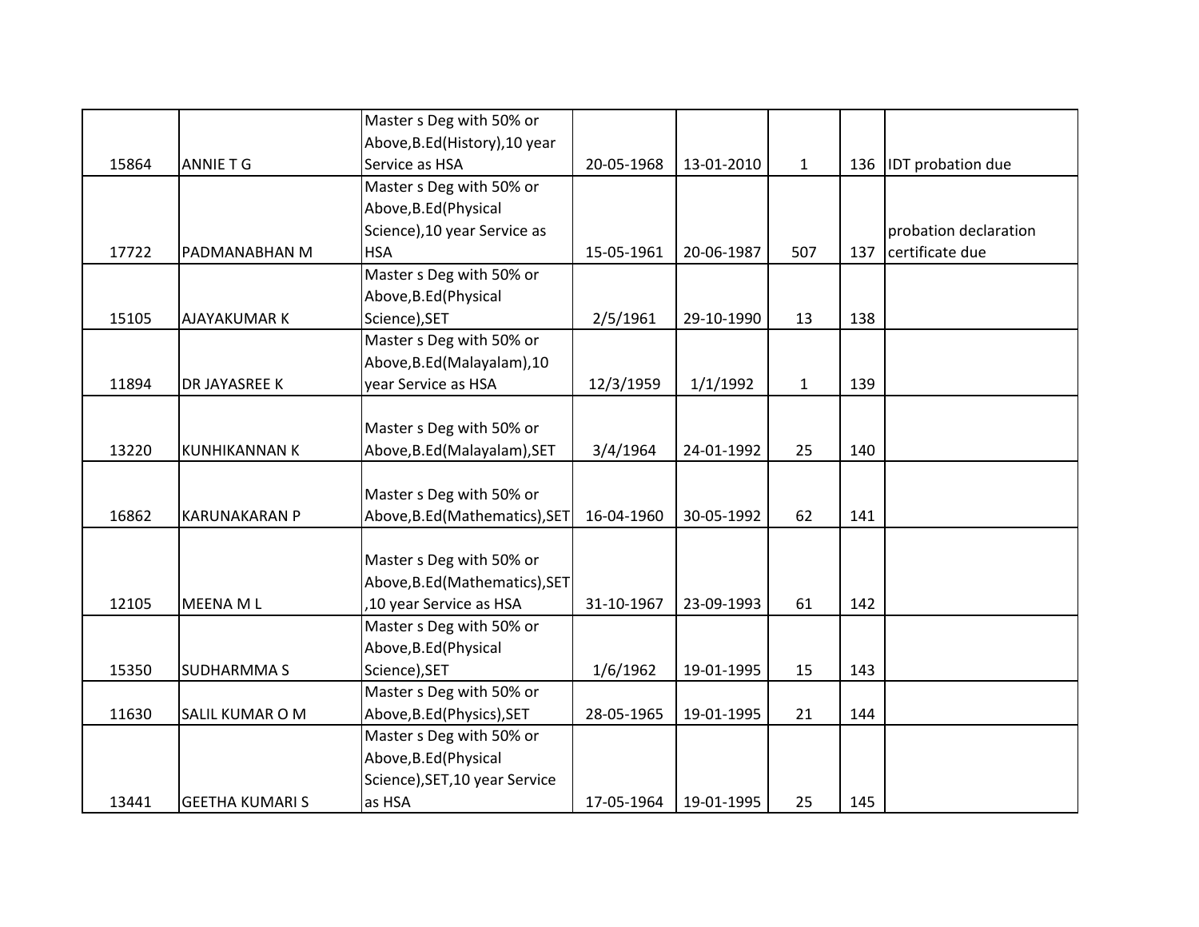| | | | | | | | |
|---|---|---|---|---|---|---|---|
| 15864 | ANNIE T G | Master s Deg with 50% or Above,B.Ed(History),10 year Service as HSA | 20-05-1968 | 13-01-2010 | 1 | 136 | IDT probation due |
| 17722 | PADMANABHAN M | Master s Deg with 50% or Above,B.Ed(Physical Science),10 year Service as HSA | 15-05-1961 | 20-06-1987 | 507 | 137 | probation declaration certificate due |
| 15105 | AJAYAKUMAR K | Master s Deg with 50% or Above,B.Ed(Physical Science),SET | 2/5/1961 | 29-10-1990 | 13 | 138 | |
| 11894 | DR JAYASREE K | Master s Deg with 50% or Above,B.Ed(Malayalam),10 year Service as HSA | 12/3/1959 | 1/1/1992 | 1 | 139 | |
| 13220 | KUNHIKANNAN K | Master s Deg with 50% or Above,B.Ed(Malayalam),SET | 3/4/1964 | 24-01-1992 | 25 | 140 | |
| 16862 | KARUNAKARAN P | Master s Deg with 50% or Above,B.Ed(Mathematics),SET | 16-04-1960 | 30-05-1992 | 62 | 141 | |
| 12105 | MEENA M L | Master s Deg with 50% or Above,B.Ed(Mathematics),SET ,10 year Service as HSA | 31-10-1967 | 23-09-1993 | 61 | 142 | |
| 15350 | SUDHARMMA S | Master s Deg with 50% or Above,B.Ed(Physical Science),SET | 1/6/1962 | 19-01-1995 | 15 | 143 | |
| 11630 | SALIL KUMAR O M | Master s Deg with 50% or Above,B.Ed(Physics),SET | 28-05-1965 | 19-01-1995 | 21 | 144 | |
| 13441 | GEETHA KUMARI S | Master s Deg with 50% or Above,B.Ed(Physical Science),SET,10 year Service as HSA | 17-05-1964 | 19-01-1995 | 25 | 145 | |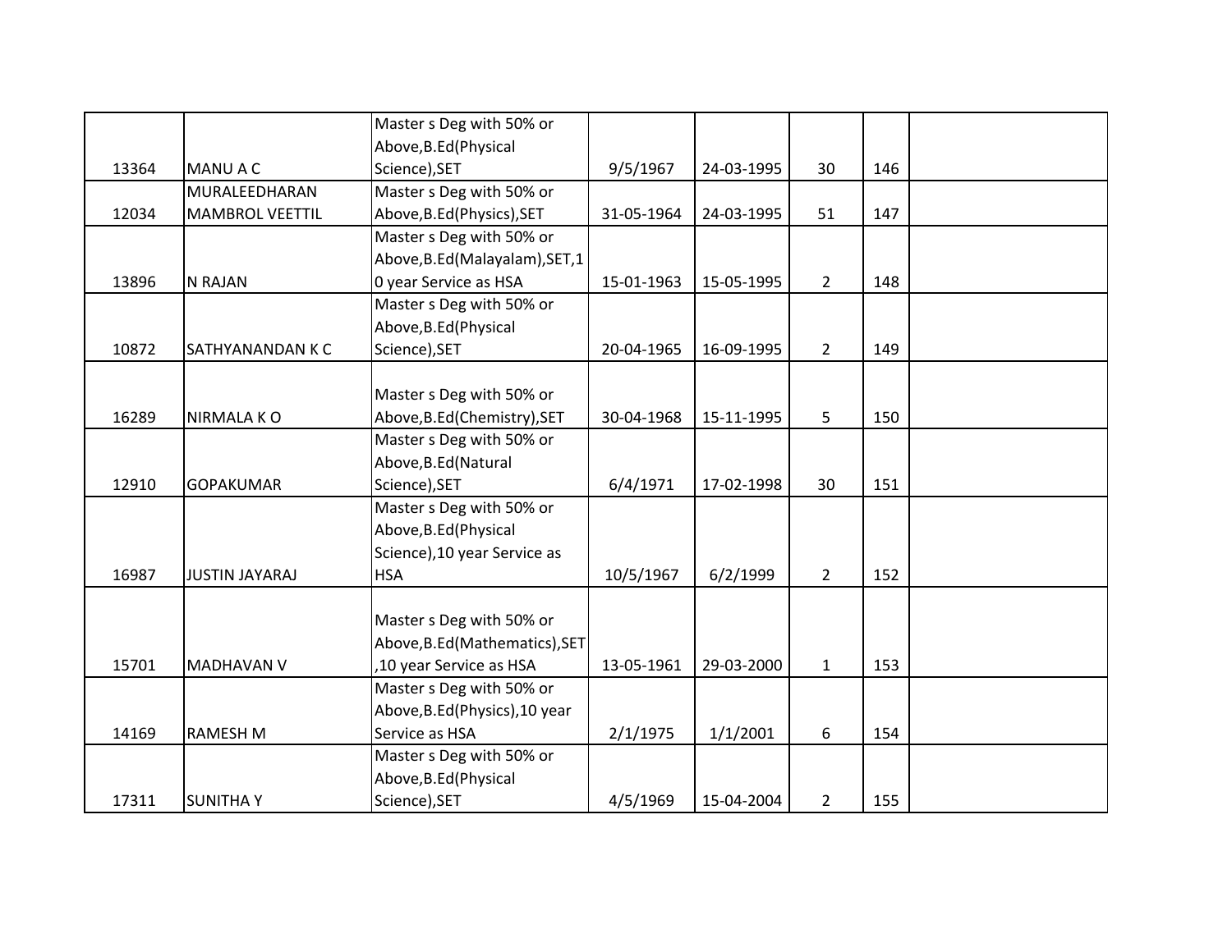| | | | | | | | |
|---|---|---|---|---|---|---|---|
| 13364 | MANU A C | Master s Deg with 50% or Above,B.Ed(Physical Science),SET | 9/5/1967 | 24-03-1995 | 30 | 146 | |
| 12034 | MURALEEDHARAN MAMBROL VEETTIL | Master s Deg with 50% or Above,B.Ed(Physics),SET | 31-05-1964 | 24-03-1995 | 51 | 147 | |
| 13896 | N RAJAN | Master s Deg with 50% or Above,B.Ed(Malayalam),SET,10 year Service as HSA | 15-01-1963 | 15-05-1995 | 2 | 148 | |
| 10872 | SATHYANANDAN K C | Master s Deg with 50% or Above,B.Ed(Physical Science),SET | 20-04-1965 | 16-09-1995 | 2 | 149 | |
| 16289 | NIRMALA K O | Master s Deg with 50% or Above,B.Ed(Chemistry),SET | 30-04-1968 | 15-11-1995 | 5 | 150 | |
| 12910 | GOPAKUMAR | Master s Deg with 50% or Above,B.Ed(Natural Science),SET | 6/4/1971 | 17-02-1998 | 30 | 151 | |
| 16987 | JUSTIN JAYARAJ | Master s Deg with 50% or Above,B.Ed(Physical Science),10 year Service as HSA | 10/5/1967 | 6/2/1999 | 2 | 152 | |
| 15701 | MADHAVAN V | Master s Deg with 50% or Above,B.Ed(Mathematics),SET,10 year Service as HSA | 13-05-1961 | 29-03-2000 | 1 | 153 | |
| 14169 | RAMESH M | Master s Deg with 50% or Above,B.Ed(Physics),10 year Service as HSA | 2/1/1975 | 1/1/2001 | 6 | 154 | |
| 17311 | SUNITHA Y | Master s Deg with 50% or Above,B.Ed(Physical Science),SET | 4/5/1969 | 15-04-2004 | 2 | 155 | |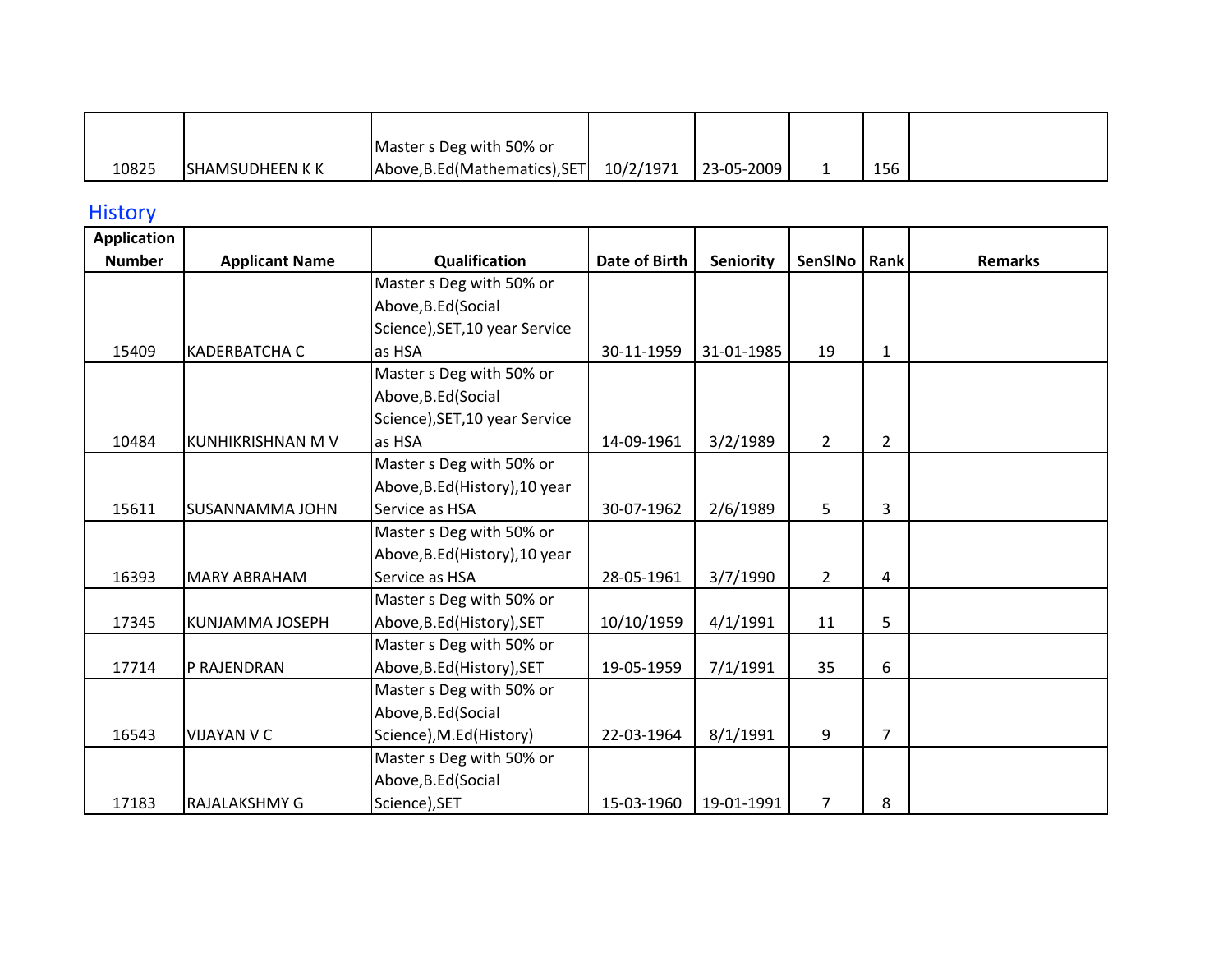| | | | | | | | |
|---|---|---|---|---|---|---|---|
| 10825 | SHAMSUDHEEN K K | Master s Deg with 50% or Above,B.Ed(Mathematics),SET | 10/2/1971 | 23-05-2009 | 1 | 156 | |

## History

| Application Number | Applicant Name | Qualification | Date of Birth | Seniority | SenSlNo | Rank | Remarks |
|---|---|---|---|---|---|---|---|
| 15409 | KADERBATCHA C | Master s Deg with 50% or Above,B.Ed(Social Science),SET,10 year Service as HSA | 30-11-1959 | 31-01-1985 | 19 | 1 | |
| 10484 | KUNHIKRISHNAN M V | Master s Deg with 50% or Above,B.Ed(Social Science),SET,10 year Service as HSA | 14-09-1961 | 3/2/1989 | 2 | 2 | |
| 15611 | SUSANNAMMA JOHN | Master s Deg with 50% or Above,B.Ed(History),10 year Service as HSA | 30-07-1962 | 2/6/1989 | 5 | 3 | |
| 16393 | MARY ABRAHAM | Master s Deg with 50% or Above,B.Ed(History),10 year Service as HSA | 28-05-1961 | 3/7/1990 | 2 | 4 | |
| 17345 | KUNJAMMA JOSEPH | Master s Deg with 50% or Above,B.Ed(History),SET | 10/10/1959 | 4/1/1991 | 11 | 5 | |
| 17714 | P RAJENDRAN | Master s Deg with 50% or Above,B.Ed(History),SET | 19-05-1959 | 7/1/1991 | 35 | 6 | |
| 16543 | VIJAYAN V C | Master s Deg with 50% or Above,B.Ed(Social Science),M.Ed(History) | 22-03-1964 | 8/1/1991 | 9 | 7 | |
| 17183 | RAJALAKSHMY G | Master s Deg with 50% or Above,B.Ed(Social Science),SET | 15-03-1960 | 19-01-1991 | 7 | 8 | |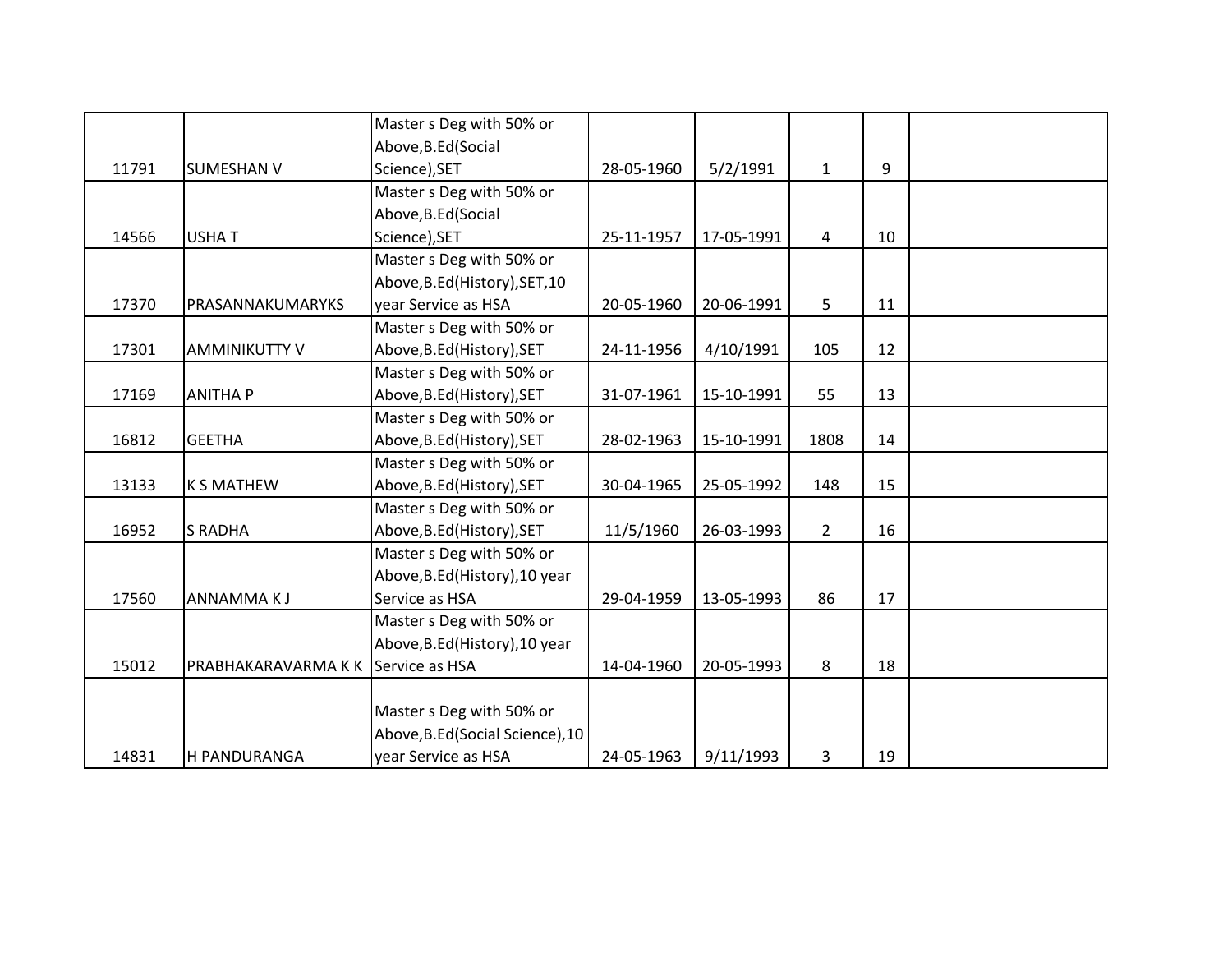| | | | | | | | |
|---|---|---|---|---|---|---|---|
| 11791 | SUMESHAN V | Master s Deg with 50% or Above,B.Ed(Social Science),SET | 28-05-1960 | 5/2/1991 | 1 | 9 | |
| 14566 | USHA T | Master s Deg with 50% or Above,B.Ed(Social Science),SET | 25-11-1957 | 17-05-1991 | 4 | 10 | |
| 17370 | PRASANNAKUMARYKS | Master s Deg with 50% or Above,B.Ed(History),SET,10 year Service as HSA | 20-05-1960 | 20-06-1991 | 5 | 11 | |
| 17301 | AMMINIKUTTY V | Master s Deg with 50% or Above,B.Ed(History),SET | 24-11-1956 | 4/10/1991 | 105 | 12 | |
| 17169 | ANITHA P | Master s Deg with 50% or Above,B.Ed(History),SET | 31-07-1961 | 15-10-1991 | 55 | 13 | |
| 16812 | GEETHA | Master s Deg with 50% or Above,B.Ed(History),SET | 28-02-1963 | 15-10-1991 | 1808 | 14 | |
| 13133 | K S MATHEW | Master s Deg with 50% or Above,B.Ed(History),SET | 30-04-1965 | 25-05-1992 | 148 | 15 | |
| 16952 | S RADHA | Master s Deg with 50% or Above,B.Ed(History),SET | 11/5/1960 | 26-03-1993 | 2 | 16 | |
| 17560 | ANNAMMA K J | Master s Deg with 50% or Above,B.Ed(History),10 year Service as HSA | 29-04-1959 | 13-05-1993 | 86 | 17 | |
| 15012 | PRABHAKARAVARMA K K | Master s Deg with 50% or Above,B.Ed(History),10 year Service as HSA | 14-04-1960 | 20-05-1993 | 8 | 18 | |
| 14831 | H PANDURANGA | Master s Deg with 50% or Above,B.Ed(Social Science),10 year Service as HSA | 24-05-1963 | 9/11/1993 | 3 | 19 | |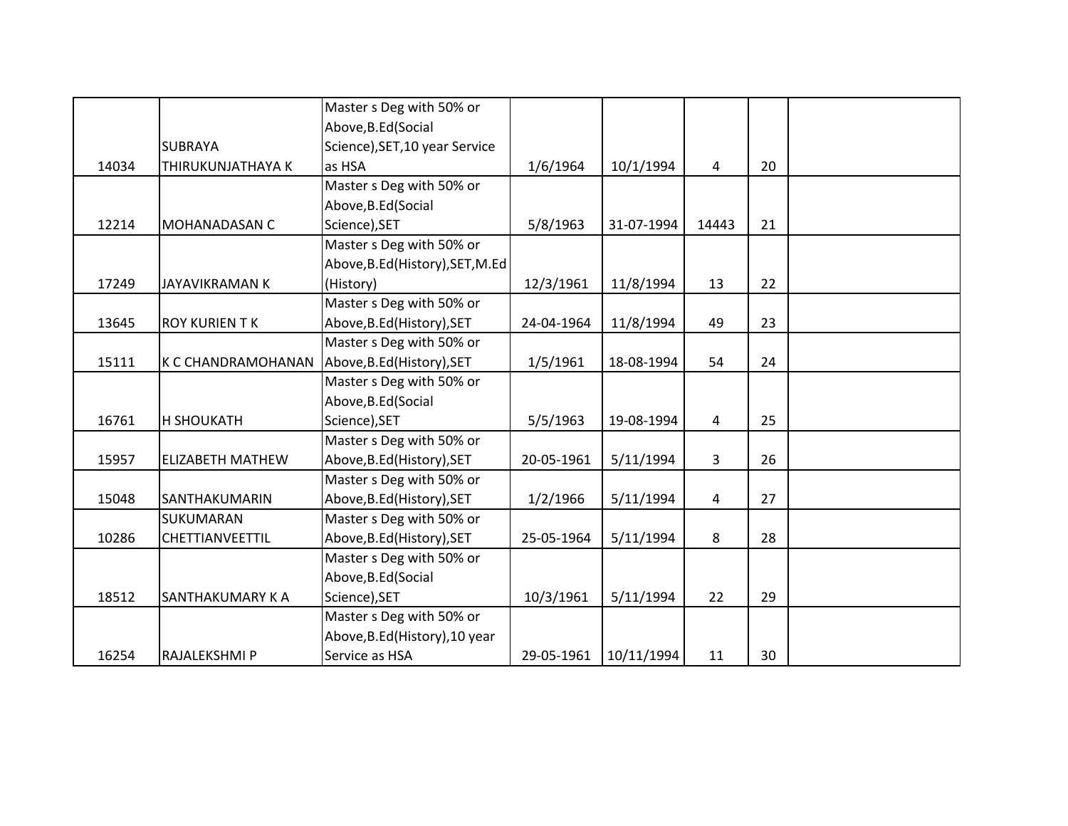| | | | | | | | |
|---|---|---|---|---|---|---|---|
| 14034 | SUBRAYA THIRUKUNJATHAYA K | Master s Deg with 50% or Above,B.Ed(Social Science),SET,10 year Service as HSA | 1/6/1964 | 10/1/1994 | 4 | 20 | |
| 12214 | MOHANADASAN C | Master s Deg with 50% or Above,B.Ed(Social Science),SET | 5/8/1963 | 31-07-1994 | 14443 | 21 | |
| 17249 | JAYAVIKRAMAN K | Master s Deg with 50% or Above,B.Ed(History),SET,M.Ed (History) | 12/3/1961 | 11/8/1994 | 13 | 22 | |
| 13645 | ROY KURIEN T K | Master s Deg with 50% or Above,B.Ed(History),SET | 24-04-1964 | 11/8/1994 | 49 | 23 | |
| 15111 | K C CHANDRAMOHANAN | Master s Deg with 50% or Above,B.Ed(History),SET | 1/5/1961 | 18-08-1994 | 54 | 24 | |
| 16761 | H SHOUKATH | Master s Deg with 50% or Above,B.Ed(Social Science),SET | 5/5/1963 | 19-08-1994 | 4 | 25 | |
| 15957 | ELIZABETH MATHEW | Master s Deg with 50% or Above,B.Ed(History),SET | 20-05-1961 | 5/11/1994 | 3 | 26 | |
| 15048 | SANTHAKUMARIN | Master s Deg with 50% or Above,B.Ed(History),SET | 1/2/1966 | 5/11/1994 | 4 | 27 | |
| 10286 | SUKUMARAN CHETTIANVEETTIL | Master s Deg with 50% or Above,B.Ed(History),SET | 25-05-1964 | 5/11/1994 | 8 | 28 | |
| 18512 | SANTHAKUMARY K A | Master s Deg with 50% or Above,B.Ed(Social Science),SET | 10/3/1961 | 5/11/1994 | 22 | 29 | |
| 16254 | RAJALEKSHMI P | Master s Deg with 50% or Above,B.Ed(History),10 year Service as HSA | 29-05-1961 | 10/11/1994 | 11 | 30 | |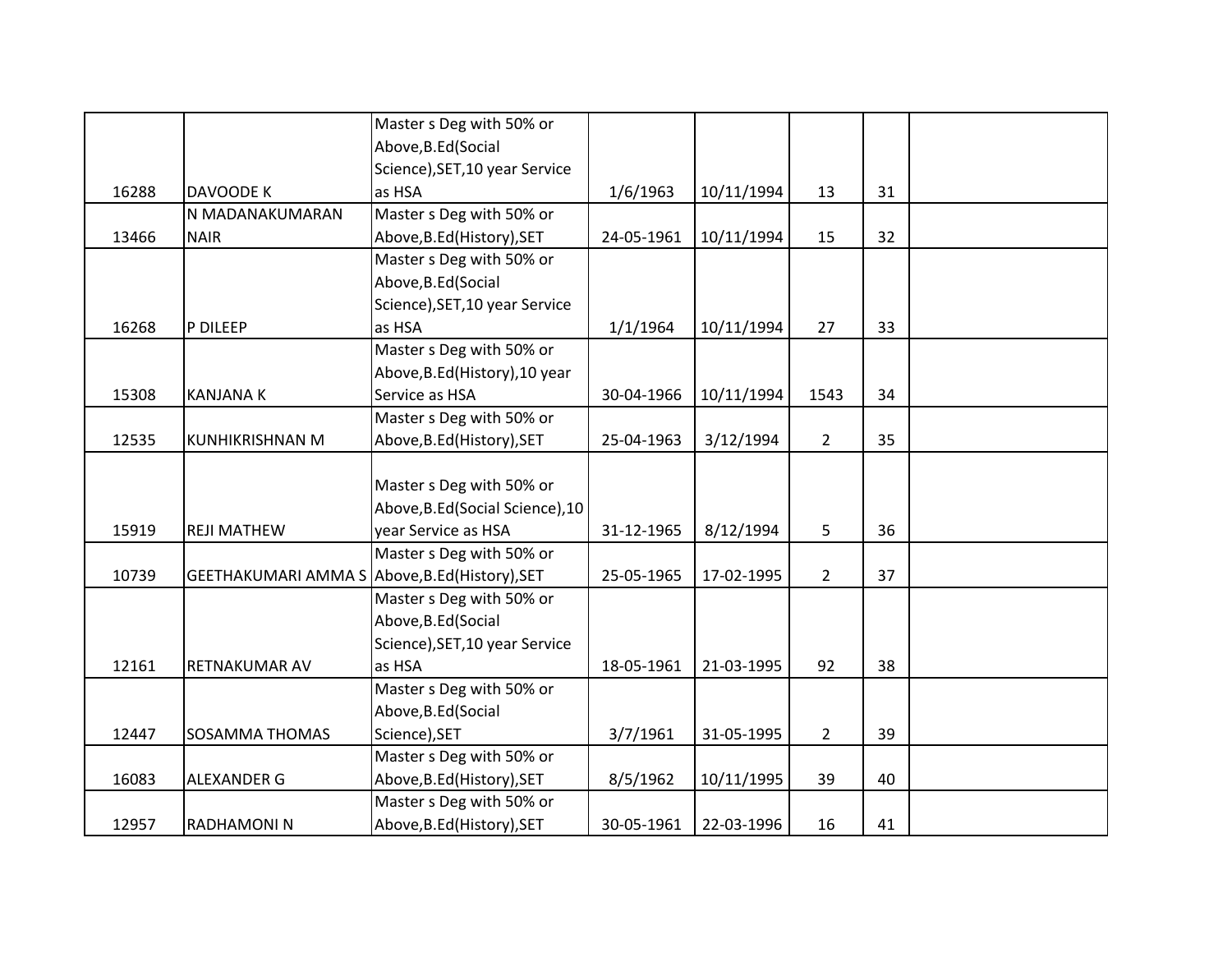| | | | | | | | |
|---|---|---|---|---|---|---|---|
| 16288 | DAVOODE K | Master s Deg with 50% or Above,B.Ed(Social Science),SET,10 year Service as HSA | 1/6/1963 | 10/11/1994 | 13 | 31 | |
| 13466 | N MADANAKUMARAN NAIR | Master s Deg with 50% or Above,B.Ed(History),SET | 24-05-1961 | 10/11/1994 | 15 | 32 | |
| 16268 | P DILEEP | Master s Deg with 50% or Above,B.Ed(Social Science),SET,10 year Service as HSA | 1/1/1964 | 10/11/1994 | 27 | 33 | |
| 15308 | KANJANA K | Master s Deg with 50% or Above,B.Ed(History),10 year Service as HSA | 30-04-1966 | 10/11/1994 | 1543 | 34 | |
| 12535 | KUNHIKRISHNAN M | Master s Deg with 50% or Above,B.Ed(History),SET | 25-04-1963 | 3/12/1994 | 2 | 35 | |
| 15919 | REJI MATHEW | Master s Deg with 50% or Above,B.Ed(Social Science),10 year Service as HSA | 31-12-1965 | 8/12/1994 | 5 | 36 | |
| 10739 | GEETHAKUMARI AMMA S | Master s Deg with 50% or Above,B.Ed(History),SET | 25-05-1965 | 17-02-1995 | 2 | 37 | |
| 12161 | RETNAKUMAR AV | Master s Deg with 50% or Above,B.Ed(Social Science),SET,10 year Service as HSA | 18-05-1961 | 21-03-1995 | 92 | 38 | |
| 12447 | SOSAMMA THOMAS | Master s Deg with 50% or Above,B.Ed(Social Science),SET | 3/7/1961 | 31-05-1995 | 2 | 39 | |
| 16083 | ALEXANDER G | Master s Deg with 50% or Above,B.Ed(History),SET | 8/5/1962 | 10/11/1995 | 39 | 40 | |
| 12957 | RADHAMONI N | Master s Deg with 50% or Above,B.Ed(History),SET | 30-05-1961 | 22-03-1996 | 16 | 41 | |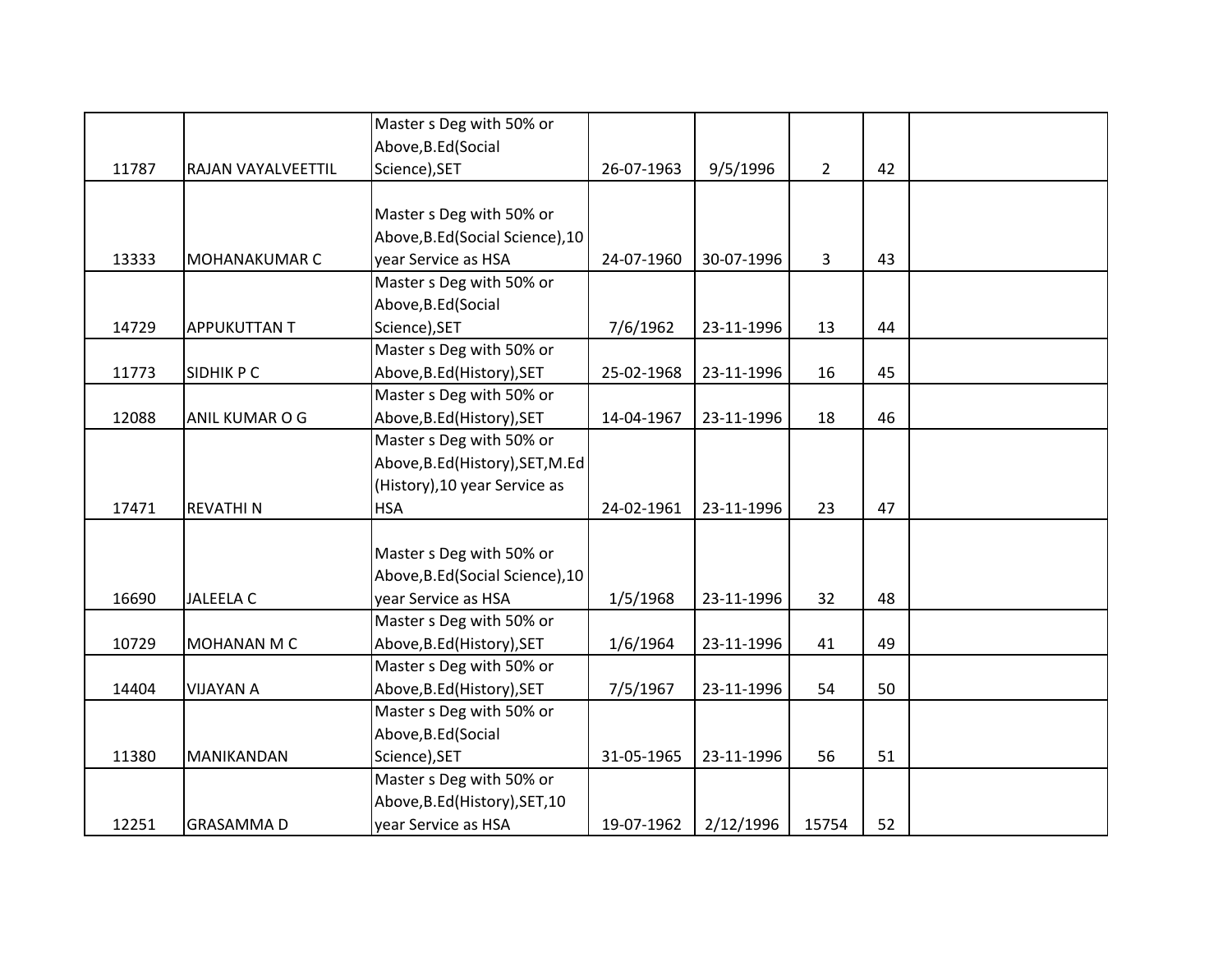| | | | | | | | |
|---|---|---|---|---|---|---|---|
| 11787 | RAJAN VAYALVEETTIL | Master s Deg with 50% or Above,B.Ed(Social Science),SET | 26-07-1963 | 9/5/1996 | 2 | 42 | |
| 13333 | MOHANAKUMAR C | Master s Deg with 50% or Above,B.Ed(Social Science),10 year Service as HSA | 24-07-1960 | 30-07-1996 | 3 | 43 | |
| 14729 | APPUKUTTAN T | Master s Deg with 50% or Above,B.Ed(Social Science),SET | 7/6/1962 | 23-11-1996 | 13 | 44 | |
| 11773 | SIDHIK P C | Master s Deg with 50% or Above,B.Ed(History),SET | 25-02-1968 | 23-11-1996 | 16 | 45 | |
| 12088 | ANIL KUMAR O G | Master s Deg with 50% or Above,B.Ed(History),SET | 14-04-1967 | 23-11-1996 | 18 | 46 | |
| 17471 | REVATHI N | Master s Deg with 50% or Above,B.Ed(History),SET,M.Ed (History),10 year Service as HSA | 24-02-1961 | 23-11-1996 | 23 | 47 | |
| 16690 | JALEELA C | Master s Deg with 50% or Above,B.Ed(Social Science),10 year Service as HSA | 1/5/1968 | 23-11-1996 | 32 | 48 | |
| 10729 | MOHANAN M C | Master s Deg with 50% or Above,B.Ed(History),SET | 1/6/1964 | 23-11-1996 | 41 | 49 | |
| 14404 | VIJAYAN A | Master s Deg with 50% or Above,B.Ed(History),SET | 7/5/1967 | 23-11-1996 | 54 | 50 | |
| 11380 | MANIKANDAN | Master s Deg with 50% or Above,B.Ed(Social Science),SET | 31-05-1965 | 23-11-1996 | 56 | 51 | |
| 12251 | GRASAMMA D | Master s Deg with 50% or Above,B.Ed(History),SET,10 year Service as HSA | 19-07-1962 | 2/12/1996 | 15754 | 52 | |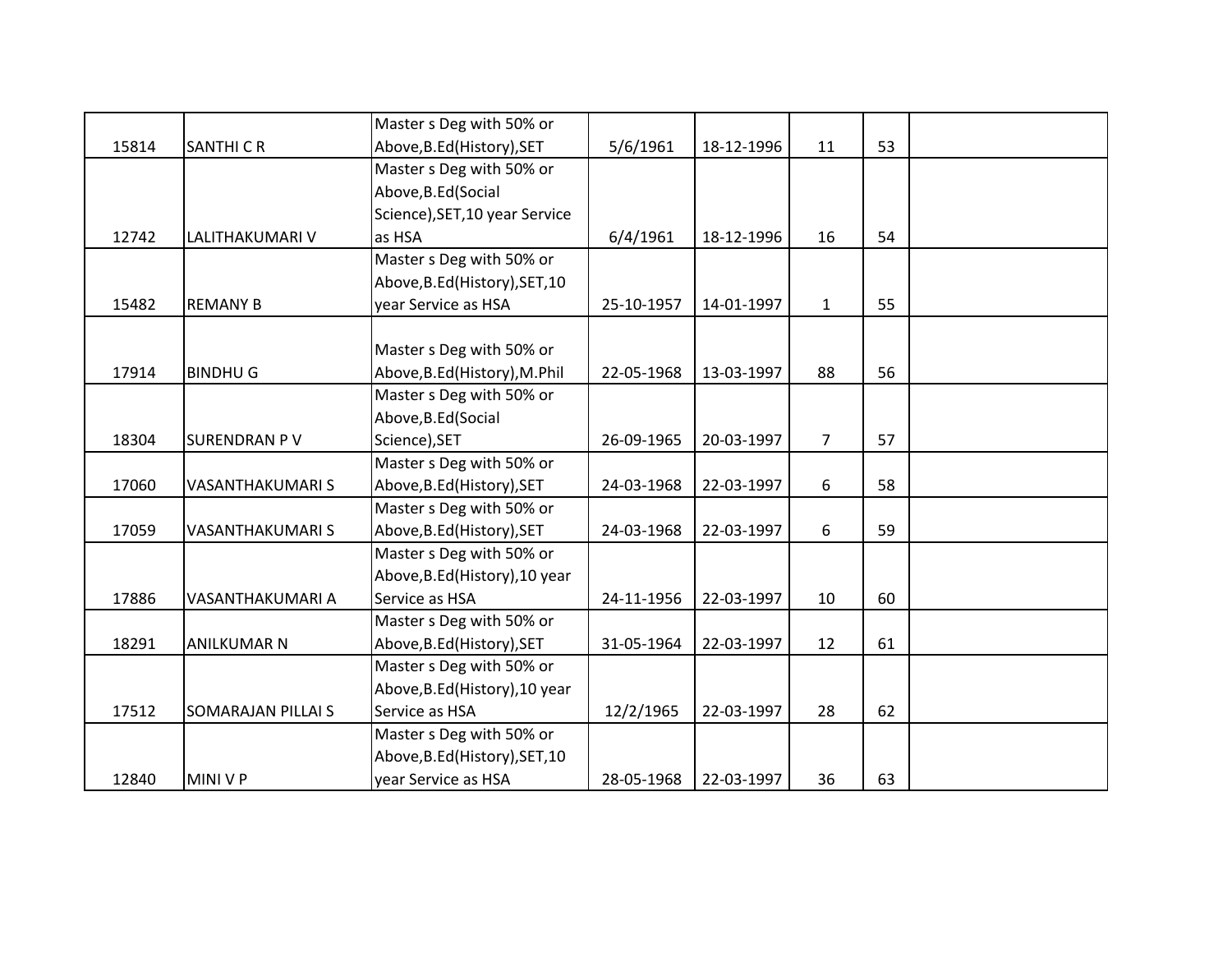| | | | | | | | |
|---|---|---|---|---|---|---|---|
| 15814 | SANTHI C R | Master s Deg with 50% or Above,B.Ed(History),SET | 5/6/1961 | 18-12-1996 | 11 | 53 | |
| 12742 | LALITHAKUMARI V | Master s Deg with 50% or Above,B.Ed(Social Science),SET,10 year Service as HSA | 6/4/1961 | 18-12-1996 | 16 | 54 | |
| 15482 | REMANY B | Master s Deg with 50% or Above,B.Ed(History),SET,10 year Service as HSA | 25-10-1957 | 14-01-1997 | 1 | 55 | |
| 17914 | BINDHU G | Master s Deg with 50% or Above,B.Ed(History),M.Phil | 22-05-1968 | 13-03-1997 | 88 | 56 | |
| 18304 | SURENDRAN P V | Master s Deg with 50% or Above,B.Ed(Social Science),SET | 26-09-1965 | 20-03-1997 | 7 | 57 | |
| 17060 | VASANTHAKUMARI S | Master s Deg with 50% or Above,B.Ed(History),SET | 24-03-1968 | 22-03-1997 | 6 | 58 | |
| 17059 | VASANTHAKUMARI S | Master s Deg with 50% or Above,B.Ed(History),SET | 24-03-1968 | 22-03-1997 | 6 | 59 | |
| 17886 | VASANTHAKUMARI A | Master s Deg with 50% or Above,B.Ed(History),10 year Service as HSA | 24-11-1956 | 22-03-1997 | 10 | 60 | |
| 18291 | ANILKUMAR N | Master s Deg with 50% or Above,B.Ed(History),SET | 31-05-1964 | 22-03-1997 | 12 | 61 | |
| 17512 | SOMARAJAN PILLAI S | Master s Deg with 50% or Above,B.Ed(History),10 year Service as HSA | 12/2/1965 | 22-03-1997 | 28 | 62 | |
| 12840 | MINI V P | Master s Deg with 50% or Above,B.Ed(History),SET,10 year Service as HSA | 28-05-1968 | 22-03-1997 | 36 | 63 | |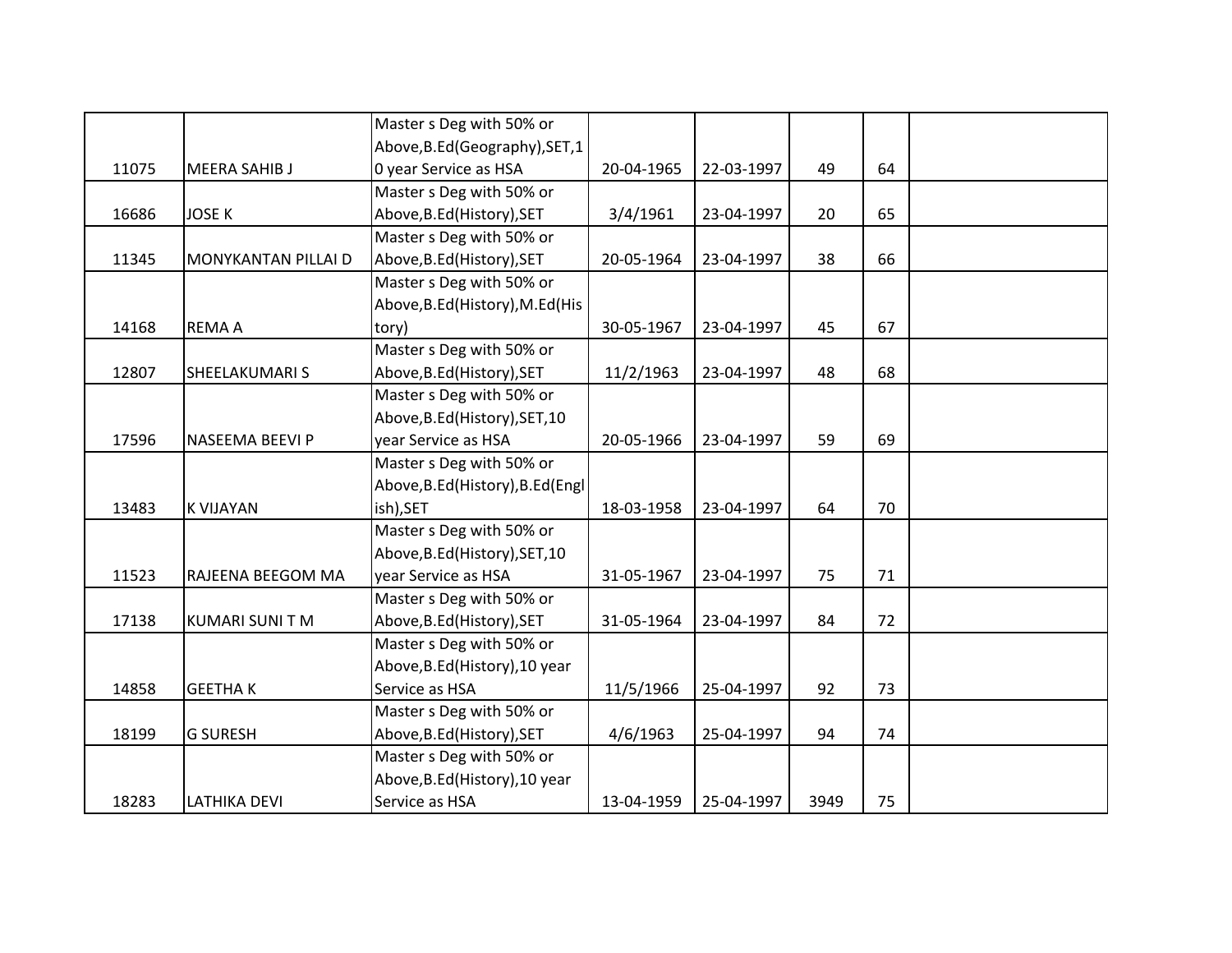| | | | | | | | |
|---|---|---|---|---|---|---|---|
| 11075 | MEERA SAHIB J | Master s Deg with 50% or Above,B.Ed(Geography),SET,10 year Service as HSA | 20-04-1965 | 22-03-1997 | 49 | 64 | |
| 16686 | JOSE K | Master s Deg with 50% or Above,B.Ed(History),SET | 3/4/1961 | 23-04-1997 | 20 | 65 | |
| 11345 | MONYKANTAN PILLAI D | Master s Deg with 50% or Above,B.Ed(History),SET | 20-05-1964 | 23-04-1997 | 38 | 66 | |
| 14168 | REMA A | Master s Deg with 50% or Above,B.Ed(History),M.Ed(History) | 30-05-1967 | 23-04-1997 | 45 | 67 | |
| 12807 | SHEELAKUMARI S | Master s Deg with 50% or Above,B.Ed(History),SET | 11/2/1963 | 23-04-1997 | 48 | 68 | |
| 17596 | NASEEMA BEEVI P | Master s Deg with 50% or Above,B.Ed(History),SET,10 year Service as HSA | 20-05-1966 | 23-04-1997 | 59 | 69 | |
| 13483 | K VIJAYAN | Master s Deg with 50% or Above,B.Ed(History),B.Ed(English),SET | 18-03-1958 | 23-04-1997 | 64 | 70 | |
| 11523 | RAJEENA BEEGOM MA | Master s Deg with 50% or Above,B.Ed(History),SET,10 year Service as HSA | 31-05-1967 | 23-04-1997 | 75 | 71 | |
| 17138 | KUMARI SUNI T M | Master s Deg with 50% or Above,B.Ed(History),SET | 31-05-1964 | 23-04-1997 | 84 | 72 | |
| 14858 | GEETHA K | Master s Deg with 50% or Above,B.Ed(History),10 year Service as HSA | 11/5/1966 | 25-04-1997 | 92 | 73 | |
| 18199 | G SURESH | Master s Deg with 50% or Above,B.Ed(History),SET | 4/6/1963 | 25-04-1997 | 94 | 74 | |
| 18283 | LATHIKA DEVI | Master s Deg with 50% or Above,B.Ed(History),10 year Service as HSA | 13-04-1959 | 25-04-1997 | 3949 | 75 | |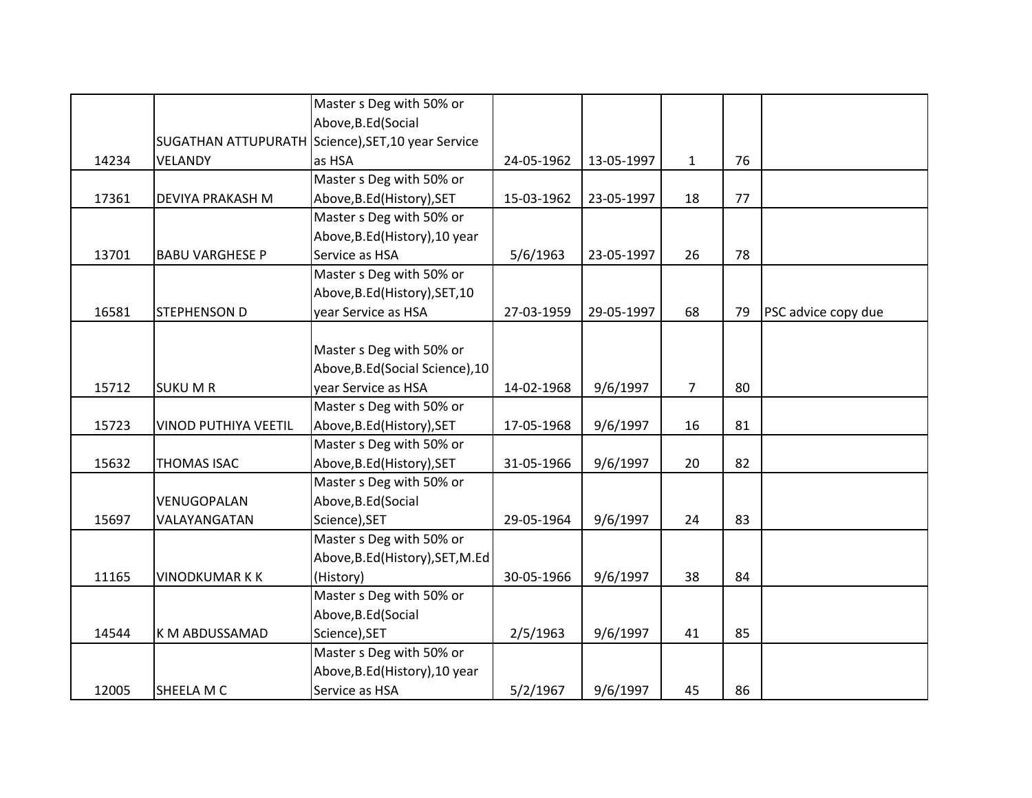| | | | | | | | |
|---|---|---|---|---|---|---|---|
| 14234 | SUGATHAN ATTUPURATH VELANDY | Master s Deg with 50% or Above,B.Ed(Social Science),SET,10 year Service as HSA | 24-05-1962 | 13-05-1997 | 1 | 76 | |
| 17361 | DEVIYA PRAKASH M | Master s Deg with 50% or Above,B.Ed(History),SET | 15-03-1962 | 23-05-1997 | 18 | 77 | |
| 13701 | BABU VARGHESE P | Master s Deg with 50% or Above,B.Ed(History),10 year Service as HSA | 5/6/1963 | 23-05-1997 | 26 | 78 | |
| 16581 | STEPHENSON D | Master s Deg with 50% or Above,B.Ed(History),SET,10 year Service as HSA | 27-03-1959 | 29-05-1997 | 68 | 79 | PSC advice copy due |
| 15712 | SUKU M R | Master s Deg with 50% or Above,B.Ed(Social Science),10 year Service as HSA | 14-02-1968 | 9/6/1997 | 7 | 80 | |
| 15723 | VINOD PUTHIYA VEETIL | Master s Deg with 50% or Above,B.Ed(History),SET | 17-05-1968 | 9/6/1997 | 16 | 81 | |
| 15632 | THOMAS ISAC | Master s Deg with 50% or Above,B.Ed(History),SET | 31-05-1966 | 9/6/1997 | 20 | 82 | |
| 15697 | VENUGOPALAN VALAYANGATAN | Master s Deg with 50% or Above,B.Ed(Social Science),SET | 29-05-1964 | 9/6/1997 | 24 | 83 | |
| 11165 | VINODKUMAR K K | Master s Deg with 50% or Above,B.Ed(History),SET,M.Ed (History) | 30-05-1966 | 9/6/1997 | 38 | 84 | |
| 14544 | K M ABDUSSAMAD | Master s Deg with 50% or Above,B.Ed(Social Science),SET | 2/5/1963 | 9/6/1997 | 41 | 85 | |
| 12005 | SHEELA M C | Master s Deg with 50% or Above,B.Ed(History),10 year Service as HSA | 5/2/1967 | 9/6/1997 | 45 | 86 | |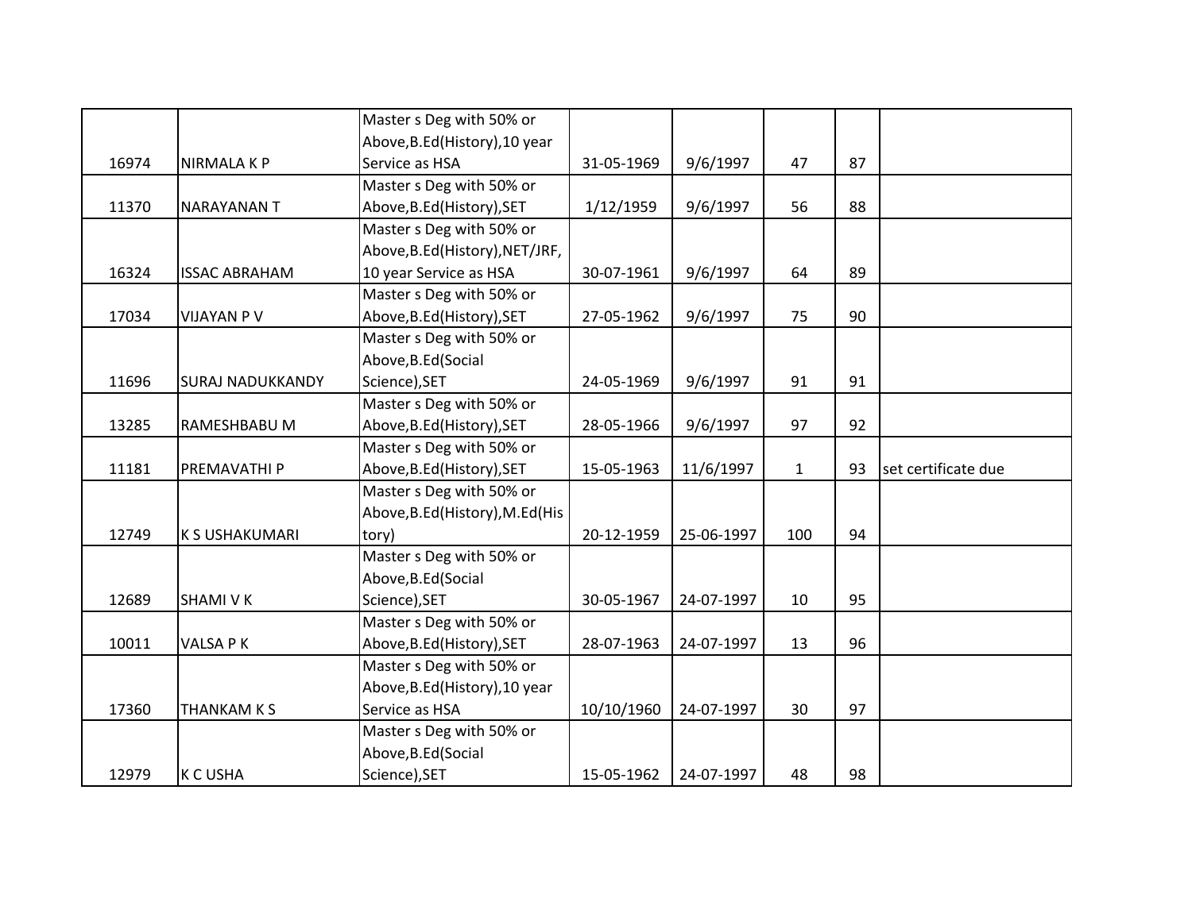| | | | | | | | |
|---|---|---|---|---|---|---|---|
| 16974 | NIRMALA K P | Master s Deg with 50% or Above,B.Ed(History),10 year Service as HSA | 31-05-1969 | 9/6/1997 | 47 | 87 | |
| 11370 | NARAYANAN T | Master s Deg with 50% or Above,B.Ed(History),SET | 1/12/1959 | 9/6/1997 | 56 | 88 | |
| 16324 | ISSAC ABRAHAM | Master s Deg with 50% or Above,B.Ed(History),NET/JRF, 10 year Service as HSA | 30-07-1961 | 9/6/1997 | 64 | 89 | |
| 17034 | VIJAYAN P V | Master s Deg with 50% or Above,B.Ed(History),SET | 27-05-1962 | 9/6/1997 | 75 | 90 | |
| 11696 | SURAJ NADUKKANDY | Master s Deg with 50% or Above,B.Ed(Social Science),SET | 24-05-1969 | 9/6/1997 | 91 | 91 | |
| 13285 | RAMESHBABU M | Master s Deg with 50% or Above,B.Ed(History),SET | 28-05-1966 | 9/6/1997 | 97 | 92 | |
| 11181 | PREMAVATHI P | Master s Deg with 50% or Above,B.Ed(History),SET | 15-05-1963 | 11/6/1997 | 1 | 93 | set certificate due |
| 12749 | K S USHAKUMARI | Master s Deg with 50% or Above,B.Ed(History),M.Ed(History) | 20-12-1959 | 25-06-1997 | 100 | 94 | |
| 12689 | SHAMI V K | Master s Deg with 50% or Above,B.Ed(Social Science),SET | 30-05-1967 | 24-07-1997 | 10 | 95 | |
| 10011 | VALSA P K | Master s Deg with 50% or Above,B.Ed(History),SET | 28-07-1963 | 24-07-1997 | 13 | 96 | |
| 17360 | THANKAM K S | Master s Deg with 50% or Above,B.Ed(History),10 year Service as HSA | 10/10/1960 | 24-07-1997 | 30 | 97 | |
| 12979 | K C USHA | Master s Deg with 50% or Above,B.Ed(Social Science),SET | 15-05-1962 | 24-07-1997 | 48 | 98 | |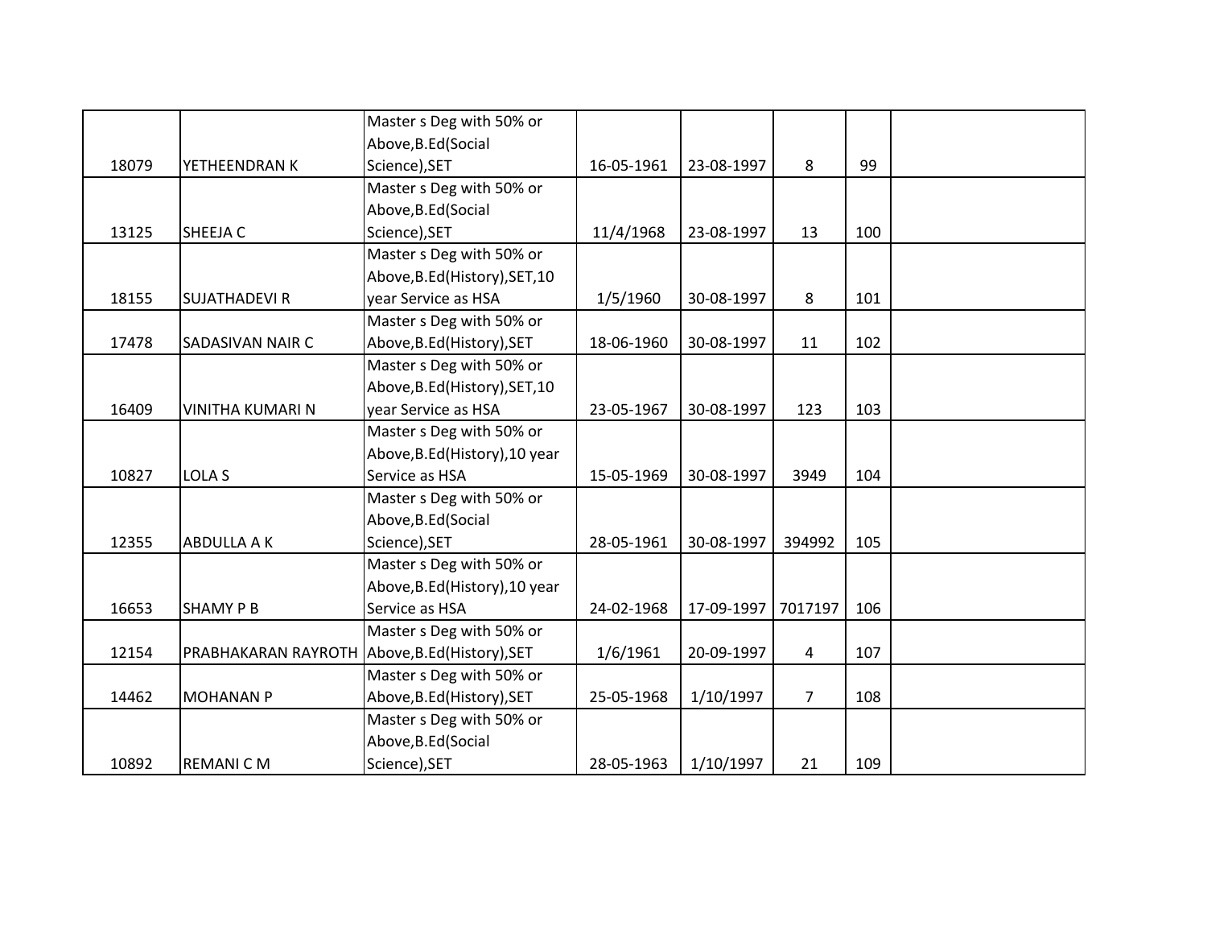| | | | | | | | |
|---|---|---|---|---|---|---|---|
| 18079 | YETHEENDRAN K | Master s Deg with 50% or Above,B.Ed(Social Science),SET | 16-05-1961 | 23-08-1997 | 8 | 99 | |
| 13125 | SHEEJA C | Master s Deg with 50% or Above,B.Ed(Social Science),SET | 11/4/1968 | 23-08-1997 | 13 | 100 | |
| 18155 | SUJATHADEVI R | Master s Deg with 50% or Above,B.Ed(History),SET,10 year Service as HSA | 1/5/1960 | 30-08-1997 | 8 | 101 | |
| 17478 | SADASIVAN NAIR C | Master s Deg with 50% or Above,B.Ed(History),SET | 18-06-1960 | 30-08-1997 | 11 | 102 | |
| 16409 | VINITHA KUMARI N | Master s Deg with 50% or Above,B.Ed(History),SET,10 year Service as HSA | 23-05-1967 | 30-08-1997 | 123 | 103 | |
| 10827 | LOLA S | Master s Deg with 50% or Above,B.Ed(History),10 year Service as HSA | 15-05-1969 | 30-08-1997 | 3949 | 104 | |
| 12355 | ABDULLA A K | Master s Deg with 50% or Above,B.Ed(Social Science),SET | 28-05-1961 | 30-08-1997 | 394992 | 105 | |
| 16653 | SHAMY P B | Master s Deg with 50% or Above,B.Ed(History),10 year Service as HSA | 24-02-1968 | 17-09-1997 | 7017197 | 106 | |
| 12154 | PRABHAKARAN RAYROTH | Master s Deg with 50% or Above,B.Ed(History),SET | 1/6/1961 | 20-09-1997 | 4 | 107 | |
| 14462 | MOHANAN P | Master s Deg with 50% or Above,B.Ed(History),SET | 25-05-1968 | 1/10/1997 | 7 | 108 | |
| 10892 | REMANI C M | Master s Deg with 50% or Above,B.Ed(Social Science),SET | 28-05-1963 | 1/10/1997 | 21 | 109 | |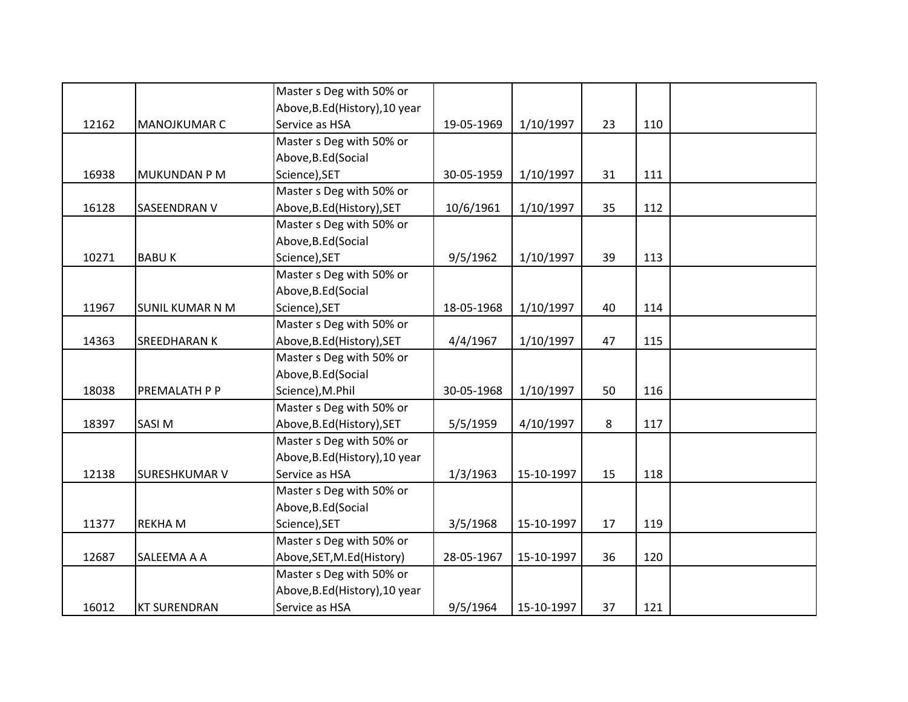| | | | | | | | |
|---|---|---|---|---|---|---|---|
| 12162 | MANOJKUMAR C | Master s Deg with 50% or Above,B.Ed(History),10 year Service as HSA | 19-05-1969 | 1/10/1997 | 23 | 110 | |
| 16938 | MUKUNDAN P M | Master s Deg with 50% or Above,B.Ed(Social Science),SET | 30-05-1959 | 1/10/1997 | 31 | 111 | |
| 16128 | SASEENDRAN V | Master s Deg with 50% or Above,B.Ed(History),SET | 10/6/1961 | 1/10/1997 | 35 | 112 | |
| 10271 | BABU K | Master s Deg with 50% or Above,B.Ed(Social Science),SET | 9/5/1962 | 1/10/1997 | 39 | 113 | |
| 11967 | SUNIL KUMAR N M | Master s Deg with 50% or Above,B.Ed(Social Science),SET | 18-05-1968 | 1/10/1997 | 40 | 114 | |
| 14363 | SREEDHARAN K | Master s Deg with 50% or Above,B.Ed(History),SET | 4/4/1967 | 1/10/1997 | 47 | 115 | |
| 18038 | PREMALATH P P | Master s Deg with 50% or Above,B.Ed(Social Science),M.Phil | 30-05-1968 | 1/10/1997 | 50 | 116 | |
| 18397 | SASI M | Master s Deg with 50% or Above,B.Ed(History),SET | 5/5/1959 | 4/10/1997 | 8 | 117 | |
| 12138 | SURESHKUMAR V | Master s Deg with 50% or Above,B.Ed(History),10 year Service as HSA | 1/3/1963 | 15-10-1997 | 15 | 118 | |
| 11377 | REKHA M | Master s Deg with 50% or Above,B.Ed(Social Science),SET | 3/5/1968 | 15-10-1997 | 17 | 119 | |
| 12687 | SALEEMA A A | Master s Deg with 50% or Above,SET,M.Ed(History) | 28-05-1967 | 15-10-1997 | 36 | 120 | |
| 16012 | KT SURENDRAN | Master s Deg with 50% or Above,B.Ed(History),10 year Service as HSA | 9/5/1964 | 15-10-1997 | 37 | 121 | |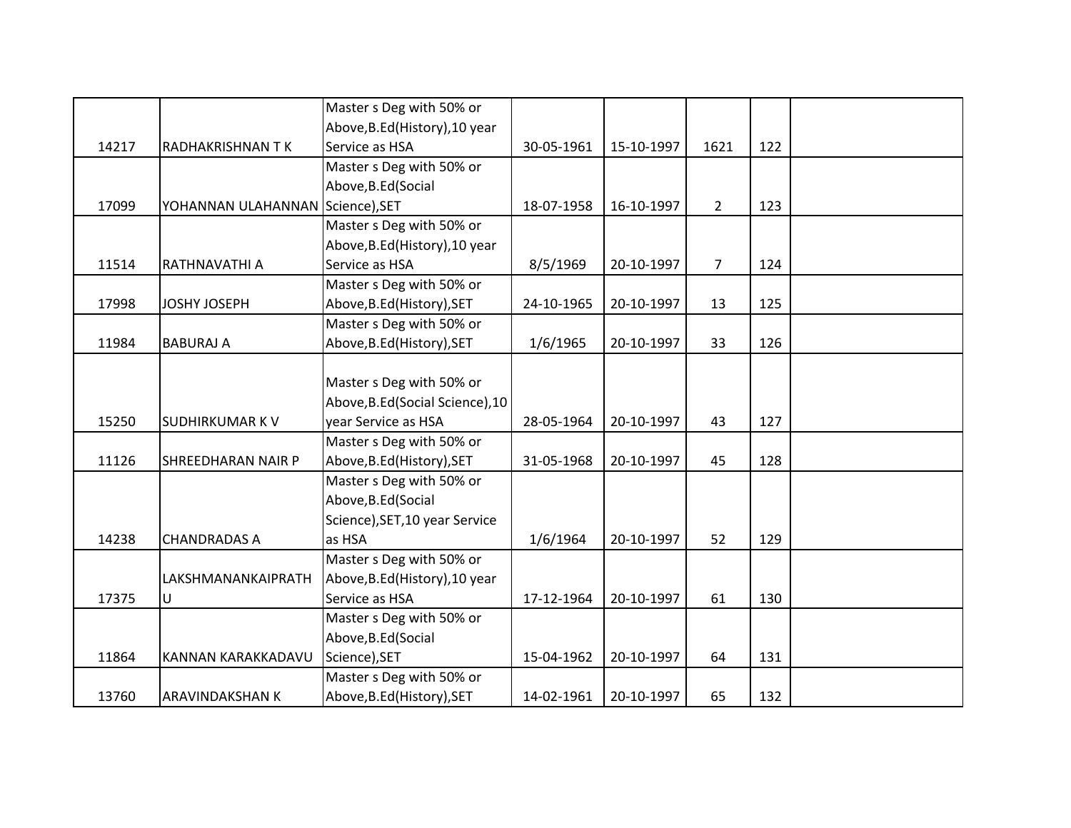| | | | | | | | |
|---|---|---|---|---|---|---|---|
| 14217 | RADHAKRISHNAN T K | Master s Deg with 50% or Above,B.Ed(History),10 year Service as HSA | 30-05-1961 | 15-10-1997 | 1621 | 122 | |
| 17099 | YOHANNAN ULAHANNAN | Master s Deg with 50% or Above,B.Ed(Social Science),SET | 18-07-1958 | 16-10-1997 | 2 | 123 | |
| 11514 | RATHNAVATHI A | Master s Deg with 50% or Above,B.Ed(History),10 year Service as HSA | 8/5/1969 | 20-10-1997 | 7 | 124 | |
| 17998 | JOSHY JOSEPH | Master s Deg with 50% or Above,B.Ed(History),SET | 24-10-1965 | 20-10-1997 | 13 | 125 | |
| 11984 | BABURAJ A | Master s Deg with 50% or Above,B.Ed(History),SET | 1/6/1965 | 20-10-1997 | 33 | 126 | |
| 15250 | SUDHIRKUMAR K V | Master s Deg with 50% or Above,B.Ed(Social Science),10 year Service as HSA | 28-05-1964 | 20-10-1997 | 43 | 127 | |
| 11126 | SHREEDHARAN NAIR P | Master s Deg with 50% or Above,B.Ed(History),SET | 31-05-1968 | 20-10-1997 | 45 | 128 | |
| 14238 | CHANDRADAS A | Master s Deg with 50% or Above,B.Ed(Social Science),SET,10 year Service as HSA | 1/6/1964 | 20-10-1997 | 52 | 129 | |
| 17375 | LAKSHMANANKAIPRATHU | Master s Deg with 50% or Above,B.Ed(History),10 year Service as HSA | 17-12-1964 | 20-10-1997 | 61 | 130 | |
| 11864 | KANNAN KARAKKADAVU | Master s Deg with 50% or Above,B.Ed(Social Science),SET | 15-04-1962 | 20-10-1997 | 64 | 131 | |
| 13760 | ARAVINDAKSHAN K | Master s Deg with 50% or Above,B.Ed(History),SET | 14-02-1961 | 20-10-1997 | 65 | 132 | |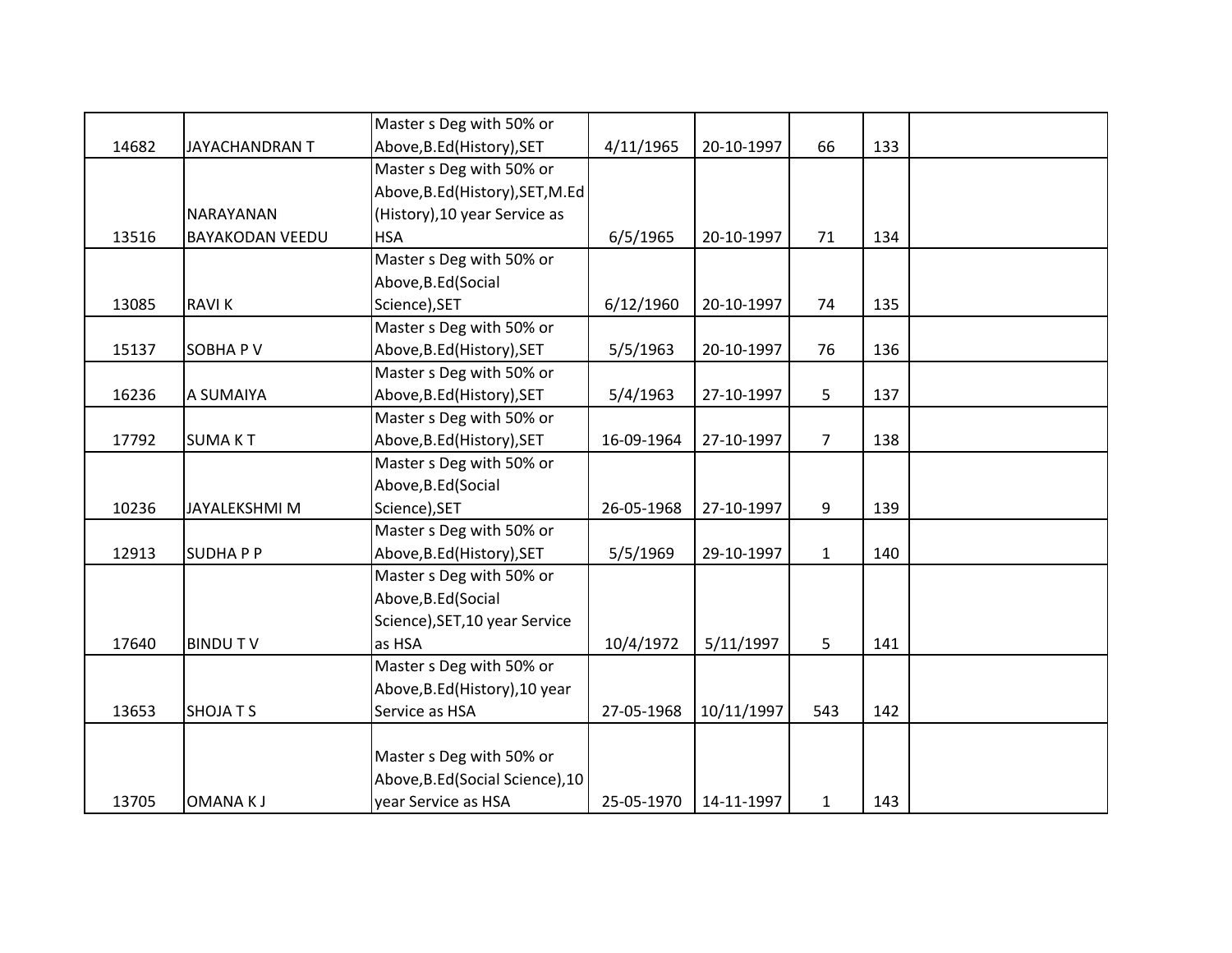| | | | | | | | |
|---|---|---|---|---|---|---|---|
| 14682 | JAYACHANDRAN T | Master s Deg with 50% or Above,B.Ed(History),SET | 4/11/1965 | 20-10-1997 | 66 | 133 | |
| 13516 | NARAYANAN BAYAKODAN VEEDU | Master s Deg with 50% or Above,B.Ed(History),SET,M.Ed (History),10 year Service as HSA | 6/5/1965 | 20-10-1997 | 71 | 134 | |
| 13085 | RAVI K | Master s Deg with 50% or Above,B.Ed(Social Science),SET | 6/12/1960 | 20-10-1997 | 74 | 135 | |
| 15137 | SOBHA P V | Master s Deg with 50% or Above,B.Ed(History),SET | 5/5/1963 | 20-10-1997 | 76 | 136 | |
| 16236 | A SUMAIYA | Master s Deg with 50% or Above,B.Ed(History),SET | 5/4/1963 | 27-10-1997 | 5 | 137 | |
| 17792 | SUMA K T | Master s Deg with 50% or Above,B.Ed(History),SET | 16-09-1964 | 27-10-1997 | 7 | 138 | |
| 10236 | JAYALEKSHMI M | Master s Deg with 50% or Above,B.Ed(Social Science),SET | 26-05-1968 | 27-10-1997 | 9 | 139 | |
| 12913 | SUDHA P P | Master s Deg with 50% or Above,B.Ed(History),SET | 5/5/1969 | 29-10-1997 | 1 | 140 | |
| 17640 | BINDU T V | Master s Deg with 50% or Above,B.Ed(Social Science),SET,10 year Service as HSA | 10/4/1972 | 5/11/1997 | 5 | 141 | |
| 13653 | SHOJA T S | Master s Deg with 50% or Above,B.Ed(History),10 year Service as HSA | 27-05-1968 | 10/11/1997 | 543 | 142 | |
| 13705 | OMANA K J | Master s Deg with 50% or Above,B.Ed(Social Science),10 year Service as HSA | 25-05-1970 | 14-11-1997 | 1 | 143 | |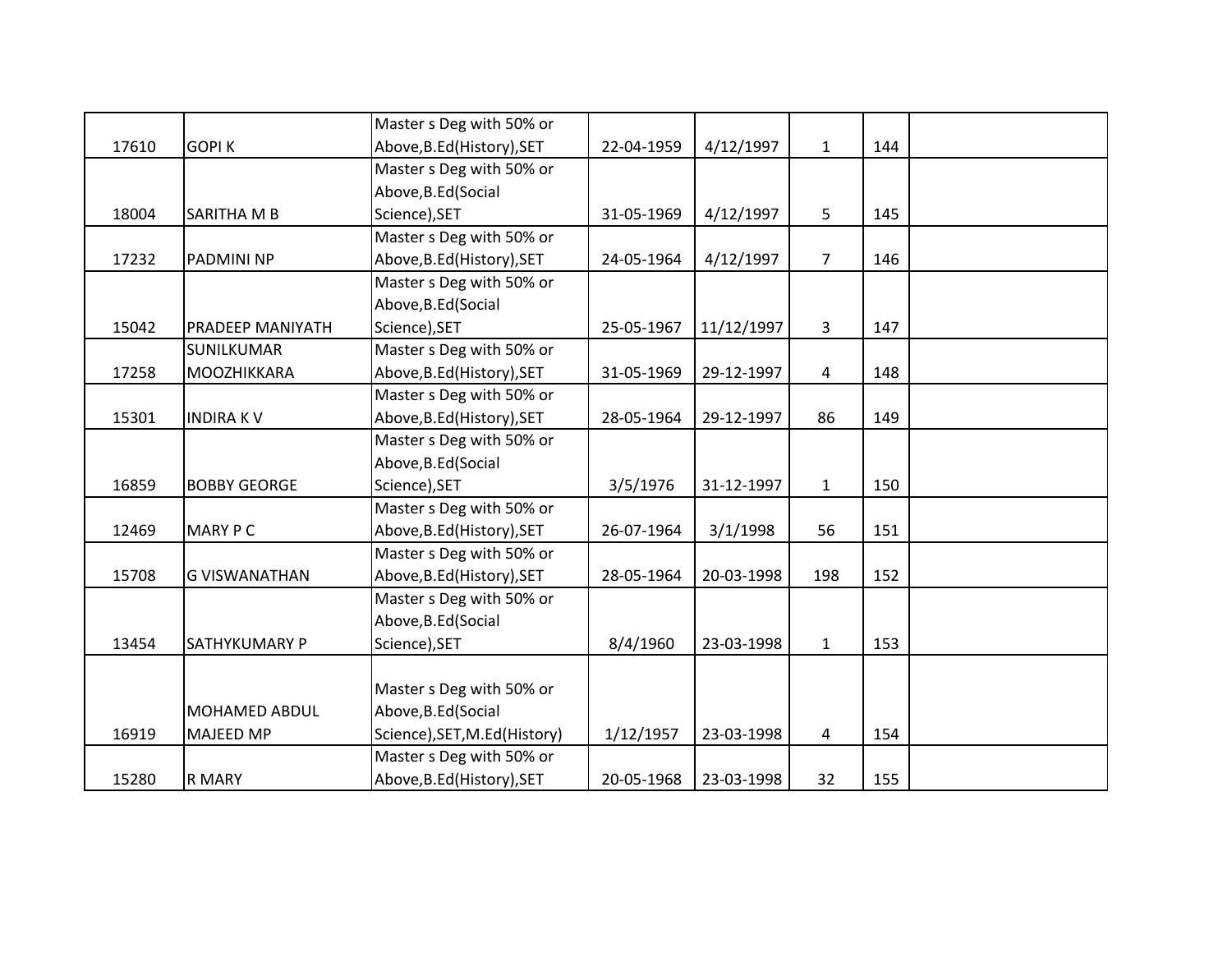| | | | | | | | |
|---|---|---|---|---|---|---|---|
| 17610 | GOPI K | Master s Deg with 50% or Above,B.Ed(History),SET | 22-04-1959 | 4/12/1997 | 1 | 144 | |
| 18004 | SARITHA M B | Master s Deg with 50% or Above,B.Ed(Social Science),SET | 31-05-1969 | 4/12/1997 | 5 | 145 | |
| 17232 | PADMINI NP | Master s Deg with 50% or Above,B.Ed(History),SET | 24-05-1964 | 4/12/1997 | 7 | 146 | |
| 15042 | PRADEEP MANIYATH | Master s Deg with 50% or Above,B.Ed(Social Science),SET | 25-05-1967 | 11/12/1997 | 3 | 147 | |
| 17258 | SUNILKUMAR MOOZHIKKARA | Master s Deg with 50% or Above,B.Ed(History),SET | 31-05-1969 | 29-12-1997 | 4 | 148 | |
| 15301 | INDIRA K V | Master s Deg with 50% or Above,B.Ed(History),SET | 28-05-1964 | 29-12-1997 | 86 | 149 | |
| 16859 | BOBBY GEORGE | Master s Deg with 50% or Above,B.Ed(Social Science),SET | 3/5/1976 | 31-12-1997 | 1 | 150 | |
| 12469 | MARY P C | Master s Deg with 50% or Above,B.Ed(History),SET | 26-07-1964 | 3/1/1998 | 56 | 151 | |
| 15708 | G VISWANATHAN | Master s Deg with 50% or Above,B.Ed(History),SET | 28-05-1964 | 20-03-1998 | 198 | 152 | |
| 13454 | SATHYKUMARY P | Master s Deg with 50% or Above,B.Ed(Social Science),SET | 8/4/1960 | 23-03-1998 | 1 | 153 | |
| 16919 | MOHAMED ABDUL MAJEED MP | Master s Deg with 50% or Above,B.Ed(Social Science),SET,M.Ed(History) | 1/12/1957 | 23-03-1998 | 4 | 154 | |
| 15280 | R MARY | Master s Deg with 50% or Above,B.Ed(History),SET | 20-05-1968 | 23-03-1998 | 32 | 155 | |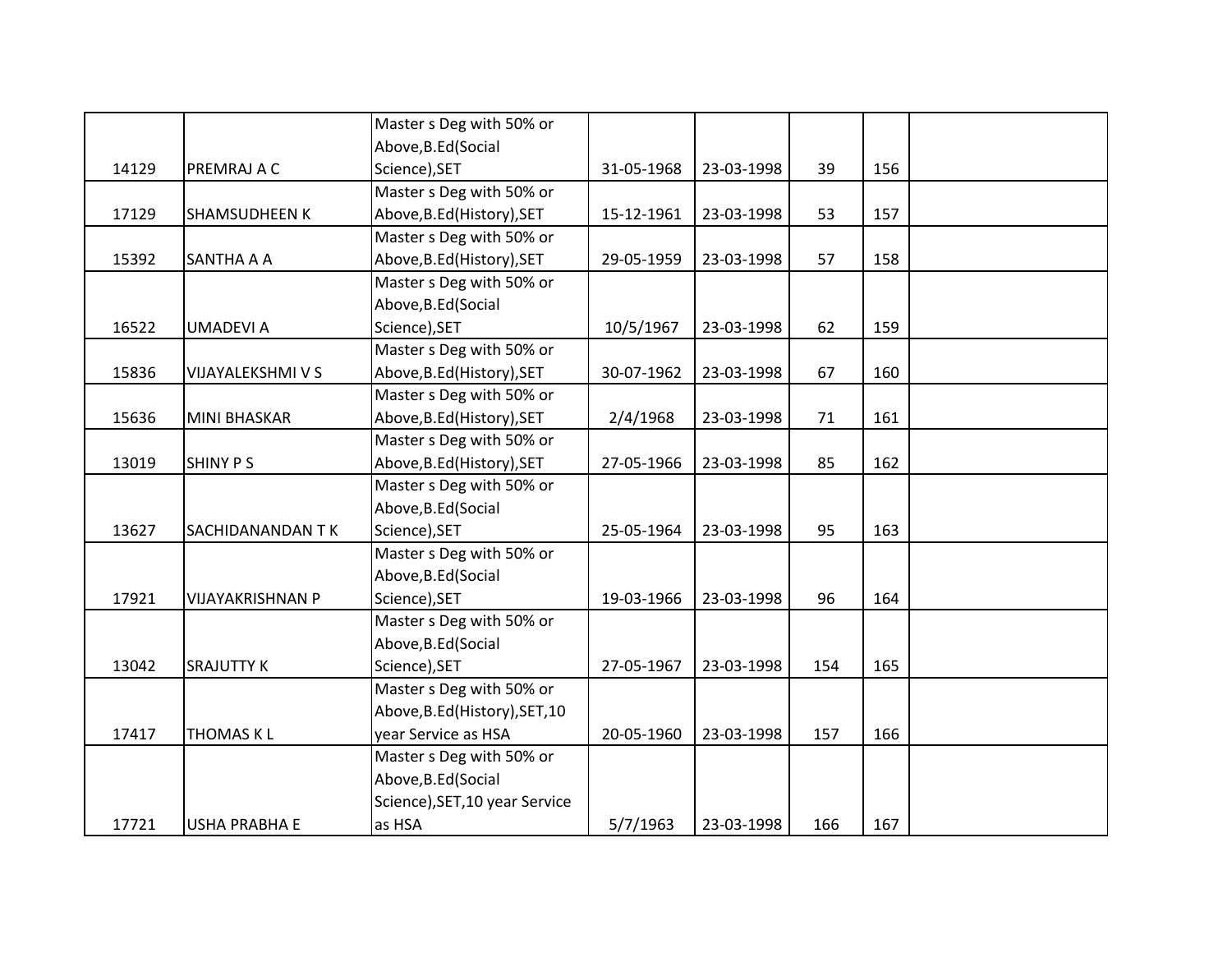| | | | | | | | |
|---|---|---|---|---|---|---|---|
| 14129 | PREMRAJ A C | Master s Deg with 50% or Above,B.Ed(Social Science),SET | 31-05-1968 | 23-03-1998 | 39 | 156 | |
| 17129 | SHAMSUDHEEN K | Master s Deg with 50% or Above,B.Ed(History),SET | 15-12-1961 | 23-03-1998 | 53 | 157 | |
| 15392 | SANTHA A A | Master s Deg with 50% or Above,B.Ed(History),SET | 29-05-1959 | 23-03-1998 | 57 | 158 | |
| 16522 | UMADEVI A | Master s Deg with 50% or Above,B.Ed(Social Science),SET | 10/5/1967 | 23-03-1998 | 62 | 159 | |
| 15836 | VIJAYALEKSHMI V S | Master s Deg with 50% or Above,B.Ed(History),SET | 30-07-1962 | 23-03-1998 | 67 | 160 | |
| 15636 | MINI BHASKAR | Master s Deg with 50% or Above,B.Ed(History),SET | 2/4/1968 | 23-03-1998 | 71 | 161 | |
| 13019 | SHINY P S | Master s Deg with 50% or Above,B.Ed(History),SET | 27-05-1966 | 23-03-1998 | 85 | 162 | |
| 13627 | SACHIDANANDAN T K | Master s Deg with 50% or Above,B.Ed(Social Science),SET | 25-05-1964 | 23-03-1998 | 95 | 163 | |
| 17921 | VIJAYAKRISHNAN P | Master s Deg with 50% or Above,B.Ed(Social Science),SET | 19-03-1966 | 23-03-1998 | 96 | 164 | |
| 13042 | SRAJUTTY K | Master s Deg with 50% or Above,B.Ed(Social Science),SET | 27-05-1967 | 23-03-1998 | 154 | 165 | |
| 17417 | THOMAS K L | Master s Deg with 50% or Above,B.Ed(History),SET,10 year Service as HSA | 20-05-1960 | 23-03-1998 | 157 | 166 | |
| 17721 | USHA PRABHA E | Master s Deg with 50% or Above,B.Ed(Social Science),SET,10 year Service as HSA | 5/7/1963 | 23-03-1998 | 166 | 167 | |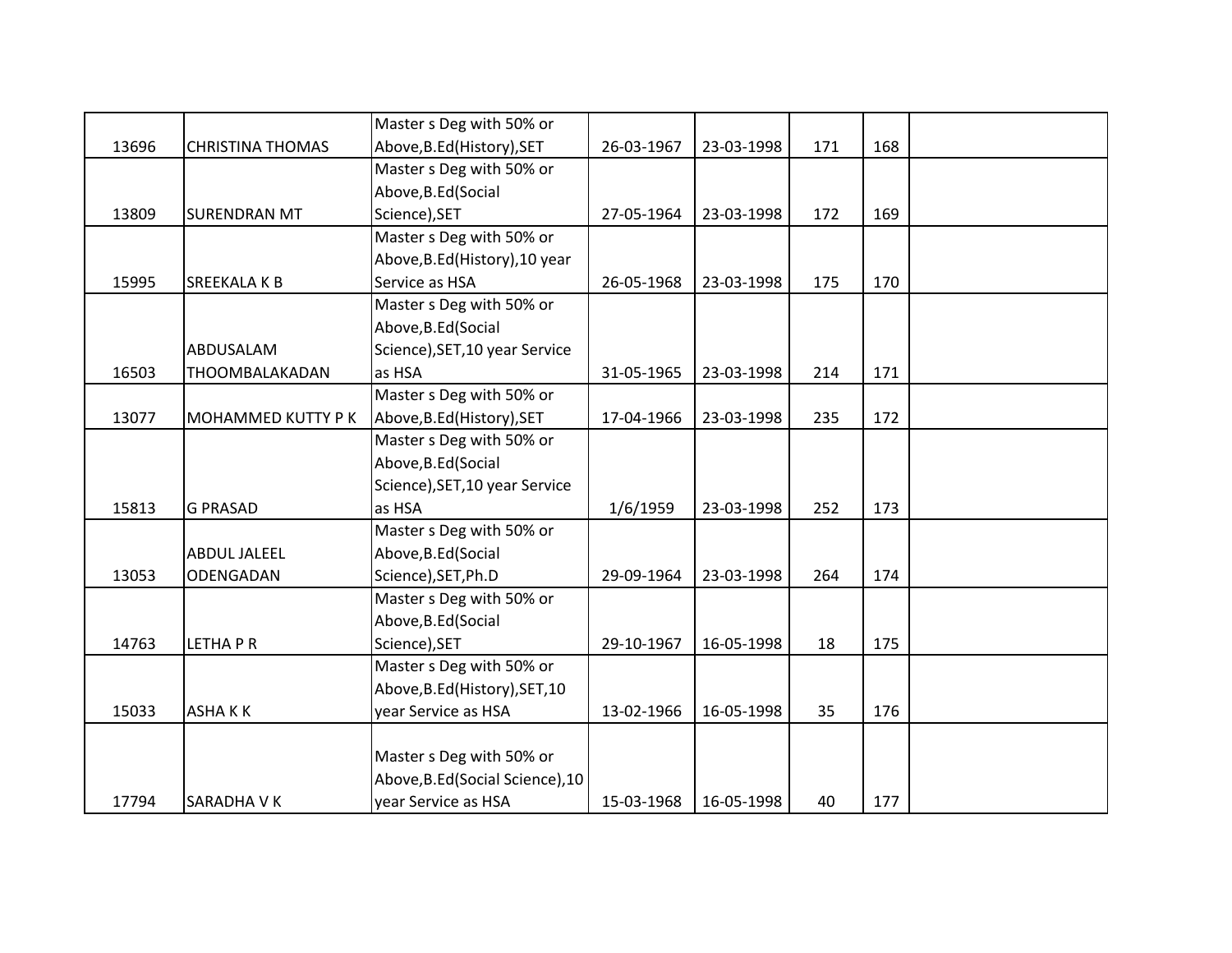| | | | | | | | |
|---|---|---|---|---|---|---|---|
| 13696 | CHRISTINA THOMAS | Master s Deg with 50% or Above,B.Ed(History),SET | 26-03-1967 | 23-03-1998 | 171 | 168 | |
| 13809 | SURENDRAN MT | Master s Deg with 50% or Above,B.Ed(Social Science),SET | 27-05-1964 | 23-03-1998 | 172 | 169 | |
| 15995 | SREEKALA K B | Master s Deg with 50% or Above,B.Ed(History),10 year Service as HSA | 26-05-1968 | 23-03-1998 | 175 | 170 | |
| 16503 | ABDUSALAM THOOMBALAKADAN | Master s Deg with 50% or Above,B.Ed(Social Science),SET,10 year Service as HSA | 31-05-1965 | 23-03-1998 | 214 | 171 | |
| 13077 | MOHAMMED KUTTY P K | Master s Deg with 50% or Above,B.Ed(History),SET | 17-04-1966 | 23-03-1998 | 235 | 172 | |
| 15813 | G PRASAD | Master s Deg with 50% or Above,B.Ed(Social Science),SET,10 year Service as HSA | 1/6/1959 | 23-03-1998 | 252 | 173 | |
| 13053 | ABDUL JALEEL ODENGADAN | Master s Deg with 50% or Above,B.Ed(Social Science),SET,Ph.D | 29-09-1964 | 23-03-1998 | 264 | 174 | |
| 14763 | LETHA P R | Master s Deg with 50% or Above,B.Ed(Social Science),SET | 29-10-1967 | 16-05-1998 | 18 | 175 | |
| 15033 | ASHA K K | Master s Deg with 50% or Above,B.Ed(History),SET,10 year Service as HSA | 13-02-1966 | 16-05-1998 | 35 | 176 | |
| 17794 | SARADHA V K | Master s Deg with 50% or Above,B.Ed(Social Science),10 year Service as HSA | 15-03-1968 | 16-05-1998 | 40 | 177 | |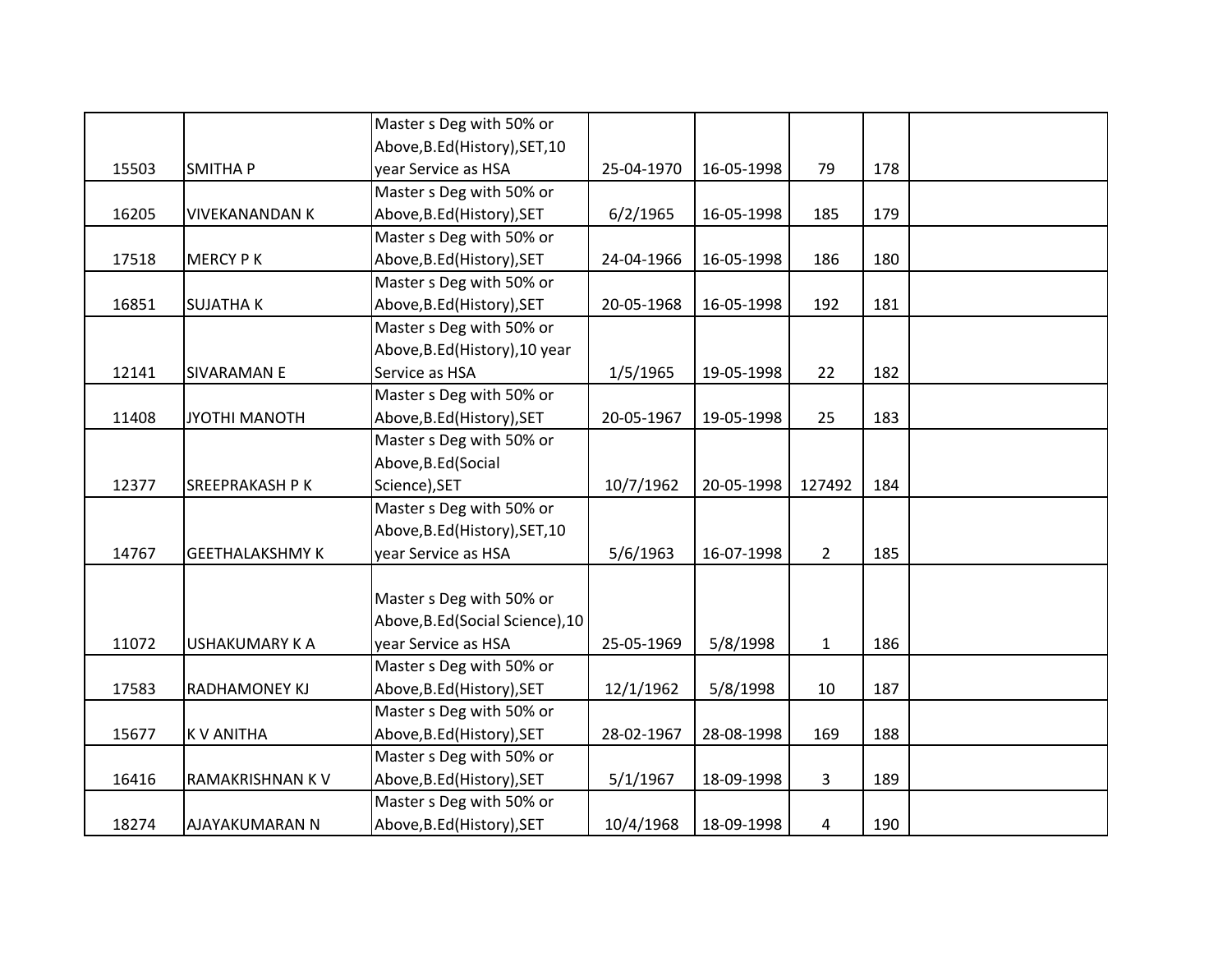| | | | | | | | |
|---|---|---|---|---|---|---|---|
| 15503 | SMITHA P | Master s Deg with 50% or Above,B.Ed(History),SET,10 year Service as HSA | 25-04-1970 | 16-05-1998 | 79 | 178 | |
| 16205 | VIVEKANANDAN K | Master s Deg with 50% or Above,B.Ed(History),SET | 6/2/1965 | 16-05-1998 | 185 | 179 | |
| 17518 | MERCY P K | Master s Deg with 50% or Above,B.Ed(History),SET | 24-04-1966 | 16-05-1998 | 186 | 180 | |
| 16851 | SUJATHA K | Master s Deg with 50% or Above,B.Ed(History),SET | 20-05-1968 | 16-05-1998 | 192 | 181 | |
| 12141 | SIVARAMAN E | Master s Deg with 50% or Above,B.Ed(History),10 year Service as HSA | 1/5/1965 | 19-05-1998 | 22 | 182 | |
| 11408 | JYOTHI MANOTH | Master s Deg with 50% or Above,B.Ed(History),SET | 20-05-1967 | 19-05-1998 | 25 | 183 | |
| 12377 | SREEPRAKASH P K | Master s Deg with 50% or Above,B.Ed(Social Science),SET | 10/7/1962 | 20-05-1998 | 127492 | 184 | |
| 14767 | GEETHALAKSHMY K | Master s Deg with 50% or Above,B.Ed(History),SET,10 year Service as HSA | 5/6/1963 | 16-07-1998 | 2 | 185 | |
| 11072 | USHAKUMARY K A | Master s Deg with 50% or Above,B.Ed(Social Science),10 year Service as HSA | 25-05-1969 | 5/8/1998 | 1 | 186 | |
| 17583 | RADHAMONEY KJ | Master s Deg with 50% or Above,B.Ed(History),SET | 12/1/1962 | 5/8/1998 | 10 | 187 | |
| 15677 | K V ANITHA | Master s Deg with 50% or Above,B.Ed(History),SET | 28-02-1967 | 28-08-1998 | 169 | 188 | |
| 16416 | RAMAKRISHNAN K V | Master s Deg with 50% or Above,B.Ed(History),SET | 5/1/1967 | 18-09-1998 | 3 | 189 | |
| 18274 | AJAYAKUMARAN N | Master s Deg with 50% or Above,B.Ed(History),SET | 10/4/1968 | 18-09-1998 | 4 | 190 | |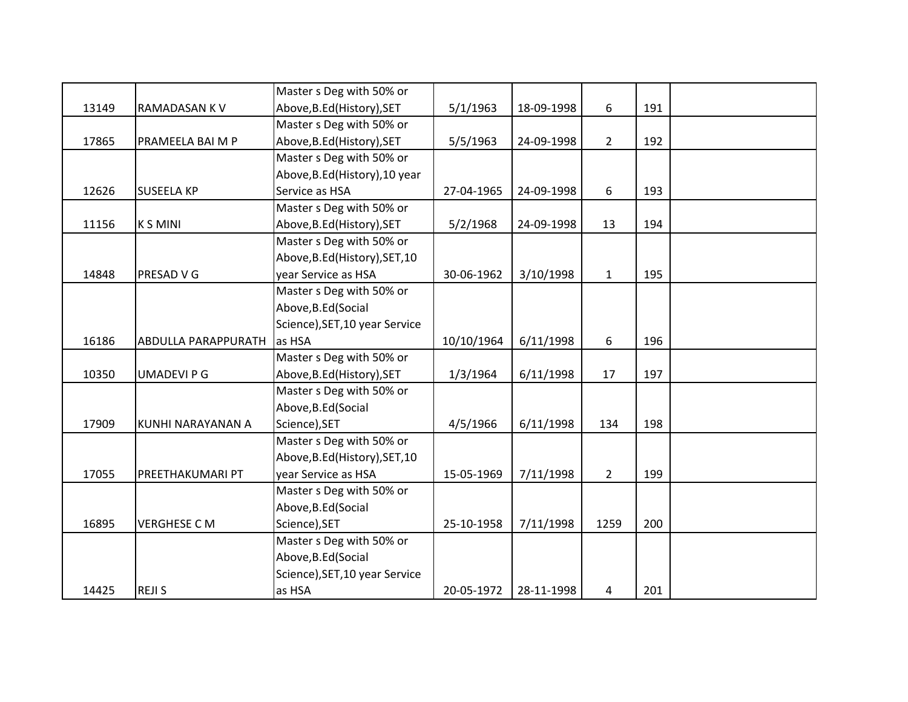| | | | | | | | |
|---|---|---|---|---|---|---|---|
| 13149 | RAMADASAN K V | Master s Deg with 50% or Above,B.Ed(History),SET | 5/1/1963 | 18-09-1998 | 6 | 191 | |
| 17865 | PRAMEELA BAI M P | Master s Deg with 50% or Above,B.Ed(History),SET | 5/5/1963 | 24-09-1998 | 2 | 192 | |
| 12626 | SUSEELA KP | Master s Deg with 50% or Above,B.Ed(History),10 year Service as HSA | 27-04-1965 | 24-09-1998 | 6 | 193 | |
| 11156 | K S MINI | Master s Deg with 50% or Above,B.Ed(History),SET | 5/2/1968 | 24-09-1998 | 13 | 194 | |
| 14848 | PRESAD V G | Master s Deg with 50% or Above,B.Ed(History),SET,10 year Service as HSA | 30-06-1962 | 3/10/1998 | 1 | 195 | |
| 16186 | ABDULLA PARAPPURATH | Master s Deg with 50% or Above,B.Ed(Social Science),SET,10 year Service as HSA | 10/10/1964 | 6/11/1998 | 6 | 196 | |
| 10350 | UMADEVI P G | Master s Deg with 50% or Above,B.Ed(History),SET | 1/3/1964 | 6/11/1998 | 17 | 197 | |
| 17909 | KUNHI NARAYANAN A | Master s Deg with 50% or Above,B.Ed(Social Science),SET | 4/5/1966 | 6/11/1998 | 134 | 198 | |
| 17055 | PREETHAKUMARI PT | Master s Deg with 50% or Above,B.Ed(History),SET,10 year Service as HSA | 15-05-1969 | 7/11/1998 | 2 | 199 | |
| 16895 | VERGHESE C M | Master s Deg with 50% or Above,B.Ed(Social Science),SET | 25-10-1958 | 7/11/1998 | 1259 | 200 | |
| 14425 | REJI S | Master s Deg with 50% or Above,B.Ed(Social Science),SET,10 year Service as HSA | 20-05-1972 | 28-11-1998 | 4 | 201 | |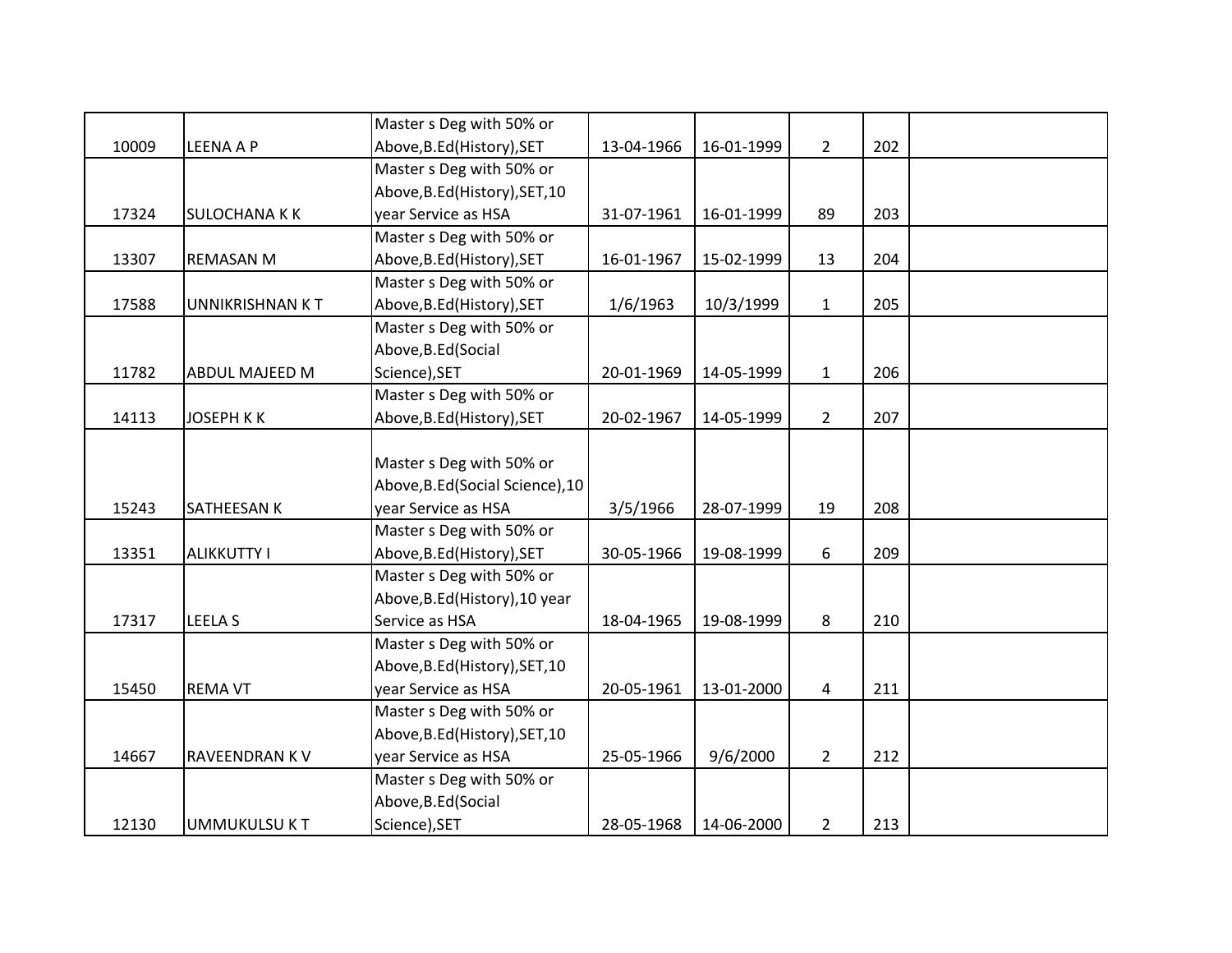| | | | | | | | |
|---|---|---|---|---|---|---|---|
| 10009 | LEENA A P | Master s Deg with 50% or Above,B.Ed(History),SET | 13-04-1966 | 16-01-1999 | 2 | 202 | |
| 17324 | SULOCHANA K K | Master s Deg with 50% or Above,B.Ed(History),SET,10 year Service as HSA | 31-07-1961 | 16-01-1999 | 89 | 203 | |
| 13307 | REMASAN M | Master s Deg with 50% or Above,B.Ed(History),SET | 16-01-1967 | 15-02-1999 | 13 | 204 | |
| 17588 | UNNIKRISHNAN K T | Master s Deg with 50% or Above,B.Ed(History),SET | 1/6/1963 | 10/3/1999 | 1 | 205 | |
| 11782 | ABDUL MAJEED M | Master s Deg with 50% or Above,B.Ed(Social Science),SET | 20-01-1969 | 14-05-1999 | 1 | 206 | |
| 14113 | JOSEPH K K | Master s Deg with 50% or Above,B.Ed(History),SET | 20-02-1967 | 14-05-1999 | 2 | 207 | |
| 15243 | SATHEESAN K | Master s Deg with 50% or Above,B.Ed(Social Science),10 year Service as HSA | 3/5/1966 | 28-07-1999 | 19 | 208 | |
| 13351 | ALIKKUTTY I | Master s Deg with 50% or Above,B.Ed(History),SET | 30-05-1966 | 19-08-1999 | 6 | 209 | |
| 17317 | LEELA S | Master s Deg with 50% or Above,B.Ed(History),10 year Service as HSA | 18-04-1965 | 19-08-1999 | 8 | 210 | |
| 15450 | REMA VT | Master s Deg with 50% or Above,B.Ed(History),SET,10 year Service as HSA | 20-05-1961 | 13-01-2000 | 4 | 211 | |
| 14667 | RAVEENDRAN K V | Master s Deg with 50% or Above,B.Ed(History),SET,10 year Service as HSA | 25-05-1966 | 9/6/2000 | 2 | 212 | |
| 12130 | UMMUKULSU K T | Master s Deg with 50% or Above,B.Ed(Social Science),SET | 28-05-1968 | 14-06-2000 | 2 | 213 | |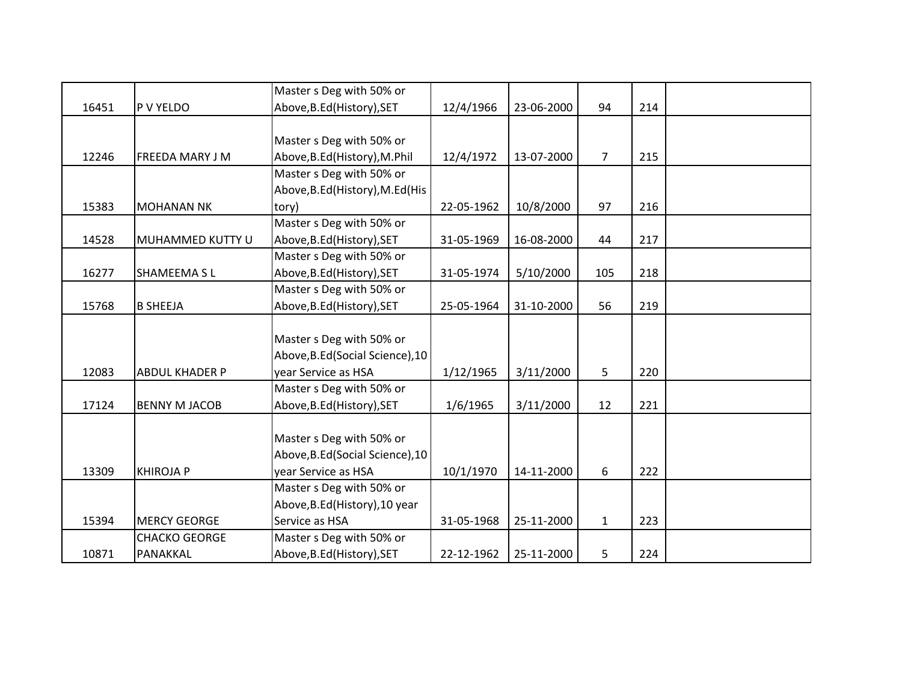| | | | | | | | |
|---|---|---|---|---|---|---|---|
| 16451 | P V YELDO | Master s Deg with 50% or Above,B.Ed(History),SET | 12/4/1966 | 23-06-2000 | 94 | 214 | |
| 12246 | FREEDA MARY J M | Master s Deg with 50% or Above,B.Ed(History),M.Phil | 12/4/1972 | 13-07-2000 | 7 | 215 | |
| 15383 | MOHANAN NK | Master s Deg with 50% or Above,B.Ed(History),M.Ed(History) | 22-05-1962 | 10/8/2000 | 97 | 216 | |
| 14528 | MUHAMMED KUTTY U | Master s Deg with 50% or Above,B.Ed(History),SET | 31-05-1969 | 16-08-2000 | 44 | 217 | |
| 16277 | SHAMEEMA S L | Master s Deg with 50% or Above,B.Ed(History),SET | 31-05-1974 | 5/10/2000 | 105 | 218 | |
| 15768 | B SHEEJA | Master s Deg with 50% or Above,B.Ed(History),SET | 25-05-1964 | 31-10-2000 | 56 | 219 | |
| 12083 | ABDUL KHADER P | Master s Deg with 50% or Above,B.Ed(Social Science),10 year Service as HSA | 1/12/1965 | 3/11/2000 | 5 | 220 | |
| 17124 | BENNY M JACOB | Master s Deg with 50% or Above,B.Ed(History),SET | 1/6/1965 | 3/11/2000 | 12 | 221 | |
| 13309 | KHIROJA P | Master s Deg with 50% or Above,B.Ed(Social Science),10 year Service as HSA | 10/1/1970 | 14-11-2000 | 6 | 222 | |
| 15394 | MERCY GEORGE | Master s Deg with 50% or Above,B.Ed(History),10 year Service as HSA | 31-05-1968 | 25-11-2000 | 1 | 223 | |
| 10871 | CHACKO GEORGE PANAKKAL | Master s Deg with 50% or Above,B.Ed(History),SET | 22-12-1962 | 25-11-2000 | 5 | 224 | |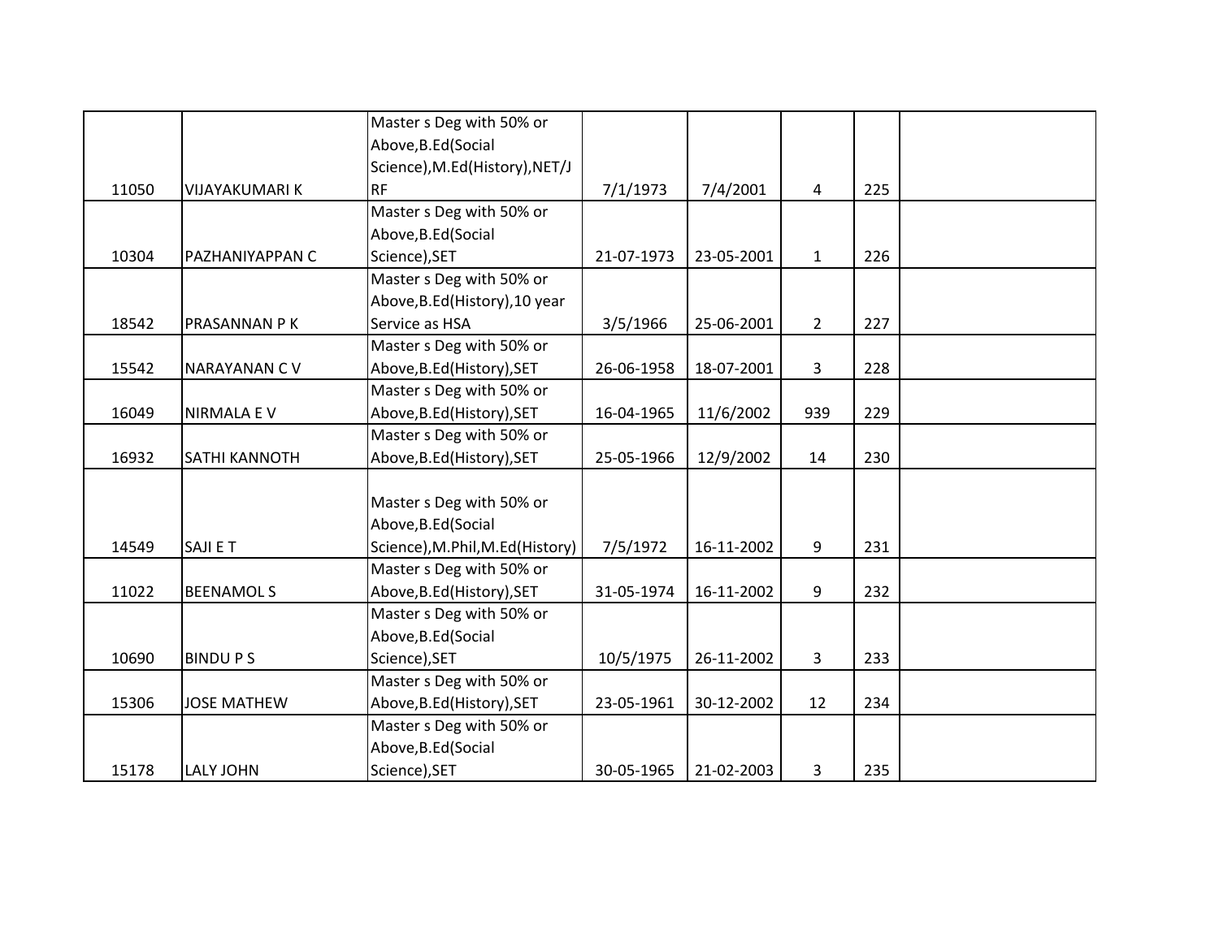| | | | | | | | |
|---|---|---|---|---|---|---|---|
| 11050 | VIJAYAKUMARI K | Master s Deg with 50% or Above,B.Ed(Social Science),M.Ed(History),NET/JRF | 7/1/1973 | 7/4/2001 | 4 | 225 | |
| 10304 | PAZHANIYAPPAN C | Master s Deg with 50% or Above,B.Ed(Social Science),SET | 21-07-1973 | 23-05-2001 | 1 | 226 | |
| 18542 | PRASANNAN P K | Master s Deg with 50% or Above,B.Ed(History),10 year Service as HSA | 3/5/1966 | 25-06-2001 | 2 | 227 | |
| 15542 | NARAYANAN C V | Master s Deg with 50% or Above,B.Ed(History),SET | 26-06-1958 | 18-07-2001 | 3 | 228 | |
| 16049 | NIRMALA E V | Master s Deg with 50% or Above,B.Ed(History),SET | 16-04-1965 | 11/6/2002 | 939 | 229 | |
| 16932 | SATHI KANNOTH | Master s Deg with 50% or Above,B.Ed(History),SET | 25-05-1966 | 12/9/2002 | 14 | 230 | |
| 14549 | SAJI E T | Master s Deg with 50% or Above,B.Ed(Social Science),M.Phil,M.Ed(History) | 7/5/1972 | 16-11-2002 | 9 | 231 | |
| 11022 | BEENAMOL S | Master s Deg with 50% or Above,B.Ed(History),SET | 31-05-1974 | 16-11-2002 | 9 | 232 | |
| 10690 | BINDU P S | Master s Deg with 50% or Above,B.Ed(Social Science),SET | 10/5/1975 | 26-11-2002 | 3 | 233 | |
| 15306 | JOSE MATHEW | Master s Deg with 50% or Above,B.Ed(History),SET | 23-05-1961 | 30-12-2002 | 12 | 234 | |
| 15178 | LALY JOHN | Master s Deg with 50% or Above,B.Ed(Social Science),SET | 30-05-1965 | 21-02-2003 | 3 | 235 | |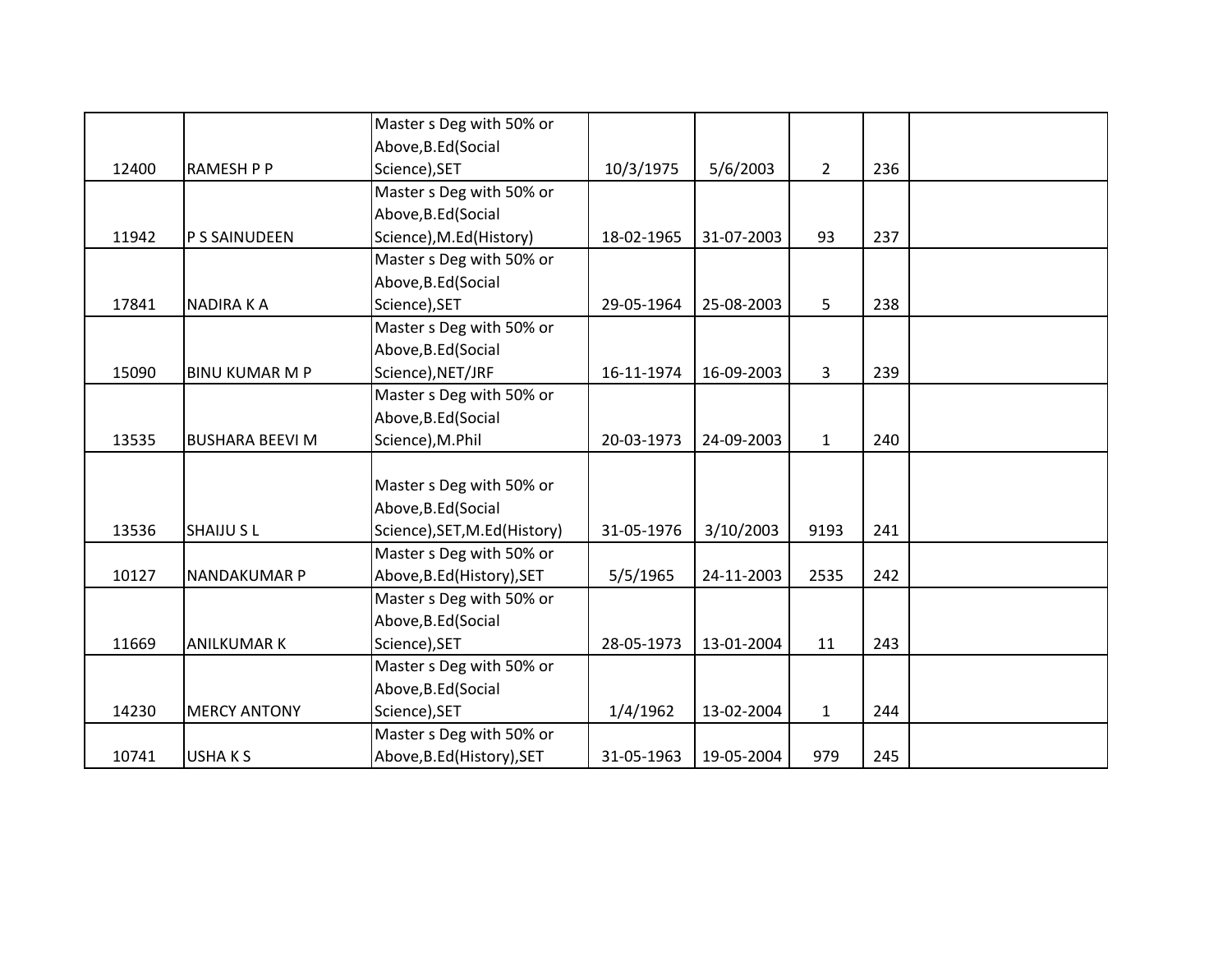| | | | | | | | |
|---|---|---|---|---|---|---|---|
| 12400 | RAMESH P P | Master s Deg with 50% or Above,B.Ed(Social Science),SET | 10/3/1975 | 5/6/2003 | 2 | 236 | |
| 11942 | P S SAINUDEEN | Master s Deg with 50% or Above,B.Ed(Social Science),M.Ed(History) | 18-02-1965 | 31-07-2003 | 93 | 237 | |
| 17841 | NADIRA K A | Master s Deg with 50% or Above,B.Ed(Social Science),SET | 29-05-1964 | 25-08-2003 | 5 | 238 | |
| 15090 | BINU KUMAR M P | Master s Deg with 50% or Above,B.Ed(Social Science),NET/JRF | 16-11-1974 | 16-09-2003 | 3 | 239 | |
| 13535 | BUSHARA BEEVI M | Master s Deg with 50% or Above,B.Ed(Social Science),M.Phil | 20-03-1973 | 24-09-2003 | 1 | 240 | |
| 13536 | SHAIJU S L | Master s Deg with 50% or Above,B.Ed(Social Science),SET,M.Ed(History) | 31-05-1976 | 3/10/2003 | 9193 | 241 | |
| 10127 | NANDAKUMAR P | Master s Deg with 50% or Above,B.Ed(History),SET | 5/5/1965 | 24-11-2003 | 2535 | 242 | |
| 11669 | ANILKUMAR K | Master s Deg with 50% or Above,B.Ed(Social Science),SET | 28-05-1973 | 13-01-2004 | 11 | 243 | |
| 14230 | MERCY ANTONY | Master s Deg with 50% or Above,B.Ed(Social Science),SET | 1/4/1962 | 13-02-2004 | 1 | 244 | |
| 10741 | USHA K S | Master s Deg with 50% or Above,B.Ed(History),SET | 31-05-1963 | 19-05-2004 | 979 | 245 | |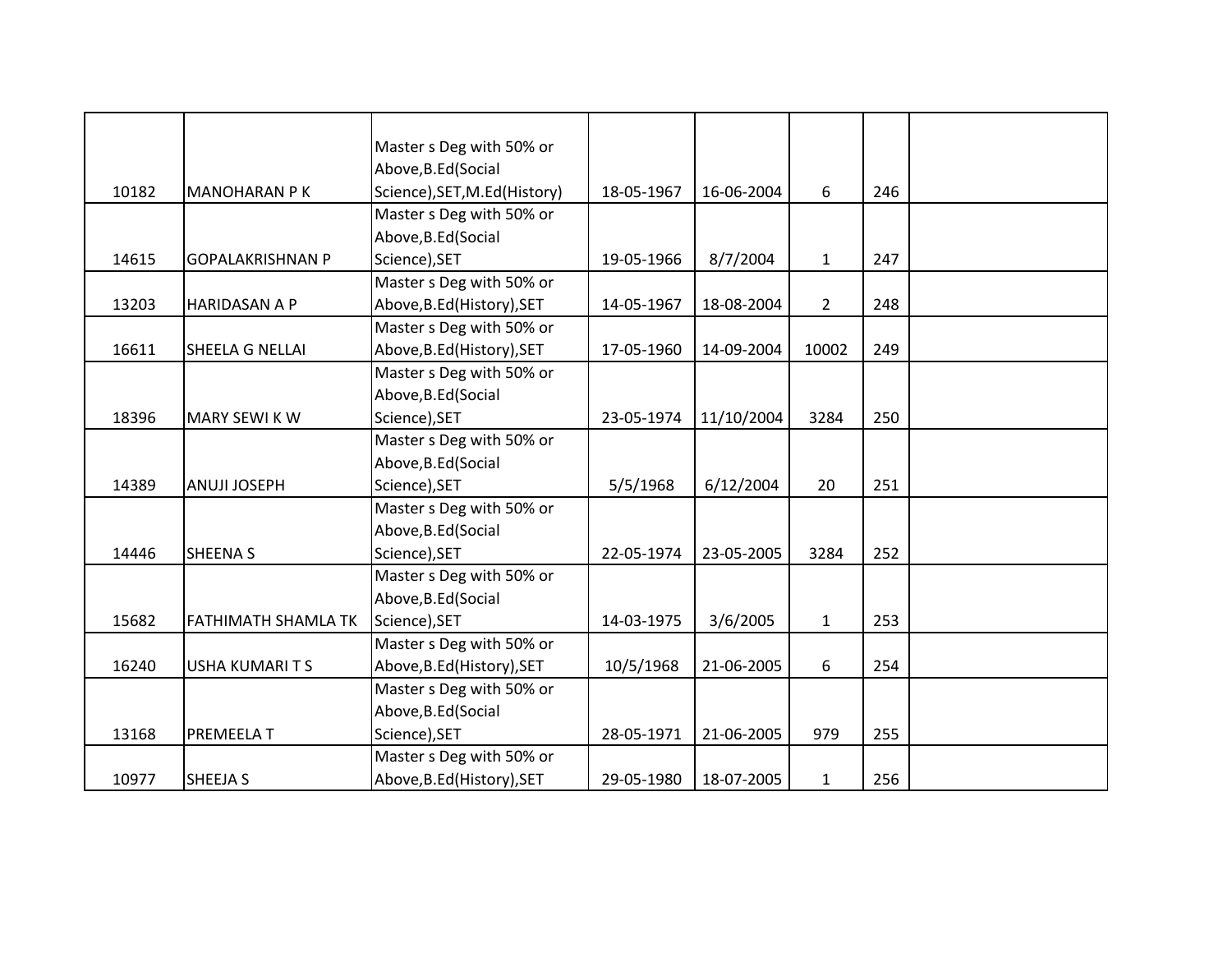| | | | | | | | |
|---|---|---|---|---|---|---|---|
| 10182 | MANOHARAN P K | Master s Deg with 50% or Above,B.Ed(Social Science),SET,M.Ed(History) | 18-05-1967 | 16-06-2004 | 6 | 246 | |
| 14615 | GOPALAKRISHNAN P | Master s Deg with 50% or Above,B.Ed(Social Science),SET | 19-05-1966 | 8/7/2004 | 1 | 247 | |
| 13203 | HARIDASAN A P | Master s Deg with 50% or Above,B.Ed(History),SET | 14-05-1967 | 18-08-2004 | 2 | 248 | |
| 16611 | SHEELA G NELLAI | Master s Deg with 50% or Above,B.Ed(History),SET | 17-05-1960 | 14-09-2004 | 10002 | 249 | |
| 18396 | MARY SEWI K W | Master s Deg with 50% or Above,B.Ed(Social Science),SET | 23-05-1974 | 11/10/2004 | 3284 | 250 | |
| 14389 | ANUJI JOSEPH | Master s Deg with 50% or Above,B.Ed(Social Science),SET | 5/5/1968 | 6/12/2004 | 20 | 251 | |
| 14446 | SHEENA S | Master s Deg with 50% or Above,B.Ed(Social Science),SET | 22-05-1974 | 23-05-2005 | 3284 | 252 | |
| 15682 | FATHIMATH SHAMLA TK | Master s Deg with 50% or Above,B.Ed(Social Science),SET | 14-03-1975 | 3/6/2005 | 1 | 253 | |
| 16240 | USHA KUMARI T S | Master s Deg with 50% or Above,B.Ed(History),SET | 10/5/1968 | 21-06-2005 | 6 | 254 | |
| 13168 | PREMEELA T | Master s Deg with 50% or Above,B.Ed(Social Science),SET | 28-05-1971 | 21-06-2005 | 979 | 255 | |
| 10977 | SHEEJA S | Master s Deg with 50% or Above,B.Ed(History),SET | 29-05-1980 | 18-07-2005 | 1 | 256 | |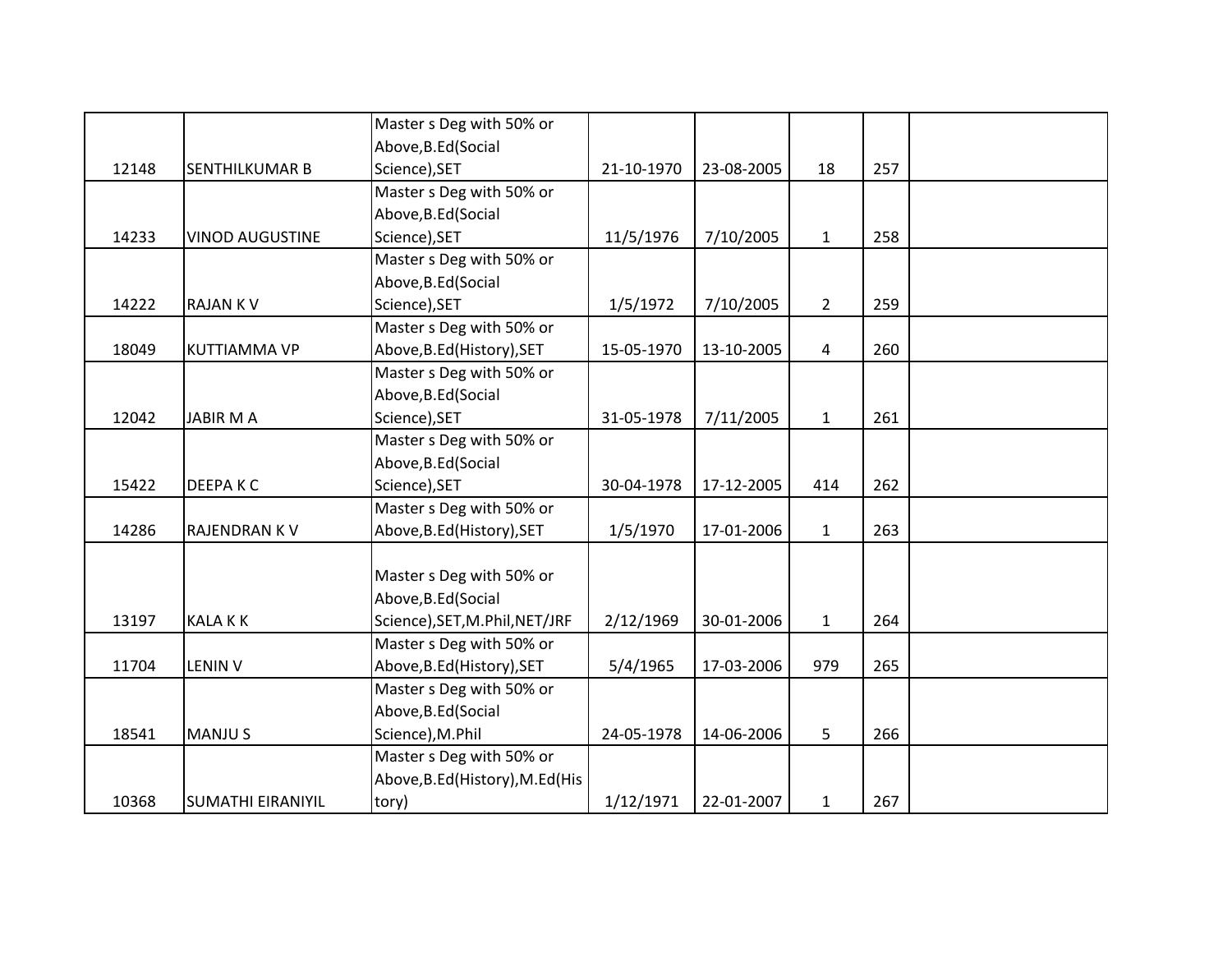| | | | | | | | |
|---|---|---|---|---|---|---|---|
| 12148 | SENTHILKUMAR B | Master s Deg with 50% or Above,B.Ed(Social Science),SET | 21-10-1970 | 23-08-2005 | 18 | 257 | |
| 14233 | VINOD AUGUSTINE | Master s Deg with 50% or Above,B.Ed(Social Science),SET | 11/5/1976 | 7/10/2005 | 1 | 258 | |
| 14222 | RAJAN K V | Master s Deg with 50% or Above,B.Ed(Social Science),SET | 1/5/1972 | 7/10/2005 | 2 | 259 | |
| 18049 | KUTTIAMMA VP | Master s Deg with 50% or Above,B.Ed(History),SET | 15-05-1970 | 13-10-2005 | 4 | 260 | |
| 12042 | JABIR M A | Master s Deg with 50% or Above,B.Ed(Social Science),SET | 31-05-1978 | 7/11/2005 | 1 | 261 | |
| 15422 | DEEPA K C | Master s Deg with 50% or Above,B.Ed(Social Science),SET | 30-04-1978 | 17-12-2005 | 414 | 262 | |
| 14286 | RAJENDRAN K V | Master s Deg with 50% or Above,B.Ed(History),SET | 1/5/1970 | 17-01-2006 | 1 | 263 | |
| 13197 | KALA K K | Master s Deg with 50% or Above,B.Ed(Social Science),SET,M.Phil,NET/JRF | 2/12/1969 | 30-01-2006 | 1 | 264 | |
| 11704 | LENIN V | Master s Deg with 50% or Above,B.Ed(History),SET | 5/4/1965 | 17-03-2006 | 979 | 265 | |
| 18541 | MANJU S | Master s Deg with 50% or Above,B.Ed(Social Science),M.Phil | 24-05-1978 | 14-06-2006 | 5 | 266 | |
| 10368 | SUMATHI EIRANIYIL | Master s Deg with 50% or Above,B.Ed(History),M.Ed(History) | 1/12/1971 | 22-01-2007 | 1 | 267 | |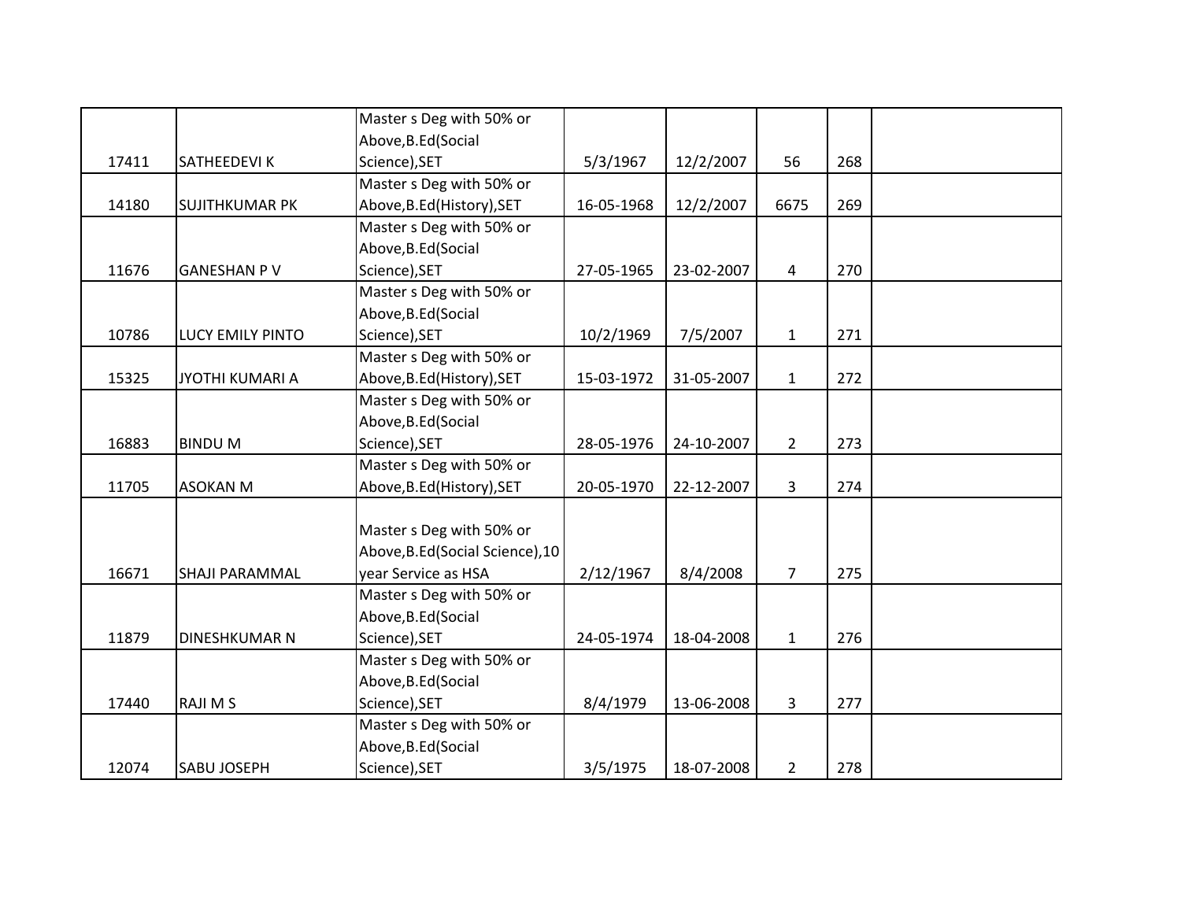| | | | | | | | |
|---|---|---|---|---|---|---|---|
| 17411 | SATHEEDEVI K | Master s Deg with 50% or Above,B.Ed(Social Science),SET | 5/3/1967 | 12/2/2007 | 56 | 268 | |
| 14180 | SUJITHKUMAR PK | Master s Deg with 50% or Above,B.Ed(History),SET | 16-05-1968 | 12/2/2007 | 6675 | 269 | |
| 11676 | GANESHAN P V | Master s Deg with 50% or Above,B.Ed(Social Science),SET | 27-05-1965 | 23-02-2007 | 4 | 270 | |
| 10786 | LUCY EMILY PINTO | Master s Deg with 50% or Above,B.Ed(Social Science),SET | 10/2/1969 | 7/5/2007 | 1 | 271 | |
| 15325 | JYOTHI KUMARI A | Master s Deg with 50% or Above,B.Ed(History),SET | 15-03-1972 | 31-05-2007 | 1 | 272 | |
| 16883 | BINDU M | Master s Deg with 50% or Above,B.Ed(Social Science),SET | 28-05-1976 | 24-10-2007 | 2 | 273 | |
| 11705 | ASOKAN M | Master s Deg with 50% or Above,B.Ed(History),SET | 20-05-1970 | 22-12-2007 | 3 | 274 | |
| 16671 | SHAJI PARAMMAL | Master s Deg with 50% or Above,B.Ed(Social Science),10 year Service as HSA | 2/12/1967 | 8/4/2008 | 7 | 275 | |
| 11879 | DINESHKUMAR N | Master s Deg with 50% or Above,B.Ed(Social Science),SET | 24-05-1974 | 18-04-2008 | 1 | 276 | |
| 17440 | RAJI M S | Master s Deg with 50% or Above,B.Ed(Social Science),SET | 8/4/1979 | 13-06-2008 | 3 | 277 | |
| 12074 | SABU JOSEPH | Master s Deg with 50% or Above,B.Ed(Social Science),SET | 3/5/1975 | 18-07-2008 | 2 | 278 | |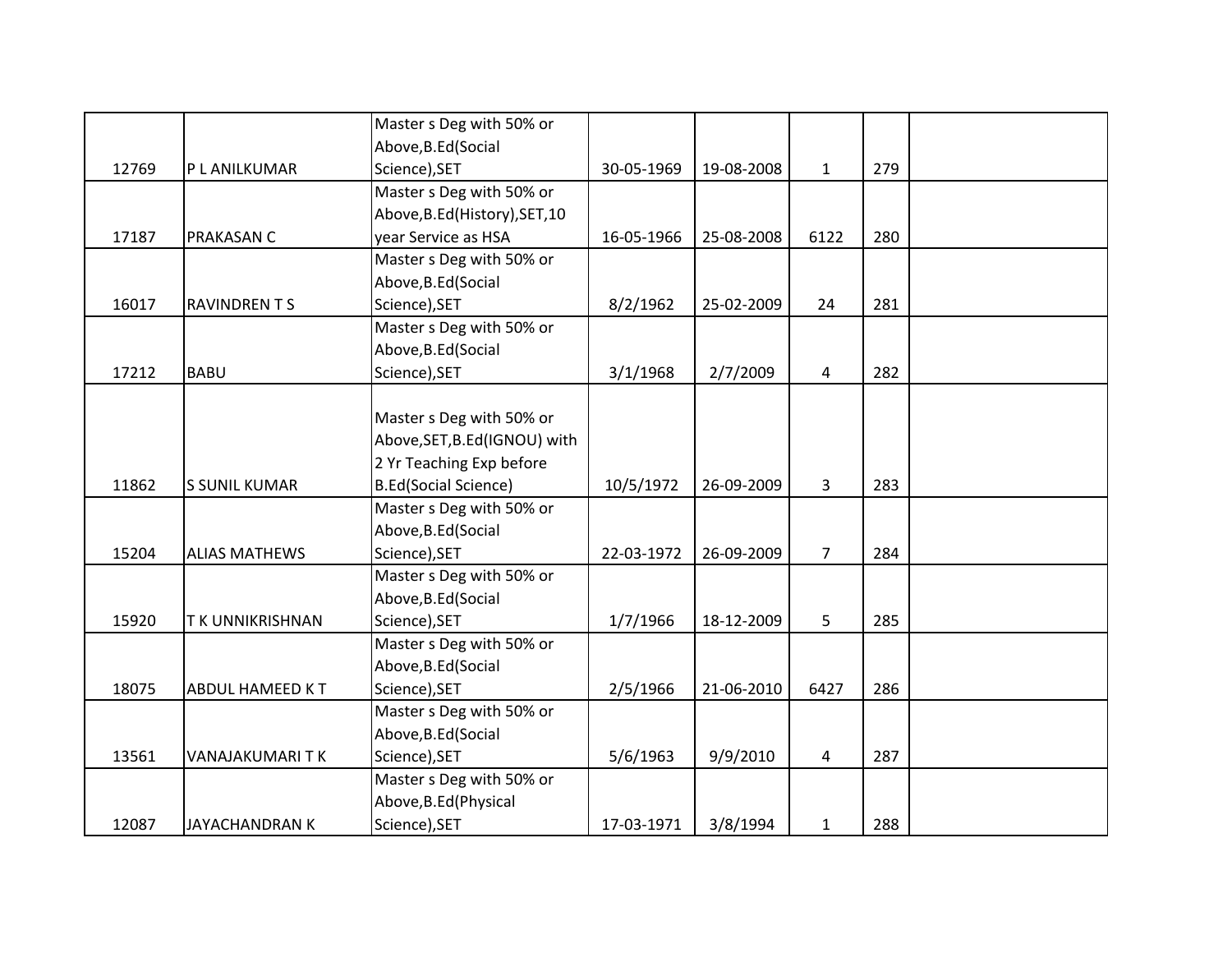| | | | | | | | |
|---|---|---|---|---|---|---|---|
| 12769 | P L ANILKUMAR | Master s Deg with 50% or Above,B.Ed(Social Science),SET | 30-05-1969 | 19-08-2008 | 1 | 279 | |
| 17187 | PRAKASAN C | Master s Deg with 50% or Above,B.Ed(History),SET,10 year Service as HSA | 16-05-1966 | 25-08-2008 | 6122 | 280 | |
| 16017 | RAVINDREN T S | Master s Deg with 50% or Above,B.Ed(Social Science),SET | 8/2/1962 | 25-02-2009 | 24 | 281 | |
| 17212 | BABU | Master s Deg with 50% or Above,B.Ed(Social Science),SET | 3/1/1968 | 2/7/2009 | 4 | 282 | |
| 11862 | S SUNIL KUMAR | Master s Deg with 50% or Above,SET,B.Ed(IGNOU) with 2 Yr Teaching Exp before B.Ed(Social Science) | 10/5/1972 | 26-09-2009 | 3 | 283 | |
| 15204 | ALIAS MATHEWS | Master s Deg with 50% or Above,B.Ed(Social Science),SET | 22-03-1972 | 26-09-2009 | 7 | 284 | |
| 15920 | T K UNNIKRISHNAN | Master s Deg with 50% or Above,B.Ed(Social Science),SET | 1/7/1966 | 18-12-2009 | 5 | 285 | |
| 18075 | ABDUL HAMEED K T | Master s Deg with 50% or Above,B.Ed(Social Science),SET | 2/5/1966 | 21-06-2010 | 6427 | 286 | |
| 13561 | VANAJAKUMARI T K | Master s Deg with 50% or Above,B.Ed(Social Science),SET | 5/6/1963 | 9/9/2010 | 4 | 287 | |
| 12087 | JAYACHANDRAN K | Master s Deg with 50% or Above,B.Ed(Physical Science),SET | 17-03-1971 | 3/8/1994 | 1 | 288 | |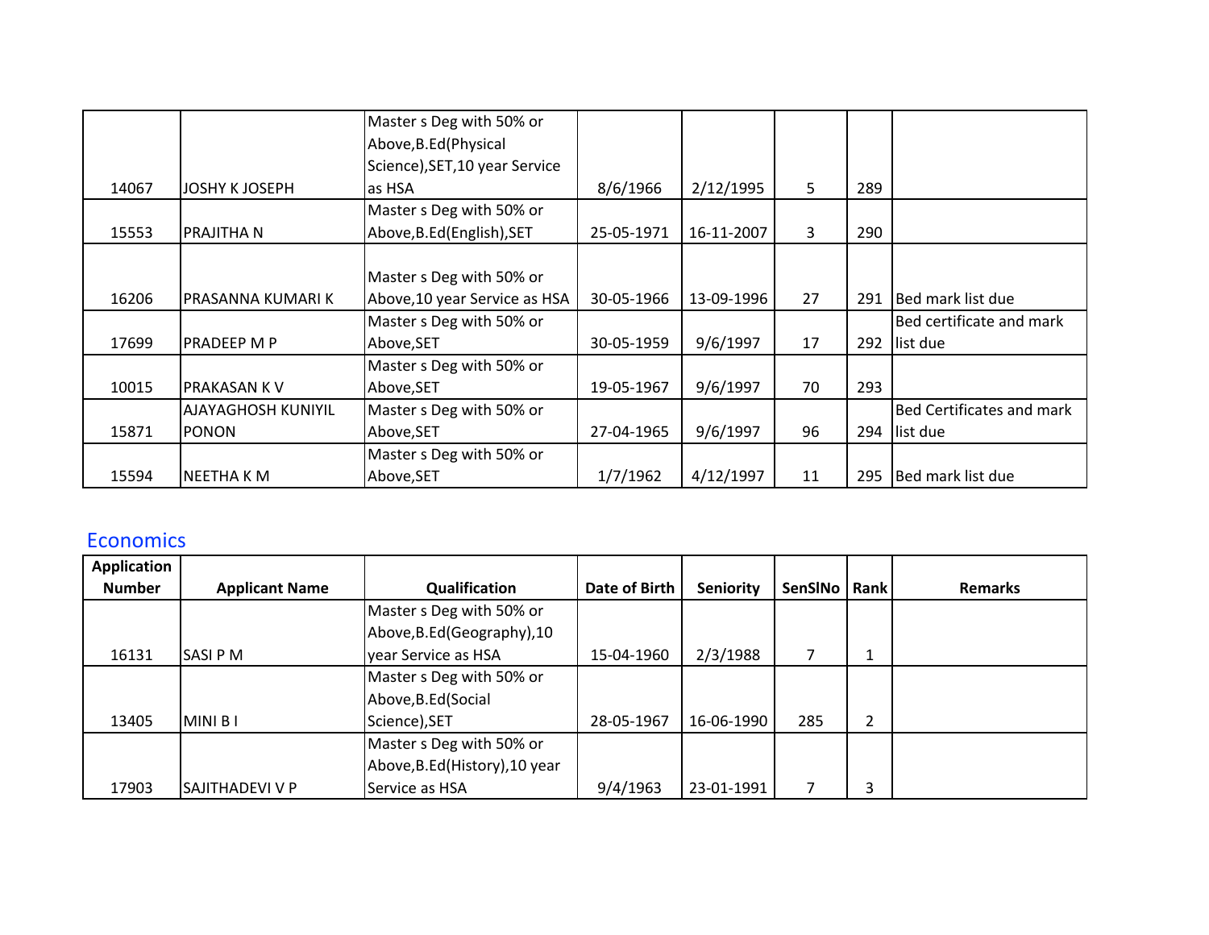| | | | | | | | |
|---|---|---|---|---|---|---|---|
| 14067 | JOSHY K JOSEPH | Master s Deg with 50% or Above,B.Ed(Physical Science),SET,10 year Service as HSA | 8/6/1966 | 2/12/1995 | 5 | 289 | |
| 15553 | PRAJITHA N | Master s Deg with 50% or Above,B.Ed(English),SET | 25-05-1971 | 16-11-2007 | 3 | 290 | |
| 16206 | PRASANNA KUMARI K | Master s Deg with 50% or Above,10 year Service as HSA | 30-05-1966 | 13-09-1996 | 27 | 291 | Bed mark list due |
| 17699 | PRADEEP M P | Master s Deg with 50% or Above,SET | 30-05-1959 | 9/6/1997 | 17 | 292 | Bed certificate and mark list due |
| 10015 | PRAKASAN K V | Master s Deg with 50% or Above,SET | 19-05-1967 | 9/6/1997 | 70 | 293 | |
| 15871 | AJAYAGHOSH KUNIYIL PONON | Master s Deg with 50% or Above,SET | 27-04-1965 | 9/6/1997 | 96 | 294 | Bed Certificates and mark list due |
| 15594 | NEETHA K M | Master s Deg with 50% or Above,SET | 1/7/1962 | 4/12/1997 | 11 | 295 | Bed mark list due |

## Economics

| Application Number | Applicant Name | Qualification | Date of Birth | Seniority | SenSlNo | Rank | Remarks |
|---|---|---|---|---|---|---|---|
| 16131 | SASI P M | Master s Deg with 50% or Above,B.Ed(Geography),10 year Service as HSA | 15-04-1960 | 2/3/1988 | 7 | 1 | |
| 13405 | MINI B I | Master s Deg with 50% or Above,B.Ed(Social Science),SET | 28-05-1967 | 16-06-1990 | 285 | 2 | |
| 17903 | SAJITHADEVI V P | Master s Deg with 50% or Above,B.Ed(History),10 year Service as HSA | 9/4/1963 | 23-01-1991 | 7 | 3 | |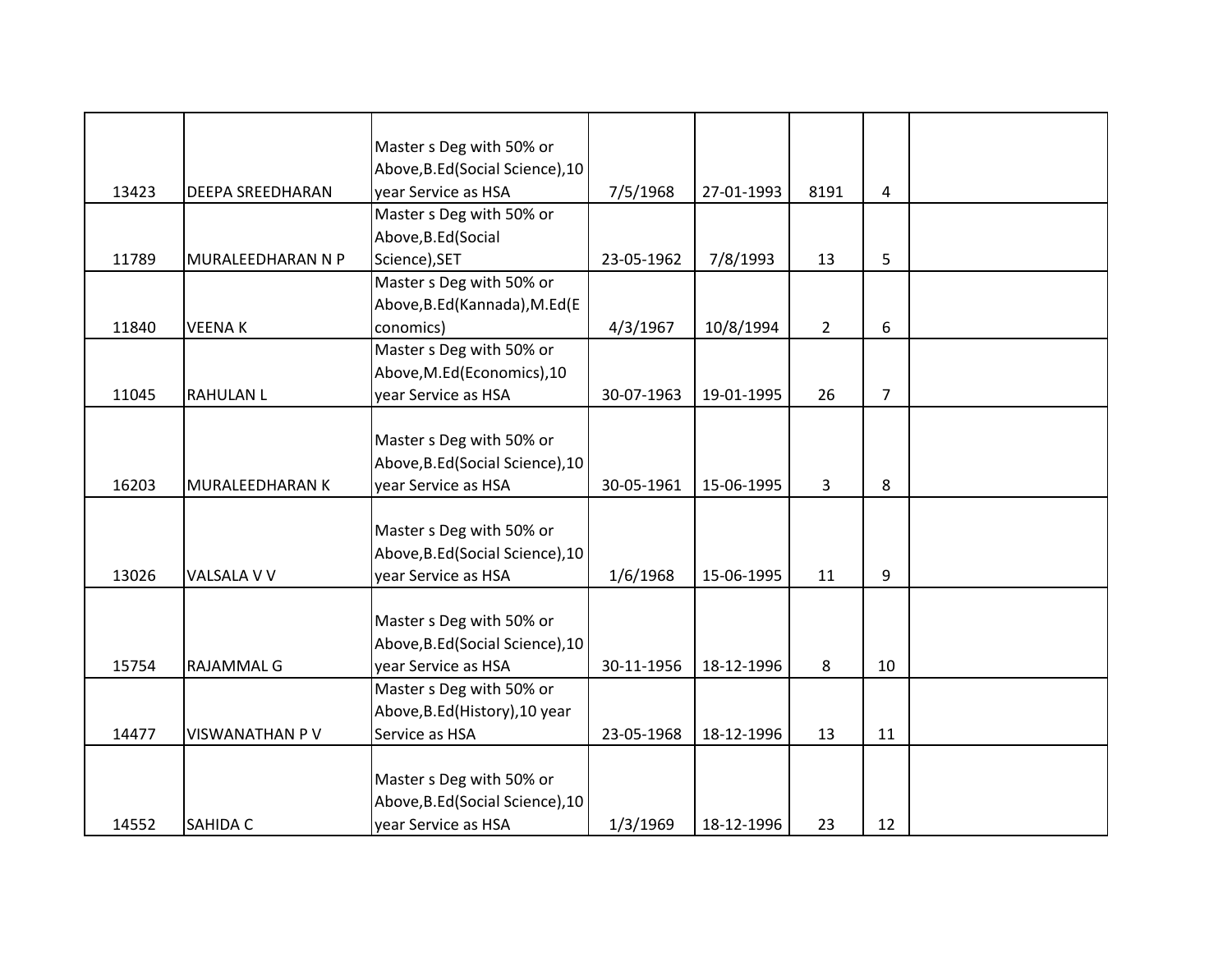|  |  |  |  |  |  |  |  |
|---|---|---|---|---|---|---|---|
| 13423 | DEEPA SREEDHARAN | Master s Deg with 50% or Above,B.Ed(Social Science),10 year Service as HSA | 7/5/1968 | 27-01-1993 | 8191 | 4 |  |
| 11789 | MURALEEDHARAN N P | Master s Deg with 50% or Above,B.Ed(Social Science),SET | 23-05-1962 | 7/8/1993 | 13 | 5 |  |
| 11840 | VEENA K | Master s Deg with 50% or Above,B.Ed(Kannada),M.Ed(Economics) | 4/3/1967 | 10/8/1994 | 2 | 6 |  |
| 11045 | RAHULAN L | Master s Deg with 50% or Above,M.Ed(Economics),10 year Service as HSA | 30-07-1963 | 19-01-1995 | 26 | 7 |  |
| 16203 | MURALEEDHARAN K | Master s Deg with 50% or Above,B.Ed(Social Science),10 year Service as HSA | 30-05-1961 | 15-06-1995 | 3 | 8 |  |
| 13026 | VALSALA V V | Master s Deg with 50% or Above,B.Ed(Social Science),10 year Service as HSA | 1/6/1968 | 15-06-1995 | 11 | 9 |  |
| 15754 | RAJAMMAL G | Master s Deg with 50% or Above,B.Ed(Social Science),10 year Service as HSA | 30-11-1956 | 18-12-1996 | 8 | 10 |  |
| 14477 | VISWANATHAN P V | Master s Deg with 50% or Above,B.Ed(History),10 year Service as HSA | 23-05-1968 | 18-12-1996 | 13 | 11 |  |
| 14552 | SAHIDA C | Master s Deg with 50% or Above,B.Ed(Social Science),10 year Service as HSA | 1/3/1969 | 18-12-1996 | 23 | 12 |  |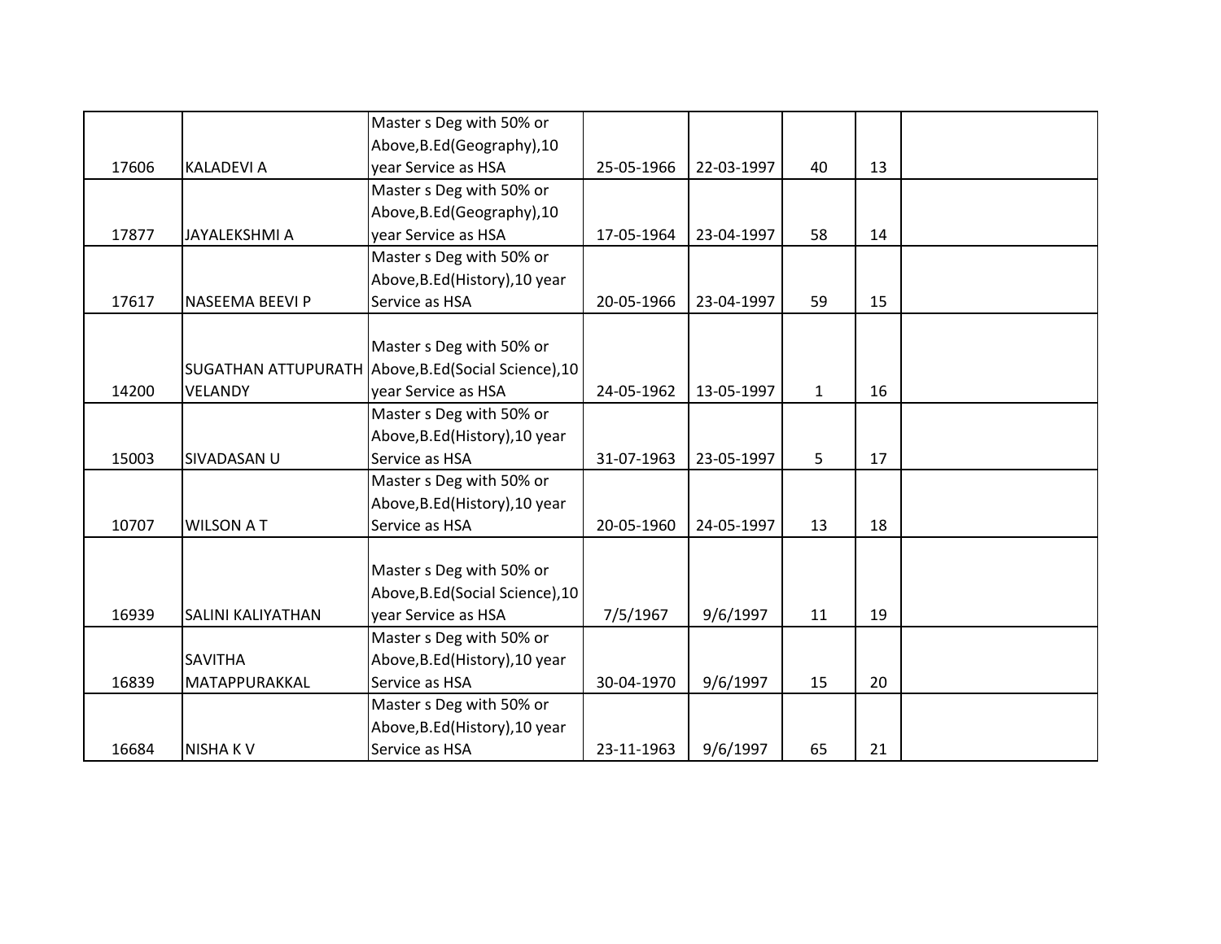| | | | | | | | |
|---|---|---|---|---|---|---|---|
| 17606 | KALADEVI A | Master s Deg with 50% or Above,B.Ed(Geography),10 year Service as HSA | 25-05-1966 | 22-03-1997 | 40 | 13 | |
| 17877 | JAYALEKSHMI A | Master s Deg with 50% or Above,B.Ed(Geography),10 year Service as HSA | 17-05-1964 | 23-04-1997 | 58 | 14 | |
| 17617 | NASEEMA BEEVI P | Master s Deg with 50% or Above,B.Ed(History),10 year Service as HSA | 20-05-1966 | 23-04-1997 | 59 | 15 | |
| 14200 | SUGATHAN ATTUPURATH VELANDY | Master s Deg with 50% or Above,B.Ed(Social Science),10 year Service as HSA | 24-05-1962 | 13-05-1997 | 1 | 16 | |
| 15003 | SIVADASAN U | Master s Deg with 50% or Above,B.Ed(History),10 year Service as HSA | 31-07-1963 | 23-05-1997 | 5 | 17 | |
| 10707 | WILSON A T | Master s Deg with 50% or Above,B.Ed(History),10 year Service as HSA | 20-05-1960 | 24-05-1997 | 13 | 18 | |
| 16939 | SALINI KALIYATHAN | Master s Deg with 50% or Above,B.Ed(Social Science),10 year Service as HSA | 7/5/1967 | 9/6/1997 | 11 | 19 | |
| 16839 | SAVITHA MATAPPURAKKAL | Master s Deg with 50% or Above,B.Ed(History),10 year Service as HSA | 30-04-1970 | 9/6/1997 | 15 | 20 | |
| 16684 | NISHA K V | Master s Deg with 50% or Above,B.Ed(History),10 year Service as HSA | 23-11-1963 | 9/6/1997 | 65 | 21 | |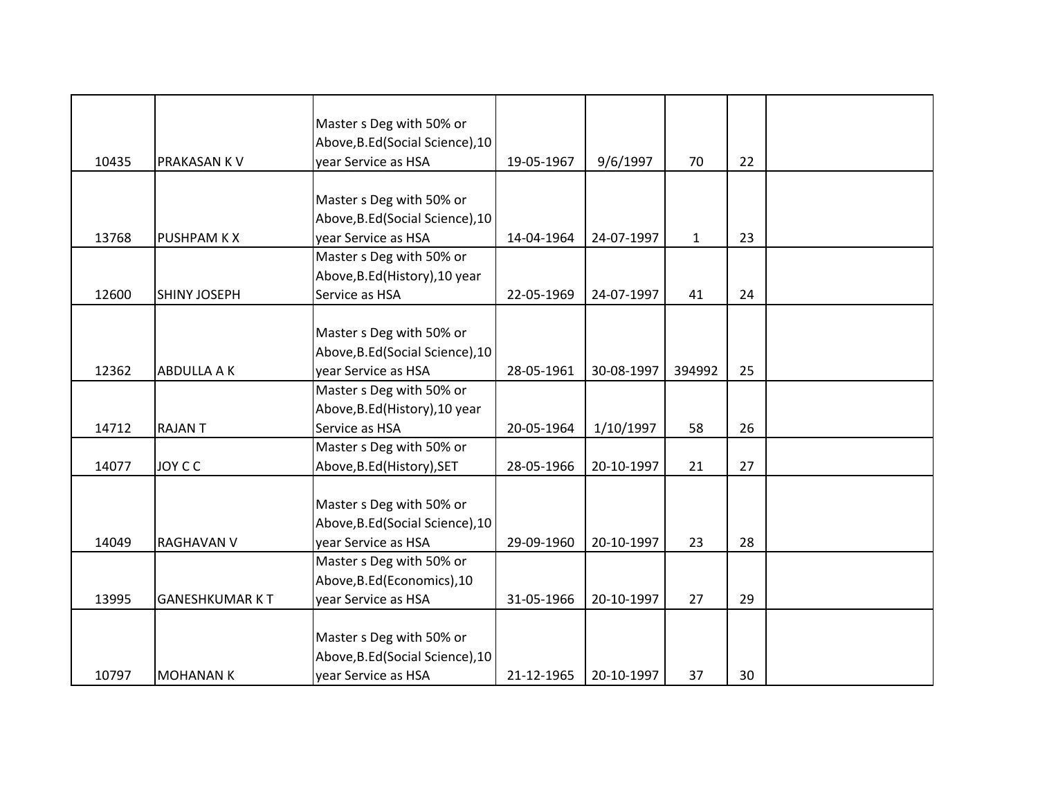| | | | | | | | |
|---|---|---|---|---|---|---|---|
| 10435 | PRAKASAN K V | Master s Deg with 50% or Above,B.Ed(Social Science),10 year Service as HSA | 19-05-1967 | 9/6/1997 | 70 | 22 | |
| 13768 | PUSHPAM K X | Master s Deg with 50% or Above,B.Ed(Social Science),10 year Service as HSA | 14-04-1964 | 24-07-1997 | 1 | 23 | |
| 12600 | SHINY JOSEPH | Master s Deg with 50% or Above,B.Ed(History),10 year Service as HSA | 22-05-1969 | 24-07-1997 | 41 | 24 | |
| 12362 | ABDULLA A K | Master s Deg with 50% or Above,B.Ed(Social Science),10 year Service as HSA | 28-05-1961 | 30-08-1997 | 394992 | 25 | |
| 14712 | RAJAN T | Master s Deg with 50% or Above,B.Ed(History),10 year Service as HSA | 20-05-1964 | 1/10/1997 | 58 | 26 | |
| 14077 | JOY C C | Master s Deg with 50% or Above,B.Ed(History),SET | 28-05-1966 | 20-10-1997 | 21 | 27 | |
| 14049 | RAGHAVAN V | Master s Deg with 50% or Above,B.Ed(Social Science),10 year Service as HSA | 29-09-1960 | 20-10-1997 | 23 | 28 | |
| 13995 | GANESHKUMAR K T | Master s Deg with 50% or Above,B.Ed(Economics),10 year Service as HSA | 31-05-1966 | 20-10-1997 | 27 | 29 | |
| 10797 | MOHANAN K | Master s Deg with 50% or Above,B.Ed(Social Science),10 year Service as HSA | 21-12-1965 | 20-10-1997 | 37 | 30 | |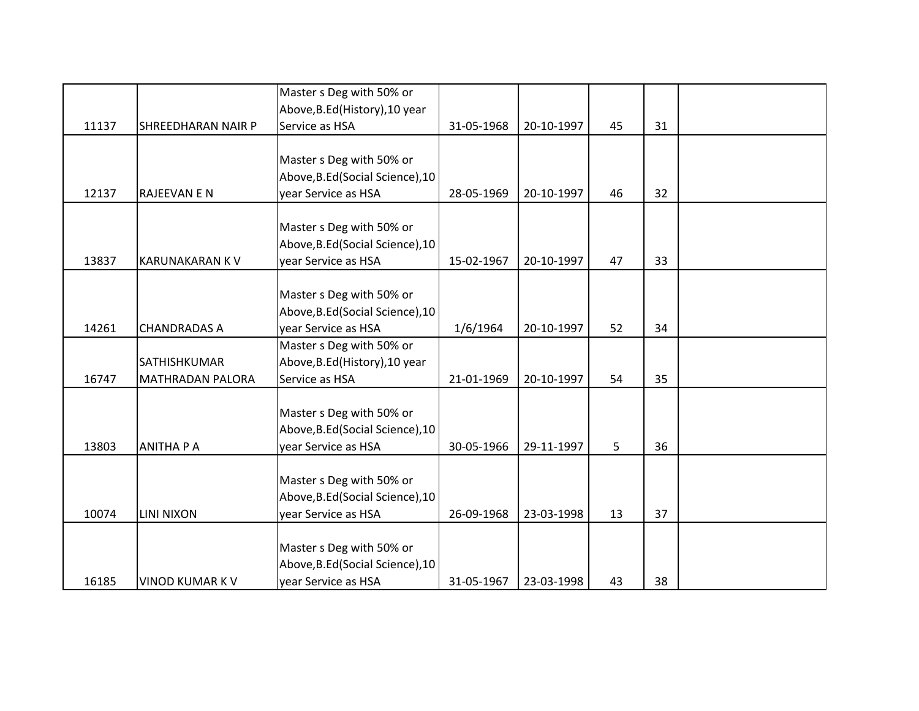| | | | | | | | |
|---|---|---|---|---|---|---|---|
| 11137 | SHREEDHARAN NAIR P | Master s Deg with 50% or Above,B.Ed(History),10 year Service as HSA | 31-05-1968 | 20-10-1997 | 45 | 31 | |
| 12137 | RAJEEVAN E N | Master s Deg with 50% or Above,B.Ed(Social Science),10 year Service as HSA | 28-05-1969 | 20-10-1997 | 46 | 32 | |
| 13837 | KARUNAKARAN K V | Master s Deg with 50% or Above,B.Ed(Social Science),10 year Service as HSA | 15-02-1967 | 20-10-1997 | 47 | 33 | |
| 14261 | CHANDRADAS A | Master s Deg with 50% or Above,B.Ed(Social Science),10 year Service as HSA | 1/6/1964 | 20-10-1997 | 52 | 34 | |
| 16747 | SATHISHKUMAR MATHRADAN PALORA | Master s Deg with 50% or Above,B.Ed(History),10 year Service as HSA | 21-01-1969 | 20-10-1997 | 54 | 35 | |
| 13803 | ANITHA P A | Master s Deg with 50% or Above,B.Ed(Social Science),10 year Service as HSA | 30-05-1966 | 29-11-1997 | 5 | 36 | |
| 10074 | LINI NIXON | Master s Deg with 50% or Above,B.Ed(Social Science),10 year Service as HSA | 26-09-1968 | 23-03-1998 | 13 | 37 | |
| 16185 | VINOD KUMAR K V | Master s Deg with 50% or Above,B.Ed(Social Science),10 year Service as HSA | 31-05-1967 | 23-03-1998 | 43 | 38 | |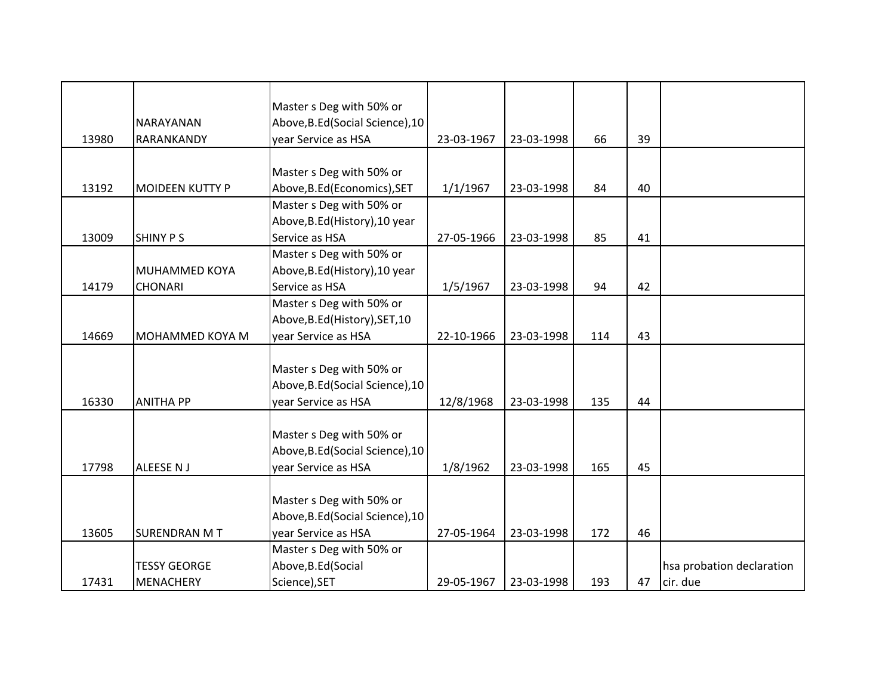| | | | | | | | |
|---|---|---|---|---|---|---|---|
| 13980 | NARAYANAN RARANKANDY | Master s Deg with 50% or Above,B.Ed(Social Science),10 year Service as HSA | 23-03-1967 | 23-03-1998 | 66 | 39 | |
| 13192 | MOIDEEN KUTTY P | Master s Deg with 50% or Above,B.Ed(Economics),SET | 1/1/1967 | 23-03-1998 | 84 | 40 | |
| 13009 | SHINY P S | Master s Deg with 50% or Above,B.Ed(History),10 year Service as HSA | 27-05-1966 | 23-03-1998 | 85 | 41 | |
| 14179 | MUHAMMED KOYA CHONARI | Master s Deg with 50% or Above,B.Ed(History),10 year Service as HSA | 1/5/1967 | 23-03-1998 | 94 | 42 | |
| 14669 | MOHAMMED KOYA M | Master s Deg with 50% or Above,B.Ed(History),SET,10 year Service as HSA | 22-10-1966 | 23-03-1998 | 114 | 43 | |
| 16330 | ANITHA PP | Master s Deg with 50% or Above,B.Ed(Social Science),10 year Service as HSA | 12/8/1968 | 23-03-1998 | 135 | 44 | |
| 17798 | ALEESE N J | Master s Deg with 50% or Above,B.Ed(Social Science),10 year Service as HSA | 1/8/1962 | 23-03-1998 | 165 | 45 | |
| 13605 | SURENDRAN M T | Master s Deg with 50% or Above,B.Ed(Social Science),10 year Service as HSA | 27-05-1964 | 23-03-1998 | 172 | 46 | |
| 17431 | TESSY GEORGE MENACHERY | Master s Deg with 50% or Above,B.Ed(Social Science),SET | 29-05-1967 | 23-03-1998 | 193 | 47 | hsa probation declaration cir. due |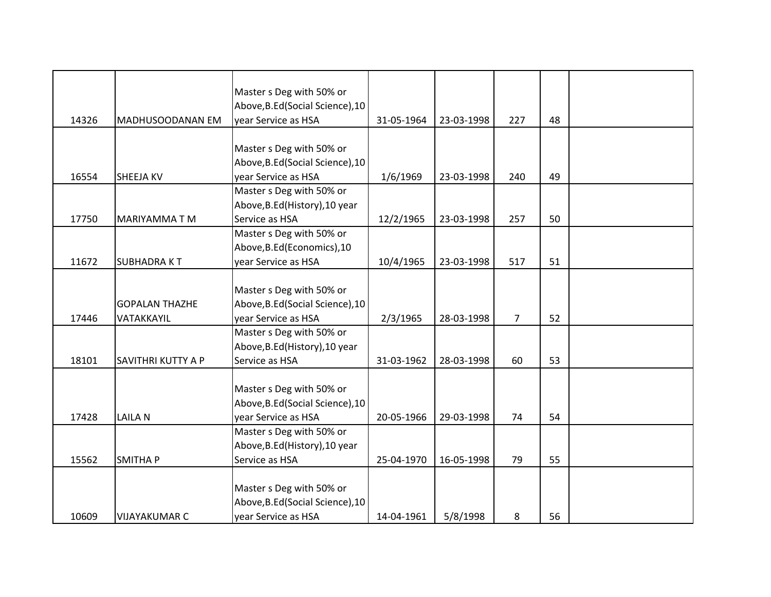| | | | | | | | |
|---|---|---|---|---|---|---|---|
| 14326 | MADHUSOODANAN EM | Master s Deg with 50% or Above,B.Ed(Social Science),10 year Service as HSA | 31-05-1964 | 23-03-1998 | 227 | 48 | |
| 16554 | SHEEJA KV | Master s Deg with 50% or Above,B.Ed(Social Science),10 year Service as HSA | 1/6/1969 | 23-03-1998 | 240 | 49 | |
| 17750 | MARIYAMMA T M | Master s Deg with 50% or Above,B.Ed(History),10 year Service as HSA | 12/2/1965 | 23-03-1998 | 257 | 50 | |
| 11672 | SUBHADRA K T | Master s Deg with 50% or Above,B.Ed(Economics),10 year Service as HSA | 10/4/1965 | 23-03-1998 | 517 | 51 | |
| 17446 | GOPALAN THAZHE VATAKKAYIL | Master s Deg with 50% or Above,B.Ed(Social Science),10 year Service as HSA | 2/3/1965 | 28-03-1998 | 7 | 52 | |
| 18101 | SAVITHRI KUTTY A P | Master s Deg with 50% or Above,B.Ed(History),10 year Service as HSA | 31-03-1962 | 28-03-1998 | 60 | 53 | |
| 17428 | LAILA N | Master s Deg with 50% or Above,B.Ed(Social Science),10 year Service as HSA | 20-05-1966 | 29-03-1998 | 74 | 54 | |
| 15562 | SMITHA P | Master s Deg with 50% or Above,B.Ed(History),10 year Service as HSA | 25-04-1970 | 16-05-1998 | 79 | 55 | |
| 10609 | VIJAYAKUMAR C | Master s Deg with 50% or Above,B.Ed(Social Science),10 year Service as HSA | 14-04-1961 | 5/8/1998 | 8 | 56 | |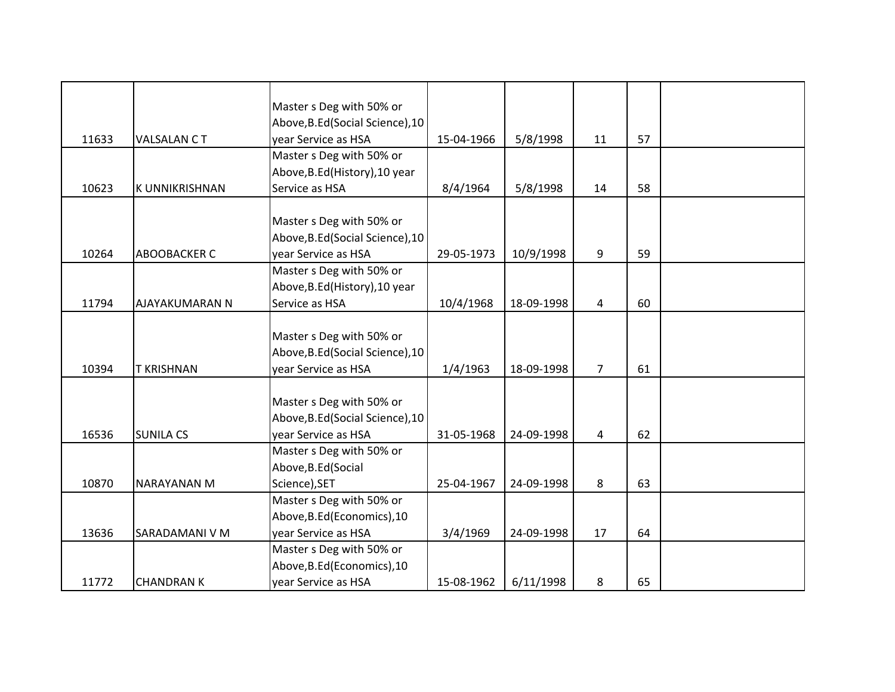| | | | | | | | |
|---|---|---|---|---|---|---|---|
| 11633 | VALSALAN C T | Master s Deg with 50% or Above,B.Ed(Social Science),10 year Service as HSA | 15-04-1966 | 5/8/1998 | 11 | 57 | |
| 10623 | K UNNIKRISHNAN | Master s Deg with 50% or Above,B.Ed(History),10 year Service as HSA | 8/4/1964 | 5/8/1998 | 14 | 58 | |
| 10264 | ABOOBACKER C | Master s Deg with 50% or Above,B.Ed(Social Science),10 year Service as HSA | 29-05-1973 | 10/9/1998 | 9 | 59 | |
| 11794 | AJAYAKUMARAN N | Master s Deg with 50% or Above,B.Ed(History),10 year Service as HSA | 10/4/1968 | 18-09-1998 | 4 | 60 | |
| 10394 | T KRISHNAN | Master s Deg with 50% or Above,B.Ed(Social Science),10 year Service as HSA | 1/4/1963 | 18-09-1998 | 7 | 61 | |
| 16536 | SUNILA CS | Master s Deg with 50% or Above,B.Ed(Social Science),10 year Service as HSA | 31-05-1968 | 24-09-1998 | 4 | 62 | |
| 10870 | NARAYANAN M | Master s Deg with 50% or Above,B.Ed(Social Science),SET | 25-04-1967 | 24-09-1998 | 8 | 63 | |
| 13636 | SARADAMANI V M | Master s Deg with 50% or Above,B.Ed(Economics),10 year Service as HSA | 3/4/1969 | 24-09-1998 | 17 | 64 | |
| 11772 | CHANDRAN K | Master s Deg with 50% or Above,B.Ed(Economics),10 year Service as HSA | 15-08-1962 | 6/11/1998 | 8 | 65 | |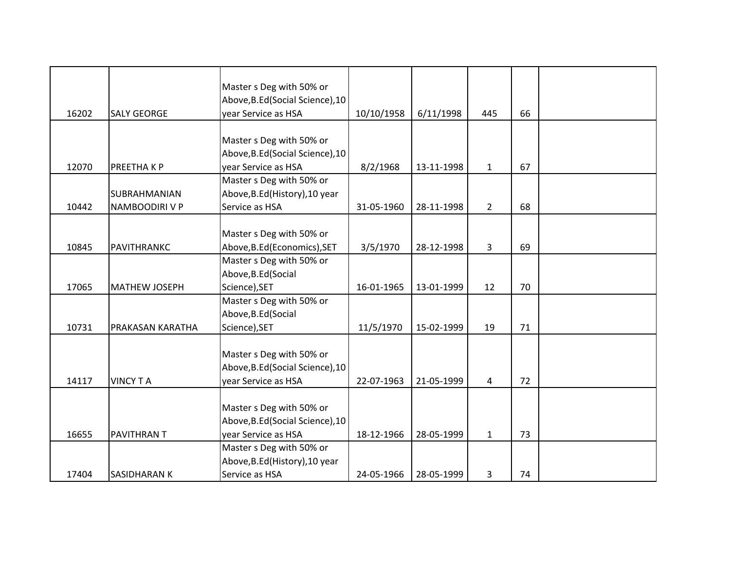| | | | | | | | |
|---|---|---|---|---|---|---|---|
| 16202 | SALY GEORGE | Master s Deg with 50% or Above,B.Ed(Social Science),10 year Service as HSA | 10/10/1958 | 6/11/1998 | 445 | 66 | |
| 12070 | PREETHA K P | Master s Deg with 50% or Above,B.Ed(Social Science),10 year Service as HSA | 8/2/1968 | 13-11-1998 | 1 | 67 | |
| 10442 | SUBRAHMANIAN NAMBOODIRI V P | Master s Deg with 50% or Above,B.Ed(History),10 year Service as HSA | 31-05-1960 | 28-11-1998 | 2 | 68 | |
| 10845 | PAVITHRANKC | Master s Deg with 50% or Above,B.Ed(Economics),SET | 3/5/1970 | 28-12-1998 | 3 | 69 | |
| 17065 | MATHEW JOSEPH | Master s Deg with 50% or Above,B.Ed(Social Science),SET | 16-01-1965 | 13-01-1999 | 12 | 70 | |
| 10731 | PRAKASAN KARATHA | Master s Deg with 50% or Above,B.Ed(Social Science),SET | 11/5/1970 | 15-02-1999 | 19 | 71 | |
| 14117 | VINCY T A | Master s Deg with 50% or Above,B.Ed(Social Science),10 year Service as HSA | 22-07-1963 | 21-05-1999 | 4 | 72 | |
| 16655 | PAVITHRAN T | Master s Deg with 50% or Above,B.Ed(Social Science),10 year Service as HSA | 18-12-1966 | 28-05-1999 | 1 | 73 | |
| 17404 | SASIDHARAN K | Master s Deg with 50% or Above,B.Ed(History),10 year Service as HSA | 24-05-1966 | 28-05-1999 | 3 | 74 | |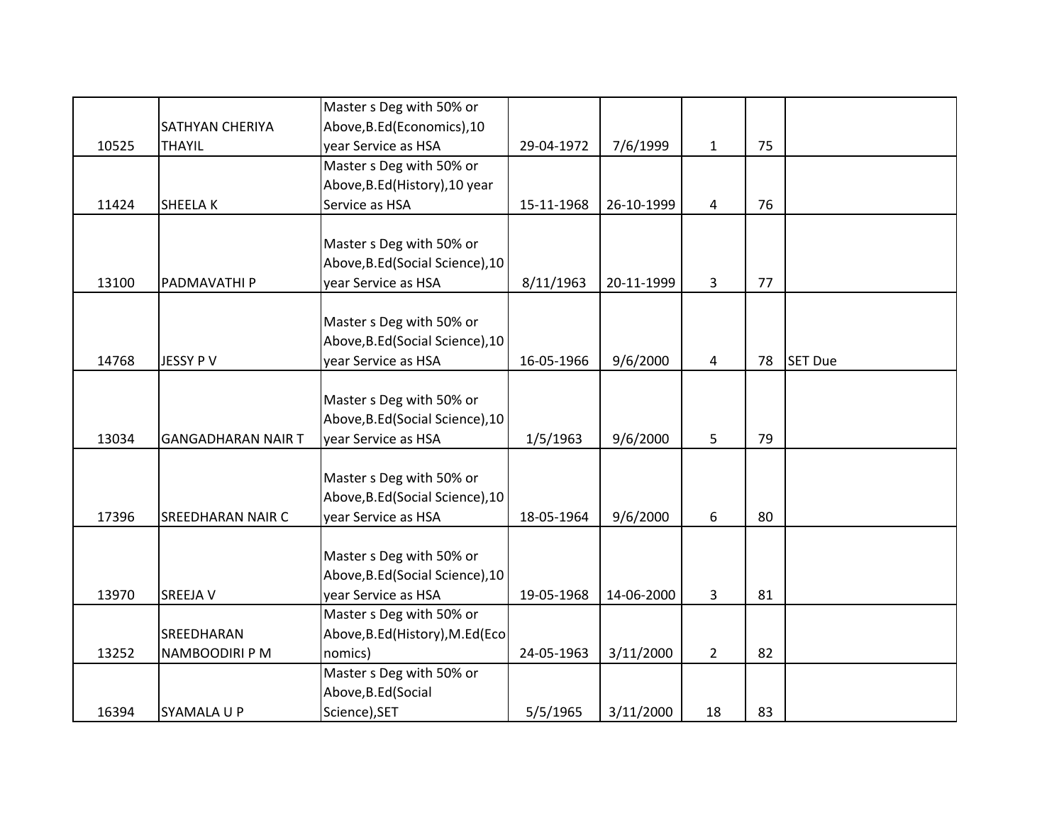| | | | | | | | |
|---|---|---|---|---|---|---|---|
| 10525 | SATHYAN CHERIYA THAYIL | Master s Deg with 50% or Above,B.Ed(Economics),10 year Service as HSA | 29-04-1972 | 7/6/1999 | 1 | 75 | |
| 11424 | SHEELA K | Master s Deg with 50% or Above,B.Ed(History),10 year Service as HSA | 15-11-1968 | 26-10-1999 | 4 | 76 | |
| 13100 | PADMAVATHI P | Master s Deg with 50% or Above,B.Ed(Social Science),10 year Service as HSA | 8/11/1963 | 20-11-1999 | 3 | 77 | |
| 14768 | JESSY P V | Master s Deg with 50% or Above,B.Ed(Social Science),10 year Service as HSA | 16-05-1966 | 9/6/2000 | 4 | 78 | SET Due |
| 13034 | GANGADHARAN NAIR T | Master s Deg with 50% or Above,B.Ed(Social Science),10 year Service as HSA | 1/5/1963 | 9/6/2000 | 5 | 79 | |
| 17396 | SREEDHARAN NAIR C | Master s Deg with 50% or Above,B.Ed(Social Science),10 year Service as HSA | 18-05-1964 | 9/6/2000 | 6 | 80 | |
| 13970 | SREEJA V | Master s Deg with 50% or Above,B.Ed(Social Science),10 year Service as HSA | 19-05-1968 | 14-06-2000 | 3 | 81 | |
| 13252 | SREEDHARAN NAMBOODIRI P M | Master s Deg with 50% or Above,B.Ed(History),M.Ed(Economics) | 24-05-1963 | 3/11/2000 | 2 | 82 | |
| 16394 | SYAMALA U P | Master s Deg with 50% or Above,B.Ed(Social Science),SET | 5/5/1965 | 3/11/2000 | 18 | 83 | |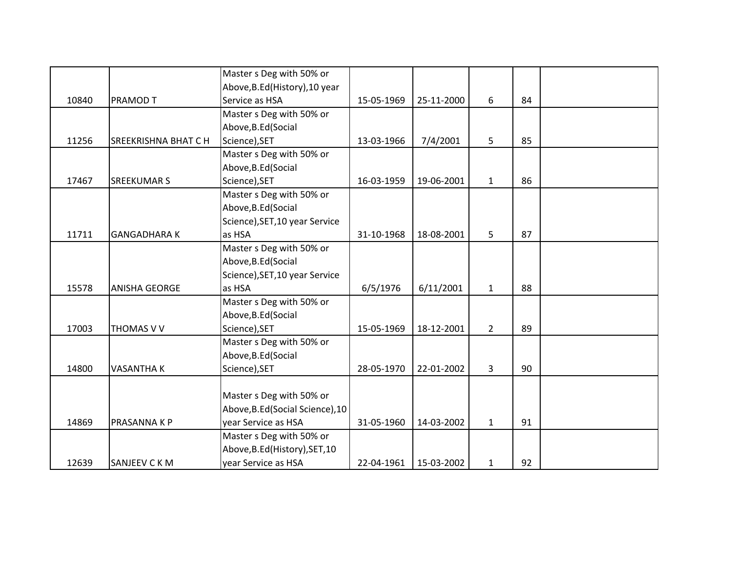| | | | | | | | |
|---|---|---|---|---|---|---|---|
| 10840 | PRAMOD T | Master s Deg with 50% or Above,B.Ed(History),10 year Service as HSA | 15-05-1969 | 25-11-2000 | 6 | 84 | |
| 11256 | SREEKRISHNA BHAT C H | Master s Deg with 50% or Above,B.Ed(Social Science),SET | 13-03-1966 | 7/4/2001 | 5 | 85 | |
| 17467 | SREEKUMAR S | Master s Deg with 50% or Above,B.Ed(Social Science),SET | 16-03-1959 | 19-06-2001 | 1 | 86 | |
| 11711 | GANGADHARA K | Master s Deg with 50% or Above,B.Ed(Social Science),SET,10 year Service as HSA | 31-10-1968 | 18-08-2001 | 5 | 87 | |
| 15578 | ANISHA GEORGE | Master s Deg with 50% or Above,B.Ed(Social Science),SET,10 year Service as HSA | 6/5/1976 | 6/11/2001 | 1 | 88 | |
| 17003 | THOMAS V V | Master s Deg with 50% or Above,B.Ed(Social Science),SET | 15-05-1969 | 18-12-2001 | 2 | 89 | |
| 14800 | VASANTHA K | Master s Deg with 50% or Above,B.Ed(Social Science),SET | 28-05-1970 | 22-01-2002 | 3 | 90 | |
| 14869 | PRASANNA K P | Master s Deg with 50% or Above,B.Ed(Social Science),10 year Service as HSA | 31-05-1960 | 14-03-2002 | 1 | 91 | |
| 12639 | SANJEEV C K M | Master s Deg with 50% or Above,B.Ed(History),SET,10 year Service as HSA | 22-04-1961 | 15-03-2002 | 1 | 92 | |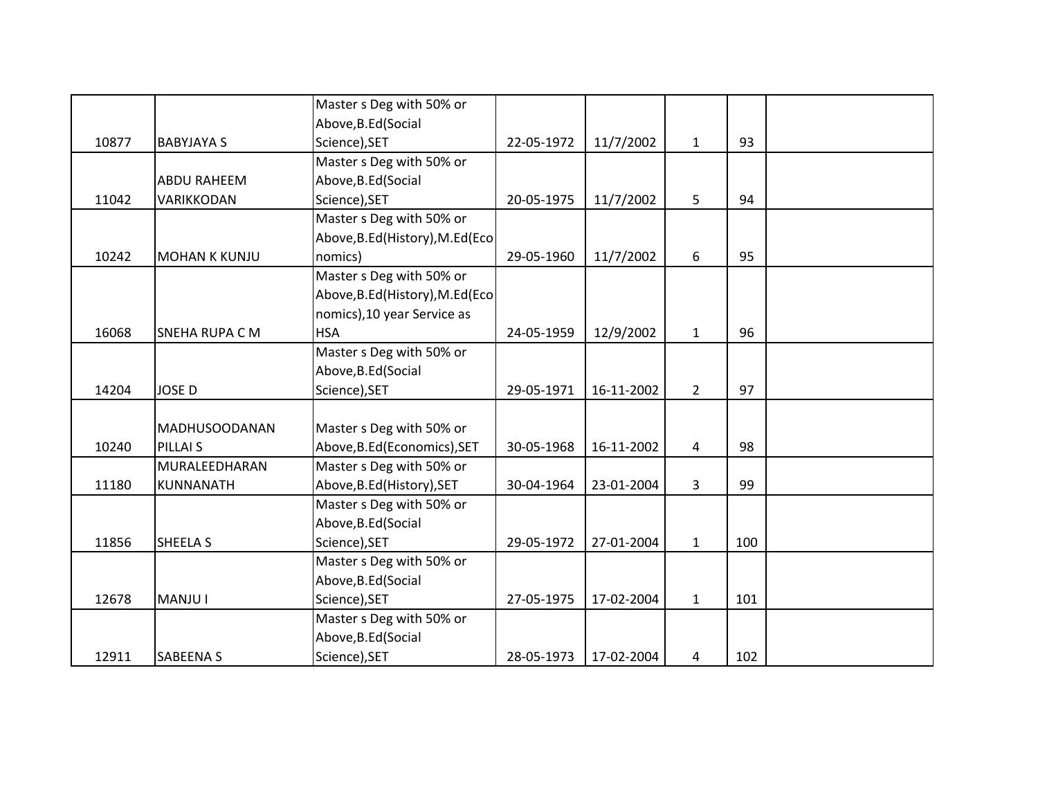| | | | | | | | |
|---|---|---|---|---|---|---|---|
| 10877 | BABYJAYA S | Master s Deg with 50% or Above,B.Ed(Social Science),SET | 22-05-1972 | 11/7/2002 | 1 | 93 | |
| 11042 | ABDU RAHEEM VARIKKODAN | Master s Deg with 50% or Above,B.Ed(Social Science),SET | 20-05-1975 | 11/7/2002 | 5 | 94 | |
| 10242 | MOHAN K KUNJU | Master s Deg with 50% or Above,B.Ed(History),M.Ed(Economics) | 29-05-1960 | 11/7/2002 | 6 | 95 | |
| 16068 | SNEHA RUPA C M | Master s Deg with 50% or Above,B.Ed(History),M.Ed(Economics),10 year Service as HSA | 24-05-1959 | 12/9/2002 | 1 | 96 | |
| 14204 | JOSE D | Master s Deg with 50% or Above,B.Ed(Social Science),SET | 29-05-1971 | 16-11-2002 | 2 | 97 | |
| 10240 | MADHUSOODANAN PILLAI S | Master s Deg with 50% or Above,B.Ed(Economics),SET | 30-05-1968 | 16-11-2002 | 4 | 98 | |
| 11180 | MURALEEDHARAN KUNNANATH | Master s Deg with 50% or Above,B.Ed(History),SET | 30-04-1964 | 23-01-2004 | 3 | 99 | |
| 11856 | SHEELA S | Master s Deg with 50% or Above,B.Ed(Social Science),SET | 29-05-1972 | 27-01-2004 | 1 | 100 | |
| 12678 | MANJU I | Master s Deg with 50% or Above,B.Ed(Social Science),SET | 27-05-1975 | 17-02-2004 | 1 | 101 | |
| 12911 | SABEENA S | Master s Deg with 50% or Above,B.Ed(Social Science),SET | 28-05-1973 | 17-02-2004 | 4 | 102 | |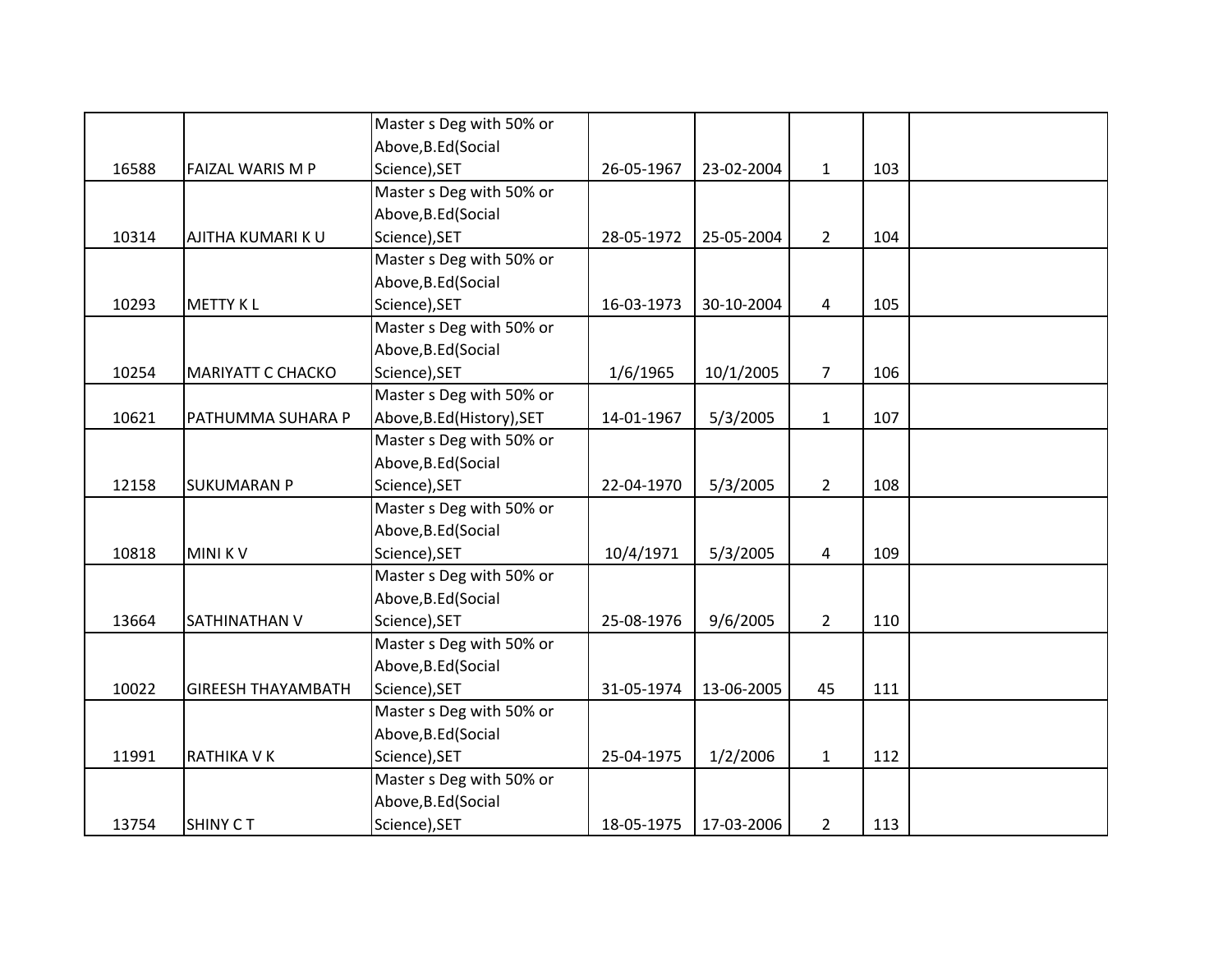| | | | | | | | |
|---|---|---|---|---|---|---|---|
| 16588 | FAIZAL WARIS M P | Master s Deg with 50% or Above,B.Ed(Social Science),SET | 26-05-1967 | 23-02-2004 | 1 | 103 | |
| 10314 | AJITHA KUMARI K U | Master s Deg with 50% or Above,B.Ed(Social Science),SET | 28-05-1972 | 25-05-2004 | 2 | 104 | |
| 10293 | METTY K L | Master s Deg with 50% or Above,B.Ed(Social Science),SET | 16-03-1973 | 30-10-2004 | 4 | 105 | |
| 10254 | MARIYATT C CHACKO | Master s Deg with 50% or Above,B.Ed(Social Science),SET | 1/6/1965 | 10/1/2005 | 7 | 106 | |
| 10621 | PATHUMMA SUHARA P | Master s Deg with 50% or Above,B.Ed(History),SET | 14-01-1967 | 5/3/2005 | 1 | 107 | |
| 12158 | SUKUMARAN P | Master s Deg with 50% or Above,B.Ed(Social Science),SET | 22-04-1970 | 5/3/2005 | 2 | 108 | |
| 10818 | MINI K V | Master s Deg with 50% or Above,B.Ed(Social Science),SET | 10/4/1971 | 5/3/2005 | 4 | 109 | |
| 13664 | SATHINATHAN V | Master s Deg with 50% or Above,B.Ed(Social Science),SET | 25-08-1976 | 9/6/2005 | 2 | 110 | |
| 10022 | GIREESH THAYAMBATH | Master s Deg with 50% or Above,B.Ed(Social Science),SET | 31-05-1974 | 13-06-2005 | 45 | 111 | |
| 11991 | RATHIKA V K | Master s Deg with 50% or Above,B.Ed(Social Science),SET | 25-04-1975 | 1/2/2006 | 1 | 112 | |
| 13754 | SHINY C T | Master s Deg with 50% or Above,B.Ed(Social Science),SET | 18-05-1975 | 17-03-2006 | 2 | 113 | |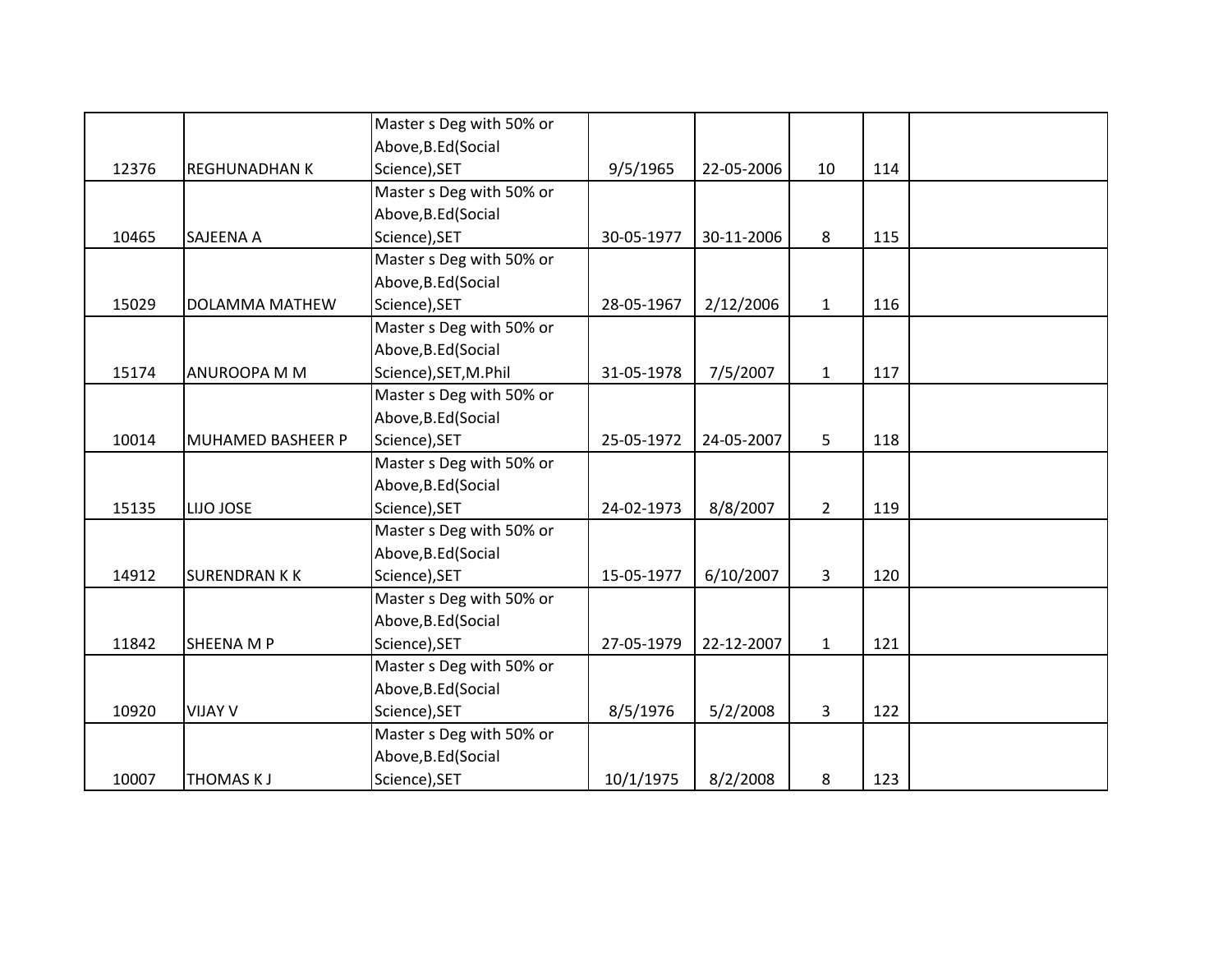| | | | | | | | |
|---|---|---|---|---|---|---|---|
| 12376 | REGHUNADHAN K | Master s Deg with 50% or Above,B.Ed(Social Science),SET | 9/5/1965 | 22-05-2006 | 10 | 114 | |
| 10465 | SAJEENA A | Master s Deg with 50% or Above,B.Ed(Social Science),SET | 30-05-1977 | 30-11-2006 | 8 | 115 | |
| 15029 | DOLAMMA MATHEW | Master s Deg with 50% or Above,B.Ed(Social Science),SET | 28-05-1967 | 2/12/2006 | 1 | 116 | |
| 15174 | ANUROOPA M M | Master s Deg with 50% or Above,B.Ed(Social Science),SET,M.Phil | 31-05-1978 | 7/5/2007 | 1 | 117 | |
| 10014 | MUHAMED BASHEER P | Master s Deg with 50% or Above,B.Ed(Social Science),SET | 25-05-1972 | 24-05-2007 | 5 | 118 | |
| 15135 | LIJO JOSE | Master s Deg with 50% or Above,B.Ed(Social Science),SET | 24-02-1973 | 8/8/2007 | 2 | 119 | |
| 14912 | SURENDRAN K K | Master s Deg with 50% or Above,B.Ed(Social Science),SET | 15-05-1977 | 6/10/2007 | 3 | 120 | |
| 11842 | SHEENA M P | Master s Deg with 50% or Above,B.Ed(Social Science),SET | 27-05-1979 | 22-12-2007 | 1 | 121 | |
| 10920 | VIJAY V | Master s Deg with 50% or Above,B.Ed(Social Science),SET | 8/5/1976 | 5/2/2008 | 3 | 122 | |
| 10007 | THOMAS K J | Master s Deg with 50% or Above,B.Ed(Social Science),SET | 10/1/1975 | 8/2/2008 | 8 | 123 | |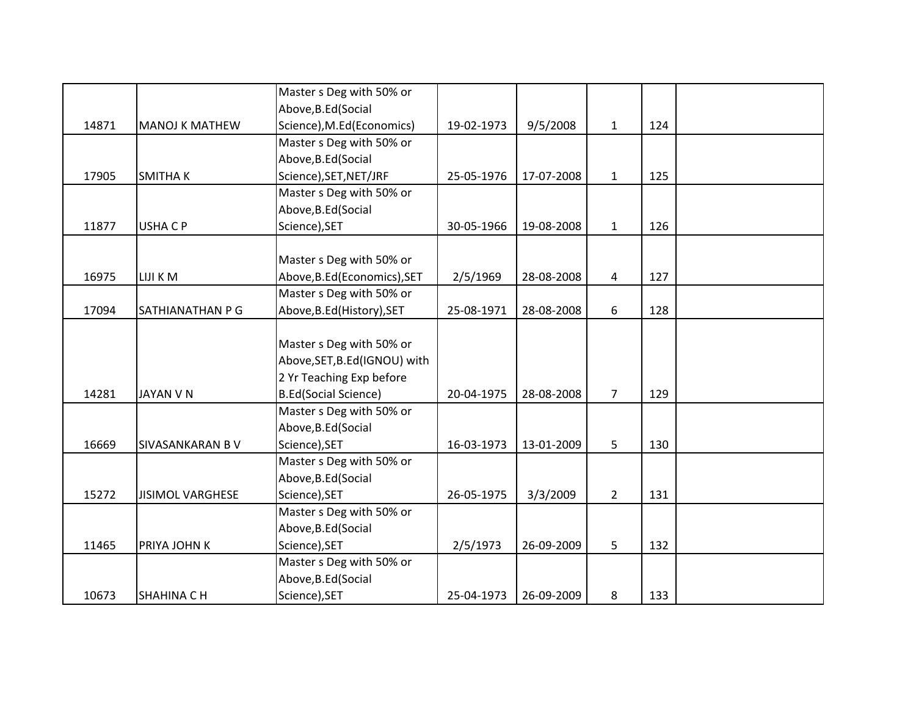| | | | | | | | |
|---|---|---|---|---|---|---|---|
| 14871 | MANOJ K MATHEW | Master s Deg with 50% or Above,B.Ed(Social Science),M.Ed(Economics) | 19-02-1973 | 9/5/2008 | 1 | 124 | |
| 17905 | SMITHA K | Master s Deg with 50% or Above,B.Ed(Social Science),SET,NET/JRF | 25-05-1976 | 17-07-2008 | 1 | 125 | |
| 11877 | USHA C P | Master s Deg with 50% or Above,B.Ed(Social Science),SET | 30-05-1966 | 19-08-2008 | 1 | 126 | |
| 16975 | LIJI K M | Master s Deg with 50% or Above,B.Ed(Economics),SET | 2/5/1969 | 28-08-2008 | 4 | 127 | |
| 17094 | SATHIANATHAN P G | Master s Deg with 50% or Above,B.Ed(History),SET | 25-08-1971 | 28-08-2008 | 6 | 128 | |
| 14281 | JAYAN V N | Master s Deg with 50% or Above,SET,B.Ed(IGNOU) with 2 Yr Teaching Exp before B.Ed(Social Science) | 20-04-1975 | 28-08-2008 | 7 | 129 | |
| 16669 | SIVASANKARAN B V | Master s Deg with 50% or Above,B.Ed(Social Science),SET | 16-03-1973 | 13-01-2009 | 5 | 130 | |
| 15272 | JISIMOL VARGHESE | Master s Deg with 50% or Above,B.Ed(Social Science),SET | 26-05-1975 | 3/3/2009 | 2 | 131 | |
| 11465 | PRIYA JOHN K | Master s Deg with 50% or Above,B.Ed(Social Science),SET | 2/5/1973 | 26-09-2009 | 5 | 132 | |
| 10673 | SHAHINA C H | Master s Deg with 50% or Above,B.Ed(Social Science),SET | 25-04-1973 | 26-09-2009 | 8 | 133 | |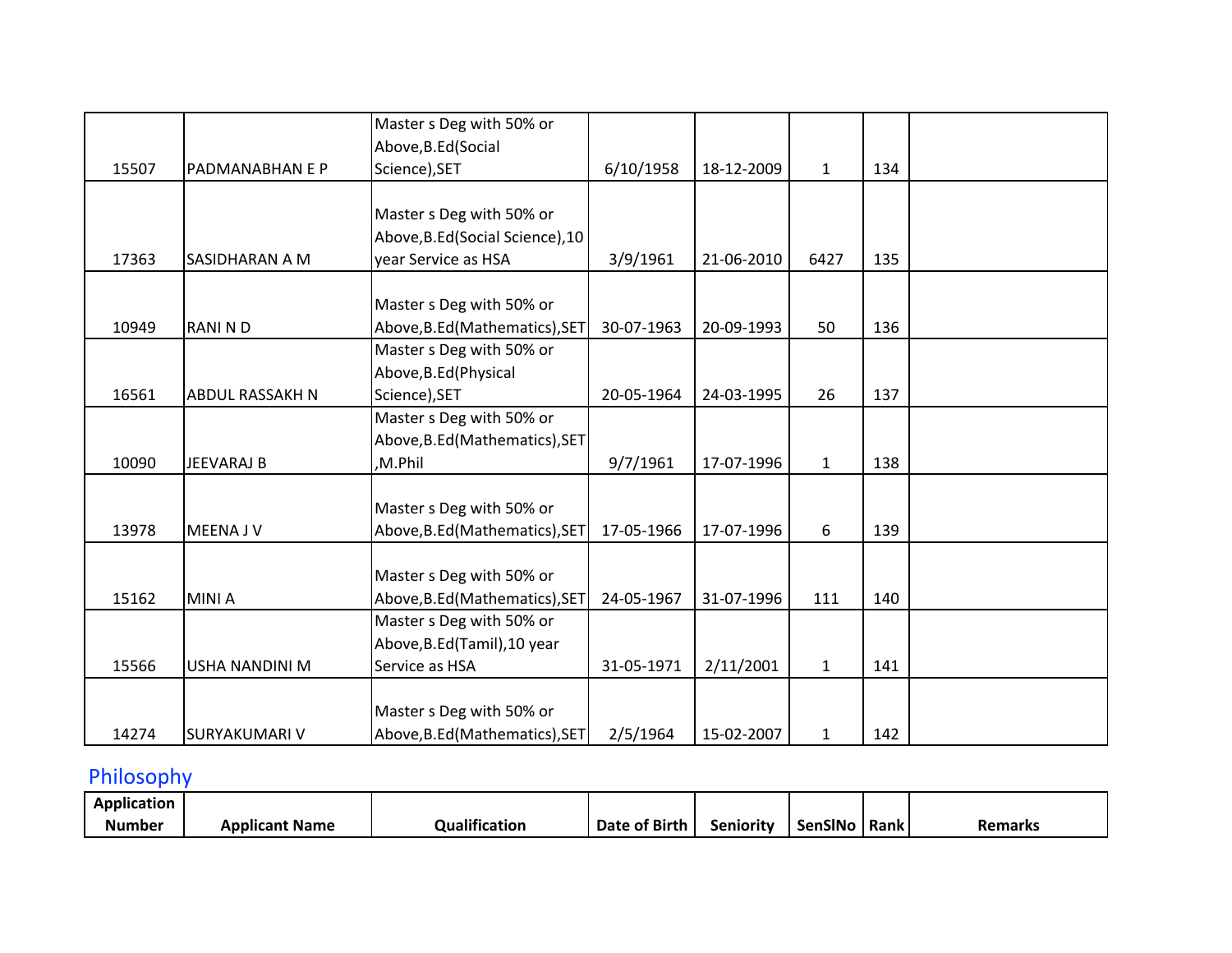| | | | | | | | |
|---|---|---|---|---|---|---|---|
| 15507 | PADMANABHAN E P | Master s Deg with 50% or Above,B.Ed(Social Science),SET | 6/10/1958 | 18-12-2009 | 1 | 134 | |
| 17363 | SASIDHARAN A M | Master s Deg with 50% or Above,B.Ed(Social Science),10 year Service as HSA | 3/9/1961 | 21-06-2010 | 6427 | 135 | |
| 10949 | RANI N D | Master s Deg with 50% or Above,B.Ed(Mathematics),SET | 30-07-1963 | 20-09-1993 | 50 | 136 | |
| 16561 | ABDUL RASSAKH N | Master s Deg with 50% or Above,B.Ed(Physical Science),SET | 20-05-1964 | 24-03-1995 | 26 | 137 | |
| 10090 | JEEVARAJ B | Master s Deg with 50% or Above,B.Ed(Mathematics),SET ,M.Phil | 9/7/1961 | 17-07-1996 | 1 | 138 | |
| 13978 | MEENA J V | Master s Deg with 50% or Above,B.Ed(Mathematics),SET | 17-05-1966 | 17-07-1996 | 6 | 139 | |
| 15162 | MINI A | Master s Deg with 50% or Above,B.Ed(Mathematics),SET | 24-05-1967 | 31-07-1996 | 111 | 140 | |
| 15566 | USHA NANDINI M | Master s Deg with 50% or Above,B.Ed(Tamil),10 year Service as HSA | 31-05-1971 | 2/11/2001 | 1 | 141 | |
| 14274 | SURYAKUMARI V | Master s Deg with 50% or Above,B.Ed(Mathematics),SET | 2/5/1964 | 15-02-2007 | 1 | 142 | |

## Philosophy

| Application Number | Applicant Name | Qualification | Date of Birth | Seniority | SenSlNo | Rank | Remarks |
|---|---|---|---|---|---|---|---|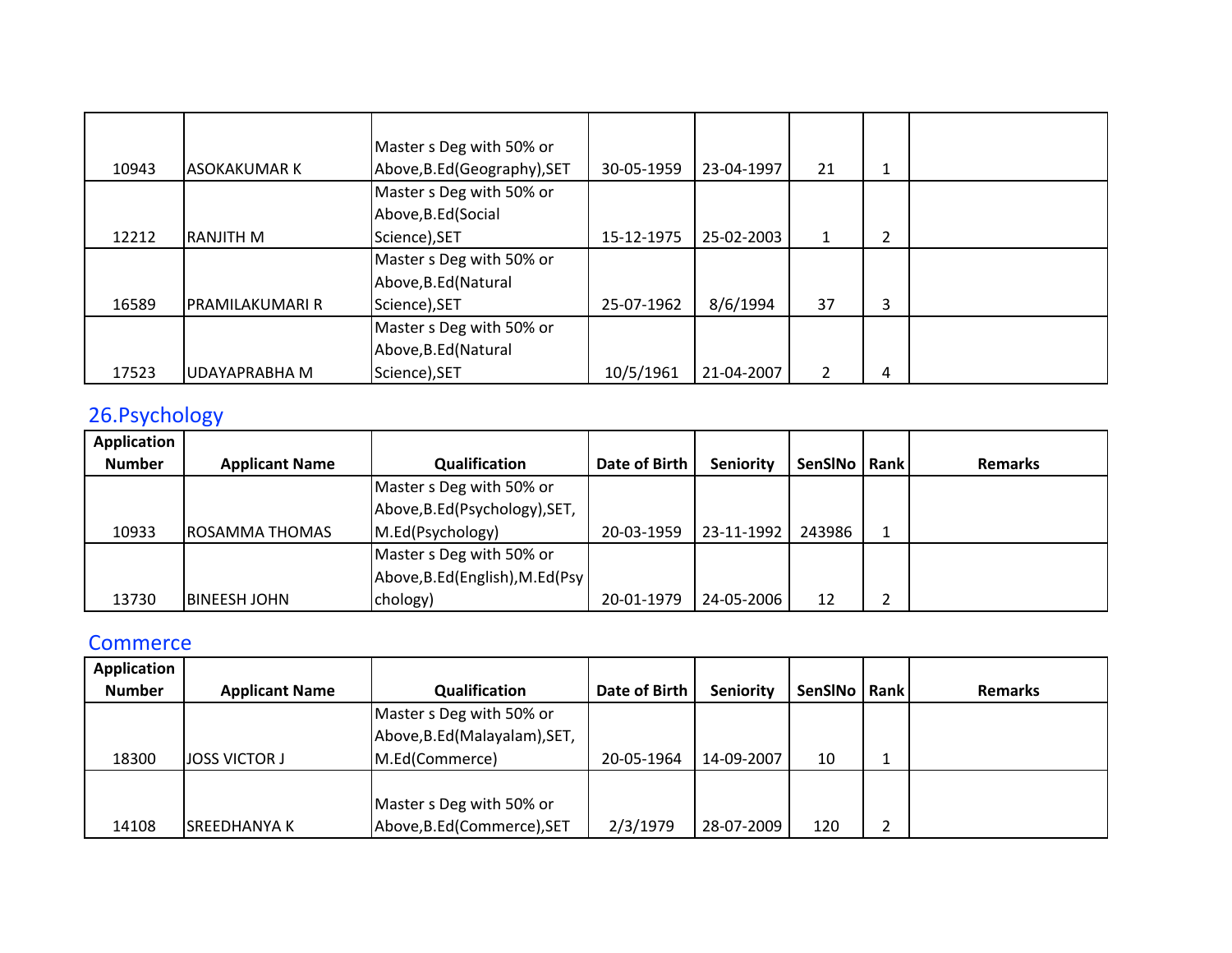| | | | | | | | |
|---|---|---|---|---|---|---|---|
| 10943 | ASOKAKUMAR K | Master s Deg with 50% or Above,B.Ed(Geography),SET | 30-05-1959 | 23-04-1997 | 21 | 1 | |
| 12212 | RANJITH M | Master s Deg with 50% or Above,B.Ed(Social Science),SET | 15-12-1975 | 25-02-2003 | 1 | 2 | |
| 16589 | PRAMILAKUMARI R | Master s Deg with 50% or Above,B.Ed(Natural Science),SET | 25-07-1962 | 8/6/1994 | 37 | 3 | |
| 17523 | UDAYAPRABHA M | Master s Deg with 50% or Above,B.Ed(Natural Science),SET | 10/5/1961 | 21-04-2007 | 2 | 4 | |

## 26.Psychology

| Application Number | Applicant Name | Qualification | Date of Birth | Seniority | SenSlNo | Rank | Remarks |
|---|---|---|---|---|---|---|---|
| 10933 | ROSAMMA THOMAS | Master s Deg with 50% or Above,B.Ed(Psychology),SET, M.Ed(Psychology) | 20-03-1959 | 23-11-1992 | 243986 | 1 | |
| 13730 | BINEESH JOHN | Master s Deg with 50% or Above,B.Ed(English),M.Ed(Psychology) | 20-01-1979 | 24-05-2006 | 12 | 2 | |

## Commerce

| Application Number | Applicant Name | Qualification | Date of Birth | Seniority | SenSlNo | Rank | Remarks |
|---|---|---|---|---|---|---|---|
| 18300 | JOSS VICTOR J | Master s Deg with 50% or Above,B.Ed(Malayalam),SET, M.Ed(Commerce) | 20-05-1964 | 14-09-2007 | 10 | 1 | |
| 14108 | SREEDHANYA K | Master s Deg with 50% or Above,B.Ed(Commerce),SET | 2/3/1979 | 28-07-2009 | 120 | 2 | |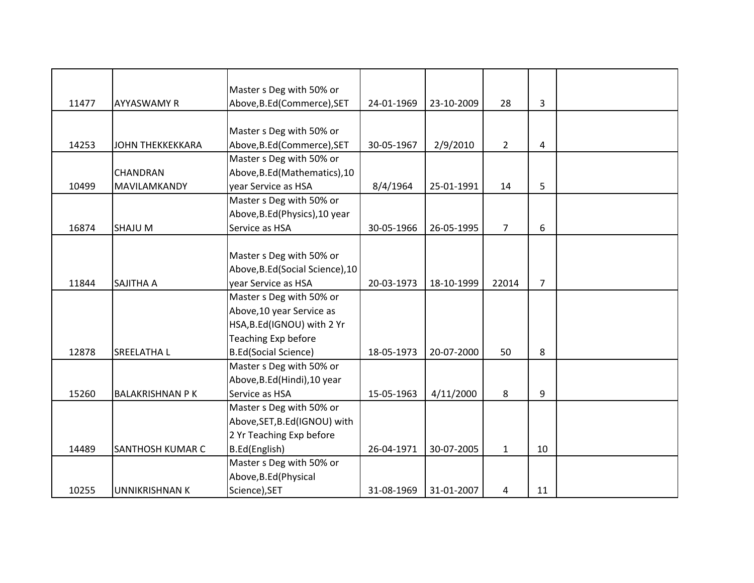| | | | | | | | |
|---|---|---|---|---|---|---|---|
| 11477 | AYYASWAMY R | Master s Deg with 50% or Above,B.Ed(Commerce),SET | 24-01-1969 | 23-10-2009 | 28 | 3 | |
| 14253 | JOHN THEKKEKKARA | Master s Deg with 50% or Above,B.Ed(Commerce),SET | 30-05-1967 | 2/9/2010 | 2 | 4 | |
| 10499 | CHANDRAN MAVILAMKANDY | Master s Deg with 50% or Above,B.Ed(Mathematics),10 year Service as HSA | 8/4/1964 | 25-01-1991 | 14 | 5 | |
| 16874 | SHAJU M | Master s Deg with 50% or Above,B.Ed(Physics),10 year Service as HSA | 30-05-1966 | 26-05-1995 | 7 | 6 | |
| 11844 | SAJITHA A | Master s Deg with 50% or Above,B.Ed(Social Science),10 year Service as HSA | 20-03-1973 | 18-10-1999 | 22014 | 7 | |
| 12878 | SREELATHA L | Master s Deg with 50% or Above,10 year Service as HSA,B.Ed(IGNOU) with 2 Yr Teaching Exp before B.Ed(Social Science) | 18-05-1973 | 20-07-2000 | 50 | 8 | |
| 15260 | BALAKRISHNAN P K | Master s Deg with 50% or Above,B.Ed(Hindi),10 year Service as HSA | 15-05-1963 | 4/11/2000 | 8 | 9 | |
| 14489 | SANTHOSH KUMAR C | Master s Deg with 50% or Above,SET,B.Ed(IGNOU) with 2 Yr Teaching Exp before B.Ed(English) | 26-04-1971 | 30-07-2005 | 1 | 10 | |
| 10255 | UNNIKRISHNAN K | Master s Deg with 50% or Above,B.Ed(Physical Science),SET | 31-08-1969 | 31-01-2007 | 4 | 11 | |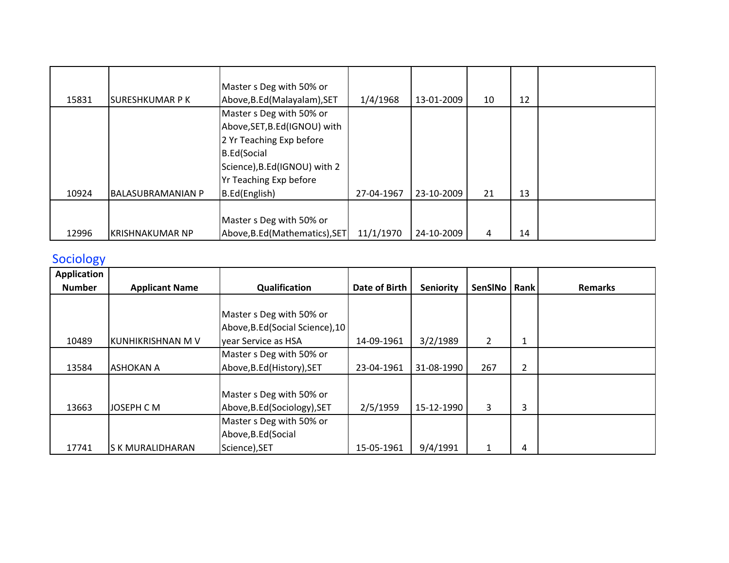| | | | | | | | |
|---|---|---|---|---|---|---|---|
| 15831 | SURESHKUMAR P K | Master s Deg with 50% or Above,B.Ed(Malayalam),SET | 1/4/1968 | 13-01-2009 | 10 | 12 | |
| 10924 | BALASUBRAMANIAN P | Master s Deg with 50% or Above,SET,B.Ed(IGNOU) with 2 Yr Teaching Exp before B.Ed(Social Science),B.Ed(IGNOU) with 2 Yr Teaching Exp before B.Ed(English) | 27-04-1967 | 23-10-2009 | 21 | 13 | |
| 12996 | KRISHNAKUMAR NP | Master s Deg with 50% or Above,B.Ed(Mathematics),SET | 11/1/1970 | 24-10-2009 | 4 | 14 | |

## Sociology

| Application Number | Applicant Name | Qualification | Date of Birth | Seniority | SenSlNo | Rank | Remarks |
|---|---|---|---|---|---|---|---|
| 10489 | KUNHIKRISHNAN M V | Master s Deg with 50% or Above,B.Ed(Social Science),10 year Service as HSA | 14-09-1961 | 3/2/1989 | 2 | 1 | |
| 13584 | ASHOKAN A | Master s Deg with 50% or Above,B.Ed(History),SET | 23-04-1961 | 31-08-1990 | 267 | 2 | |
| 13663 | JOSEPH C M | Master s Deg with 50% or Above,B.Ed(Sociology),SET | 2/5/1959 | 15-12-1990 | 3 | 3 | |
| 17741 | S K MURALIDHARAN | Master s Deg with 50% or Above,B.Ed(Social Science),SET | 15-05-1961 | 9/4/1991 | 1 | 4 | |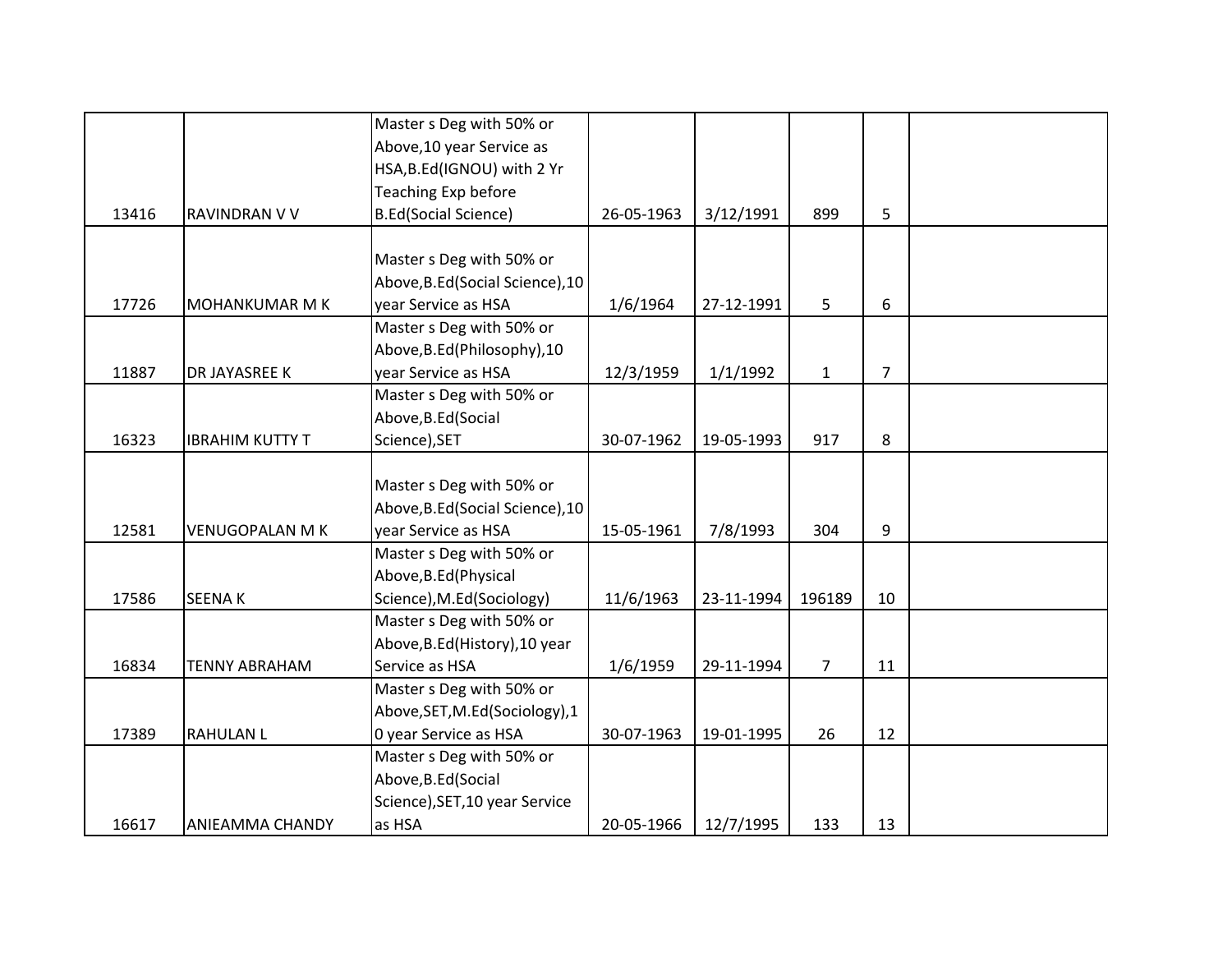| | | | | | | | |
|---|---|---|---|---|---|---|---|
| 13416 | RAVINDRAN V V | Master s Deg with 50% or Above,10 year Service as HSA,B.Ed(IGNOU) with 2 Yr Teaching Exp before B.Ed(Social Science) | 26-05-1963 | 3/12/1991 | 899 | 5 | |
| 17726 | MOHANKUMAR M K | Master s Deg with 50% or Above,B.Ed(Social Science),10 year Service as HSA | 1/6/1964 | 27-12-1991 | 5 | 6 | |
| 11887 | DR JAYASREE K | Master s Deg with 50% or Above,B.Ed(Philosophy),10 year Service as HSA | 12/3/1959 | 1/1/1992 | 1 | 7 | |
| 16323 | IBRAHIM KUTTY T | Master s Deg with 50% or Above,B.Ed(Social Science),SET | 30-07-1962 | 19-05-1993 | 917 | 8 | |
| 12581 | VENUGOPALAN M K | Master s Deg with 50% or Above,B.Ed(Social Science),10 year Service as HSA | 15-05-1961 | 7/8/1993 | 304 | 9 | |
| 17586 | SEENA K | Master s Deg with 50% or Above,B.Ed(Physical Science),M.Ed(Sociology) | 11/6/1963 | 23-11-1994 | 196189 | 10 | |
| 16834 | TENNY ABRAHAM | Master s Deg with 50% or Above,B.Ed(History),10 year Service as HSA | 1/6/1959 | 29-11-1994 | 7 | 11 | |
| 17389 | RAHULAN L | Master s Deg with 50% or Above,SET,M.Ed(Sociology),10 year Service as HSA | 30-07-1963 | 19-01-1995 | 26 | 12 | |
| 16617 | ANIEAMMA CHANDY | Master s Deg with 50% or Above,B.Ed(Social Science),SET,10 year Service as HSA | 20-05-1966 | 12/7/1995 | 133 | 13 | |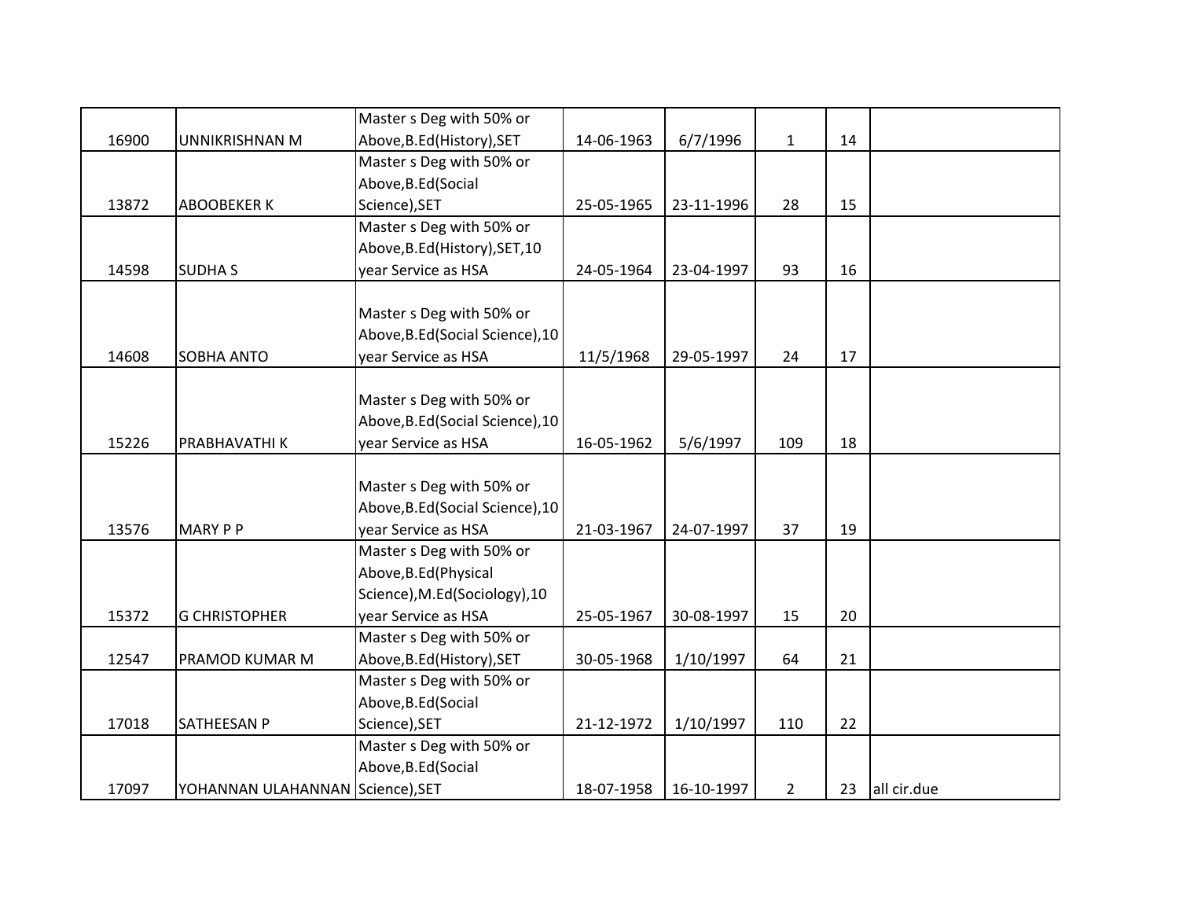| | | | | | | | |
|---|---|---|---|---|---|---|---|
| 16900 | UNNIKRISHNAN M | Master s Deg with 50% or Above,B.Ed(History),SET | 14-06-1963 | 6/7/1996 | 1 | 14 | |
| 13872 | ABOOBEKER K | Master s Deg with 50% or Above,B.Ed(Social Science),SET | 25-05-1965 | 23-11-1996 | 28 | 15 | |
| 14598 | SUDHA S | Master s Deg with 50% or Above,B.Ed(History),SET,10 year Service as HSA | 24-05-1964 | 23-04-1997 | 93 | 16 | |
| 14608 | SOBHA ANTO | Master s Deg with 50% or Above,B.Ed(Social Science),10 year Service as HSA | 11/5/1968 | 29-05-1997 | 24 | 17 | |
| 15226 | PRABHAVATHI K | Master s Deg with 50% or Above,B.Ed(Social Science),10 year Service as HSA | 16-05-1962 | 5/6/1997 | 109 | 18 | |
| 13576 | MARY P P | Master s Deg with 50% or Above,B.Ed(Social Science),10 year Service as HSA | 21-03-1967 | 24-07-1997 | 37 | 19 | |
| 15372 | G CHRISTOPHER | Master s Deg with 50% or Above,B.Ed(Physical Science),M.Ed(Sociology),10 year Service as HSA | 25-05-1967 | 30-08-1997 | 15 | 20 | |
| 12547 | PRAMOD KUMAR M | Master s Deg with 50% or Above,B.Ed(History),SET | 30-05-1968 | 1/10/1997 | 64 | 21 | |
| 17018 | SATHEESAN P | Master s Deg with 50% or Above,B.Ed(Social Science),SET | 21-12-1972 | 1/10/1997 | 110 | 22 | |
| 17097 | YOHANNAN ULAHANNAN | Master s Deg with 50% or Above,B.Ed(Social Science),SET | 18-07-1958 | 16-10-1997 | 2 | 23 | all cir.due |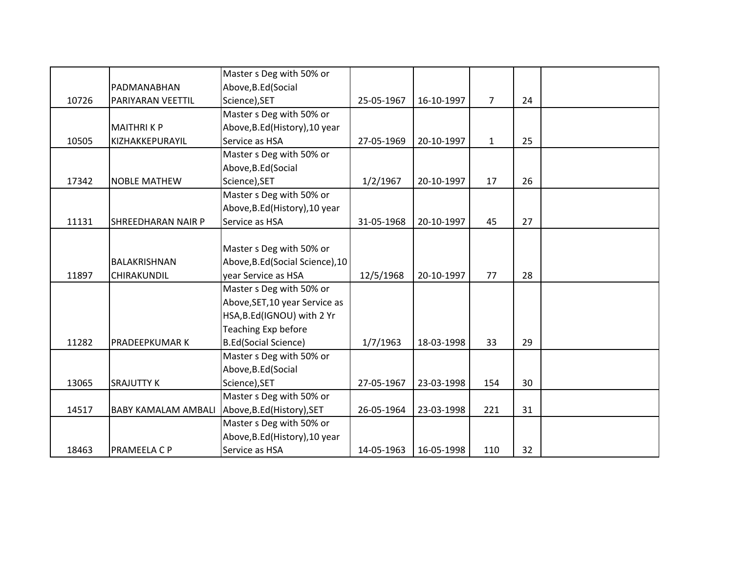| | | | | | | | |
|---|---|---|---|---|---|---|---|
| 10726 | PADMANABHAN PARIYARAN VEETTIL | Master s Deg with 50% or Above,B.Ed(Social Science),SET | 25-05-1967 | 16-10-1997 | 7 | 24 | |
| 10505 | MAITHRI K P KIZHAKKEPURAYIL | Master s Deg with 50% or Above,B.Ed(History),10 year Service as HSA | 27-05-1969 | 20-10-1997 | 1 | 25 | |
| 17342 | NOBLE MATHEW | Master s Deg with 50% or Above,B.Ed(Social Science),SET | 1/2/1967 | 20-10-1997 | 17 | 26 | |
| 11131 | SHREEDHARAN NAIR P | Master s Deg with 50% or Above,B.Ed(History),10 year Service as HSA | 31-05-1968 | 20-10-1997 | 45 | 27 | |
| 11897 | BALAKRISHNAN CHIRAKUNDIL | Master s Deg with 50% or Above,B.Ed(Social Science),10 year Service as HSA | 12/5/1968 | 20-10-1997 | 77 | 28 | |
| 11282 | PRADEEPKUMAR K | Master s Deg with 50% or Above,SET,10 year Service as HSA,B.Ed(IGNOU) with 2 Yr Teaching Exp before B.Ed(Social Science) | 1/7/1963 | 18-03-1998 | 33 | 29 | |
| 13065 | SRAJUTTY K | Master s Deg with 50% or Above,B.Ed(Social Science),SET | 27-05-1967 | 23-03-1998 | 154 | 30 | |
| 14517 | BABY KAMALAM AMBALI | Master s Deg with 50% or Above,B.Ed(History),SET | 26-05-1964 | 23-03-1998 | 221 | 31 | |
| 18463 | PRAMEELA C P | Master s Deg with 50% or Above,B.Ed(History),10 year Service as HSA | 14-05-1963 | 16-05-1998 | 110 | 32 | |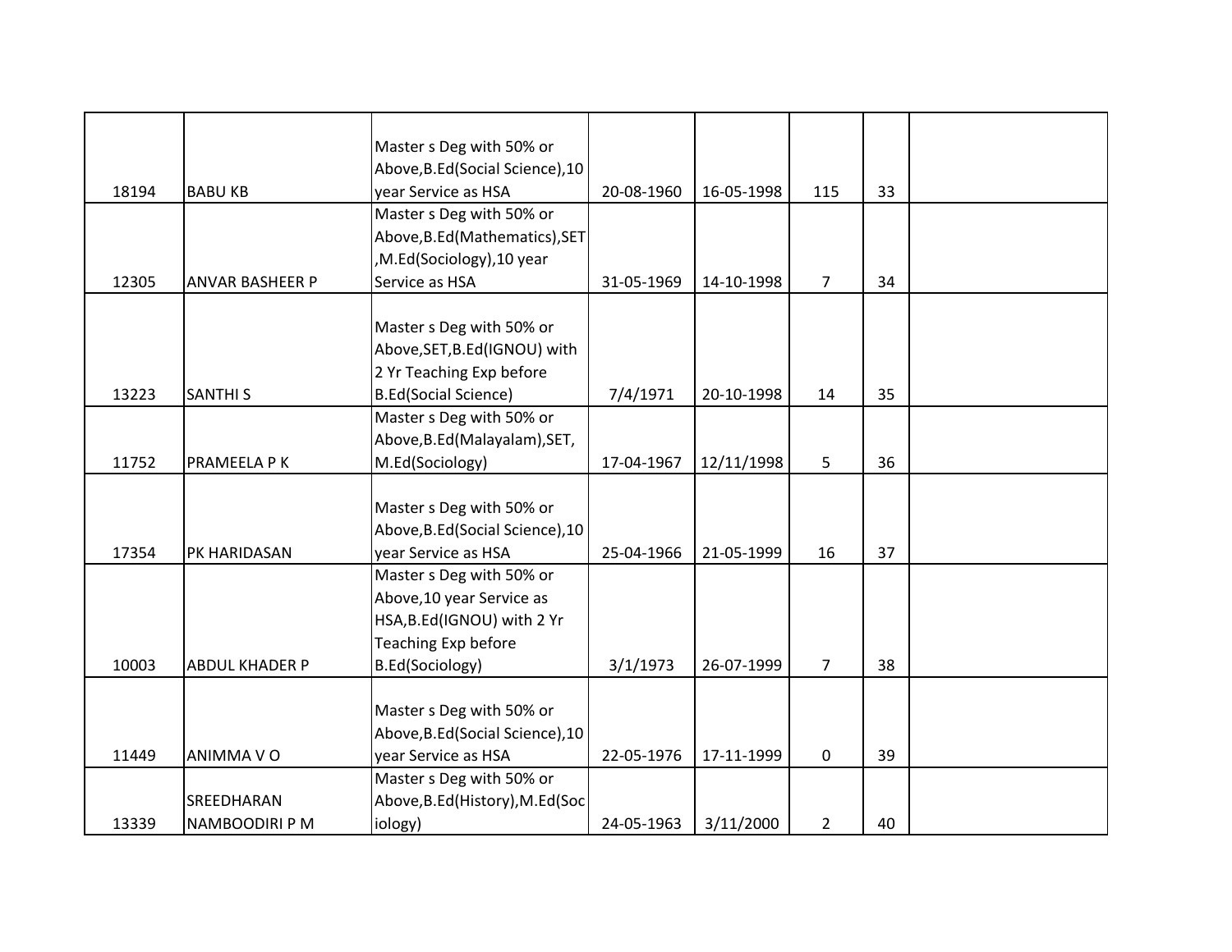| | | | | | | | |
|---|---|---|---|---|---|---|---|
| 18194 | BABU KB | Master s Deg with 50% or Above,B.Ed(Social Science),10 year Service as HSA | 20-08-1960 | 16-05-1998 | 115 | 33 | |
| 12305 | ANVAR BASHEER P | Master s Deg with 50% or Above,B.Ed(Mathematics),SET,M.Ed(Sociology),10 year Service as HSA | 31-05-1969 | 14-10-1998 | 7 | 34 | |
| 13223 | SANTHI S | Master s Deg with 50% or Above,SET,B.Ed(IGNOU) with 2 Yr Teaching Exp before B.Ed(Social Science) | 7/4/1971 | 20-10-1998 | 14 | 35 | |
| 11752 | PRAMEELA P K | Master s Deg with 50% or Above,B.Ed(Malayalam),SET, M.Ed(Sociology) | 17-04-1967 | 12/11/1998 | 5 | 36 | |
| 17354 | PK HARIDASAN | Master s Deg with 50% or Above,B.Ed(Social Science),10 year Service as HSA | 25-04-1966 | 21-05-1999 | 16 | 37 | |
| 10003 | ABDUL KHADER P | Master s Deg with 50% or Above,10 year Service as HSA,B.Ed(IGNOU) with 2 Yr Teaching Exp before B.Ed(Sociology) | 3/1/1973 | 26-07-1999 | 7 | 38 | |
| 11449 | ANIMMA V O | Master s Deg with 50% or Above,B.Ed(Social Science),10 year Service as HSA | 22-05-1976 | 17-11-1999 | 0 | 39 | |
| 13339 | SREEDHARAN NAMBOODIRI P M | Master s Deg with 50% or Above,B.Ed(History),M.Ed(Sociology) | 24-05-1963 | 3/11/2000 | 2 | 40 | |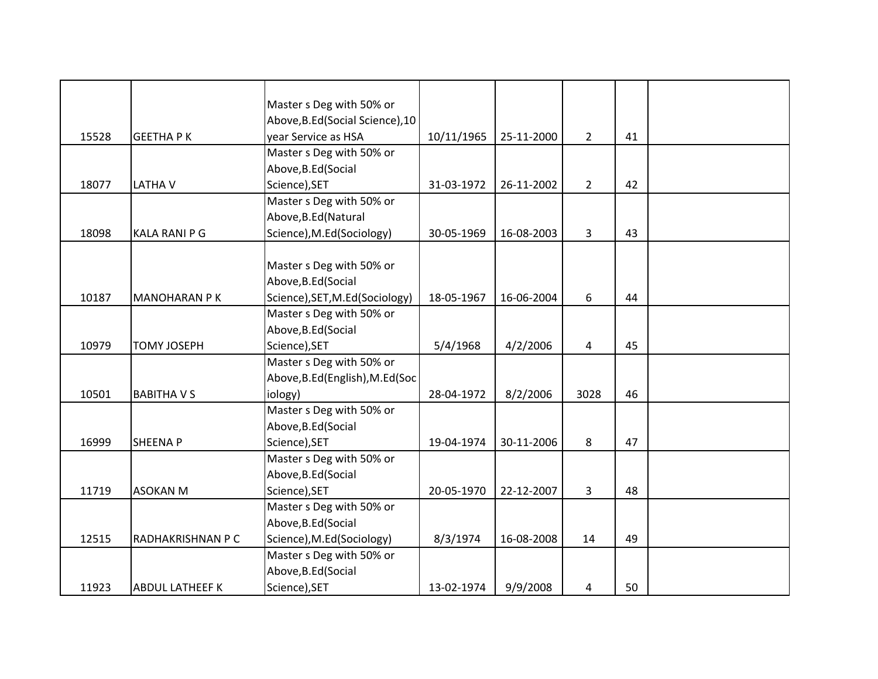| | | | | | | | |
|---|---|---|---|---|---|---|---|
| 15528 | GEETHA P K | Master s Deg with 50% or Above,B.Ed(Social Science),10 year Service as HSA | 10/11/1965 | 25-11-2000 | 2 | 41 | |
| 18077 | LATHA V | Master s Deg with 50% or Above,B.Ed(Social Science),SET | 31-03-1972 | 26-11-2002 | 2 | 42 | |
| 18098 | KALA RANI P G | Master s Deg with 50% or Above,B.Ed(Natural Science),M.Ed(Sociology) | 30-05-1969 | 16-08-2003 | 3 | 43 | |
| 10187 | MANOHARAN P K | Master s Deg with 50% or Above,B.Ed(Social Science),SET,M.Ed(Sociology) | 18-05-1967 | 16-06-2004 | 6 | 44 | |
| 10979 | TOMY JOSEPH | Master s Deg with 50% or Above,B.Ed(Social Science),SET | 5/4/1968 | 4/2/2006 | 4 | 45 | |
| 10501 | BABITHA V S | Master s Deg with 50% or Above,B.Ed(English),M.Ed(Sociology) | 28-04-1972 | 8/2/2006 | 3028 | 46 | |
| 16999 | SHEENA P | Master s Deg with 50% or Above,B.Ed(Social Science),SET | 19-04-1974 | 30-11-2006 | 8 | 47 | |
| 11719 | ASOKAN M | Master s Deg with 50% or Above,B.Ed(Social Science),SET | 20-05-1970 | 22-12-2007 | 3 | 48 | |
| 12515 | RADHAKRISHNAN P C | Master s Deg with 50% or Above,B.Ed(Social Science),M.Ed(Sociology) | 8/3/1974 | 16-08-2008 | 14 | 49 | |
| 11923 | ABDUL LATHEEF K | Master s Deg with 50% or Above,B.Ed(Social Science),SET | 13-02-1974 | 9/9/2008 | 4 | 50 | |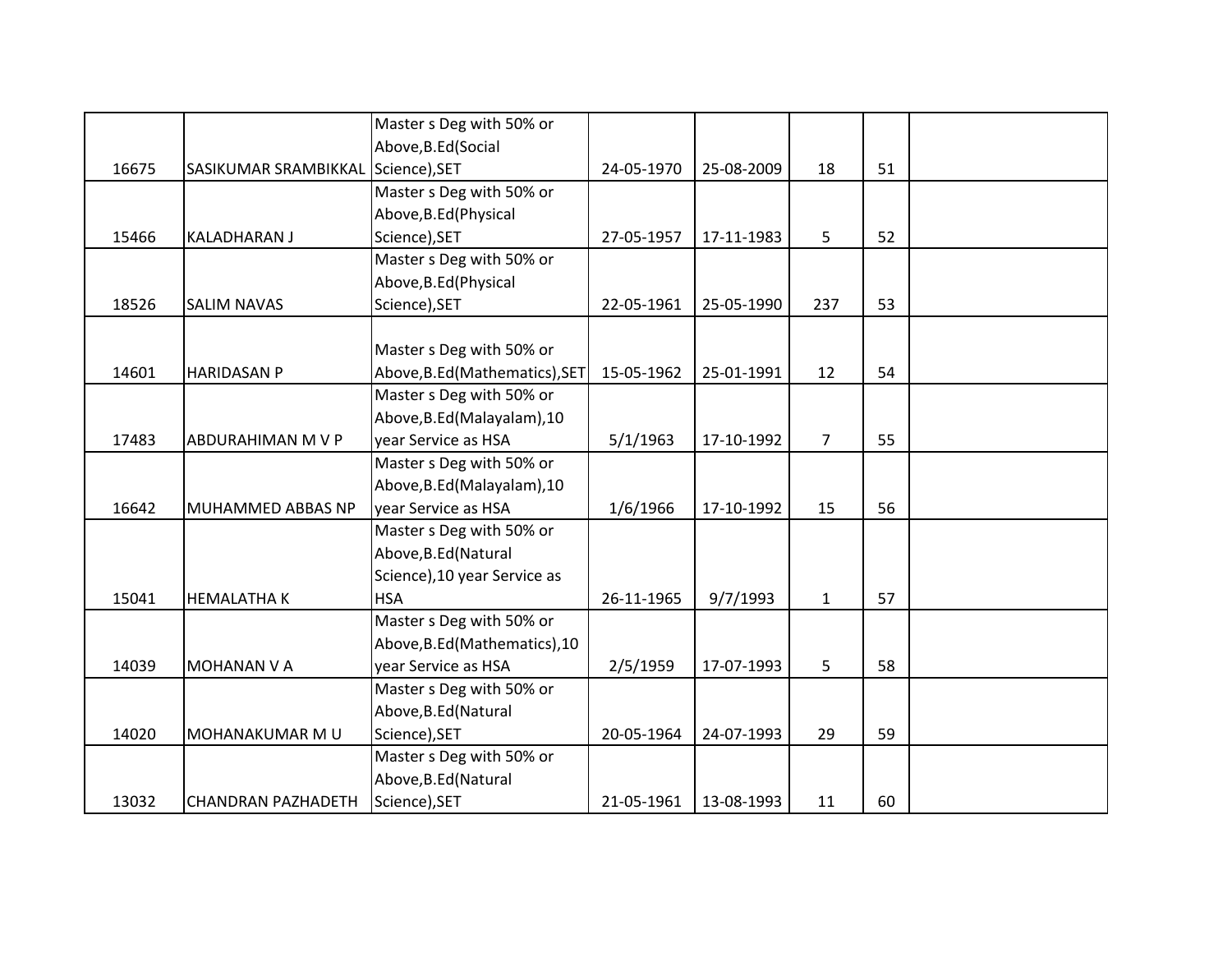|  |  |  |  |  |  |  |  |
|---|---|---|---|---|---|---|---|
| 16675 | SASIKUMAR SRAMBIKKAL | Master s Deg with 50% or Above,B.Ed(Social Science),SET | 24-05-1970 | 25-08-2009 | 18 | 51 |  |
| 15466 | KALADHARAN J | Master s Deg with 50% or Above,B.Ed(Physical Science),SET | 27-05-1957 | 17-11-1983 | 5 | 52 |  |
| 18526 | SALIM NAVAS | Master s Deg with 50% or Above,B.Ed(Physical Science),SET | 22-05-1961 | 25-05-1990 | 237 | 53 |  |
| 14601 | HARIDASAN P | Master s Deg with 50% or Above,B.Ed(Mathematics),SET | 15-05-1962 | 25-01-1991 | 12 | 54 |  |
| 17483 | ABDURAHIMAN M V P | Master s Deg with 50% or Above,B.Ed(Malayalam),10 year Service as HSA | 5/1/1963 | 17-10-1992 | 7 | 55 |  |
| 16642 | MUHAMMED ABBAS NP | Master s Deg with 50% or Above,B.Ed(Malayalam),10 year Service as HSA | 1/6/1966 | 17-10-1992 | 15 | 56 |  |
| 15041 | HEMALATHA K | Master s Deg with 50% or Above,B.Ed(Natural Science),10 year Service as HSA | 26-11-1965 | 9/7/1993 | 1 | 57 |  |
| 14039 | MOHANAN V A | Master s Deg with 50% or Above,B.Ed(Mathematics),10 year Service as HSA | 2/5/1959 | 17-07-1993 | 5 | 58 |  |
| 14020 | MOHANAKUMAR M U | Master s Deg with 50% or Above,B.Ed(Natural Science),SET | 20-05-1964 | 24-07-1993 | 29 | 59 |  |
| 13032 | CHANDRAN PAZHADETH | Master s Deg with 50% or Above,B.Ed(Natural Science),SET | 21-05-1961 | 13-08-1993 | 11 | 60 |  |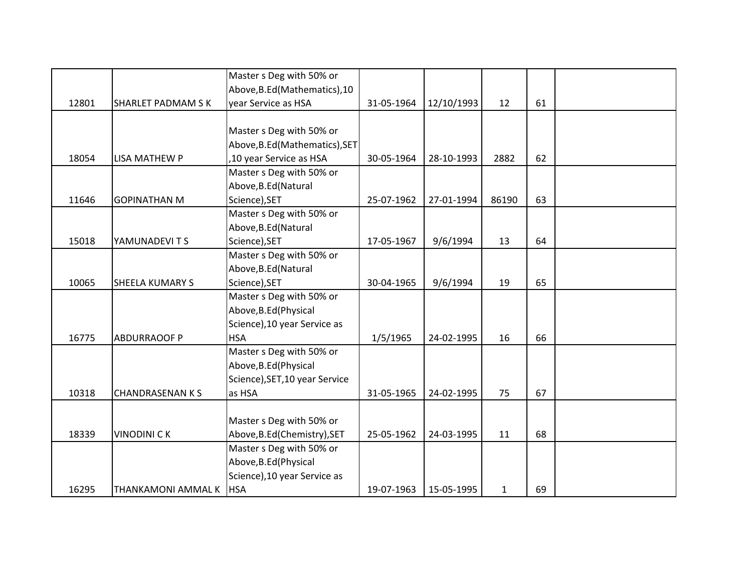| | | | | | | | |
|---|---|---|---|---|---|---|---|
| 12801 | SHARLET PADMAM S K | Master s Deg with 50% or Above,B.Ed(Mathematics),10 year Service as HSA | 31-05-1964 | 12/10/1993 | 12 | 61 | |
| 18054 | LISA MATHEW P | Master s Deg with 50% or Above,B.Ed(Mathematics),SET ,10 year Service as HSA | 30-05-1964 | 28-10-1993 | 2882 | 62 | |
| 11646 | GOPINATHAN M | Master s Deg with 50% or Above,B.Ed(Natural Science),SET | 25-07-1962 | 27-01-1994 | 86190 | 63 | |
| 15018 | YAMUNADEVI T S | Master s Deg with 50% or Above,B.Ed(Natural Science),SET | 17-05-1967 | 9/6/1994 | 13 | 64 | |
| 10065 | SHEELA KUMARY S | Master s Deg with 50% or Above,B.Ed(Natural Science),SET | 30-04-1965 | 9/6/1994 | 19 | 65 | |
| 16775 | ABDURRAOOF P | Master s Deg with 50% or Above,B.Ed(Physical Science),10 year Service as HSA | 1/5/1965 | 24-02-1995 | 16 | 66 | |
| 10318 | CHANDRASENAN K S | Master s Deg with 50% or Above,B.Ed(Physical Science),SET,10 year Service as HSA | 31-05-1965 | 24-02-1995 | 75 | 67 | |
| 18339 | VINODINI C K | Master s Deg with 50% or Above,B.Ed(Chemistry),SET | 25-05-1962 | 24-03-1995 | 11 | 68 | |
| 16295 | THANKAMONI AMMAL K | Master s Deg with 50% or Above,B.Ed(Physical Science),10 year Service as HSA | 19-07-1963 | 15-05-1995 | 1 | 69 | |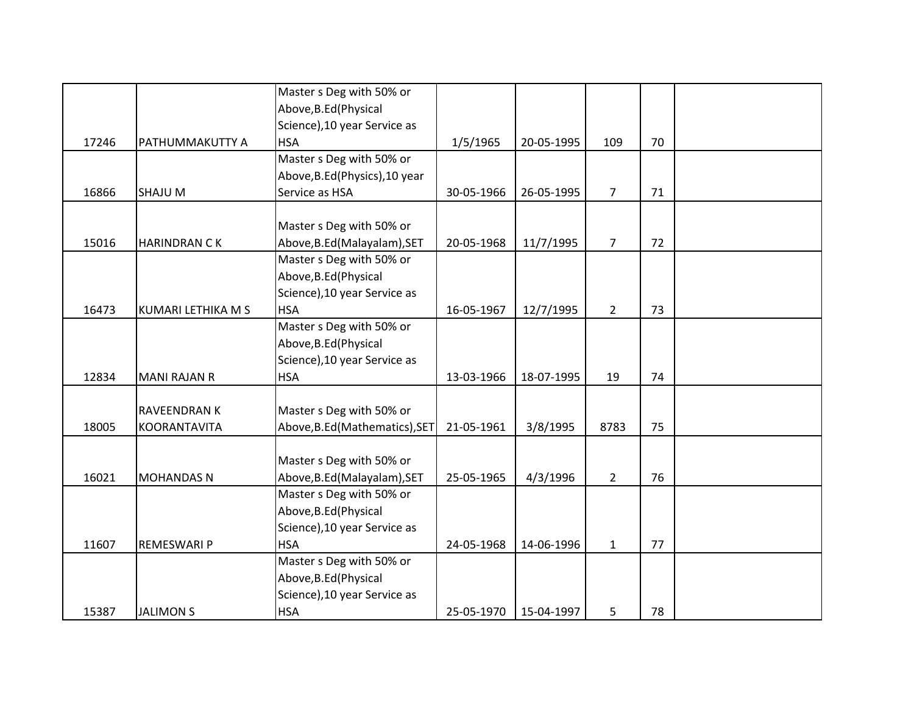| | | | | | | | |
|---|---|---|---|---|---|---|---|
| 17246 | PATHUMMAKUTTY A | Master s Deg with 50% or Above,B.Ed(Physical Science),10 year Service as HSA | 1/5/1965 | 20-05-1995 | 109 | 70 | |
| 16866 | SHAJU M | Master s Deg with 50% or Above,B.Ed(Physics),10 year Service as HSA | 30-05-1966 | 26-05-1995 | 7 | 71 | |
| 15016 | HARINDRAN C K | Master s Deg with 50% or Above,B.Ed(Malayalam),SET | 20-05-1968 | 11/7/1995 | 7 | 72 | |
| 16473 | KUMARI LETHIKA M S | Master s Deg with 50% or Above,B.Ed(Physical Science),10 year Service as HSA | 16-05-1967 | 12/7/1995 | 2 | 73 | |
| 12834 | MANI RAJAN R | Master s Deg with 50% or Above,B.Ed(Physical Science),10 year Service as HSA | 13-03-1966 | 18-07-1995 | 19 | 74 | |
| 18005 | RAVEENDRAN K KOORANTAVITA | Master s Deg with 50% or Above,B.Ed(Mathematics),SET | 21-05-1961 | 3/8/1995 | 8783 | 75 | |
| 16021 | MOHANDAS N | Master s Deg with 50% or Above,B.Ed(Malayalam),SET | 25-05-1965 | 4/3/1996 | 2 | 76 | |
| 11607 | REMESWARI P | Master s Deg with 50% or Above,B.Ed(Physical Science),10 year Service as HSA | 24-05-1968 | 14-06-1996 | 1 | 77 | |
| 15387 | JALIMON S | Master s Deg with 50% or Above,B.Ed(Physical Science),10 year Service as HSA | 25-05-1970 | 15-04-1997 | 5 | 78 | |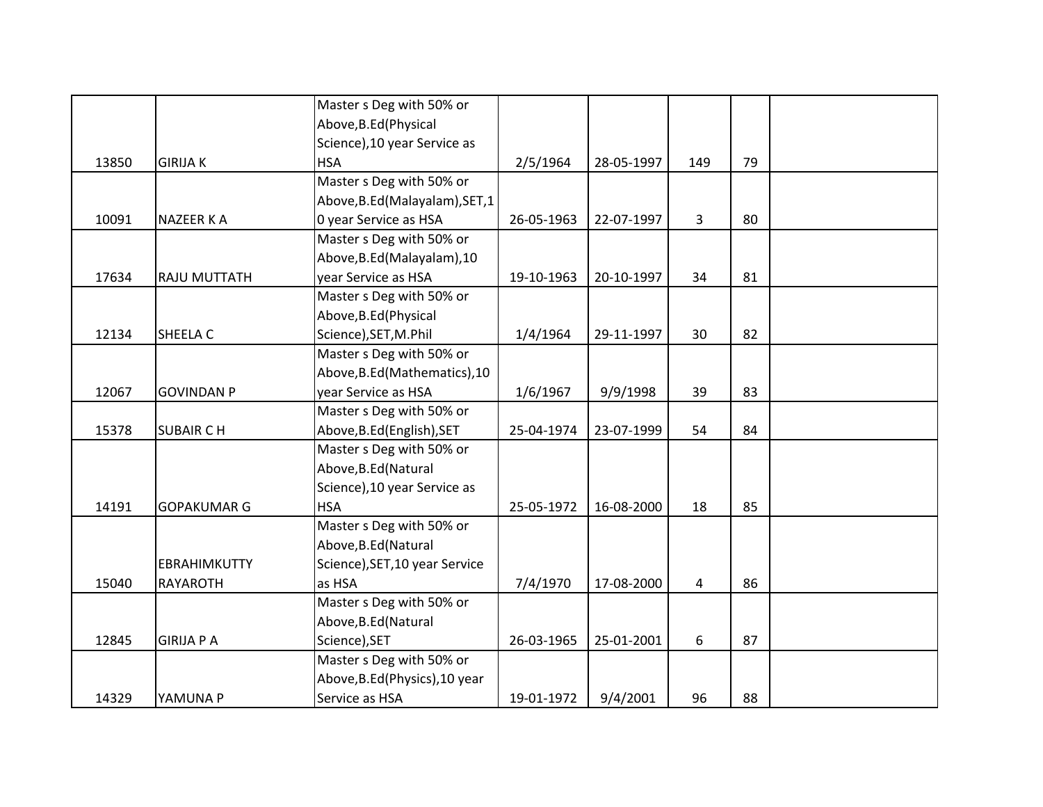| | | | | | | | |
|---|---|---|---|---|---|---|---|
| 13850 | GIRIJA K | Master s Deg with 50% or Above,B.Ed(Physical Science),10 year Service as HSA | 2/5/1964 | 28-05-1997 | 149 | 79 | |
| 10091 | NAZEER K A | Master s Deg with 50% or Above,B.Ed(Malayalam),SET,10 year Service as HSA | 26-05-1963 | 22-07-1997 | 3 | 80 | |
| 17634 | RAJU MUTTATH | Master s Deg with 50% or Above,B.Ed(Malayalam),10 year Service as HSA | 19-10-1963 | 20-10-1997 | 34 | 81 | |
| 12134 | SHEELA C | Master s Deg with 50% or Above,B.Ed(Physical Science),SET,M.Phil | 1/4/1964 | 29-11-1997 | 30 | 82 | |
| 12067 | GOVINDAN P | Master s Deg with 50% or Above,B.Ed(Mathematics),10 year Service as HSA | 1/6/1967 | 9/9/1998 | 39 | 83 | |
| 15378 | SUBAIR C H | Master s Deg with 50% or Above,B.Ed(English),SET | 25-04-1974 | 23-07-1999 | 54 | 84 | |
| 14191 | GOPAKUMAR G | Master s Deg with 50% or Above,B.Ed(Natural Science),10 year Service as HSA | 25-05-1972 | 16-08-2000 | 18 | 85 | |
| 15040 | EBRAHIMKUTTY RAYAROTH | Master s Deg with 50% or Above,B.Ed(Natural Science),SET,10 year Service as HSA | 7/4/1970 | 17-08-2000 | 4 | 86 | |
| 12845 | GIRIJA P A | Master s Deg with 50% or Above,B.Ed(Natural Science),SET | 26-03-1965 | 25-01-2001 | 6 | 87 | |
| 14329 | YAMUNA P | Master s Deg with 50% or Above,B.Ed(Physics),10 year Service as HSA | 19-01-1972 | 9/4/2001 | 96 | 88 | |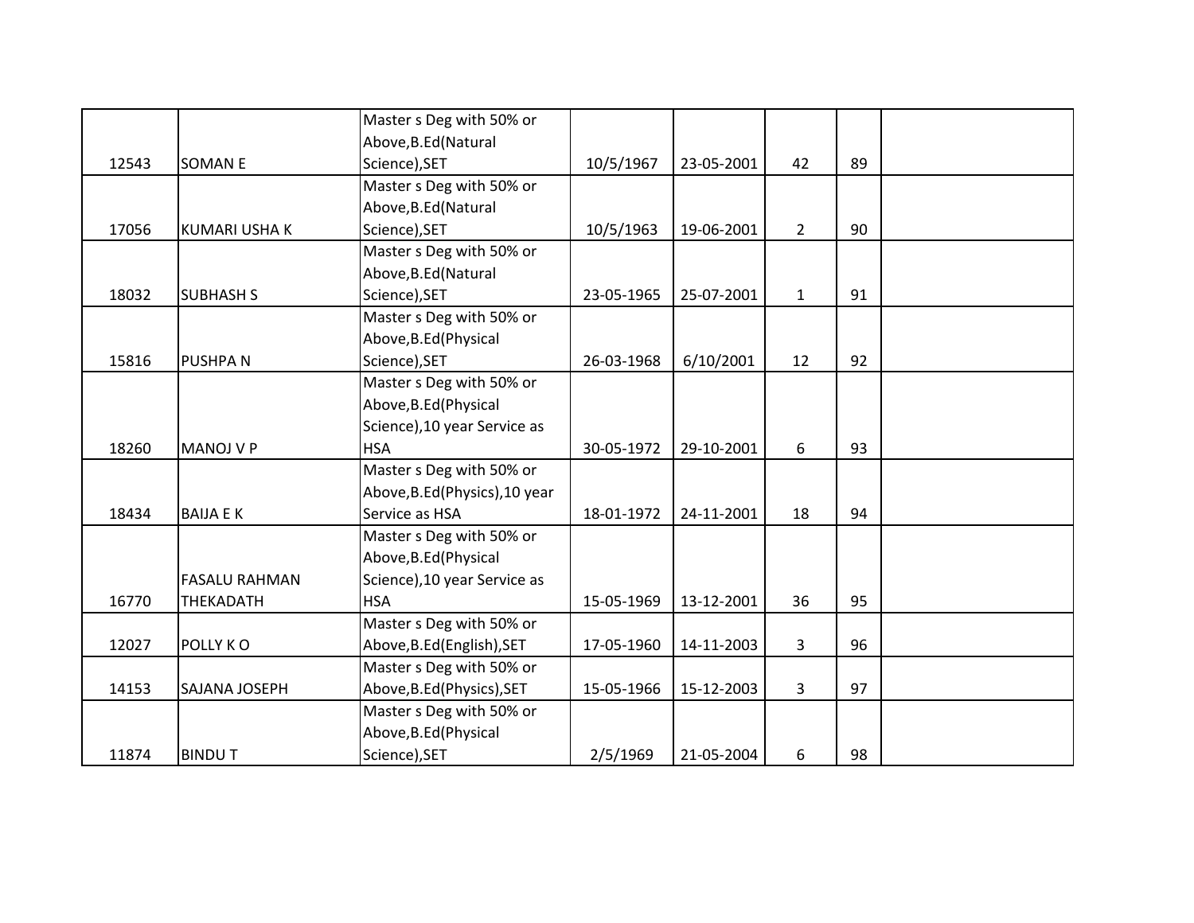| | | | | | | | |
|---|---|---|---|---|---|---|---|
| 12543 | SOMAN E | Master s Deg with 50% or Above,B.Ed(Natural Science),SET | 10/5/1967 | 23-05-2001 | 42 | 89 | |
| 17056 | KUMARI USHA K | Master s Deg with 50% or Above,B.Ed(Natural Science),SET | 10/5/1963 | 19-06-2001 | 2 | 90 | |
| 18032 | SUBHASH S | Master s Deg with 50% or Above,B.Ed(Natural Science),SET | 23-05-1965 | 25-07-2001 | 1 | 91 | |
| 15816 | PUSHPA N | Master s Deg with 50% or Above,B.Ed(Physical Science),SET | 26-03-1968 | 6/10/2001 | 12 | 92 | |
| 18260 | MANOJ V P | Master s Deg with 50% or Above,B.Ed(Physical Science),10 year Service as HSA | 30-05-1972 | 29-10-2001 | 6 | 93 | |
| 18434 | BAIJA E K | Master s Deg with 50% or Above,B.Ed(Physics),10 year Service as HSA | 18-01-1972 | 24-11-2001 | 18 | 94 | |
| 16770 | FASALU RAHMAN THEKADATH | Master s Deg with 50% or Above,B.Ed(Physical Science),10 year Service as HSA | 15-05-1969 | 13-12-2001 | 36 | 95 | |
| 12027 | POLLY K O | Master s Deg with 50% or Above,B.Ed(English),SET | 17-05-1960 | 14-11-2003 | 3 | 96 | |
| 14153 | SAJANA JOSEPH | Master s Deg with 50% or Above,B.Ed(Physics),SET | 15-05-1966 | 15-12-2003 | 3 | 97 | |
| 11874 | BINDU T | Master s Deg with 50% or Above,B.Ed(Physical Science),SET | 2/5/1969 | 21-05-2004 | 6 | 98 | |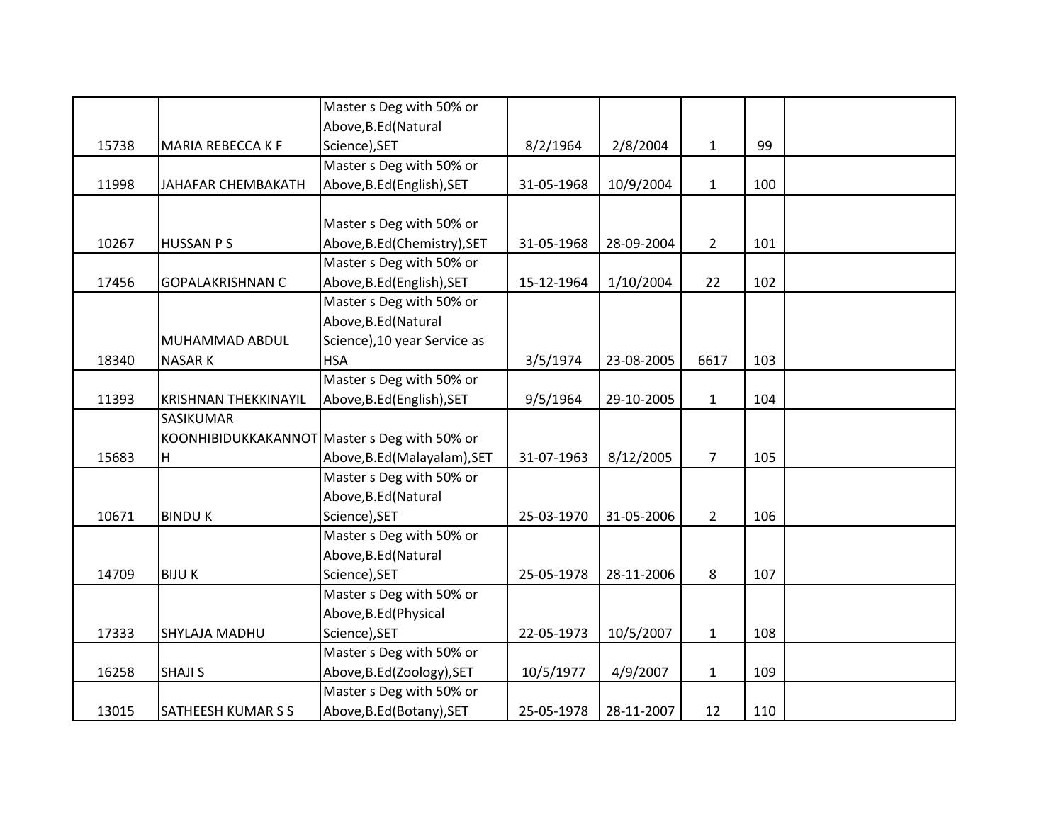|  |  |  |  |  |  |  |  |
|---|---|---|---|---|---|---|---|
| 15738 | MARIA REBECCA K F | Master s Deg with 50% or Above,B.Ed(Natural Science),SET | 8/2/1964 | 2/8/2004 | 1 | 99 |  |
| 11998 | JAHAFAR CHEMBAKATH | Master s Deg with 50% or Above,B.Ed(English),SET | 31-05-1968 | 10/9/2004 | 1 | 100 |  |
| 10267 | HUSSAN P S | Master s Deg with 50% or Above,B.Ed(Chemistry),SET | 31-05-1968 | 28-09-2004 | 2 | 101 |  |
| 17456 | GOPALAKRISHNAN C | Master s Deg with 50% or Above,B.Ed(English),SET | 15-12-1964 | 1/10/2004 | 22 | 102 |  |
| 18340 | MUHAMMAD ABDUL NASAR K | Master s Deg with 50% or Above,B.Ed(Natural Science),10 year Service as HSA | 3/5/1974 | 23-08-2005 | 6617 | 103 |  |
| 11393 | KRISHNAN THEKKINAYIL | Master s Deg with 50% or Above,B.Ed(English),SET | 9/5/1964 | 29-10-2005 | 1 | 104 |  |
| 15683 | SASIKUMAR KOONHIBIDUKKAKANNOTH | Master s Deg with 50% or Above,B.Ed(Malayalam),SET | 31-07-1963 | 8/12/2005 | 7 | 105 |  |
| 10671 | BINDU K | Master s Deg with 50% or Above,B.Ed(Natural Science),SET | 25-03-1970 | 31-05-2006 | 2 | 106 |  |
| 14709 | BIJU K | Master s Deg with 50% or Above,B.Ed(Natural Science),SET | 25-05-1978 | 28-11-2006 | 8 | 107 |  |
| 17333 | SHYLAJA MADHU | Master s Deg with 50% or Above,B.Ed(Physical Science),SET | 22-05-1973 | 10/5/2007 | 1 | 108 |  |
| 16258 | SHAJI S | Master s Deg with 50% or Above,B.Ed(Zoology),SET | 10/5/1977 | 4/9/2007 | 1 | 109 |  |
| 13015 | SATHEESH KUMAR S S | Master s Deg with 50% or Above,B.Ed(Botany),SET | 25-05-1978 | 28-11-2007 | 12 | 110 |  |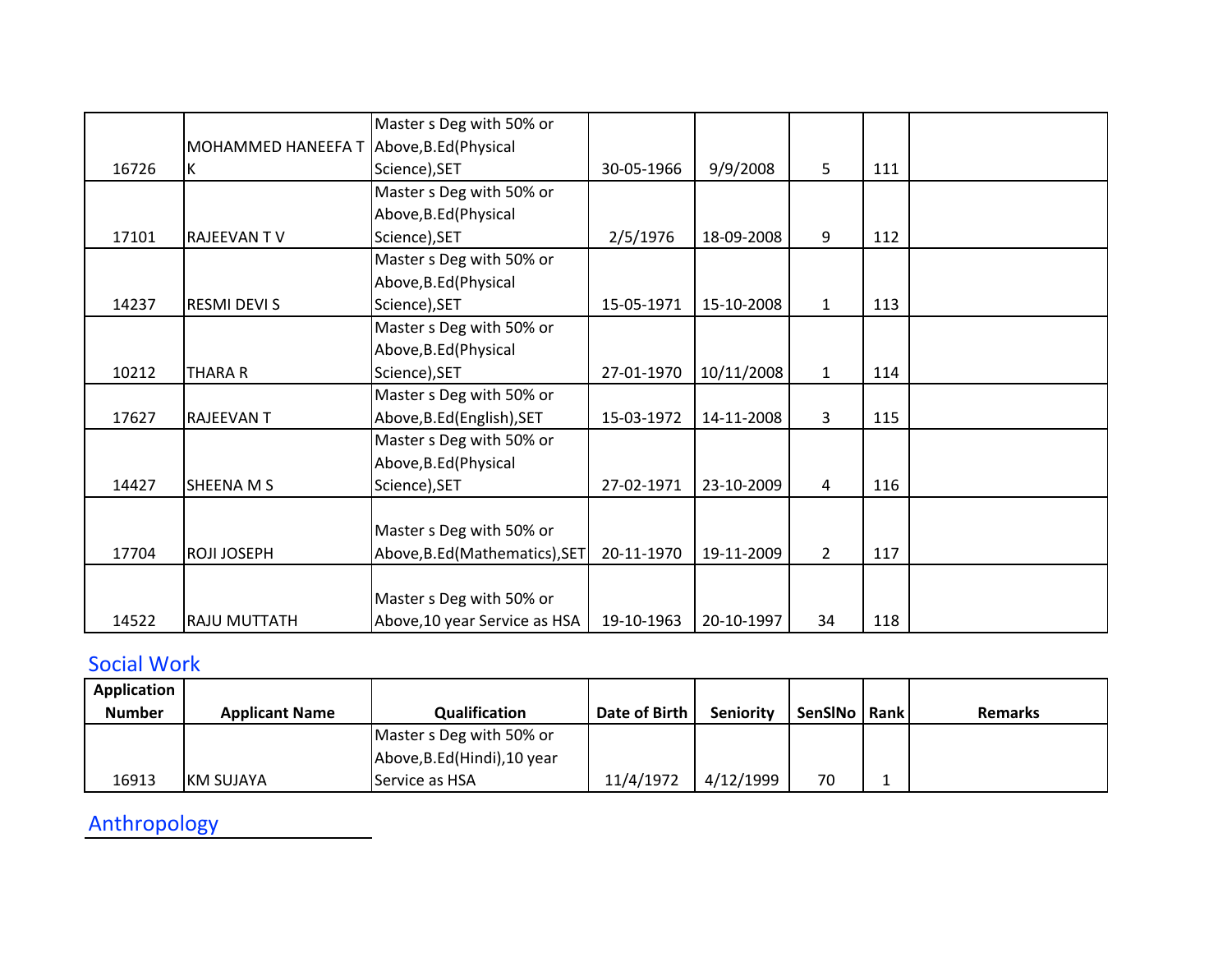| Application Number | Applicant Name | Qualification | Date of Birth | Seniority | SenSlNo | Rank | Remarks |
|---|---|---|---|---|---|---|---|
| 16726 | MOHAMMED HANEEFA T K | Master s Deg with 50% or Above,B.Ed(Physical Science),SET | 30-05-1966 | 9/9/2008 | 5 | 111 | |
| 17101 | RAJEEVAN T V | Master s Deg with 50% or Above,B.Ed(Physical Science),SET | 2/5/1976 | 18-09-2008 | 9 | 112 | |
| 14237 | RESMI DEVI S | Master s Deg with 50% or Above,B.Ed(Physical Science),SET | 15-05-1971 | 15-10-2008 | 1 | 113 | |
| 10212 | THARA R | Master s Deg with 50% or Above,B.Ed(Physical Science),SET | 27-01-1970 | 10/11/2008 | 1 | 114 | |
| 17627 | RAJEEVAN T | Master s Deg with 50% or Above,B.Ed(English),SET | 15-03-1972 | 14-11-2008 | 3 | 115 | |
| 14427 | SHEENA M S | Master s Deg with 50% or Above,B.Ed(Physical Science),SET | 27-02-1971 | 23-10-2009 | 4 | 116 | |
| 17704 | ROJI JOSEPH | Master s Deg with 50% or Above,B.Ed(Mathematics),SET | 20-11-1970 | 19-11-2009 | 2 | 117 | |
| 14522 | RAJU MUTTATH | Master s Deg with 50% or Above,10 year Service as HSA | 19-10-1963 | 20-10-1997 | 34 | 118 | |

## Social Work

| Application Number | Applicant Name | Qualification | Date of Birth | Seniority | SenSlNo | Rank | Remarks |
|---|---|---|---|---|---|---|---|
| 16913 | KM SUJAYA | Master s Deg with 50% or Above,B.Ed(Hindi),10 year Service as HSA | 11/4/1972 | 4/12/1999 | 70 | 1 | |

## Anthropology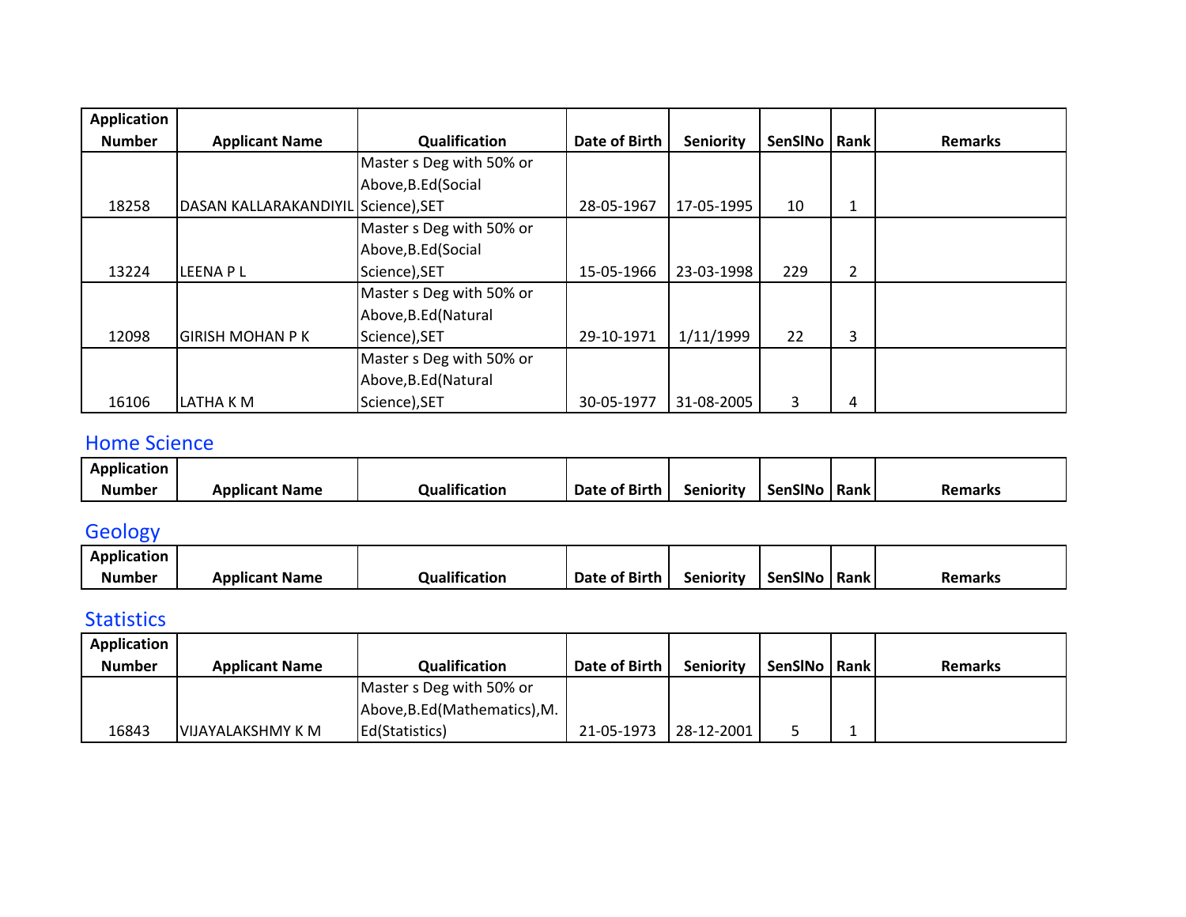| Application Number | Applicant Name | Qualification | Date of Birth | Seniority | SenSlNo | Rank | Remarks |
|---|---|---|---|---|---|---|---|
| 18258 | DASAN KALLARAKANDIYIL | Master s Deg with 50% or Above,B.Ed(Social Science),SET | 28-05-1967 | 17-05-1995 | 10 | 1 | |
| 13224 | LEENA P L | Master s Deg with 50% or Above,B.Ed(Social Science),SET | 15-05-1966 | 23-03-1998 | 229 | 2 | |
| 12098 | GIRISH MOHAN P K | Master s Deg with 50% or Above,B.Ed(Natural Science),SET | 29-10-1971 | 1/11/1999 | 22 | 3 | |
| 16106 | LATHA K M | Master s Deg with 50% or Above,B.Ed(Natural Science),SET | 30-05-1977 | 31-08-2005 | 3 | 4 | |

## Home Science

| Application Number | Applicant Name | Qualification | Date of Birth | Seniority | SenSlNo | Rank | Remarks |
|---|---|---|---|---|---|---|---|

## Geology

| Application Number | Applicant Name | Qualification | Date of Birth | Seniority | SenSlNo | Rank | Remarks |
|---|---|---|---|---|---|---|---|

## Statistics

| Application Number | Applicant Name | Qualification | Date of Birth | Seniority | SenSlNo | Rank | Remarks |
|---|---|---|---|---|---|---|---|
| 16843 | VIJAYALAKSHMY K M | Master s Deg with 50% or Above,B.Ed(Mathematics),M.Ed(Statistics) | 21-05-1973 | 28-12-2001 | 5 | 1 | |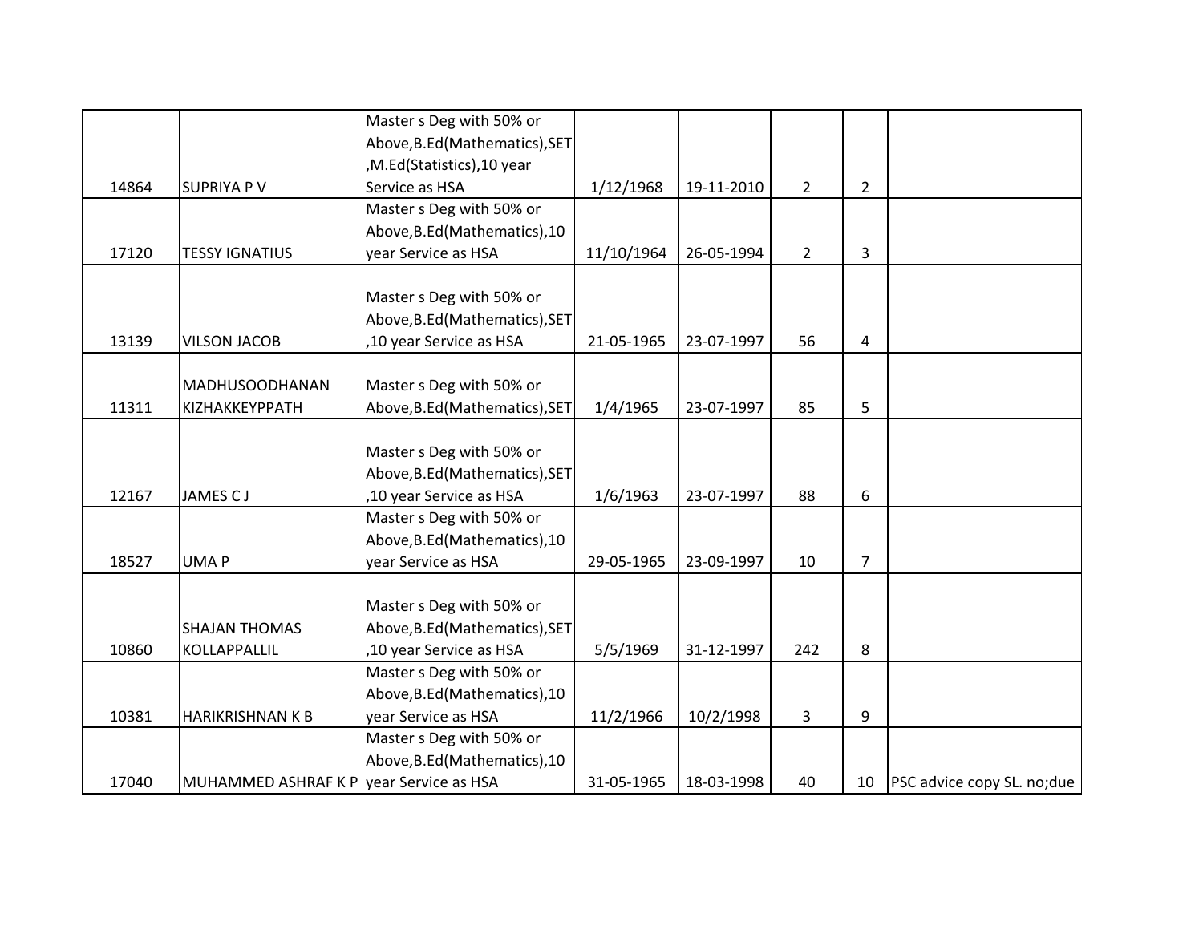| | | | | | | | |
|---|---|---|---|---|---|---|---|
| 14864 | SUPRIYA P V | Master s Deg with 50% or Above,B.Ed(Mathematics),SET ,M.Ed(Statistics),10 year Service as HSA | 1/12/1968 | 19-11-2010 | 2 | 2 | |
| 17120 | TESSY IGNATIUS | Master s Deg with 50% or Above,B.Ed(Mathematics),10 year Service as HSA | 11/10/1964 | 26-05-1994 | 2 | 3 | |
| 13139 | VILSON JACOB | Master s Deg with 50% or Above,B.Ed(Mathematics),SET ,10 year Service as HSA | 21-05-1965 | 23-07-1997 | 56 | 4 | |
| 11311 | MADHUSOODHANAN KIZHAKKEYPPATH | Master s Deg with 50% or Above,B.Ed(Mathematics),SET | 1/4/1965 | 23-07-1997 | 85 | 5 | |
| 12167 | JAMES C J | Master s Deg with 50% or Above,B.Ed(Mathematics),SET ,10 year Service as HSA | 1/6/1963 | 23-07-1997 | 88 | 6 | |
| 18527 | UMA P | Master s Deg with 50% or Above,B.Ed(Mathematics),10 year Service as HSA | 29-05-1965 | 23-09-1997 | 10 | 7 | |
| 10860 | SHAJAN THOMAS KOLLAPPALLIL | Master s Deg with 50% or Above,B.Ed(Mathematics),SET ,10 year Service as HSA | 5/5/1969 | 31-12-1997 | 242 | 8 | |
| 10381 | HARIKRISHNAN K B | Master s Deg with 50% or Above,B.Ed(Mathematics),10 year Service as HSA | 11/2/1966 | 10/2/1998 | 3 | 9 | |
| 17040 | MUHAMMED ASHRAF K P | Master s Deg with 50% or Above,B.Ed(Mathematics),10 year Service as HSA | 31-05-1965 | 18-03-1998 | 40 | 10 | PSC advice copy SL. no;due |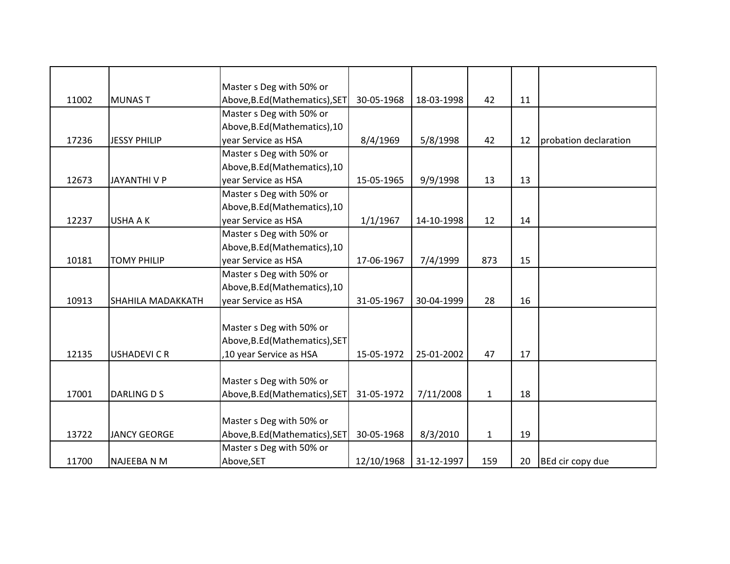| | | | | | | | |
|---|---|---|---|---|---|---|---|
| 11002 | MUNAS T | Master s Deg with 50% or Above,B.Ed(Mathematics),SET | 30-05-1968 | 18-03-1998 | 42 | 11 | |
| 17236 | JESSY PHILIP | Master s Deg with 50% or Above,B.Ed(Mathematics),10 year Service as HSA | 8/4/1969 | 5/8/1998 | 42 | 12 | probation declaration |
| 12673 | JAYANTHI V P | Master s Deg with 50% or Above,B.Ed(Mathematics),10 year Service as HSA | 15-05-1965 | 9/9/1998 | 13 | 13 | |
| 12237 | USHA A K | Master s Deg with 50% or Above,B.Ed(Mathematics),10 year Service as HSA | 1/1/1967 | 14-10-1998 | 12 | 14 | |
| 10181 | TOMY PHILIP | Master s Deg with 50% or Above,B.Ed(Mathematics),10 year Service as HSA | 17-06-1967 | 7/4/1999 | 873 | 15 | |
| 10913 | SHAHILA MADAKKATH | Master s Deg with 50% or Above,B.Ed(Mathematics),10 year Service as HSA | 31-05-1967 | 30-04-1999 | 28 | 16 | |
| 12135 | USHADEVI C R | Master s Deg with 50% or Above,B.Ed(Mathematics),SET ,10 year Service as HSA | 15-05-1972 | 25-01-2002 | 47 | 17 | |
| 17001 | DARLING D S | Master s Deg with 50% or Above,B.Ed(Mathematics),SET | 31-05-1972 | 7/11/2008 | 1 | 18 | |
| 13722 | JANCY GEORGE | Master s Deg with 50% or Above,B.Ed(Mathematics),SET | 30-05-1968 | 8/3/2010 | 1 | 19 | |
| 11700 | NAJEEBA N M | Master s Deg with 50% or Above,SET | 12/10/1968 | 31-12-1997 | 159 | 20 | BEd cir copy due |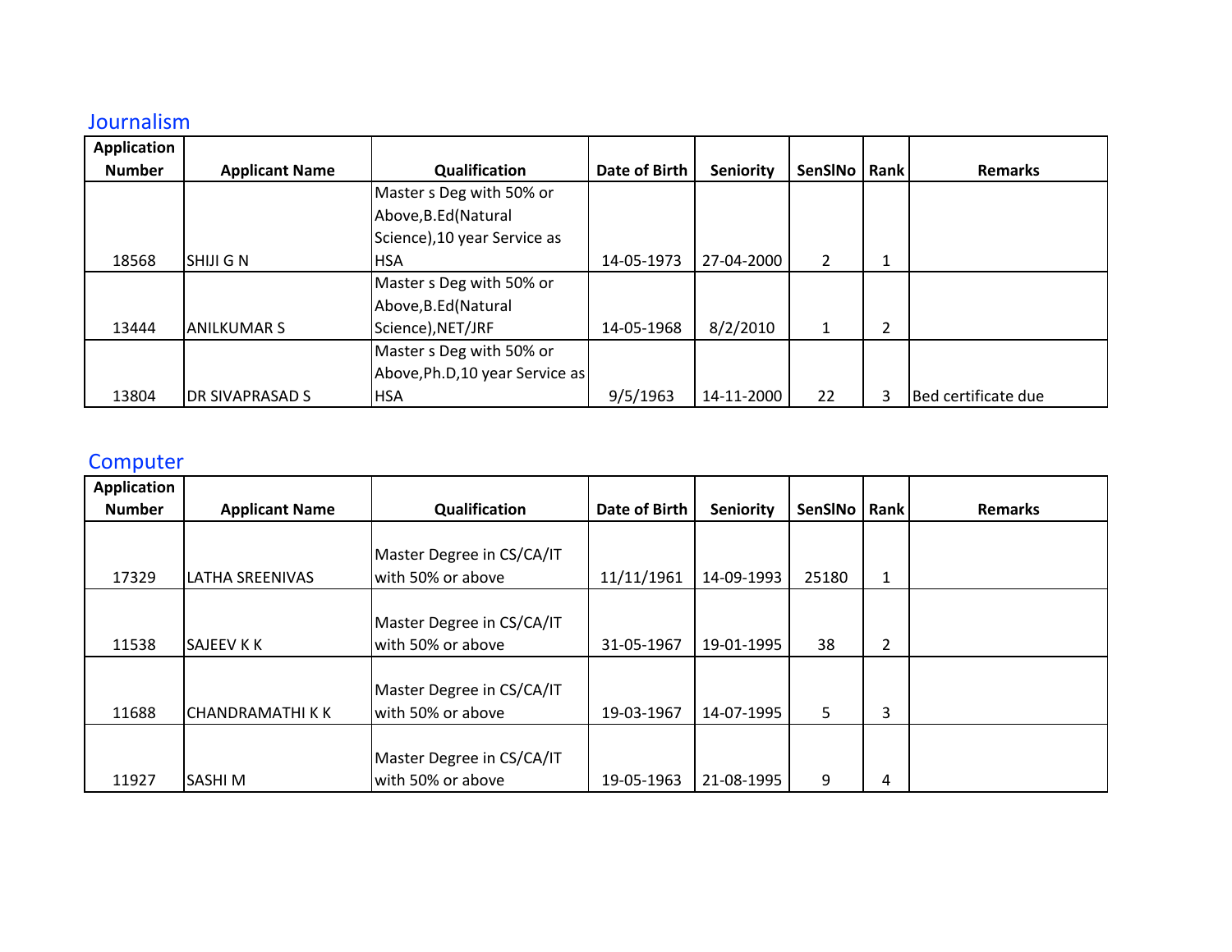## Journalism

| Application Number | Applicant Name | Qualification | Date of Birth | Seniority | SenSlNo | Rank | Remarks |
|---|---|---|---|---|---|---|---|
| 18568 | SHIJI G N | Master s Deg with 50% or Above,B.Ed(Natural Science),10 year Service as HSA | 14-05-1973 | 27-04-2000 | 2 | 1 | |
| 13444 | ANILKUMAR S | Master s Deg with 50% or Above,B.Ed(Natural Science),NET/JRF | 14-05-1968 | 8/2/2010 | 1 | 2 | |
| 13804 | DR SIVAPRASAD S | Master s Deg with 50% or Above,Ph.D,10 year Service as HSA | 9/5/1963 | 14-11-2000 | 22 | 3 | Bed certificate due |

## Computer

| Application Number | Applicant Name | Qualification | Date of Birth | Seniority | SenSlNo | Rank | Remarks |
|---|---|---|---|---|---|---|---|
| 17329 | LATHA SREENIVAS | Master Degree in CS/CA/IT with 50% or above | 11/11/1961 | 14-09-1993 | 25180 | 1 | |
| 11538 | SAJEEV K K | Master Degree in CS/CA/IT with 50% or above | 31-05-1967 | 19-01-1995 | 38 | 2 | |
| 11688 | CHANDRAMATHI K K | Master Degree in CS/CA/IT with 50% or above | 19-03-1967 | 14-07-1995 | 5 | 3 | |
| 11927 | SASHI M | Master Degree in CS/CA/IT with 50% or above | 19-05-1963 | 21-08-1995 | 9 | 4 | |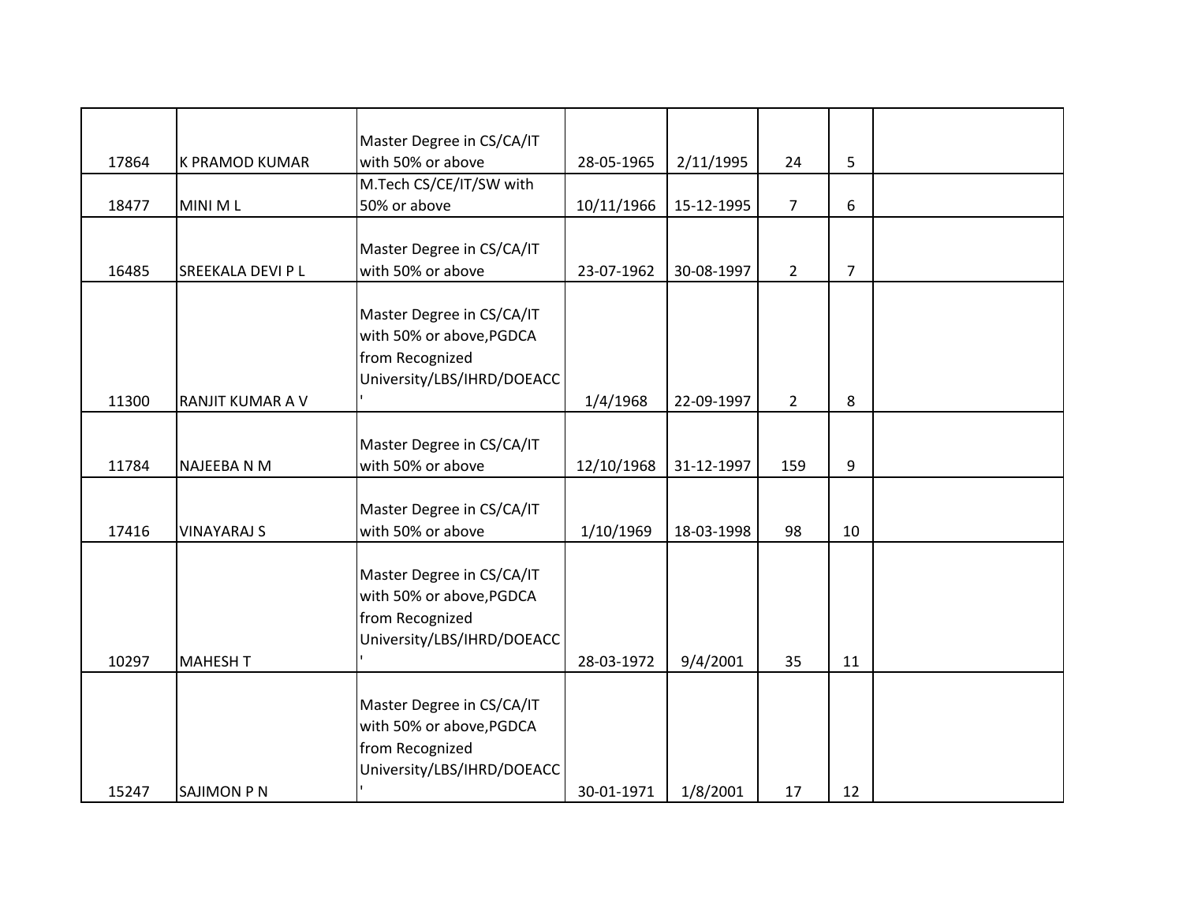| | | | | | | | |
|---|---|---|---|---|---|---|---|
| 17864 | K PRAMOD KUMAR | Master Degree in CS/CA/IT with 50% or above | 28-05-1965 | 2/11/1995 | 24 | 5 | |
| 18477 | MINI M L | M.Tech CS/CE/IT/SW with 50% or above | 10/11/1966 | 15-12-1995 | 7 | 6 | |
| 16485 | SREEKALA DEVI P L | Master Degree in CS/CA/IT with 50% or above | 23-07-1962 | 30-08-1997 | 2 | 7 | |
| 11300 | RANJIT KUMAR A V | Master Degree in CS/CA/IT with 50% or above,PGDCA from Recognized University/LBS/IHRD/DOEACC ' | 1/4/1968 | 22-09-1997 | 2 | 8 | |
| 11784 | NAJEEBA N M | Master Degree in CS/CA/IT with 50% or above | 12/10/1968 | 31-12-1997 | 159 | 9 | |
| 17416 | VINAYARAJ S | Master Degree in CS/CA/IT with 50% or above | 1/10/1969 | 18-03-1998 | 98 | 10 | |
| 10297 | MAHESH T | Master Degree in CS/CA/IT with 50% or above,PGDCA from Recognized University/LBS/IHRD/DOEACC ' | 28-03-1972 | 9/4/2001 | 35 | 11 | |
| 15247 | SAJIMON P N | Master Degree in CS/CA/IT with 50% or above,PGDCA from Recognized University/LBS/IHRD/DOEACC ' | 30-01-1971 | 1/8/2001 | 17 | 12 | |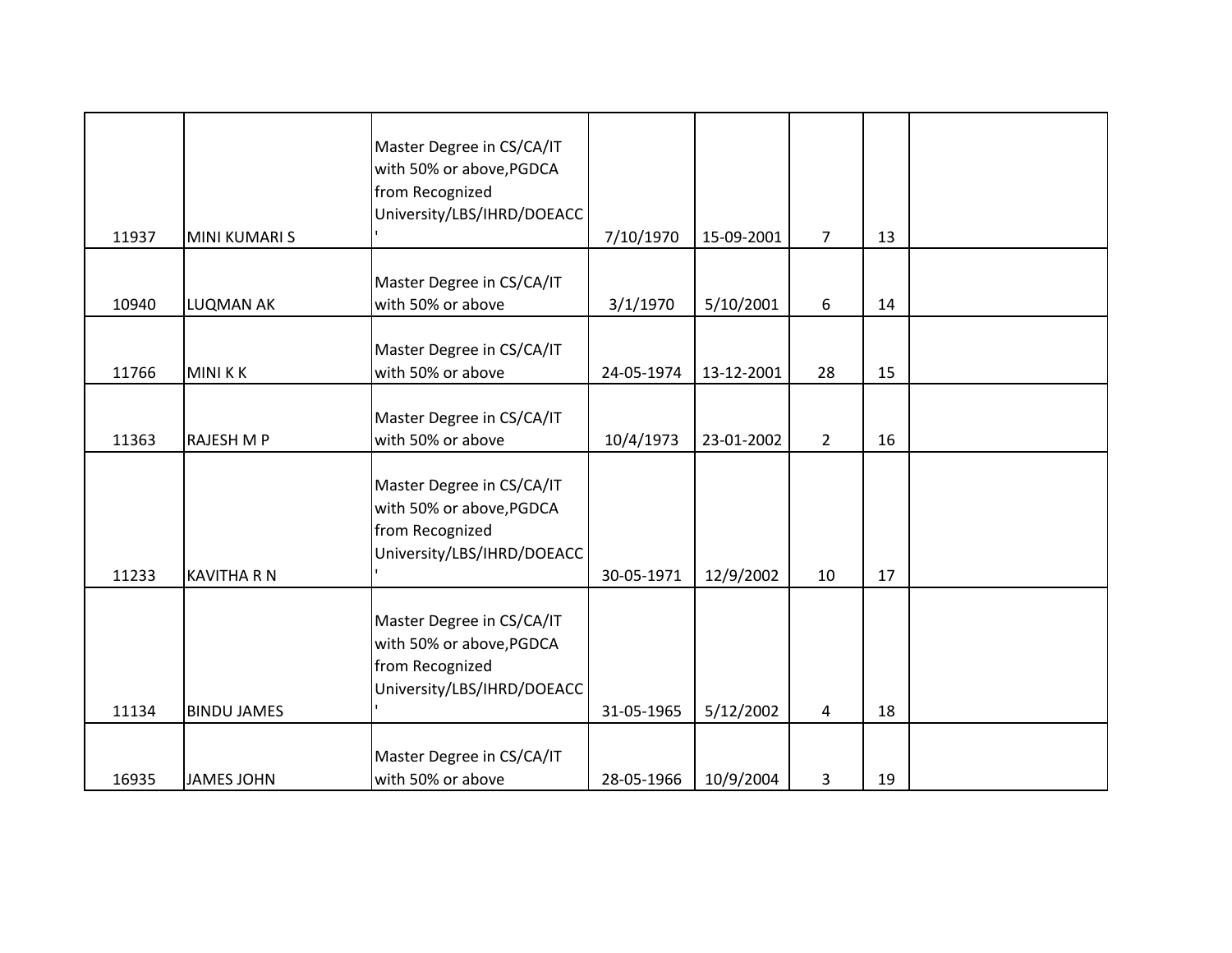| | | | | | | | |
|---|---|---|---|---|---|---|---|
| 11937 | MINI KUMARI S | Master Degree in CS/CA/IT with 50% or above,PGDCA from Recognized University/LBS/IHRD/DOEACC ' | 7/10/1970 | 15-09-2001 | 7 | 13 | |
| 10940 | LUQMAN AK | Master Degree in CS/CA/IT with 50% or above | 3/1/1970 | 5/10/2001 | 6 | 14 | |
| 11766 | MINI K K | Master Degree in CS/CA/IT with 50% or above | 24-05-1974 | 13-12-2001 | 28 | 15 | |
| 11363 | RAJESH M P | Master Degree in CS/CA/IT with 50% or above | 10/4/1973 | 23-01-2002 | 2 | 16 | |
| 11233 | KAVITHA R N | Master Degree in CS/CA/IT with 50% or above,PGDCA from Recognized University/LBS/IHRD/DOEACC ' | 30-05-1971 | 12/9/2002 | 10 | 17 | |
| 11134 | BINDU JAMES | Master Degree in CS/CA/IT with 50% or above,PGDCA from Recognized University/LBS/IHRD/DOEACC ' | 31-05-1965 | 5/12/2002 | 4 | 18 | |
| 16935 | JAMES JOHN | Master Degree in CS/CA/IT with 50% or above | 28-05-1966 | 10/9/2004 | 3 | 19 | |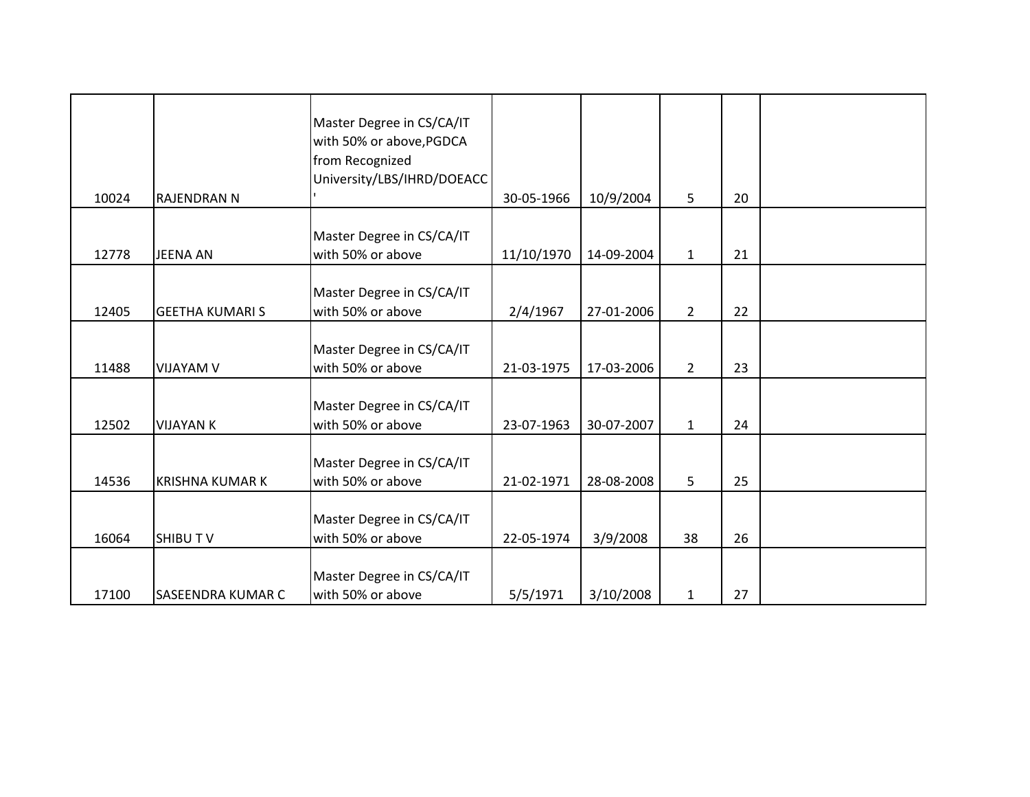| | | | | | | | |
|---|---|---|---|---|---|---|---|
| 10024 | RAJENDRAN N | Master Degree in CS/CA/IT with 50% or above,PGDCA from Recognized University/LBS/IHRD/DOEACC ' | 30-05-1966 | 10/9/2004 | 5 | 20 | |
| 12778 | JEENA AN | Master Degree in CS/CA/IT with 50% or above | 11/10/1970 | 14-09-2004 | 1 | 21 | |
| 12405 | GEETHA KUMARI S | Master Degree in CS/CA/IT with 50% or above | 2/4/1967 | 27-01-2006 | 2 | 22 | |
| 11488 | VIJAYAM V | Master Degree in CS/CA/IT with 50% or above | 21-03-1975 | 17-03-2006 | 2 | 23 | |
| 12502 | VIJAYAN K | Master Degree in CS/CA/IT with 50% or above | 23-07-1963 | 30-07-2007 | 1 | 24 | |
| 14536 | KRISHNA KUMAR K | Master Degree in CS/CA/IT with 50% or above | 21-02-1971 | 28-08-2008 | 5 | 25 | |
| 16064 | SHIBU T V | Master Degree in CS/CA/IT with 50% or above | 22-05-1974 | 3/9/2008 | 38 | 26 | |
| 17100 | SASEENDRA KUMAR C | Master Degree in CS/CA/IT with 50% or above | 5/5/1971 | 3/10/2008 | 1 | 27 | |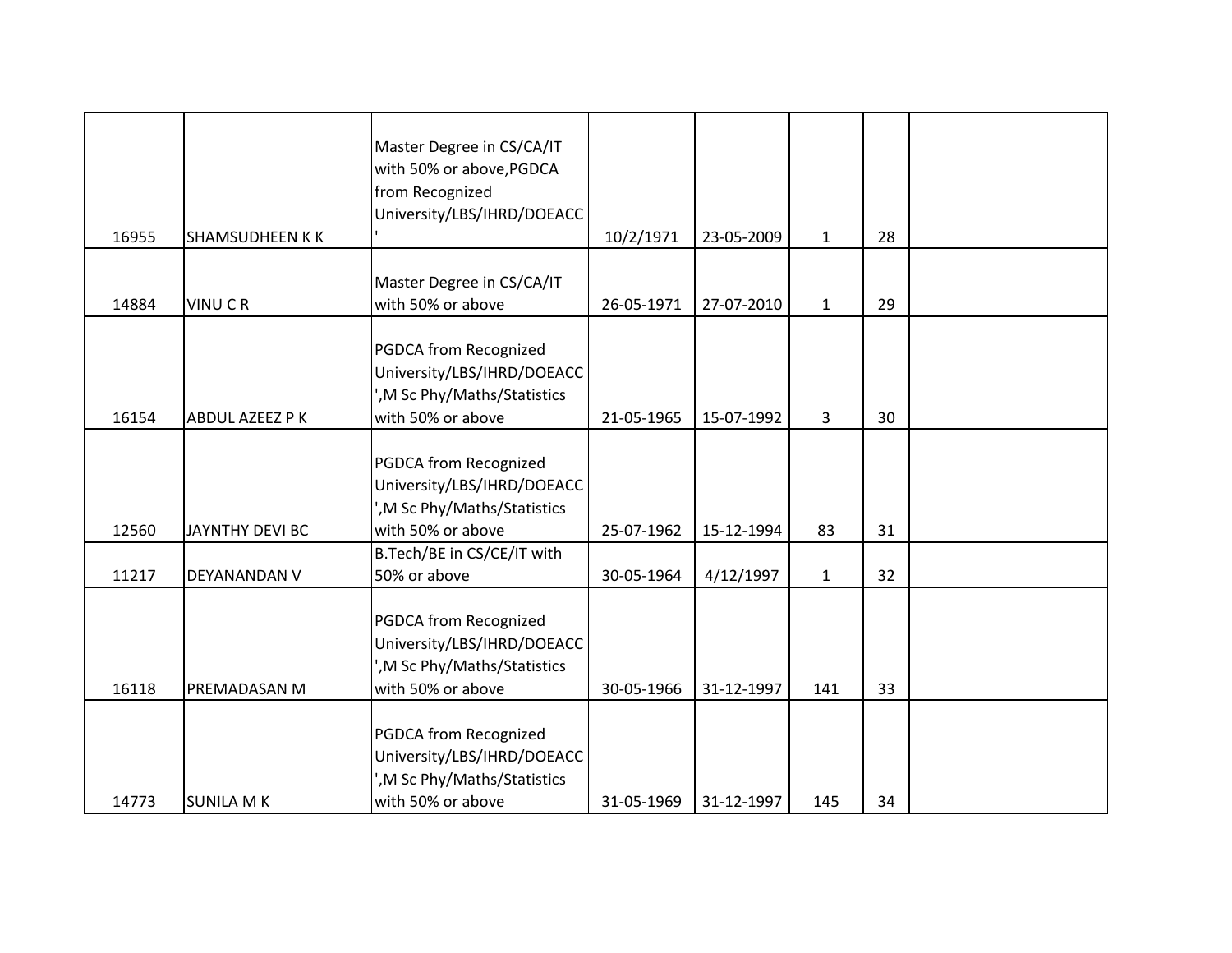| | | | | | | | |
|---|---|---|---|---|---|---|---|
| 16955 | SHAMSUDHEEN K K | Master Degree in CS/CA/IT with 50% or above,PGDCA from Recognized University/LBS/IHRD/DOEACC ' | 10/2/1971 | 23-05-2009 | 1 | 28 | |
| 14884 | VINU C R | Master Degree in CS/CA/IT with 50% or above | 26-05-1971 | 27-07-2010 | 1 | 29 | |
| 16154 | ABDUL AZEEZ P K | PGDCA from Recognized University/LBS/IHRD/DOEACC ',M Sc Phy/Maths/Statistics with 50% or above | 21-05-1965 | 15-07-1992 | 3 | 30 | |
| 12560 | JAYNTHY DEVI BC | PGDCA from Recognized University/LBS/IHRD/DOEACC ',M Sc Phy/Maths/Statistics with 50% or above | 25-07-1962 | 15-12-1994 | 83 | 31 | |
| 11217 | DEYANANDAN V | B.Tech/BE in CS/CE/IT with 50% or above | 30-05-1964 | 4/12/1997 | 1 | 32 | |
| 16118 | PREMADASAN M | PGDCA from Recognized University/LBS/IHRD/DOEACC ',M Sc Phy/Maths/Statistics with 50% or above | 30-05-1966 | 31-12-1997 | 141 | 33 | |
| 14773 | SUNILA M K | PGDCA from Recognized University/LBS/IHRD/DOEACC ',M Sc Phy/Maths/Statistics with 50% or above | 31-05-1969 | 31-12-1997 | 145 | 34 | |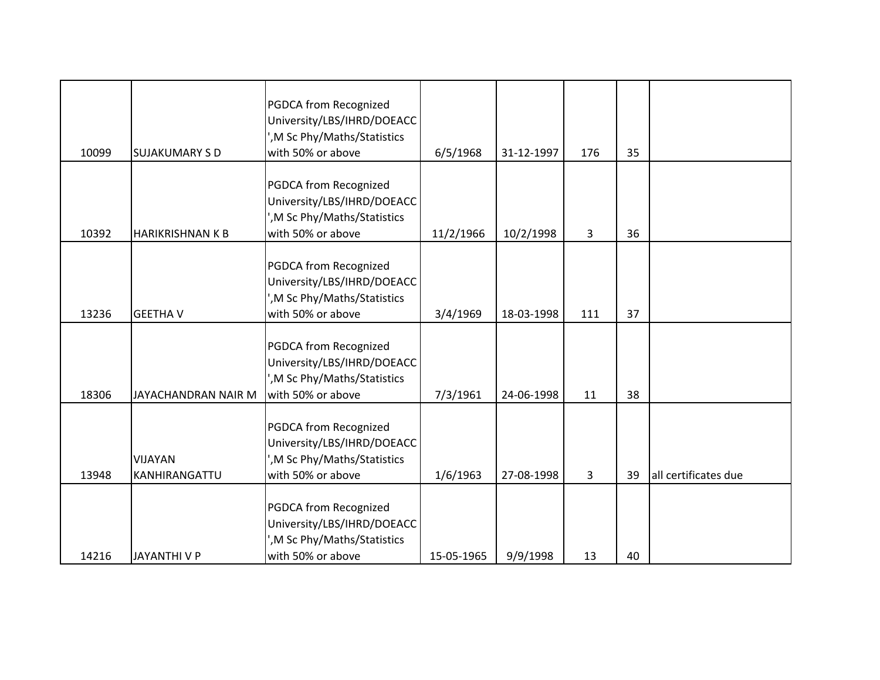| | | | | | | | |
|---|---|---|---|---|---|---|---|
| 10099 | SUJAKUMARY S D | PGDCA from Recognized University/LBS/IHRD/DOEACC ',M Sc Phy/Maths/Statistics with 50% or above | 6/5/1968 | 31-12-1997 | 176 | 35 | |
| 10392 | HARIKRISHNAN K B | PGDCA from Recognized University/LBS/IHRD/DOEACC ',M Sc Phy/Maths/Statistics with 50% or above | 11/2/1966 | 10/2/1998 | 3 | 36 | |
| 13236 | GEETHA V | PGDCA from Recognized University/LBS/IHRD/DOEACC ',M Sc Phy/Maths/Statistics with 50% or above | 3/4/1969 | 18-03-1998 | 111 | 37 | |
| 18306 | JAYACHANDRAN NAIR M | PGDCA from Recognized University/LBS/IHRD/DOEACC ',M Sc Phy/Maths/Statistics with 50% or above | 7/3/1961 | 24-06-1998 | 11 | 38 | |
| 13948 | VIJAYAN KANHIRANGATTU | PGDCA from Recognized University/LBS/IHRD/DOEACC ',M Sc Phy/Maths/Statistics with 50% or above | 1/6/1963 | 27-08-1998 | 3 | 39 | all certificates due |
| 14216 | JAYANTHI V P | PGDCA from Recognized University/LBS/IHRD/DOEACC ',M Sc Phy/Maths/Statistics with 50% or above | 15-05-1965 | 9/9/1998 | 13 | 40 | |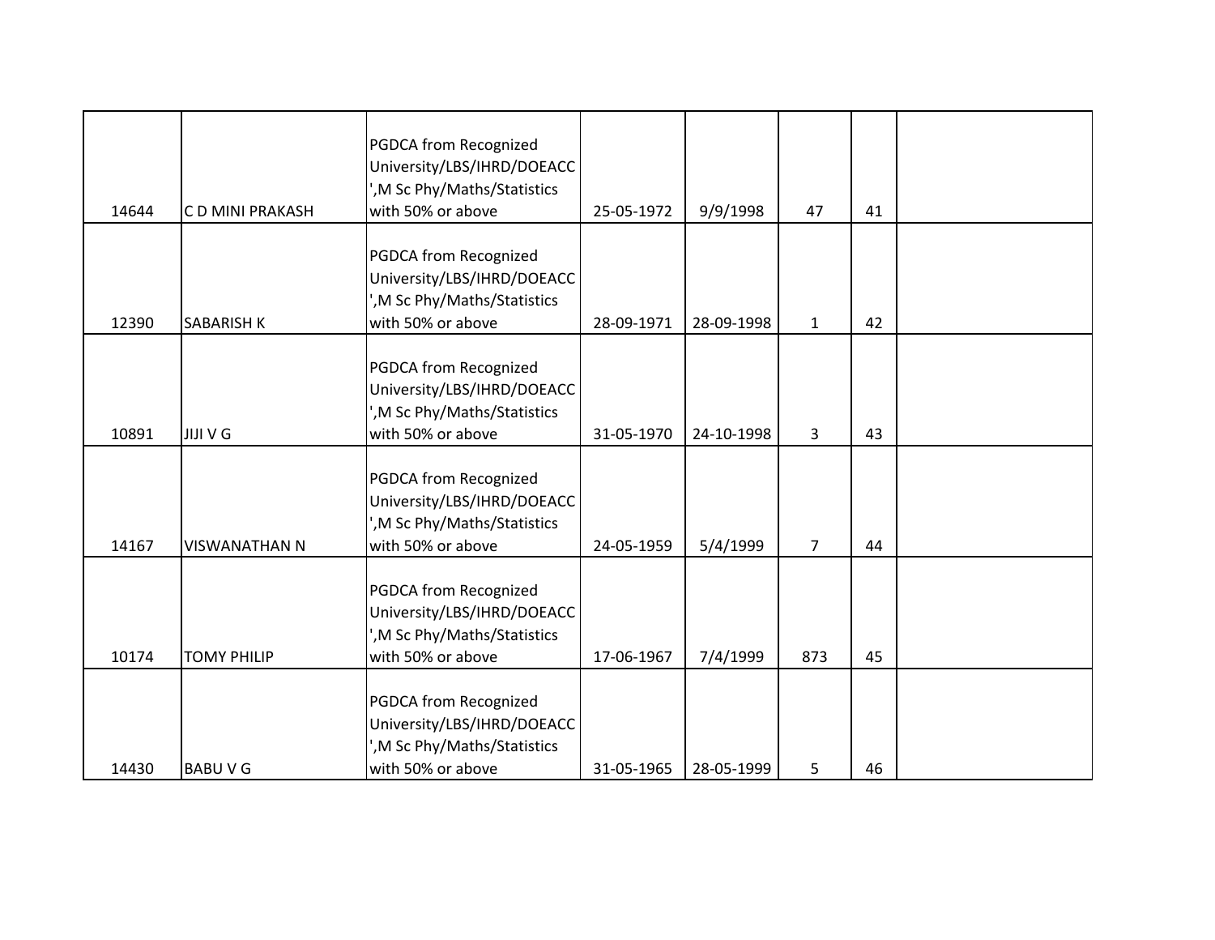| | | | | | | | |
|---|---|---|---|---|---|---|---|
| 14644 | C D MINI PRAKASH | PGDCA from Recognized University/LBS/IHRD/DOEACC ',M Sc Phy/Maths/Statistics with 50% or above | 25-05-1972 | 9/9/1998 | 47 | 41 | |
| 12390 | SABARISH K | PGDCA from Recognized University/LBS/IHRD/DOEACC ',M Sc Phy/Maths/Statistics with 50% or above | 28-09-1971 | 28-09-1998 | 1 | 42 | |
| 10891 | JIJI V G | PGDCA from Recognized University/LBS/IHRD/DOEACC ',M Sc Phy/Maths/Statistics with 50% or above | 31-05-1970 | 24-10-1998 | 3 | 43 | |
| 14167 | VISWANATHAN N | PGDCA from Recognized University/LBS/IHRD/DOEACC ',M Sc Phy/Maths/Statistics with 50% or above | 24-05-1959 | 5/4/1999 | 7 | 44 | |
| 10174 | TOMY PHILIP | PGDCA from Recognized University/LBS/IHRD/DOEACC ',M Sc Phy/Maths/Statistics with 50% or above | 17-06-1967 | 7/4/1999 | 873 | 45 | |
| 14430 | BABU V G | PGDCA from Recognized University/LBS/IHRD/DOEACC ',M Sc Phy/Maths/Statistics with 50% or above | 31-05-1965 | 28-05-1999 | 5 | 46 | |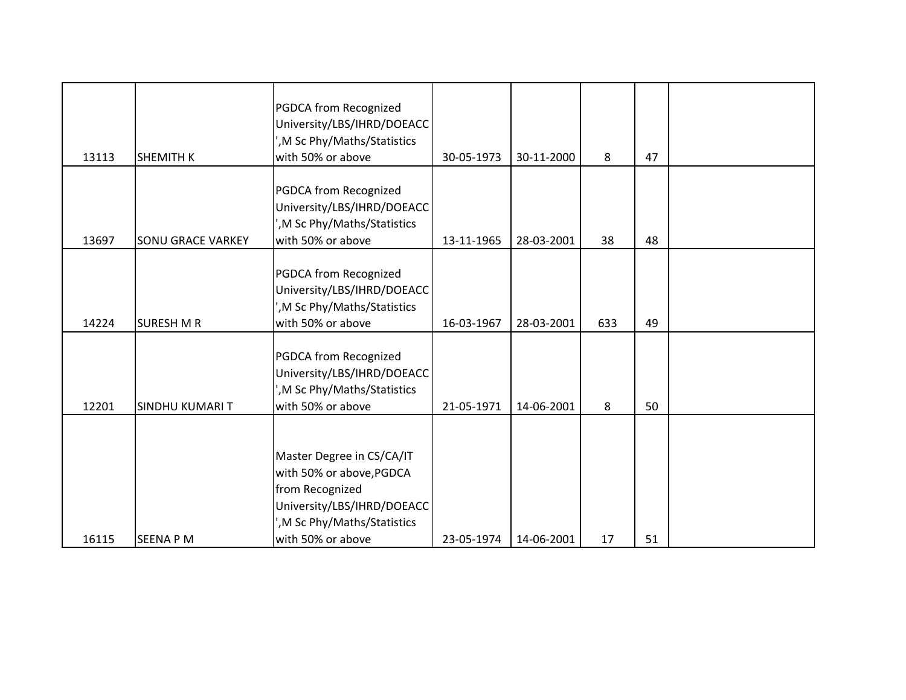| | | | | | | | |
|---|---|---|---|---|---|---|---|
| 13113 | SHEMITH K | PGDCA from Recognized University/LBS/IHRD/DOEACC ',M Sc Phy/Maths/Statistics with 50% or above | 30-05-1973 | 30-11-2000 | 8 | 47 | |
| 13697 | SONU GRACE VARKEY | PGDCA from Recognized University/LBS/IHRD/DOEACC ',M Sc Phy/Maths/Statistics with 50% or above | 13-11-1965 | 28-03-2001 | 38 | 48 | |
| 14224 | SURESH M R | PGDCA from Recognized University/LBS/IHRD/DOEACC ',M Sc Phy/Maths/Statistics with 50% or above | 16-03-1967 | 28-03-2001 | 633 | 49 | |
| 12201 | SINDHU KUMARI T | PGDCA from Recognized University/LBS/IHRD/DOEACC ',M Sc Phy/Maths/Statistics with 50% or above | 21-05-1971 | 14-06-2001 | 8 | 50 | |
| 16115 | SEENA P M | Master Degree in CS/CA/IT with 50% or above,PGDCA from Recognized University/LBS/IHRD/DOEACC ',M Sc Phy/Maths/Statistics with 50% or above | 23-05-1974 | 14-06-2001 | 17 | 51 | |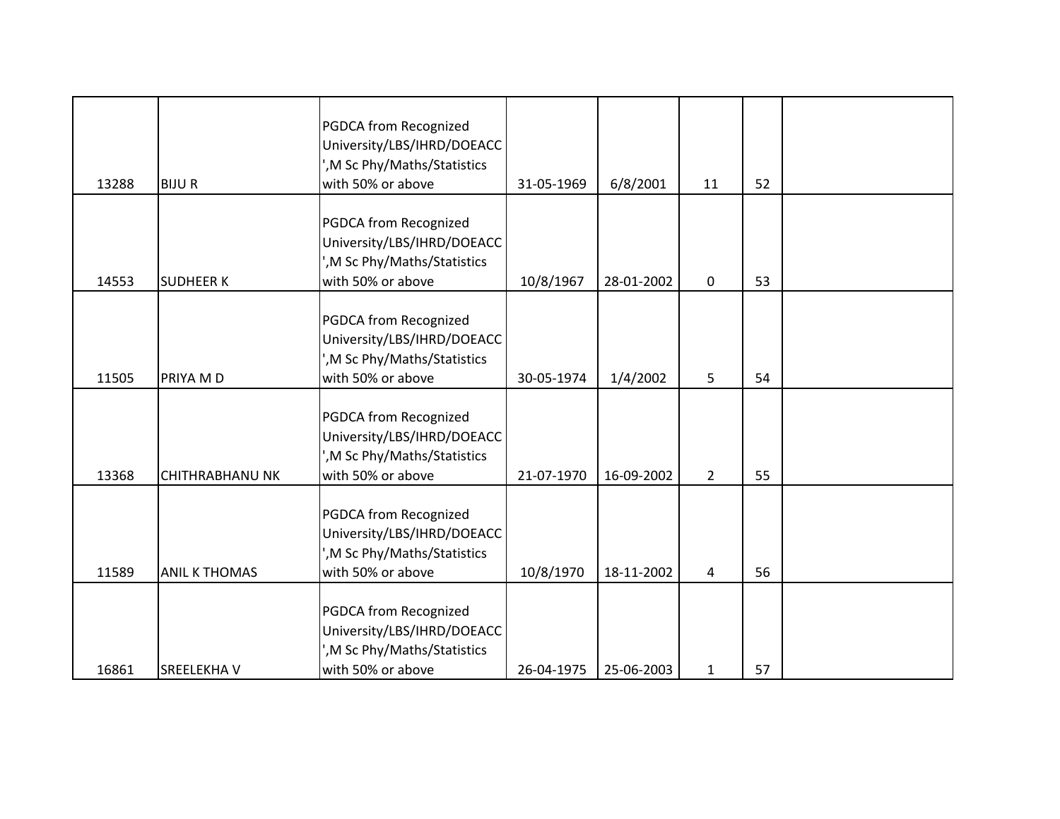| | | | | | | | |
|---|---|---|---|---|---|---|---|
| 13288 | BIJU R | PGDCA from Recognized University/LBS/IHRD/DOEACC ',M Sc Phy/Maths/Statistics with 50% or above | 31-05-1969 | 6/8/2001 | 11 | 52 | |
| 14553 | SUDHEER K | PGDCA from Recognized University/LBS/IHRD/DOEACC ',M Sc Phy/Maths/Statistics with 50% or above | 10/8/1967 | 28-01-2002 | 0 | 53 | |
| 11505 | PRIYA M D | PGDCA from Recognized University/LBS/IHRD/DOEACC ',M Sc Phy/Maths/Statistics with 50% or above | 30-05-1974 | 1/4/2002 | 5 | 54 | |
| 13368 | CHITHRABHANU NK | PGDCA from Recognized University/LBS/IHRD/DOEACC ',M Sc Phy/Maths/Statistics with 50% or above | 21-07-1970 | 16-09-2002 | 2 | 55 | |
| 11589 | ANIL K THOMAS | PGDCA from Recognized University/LBS/IHRD/DOEACC ',M Sc Phy/Maths/Statistics with 50% or above | 10/8/1970 | 18-11-2002 | 4 | 56 | |
| 16861 | SREELEKHA V | PGDCA from Recognized University/LBS/IHRD/DOEACC ',M Sc Phy/Maths/Statistics with 50% or above | 26-04-1975 | 25-06-2003 | 1 | 57 | |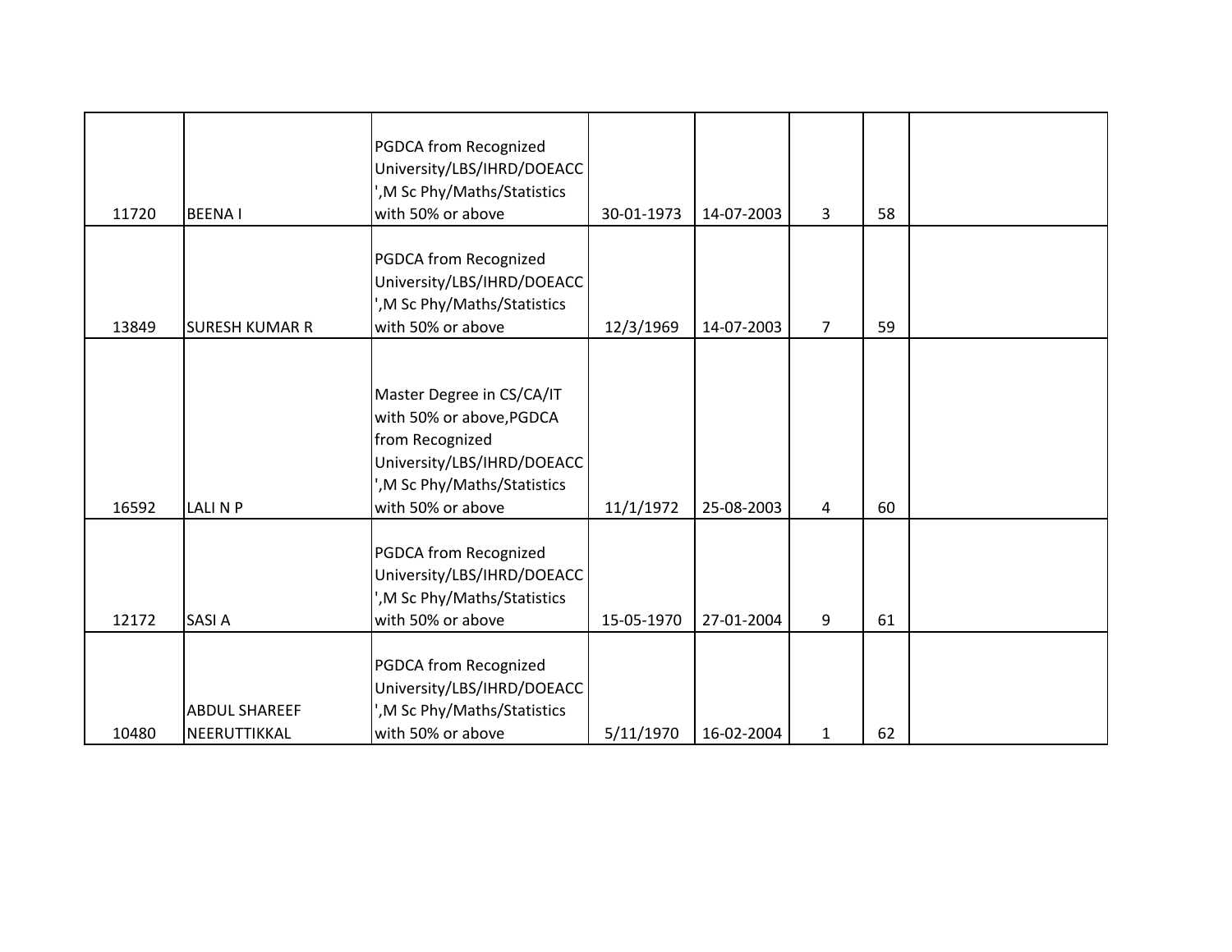| | | | | | | | |
|---|---|---|---|---|---|---|---|
| 11720 | BEENA I | PGDCA from Recognized University/LBS/IHRD/DOEACC ',M Sc Phy/Maths/Statistics with 50% or above | 30-01-1973 | 14-07-2003 | 3 | 58 | |
| 13849 | SURESH KUMAR R | PGDCA from Recognized University/LBS/IHRD/DOEACC ',M Sc Phy/Maths/Statistics with 50% or above | 12/3/1969 | 14-07-2003 | 7 | 59 | |
| 16592 | LALI N P | Master Degree in CS/CA/IT with 50% or above,PGDCA from Recognized University/LBS/IHRD/DOEACC ',M Sc Phy/Maths/Statistics with 50% or above | 11/1/1972 | 25-08-2003 | 4 | 60 | |
| 12172 | SASI A | PGDCA from Recognized University/LBS/IHRD/DOEACC ',M Sc Phy/Maths/Statistics with 50% or above | 15-05-1970 | 27-01-2004 | 9 | 61 | |
| 10480 | ABDUL SHAREEF NEERUTTIKKAL | PGDCA from Recognized University/LBS/IHRD/DOEACC ',M Sc Phy/Maths/Statistics with 50% or above | 5/11/1970 | 16-02-2004 | 1 | 62 | |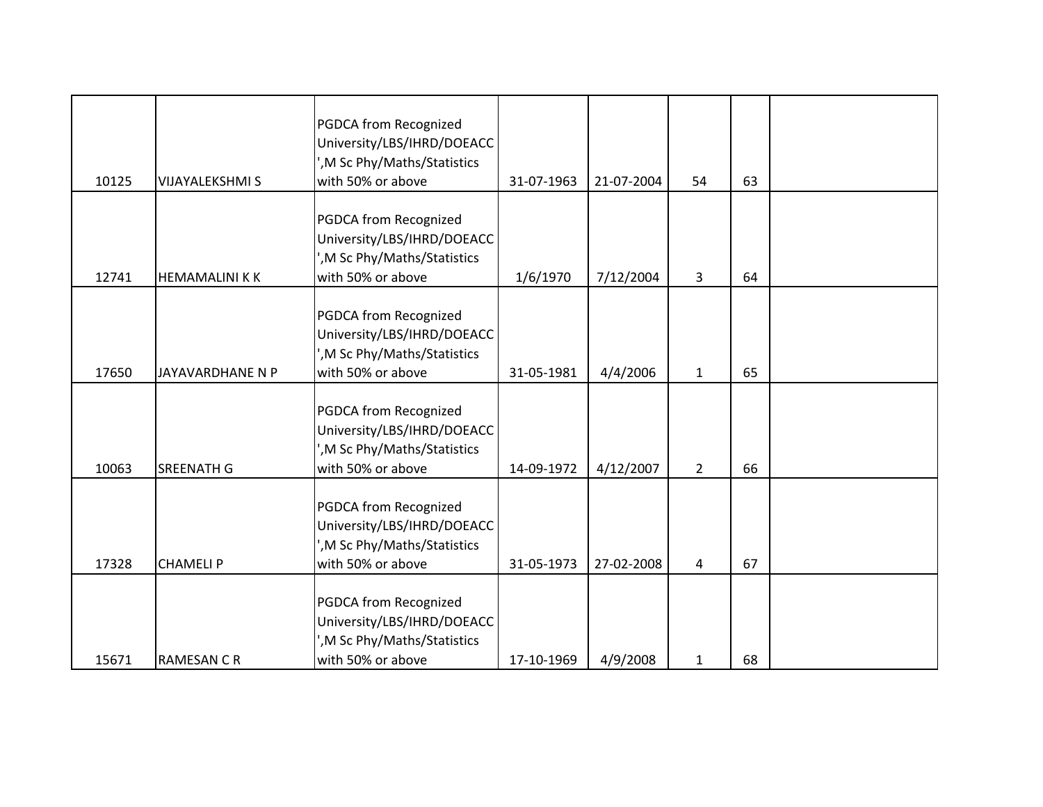| | | | | | | | |
|---|---|---|---|---|---|---|---|
| 10125 | VIJAYALEKSHMI S | PGDCA from Recognized University/LBS/IHRD/DOEACC ',M Sc Phy/Maths/Statistics with 50% or above | 31-07-1963 | 21-07-2004 | 54 | 63 | |
| 12741 | HEMAMALINI K K | PGDCA from Recognized University/LBS/IHRD/DOEACC ',M Sc Phy/Maths/Statistics with 50% or above | 1/6/1970 | 7/12/2004 | 3 | 64 | |
| 17650 | JAYAVARDHANE N P | PGDCA from Recognized University/LBS/IHRD/DOEACC ',M Sc Phy/Maths/Statistics with 50% or above | 31-05-1981 | 4/4/2006 | 1 | 65 | |
| 10063 | SREENATH G | PGDCA from Recognized University/LBS/IHRD/DOEACC ',M Sc Phy/Maths/Statistics with 50% or above | 14-09-1972 | 4/12/2007 | 2 | 66 | |
| 17328 | CHAMELI P | PGDCA from Recognized University/LBS/IHRD/DOEACC ',M Sc Phy/Maths/Statistics with 50% or above | 31-05-1973 | 27-02-2008 | 4 | 67 | |
| 15671 | RAMESAN C R | PGDCA from Recognized University/LBS/IHRD/DOEACC ',M Sc Phy/Maths/Statistics with 50% or above | 17-10-1969 | 4/9/2008 | 1 | 68 | |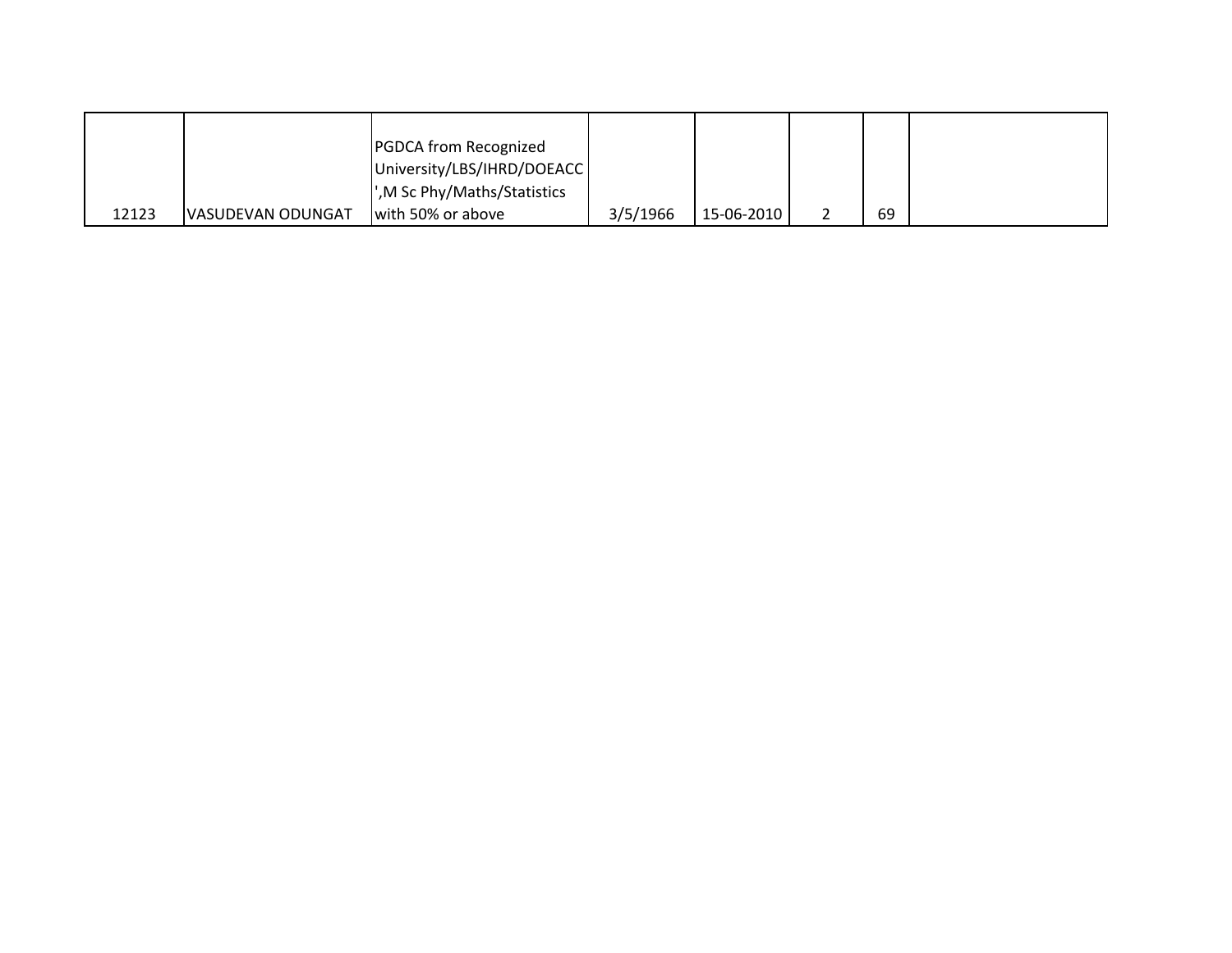| | | | | | | | |
|---|---|---|---|---|---|---|---|
| 12123 | VASUDEVAN ODUNGAT | PGDCA from Recognized University/LBS/IHRD/DOEACC ',M Sc Phy/Maths/Statistics with 50% or above | 3/5/1966 | 15-06-2010 | 2 | 69 | |